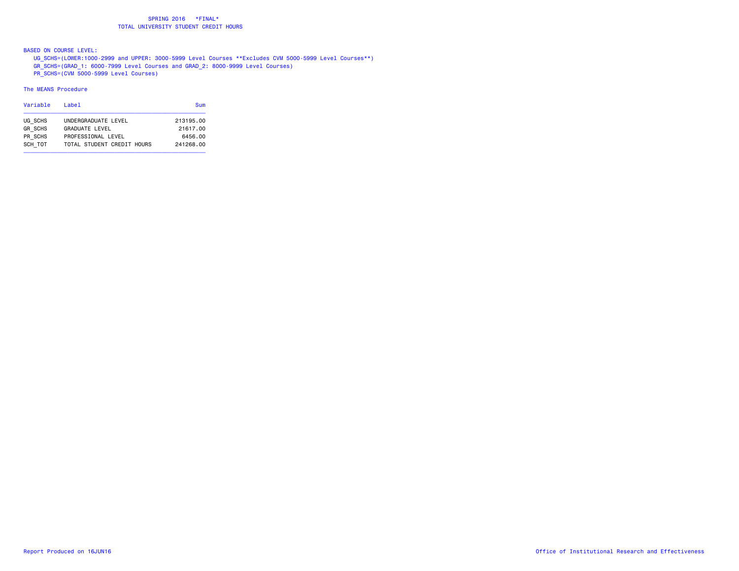# SPRING 2016 \*FINAL\*

## TOTAL UNIVERSITY STUDENT CREDIT HOURS

BASED ON COURSE LEVEL:

UG_SCHS=(LOWER:1000-2999 and UPPER: 3000-5999 Level Courses **Excludes CVM 5000-5999 Level Courses**)
GR_SCHS=(GRAD_1: 6000-7999 Level Courses and GRAD_2: 8000-9999 Level Courses)
PR_SCHS=(CVM 5000-5999 Level Courses)

The MEANS Procedure

| Variable | Label | Sum |
|---|---|---|
| UG_SCHS | UNDERGRADUATE LEVEL | 213195.00 |
| GR_SCHS | GRADUATE LEVEL | 21617.00 |
| PR_SCHS | PROFESSIONAL LEVEL | 6456.00 |
| SCH_TOT | TOTAL STUDENT CREDIT HOURS | 241268.00 |

Report Produced on 16JUN16

Office of Institutional Research and Effectiveness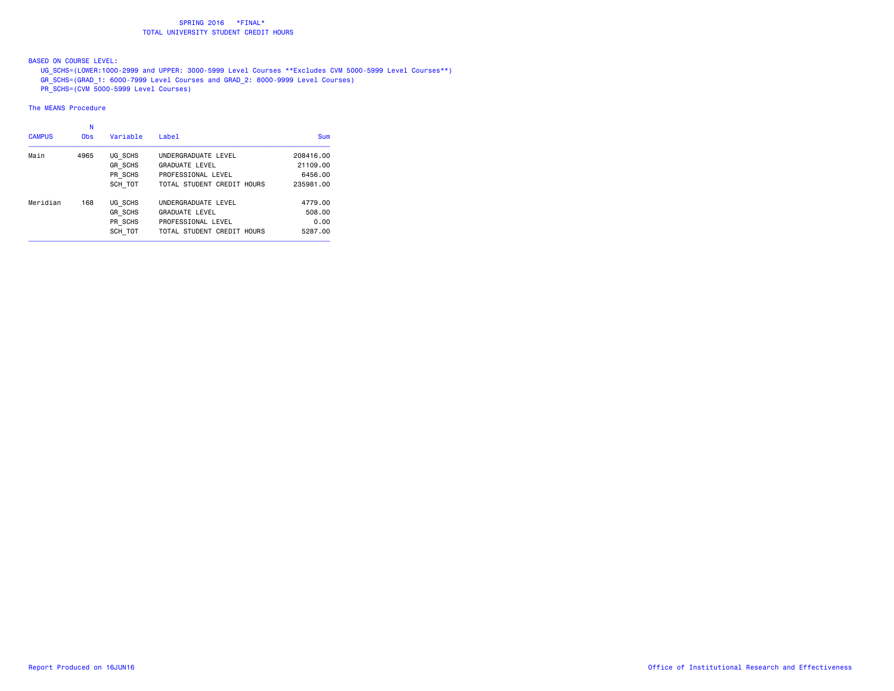# SPRING 2016 *FINAL*

## TOTAL UNIVERSITY STUDENT CREDIT HOURS

BASED ON COURSE LEVEL:

- UG_SCHS=(LOWER:1000-2999 and UPPER: 3000-5999 Level Courses **Excludes CVM 5000-5999 Level Courses**)
- GR_SCHS=(GRAD_1: 6000-7999 Level Courses and GRAD_2: 8000-9999 Level Courses)
- PR_SCHS=(CVM 5000-5999 Level Courses)

The MEANS Procedure

| CAMPUS | N Obs | Variable | Label | Sum |
|---|---|---|---|---|
| Main | 4965 | UG_SCHS | UNDERGRADUATE LEVEL | 208416.00 |
| | | GR_SCHS | GRADUATE LEVEL | 21109.00 |
| | | PR_SCHS | PROFESSIONAL LEVEL | 6456.00 |
| | | SCH_TOT | TOTAL STUDENT CREDIT HOURS | 235981.00 |
| Meridian | 168 | UG_SCHS | UNDERGRADUATE LEVEL | 4779.00 |
| | | GR_SCHS | GRADUATE LEVEL | 508.00 |
| | | PR_SCHS | PROFESSIONAL LEVEL | 0.00 |
| | | SCH_TOT | TOTAL STUDENT CREDIT HOURS | 5287.00 |

Report Produced on 16JUN16

Office of Institutional Research and Effectiveness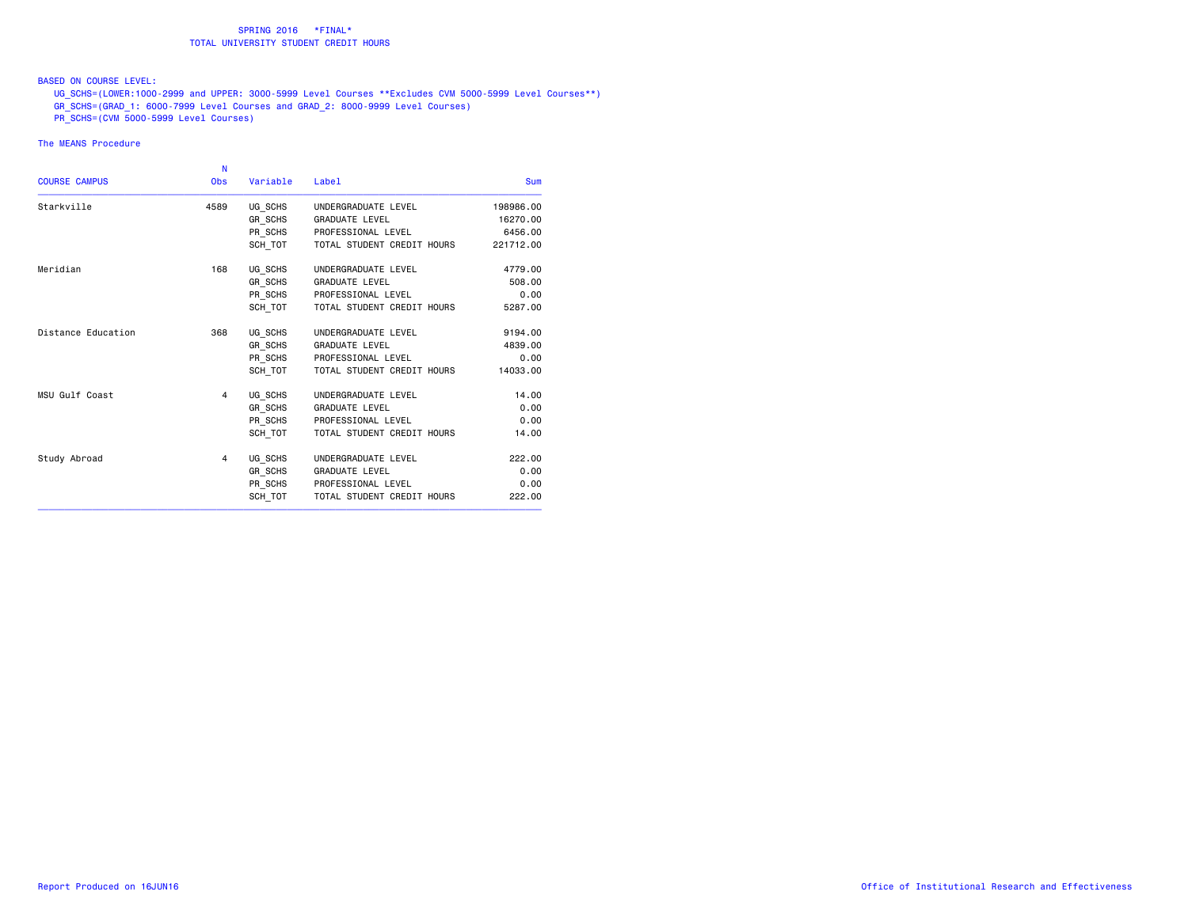SPRING 2016 \*FINAL\*
TOTAL UNIVERSITY STUDENT CREDIT HOURS

BASED ON COURSE LEVEL:

UG_SCHS=(LOWER:1000-2999 and UPPER: 3000-5999 Level Courses **Excludes CVM 5000-5999 Level Courses**)

GR_SCHS=(GRAD_1: 6000-7999 Level Courses and GRAD_2: 8000-9999 Level Courses)

PR_SCHS=(CVM 5000-5999 Level Courses)

The MEANS Procedure

| COURSE CAMPUS | N Obs | Variable | Label | Sum |
|---|---|---|---|---|
| Starkville | 4589 | UG_SCHS | UNDERGRADUATE LEVEL | 198986.00 |
| | | GR_SCHS | GRADUATE LEVEL | 16270.00 |
| | | PR_SCHS | PROFESSIONAL LEVEL | 6456.00 |
| | | SCH_TOT | TOTAL STUDENT CREDIT HOURS | 221712.00 |
| Meridian | 168 | UG_SCHS | UNDERGRADUATE LEVEL | 4779.00 |
| | | GR_SCHS | GRADUATE LEVEL | 508.00 |
| | | PR_SCHS | PROFESSIONAL LEVEL | 0.00 |
| | | SCH_TOT | TOTAL STUDENT CREDIT HOURS | 5287.00 |
| Distance Education | 368 | UG_SCHS | UNDERGRADUATE LEVEL | 9194.00 |
| | | GR_SCHS | GRADUATE LEVEL | 4839.00 |
| | | PR_SCHS | PROFESSIONAL LEVEL | 0.00 |
| | | SCH_TOT | TOTAL STUDENT CREDIT HOURS | 14033.00 |
| MSU Gulf Coast | 4 | UG_SCHS | UNDERGRADUATE LEVEL | 14.00 |
| | | GR_SCHS | GRADUATE LEVEL | 0.00 |
| | | PR_SCHS | PROFESSIONAL LEVEL | 0.00 |
| | | SCH_TOT | TOTAL STUDENT CREDIT HOURS | 14.00 |
| Study Abroad | 4 | UG_SCHS | UNDERGRADUATE LEVEL | 222.00 |
| | | GR_SCHS | GRADUATE LEVEL | 0.00 |
| | | PR_SCHS | PROFESSIONAL LEVEL | 0.00 |
| | | SCH_TOT | TOTAL STUDENT CREDIT HOURS | 222.00 |

Report Produced on 16JUN16

Office of Institutional Research and Effectiveness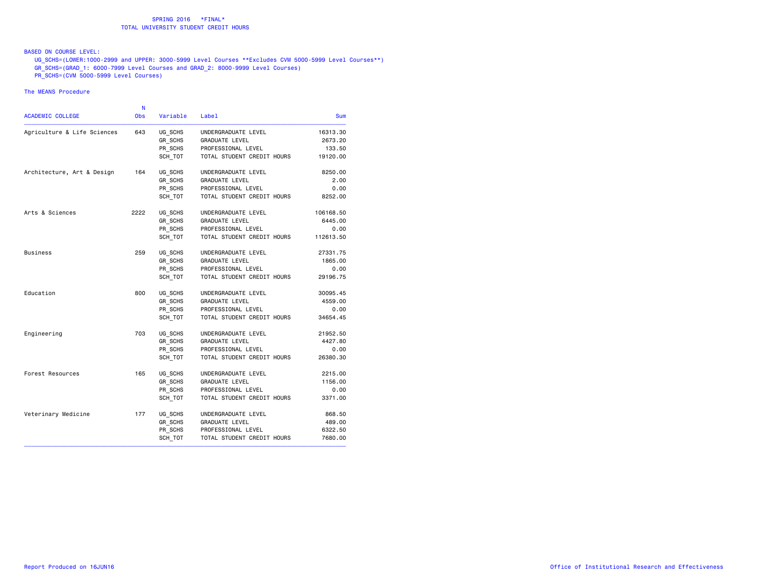SPRING 2016 \*FINAL\*
TOTAL UNIVERSITY STUDENT CREDIT HOURS

BASED ON COURSE LEVEL:
UG_SCHS=(LOWER:1000-2999 and UPPER: 3000-5999 Level Courses **Excludes CVM 5000-5999 Level Courses**)
GR_SCHS=(GRAD_1: 6000-7999 Level Courses and GRAD_2: 8000-9999 Level Courses)
PR_SCHS=(CVM 5000-5999 Level Courses)

The MEANS Procedure

| ACADEMIC COLLEGE | N Obs | Variable | Label | Sum |
|---|---|---|---|---|
| Agriculture & Life Sciences | 643 | UG_SCHS | UNDERGRADUATE LEVEL | 16313.30 |
| | | GR_SCHS | GRADUATE LEVEL | 2673.20 |
| | | PR_SCHS | PROFESSIONAL LEVEL | 133.50 |
| | | SCH_TOT | TOTAL STUDENT CREDIT HOURS | 19120.00 |
| Architecture, Art & Design | 164 | UG_SCHS | UNDERGRADUATE LEVEL | 8250.00 |
| | | GR_SCHS | GRADUATE LEVEL | 2.00 |
| | | PR_SCHS | PROFESSIONAL LEVEL | 0.00 |
| | | SCH_TOT | TOTAL STUDENT CREDIT HOURS | 8252.00 |
| Arts & Sciences | 2222 | UG_SCHS | UNDERGRADUATE LEVEL | 106168.50 |
| | | GR_SCHS | GRADUATE LEVEL | 6445.00 |
| | | PR_SCHS | PROFESSIONAL LEVEL | 0.00 |
| | | SCH_TOT | TOTAL STUDENT CREDIT HOURS | 112613.50 |
| Business | 259 | UG_SCHS | UNDERGRADUATE LEVEL | 27331.75 |
| | | GR_SCHS | GRADUATE LEVEL | 1865.00 |
| | | PR_SCHS | PROFESSIONAL LEVEL | 0.00 |
| | | SCH_TOT | TOTAL STUDENT CREDIT HOURS | 29196.75 |
| Education | 800 | UG_SCHS | UNDERGRADUATE LEVEL | 30095.45 |
| | | GR_SCHS | GRADUATE LEVEL | 4559.00 |
| | | PR_SCHS | PROFESSIONAL LEVEL | 0.00 |
| | | SCH_TOT | TOTAL STUDENT CREDIT HOURS | 34654.45 |
| Engineering | 703 | UG_SCHS | UNDERGRADUATE LEVEL | 21952.50 |
| | | GR_SCHS | GRADUATE LEVEL | 4427.80 |
| | | PR_SCHS | PROFESSIONAL LEVEL | 0.00 |
| | | SCH_TOT | TOTAL STUDENT CREDIT HOURS | 26380.30 |
| Forest Resources | 165 | UG_SCHS | UNDERGRADUATE LEVEL | 2215.00 |
| | | GR_SCHS | GRADUATE LEVEL | 1156.00 |
| | | PR_SCHS | PROFESSIONAL LEVEL | 0.00 |
| | | SCH_TOT | TOTAL STUDENT CREDIT HOURS | 3371.00 |
| Veterinary Medicine | 177 | UG_SCHS | UNDERGRADUATE LEVEL | 868.50 |
| | | GR_SCHS | GRADUATE LEVEL | 489.00 |
| | | PR_SCHS | PROFESSIONAL LEVEL | 6322.50 |
| | | SCH_TOT | TOTAL STUDENT CREDIT HOURS | 7680.00 |

Report Produced on 16JUN16 | Office of Institutional Research and Effectiveness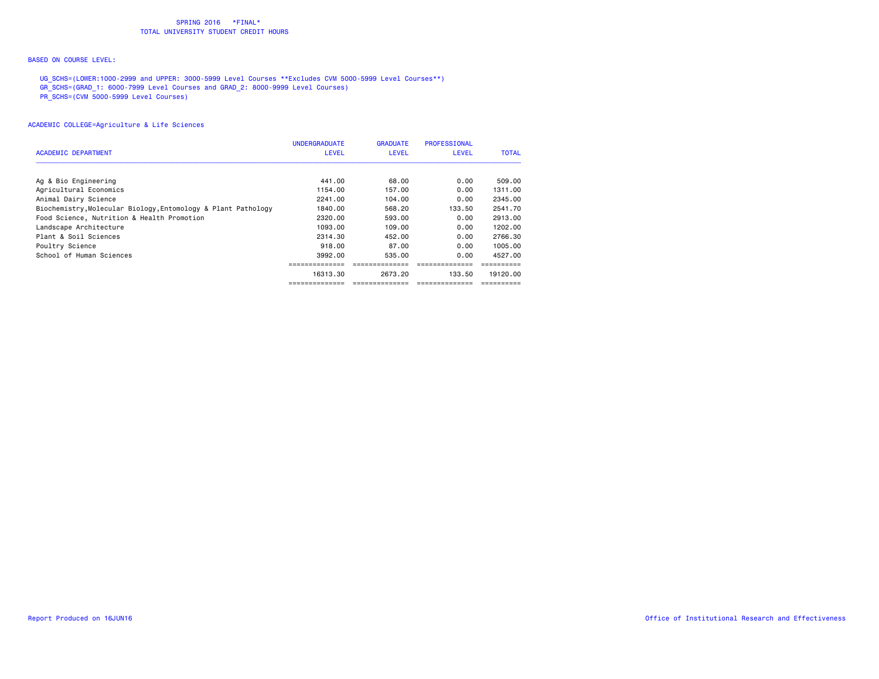SPRING 2016 *FINAL*
TOTAL UNIVERSITY STUDENT CREDIT HOURS

BASED ON COURSE LEVEL:

UG_SCHS=(LOWER:1000-2999 and UPPER: 3000-5999 Level Courses **Excludes CVM 5000-5999 Level Courses**)
GR_SCHS=(GRAD_1: 6000-7999 Level Courses and GRAD_2: 8000-9999 Level Courses)
PR_SCHS=(CVM 5000-5999 Level Courses)

ACADEMIC COLLEGE=Agriculture & Life Sciences

| ACADEMIC DEPARTMENT | UNDERGRADUATE LEVEL | GRADUATE LEVEL | PROFESSIONAL LEVEL | TOTAL |
|---|---|---|---|---|
| Ag & Bio Engineering | 441.00 | 68.00 | 0.00 | 509.00 |
| Agricultural Economics | 1154.00 | 157.00 | 0.00 | 1311.00 |
| Animal Dairy Science | 2241.00 | 104.00 | 0.00 | 2345.00 |
| Biochemistry,Molecular Biology,Entomology & Plant Pathology | 1840.00 | 568.20 | 133.50 | 2541.70 |
| Food Science, Nutrition & Health Promotion | 2320.00 | 593.00 | 0.00 | 2913.00 |
| Landscape Architecture | 1093.00 | 109.00 | 0.00 | 1202.00 |
| Plant & Soil Sciences | 2314.30 | 452.00 | 0.00 | 2766.30 |
| Poultry Science | 918.00 | 87.00 | 0.00 | 1005.00 |
| School of Human Sciences | 3992.00 | 535.00 | 0.00 | 4527.00 |
| | 16313.30 | 2673.20 | 133.50 | 19120.00 |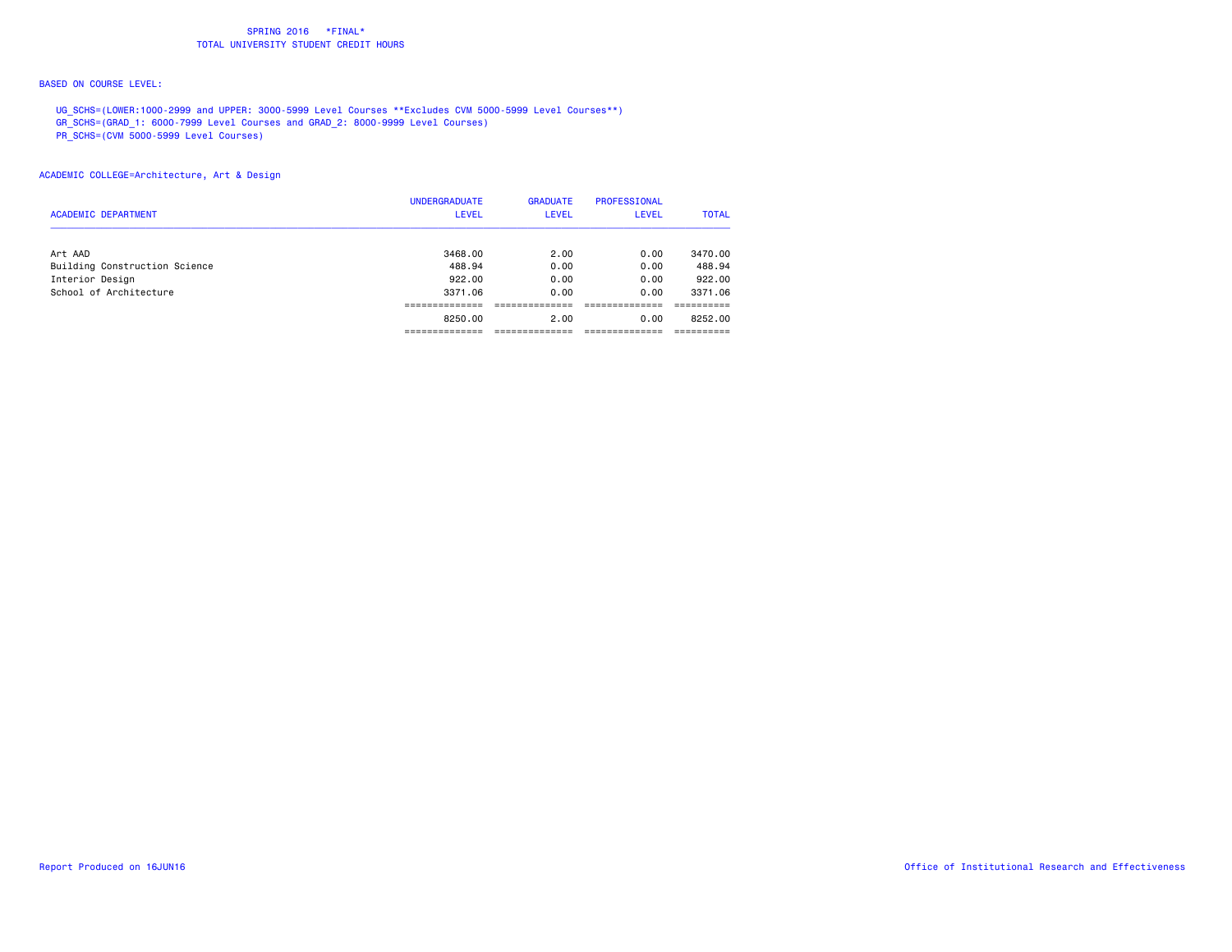SPRING 2016 \*FINAL\*
TOTAL UNIVERSITY STUDENT CREDIT HOURS

BASED ON COURSE LEVEL:

UG_SCHS=(LOWER:1000-2999 and UPPER: 3000-5999 Level Courses **Excludes CVM 5000-5999 Level Courses**)
GR_SCHS=(GRAD_1: 6000-7999 Level Courses and GRAD_2: 8000-9999 Level Courses)
PR_SCHS=(CVM 5000-5999 Level Courses)

ACADEMIC COLLEGE=Architecture, Art & Design

| ACADEMIC DEPARTMENT | UNDERGRADUATE LEVEL | GRADUATE LEVEL | PROFESSIONAL LEVEL | TOTAL |
|---|---|---|---|---|
| Art AAD | 3468.00 | 2.00 | 0.00 | 3470.00 |
| Building Construction Science | 488.94 | 0.00 | 0.00 | 488.94 |
| Interior Design | 922.00 | 0.00 | 0.00 | 922.00 |
| School of Architecture | 3371.06 | 0.00 | 0.00 | 3371.06 |
| | 8250.00 | 2.00 | 0.00 | 8252.00 |

Report Produced on 16JUN16

Office of Institutional Research and Effectiveness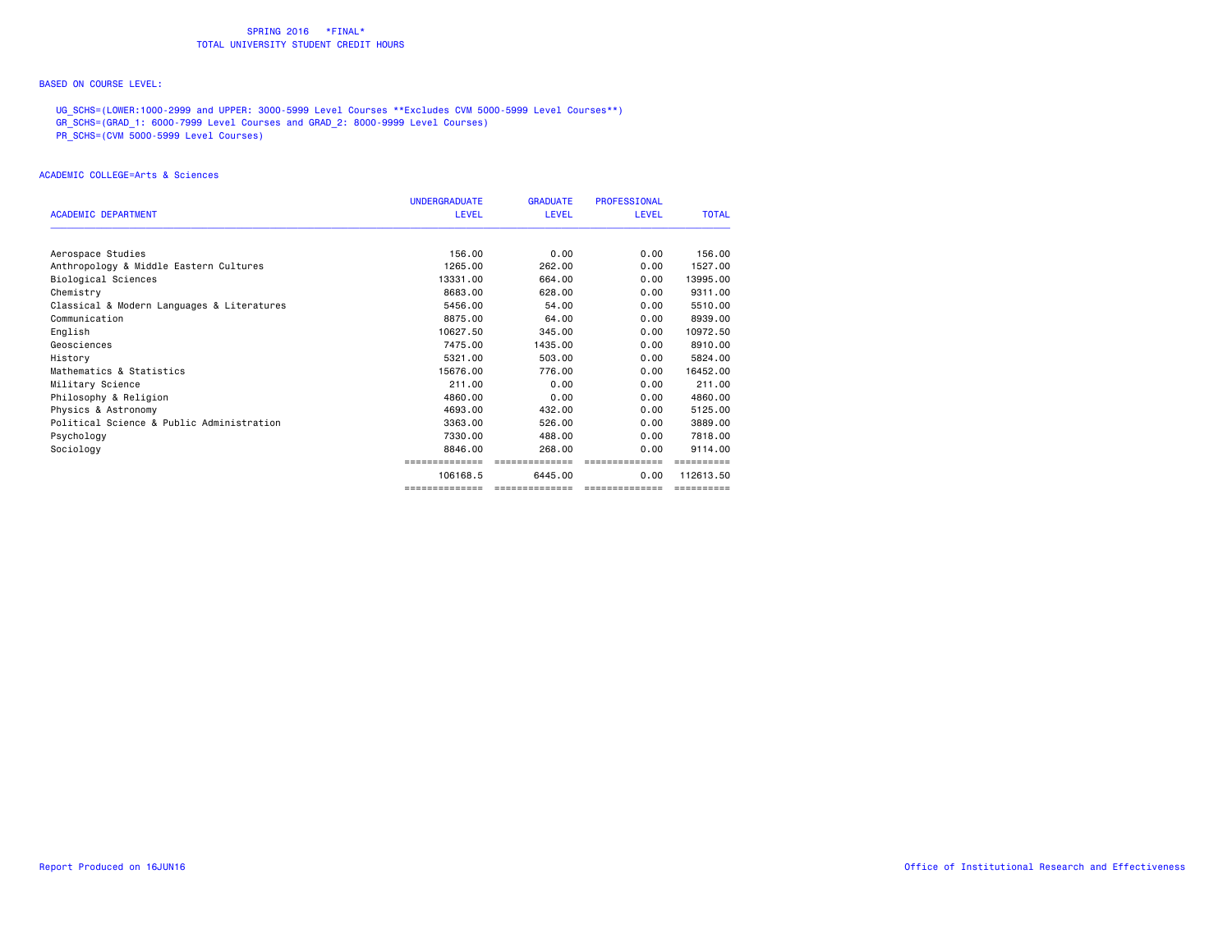# SPRING 2016 *FINAL*
## TOTAL UNIVERSITY STUDENT CREDIT HOURS

BASED ON COURSE LEVEL:

UG_SCHS=(LOWER:1000-2999 and UPPER: 3000-5999 Level Courses **Excludes CVM 5000-5999 Level Courses**)
GR_SCHS=(GRAD_1: 6000-7999 Level Courses and GRAD_2: 8000-9999 Level Courses)
PR_SCHS=(CVM 5000-5999 Level Courses)

ACADEMIC COLLEGE=Arts & Sciences

| ACADEMIC DEPARTMENT | UNDERGRADUATE LEVEL | GRADUATE LEVEL | PROFESSIONAL LEVEL | TOTAL |
|---|---|---|---|---|
| Aerospace Studies | 156.00 | 0.00 | 0.00 | 156.00 |
| Anthropology & Middle Eastern Cultures | 1265.00 | 262.00 | 0.00 | 1527.00 |
| Biological Sciences | 13331.00 | 664.00 | 0.00 | 13995.00 |
| Chemistry | 8683.00 | 628.00 | 0.00 | 9311.00 |
| Classical & Modern Languages & Literatures | 5456.00 | 54.00 | 0.00 | 5510.00 |
| Communication | 8875.00 | 64.00 | 0.00 | 8939.00 |
| English | 10627.50 | 345.00 | 0.00 | 10972.50 |
| Geosciences | 7475.00 | 1435.00 | 0.00 | 8910.00 |
| History | 5321.00 | 503.00 | 0.00 | 5824.00 |
| Mathematics & Statistics | 15676.00 | 776.00 | 0.00 | 16452.00 |
| Military Science | 211.00 | 0.00 | 0.00 | 211.00 |
| Philosophy & Religion | 4860.00 | 0.00 | 0.00 | 4860.00 |
| Physics & Astronomy | 4693.00 | 432.00 | 0.00 | 5125.00 |
| Political Science & Public Administration | 3363.00 | 526.00 | 0.00 | 3889.00 |
| Psychology | 7330.00 | 488.00 | 0.00 | 7818.00 |
| Sociology | 8846.00 | 268.00 | 0.00 | 9114.00 |
| | 106168.5 | 6445.00 | 0.00 | 112613.50 |

Report Produced on 16JUN16

Office of Institutional Research and Effectiveness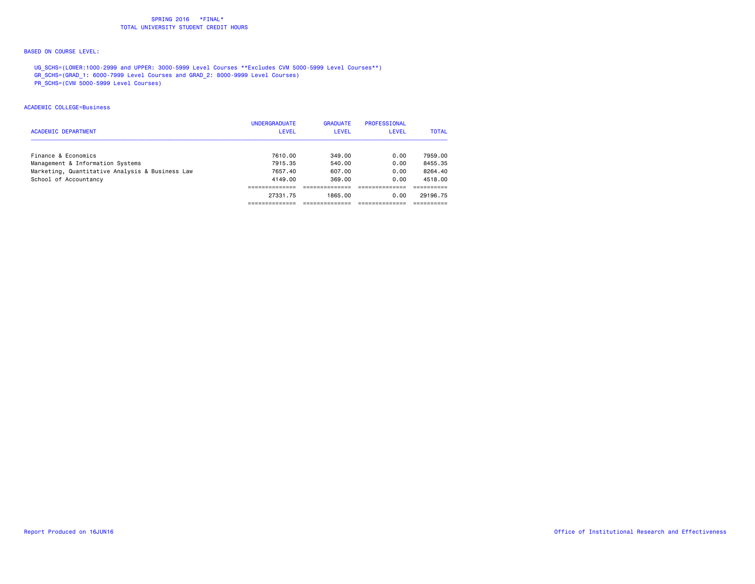SPRING 2016 \*FINAL\*
TOTAL UNIVERSITY STUDENT CREDIT HOURS

BASED ON COURSE LEVEL:

UG_SCHS=(LOWER:1000-2999 and UPPER: 3000-5999 Level Courses **Excludes CVM 5000-5999 Level Courses**)
GR_SCHS=(GRAD_1: 6000-7999 Level Courses and GRAD_2: 8000-9999 Level Courses)
PR_SCHS=(CVM 5000-5999 Level Courses)

ACADEMIC COLLEGE=Business

| ACADEMIC DEPARTMENT | UNDERGRADUATE LEVEL | GRADUATE LEVEL | PROFESSIONAL LEVEL | TOTAL |
|---|---|---|---|---|
| Finance & Economics | 7610.00 | 349.00 | 0.00 | 7959.00 |
| Management & Information Systems | 7915.35 | 540.00 | 0.00 | 8455.35 |
| Marketing, Quantitative Analysis & Business Law | 7657.40 | 607.00 | 0.00 | 8264.40 |
| School of Accountancy | 4149.00 | 369.00 | 0.00 | 4518.00 |
| | 27331.75 | 1865.00 | 0.00 | 29196.75 |

Report Produced on 16JUN16

Office of Institutional Research and Effectiveness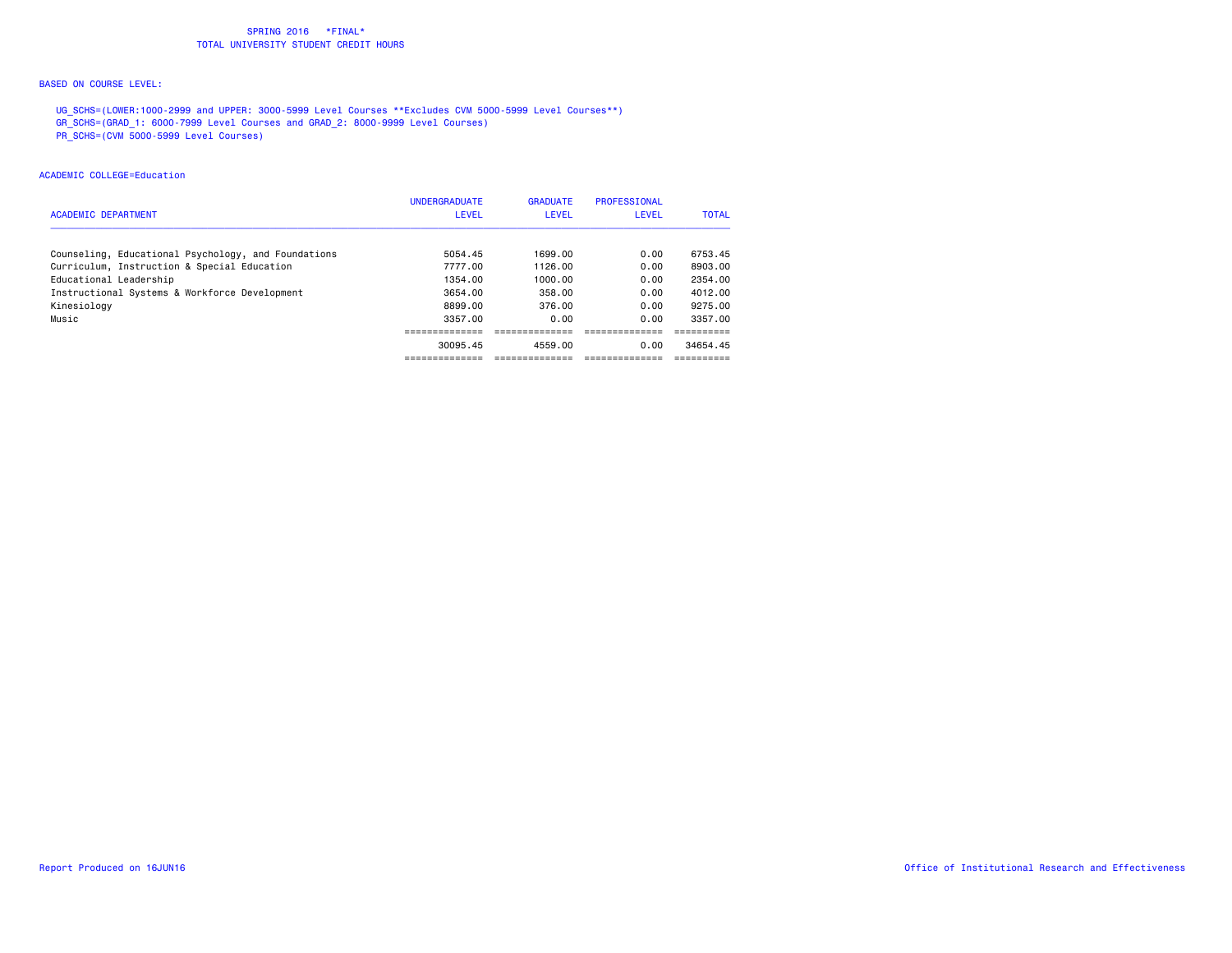SPRING 2016 \*FINAL\*
TOTAL UNIVERSITY STUDENT CREDIT HOURS

BASED ON COURSE LEVEL:

UG_SCHS=(LOWER:1000-2999 and UPPER: 3000-5999 Level Courses **Excludes CVM 5000-5999 Level Courses**)
GR_SCHS=(GRAD_1: 6000-7999 Level Courses and GRAD_2: 8000-9999 Level Courses)
PR_SCHS=(CVM 5000-5999 Level Courses)

ACADEMIC COLLEGE=Education

| ACADEMIC DEPARTMENT | UNDERGRADUATE LEVEL | GRADUATE LEVEL | PROFESSIONAL LEVEL | TOTAL |
|---|---|---|---|---|
| Counseling, Educational Psychology, and Foundations | 5054.45 | 1699.00 | 0.00 | 6753.45 |
| Curriculum, Instruction & Special Education | 7777.00 | 1126.00 | 0.00 | 8903.00 |
| Educational Leadership | 1354.00 | 1000.00 | 0.00 | 2354.00 |
| Instructional Systems & Workforce Development | 3654.00 | 358.00 | 0.00 | 4012.00 |
| Kinesiology | 8899.00 | 376.00 | 0.00 | 9275.00 |
| Music | 3357.00 | 0.00 | 0.00 | 3357.00 |
| | 30095.45 | 4559.00 | 0.00 | 34654.45 |

Report Produced on 16JUN16

Office of Institutional Research and Effectiveness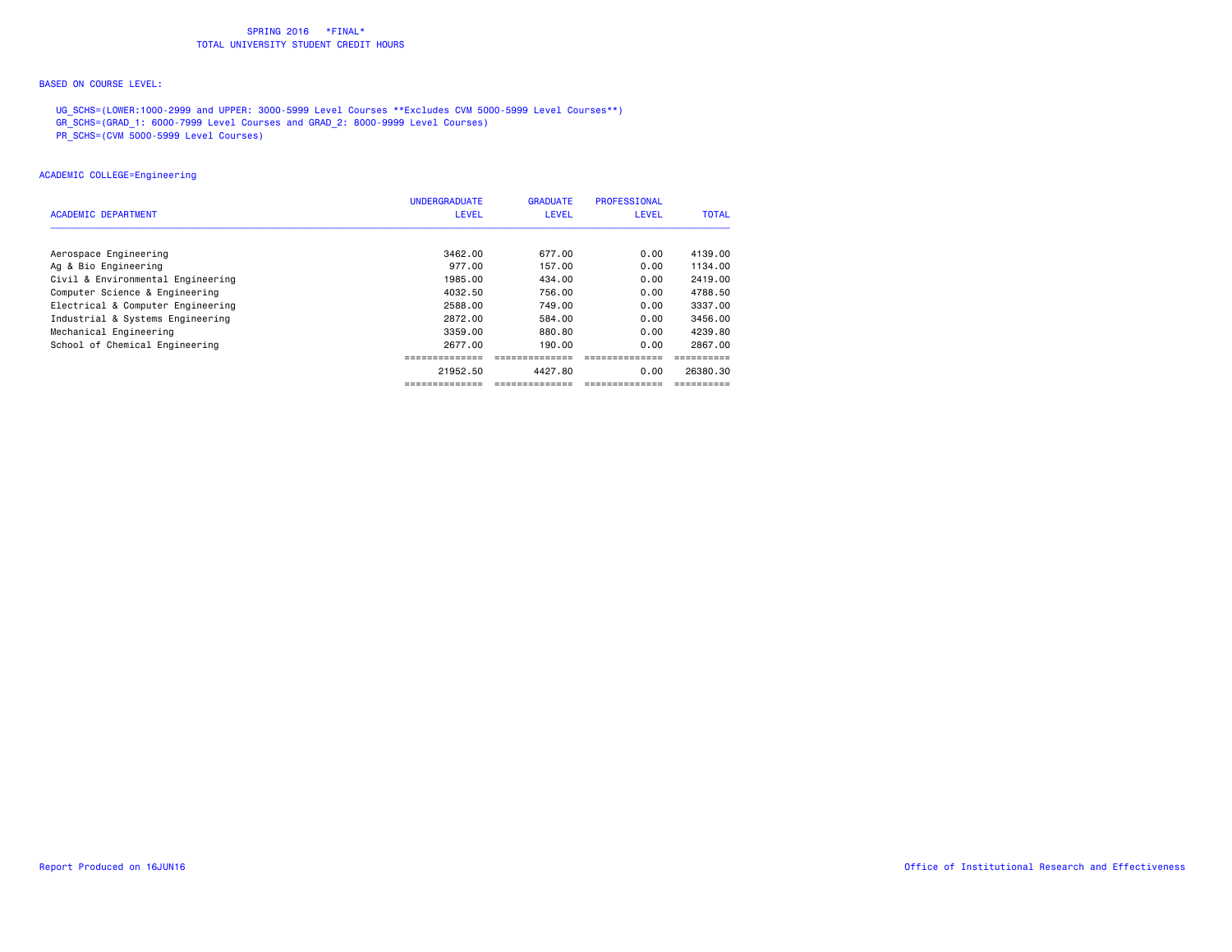SPRING 2016 *FINAL*
TOTAL UNIVERSITY STUDENT CREDIT HOURS

BASED ON COURSE LEVEL:

UG_SCHS=(LOWER:1000-2999 and UPPER: 3000-5999 Level Courses **Excludes CVM 5000-5999 Level Courses**)
GR_SCHS=(GRAD_1: 6000-7999 Level Courses and GRAD_2: 8000-9999 Level Courses)
PR_SCHS=(CVM 5000-5999 Level Courses)

ACADEMIC COLLEGE=Engineering

| ACADEMIC DEPARTMENT | UNDERGRADUATE LEVEL | GRADUATE LEVEL | PROFESSIONAL LEVEL | TOTAL |
|---|---|---|---|---|
| Aerospace Engineering | 3462.00 | 677.00 | 0.00 | 4139.00 |
| Ag & Bio Engineering | 977.00 | 157.00 | 0.00 | 1134.00 |
| Civil & Environmental Engineering | 1985.00 | 434.00 | 0.00 | 2419.00 |
| Computer Science & Engineering | 4032.50 | 756.00 | 0.00 | 4788.50 |
| Electrical & Computer Engineering | 2588.00 | 749.00 | 0.00 | 3337.00 |
| Industrial & Systems Engineering | 2872.00 | 584.00 | 0.00 | 3456.00 |
| Mechanical Engineering | 3359.00 | 880.80 | 0.00 | 4239.80 |
| School of Chemical Engineering | 2677.00 | 190.00 | 0.00 | 2867.00 |
| | 21952.50 | 4427.80 | 0.00 | 26380.30 |

Report Produced on 16JUN16

Office of Institutional Research and Effectiveness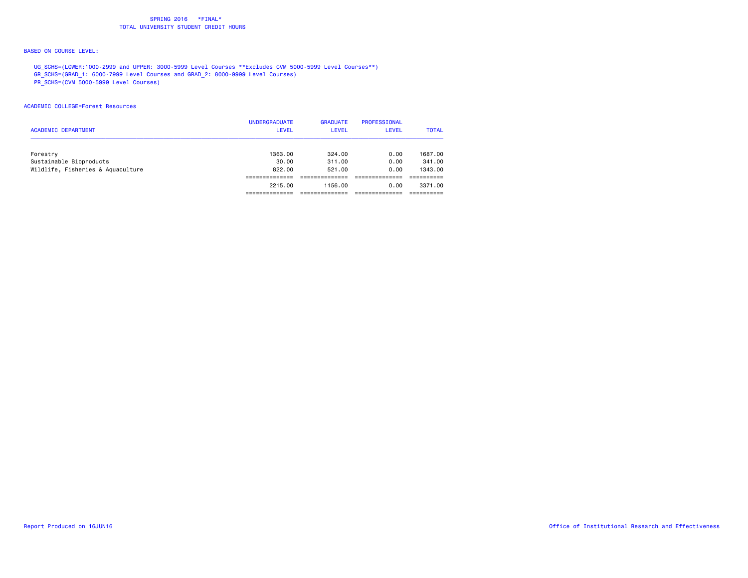SPRING 2016 \*FINAL\*
TOTAL UNIVERSITY STUDENT CREDIT HOURS

BASED ON COURSE LEVEL:

UG_SCHS=(LOWER:1000-2999 and UPPER: 3000-5999 Level Courses **Excludes CVM 5000-5999 Level Courses**)
GR_SCHS=(GRAD_1: 6000-7999 Level Courses and GRAD_2: 8000-9999 Level Courses)
PR_SCHS=(CVM 5000-5999 Level Courses)

ACADEMIC COLLEGE=Forest Resources

| ACADEMIC DEPARTMENT | UNDERGRADUATE LEVEL | GRADUATE LEVEL | PROFESSIONAL LEVEL | TOTAL |
|---|---|---|---|---|
| Forestry | 1363.00 | 324.00 | 0.00 | 1687.00 |
| Sustainable Bioproducts | 30.00 | 311.00 | 0.00 | 341.00 |
| Wildlife, Fisheries & Aquaculture | 822.00 | 521.00 | 0.00 | 1343.00 |
| | 2215.00 | 1156.00 | 0.00 | 3371.00 |

Report Produced on 16JUN16

Office of Institutional Research and Effectiveness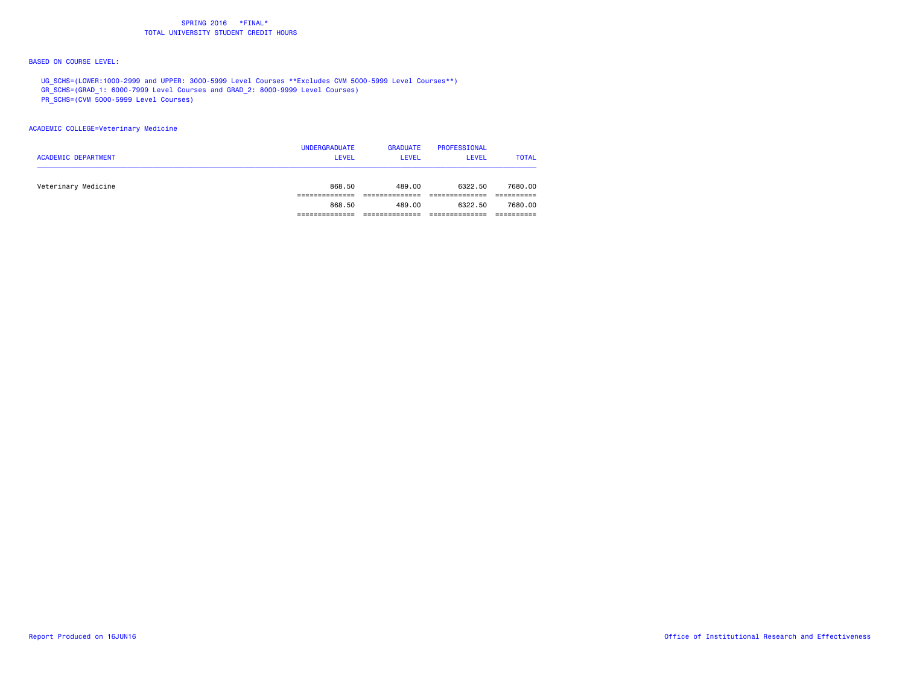SPRING 2016 *FINAL*
TOTAL UNIVERSITY STUDENT CREDIT HOURS

BASED ON COURSE LEVEL:

UG_SCHS=(LOWER:1000-2999 and UPPER: 3000-5999 Level Courses **Excludes CVM 5000-5999 Level Courses**)
GR_SCHS=(GRAD_1: 6000-7999 Level Courses and GRAD_2: 8000-9999 Level Courses)
PR_SCHS=(CVM 5000-5999 Level Courses)

ACADEMIC COLLEGE=Veterinary Medicine

| ACADEMIC DEPARTMENT | UNDERGRADUATE LEVEL | GRADUATE LEVEL | PROFESSIONAL LEVEL | TOTAL |
|---|---|---|---|---|
| Veterinary Medicine | 868.50 | 489.00 | 6322.50 | 7680.00 |
| | 868.50 | 489.00 | 6322.50 | 7680.00 |

Report Produced on 16JUN16

Office of Institutional Research and Effectiveness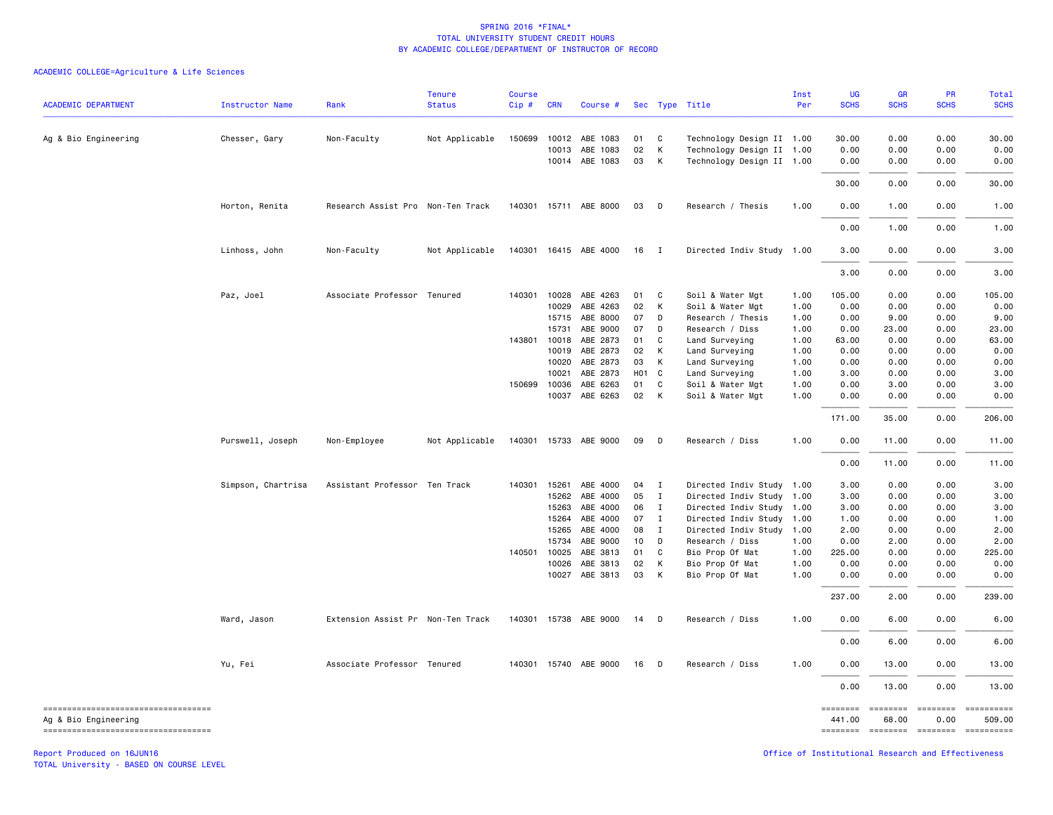# SPRING 2016 *FINAL*
## TOTAL UNIVERSITY STUDENT CREDIT HOURS
## BY ACADEMIC COLLEGE/DEPARTMENT OF INSTRUCTOR OF RECORD

ACADEMIC COLLEGE=Agriculture & Life Sciences

| ACADEMIC DEPARTMENT | Instructor Name | Rank | Tenure Status | Course Cip # | CRN | Course # | Sec | Type | Title | Inst Per | UG SCHS | GR SCHS | PR SCHS | Total SCHS |
|---|---|---|---|---|---|---|---|---|---|---|---|---|---|---|
| Ag & Bio Engineering | Chesser, Gary | Non-Faculty | Not Applicable | 150699 | 10012 | ABE 1083 | 01 | C | Technology Design II | 1.00 | 30.00 | 0.00 | 0.00 | 30.00 |
| | | | | | 10013 | ABE 1083 | 02 | K | Technology Design II | 1.00 | 0.00 | 0.00 | 0.00 | 0.00 |
| | | | | | 10014 | ABE 1083 | 03 | K | Technology Design II | 1.00 | 0.00 | 0.00 | 0.00 | 0.00 |
| | | | | | | | | | | | 30.00 | 0.00 | 0.00 | 30.00 |
| | Horton, Renita | Research Assist Pro | Non-Ten Track | 140301 | 15711 | ABE 8000 | 03 | D | Research / Thesis | 1.00 | 0.00 | 1.00 | 0.00 | 1.00 |
| | | | | | | | | | | | 0.00 | 1.00 | 0.00 | 1.00 |
| | Linhoss, John | Non-Faculty | Not Applicable | 140301 | 16415 | ABE 4000 | 16 | I | Directed Indiv Study | 1.00 | 3.00 | 0.00 | 0.00 | 3.00 |
| | | | | | | | | | | | 3.00 | 0.00 | 0.00 | 3.00 |
| | Paz, Joel | Associate Professor | Tenured | 140301 | 10028 | ABE 4263 | 01 | C | Soil & Water Mgt | 1.00 | 105.00 | 0.00 | 0.00 | 105.00 |
| | | | | | 10029 | ABE 4263 | 02 | K | Soil & Water Mgt | 1.00 | 0.00 | 0.00 | 0.00 | 0.00 |
| | | | | | 15715 | ABE 8000 | 07 | D | Research / Thesis | 1.00 | 0.00 | 9.00 | 0.00 | 9.00 |
| | | | | | 15731 | ABE 9000 | 07 | D | Research / Diss | 1.00 | 0.00 | 23.00 | 0.00 | 23.00 |
| | | | | 143801 | 10018 | ABE 2873 | 01 | C | Land Surveying | 1.00 | 63.00 | 0.00 | 0.00 | 63.00 |
| | | | | | 10019 | ABE 2873 | 02 | K | Land Surveying | 1.00 | 0.00 | 0.00 | 0.00 | 0.00 |
| | | | | | 10020 | ABE 2873 | 03 | K | Land Surveying | 1.00 | 0.00 | 0.00 | 0.00 | 0.00 |
| | | | | | 10021 | ABE 2873 | H01 | C | Land Surveying | 1.00 | 3.00 | 0.00 | 0.00 | 3.00 |
| | | | | 150699 | 10036 | ABE 6263 | 01 | C | Soil & Water Mgt | 1.00 | 0.00 | 3.00 | 0.00 | 3.00 |
| | | | | | 10037 | ABE 6263 | 02 | K | Soil & Water Mgt | 1.00 | 0.00 | 0.00 | 0.00 | 0.00 |
| | | | | | | | | | | | 171.00 | 35.00 | 0.00 | 206.00 |
| | Purswell, Joseph | Non-Employee | Not Applicable | 140301 | 15733 | ABE 9000 | 09 | D | Research / Diss | 1.00 | 0.00 | 11.00 | 0.00 | 11.00 |
| | | | | | | | | | | | 0.00 | 11.00 | 0.00 | 11.00 |
| | Simpson, Chartrisa | Assistant Professor | Ten Track | 140301 | 15261 | ABE 4000 | 04 | I | Directed Indiv Study | 1.00 | 3.00 | 0.00 | 0.00 | 3.00 |
| | | | | | 15262 | ABE 4000 | 05 | I | Directed Indiv Study | 1.00 | 3.00 | 0.00 | 0.00 | 3.00 |
| | | | | | 15263 | ABE 4000 | 06 | I | Directed Indiv Study | 1.00 | 3.00 | 0.00 | 0.00 | 3.00 |
| | | | | | 15264 | ABE 4000 | 07 | I | Directed Indiv Study | 1.00 | 1.00 | 0.00 | 0.00 | 1.00 |
| | | | | | 15265 | ABE 4000 | 08 | I | Directed Indiv Study | 1.00 | 2.00 | 0.00 | 0.00 | 2.00 |
| | | | | | 15734 | ABE 9000 | 10 | D | Research / Diss | 1.00 | 0.00 | 2.00 | 0.00 | 2.00 |
| | | | | 140501 | 10025 | ABE 3813 | 01 | C | Bio Prop Of Mat | 1.00 | 225.00 | 0.00 | 0.00 | 225.00 |
| | | | | | 10026 | ABE 3813 | 02 | K | Bio Prop Of Mat | 1.00 | 0.00 | 0.00 | 0.00 | 0.00 |
| | | | | | 10027 | ABE 3813 | 03 | K | Bio Prop Of Mat | 1.00 | 0.00 | 0.00 | 0.00 | 0.00 |
| | | | | | | | | | | | 237.00 | 2.00 | 0.00 | 239.00 |
| | Ward, Jason | Extension Assist Pr | Non-Ten Track | 140301 | 15738 | ABE 9000 | 14 | D | Research / Diss | 1.00 | 0.00 | 6.00 | 0.00 | 6.00 |
| | | | | | | | | | | | 0.00 | 6.00 | 0.00 | 6.00 |
| | Yu, Fei | Associate Professor | Tenured | 140301 | 15740 | ABE 9000 | 16 | D | Research / Diss | 1.00 | 0.00 | 13.00 | 0.00 | 13.00 |
| | | | | | | | | | | | 0.00 | 13.00 | 0.00 | 13.00 |
| Ag & Bio Engineering | | | | | | | | | | | 441.00 | 68.00 | 0.00 | 509.00 |

Report Produced on 16JUN16
TOTAL University - BASED ON COURSE LEVEL

Office of Institutional Research and Effectiveness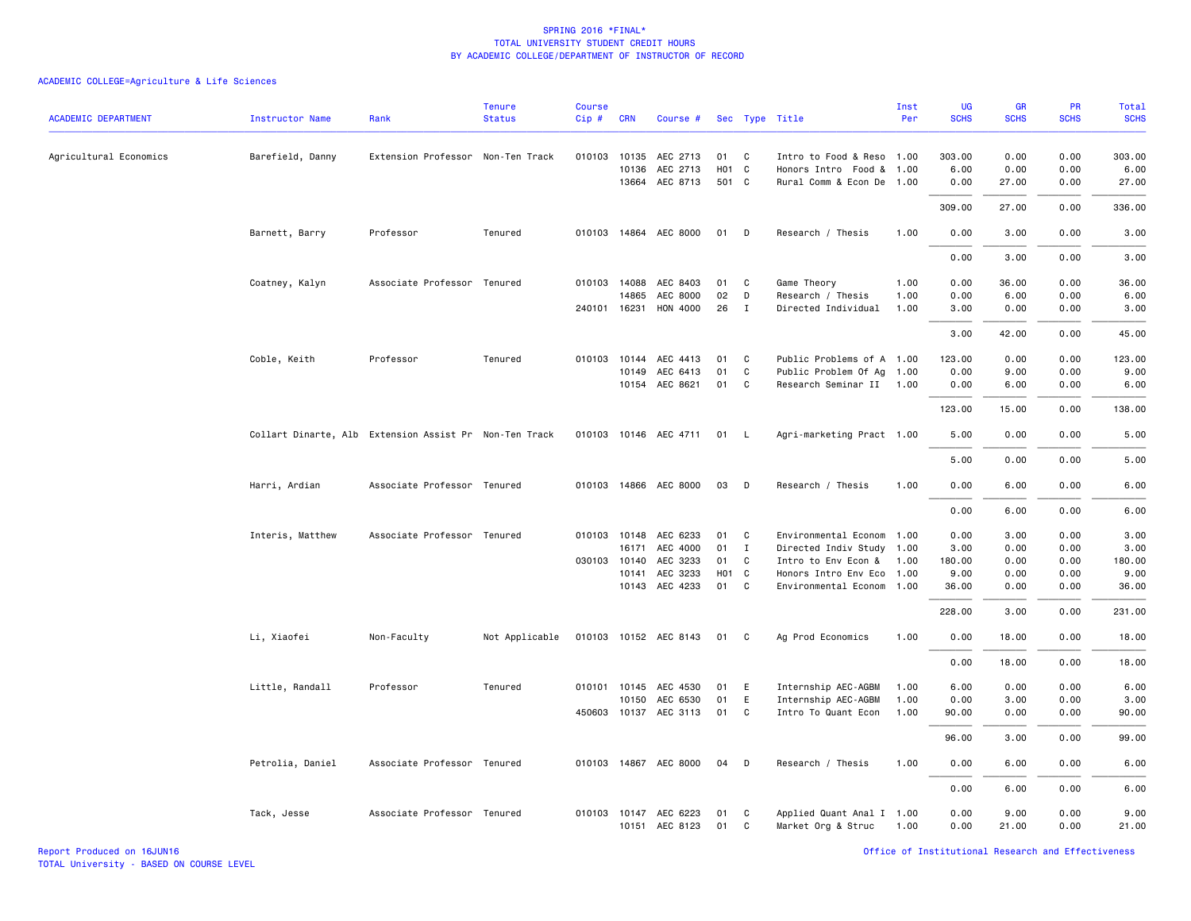# SPRING 2016 *FINAL*
## TOTAL UNIVERSITY STUDENT CREDIT HOURS
### BY ACADEMIC COLLEGE/DEPARTMENT OF INSTRUCTOR OF RECORD

ACADEMIC COLLEGE=Agriculture & Life Sciences

| ACADEMIC DEPARTMENT | Instructor Name | Rank | Tenure Status | Course Cip # | CRN | Course # | Sec | Type | Title | Inst Per | UG SCHS | GR SCHS | PR SCHS | Total SCHS |
|---|---|---|---|---|---|---|---|---|---|---|---|---|---|---|
| Agricultural Economics | Barefield, Danny | Extension Professor | Non-Ten Track | 010103 | 10135 | AEC 2713 | 01 | C | Intro to Food & Reso | 1.00 | 303.00 | 0.00 | 0.00 | 303.00 |
| | | | | | 10136 | AEC 2713 | H01 | C | Honors Intro Food & | 1.00 | 6.00 | 0.00 | 0.00 | 6.00 |
| | | | | | 13664 | AEC 8713 | 501 | C | Rural Comm & Econ De | 1.00 | 0.00 | 27.00 | 0.00 | 27.00 |
| | | | | | | | | | | | 309.00 | 27.00 | 0.00 | 336.00 |
| | Barnett, Barry | Professor | Tenured | 010103 | 14864 | AEC 8000 | 01 | D | Research / Thesis | 1.00 | 0.00 | 3.00 | 0.00 | 3.00 |
| | | | | | | | | | | | 0.00 | 3.00 | 0.00 | 3.00 |
| | Coatney, Kalyn | Associate Professor | Tenured | 010103 | 14088 | AEC 8403 | 01 | C | Game Theory | 1.00 | 0.00 | 36.00 | 0.00 | 36.00 |
| | | | | | 14865 | AEC 8000 | 02 | D | Research / Thesis | 1.00 | 0.00 | 6.00 | 0.00 | 6.00 |
| | | | | 240101 | 16231 | HON 4000 | 26 | I | Directed Individual | 1.00 | 3.00 | 0.00 | 0.00 | 3.00 |
| | | | | | | | | | | | 3.00 | 42.00 | 0.00 | 45.00 |
| | Coble, Keith | Professor | Tenured | 010103 | 10144 | AEC 4413 | 01 | C | Public Problems of A | 1.00 | 123.00 | 0.00 | 0.00 | 123.00 |
| | | | | | 10149 | AEC 6413 | 01 | C | Public Problem Of Ag | 1.00 | 0.00 | 9.00 | 0.00 | 9.00 |
| | | | | | 10154 | AEC 8621 | 01 | C | Research Seminar II | 1.00 | 0.00 | 6.00 | 0.00 | 6.00 |
| | | | | | | | | | | | 123.00 | 15.00 | 0.00 | 138.00 |
| | Collart Dinarte, Alb | Extension Assist Pr | Non-Ten Track | 010103 | 10146 | AEC 4711 | 01 | L | Agri-marketing Pract | 1.00 | 5.00 | 0.00 | 0.00 | 5.00 |
| | | | | | | | | | | | 5.00 | 0.00 | 0.00 | 5.00 |
| | Harri, Ardian | Associate Professor | Tenured | 010103 | 14866 | AEC 8000 | 03 | D | Research / Thesis | 1.00 | 0.00 | 6.00 | 0.00 | 6.00 |
| | | | | | | | | | | | 0.00 | 6.00 | 0.00 | 6.00 |
| | Interis, Matthew | Associate Professor | Tenured | 010103 | 10148 | AEC 6233 | 01 | C | Environmental Econom | 1.00 | 0.00 | 3.00 | 0.00 | 3.00 |
| | | | | | 16171 | AEC 4000 | 01 | I | Directed Indiv Study | 1.00 | 3.00 | 0.00 | 0.00 | 3.00 |
| | | | | 030103 | 10140 | AEC 3233 | 01 | C | Intro to Env Econ & | 1.00 | 180.00 | 0.00 | 0.00 | 180.00 |
| | | | | | 10141 | AEC 3233 | H01 | C | Honors Intro Env Eco | 1.00 | 9.00 | 0.00 | 0.00 | 9.00 |
| | | | | | 10143 | AEC 4233 | 01 | C | Environmental Econom | 1.00 | 36.00 | 0.00 | 0.00 | 36.00 |
| | | | | | | | | | | | 228.00 | 3.00 | 0.00 | 231.00 |
| | Li, Xiaofei | Non-Faculty | Not Applicable | 010103 | 10152 | AEC 8143 | 01 | C | Ag Prod Economics | 1.00 | 0.00 | 18.00 | 0.00 | 18.00 |
| | | | | | | | | | | | 0.00 | 18.00 | 0.00 | 18.00 |
| | Little, Randall | Professor | Tenured | 010101 | 10145 | AEC 4530 | 01 | E | Internship AEC-AGBM | 1.00 | 6.00 | 0.00 | 0.00 | 6.00 |
| | | | | | 10150 | AEC 6530 | 01 | E | Internship AEC-AGBM | 1.00 | 0.00 | 3.00 | 0.00 | 3.00 |
| | | | | 450603 | 10137 | AEC 3113 | 01 | C | Intro To Quant Econ | 1.00 | 90.00 | 0.00 | 0.00 | 90.00 |
| | | | | | | | | | | | 96.00 | 3.00 | 0.00 | 99.00 |
| | Petrolia, Daniel | Associate Professor | Tenured | 010103 | 14867 | AEC 8000 | 04 | D | Research / Thesis | 1.00 | 0.00 | 6.00 | 0.00 | 6.00 |
| | | | | | | | | | | | 0.00 | 6.00 | 0.00 | 6.00 |
| | Tack, Jesse | Associate Professor | Tenured | 010103 | 10147 | AEC 6223 | 01 | C | Applied Quant Anal I | 1.00 | 0.00 | 9.00 | 0.00 | 9.00 |
| | | | | | 10151 | AEC 8123 | 01 | C | Market Org & Struc | 1.00 | 0.00 | 21.00 | 0.00 | 21.00 |

Report Produced on 16JUN16
TOTAL University - BASED ON COURSE LEVEL

Office of Institutional Research and Effectiveness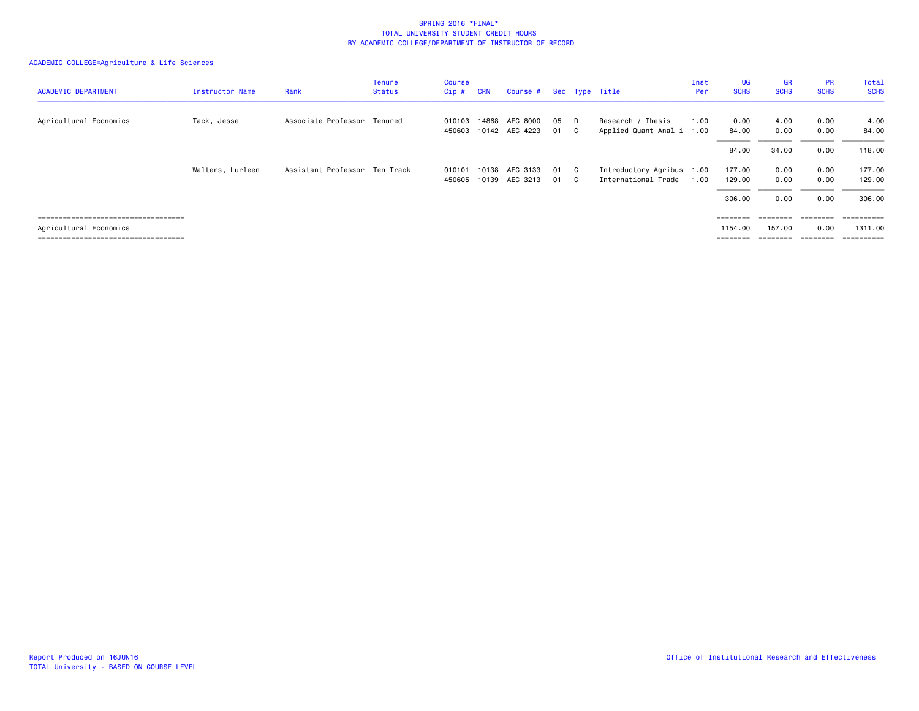SPRING 2016 *FINAL*
TOTAL UNIVERSITY STUDENT CREDIT HOURS
BY ACADEMIC COLLEGE/DEPARTMENT OF INSTRUCTOR OF RECORD

ACADEMIC COLLEGE=Agriculture & Life Sciences

| ACADEMIC DEPARTMENT | Instructor Name | Rank | Tenure Status | Course Cip # | CRN | Course # | Sec | Type | Title | Inst Per | UG SCHS | GR SCHS | PR SCHS | Total SCHS |
|---|---|---|---|---|---|---|---|---|---|---|---|---|---|---|
| Agricultural Economics | Tack, Jesse | Associate Professor | Tenured | 010103 | 14868 | AEC 8000 | 05 | D | Research / Thesis | 1.00 | 0.00 | 4.00 | 0.00 | 4.00 |
| | | | | 450603 | 10142 | AEC 4223 | 01 | C | Applied Quant Anal i | 1.00 | 84.00 | 0.00 | 0.00 | 84.00 |
| | | | | | | | | | | | 84.00 | 34.00 | 0.00 | 118.00 |
| | Walters, Lurleen | Assistant Professor | Ten Track | 010101 | 10138 | AEC 3133 | 01 | C | Introductory Agribus | 1.00 | 177.00 | 0.00 | 0.00 | 177.00 |
| | | | | 450605 | 10139 | AEC 3213 | 01 | C | International Trade | 1.00 | 129.00 | 0.00 | 0.00 | 129.00 |
| | | | | | | | | | | | 306.00 | 0.00 | 0.00 | 306.00 |
| Agricultural Economics | | | | | | | | | | | 1154.00 | 157.00 | 0.00 | 1311.00 |

Report Produced on 16JUN16
TOTAL University - BASED ON COURSE LEVEL

Office of Institutional Research and Effectiveness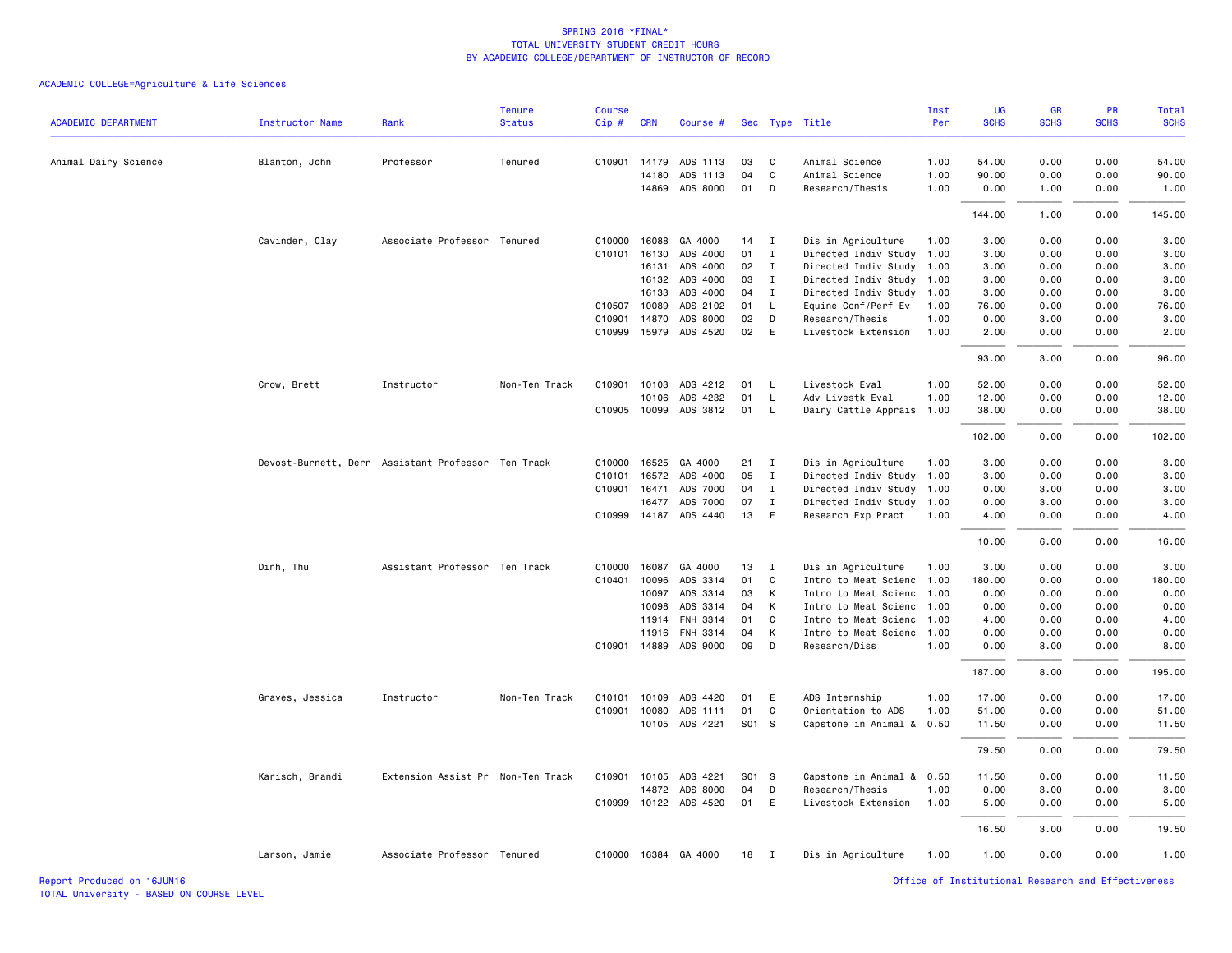SPRING 2016 *FINAL*
TOTAL UNIVERSITY STUDENT CREDIT HOURS
BY ACADEMIC COLLEGE/DEPARTMENT OF INSTRUCTOR OF RECORD

ACADEMIC COLLEGE=Agriculture & Life Sciences

| ACADEMIC DEPARTMENT | Instructor Name | Rank | Tenure Status | Course Cip # | CRN | Course # | Sec | Type | Title | Inst Per | UG SCHS | GR SCHS | PR SCHS | Total SCHS |
|---|---|---|---|---|---|---|---|---|---|---|---|---|---|---|
| Animal Dairy Science | Blanton, John | Professor | Tenured | 010901 | 14179 | ADS 1113 | 03 | C | Animal Science | 1.00 | 54.00 | 0.00 | 0.00 | 54.00 |
| | | | | | 14180 | ADS 1113 | 04 | C | Animal Science | 1.00 | 90.00 | 0.00 | 0.00 | 90.00 |
| | | | | | 14869 | ADS 8000 | 01 | D | Research/Thesis | 1.00 | 0.00 | 1.00 | 0.00 | 1.00 |
| | | | | | | | | | | | 144.00 | 1.00 | 0.00 | 145.00 |
| | Cavinder, Clay | Associate Professor | Tenured | 010000 | 16088 | GA 4000 | 14 | I | Dis in Agriculture | 1.00 | 3.00 | 0.00 | 0.00 | 3.00 |
| | | | | 010101 | 16130 | ADS 4000 | 01 | I | Directed Indiv Study | 1.00 | 3.00 | 0.00 | 0.00 | 3.00 |
| | | | | | 16131 | ADS 4000 | 02 | I | Directed Indiv Study | 1.00 | 3.00 | 0.00 | 0.00 | 3.00 |
| | | | | | 16132 | ADS 4000 | 03 | I | Directed Indiv Study | 1.00 | 3.00 | 0.00 | 0.00 | 3.00 |
| | | | | | 16133 | ADS 4000 | 04 | I | Directed Indiv Study | 1.00 | 3.00 | 0.00 | 0.00 | 3.00 |
| | | | | 010507 | 10089 | ADS 2102 | 01 | L | Equine Conf/Perf Ev | 1.00 | 76.00 | 0.00 | 0.00 | 76.00 |
| | | | | 010901 | 14870 | ADS 8000 | 02 | D | Research/Thesis | 1.00 | 0.00 | 3.00 | 0.00 | 3.00 |
| | | | | 010999 | 15979 | ADS 4520 | 02 | E | Livestock Extension | 1.00 | 2.00 | 0.00 | 0.00 | 2.00 |
| | | | | | | | | | | | 93.00 | 3.00 | 0.00 | 96.00 |
| | Crow, Brett | Instructor | Non-Ten Track | 010901 | 10103 | ADS 4212 | 01 | L | Livestock Eval | 1.00 | 52.00 | 0.00 | 0.00 | 52.00 |
| | | | | | 10106 | ADS 4232 | 01 | L | Adv Livestk Eval | 1.00 | 12.00 | 0.00 | 0.00 | 12.00 |
| | | | | 010905 | 10099 | ADS 3812 | 01 | L | Dairy Cattle Apprais | 1.00 | 38.00 | 0.00 | 0.00 | 38.00 |
| | | | | | | | | | | | 102.00 | 0.00 | 0.00 | 102.00 |
| | Devost-Burnett, Derr | Assistant Professor | Ten Track | 010000 | 16525 | GA 4000 | 21 | I | Dis in Agriculture | 1.00 | 3.00 | 0.00 | 0.00 | 3.00 |
| | | | | 010101 | 16572 | ADS 4000 | 05 | I | Directed Indiv Study | 1.00 | 3.00 | 0.00 | 0.00 | 3.00 |
| | | | | 010901 | 16471 | ADS 7000 | 04 | I | Directed Indiv Study | 1.00 | 0.00 | 3.00 | 0.00 | 3.00 |
| | | | | | 16477 | ADS 7000 | 07 | I | Directed Indiv Study | 1.00 | 0.00 | 3.00 | 0.00 | 3.00 |
| | | | | 010999 | 14187 | ADS 4440 | 13 | E | Research Exp Pract | 1.00 | 4.00 | 0.00 | 0.00 | 4.00 |
| | | | | | | | | | | | 10.00 | 6.00 | 0.00 | 16.00 |
| | Dinh, Thu | Assistant Professor | Ten Track | 010000 | 16087 | GA 4000 | 13 | I | Dis in Agriculture | 1.00 | 3.00 | 0.00 | 0.00 | 3.00 |
| | | | | 010401 | 10096 | ADS 3314 | 01 | C | Intro to Meat Scienc | 1.00 | 180.00 | 0.00 | 0.00 | 180.00 |
| | | | | | 10097 | ADS 3314 | 03 | K | Intro to Meat Scienc | 1.00 | 0.00 | 0.00 | 0.00 | 0.00 |
| | | | | | 10098 | ADS 3314 | 04 | K | Intro to Meat Scienc | 1.00 | 0.00 | 0.00 | 0.00 | 0.00 |
| | | | | | 11914 | FNH 3314 | 01 | C | Intro to Meat Scienc | 1.00 | 4.00 | 0.00 | 0.00 | 4.00 |
| | | | | | 11916 | FNH 3314 | 04 | K | Intro to Meat Scienc | 1.00 | 0.00 | 0.00 | 0.00 | 0.00 |
| | | | | 010901 | 14889 | ADS 9000 | 09 | D | Research/Diss | 1.00 | 0.00 | 8.00 | 0.00 | 8.00 |
| | | | | | | | | | | | 187.00 | 8.00 | 0.00 | 195.00 |
| | Graves, Jessica | Instructor | Non-Ten Track | 010101 | 10109 | ADS 4420 | 01 | E | ADS Internship | 1.00 | 17.00 | 0.00 | 0.00 | 17.00 |
| | | | | 010901 | 10080 | ADS 1111 | 01 | C | Orientation to ADS | 1.00 | 51.00 | 0.00 | 0.00 | 51.00 |
| | | | | | 10105 | ADS 4221 | S01 | S | Capstone in Animal & | 0.50 | 11.50 | 0.00 | 0.00 | 11.50 |
| | | | | | | | | | | | 79.50 | 0.00 | 0.00 | 79.50 |
| | Karisch, Brandi | Extension Assist Pr | Non-Ten Track | 010901 | 10105 | ADS 4221 | S01 | S | Capstone in Animal & | 0.50 | 11.50 | 0.00 | 0.00 | 11.50 |
| | | | | | 14872 | ADS 8000 | 04 | D | Research/Thesis | 1.00 | 0.00 | 3.00 | 0.00 | 3.00 |
| | | | | 010999 | 10122 | ADS 4520 | 01 | E | Livestock Extension | 1.00 | 5.00 | 0.00 | 0.00 | 5.00 |
| | | | | | | | | | | | 16.50 | 3.00 | 0.00 | 19.50 |
| | Larson, Jamie | Associate Professor | Tenured | 010000 | 16384 | GA 4000 | 18 | I | Dis in Agriculture | 1.00 | 1.00 | 0.00 | 0.00 | 1.00 |

Report Produced on 16JUN16
TOTAL University - BASED ON COURSE LEVEL
Office of Institutional Research and Effectiveness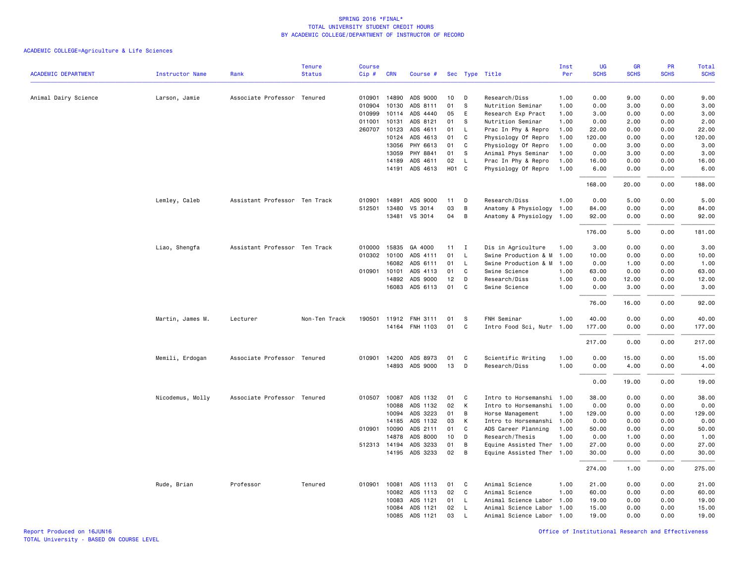# SPRING 2016 *FINAL*
## TOTAL UNIVERSITY STUDENT CREDIT HOURS
## BY ACADEMIC COLLEGE/DEPARTMENT OF INSTRUCTOR OF RECORD

ACADEMIC COLLEGE=Agriculture & Life Sciences

| ACADEMIC DEPARTMENT | Instructor Name | Rank | Tenure Status | Course Cip # | CRN | Course # | Sec | Type | Title | Inst Per | UG SCHS | GR SCHS | PR SCHS | Total SCHS |
|---|---|---|---|---|---|---|---|---|---|---|---|---|---|---|
| Animal Dairy Science | Larson, Jamie | Associate Professor | Tenured | 010901 | 14890 | ADS 9000 | 10 | D | Research/Diss | 1.00 | 0.00 | 9.00 | 0.00 | 9.00 |
| | | | | 010904 | 10130 | ADS 8111 | 01 | S | Nutrition Seminar | 1.00 | 0.00 | 3.00 | 0.00 | 3.00 |
| | | | | 010999 | 10114 | ADS 4440 | 05 | E | Research Exp Pract | 1.00 | 3.00 | 0.00 | 0.00 | 3.00 |
| | | | | 011001 | 10131 | ADS 8121 | 01 | S | Nutrition Seminar | 1.00 | 0.00 | 2.00 | 0.00 | 2.00 |
| | | | | 260707 | 10123 | ADS 4611 | 01 | L | Prac In Phy & Repro | 1.00 | 22.00 | 0.00 | 0.00 | 22.00 |
| | | | | | 10124 | ADS 4613 | 01 | C | Physiology Of Repro | 1.00 | 120.00 | 0.00 | 0.00 | 120.00 |
| | | | | | 13056 | PHY 6613 | 01 | C | Physiology Of Repro | 1.00 | 0.00 | 3.00 | 0.00 | 3.00 |
| | | | | | 13059 | PHY 8841 | 01 | S | Animal Phys Seminar | 1.00 | 0.00 | 3.00 | 0.00 | 3.00 |
| | | | | | 14189 | ADS 4611 | 02 | L | Prac In Phy & Repro | 1.00 | 16.00 | 0.00 | 0.00 | 16.00 |
| | | | | | 14191 | ADS 4613 | H01 | C | Physiology Of Repro | 1.00 | 6.00 | 0.00 | 0.00 | 6.00 |
| | | | | | | | | | | | 168.00 | 20.00 | 0.00 | 188.00 |
| | Lemley, Caleb | Assistant Professor | Ten Track | 010901 | 14891 | ADS 9000 | 11 | D | Research/Diss | 1.00 | 0.00 | 5.00 | 0.00 | 5.00 |
| | | | | 512501 | 13480 | VS 3014 | 03 | B | Anatomy & Physiology | 1.00 | 84.00 | 0.00 | 0.00 | 84.00 |
| | | | | | 13481 | VS 3014 | 04 | B | Anatomy & Physiology | 1.00 | 92.00 | 0.00 | 0.00 | 92.00 |
| | | | | | | | | | | | 176.00 | 5.00 | 0.00 | 181.00 |
| | Liao, Shengfa | Assistant Professor | Ten Track | 010000 | 15835 | GA 4000 | 11 | I | Dis in Agriculture | 1.00 | 3.00 | 0.00 | 0.00 | 3.00 |
| | | | | 010302 | 10100 | ADS 4111 | 01 | L | Swine Production & M | 1.00 | 10.00 | 0.00 | 0.00 | 10.00 |
| | | | | | 16082 | ADS 6111 | 01 | L | Swine Production & M | 1.00 | 0.00 | 1.00 | 0.00 | 1.00 |
| | | | | 010901 | 10101 | ADS 4113 | 01 | C | Swine Science | 1.00 | 63.00 | 0.00 | 0.00 | 63.00 |
| | | | | | 14892 | ADS 9000 | 12 | D | Research/Diss | 1.00 | 0.00 | 12.00 | 0.00 | 12.00 |
| | | | | | 16083 | ADS 6113 | 01 | C | Swine Science | 1.00 | 0.00 | 3.00 | 0.00 | 3.00 |
| | | | | | | | | | | | 76.00 | 16.00 | 0.00 | 92.00 |
| | Martin, James M. | Lecturer | Non-Ten Track | 190501 | 11912 | FNH 3111 | 01 | S | FNH Seminar | 1.00 | 40.00 | 0.00 | 0.00 | 40.00 |
| | | | | | 14164 | FNH 1103 | 01 | C | Intro Food Sci, Nutr | 1.00 | 177.00 | 0.00 | 0.00 | 177.00 |
| | | | | | | | | | | | 217.00 | 0.00 | 0.00 | 217.00 |
| | Memili, Erdogan | Associate Professor | Tenured | 010901 | 14200 | ADS 8973 | 01 | C | Scientific Writing | 1.00 | 0.00 | 15.00 | 0.00 | 15.00 |
| | | | | | 14893 | ADS 9000 | 13 | D | Research/Diss | 1.00 | 0.00 | 4.00 | 0.00 | 4.00 |
| | | | | | | | | | | | 0.00 | 19.00 | 0.00 | 19.00 |
| | Nicodemus, Molly | Associate Professor | Tenured | 010507 | 10087 | ADS 1132 | 01 | C | Intro to Horsemanshi | 1.00 | 38.00 | 0.00 | 0.00 | 38.00 |
| | | | | | 10088 | ADS 1132 | 02 | K | Intro to Horsemanshi | 1.00 | 0.00 | 0.00 | 0.00 | 0.00 |
| | | | | | 10094 | ADS 3223 | 01 | B | Horse Management | 1.00 | 129.00 | 0.00 | 0.00 | 129.00 |
| | | | | | 14185 | ADS 1132 | 03 | K | Intro to Horsemanshi | 1.00 | 0.00 | 0.00 | 0.00 | 0.00 |
| | | | | 010901 | 10090 | ADS 2111 | 01 | C | ADS Career Planning | 1.00 | 50.00 | 0.00 | 0.00 | 50.00 |
| | | | | | 14878 | ADS 8000 | 10 | D | Research/Thesis | 1.00 | 0.00 | 1.00 | 0.00 | 1.00 |
| | | | | 512313 | 14194 | ADS 3233 | 01 | B | Equine Assisted Ther | 1.00 | 27.00 | 0.00 | 0.00 | 27.00 |
| | | | | | 14195 | ADS 3233 | 02 | B | Equine Assisted Ther | 1.00 | 30.00 | 0.00 | 0.00 | 30.00 |
| | | | | | | | | | | | 274.00 | 1.00 | 0.00 | 275.00 |
| | Rude, Brian | Professor | Tenured | 010901 | 10081 | ADS 1113 | 01 | C | Animal Science | 1.00 | 21.00 | 0.00 | 0.00 | 21.00 |
| | | | | | 10082 | ADS 1113 | 02 | C | Animal Science | 1.00 | 60.00 | 0.00 | 0.00 | 60.00 |
| | | | | | 10083 | ADS 1121 | 01 | L | Animal Science Labor | 1.00 | 19.00 | 0.00 | 0.00 | 19.00 |
| | | | | | 10084 | ADS 1121 | 02 | L | Animal Science Labor | 1.00 | 15.00 | 0.00 | 0.00 | 15.00 |
| | | | | | 10085 | ADS 1121 | 03 | L | Animal Science Labor | 1.00 | 19.00 | 0.00 | 0.00 | 19.00 |

Report Produced on 16JUN16
TOTAL University - BASED ON COURSE LEVEL

Office of Institutional Research and Effectiveness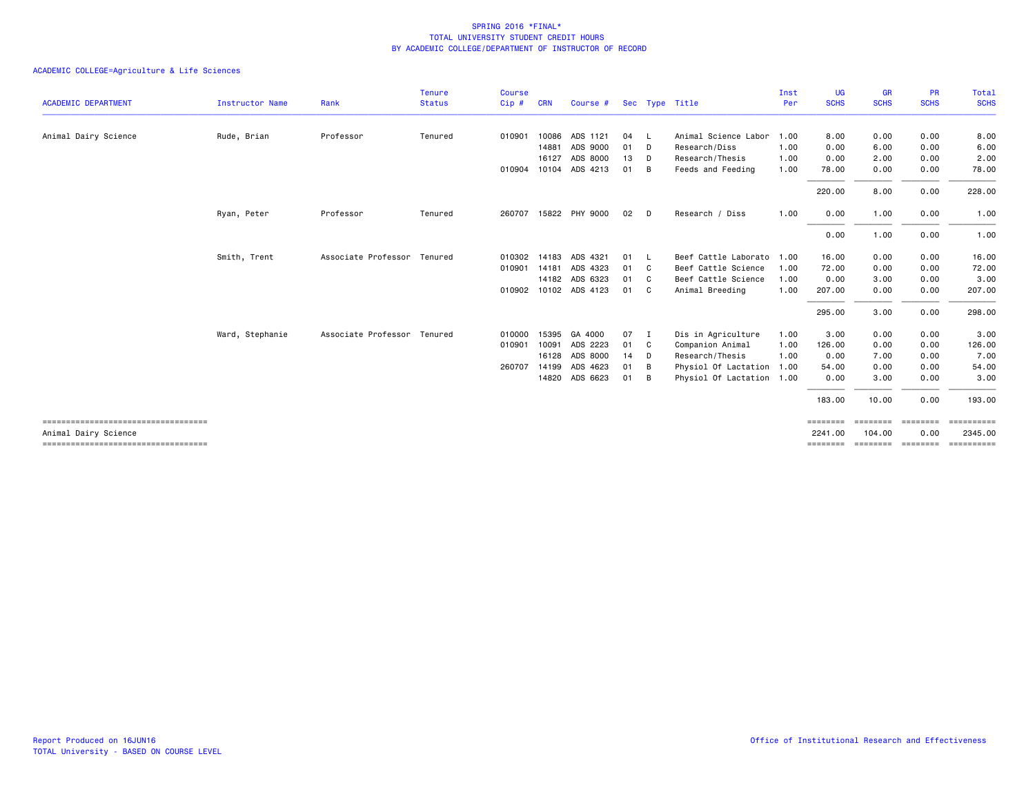# SPRING 2016 *FINAL*
## TOTAL UNIVERSITY STUDENT CREDIT HOURS
## BY ACADEMIC COLLEGE/DEPARTMENT OF INSTRUCTOR OF RECORD

ACADEMIC COLLEGE=Agriculture & Life Sciences

| ACADEMIC DEPARTMENT | Instructor Name | Rank | Tenure Status | Course Cip # | CRN | Course # | Sec | Type | Title | Inst Per | UG SCHS | GR SCHS | PR SCHS | Total SCHS |
|---|---|---|---|---|---|---|---|---|---|---|---|---|---|---|
| Animal Dairy Science | Rude, Brian | Professor | Tenured | 010901 | 10086 | ADS 1121 | 04 | L | Animal Science Labor | 1.00 | 8.00 | 0.00 | 0.00 | 8.00 |
| | | | | | 14881 | ADS 9000 | 01 | D | Research/Diss | 1.00 | 0.00 | 6.00 | 0.00 | 6.00 |
| | | | | | 16127 | ADS 8000 | 13 | D | Research/Thesis | 1.00 | 0.00 | 2.00 | 0.00 | 2.00 |
| | | | | 010904 | 10104 | ADS 4213 | 01 | B | Feeds and Feeding | 1.00 | 78.00 | 0.00 | 0.00 | 78.00 |
| | | | | | | | | | | | 220.00 | 8.00 | 0.00 | 228.00 |
| | Ryan, Peter | Professor | Tenured | 260707 | 15822 | PHY 9000 | 02 | D | Research / Diss | 1.00 | 0.00 | 1.00 | 0.00 | 1.00 |
| | | | | | | | | | | | 0.00 | 1.00 | 0.00 | 1.00 |
| | Smith, Trent | Associate Professor | Tenured | 010302 | 14183 | ADS 4321 | 01 | L | Beef Cattle Laborato | 1.00 | 16.00 | 0.00 | 0.00 | 16.00 |
| | | | | 010901 | 14181 | ADS 4323 | 01 | C | Beef Cattle Science | 1.00 | 72.00 | 0.00 | 0.00 | 72.00 |
| | | | | | 14182 | ADS 6323 | 01 | C | Beef Cattle Science | 1.00 | 0.00 | 3.00 | 0.00 | 3.00 |
| | | | | 010902 | 10102 | ADS 4123 | 01 | C | Animal Breeding | 1.00 | 207.00 | 0.00 | 0.00 | 207.00 |
| | | | | | | | | | | | 295.00 | 3.00 | 0.00 | 298.00 |
| | Ward, Stephanie | Associate Professor | Tenured | 010000 | 15395 | GA 4000 | 07 | I | Dis in Agriculture | 1.00 | 3.00 | 0.00 | 0.00 | 3.00 |
| | | | | 010901 | 10091 | ADS 2223 | 01 | C | Companion Animal | 1.00 | 126.00 | 0.00 | 0.00 | 126.00 |
| | | | | | 16128 | ADS 8000 | 14 | D | Research/Thesis | 1.00 | 0.00 | 7.00 | 0.00 | 7.00 |
| | | | | 260707 | 14199 | ADS 4623 | 01 | B | Physiol Of Lactation | 1.00 | 54.00 | 0.00 | 0.00 | 54.00 |
| | | | | | 14820 | ADS 6623 | 01 | B | Physiol Of Lactation | 1.00 | 0.00 | 3.00 | 0.00 | 3.00 |
| | | | | | | | | | | | 183.00 | 10.00 | 0.00 | 193.00 |
| Animal Dairy Science | | | | | | | | | | | 2241.00 | 104.00 | 0.00 | 2345.00 |

Report Produced on 16JUN16
TOTAL University - BASED ON COURSE LEVEL

Office of Institutional Research and Effectiveness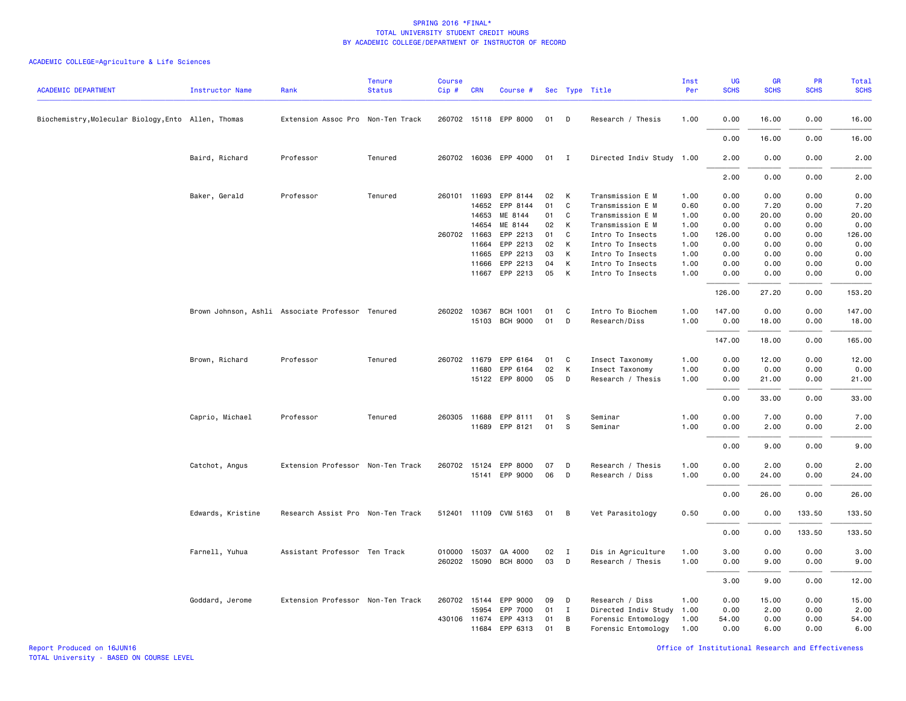SPRING 2016 *FINAL*
TOTAL UNIVERSITY STUDENT CREDIT HOURS
BY ACADEMIC COLLEGE/DEPARTMENT OF INSTRUCTOR OF RECORD

ACADEMIC COLLEGE=Agriculture & Life Sciences

| ACADEMIC DEPARTMENT | Instructor Name | Rank | Tenure Status | Course Cip # | CRN | Course # | Sec | Type | Title | Inst Per | UG SCHS | GR SCHS | PR SCHS | Total SCHS |
|---|---|---|---|---|---|---|---|---|---|---|---|---|---|---|
| Biochemistry,Molecular Biology,Ento | Allen, Thomas | Extension Assoc Pro | Non-Ten Track | 260702 | 15118 | EPP 8000 | 01 | D | Research / Thesis | 1.00 | 0.00 | 16.00 | 0.00 | 16.00 |
| | | | | | | | | | | | 0.00 | 16.00 | 0.00 | 16.00 |
| | Baird, Richard | Professor | Tenured | 260702 | 16036 | EPP 4000 | 01 | I | Directed Indiv Study | 1.00 | 2.00 | 0.00 | 0.00 | 2.00 |
| | | | | | | | | | | | 2.00 | 0.00 | 0.00 | 2.00 |
| | Baker, Gerald | Professor | Tenured | 260101 | 11693 | EPP 8144 | 02 | K | Transmission E M | 1.00 | 0.00 | 0.00 | 0.00 | 0.00 |
| | | | | | 14652 | EPP 8144 | 01 | C | Transmission E M | 0.60 | 0.00 | 7.20 | 0.00 | 7.20 |
| | | | | | 14653 | ME 8144 | 01 | C | Transmission E M | 1.00 | 0.00 | 20.00 | 0.00 | 20.00 |
| | | | | | 14654 | ME 8144 | 02 | K | Transmission E M | 1.00 | 0.00 | 0.00 | 0.00 | 0.00 |
| | | | | 260702 | 11663 | EPP 2213 | 01 | C | Intro To Insects | 1.00 | 126.00 | 0.00 | 0.00 | 126.00 |
| | | | | | 11664 | EPP 2213 | 02 | K | Intro To Insects | 1.00 | 0.00 | 0.00 | 0.00 | 0.00 |
| | | | | | 11665 | EPP 2213 | 03 | K | Intro To Insects | 1.00 | 0.00 | 0.00 | 0.00 | 0.00 |
| | | | | | 11666 | EPP 2213 | 04 | K | Intro To Insects | 1.00 | 0.00 | 0.00 | 0.00 | 0.00 |
| | | | | | 11667 | EPP 2213 | 05 | K | Intro To Insects | 1.00 | 0.00 | 0.00 | 0.00 | 0.00 |
| | | | | | | | | | | | 126.00 | 27.20 | 0.00 | 153.20 |
| | Brown Johnson, Ashli | Associate Professor | Tenured | 260202 | 10367 | BCH 1001 | 01 | C | Intro To Biochem | 1.00 | 147.00 | 0.00 | 0.00 | 147.00 |
| | | | | | 15103 | BCH 9000 | 01 | D | Research/Diss | 1.00 | 0.00 | 18.00 | 0.00 | 18.00 |
| | | | | | | | | | | | 147.00 | 18.00 | 0.00 | 165.00 |
| | Brown, Richard | Professor | Tenured | 260702 | 11679 | EPP 6164 | 01 | C | Insect Taxonomy | 1.00 | 0.00 | 12.00 | 0.00 | 12.00 |
| | | | | | 11680 | EPP 6164 | 02 | K | Insect Taxonomy | 1.00 | 0.00 | 0.00 | 0.00 | 0.00 |
| | | | | | 15122 | EPP 8000 | 05 | D | Research / Thesis | 1.00 | 0.00 | 21.00 | 0.00 | 21.00 |
| | | | | | | | | | | | 0.00 | 33.00 | 0.00 | 33.00 |
| | Caprio, Michael | Professor | Tenured | 260305 | 11688 | EPP 8111 | 01 | S | Seminar | 1.00 | 0.00 | 7.00 | 0.00 | 7.00 |
| | | | | | 11689 | EPP 8121 | 01 | S | Seminar | 1.00 | 0.00 | 2.00 | 0.00 | 2.00 |
| | | | | | | | | | | | 0.00 | 9.00 | 0.00 | 9.00 |
| | Catchot, Angus | Extension Professor | Non-Ten Track | 260702 | 15124 | EPP 8000 | 07 | D | Research / Thesis | 1.00 | 0.00 | 2.00 | 0.00 | 2.00 |
| | | | | | 15141 | EPP 9000 | 06 | D | Research / Diss | 1.00 | 0.00 | 24.00 | 0.00 | 24.00 |
| | | | | | | | | | | | 0.00 | 26.00 | 0.00 | 26.00 |
| | Edwards, Kristine | Research Assist Pro | Non-Ten Track | 512401 | 11109 | CVM 5163 | 01 | B | Vet Parasitology | 0.50 | 0.00 | 0.00 | 133.50 | 133.50 |
| | | | | | | | | | | | 0.00 | 0.00 | 133.50 | 133.50 |
| | Farnell, Yuhua | Assistant Professor | Ten Track | 010000 | 15037 | GA 4000 | 02 | I | Dis in Agriculture | 1.00 | 3.00 | 0.00 | 0.00 | 3.00 |
| | | | | 260202 | 15090 | BCH 8000 | 03 | D | Research / Thesis | 1.00 | 0.00 | 9.00 | 0.00 | 9.00 |
| | | | | | | | | | | | 3.00 | 9.00 | 0.00 | 12.00 |
| | Goddard, Jerome | Extension Professor | Non-Ten Track | 260702 | 15144 | EPP 9000 | 09 | D | Research / Diss | 1.00 | 0.00 | 15.00 | 0.00 | 15.00 |
| | | | | | 15954 | EPP 7000 | 01 | I | Directed Indiv Study | 1.00 | 0.00 | 2.00 | 0.00 | 2.00 |
| | | | | 430106 | 11674 | EPP 4313 | 01 | B | Forensic Entomology | 1.00 | 54.00 | 0.00 | 0.00 | 54.00 |
| | | | | | 11684 | EPP 6313 | 01 | B | Forensic Entomology | 1.00 | 0.00 | 6.00 | 0.00 | 6.00 |

Report Produced on 16JUN16
TOTAL University - BASED ON COURSE LEVEL

Office of Institutional Research and Effectiveness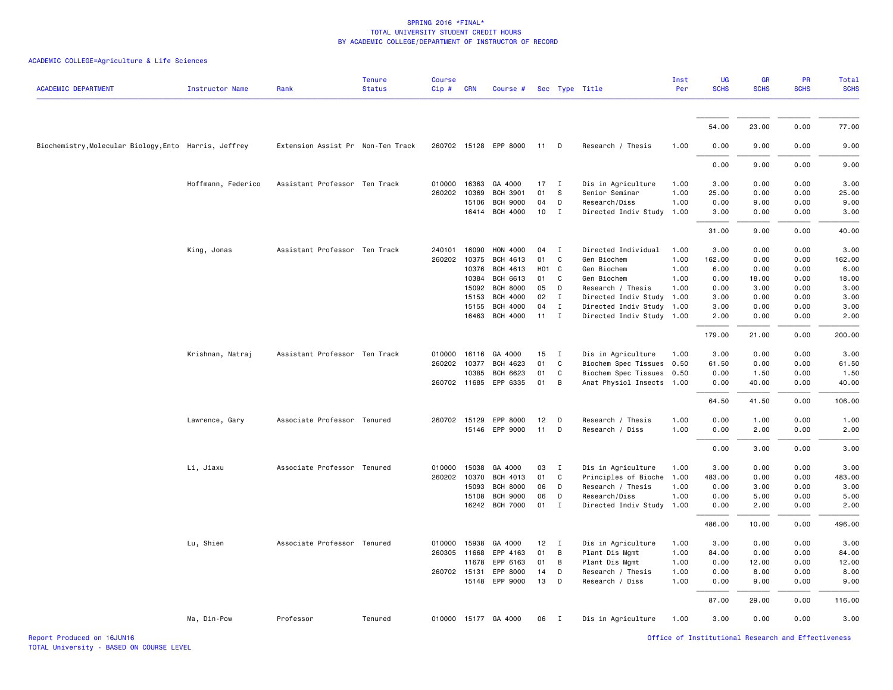SPRING 2016 *FINAL*
TOTAL UNIVERSITY STUDENT CREDIT HOURS
BY ACADEMIC COLLEGE/DEPARTMENT OF INSTRUCTOR OF RECORD

ACADEMIC COLLEGE=Agriculture & Life Sciences

| ACADEMIC DEPARTMENT | Instructor Name | Rank | Tenure Status | Course Cip # | CRN | Course # | Sec | Type | Title | Inst Per | UG SCHS | GR SCHS | PR SCHS | Total SCHS |
|---|---|---|---|---|---|---|---|---|---|---|---|---|---|---|
| | | | | | | | | | | | 54.00 | 23.00 | 0.00 | 77.00 |
| Biochemistry,Molecular Biology,Ento | Harris, Jeffrey | Extension Assist Pr | Non-Ten Track | 260702 | 15128 | EPP 8000 | 11 | D | Research / Thesis | 1.00 | 0.00 | 9.00 | 0.00 | 9.00 |
| | | | | | | | | | | | 0.00 | 9.00 | 0.00 | 9.00 |
| | Hoffmann, Federico | Assistant Professor | Ten Track | 010000 | 16363 | GA 4000 | 17 | I | Dis in Agriculture | 1.00 | 3.00 | 0.00 | 0.00 | 3.00 |
| | | | | 260202 | 10369 | BCH 3901 | 01 | S | Senior Seminar | 1.00 | 25.00 | 0.00 | 0.00 | 25.00 |
| | | | | | 15106 | BCH 9000 | 04 | D | Research/Diss | 1.00 | 0.00 | 9.00 | 0.00 | 9.00 |
| | | | | | 16414 | BCH 4000 | 10 | I | Directed Indiv Study | 1.00 | 3.00 | 0.00 | 0.00 | 3.00 |
| | | | | | | | | | | | 31.00 | 9.00 | 0.00 | 40.00 |
| | King, Jonas | Assistant Professor | Ten Track | 240101 | 16090 | HON 4000 | 04 | I | Directed Individual | 1.00 | 3.00 | 0.00 | 0.00 | 3.00 |
| | | | | 260202 | 10375 | BCH 4613 | 01 | C | Gen Biochem | 1.00 | 162.00 | 0.00 | 0.00 | 162.00 |
| | | | | | 10376 | BCH 4613 | H01 | C | Gen Biochem | 1.00 | 6.00 | 0.00 | 0.00 | 6.00 |
| | | | | | 10384 | BCH 6613 | 01 | C | Gen Biochem | 1.00 | 0.00 | 18.00 | 0.00 | 18.00 |
| | | | | | 15092 | BCH 8000 | 05 | D | Research / Thesis | 1.00 | 0.00 | 3.00 | 0.00 | 3.00 |
| | | | | | 15153 | BCH 4000 | 02 | I | Directed Indiv Study | 1.00 | 3.00 | 0.00 | 0.00 | 3.00 |
| | | | | | 15155 | BCH 4000 | 04 | I | Directed Indiv Study | 1.00 | 3.00 | 0.00 | 0.00 | 3.00 |
| | | | | | 16463 | BCH 4000 | 11 | I | Directed Indiv Study | 1.00 | 2.00 | 0.00 | 0.00 | 2.00 |
| | | | | | | | | | | | 179.00 | 21.00 | 0.00 | 200.00 |
| | Krishnan, Natraj | Assistant Professor | Ten Track | 010000 | 16116 | GA 4000 | 15 | I | Dis in Agriculture | 1.00 | 3.00 | 0.00 | 0.00 | 3.00 |
| | | | | 260202 | 10377 | BCH 4623 | 01 | C | Biochem Spec Tissues | 0.50 | 61.50 | 0.00 | 0.00 | 61.50 |
| | | | | | 10385 | BCH 6623 | 01 | C | Biochem Spec Tissues | 0.50 | 0.00 | 1.50 | 0.00 | 1.50 |
| | | | | 260702 | 11685 | EPP 6335 | 01 | B | Anat Physiol Insects | 1.00 | 0.00 | 40.00 | 0.00 | 40.00 |
| | | | | | | | | | | | 64.50 | 41.50 | 0.00 | 106.00 |
| | Lawrence, Gary | Associate Professor | Tenured | 260702 | 15129 | EPP 8000 | 12 | D | Research / Thesis | 1.00 | 0.00 | 1.00 | 0.00 | 1.00 |
| | | | | | 15146 | EPP 9000 | 11 | D | Research / Diss | 1.00 | 0.00 | 2.00 | 0.00 | 2.00 |
| | | | | | | | | | | | 0.00 | 3.00 | 0.00 | 3.00 |
| | Li, Jiaxu | Associate Professor | Tenured | 010000 | 15038 | GA 4000 | 03 | I | Dis in Agriculture | 1.00 | 3.00 | 0.00 | 0.00 | 3.00 |
| | | | | 260202 | 10370 | BCH 4013 | 01 | C | Principles of Bioche | 1.00 | 483.00 | 0.00 | 0.00 | 483.00 |
| | | | | | 15093 | BCH 8000 | 06 | D | Research / Thesis | 1.00 | 0.00 | 3.00 | 0.00 | 3.00 |
| | | | | | 15108 | BCH 9000 | 06 | D | Research/Diss | 1.00 | 0.00 | 5.00 | 0.00 | 5.00 |
| | | | | | 16242 | BCH 7000 | 01 | I | Directed Indiv Study | 1.00 | 0.00 | 2.00 | 0.00 | 2.00 |
| | | | | | | | | | | | 486.00 | 10.00 | 0.00 | 496.00 |
| | Lu, Shien | Associate Professor | Tenured | 010000 | 15938 | GA 4000 | 12 | I | Dis in Agriculture | 1.00 | 3.00 | 0.00 | 0.00 | 3.00 |
| | | | | 260305 | 11668 | EPP 4163 | 01 | B | Plant Dis Mgmt | 1.00 | 84.00 | 0.00 | 0.00 | 84.00 |
| | | | | | 11678 | EPP 6163 | 01 | B | Plant Dis Mgmt | 1.00 | 0.00 | 12.00 | 0.00 | 12.00 |
| | | | | 260702 | 15131 | EPP 8000 | 14 | D | Research / Thesis | 1.00 | 0.00 | 8.00 | 0.00 | 8.00 |
| | | | | | 15148 | EPP 9000 | 13 | D | Research / Diss | 1.00 | 0.00 | 9.00 | 0.00 | 9.00 |
| | | | | | | | | | | | 87.00 | 29.00 | 0.00 | 116.00 |
| | Ma, Din-Pow | Professor | Tenured | 010000 | 15177 | GA 4000 | 06 | I | Dis in Agriculture | 1.00 | 3.00 | 0.00 | 0.00 | 3.00 |

Report Produced on 16JUN16
TOTAL University - BASED ON COURSE LEVEL

Office of Institutional Research and Effectiveness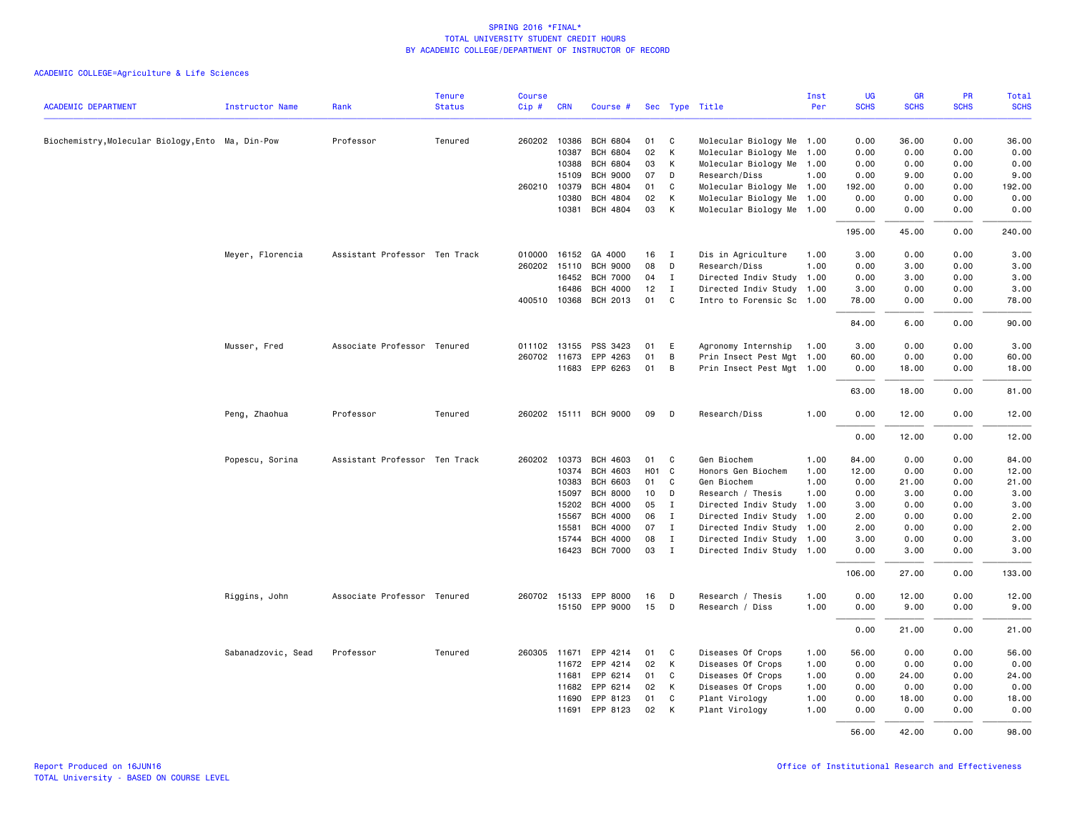SPRING 2016 *FINAL*
TOTAL UNIVERSITY STUDENT CREDIT HOURS
BY ACADEMIC COLLEGE/DEPARTMENT OF INSTRUCTOR OF RECORD

ACADEMIC COLLEGE=Agriculture & Life Sciences

| ACADEMIC DEPARTMENT | Instructor Name | Rank | Tenure Status | Course Cip # | CRN | Course # | Sec | Type | Title | Inst Per | UG SCHS | GR SCHS | PR SCHS | Total SCHS |
|---|---|---|---|---|---|---|---|---|---|---|---|---|---|---|
| Biochemistry,Molecular Biology,Ento | Ma, Din-Pow | Professor | Tenured | 260202 | 10386 | BCH 6804 | 01 | C | Molecular Biology Me | 1.00 | 0.00 | 36.00 | 0.00 | 36.00 |
| | | | | | 10387 | BCH 6804 | 02 | K | Molecular Biology Me | 1.00 | 0.00 | 0.00 | 0.00 | 0.00 |
| | | | | | 10388 | BCH 6804 | 03 | K | Molecular Biology Me | 1.00 | 0.00 | 0.00 | 0.00 | 0.00 |
| | | | | | 15109 | BCH 9000 | 07 | D | Research/Diss | 1.00 | 0.00 | 9.00 | 0.00 | 9.00 |
| | | | | 260210 | 10379 | BCH 4804 | 01 | C | Molecular Biology Me | 1.00 | 192.00 | 0.00 | 0.00 | 192.00 |
| | | | | | 10380 | BCH 4804 | 02 | K | Molecular Biology Me | 1.00 | 0.00 | 0.00 | 0.00 | 0.00 |
| | | | | | 10381 | BCH 4804 | 03 | K | Molecular Biology Me | 1.00 | 0.00 | 0.00 | 0.00 | 0.00 |
| | | | | | | | | | | | 195.00 | 45.00 | 0.00 | 240.00 |
| | Meyer, Florencia | Assistant Professor | Ten Track | 010000 | 16152 | GA 4000 | 16 | I | Dis in Agriculture | 1.00 | 3.00 | 0.00 | 0.00 | 3.00 |
| | | | | 260202 | 15110 | BCH 9000 | 08 | D | Research/Diss | 1.00 | 0.00 | 3.00 | 0.00 | 3.00 |
| | | | | | 16452 | BCH 7000 | 04 | I | Directed Indiv Study | 1.00 | 0.00 | 3.00 | 0.00 | 3.00 |
| | | | | | 16486 | BCH 4000 | 12 | I | Directed Indiv Study | 1.00 | 3.00 | 0.00 | 0.00 | 3.00 |
| | | | | 400510 | 10368 | BCH 2013 | 01 | C | Intro to Forensic Sc | 1.00 | 78.00 | 0.00 | 0.00 | 78.00 |
| | | | | | | | | | | | 84.00 | 6.00 | 0.00 | 90.00 |
| | Musser, Fred | Associate Professor | Tenured | 011102 | 13155 | PSS 3423 | 01 | E | Agronomy Internship | 1.00 | 3.00 | 0.00 | 0.00 | 3.00 |
| | | | | 260702 | 11673 | EPP 4263 | 01 | B | Prin Insect Pest Mgt | 1.00 | 60.00 | 0.00 | 0.00 | 60.00 |
| | | | | | 11683 | EPP 6263 | 01 | B | Prin Insect Pest Mgt | 1.00 | 0.00 | 18.00 | 0.00 | 18.00 |
| | | | | | | | | | | | 63.00 | 18.00 | 0.00 | 81.00 |
| | Peng, Zhaohua | Professor | Tenured | 260202 | 15111 | BCH 9000 | 09 | D | Research/Diss | 1.00 | 0.00 | 12.00 | 0.00 | 12.00 |
| | | | | | | | | | | | 0.00 | 12.00 | 0.00 | 12.00 |
| | Popescu, Sorina | Assistant Professor | Ten Track | 260202 | 10373 | BCH 4603 | 01 | C | Gen Biochem | 1.00 | 84.00 | 0.00 | 0.00 | 84.00 |
| | | | | | 10374 | BCH 4603 | H01 | C | Honors Gen Biochem | 1.00 | 12.00 | 0.00 | 0.00 | 12.00 |
| | | | | | 10383 | BCH 6603 | 01 | C | Gen Biochem | 1.00 | 0.00 | 21.00 | 0.00 | 21.00 |
| | | | | | 15097 | BCH 8000 | 10 | D | Research / Thesis | 1.00 | 0.00 | 3.00 | 0.00 | 3.00 |
| | | | | | 15202 | BCH 4000 | 05 | I | Directed Indiv Study | 1.00 | 3.00 | 0.00 | 0.00 | 3.00 |
| | | | | | 15567 | BCH 4000 | 06 | I | Directed Indiv Study | 1.00 | 2.00 | 0.00 | 0.00 | 2.00 |
| | | | | | 15581 | BCH 4000 | 07 | I | Directed Indiv Study | 1.00 | 2.00 | 0.00 | 0.00 | 2.00 |
| | | | | | 15744 | BCH 4000 | 08 | I | Directed Indiv Study | 1.00 | 3.00 | 0.00 | 0.00 | 3.00 |
| | | | | | 16423 | BCH 7000 | 03 | I | Directed Indiv Study | 1.00 | 0.00 | 3.00 | 0.00 | 3.00 |
| | | | | | | | | | | | 106.00 | 27.00 | 0.00 | 133.00 |
| | Riggins, John | Associate Professor | Tenured | 260702 | 15133 | EPP 8000 | 16 | D | Research / Thesis | 1.00 | 0.00 | 12.00 | 0.00 | 12.00 |
| | | | | | 15150 | EPP 9000 | 15 | D | Research / Diss | 1.00 | 0.00 | 9.00 | 0.00 | 9.00 |
| | | | | | | | | | | | 0.00 | 21.00 | 0.00 | 21.00 |
| | Sabanadzovic, Sead | Professor | Tenured | 260305 | 11671 | EPP 4214 | 01 | C | Diseases Of Crops | 1.00 | 56.00 | 0.00 | 0.00 | 56.00 |
| | | | | | 11672 | EPP 4214 | 02 | K | Diseases Of Crops | 1.00 | 0.00 | 0.00 | 0.00 | 0.00 |
| | | | | | 11681 | EPP 6214 | 01 | C | Diseases Of Crops | 1.00 | 0.00 | 24.00 | 0.00 | 24.00 |
| | | | | | 11682 | EPP 6214 | 02 | K | Diseases Of Crops | 1.00 | 0.00 | 0.00 | 0.00 | 0.00 |
| | | | | | 11690 | EPP 8123 | 01 | C | Plant Virology | 1.00 | 0.00 | 18.00 | 0.00 | 18.00 |
| | | | | | 11691 | EPP 8123 | 02 | K | Plant Virology | 1.00 | 0.00 | 0.00 | 0.00 | 0.00 |
| | | | | | | | | | | | 56.00 | 42.00 | 0.00 | 98.00 |

Report Produced on 16JUN16
TOTAL University - BASED ON COURSE LEVEL

Office of Institutional Research and Effectiveness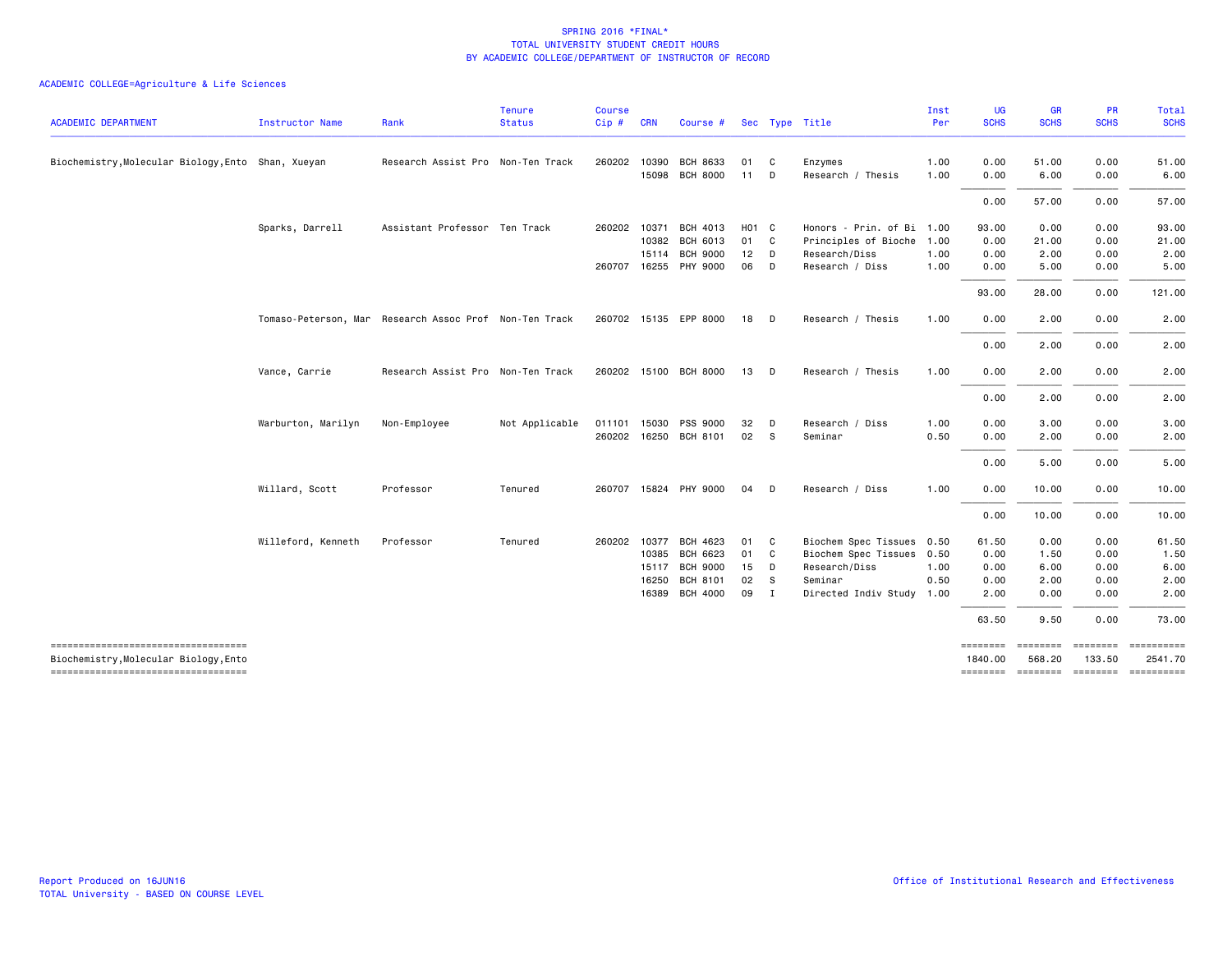SPRING 2016 *FINAL*
TOTAL UNIVERSITY STUDENT CREDIT HOURS
BY ACADEMIC COLLEGE/DEPARTMENT OF INSTRUCTOR OF RECORD

ACADEMIC COLLEGE=Agriculture & Life Sciences

| ACADEMIC DEPARTMENT | Instructor Name | Rank | Tenure Status | Course Cip # | CRN | Course # | Sec | Type | Title | Inst Per | UG SCHS | GR SCHS | PR SCHS | Total SCHS |
|---|---|---|---|---|---|---|---|---|---|---|---|---|---|---|
| Biochemistry,Molecular Biology,Ento | Shan, Xueyan | Research Assist Pro | Non-Ten Track | 260202 | 10390 | BCH 8633 | 01 | C | Enzymes | 1.00 | 0.00 | 51.00 | 0.00 | 51.00 |
| | | | | | 15098 | BCH 8000 | 11 | D | Research / Thesis | 1.00 | 0.00 | 6.00 | 0.00 | 6.00 |
| | | | | | | | | | | | 0.00 | 57.00 | 0.00 | 57.00 |
| | Sparks, Darrell | Assistant Professor | Ten Track | 260202 | 10371 | BCH 4013 | H01 | C | Honors - Prin. of Bi | 1.00 | 93.00 | 0.00 | 0.00 | 93.00 |
| | | | | | 10382 | BCH 6013 | 01 | C | Principles of Bioche | 1.00 | 0.00 | 21.00 | 0.00 | 21.00 |
| | | | | | 15114 | BCH 9000 | 12 | D | Research/Diss | 1.00 | 0.00 | 2.00 | 0.00 | 2.00 |
| | | | | 260707 | 16255 | PHY 9000 | 06 | D | Research / Diss | 1.00 | 0.00 | 5.00 | 0.00 | 5.00 |
| | | | | | | | | | | | 93.00 | 28.00 | 0.00 | 121.00 |
| | Tomaso-Peterson, Mar | Research Assoc Prof | Non-Ten Track | 260702 | 15135 | EPP 8000 | 18 | D | Research / Thesis | 1.00 | 0.00 | 2.00 | 0.00 | 2.00 |
| | | | | | | | | | | | 0.00 | 2.00 | 0.00 | 2.00 |
| | Vance, Carrie | Research Assist Pro | Non-Ten Track | 260202 | 15100 | BCH 8000 | 13 | D | Research / Thesis | 1.00 | 0.00 | 2.00 | 0.00 | 2.00 |
| | | | | | | | | | | | 0.00 | 2.00 | 0.00 | 2.00 |
| | Warburton, Marilyn | Non-Employee | Not Applicable | 011101 | 15030 | PSS 9000 | 32 | D | Research / Diss | 1.00 | 0.00 | 3.00 | 0.00 | 3.00 |
| | | | | 260202 | 16250 | BCH 8101 | 02 | S | Seminar | 0.50 | 0.00 | 2.00 | 0.00 | 2.00 |
| | | | | | | | | | | | 0.00 | 5.00 | 0.00 | 5.00 |
| | Willard, Scott | Professor | Tenured | 260707 | 15824 | PHY 9000 | 04 | D | Research / Diss | 1.00 | 0.00 | 10.00 | 0.00 | 10.00 |
| | | | | | | | | | | | 0.00 | 10.00 | 0.00 | 10.00 |
| | Willeford, Kenneth | Professor | Tenured | 260202 | 10377 | BCH 4623 | 01 | C | Biochem Spec Tissues | 0.50 | 61.50 | 0.00 | 0.00 | 61.50 |
| | | | | | 10385 | BCH 6623 | 01 | C | Biochem Spec Tissues | 0.50 | 0.00 | 1.50 | 0.00 | 1.50 |
| | | | | | 15117 | BCH 9000 | 15 | D | Research/Diss | 1.00 | 0.00 | 6.00 | 0.00 | 6.00 |
| | | | | | 16250 | BCH 8101 | 02 | S | Seminar | 0.50 | 0.00 | 2.00 | 0.00 | 2.00 |
| | | | | | 16389 | BCH 4000 | 09 | I | Directed Indiv Study | 1.00 | 2.00 | 0.00 | 0.00 | 2.00 |
| | | | | | | | | | | | 63.50 | 9.50 | 0.00 | 73.00 |
| Biochemistry,Molecular Biology,Ento | | | | | | | | | | | 1840.00 | 568.20 | 133.50 | 2541.70 |

Report Produced on 16JUN16
TOTAL University - BASED ON COURSE LEVEL

Office of Institutional Research and Effectiveness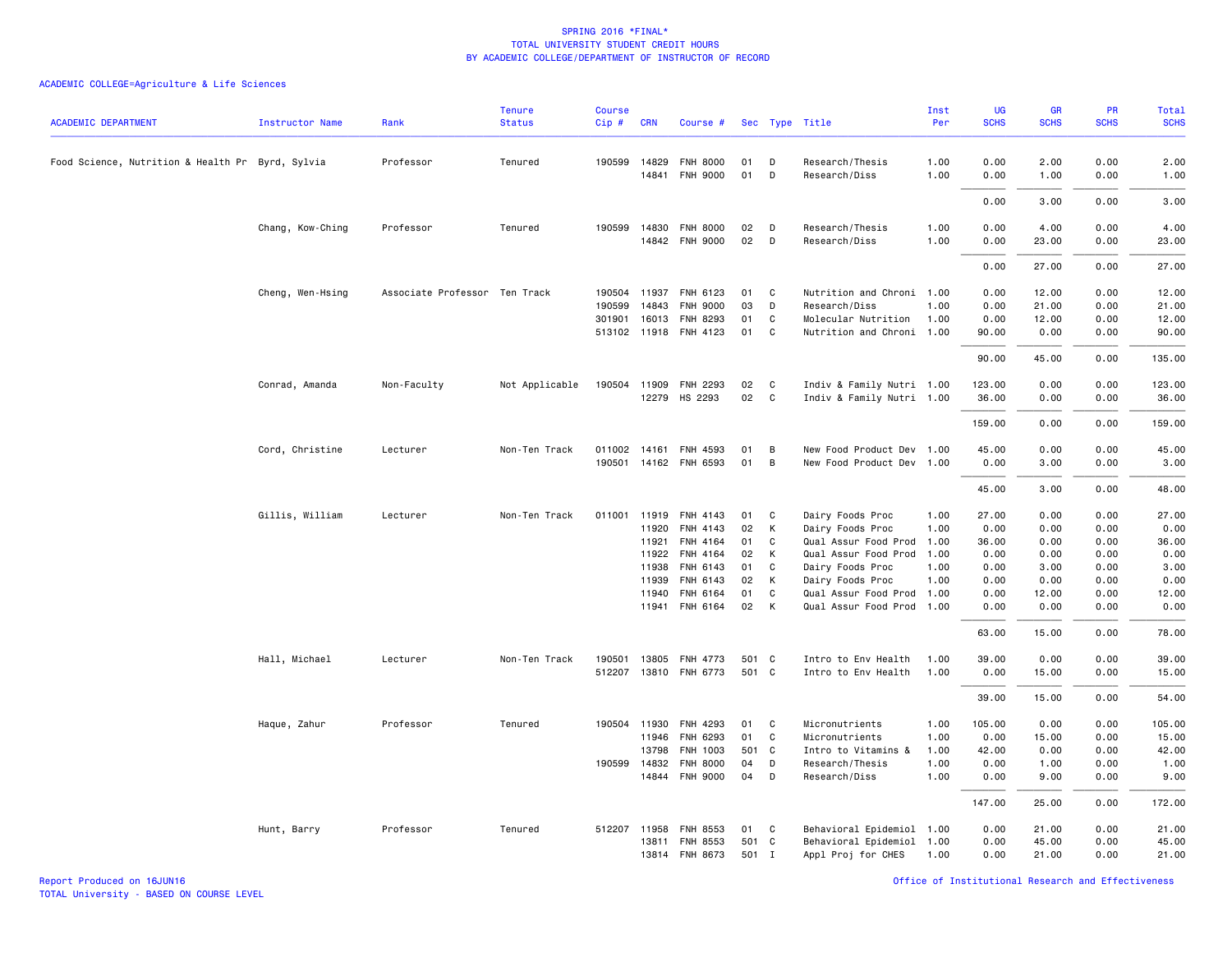SPRING 2016 *FINAL*
TOTAL UNIVERSITY STUDENT CREDIT HOURS
BY ACADEMIC COLLEGE/DEPARTMENT OF INSTRUCTOR OF RECORD

ACADEMIC COLLEGE=Agriculture & Life Sciences

| ACADEMIC DEPARTMENT | Instructor Name | Rank | Tenure Status | Course Cip # | CRN | Course # | Sec | Type | Title | Inst Per | UG SCHS | GR SCHS | PR SCHS | Total SCHS |
|---|---|---|---|---|---|---|---|---|---|---|---|---|---|---|
| Food Science, Nutrition & Health Pr | Byrd, Sylvia | Professor | Tenured | 190599 | 14829 | FNH 8000 | 01 | D | Research/Thesis | 1.00 | 0.00 | 2.00 | 0.00 | 2.00 |
| | | | | | 14841 | FNH 9000 | 01 | D | Research/Diss | 1.00 | 0.00 | 1.00 | 0.00 | 1.00 |
| | | | | | | | | | | | 0.00 | 3.00 | 0.00 | 3.00 |
| | Chang, Kow-Ching | Professor | Tenured | 190599 | 14830 | FNH 8000 | 02 | D | Research/Thesis | 1.00 | 0.00 | 4.00 | 0.00 | 4.00 |
| | | | | | 14842 | FNH 9000 | 02 | D | Research/Diss | 1.00 | 0.00 | 23.00 | 0.00 | 23.00 |
| | | | | | | | | | | | 0.00 | 27.00 | 0.00 | 27.00 |
| | Cheng, Wen-Hsing | Associate Professor | Ten Track | 190504 | 11937 | FNH 6123 | 01 | C | Nutrition and Chroni | 1.00 | 0.00 | 12.00 | 0.00 | 12.00 |
| | | | | 190599 | 14843 | FNH 9000 | 03 | D | Research/Diss | 1.00 | 0.00 | 21.00 | 0.00 | 21.00 |
| | | | | 301901 | 16013 | FNH 8293 | 01 | C | Molecular Nutrition | 1.00 | 0.00 | 12.00 | 0.00 | 12.00 |
| | | | | 513102 | 11918 | FNH 4123 | 01 | C | Nutrition and Chroni | 1.00 | 90.00 | 0.00 | 0.00 | 90.00 |
| | | | | | | | | | | | 90.00 | 45.00 | 0.00 | 135.00 |
| | Conrad, Amanda | Non-Faculty | Not Applicable | 190504 | 11909 | FNH 2293 | 02 | C | Indiv & Family Nutri | 1.00 | 123.00 | 0.00 | 0.00 | 123.00 |
| | | | | | 12279 | HS 2293 | 02 | C | Indiv & Family Nutri | 1.00 | 36.00 | 0.00 | 0.00 | 36.00 |
| | | | | | | | | | | | 159.00 | 0.00 | 0.00 | 159.00 |
| | Cord, Christine | Lecturer | Non-Ten Track | 011002 | 14161 | FNH 4593 | 01 | B | New Food Product Dev | 1.00 | 45.00 | 0.00 | 0.00 | 45.00 |
| | | | | 190501 | 14162 | FNH 6593 | 01 | B | New Food Product Dev | 1.00 | 0.00 | 3.00 | 0.00 | 3.00 |
| | | | | | | | | | | | 45.00 | 3.00 | 0.00 | 48.00 |
| | Gillis, William | Lecturer | Non-Ten Track | 011001 | 11919 | FNH 4143 | 01 | C | Dairy Foods Proc | 1.00 | 27.00 | 0.00 | 0.00 | 27.00 |
| | | | | | 11920 | FNH 4143 | 02 | K | Dairy Foods Proc | 1.00 | 0.00 | 0.00 | 0.00 | 0.00 |
| | | | | | 11921 | FNH 4164 | 01 | C | Qual Assur Food Prod | 1.00 | 36.00 | 0.00 | 0.00 | 36.00 |
| | | | | | 11922 | FNH 4164 | 02 | K | Qual Assur Food Prod | 1.00 | 0.00 | 0.00 | 0.00 | 0.00 |
| | | | | | 11938 | FNH 6143 | 01 | C | Dairy Foods Proc | 1.00 | 0.00 | 3.00 | 0.00 | 3.00 |
| | | | | | 11939 | FNH 6143 | 02 | K | Dairy Foods Proc | 1.00 | 0.00 | 0.00 | 0.00 | 0.00 |
| | | | | | 11940 | FNH 6164 | 01 | C | Qual Assur Food Prod | 1.00 | 0.00 | 12.00 | 0.00 | 12.00 |
| | | | | | 11941 | FNH 6164 | 02 | K | Qual Assur Food Prod | 1.00 | 0.00 | 0.00 | 0.00 | 0.00 |
| | | | | | | | | | | | 63.00 | 15.00 | 0.00 | 78.00 |
| | Hall, Michael | Lecturer | Non-Ten Track | 190501 | 13805 | FNH 4773 | 501 | C | Intro to Env Health | 1.00 | 39.00 | 0.00 | 0.00 | 39.00 |
| | | | | 512207 | 13810 | FNH 6773 | 501 | C | Intro to Env Health | 1.00 | 0.00 | 15.00 | 0.00 | 15.00 |
| | | | | | | | | | | | 39.00 | 15.00 | 0.00 | 54.00 |
| | Haque, Zahur | Professor | Tenured | 190504 | 11930 | FNH 4293 | 01 | C | Micronutrients | 1.00 | 105.00 | 0.00 | 0.00 | 105.00 |
| | | | | | 11946 | FNH 6293 | 01 | C | Micronutrients | 1.00 | 0.00 | 15.00 | 0.00 | 15.00 |
| | | | | | 13798 | FNH 1003 | 501 | C | Intro to Vitamins & | 1.00 | 42.00 | 0.00 | 0.00 | 42.00 |
| | | | | 190599 | 14832 | FNH 8000 | 04 | D | Research/Thesis | 1.00 | 0.00 | 1.00 | 0.00 | 1.00 |
| | | | | | 14844 | FNH 9000 | 04 | D | Research/Diss | 1.00 | 0.00 | 9.00 | 0.00 | 9.00 |
| | | | | | | | | | | | 147.00 | 25.00 | 0.00 | 172.00 |
| | Hunt, Barry | Professor | Tenured | 512207 | 11958 | FNH 8553 | 01 | C | Behavioral Epidemiol | 1.00 | 0.00 | 21.00 | 0.00 | 21.00 |
| | | | | | 13811 | FNH 8553 | 501 | C | Behavioral Epidemiol | 1.00 | 0.00 | 45.00 | 0.00 | 45.00 |
| | | | | | 13814 | FNH 8673 | 501 | I | Appl Proj for CHES | 1.00 | 0.00 | 21.00 | 0.00 | 21.00 |

Report Produced on 16JUN16
TOTAL University - BASED ON COURSE LEVEL

Office of Institutional Research and Effectiveness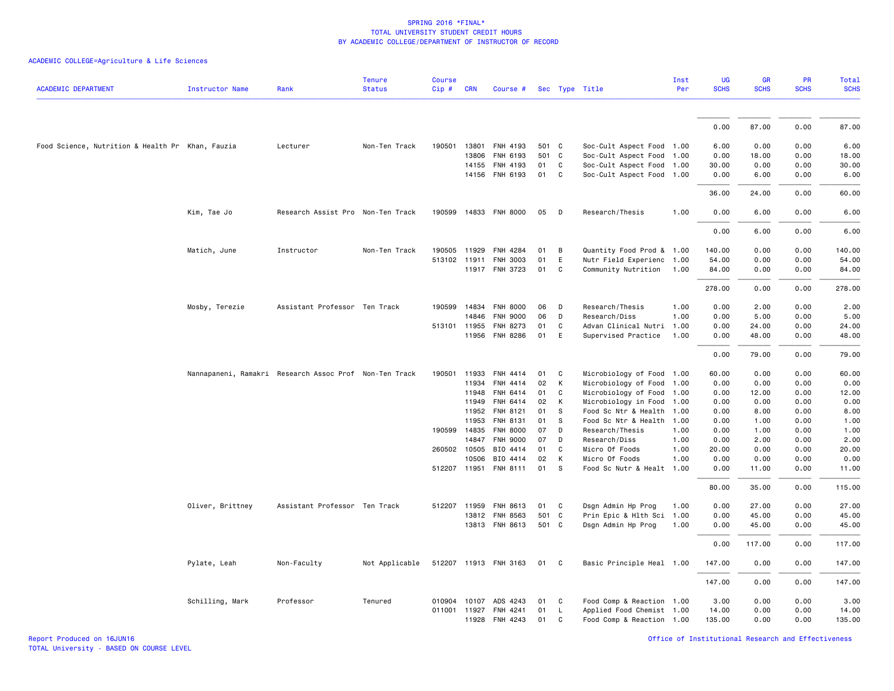# SPRING 2016 *FINAL*
# TOTAL UNIVERSITY STUDENT CREDIT HOURS
# BY ACADEMIC COLLEGE/DEPARTMENT OF INSTRUCTOR OF RECORD

ACADEMIC COLLEGE=Agriculture & Life Sciences

| ACADEMIC DEPARTMENT | Instructor Name | Rank | Tenure Status | Course Cip # | CRN | Course # | Sec | Type | Title | Inst Per | UG SCHS | GR SCHS | PR SCHS | Total SCHS |
|---|---|---|---|---|---|---|---|---|---|---|---|---|---|---|
| | | | | | | | | | | | 0.00 | 87.00 | 0.00 | 87.00 |
| Food Science, Nutrition & Health Pr | Khan, Fauzia | Lecturer | Non-Ten Track | 190501 | 13801 | FNH 4193 | 501 | C | Soc-Cult Aspect Food | 1.00 | 6.00 | 0.00 | 0.00 | 6.00 |
| | | | | | 13806 | FNH 6193 | 501 | C | Soc-Cult Aspect Food | 1.00 | 0.00 | 18.00 | 0.00 | 18.00 |
| | | | | | 14155 | FNH 4193 | 01 | C | Soc-Cult Aspect Food | 1.00 | 30.00 | 0.00 | 0.00 | 30.00 |
| | | | | | 14156 | FNH 6193 | 01 | C | Soc-Cult Aspect Food | 1.00 | 0.00 | 6.00 | 0.00 | 6.00 |
| | | | | | | | | | | | 36.00 | 24.00 | 0.00 | 60.00 |
| | Kim, Tae Jo | Research Assist Pro | Non-Ten Track | 190599 | 14833 | FNH 8000 | 05 | D | Research/Thesis | 1.00 | 0.00 | 6.00 | 0.00 | 6.00 |
| | | | | | | | | | | | 0.00 | 6.00 | 0.00 | 6.00 |
| | Matich, June | Instructor | Non-Ten Track | 190505 | 11929 | FNH 4284 | 01 | B | Quantity Food Prod & | 1.00 | 140.00 | 0.00 | 0.00 | 140.00 |
| | | | | 513102 | 11911 | FNH 3003 | 01 | E | Nutr Field Experienc | 1.00 | 54.00 | 0.00 | 0.00 | 54.00 |
| | | | | | 11917 | FNH 3723 | 01 | C | Community Nutrition | 1.00 | 84.00 | 0.00 | 0.00 | 84.00 |
| | | | | | | | | | | | 278.00 | 0.00 | 0.00 | 278.00 |
| | Mosby, Terezie | Assistant Professor | Ten Track | 190599 | 14834 | FNH 8000 | 06 | D | Research/Thesis | 1.00 | 0.00 | 2.00 | 0.00 | 2.00 |
| | | | | | 14846 | FNH 9000 | 06 | D | Research/Diss | 1.00 | 0.00 | 5.00 | 0.00 | 5.00 |
| | | | | 513101 | 11955 | FNH 8273 | 01 | C | Advan Clinical Nutri | 1.00 | 0.00 | 24.00 | 0.00 | 24.00 |
| | | | | | 11956 | FNH 8286 | 01 | E | Supervised Practice | 1.00 | 0.00 | 48.00 | 0.00 | 48.00 |
| | | | | | | | | | | | 0.00 | 79.00 | 0.00 | 79.00 |
| | Nannapaneni, Ramakri | Research Assoc Prof | Non-Ten Track | 190501 | 11933 | FNH 4414 | 01 | C | Microbiology of Food | 1.00 | 60.00 | 0.00 | 0.00 | 60.00 |
| | | | | | 11934 | FNH 4414 | 02 | K | Microbiology of Food | 1.00 | 0.00 | 0.00 | 0.00 | 0.00 |
| | | | | | 11948 | FNH 6414 | 01 | C | Microbiology of Food | 1.00 | 0.00 | 12.00 | 0.00 | 12.00 |
| | | | | | 11949 | FNH 6414 | 02 | K | Microbiology in Food | 1.00 | 0.00 | 0.00 | 0.00 | 0.00 |
| | | | | | 11952 | FNH 8121 | 01 | S | Food Sc Ntr & Health | 1.00 | 0.00 | 8.00 | 0.00 | 8.00 |
| | | | | | 11953 | FNH 8131 | 01 | S | Food Sc Ntr & Health | 1.00 | 0.00 | 1.00 | 0.00 | 1.00 |
| | | | | 190599 | 14835 | FNH 8000 | 07 | D | Research/Thesis | 1.00 | 0.00 | 1.00 | 0.00 | 1.00 |
| | | | | | 14847 | FNH 9000 | 07 | D | Research/Diss | 1.00 | 0.00 | 2.00 | 0.00 | 2.00 |
| | | | | 260502 | 10505 | BIO 4414 | 01 | C | Micro Of Foods | 1.00 | 20.00 | 0.00 | 0.00 | 20.00 |
| | | | | | 10506 | BIO 4414 | 02 | K | Micro Of Foods | 1.00 | 0.00 | 0.00 | 0.00 | 0.00 |
| | | | | 512207 | 11951 | FNH 8111 | 01 | S | Food Sc Nutr & Healt | 1.00 | 0.00 | 11.00 | 0.00 | 11.00 |
| | | | | | | | | | | | 80.00 | 35.00 | 0.00 | 115.00 |
| | Oliver, Brittney | Assistant Professor | Ten Track | 512207 | 11959 | FNH 8613 | 01 | C | Dsgn Admin Hp Prog | 1.00 | 0.00 | 27.00 | 0.00 | 27.00 |
| | | | | | 13812 | FNH 8563 | 501 | C | Prin Epic & Hlth Sci | 1.00 | 0.00 | 45.00 | 0.00 | 45.00 |
| | | | | | 13813 | FNH 8613 | 501 | C | Dsgn Admin Hp Prog | 1.00 | 0.00 | 45.00 | 0.00 | 45.00 |
| | | | | | | | | | | | 0.00 | 117.00 | 0.00 | 117.00 |
| | Pylate, Leah | Non-Faculty | Not Applicable | 512207 | 11913 | FNH 3163 | 01 | C | Basic Principle Heal | 1.00 | 147.00 | 0.00 | 0.00 | 147.00 |
| | | | | | | | | | | | 147.00 | 0.00 | 0.00 | 147.00 |
| | Schilling, Mark | Professor | Tenured | 010904 | 10107 | ADS 4243 | 01 | C | Food Comp & Reaction | 1.00 | 3.00 | 0.00 | 0.00 | 3.00 |
| | | | | 011001 | 11927 | FNH 4241 | 01 | L | Applied Food Chemist | 1.00 | 14.00 | 0.00 | 0.00 | 14.00 |
| | | | | | 11928 | FNH 4243 | 01 | C | Food Comp & Reaction | 1.00 | 135.00 | 0.00 | 0.00 | 135.00 |

Report Produced on 16JUN16
TOTAL University - BASED ON COURSE LEVEL

Office of Institutional Research and Effectiveness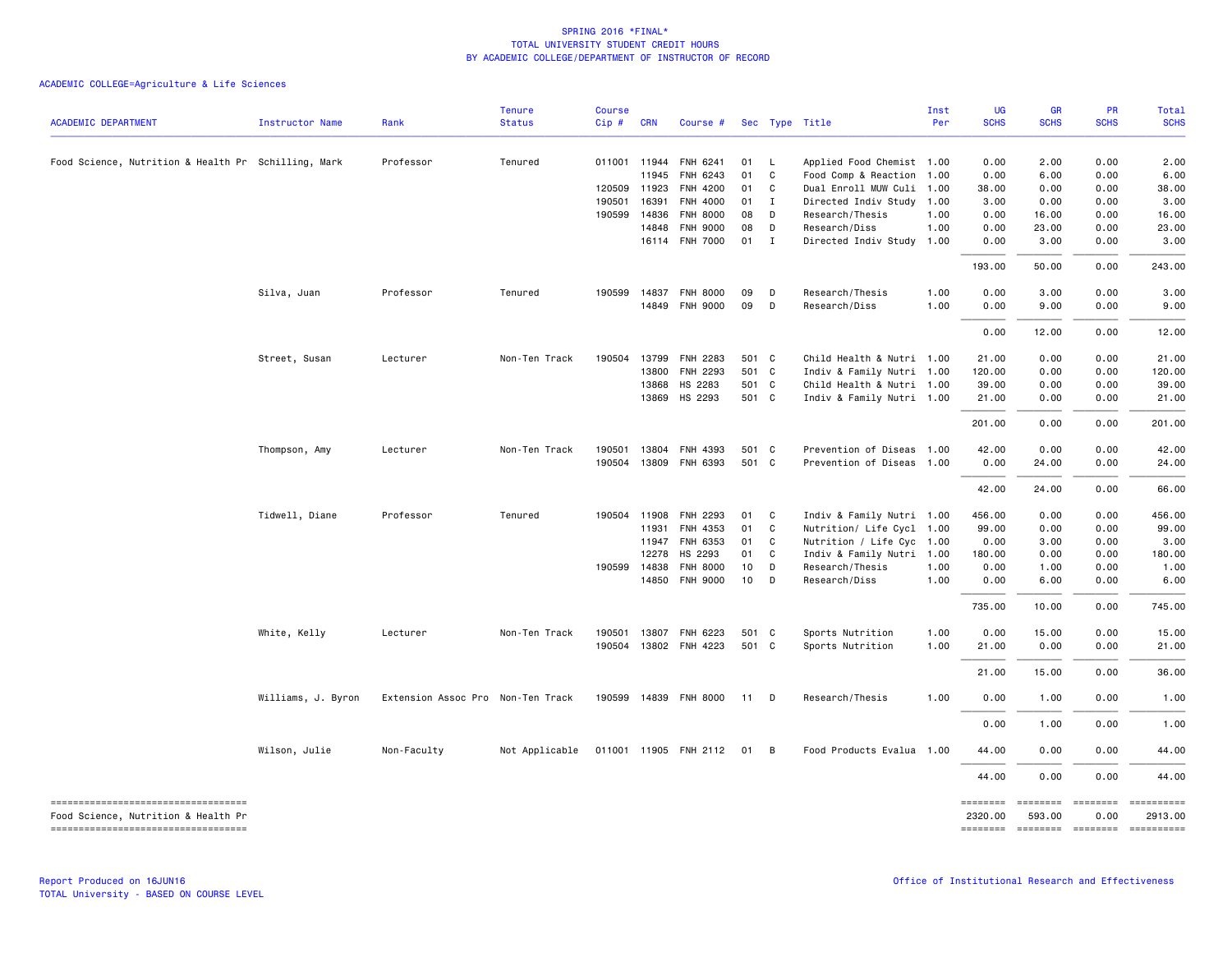SPRING 2016 *FINAL*
TOTAL UNIVERSITY STUDENT CREDIT HOURS
BY ACADEMIC COLLEGE/DEPARTMENT OF INSTRUCTOR OF RECORD

ACADEMIC COLLEGE=Agriculture & Life Sciences

| ACADEMIC DEPARTMENT | Instructor Name | Rank | Tenure Status | Course Cip # | CRN | Course # | Sec | Type | Title | Inst Per | UG SCHS | GR SCHS | PR SCHS | Total SCHS |
|---|---|---|---|---|---|---|---|---|---|---|---|---|---|---|
| Food Science, Nutrition & Health Pr | Schilling, Mark | Professor | Tenured | 011001 | 11944 | FNH 6241 | 01 | L | Applied Food Chemist | 1.00 | 0.00 | 2.00 | 0.00 | 2.00 |
| | | | | | 11945 | FNH 6243 | 01 | C | Food Comp & Reaction | 1.00 | 0.00 | 6.00 | 0.00 | 6.00 |
| | | | | 120509 | 11923 | FNH 4200 | 01 | C | Dual Enroll MUW Culi | 1.00 | 38.00 | 0.00 | 0.00 | 38.00 |
| | | | | 190501 | 16391 | FNH 4000 | 01 | I | Directed Indiv Study | 1.00 | 3.00 | 0.00 | 0.00 | 3.00 |
| | | | | 190599 | 14836 | FNH 8000 | 08 | D | Research/Thesis | 1.00 | 0.00 | 16.00 | 0.00 | 16.00 |
| | | | | | 14848 | FNH 9000 | 08 | D | Research/Diss | 1.00 | 0.00 | 23.00 | 0.00 | 23.00 |
| | | | | | 16114 | FNH 7000 | 01 | I | Directed Indiv Study | 1.00 | 0.00 | 3.00 | 0.00 | 3.00 |
| | | | | | | | | | | | 193.00 | 50.00 | 0.00 | 243.00 |
| | Silva, Juan | Professor | Tenured | 190599 | 14837 | FNH 8000 | 09 | D | Research/Thesis | 1.00 | 0.00 | 3.00 | 0.00 | 3.00 |
| | | | | | 14849 | FNH 9000 | 09 | D | Research/Diss | 1.00 | 0.00 | 9.00 | 0.00 | 9.00 |
| | | | | | | | | | | | 0.00 | 12.00 | 0.00 | 12.00 |
| | Street, Susan | Lecturer | Non-Ten Track | 190504 | 13799 | FNH 2283 | 501 | C | Child Health & Nutri | 1.00 | 21.00 | 0.00 | 0.00 | 21.00 |
| | | | | | 13800 | FNH 2293 | 501 | C | Indiv & Family Nutri | 1.00 | 120.00 | 0.00 | 0.00 | 120.00 |
| | | | | | 13868 | HS 2283 | 501 | C | Child Health & Nutri | 1.00 | 39.00 | 0.00 | 0.00 | 39.00 |
| | | | | | 13869 | HS 2293 | 501 | C | Indiv & Family Nutri | 1.00 | 21.00 | 0.00 | 0.00 | 21.00 |
| | | | | | | | | | | | 201.00 | 0.00 | 0.00 | 201.00 |
| | Thompson, Amy | Lecturer | Non-Ten Track | 190501 | 13804 | FNH 4393 | 501 | C | Prevention of Diseas | 1.00 | 42.00 | 0.00 | 0.00 | 42.00 |
| | | | | 190504 | 13809 | FNH 6393 | 501 | C | Prevention of Diseas | 1.00 | 0.00 | 24.00 | 0.00 | 24.00 |
| | | | | | | | | | | | 42.00 | 24.00 | 0.00 | 66.00 |
| | Tidwell, Diane | Professor | Tenured | 190504 | 11908 | FNH 2293 | 01 | C | Indiv & Family Nutri | 1.00 | 456.00 | 0.00 | 0.00 | 456.00 |
| | | | | | 11931 | FNH 4353 | 01 | C | Nutrition/ Life Cycl | 1.00 | 99.00 | 0.00 | 0.00 | 99.00 |
| | | | | | 11947 | FNH 6353 | 01 | C | Nutrition / Life Cyc | 1.00 | 0.00 | 3.00 | 0.00 | 3.00 |
| | | | | | 12278 | HS 2293 | 01 | C | Indiv & Family Nutri | 1.00 | 180.00 | 0.00 | 0.00 | 180.00 |
| | | | | 190599 | 14838 | FNH 8000 | 10 | D | Research/Thesis | 1.00 | 0.00 | 1.00 | 0.00 | 1.00 |
| | | | | | 14850 | FNH 9000 | 10 | D | Research/Diss | 1.00 | 0.00 | 6.00 | 0.00 | 6.00 |
| | | | | | | | | | | | 735.00 | 10.00 | 0.00 | 745.00 |
| | White, Kelly | Lecturer | Non-Ten Track | 190501 | 13807 | FNH 6223 | 501 | C | Sports Nutrition | 1.00 | 0.00 | 15.00 | 0.00 | 15.00 |
| | | | | 190504 | 13802 | FNH 4223 | 501 | C | Sports Nutrition | 1.00 | 21.00 | 0.00 | 0.00 | 21.00 |
| | | | | | | | | | | | 21.00 | 15.00 | 0.00 | 36.00 |
| | Williams, J. Byron | Extension Assoc Pro | Non-Ten Track | 190599 | 14839 | FNH 8000 | 11 | D | Research/Thesis | 1.00 | 0.00 | 1.00 | 0.00 | 1.00 |
| | | | | | | | | | | | 0.00 | 1.00 | 0.00 | 1.00 |
| | Wilson, Julie | Non-Faculty | Not Applicable | 011001 | 11905 | FNH 2112 | 01 | B | Food Products Evalua | 1.00 | 44.00 | 0.00 | 0.00 | 44.00 |
| | | | | | | | | | | | 44.00 | 0.00 | 0.00 | 44.00 |
| Food Science, Nutrition & Health Pr | | | | | | | | | | | 2320.00 | 593.00 | 0.00 | 2913.00 |

Report Produced on 16JUN16
TOTAL University - BASED ON COURSE LEVEL

Office of Institutional Research and Effectiveness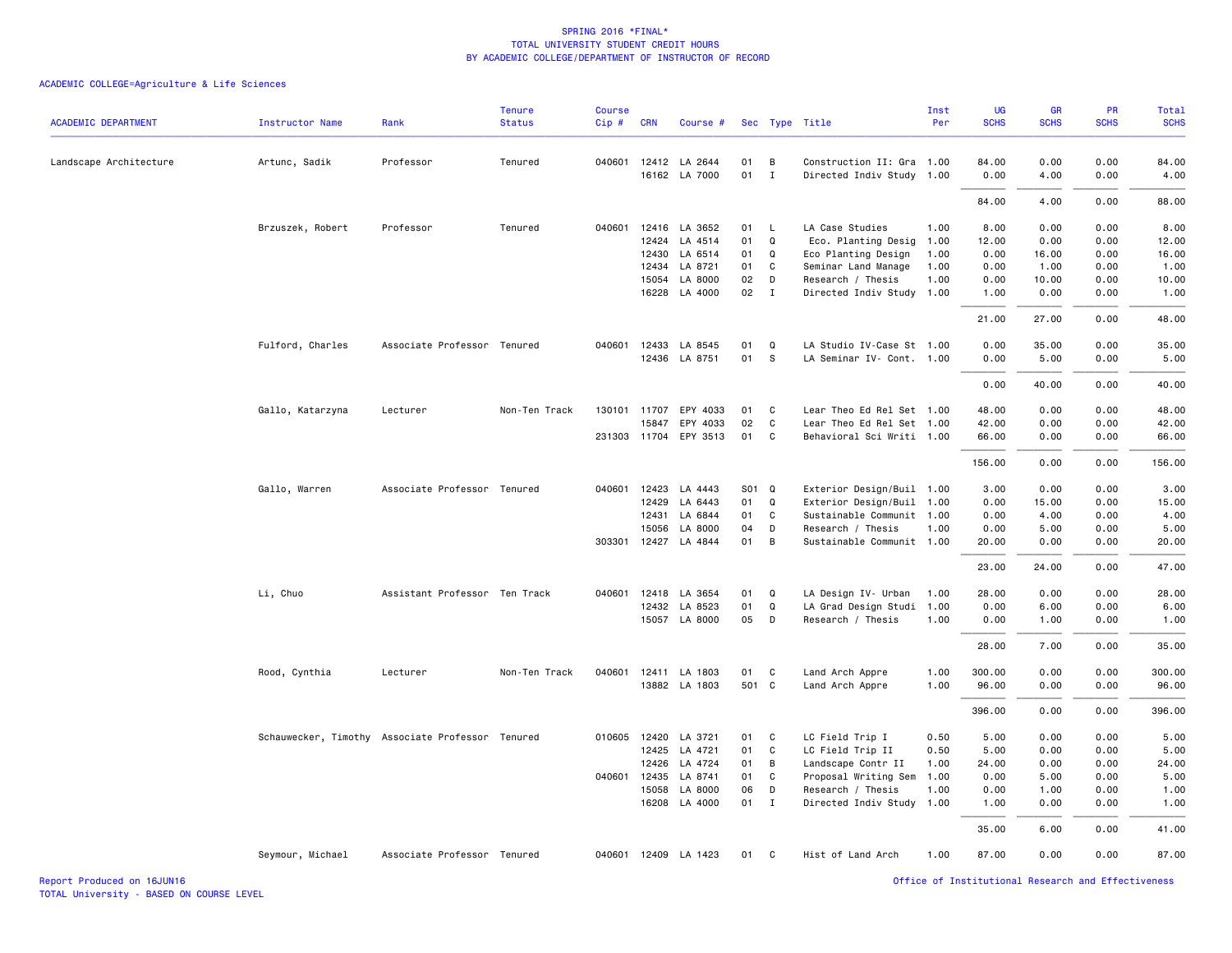SPRING 2016 *FINAL*
TOTAL UNIVERSITY STUDENT CREDIT HOURS
BY ACADEMIC COLLEGE/DEPARTMENT OF INSTRUCTOR OF RECORD

ACADEMIC COLLEGE=Agriculture & Life Sciences

| ACADEMIC DEPARTMENT | Instructor Name | Rank | Tenure Status | Course Cip # | CRN | Course # | Sec | Type | Title | Inst Per | UG SCHS | GR SCHS | PR SCHS | Total SCHS |
|---|---|---|---|---|---|---|---|---|---|---|---|---|---|---|
| Landscape Architecture | Artunc, Sadik | Professor | Tenured | 040601 | 12412 | LA 2644 | 01 | B | Construction II: Gra | 1.00 | 84.00 | 0.00 | 0.00 | 84.00 |
| | | | | | 16162 | LA 7000 | 01 | I | Directed Indiv Study | 1.00 | 0.00 | 4.00 | 0.00 | 4.00 |
| | | | | | | | | | | | 84.00 | 4.00 | 0.00 | 88.00 |
| | Brzuszek, Robert | Professor | Tenured | 040601 | 12416 | LA 3652 | 01 | L | LA Case Studies | 1.00 | 8.00 | 0.00 | 0.00 | 8.00 |
| | | | | | 12424 | LA 4514 | 01 | Q | Eco. Planting Desig | 1.00 | 12.00 | 0.00 | 0.00 | 12.00 |
| | | | | | 12430 | LA 6514 | 01 | Q | Eco Planting Design | 1.00 | 0.00 | 16.00 | 0.00 | 16.00 |
| | | | | | 12434 | LA 8721 | 01 | C | Seminar Land Manage | 1.00 | 0.00 | 1.00 | 0.00 | 1.00 |
| | | | | | 15054 | LA 8000 | 02 | D | Research / Thesis | 1.00 | 0.00 | 10.00 | 0.00 | 10.00 |
| | | | | | 16228 | LA 4000 | 02 | I | Directed Indiv Study | 1.00 | 1.00 | 0.00 | 0.00 | 1.00 |
| | | | | | | | | | | | 21.00 | 27.00 | 0.00 | 48.00 |
| | Fulford, Charles | Associate Professor | Tenured | 040601 | 12433 | LA 8545 | 01 | Q | LA Studio IV-Case St | 1.00 | 0.00 | 35.00 | 0.00 | 35.00 |
| | | | | | 12436 | LA 8751 | 01 | S | LA Seminar IV- Cont. | 1.00 | 0.00 | 5.00 | 0.00 | 5.00 |
| | | | | | | | | | | | 0.00 | 40.00 | 0.00 | 40.00 |
| | Gallo, Katarzyna | Lecturer | Non-Ten Track | 130101 | 11707 | EPY 4033 | 01 | C | Lear Theo Ed Rel Set | 1.00 | 48.00 | 0.00 | 0.00 | 48.00 |
| | | | | | 15847 | EPY 4033 | 02 | C | Lear Theo Ed Rel Set | 1.00 | 42.00 | 0.00 | 0.00 | 42.00 |
| | | | | 231303 | 11704 | EPY 3513 | 01 | C | Behavioral Sci Writi | 1.00 | 66.00 | 0.00 | 0.00 | 66.00 |
| | | | | | | | | | | | 156.00 | 0.00 | 0.00 | 156.00 |
| | Gallo, Warren | Associate Professor | Tenured | 040601 | 12423 | LA 4443 | S01 | Q | Exterior Design/Buil | 1.00 | 3.00 | 0.00 | 0.00 | 3.00 |
| | | | | | 12429 | LA 6443 | 01 | Q | Exterior Design/Buil | 1.00 | 0.00 | 15.00 | 0.00 | 15.00 |
| | | | | | 12431 | LA 6844 | 01 | C | Sustainable Communit | 1.00 | 0.00 | 4.00 | 0.00 | 4.00 |
| | | | | | 15056 | LA 8000 | 04 | D | Research / Thesis | 1.00 | 0.00 | 5.00 | 0.00 | 5.00 |
| | | | | 303301 | 12427 | LA 4844 | 01 | B | Sustainable Communit | 1.00 | 20.00 | 0.00 | 0.00 | 20.00 |
| | | | | | | | | | | | 23.00 | 24.00 | 0.00 | 47.00 |
| | Li, Chuo | Assistant Professor | Ten Track | 040601 | 12418 | LA 3654 | 01 | Q | LA Design IV- Urban | 1.00 | 28.00 | 0.00 | 0.00 | 28.00 |
| | | | | | 12432 | LA 8523 | 01 | Q | LA Grad Design Studi | 1.00 | 0.00 | 6.00 | 0.00 | 6.00 |
| | | | | | 15057 | LA 8000 | 05 | D | Research / Thesis | 1.00 | 0.00 | 1.00 | 0.00 | 1.00 |
| | | | | | | | | | | | 28.00 | 7.00 | 0.00 | 35.00 |
| | Rood, Cynthia | Lecturer | Non-Ten Track | 040601 | 12411 | LA 1803 | 01 | C | Land Arch Appre | 1.00 | 300.00 | 0.00 | 0.00 | 300.00 |
| | | | | | 13882 | LA 1803 | 501 | C | Land Arch Appre | 1.00 | 96.00 | 0.00 | 0.00 | 96.00 |
| | | | | | | | | | | | 396.00 | 0.00 | 0.00 | 396.00 |
| | Schauwecker, Timothy | Associate Professor | Tenured | 010605 | 12420 | LA 3721 | 01 | C | LC Field Trip I | 0.50 | 5.00 | 0.00 | 0.00 | 5.00 |
| | | | | | 12425 | LA 4721 | 01 | C | LC Field Trip II | 0.50 | 5.00 | 0.00 | 0.00 | 5.00 |
| | | | | | 12426 | LA 4724 | 01 | B | Landscape Contr II | 1.00 | 24.00 | 0.00 | 0.00 | 24.00 |
| | | | | 040601 | 12435 | LA 8741 | 01 | C | Proposal Writing Sem | 1.00 | 0.00 | 5.00 | 0.00 | 5.00 |
| | | | | | 15058 | LA 8000 | 06 | D | Research / Thesis | 1.00 | 0.00 | 1.00 | 0.00 | 1.00 |
| | | | | | 16208 | LA 4000 | 01 | I | Directed Indiv Study | 1.00 | 1.00 | 0.00 | 0.00 | 1.00 |
| | | | | | | | | | | | 35.00 | 6.00 | 0.00 | 41.00 |
| | Seymour, Michael | Associate Professor | Tenured | 040601 | 12409 | LA 1423 | 01 | C | Hist of Land Arch | 1.00 | 87.00 | 0.00 | 0.00 | 87.00 |

Report Produced on 16JUN16
TOTAL University - BASED ON COURSE LEVEL

Office of Institutional Research and Effectiveness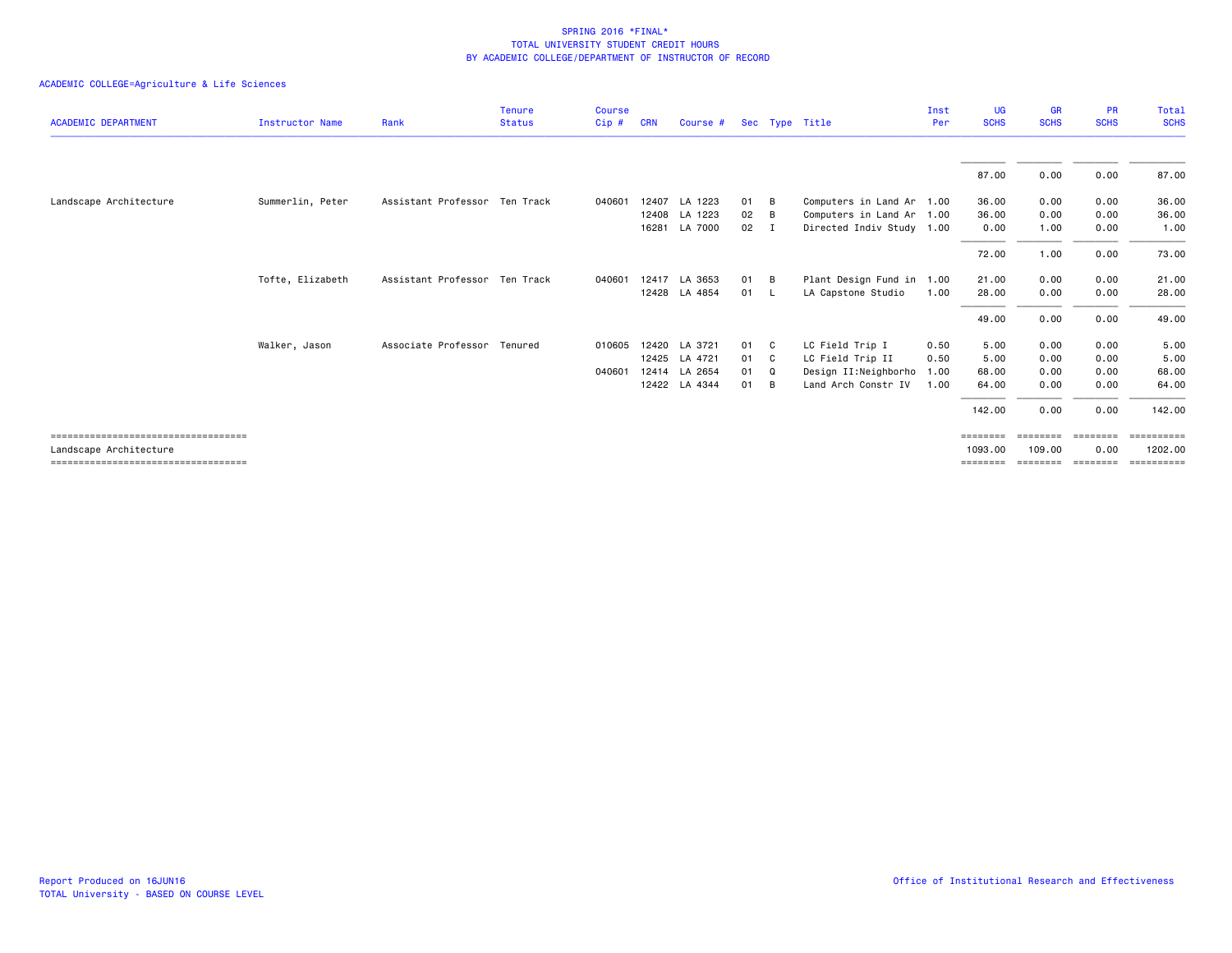# SPRING 2016 *FINAL*
## TOTAL UNIVERSITY STUDENT CREDIT HOURS
## BY ACADEMIC COLLEGE/DEPARTMENT OF INSTRUCTOR OF RECORD

ACADEMIC COLLEGE=Agriculture & Life Sciences

| ACADEMIC DEPARTMENT | Instructor Name | Rank | Tenure Status | Course Cip # | CRN | Course # | Sec | Type | Title | Inst Per | UG SCHS | GR SCHS | PR SCHS | Total SCHS |
|---|---|---|---|---|---|---|---|---|---|---|---|---|---|---|
| | | | | | | | | | | | 87.00 | 0.00 | 0.00 | 87.00 |
| Landscape Architecture | Summerlin, Peter | Assistant Professor | Ten Track | 040601 | 12407 | LA 1223 | 01 | B | Computers in Land Ar | 1.00 | 36.00 | 0.00 | 0.00 | 36.00 |
| | | | | | 12408 | LA 1223 | 02 | B | Computers in Land Ar | 1.00 | 36.00 | 0.00 | 0.00 | 36.00 |
| | | | | | 16281 | LA 7000 | 02 | I | Directed Indiv Study | 1.00 | 0.00 | 1.00 | 0.00 | 1.00 |
| | | | | | | | | | | | 72.00 | 1.00 | 0.00 | 73.00 |
| | Tofte, Elizabeth | Assistant Professor | Ten Track | 040601 | 12417 | LA 3653 | 01 | B | Plant Design Fund in | 1.00 | 21.00 | 0.00 | 0.00 | 21.00 |
| | | | | | 12428 | LA 4854 | 01 | L | LA Capstone Studio | 1.00 | 28.00 | 0.00 | 0.00 | 28.00 |
| | | | | | | | | | | | 49.00 | 0.00 | 0.00 | 49.00 |
| | Walker, Jason | Associate Professor | Tenured | 010605 | 12420 | LA 3721 | 01 | C | LC Field Trip I | 0.50 | 5.00 | 0.00 | 0.00 | 5.00 |
| | | | | | 12425 | LA 4721 | 01 | C | LC Field Trip II | 0.50 | 5.00 | 0.00 | 0.00 | 5.00 |
| | | | | 040601 | 12414 | LA 2654 | 01 | Q | Design II:Neighborho | 1.00 | 68.00 | 0.00 | 0.00 | 68.00 |
| | | | | | 12422 | LA 4344 | 01 | B | Land Arch Constr IV | 1.00 | 64.00 | 0.00 | 0.00 | 64.00 |
| | | | | | | | | | | | 142.00 | 0.00 | 0.00 | 142.00 |
| Landscape Architecture | | | | | | | | | | | 1093.00 | 109.00 | 0.00 | 1202.00 |

Report Produced on 16JUN16
TOTAL University - BASED ON COURSE LEVEL

Office of Institutional Research and Effectiveness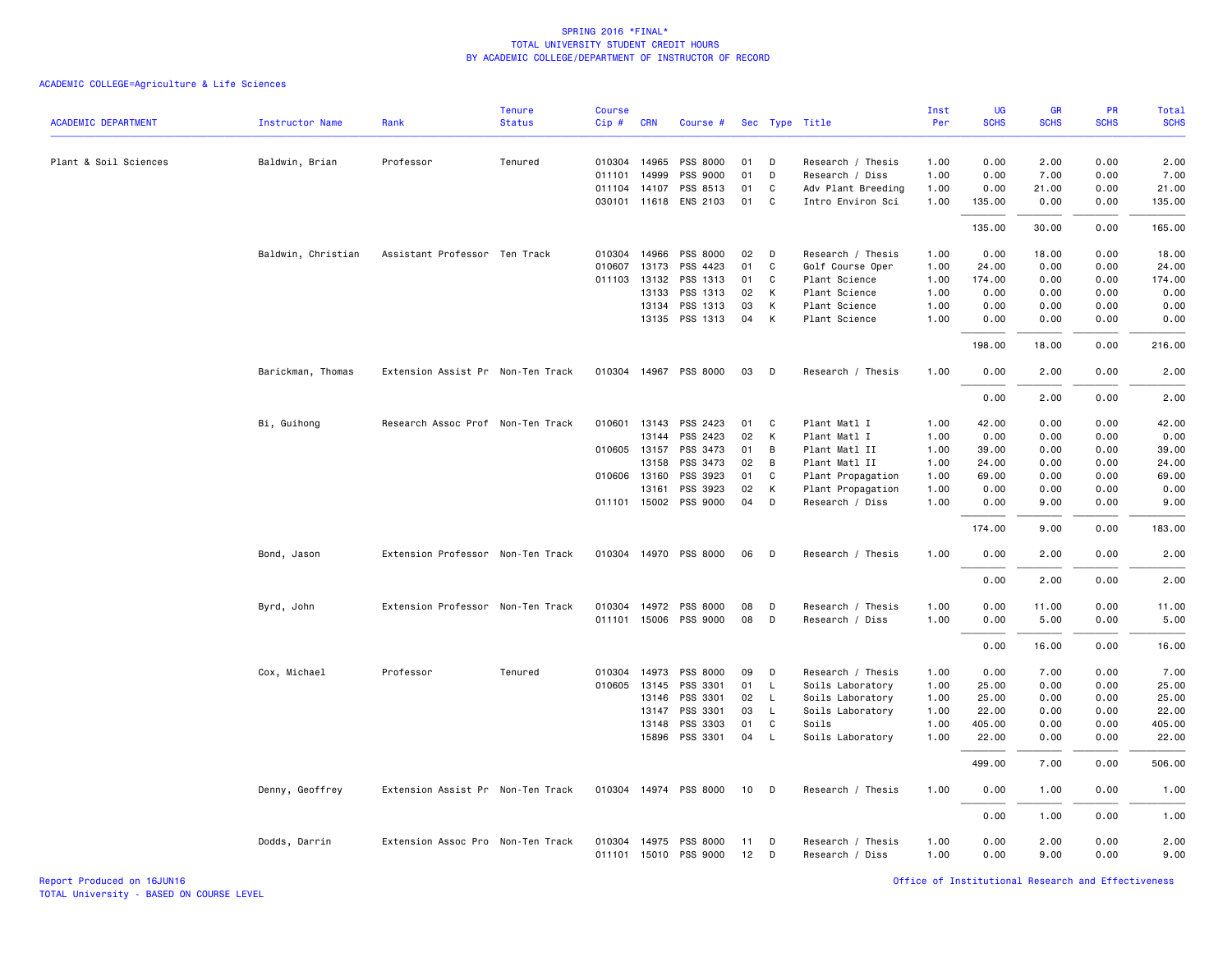SPRING 2016 *FINAL*
TOTAL UNIVERSITY STUDENT CREDIT HOURS
BY ACADEMIC COLLEGE/DEPARTMENT OF INSTRUCTOR OF RECORD

ACADEMIC COLLEGE=Agriculture & Life Sciences

| ACADEMIC DEPARTMENT | Instructor Name | Rank | Tenure Status | Course Cip # | CRN | Course # | Sec | Type | Title | Inst Per | UG SCHS | GR SCHS | PR SCHS | Total SCHS |
|---|---|---|---|---|---|---|---|---|---|---|---|---|---|---|
| Plant & Soil Sciences | Baldwin, Brian | Professor | Tenured | 010304 | 14965 | PSS 8000 | 01 | D | Research / Thesis | 1.00 | 0.00 | 2.00 | 0.00 | 2.00 |
| | | | | 011101 | 14999 | PSS 9000 | 01 | D | Research / Diss | 1.00 | 0.00 | 7.00 | 0.00 | 7.00 |
| | | | | 011104 | 14107 | PSS 8513 | 01 | C | Adv Plant Breeding | 1.00 | 0.00 | 21.00 | 0.00 | 21.00 |
| | | | | 030101 | 11618 | ENS 2103 | 01 | C | Intro Environ Sci | 1.00 | 135.00 | 0.00 | 0.00 | 135.00 |
| | | | | | | | | | | | 135.00 | 30.00 | 0.00 | 165.00 |
| | Baldwin, Christian | Assistant Professor | Ten Track | 010304 | 14966 | PSS 8000 | 02 | D | Research / Thesis | 1.00 | 0.00 | 18.00 | 0.00 | 18.00 |
| | | | | 010607 | 13173 | PSS 4423 | 01 | C | Golf Course Oper | 1.00 | 24.00 | 0.00 | 0.00 | 24.00 |
| | | | | 011103 | 13132 | PSS 1313 | 01 | C | Plant Science | 1.00 | 174.00 | 0.00 | 0.00 | 174.00 |
| | | | | | 13133 | PSS 1313 | 02 | K | Plant Science | 1.00 | 0.00 | 0.00 | 0.00 | 0.00 |
| | | | | | 13134 | PSS 1313 | 03 | K | Plant Science | 1.00 | 0.00 | 0.00 | 0.00 | 0.00 |
| | | | | | 13135 | PSS 1313 | 04 | K | Plant Science | 1.00 | 0.00 | 0.00 | 0.00 | 0.00 |
| | | | | | | | | | | | 198.00 | 18.00 | 0.00 | 216.00 |
| | Barickman, Thomas | Extension Assist Pr | Non-Ten Track | 010304 | 14967 | PSS 8000 | 03 | D | Research / Thesis | 1.00 | 0.00 | 2.00 | 0.00 | 2.00 |
| | | | | | | | | | | | 0.00 | 2.00 | 0.00 | 2.00 |
| | Bi, Guihong | Research Assoc Prof | Non-Ten Track | 010601 | 13143 | PSS 2423 | 01 | C | Plant Matl I | 1.00 | 42.00 | 0.00 | 0.00 | 42.00 |
| | | | | | 13144 | PSS 2423 | 02 | K | Plant Matl I | 1.00 | 0.00 | 0.00 | 0.00 | 0.00 |
| | | | | 010605 | 13157 | PSS 3473 | 01 | B | Plant Matl II | 1.00 | 39.00 | 0.00 | 0.00 | 39.00 |
| | | | | | 13158 | PSS 3473 | 02 | B | Plant Matl II | 1.00 | 24.00 | 0.00 | 0.00 | 24.00 |
| | | | | 010606 | 13160 | PSS 3923 | 01 | C | Plant Propagation | 1.00 | 69.00 | 0.00 | 0.00 | 69.00 |
| | | | | | 13161 | PSS 3923 | 02 | K | Plant Propagation | 1.00 | 0.00 | 0.00 | 0.00 | 0.00 |
| | | | | 011101 | 15002 | PSS 9000 | 04 | D | Research / Diss | 1.00 | 0.00 | 9.00 | 0.00 | 9.00 |
| | | | | | | | | | | | 174.00 | 9.00 | 0.00 | 183.00 |
| | Bond, Jason | Extension Professor | Non-Ten Track | 010304 | 14970 | PSS 8000 | 06 | D | Research / Thesis | 1.00 | 0.00 | 2.00 | 0.00 | 2.00 |
| | | | | | | | | | | | 0.00 | 2.00 | 0.00 | 2.00 |
| | Byrd, John | Extension Professor | Non-Ten Track | 010304 | 14972 | PSS 8000 | 08 | D | Research / Thesis | 1.00 | 0.00 | 11.00 | 0.00 | 11.00 |
| | | | | 011101 | 15006 | PSS 9000 | 08 | D | Research / Diss | 1.00 | 0.00 | 5.00 | 0.00 | 5.00 |
| | | | | | | | | | | | 0.00 | 16.00 | 0.00 | 16.00 |
| | Cox, Michael | Professor | Tenured | 010304 | 14973 | PSS 8000 | 09 | D | Research / Thesis | 1.00 | 0.00 | 7.00 | 0.00 | 7.00 |
| | | | | 010605 | 13145 | PSS 3301 | 01 | L | Soils Laboratory | 1.00 | 25.00 | 0.00 | 0.00 | 25.00 |
| | | | | | 13146 | PSS 3301 | 02 | L | Soils Laboratory | 1.00 | 25.00 | 0.00 | 0.00 | 25.00 |
| | | | | | 13147 | PSS 3301 | 03 | L | Soils Laboratory | 1.00 | 22.00 | 0.00 | 0.00 | 22.00 |
| | | | | | 13148 | PSS 3303 | 01 | C | Soils | 1.00 | 405.00 | 0.00 | 0.00 | 405.00 |
| | | | | | 15896 | PSS 3301 | 04 | L | Soils Laboratory | 1.00 | 22.00 | 0.00 | 0.00 | 22.00 |
| | | | | | | | | | | | 499.00 | 7.00 | 0.00 | 506.00 |
| | Denny, Geoffrey | Extension Assist Pr | Non-Ten Track | 010304 | 14974 | PSS 8000 | 10 | D | Research / Thesis | 1.00 | 0.00 | 1.00 | 0.00 | 1.00 |
| | | | | | | | | | | | 0.00 | 1.00 | 0.00 | 1.00 |
| | Dodds, Darrin | Extension Assoc Pro | Non-Ten Track | 010304 | 14975 | PSS 8000 | 11 | D | Research / Thesis | 1.00 | 0.00 | 2.00 | 0.00 | 2.00 |
| | | | | 011101 | 15010 | PSS 9000 | 12 | D | Research / Diss | 1.00 | 0.00 | 9.00 | 0.00 | 9.00 |

Report Produced on 16JUN16
TOTAL University - BASED ON COURSE LEVEL

Office of Institutional Research and Effectiveness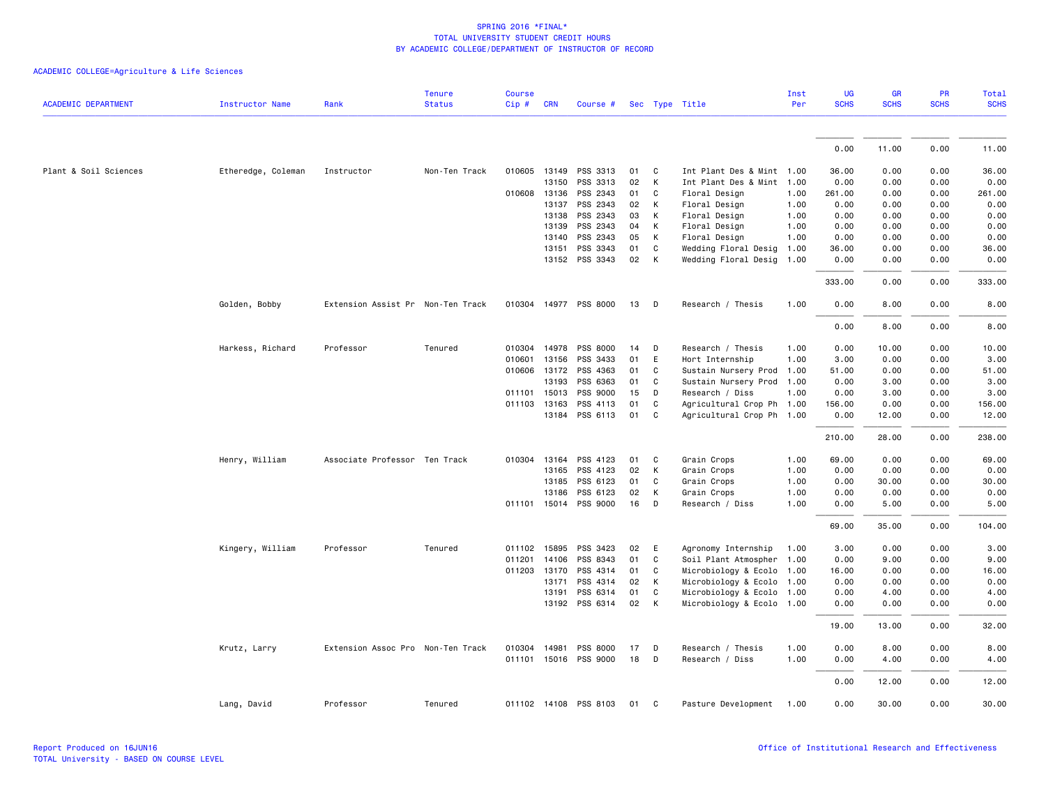SPRING 2016 *FINAL*
TOTAL UNIVERSITY STUDENT CREDIT HOURS
BY ACADEMIC COLLEGE/DEPARTMENT OF INSTRUCTOR OF RECORD

ACADEMIC COLLEGE=Agriculture & Life Sciences

| ACADEMIC DEPARTMENT | Instructor Name | Rank | Tenure Status | Course Cip # | CRN | Course # | Sec | Type | Title | Inst Per | UG SCHS | GR SCHS | PR SCHS | Total SCHS |
|---|---|---|---|---|---|---|---|---|---|---|---|---|---|---|
| | | | | | | | | | | | 0.00 | 11.00 | 0.00 | 11.00 |
| Plant & Soil Sciences | Etheredge, Coleman | Instructor | Non-Ten Track | 010605 | 13149 | PSS 3313 | 01 | C | Int Plant Des & Mint | 1.00 | 36.00 | 0.00 | 0.00 | 36.00 |
| | | | | | 13150 | PSS 3313 | 02 | K | Int Plant Des & Mint | 1.00 | 0.00 | 0.00 | 0.00 | 0.00 |
| | | | | 010608 | 13136 | PSS 2343 | 01 | C | Floral Design | 1.00 | 261.00 | 0.00 | 0.00 | 261.00 |
| | | | | | 13137 | PSS 2343 | 02 | K | Floral Design | 1.00 | 0.00 | 0.00 | 0.00 | 0.00 |
| | | | | | 13138 | PSS 2343 | 03 | K | Floral Design | 1.00 | 0.00 | 0.00 | 0.00 | 0.00 |
| | | | | | 13139 | PSS 2343 | 04 | K | Floral Design | 1.00 | 0.00 | 0.00 | 0.00 | 0.00 |
| | | | | | 13140 | PSS 2343 | 05 | K | Floral Design | 1.00 | 0.00 | 0.00 | 0.00 | 0.00 |
| | | | | | 13151 | PSS 3343 | 01 | C | Wedding Floral Desig | 1.00 | 36.00 | 0.00 | 0.00 | 36.00 |
| | | | | | 13152 | PSS 3343 | 02 | K | Wedding Floral Desig | 1.00 | 0.00 | 0.00 | 0.00 | 0.00 |
| | | | | | | | | | | | 333.00 | 0.00 | 0.00 | 333.00 |
| | Golden, Bobby | Extension Assist Pr | Non-Ten Track | 010304 | 14977 | PSS 8000 | 13 | D | Research / Thesis | 1.00 | 0.00 | 8.00 | 0.00 | 8.00 |
| | | | | | | | | | | | 0.00 | 8.00 | 0.00 | 8.00 |
| | Harkess, Richard | Professor | Tenured | 010304 | 14978 | PSS 8000 | 14 | D | Research / Thesis | 1.00 | 0.00 | 10.00 | 0.00 | 10.00 |
| | | | | 010601 | 13156 | PSS 3433 | 01 | E | Hort Internship | 1.00 | 3.00 | 0.00 | 0.00 | 3.00 |
| | | | | 010606 | 13172 | PSS 4363 | 01 | C | Sustain Nursery Prod | 1.00 | 51.00 | 0.00 | 0.00 | 51.00 |
| | | | | | 13193 | PSS 6363 | 01 | C | Sustain Nursery Prod | 1.00 | 0.00 | 3.00 | 0.00 | 3.00 |
| | | | | 011101 | 15013 | PSS 9000 | 15 | D | Research / Diss | 1.00 | 0.00 | 3.00 | 0.00 | 3.00 |
| | | | | 011103 | 13163 | PSS 4113 | 01 | C | Agricultural Crop Ph | 1.00 | 156.00 | 0.00 | 0.00 | 156.00 |
| | | | | | 13184 | PSS 6113 | 01 | C | Agricultural Crop Ph | 1.00 | 0.00 | 12.00 | 0.00 | 12.00 |
| | | | | | | | | | | | 210.00 | 28.00 | 0.00 | 238.00 |
| | Henry, William | Associate Professor | Ten Track | 010304 | 13164 | PSS 4123 | 01 | C | Grain Crops | 1.00 | 69.00 | 0.00 | 0.00 | 69.00 |
| | | | | | 13165 | PSS 4123 | 02 | K | Grain Crops | 1.00 | 0.00 | 0.00 | 0.00 | 0.00 |
| | | | | | 13185 | PSS 6123 | 01 | C | Grain Crops | 1.00 | 0.00 | 30.00 | 0.00 | 30.00 |
| | | | | | 13186 | PSS 6123 | 02 | K | Grain Crops | 1.00 | 0.00 | 0.00 | 0.00 | 0.00 |
| | | | | 011101 | 15014 | PSS 9000 | 16 | D | Research / Diss | 1.00 | 0.00 | 5.00 | 0.00 | 5.00 |
| | | | | | | | | | | | 69.00 | 35.00 | 0.00 | 104.00 |
| | Kingery, William | Professor | Tenured | 011102 | 15895 | PSS 3423 | 02 | E | Agronomy Internship | 1.00 | 3.00 | 0.00 | 0.00 | 3.00 |
| | | | | 011201 | 14106 | PSS 8343 | 01 | C | Soil Plant Atmospher | 1.00 | 0.00 | 9.00 | 0.00 | 9.00 |
| | | | | 011203 | 13170 | PSS 4314 | 01 | C | Microbiology & Ecolo | 1.00 | 16.00 | 0.00 | 0.00 | 16.00 |
| | | | | | 13171 | PSS 4314 | 02 | K | Microbiology & Ecolo | 1.00 | 0.00 | 0.00 | 0.00 | 0.00 |
| | | | | | 13191 | PSS 6314 | 01 | C | Microbiology & Ecolo | 1.00 | 0.00 | 4.00 | 0.00 | 4.00 |
| | | | | | 13192 | PSS 6314 | 02 | K | Microbiology & Ecolo | 1.00 | 0.00 | 0.00 | 0.00 | 0.00 |
| | | | | | | | | | | | 19.00 | 13.00 | 0.00 | 32.00 |
| | Krutz, Larry | Extension Assoc Pro | Non-Ten Track | 010304 | 14981 | PSS 8000 | 17 | D | Research / Thesis | 1.00 | 0.00 | 8.00 | 0.00 | 8.00 |
| | | | | 011101 | 15016 | PSS 9000 | 18 | D | Research / Diss | 1.00 | 0.00 | 4.00 | 0.00 | 4.00 |
| | | | | | | | | | | | 0.00 | 12.00 | 0.00 | 12.00 |
| | Lang, David | Professor | Tenured | 011102 | 14108 | PSS 8103 | 01 | C | Pasture Development | 1.00 | 0.00 | 30.00 | 0.00 | 30.00 |

Report Produced on 16JUN16
TOTAL University - BASED ON COURSE LEVEL

Office of Institutional Research and Effectiveness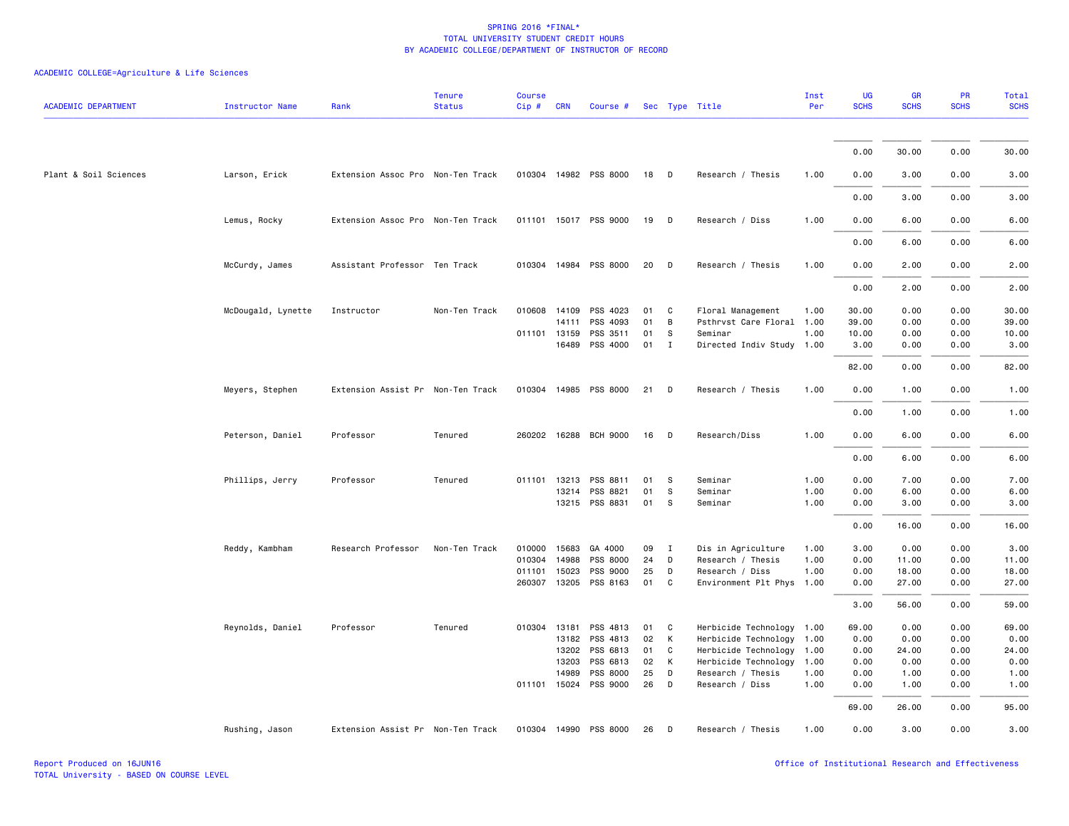SPRING 2016 *FINAL*
TOTAL UNIVERSITY STUDENT CREDIT HOURS
BY ACADEMIC COLLEGE/DEPARTMENT OF INSTRUCTOR OF RECORD

ACADEMIC COLLEGE=Agriculture & Life Sciences

| ACADEMIC DEPARTMENT | Instructor Name | Rank | Tenure Status | Course Cip # | CRN | Course # | Sec | Type | Title | Inst Per | UG SCHS | GR SCHS | PR SCHS | Total SCHS |
|---|---|---|---|---|---|---|---|---|---|---|---|---|---|---|
| | | | | | | | | | | | 0.00 | 30.00 | 0.00 | 30.00 |
| Plant & Soil Sciences | Larson, Erick | Extension Assoc Pro | Non-Ten Track | 010304 | 14982 | PSS 8000 | 18 | D | Research / Thesis | 1.00 | 0.00 | 3.00 | 0.00 | 3.00 |
| | | | | | | | | | | | 0.00 | 3.00 | 0.00 | 3.00 |
| | Lemus, Rocky | Extension Assoc Pro | Non-Ten Track | 011101 | 15017 | PSS 9000 | 19 | D | Research / Diss | 1.00 | 0.00 | 6.00 | 0.00 | 6.00 |
| | | | | | | | | | | | 0.00 | 6.00 | 0.00 | 6.00 |
| | McCurdy, James | Assistant Professor | Ten Track | 010304 | 14984 | PSS 8000 | 20 | D | Research / Thesis | 1.00 | 0.00 | 2.00 | 0.00 | 2.00 |
| | | | | | | | | | | | 0.00 | 2.00 | 0.00 | 2.00 |
| | McDougald, Lynette | Instructor | Non-Ten Track | 010608 | 14109 | PSS 4023 | 01 | C | Floral Management | 1.00 | 30.00 | 0.00 | 0.00 | 30.00 |
| | | | | | 14111 | PSS 4093 | 01 | B | Psthrvst Care Floral | 1.00 | 39.00 | 0.00 | 0.00 | 39.00 |
| | | | | 011101 | 13159 | PSS 3511 | 01 | S | Seminar | 1.00 | 10.00 | 0.00 | 0.00 | 10.00 |
| | | | | | 16489 | PSS 4000 | 01 | I | Directed Indiv Study | 1.00 | 3.00 | 0.00 | 0.00 | 3.00 |
| | | | | | | | | | | | 82.00 | 0.00 | 0.00 | 82.00 |
| | Meyers, Stephen | Extension Assist Pr | Non-Ten Track | 010304 | 14985 | PSS 8000 | 21 | D | Research / Thesis | 1.00 | 0.00 | 1.00 | 0.00 | 1.00 |
| | | | | | | | | | | | 0.00 | 1.00 | 0.00 | 1.00 |
| | Peterson, Daniel | Professor | Tenured | 260202 | 16288 | BCH 9000 | 16 | D | Research/Diss | 1.00 | 0.00 | 6.00 | 0.00 | 6.00 |
| | | | | | | | | | | | 0.00 | 6.00 | 0.00 | 6.00 |
| | Phillips, Jerry | Professor | Tenured | 011101 | 13213 | PSS 8811 | 01 | S | Seminar | 1.00 | 0.00 | 7.00 | 0.00 | 7.00 |
| | | | | | 13214 | PSS 8821 | 01 | S | Seminar | 1.00 | 0.00 | 6.00 | 0.00 | 6.00 |
| | | | | | 13215 | PSS 8831 | 01 | S | Seminar | 1.00 | 0.00 | 3.00 | 0.00 | 3.00 |
| | | | | | | | | | | | 0.00 | 16.00 | 0.00 | 16.00 |
| | Reddy, Kambham | Research Professor | Non-Ten Track | 010000 | 15683 | GA 4000 | 09 | I | Dis in Agriculture | 1.00 | 3.00 | 0.00 | 0.00 | 3.00 |
| | | | | 010304 | 14988 | PSS 8000 | 24 | D | Research / Thesis | 1.00 | 0.00 | 11.00 | 0.00 | 11.00 |
| | | | | 011101 | 15023 | PSS 9000 | 25 | D | Research / Diss | 1.00 | 0.00 | 18.00 | 0.00 | 18.00 |
| | | | | 260307 | 13205 | PSS 8163 | 01 | C | Environment Plt Phys | 1.00 | 0.00 | 27.00 | 0.00 | 27.00 |
| | | | | | | | | | | | 3.00 | 56.00 | 0.00 | 59.00 |
| | Reynolds, Daniel | Professor | Tenured | 010304 | 13181 | PSS 4813 | 01 | C | Herbicide Technology | 1.00 | 69.00 | 0.00 | 0.00 | 69.00 |
| | | | | | 13182 | PSS 4813 | 02 | K | Herbicide Technology | 1.00 | 0.00 | 0.00 | 0.00 | 0.00 |
| | | | | | 13202 | PSS 6813 | 01 | C | Herbicide Technology | 1.00 | 0.00 | 24.00 | 0.00 | 24.00 |
| | | | | | 13203 | PSS 6813 | 02 | K | Herbicide Technology | 1.00 | 0.00 | 0.00 | 0.00 | 0.00 |
| | | | | | 14989 | PSS 8000 | 25 | D | Research / Thesis | 1.00 | 0.00 | 1.00 | 0.00 | 1.00 |
| | | | | 011101 | 15024 | PSS 9000 | 26 | D | Research / Diss | 1.00 | 0.00 | 1.00 | 0.00 | 1.00 |
| | | | | | | | | | | | 69.00 | 26.00 | 0.00 | 95.00 |
| | Rushing, Jason | Extension Assist Pr | Non-Ten Track | 010304 | 14990 | PSS 8000 | 26 | D | Research / Thesis | 1.00 | 0.00 | 3.00 | 0.00 | 3.00 |

Report Produced on 16JUN16
TOTAL University - BASED ON COURSE LEVEL

Office of Institutional Research and Effectiveness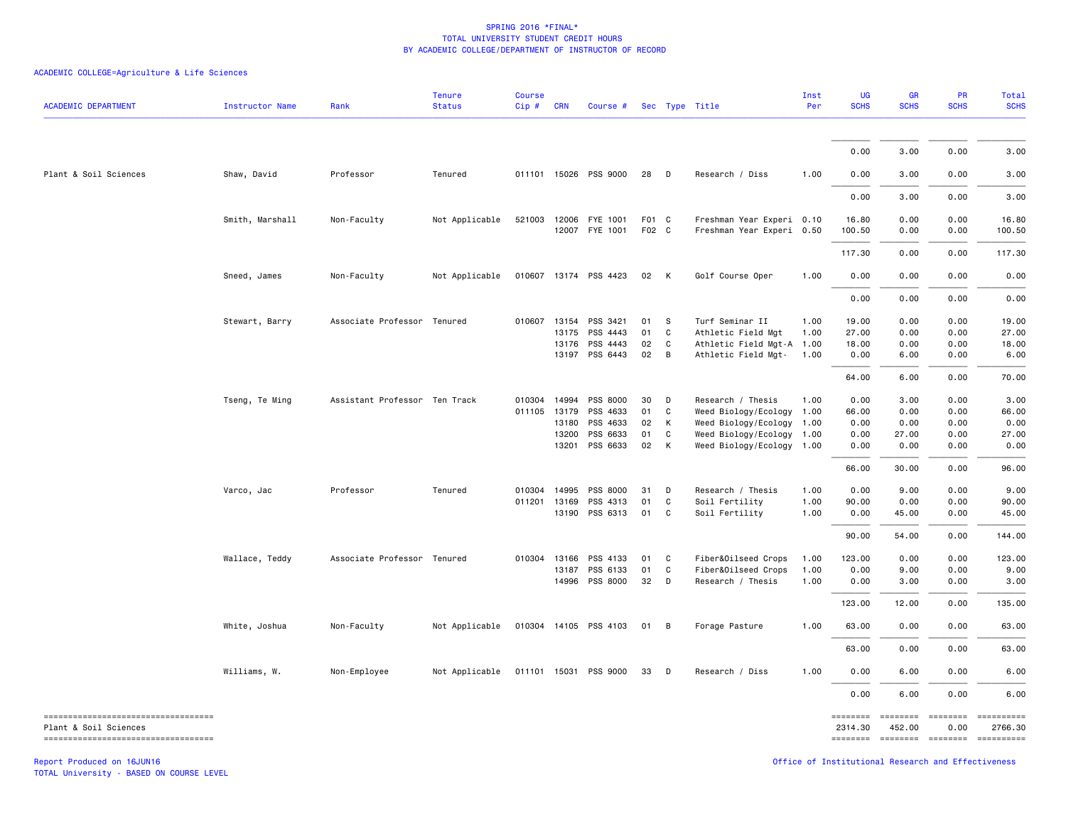SPRING 2016 *FINAL*
TOTAL UNIVERSITY STUDENT CREDIT HOURS
BY ACADEMIC COLLEGE/DEPARTMENT OF INSTRUCTOR OF RECORD

ACADEMIC COLLEGE=Agriculture & Life Sciences

| ACADEMIC DEPARTMENT | Instructor Name | Rank | Tenure Status | Course Cip # | CRN | Course # | Sec | Type | Title | Inst Per | UG SCHS | GR SCHS | PR SCHS | Total SCHS |
|---|---|---|---|---|---|---|---|---|---|---|---|---|---|---|
| | | | | | | | | | | | 0.00 | 3.00 | 0.00 | 3.00 |
| Plant & Soil Sciences | Shaw, David | Professor | Tenured | 011101 | 15026 | PSS 9000 | 28 | D | Research / Diss | 1.00 | 0.00 | 3.00 | 0.00 | 3.00 |
| | | | | | | | | | | | 0.00 | 3.00 | 0.00 | 3.00 |
| | Smith, Marshall | Non-Faculty | Not Applicable | 521003 | 12006 | FYE 1001 | F01 | C | Freshman Year Experi | 0.10 | 16.80 | 0.00 | 0.00 | 16.80 |
| | | | | | 12007 | FYE 1001 | F02 | C | Freshman Year Experi | 0.50 | 100.50 | 0.00 | 0.00 | 100.50 |
| | | | | | | | | | | | 117.30 | 0.00 | 0.00 | 117.30 |
| | Sneed, James | Non-Faculty | Not Applicable | 010607 | 13174 | PSS 4423 | 02 | K | Golf Course Oper | 1.00 | 0.00 | 0.00 | 0.00 | 0.00 |
| | | | | | | | | | | | 0.00 | 0.00 | 0.00 | 0.00 |
| | Stewart, Barry | Associate Professor | Tenured | 010607 | 13154 | PSS 3421 | 01 | S | Turf Seminar II | 1.00 | 19.00 | 0.00 | 0.00 | 19.00 |
| | | | | | 13175 | PSS 4443 | 01 | C | Athletic Field Mgt | 1.00 | 27.00 | 0.00 | 0.00 | 27.00 |
| | | | | | 13176 | PSS 4443 | 02 | C | Athletic Field Mgt-A | 1.00 | 18.00 | 0.00 | 0.00 | 18.00 |
| | | | | | 13197 | PSS 6443 | 02 | B | Athletic Field Mgt- | 1.00 | 0.00 | 6.00 | 0.00 | 6.00 |
| | | | | | | | | | | | 64.00 | 6.00 | 0.00 | 70.00 |
| | Tseng, Te Ming | Assistant Professor | Ten Track | 010304 | 14994 | PSS 8000 | 30 | D | Research / Thesis | 1.00 | 0.00 | 3.00 | 0.00 | 3.00 |
| | | | | 011105 | 13179 | PSS 4633 | 01 | C | Weed Biology/Ecology | 1.00 | 66.00 | 0.00 | 0.00 | 66.00 |
| | | | | | 13180 | PSS 4633 | 02 | K | Weed Biology/Ecology | 1.00 | 0.00 | 0.00 | 0.00 | 0.00 |
| | | | | | 13200 | PSS 6633 | 01 | C | Weed Biology/Ecology | 1.00 | 0.00 | 27.00 | 0.00 | 27.00 |
| | | | | | 13201 | PSS 6633 | 02 | K | Weed Biology/Ecology | 1.00 | 0.00 | 0.00 | 0.00 | 0.00 |
| | | | | | | | | | | | 66.00 | 30.00 | 0.00 | 96.00 |
| | Varco, Jac | Professor | Tenured | 010304 | 14995 | PSS 8000 | 31 | D | Research / Thesis | 1.00 | 0.00 | 9.00 | 0.00 | 9.00 |
| | | | | 011201 | 13169 | PSS 4313 | 01 | C | Soil Fertility | 1.00 | 90.00 | 0.00 | 0.00 | 90.00 |
| | | | | | 13190 | PSS 6313 | 01 | C | Soil Fertility | 1.00 | 0.00 | 45.00 | 0.00 | 45.00 |
| | | | | | | | | | | | 90.00 | 54.00 | 0.00 | 144.00 |
| | Wallace, Teddy | Associate Professor | Tenured | 010304 | 13166 | PSS 4133 | 01 | C | Fiber&Oilseed Crops | 1.00 | 123.00 | 0.00 | 0.00 | 123.00 |
| | | | | | 13187 | PSS 6133 | 01 | C | Fiber&Oilseed Crops | 1.00 | 0.00 | 9.00 | 0.00 | 9.00 |
| | | | | | 14996 | PSS 8000 | 32 | D | Research / Thesis | 1.00 | 0.00 | 3.00 | 0.00 | 3.00 |
| | | | | | | | | | | | 123.00 | 12.00 | 0.00 | 135.00 |
| | White, Joshua | Non-Faculty | Not Applicable | 010304 | 14105 | PSS 4103 | 01 | B | Forage Pasture | 1.00 | 63.00 | 0.00 | 0.00 | 63.00 |
| | | | | | | | | | | | 63.00 | 0.00 | 0.00 | 63.00 |
| | Williams, W. | Non-Employee | Not Applicable | 011101 | 15031 | PSS 9000 | 33 | D | Research / Diss | 1.00 | 0.00 | 6.00 | 0.00 | 6.00 |
| | | | | | | | | | | | 0.00 | 6.00 | 0.00 | 6.00 |
| Plant & Soil Sciences | | | | | | | | | | | 2314.30 | 452.00 | 0.00 | 2766.30 |

Report Produced on 16JUN16
TOTAL University - BASED ON COURSE LEVEL

Office of Institutional Research and Effectiveness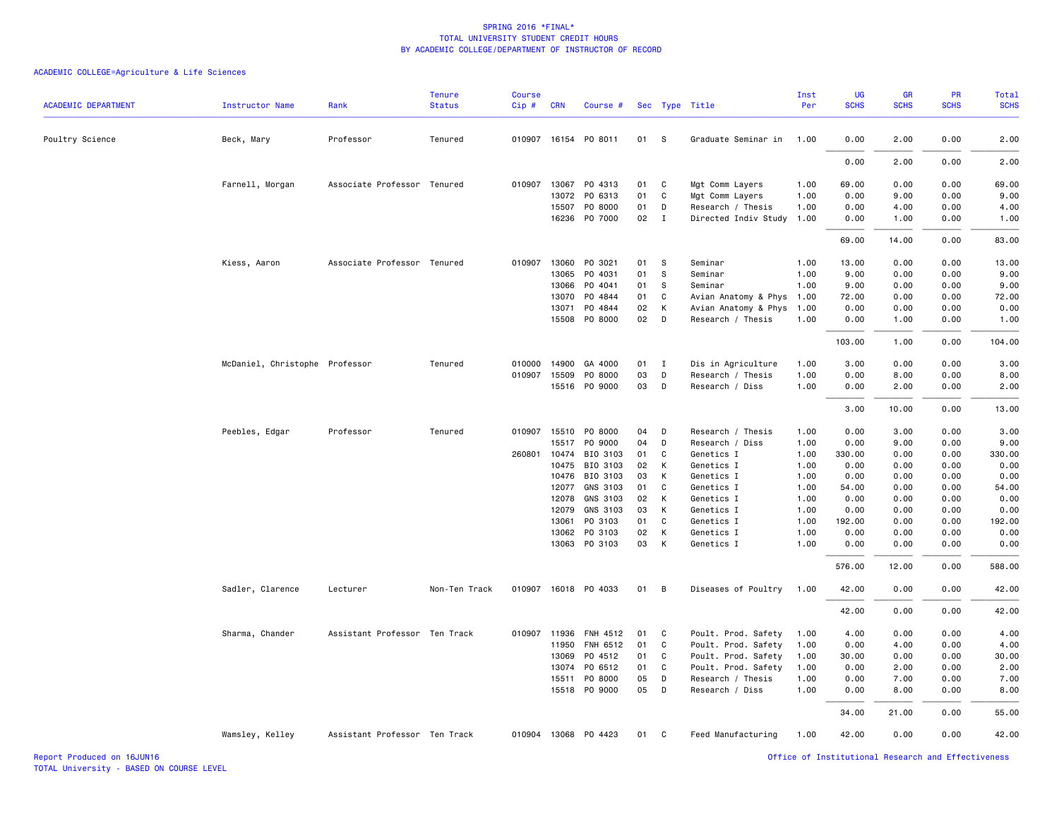SPRING 2016 *FINAL*
TOTAL UNIVERSITY STUDENT CREDIT HOURS
BY ACADEMIC COLLEGE/DEPARTMENT OF INSTRUCTOR OF RECORD

ACADEMIC COLLEGE=Agriculture & Life Sciences

| ACADEMIC DEPARTMENT | Instructor Name | Rank | Tenure Status | Course Cip # | CRN | Course # | Sec | Type | Title | Inst Per | UG SCHS | GR SCHS | PR SCHS | Total SCHS |
|---|---|---|---|---|---|---|---|---|---|---|---|---|---|---|
| Poultry Science | Beck, Mary | Professor | Tenured | 010907 | 16154 | PO 8011 | 01 | S | Graduate Seminar in | 1.00 | 0.00 | 2.00 | 0.00 | 2.00 |
| | | | | | | | | | | | 0.00 | 2.00 | 0.00 | 2.00 |
| | Farnell, Morgan | Associate Professor | Tenured | 010907 | 13067 | PO 4313 | 01 | C | Mgt Comm Layers | 1.00 | 69.00 | 0.00 | 0.00 | 69.00 |
| | | | | | 13072 | PO 6313 | 01 | C | Mgt Comm Layers | 1.00 | 0.00 | 9.00 | 0.00 | 9.00 |
| | | | | | 15507 | PO 8000 | 01 | D | Research / Thesis | 1.00 | 0.00 | 4.00 | 0.00 | 4.00 |
| | | | | | 16236 | PO 7000 | 02 | I | Directed Indiv Study | 1.00 | 0.00 | 1.00 | 0.00 | 1.00 |
| | | | | | | | | | | | 69.00 | 14.00 | 0.00 | 83.00 |
| | Kiess, Aaron | Associate Professor | Tenured | 010907 | 13060 | PO 3021 | 01 | S | Seminar | 1.00 | 13.00 | 0.00 | 0.00 | 13.00 |
| | | | | | 13065 | PO 4031 | 01 | S | Seminar | 1.00 | 9.00 | 0.00 | 0.00 | 9.00 |
| | | | | | 13066 | PO 4041 | 01 | S | Seminar | 1.00 | 9.00 | 0.00 | 0.00 | 9.00 |
| | | | | | 13070 | PO 4844 | 01 | C | Avian Anatomy & Phys | 1.00 | 72.00 | 0.00 | 0.00 | 72.00 |
| | | | | | 13071 | PO 4844 | 02 | K | Avian Anatomy & Phys | 1.00 | 0.00 | 0.00 | 0.00 | 0.00 |
| | | | | | 15508 | PO 8000 | 02 | D | Research / Thesis | 1.00 | 0.00 | 1.00 | 0.00 | 1.00 |
| | | | | | | | | | | | 103.00 | 1.00 | 0.00 | 104.00 |
| | McDaniel, Christophe | Professor | Tenured | 010000 | 14900 | GA 4000 | 01 | I | Dis in Agriculture | 1.00 | 3.00 | 0.00 | 0.00 | 3.00 |
| | | | | 010907 | 15509 | PO 8000 | 03 | D | Research / Thesis | 1.00 | 0.00 | 8.00 | 0.00 | 8.00 |
| | | | | | 15516 | PO 9000 | 03 | D | Research / Diss | 1.00 | 0.00 | 2.00 | 0.00 | 2.00 |
| | | | | | | | | | | | 3.00 | 10.00 | 0.00 | 13.00 |
| | Peebles, Edgar | Professor | Tenured | 010907 | 15510 | PO 8000 | 04 | D | Research / Thesis | 1.00 | 0.00 | 3.00 | 0.00 | 3.00 |
| | | | | | 15517 | PO 9000 | 04 | D | Research / Diss | 1.00 | 0.00 | 9.00 | 0.00 | 9.00 |
| | | | | 260801 | 10474 | BIO 3103 | 01 | C | Genetics I | 1.00 | 330.00 | 0.00 | 0.00 | 330.00 |
| | | | | | 10475 | BIO 3103 | 02 | K | Genetics I | 1.00 | 0.00 | 0.00 | 0.00 | 0.00 |
| | | | | | 10476 | BIO 3103 | 03 | K | Genetics I | 1.00 | 0.00 | 0.00 | 0.00 | 0.00 |
| | | | | | 12077 | GNS 3103 | 01 | C | Genetics I | 1.00 | 54.00 | 0.00 | 0.00 | 54.00 |
| | | | | | 12078 | GNS 3103 | 02 | K | Genetics I | 1.00 | 0.00 | 0.00 | 0.00 | 0.00 |
| | | | | | 12079 | GNS 3103 | 03 | K | Genetics I | 1.00 | 0.00 | 0.00 | 0.00 | 0.00 |
| | | | | | 13061 | PO 3103 | 01 | C | Genetics I | 1.00 | 192.00 | 0.00 | 0.00 | 192.00 |
| | | | | | 13062 | PO 3103 | 02 | K | Genetics I | 1.00 | 0.00 | 0.00 | 0.00 | 0.00 |
| | | | | | 13063 | PO 3103 | 03 | K | Genetics I | 1.00 | 0.00 | 0.00 | 0.00 | 0.00 |
| | | | | | | | | | | | 576.00 | 12.00 | 0.00 | 588.00 |
| | Sadler, Clarence | Lecturer | Non-Ten Track | 010907 | 16018 | PO 4033 | 01 | B | Diseases of Poultry | 1.00 | 42.00 | 0.00 | 0.00 | 42.00 |
| | | | | | | | | | | | 42.00 | 0.00 | 0.00 | 42.00 |
| | Sharma, Chander | Assistant Professor | Ten Track | 010907 | 11936 | FNH 4512 | 01 | C | Poult. Prod. Safety | 1.00 | 4.00 | 0.00 | 0.00 | 4.00 |
| | | | | | 11950 | FNH 6512 | 01 | C | Poult. Prod. Safety | 1.00 | 0.00 | 4.00 | 0.00 | 4.00 |
| | | | | | 13069 | PO 4512 | 01 | C | Poult. Prod. Safety | 1.00 | 30.00 | 0.00 | 0.00 | 30.00 |
| | | | | | 13074 | PO 6512 | 01 | C | Poult. Prod. Safety | 1.00 | 0.00 | 2.00 | 0.00 | 2.00 |
| | | | | | 15511 | PO 8000 | 05 | D | Research / Thesis | 1.00 | 0.00 | 7.00 | 0.00 | 7.00 |
| | | | | | 15518 | PO 9000 | 05 | D | Research / Diss | 1.00 | 0.00 | 8.00 | 0.00 | 8.00 |
| | | | | | | | | | | | 34.00 | 21.00 | 0.00 | 55.00 |
| | Wamsley, Kelley | Assistant Professor | Ten Track | 010904 | 13068 | PO 4423 | 01 | C | Feed Manufacturing | 1.00 | 42.00 | 0.00 | 0.00 | 42.00 |

Report Produced on 16JUN16
TOTAL University - BASED ON COURSE LEVEL

Office of Institutional Research and Effectiveness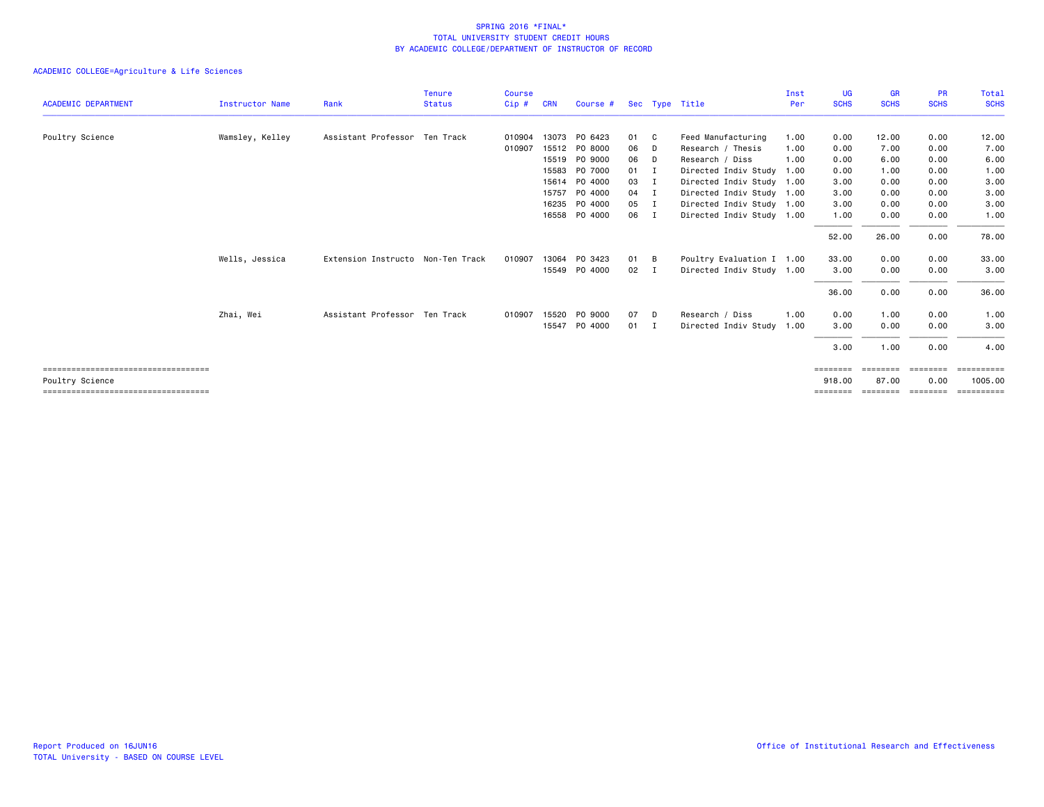SPRING 2016 *FINAL*
TOTAL UNIVERSITY STUDENT CREDIT HOURS
BY ACADEMIC COLLEGE/DEPARTMENT OF INSTRUCTOR OF RECORD

ACADEMIC COLLEGE=Agriculture & Life Sciences

| ACADEMIC DEPARTMENT | Instructor Name | Rank | Tenure Status | Course Cip # | CRN | Course # | Sec | Type | Title | Inst Per | UG SCHS | GR SCHS | PR SCHS | Total SCHS |
|---|---|---|---|---|---|---|---|---|---|---|---|---|---|---|
| Poultry Science | Wamsley, Kelley | Assistant Professor | Ten Track | 010904 | 13073 | PO 6423 | 01 | C | Feed Manufacturing | 1.00 | 0.00 | 12.00 | 0.00 | 12.00 |
| | | | | 010907 | 15512 | PO 8000 | 06 | D | Research / Thesis | 1.00 | 0.00 | 7.00 | 0.00 | 7.00 |
| | | | | | 15519 | PO 9000 | 06 | D | Research / Diss | 1.00 | 0.00 | 6.00 | 0.00 | 6.00 |
| | | | | | 15583 | PO 7000 | 01 | I | Directed Indiv Study | 1.00 | 0.00 | 1.00 | 0.00 | 1.00 |
| | | | | | 15614 | PO 4000 | 03 | I | Directed Indiv Study | 1.00 | 3.00 | 0.00 | 0.00 | 3.00 |
| | | | | | 15757 | PO 4000 | 04 | I | Directed Indiv Study | 1.00 | 3.00 | 0.00 | 0.00 | 3.00 |
| | | | | | 16235 | PO 4000 | 05 | I | Directed Indiv Study | 1.00 | 3.00 | 0.00 | 0.00 | 3.00 |
| | | | | | 16558 | PO 4000 | 06 | I | Directed Indiv Study | 1.00 | 1.00 | 0.00 | 0.00 | 1.00 |
| | | | | | | | | | | | 52.00 | 26.00 | 0.00 | 78.00 |
| | Wells, Jessica | Extension Instructo | Non-Ten Track | 010907 | 13064 | PO 3423 | 01 | B | Poultry Evaluation I | 1.00 | 33.00 | 0.00 | 0.00 | 33.00 |
| | | | | | 15549 | PO 4000 | 02 | I | Directed Indiv Study | 1.00 | 3.00 | 0.00 | 0.00 | 3.00 |
| | | | | | | | | | | | 36.00 | 0.00 | 0.00 | 36.00 |
| | Zhai, Wei | Assistant Professor | Ten Track | 010907 | 15520 | PO 9000 | 07 | D | Research / Diss | 1.00 | 0.00 | 1.00 | 0.00 | 1.00 |
| | | | | | 15547 | PO 4000 | 01 | I | Directed Indiv Study | 1.00 | 3.00 | 0.00 | 0.00 | 3.00 |
| | | | | | | | | | | | 3.00 | 1.00 | 0.00 | 4.00 |
| Poultry Science | | | | | | | | | | | 918.00 | 87.00 | 0.00 | 1005.00 |

Report Produced on 16JUN16
TOTAL University - BASED ON COURSE LEVEL

Office of Institutional Research and Effectiveness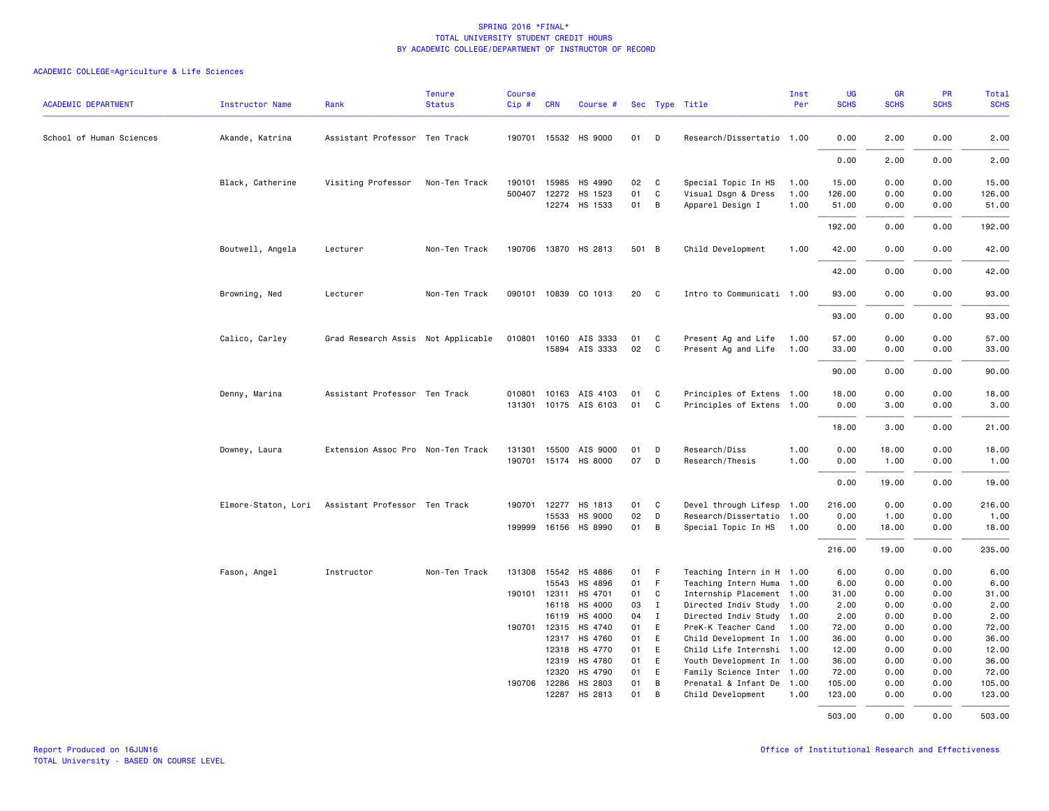# SPRING 2016 *FINAL*
## TOTAL UNIVERSITY STUDENT CREDIT HOURS
## BY ACADEMIC COLLEGE/DEPARTMENT OF INSTRUCTOR OF RECORD

ACADEMIC COLLEGE=Agriculture & Life Sciences

| ACADEMIC DEPARTMENT | Instructor Name | Rank | Tenure Status | Course Cip # | CRN | Course # | Sec | Type | Title | Inst Per | UG SCHS | GR SCHS | PR SCHS | Total SCHS |
|---|---|---|---|---|---|---|---|---|---|---|---|---|---|---|
| School of Human Sciences | Akande, Katrina | Assistant Professor | Ten Track | 190701 | 15532 | HS 9000 | 01 | D | Research/Dissertatio | 1.00 | 0.00 | 2.00 | 0.00 | 2.00 |
| | | | | | | | | | | | 0.00 | 2.00 | 0.00 | 2.00 |
| | Black, Catherine | Visiting Professor | Non-Ten Track | 190101 | 15985 | HS 4990 | 02 | C | Special Topic In HS | 1.00 | 15.00 | 0.00 | 0.00 | 15.00 |
| | | | | 500407 | 12272 | HS 1523 | 01 | C | Visual Dsgn & Dress | 1.00 | 126.00 | 0.00 | 0.00 | 126.00 |
| | | | | | 12274 | HS 1533 | 01 | B | Apparel Design I | 1.00 | 51.00 | 0.00 | 0.00 | 51.00 |
| | | | | | | | | | | | 192.00 | 0.00 | 0.00 | 192.00 |
| | Boutwell, Angela | Lecturer | Non-Ten Track | 190706 | 13870 | HS 2813 | 501 | B | Child Development | 1.00 | 42.00 | 0.00 | 0.00 | 42.00 |
| | | | | | | | | | | | 42.00 | 0.00 | 0.00 | 42.00 |
| | Browning, Ned | Lecturer | Non-Ten Track | 090101 | 10839 | CO 1013 | 20 | C | Intro to Communicati | 1.00 | 93.00 | 0.00 | 0.00 | 93.00 |
| | | | | | | | | | | | 93.00 | 0.00 | 0.00 | 93.00 |
| | Calico, Carley | Grad Research Assis | Not Applicable | 010801 | 10160 | AIS 3333 | 01 | C | Present Ag and Life | 1.00 | 57.00 | 0.00 | 0.00 | 57.00 |
| | | | | | 15894 | AIS 3333 | 02 | C | Present Ag and Life | 1.00 | 33.00 | 0.00 | 0.00 | 33.00 |
| | | | | | | | | | | | 90.00 | 0.00 | 0.00 | 90.00 |
| | Denny, Marina | Assistant Professor | Ten Track | 010801 | 10163 | AIS 4103 | 01 | C | Principles of Extens | 1.00 | 18.00 | 0.00 | 0.00 | 18.00 |
| | | | | 131301 | 10175 | AIS 6103 | 01 | C | Principles of Extens | 1.00 | 0.00 | 3.00 | 0.00 | 3.00 |
| | | | | | | | | | | | 18.00 | 3.00 | 0.00 | 21.00 |
| | Downey, Laura | Extension Assoc Pro | Non-Ten Track | 131301 | 15500 | AIS 9000 | 01 | D | Research/Diss | 1.00 | 0.00 | 18.00 | 0.00 | 18.00 |
| | | | | 190701 | 15174 | HS 8000 | 07 | D | Research/Thesis | 1.00 | 0.00 | 1.00 | 0.00 | 1.00 |
| | | | | | | | | | | | 0.00 | 19.00 | 0.00 | 19.00 |
| | Elmore-Staton, Lori | Assistant Professor | Ten Track | 190701 | 12277 | HS 1813 | 01 | C | Devel through Lifesp | 1.00 | 216.00 | 0.00 | 0.00 | 216.00 |
| | | | | | 15533 | HS 9000 | 02 | D | Research/Dissertatio | 1.00 | 0.00 | 1.00 | 0.00 | 1.00 |
| | | | | 199999 | 16156 | HS 8990 | 01 | B | Special Topic In HS | 1.00 | 0.00 | 18.00 | 0.00 | 18.00 |
| | | | | | | | | | | | 216.00 | 19.00 | 0.00 | 235.00 |
| | Fason, Angel | Instructor | Non-Ten Track | 131308 | 15542 | HS 4886 | 01 | F | Teaching Intern in H | 1.00 | 6.00 | 0.00 | 0.00 | 6.00 |
| | | | | | 15543 | HS 4896 | 01 | F | Teaching Intern Huma | 1.00 | 6.00 | 0.00 | 0.00 | 6.00 |
| | | | | 190101 | 12311 | HS 4701 | 01 | C | Internship Placement | 1.00 | 31.00 | 0.00 | 0.00 | 31.00 |
| | | | | | 16118 | HS 4000 | 03 | I | Directed Indiv Study | 1.00 | 2.00 | 0.00 | 0.00 | 2.00 |
| | | | | | 16119 | HS 4000 | 04 | I | Directed Indiv Study | 1.00 | 2.00 | 0.00 | 0.00 | 2.00 |
| | | | | 190701 | 12315 | HS 4740 | 01 | E | PreK-K Teacher Cand | 1.00 | 72.00 | 0.00 | 0.00 | 72.00 |
| | | | | | 12317 | HS 4760 | 01 | E | Child Development In | 1.00 | 36.00 | 0.00 | 0.00 | 36.00 |
| | | | | | 12318 | HS 4770 | 01 | E | Child Life Internshi | 1.00 | 12.00 | 0.00 | 0.00 | 12.00 |
| | | | | | 12319 | HS 4780 | 01 | E | Youth Development In | 1.00 | 36.00 | 0.00 | 0.00 | 36.00 |
| | | | | | 12320 | HS 4790 | 01 | E | Family Science Inter | 1.00 | 72.00 | 0.00 | 0.00 | 72.00 |
| | | | | 190706 | 12286 | HS 2803 | 01 | B | Prenatal & Infant De | 1.00 | 105.00 | 0.00 | 0.00 | 105.00 |
| | | | | | 12287 | HS 2813 | 01 | B | Child Development | 1.00 | 123.00 | 0.00 | 0.00 | 123.00 |
| | | | | | | | | | | | 503.00 | 0.00 | 0.00 | 503.00 |

Report Produced on 16JUN16
TOTAL University - BASED ON COURSE LEVEL

Office of Institutional Research and Effectiveness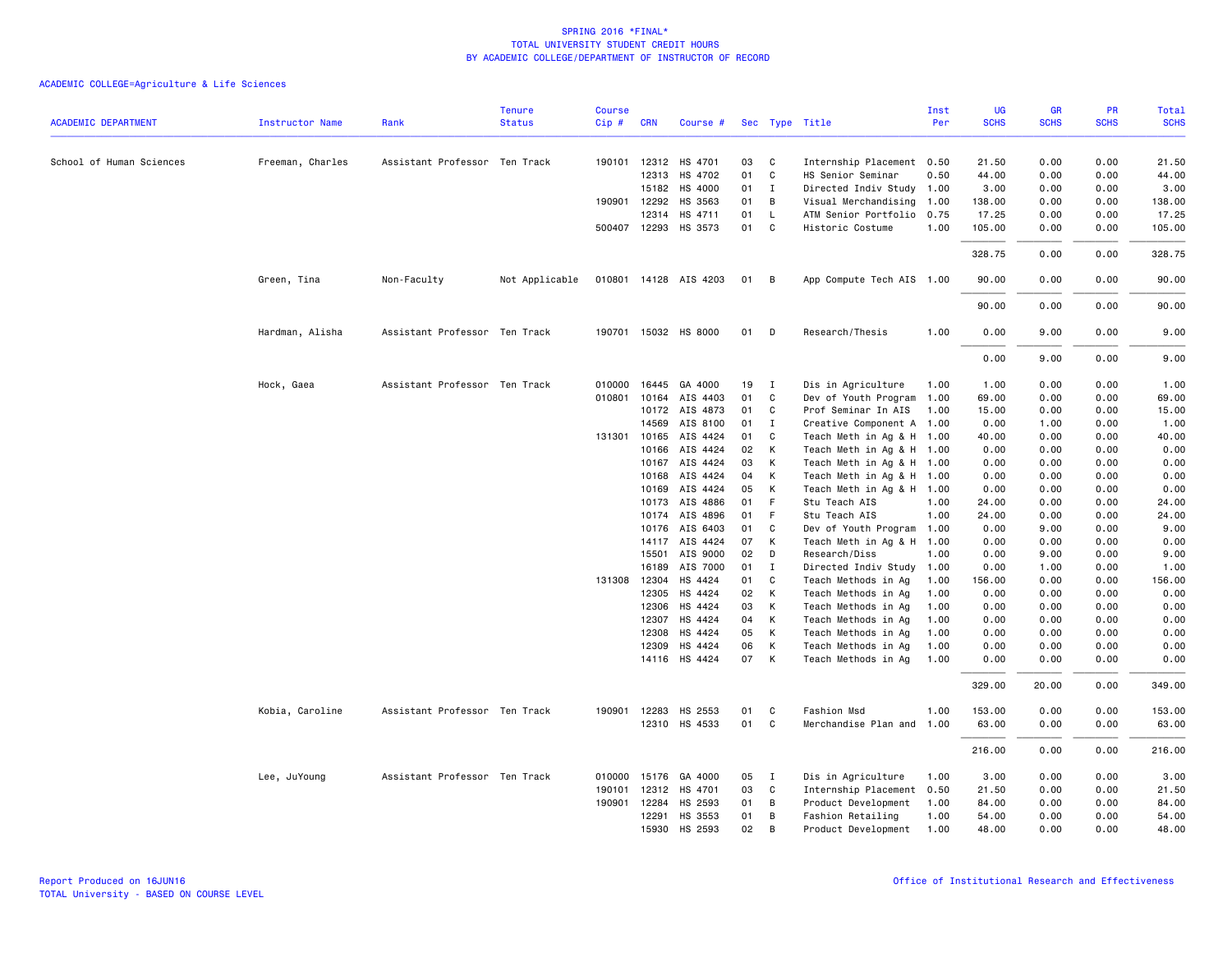SPRING 2016 *FINAL*
TOTAL UNIVERSITY STUDENT CREDIT HOURS
BY ACADEMIC COLLEGE/DEPARTMENT OF INSTRUCTOR OF RECORD

ACADEMIC COLLEGE=Agriculture & Life Sciences

| ACADEMIC DEPARTMENT | Instructor Name | Rank | Tenure Status | Course Cip # | CRN | Course # | Sec | Type | Title | Inst Per | UG SCHS | GR SCHS | PR SCHS | Total SCHS |
|---|---|---|---|---|---|---|---|---|---|---|---|---|---|---|
| School of Human Sciences | Freeman, Charles | Assistant Professor | Ten Track | 190101 | 12312 | HS 4701 | 03 | C | Internship Placement | 0.50 | 21.50 | 0.00 | 0.00 | 21.50 |
| | | | | | 12313 | HS 4702 | 01 | C | HS Senior Seminar | 0.50 | 44.00 | 0.00 | 0.00 | 44.00 |
| | | | | | 15182 | HS 4000 | 01 | I | Directed Indiv Study | 1.00 | 3.00 | 0.00 | 0.00 | 3.00 |
| | | | | 190901 | 12292 | HS 3563 | 01 | B | Visual Merchandising | 1.00 | 138.00 | 0.00 | 0.00 | 138.00 |
| | | | | | 12314 | HS 4711 | 01 | L | ATM Senior Portfolio | 0.75 | 17.25 | 0.00 | 0.00 | 17.25 |
| | | | | 500407 | 12293 | HS 3573 | 01 | C | Historic Costume | 1.00 | 105.00 | 0.00 | 0.00 | 105.00 |
| | | | | | | | | | | | 328.75 | 0.00 | 0.00 | 328.75 |
| | Green, Tina | Non-Faculty | Not Applicable | 010801 | 14128 | AIS 4203 | 01 | B | App Compute Tech AIS | 1.00 | 90.00 | 0.00 | 0.00 | 90.00 |
| | | | | | | | | | | | 90.00 | 0.00 | 0.00 | 90.00 |
| | Hardman, Alisha | Assistant Professor | Ten Track | 190701 | 15032 | HS 8000 | 01 | D | Research/Thesis | 1.00 | 0.00 | 9.00 | 0.00 | 9.00 |
| | | | | | | | | | | | 0.00 | 9.00 | 0.00 | 9.00 |
| | Hock, Gaea | Assistant Professor | Ten Track | 010000 | 16445 | GA 4000 | 19 | I | Dis in Agriculture | 1.00 | 1.00 | 0.00 | 0.00 | 1.00 |
| | | | | 010801 | 10164 | AIS 4403 | 01 | C | Dev of Youth Program | 1.00 | 69.00 | 0.00 | 0.00 | 69.00 |
| | | | | | 10172 | AIS 4873 | 01 | C | Prof Seminar In AIS | 1.00 | 15.00 | 0.00 | 0.00 | 15.00 |
| | | | | | 14569 | AIS 8100 | 01 | I | Creative Component A | 1.00 | 0.00 | 1.00 | 0.00 | 1.00 |
| | | | | 131301 | 10165 | AIS 4424 | 01 | C | Teach Meth in Ag & H | 1.00 | 40.00 | 0.00 | 0.00 | 40.00 |
| | | | | | 10166 | AIS 4424 | 02 | K | Teach Meth in Ag & H | 1.00 | 0.00 | 0.00 | 0.00 | 0.00 |
| | | | | | 10167 | AIS 4424 | 03 | K | Teach Meth in Ag & H | 1.00 | 0.00 | 0.00 | 0.00 | 0.00 |
| | | | | | 10168 | AIS 4424 | 04 | K | Teach Meth in Ag & H | 1.00 | 0.00 | 0.00 | 0.00 | 0.00 |
| | | | | | 10169 | AIS 4424 | 05 | K | Teach Meth in Ag & H | 1.00 | 0.00 | 0.00 | 0.00 | 0.00 |
| | | | | | 10173 | AIS 4886 | 01 | F | Stu Teach AIS | 1.00 | 24.00 | 0.00 | 0.00 | 24.00 |
| | | | | | 10174 | AIS 4896 | 01 | F | Stu Teach AIS | 1.00 | 24.00 | 0.00 | 0.00 | 24.00 |
| | | | | | 10176 | AIS 6403 | 01 | C | Dev of Youth Program | 1.00 | 0.00 | 9.00 | 0.00 | 9.00 |
| | | | | | 14117 | AIS 4424 | 07 | K | Teach Meth in Ag & H | 1.00 | 0.00 | 0.00 | 0.00 | 0.00 |
| | | | | | 15501 | AIS 9000 | 02 | D | Research/Diss | 1.00 | 0.00 | 9.00 | 0.00 | 9.00 |
| | | | | | 16189 | AIS 7000 | 01 | I | Directed Indiv Study | 1.00 | 0.00 | 1.00 | 0.00 | 1.00 |
| | | | | 131308 | 12304 | HS 4424 | 01 | C | Teach Methods in Ag | 1.00 | 156.00 | 0.00 | 0.00 | 156.00 |
| | | | | | 12305 | HS 4424 | 02 | K | Teach Methods in Ag | 1.00 | 0.00 | 0.00 | 0.00 | 0.00 |
| | | | | | 12306 | HS 4424 | 03 | K | Teach Methods in Ag | 1.00 | 0.00 | 0.00 | 0.00 | 0.00 |
| | | | | | 12307 | HS 4424 | 04 | K | Teach Methods in Ag | 1.00 | 0.00 | 0.00 | 0.00 | 0.00 |
| | | | | | 12308 | HS 4424 | 05 | K | Teach Methods in Ag | 1.00 | 0.00 | 0.00 | 0.00 | 0.00 |
| | | | | | 12309 | HS 4424 | 06 | K | Teach Methods in Ag | 1.00 | 0.00 | 0.00 | 0.00 | 0.00 |
| | | | | | 14116 | HS 4424 | 07 | K | Teach Methods in Ag | 1.00 | 0.00 | 0.00 | 0.00 | 0.00 |
| | | | | | | | | | | | 329.00 | 20.00 | 0.00 | 349.00 |
| | Kobia, Caroline | Assistant Professor | Ten Track | 190901 | 12283 | HS 2553 | 01 | C | Fashion Msd | 1.00 | 153.00 | 0.00 | 0.00 | 153.00 |
| | | | | | 12310 | HS 4533 | 01 | C | Merchandise Plan and | 1.00 | 63.00 | 0.00 | 0.00 | 63.00 |
| | | | | | | | | | | | 216.00 | 0.00 | 0.00 | 216.00 |
| | Lee, JuYoung | Assistant Professor | Ten Track | 010000 | 15176 | GA 4000 | 05 | I | Dis in Agriculture | 1.00 | 3.00 | 0.00 | 0.00 | 3.00 |
| | | | | 190101 | 12312 | HS 4701 | 03 | C | Internship Placement | 0.50 | 21.50 | 0.00 | 0.00 | 21.50 |
| | | | | 190901 | 12284 | HS 2593 | 01 | B | Product Development | 1.00 | 84.00 | 0.00 | 0.00 | 84.00 |
| | | | | | 12291 | HS 3553 | 01 | B | Fashion Retailing | 1.00 | 54.00 | 0.00 | 0.00 | 54.00 |
| | | | | | 15930 | HS 2593 | 02 | B | Product Development | 1.00 | 48.00 | 0.00 | 0.00 | 48.00 |

Report Produced on 16JUN16
TOTAL University - BASED ON COURSE LEVEL

Office of Institutional Research and Effectiveness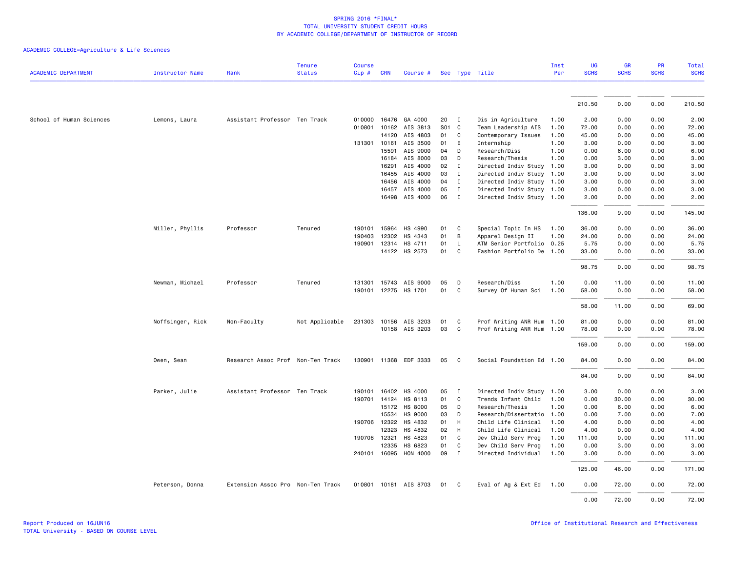SPRING 2016 *FINAL*
TOTAL UNIVERSITY STUDENT CREDIT HOURS
BY ACADEMIC COLLEGE/DEPARTMENT OF INSTRUCTOR OF RECORD

ACADEMIC COLLEGE=Agriculture & Life Sciences

| ACADEMIC DEPARTMENT | Instructor Name | Rank | Tenure Status | Course Cip # | CRN | Course # | Sec | Type | Title | Inst Per | UG SCHS | GR SCHS | PR SCHS | Total SCHS |
|---|---|---|---|---|---|---|---|---|---|---|---|---|---|---|
| | | | | | | | | | | | 210.50 | 0.00 | 0.00 | 210.50 |
| School of Human Sciences | Lemons, Laura | Assistant Professor | Ten Track | 010000 | 16476 | GA 4000 | 20 | I | Dis in Agriculture | 1.00 | 2.00 | 0.00 | 0.00 | 2.00 |
| | | | | 010801 | 10162 | AIS 3813 | S01 | C | Team Leadership AIS | 1.00 | 72.00 | 0.00 | 0.00 | 72.00 |
| | | | | | 14120 | AIS 4803 | 01 | C | Contemporary Issues | 1.00 | 45.00 | 0.00 | 0.00 | 45.00 |
| | | | | 131301 | 10161 | AIS 3500 | 01 | E | Internship | 1.00 | 3.00 | 0.00 | 0.00 | 3.00 |
| | | | | | 15591 | AIS 9000 | 04 | D | Research/Diss | 1.00 | 0.00 | 6.00 | 0.00 | 6.00 |
| | | | | | 16184 | AIS 8000 | 03 | D | Research/Thesis | 1.00 | 0.00 | 3.00 | 0.00 | 3.00 |
| | | | | | 16291 | AIS 4000 | 02 | I | Directed Indiv Study | 1.00 | 3.00 | 0.00 | 0.00 | 3.00 |
| | | | | | 16455 | AIS 4000 | 03 | I | Directed Indiv Study | 1.00 | 3.00 | 0.00 | 0.00 | 3.00 |
| | | | | | 16456 | AIS 4000 | 04 | I | Directed Indiv Study | 1.00 | 3.00 | 0.00 | 0.00 | 3.00 |
| | | | | | 16457 | AIS 4000 | 05 | I | Directed Indiv Study | 1.00 | 3.00 | 0.00 | 0.00 | 3.00 |
| | | | | | 16498 | AIS 4000 | 06 | I | Directed Indiv Study | 1.00 | 2.00 | 0.00 | 0.00 | 2.00 |
| | | | | | | | | | | | 136.00 | 9.00 | 0.00 | 145.00 |
| | Miller, Phyllis | Professor | Tenured | 190101 | 15964 | HS 4990 | 01 | C | Special Topic In HS | 1.00 | 36.00 | 0.00 | 0.00 | 36.00 |
| | | | | 190403 | 12302 | HS 4343 | 01 | B | Apparel Design II | 1.00 | 24.00 | 0.00 | 0.00 | 24.00 |
| | | | | 190901 | 12314 | HS 4711 | 01 | L | ATM Senior Portfolio | 0.25 | 5.75 | 0.00 | 0.00 | 5.75 |
| | | | | | 14122 | HS 2573 | 01 | C | Fashion Portfolio De | 1.00 | 33.00 | 0.00 | 0.00 | 33.00 |
| | | | | | | | | | | | 98.75 | 0.00 | 0.00 | 98.75 |
| | Newman, Michael | Professor | Tenured | 131301 | 15743 | AIS 9000 | 05 | D | Research/Diss | 1.00 | 0.00 | 11.00 | 0.00 | 11.00 |
| | | | | 190101 | 12275 | HS 1701 | 01 | C | Survey Of Human Sci | 1.00 | 58.00 | 0.00 | 0.00 | 58.00 |
| | | | | | | | | | | | 58.00 | 11.00 | 0.00 | 69.00 |
| | Noffsinger, Rick | Non-Faculty | Not Applicable | 231303 | 10156 | AIS 3203 | 01 | C | Prof Writing ANR Hum | 1.00 | 81.00 | 0.00 | 0.00 | 81.00 |
| | | | | | 10158 | AIS 3203 | 03 | C | Prof Writing ANR Hum | 1.00 | 78.00 | 0.00 | 0.00 | 78.00 |
| | | | | | | | | | | | 159.00 | 0.00 | 0.00 | 159.00 |
| | Owen, Sean | Research Assoc Prof | Non-Ten Track | 130901 | 11368 | EDF 3333 | 05 | C | Social Foundation Ed | 1.00 | 84.00 | 0.00 | 0.00 | 84.00 |
| | | | | | | | | | | | 84.00 | 0.00 | 0.00 | 84.00 |
| | Parker, Julie | Assistant Professor | Ten Track | 190101 | 16402 | HS 4000 | 05 | I | Directed Indiv Study | 1.00 | 3.00 | 0.00 | 0.00 | 3.00 |
| | | | | 190701 | 14124 | HS 8113 | 01 | C | Trends Infant Child | 1.00 | 0.00 | 30.00 | 0.00 | 30.00 |
| | | | | | 15172 | HS 8000 | 05 | D | Research/Thesis | 1.00 | 0.00 | 6.00 | 0.00 | 6.00 |
| | | | | | 15534 | HS 9000 | 03 | D | Research/Dissertatio | 1.00 | 0.00 | 7.00 | 0.00 | 7.00 |
| | | | | 190706 | 12322 | HS 4832 | 01 | H | Child Life Clinical | 1.00 | 4.00 | 0.00 | 0.00 | 4.00 |
| | | | | | 12323 | HS 4832 | 02 | H | Child Life Clinical | 1.00 | 4.00 | 0.00 | 0.00 | 4.00 |
| | | | | 190708 | 12321 | HS 4823 | 01 | C | Dev Child Serv Prog | 1.00 | 111.00 | 0.00 | 0.00 | 111.00 |
| | | | | | 12335 | HS 6823 | 01 | C | Dev Child Serv Prog | 1.00 | 0.00 | 3.00 | 0.00 | 3.00 |
| | | | | 240101 | 16095 | HON 4000 | 09 | I | Directed Individual | 1.00 | 3.00 | 0.00 | 0.00 | 3.00 |
| | | | | | | | | | | | 125.00 | 46.00 | 0.00 | 171.00 |
| | Peterson, Donna | Extension Assoc Pro | Non-Ten Track | 010801 | 10181 | AIS 8703 | 01 | C | Eval of Ag & Ext Ed | 1.00 | 0.00 | 72.00 | 0.00 | 72.00 |
| | | | | | | | | | | | 0.00 | 72.00 | 0.00 | 72.00 |

Report Produced on 16JUN16
TOTAL University - BASED ON COURSE LEVEL

Office of Institutional Research and Effectiveness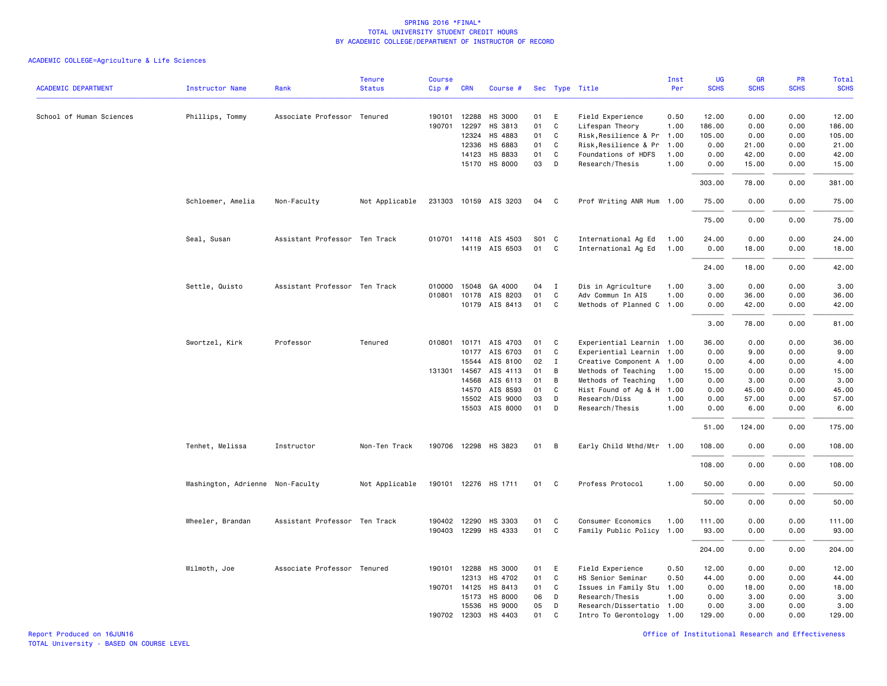SPRING 2016 *FINAL*
TOTAL UNIVERSITY STUDENT CREDIT HOURS
BY ACADEMIC COLLEGE/DEPARTMENT OF INSTRUCTOR OF RECORD

ACADEMIC COLLEGE=Agriculture & Life Sciences

| ACADEMIC DEPARTMENT | Instructor Name | Rank | Tenure Status | Course Cip # | CRN | Course # | Sec | Type | Title | Inst Per | UG SCHS | GR SCHS | PR SCHS | Total SCHS |
|---|---|---|---|---|---|---|---|---|---|---|---|---|---|---|
| School of Human Sciences | Phillips, Tommy | Associate Professor | Tenured | 190101 | 12288 | HS 3000 | 01 | E | Field Experience | 0.50 | 12.00 | 0.00 | 0.00 | 12.00 |
| | | | | 190701 | 12297 | HS 3813 | 01 | C | Lifespan Theory | 1.00 | 186.00 | 0.00 | 0.00 | 186.00 |
| | | | | | 12324 | HS 4883 | 01 | C | Risk,Resilience & Pr | 1.00 | 105.00 | 0.00 | 0.00 | 105.00 |
| | | | | | 12336 | HS 6883 | 01 | C | Risk,Resilience & Pr | 1.00 | 0.00 | 21.00 | 0.00 | 21.00 |
| | | | | | 14123 | HS 8833 | 01 | C | Foundations of HDFS | 1.00 | 0.00 | 42.00 | 0.00 | 42.00 |
| | | | | | 15170 | HS 8000 | 03 | D | Research/Thesis | 1.00 | 0.00 | 15.00 | 0.00 | 15.00 |
| | | | | | | | | | | | 303.00 | 78.00 | 0.00 | 381.00 |
| | Schloemer, Amelia | Non-Faculty | Not Applicable | 231303 | 10159 | AIS 3203 | 04 | C | Prof Writing ANR Hum | 1.00 | 75.00 | 0.00 | 0.00 | 75.00 |
| | | | | | | | | | | | 75.00 | 0.00 | 0.00 | 75.00 |
| | Seal, Susan | Assistant Professor | Ten Track | 010701 | 14118 | AIS 4503 | S01 | C | International Ag Ed | 1.00 | 24.00 | 0.00 | 0.00 | 24.00 |
| | | | | | 14119 | AIS 6503 | 01 | C | International Ag Ed | 1.00 | 0.00 | 18.00 | 0.00 | 18.00 |
| | | | | | | | | | | | 24.00 | 18.00 | 0.00 | 42.00 |
| | Settle, Quisto | Assistant Professor | Ten Track | 010000 | 15048 | GA 4000 | 04 | I | Dis in Agriculture | 1.00 | 3.00 | 0.00 | 0.00 | 3.00 |
| | | | | 010801 | 10178 | AIS 8203 | 01 | C | Adv Commun In AIS | 1.00 | 0.00 | 36.00 | 0.00 | 36.00 |
| | | | | | 10179 | AIS 8413 | 01 | C | Methods of Planned C | 1.00 | 0.00 | 42.00 | 0.00 | 42.00 |
| | | | | | | | | | | | 3.00 | 78.00 | 0.00 | 81.00 |
| | Swortzel, Kirk | Professor | Tenured | 010801 | 10171 | AIS 4703 | 01 | C | Experiential Learnin | 1.00 | 36.00 | 0.00 | 0.00 | 36.00 |
| | | | | | 10177 | AIS 6703 | 01 | C | Experiential Learnin | 1.00 | 0.00 | 9.00 | 0.00 | 9.00 |
| | | | | | 15544 | AIS 8100 | 02 | I | Creative Component A | 1.00 | 0.00 | 4.00 | 0.00 | 4.00 |
| | | | | 131301 | 14567 | AIS 4113 | 01 | B | Methods of Teaching | 1.00 | 15.00 | 0.00 | 0.00 | 15.00 |
| | | | | | 14568 | AIS 6113 | 01 | B | Methods of Teaching | 1.00 | 0.00 | 3.00 | 0.00 | 3.00 |
| | | | | | 14570 | AIS 8593 | 01 | C | Hist Found of Ag & H | 1.00 | 0.00 | 45.00 | 0.00 | 45.00 |
| | | | | | 15502 | AIS 9000 | 03 | D | Research/Diss | 1.00 | 0.00 | 57.00 | 0.00 | 57.00 |
| | | | | | 15503 | AIS 8000 | 01 | D | Research/Thesis | 1.00 | 0.00 | 6.00 | 0.00 | 6.00 |
| | | | | | | | | | | | 51.00 | 124.00 | 0.00 | 175.00 |
| | Tenhet, Melissa | Instructor | Non-Ten Track | 190706 | 12298 | HS 3823 | 01 | B | Early Child Mthd/Mtr | 1.00 | 108.00 | 0.00 | 0.00 | 108.00 |
| | | | | | | | | | | | 108.00 | 0.00 | 0.00 | 108.00 |
| | Washington, Adrienne | Non-Faculty | Not Applicable | 190101 | 12276 | HS 1711 | 01 | C | Profess Protocol | 1.00 | 50.00 | 0.00 | 0.00 | 50.00 |
| | | | | | | | | | | | 50.00 | 0.00 | 0.00 | 50.00 |
| | Wheeler, Brandan | Assistant Professor | Ten Track | 190402 | 12290 | HS 3303 | 01 | C | Consumer Economics | 1.00 | 111.00 | 0.00 | 0.00 | 111.00 |
| | | | | 190403 | 12299 | HS 4333 | 01 | C | Family Public Policy | 1.00 | 93.00 | 0.00 | 0.00 | 93.00 |
| | | | | | | | | | | | 204.00 | 0.00 | 0.00 | 204.00 |
| | Wilmoth, Joe | Associate Professor | Tenured | 190101 | 12288 | HS 3000 | 01 | E | Field Experience | 0.50 | 12.00 | 0.00 | 0.00 | 12.00 |
| | | | | | 12313 | HS 4702 | 01 | C | HS Senior Seminar | 0.50 | 44.00 | 0.00 | 0.00 | 44.00 |
| | | | | 190701 | 14125 | HS 8413 | 01 | C | Issues in Family Stu | 1.00 | 0.00 | 18.00 | 0.00 | 18.00 |
| | | | | | 15173 | HS 8000 | 06 | D | Research/Thesis | 1.00 | 0.00 | 3.00 | 0.00 | 3.00 |
| | | | | | 15536 | HS 9000 | 05 | D | Research/Dissertatio | 1.00 | 0.00 | 3.00 | 0.00 | 3.00 |
| | | | | 190702 | 12303 | HS 4403 | 01 | C | Intro To Gerontology | 1.00 | 129.00 | 0.00 | 0.00 | 129.00 |

Report Produced on 16JUN16
TOTAL University - BASED ON COURSE LEVEL

Office of Institutional Research and Effectiveness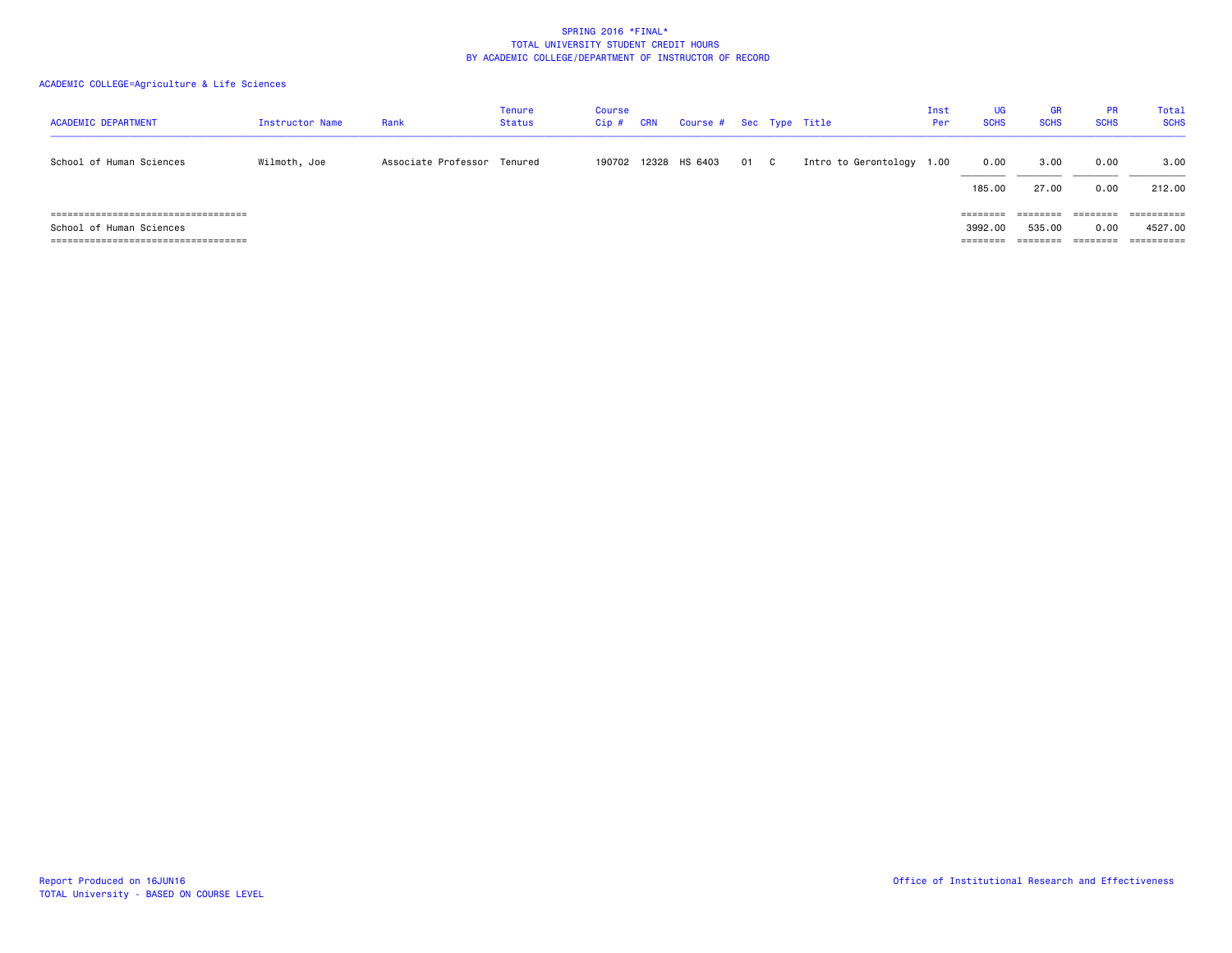SPRING 2016 *FINAL*
TOTAL UNIVERSITY STUDENT CREDIT HOURS
BY ACADEMIC COLLEGE/DEPARTMENT OF INSTRUCTOR OF RECORD

ACADEMIC COLLEGE=Agriculture & Life Sciences

| ACADEMIC DEPARTMENT | Instructor Name | Rank | Tenure Status | Course Cip # | CRN | Course # | Sec | Type | Title | Inst Per | UG SCHS | GR SCHS | PR SCHS | Total SCHS |
|---|---|---|---|---|---|---|---|---|---|---|---|---|---|---|
| School of Human Sciences | Wilmoth, Joe | Associate Professor | Tenured | 190702 | 12328 | HS 6403 | 01 | C | Intro to Gerontology | 1.00 | 0.00 | 3.00 | 0.00 | 3.00 |
| | | | | | | | | | | | 185.00 | 27.00 | 0.00 | 212.00 |
| School of Human Sciences | | | | | | | | | | | 3992.00 | 535.00 | 0.00 | 4527.00 |

Report Produced on 16JUN16
TOTAL University - BASED ON COURSE LEVEL

Office of Institutional Research and Effectiveness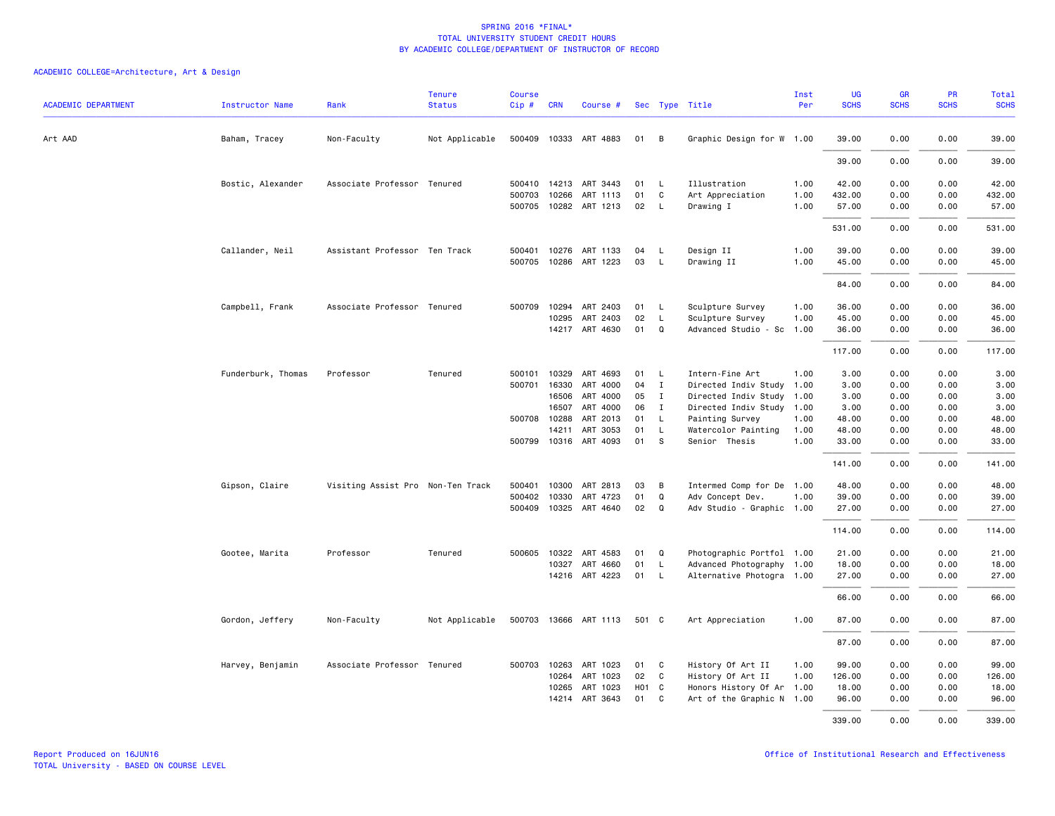SPRING 2016 *FINAL*
TOTAL UNIVERSITY STUDENT CREDIT HOURS
BY ACADEMIC COLLEGE/DEPARTMENT OF INSTRUCTOR OF RECORD

ACADEMIC COLLEGE=Architecture, Art & Design

| ACADEMIC DEPARTMENT | Instructor Name | Rank | Tenure Status | Course Cip # | CRN | Course # | Sec | Type | Title | Inst Per | UG SCHS | GR SCHS | PR SCHS | Total SCHS |
|---|---|---|---|---|---|---|---|---|---|---|---|---|---|---|
| Art AAD | Baham, Tracey | Non-Faculty | Not Applicable | 500409 | 10333 | ART 4883 | 01 | B | Graphic Design for W | 1.00 | 39.00 | 0.00 | 0.00 | 39.00 |
| | | | | | | | | | | | 39.00 | 0.00 | 0.00 | 39.00 |
| | Bostic, Alexander | Associate Professor | Tenured | 500410 | 14213 | ART 3443 | 01 | L | Illustration | 1.00 | 42.00 | 0.00 | 0.00 | 42.00 |
| | | | | 500703 | 10266 | ART 1113 | 01 | C | Art Appreciation | 1.00 | 432.00 | 0.00 | 0.00 | 432.00 |
| | | | | 500705 | 10282 | ART 1213 | 02 | L | Drawing I | 1.00 | 57.00 | 0.00 | 0.00 | 57.00 |
| | | | | | | | | | | | 531.00 | 0.00 | 0.00 | 531.00 |
| | Callander, Neil | Assistant Professor | Ten Track | 500401 | 10276 | ART 1133 | 04 | L | Design II | 1.00 | 39.00 | 0.00 | 0.00 | 39.00 |
| | | | | 500705 | 10286 | ART 1223 | 03 | L | Drawing II | 1.00 | 45.00 | 0.00 | 0.00 | 45.00 |
| | | | | | | | | | | | 84.00 | 0.00 | 0.00 | 84.00 |
| | Campbell, Frank | Associate Professor | Tenured | 500709 | 10294 | ART 2403 | 01 | L | Sculpture Survey | 1.00 | 36.00 | 0.00 | 0.00 | 36.00 |
| | | | | | 10295 | ART 2403 | 02 | L | Sculpture Survey | 1.00 | 45.00 | 0.00 | 0.00 | 45.00 |
| | | | | | 14217 | ART 4630 | 01 | Q | Advanced Studio - Sc | 1.00 | 36.00 | 0.00 | 0.00 | 36.00 |
| | | | | | | | | | | | 117.00 | 0.00 | 0.00 | 117.00 |
| | Funderburk, Thomas | Professor | Tenured | 500101 | 10329 | ART 4693 | 01 | L | Intern-Fine Art | 1.00 | 3.00 | 0.00 | 0.00 | 3.00 |
| | | | | 500701 | 16330 | ART 4000 | 04 | I | Directed Indiv Study | 1.00 | 3.00 | 0.00 | 0.00 | 3.00 |
| | | | | | 16506 | ART 4000 | 05 | I | Directed Indiv Study | 1.00 | 3.00 | 0.00 | 0.00 | 3.00 |
| | | | | | 16507 | ART 4000 | 06 | I | Directed Indiv Study | 1.00 | 3.00 | 0.00 | 0.00 | 3.00 |
| | | | | 500708 | 10288 | ART 2013 | 01 | L | Painting Survey | 1.00 | 48.00 | 0.00 | 0.00 | 48.00 |
| | | | | | 14211 | ART 3053 | 01 | L | Watercolor Painting | 1.00 | 48.00 | 0.00 | 0.00 | 48.00 |
| | | | | 500799 | 10316 | ART 4093 | 01 | S | Senior Thesis | 1.00 | 33.00 | 0.00 | 0.00 | 33.00 |
| | | | | | | | | | | | 141.00 | 0.00 | 0.00 | 141.00 |
| | Gipson, Claire | Visiting Assist Pro | Non-Ten Track | 500401 | 10300 | ART 2813 | 03 | B | Intermed Comp for De | 1.00 | 48.00 | 0.00 | 0.00 | 48.00 |
| | | | | 500402 | 10330 | ART 4723 | 01 | Q | Adv Concept Dev. | 1.00 | 39.00 | 0.00 | 0.00 | 39.00 |
| | | | | 500409 | 10325 | ART 4640 | 02 | Q | Adv Studio - Graphic | 1.00 | 27.00 | 0.00 | 0.00 | 27.00 |
| | | | | | | | | | | | 114.00 | 0.00 | 0.00 | 114.00 |
| | Gootee, Marita | Professor | Tenured | 500605 | 10322 | ART 4583 | 01 | Q | Photographic Portfol | 1.00 | 21.00 | 0.00 | 0.00 | 21.00 |
| | | | | | 10327 | ART 4660 | 01 | L | Advanced Photography | 1.00 | 18.00 | 0.00 | 0.00 | 18.00 |
| | | | | | 14216 | ART 4223 | 01 | L | Alternative Photogra | 1.00 | 27.00 | 0.00 | 0.00 | 27.00 |
| | | | | | | | | | | | 66.00 | 0.00 | 0.00 | 66.00 |
| | Gordon, Jeffery | Non-Faculty | Not Applicable | 500703 | 13666 | ART 1113 | 501 | C | Art Appreciation | 1.00 | 87.00 | 0.00 | 0.00 | 87.00 |
| | | | | | | | | | | | 87.00 | 0.00 | 0.00 | 87.00 |
| | Harvey, Benjamin | Associate Professor | Tenured | 500703 | 10263 | ART 1023 | 01 | C | History Of Art II | 1.00 | 99.00 | 0.00 | 0.00 | 99.00 |
| | | | | | 10264 | ART 1023 | 02 | C | History Of Art II | 1.00 | 126.00 | 0.00 | 0.00 | 126.00 |
| | | | | | 10265 | ART 1023 | H01 | C | Honors History Of Ar | 1.00 | 18.00 | 0.00 | 0.00 | 18.00 |
| | | | | | 14214 | ART 3643 | 01 | C | Art of the Graphic N | 1.00 | 96.00 | 0.00 | 0.00 | 96.00 |
| | | | | | | | | | | | 339.00 | 0.00 | 0.00 | 339.00 |

Report Produced on 16JUN16
TOTAL University - BASED ON COURSE LEVEL

Office of Institutional Research and Effectiveness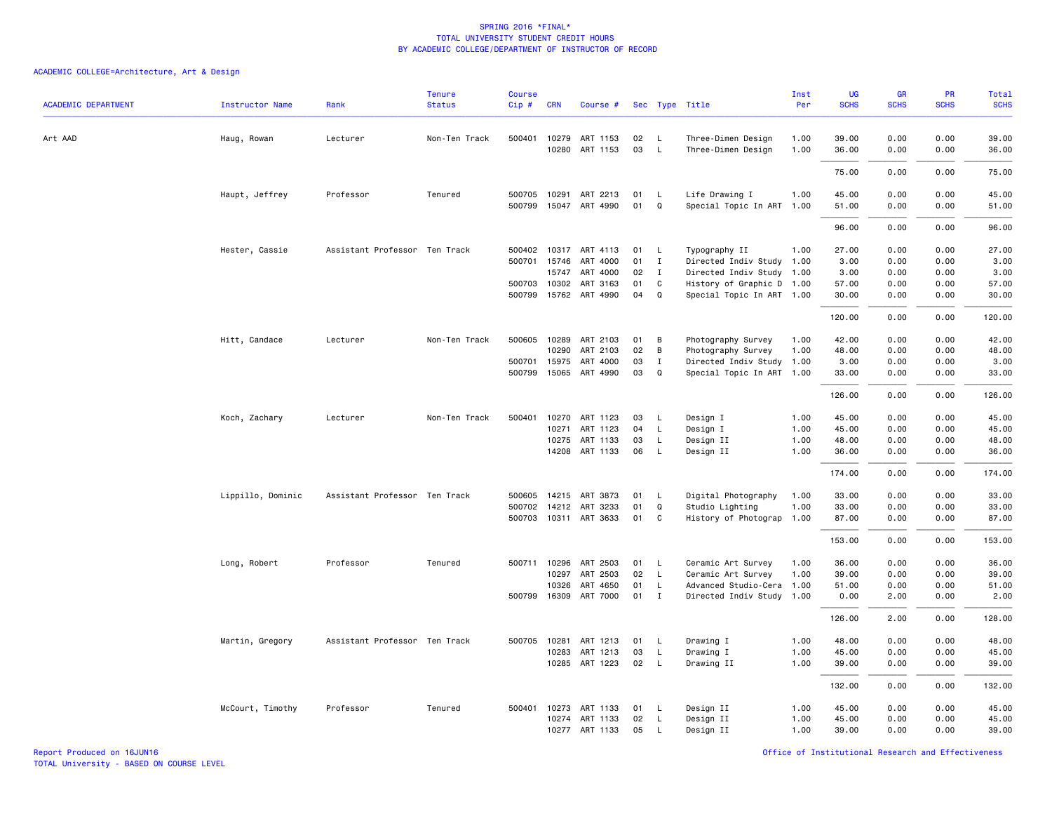# SPRING 2016 *FINAL*
## TOTAL UNIVERSITY STUDENT CREDIT HOURS
## BY ACADEMIC COLLEGE/DEPARTMENT OF INSTRUCTOR OF RECORD

ACADEMIC COLLEGE=Architecture, Art & Design

| ACADEMIC DEPARTMENT | Instructor Name | Rank | Tenure Status | Course Cip # | CRN | Course # | Sec | Type | Title | Inst Per | UG SCHS | GR SCHS | PR SCHS | Total SCHS |
|---|---|---|---|---|---|---|---|---|---|---|---|---|---|---|
| Art AAD | Haug, Rowan | Lecturer | Non-Ten Track | 500401 | 10279 | ART 1153 | 02 | L | Three-Dimen Design | 1.00 | 39.00 | 0.00 | 0.00 | 39.00 |
| | | | | | 10280 | ART 1153 | 03 | L | Three-Dimen Design | 1.00 | 36.00 | 0.00 | 0.00 | 36.00 |
| | | | | | | | | | | | 75.00 | 0.00 | 0.00 | 75.00 |
| | Haupt, Jeffrey | Professor | Tenured | 500705 | 10291 | ART 2213 | 01 | L | Life Drawing I | 1.00 | 45.00 | 0.00 | 0.00 | 45.00 |
| | | | | 500799 | 15047 | ART 4990 | 01 | Q | Special Topic In ART | 1.00 | 51.00 | 0.00 | 0.00 | 51.00 |
| | | | | | | | | | | | 96.00 | 0.00 | 0.00 | 96.00 |
| | Hester, Cassie | Assistant Professor | Ten Track | 500402 | 10317 | ART 4113 | 01 | L | Typography II | 1.00 | 27.00 | 0.00 | 0.00 | 27.00 |
| | | | | 500701 | 15746 | ART 4000 | 01 | I | Directed Indiv Study | 1.00 | 3.00 | 0.00 | 0.00 | 3.00 |
| | | | | | 15747 | ART 4000 | 02 | I | Directed Indiv Study | 1.00 | 3.00 | 0.00 | 0.00 | 3.00 |
| | | | | 500703 | 10302 | ART 3163 | 01 | C | History of Graphic D | 1.00 | 57.00 | 0.00 | 0.00 | 57.00 |
| | | | | 500799 | 15762 | ART 4990 | 04 | Q | Special Topic In ART | 1.00 | 30.00 | 0.00 | 0.00 | 30.00 |
| | | | | | | | | | | | 120.00 | 0.00 | 0.00 | 120.00 |
| | Hitt, Candace | Lecturer | Non-Ten Track | 500605 | 10289 | ART 2103 | 01 | B | Photography Survey | 1.00 | 42.00 | 0.00 | 0.00 | 42.00 |
| | | | | | 10290 | ART 2103 | 02 | B | Photography Survey | 1.00 | 48.00 | 0.00 | 0.00 | 48.00 |
| | | | | 500701 | 15975 | ART 4000 | 03 | I | Directed Indiv Study | 1.00 | 3.00 | 0.00 | 0.00 | 3.00 |
| | | | | 500799 | 15065 | ART 4990 | 03 | Q | Special Topic In ART | 1.00 | 33.00 | 0.00 | 0.00 | 33.00 |
| | | | | | | | | | | | 126.00 | 0.00 | 0.00 | 126.00 |
| | Koch, Zachary | Lecturer | Non-Ten Track | 500401 | 10270 | ART 1123 | 03 | L | Design I | 1.00 | 45.00 | 0.00 | 0.00 | 45.00 |
| | | | | | 10271 | ART 1123 | 04 | L | Design I | 1.00 | 45.00 | 0.00 | 0.00 | 45.00 |
| | | | | | 10275 | ART 1133 | 03 | L | Design II | 1.00 | 48.00 | 0.00 | 0.00 | 48.00 |
| | | | | | 14208 | ART 1133 | 06 | L | Design II | 1.00 | 36.00 | 0.00 | 0.00 | 36.00 |
| | | | | | | | | | | | 174.00 | 0.00 | 0.00 | 174.00 |
| | Lippillo, Dominic | Assistant Professor | Ten Track | 500605 | 14215 | ART 3873 | 01 | L | Digital Photography | 1.00 | 33.00 | 0.00 | 0.00 | 33.00 |
| | | | | 500702 | 14212 | ART 3233 | 01 | Q | Studio Lighting | 1.00 | 33.00 | 0.00 | 0.00 | 33.00 |
| | | | | 500703 | 10311 | ART 3633 | 01 | C | History of Photograp | 1.00 | 87.00 | 0.00 | 0.00 | 87.00 |
| | | | | | | | | | | | 153.00 | 0.00 | 0.00 | 153.00 |
| | Long, Robert | Professor | Tenured | 500711 | 10296 | ART 2503 | 01 | L | Ceramic Art Survey | 1.00 | 36.00 | 0.00 | 0.00 | 36.00 |
| | | | | | 10297 | ART 2503 | 02 | L | Ceramic Art Survey | 1.00 | 39.00 | 0.00 | 0.00 | 39.00 |
| | | | | | 10326 | ART 4650 | 01 | L | Advanced Studio-Cera | 1.00 | 51.00 | 0.00 | 0.00 | 51.00 |
| | | | | 500799 | 16309 | ART 7000 | 01 | I | Directed Indiv Study | 1.00 | 0.00 | 2.00 | 0.00 | 2.00 |
| | | | | | | | | | | | 126.00 | 2.00 | 0.00 | 128.00 |
| | Martin, Gregory | Assistant Professor | Ten Track | 500705 | 10281 | ART 1213 | 01 | L | Drawing I | 1.00 | 48.00 | 0.00 | 0.00 | 48.00 |
| | | | | | 10283 | ART 1213 | 03 | L | Drawing I | 1.00 | 45.00 | 0.00 | 0.00 | 45.00 |
| | | | | | 10285 | ART 1223 | 02 | L | Drawing II | 1.00 | 39.00 | 0.00 | 0.00 | 39.00 |
| | | | | | | | | | | | 132.00 | 0.00 | 0.00 | 132.00 |
| | McCourt, Timothy | Professor | Tenured | 500401 | 10273 | ART 1133 | 01 | L | Design II | 1.00 | 45.00 | 0.00 | 0.00 | 45.00 |
| | | | | | 10274 | ART 1133 | 02 | L | Design II | 1.00 | 45.00 | 0.00 | 0.00 | 45.00 |
| | | | | | 10277 | ART 1133 | 05 | L | Design II | 1.00 | 39.00 | 0.00 | 0.00 | 39.00 |

Report Produced on 16JUN16
TOTAL University - BASED ON COURSE LEVEL

Office of Institutional Research and Effectiveness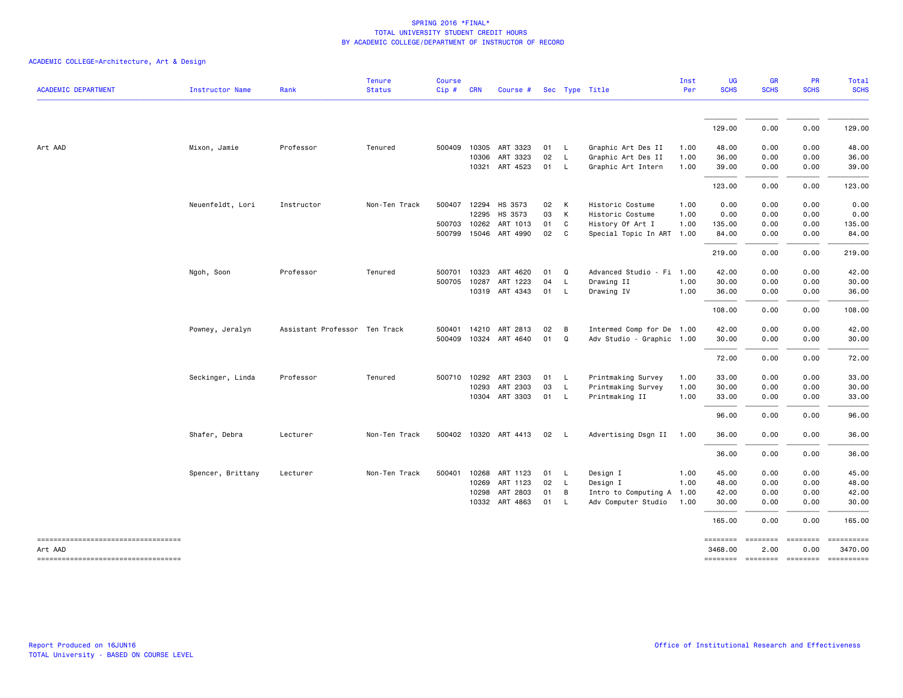# SPRING 2016 *FINAL*
## TOTAL UNIVERSITY STUDENT CREDIT HOURS
## BY ACADEMIC COLLEGE/DEPARTMENT OF INSTRUCTOR OF RECORD

ACADEMIC COLLEGE=Architecture, Art & Design

| ACADEMIC DEPARTMENT | Instructor Name | Rank | Tenure Status | Course Cip # | CRN | Course # | Sec | Type | Title | Inst Per | UG SCHS | GR SCHS | PR SCHS | Total SCHS |
|---|---|---|---|---|---|---|---|---|---|---|---|---|---|---|
| | | | | | | | | | | | 129.00 | 0.00 | 0.00 | 129.00 |
| Art AAD | Mixon, Jamie | Professor | Tenured | 500409 | 10305 | ART 3323 | 01 | L | Graphic Art Des II | 1.00 | 48.00 | 0.00 | 0.00 | 48.00 |
| | | | | | 10306 | ART 3323 | 02 | L | Graphic Art Des II | 1.00 | 36.00 | 0.00 | 0.00 | 36.00 |
| | | | | | 10321 | ART 4523 | 01 | L | Graphic Art Intern | 1.00 | 39.00 | 0.00 | 0.00 | 39.00 |
| | | | | | | | | | | | 123.00 | 0.00 | 0.00 | 123.00 |
| | Neuenfeldt, Lori | Instructor | Non-Ten Track | 500407 | 12294 | HS 3573 | 02 | K | Historic Costume | 1.00 | 0.00 | 0.00 | 0.00 | 0.00 |
| | | | | | 12295 | HS 3573 | 03 | K | Historic Costume | 1.00 | 0.00 | 0.00 | 0.00 | 0.00 |
| | | | | 500703 | 10262 | ART 1013 | 01 | C | History Of Art I | 1.00 | 135.00 | 0.00 | 0.00 | 135.00 |
| | | | | 500799 | 15046 | ART 4990 | 02 | C | Special Topic In ART | 1.00 | 84.00 | 0.00 | 0.00 | 84.00 |
| | | | | | | | | | | | 219.00 | 0.00 | 0.00 | 219.00 |
| | Ngoh, Soon | Professor | Tenured | 500701 | 10323 | ART 4620 | 01 | Q | Advanced Studio - Fi | 1.00 | 42.00 | 0.00 | 0.00 | 42.00 |
| | | | | 500705 | 10287 | ART 1223 | 04 | L | Drawing II | 1.00 | 30.00 | 0.00 | 0.00 | 30.00 |
| | | | | | 10319 | ART 4343 | 01 | L | Drawing IV | 1.00 | 36.00 | 0.00 | 0.00 | 36.00 |
| | | | | | | | | | | | 108.00 | 0.00 | 0.00 | 108.00 |
| | Powney, Jeralyn | Assistant Professor | Ten Track | 500401 | 14210 | ART 2813 | 02 | B | Intermed Comp for De | 1.00 | 42.00 | 0.00 | 0.00 | 42.00 |
| | | | | 500409 | 10324 | ART 4640 | 01 | Q | Adv Studio - Graphic | 1.00 | 30.00 | 0.00 | 0.00 | 30.00 |
| | | | | | | | | | | | 72.00 | 0.00 | 0.00 | 72.00 |
| | Seckinger, Linda | Professor | Tenured | 500710 | 10292 | ART 2303 | 01 | L | Printmaking Survey | 1.00 | 33.00 | 0.00 | 0.00 | 33.00 |
| | | | | | 10293 | ART 2303 | 03 | L | Printmaking Survey | 1.00 | 30.00 | 0.00 | 0.00 | 30.00 |
| | | | | | 10304 | ART 3303 | 01 | L | Printmaking II | 1.00 | 33.00 | 0.00 | 0.00 | 33.00 |
| | | | | | | | | | | | 96.00 | 0.00 | 0.00 | 96.00 |
| | Shafer, Debra | Lecturer | Non-Ten Track | 500402 | 10320 | ART 4413 | 02 | L | Advertising Dsgn II | 1.00 | 36.00 | 0.00 | 0.00 | 36.00 |
| | | | | | | | | | | | 36.00 | 0.00 | 0.00 | 36.00 |
| | Spencer, Brittany | Lecturer | Non-Ten Track | 500401 | 10268 | ART 1123 | 01 | L | Design I | 1.00 | 45.00 | 0.00 | 0.00 | 45.00 |
| | | | | | 10269 | ART 1123 | 02 | L | Design I | 1.00 | 48.00 | 0.00 | 0.00 | 48.00 |
| | | | | | 10298 | ART 2803 | 01 | B | Intro to Computing A | 1.00 | 42.00 | 0.00 | 0.00 | 42.00 |
| | | | | | 10332 | ART 4863 | 01 | L | Adv Computer Studio | 1.00 | 30.00 | 0.00 | 0.00 | 30.00 |
| | | | | | | | | | | | 165.00 | 0.00 | 0.00 | 165.00 |
| Art AAD | | | | | | | | | | | 3468.00 | 2.00 | 0.00 | 3470.00 |

Report Produced on 16JUN16
TOTAL University - BASED ON COURSE LEVEL

Office of Institutional Research and Effectiveness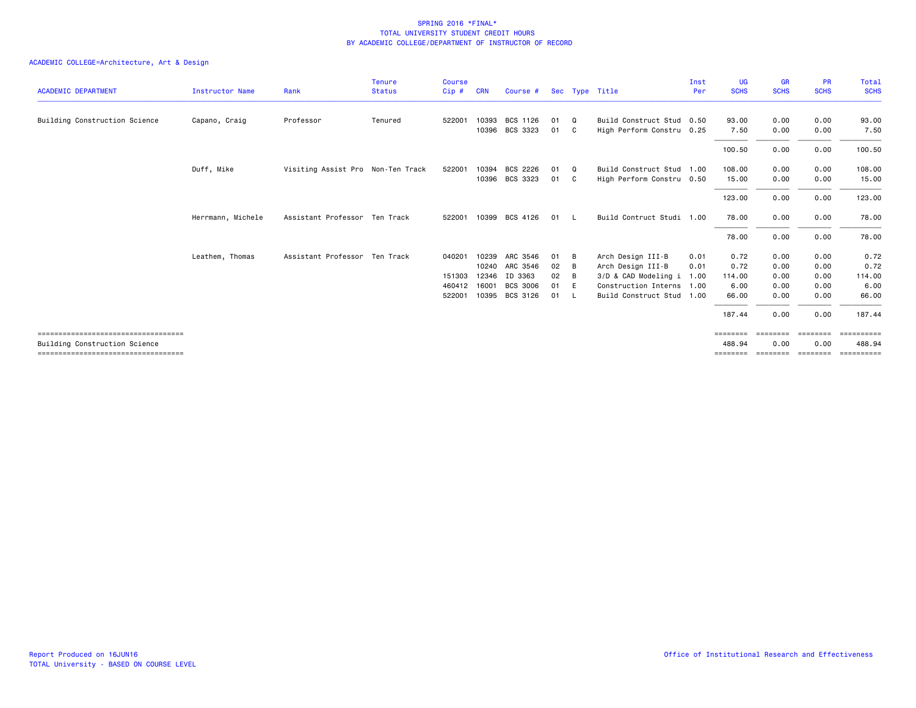SPRING 2016 *FINAL*
TOTAL UNIVERSITY STUDENT CREDIT HOURS
BY ACADEMIC COLLEGE/DEPARTMENT OF INSTRUCTOR OF RECORD

ACADEMIC COLLEGE=Architecture, Art & Design

| ACADEMIC DEPARTMENT | Instructor Name | Rank | Tenure Status | Course Cip # | CRN | Course # | Sec | Type | Title | Inst Per | UG SCHS | GR SCHS | PR SCHS | Total SCHS |
|---|---|---|---|---|---|---|---|---|---|---|---|---|---|---|
| Building Construction Science | Capano, Craig | Professor | Tenured | 522001 | 10393 | BCS 1126 | 01 | Q | Build Construct Stud | 0.50 | 93.00 | 0.00 | 0.00 | 93.00 |
| | | | | | 10396 | BCS 3323 | 01 | C | High Perform Constru | 0.25 | 7.50 | 0.00 | 0.00 | 7.50 |
| | | | | | | | | | | | 100.50 | 0.00 | 0.00 | 100.50 |
| | Duff, Mike | Visiting Assist Pro | Non-Ten Track | 522001 | 10394 | BCS 2226 | 01 | Q | Build Construct Stud | 1.00 | 108.00 | 0.00 | 0.00 | 108.00 |
| | | | | | 10396 | BCS 3323 | 01 | C | High Perform Constru | 0.50 | 15.00 | 0.00 | 0.00 | 15.00 |
| | | | | | | | | | | | 123.00 | 0.00 | 0.00 | 123.00 |
| | Herrmann, Michele | Assistant Professor | Ten Track | 522001 | 10399 | BCS 4126 | 01 | L | Build Contruct Studi | 1.00 | 78.00 | 0.00 | 0.00 | 78.00 |
| | | | | | | | | | | | 78.00 | 0.00 | 0.00 | 78.00 |
| | Leathem, Thomas | Assistant Professor | Ten Track | 040201 | 10239 | ARC 3546 | 01 | B | Arch Design III-B | 0.01 | 0.72 | 0.00 | 0.00 | 0.72 |
| | | | | | 10240 | ARC 3546 | 02 | B | Arch Design III-B | 0.01 | 0.72 | 0.00 | 0.00 | 0.72 |
| | | | | 151303 | 12346 | ID 3363 | 02 | B | 3/D & CAD Modeling i | 1.00 | 114.00 | 0.00 | 0.00 | 114.00 |
| | | | | 460412 | 16001 | BCS 3006 | 01 | E | Construction Interns | 1.00 | 6.00 | 0.00 | 0.00 | 6.00 |
| | | | | 522001 | 10395 | BCS 3126 | 01 | L | Build Construct Stud | 1.00 | 66.00 | 0.00 | 0.00 | 66.00 |
| | | | | | | | | | | | 187.44 | 0.00 | 0.00 | 187.44 |
| Building Construction Science | | | | | | | | | | | 488.94 | 0.00 | 0.00 | 488.94 |

Report Produced on 16JUN16
TOTAL University - BASED ON COURSE LEVEL

Office of Institutional Research and Effectiveness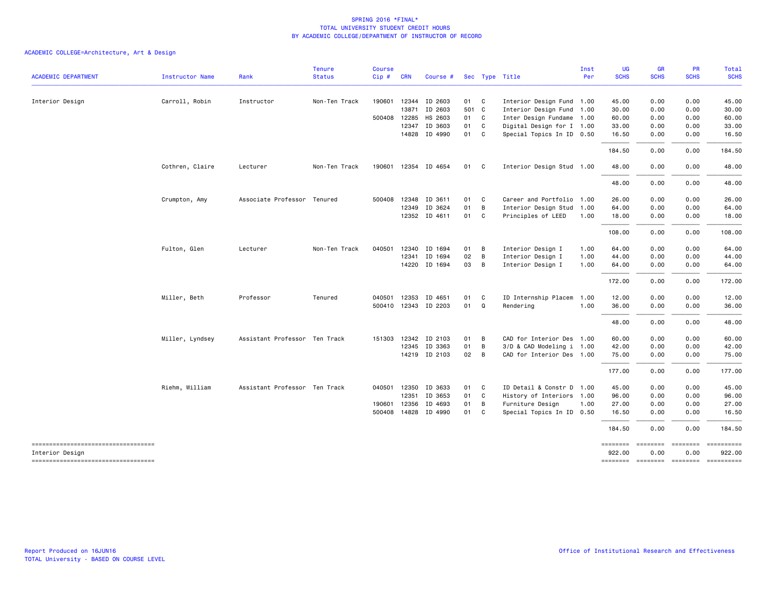SPRING 2016 *FINAL*
TOTAL UNIVERSITY STUDENT CREDIT HOURS
BY ACADEMIC COLLEGE/DEPARTMENT OF INSTRUCTOR OF RECORD

ACADEMIC COLLEGE=Architecture, Art & Design

| ACADEMIC DEPARTMENT | Instructor Name | Rank | Tenure Status | Course Cip # | CRN | Course # | Sec | Type | Title | Inst Per | UG SCHS | GR SCHS | PR SCHS | Total SCHS |
|---|---|---|---|---|---|---|---|---|---|---|---|---|---|---|
| Interior Design | Carroll, Robin | Instructor | Non-Ten Track | 190601 | 12344 | ID 2603 | 01 | C | Interior Design Fund | 1.00 | 45.00 | 0.00 | 0.00 | 45.00 |
| | | | | | 13871 | ID 2603 | 501 | C | Interior Design Fund | 1.00 | 30.00 | 0.00 | 0.00 | 30.00 |
| | | | | 500408 | 12285 | HS 2603 | 01 | C | Inter Design Fundame | 1.00 | 60.00 | 0.00 | 0.00 | 60.00 |
| | | | | | 12347 | ID 3603 | 01 | C | Digital Design for I | 1.00 | 33.00 | 0.00 | 0.00 | 33.00 |
| | | | | | 14828 | ID 4990 | 01 | C | Special Topics In ID | 0.50 | 16.50 | 0.00 | 0.00 | 16.50 |
| | | | | | | | | | | | 184.50 | 0.00 | 0.00 | 184.50 |
| | Cothren, Claire | Lecturer | Non-Ten Track | 190601 | 12354 | ID 4654 | 01 | C | Interior Design Stud | 1.00 | 48.00 | 0.00 | 0.00 | 48.00 |
| | | | | | | | | | | | 48.00 | 0.00 | 0.00 | 48.00 |
| | Crumpton, Amy | Associate Professor | Tenured | 500408 | 12348 | ID 3611 | 01 | C | Career and Portfolio | 1.00 | 26.00 | 0.00 | 0.00 | 26.00 |
| | | | | | 12349 | ID 3624 | 01 | B | Interior Design Stud | 1.00 | 64.00 | 0.00 | 0.00 | 64.00 |
| | | | | | 12352 | ID 4611 | 01 | C | Principles of LEED | 1.00 | 18.00 | 0.00 | 0.00 | 18.00 |
| | | | | | | | | | | | 108.00 | 0.00 | 0.00 | 108.00 |
| | Fulton, Glen | Lecturer | Non-Ten Track | 040501 | 12340 | ID 1694 | 01 | B | Interior Design I | 1.00 | 64.00 | 0.00 | 0.00 | 64.00 |
| | | | | | 12341 | ID 1694 | 02 | B | Interior Design I | 1.00 | 44.00 | 0.00 | 0.00 | 44.00 |
| | | | | | 14220 | ID 1694 | 03 | B | Interior Design I | 1.00 | 64.00 | 0.00 | 0.00 | 64.00 |
| | | | | | | | | | | | 172.00 | 0.00 | 0.00 | 172.00 |
| | Miller, Beth | Professor | Tenured | 040501 | 12353 | ID 4651 | 01 | C | ID Internship Placem | 1.00 | 12.00 | 0.00 | 0.00 | 12.00 |
| | | | | 500410 | 12343 | ID 2203 | 01 | Q | Rendering | 1.00 | 36.00 | 0.00 | 0.00 | 36.00 |
| | | | | | | | | | | | 48.00 | 0.00 | 0.00 | 48.00 |
| | Miller, Lyndsey | Assistant Professor | Ten Track | 151303 | 12342 | ID 2103 | 01 | B | CAD for Interior Des | 1.00 | 60.00 | 0.00 | 0.00 | 60.00 |
| | | | | | 12345 | ID 3363 | 01 | B | 3/D & CAD Modeling i | 1.00 | 42.00 | 0.00 | 0.00 | 42.00 |
| | | | | | 14219 | ID 2103 | 02 | B | CAD for Interior Des | 1.00 | 75.00 | 0.00 | 0.00 | 75.00 |
| | | | | | | | | | | | 177.00 | 0.00 | 0.00 | 177.00 |
| | Riehm, William | Assistant Professor | Ten Track | 040501 | 12350 | ID 3633 | 01 | C | ID Detail & Constr D | 1.00 | 45.00 | 0.00 | 0.00 | 45.00 |
| | | | | | 12351 | ID 3653 | 01 | C | History of Interiors | 1.00 | 96.00 | 0.00 | 0.00 | 96.00 |
| | | | | 190601 | 12356 | ID 4693 | 01 | B | Furniture Design | 1.00 | 27.00 | 0.00 | 0.00 | 27.00 |
| | | | | 500408 | 14828 | ID 4990 | 01 | C | Special Topics In ID | 0.50 | 16.50 | 0.00 | 0.00 | 16.50 |
| | | | | | | | | | | | 184.50 | 0.00 | 0.00 | 184.50 |
| Interior Design | | | | | | | | | | | 922.00 | 0.00 | 0.00 | 922.00 |

Report Produced on 16JUN16
TOTAL University - BASED ON COURSE LEVEL

Office of Institutional Research and Effectiveness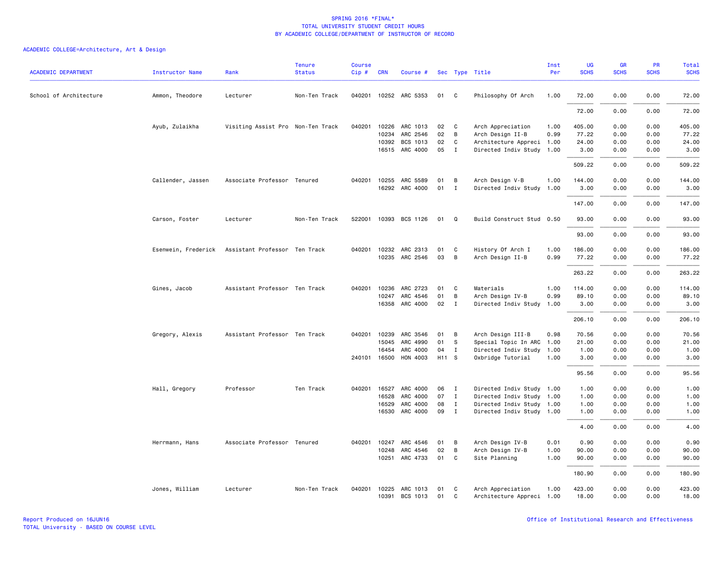# SPRING 2016 *FINAL*
## TOTAL UNIVERSITY STUDENT CREDIT HOURS
## BY ACADEMIC COLLEGE/DEPARTMENT OF INSTRUCTOR OF RECORD

ACADEMIC COLLEGE=Architecture, Art & Design

| ACADEMIC DEPARTMENT | Instructor Name | Rank | Tenure Status | Course Cip # | CRN | Course # | Sec | Type | Title | Inst Per | UG SCHS | GR SCHS | PR SCHS | Total SCHS |
|---|---|---|---|---|---|---|---|---|---|---|---|---|---|---|
| School of Architecture | Ammon, Theodore | Lecturer | Non-Ten Track | 040201 | 10252 | ARC 5353 | 01 | C | Philosophy Of Arch | 1.00 | 72.00 | 0.00 | 0.00 | 72.00 |
| | | | | | | | | | | | 72.00 | 0.00 | 0.00 | 72.00 |
| | Ayub, Zulaikha | Visiting Assist Pro | Non-Ten Track | 040201 | 10226 | ARC 1013 | 02 | C | Arch Appreciation | 1.00 | 405.00 | 0.00 | 0.00 | 405.00 |
| | | | | | 10234 | ARC 2546 | 02 | B | Arch Design II-B | 0.99 | 77.22 | 0.00 | 0.00 | 77.22 |
| | | | | | 10392 | BCS 1013 | 02 | C | Architecture Appreci | 1.00 | 24.00 | 0.00 | 0.00 | 24.00 |
| | | | | | 16515 | ARC 4000 | 05 | I | Directed Indiv Study | 1.00 | 3.00 | 0.00 | 0.00 | 3.00 |
| | | | | | | | | | | | 509.22 | 0.00 | 0.00 | 509.22 |
| | Callender, Jassen | Associate Professor | Tenured | 040201 | 10255 | ARC 5589 | 01 | B | Arch Design V-B | 1.00 | 144.00 | 0.00 | 0.00 | 144.00 |
| | | | | | 16292 | ARC 4000 | 01 | I | Directed Indiv Study | 1.00 | 3.00 | 0.00 | 0.00 | 3.00 |
| | | | | | | | | | | | 147.00 | 0.00 | 0.00 | 147.00 |
| | Carson, Foster | Lecturer | Non-Ten Track | 522001 | 10393 | BCS 1126 | 01 | Q | Build Construct Stud | 0.50 | 93.00 | 0.00 | 0.00 | 93.00 |
| | | | | | | | | | | | 93.00 | 0.00 | 0.00 | 93.00 |
| | Esenwein, Frederick | Assistant Professor | Ten Track | 040201 | 10232 | ARC 2313 | 01 | C | History Of Arch I | 1.00 | 186.00 | 0.00 | 0.00 | 186.00 |
| | | | | | 10235 | ARC 2546 | 03 | B | Arch Design II-B | 0.99 | 77.22 | 0.00 | 0.00 | 77.22 |
| | | | | | | | | | | | 263.22 | 0.00 | 0.00 | 263.22 |
| | Gines, Jacob | Assistant Professor | Ten Track | 040201 | 10236 | ARC 2723 | 01 | C | Materials | 1.00 | 114.00 | 0.00 | 0.00 | 114.00 |
| | | | | | 10247 | ARC 4546 | 01 | B | Arch Design IV-B | 0.99 | 89.10 | 0.00 | 0.00 | 89.10 |
| | | | | | 16358 | ARC 4000 | 02 | I | Directed Indiv Study | 1.00 | 3.00 | 0.00 | 0.00 | 3.00 |
| | | | | | | | | | | | 206.10 | 0.00 | 0.00 | 206.10 |
| | Gregory, Alexis | Assistant Professor | Ten Track | 040201 | 10239 | ARC 3546 | 01 | B | Arch Design III-B | 0.98 | 70.56 | 0.00 | 0.00 | 70.56 |
| | | | | | 15045 | ARC 4990 | 01 | S | Special Topic In ARC | 1.00 | 21.00 | 0.00 | 0.00 | 21.00 |
| | | | | | 16454 | ARC 4000 | 04 | I | Directed Indiv Study | 1.00 | 1.00 | 0.00 | 0.00 | 1.00 |
| | | | | 240101 | 16500 | HON 4003 | H11 | S | Oxbridge Tutorial | 1.00 | 3.00 | 0.00 | 0.00 | 3.00 |
| | | | | | | | | | | | 95.56 | 0.00 | 0.00 | 95.56 |
| | Hall, Gregory | Professor | Ten Track | 040201 | 16527 | ARC 4000 | 06 | I | Directed Indiv Study | 1.00 | 1.00 | 0.00 | 0.00 | 1.00 |
| | | | | | 16528 | ARC 4000 | 07 | I | Directed Indiv Study | 1.00 | 1.00 | 0.00 | 0.00 | 1.00 |
| | | | | | 16529 | ARC 4000 | 08 | I | Directed Indiv Study | 1.00 | 1.00 | 0.00 | 0.00 | 1.00 |
| | | | | | 16530 | ARC 4000 | 09 | I | Directed Indiv Study | 1.00 | 1.00 | 0.00 | 0.00 | 1.00 |
| | | | | | | | | | | | 4.00 | 0.00 | 0.00 | 4.00 |
| | Herrmann, Hans | Associate Professor | Tenured | 040201 | 10247 | ARC 4546 | 01 | B | Arch Design IV-B | 0.01 | 0.90 | 0.00 | 0.00 | 0.90 |
| | | | | | 10248 | ARC 4546 | 02 | B | Arch Design IV-B | 1.00 | 90.00 | 0.00 | 0.00 | 90.00 |
| | | | | | 10251 | ARC 4733 | 01 | C | Site Planning | 1.00 | 90.00 | 0.00 | 0.00 | 90.00 |
| | | | | | | | | | | | 180.90 | 0.00 | 0.00 | 180.90 |
| | Jones, William | Lecturer | Non-Ten Track | 040201 | 10225 | ARC 1013 | 01 | C | Arch Appreciation | 1.00 | 423.00 | 0.00 | 0.00 | 423.00 |
| | | | | | 10391 | BCS 1013 | 01 | C | Architecture Appreci | 1.00 | 18.00 | 0.00 | 0.00 | 18.00 |

Report Produced on 16JUN16
TOTAL University - BASED ON COURSE LEVEL

Office of Institutional Research and Effectiveness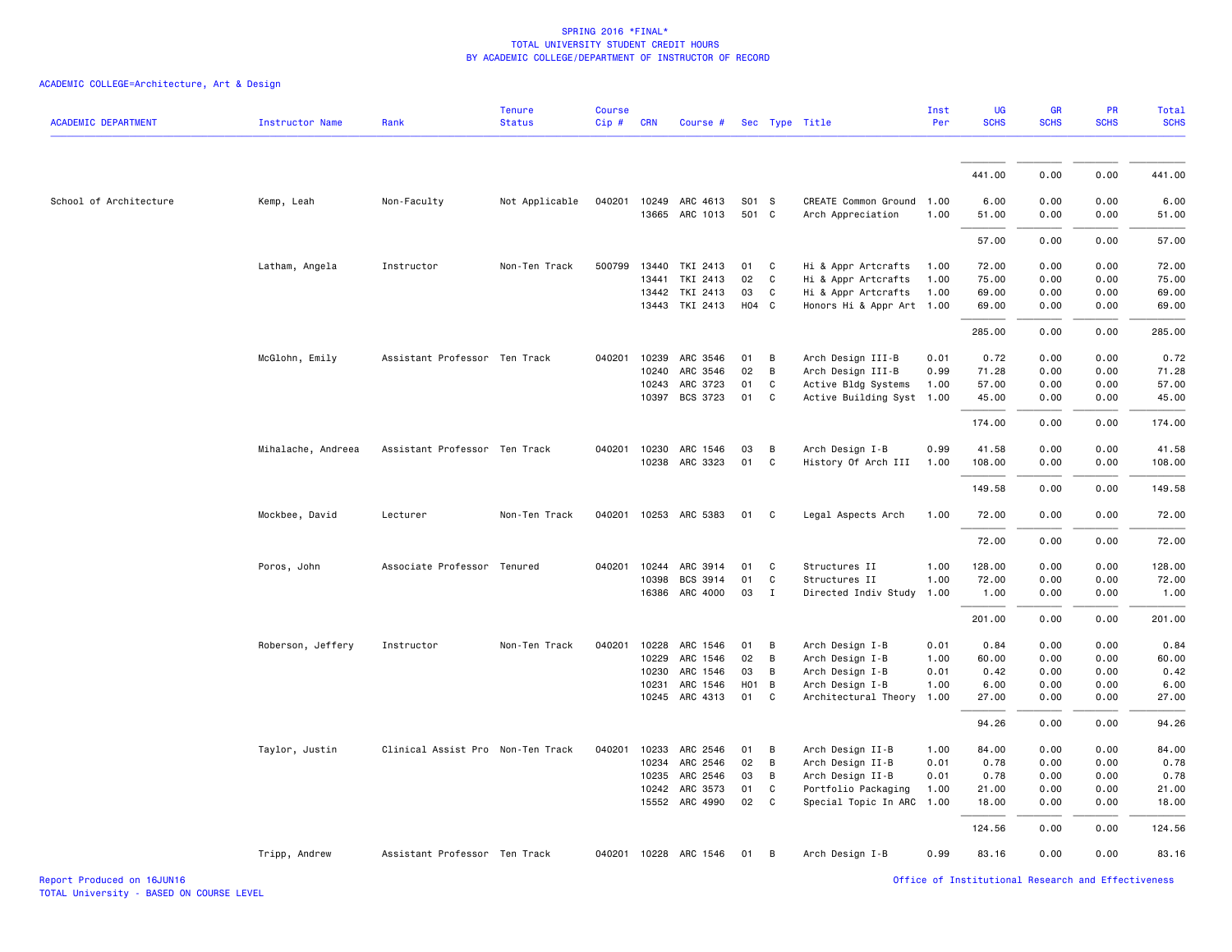SPRING 2016 *FINAL*
TOTAL UNIVERSITY STUDENT CREDIT HOURS
BY ACADEMIC COLLEGE/DEPARTMENT OF INSTRUCTOR OF RECORD

ACADEMIC COLLEGE=Architecture, Art & Design

| ACADEMIC DEPARTMENT | Instructor Name | Rank | Tenure Status | Course Cip # | CRN | Course # | Sec | Type | Title | Inst Per | UG SCHS | GR SCHS | PR SCHS | Total SCHS |
|---|---|---|---|---|---|---|---|---|---|---|---|---|---|---|
| | | | | | | | | | | | 441.00 | 0.00 | 0.00 | 441.00 |
| School of Architecture | Kemp, Leah | Non-Faculty | Not Applicable | 040201 | 10249 | ARC 4613 | S01 | S | CREATE Common Ground | 1.00 | 6.00 | 0.00 | 0.00 | 6.00 |
| | | | | | 13665 | ARC 1013 | 501 | C | Arch Appreciation | 1.00 | 51.00 | 0.00 | 0.00 | 51.00 |
| | | | | | | | | | | | 57.00 | 0.00 | 0.00 | 57.00 |
| | Latham, Angela | Instructor | Non-Ten Track | 500799 | 13440 | TKI 2413 | 01 | C | Hi & Appr Artcrafts | 1.00 | 72.00 | 0.00 | 0.00 | 72.00 |
| | | | | | 13441 | TKI 2413 | 02 | C | Hi & Appr Artcrafts | 1.00 | 75.00 | 0.00 | 0.00 | 75.00 |
| | | | | | 13442 | TKI 2413 | 03 | C | Hi & Appr Artcrafts | 1.00 | 69.00 | 0.00 | 0.00 | 69.00 |
| | | | | | 13443 | TKI 2413 | H04 | C | Honors Hi & Appr Art | 1.00 | 69.00 | 0.00 | 0.00 | 69.00 |
| | | | | | | | | | | | 285.00 | 0.00 | 0.00 | 285.00 |
| | McGlohn, Emily | Assistant Professor | Ten Track | 040201 | 10239 | ARC 3546 | 01 | B | Arch Design III-B | 0.01 | 0.72 | 0.00 | 0.00 | 0.72 |
| | | | | | 10240 | ARC 3546 | 02 | B | Arch Design III-B | 0.99 | 71.28 | 0.00 | 0.00 | 71.28 |
| | | | | | 10243 | ARC 3723 | 01 | C | Active Bldg Systems | 1.00 | 57.00 | 0.00 | 0.00 | 57.00 |
| | | | | | 10397 | BCS 3723 | 01 | C | Active Building Syst | 1.00 | 45.00 | 0.00 | 0.00 | 45.00 |
| | | | | | | | | | | | 174.00 | 0.00 | 0.00 | 174.00 |
| | Mihalache, Andreea | Assistant Professor | Ten Track | 040201 | 10230 | ARC 1546 | 03 | B | Arch Design I-B | 0.99 | 41.58 | 0.00 | 0.00 | 41.58 |
| | | | | | 10238 | ARC 3323 | 01 | C | History Of Arch III | 1.00 | 108.00 | 0.00 | 0.00 | 108.00 |
| | | | | | | | | | | | 149.58 | 0.00 | 0.00 | 149.58 |
| | Mockbee, David | Lecturer | Non-Ten Track | 040201 | 10253 | ARC 5383 | 01 | C | Legal Aspects Arch | 1.00 | 72.00 | 0.00 | 0.00 | 72.00 |
| | | | | | | | | | | | 72.00 | 0.00 | 0.00 | 72.00 |
| | Poros, John | Associate Professor | Tenured | 040201 | 10244 | ARC 3914 | 01 | C | Structures II | 1.00 | 128.00 | 0.00 | 0.00 | 128.00 |
| | | | | | 10398 | BCS 3914 | 01 | C | Structures II | 1.00 | 72.00 | 0.00 | 0.00 | 72.00 |
| | | | | | 16386 | ARC 4000 | 03 | I | Directed Indiv Study | 1.00 | 1.00 | 0.00 | 0.00 | 1.00 |
| | | | | | | | | | | | 201.00 | 0.00 | 0.00 | 201.00 |
| | Roberson, Jeffery | Instructor | Non-Ten Track | 040201 | 10228 | ARC 1546 | 01 | B | Arch Design I-B | 0.01 | 0.84 | 0.00 | 0.00 | 0.84 |
| | | | | | 10229 | ARC 1546 | 02 | B | Arch Design I-B | 1.00 | 60.00 | 0.00 | 0.00 | 60.00 |
| | | | | | 10230 | ARC 1546 | 03 | B | Arch Design I-B | 0.01 | 0.42 | 0.00 | 0.00 | 0.42 |
| | | | | | 10231 | ARC 1546 | H01 | B | Arch Design I-B | 1.00 | 6.00 | 0.00 | 0.00 | 6.00 |
| | | | | | 10245 | ARC 4313 | 01 | C | Architectural Theory | 1.00 | 27.00 | 0.00 | 0.00 | 27.00 |
| | | | | | | | | | | | 94.26 | 0.00 | 0.00 | 94.26 |
| | Taylor, Justin | Clinical Assist Pro | Non-Ten Track | 040201 | 10233 | ARC 2546 | 01 | B | Arch Design II-B | 1.00 | 84.00 | 0.00 | 0.00 | 84.00 |
| | | | | | 10234 | ARC 2546 | 02 | B | Arch Design II-B | 0.01 | 0.78 | 0.00 | 0.00 | 0.78 |
| | | | | | 10235 | ARC 2546 | 03 | B | Arch Design II-B | 0.01 | 0.78 | 0.00 | 0.00 | 0.78 |
| | | | | | 10242 | ARC 3573 | 01 | C | Portfolio Packaging | 1.00 | 21.00 | 0.00 | 0.00 | 21.00 |
| | | | | | 15552 | ARC 4990 | 02 | C | Special Topic In ARC | 1.00 | 18.00 | 0.00 | 0.00 | 18.00 |
| | | | | | | | | | | | 124.56 | 0.00 | 0.00 | 124.56 |
| | Tripp, Andrew | Assistant Professor | Ten Track | 040201 | 10228 | ARC 1546 | 01 | B | Arch Design I-B | 0.99 | 83.16 | 0.00 | 0.00 | 83.16 |

Report Produced on 16JUN16
TOTAL University - BASED ON COURSE LEVEL
Office of Institutional Research and Effectiveness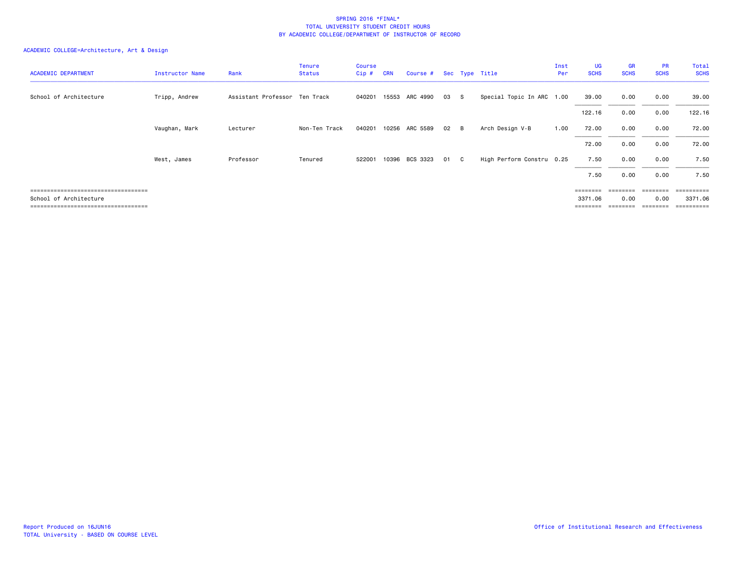# SPRING 2016 *FINAL*
## TOTAL UNIVERSITY STUDENT CREDIT HOURS
## BY ACADEMIC COLLEGE/DEPARTMENT OF INSTRUCTOR OF RECORD

ACADEMIC COLLEGE=Architecture, Art & Design

| ACADEMIC DEPARTMENT | Instructor Name | Rank | Tenure Status | Course Cip # | CRN | Course # | Sec | Type | Title | Inst Per | UG SCHS | GR SCHS | PR SCHS | Total SCHS |
|---|---|---|---|---|---|---|---|---|---|---|---|---|---|---|
| School of Architecture | Tripp, Andrew | Assistant Professor | Ten Track | 040201 | 15553 | ARC 4990 | 03 | S | Special Topic In ARC | 1.00 | 39.00 | 0.00 | 0.00 | 39.00 |
| | | | | | | | | | | | 122.16 | 0.00 | 0.00 | 122.16 |
| | Vaughan, Mark | Lecturer | Non-Ten Track | 040201 | 10256 | ARC 5589 | 02 | B | Arch Design V-B | 1.00 | 72.00 | 0.00 | 0.00 | 72.00 |
| | | | | | | | | | | | 72.00 | 0.00 | 0.00 | 72.00 |
| | West, James | Professor | Tenured | 522001 | 10396 | BCS 3323 | 01 | C | High Perform Constru | 0.25 | 7.50 | 0.00 | 0.00 | 7.50 |
| | | | | | | | | | | | 7.50 | 0.00 | 0.00 | 7.50 |
| School of Architecture | | | | | | | | | | | 3371.06 | 0.00 | 0.00 | 3371.06 |

Report Produced on 16JUN16
TOTAL University - BASED ON COURSE LEVEL

Office of Institutional Research and Effectiveness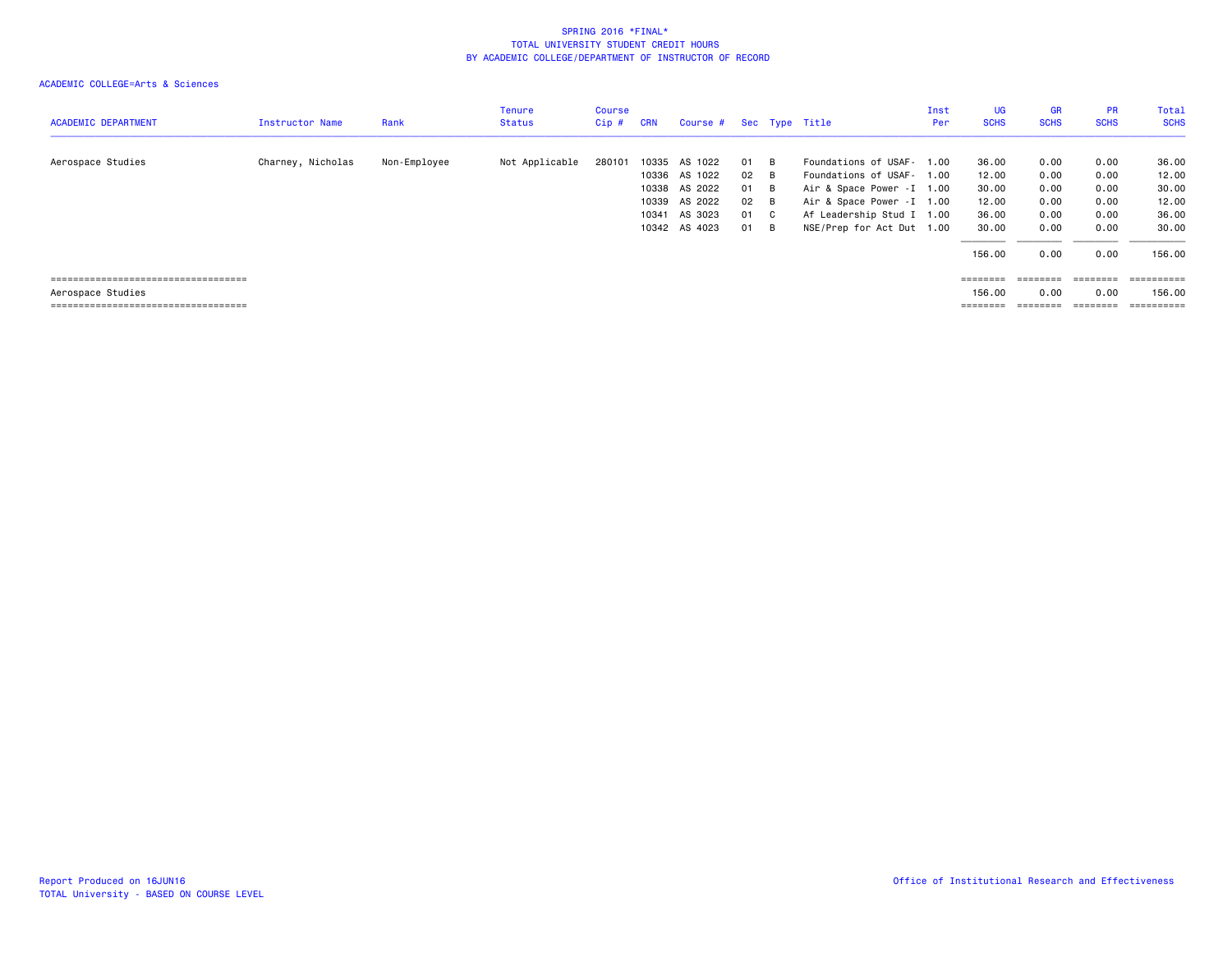SPRING 2016 *FINAL*
TOTAL UNIVERSITY STUDENT CREDIT HOURS
BY ACADEMIC COLLEGE/DEPARTMENT OF INSTRUCTOR OF RECORD

ACADEMIC COLLEGE=Arts & Sciences

| ACADEMIC DEPARTMENT | Instructor Name | Rank | Tenure Status | Course Cip # | CRN | Course # | Sec | Type | Title | Inst Per | UG SCHS | GR SCHS | PR SCHS | Total SCHS |
|---|---|---|---|---|---|---|---|---|---|---|---|---|---|---|
| Aerospace Studies | Charney, Nicholas | Non-Employee | Not Applicable | 280101 | 10335 | AS 1022 | 01 | B | Foundations of USAF- | 1.00 | 36.00 | 0.00 | 0.00 | 36.00 |
| | | | | | 10336 | AS 1022 | 02 | B | Foundations of USAF- | 1.00 | 12.00 | 0.00 | 0.00 | 12.00 |
| | | | | | 10338 | AS 2022 | 01 | B | Air & Space Power -I | 1.00 | 30.00 | 0.00 | 0.00 | 30.00 |
| | | | | | 10339 | AS 2022 | 02 | B | Air & Space Power -I | 1.00 | 12.00 | 0.00 | 0.00 | 12.00 |
| | | | | | 10341 | AS 3023 | 01 | C | Af Leadership Stud I | 1.00 | 36.00 | 0.00 | 0.00 | 36.00 |
| | | | | | 10342 | AS 4023 | 01 | B | NSE/Prep for Act Dut | 1.00 | 30.00 | 0.00 | 0.00 | 30.00 |
| | | | | | | | | | | | 156.00 | 0.00 | 0.00 | 156.00 |
| Aerospace Studies | | | | | | | | | | | 156.00 | 0.00 | 0.00 | 156.00 |

Report Produced on 16JUN16
TOTAL University - BASED ON COURSE LEVEL

Office of Institutional Research and Effectiveness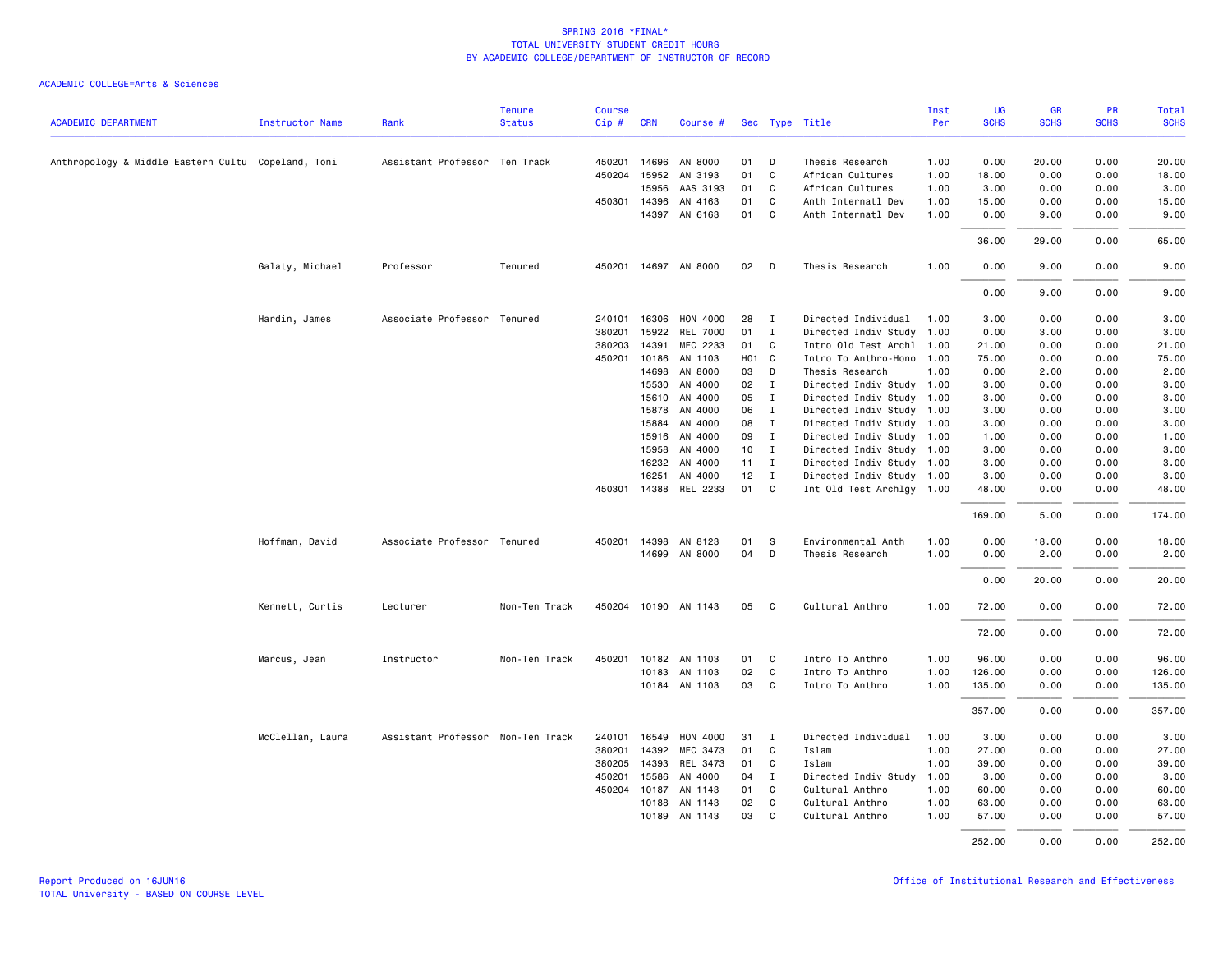SPRING 2016 *FINAL*
TOTAL UNIVERSITY STUDENT CREDIT HOURS
BY ACADEMIC COLLEGE/DEPARTMENT OF INSTRUCTOR OF RECORD

ACADEMIC COLLEGE=Arts & Sciences

| ACADEMIC DEPARTMENT | Instructor Name | Rank | Tenure Status | Course Cip # | CRN | Course # | Sec | Type | Title | Inst Per | UG SCHS | GR SCHS | PR SCHS | Total SCHS |
|---|---|---|---|---|---|---|---|---|---|---|---|---|---|---|
| Anthropology & Middle Eastern Cultu | Copeland, Toni | Assistant Professor | Ten Track | 450201 | 14696 | AN 8000 | 01 | D | Thesis Research | 1.00 | 0.00 | 20.00 | 0.00 | 20.00 |
| | | | | 450204 | 15952 | AN 3193 | 01 | C | African Cultures | 1.00 | 18.00 | 0.00 | 0.00 | 18.00 |
| | | | | | 15956 | AAS 3193 | 01 | C | African Cultures | 1.00 | 3.00 | 0.00 | 0.00 | 3.00 |
| | | | | 450301 | 14396 | AN 4163 | 01 | C | Anth Internatl Dev | 1.00 | 15.00 | 0.00 | 0.00 | 15.00 |
| | | | | | 14397 | AN 6163 | 01 | C | Anth Internatl Dev | 1.00 | 0.00 | 9.00 | 0.00 | 9.00 |
| | | | | | | | | | | | 36.00 | 29.00 | 0.00 | 65.00 |
| | Galaty, Michael | Professor | Tenured | 450201 | 14697 | AN 8000 | 02 | D | Thesis Research | 1.00 | 0.00 | 9.00 | 0.00 | 9.00 |
| | | | | | | | | | | | 0.00 | 9.00 | 0.00 | 9.00 |
| | Hardin, James | Associate Professor | Tenured | 240101 | 16306 | HON 4000 | 28 | I | Directed Individual | 1.00 | 3.00 | 0.00 | 0.00 | 3.00 |
| | | | | 380201 | 15922 | REL 7000 | 01 | I | Directed Indiv Study | 1.00 | 0.00 | 3.00 | 0.00 | 3.00 |
| | | | | 380203 | 14391 | MEC 2233 | 01 | C | Intro Old Test Archl | 1.00 | 21.00 | 0.00 | 0.00 | 21.00 |
| | | | | 450201 | 10186 | AN 1103 | H01 | C | Intro To Anthro-Hono | 1.00 | 75.00 | 0.00 | 0.00 | 75.00 |
| | | | | | 14698 | AN 8000 | 03 | D | Thesis Research | 1.00 | 0.00 | 2.00 | 0.00 | 2.00 |
| | | | | | 15530 | AN 4000 | 02 | I | Directed Indiv Study | 1.00 | 3.00 | 0.00 | 0.00 | 3.00 |
| | | | | | 15610 | AN 4000 | 05 | I | Directed Indiv Study | 1.00 | 3.00 | 0.00 | 0.00 | 3.00 |
| | | | | | 15878 | AN 4000 | 06 | I | Directed Indiv Study | 1.00 | 3.00 | 0.00 | 0.00 | 3.00 |
| | | | | | 15884 | AN 4000 | 08 | I | Directed Indiv Study | 1.00 | 3.00 | 0.00 | 0.00 | 3.00 |
| | | | | | 15916 | AN 4000 | 09 | I | Directed Indiv Study | 1.00 | 1.00 | 0.00 | 0.00 | 1.00 |
| | | | | | 15958 | AN 4000 | 10 | I | Directed Indiv Study | 1.00 | 3.00 | 0.00 | 0.00 | 3.00 |
| | | | | | 16232 | AN 4000 | 11 | I | Directed Indiv Study | 1.00 | 3.00 | 0.00 | 0.00 | 3.00 |
| | | | | | 16251 | AN 4000 | 12 | I | Directed Indiv Study | 1.00 | 3.00 | 0.00 | 0.00 | 3.00 |
| | | | | 450301 | 14388 | REL 2233 | 01 | C | Int Old Test Archlgy | 1.00 | 48.00 | 0.00 | 0.00 | 48.00 |
| | | | | | | | | | | | 169.00 | 5.00 | 0.00 | 174.00 |
| | Hoffman, David | Associate Professor | Tenured | 450201 | 14398 | AN 8123 | 01 | S | Environmental Anth | 1.00 | 0.00 | 18.00 | 0.00 | 18.00 |
| | | | | | 14699 | AN 8000 | 04 | D | Thesis Research | 1.00 | 0.00 | 2.00 | 0.00 | 2.00 |
| | | | | | | | | | | | 0.00 | 20.00 | 0.00 | 20.00 |
| | Kennett, Curtis | Lecturer | Non-Ten Track | 450204 | 10190 | AN 1143 | 05 | C | Cultural Anthro | 1.00 | 72.00 | 0.00 | 0.00 | 72.00 |
| | | | | | | | | | | | 72.00 | 0.00 | 0.00 | 72.00 |
| | Marcus, Jean | Instructor | Non-Ten Track | 450201 | 10182 | AN 1103 | 01 | C | Intro To Anthro | 1.00 | 96.00 | 0.00 | 0.00 | 96.00 |
| | | | | | 10183 | AN 1103 | 02 | C | Intro To Anthro | 1.00 | 126.00 | 0.00 | 0.00 | 126.00 |
| | | | | | 10184 | AN 1103 | 03 | C | Intro To Anthro | 1.00 | 135.00 | 0.00 | 0.00 | 135.00 |
| | | | | | | | | | | | 357.00 | 0.00 | 0.00 | 357.00 |
| | McClellan, Laura | Assistant Professor | Non-Ten Track | 240101 | 16549 | HON 4000 | 31 | I | Directed Individual | 1.00 | 3.00 | 0.00 | 0.00 | 3.00 |
| | | | | 380201 | 14392 | MEC 3473 | 01 | C | Islam | 1.00 | 27.00 | 0.00 | 0.00 | 27.00 |
| | | | | 380205 | 14393 | REL 3473 | 01 | C | Islam | 1.00 | 39.00 | 0.00 | 0.00 | 39.00 |
| | | | | 450201 | 15586 | AN 4000 | 04 | I | Directed Indiv Study | 1.00 | 3.00 | 0.00 | 0.00 | 3.00 |
| | | | | 450204 | 10187 | AN 1143 | 01 | C | Cultural Anthro | 1.00 | 60.00 | 0.00 | 0.00 | 60.00 |
| | | | | | 10188 | AN 1143 | 02 | C | Cultural Anthro | 1.00 | 63.00 | 0.00 | 0.00 | 63.00 |
| | | | | | 10189 | AN 1143 | 03 | C | Cultural Anthro | 1.00 | 57.00 | 0.00 | 0.00 | 57.00 |
| | | | | | | | | | | | 252.00 | 0.00 | 0.00 | 252.00 |

Report Produced on 16JUN16
TOTAL University - BASED ON COURSE LEVEL

Office of Institutional Research and Effectiveness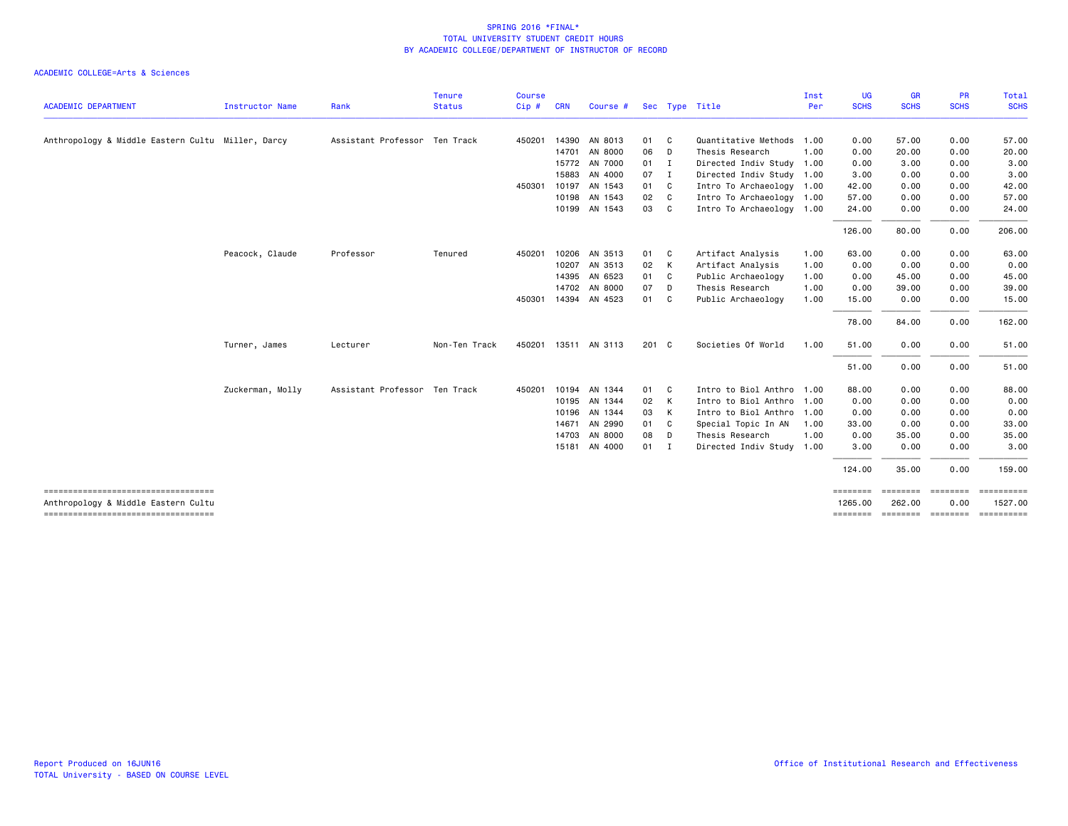SPRING 2016 *FINAL*
TOTAL UNIVERSITY STUDENT CREDIT HOURS
BY ACADEMIC COLLEGE/DEPARTMENT OF INSTRUCTOR OF RECORD

ACADEMIC COLLEGE=Arts & Sciences

| ACADEMIC DEPARTMENT | Instructor Name | Rank | Tenure Status | Course Cip # | CRN | Course # | Sec | Type | Title | Inst Per | UG SCHS | GR SCHS | PR SCHS | Total SCHS |
|---|---|---|---|---|---|---|---|---|---|---|---|---|---|---|
| Anthropology & Middle Eastern Cultu | Miller, Darcy | Assistant Professor | Ten Track | 450201 | 14390 | AN 8013 | 01 | C | Quantitative Methods | 1.00 | 0.00 | 57.00 | 0.00 | 57.00 |
| | | | | | 14701 | AN 8000 | 06 | D | Thesis Research | 1.00 | 0.00 | 20.00 | 0.00 | 20.00 |
| | | | | | 15772 | AN 7000 | 01 | I | Directed Indiv Study | 1.00 | 0.00 | 3.00 | 0.00 | 3.00 |
| | | | | | 15883 | AN 4000 | 07 | I | Directed Indiv Study | 1.00 | 3.00 | 0.00 | 0.00 | 3.00 |
| | | | | 450301 | 10197 | AN 1543 | 01 | C | Intro To Archaeology | 1.00 | 42.00 | 0.00 | 0.00 | 42.00 |
| | | | | | 10198 | AN 1543 | 02 | C | Intro To Archaeology | 1.00 | 57.00 | 0.00 | 0.00 | 57.00 |
| | | | | | 10199 | AN 1543 | 03 | C | Intro To Archaeology | 1.00 | 24.00 | 0.00 | 0.00 | 24.00 |
| | | | | | | | | | | | 126.00 | 80.00 | 0.00 | 206.00 |
| | Peacock, Claude | Professor | Tenured | 450201 | 10206 | AN 3513 | 01 | C | Artifact Analysis | 1.00 | 63.00 | 0.00 | 0.00 | 63.00 |
| | | | | | 10207 | AN 3513 | 02 | K | Artifact Analysis | 1.00 | 0.00 | 0.00 | 0.00 | 0.00 |
| | | | | | 14395 | AN 6523 | 01 | C | Public Archaeology | 1.00 | 0.00 | 45.00 | 0.00 | 45.00 |
| | | | | | 14702 | AN 8000 | 07 | D | Thesis Research | 1.00 | 0.00 | 39.00 | 0.00 | 39.00 |
| | | | | 450301 | 14394 | AN 4523 | 01 | C | Public Archaeology | 1.00 | 15.00 | 0.00 | 0.00 | 15.00 |
| | | | | | | | | | | | 78.00 | 84.00 | 0.00 | 162.00 |
| | Turner, James | Lecturer | Non-Ten Track | 450201 | 13511 | AN 3113 | 201 | C | Societies Of World | 1.00 | 51.00 | 0.00 | 0.00 | 51.00 |
| | | | | | | | | | | | 51.00 | 0.00 | 0.00 | 51.00 |
| | Zuckerman, Molly | Assistant Professor | Ten Track | 450201 | 10194 | AN 1344 | 01 | C | Intro to Biol Anthro | 1.00 | 88.00 | 0.00 | 0.00 | 88.00 |
| | | | | | 10195 | AN 1344 | 02 | K | Intro to Biol Anthro | 1.00 | 0.00 | 0.00 | 0.00 | 0.00 |
| | | | | | 10196 | AN 1344 | 03 | K | Intro to Biol Anthro | 1.00 | 0.00 | 0.00 | 0.00 | 0.00 |
| | | | | | 14671 | AN 2990 | 01 | C | Special Topic In AN | 1.00 | 33.00 | 0.00 | 0.00 | 33.00 |
| | | | | | 14703 | AN 8000 | 08 | D | Thesis Research | 1.00 | 0.00 | 35.00 | 0.00 | 35.00 |
| | | | | | 15181 | AN 4000 | 01 | I | Directed Indiv Study | 1.00 | 3.00 | 0.00 | 0.00 | 3.00 |
| | | | | | | | | | | | 124.00 | 35.00 | 0.00 | 159.00 |
| Anthropology & Middle Eastern Cultu | | | | | | | | | | | 1265.00 | 262.00 | 0.00 | 1527.00 |

Report Produced on 16JUN16
TOTAL University - BASED ON COURSE LEVEL

Office of Institutional Research and Effectiveness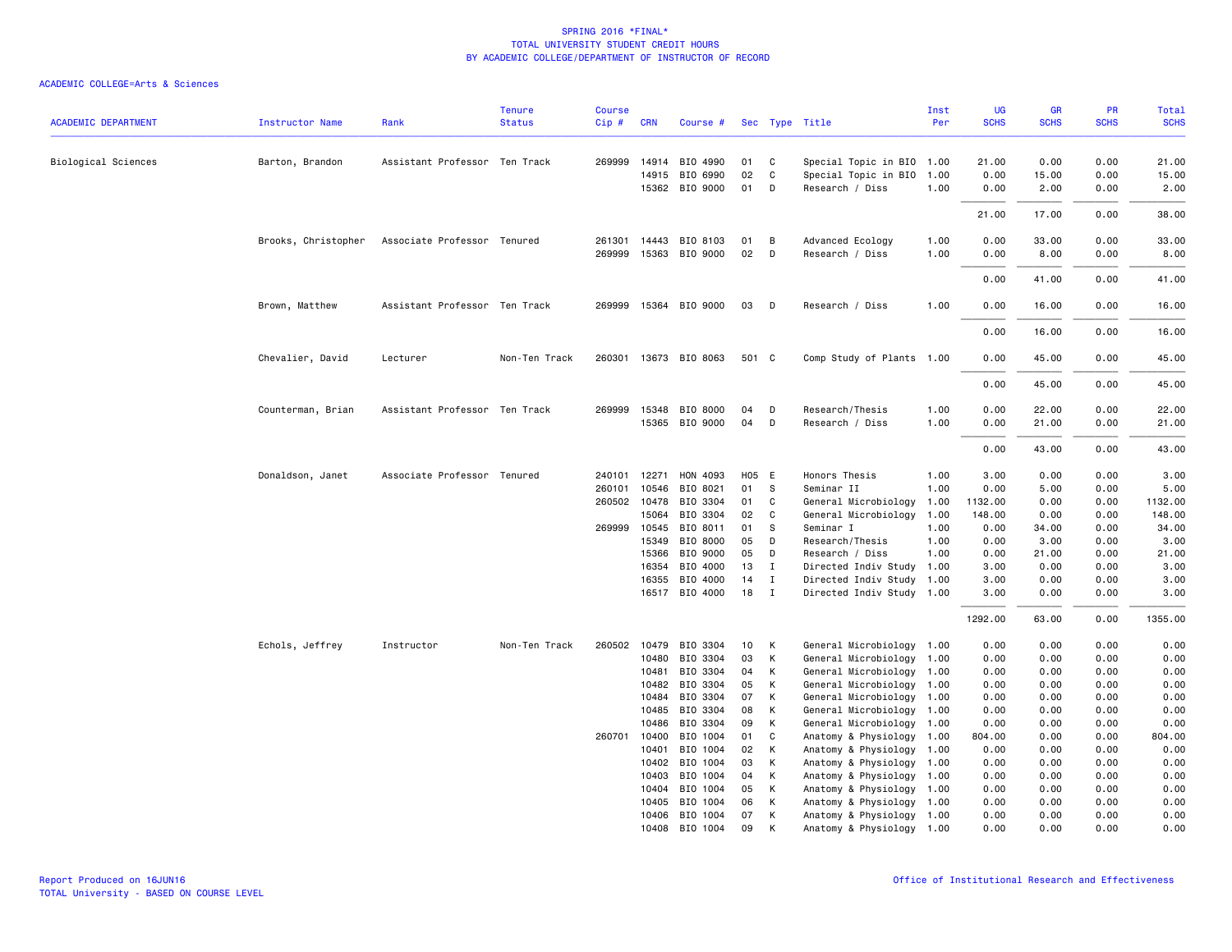# SPRING 2016 *FINAL*
## TOTAL UNIVERSITY STUDENT CREDIT HOURS
## BY ACADEMIC COLLEGE/DEPARTMENT OF INSTRUCTOR OF RECORD

ACADEMIC COLLEGE=Arts & Sciences

| ACADEMIC DEPARTMENT | Instructor Name | Rank | Tenure Status | Course Cip # | CRN | Course # | Sec | Type | Title | Inst Per | UG SCHS | GR SCHS | PR SCHS | Total SCHS |
|---|---|---|---|---|---|---|---|---|---|---|---|---|---|---|
| Biological Sciences | Barton, Brandon | Assistant Professor | Ten Track | 269999 | 14914 | BIO 4990 | 01 | C | Special Topic in BIO | 1.00 | 21.00 | 0.00 | 0.00 | 21.00 |
| | | | | | 14915 | BIO 6990 | 02 | C | Special Topic in BIO | 1.00 | 0.00 | 15.00 | 0.00 | 15.00 |
| | | | | | 15362 | BIO 9000 | 01 | D | Research / Diss | 1.00 | 0.00 | 2.00 | 0.00 | 2.00 |
| | | | | | | | | | | | 21.00 | 17.00 | 0.00 | 38.00 |
| | Brooks, Christopher | Associate Professor | Tenured | 261301 | 14443 | BIO 8103 | 01 | B | Advanced Ecology | 1.00 | 0.00 | 33.00 | 0.00 | 33.00 |
| | | | | 269999 | 15363 | BIO 9000 | 02 | D | Research / Diss | 1.00 | 0.00 | 8.00 | 0.00 | 8.00 |
| | | | | | | | | | | | 0.00 | 41.00 | 0.00 | 41.00 |
| | Brown, Matthew | Assistant Professor | Ten Track | 269999 | 15364 | BIO 9000 | 03 | D | Research / Diss | 1.00 | 0.00 | 16.00 | 0.00 | 16.00 |
| | | | | | | | | | | | 0.00 | 16.00 | 0.00 | 16.00 |
| | Chevalier, David | Lecturer | Non-Ten Track | 260301 | 13673 | BIO 8063 | 501 | C | Comp Study of Plants | 1.00 | 0.00 | 45.00 | 0.00 | 45.00 |
| | | | | | | | | | | | 0.00 | 45.00 | 0.00 | 45.00 |
| | Counterman, Brian | Assistant Professor | Ten Track | 269999 | 15348 | BIO 8000 | 04 | D | Research/Thesis | 1.00 | 0.00 | 22.00 | 0.00 | 22.00 |
| | | | | | 15365 | BIO 9000 | 04 | D | Research / Diss | 1.00 | 0.00 | 21.00 | 0.00 | 21.00 |
| | | | | | | | | | | | 0.00 | 43.00 | 0.00 | 43.00 |
| | Donaldson, Janet | Associate Professor | Tenured | 240101 | 12271 | HON 4093 | H05 | E | Honors Thesis | 1.00 | 3.00 | 0.00 | 0.00 | 3.00 |
| | | | | 260101 | 10546 | BIO 8021 | 01 | S | Seminar II | 1.00 | 0.00 | 5.00 | 0.00 | 5.00 |
| | | | | 260502 | 10478 | BIO 3304 | 01 | C | General Microbiology | 1.00 | 1132.00 | 0.00 | 0.00 | 1132.00 |
| | | | | | 15064 | BIO 3304 | 02 | C | General Microbiology | 1.00 | 148.00 | 0.00 | 0.00 | 148.00 |
| | | | | 269999 | 10545 | BIO 8011 | 01 | S | Seminar I | 1.00 | 0.00 | 34.00 | 0.00 | 34.00 |
| | | | | | 15349 | BIO 8000 | 05 | D | Research/Thesis | 1.00 | 0.00 | 3.00 | 0.00 | 3.00 |
| | | | | | 15366 | BIO 9000 | 05 | D | Research / Diss | 1.00 | 0.00 | 21.00 | 0.00 | 21.00 |
| | | | | | 16354 | BIO 4000 | 13 | I | Directed Indiv Study | 1.00 | 3.00 | 0.00 | 0.00 | 3.00 |
| | | | | | 16355 | BIO 4000 | 14 | I | Directed Indiv Study | 1.00 | 3.00 | 0.00 | 0.00 | 3.00 |
| | | | | | 16517 | BIO 4000 | 18 | I | Directed Indiv Study | 1.00 | 3.00 | 0.00 | 0.00 | 3.00 |
| | | | | | | | | | | | 1292.00 | 63.00 | 0.00 | 1355.00 |
| | Echols, Jeffrey | Instructor | Non-Ten Track | 260502 | 10479 | BIO 3304 | 10 | K | General Microbiology | 1.00 | 0.00 | 0.00 | 0.00 | 0.00 |
| | | | | | 10480 | BIO 3304 | 03 | K | General Microbiology | 1.00 | 0.00 | 0.00 | 0.00 | 0.00 |
| | | | | | 10481 | BIO 3304 | 04 | K | General Microbiology | 1.00 | 0.00 | 0.00 | 0.00 | 0.00 |
| | | | | | 10482 | BIO 3304 | 05 | K | General Microbiology | 1.00 | 0.00 | 0.00 | 0.00 | 0.00 |
| | | | | | 10484 | BIO 3304 | 07 | K | General Microbiology | 1.00 | 0.00 | 0.00 | 0.00 | 0.00 |
| | | | | | 10485 | BIO 3304 | 08 | K | General Microbiology | 1.00 | 0.00 | 0.00 | 0.00 | 0.00 |
| | | | | | 10486 | BIO 3304 | 09 | K | General Microbiology | 1.00 | 0.00 | 0.00 | 0.00 | 0.00 |
| | | | | 260701 | 10400 | BIO 1004 | 01 | C | Anatomy & Physiology | 1.00 | 804.00 | 0.00 | 0.00 | 804.00 |
| | | | | | 10401 | BIO 1004 | 02 | K | Anatomy & Physiology | 1.00 | 0.00 | 0.00 | 0.00 | 0.00 |
| | | | | | 10402 | BIO 1004 | 03 | K | Anatomy & Physiology | 1.00 | 0.00 | 0.00 | 0.00 | 0.00 |
| | | | | | 10403 | BIO 1004 | 04 | K | Anatomy & Physiology | 1.00 | 0.00 | 0.00 | 0.00 | 0.00 |
| | | | | | 10404 | BIO 1004 | 05 | K | Anatomy & Physiology | 1.00 | 0.00 | 0.00 | 0.00 | 0.00 |
| | | | | | 10405 | BIO 1004 | 06 | K | Anatomy & Physiology | 1.00 | 0.00 | 0.00 | 0.00 | 0.00 |
| | | | | | 10406 | BIO 1004 | 07 | K | Anatomy & Physiology | 1.00 | 0.00 | 0.00 | 0.00 | 0.00 |
| | | | | | 10408 | BIO 1004 | 09 | K | Anatomy & Physiology | 1.00 | 0.00 | 0.00 | 0.00 | 0.00 |

Report Produced on 16JUN16
TOTAL University - BASED ON COURSE LEVEL

Office of Institutional Research and Effectiveness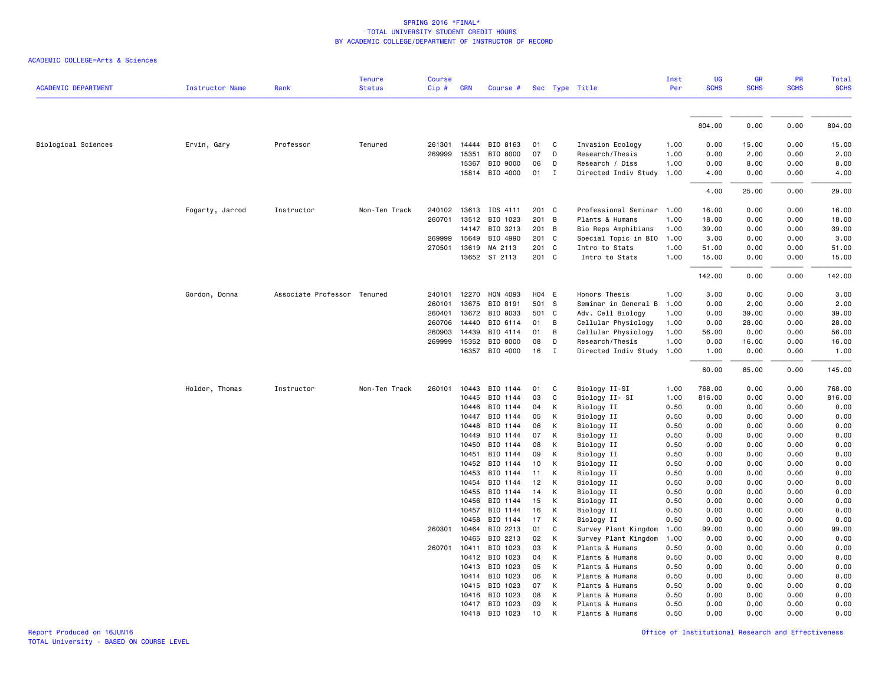SPRING 2016 *FINAL*
TOTAL UNIVERSITY STUDENT CREDIT HOURS
BY ACADEMIC COLLEGE/DEPARTMENT OF INSTRUCTOR OF RECORD

ACADEMIC COLLEGE=Arts & Sciences

| ACADEMIC DEPARTMENT | Instructor Name | Rank | Tenure Status | Course Cip # | CRN | Course # | Sec | Type | Title | Inst Per | UG SCHS | GR SCHS | PR SCHS | Total SCHS |
|---|---|---|---|---|---|---|---|---|---|---|---|---|---|---|
| | | | | | | | | | | | 804.00 | 0.00 | 0.00 | 804.00 |
| Biological Sciences | Ervin, Gary | Professor | Tenured | 261301 | 14444 | BIO 8163 | 01 | C | Invasion Ecology | 1.00 | 0.00 | 15.00 | 0.00 | 15.00 |
| | | | | 269999 | 15351 | BIO 8000 | 07 | D | Research/Thesis | 1.00 | 0.00 | 2.00 | 0.00 | 2.00 |
| | | | | | 15367 | BIO 9000 | 06 | D | Research / Diss | 1.00 | 0.00 | 8.00 | 0.00 | 8.00 |
| | | | | | 15814 | BIO 4000 | 01 | I | Directed Indiv Study | 1.00 | 4.00 | 0.00 | 0.00 | 4.00 |
| | | | | | | | | | | | 4.00 | 25.00 | 0.00 | 29.00 |
| | Fogarty, Jarrod | Instructor | Non-Ten Track | 240102 | 13613 | IDS 4111 | 201 | C | Professional Seminar | 1.00 | 16.00 | 0.00 | 0.00 | 16.00 |
| | | | | 260701 | 13512 | BIO 1023 | 201 | B | Plants & Humans | 1.00 | 18.00 | 0.00 | 0.00 | 18.00 |
| | | | | | 14147 | BIO 3213 | 201 | B | Bio Reps Amphibians | 1.00 | 39.00 | 0.00 | 0.00 | 39.00 |
| | | | | 269999 | 15649 | BIO 4990 | 201 | C | Special Topic in BIO | 1.00 | 3.00 | 0.00 | 0.00 | 3.00 |
| | | | | 270501 | 13619 | MA 2113 | 201 | C | Intro to Stats | 1.00 | 51.00 | 0.00 | 0.00 | 51.00 |
| | | | | | 13652 | ST 2113 | 201 | C | Intro to Stats | 1.00 | 15.00 | 0.00 | 0.00 | 15.00 |
| | | | | | | | | | | | 142.00 | 0.00 | 0.00 | 142.00 |
| | Gordon, Donna | Associate Professor | Tenured | 240101 | 12270 | HON 4093 | H04 | E | Honors Thesis | 1.00 | 3.00 | 0.00 | 0.00 | 3.00 |
| | | | | 260101 | 13675 | BIO 8191 | 501 | S | Seminar in General B | 1.00 | 0.00 | 2.00 | 0.00 | 2.00 |
| | | | | 260401 | 13672 | BIO 8033 | 501 | C | Adv. Cell Biology | 1.00 | 0.00 | 39.00 | 0.00 | 39.00 |
| | | | | 260706 | 14440 | BIO 6114 | 01 | B | Cellular Physiology | 1.00 | 0.00 | 28.00 | 0.00 | 28.00 |
| | | | | 260903 | 14439 | BIO 4114 | 01 | B | Cellular Physiology | 1.00 | 56.00 | 0.00 | 0.00 | 56.00 |
| | | | | 269999 | 15352 | BIO 8000 | 08 | D | Research/Thesis | 1.00 | 0.00 | 16.00 | 0.00 | 16.00 |
| | | | | | 16357 | BIO 4000 | 16 | I | Directed Indiv Study | 1.00 | 1.00 | 0.00 | 0.00 | 1.00 |
| | | | | | | | | | | | 60.00 | 85.00 | 0.00 | 145.00 |
| | Holder, Thomas | Instructor | Non-Ten Track | 260101 | 10443 | BIO 1144 | 01 | C | Biology II-SI | 1.00 | 768.00 | 0.00 | 0.00 | 768.00 |
| | | | | | 10445 | BIO 1144 | 03 | C | Biology II- SI | 1.00 | 816.00 | 0.00 | 0.00 | 816.00 |
| | | | | | 10446 | BIO 1144 | 04 | K | Biology II | 0.50 | 0.00 | 0.00 | 0.00 | 0.00 |
| | | | | | 10447 | BIO 1144 | 05 | K | Biology II | 0.50 | 0.00 | 0.00 | 0.00 | 0.00 |
| | | | | | 10448 | BIO 1144 | 06 | K | Biology II | 0.50 | 0.00 | 0.00 | 0.00 | 0.00 |
| | | | | | 10449 | BIO 1144 | 07 | K | Biology II | 0.50 | 0.00 | 0.00 | 0.00 | 0.00 |
| | | | | | 10450 | BIO 1144 | 08 | K | Biology II | 0.50 | 0.00 | 0.00 | 0.00 | 0.00 |
| | | | | | 10451 | BIO 1144 | 09 | K | Biology II | 0.50 | 0.00 | 0.00 | 0.00 | 0.00 |
| | | | | | 10452 | BIO 1144 | 10 | K | Biology II | 0.50 | 0.00 | 0.00 | 0.00 | 0.00 |
| | | | | | 10453 | BIO 1144 | 11 | K | Biology II | 0.50 | 0.00 | 0.00 | 0.00 | 0.00 |
| | | | | | 10454 | BIO 1144 | 12 | K | Biology II | 0.50 | 0.00 | 0.00 | 0.00 | 0.00 |
| | | | | | 10455 | BIO 1144 | 14 | K | Biology II | 0.50 | 0.00 | 0.00 | 0.00 | 0.00 |
| | | | | | 10456 | BIO 1144 | 15 | K | Biology II | 0.50 | 0.00 | 0.00 | 0.00 | 0.00 |
| | | | | | 10457 | BIO 1144 | 16 | K | Biology II | 0.50 | 0.00 | 0.00 | 0.00 | 0.00 |
| | | | | | 10458 | BIO 1144 | 17 | K | Biology II | 0.50 | 0.00 | 0.00 | 0.00 | 0.00 |
| | | | | 260301 | 10464 | BIO 2213 | 01 | C | Survey Plant Kingdom | 1.00 | 99.00 | 0.00 | 0.00 | 99.00 |
| | | | | | 10465 | BIO 2213 | 02 | K | Survey Plant Kingdom | 1.00 | 0.00 | 0.00 | 0.00 | 0.00 |
| | | | | 260701 | 10411 | BIO 1023 | 03 | K | Plants & Humans | 0.50 | 0.00 | 0.00 | 0.00 | 0.00 |
| | | | | | 10412 | BIO 1023 | 04 | K | Plants & Humans | 0.50 | 0.00 | 0.00 | 0.00 | 0.00 |
| | | | | | 10413 | BIO 1023 | 05 | K | Plants & Humans | 0.50 | 0.00 | 0.00 | 0.00 | 0.00 |
| | | | | | 10414 | BIO 1023 | 06 | K | Plants & Humans | 0.50 | 0.00 | 0.00 | 0.00 | 0.00 |
| | | | | | 10415 | BIO 1023 | 07 | K | Plants & Humans | 0.50 | 0.00 | 0.00 | 0.00 | 0.00 |
| | | | | | 10416 | BIO 1023 | 08 | K | Plants & Humans | 0.50 | 0.00 | 0.00 | 0.00 | 0.00 |
| | | | | | 10417 | BIO 1023 | 09 | K | Plants & Humans | 0.50 | 0.00 | 0.00 | 0.00 | 0.00 |
| | | | | | 10418 | BIO 1023 | 10 | K | Plants & Humans | 0.50 | 0.00 | 0.00 | 0.00 | 0.00 |

Report Produced on 16JUN16
TOTAL University - BASED ON COURSE LEVEL

Office of Institutional Research and Effectiveness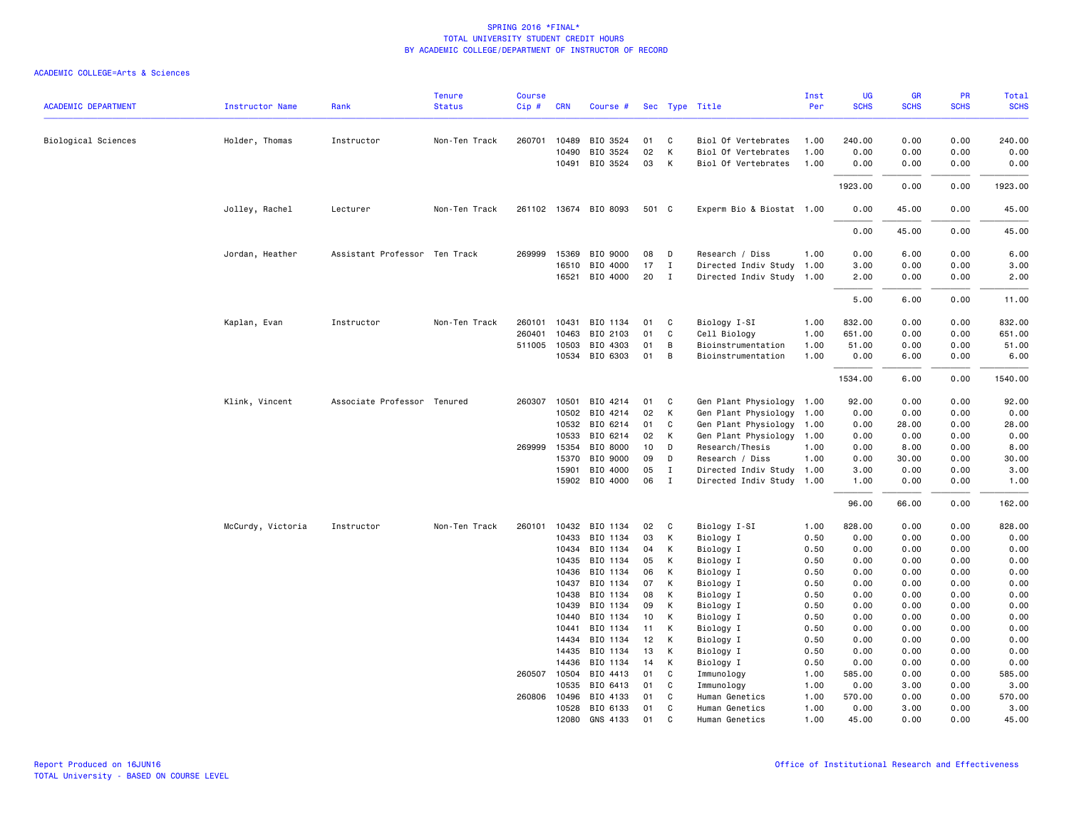SPRING 2016 *FINAL*
TOTAL UNIVERSITY STUDENT CREDIT HOURS
BY ACADEMIC COLLEGE/DEPARTMENT OF INSTRUCTOR OF RECORD

ACADEMIC COLLEGE=Arts & Sciences

| ACADEMIC DEPARTMENT | Instructor Name | Rank | Tenure Status | Course Cip # | CRN | Course # | Sec | Type | Title | Inst Per | UG SCHS | GR SCHS | PR SCHS | Total SCHS |
|---|---|---|---|---|---|---|---|---|---|---|---|---|---|---|
| Biological Sciences | Holder, Thomas | Instructor | Non-Ten Track | 260701 | 10489 | BIO 3524 | 01 | C | Biol Of Vertebrates | 1.00 | 240.00 | 0.00 | 0.00 | 240.00 |
| | | | | | 10490 | BIO 3524 | 02 | K | Biol Of Vertebrates | 1.00 | 0.00 | 0.00 | 0.00 | 0.00 |
| | | | | | 10491 | BIO 3524 | 03 | K | Biol Of Vertebrates | 1.00 | 0.00 | 0.00 | 0.00 | 0.00 |
| | | | | | | | | | | | 1923.00 | 0.00 | 0.00 | 1923.00 |
| | Jolley, Rachel | Lecturer | Non-Ten Track | 261102 | 13674 | BIO 8093 | 501 | C | Experm Bio & Biostat | 1.00 | 0.00 | 45.00 | 0.00 | 45.00 |
| | | | | | | | | | | | 0.00 | 45.00 | 0.00 | 45.00 |
| | Jordan, Heather | Assistant Professor | Ten Track | 269999 | 15369 | BIO 9000 | 08 | D | Research / Diss | 1.00 | 0.00 | 6.00 | 0.00 | 6.00 |
| | | | | | 16510 | BIO 4000 | 17 | I | Directed Indiv Study | 1.00 | 3.00 | 0.00 | 0.00 | 3.00 |
| | | | | | 16521 | BIO 4000 | 20 | I | Directed Indiv Study | 1.00 | 2.00 | 0.00 | 0.00 | 2.00 |
| | | | | | | | | | | | 5.00 | 6.00 | 0.00 | 11.00 |
| | Kaplan, Evan | Instructor | Non-Ten Track | 260101 | 10431 | BIO 1134 | 01 | C | Biology I-SI | 1.00 | 832.00 | 0.00 | 0.00 | 832.00 |
| | | | | 260401 | 10463 | BIO 2103 | 01 | C | Cell Biology | 1.00 | 651.00 | 0.00 | 0.00 | 651.00 |
| | | | | 511005 | 10503 | BIO 4303 | 01 | B | Bioinstrumentation | 1.00 | 51.00 | 0.00 | 0.00 | 51.00 |
| | | | | | 10534 | BIO 6303 | 01 | B | Bioinstrumentation | 1.00 | 0.00 | 6.00 | 0.00 | 6.00 |
| | | | | | | | | | | | 1534.00 | 6.00 | 0.00 | 1540.00 |
| | Klink, Vincent | Associate Professor | Tenured | 260307 | 10501 | BIO 4214 | 01 | C | Gen Plant Physiology | 1.00 | 92.00 | 0.00 | 0.00 | 92.00 |
| | | | | | 10502 | BIO 4214 | 02 | K | Gen Plant Physiology | 1.00 | 0.00 | 0.00 | 0.00 | 0.00 |
| | | | | | 10532 | BIO 6214 | 01 | C | Gen Plant Physiology | 1.00 | 0.00 | 28.00 | 0.00 | 28.00 |
| | | | | | 10533 | BIO 6214 | 02 | K | Gen Plant Physiology | 1.00 | 0.00 | 0.00 | 0.00 | 0.00 |
| | | | | 269999 | 15354 | BIO 8000 | 10 | D | Research/Thesis | 1.00 | 0.00 | 8.00 | 0.00 | 8.00 |
| | | | | | 15370 | BIO 9000 | 09 | D | Research / Diss | 1.00 | 0.00 | 30.00 | 0.00 | 30.00 |
| | | | | | 15901 | BIO 4000 | 05 | I | Directed Indiv Study | 1.00 | 3.00 | 0.00 | 0.00 | 3.00 |
| | | | | | 15902 | BIO 4000 | 06 | I | Directed Indiv Study | 1.00 | 1.00 | 0.00 | 0.00 | 1.00 |
| | | | | | | | | | | | 96.00 | 66.00 | 0.00 | 162.00 |
| | McCurdy, Victoria | Instructor | Non-Ten Track | 260101 | 10432 | BIO 1134 | 02 | C | Biology I-SI | 1.00 | 828.00 | 0.00 | 0.00 | 828.00 |
| | | | | | 10433 | BIO 1134 | 03 | K | Biology I | 0.50 | 0.00 | 0.00 | 0.00 | 0.00 |
| | | | | | 10434 | BIO 1134 | 04 | K | Biology I | 0.50 | 0.00 | 0.00 | 0.00 | 0.00 |
| | | | | | 10435 | BIO 1134 | 05 | K | Biology I | 0.50 | 0.00 | 0.00 | 0.00 | 0.00 |
| | | | | | 10436 | BIO 1134 | 06 | K | Biology I | 0.50 | 0.00 | 0.00 | 0.00 | 0.00 |
| | | | | | 10437 | BIO 1134 | 07 | K | Biology I | 0.50 | 0.00 | 0.00 | 0.00 | 0.00 |
| | | | | | 10438 | BIO 1134 | 08 | K | Biology I | 0.50 | 0.00 | 0.00 | 0.00 | 0.00 |
| | | | | | 10439 | BIO 1134 | 09 | K | Biology I | 0.50 | 0.00 | 0.00 | 0.00 | 0.00 |
| | | | | | 10440 | BIO 1134 | 10 | K | Biology I | 0.50 | 0.00 | 0.00 | 0.00 | 0.00 |
| | | | | | 10441 | BIO 1134 | 11 | K | Biology I | 0.50 | 0.00 | 0.00 | 0.00 | 0.00 |
| | | | | | 14434 | BIO 1134 | 12 | K | Biology I | 0.50 | 0.00 | 0.00 | 0.00 | 0.00 |
| | | | | | 14435 | BIO 1134 | 13 | K | Biology I | 0.50 | 0.00 | 0.00 | 0.00 | 0.00 |
| | | | | | 14436 | BIO 1134 | 14 | K | Biology I | 0.50 | 0.00 | 0.00 | 0.00 | 0.00 |
| | | | | 260507 | 10504 | BIO 4413 | 01 | C | Immunology | 1.00 | 585.00 | 0.00 | 0.00 | 585.00 |
| | | | | | 10535 | BIO 6413 | 01 | C | Immunology | 1.00 | 0.00 | 3.00 | 0.00 | 3.00 |
| | | | | 260806 | 10496 | BIO 4133 | 01 | C | Human Genetics | 1.00 | 570.00 | 0.00 | 0.00 | 570.00 |
| | | | | | 10528 | BIO 6133 | 01 | C | Human Genetics | 1.00 | 0.00 | 3.00 | 0.00 | 3.00 |
| | | | | | 12080 | GNS 4133 | 01 | C | Human Genetics | 1.00 | 45.00 | 0.00 | 0.00 | 45.00 |

Report Produced on 16JUN16
TOTAL University - BASED ON COURSE LEVEL
Office of Institutional Research and Effectiveness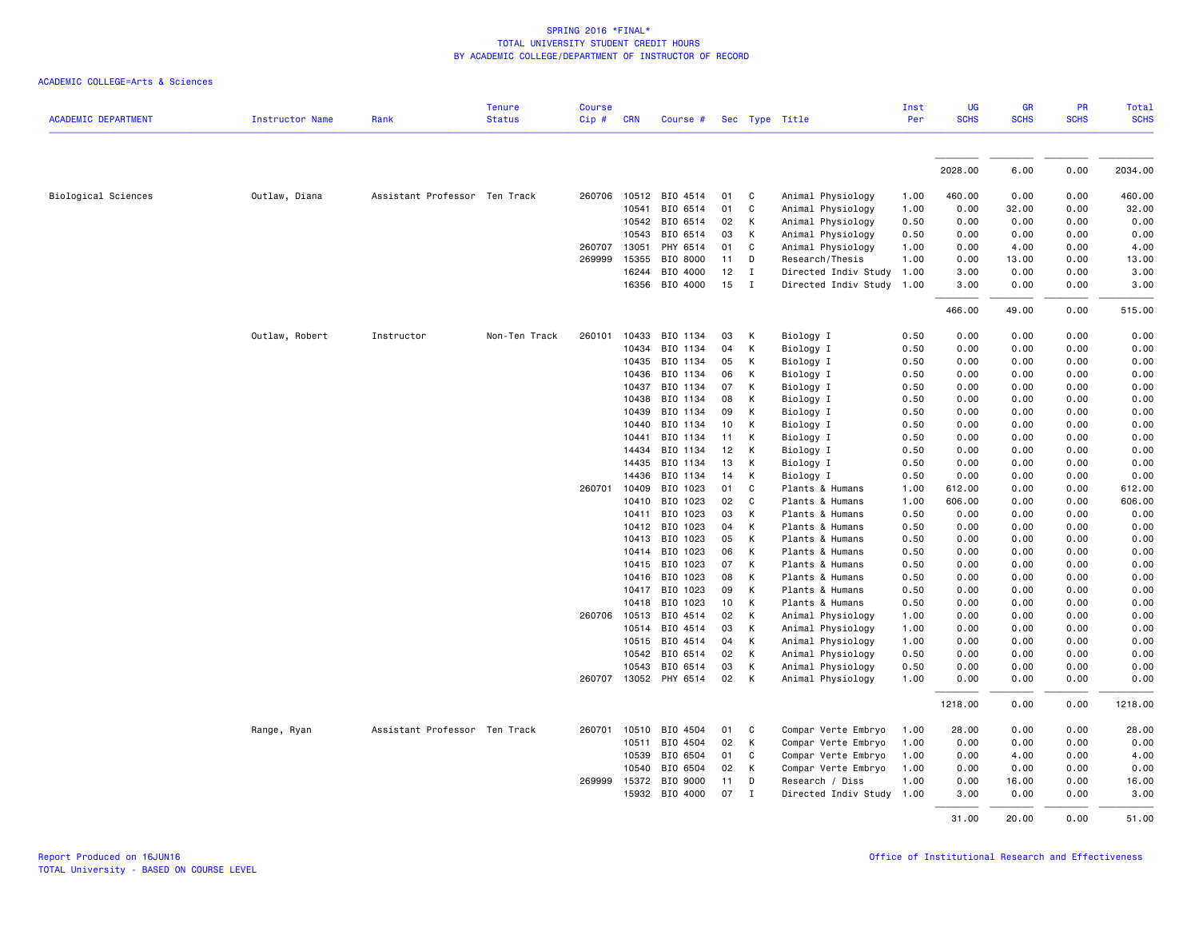# SPRING 2016 *FINAL*
# TOTAL UNIVERSITY STUDENT CREDIT HOURS
# BY ACADEMIC COLLEGE/DEPARTMENT OF INSTRUCTOR OF RECORD

ACADEMIC COLLEGE=Arts & Sciences

| ACADEMIC DEPARTMENT | Instructor Name | Rank | Tenure Status | Course Cip # | CRN | Course # | Sec | Type | Title | Inst Per | UG SCHS | GR SCHS | PR SCHS | Total SCHS |
|---|---|---|---|---|---|---|---|---|---|---|---|---|---|---|
| | | | | | | | | | | | 2028.00 | 6.00 | 0.00 | 2034.00 |
| Biological Sciences | Outlaw, Diana | Assistant Professor | Ten Track | 260706 | 10512 | BIO 4514 | 01 | C | Animal Physiology | 1.00 | 460.00 | 0.00 | 0.00 | 460.00 |
| | | | | | 10541 | BIO 6514 | 01 | C | Animal Physiology | 1.00 | 0.00 | 32.00 | 0.00 | 32.00 |
| | | | | | 10542 | BIO 6514 | 02 | K | Animal Physiology | 0.50 | 0.00 | 0.00 | 0.00 | 0.00 |
| | | | | | 10543 | BIO 6514 | 03 | K | Animal Physiology | 0.50 | 0.00 | 0.00 | 0.00 | 0.00 |
| | | | | 260707 | 13051 | PHY 6514 | 01 | C | Animal Physiology | 1.00 | 0.00 | 4.00 | 0.00 | 4.00 |
| | | | | 269999 | 15355 | BIO 8000 | 11 | D | Research/Thesis | 1.00 | 0.00 | 13.00 | 0.00 | 13.00 |
| | | | | | 16244 | BIO 4000 | 12 | I | Directed Indiv Study | 1.00 | 3.00 | 0.00 | 0.00 | 3.00 |
| | | | | | 16356 | BIO 4000 | 15 | I | Directed Indiv Study | 1.00 | 3.00 | 0.00 | 0.00 | 3.00 |
| | | | | | | | | | | | 466.00 | 49.00 | 0.00 | 515.00 |
| | Outlaw, Robert | Instructor | Non-Ten Track | 260101 | 10433 | BIO 1134 | 03 | K | Biology I | 0.50 | 0.00 | 0.00 | 0.00 | 0.00 |
| | | | | | 10434 | BIO 1134 | 04 | K | Biology I | 0.50 | 0.00 | 0.00 | 0.00 | 0.00 |
| | | | | | 10435 | BIO 1134 | 05 | K | Biology I | 0.50 | 0.00 | 0.00 | 0.00 | 0.00 |
| | | | | | 10436 | BIO 1134 | 06 | K | Biology I | 0.50 | 0.00 | 0.00 | 0.00 | 0.00 |
| | | | | | 10437 | BIO 1134 | 07 | K | Biology I | 0.50 | 0.00 | 0.00 | 0.00 | 0.00 |
| | | | | | 10438 | BIO 1134 | 08 | K | Biology I | 0.50 | 0.00 | 0.00 | 0.00 | 0.00 |
| | | | | | 10439 | BIO 1134 | 09 | K | Biology I | 0.50 | 0.00 | 0.00 | 0.00 | 0.00 |
| | | | | | 10440 | BIO 1134 | 10 | K | Biology I | 0.50 | 0.00 | 0.00 | 0.00 | 0.00 |
| | | | | | 10441 | BIO 1134 | 11 | K | Biology I | 0.50 | 0.00 | 0.00 | 0.00 | 0.00 |
| | | | | | 14434 | BIO 1134 | 12 | K | Biology I | 0.50 | 0.00 | 0.00 | 0.00 | 0.00 |
| | | | | | 14435 | BIO 1134 | 13 | K | Biology I | 0.50 | 0.00 | 0.00 | 0.00 | 0.00 |
| | | | | | 14436 | BIO 1134 | 14 | K | Biology I | 0.50 | 0.00 | 0.00 | 0.00 | 0.00 |
| | | | | 260701 | 10409 | BIO 1023 | 01 | C | Plants & Humans | 1.00 | 612.00 | 0.00 | 0.00 | 612.00 |
| | | | | | 10410 | BIO 1023 | 02 | C | Plants & Humans | 1.00 | 606.00 | 0.00 | 0.00 | 606.00 |
| | | | | | 10411 | BIO 1023 | 03 | K | Plants & Humans | 0.50 | 0.00 | 0.00 | 0.00 | 0.00 |
| | | | | | 10412 | BIO 1023 | 04 | K | Plants & Humans | 0.50 | 0.00 | 0.00 | 0.00 | 0.00 |
| | | | | | 10413 | BIO 1023 | 05 | K | Plants & Humans | 0.50 | 0.00 | 0.00 | 0.00 | 0.00 |
| | | | | | 10414 | BIO 1023 | 06 | K | Plants & Humans | 0.50 | 0.00 | 0.00 | 0.00 | 0.00 |
| | | | | | 10415 | BIO 1023 | 07 | K | Plants & Humans | 0.50 | 0.00 | 0.00 | 0.00 | 0.00 |
| | | | | | 10416 | BIO 1023 | 08 | K | Plants & Humans | 0.50 | 0.00 | 0.00 | 0.00 | 0.00 |
| | | | | | 10417 | BIO 1023 | 09 | K | Plants & Humans | 0.50 | 0.00 | 0.00 | 0.00 | 0.00 |
| | | | | | 10418 | BIO 1023 | 10 | K | Plants & Humans | 0.50 | 0.00 | 0.00 | 0.00 | 0.00 |
| | | | | 260706 | 10513 | BIO 4514 | 02 | K | Animal Physiology | 1.00 | 0.00 | 0.00 | 0.00 | 0.00 |
| | | | | | 10514 | BIO 4514 | 03 | K | Animal Physiology | 1.00 | 0.00 | 0.00 | 0.00 | 0.00 |
| | | | | | 10515 | BIO 4514 | 04 | K | Animal Physiology | 1.00 | 0.00 | 0.00 | 0.00 | 0.00 |
| | | | | | 10542 | BIO 6514 | 02 | K | Animal Physiology | 0.50 | 0.00 | 0.00 | 0.00 | 0.00 |
| | | | | | 10543 | BIO 6514 | 03 | K | Animal Physiology | 0.50 | 0.00 | 0.00 | 0.00 | 0.00 |
| | | | | 260707 | 13052 | PHY 6514 | 02 | K | Animal Physiology | 1.00 | 0.00 | 0.00 | 0.00 | 0.00 |
| | | | | | | | | | | | 1218.00 | 0.00 | 0.00 | 1218.00 |
| | Range, Ryan | Assistant Professor | Ten Track | 260701 | 10510 | BIO 4504 | 01 | C | Compar Verte Embryo | 1.00 | 28.00 | 0.00 | 0.00 | 28.00 |
| | | | | | 10511 | BIO 4504 | 02 | K | Compar Verte Embryo | 1.00 | 0.00 | 0.00 | 0.00 | 0.00 |
| | | | | | 10539 | BIO 6504 | 01 | C | Compar Verte Embryo | 1.00 | 0.00 | 4.00 | 0.00 | 4.00 |
| | | | | | 10540 | BIO 6504 | 02 | K | Compar Verte Embryo | 1.00 | 0.00 | 0.00 | 0.00 | 0.00 |
| | | | | 269999 | 15372 | BIO 9000 | 11 | D | Research / Diss | 1.00 | 0.00 | 16.00 | 0.00 | 16.00 |
| | | | | | 15932 | BIO 4000 | 07 | I | Directed Indiv Study | 1.00 | 3.00 | 0.00 | 0.00 | 3.00 |
| | | | | | | | | | | | 31.00 | 20.00 | 0.00 | 51.00 |

Report Produced on 16JUN16
TOTAL University - BASED ON COURSE LEVEL

Office of Institutional Research and Effectiveness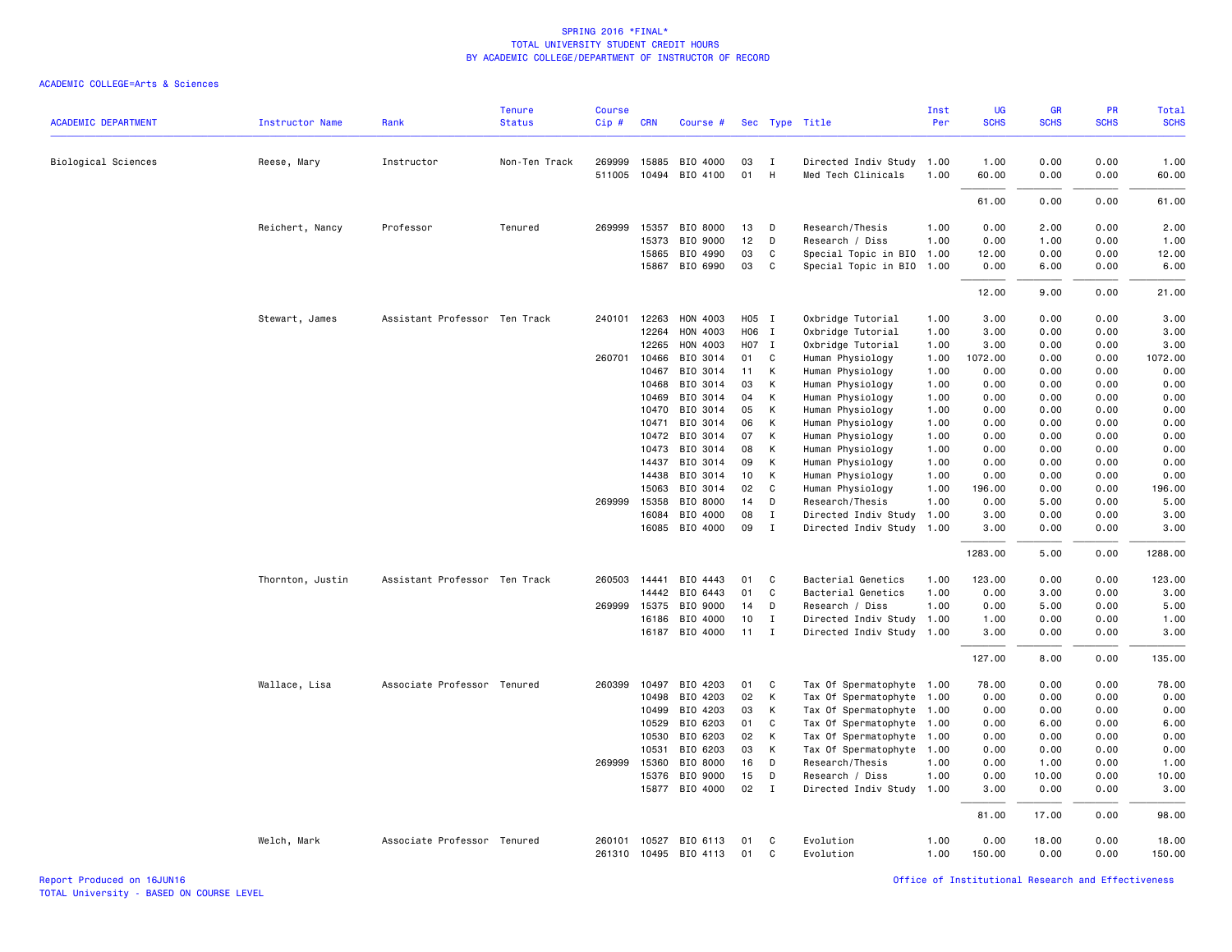# SPRING 2016 *FINAL*
## TOTAL UNIVERSITY STUDENT CREDIT HOURS
## BY ACADEMIC COLLEGE/DEPARTMENT OF INSTRUCTOR OF RECORD

ACADEMIC COLLEGE=Arts & Sciences

| ACADEMIC DEPARTMENT | Instructor Name | Rank | Tenure Status | Course Cip # | CRN | Course # | Sec | Type | Title | Inst Per | UG SCHS | GR SCHS | PR SCHS | Total SCHS |
|---|---|---|---|---|---|---|---|---|---|---|---|---|---|---|
| Biological Sciences | Reese, Mary | Instructor | Non-Ten Track | 269999 | 15885 | BIO 4000 | 03 | I | Directed Indiv Study | 1.00 | 1.00 | 0.00 | 0.00 | 1.00 |
| | | | | 511005 | 10494 | BIO 4100 | 01 | H | Med Tech Clinicals | 1.00 | 60.00 | 0.00 | 0.00 | 60.00 |
| | | | | | | | | | | | 61.00 | 0.00 | 0.00 | 61.00 |
| | Reichert, Nancy | Professor | Tenured | 269999 | 15357 | BIO 8000 | 13 | D | Research/Thesis | 1.00 | 0.00 | 2.00 | 0.00 | 2.00 |
| | | | | | 15373 | BIO 9000 | 12 | D | Research / Diss | 1.00 | 0.00 | 1.00 | 0.00 | 1.00 |
| | | | | | 15865 | BIO 4990 | 03 | C | Special Topic in BIO | 1.00 | 12.00 | 0.00 | 0.00 | 12.00 |
| | | | | | 15867 | BIO 6990 | 03 | C | Special Topic in BIO | 1.00 | 0.00 | 6.00 | 0.00 | 6.00 |
| | | | | | | | | | | | 12.00 | 9.00 | 0.00 | 21.00 |
| | Stewart, James | Assistant Professor | Ten Track | 240101 | 12263 | HON 4003 | H05 | I | Oxbridge Tutorial | 1.00 | 3.00 | 0.00 | 0.00 | 3.00 |
| | | | | | 12264 | HON 4003 | H06 | I | Oxbridge Tutorial | 1.00 | 3.00 | 0.00 | 0.00 | 3.00 |
| | | | | | 12265 | HON 4003 | H07 | I | Oxbridge Tutorial | 1.00 | 3.00 | 0.00 | 0.00 | 3.00 |
| | | | | 260701 | 10466 | BIO 3014 | 01 | C | Human Physiology | 1.00 | 1072.00 | 0.00 | 0.00 | 1072.00 |
| | | | | | 10467 | BIO 3014 | 11 | K | Human Physiology | 1.00 | 0.00 | 0.00 | 0.00 | 0.00 |
| | | | | | 10468 | BIO 3014 | 03 | K | Human Physiology | 1.00 | 0.00 | 0.00 | 0.00 | 0.00 |
| | | | | | 10469 | BIO 3014 | 04 | K | Human Physiology | 1.00 | 0.00 | 0.00 | 0.00 | 0.00 |
| | | | | | 10470 | BIO 3014 | 05 | K | Human Physiology | 1.00 | 0.00 | 0.00 | 0.00 | 0.00 |
| | | | | | 10471 | BIO 3014 | 06 | K | Human Physiology | 1.00 | 0.00 | 0.00 | 0.00 | 0.00 |
| | | | | | 10472 | BIO 3014 | 07 | K | Human Physiology | 1.00 | 0.00 | 0.00 | 0.00 | 0.00 |
| | | | | | 10473 | BIO 3014 | 08 | K | Human Physiology | 1.00 | 0.00 | 0.00 | 0.00 | 0.00 |
| | | | | | 14437 | BIO 3014 | 09 | K | Human Physiology | 1.00 | 0.00 | 0.00 | 0.00 | 0.00 |
| | | | | | 14438 | BIO 3014 | 10 | K | Human Physiology | 1.00 | 0.00 | 0.00 | 0.00 | 0.00 |
| | | | | | 15063 | BIO 3014 | 02 | C | Human Physiology | 1.00 | 196.00 | 0.00 | 0.00 | 196.00 |
| | | | | 269999 | 15358 | BIO 8000 | 14 | D | Research/Thesis | 1.00 | 0.00 | 5.00 | 0.00 | 5.00 |
| | | | | | 16084 | BIO 4000 | 08 | I | Directed Indiv Study | 1.00 | 3.00 | 0.00 | 0.00 | 3.00 |
| | | | | | 16085 | BIO 4000 | 09 | I | Directed Indiv Study | 1.00 | 3.00 | 0.00 | 0.00 | 3.00 |
| | | | | | | | | | | | 1283.00 | 5.00 | 0.00 | 1288.00 |
| | Thornton, Justin | Assistant Professor | Ten Track | 260503 | 14441 | BIO 4443 | 01 | C | Bacterial Genetics | 1.00 | 123.00 | 0.00 | 0.00 | 123.00 |
| | | | | | 14442 | BIO 6443 | 01 | C | Bacterial Genetics | 1.00 | 0.00 | 3.00 | 0.00 | 3.00 |
| | | | | 269999 | 15375 | BIO 9000 | 14 | D | Research / Diss | 1.00 | 0.00 | 5.00 | 0.00 | 5.00 |
| | | | | | 16186 | BIO 4000 | 10 | I | Directed Indiv Study | 1.00 | 1.00 | 0.00 | 0.00 | 1.00 |
| | | | | | 16187 | BIO 4000 | 11 | I | Directed Indiv Study | 1.00 | 3.00 | 0.00 | 0.00 | 3.00 |
| | | | | | | | | | | | 127.00 | 8.00 | 0.00 | 135.00 |
| | Wallace, Lisa | Associate Professor | Tenured | 260399 | 10497 | BIO 4203 | 01 | C | Tax Of Spermatophyte | 1.00 | 78.00 | 0.00 | 0.00 | 78.00 |
| | | | | | 10498 | BIO 4203 | 02 | K | Tax Of Spermatophyte | 1.00 | 0.00 | 0.00 | 0.00 | 0.00 |
| | | | | | 10499 | BIO 4203 | 03 | K | Tax Of Spermatophyte | 1.00 | 0.00 | 0.00 | 0.00 | 0.00 |
| | | | | | 10529 | BIO 6203 | 01 | C | Tax Of Spermatophyte | 1.00 | 0.00 | 6.00 | 0.00 | 6.00 |
| | | | | | 10530 | BIO 6203 | 02 | K | Tax Of Spermatophyte | 1.00 | 0.00 | 0.00 | 0.00 | 0.00 |
| | | | | | 10531 | BIO 6203 | 03 | K | Tax Of Spermatophyte | 1.00 | 0.00 | 0.00 | 0.00 | 0.00 |
| | | | | 269999 | 15360 | BIO 8000 | 16 | D | Research/Thesis | 1.00 | 0.00 | 1.00 | 0.00 | 1.00 |
| | | | | | 15376 | BIO 9000 | 15 | D | Research / Diss | 1.00 | 0.00 | 10.00 | 0.00 | 10.00 |
| | | | | | 15877 | BIO 4000 | 02 | I | Directed Indiv Study | 1.00 | 3.00 | 0.00 | 0.00 | 3.00 |
| | | | | | | | | | | | 81.00 | 17.00 | 0.00 | 98.00 |
| | Welch, Mark | Associate Professor | Tenured | 260101 | 10527 | BIO 6113 | 01 | C | Evolution | 1.00 | 0.00 | 18.00 | 0.00 | 18.00 |
| | | | | 261310 | 10495 | BIO 4113 | 01 | C | Evolution | 1.00 | 150.00 | 0.00 | 0.00 | 150.00 |

Report Produced on 16JUN16
TOTAL University - BASED ON COURSE LEVEL
Office of Institutional Research and Effectiveness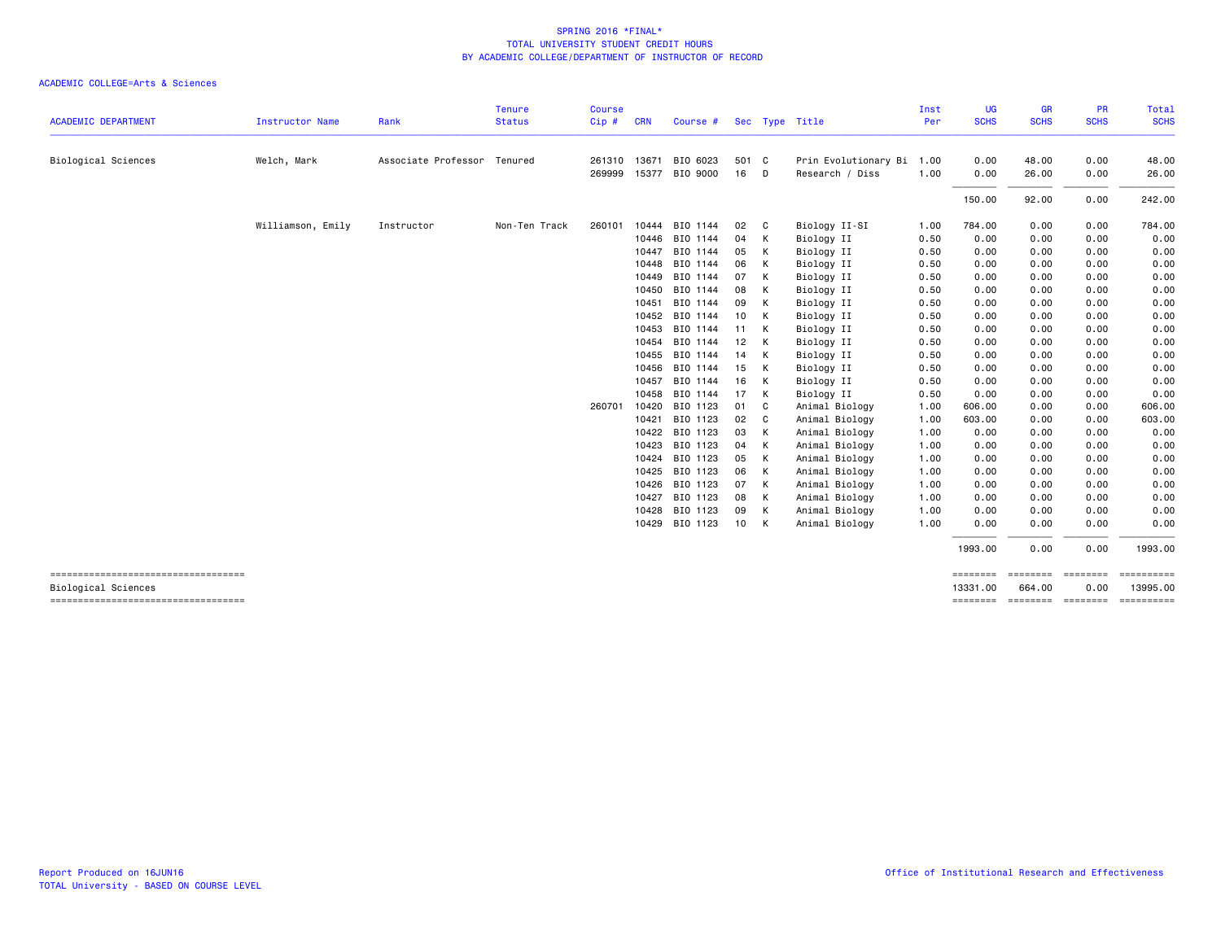SPRING 2016 *FINAL*
TOTAL UNIVERSITY STUDENT CREDIT HOURS
BY ACADEMIC COLLEGE/DEPARTMENT OF INSTRUCTOR OF RECORD

ACADEMIC COLLEGE=Arts & Sciences

| ACADEMIC DEPARTMENT | Instructor Name | Rank | Tenure Status | Course Cip # | CRN | Course # | Sec | Type | Title | Inst Per | UG SCHS | GR SCHS | PR SCHS | Total SCHS |
|---|---|---|---|---|---|---|---|---|---|---|---|---|---|---|
| Biological Sciences | Welch, Mark | Associate Professor | Tenured | 261310 | 13671 | BIO 6023 | 501 | C | Prin Evolutionary Bi | 1.00 | 0.00 | 48.00 | 0.00 | 48.00 |
| | | | | 269999 | 15377 | BIO 9000 | 16 | D | Research / Diss | 1.00 | 0.00 | 26.00 | 0.00 | 26.00 |
| | | | | | | | | | | | 150.00 | 92.00 | 0.00 | 242.00 |
| | Williamson, Emily | Instructor | Non-Ten Track | 260101 | 10444 | BIO 1144 | 02 | C | Biology II-SI | 1.00 | 784.00 | 0.00 | 0.00 | 784.00 |
| | | | | | 10446 | BIO 1144 | 04 | K | Biology II | 0.50 | 0.00 | 0.00 | 0.00 | 0.00 |
| | | | | | 10447 | BIO 1144 | 05 | K | Biology II | 0.50 | 0.00 | 0.00 | 0.00 | 0.00 |
| | | | | | 10448 | BIO 1144 | 06 | K | Biology II | 0.50 | 0.00 | 0.00 | 0.00 | 0.00 |
| | | | | | 10449 | BIO 1144 | 07 | K | Biology II | 0.50 | 0.00 | 0.00 | 0.00 | 0.00 |
| | | | | | 10450 | BIO 1144 | 08 | K | Biology II | 0.50 | 0.00 | 0.00 | 0.00 | 0.00 |
| | | | | | 10451 | BIO 1144 | 09 | K | Biology II | 0.50 | 0.00 | 0.00 | 0.00 | 0.00 |
| | | | | | 10452 | BIO 1144 | 10 | K | Biology II | 0.50 | 0.00 | 0.00 | 0.00 | 0.00 |
| | | | | | 10453 | BIO 1144 | 11 | K | Biology II | 0.50 | 0.00 | 0.00 | 0.00 | 0.00 |
| | | | | | 10454 | BIO 1144 | 12 | K | Biology II | 0.50 | 0.00 | 0.00 | 0.00 | 0.00 |
| | | | | | 10455 | BIO 1144 | 14 | K | Biology II | 0.50 | 0.00 | 0.00 | 0.00 | 0.00 |
| | | | | | 10456 | BIO 1144 | 15 | K | Biology II | 0.50 | 0.00 | 0.00 | 0.00 | 0.00 |
| | | | | | 10457 | BIO 1144 | 16 | K | Biology II | 0.50 | 0.00 | 0.00 | 0.00 | 0.00 |
| | | | | | 10458 | BIO 1144 | 17 | K | Biology II | 0.50 | 0.00 | 0.00 | 0.00 | 0.00 |
| | | | | 260701 | 10420 | BIO 1123 | 01 | C | Animal Biology | 1.00 | 606.00 | 0.00 | 0.00 | 606.00 |
| | | | | | 10421 | BIO 1123 | 02 | C | Animal Biology | 1.00 | 603.00 | 0.00 | 0.00 | 603.00 |
| | | | | | 10422 | BIO 1123 | 03 | K | Animal Biology | 1.00 | 0.00 | 0.00 | 0.00 | 0.00 |
| | | | | | 10423 | BIO 1123 | 04 | K | Animal Biology | 1.00 | 0.00 | 0.00 | 0.00 | 0.00 |
| | | | | | 10424 | BIO 1123 | 05 | K | Animal Biology | 1.00 | 0.00 | 0.00 | 0.00 | 0.00 |
| | | | | | 10425 | BIO 1123 | 06 | K | Animal Biology | 1.00 | 0.00 | 0.00 | 0.00 | 0.00 |
| | | | | | 10426 | BIO 1123 | 07 | K | Animal Biology | 1.00 | 0.00 | 0.00 | 0.00 | 0.00 |
| | | | | | 10427 | BIO 1123 | 08 | K | Animal Biology | 1.00 | 0.00 | 0.00 | 0.00 | 0.00 |
| | | | | | 10428 | BIO 1123 | 09 | K | Animal Biology | 1.00 | 0.00 | 0.00 | 0.00 | 0.00 |
| | | | | | 10429 | BIO 1123 | 10 | K | Animal Biology | 1.00 | 0.00 | 0.00 | 0.00 | 0.00 |
| | | | | | | | | | | | 1993.00 | 0.00 | 0.00 | 1993.00 |
| Biological Sciences | | | | | | | | | | | 13331.00 | 664.00 | 0.00 | 13995.00 |

Report Produced on 16JUN16
TOTAL University - BASED ON COURSE LEVEL

Office of Institutional Research and Effectiveness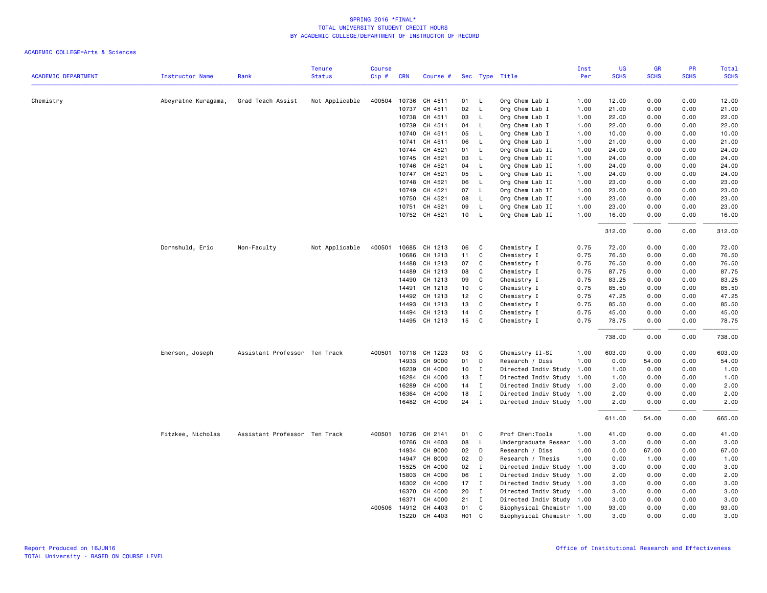SPRING 2016 *FINAL*
TOTAL UNIVERSITY STUDENT CREDIT HOURS
BY ACADEMIC COLLEGE/DEPARTMENT OF INSTRUCTOR OF RECORD

ACADEMIC COLLEGE=Arts & Sciences

| ACADEMIC DEPARTMENT | Instructor Name | Rank | Tenure Status | Course Cip # | CRN | Course # | Sec | Type | Title | Inst Per | UG SCHS | GR SCHS | PR SCHS | Total SCHS |
|---|---|---|---|---|---|---|---|---|---|---|---|---|---|---|
| Chemistry | Abeyratne Kuragama, | Grad Teach Assist | Not Applicable | 400504 | 10736 | CH 4511 | 01 | L | Org Chem Lab I | 1.00 | 12.00 | 0.00 | 0.00 | 12.00 |
| | | | | | 10737 | CH 4511 | 02 | L | Org Chem Lab I | 1.00 | 21.00 | 0.00 | 0.00 | 21.00 |
| | | | | | 10738 | CH 4511 | 03 | L | Org Chem Lab I | 1.00 | 22.00 | 0.00 | 0.00 | 22.00 |
| | | | | | 10739 | CH 4511 | 04 | L | Org Chem Lab I | 1.00 | 22.00 | 0.00 | 0.00 | 22.00 |
| | | | | | 10740 | CH 4511 | 05 | L | Org Chem Lab I | 1.00 | 10.00 | 0.00 | 0.00 | 10.00 |
| | | | | | 10741 | CH 4511 | 06 | L | Org Chem Lab I | 1.00 | 21.00 | 0.00 | 0.00 | 21.00 |
| | | | | | 10744 | CH 4521 | 01 | L | Org Chem Lab II | 1.00 | 24.00 | 0.00 | 0.00 | 24.00 |
| | | | | | 10745 | CH 4521 | 03 | L | Org Chem Lab II | 1.00 | 24.00 | 0.00 | 0.00 | 24.00 |
| | | | | | 10746 | CH 4521 | 04 | L | Org Chem Lab II | 1.00 | 24.00 | 0.00 | 0.00 | 24.00 |
| | | | | | 10747 | CH 4521 | 05 | L | Org Chem Lab II | 1.00 | 24.00 | 0.00 | 0.00 | 24.00 |
| | | | | | 10748 | CH 4521 | 06 | L | Org Chem Lab II | 1.00 | 23.00 | 0.00 | 0.00 | 23.00 |
| | | | | | 10749 | CH 4521 | 07 | L | Org Chem Lab II | 1.00 | 23.00 | 0.00 | 0.00 | 23.00 |
| | | | | | 10750 | CH 4521 | 08 | L | Org Chem Lab II | 1.00 | 23.00 | 0.00 | 0.00 | 23.00 |
| | | | | | 10751 | CH 4521 | 09 | L | Org Chem Lab II | 1.00 | 23.00 | 0.00 | 0.00 | 23.00 |
| | | | | | 10752 | CH 4521 | 10 | L | Org Chem Lab II | 1.00 | 16.00 | 0.00 | 0.00 | 16.00 |
| | | | | | | | | | | | 312.00 | 0.00 | 0.00 | 312.00 |
| | Dornshuld, Eric | Non-Faculty | Not Applicable | 400501 | 10685 | CH 1213 | 06 | C | Chemistry I | 0.75 | 72.00 | 0.00 | 0.00 | 72.00 |
| | | | | | 10686 | CH 1213 | 11 | C | Chemistry I | 0.75 | 76.50 | 0.00 | 0.00 | 76.50 |
| | | | | | 14488 | CH 1213 | 07 | C | Chemistry I | 0.75 | 76.50 | 0.00 | 0.00 | 76.50 |
| | | | | | 14489 | CH 1213 | 08 | C | Chemistry I | 0.75 | 87.75 | 0.00 | 0.00 | 87.75 |
| | | | | | 14490 | CH 1213 | 09 | C | Chemistry I | 0.75 | 83.25 | 0.00 | 0.00 | 83.25 |
| | | | | | 14491 | CH 1213 | 10 | C | Chemistry I | 0.75 | 85.50 | 0.00 | 0.00 | 85.50 |
| | | | | | 14492 | CH 1213 | 12 | C | Chemistry I | 0.75 | 47.25 | 0.00 | 0.00 | 47.25 |
| | | | | | 14493 | CH 1213 | 13 | C | Chemistry I | 0.75 | 85.50 | 0.00 | 0.00 | 85.50 |
| | | | | | 14494 | CH 1213 | 14 | C | Chemistry I | 0.75 | 45.00 | 0.00 | 0.00 | 45.00 |
| | | | | | 14495 | CH 1213 | 15 | C | Chemistry I | 0.75 | 78.75 | 0.00 | 0.00 | 78.75 |
| | | | | | | | | | | | 738.00 | 0.00 | 0.00 | 738.00 |
| | Emerson, Joseph | Assistant Professor | Ten Track | 400501 | 10718 | CH 1223 | 03 | C | Chemistry II-SI | 1.00 | 603.00 | 0.00 | 0.00 | 603.00 |
| | | | | | 14933 | CH 9000 | 01 | D | Research / Diss | 1.00 | 0.00 | 54.00 | 0.00 | 54.00 |
| | | | | | 16239 | CH 4000 | 10 | I | Directed Indiv Study | 1.00 | 1.00 | 0.00 | 0.00 | 1.00 |
| | | | | | 16284 | CH 4000 | 13 | I | Directed Indiv Study | 1.00 | 1.00 | 0.00 | 0.00 | 1.00 |
| | | | | | 16289 | CH 4000 | 14 | I | Directed Indiv Study | 1.00 | 2.00 | 0.00 | 0.00 | 2.00 |
| | | | | | 16364 | CH 4000 | 18 | I | Directed Indiv Study | 1.00 | 2.00 | 0.00 | 0.00 | 2.00 |
| | | | | | 16482 | CH 4000 | 24 | I | Directed Indiv Study | 1.00 | 2.00 | 0.00 | 0.00 | 2.00 |
| | | | | | | | | | | | 611.00 | 54.00 | 0.00 | 665.00 |
| | Fitzkee, Nicholas | Assistant Professor | Ten Track | 400501 | 10726 | CH 2141 | 01 | C | Prof Chem:Tools | 1.00 | 41.00 | 0.00 | 0.00 | 41.00 |
| | | | | | 10766 | CH 4603 | 08 | L | Undergraduate Resear | 1.00 | 3.00 | 0.00 | 0.00 | 3.00 |
| | | | | | 14934 | CH 9000 | 02 | D | Research / Diss | 1.00 | 0.00 | 67.00 | 0.00 | 67.00 |
| | | | | | 14947 | CH 8000 | 02 | D | Research / Thesis | 1.00 | 0.00 | 1.00 | 0.00 | 1.00 |
| | | | | | 15525 | CH 4000 | 02 | I | Directed Indiv Study | 1.00 | 3.00 | 0.00 | 0.00 | 3.00 |
| | | | | | 15803 | CH 4000 | 06 | I | Directed Indiv Study | 1.00 | 2.00 | 0.00 | 0.00 | 2.00 |
| | | | | | 16302 | CH 4000 | 17 | I | Directed Indiv Study | 1.00 | 3.00 | 0.00 | 0.00 | 3.00 |
| | | | | | 16370 | CH 4000 | 20 | I | Directed Indiv Study | 1.00 | 3.00 | 0.00 | 0.00 | 3.00 |
| | | | | | 16371 | CH 4000 | 21 | I | Directed Indiv Study | 1.00 | 3.00 | 0.00 | 0.00 | 3.00 |
| | | | | 400506 | 14912 | CH 4403 | 01 | C | Biophysical Chemistr | 1.00 | 93.00 | 0.00 | 0.00 | 93.00 |
| | | | | | 15220 | CH 4403 | H01 | C | Biophysical Chemistr | 1.00 | 3.00 | 0.00 | 0.00 | 3.00 |

Report Produced on 16JUN16
TOTAL University - BASED ON COURSE LEVEL
Office of Institutional Research and Effectiveness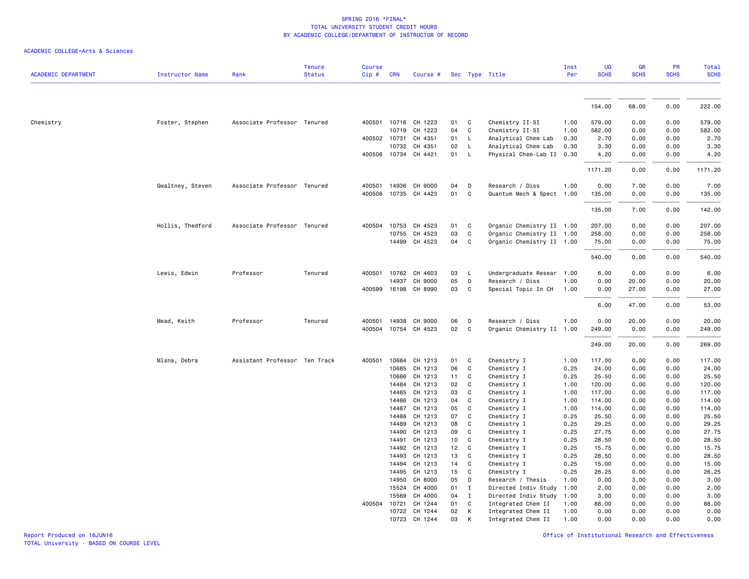# SPRING 2016 *FINAL*
## TOTAL UNIVERSITY STUDENT CREDIT HOURS
## BY ACADEMIC COLLEGE/DEPARTMENT OF INSTRUCTOR OF RECORD

ACADEMIC COLLEGE=Arts & Sciences

| ACADEMIC DEPARTMENT | Instructor Name | Rank | Tenure Status | Course Cip # | CRN | Course # | Sec | Type | Title | Inst Per | UG SCHS | GR SCHS | PR SCHS | Total SCHS |
|---|---|---|---|---|---|---|---|---|---|---|---|---|---|---|
| | | | | | | | | | | | 154.00 | 68.00 | 0.00 | 222.00 |
| Chemistry | Foster, Stephen | Associate Professor | Tenured | 400501 | 10716 | CH 1223 | 01 | C | Chemistry II-SI | 1.00 | 579.00 | 0.00 | 0.00 | 579.00 |
| | | | | | 10719 | CH 1223 | 04 | C | Chemistry II-SI | 1.00 | 582.00 | 0.00 | 0.00 | 582.00 |
| | | | | 400502 | 10731 | CH 4351 | 01 | L | Analytical Chem Lab | 0.30 | 2.70 | 0.00 | 0.00 | 2.70 |
| | | | | | 10732 | CH 4351 | 02 | L | Analytical Chem Lab | 0.30 | 3.30 | 0.00 | 0.00 | 3.30 |
| | | | | 400506 | 10734 | CH 4421 | 01 | L | Physical Chem-Lab II | 0.30 | 4.20 | 0.00 | 0.00 | 4.20 |
| | | | | | | | | | | | 1171.20 | 0.00 | 0.00 | 1171.20 |
| | Gwaltney, Steven | Associate Professor | Tenured | 400501 | 14936 | CH 9000 | 04 | D | Research / Diss | 1.00 | 0.00 | 7.00 | 0.00 | 7.00 |
| | | | | 400506 | 10735 | CH 4423 | 01 | C | Quantum Mech & Spect | 1.00 | 135.00 | 0.00 | 0.00 | 135.00 |
| | | | | | | | | | | | 135.00 | 7.00 | 0.00 | 142.00 |
| | Hollis, Thedford | Associate Professor | Tenured | 400504 | 10753 | CH 4523 | 01 | C | Organic Chemistry II | 1.00 | 207.00 | 0.00 | 0.00 | 207.00 |
| | | | | | 10755 | CH 4523 | 03 | C | Organic Chemistry II | 1.00 | 258.00 | 0.00 | 0.00 | 258.00 |
| | | | | | 14499 | CH 4523 | 04 | C | Organic Chemistry II | 1.00 | 75.00 | 0.00 | 0.00 | 75.00 |
| | | | | | | | | | | | 540.00 | 0.00 | 0.00 | 540.00 |
| | Lewis, Edwin | Professor | Tenured | 400501 | 10762 | CH 4603 | 03 | L | Undergraduate Resear | 1.00 | 6.00 | 0.00 | 0.00 | 6.00 |
| | | | | | 14937 | CH 9000 | 05 | D | Research / Diss | 1.00 | 0.00 | 20.00 | 0.00 | 20.00 |
| | | | | 400599 | 16198 | CH 8990 | 03 | C | Special Topic In CH | 1.00 | 0.00 | 27.00 | 0.00 | 27.00 |
| | | | | | | | | | | | 6.00 | 47.00 | 0.00 | 53.00 |
| | Mead, Keith | Professor | Tenured | 400501 | 14938 | CH 9000 | 06 | D | Research / Diss | 1.00 | 0.00 | 20.00 | 0.00 | 20.00 |
| | | | | 400504 | 10754 | CH 4523 | 02 | C | Organic Chemistry II | 1.00 | 249.00 | 0.00 | 0.00 | 249.00 |
| | | | | | | | | | | | 249.00 | 20.00 | 0.00 | 269.00 |
| | Mlsna, Debra | Assistant Professor | Ten Track | 400501 | 10684 | CH 1213 | 01 | C | Chemistry I | 1.00 | 117.00 | 0.00 | 0.00 | 117.00 |
| | | | | | 10685 | CH 1213 | 06 | C | Chemistry I | 0.25 | 24.00 | 0.00 | 0.00 | 24.00 |
| | | | | | 10686 | CH 1213 | 11 | C | Chemistry I | 0.25 | 25.50 | 0.00 | 0.00 | 25.50 |
| | | | | | 14484 | CH 1213 | 02 | C | Chemistry I | 1.00 | 120.00 | 0.00 | 0.00 | 120.00 |
| | | | | | 14485 | CH 1213 | 03 | C | Chemistry I | 1.00 | 117.00 | 0.00 | 0.00 | 117.00 |
| | | | | | 14486 | CH 1213 | 04 | C | Chemistry I | 1.00 | 114.00 | 0.00 | 0.00 | 114.00 |
| | | | | | 14487 | CH 1213 | 05 | C | Chemistry I | 1.00 | 114.00 | 0.00 | 0.00 | 114.00 |
| | | | | | 14488 | CH 1213 | 07 | C | Chemistry I | 0.25 | 25.50 | 0.00 | 0.00 | 25.50 |
| | | | | | 14489 | CH 1213 | 08 | C | Chemistry I | 0.25 | 29.25 | 0.00 | 0.00 | 29.25 |
| | | | | | 14490 | CH 1213 | 09 | C | Chemistry I | 0.25 | 27.75 | 0.00 | 0.00 | 27.75 |
| | | | | | 14491 | CH 1213 | 10 | C | Chemistry I | 0.25 | 28.50 | 0.00 | 0.00 | 28.50 |
| | | | | | 14492 | CH 1213 | 12 | C | Chemistry I | 0.25 | 15.75 | 0.00 | 0.00 | 15.75 |
| | | | | | 14493 | CH 1213 | 13 | C | Chemistry I | 0.25 | 28.50 | 0.00 | 0.00 | 28.50 |
| | | | | | 14494 | CH 1213 | 14 | C | Chemistry I | 0.25 | 15.00 | 0.00 | 0.00 | 15.00 |
| | | | | | 14495 | CH 1213 | 15 | C | Chemistry I | 0.25 | 26.25 | 0.00 | 0.00 | 26.25 |
| | | | | | 14950 | CH 8000 | 05 | D | Research / Thesis | 1.00 | 0.00 | 3.00 | 0.00 | 3.00 |
| | | | | | 15524 | CH 4000 | 01 | I | Directed Indiv Study | 1.00 | 2.00 | 0.00 | 0.00 | 2.00 |
| | | | | | 15569 | CH 4000 | 04 | I | Directed Indiv Study | 1.00 | 3.00 | 0.00 | 0.00 | 3.00 |
| | | | | 400504 | 10721 | CH 1244 | 01 | C | Integrated Chem II | 1.00 | 88.00 | 0.00 | 0.00 | 88.00 |
| | | | | | 10722 | CH 1244 | 02 | K | Integrated Chem II | 1.00 | 0.00 | 0.00 | 0.00 | 0.00 |
| | | | | | 10723 | CH 1244 | 03 | K | Integrated Chem II | 1.00 | 0.00 | 0.00 | 0.00 | 0.00 |

Report Produced on 16JUN16
TOTAL University - BASED ON COURSE LEVEL

Office of Institutional Research and Effectiveness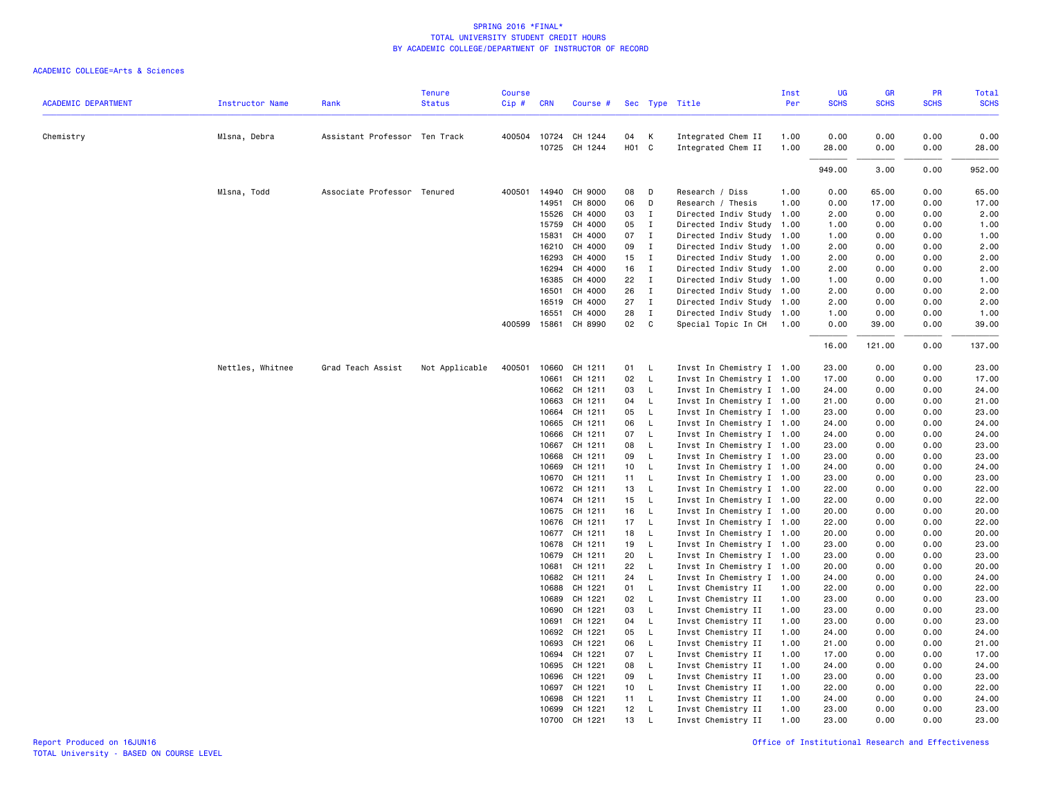SPRING 2016 *FINAL*
TOTAL UNIVERSITY STUDENT CREDIT HOURS
BY ACADEMIC COLLEGE/DEPARTMENT OF INSTRUCTOR OF RECORD

ACADEMIC COLLEGE=Arts & Sciences

| ACADEMIC DEPARTMENT | Instructor Name | Rank | Tenure Status | Course Cip # | CRN | Course # | Sec | Type | Title | Inst Per | UG SCHS | GR SCHS | PR SCHS | Total SCHS |
|---|---|---|---|---|---|---|---|---|---|---|---|---|---|---|
| Chemistry | Mlsna, Debra | Assistant Professor | Ten Track | 400504 | 10724 | CH 1244 | 04 | K | Integrated Chem II | 1.00 | 0.00 | 0.00 | 0.00 | 0.00 |
| | | | | | 10725 | CH 1244 | H01 | C | Integrated Chem II | 1.00 | 28.00 | 0.00 | 0.00 | 28.00 |
| | | | | | | | | | | | 949.00 | 3.00 | 0.00 | 952.00 |
| | Mlsna, Todd | Associate Professor | Tenured | 400501 | 14940 | CH 9000 | 08 | D | Research / Diss | 1.00 | 0.00 | 65.00 | 0.00 | 65.00 |
| | | | | | 14951 | CH 8000 | 06 | D | Research / Thesis | 1.00 | 0.00 | 17.00 | 0.00 | 17.00 |
| | | | | | 15526 | CH 4000 | 03 | I | Directed Indiv Study | 1.00 | 2.00 | 0.00 | 0.00 | 2.00 |
| | | | | | 15759 | CH 4000 | 05 | I | Directed Indiv Study | 1.00 | 1.00 | 0.00 | 0.00 | 1.00 |
| | | | | | 15831 | CH 4000 | 07 | I | Directed Indiv Study | 1.00 | 1.00 | 0.00 | 0.00 | 1.00 |
| | | | | | 16210 | CH 4000 | 09 | I | Directed Indiv Study | 1.00 | 2.00 | 0.00 | 0.00 | 2.00 |
| | | | | | 16293 | CH 4000 | 15 | I | Directed Indiv Study | 1.00 | 2.00 | 0.00 | 0.00 | 2.00 |
| | | | | | 16294 | CH 4000 | 16 | I | Directed Indiv Study | 1.00 | 2.00 | 0.00 | 0.00 | 2.00 |
| | | | | | 16385 | CH 4000 | 22 | I | Directed Indiv Study | 1.00 | 1.00 | 0.00 | 0.00 | 1.00 |
| | | | | | 16501 | CH 4000 | 26 | I | Directed Indiv Study | 1.00 | 2.00 | 0.00 | 0.00 | 2.00 |
| | | | | | 16519 | CH 4000 | 27 | I | Directed Indiv Study | 1.00 | 2.00 | 0.00 | 0.00 | 2.00 |
| | | | | | 16551 | CH 4000 | 28 | I | Directed Indiv Study | 1.00 | 1.00 | 0.00 | 0.00 | 1.00 |
| | | | | 400599 | 15861 | CH 8990 | 02 | C | Special Topic In CH | 1.00 | 0.00 | 39.00 | 0.00 | 39.00 |
| | | | | | | | | | | | 16.00 | 121.00 | 0.00 | 137.00 |
| | Nettles, Whitnee | Grad Teach Assist | Not Applicable | 400501 | 10660 | CH 1211 | 01 | L | Invst In Chemistry I | 1.00 | 23.00 | 0.00 | 0.00 | 23.00 |
| | | | | | 10661 | CH 1211 | 02 | L | Invst In Chemistry I | 1.00 | 17.00 | 0.00 | 0.00 | 17.00 |
| | | | | | 10662 | CH 1211 | 03 | L | Invst In Chemistry I | 1.00 | 24.00 | 0.00 | 0.00 | 24.00 |
| | | | | | 10663 | CH 1211 | 04 | L | Invst In Chemistry I | 1.00 | 21.00 | 0.00 | 0.00 | 21.00 |
| | | | | | 10664 | CH 1211 | 05 | L | Invst In Chemistry I | 1.00 | 23.00 | 0.00 | 0.00 | 23.00 |
| | | | | | 10665 | CH 1211 | 06 | L | Invst In Chemistry I | 1.00 | 24.00 | 0.00 | 0.00 | 24.00 |
| | | | | | 10666 | CH 1211 | 07 | L | Invst In Chemistry I | 1.00 | 24.00 | 0.00 | 0.00 | 24.00 |
| | | | | | 10667 | CH 1211 | 08 | L | Invst In Chemistry I | 1.00 | 23.00 | 0.00 | 0.00 | 23.00 |
| | | | | | 10668 | CH 1211 | 09 | L | Invst In Chemistry I | 1.00 | 23.00 | 0.00 | 0.00 | 23.00 |
| | | | | | 10669 | CH 1211 | 10 | L | Invst In Chemistry I | 1.00 | 24.00 | 0.00 | 0.00 | 24.00 |
| | | | | | 10670 | CH 1211 | 11 | L | Invst In Chemistry I | 1.00 | 23.00 | 0.00 | 0.00 | 23.00 |
| | | | | | 10672 | CH 1211 | 13 | L | Invst In Chemistry I | 1.00 | 22.00 | 0.00 | 0.00 | 22.00 |
| | | | | | 10674 | CH 1211 | 15 | L | Invst In Chemistry I | 1.00 | 22.00 | 0.00 | 0.00 | 22.00 |
| | | | | | 10675 | CH 1211 | 16 | L | Invst In Chemistry I | 1.00 | 20.00 | 0.00 | 0.00 | 20.00 |
| | | | | | 10676 | CH 1211 | 17 | L | Invst In Chemistry I | 1.00 | 22.00 | 0.00 | 0.00 | 22.00 |
| | | | | | 10677 | CH 1211 | 18 | L | Invst In Chemistry I | 1.00 | 20.00 | 0.00 | 0.00 | 20.00 |
| | | | | | 10678 | CH 1211 | 19 | L | Invst In Chemistry I | 1.00 | 23.00 | 0.00 | 0.00 | 23.00 |
| | | | | | 10679 | CH 1211 | 20 | L | Invst In Chemistry I | 1.00 | 23.00 | 0.00 | 0.00 | 23.00 |
| | | | | | 10681 | CH 1211 | 22 | L | Invst In Chemistry I | 1.00 | 20.00 | 0.00 | 0.00 | 20.00 |
| | | | | | 10682 | CH 1211 | 24 | L | Invst In Chemistry I | 1.00 | 24.00 | 0.00 | 0.00 | 24.00 |
| | | | | | 10688 | CH 1221 | 01 | L | Invst Chemistry II | 1.00 | 22.00 | 0.00 | 0.00 | 22.00 |
| | | | | | 10689 | CH 1221 | 02 | L | Invst Chemistry II | 1.00 | 23.00 | 0.00 | 0.00 | 23.00 |
| | | | | | 10690 | CH 1221 | 03 | L | Invst Chemistry II | 1.00 | 23.00 | 0.00 | 0.00 | 23.00 |
| | | | | | 10691 | CH 1221 | 04 | L | Invst Chemistry II | 1.00 | 23.00 | 0.00 | 0.00 | 23.00 |
| | | | | | 10692 | CH 1221 | 05 | L | Invst Chemistry II | 1.00 | 24.00 | 0.00 | 0.00 | 24.00 |
| | | | | | 10693 | CH 1221 | 06 | L | Invst Chemistry II | 1.00 | 21.00 | 0.00 | 0.00 | 21.00 |
| | | | | | 10694 | CH 1221 | 07 | L | Invst Chemistry II | 1.00 | 17.00 | 0.00 | 0.00 | 17.00 |
| | | | | | 10695 | CH 1221 | 08 | L | Invst Chemistry II | 1.00 | 24.00 | 0.00 | 0.00 | 24.00 |
| | | | | | 10696 | CH 1221 | 09 | L | Invst Chemistry II | 1.00 | 23.00 | 0.00 | 0.00 | 23.00 |
| | | | | | 10697 | CH 1221 | 10 | L | Invst Chemistry II | 1.00 | 22.00 | 0.00 | 0.00 | 22.00 |
| | | | | | 10698 | CH 1221 | 11 | L | Invst Chemistry II | 1.00 | 24.00 | 0.00 | 0.00 | 24.00 |
| | | | | | 10699 | CH 1221 | 12 | L | Invst Chemistry II | 1.00 | 23.00 | 0.00 | 0.00 | 23.00 |
| | | | | | 10700 | CH 1221 | 13 | L | Invst Chemistry II | 1.00 | 23.00 | 0.00 | 0.00 | 23.00 |

Report Produced on 16JUN16
TOTAL University - BASED ON COURSE LEVEL

Office of Institutional Research and Effectiveness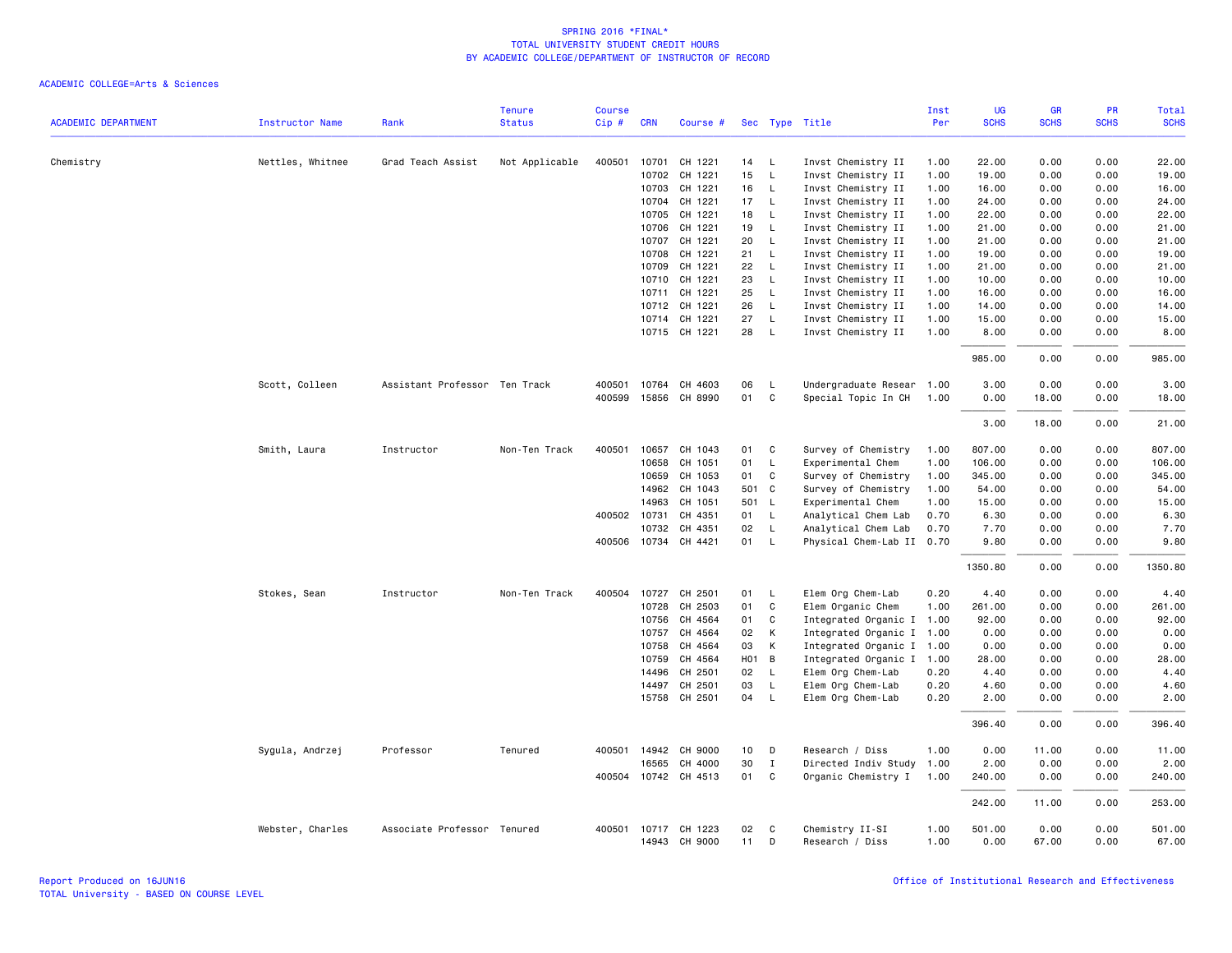SPRING 2016 *FINAL*
TOTAL UNIVERSITY STUDENT CREDIT HOURS
BY ACADEMIC COLLEGE/DEPARTMENT OF INSTRUCTOR OF RECORD

ACADEMIC COLLEGE=Arts & Sciences

| ACADEMIC DEPARTMENT | Instructor Name | Rank | Tenure Status | Course Cip # | CRN | Course # | Sec | Type | Title | Inst Per | UG SCHS | GR SCHS | PR SCHS | Total SCHS |
|---|---|---|---|---|---|---|---|---|---|---|---|---|---|---|
| Chemistry | Nettles, Whitnee | Grad Teach Assist | Not Applicable | 400501 | 10701 | CH 1221 | 14 | L | Invst Chemistry II | 1.00 | 22.00 | 0.00 | 0.00 | 22.00 |
| | | | | | 10702 | CH 1221 | 15 | L | Invst Chemistry II | 1.00 | 19.00 | 0.00 | 0.00 | 19.00 |
| | | | | | 10703 | CH 1221 | 16 | L | Invst Chemistry II | 1.00 | 16.00 | 0.00 | 0.00 | 16.00 |
| | | | | | 10704 | CH 1221 | 17 | L | Invst Chemistry II | 1.00 | 24.00 | 0.00 | 0.00 | 24.00 |
| | | | | | 10705 | CH 1221 | 18 | L | Invst Chemistry II | 1.00 | 22.00 | 0.00 | 0.00 | 22.00 |
| | | | | | 10706 | CH 1221 | 19 | L | Invst Chemistry II | 1.00 | 21.00 | 0.00 | 0.00 | 21.00 |
| | | | | | 10707 | CH 1221 | 20 | L | Invst Chemistry II | 1.00 | 21.00 | 0.00 | 0.00 | 21.00 |
| | | | | | 10708 | CH 1221 | 21 | L | Invst Chemistry II | 1.00 | 19.00 | 0.00 | 0.00 | 19.00 |
| | | | | | 10709 | CH 1221 | 22 | L | Invst Chemistry II | 1.00 | 21.00 | 0.00 | 0.00 | 21.00 |
| | | | | | 10710 | CH 1221 | 23 | L | Invst Chemistry II | 1.00 | 10.00 | 0.00 | 0.00 | 10.00 |
| | | | | | 10711 | CH 1221 | 25 | L | Invst Chemistry II | 1.00 | 16.00 | 0.00 | 0.00 | 16.00 |
| | | | | | 10712 | CH 1221 | 26 | L | Invst Chemistry II | 1.00 | 14.00 | 0.00 | 0.00 | 14.00 |
| | | | | | 10714 | CH 1221 | 27 | L | Invst Chemistry II | 1.00 | 15.00 | 0.00 | 0.00 | 15.00 |
| | | | | | 10715 | CH 1221 | 28 | L | Invst Chemistry II | 1.00 | 8.00 | 0.00 | 0.00 | 8.00 |
| | | | | | | | | | | | 985.00 | 0.00 | 0.00 | 985.00 |
| | Scott, Colleen | Assistant Professor | Ten Track | 400501 | 10764 | CH 4603 | 06 | L | Undergraduate Resear | 1.00 | 3.00 | 0.00 | 0.00 | 3.00 |
| | | | | 400599 | 15856 | CH 8990 | 01 | C | Special Topic In CH | 1.00 | 0.00 | 18.00 | 0.00 | 18.00 |
| | | | | | | | | | | | 3.00 | 18.00 | 0.00 | 21.00 |
| | Smith, Laura | Instructor | Non-Ten Track | 400501 | 10657 | CH 1043 | 01 | C | Survey of Chemistry | 1.00 | 807.00 | 0.00 | 0.00 | 807.00 |
| | | | | | 10658 | CH 1051 | 01 | L | Experimental Chem | 1.00 | 106.00 | 0.00 | 0.00 | 106.00 |
| | | | | | 10659 | CH 1053 | 01 | C | Survey of Chemistry | 1.00 | 345.00 | 0.00 | 0.00 | 345.00 |
| | | | | | 14962 | CH 1043 | 501 | C | Survey of Chemistry | 1.00 | 54.00 | 0.00 | 0.00 | 54.00 |
| | | | | | 14963 | CH 1051 | 501 | L | Experimental Chem | 1.00 | 15.00 | 0.00 | 0.00 | 15.00 |
| | | | | 400502 | 10731 | CH 4351 | 01 | L | Analytical Chem Lab | 0.70 | 6.30 | 0.00 | 0.00 | 6.30 |
| | | | | | 10732 | CH 4351 | 02 | L | Analytical Chem Lab | 0.70 | 7.70 | 0.00 | 0.00 | 7.70 |
| | | | | 400506 | 10734 | CH 4421 | 01 | L | Physical Chem-Lab II | 0.70 | 9.80 | 0.00 | 0.00 | 9.80 |
| | | | | | | | | | | | 1350.80 | 0.00 | 0.00 | 1350.80 |
| | Stokes, Sean | Instructor | Non-Ten Track | 400504 | 10727 | CH 2501 | 01 | L | Elem Org Chem-Lab | 0.20 | 4.40 | 0.00 | 0.00 | 4.40 |
| | | | | | 10728 | CH 2503 | 01 | C | Elem Organic Chem | 1.00 | 261.00 | 0.00 | 0.00 | 261.00 |
| | | | | | 10756 | CH 4564 | 01 | C | Integrated Organic I | 1.00 | 92.00 | 0.00 | 0.00 | 92.00 |
| | | | | | 10757 | CH 4564 | 02 | K | Integrated Organic I | 1.00 | 0.00 | 0.00 | 0.00 | 0.00 |
| | | | | | 10758 | CH 4564 | 03 | K | Integrated Organic I | 1.00 | 0.00 | 0.00 | 0.00 | 0.00 |
| | | | | | 10759 | CH 4564 | H01 | B | Integrated Organic I | 1.00 | 28.00 | 0.00 | 0.00 | 28.00 |
| | | | | | 14496 | CH 2501 | 02 | L | Elem Org Chem-Lab | 0.20 | 4.40 | 0.00 | 0.00 | 4.40 |
| | | | | | 14497 | CH 2501 | 03 | L | Elem Org Chem-Lab | 0.20 | 4.60 | 0.00 | 0.00 | 4.60 |
| | | | | | 15758 | CH 2501 | 04 | L | Elem Org Chem-Lab | 0.20 | 2.00 | 0.00 | 0.00 | 2.00 |
| | | | | | | | | | | | 396.40 | 0.00 | 0.00 | 396.40 |
| | Sygula, Andrzej | Professor | Tenured | 400501 | 14942 | CH 9000 | 10 | D | Research / Diss | 1.00 | 0.00 | 11.00 | 0.00 | 11.00 |
| | | | | | 16565 | CH 4000 | 30 | I | Directed Indiv Study | 1.00 | 2.00 | 0.00 | 0.00 | 2.00 |
| | | | | 400504 | 10742 | CH 4513 | 01 | C | Organic Chemistry I | 1.00 | 240.00 | 0.00 | 0.00 | 240.00 |
| | | | | | | | | | | | 242.00 | 11.00 | 0.00 | 253.00 |
| | Webster, Charles | Associate Professor | Tenured | 400501 | 10717 | CH 1223 | 02 | C | Chemistry II-SI | 1.00 | 501.00 | 0.00 | 0.00 | 501.00 |
| | | | | | 14943 | CH 9000 | 11 | D | Research / Diss | 1.00 | 0.00 | 67.00 | 0.00 | 67.00 |

Report Produced on 16JUN16
TOTAL University - BASED ON COURSE LEVEL

Office of Institutional Research and Effectiveness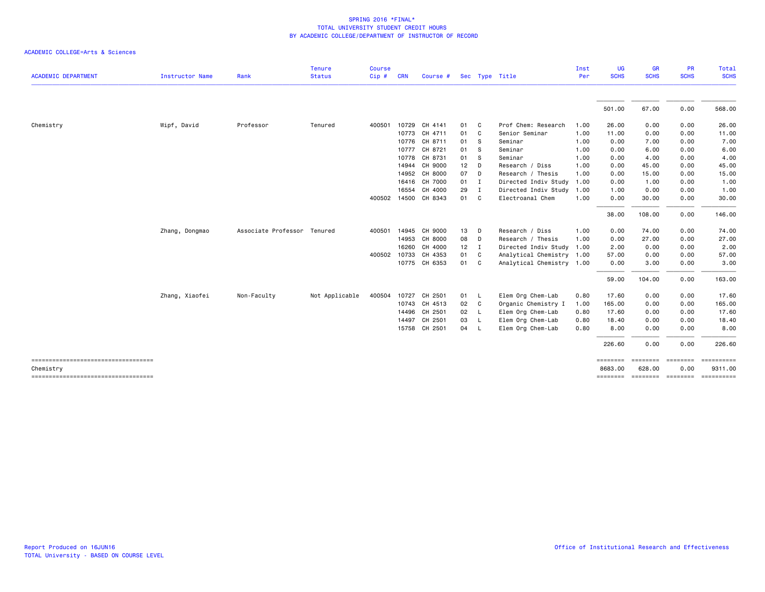SPRING 2016 *FINAL*
TOTAL UNIVERSITY STUDENT CREDIT HOURS
BY ACADEMIC COLLEGE/DEPARTMENT OF INSTRUCTOR OF RECORD

ACADEMIC COLLEGE=Arts & Sciences

| ACADEMIC DEPARTMENT | Instructor Name | Rank | Tenure Status | Course Cip # | CRN | Course # | Sec | Type | Title | Inst Per | UG SCHS | GR SCHS | PR SCHS | Total SCHS |
|---|---|---|---|---|---|---|---|---|---|---|---|---|---|---|
| | | | | | | | | | | | 501.00 | 67.00 | 0.00 | 568.00 |
| Chemistry | Wipf, David | Professor | Tenured | 400501 | 10729 | CH 4141 | 01 | C | Prof Chem: Research | 1.00 | 26.00 | 0.00 | 0.00 | 26.00 |
| | | | | | 10773 | CH 4711 | 01 | C | Senior Seminar | 1.00 | 11.00 | 0.00 | 0.00 | 11.00 |
| | | | | | 10776 | CH 8711 | 01 | S | Seminar | 1.00 | 0.00 | 7.00 | 0.00 | 7.00 |
| | | | | | 10777 | CH 8721 | 01 | S | Seminar | 1.00 | 0.00 | 6.00 | 0.00 | 6.00 |
| | | | | | 10778 | CH 8731 | 01 | S | Seminar | 1.00 | 0.00 | 4.00 | 0.00 | 4.00 |
| | | | | | 14944 | CH 9000 | 12 | D | Research / Diss | 1.00 | 0.00 | 45.00 | 0.00 | 45.00 |
| | | | | | 14952 | CH 8000 | 07 | D | Research / Thesis | 1.00 | 0.00 | 15.00 | 0.00 | 15.00 |
| | | | | | 16416 | CH 7000 | 01 | I | Directed Indiv Study | 1.00 | 0.00 | 1.00 | 0.00 | 1.00 |
| | | | | | 16554 | CH 4000 | 29 | I | Directed Indiv Study | 1.00 | 1.00 | 0.00 | 0.00 | 1.00 |
| | | | | 400502 | 14500 | CH 8343 | 01 | C | Electroanal Chem | 1.00 | 0.00 | 30.00 | 0.00 | 30.00 |
| | | | | | | | | | | | 38.00 | 108.00 | 0.00 | 146.00 |
| | Zhang, Dongmao | Associate Professor | Tenured | 400501 | 14945 | CH 9000 | 13 | D | Research / Diss | 1.00 | 0.00 | 74.00 | 0.00 | 74.00 |
| | | | | | 14953 | CH 8000 | 08 | D | Research / Thesis | 1.00 | 0.00 | 27.00 | 0.00 | 27.00 |
| | | | | | 16260 | CH 4000 | 12 | I | Directed Indiv Study | 1.00 | 2.00 | 0.00 | 0.00 | 2.00 |
| | | | | 400502 | 10733 | CH 4353 | 01 | C | Analytical Chemistry | 1.00 | 57.00 | 0.00 | 0.00 | 57.00 |
| | | | | | 10775 | CH 6353 | 01 | C | Analytical Chemistry | 1.00 | 0.00 | 3.00 | 0.00 | 3.00 |
| | | | | | | | | | | | 59.00 | 104.00 | 0.00 | 163.00 |
| | Zhang, Xiaofei | Non-Faculty | Not Applicable | 400504 | 10727 | CH 2501 | 01 | L | Elem Org Chem-Lab | 0.80 | 17.60 | 0.00 | 0.00 | 17.60 |
| | | | | | 10743 | CH 4513 | 02 | C | Organic Chemistry I | 1.00 | 165.00 | 0.00 | 0.00 | 165.00 |
| | | | | | 14496 | CH 2501 | 02 | L | Elem Org Chem-Lab | 0.80 | 17.60 | 0.00 | 0.00 | 17.60 |
| | | | | | 14497 | CH 2501 | 03 | L | Elem Org Chem-Lab | 0.80 | 18.40 | 0.00 | 0.00 | 18.40 |
| | | | | | 15758 | CH 2501 | 04 | L | Elem Org Chem-Lab | 0.80 | 8.00 | 0.00 | 0.00 | 8.00 |
| | | | | | | | | | | | 226.60 | 0.00 | 0.00 | 226.60 |
| Chemistry | | | | | | | | | | | 8683.00 | 628.00 | 0.00 | 9311.00 |

Report Produced on 16JUN16
TOTAL University - BASED ON COURSE LEVEL

Office of Institutional Research and Effectiveness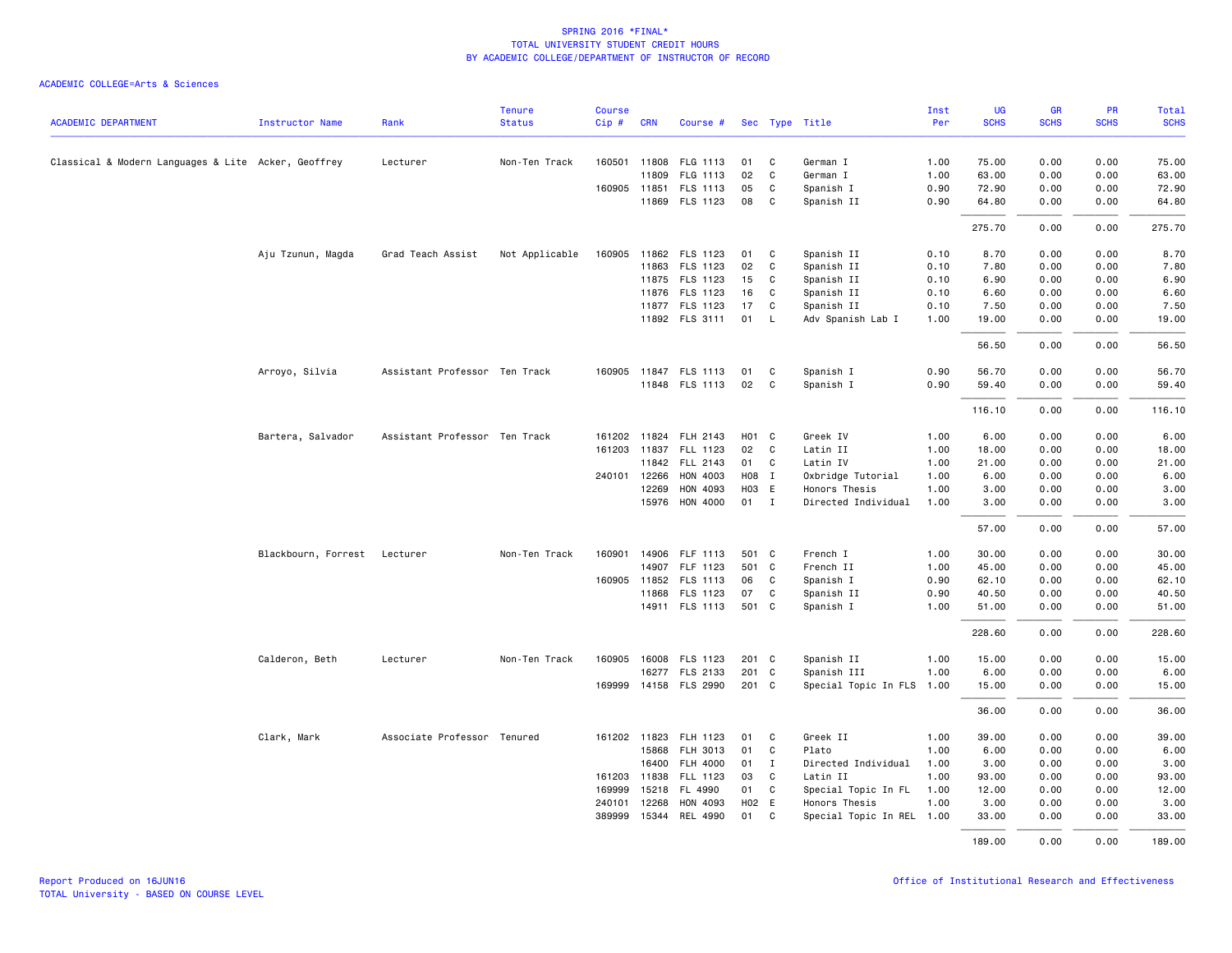SPRING 2016 *FINAL*
TOTAL UNIVERSITY STUDENT CREDIT HOURS
BY ACADEMIC COLLEGE/DEPARTMENT OF INSTRUCTOR OF RECORD

ACADEMIC COLLEGE=Arts & Sciences

| ACADEMIC DEPARTMENT | Instructor Name | Rank | Tenure Status | Course Cip # | CRN | Course # | Sec | Type | Title | Inst Per | UG SCHS | GR SCHS | PR SCHS | Total SCHS |
|---|---|---|---|---|---|---|---|---|---|---|---|---|---|---|
| Classical & Modern Languages & Lite | Acker, Geoffrey | Lecturer | Non-Ten Track | 160501 | 11808 | FLG 1113 | 01 | C | German I | 1.00 | 75.00 | 0.00 | 0.00 | 75.00 |
| | | | | | 11809 | FLG 1113 | 02 | C | German I | 1.00 | 63.00 | 0.00 | 0.00 | 63.00 |
| | | | | 160905 | 11851 | FLS 1113 | 05 | C | Spanish I | 0.90 | 72.90 | 0.00 | 0.00 | 72.90 |
| | | | | | 11869 | FLS 1123 | 08 | C | Spanish II | 0.90 | 64.80 | 0.00 | 0.00 | 64.80 |
| | | | | | | | | | | | 275.70 | 0.00 | 0.00 | 275.70 |
| | Aju Tzunun, Magda | Grad Teach Assist | Not Applicable | 160905 | 11862 | FLS 1123 | 01 | C | Spanish II | 0.10 | 8.70 | 0.00 | 0.00 | 8.70 |
| | | | | | 11863 | FLS 1123 | 02 | C | Spanish II | 0.10 | 7.80 | 0.00 | 0.00 | 7.80 |
| | | | | | 11875 | FLS 1123 | 15 | C | Spanish II | 0.10 | 6.90 | 0.00 | 0.00 | 6.90 |
| | | | | | 11876 | FLS 1123 | 16 | C | Spanish II | 0.10 | 6.60 | 0.00 | 0.00 | 6.60 |
| | | | | | 11877 | FLS 1123 | 17 | C | Spanish II | 0.10 | 7.50 | 0.00 | 0.00 | 7.50 |
| | | | | | 11892 | FLS 3111 | 01 | L | Adv Spanish Lab I | 1.00 | 19.00 | 0.00 | 0.00 | 19.00 |
| | | | | | | | | | | | 56.50 | 0.00 | 0.00 | 56.50 |
| | Arroyo, Silvia | Assistant Professor | Ten Track | 160905 | 11847 | FLS 1113 | 01 | C | Spanish I | 0.90 | 56.70 | 0.00 | 0.00 | 56.70 |
| | | | | | 11848 | FLS 1113 | 02 | C | Spanish I | 0.90 | 59.40 | 0.00 | 0.00 | 59.40 |
| | | | | | | | | | | | 116.10 | 0.00 | 0.00 | 116.10 |
| | Bartera, Salvador | Assistant Professor | Ten Track | 161202 | 11824 | FLH 2143 | H01 | C | Greek IV | 1.00 | 6.00 | 0.00 | 0.00 | 6.00 |
| | | | | 161203 | 11837 | FLL 1123 | 02 | C | Latin II | 1.00 | 18.00 | 0.00 | 0.00 | 18.00 |
| | | | | | 11842 | FLL 2143 | 01 | C | Latin IV | 1.00 | 21.00 | 0.00 | 0.00 | 21.00 |
| | | | | 240101 | 12266 | HON 4003 | H08 | I | Oxbridge Tutorial | 1.00 | 6.00 | 0.00 | 0.00 | 6.00 |
| | | | | | 12269 | HON 4093 | H03 | E | Honors Thesis | 1.00 | 3.00 | 0.00 | 0.00 | 3.00 |
| | | | | | 15976 | HON 4000 | 01 | I | Directed Individual | 1.00 | 3.00 | 0.00 | 0.00 | 3.00 |
| | | | | | | | | | | | 57.00 | 0.00 | 0.00 | 57.00 |
| | Blackbourn, Forrest | Lecturer | Non-Ten Track | 160901 | 14906 | FLF 1113 | 501 | C | French I | 1.00 | 30.00 | 0.00 | 0.00 | 30.00 |
| | | | | | 14907 | FLF 1123 | 501 | C | French II | 1.00 | 45.00 | 0.00 | 0.00 | 45.00 |
| | | | | 160905 | 11852 | FLS 1113 | 06 | C | Spanish I | 0.90 | 62.10 | 0.00 | 0.00 | 62.10 |
| | | | | | 11868 | FLS 1123 | 07 | C | Spanish II | 0.90 | 40.50 | 0.00 | 0.00 | 40.50 |
| | | | | | 14911 | FLS 1113 | 501 | C | Spanish I | 1.00 | 51.00 | 0.00 | 0.00 | 51.00 |
| | | | | | | | | | | | 228.60 | 0.00 | 0.00 | 228.60 |
| | Calderon, Beth | Lecturer | Non-Ten Track | 160905 | 16008 | FLS 1123 | 201 | C | Spanish II | 1.00 | 15.00 | 0.00 | 0.00 | 15.00 |
| | | | | | 16277 | FLS 2133 | 201 | C | Spanish III | 1.00 | 6.00 | 0.00 | 0.00 | 6.00 |
| | | | | 169999 | 14158 | FLS 2990 | 201 | C | Special Topic In FLS | 1.00 | 15.00 | 0.00 | 0.00 | 15.00 |
| | | | | | | | | | | | 36.00 | 0.00 | 0.00 | 36.00 |
| | Clark, Mark | Associate Professor | Tenured | 161202 | 11823 | FLH 1123 | 01 | C | Greek II | 1.00 | 39.00 | 0.00 | 0.00 | 39.00 |
| | | | | | 15868 | FLH 3013 | 01 | C | Plato | 1.00 | 6.00 | 0.00 | 0.00 | 6.00 |
| | | | | | 16400 | FLH 4000 | 01 | I | Directed Individual | 1.00 | 3.00 | 0.00 | 0.00 | 3.00 |
| | | | | 161203 | 11838 | FLL 1123 | 03 | C | Latin II | 1.00 | 93.00 | 0.00 | 0.00 | 93.00 |
| | | | | 169999 | 15218 | FL 4990 | 01 | C | Special Topic In FL | 1.00 | 12.00 | 0.00 | 0.00 | 12.00 |
| | | | | 240101 | 12268 | HON 4093 | H02 | E | Honors Thesis | 1.00 | 3.00 | 0.00 | 0.00 | 3.00 |
| | | | | 389999 | 15344 | REL 4990 | 01 | C | Special Topic In REL | 1.00 | 33.00 | 0.00 | 0.00 | 33.00 |
| | | | | | | | | | | | 189.00 | 0.00 | 0.00 | 189.00 |

Report Produced on 16JUN16
TOTAL University - BASED ON COURSE LEVEL

Office of Institutional Research and Effectiveness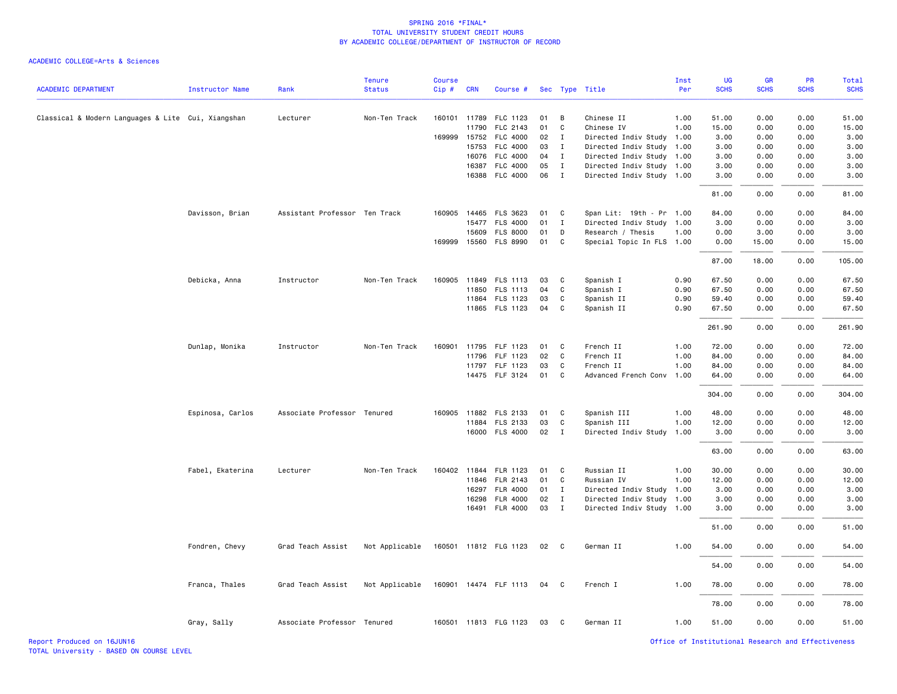SPRING 2016 *FINAL*
TOTAL UNIVERSITY STUDENT CREDIT HOURS
BY ACADEMIC COLLEGE/DEPARTMENT OF INSTRUCTOR OF RECORD

ACADEMIC COLLEGE=Arts & Sciences

| ACADEMIC DEPARTMENT | Instructor Name | Rank | Tenure Status | Course Cip # | CRN | Course # | Sec | Type | Title | Inst Per | UG SCHS | GR SCHS | PR SCHS | Total SCHS |
|---|---|---|---|---|---|---|---|---|---|---|---|---|---|---|
| Classical & Modern Languages & Lite | Cui, Xiangshan | Lecturer | Non-Ten Track | 160101 | 11789 | FLC 1123 | 01 | B | Chinese II | 1.00 | 51.00 | 0.00 | 0.00 | 51.00 |
| | | | | | 11790 | FLC 2143 | 01 | C | Chinese IV | 1.00 | 15.00 | 0.00 | 0.00 | 15.00 |
| | | | | 169999 | 15752 | FLC 4000 | 02 | I | Directed Indiv Study | 1.00 | 3.00 | 0.00 | 0.00 | 3.00 |
| | | | | | 15753 | FLC 4000 | 03 | I | Directed Indiv Study | 1.00 | 3.00 | 0.00 | 0.00 | 3.00 |
| | | | | | 16076 | FLC 4000 | 04 | I | Directed Indiv Study | 1.00 | 3.00 | 0.00 | 0.00 | 3.00 |
| | | | | | 16387 | FLC 4000 | 05 | I | Directed Indiv Study | 1.00 | 3.00 | 0.00 | 0.00 | 3.00 |
| | | | | | 16388 | FLC 4000 | 06 | I | Directed Indiv Study | 1.00 | 3.00 | 0.00 | 0.00 | 3.00 |
| | | | | | | | | | | | 81.00 | 0.00 | 0.00 | 81.00 |
| | Davisson, Brian | Assistant Professor | Ten Track | 160905 | 14465 | FLS 3623 | 01 | C | Span Lit: 19th - Pr | 1.00 | 84.00 | 0.00 | 0.00 | 84.00 |
| | | | | | 15477 | FLS 4000 | 01 | I | Directed Indiv Study | 1.00 | 3.00 | 0.00 | 0.00 | 3.00 |
| | | | | | 15609 | FLS 8000 | 01 | D | Research / Thesis | 1.00 | 0.00 | 3.00 | 0.00 | 3.00 |
| | | | | 169999 | 15560 | FLS 8990 | 01 | C | Special Topic In FLS | 1.00 | 0.00 | 15.00 | 0.00 | 15.00 |
| | | | | | | | | | | | 87.00 | 18.00 | 0.00 | 105.00 |
| | Debicka, Anna | Instructor | Non-Ten Track | 160905 | 11849 | FLS 1113 | 03 | C | Spanish I | 0.90 | 67.50 | 0.00 | 0.00 | 67.50 |
| | | | | | 11850 | FLS 1113 | 04 | C | Spanish I | 0.90 | 67.50 | 0.00 | 0.00 | 67.50 |
| | | | | | 11864 | FLS 1123 | 03 | C | Spanish II | 0.90 | 59.40 | 0.00 | 0.00 | 59.40 |
| | | | | | 11865 | FLS 1123 | 04 | C | Spanish II | 0.90 | 67.50 | 0.00 | 0.00 | 67.50 |
| | | | | | | | | | | | 261.90 | 0.00 | 0.00 | 261.90 |
| | Dunlap, Monika | Instructor | Non-Ten Track | 160901 | 11795 | FLF 1123 | 01 | C | French II | 1.00 | 72.00 | 0.00 | 0.00 | 72.00 |
| | | | | | 11796 | FLF 1123 | 02 | C | French II | 1.00 | 84.00 | 0.00 | 0.00 | 84.00 |
| | | | | | 11797 | FLF 1123 | 03 | C | French II | 1.00 | 84.00 | 0.00 | 0.00 | 84.00 |
| | | | | | 14475 | FLF 3124 | 01 | C | Advanced French Conv | 1.00 | 64.00 | 0.00 | 0.00 | 64.00 |
| | | | | | | | | | | | 304.00 | 0.00 | 0.00 | 304.00 |
| | Espinosa, Carlos | Associate Professor | Tenured | 160905 | 11882 | FLS 2133 | 01 | C | Spanish III | 1.00 | 48.00 | 0.00 | 0.00 | 48.00 |
| | | | | | 11884 | FLS 2133 | 03 | C | Spanish III | 1.00 | 12.00 | 0.00 | 0.00 | 12.00 |
| | | | | | 16000 | FLS 4000 | 02 | I | Directed Indiv Study | 1.00 | 3.00 | 0.00 | 0.00 | 3.00 |
| | | | | | | | | | | | 63.00 | 0.00 | 0.00 | 63.00 |
| | Fabel, Ekaterina | Lecturer | Non-Ten Track | 160402 | 11844 | FLR 1123 | 01 | C | Russian II | 1.00 | 30.00 | 0.00 | 0.00 | 30.00 |
| | | | | | 11846 | FLR 2143 | 01 | C | Russian IV | 1.00 | 12.00 | 0.00 | 0.00 | 12.00 |
| | | | | | 16297 | FLR 4000 | 01 | I | Directed Indiv Study | 1.00 | 3.00 | 0.00 | 0.00 | 3.00 |
| | | | | | 16298 | FLR 4000 | 02 | I | Directed Indiv Study | 1.00 | 3.00 | 0.00 | 0.00 | 3.00 |
| | | | | | 16491 | FLR 4000 | 03 | I | Directed Indiv Study | 1.00 | 3.00 | 0.00 | 0.00 | 3.00 |
| | | | | | | | | | | | 51.00 | 0.00 | 0.00 | 51.00 |
| | Fondren, Chevy | Grad Teach Assist | Not Applicable | 160501 | 11812 | FLG 1123 | 02 | C | German II | 1.00 | 54.00 | 0.00 | 0.00 | 54.00 |
| | | | | | | | | | | | 54.00 | 0.00 | 0.00 | 54.00 |
| | Franca, Thales | Grad Teach Assist | Not Applicable | 160901 | 14474 | FLF 1113 | 04 | C | French I | 1.00 | 78.00 | 0.00 | 0.00 | 78.00 |
| | | | | | | | | | | | 78.00 | 0.00 | 0.00 | 78.00 |
| | Gray, Sally | Associate Professor | Tenured | 160501 | 11813 | FLG 1123 | 03 | C | German II | 1.00 | 51.00 | 0.00 | 0.00 | 51.00 |

Report Produced on 16JUN16
TOTAL University - BASED ON COURSE LEVEL
Office of Institutional Research and Effectiveness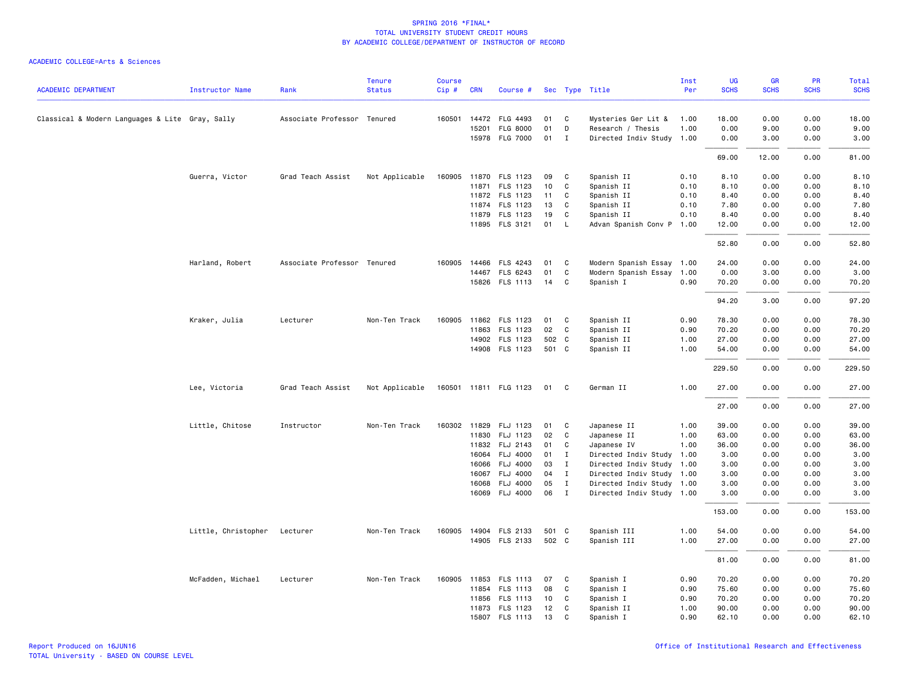# SPRING 2016 *FINAL*
## TOTAL UNIVERSITY STUDENT CREDIT HOURS
## BY ACADEMIC COLLEGE/DEPARTMENT OF INSTRUCTOR OF RECORD

ACADEMIC COLLEGE=Arts & Sciences

| ACADEMIC DEPARTMENT | Instructor Name | Rank | Tenure Status | Course Cip # | CRN | Course # | Sec | Type | Title | Inst Per | UG SCHS | GR SCHS | PR SCHS | Total SCHS |
|---|---|---|---|---|---|---|---|---|---|---|---|---|---|---|
| Classical & Modern Languages & Lite | Gray, Sally | Associate Professor | Tenured | 160501 | 14472 | FLG 4493 | 01 | C | Mysteries Ger Lit & | 1.00 | 18.00 | 0.00 | 0.00 | 18.00 |
| | | | | | 15201 | FLG 8000 | 01 | D | Research / Thesis | 1.00 | 0.00 | 9.00 | 0.00 | 9.00 |
| | | | | | 15978 | FLG 7000 | 01 | I | Directed Indiv Study | 1.00 | 0.00 | 3.00 | 0.00 | 3.00 |
| | | | | | | | | | | | 69.00 | 12.00 | 0.00 | 81.00 |
| | Guerra, Victor | Grad Teach Assist | Not Applicable | 160905 | 11870 | FLS 1123 | 09 | C | Spanish II | 0.10 | 8.10 | 0.00 | 0.00 | 8.10 |
| | | | | | 11871 | FLS 1123 | 10 | C | Spanish II | 0.10 | 8.10 | 0.00 | 0.00 | 8.10 |
| | | | | | 11872 | FLS 1123 | 11 | C | Spanish II | 0.10 | 8.40 | 0.00 | 0.00 | 8.40 |
| | | | | | 11874 | FLS 1123 | 13 | C | Spanish II | 0.10 | 7.80 | 0.00 | 0.00 | 7.80 |
| | | | | | 11879 | FLS 1123 | 19 | C | Spanish II | 0.10 | 8.40 | 0.00 | 0.00 | 8.40 |
| | | | | | 11895 | FLS 3121 | 01 | L | Advan Spanish Conv P | 1.00 | 12.00 | 0.00 | 0.00 | 12.00 |
| | | | | | | | | | | | 52.80 | 0.00 | 0.00 | 52.80 |
| | Harland, Robert | Associate Professor | Tenured | 160905 | 14466 | FLS 4243 | 01 | C | Modern Spanish Essay | 1.00 | 24.00 | 0.00 | 0.00 | 24.00 |
| | | | | | 14467 | FLS 6243 | 01 | C | Modern Spanish Essay | 1.00 | 0.00 | 3.00 | 0.00 | 3.00 |
| | | | | | 15826 | FLS 1113 | 14 | C | Spanish I | 0.90 | 70.20 | 0.00 | 0.00 | 70.20 |
| | | | | | | | | | | | 94.20 | 3.00 | 0.00 | 97.20 |
| | Kraker, Julia | Lecturer | Non-Ten Track | 160905 | 11862 | FLS 1123 | 01 | C | Spanish II | 0.90 | 78.30 | 0.00 | 0.00 | 78.30 |
| | | | | | 11863 | FLS 1123 | 02 | C | Spanish II | 0.90 | 70.20 | 0.00 | 0.00 | 70.20 |
| | | | | | 14902 | FLS 1123 | 502 | C | Spanish II | 1.00 | 27.00 | 0.00 | 0.00 | 27.00 |
| | | | | | 14908 | FLS 1123 | 501 | C | Spanish II | 1.00 | 54.00 | 0.00 | 0.00 | 54.00 |
| | | | | | | | | | | | 229.50 | 0.00 | 0.00 | 229.50 |
| | Lee, Victoria | Grad Teach Assist | Not Applicable | 160501 | 11811 | FLG 1123 | 01 | C | German II | 1.00 | 27.00 | 0.00 | 0.00 | 27.00 |
| | | | | | | | | | | | 27.00 | 0.00 | 0.00 | 27.00 |
| | Little, Chitose | Instructor | Non-Ten Track | 160302 | 11829 | FLJ 1123 | 01 | C | Japanese II | 1.00 | 39.00 | 0.00 | 0.00 | 39.00 |
| | | | | | 11830 | FLJ 1123 | 02 | C | Japanese II | 1.00 | 63.00 | 0.00 | 0.00 | 63.00 |
| | | | | | 11832 | FLJ 2143 | 01 | C | Japanese IV | 1.00 | 36.00 | 0.00 | 0.00 | 36.00 |
| | | | | | 16064 | FLJ 4000 | 01 | I | Directed Indiv Study | 1.00 | 3.00 | 0.00 | 0.00 | 3.00 |
| | | | | | 16066 | FLJ 4000 | 03 | I | Directed Indiv Study | 1.00 | 3.00 | 0.00 | 0.00 | 3.00 |
| | | | | | 16067 | FLJ 4000 | 04 | I | Directed Indiv Study | 1.00 | 3.00 | 0.00 | 0.00 | 3.00 |
| | | | | | 16068 | FLJ 4000 | 05 | I | Directed Indiv Study | 1.00 | 3.00 | 0.00 | 0.00 | 3.00 |
| | | | | | 16069 | FLJ 4000 | 06 | I | Directed Indiv Study | 1.00 | 3.00 | 0.00 | 0.00 | 3.00 |
| | | | | | | | | | | | 153.00 | 0.00 | 0.00 | 153.00 |
| | Little, Christopher | Lecturer | Non-Ten Track | 160905 | 14904 | FLS 2133 | 501 | C | Spanish III | 1.00 | 54.00 | 0.00 | 0.00 | 54.00 |
| | | | | | 14905 | FLS 2133 | 502 | C | Spanish III | 1.00 | 27.00 | 0.00 | 0.00 | 27.00 |
| | | | | | | | | | | | 81.00 | 0.00 | 0.00 | 81.00 |
| | McFadden, Michael | Lecturer | Non-Ten Track | 160905 | 11853 | FLS 1113 | 07 | C | Spanish I | 0.90 | 70.20 | 0.00 | 0.00 | 70.20 |
| | | | | | 11854 | FLS 1113 | 08 | C | Spanish I | 0.90 | 75.60 | 0.00 | 0.00 | 75.60 |
| | | | | | 11856 | FLS 1113 | 10 | C | Spanish I | 0.90 | 70.20 | 0.00 | 0.00 | 70.20 |
| | | | | | 11873 | FLS 1123 | 12 | C | Spanish II | 1.00 | 90.00 | 0.00 | 0.00 | 90.00 |
| | | | | | 15807 | FLS 1113 | 13 | C | Spanish I | 0.90 | 62.10 | 0.00 | 0.00 | 62.10 |

Report Produced on 16JUN16
TOTAL University - BASED ON COURSE LEVEL

Office of Institutional Research and Effectiveness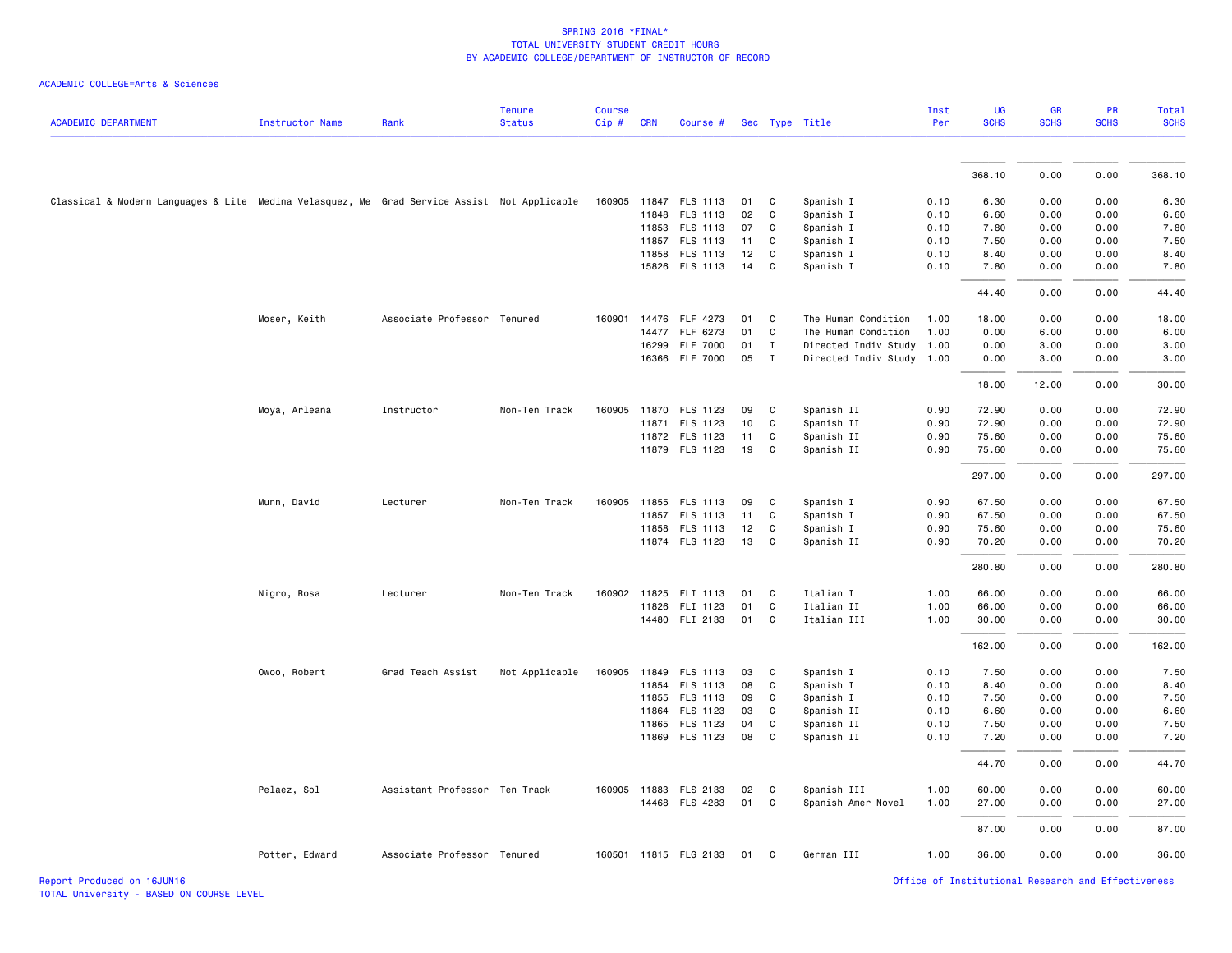# SPRING 2016 *FINAL*
## TOTAL UNIVERSITY STUDENT CREDIT HOURS
## BY ACADEMIC COLLEGE/DEPARTMENT OF INSTRUCTOR OF RECORD

ACADEMIC COLLEGE=Arts & Sciences

| ACADEMIC DEPARTMENT | Instructor Name | Rank | Tenure Status | Course Cip # | CRN | Course # | Sec | Type | Title | Inst Per | UG SCHS | GR SCHS | PR SCHS | Total SCHS |
|---|---|---|---|---|---|---|---|---|---|---|---|---|---|---|
| | | | | | | | | | | | 368.10 | 0.00 | 0.00 | 368.10 |
| Classical & Modern Languages & Lite | Medina Velasquez, Me | Grad Service Assist | Not Applicable | 160905 | 11847 | FLS 1113 | 01 | C | Spanish I | 0.10 | 6.30 | 0.00 | 0.00 | 6.30 |
| | | | | | 11848 | FLS 1113 | 02 | C | Spanish I | 0.10 | 6.60 | 0.00 | 0.00 | 6.60 |
| | | | | | 11853 | FLS 1113 | 07 | C | Spanish I | 0.10 | 7.80 | 0.00 | 0.00 | 7.80 |
| | | | | | 11857 | FLS 1113 | 11 | C | Spanish I | 0.10 | 7.50 | 0.00 | 0.00 | 7.50 |
| | | | | | 11858 | FLS 1113 | 12 | C | Spanish I | 0.10 | 8.40 | 0.00 | 0.00 | 8.40 |
| | | | | | 15826 | FLS 1113 | 14 | C | Spanish I | 0.10 | 7.80 | 0.00 | 0.00 | 7.80 |
| | | | | | | | | | | | 44.40 | 0.00 | 0.00 | 44.40 |
| | Moser, Keith | Associate Professor | Tenured | 160901 | 14476 | FLF 4273 | 01 | C | The Human Condition | 1.00 | 18.00 | 0.00 | 0.00 | 18.00 |
| | | | | | 14477 | FLF 6273 | 01 | C | The Human Condition | 1.00 | 0.00 | 6.00 | 0.00 | 6.00 |
| | | | | | 16299 | FLF 7000 | 01 | I | Directed Indiv Study | 1.00 | 0.00 | 3.00 | 0.00 | 3.00 |
| | | | | | 16366 | FLF 7000 | 05 | I | Directed Indiv Study | 1.00 | 0.00 | 3.00 | 0.00 | 3.00 |
| | | | | | | | | | | | 18.00 | 12.00 | 0.00 | 30.00 |
| | Moya, Arleana | Instructor | Non-Ten Track | 160905 | 11870 | FLS 1123 | 09 | C | Spanish II | 0.90 | 72.90 | 0.00 | 0.00 | 72.90 |
| | | | | | 11871 | FLS 1123 | 10 | C | Spanish II | 0.90 | 72.90 | 0.00 | 0.00 | 72.90 |
| | | | | | 11872 | FLS 1123 | 11 | C | Spanish II | 0.90 | 75.60 | 0.00 | 0.00 | 75.60 |
| | | | | | 11879 | FLS 1123 | 19 | C | Spanish II | 0.90 | 75.60 | 0.00 | 0.00 | 75.60 |
| | | | | | | | | | | | 297.00 | 0.00 | 0.00 | 297.00 |
| | Munn, David | Lecturer | Non-Ten Track | 160905 | 11855 | FLS 1113 | 09 | C | Spanish I | 0.90 | 67.50 | 0.00 | 0.00 | 67.50 |
| | | | | | 11857 | FLS 1113 | 11 | C | Spanish I | 0.90 | 67.50 | 0.00 | 0.00 | 67.50 |
| | | | | | 11858 | FLS 1113 | 12 | C | Spanish I | 0.90 | 75.60 | 0.00 | 0.00 | 75.60 |
| | | | | | 11874 | FLS 1123 | 13 | C | Spanish II | 0.90 | 70.20 | 0.00 | 0.00 | 70.20 |
| | | | | | | | | | | | 280.80 | 0.00 | 0.00 | 280.80 |
| | Nigro, Rosa | Lecturer | Non-Ten Track | 160902 | 11825 | FLI 1113 | 01 | C | Italian I | 1.00 | 66.00 | 0.00 | 0.00 | 66.00 |
| | | | | | 11826 | FLI 1123 | 01 | C | Italian II | 1.00 | 66.00 | 0.00 | 0.00 | 66.00 |
| | | | | | 14480 | FLI 2133 | 01 | C | Italian III | 1.00 | 30.00 | 0.00 | 0.00 | 30.00 |
| | | | | | | | | | | | 162.00 | 0.00 | 0.00 | 162.00 |
| | Owoo, Robert | Grad Teach Assist | Not Applicable | 160905 | 11849 | FLS 1113 | 03 | C | Spanish I | 0.10 | 7.50 | 0.00 | 0.00 | 7.50 |
| | | | | | 11854 | FLS 1113 | 08 | C | Spanish I | 0.10 | 8.40 | 0.00 | 0.00 | 8.40 |
| | | | | | 11855 | FLS 1113 | 09 | C | Spanish I | 0.10 | 7.50 | 0.00 | 0.00 | 7.50 |
| | | | | | 11864 | FLS 1123 | 03 | C | Spanish II | 0.10 | 6.60 | 0.00 | 0.00 | 6.60 |
| | | | | | 11865 | FLS 1123 | 04 | C | Spanish II | 0.10 | 7.50 | 0.00 | 0.00 | 7.50 |
| | | | | | 11869 | FLS 1123 | 08 | C | Spanish II | 0.10 | 7.20 | 0.00 | 0.00 | 7.20 |
| | | | | | | | | | | | 44.70 | 0.00 | 0.00 | 44.70 |
| | Pelaez, Sol | Assistant Professor | Ten Track | 160905 | 11883 | FLS 2133 | 02 | C | Spanish III | 1.00 | 60.00 | 0.00 | 0.00 | 60.00 |
| | | | | | 14468 | FLS 4283 | 01 | C | Spanish Amer Novel | 1.00 | 27.00 | 0.00 | 0.00 | 27.00 |
| | | | | | | | | | | | 87.00 | 0.00 | 0.00 | 87.00 |
| | Potter, Edward | Associate Professor | Tenured | 160501 | 11815 | FLG 2133 | 01 | C | German III | 1.00 | 36.00 | 0.00 | 0.00 | 36.00 |

Report Produced on 16JUN16
TOTAL University - BASED ON COURSE LEVEL
Office of Institutional Research and Effectiveness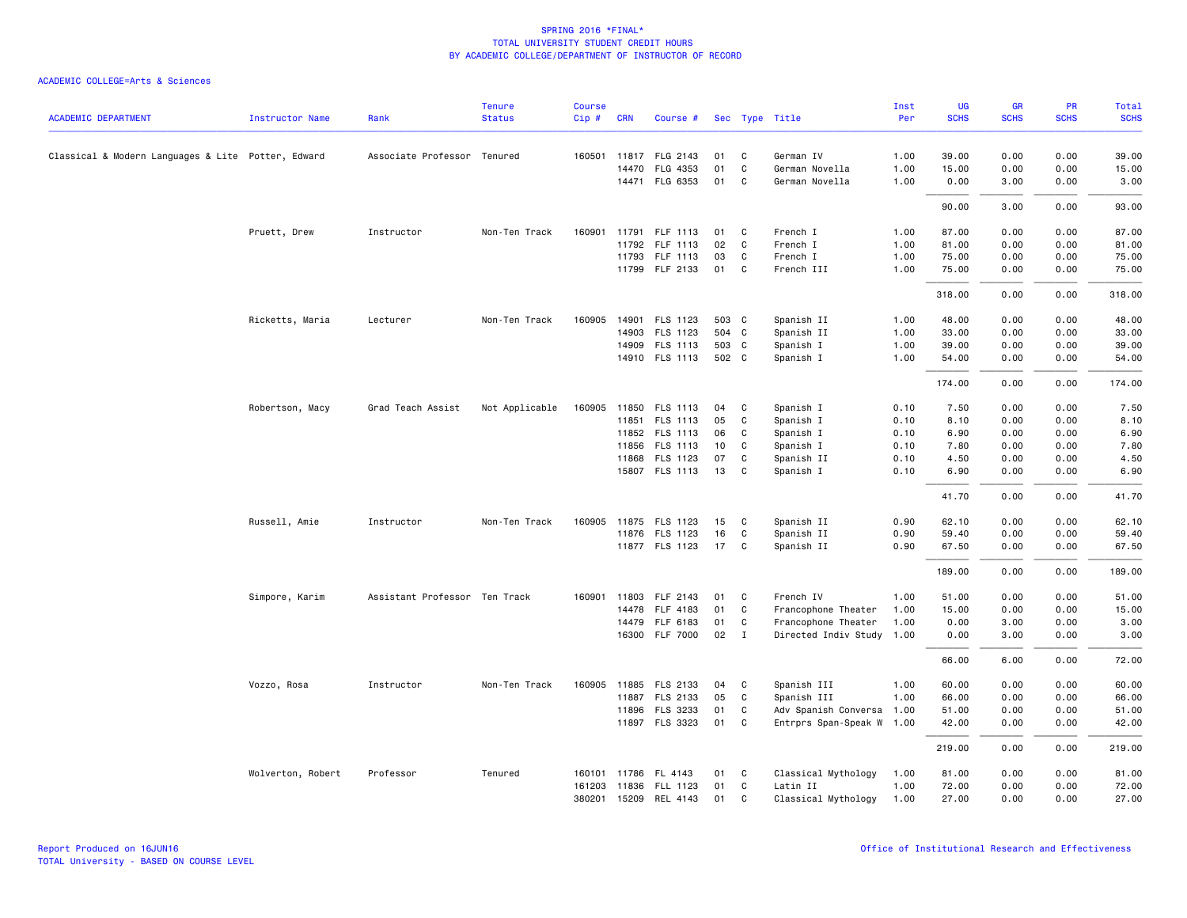SPRING 2016 *FINAL*
TOTAL UNIVERSITY STUDENT CREDIT HOURS
BY ACADEMIC COLLEGE/DEPARTMENT OF INSTRUCTOR OF RECORD

ACADEMIC COLLEGE=Arts & Sciences

| ACADEMIC DEPARTMENT | Instructor Name | Rank | Tenure Status | Course Cip # | CRN | Course # | Sec | Type | Title | Inst Per | UG SCHS | GR SCHS | PR SCHS | Total SCHS |
|---|---|---|---|---|---|---|---|---|---|---|---|---|---|---|
| Classical & Modern Languages & Lite | Potter, Edward | Associate Professor | Tenured | 160501 | 11817 | FLG 2143 | 01 | C | German IV | 1.00 | 39.00 | 0.00 | 0.00 | 39.00 |
| | | | | | 14470 | FLG 4353 | 01 | C | German Novella | 1.00 | 15.00 | 0.00 | 0.00 | 15.00 |
| | | | | | 14471 | FLG 6353 | 01 | C | German Novella | 1.00 | 0.00 | 3.00 | 0.00 | 3.00 |
| | | | | | | | | | | | 90.00 | 3.00 | 0.00 | 93.00 |
| | Pruett, Drew | Instructor | Non-Ten Track | 160901 | 11791 | FLF 1113 | 01 | C | French I | 1.00 | 87.00 | 0.00 | 0.00 | 87.00 |
| | | | | | 11792 | FLF 1113 | 02 | C | French I | 1.00 | 81.00 | 0.00 | 0.00 | 81.00 |
| | | | | | 11793 | FLF 1113 | 03 | C | French I | 1.00 | 75.00 | 0.00 | 0.00 | 75.00 |
| | | | | | 11799 | FLF 2133 | 01 | C | French III | 1.00 | 75.00 | 0.00 | 0.00 | 75.00 |
| | | | | | | | | | | | 318.00 | 0.00 | 0.00 | 318.00 |
| | Ricketts, Maria | Lecturer | Non-Ten Track | 160905 | 14901 | FLS 1123 | 503 | C | Spanish II | 1.00 | 48.00 | 0.00 | 0.00 | 48.00 |
| | | | | | 14903 | FLS 1123 | 504 | C | Spanish II | 1.00 | 33.00 | 0.00 | 0.00 | 33.00 |
| | | | | | 14909 | FLS 1113 | 503 | C | Spanish I | 1.00 | 39.00 | 0.00 | 0.00 | 39.00 |
| | | | | | 14910 | FLS 1113 | 502 | C | Spanish I | 1.00 | 54.00 | 0.00 | 0.00 | 54.00 |
| | | | | | | | | | | | 174.00 | 0.00 | 0.00 | 174.00 |
| | Robertson, Macy | Grad Teach Assist | Not Applicable | 160905 | 11850 | FLS 1113 | 04 | C | Spanish I | 0.10 | 7.50 | 0.00 | 0.00 | 7.50 |
| | | | | | 11851 | FLS 1113 | 05 | C | Spanish I | 0.10 | 8.10 | 0.00 | 0.00 | 8.10 |
| | | | | | 11852 | FLS 1113 | 06 | C | Spanish I | 0.10 | 6.90 | 0.00 | 0.00 | 6.90 |
| | | | | | 11856 | FLS 1113 | 10 | C | Spanish I | 0.10 | 7.80 | 0.00 | 0.00 | 7.80 |
| | | | | | 11868 | FLS 1123 | 07 | C | Spanish II | 0.10 | 4.50 | 0.00 | 0.00 | 4.50 |
| | | | | | 15807 | FLS 1113 | 13 | C | Spanish I | 0.10 | 6.90 | 0.00 | 0.00 | 6.90 |
| | | | | | | | | | | | 41.70 | 0.00 | 0.00 | 41.70 |
| | Russell, Amie | Instructor | Non-Ten Track | 160905 | 11875 | FLS 1123 | 15 | C | Spanish II | 0.90 | 62.10 | 0.00 | 0.00 | 62.10 |
| | | | | | 11876 | FLS 1123 | 16 | C | Spanish II | 0.90 | 59.40 | 0.00 | 0.00 | 59.40 |
| | | | | | 11877 | FLS 1123 | 17 | C | Spanish II | 0.90 | 67.50 | 0.00 | 0.00 | 67.50 |
| | | | | | | | | | | | 189.00 | 0.00 | 0.00 | 189.00 |
| | Simpore, Karim | Assistant Professor | Ten Track | 160901 | 11803 | FLF 2143 | 01 | C | French IV | 1.00 | 51.00 | 0.00 | 0.00 | 51.00 |
| | | | | | 14478 | FLF 4183 | 01 | C | Francophone Theater | 1.00 | 15.00 | 0.00 | 0.00 | 15.00 |
| | | | | | 14479 | FLF 6183 | 01 | C | Francophone Theater | 1.00 | 0.00 | 3.00 | 0.00 | 3.00 |
| | | | | | 16300 | FLF 7000 | 02 | I | Directed Indiv Study | 1.00 | 0.00 | 3.00 | 0.00 | 3.00 |
| | | | | | | | | | | | 66.00 | 6.00 | 0.00 | 72.00 |
| | Vozzo, Rosa | Instructor | Non-Ten Track | 160905 | 11885 | FLS 2133 | 04 | C | Spanish III | 1.00 | 60.00 | 0.00 | 0.00 | 60.00 |
| | | | | | 11887 | FLS 2133 | 05 | C | Spanish III | 1.00 | 66.00 | 0.00 | 0.00 | 66.00 |
| | | | | | 11896 | FLS 3233 | 01 | C | Adv Spanish Conversa | 1.00 | 51.00 | 0.00 | 0.00 | 51.00 |
| | | | | | 11897 | FLS 3323 | 01 | C | Entrprs Span-Speak W | 1.00 | 42.00 | 0.00 | 0.00 | 42.00 |
| | | | | | | | | | | | 219.00 | 0.00 | 0.00 | 219.00 |
| | Wolverton, Robert | Professor | Tenured | 160101 | 11786 | FL 4143 | 01 | C | Classical Mythology | 1.00 | 81.00 | 0.00 | 0.00 | 81.00 |
| | | | | 161203 | 11836 | FLL 1123 | 01 | C | Latin II | 1.00 | 72.00 | 0.00 | 0.00 | 72.00 |
| | | | | 380201 | 15209 | REL 4143 | 01 | C | Classical Mythology | 1.00 | 27.00 | 0.00 | 0.00 | 27.00 |

Report Produced on 16JUN16
TOTAL University - BASED ON COURSE LEVEL

Office of Institutional Research and Effectiveness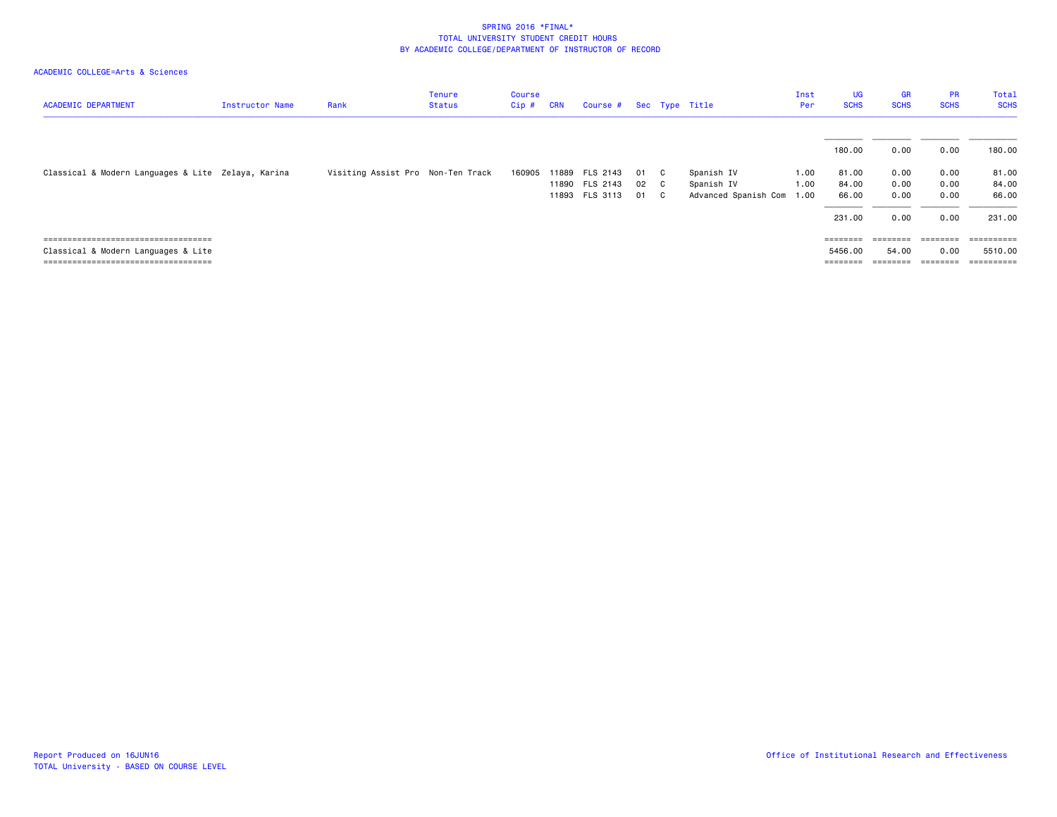SPRING 2016 *FINAL*
TOTAL UNIVERSITY STUDENT CREDIT HOURS
BY ACADEMIC COLLEGE/DEPARTMENT OF INSTRUCTOR OF RECORD

ACADEMIC COLLEGE=Arts & Sciences

| ACADEMIC DEPARTMENT | Instructor Name | Rank | Tenure Status | Course Cip # | CRN | Course # | Sec | Type | Title | Inst Per | UG SCHS | GR SCHS | PR SCHS | Total SCHS |
|---|---|---|---|---|---|---|---|---|---|---|---|---|---|---|
| | | | | | | | | | | | 180.00 | 0.00 | 0.00 | 180.00 |
| Classical & Modern Languages & Lite | Zelaya, Karina | Visiting Assist Pro | Non-Ten Track | 160905 | 11889 | FLS 2143 | 01 | C | Spanish IV | 1.00 | 81.00 | 0.00 | 0.00 | 81.00 |
| | | | | | 11890 | FLS 2143 | 02 | C | Spanish IV | 1.00 | 84.00 | 0.00 | 0.00 | 84.00 |
| | | | | | 11893 | FLS 3113 | 01 | C | Advanced Spanish Com | 1.00 | 66.00 | 0.00 | 0.00 | 66.00 |
| | | | | | | | | | | | 231.00 | 0.00 | 0.00 | 231.00 |
| Classical & Modern Languages & Lite | | | | | | | | | | | 5456.00 | 54.00 | 0.00 | 5510.00 |

Report Produced on 16JUN16
TOTAL University - BASED ON COURSE LEVEL

Office of Institutional Research and Effectiveness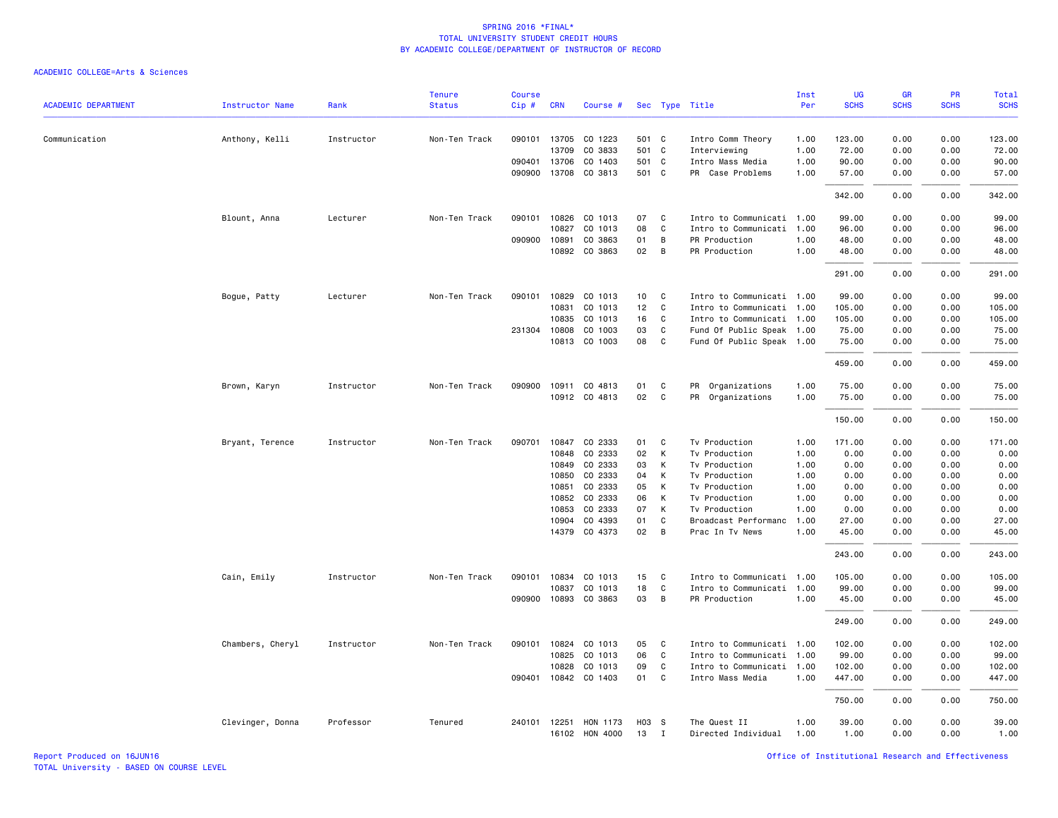SPRING 2016 *FINAL*
TOTAL UNIVERSITY STUDENT CREDIT HOURS
BY ACADEMIC COLLEGE/DEPARTMENT OF INSTRUCTOR OF RECORD

ACADEMIC COLLEGE=Arts & Sciences

| ACADEMIC DEPARTMENT | Instructor Name | Rank | Tenure Status | Course Cip # | CRN | Course # | Sec | Type | Title | Inst Per | UG SCHS | GR SCHS | PR SCHS | Total SCHS |
|---|---|---|---|---|---|---|---|---|---|---|---|---|---|---|
| Communication | Anthony, Kelli | Instructor | Non-Ten Track | 090101 | 13705 | CO 1223 | 501 | C | Intro Comm Theory | 1.00 | 123.00 | 0.00 | 0.00 | 123.00 |
| | | | | | 13709 | CO 3833 | 501 | C | Interviewing | 1.00 | 72.00 | 0.00 | 0.00 | 72.00 |
| | | | | 090401 | 13706 | CO 1403 | 501 | C | Intro Mass Media | 1.00 | 90.00 | 0.00 | 0.00 | 90.00 |
| | | | | 090900 | 13708 | CO 3813 | 501 | C | PR Case Problems | 1.00 | 57.00 | 0.00 | 0.00 | 57.00 |
| | | | | | | | | | | | 342.00 | 0.00 | 0.00 | 342.00 |
| | Blount, Anna | Lecturer | Non-Ten Track | 090101 | 10826 | CO 1013 | 07 | C | Intro to Communicati | 1.00 | 99.00 | 0.00 | 0.00 | 99.00 |
| | | | | | 10827 | CO 1013 | 08 | C | Intro to Communicati | 1.00 | 96.00 | 0.00 | 0.00 | 96.00 |
| | | | | 090900 | 10891 | CO 3863 | 01 | B | PR Production | 1.00 | 48.00 | 0.00 | 0.00 | 48.00 |
| | | | | | 10892 | CO 3863 | 02 | B | PR Production | 1.00 | 48.00 | 0.00 | 0.00 | 48.00 |
| | | | | | | | | | | | 291.00 | 0.00 | 0.00 | 291.00 |
| | Bogue, Patty | Lecturer | Non-Ten Track | 090101 | 10829 | CO 1013 | 10 | C | Intro to Communicati | 1.00 | 99.00 | 0.00 | 0.00 | 99.00 |
| | | | | | 10831 | CO 1013 | 12 | C | Intro to Communicati | 1.00 | 105.00 | 0.00 | 0.00 | 105.00 |
| | | | | | 10835 | CO 1013 | 16 | C | Intro to Communicati | 1.00 | 105.00 | 0.00 | 0.00 | 105.00 |
| | | | | 231304 | 10808 | CO 1003 | 03 | C | Fund Of Public Speak | 1.00 | 75.00 | 0.00 | 0.00 | 75.00 |
| | | | | | 10813 | CO 1003 | 08 | C | Fund Of Public Speak | 1.00 | 75.00 | 0.00 | 0.00 | 75.00 |
| | | | | | | | | | | | 459.00 | 0.00 | 0.00 | 459.00 |
| | Brown, Karyn | Instructor | Non-Ten Track | 090900 | 10911 | CO 4813 | 01 | C | PR Organizations | 1.00 | 75.00 | 0.00 | 0.00 | 75.00 |
| | | | | | 10912 | CO 4813 | 02 | C | PR Organizations | 1.00 | 75.00 | 0.00 | 0.00 | 75.00 |
| | | | | | | | | | | | 150.00 | 0.00 | 0.00 | 150.00 |
| | Bryant, Terence | Instructor | Non-Ten Track | 090701 | 10847 | CO 2333 | 01 | C | Tv Production | 1.00 | 171.00 | 0.00 | 0.00 | 171.00 |
| | | | | | 10848 | CO 2333 | 02 | K | Tv Production | 1.00 | 0.00 | 0.00 | 0.00 | 0.00 |
| | | | | | 10849 | CO 2333 | 03 | K | Tv Production | 1.00 | 0.00 | 0.00 | 0.00 | 0.00 |
| | | | | | 10850 | CO 2333 | 04 | K | Tv Production | 1.00 | 0.00 | 0.00 | 0.00 | 0.00 |
| | | | | | 10851 | CO 2333 | 05 | K | Tv Production | 1.00 | 0.00 | 0.00 | 0.00 | 0.00 |
| | | | | | 10852 | CO 2333 | 06 | K | Tv Production | 1.00 | 0.00 | 0.00 | 0.00 | 0.00 |
| | | | | | 10853 | CO 2333 | 07 | K | Tv Production | 1.00 | 0.00 | 0.00 | 0.00 | 0.00 |
| | | | | | 10904 | CO 4393 | 01 | C | Broadcast Performanc | 1.00 | 27.00 | 0.00 | 0.00 | 27.00 |
| | | | | | 14379 | CO 4373 | 02 | B | Prac In Tv News | 1.00 | 45.00 | 0.00 | 0.00 | 45.00 |
| | | | | | | | | | | | 243.00 | 0.00 | 0.00 | 243.00 |
| | Cain, Emily | Instructor | Non-Ten Track | 090101 | 10834 | CO 1013 | 15 | C | Intro to Communicati | 1.00 | 105.00 | 0.00 | 0.00 | 105.00 |
| | | | | | 10837 | CO 1013 | 18 | C | Intro to Communicati | 1.00 | 99.00 | 0.00 | 0.00 | 99.00 |
| | | | | 090900 | 10893 | CO 3863 | 03 | B | PR Production | 1.00 | 45.00 | 0.00 | 0.00 | 45.00 |
| | | | | | | | | | | | 249.00 | 0.00 | 0.00 | 249.00 |
| | Chambers, Cheryl | Instructor | Non-Ten Track | 090101 | 10824 | CO 1013 | 05 | C | Intro to Communicati | 1.00 | 102.00 | 0.00 | 0.00 | 102.00 |
| | | | | | 10825 | CO 1013 | 06 | C | Intro to Communicati | 1.00 | 99.00 | 0.00 | 0.00 | 99.00 |
| | | | | | 10828 | CO 1013 | 09 | C | Intro to Communicati | 1.00 | 102.00 | 0.00 | 0.00 | 102.00 |
| | | | | 090401 | 10842 | CO 1403 | 01 | C | Intro Mass Media | 1.00 | 447.00 | 0.00 | 0.00 | 447.00 |
| | | | | | | | | | | | 750.00 | 0.00 | 0.00 | 750.00 |
| | Clevinger, Donna | Professor | Tenured | 240101 | 12251 | HON 1173 | H03 | S | The Quest II | 1.00 | 39.00 | 0.00 | 0.00 | 39.00 |
| | | | | | 16102 | HON 4000 | 13 | I | Directed Individual | 1.00 | 1.00 | 0.00 | 0.00 | 1.00 |

Report Produced on 16JUN16
TOTAL University - BASED ON COURSE LEVEL

Office of Institutional Research and Effectiveness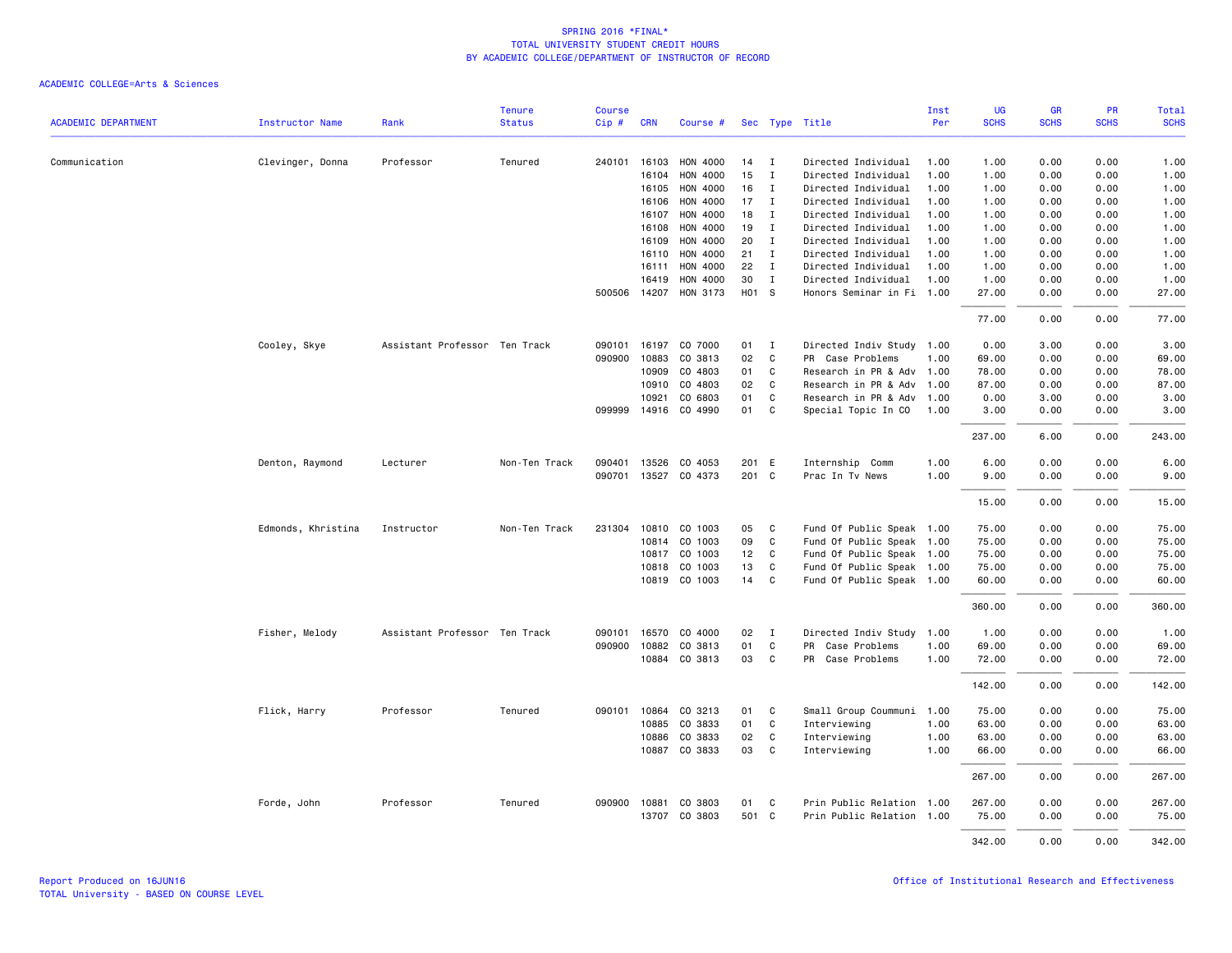SPRING 2016 *FINAL*
TOTAL UNIVERSITY STUDENT CREDIT HOURS
BY ACADEMIC COLLEGE/DEPARTMENT OF INSTRUCTOR OF RECORD

ACADEMIC COLLEGE=Arts & Sciences

| ACADEMIC DEPARTMENT | Instructor Name | Rank | Tenure Status | Course Cip # | CRN | Course # | Sec | Type | Title | Inst Per | UG SCHS | GR SCHS | PR SCHS | Total SCHS |
|---|---|---|---|---|---|---|---|---|---|---|---|---|---|---|
| Communication | Clevinger, Donna | Professor | Tenured | 240101 | 16103 | HON 4000 | 14 | I | Directed Individual | 1.00 | 1.00 | 0.00 | 0.00 | 1.00 |
| | | | | | 16104 | HON 4000 | 15 | I | Directed Individual | 1.00 | 1.00 | 0.00 | 0.00 | 1.00 |
| | | | | | 16105 | HON 4000 | 16 | I | Directed Individual | 1.00 | 1.00 | 0.00 | 0.00 | 1.00 |
| | | | | | 16106 | HON 4000 | 17 | I | Directed Individual | 1.00 | 1.00 | 0.00 | 0.00 | 1.00 |
| | | | | | 16107 | HON 4000 | 18 | I | Directed Individual | 1.00 | 1.00 | 0.00 | 0.00 | 1.00 |
| | | | | | 16108 | HON 4000 | 19 | I | Directed Individual | 1.00 | 1.00 | 0.00 | 0.00 | 1.00 |
| | | | | | 16109 | HON 4000 | 20 | I | Directed Individual | 1.00 | 1.00 | 0.00 | 0.00 | 1.00 |
| | | | | | 16110 | HON 4000 | 21 | I | Directed Individual | 1.00 | 1.00 | 0.00 | 0.00 | 1.00 |
| | | | | | 16111 | HON 4000 | 22 | I | Directed Individual | 1.00 | 1.00 | 0.00 | 0.00 | 1.00 |
| | | | | | 16419 | HON 4000 | 30 | I | Directed Individual | 1.00 | 1.00 | 0.00 | 0.00 | 1.00 |
| | | | | 500506 | 14207 | HON 3173 | H01 | S | Honors Seminar in Fi | 1.00 | 27.00 | 0.00 | 0.00 | 27.00 |
| | | | | | | | | | | | 77.00 | 0.00 | 0.00 | 77.00 |
| | Cooley, Skye | Assistant Professor | Ten Track | 090101 | 16197 | CO 7000 | 01 | I | Directed Indiv Study | 1.00 | 0.00 | 3.00 | 0.00 | 3.00 |
| | | | | 090900 | 10883 | CO 3813 | 02 | C | PR Case Problems | 1.00 | 69.00 | 0.00 | 0.00 | 69.00 |
| | | | | | 10909 | CO 4803 | 01 | C | Research in PR & Adv | 1.00 | 78.00 | 0.00 | 0.00 | 78.00 |
| | | | | | 10910 | CO 4803 | 02 | C | Research in PR & Adv | 1.00 | 87.00 | 0.00 | 0.00 | 87.00 |
| | | | | | 10921 | CO 6803 | 01 | C | Research in PR & Adv | 1.00 | 0.00 | 3.00 | 0.00 | 3.00 |
| | | | | 099999 | 14916 | CO 4990 | 01 | C | Special Topic In CO | 1.00 | 3.00 | 0.00 | 0.00 | 3.00 |
| | | | | | | | | | | | 237.00 | 6.00 | 0.00 | 243.00 |
| | Denton, Raymond | Lecturer | Non-Ten Track | 090401 | 13526 | CO 4053 | 201 | E | Internship Comm | 1.00 | 6.00 | 0.00 | 0.00 | 6.00 |
| | | | | 090701 | 13527 | CO 4373 | 201 | C | Prac In Tv News | 1.00 | 9.00 | 0.00 | 0.00 | 9.00 |
| | | | | | | | | | | | 15.00 | 0.00 | 0.00 | 15.00 |
| | Edmonds, Khristina | Instructor | Non-Ten Track | 231304 | 10810 | CO 1003 | 05 | C | Fund Of Public Speak | 1.00 | 75.00 | 0.00 | 0.00 | 75.00 |
| | | | | | 10814 | CO 1003 | 09 | C | Fund Of Public Speak | 1.00 | 75.00 | 0.00 | 0.00 | 75.00 |
| | | | | | 10817 | CO 1003 | 12 | C | Fund Of Public Speak | 1.00 | 75.00 | 0.00 | 0.00 | 75.00 |
| | | | | | 10818 | CO 1003 | 13 | C | Fund Of Public Speak | 1.00 | 75.00 | 0.00 | 0.00 | 75.00 |
| | | | | | 10819 | CO 1003 | 14 | C | Fund Of Public Speak | 1.00 | 60.00 | 0.00 | 0.00 | 60.00 |
| | | | | | | | | | | | 360.00 | 0.00 | 0.00 | 360.00 |
| | Fisher, Melody | Assistant Professor | Ten Track | 090101 | 16570 | CO 4000 | 02 | I | Directed Indiv Study | 1.00 | 1.00 | 0.00 | 0.00 | 1.00 |
| | | | | 090900 | 10882 | CO 3813 | 01 | C | PR Case Problems | 1.00 | 69.00 | 0.00 | 0.00 | 69.00 |
| | | | | | 10884 | CO 3813 | 03 | C | PR Case Problems | 1.00 | 72.00 | 0.00 | 0.00 | 72.00 |
| | | | | | | | | | | | 142.00 | 0.00 | 0.00 | 142.00 |
| | Flick, Harry | Professor | Tenured | 090101 | 10864 | CO 3213 | 01 | C | Small Group Coummuni | 1.00 | 75.00 | 0.00 | 0.00 | 75.00 |
| | | | | | 10885 | CO 3833 | 01 | C | Interviewing | 1.00 | 63.00 | 0.00 | 0.00 | 63.00 |
| | | | | | 10886 | CO 3833 | 02 | C | Interviewing | 1.00 | 63.00 | 0.00 | 0.00 | 63.00 |
| | | | | | 10887 | CO 3833 | 03 | C | Interviewing | 1.00 | 66.00 | 0.00 | 0.00 | 66.00 |
| | | | | | | | | | | | 267.00 | 0.00 | 0.00 | 267.00 |
| | Forde, John | Professor | Tenured | 090900 | 10881 | CO 3803 | 01 | C | Prin Public Relation | 1.00 | 267.00 | 0.00 | 0.00 | 267.00 |
| | | | | | 13707 | CO 3803 | 501 | C | Prin Public Relation | 1.00 | 75.00 | 0.00 | 0.00 | 75.00 |
| | | | | | | | | | | | 342.00 | 0.00 | 0.00 | 342.00 |

Report Produced on 16JUN16
TOTAL University - BASED ON COURSE LEVEL

Office of Institutional Research and Effectiveness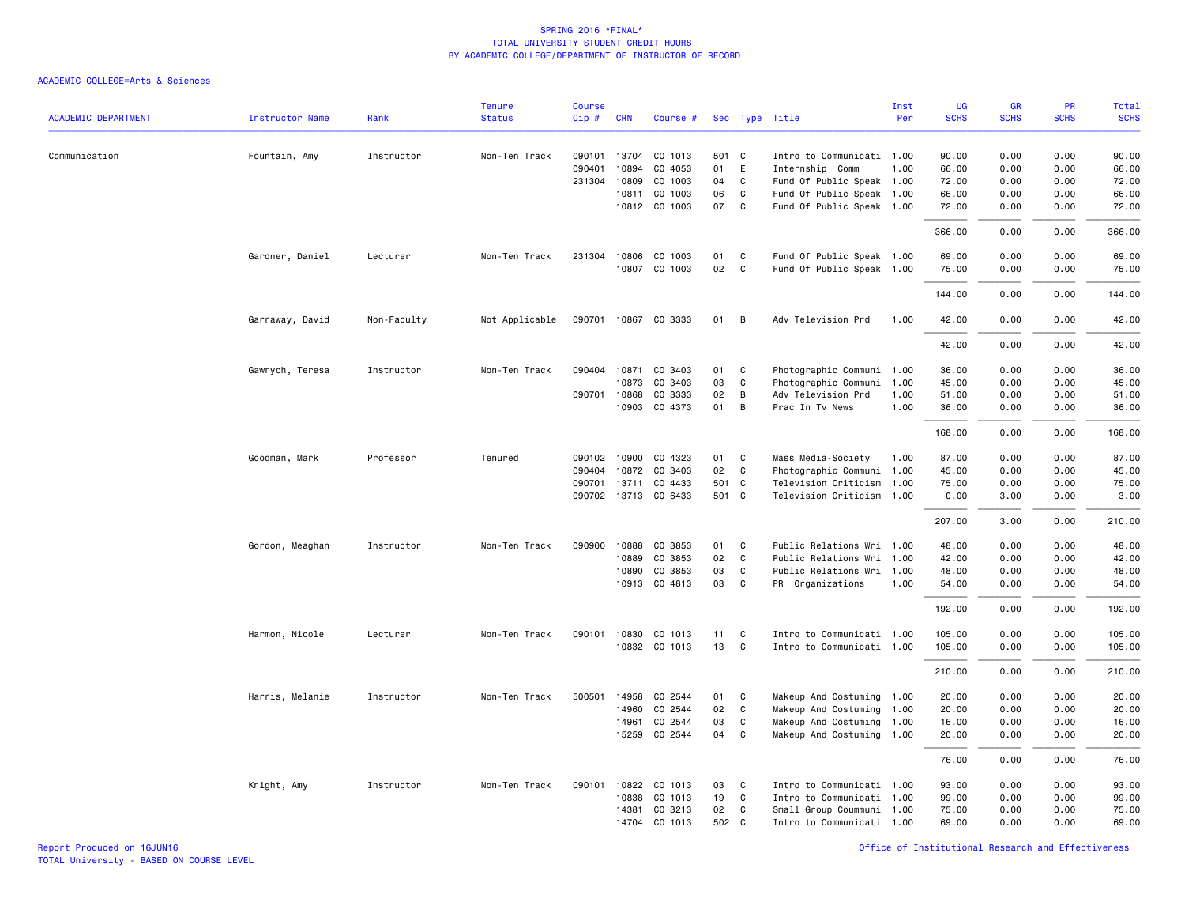# SPRING 2016 *FINAL*
## TOTAL UNIVERSITY STUDENT CREDIT HOURS
## BY ACADEMIC COLLEGE/DEPARTMENT OF INSTRUCTOR OF RECORD

ACADEMIC COLLEGE=Arts & Sciences

| ACADEMIC DEPARTMENT | Instructor Name | Rank | Tenure Status | Course Cip # | CRN | Course # | Sec | Type | Title | Inst Per | UG SCHS | GR SCHS | PR SCHS | Total SCHS |
|---|---|---|---|---|---|---|---|---|---|---|---|---|---|---|
| Communication | Fountain, Amy | Instructor | Non-Ten Track | 090101 | 13704 | CO 1013 | 501 | C | Intro to Communicati | 1.00 | 90.00 | 0.00 | 0.00 | 90.00 |
| | | | | 090401 | 10894 | CO 4053 | 01 | E | Internship Comm | 1.00 | 66.00 | 0.00 | 0.00 | 66.00 |
| | | | | 231304 | 10809 | CO 1003 | 04 | C | Fund Of Public Speak | 1.00 | 72.00 | 0.00 | 0.00 | 72.00 |
| | | | | | 10811 | CO 1003 | 06 | C | Fund Of Public Speak | 1.00 | 66.00 | 0.00 | 0.00 | 66.00 |
| | | | | | 10812 | CO 1003 | 07 | C | Fund Of Public Speak | 1.00 | 72.00 | 0.00 | 0.00 | 72.00 |
| | | | | | | | | | | | 366.00 | 0.00 | 0.00 | 366.00 |
| | Gardner, Daniel | Lecturer | Non-Ten Track | 231304 | 10806 | CO 1003 | 01 | C | Fund Of Public Speak | 1.00 | 69.00 | 0.00 | 0.00 | 69.00 |
| | | | | | 10807 | CO 1003 | 02 | C | Fund Of Public Speak | 1.00 | 75.00 | 0.00 | 0.00 | 75.00 |
| | | | | | | | | | | | 144.00 | 0.00 | 0.00 | 144.00 |
| | Garraway, David | Non-Faculty | Not Applicable | 090701 | 10867 | CO 3333 | 01 | B | Adv Television Prd | 1.00 | 42.00 | 0.00 | 0.00 | 42.00 |
| | | | | | | | | | | | 42.00 | 0.00 | 0.00 | 42.00 |
| | Gawrych, Teresa | Instructor | Non-Ten Track | 090404 | 10871 | CO 3403 | 01 | C | Photographic Communi | 1.00 | 36.00 | 0.00 | 0.00 | 36.00 |
| | | | | | 10873 | CO 3403 | 03 | C | Photographic Communi | 1.00 | 45.00 | 0.00 | 0.00 | 45.00 |
| | | | | 090701 | 10868 | CO 3333 | 02 | B | Adv Television Prd | 1.00 | 51.00 | 0.00 | 0.00 | 51.00 |
| | | | | | 10903 | CO 4373 | 01 | B | Prac In Tv News | 1.00 | 36.00 | 0.00 | 0.00 | 36.00 |
| | | | | | | | | | | | 168.00 | 0.00 | 0.00 | 168.00 |
| | Goodman, Mark | Professor | Tenured | 090102 | 10900 | CO 4323 | 01 | C | Mass Media-Society | 1.00 | 87.00 | 0.00 | 0.00 | 87.00 |
| | | | | 090404 | 10872 | CO 3403 | 02 | C | Photographic Communi | 1.00 | 45.00 | 0.00 | 0.00 | 45.00 |
| | | | | 090701 | 13711 | CO 4433 | 501 | C | Television Criticism | 1.00 | 75.00 | 0.00 | 0.00 | 75.00 |
| | | | | 090702 | 13713 | CO 6433 | 501 | C | Television Criticism | 1.00 | 0.00 | 3.00 | 0.00 | 3.00 |
| | | | | | | | | | | | 207.00 | 3.00 | 0.00 | 210.00 |
| | Gordon, Meaghan | Instructor | Non-Ten Track | 090900 | 10888 | CO 3853 | 01 | C | Public Relations Wri | 1.00 | 48.00 | 0.00 | 0.00 | 48.00 |
| | | | | | 10889 | CO 3853 | 02 | C | Public Relations Wri | 1.00 | 42.00 | 0.00 | 0.00 | 42.00 |
| | | | | | 10890 | CO 3853 | 03 | C | Public Relations Wri | 1.00 | 48.00 | 0.00 | 0.00 | 48.00 |
| | | | | | 10913 | CO 4813 | 03 | C | PR Organizations | 1.00 | 54.00 | 0.00 | 0.00 | 54.00 |
| | | | | | | | | | | | 192.00 | 0.00 | 0.00 | 192.00 |
| | Harmon, Nicole | Lecturer | Non-Ten Track | 090101 | 10830 | CO 1013 | 11 | C | Intro to Communicati | 1.00 | 105.00 | 0.00 | 0.00 | 105.00 |
| | | | | | 10832 | CO 1013 | 13 | C | Intro to Communicati | 1.00 | 105.00 | 0.00 | 0.00 | 105.00 |
| | | | | | | | | | | | 210.00 | 0.00 | 0.00 | 210.00 |
| | Harris, Melanie | Instructor | Non-Ten Track | 500501 | 14958 | CO 2544 | 01 | C | Makeup And Costuming | 1.00 | 20.00 | 0.00 | 0.00 | 20.00 |
| | | | | | 14960 | CO 2544 | 02 | C | Makeup And Costuming | 1.00 | 20.00 | 0.00 | 0.00 | 20.00 |
| | | | | | 14961 | CO 2544 | 03 | C | Makeup And Costuming | 1.00 | 16.00 | 0.00 | 0.00 | 16.00 |
| | | | | | 15259 | CO 2544 | 04 | C | Makeup And Costuming | 1.00 | 20.00 | 0.00 | 0.00 | 20.00 |
| | | | | | | | | | | | 76.00 | 0.00 | 0.00 | 76.00 |
| | Knight, Amy | Instructor | Non-Ten Track | 090101 | 10822 | CO 1013 | 03 | C | Intro to Communicati | 1.00 | 93.00 | 0.00 | 0.00 | 93.00 |
| | | | | | 10838 | CO 1013 | 19 | C | Intro to Communicati | 1.00 | 99.00 | 0.00 | 0.00 | 99.00 |
| | | | | | 14381 | CO 3213 | 02 | C | Small Group Coummuni | 1.00 | 75.00 | 0.00 | 0.00 | 75.00 |
| | | | | | 14704 | CO 1013 | 502 | C | Intro to Communicati | 1.00 | 69.00 | 0.00 | 0.00 | 69.00 |

Report Produced on 16JUN16
TOTAL University - BASED ON COURSE LEVEL

Office of Institutional Research and Effectiveness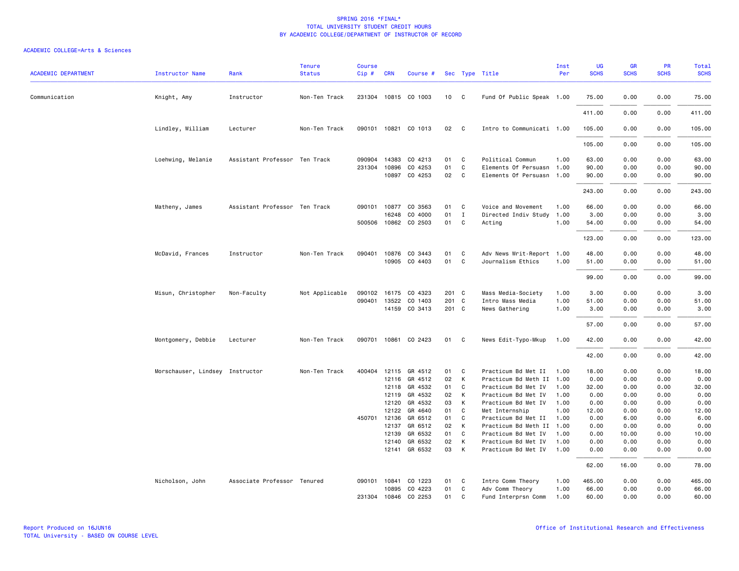# SPRING 2016 *FINAL*
## TOTAL UNIVERSITY STUDENT CREDIT HOURS
## BY ACADEMIC COLLEGE/DEPARTMENT OF INSTRUCTOR OF RECORD

ACADEMIC COLLEGE=Arts & Sciences

| ACADEMIC DEPARTMENT | Instructor Name | Rank | Tenure Status | Course Cip # | CRN | Course # | Sec | Type | Title | Inst Per | UG SCHS | GR SCHS | PR SCHS | Total SCHS |
|---|---|---|---|---|---|---|---|---|---|---|---|---|---|---|
| Communication | Knight, Amy | Instructor | Non-Ten Track | 231304 | 10815 | CO 1003 | 10 | C | Fund Of Public Speak | 1.00 | 75.00 | 0.00 | 0.00 | 75.00 |
| | | | | | | | | | | | 411.00 | 0.00 | 0.00 | 411.00 |
| | Lindley, William | Lecturer | Non-Ten Track | 090101 | 10821 | CO 1013 | 02 | C | Intro to Communicati | 1.00 | 105.00 | 0.00 | 0.00 | 105.00 |
| | | | | | | | | | | | 105.00 | 0.00 | 0.00 | 105.00 |
| | Loehwing, Melanie | Assistant Professor | Ten Track | 090904 | 14383 | CO 4213 | 01 | C | Political Commun | 1.00 | 63.00 | 0.00 | 0.00 | 63.00 |
| | | | | 231304 | 10896 | CO 4253 | 01 | C | Elements Of Persuasn | 1.00 | 90.00 | 0.00 | 0.00 | 90.00 |
| | | | | | 10897 | CO 4253 | 02 | C | Elements Of Persuasn | 1.00 | 90.00 | 0.00 | 0.00 | 90.00 |
| | | | | | | | | | | | 243.00 | 0.00 | 0.00 | 243.00 |
| | Matheny, James | Assistant Professor | Ten Track | 090101 | 10877 | CO 3563 | 01 | C | Voice and Movement | 1.00 | 66.00 | 0.00 | 0.00 | 66.00 |
| | | | | | 16248 | CO 4000 | 01 | I | Directed Indiv Study | 1.00 | 3.00 | 0.00 | 0.00 | 3.00 |
| | | | | 500506 | 10862 | CO 2503 | 01 | C | Acting | 1.00 | 54.00 | 0.00 | 0.00 | 54.00 |
| | | | | | | | | | | | 123.00 | 0.00 | 0.00 | 123.00 |
| | McDavid, Frances | Instructor | Non-Ten Track | 090401 | 10876 | CO 3443 | 01 | C | Adv News Writ-Report | 1.00 | 48.00 | 0.00 | 0.00 | 48.00 |
| | | | | | 10905 | CO 4403 | 01 | C | Journalism Ethics | 1.00 | 51.00 | 0.00 | 0.00 | 51.00 |
| | | | | | | | | | | | 99.00 | 0.00 | 0.00 | 99.00 |
| | Misun, Christopher | Non-Faculty | Not Applicable | 090102 | 16175 | CO 4323 | 201 | C | Mass Media-Society | 1.00 | 3.00 | 0.00 | 0.00 | 3.00 |
| | | | | 090401 | 13522 | CO 1403 | 201 | C | Intro Mass Media | 1.00 | 51.00 | 0.00 | 0.00 | 51.00 |
| | | | | | 14159 | CO 3413 | 201 | C | News Gathering | 1.00 | 3.00 | 0.00 | 0.00 | 3.00 |
| | | | | | | | | | | | 57.00 | 0.00 | 0.00 | 57.00 |
| | Montgomery, Debbie | Lecturer | Non-Ten Track | 090701 | 10861 | CO 2423 | 01 | C | News Edit-Typo-Mkup | 1.00 | 42.00 | 0.00 | 0.00 | 42.00 |
| | | | | | | | | | | | 42.00 | 0.00 | 0.00 | 42.00 |
| | Morschauser, Lindsey | Instructor | Non-Ten Track | 400404 | 12115 | GR 4512 | 01 | C | Practicum Bd Met II | 1.00 | 18.00 | 0.00 | 0.00 | 18.00 |
| | | | | | 12116 | GR 4512 | 02 | K | Practicum Bd Meth II | 1.00 | 0.00 | 0.00 | 0.00 | 0.00 |
| | | | | | 12118 | GR 4532 | 01 | C | Practicum Bd Met IV | 1.00 | 32.00 | 0.00 | 0.00 | 32.00 |
| | | | | | 12119 | GR 4532 | 02 | K | Practicum Bd Met IV | 1.00 | 0.00 | 0.00 | 0.00 | 0.00 |
| | | | | | 12120 | GR 4532 | 03 | K | Practicum Bd Met IV | 1.00 | 0.00 | 0.00 | 0.00 | 0.00 |
| | | | | | 12122 | GR 4640 | 01 | C | Met Internship | 1.00 | 12.00 | 0.00 | 0.00 | 12.00 |
| | | | | 450701 | 12136 | GR 6512 | 01 | C | Practicum Bd Met II | 1.00 | 0.00 | 6.00 | 0.00 | 6.00 |
| | | | | | 12137 | GR 6512 | 02 | K | Practicum Bd Meth II | 1.00 | 0.00 | 0.00 | 0.00 | 0.00 |
| | | | | | 12139 | GR 6532 | 01 | C | Practicum Bd Met IV | 1.00 | 0.00 | 10.00 | 0.00 | 10.00 |
| | | | | | 12140 | GR 6532 | 02 | K | Practicum Bd Met IV | 1.00 | 0.00 | 0.00 | 0.00 | 0.00 |
| | | | | | 12141 | GR 6532 | 03 | K | Practicum Bd Met IV | 1.00 | 0.00 | 0.00 | 0.00 | 0.00 |
| | | | | | | | | | | | 62.00 | 16.00 | 0.00 | 78.00 |
| | Nicholson, John | Associate Professor | Tenured | 090101 | 10841 | CO 1223 | 01 | C | Intro Comm Theory | 1.00 | 465.00 | 0.00 | 0.00 | 465.00 |
| | | | | | 10895 | CO 4223 | 01 | C | Adv Comm Theory | 1.00 | 66.00 | 0.00 | 0.00 | 66.00 |
| | | | | 231304 | 10846 | CO 2253 | 01 | C | Fund Interprsn Comm | 1.00 | 60.00 | 0.00 | 0.00 | 60.00 |

Report Produced on 16JUN16
TOTAL University - BASED ON COURSE LEVEL

Office of Institutional Research and Effectiveness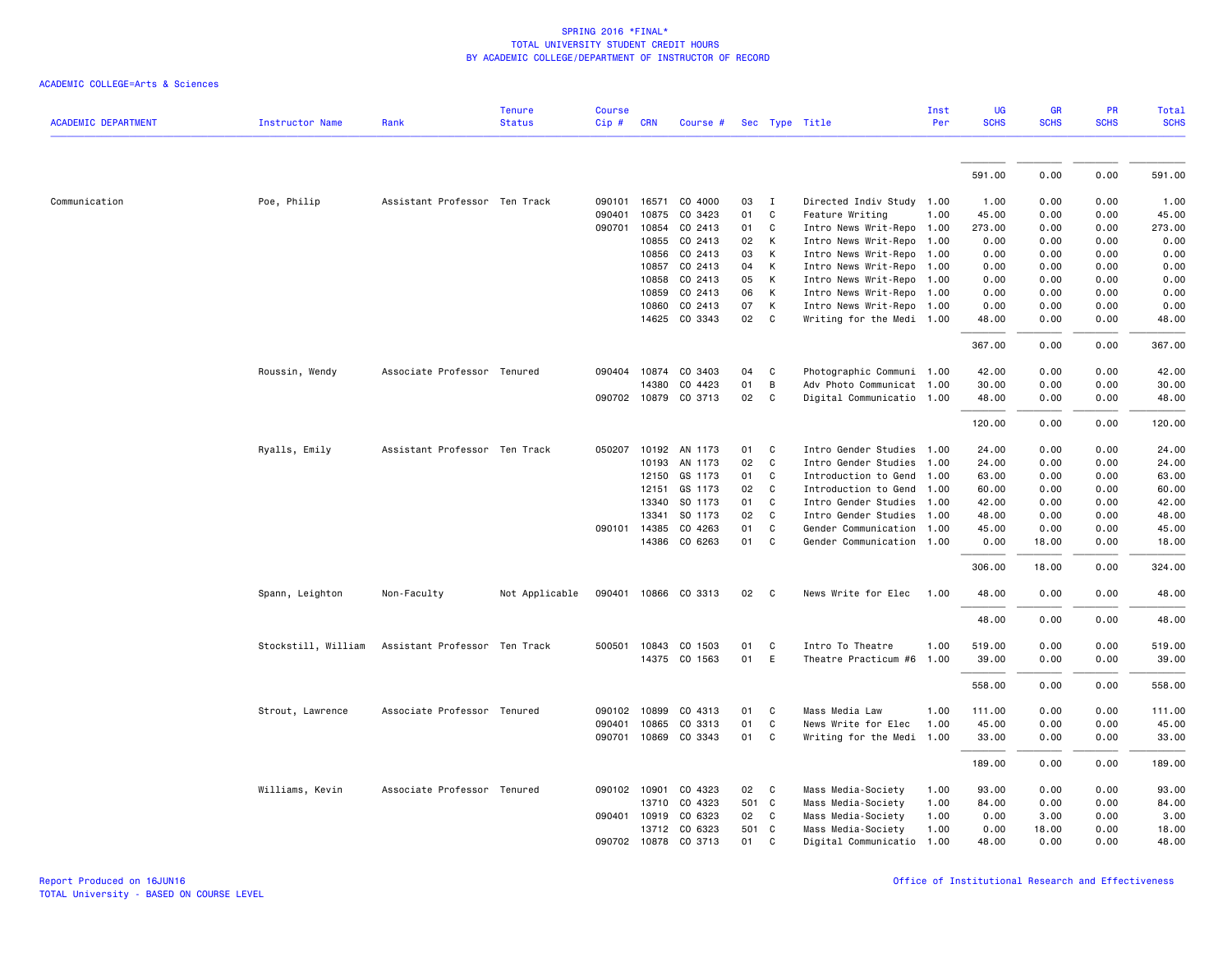# SPRING 2016 *FINAL*
## TOTAL UNIVERSITY STUDENT CREDIT HOURS
## BY ACADEMIC COLLEGE/DEPARTMENT OF INSTRUCTOR OF RECORD

ACADEMIC COLLEGE=Arts & Sciences

| ACADEMIC DEPARTMENT | Instructor Name | Rank | Tenure Status | Course Cip # | CRN | Course # | Sec | Type | Title | Inst Per | UG SCHS | GR SCHS | PR SCHS | Total SCHS |
|---|---|---|---|---|---|---|---|---|---|---|---|---|---|---|
| | | | | | | | | | | | 591.00 | 0.00 | 0.00 | 591.00 |
| Communication | Poe, Philip | Assistant Professor | Ten Track | 090101 | 16571 | CO 4000 | 03 | I | Directed Indiv Study | 1.00 | 1.00 | 0.00 | 0.00 | 1.00 |
| | | | | 090401 | 10875 | CO 3423 | 01 | C | Feature Writing | 1.00 | 45.00 | 0.00 | 0.00 | 45.00 |
| | | | | 090701 | 10854 | CO 2413 | 01 | C | Intro News Writ-Repo | 1.00 | 273.00 | 0.00 | 0.00 | 273.00 |
| | | | | | 10855 | CO 2413 | 02 | K | Intro News Writ-Repo | 1.00 | 0.00 | 0.00 | 0.00 | 0.00 |
| | | | | | 10856 | CO 2413 | 03 | K | Intro News Writ-Repo | 1.00 | 0.00 | 0.00 | 0.00 | 0.00 |
| | | | | | 10857 | CO 2413 | 04 | K | Intro News Writ-Repo | 1.00 | 0.00 | 0.00 | 0.00 | 0.00 |
| | | | | | 10858 | CO 2413 | 05 | K | Intro News Writ-Repo | 1.00 | 0.00 | 0.00 | 0.00 | 0.00 |
| | | | | | 10859 | CO 2413 | 06 | K | Intro News Writ-Repo | 1.00 | 0.00 | 0.00 | 0.00 | 0.00 |
| | | | | | 10860 | CO 2413 | 07 | K | Intro News Writ-Repo | 1.00 | 0.00 | 0.00 | 0.00 | 0.00 |
| | | | | | 14625 | CO 3343 | 02 | C | Writing for the Medi | 1.00 | 48.00 | 0.00 | 0.00 | 48.00 |
| | | | | | | | | | | | 367.00 | 0.00 | 0.00 | 367.00 |
| | Roussin, Wendy | Associate Professor | Tenured | 090404 | 10874 | CO 3403 | 04 | C | Photographic Communi | 1.00 | 42.00 | 0.00 | 0.00 | 42.00 |
| | | | | | 14380 | CO 4423 | 01 | B | Adv Photo Communicat | 1.00 | 30.00 | 0.00 | 0.00 | 30.00 |
| | | | | 090702 | 10879 | CO 3713 | 02 | C | Digital Communicatio | 1.00 | 48.00 | 0.00 | 0.00 | 48.00 |
| | | | | | | | | | | | 120.00 | 0.00 | 0.00 | 120.00 |
| | Ryalls, Emily | Assistant Professor | Ten Track | 050207 | 10192 | AN 1173 | 01 | C | Intro Gender Studies | 1.00 | 24.00 | 0.00 | 0.00 | 24.00 |
| | | | | | 10193 | AN 1173 | 02 | C | Intro Gender Studies | 1.00 | 24.00 | 0.00 | 0.00 | 24.00 |
| | | | | | 12150 | GS 1173 | 01 | C | Introduction to Gend | 1.00 | 63.00 | 0.00 | 0.00 | 63.00 |
| | | | | | 12151 | GS 1173 | 02 | C | Introduction to Gend | 1.00 | 60.00 | 0.00 | 0.00 | 60.00 |
| | | | | | 13340 | SO 1173 | 01 | C | Intro Gender Studies | 1.00 | 42.00 | 0.00 | 0.00 | 42.00 |
| | | | | | 13341 | SO 1173 | 02 | C | Intro Gender Studies | 1.00 | 48.00 | 0.00 | 0.00 | 48.00 |
| | | | | 090101 | 14385 | CO 4263 | 01 | C | Gender Communication | 1.00 | 45.00 | 0.00 | 0.00 | 45.00 |
| | | | | | 14386 | CO 6263 | 01 | C | Gender Communication | 1.00 | 0.00 | 18.00 | 0.00 | 18.00 |
| | | | | | | | | | | | 306.00 | 18.00 | 0.00 | 324.00 |
| | Spann, Leighton | Non-Faculty | Not Applicable | 090401 | 10866 | CO 3313 | 02 | C | News Write for Elec | 1.00 | 48.00 | 0.00 | 0.00 | 48.00 |
| | | | | | | | | | | | 48.00 | 0.00 | 0.00 | 48.00 |
| | Stockstill, William | Assistant Professor | Ten Track | 500501 | 10843 | CO 1503 | 01 | C | Intro To Theatre | 1.00 | 519.00 | 0.00 | 0.00 | 519.00 |
| | | | | | 14375 | CO 1563 | 01 | E | Theatre Practicum #6 | 1.00 | 39.00 | 0.00 | 0.00 | 39.00 |
| | | | | | | | | | | | 558.00 | 0.00 | 0.00 | 558.00 |
| | Strout, Lawrence | Associate Professor | Tenured | 090102 | 10899 | CO 4313 | 01 | C | Mass Media Law | 1.00 | 111.00 | 0.00 | 0.00 | 111.00 |
| | | | | 090401 | 10865 | CO 3313 | 01 | C | News Write for Elec | 1.00 | 45.00 | 0.00 | 0.00 | 45.00 |
| | | | | 090701 | 10869 | CO 3343 | 01 | C | Writing for the Medi | 1.00 | 33.00 | 0.00 | 0.00 | 33.00 |
| | | | | | | | | | | | 189.00 | 0.00 | 0.00 | 189.00 |
| | Williams, Kevin | Associate Professor | Tenured | 090102 | 10901 | CO 4323 | 02 | C | Mass Media-Society | 1.00 | 93.00 | 0.00 | 0.00 | 93.00 |
| | | | | | 13710 | CO 4323 | 501 | C | Mass Media-Society | 1.00 | 84.00 | 0.00 | 0.00 | 84.00 |
| | | | | 090401 | 10919 | CO 6323 | 02 | C | Mass Media-Society | 1.00 | 0.00 | 3.00 | 0.00 | 3.00 |
| | | | | | 13712 | CO 6323 | 501 | C | Mass Media-Society | 1.00 | 0.00 | 18.00 | 0.00 | 18.00 |
| | | | | 090702 | 10878 | CO 3713 | 01 | C | Digital Communicatio | 1.00 | 48.00 | 0.00 | 0.00 | 48.00 |

Report Produced on 16JUN16
TOTAL University - BASED ON COURSE LEVEL

Office of Institutional Research and Effectiveness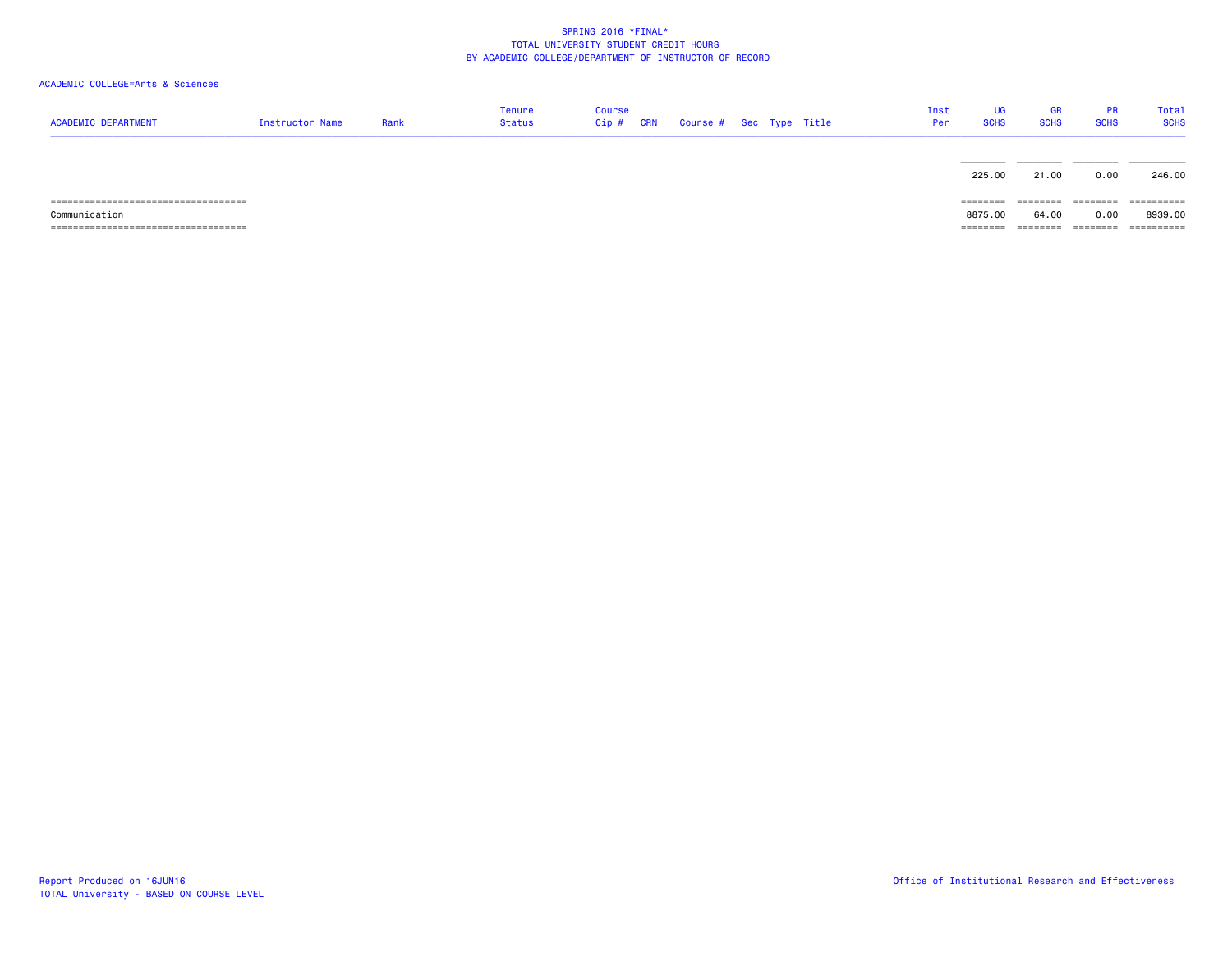SPRING 2016 *FINAL*
TOTAL UNIVERSITY STUDENT CREDIT HOURS
BY ACADEMIC COLLEGE/DEPARTMENT OF INSTRUCTOR OF RECORD

ACADEMIC COLLEGE=Arts & Sciences

| ACADEMIC DEPARTMENT | Instructor Name | Rank | Tenure Status | Course Cip # | CRN | Course # | Sec | Type | Title | Inst Per | UG SCHS | GR SCHS | PR SCHS | Total SCHS |
|---|---|---|---|---|---|---|---|---|---|---|---|---|---|---|
| | | | | | | | | | | | 225.00 | 21.00 | 0.00 | 246.00 |
| Communication | | | | | | | | | | | 8875.00 | 64.00 | 0.00 | 8939.00 |

Report Produced on 16JUN16
TOTAL University - BASED ON COURSE LEVEL

Office of Institutional Research and Effectiveness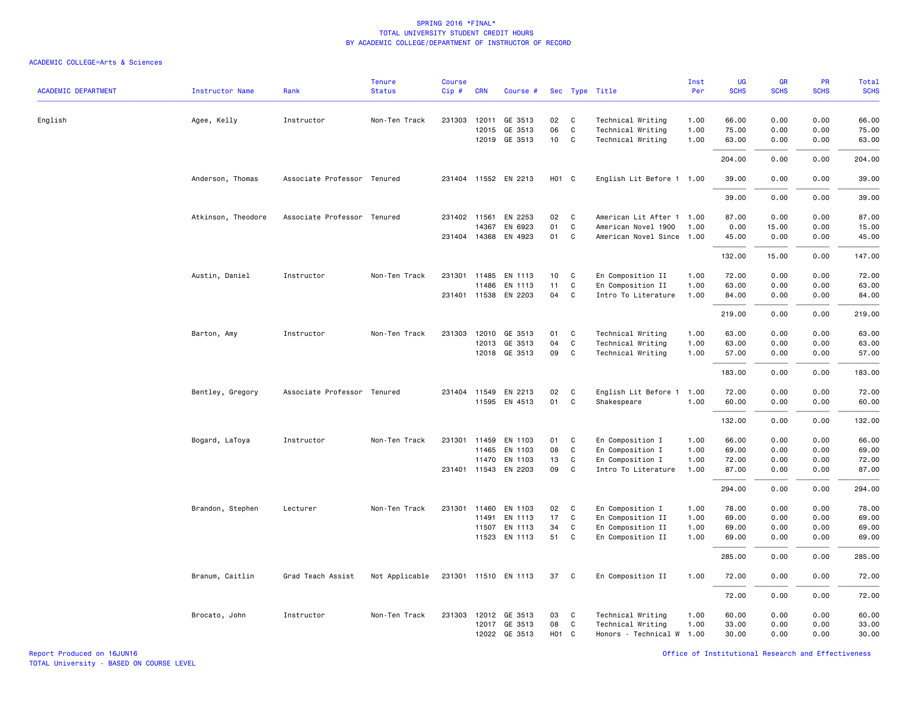# SPRING 2016 *FINAL*
## TOTAL UNIVERSITY STUDENT CREDIT HOURS
## BY ACADEMIC COLLEGE/DEPARTMENT OF INSTRUCTOR OF RECORD

ACADEMIC COLLEGE=Arts & Sciences

| ACADEMIC DEPARTMENT | Instructor Name | Rank | Tenure Status | Course Cip # | CRN | Course # | Sec | Type | Title | Inst Per | UG SCHS | GR SCHS | PR SCHS | Total SCHS |
|---|---|---|---|---|---|---|---|---|---|---|---|---|---|---|
| English | Agee, Kelly | Instructor | Non-Ten Track | 231303 | 12011 | GE 3513 | 02 | C | Technical Writing | 1.00 | 66.00 | 0.00 | 0.00 | 66.00 |
| | | | | | 12015 | GE 3513 | 06 | C | Technical Writing | 1.00 | 75.00 | 0.00 | 0.00 | 75.00 |
| | | | | | 12019 | GE 3513 | 10 | C | Technical Writing | 1.00 | 63.00 | 0.00 | 0.00 | 63.00 |
| | | | | | | | | | | | 204.00 | 0.00 | 0.00 | 204.00 |
| | Anderson, Thomas | Associate Professor | Tenured | 231404 | 11552 | EN 2213 | H01 | C | English Lit Before 1 | 1.00 | 39.00 | 0.00 | 0.00 | 39.00 |
| | | | | | | | | | | | 39.00 | 0.00 | 0.00 | 39.00 |
| | Atkinson, Theodore | Associate Professor | Tenured | 231402 | 11561 | EN 2253 | 02 | C | American Lit After 1 | 1.00 | 87.00 | 0.00 | 0.00 | 87.00 |
| | | | | | 14367 | EN 6923 | 01 | C | American Novel 1900 | 1.00 | 0.00 | 15.00 | 0.00 | 15.00 |
| | | | | 231404 | 14368 | EN 4923 | 01 | C | American Novel Since | 1.00 | 45.00 | 0.00 | 0.00 | 45.00 |
| | | | | | | | | | | | 132.00 | 15.00 | 0.00 | 147.00 |
| | Austin, Daniel | Instructor | Non-Ten Track | 231301 | 11485 | EN 1113 | 10 | C | En Composition II | 1.00 | 72.00 | 0.00 | 0.00 | 72.00 |
| | | | | | 11486 | EN 1113 | 11 | C | En Composition II | 1.00 | 63.00 | 0.00 | 0.00 | 63.00 |
| | | | | 231401 | 11538 | EN 2203 | 04 | C | Intro To Literature | 1.00 | 84.00 | 0.00 | 0.00 | 84.00 |
| | | | | | | | | | | | 219.00 | 0.00 | 0.00 | 219.00 |
| | Barton, Amy | Instructor | Non-Ten Track | 231303 | 12010 | GE 3513 | 01 | C | Technical Writing | 1.00 | 63.00 | 0.00 | 0.00 | 63.00 |
| | | | | | 12013 | GE 3513 | 04 | C | Technical Writing | 1.00 | 63.00 | 0.00 | 0.00 | 63.00 |
| | | | | | 12018 | GE 3513 | 09 | C | Technical Writing | 1.00 | 57.00 | 0.00 | 0.00 | 57.00 |
| | | | | | | | | | | | 183.00 | 0.00 | 0.00 | 183.00 |
| | Bentley, Gregory | Associate Professor | Tenured | 231404 | 11549 | EN 2213 | 02 | C | English Lit Before 1 | 1.00 | 72.00 | 0.00 | 0.00 | 72.00 |
| | | | | | 11595 | EN 4513 | 01 | C | Shakespeare | 1.00 | 60.00 | 0.00 | 0.00 | 60.00 |
| | | | | | | | | | | | 132.00 | 0.00 | 0.00 | 132.00 |
| | Bogard, LaToya | Instructor | Non-Ten Track | 231301 | 11459 | EN 1103 | 01 | C | En Composition I | 1.00 | 66.00 | 0.00 | 0.00 | 66.00 |
| | | | | | 11465 | EN 1103 | 08 | C | En Composition I | 1.00 | 69.00 | 0.00 | 0.00 | 69.00 |
| | | | | | 11470 | EN 1103 | 13 | C | En Composition I | 1.00 | 72.00 | 0.00 | 0.00 | 72.00 |
| | | | | 231401 | 11543 | EN 2203 | 09 | C | Intro To Literature | 1.00 | 87.00 | 0.00 | 0.00 | 87.00 |
| | | | | | | | | | | | 294.00 | 0.00 | 0.00 | 294.00 |
| | Brandon, Stephen | Lecturer | Non-Ten Track | 231301 | 11460 | EN 1103 | 02 | C | En Composition I | 1.00 | 78.00 | 0.00 | 0.00 | 78.00 |
| | | | | | 11491 | EN 1113 | 17 | C | En Composition II | 1.00 | 69.00 | 0.00 | 0.00 | 69.00 |
| | | | | | 11507 | EN 1113 | 34 | C | En Composition II | 1.00 | 69.00 | 0.00 | 0.00 | 69.00 |
| | | | | | 11523 | EN 1113 | 51 | C | En Composition II | 1.00 | 69.00 | 0.00 | 0.00 | 69.00 |
| | | | | | | | | | | | 285.00 | 0.00 | 0.00 | 285.00 |
| | Branum, Caitlin | Grad Teach Assist | Not Applicable | 231301 | 11510 | EN 1113 | 37 | C | En Composition II | 1.00 | 72.00 | 0.00 | 0.00 | 72.00 |
| | | | | | | | | | | | 72.00 | 0.00 | 0.00 | 72.00 |
| | Brocato, John | Instructor | Non-Ten Track | 231303 | 12012 | GE 3513 | 03 | C | Technical Writing | 1.00 | 60.00 | 0.00 | 0.00 | 60.00 |
| | | | | | 12017 | GE 3513 | 08 | C | Technical Writing | 1.00 | 33.00 | 0.00 | 0.00 | 33.00 |
| | | | | | 12022 | GE 3513 | H01 | C | Honors - Technical W | 1.00 | 30.00 | 0.00 | 0.00 | 30.00 |

Report Produced on 16JUN16
TOTAL University - BASED ON COURSE LEVEL

Office of Institutional Research and Effectiveness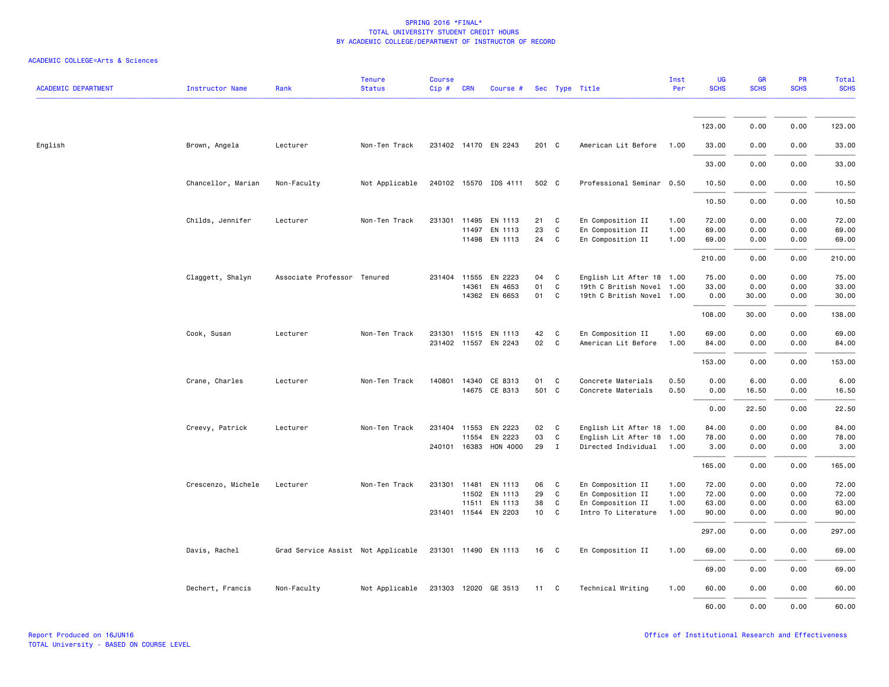SPRING 2016 *FINAL*
TOTAL UNIVERSITY STUDENT CREDIT HOURS
BY ACADEMIC COLLEGE/DEPARTMENT OF INSTRUCTOR OF RECORD

ACADEMIC COLLEGE=Arts & Sciences

| ACADEMIC DEPARTMENT | Instructor Name | Rank | Tenure Status | Course Cip # | CRN | Course # | Sec | Type | Title | Inst Per | UG SCHS | GR SCHS | PR SCHS | Total SCHS |
|---|---|---|---|---|---|---|---|---|---|---|---|---|---|---|
| | | | | | | | | | | | 123.00 | 0.00 | 0.00 | 123.00 |
| English | Brown, Angela | Lecturer | Non-Ten Track | 231402 | 14170 | EN 2243 | 201 | C | American Lit Before | 1.00 | 33.00 | 0.00 | 0.00 | 33.00 |
| | | | | | | | | | | | 33.00 | 0.00 | 0.00 | 33.00 |
| | Chancellor, Marian | Non-Faculty | Not Applicable | 240102 | 15570 | IDS 4111 | 502 | C | Professional Seminar | 0.50 | 10.50 | 0.00 | 0.00 | 10.50 |
| | | | | | | | | | | | 10.50 | 0.00 | 0.00 | 10.50 |
| | Childs, Jennifer | Lecturer | Non-Ten Track | 231301 | 11495 | EN 1113 | 21 | C | En Composition II | 1.00 | 72.00 | 0.00 | 0.00 | 72.00 |
| | | | | | 11497 | EN 1113 | 23 | C | En Composition II | 1.00 | 69.00 | 0.00 | 0.00 | 69.00 |
| | | | | | 11498 | EN 1113 | 24 | C | En Composition II | 1.00 | 69.00 | 0.00 | 0.00 | 69.00 |
| | | | | | | | | | | | 210.00 | 0.00 | 0.00 | 210.00 |
| | Claggett, Shalyn | Associate Professor | Tenured | 231404 | 11555 | EN 2223 | 04 | C | English Lit After 18 | 1.00 | 75.00 | 0.00 | 0.00 | 75.00 |
| | | | | | 14361 | EN 4653 | 01 | C | 19th C British Novel | 1.00 | 33.00 | 0.00 | 0.00 | 33.00 |
| | | | | | 14362 | EN 6653 | 01 | C | 19th C British Novel | 1.00 | 0.00 | 30.00 | 0.00 | 30.00 |
| | | | | | | | | | | | 108.00 | 30.00 | 0.00 | 138.00 |
| | Cook, Susan | Lecturer | Non-Ten Track | 231301 | 11515 | EN 1113 | 42 | C | En Composition II | 1.00 | 69.00 | 0.00 | 0.00 | 69.00 |
| | | | | 231402 | 11557 | EN 2243 | 02 | C | American Lit Before | 1.00 | 84.00 | 0.00 | 0.00 | 84.00 |
| | | | | | | | | | | | 153.00 | 0.00 | 0.00 | 153.00 |
| | Crane, Charles | Lecturer | Non-Ten Track | 140801 | 14340 | CE 8313 | 01 | C | Concrete Materials | 0.50 | 0.00 | 6.00 | 0.00 | 6.00 |
| | | | | | 14675 | CE 8313 | 501 | C | Concrete Materials | 0.50 | 0.00 | 16.50 | 0.00 | 16.50 |
| | | | | | | | | | | | 0.00 | 22.50 | 0.00 | 22.50 |
| | Creevy, Patrick | Lecturer | Non-Ten Track | 231404 | 11553 | EN 2223 | 02 | C | English Lit After 18 | 1.00 | 84.00 | 0.00 | 0.00 | 84.00 |
| | | | | | 11554 | EN 2223 | 03 | C | English Lit After 18 | 1.00 | 78.00 | 0.00 | 0.00 | 78.00 |
| | | | | 240101 | 16383 | HON 4000 | 29 | I | Directed Individual | 1.00 | 3.00 | 0.00 | 0.00 | 3.00 |
| | | | | | | | | | | | 165.00 | 0.00 | 0.00 | 165.00 |
| | Crescenzo, Michele | Lecturer | Non-Ten Track | 231301 | 11481 | EN 1113 | 06 | C | En Composition II | 1.00 | 72.00 | 0.00 | 0.00 | 72.00 |
| | | | | | 11502 | EN 1113 | 29 | C | En Composition II | 1.00 | 72.00 | 0.00 | 0.00 | 72.00 |
| | | | | | 11511 | EN 1113 | 38 | C | En Composition II | 1.00 | 63.00 | 0.00 | 0.00 | 63.00 |
| | | | | 231401 | 11544 | EN 2203 | 10 | C | Intro To Literature | 1.00 | 90.00 | 0.00 | 0.00 | 90.00 |
| | | | | | | | | | | | 297.00 | 0.00 | 0.00 | 297.00 |
| | Davis, Rachel | Grad Service Assist | Not Applicable | 231301 | 11490 | EN 1113 | 16 | C | En Composition II | 1.00 | 69.00 | 0.00 | 0.00 | 69.00 |
| | | | | | | | | | | | 69.00 | 0.00 | 0.00 | 69.00 |
| | Dechert, Francis | Non-Faculty | Not Applicable | 231303 | 12020 | GE 3513 | 11 | C | Technical Writing | 1.00 | 60.00 | 0.00 | 0.00 | 60.00 |
| | | | | | | | | | | | 60.00 | 0.00 | 0.00 | 60.00 |

Report Produced on 16JUN16
TOTAL University - BASED ON COURSE LEVEL
Office of Institutional Research and Effectiveness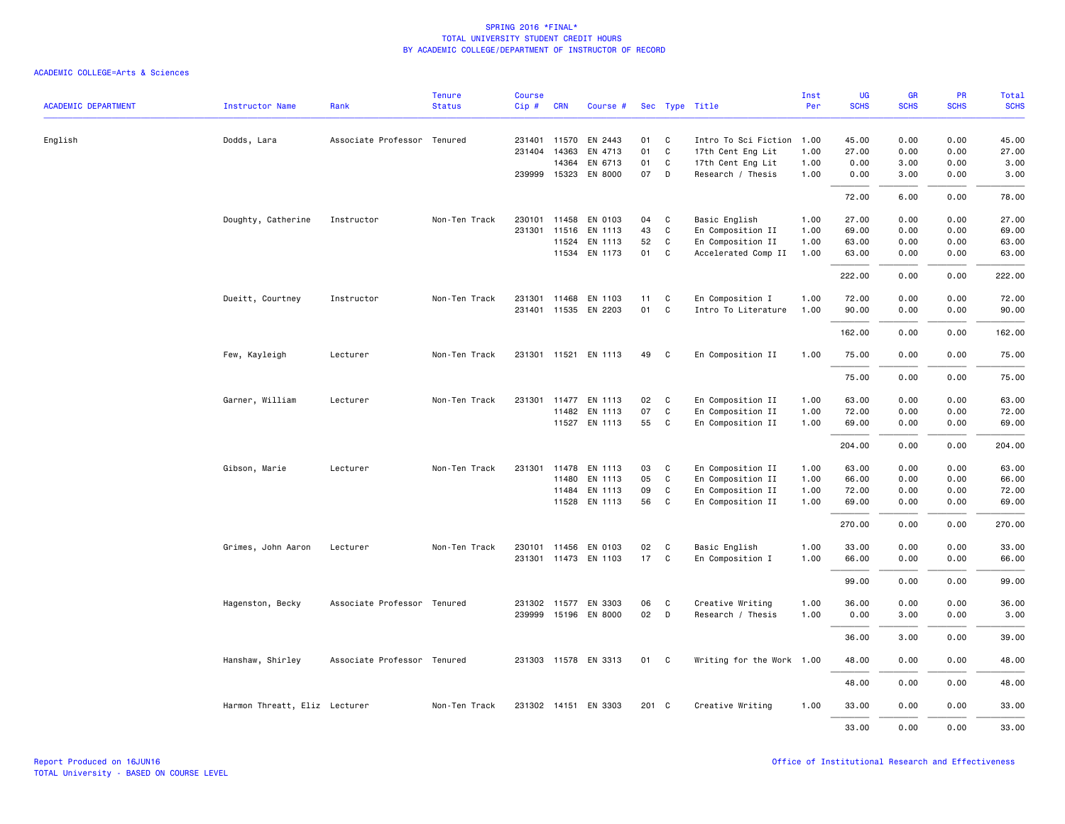SPRING 2016 *FINAL*
TOTAL UNIVERSITY STUDENT CREDIT HOURS
BY ACADEMIC COLLEGE/DEPARTMENT OF INSTRUCTOR OF RECORD

ACADEMIC COLLEGE=Arts & Sciences

| ACADEMIC DEPARTMENT | Instructor Name | Rank | Tenure Status | Course Cip # | CRN | Course # | Sec | Type | Title | Inst Per | UG SCHS | GR SCHS | PR SCHS | Total SCHS |
|---|---|---|---|---|---|---|---|---|---|---|---|---|---|---|
| English | Dodds, Lara | Associate Professor | Tenured | 231401 | 11570 | EN 2443 | 01 | C | Intro To Sci Fiction | 1.00 | 45.00 | 0.00 | 0.00 | 45.00 |
| | | | | 231404 | 14363 | EN 4713 | 01 | C | 17th Cent Eng Lit | 1.00 | 27.00 | 0.00 | 0.00 | 27.00 |
| | | | | | 14364 | EN 6713 | 01 | C | 17th Cent Eng Lit | 1.00 | 0.00 | 3.00 | 0.00 | 3.00 |
| | | | | 239999 | 15323 | EN 8000 | 07 | D | Research / Thesis | 1.00 | 0.00 | 3.00 | 0.00 | 3.00 |
| | | | | | | | | | | | 72.00 | 6.00 | 0.00 | 78.00 |
| | Doughty, Catherine | Instructor | Non-Ten Track | 230101 | 11458 | EN 0103 | 04 | C | Basic English | 1.00 | 27.00 | 0.00 | 0.00 | 27.00 |
| | | | | 231301 | 11516 | EN 1113 | 43 | C | En Composition II | 1.00 | 69.00 | 0.00 | 0.00 | 69.00 |
| | | | | | 11524 | EN 1113 | 52 | C | En Composition II | 1.00 | 63.00 | 0.00 | 0.00 | 63.00 |
| | | | | | 11534 | EN 1173 | 01 | C | Accelerated Comp II | 1.00 | 63.00 | 0.00 | 0.00 | 63.00 |
| | | | | | | | | | | | 222.00 | 0.00 | 0.00 | 222.00 |
| | Dueitt, Courtney | Instructor | Non-Ten Track | 231301 | 11468 | EN 1103 | 11 | C | En Composition I | 1.00 | 72.00 | 0.00 | 0.00 | 72.00 |
| | | | | 231401 | 11535 | EN 2203 | 01 | C | Intro To Literature | 1.00 | 90.00 | 0.00 | 0.00 | 90.00 |
| | | | | | | | | | | | 162.00 | 0.00 | 0.00 | 162.00 |
| | Few, Kayleigh | Lecturer | Non-Ten Track | 231301 | 11521 | EN 1113 | 49 | C | En Composition II | 1.00 | 75.00 | 0.00 | 0.00 | 75.00 |
| | | | | | | | | | | | 75.00 | 0.00 | 0.00 | 75.00 |
| | Garner, William | Lecturer | Non-Ten Track | 231301 | 11477 | EN 1113 | 02 | C | En Composition II | 1.00 | 63.00 | 0.00 | 0.00 | 63.00 |
| | | | | | 11482 | EN 1113 | 07 | C | En Composition II | 1.00 | 72.00 | 0.00 | 0.00 | 72.00 |
| | | | | | 11527 | EN 1113 | 55 | C | En Composition II | 1.00 | 69.00 | 0.00 | 0.00 | 69.00 |
| | | | | | | | | | | | 204.00 | 0.00 | 0.00 | 204.00 |
| | Gibson, Marie | Lecturer | Non-Ten Track | 231301 | 11478 | EN 1113 | 03 | C | En Composition II | 1.00 | 63.00 | 0.00 | 0.00 | 63.00 |
| | | | | | 11480 | EN 1113 | 05 | C | En Composition II | 1.00 | 66.00 | 0.00 | 0.00 | 66.00 |
| | | | | | 11484 | EN 1113 | 09 | C | En Composition II | 1.00 | 72.00 | 0.00 | 0.00 | 72.00 |
| | | | | | 11528 | EN 1113 | 56 | C | En Composition II | 1.00 | 69.00 | 0.00 | 0.00 | 69.00 |
| | | | | | | | | | | | 270.00 | 0.00 | 0.00 | 270.00 |
| | Grimes, John Aaron | Lecturer | Non-Ten Track | 230101 | 11456 | EN 0103 | 02 | C | Basic English | 1.00 | 33.00 | 0.00 | 0.00 | 33.00 |
| | | | | 231301 | 11473 | EN 1103 | 17 | C | En Composition I | 1.00 | 66.00 | 0.00 | 0.00 | 66.00 |
| | | | | | | | | | | | 99.00 | 0.00 | 0.00 | 99.00 |
| | Hagenston, Becky | Associate Professor | Tenured | 231302 | 11577 | EN 3303 | 06 | C | Creative Writing | 1.00 | 36.00 | 0.00 | 0.00 | 36.00 |
| | | | | 239999 | 15196 | EN 8000 | 02 | D | Research / Thesis | 1.00 | 0.00 | 3.00 | 0.00 | 3.00 |
| | | | | | | | | | | | 36.00 | 3.00 | 0.00 | 39.00 |
| | Hanshaw, Shirley | Associate Professor | Tenured | 231303 | 11578 | EN 3313 | 01 | C | Writing for the Work | 1.00 | 48.00 | 0.00 | 0.00 | 48.00 |
| | | | | | | | | | | | 48.00 | 0.00 | 0.00 | 48.00 |
| | Harmon Threatt, Eliz | Lecturer | Non-Ten Track | 231302 | 14151 | EN 3303 | 201 | C | Creative Writing | 1.00 | 33.00 | 0.00 | 0.00 | 33.00 |
| | | | | | | | | | | | 33.00 | 0.00 | 0.00 | 33.00 |

Report Produced on 16JUN16
TOTAL University - BASED ON COURSE LEVEL

Office of Institutional Research and Effectiveness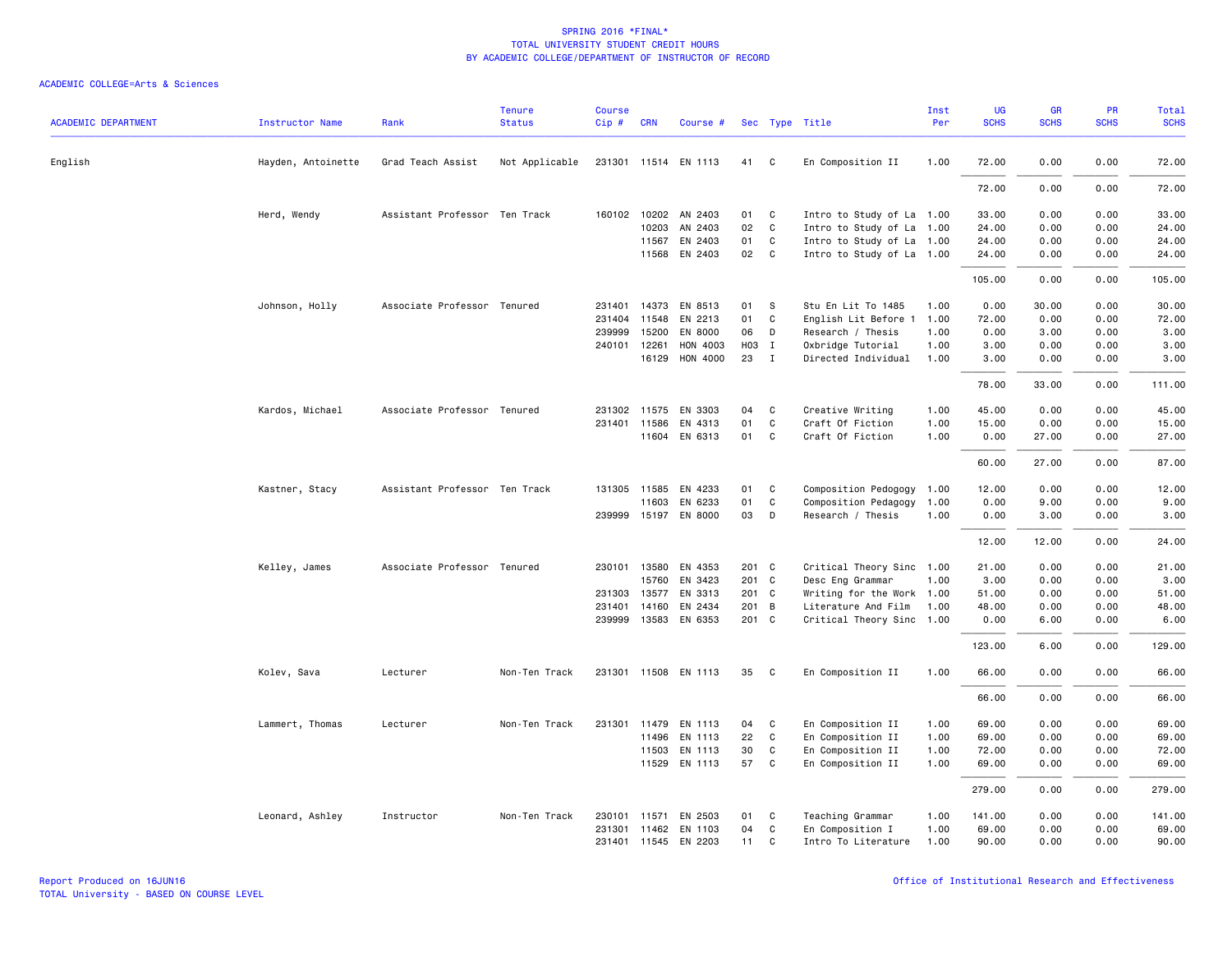SPRING 2016 *FINAL*
TOTAL UNIVERSITY STUDENT CREDIT HOURS
BY ACADEMIC COLLEGE/DEPARTMENT OF INSTRUCTOR OF RECORD

ACADEMIC COLLEGE=Arts & Sciences

| ACADEMIC DEPARTMENT | Instructor Name | Rank | Tenure Status | Course Cip # | CRN | Course # | Sec | Type | Title | Inst Per | UG SCHS | GR SCHS | PR SCHS | Total SCHS |
|---|---|---|---|---|---|---|---|---|---|---|---|---|---|---|
| English | Hayden, Antoinette | Grad Teach Assist | Not Applicable | 231301 | 11514 | EN 1113 | 41 | C | En Composition II | 1.00 | 72.00 | 0.00 | 0.00 | 72.00 |
| | | | | | | | | | | | 72.00 | 0.00 | 0.00 | 72.00 |
| | Herd, Wendy | Assistant Professor | Ten Track | 160102 | 10202 | AN 2403 | 01 | C | Intro to Study of La | 1.00 | 33.00 | 0.00 | 0.00 | 33.00 |
| | | | | | 10203 | AN 2403 | 02 | C | Intro to Study of La | 1.00 | 24.00 | 0.00 | 0.00 | 24.00 |
| | | | | | 11567 | EN 2403 | 01 | C | Intro to Study of La | 1.00 | 24.00 | 0.00 | 0.00 | 24.00 |
| | | | | | 11568 | EN 2403 | 02 | C | Intro to Study of La | 1.00 | 24.00 | 0.00 | 0.00 | 24.00 |
| | | | | | | | | | | | 105.00 | 0.00 | 0.00 | 105.00 |
| | Johnson, Holly | Associate Professor | Tenured | 231401 | 14373 | EN 8513 | 01 | S | Stu En Lit To 1485 | 1.00 | 0.00 | 30.00 | 0.00 | 30.00 |
| | | | | 231404 | 11548 | EN 2213 | 01 | C | English Lit Before 1 | 1.00 | 72.00 | 0.00 | 0.00 | 72.00 |
| | | | | 239999 | 15200 | EN 8000 | 06 | D | Research / Thesis | 1.00 | 0.00 | 3.00 | 0.00 | 3.00 |
| | | | | 240101 | 12261 | HON 4003 | H03 | I | Oxbridge Tutorial | 1.00 | 3.00 | 0.00 | 0.00 | 3.00 |
| | | | | | 16129 | HON 4000 | 23 | I | Directed Individual | 1.00 | 3.00 | 0.00 | 0.00 | 3.00 |
| | | | | | | | | | | | 78.00 | 33.00 | 0.00 | 111.00 |
| | Kardos, Michael | Associate Professor | Tenured | 231302 | 11575 | EN 3303 | 04 | C | Creative Writing | 1.00 | 45.00 | 0.00 | 0.00 | 45.00 |
| | | | | 231401 | 11586 | EN 4313 | 01 | C | Craft Of Fiction | 1.00 | 15.00 | 0.00 | 0.00 | 15.00 |
| | | | | | 11604 | EN 6313 | 01 | C | Craft Of Fiction | 1.00 | 0.00 | 27.00 | 0.00 | 27.00 |
| | | | | | | | | | | | 60.00 | 27.00 | 0.00 | 87.00 |
| | Kastner, Stacy | Assistant Professor | Ten Track | 131305 | 11585 | EN 4233 | 01 | C | Composition Pedogogy | 1.00 | 12.00 | 0.00 | 0.00 | 12.00 |
| | | | | | 11603 | EN 6233 | 01 | C | Composition Pedagogy | 1.00 | 0.00 | 9.00 | 0.00 | 9.00 |
| | | | | 239999 | 15197 | EN 8000 | 03 | D | Research / Thesis | 1.00 | 0.00 | 3.00 | 0.00 | 3.00 |
| | | | | | | | | | | | 12.00 | 12.00 | 0.00 | 24.00 |
| | Kelley, James | Associate Professor | Tenured | 230101 | 13580 | EN 4353 | 201 | C | Critical Theory Sinc | 1.00 | 21.00 | 0.00 | 0.00 | 21.00 |
| | | | | | 15760 | EN 3423 | 201 | C | Desc Eng Grammar | 1.00 | 3.00 | 0.00 | 0.00 | 3.00 |
| | | | | 231303 | 13577 | EN 3313 | 201 | C | Writing for the Work | 1.00 | 51.00 | 0.00 | 0.00 | 51.00 |
| | | | | 231401 | 14160 | EN 2434 | 201 | B | Literature And Film | 1.00 | 48.00 | 0.00 | 0.00 | 48.00 |
| | | | | 239999 | 13583 | EN 6353 | 201 | C | Critical Theory Sinc | 1.00 | 0.00 | 6.00 | 0.00 | 6.00 |
| | | | | | | | | | | | 123.00 | 6.00 | 0.00 | 129.00 |
| | Kolev, Sava | Lecturer | Non-Ten Track | 231301 | 11508 | EN 1113 | 35 | C | En Composition II | 1.00 | 66.00 | 0.00 | 0.00 | 66.00 |
| | | | | | | | | | | | 66.00 | 0.00 | 0.00 | 66.00 |
| | Lammert, Thomas | Lecturer | Non-Ten Track | 231301 | 11479 | EN 1113 | 04 | C | En Composition II | 1.00 | 69.00 | 0.00 | 0.00 | 69.00 |
| | | | | | 11496 | EN 1113 | 22 | C | En Composition II | 1.00 | 69.00 | 0.00 | 0.00 | 69.00 |
| | | | | | 11503 | EN 1113 | 30 | C | En Composition II | 1.00 | 72.00 | 0.00 | 0.00 | 72.00 |
| | | | | | 11529 | EN 1113 | 57 | C | En Composition II | 1.00 | 69.00 | 0.00 | 0.00 | 69.00 |
| | | | | | | | | | | | 279.00 | 0.00 | 0.00 | 279.00 |
| | Leonard, Ashley | Instructor | Non-Ten Track | 230101 | 11571 | EN 2503 | 01 | C | Teaching Grammar | 1.00 | 141.00 | 0.00 | 0.00 | 141.00 |
| | | | | 231301 | 11462 | EN 1103 | 04 | C | En Composition I | 1.00 | 69.00 | 0.00 | 0.00 | 69.00 |
| | | | | 231401 | 11545 | EN 2203 | 11 | C | Intro To Literature | 1.00 | 90.00 | 0.00 | 0.00 | 90.00 |

Report Produced on 16JUN16
TOTAL University - BASED ON COURSE LEVEL

Office of Institutional Research and Effectiveness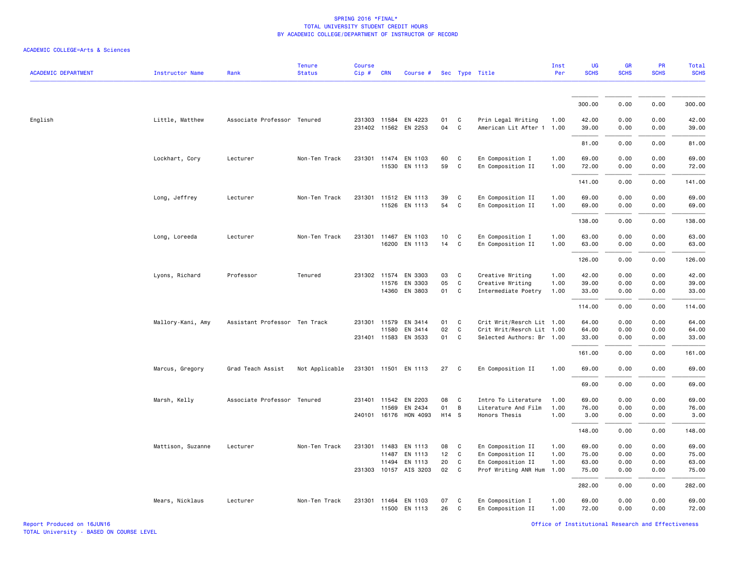SPRING 2016 *FINAL*
TOTAL UNIVERSITY STUDENT CREDIT HOURS
BY ACADEMIC COLLEGE/DEPARTMENT OF INSTRUCTOR OF RECORD

ACADEMIC COLLEGE=Arts & Sciences

| ACADEMIC DEPARTMENT | Instructor Name | Rank | Tenure Status | Course Cip # | CRN | Course # | Sec | Type | Title | Inst Per | UG SCHS | GR SCHS | PR SCHS | Total SCHS |
|---|---|---|---|---|---|---|---|---|---|---|---|---|---|---|
| | | | | | | | | | | | 300.00 | 0.00 | 0.00 | 300.00 |
| English | Little, Matthew | Associate Professor | Tenured | 231303 | 11584 | EN 4223 | 01 | C | Prin Legal Writing | 1.00 | 42.00 | 0.00 | 0.00 | 42.00 |
| | | | | 231402 | 11562 | EN 2253 | 04 | C | American Lit After 1 | 1.00 | 39.00 | 0.00 | 0.00 | 39.00 |
| | | | | | | | | | | | 81.00 | 0.00 | 0.00 | 81.00 |
| | Lockhart, Cory | Lecturer | Non-Ten Track | 231301 | 11474 | EN 1103 | 60 | C | En Composition I | 1.00 | 69.00 | 0.00 | 0.00 | 69.00 |
| | | | | | 11530 | EN 1113 | 59 | C | En Composition II | 1.00 | 72.00 | 0.00 | 0.00 | 72.00 |
| | | | | | | | | | | | 141.00 | 0.00 | 0.00 | 141.00 |
| | Long, Jeffrey | Lecturer | Non-Ten Track | 231301 | 11512 | EN 1113 | 39 | C | En Composition II | 1.00 | 69.00 | 0.00 | 0.00 | 69.00 |
| | | | | | 11526 | EN 1113 | 54 | C | En Composition II | 1.00 | 69.00 | 0.00 | 0.00 | 69.00 |
| | | | | | | | | | | | 138.00 | 0.00 | 0.00 | 138.00 |
| | Long, Loreeda | Lecturer | Non-Ten Track | 231301 | 11467 | EN 1103 | 10 | C | En Composition I | 1.00 | 63.00 | 0.00 | 0.00 | 63.00 |
| | | | | | 16200 | EN 1113 | 14 | C | En Composition II | 1.00 | 63.00 | 0.00 | 0.00 | 63.00 |
| | | | | | | | | | | | 126.00 | 0.00 | 0.00 | 126.00 |
| | Lyons, Richard | Professor | Tenured | 231302 | 11574 | EN 3303 | 03 | C | Creative Writing | 1.00 | 42.00 | 0.00 | 0.00 | 42.00 |
| | | | | | 11576 | EN 3303 | 05 | C | Creative Writing | 1.00 | 39.00 | 0.00 | 0.00 | 39.00 |
| | | | | | 14360 | EN 3803 | 01 | C | Intermediate Poetry | 1.00 | 33.00 | 0.00 | 0.00 | 33.00 |
| | | | | | | | | | | | 114.00 | 0.00 | 0.00 | 114.00 |
| | Mallory-Kani, Amy | Assistant Professor | Ten Track | 231301 | 11579 | EN 3414 | 01 | C | Crit Writ/Resrch Lit | 1.00 | 64.00 | 0.00 | 0.00 | 64.00 |
| | | | | | 11580 | EN 3414 | 02 | C | Crit Writ/Resrch Lit | 1.00 | 64.00 | 0.00 | 0.00 | 64.00 |
| | | | | 231401 | 11583 | EN 3533 | 01 | C | Selected Authors: Br | 1.00 | 33.00 | 0.00 | 0.00 | 33.00 |
| | | | | | | | | | | | 161.00 | 0.00 | 0.00 | 161.00 |
| | Marcus, Gregory | Grad Teach Assist | Not Applicable | 231301 | 11501 | EN 1113 | 27 | C | En Composition II | 1.00 | 69.00 | 0.00 | 0.00 | 69.00 |
| | | | | | | | | | | | 69.00 | 0.00 | 0.00 | 69.00 |
| | Marsh, Kelly | Associate Professor | Tenured | 231401 | 11542 | EN 2203 | 08 | C | Intro To Literature | 1.00 | 69.00 | 0.00 | 0.00 | 69.00 |
| | | | | | 11569 | EN 2434 | 01 | B | Literature And Film | 1.00 | 76.00 | 0.00 | 0.00 | 76.00 |
| | | | | 240101 | 16176 | HON 4093 | H14 | S | Honors Thesis | 1.00 | 3.00 | 0.00 | 0.00 | 3.00 |
| | | | | | | | | | | | 148.00 | 0.00 | 0.00 | 148.00 |
| | Mattison, Suzanne | Lecturer | Non-Ten Track | 231301 | 11483 | EN 1113 | 08 | C | En Composition II | 1.00 | 69.00 | 0.00 | 0.00 | 69.00 |
| | | | | | 11487 | EN 1113 | 12 | C | En Composition II | 1.00 | 75.00 | 0.00 | 0.00 | 75.00 |
| | | | | | 11494 | EN 1113 | 20 | C | En Composition II | 1.00 | 63.00 | 0.00 | 0.00 | 63.00 |
| | | | | 231303 | 10157 | AIS 3203 | 02 | C | Prof Writing ANR Hum | 1.00 | 75.00 | 0.00 | 0.00 | 75.00 |
| | | | | | | | | | | | 282.00 | 0.00 | 0.00 | 282.00 |
| | Mears, Nicklaus | Lecturer | Non-Ten Track | 231301 | 11464 | EN 1103 | 07 | C | En Composition I | 1.00 | 69.00 | 0.00 | 0.00 | 69.00 |
| | | | | | 11500 | EN 1113 | 26 | C | En Composition II | 1.00 | 72.00 | 0.00 | 0.00 | 72.00 |

Report Produced on 16JUN16
TOTAL University - BASED ON COURSE LEVEL
Office of Institutional Research and Effectiveness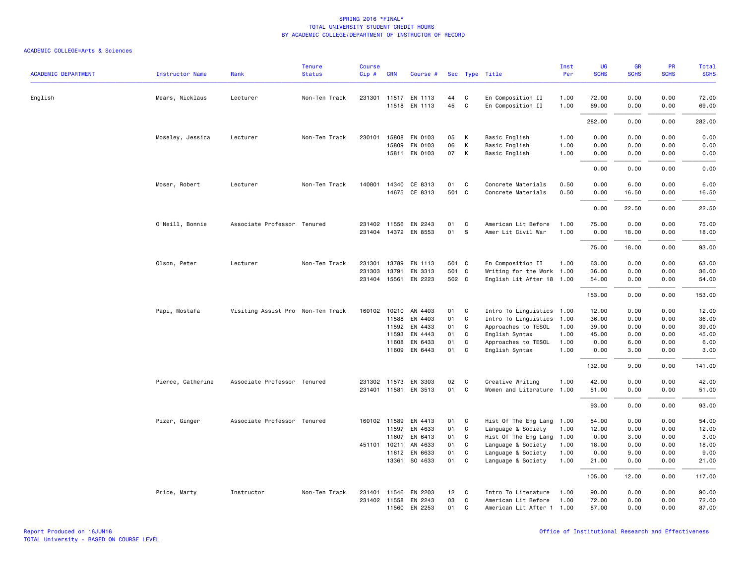SPRING 2016 *FINAL*
TOTAL UNIVERSITY STUDENT CREDIT HOURS
BY ACADEMIC COLLEGE/DEPARTMENT OF INSTRUCTOR OF RECORD

ACADEMIC COLLEGE=Arts & Sciences

| ACADEMIC DEPARTMENT | Instructor Name | Rank | Tenure Status | Course Cip # | CRN | Course # | Sec | Type | Title | Inst Per | UG SCHS | GR SCHS | PR SCHS | Total SCHS |
|---|---|---|---|---|---|---|---|---|---|---|---|---|---|---|
| English | Mears, Nicklaus | Lecturer | Non-Ten Track | 231301 | 11517 | EN 1113 | 44 | C | En Composition II | 1.00 | 72.00 | 0.00 | 0.00 | 72.00 |
| | | | | | 11518 | EN 1113 | 45 | C | En Composition II | 1.00 | 69.00 | 0.00 | 0.00 | 69.00 |
| | | | | | | | | | | | 282.00 | 0.00 | 0.00 | 282.00 |
| | Moseley, Jessica | Lecturer | Non-Ten Track | 230101 | 15808 | EN 0103 | 05 | K | Basic English | 1.00 | 0.00 | 0.00 | 0.00 | 0.00 |
| | | | | | 15809 | EN 0103 | 06 | K | Basic English | 1.00 | 0.00 | 0.00 | 0.00 | 0.00 |
| | | | | | 15811 | EN 0103 | 07 | K | Basic English | 1.00 | 0.00 | 0.00 | 0.00 | 0.00 |
| | | | | | | | | | | | 0.00 | 0.00 | 0.00 | 0.00 |
| | Moser, Robert | Lecturer | Non-Ten Track | 140801 | 14340 | CE 8313 | 01 | C | Concrete Materials | 0.50 | 0.00 | 6.00 | 0.00 | 6.00 |
| | | | | | 14675 | CE 8313 | 501 | C | Concrete Materials | 0.50 | 0.00 | 16.50 | 0.00 | 16.50 |
| | | | | | | | | | | | 0.00 | 22.50 | 0.00 | 22.50 |
| | O'Neill, Bonnie | Associate Professor | Tenured | 231402 | 11556 | EN 2243 | 01 | C | American Lit Before | 1.00 | 75.00 | 0.00 | 0.00 | 75.00 |
| | | | | 231404 | 14372 | EN 8553 | 01 | S | Amer Lit Civil War | 1.00 | 0.00 | 18.00 | 0.00 | 18.00 |
| | | | | | | | | | | | 75.00 | 18.00 | 0.00 | 93.00 |
| | Olson, Peter | Lecturer | Non-Ten Track | 231301 | 13789 | EN 1113 | 501 | C | En Composition II | 1.00 | 63.00 | 0.00 | 0.00 | 63.00 |
| | | | | 231303 | 13791 | EN 3313 | 501 | C | Writing for the Work | 1.00 | 36.00 | 0.00 | 0.00 | 36.00 |
| | | | | 231404 | 15561 | EN 2223 | 502 | C | English Lit After 18 | 1.00 | 54.00 | 0.00 | 0.00 | 54.00 |
| | | | | | | | | | | | 153.00 | 0.00 | 0.00 | 153.00 |
| | Papi, Mostafa | Visiting Assist Pro | Non-Ten Track | 160102 | 10210 | AN 4403 | 01 | C | Intro To Linguistics | 1.00 | 12.00 | 0.00 | 0.00 | 12.00 |
| | | | | | 11588 | EN 4403 | 01 | C | Intro To Linguistics | 1.00 | 36.00 | 0.00 | 0.00 | 36.00 |
| | | | | | 11592 | EN 4433 | 01 | C | Approaches to TESOL | 1.00 | 39.00 | 0.00 | 0.00 | 39.00 |
| | | | | | 11593 | EN 4443 | 01 | C | English Syntax | 1.00 | 45.00 | 0.00 | 0.00 | 45.00 |
| | | | | | 11608 | EN 6433 | 01 | C | Approaches to TESOL | 1.00 | 0.00 | 6.00 | 0.00 | 6.00 |
| | | | | | 11609 | EN 6443 | 01 | C | English Syntax | 1.00 | 0.00 | 3.00 | 0.00 | 3.00 |
| | | | | | | | | | | | 132.00 | 9.00 | 0.00 | 141.00 |
| | Pierce, Catherine | Associate Professor | Tenured | 231302 | 11573 | EN 3303 | 02 | C | Creative Writing | 1.00 | 42.00 | 0.00 | 0.00 | 42.00 |
| | | | | 231401 | 11581 | EN 3513 | 01 | C | Women and Literature | 1.00 | 51.00 | 0.00 | 0.00 | 51.00 |
| | | | | | | | | | | | 93.00 | 0.00 | 0.00 | 93.00 |
| | Pizer, Ginger | Associate Professor | Tenured | 160102 | 11589 | EN 4413 | 01 | C | Hist Of The Eng Lang | 1.00 | 54.00 | 0.00 | 0.00 | 54.00 |
| | | | | | 11597 | EN 4633 | 01 | C | Language & Society | 1.00 | 12.00 | 0.00 | 0.00 | 12.00 |
| | | | | | 11607 | EN 6413 | 01 | C | Hist Of The Eng Lang | 1.00 | 0.00 | 3.00 | 0.00 | 3.00 |
| | | | | 451101 | 10211 | AN 4633 | 01 | C | Language & Society | 1.00 | 18.00 | 0.00 | 0.00 | 18.00 |
| | | | | | 11612 | EN 6633 | 01 | C | Language & Society | 1.00 | 0.00 | 9.00 | 0.00 | 9.00 |
| | | | | | 13361 | SO 4633 | 01 | C | Language & Society | 1.00 | 21.00 | 0.00 | 0.00 | 21.00 |
| | | | | | | | | | | | 105.00 | 12.00 | 0.00 | 117.00 |
| | Price, Marty | Instructor | Non-Ten Track | 231401 | 11546 | EN 2203 | 12 | C | Intro To Literature | 1.00 | 90.00 | 0.00 | 0.00 | 90.00 |
| | | | | 231402 | 11558 | EN 2243 | 03 | C | American Lit Before | 1.00 | 72.00 | 0.00 | 0.00 | 72.00 |
| | | | | | 11560 | EN 2253 | 01 | C | American Lit After 1 | 1.00 | 87.00 | 0.00 | 0.00 | 87.00 |

Report Produced on 16JUN16
TOTAL University - BASED ON COURSE LEVEL
Office of Institutional Research and Effectiveness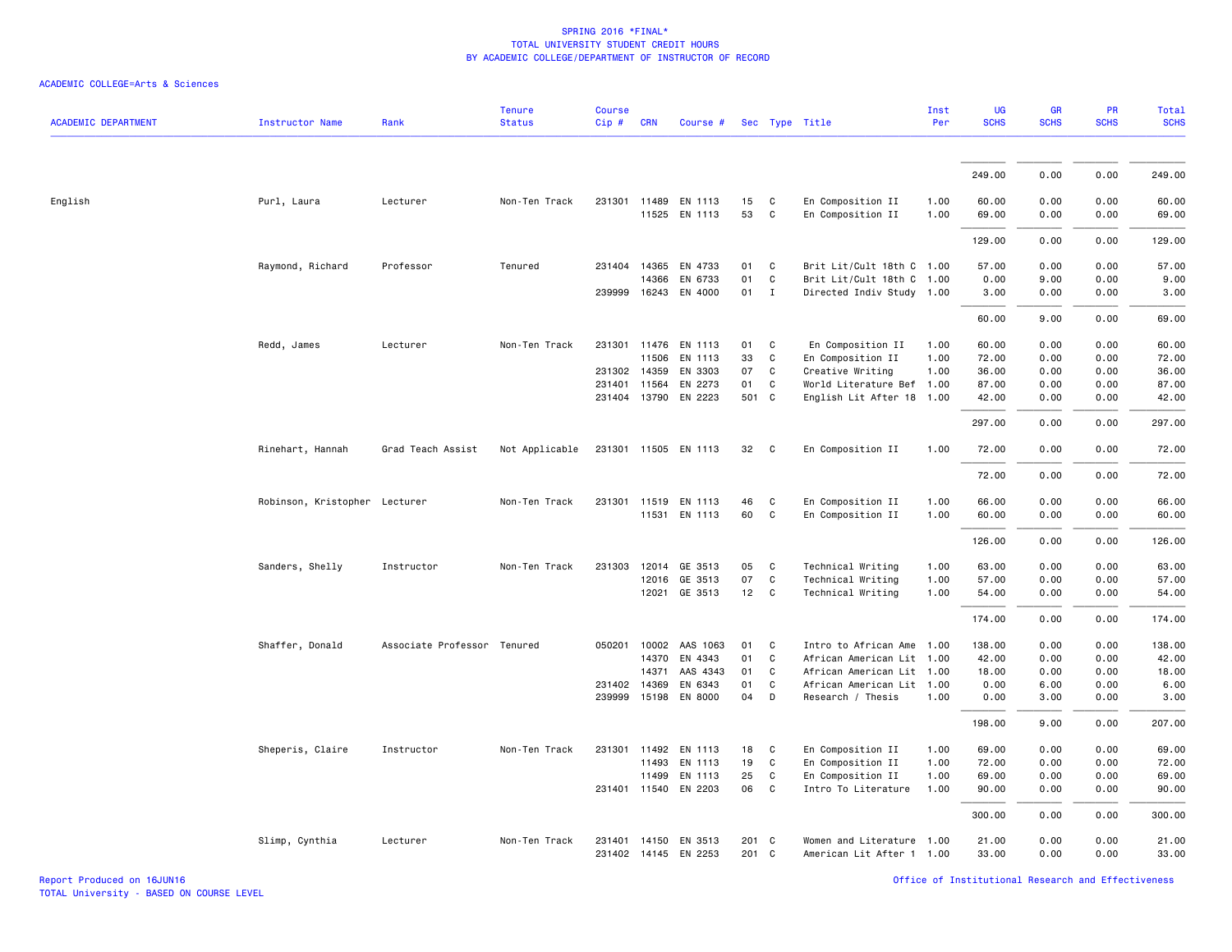SPRING 2016 *FINAL*
TOTAL UNIVERSITY STUDENT CREDIT HOURS
BY ACADEMIC COLLEGE/DEPARTMENT OF INSTRUCTOR OF RECORD

ACADEMIC COLLEGE=Arts & Sciences

| ACADEMIC DEPARTMENT | Instructor Name | Rank | Tenure Status | Course Cip # | CRN | Course # | Sec | Type | Title | Inst Per | UG SCHS | GR SCHS | PR SCHS | Total SCHS |
|---|---|---|---|---|---|---|---|---|---|---|---|---|---|---|
| | | | | | | | | | | | 249.00 | 0.00 | 0.00 | 249.00 |
| English | Purl, Laura | Lecturer | Non-Ten Track | 231301 | 11489 | EN 1113 | 15 | C | En Composition II | 1.00 | 60.00 | 0.00 | 0.00 | 60.00 |
| | | | | | 11525 | EN 1113 | 53 | C | En Composition II | 1.00 | 69.00 | 0.00 | 0.00 | 69.00 |
| | | | | | | | | | | | 129.00 | 0.00 | 0.00 | 129.00 |
| | Raymond, Richard | Professor | Tenured | 231404 | 14365 | EN 4733 | 01 | C | Brit Lit/Cult 18th C | 1.00 | 57.00 | 0.00 | 0.00 | 57.00 |
| | | | | | 14366 | EN 6733 | 01 | C | Brit Lit/Cult 18th C | 1.00 | 0.00 | 9.00 | 0.00 | 9.00 |
| | | | | 239999 | 16243 | EN 4000 | 01 | I | Directed Indiv Study | 1.00 | 3.00 | 0.00 | 0.00 | 3.00 |
| | | | | | | | | | | | 60.00 | 9.00 | 0.00 | 69.00 |
| | Redd, James | Lecturer | Non-Ten Track | 231301 | 11476 | EN 1113 | 01 | C | En Composition II | 1.00 | 60.00 | 0.00 | 0.00 | 60.00 |
| | | | | | 11506 | EN 1113 | 33 | C | En Composition II | 1.00 | 72.00 | 0.00 | 0.00 | 72.00 |
| | | | | 231302 | 14359 | EN 3303 | 07 | C | Creative Writing | 1.00 | 36.00 | 0.00 | 0.00 | 36.00 |
| | | | | 231401 | 11564 | EN 2273 | 01 | C | World Literature Bef | 1.00 | 87.00 | 0.00 | 0.00 | 87.00 |
| | | | | 231404 | 13790 | EN 2223 | 501 | C | English Lit After 18 | 1.00 | 42.00 | 0.00 | 0.00 | 42.00 |
| | | | | | | | | | | | 297.00 | 0.00 | 0.00 | 297.00 |
| | Rinehart, Hannah | Grad Teach Assist | Not Applicable | 231301 | 11505 | EN 1113 | 32 | C | En Composition II | 1.00 | 72.00 | 0.00 | 0.00 | 72.00 |
| | | | | | | | | | | | 72.00 | 0.00 | 0.00 | 72.00 |
| | Robinson, Kristopher | Lecturer | Non-Ten Track | 231301 | 11519 | EN 1113 | 46 | C | En Composition II | 1.00 | 66.00 | 0.00 | 0.00 | 66.00 |
| | | | | | 11531 | EN 1113 | 60 | C | En Composition II | 1.00 | 60.00 | 0.00 | 0.00 | 60.00 |
| | | | | | | | | | | | 126.00 | 0.00 | 0.00 | 126.00 |
| | Sanders, Shelly | Instructor | Non-Ten Track | 231303 | 12014 | GE 3513 | 05 | C | Technical Writing | 1.00 | 63.00 | 0.00 | 0.00 | 63.00 |
| | | | | | 12016 | GE 3513 | 07 | C | Technical Writing | 1.00 | 57.00 | 0.00 | 0.00 | 57.00 |
| | | | | | 12021 | GE 3513 | 12 | C | Technical Writing | 1.00 | 54.00 | 0.00 | 0.00 | 54.00 |
| | | | | | | | | | | | 174.00 | 0.00 | 0.00 | 174.00 |
| | Shaffer, Donald | Associate Professor | Tenured | 050201 | 10002 | AAS 1063 | 01 | C | Intro to African Ame | 1.00 | 138.00 | 0.00 | 0.00 | 138.00 |
| | | | | | 14370 | EN 4343 | 01 | C | African American Lit | 1.00 | 42.00 | 0.00 | 0.00 | 42.00 |
| | | | | | 14371 | AAS 4343 | 01 | C | African American Lit | 1.00 | 18.00 | 0.00 | 0.00 | 18.00 |
| | | | | 231402 | 14369 | EN 6343 | 01 | C | African American Lit | 1.00 | 0.00 | 6.00 | 0.00 | 6.00 |
| | | | | 239999 | 15198 | EN 8000 | 04 | D | Research / Thesis | 1.00 | 0.00 | 3.00 | 0.00 | 3.00 |
| | | | | | | | | | | | 198.00 | 9.00 | 0.00 | 207.00 |
| | Sheperis, Claire | Instructor | Non-Ten Track | 231301 | 11492 | EN 1113 | 18 | C | En Composition II | 1.00 | 69.00 | 0.00 | 0.00 | 69.00 |
| | | | | | 11493 | EN 1113 | 19 | C | En Composition II | 1.00 | 72.00 | 0.00 | 0.00 | 72.00 |
| | | | | | 11499 | EN 1113 | 25 | C | En Composition II | 1.00 | 69.00 | 0.00 | 0.00 | 69.00 |
| | | | | 231401 | 11540 | EN 2203 | 06 | C | Intro To Literature | 1.00 | 90.00 | 0.00 | 0.00 | 90.00 |
| | | | | | | | | | | | 300.00 | 0.00 | 0.00 | 300.00 |
| | Slimp, Cynthia | Lecturer | Non-Ten Track | 231401 | 14150 | EN 3513 | 201 | C | Women and Literature | 1.00 | 21.00 | 0.00 | 0.00 | 21.00 |
| | | | | 231402 | 14145 | EN 2253 | 201 | C | American Lit After 1 | 1.00 | 33.00 | 0.00 | 0.00 | 33.00 |

Report Produced on 16JUN16
TOTAL University - BASED ON COURSE LEVEL

Office of Institutional Research and Effectiveness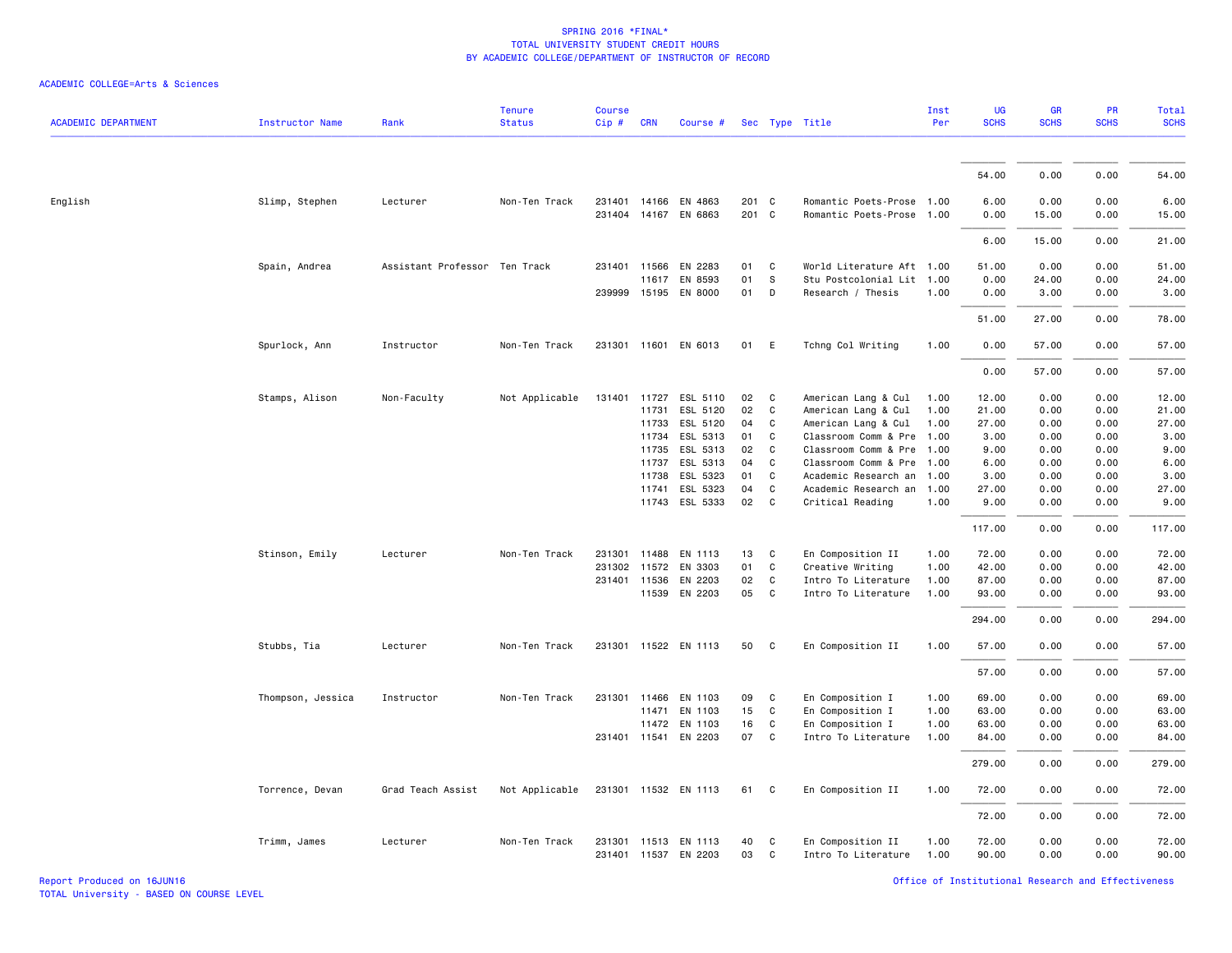SPRING 2016 *FINAL*
TOTAL UNIVERSITY STUDENT CREDIT HOURS
BY ACADEMIC COLLEGE/DEPARTMENT OF INSTRUCTOR OF RECORD

ACADEMIC COLLEGE=Arts & Sciences

| ACADEMIC DEPARTMENT | Instructor Name | Rank | Tenure Status | Course Cip # | CRN | Course # | Sec | Type | Title | Inst Per | UG SCHS | GR SCHS | PR SCHS | Total SCHS |
|---|---|---|---|---|---|---|---|---|---|---|---|---|---|---|
| | | | | | | | | | | | 54.00 | 0.00 | 0.00 | 54.00 |
| English | Slimp, Stephen | Lecturer | Non-Ten Track | 231401 | 14166 | EN 4863 | 201 | C | Romantic Poets-Prose | 1.00 | 6.00 | 0.00 | 0.00 | 6.00 |
| | | | | 231404 | 14167 | EN 6863 | 201 | C | Romantic Poets-Prose | 1.00 | 0.00 | 15.00 | 0.00 | 15.00 |
| | | | | | | | | | | | 6.00 | 15.00 | 0.00 | 21.00 |
| | Spain, Andrea | Assistant Professor | Ten Track | 231401 | 11566 | EN 2283 | 01 | C | World Literature Aft | 1.00 | 51.00 | 0.00 | 0.00 | 51.00 |
| | | | | | 11617 | EN 8593 | 01 | S | Stu Postcolonial Lit | 1.00 | 0.00 | 24.00 | 0.00 | 24.00 |
| | | | | 239999 | 15195 | EN 8000 | 01 | D | Research / Thesis | 1.00 | 0.00 | 3.00 | 0.00 | 3.00 |
| | | | | | | | | | | | 51.00 | 27.00 | 0.00 | 78.00 |
| | Spurlock, Ann | Instructor | Non-Ten Track | 231301 | 11601 | EN 6013 | 01 | E | Tchng Col Writing | 1.00 | 0.00 | 57.00 | 0.00 | 57.00 |
| | | | | | | | | | | | 0.00 | 57.00 | 0.00 | 57.00 |
| | Stamps, Alison | Non-Faculty | Not Applicable | 131401 | 11727 | ESL 5110 | 02 | C | American Lang & Cul | 1.00 | 12.00 | 0.00 | 0.00 | 12.00 |
| | | | | | 11731 | ESL 5120 | 02 | C | American Lang & Cul | 1.00 | 21.00 | 0.00 | 0.00 | 21.00 |
| | | | | | 11733 | ESL 5120 | 04 | C | American Lang & Cul | 1.00 | 27.00 | 0.00 | 0.00 | 27.00 |
| | | | | | 11734 | ESL 5313 | 01 | C | Classroom Comm & Pre | 1.00 | 3.00 | 0.00 | 0.00 | 3.00 |
| | | | | | 11735 | ESL 5313 | 02 | C | Classroom Comm & Pre | 1.00 | 9.00 | 0.00 | 0.00 | 9.00 |
| | | | | | 11737 | ESL 5313 | 04 | C | Classroom Comm & Pre | 1.00 | 6.00 | 0.00 | 0.00 | 6.00 |
| | | | | | 11738 | ESL 5323 | 01 | C | Academic Research an | 1.00 | 3.00 | 0.00 | 0.00 | 3.00 |
| | | | | | 11741 | ESL 5323 | 04 | C | Academic Research an | 1.00 | 27.00 | 0.00 | 0.00 | 27.00 |
| | | | | | 11743 | ESL 5333 | 02 | C | Critical Reading | 1.00 | 9.00 | 0.00 | 0.00 | 9.00 |
| | | | | | | | | | | | 117.00 | 0.00 | 0.00 | 117.00 |
| | Stinson, Emily | Lecturer | Non-Ten Track | 231301 | 11488 | EN 1113 | 13 | C | En Composition II | 1.00 | 72.00 | 0.00 | 0.00 | 72.00 |
| | | | | 231302 | 11572 | EN 3303 | 01 | C | Creative Writing | 1.00 | 42.00 | 0.00 | 0.00 | 42.00 |
| | | | | 231401 | 11536 | EN 2203 | 02 | C | Intro To Literature | 1.00 | 87.00 | 0.00 | 0.00 | 87.00 |
| | | | | | 11539 | EN 2203 | 05 | C | Intro To Literature | 1.00 | 93.00 | 0.00 | 0.00 | 93.00 |
| | | | | | | | | | | | 294.00 | 0.00 | 0.00 | 294.00 |
| | Stubbs, Tia | Lecturer | Non-Ten Track | 231301 | 11522 | EN 1113 | 50 | C | En Composition II | 1.00 | 57.00 | 0.00 | 0.00 | 57.00 |
| | | | | | | | | | | | 57.00 | 0.00 | 0.00 | 57.00 |
| | Thompson, Jessica | Instructor | Non-Ten Track | 231301 | 11466 | EN 1103 | 09 | C | En Composition I | 1.00 | 69.00 | 0.00 | 0.00 | 69.00 |
| | | | | | 11471 | EN 1103 | 15 | C | En Composition I | 1.00 | 63.00 | 0.00 | 0.00 | 63.00 |
| | | | | | 11472 | EN 1103 | 16 | C | En Composition I | 1.00 | 63.00 | 0.00 | 0.00 | 63.00 |
| | | | | 231401 | 11541 | EN 2203 | 07 | C | Intro To Literature | 1.00 | 84.00 | 0.00 | 0.00 | 84.00 |
| | | | | | | | | | | | 279.00 | 0.00 | 0.00 | 279.00 |
| | Torrence, Devan | Grad Teach Assist | Not Applicable | 231301 | 11532 | EN 1113 | 61 | C | En Composition II | 1.00 | 72.00 | 0.00 | 0.00 | 72.00 |
| | | | | | | | | | | | 72.00 | 0.00 | 0.00 | 72.00 |
| | Trimm, James | Lecturer | Non-Ten Track | 231301 | 11513 | EN 1113 | 40 | C | En Composition II | 1.00 | 72.00 | 0.00 | 0.00 | 72.00 |
| | | | | 231401 | 11537 | EN 2203 | 03 | C | Intro To Literature | 1.00 | 90.00 | 0.00 | 0.00 | 90.00 |

Report Produced on 16JUN16
TOTAL University - BASED ON COURSE LEVEL

Office of Institutional Research and Effectiveness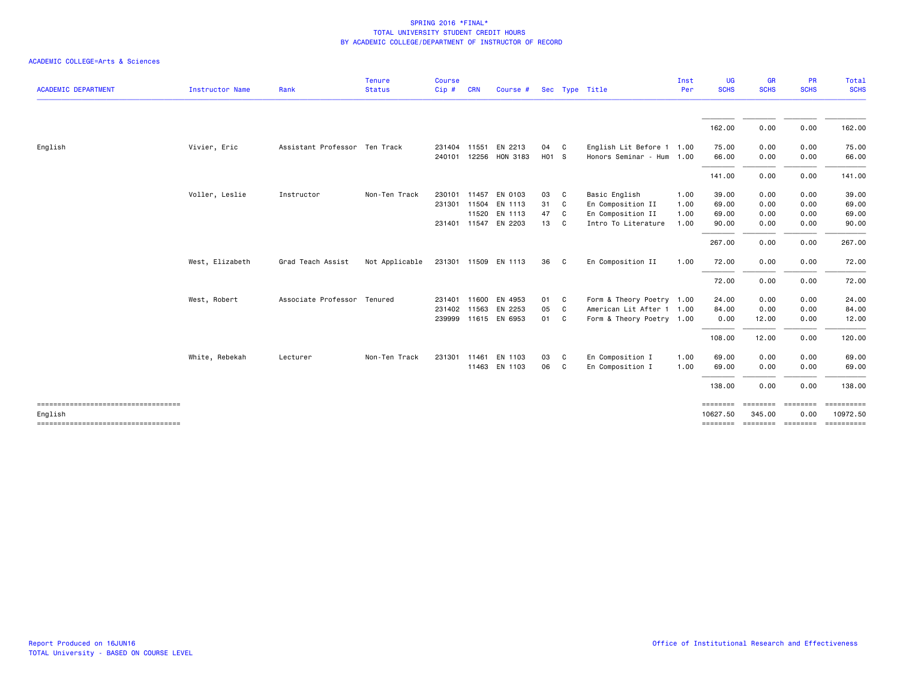SPRING 2016 *FINAL*
TOTAL UNIVERSITY STUDENT CREDIT HOURS
BY ACADEMIC COLLEGE/DEPARTMENT OF INSTRUCTOR OF RECORD

ACADEMIC COLLEGE=Arts & Sciences

| ACADEMIC DEPARTMENT | Instructor Name | Rank | Tenure Status | Course Cip # | CRN | Course # | Sec | Type | Title | Inst Per | UG SCHS | GR SCHS | PR SCHS | Total SCHS |
|---|---|---|---|---|---|---|---|---|---|---|---|---|---|---|
| | | | | | | | | | | | 162.00 | 0.00 | 0.00 | 162.00 |
| English | Vivier, Eric | Assistant Professor | Ten Track | 231404 | 11551 | EN 2213 | 04 | C | English Lit Before 1 | 1.00 | 75.00 | 0.00 | 0.00 | 75.00 |
| | | | | 240101 | 12256 | HON 3183 | H01 | S | Honors Seminar - Hum | 1.00 | 66.00 | 0.00 | 0.00 | 66.00 |
| | | | | | | | | | | | 141.00 | 0.00 | 0.00 | 141.00 |
| | Voller, Leslie | Instructor | Non-Ten Track | 230101 | 11457 | EN 0103 | 03 | C | Basic English | 1.00 | 39.00 | 0.00 | 0.00 | 39.00 |
| | | | | 231301 | 11504 | EN 1113 | 31 | C | En Composition II | 1.00 | 69.00 | 0.00 | 0.00 | 69.00 |
| | | | | | 11520 | EN 1113 | 47 | C | En Composition II | 1.00 | 69.00 | 0.00 | 0.00 | 69.00 |
| | | | | 231401 | 11547 | EN 2203 | 13 | C | Intro To Literature | 1.00 | 90.00 | 0.00 | 0.00 | 90.00 |
| | | | | | | | | | | | 267.00 | 0.00 | 0.00 | 267.00 |
| | West, Elizabeth | Grad Teach Assist | Not Applicable | 231301 | 11509 | EN 1113 | 36 | C | En Composition II | 1.00 | 72.00 | 0.00 | 0.00 | 72.00 |
| | | | | | | | | | | | 72.00 | 0.00 | 0.00 | 72.00 |
| | West, Robert | Associate Professor | Tenured | 231401 | 11600 | EN 4953 | 01 | C | Form & Theory Poetry | 1.00 | 24.00 | 0.00 | 0.00 | 24.00 |
| | | | | 231402 | 11563 | EN 2253 | 05 | C | American Lit After 1 | 1.00 | 84.00 | 0.00 | 0.00 | 84.00 |
| | | | | 239999 | 11615 | EN 6953 | 01 | C | Form & Theory Poetry | 1.00 | 0.00 | 12.00 | 0.00 | 12.00 |
| | | | | | | | | | | | 108.00 | 12.00 | 0.00 | 120.00 |
| | White, Rebekah | Lecturer | Non-Ten Track | 231301 | 11461 | EN 1103 | 03 | C | En Composition I | 1.00 | 69.00 | 0.00 | 0.00 | 69.00 |
| | | | | | 11463 | EN 1103 | 06 | C | En Composition I | 1.00 | 69.00 | 0.00 | 0.00 | 69.00 |
| | | | | | | | | | | | 138.00 | 0.00 | 0.00 | 138.00 |
| English | | | | | | | | | | | 10627.50 | 345.00 | 0.00 | 10972.50 |

Report Produced on 16JUN16
TOTAL University - BASED ON COURSE LEVEL

Office of Institutional Research and Effectiveness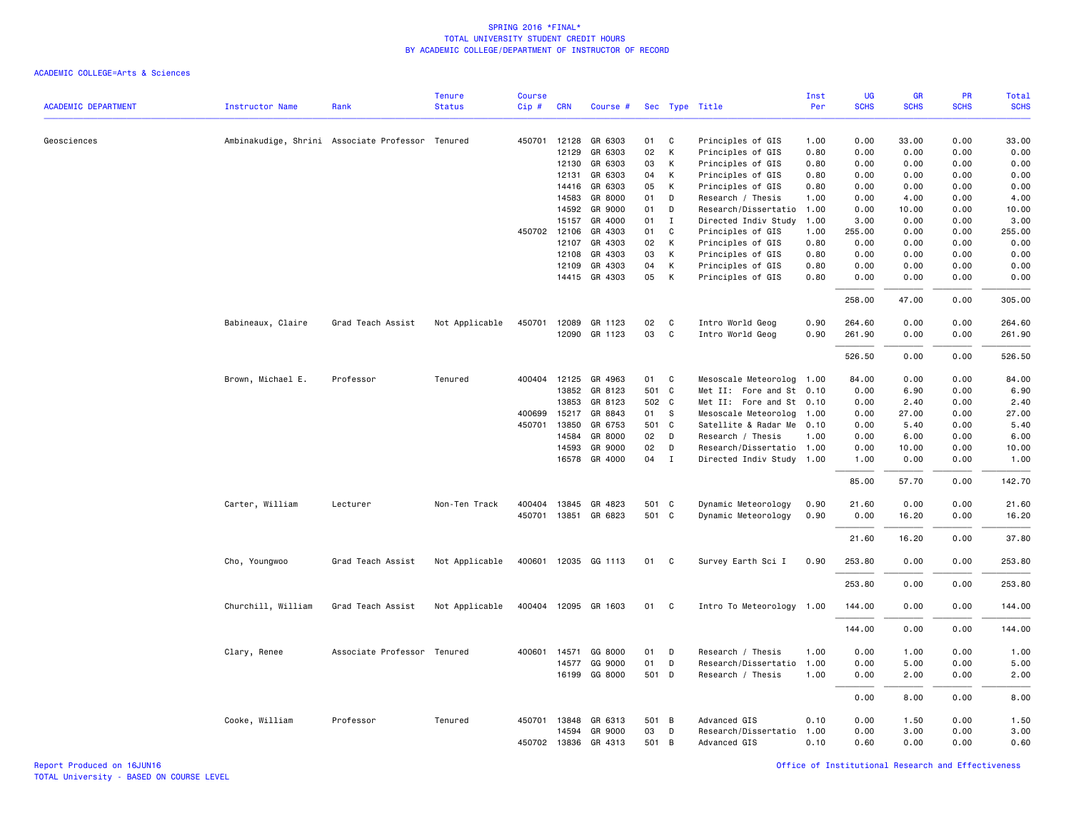# SPRING 2016 *FINAL*
## TOTAL UNIVERSITY STUDENT CREDIT HOURS
## BY ACADEMIC COLLEGE/DEPARTMENT OF INSTRUCTOR OF RECORD

ACADEMIC COLLEGE=Arts & Sciences

| ACADEMIC DEPARTMENT | Instructor Name | Rank | Tenure Status | Course Cip # | CRN | Course # | Sec | Type | Title | Inst Per | UG SCHS | GR SCHS | PR SCHS | Total SCHS |
|---|---|---|---|---|---|---|---|---|---|---|---|---|---|---|
| Geosciences | Ambinakudige, Shrini | Associate Professor | Tenured | 450701 | 12128 | GR 6303 | 01 | C | Principles of GIS | 1.00 | 0.00 | 33.00 | 0.00 | 33.00 |
| | | | | | 12129 | GR 6303 | 02 | K | Principles of GIS | 0.80 | 0.00 | 0.00 | 0.00 | 0.00 |
| | | | | | 12130 | GR 6303 | 03 | K | Principles of GIS | 0.80 | 0.00 | 0.00 | 0.00 | 0.00 |
| | | | | | 12131 | GR 6303 | 04 | K | Principles of GIS | 0.80 | 0.00 | 0.00 | 0.00 | 0.00 |
| | | | | | 14416 | GR 6303 | 05 | K | Principles of GIS | 0.80 | 0.00 | 0.00 | 0.00 | 0.00 |
| | | | | | 14583 | GR 8000 | 01 | D | Research / Thesis | 1.00 | 0.00 | 4.00 | 0.00 | 4.00 |
| | | | | | 14592 | GR 9000 | 01 | D | Research/Dissertatio | 1.00 | 0.00 | 10.00 | 0.00 | 10.00 |
| | | | | | 15157 | GR 4000 | 01 | I | Directed Indiv Study | 1.00 | 3.00 | 0.00 | 0.00 | 3.00 |
| | | | | 450702 | 12106 | GR 4303 | 01 | C | Principles of GIS | 1.00 | 255.00 | 0.00 | 0.00 | 255.00 |
| | | | | | 12107 | GR 4303 | 02 | K | Principles of GIS | 0.80 | 0.00 | 0.00 | 0.00 | 0.00 |
| | | | | | 12108 | GR 4303 | 03 | K | Principles of GIS | 0.80 | 0.00 | 0.00 | 0.00 | 0.00 |
| | | | | | 12109 | GR 4303 | 04 | K | Principles of GIS | 0.80 | 0.00 | 0.00 | 0.00 | 0.00 |
| | | | | | 14415 | GR 4303 | 05 | K | Principles of GIS | 0.80 | 0.00 | 0.00 | 0.00 | 0.00 |
| | | | | | | | | | | | 258.00 | 47.00 | 0.00 | 305.00 |
| | Babineaux, Claire | Grad Teach Assist | Not Applicable | 450701 | 12089 | GR 1123 | 02 | C | Intro World Geog | 0.90 | 264.60 | 0.00 | 0.00 | 264.60 |
| | | | | | 12090 | GR 1123 | 03 | C | Intro World Geog | 0.90 | 261.90 | 0.00 | 0.00 | 261.90 |
| | | | | | | | | | | | 526.50 | 0.00 | 0.00 | 526.50 |
| | Brown, Michael E. | Professor | Tenured | 400404 | 12125 | GR 4963 | 01 | C | Mesoscale Meteorolog | 1.00 | 84.00 | 0.00 | 0.00 | 84.00 |
| | | | | | 13852 | GR 8123 | 501 | C | Met II: Fore and St | 0.10 | 0.00 | 6.90 | 0.00 | 6.90 |
| | | | | | 13853 | GR 8123 | 502 | C | Met II: Fore and St | 0.10 | 0.00 | 2.40 | 0.00 | 2.40 |
| | | | | 400699 | 15217 | GR 8843 | 01 | S | Mesoscale Meteorolog | 1.00 | 0.00 | 27.00 | 0.00 | 27.00 |
| | | | | 450701 | 13850 | GR 6753 | 501 | C | Satellite & Radar Me | 0.10 | 0.00 | 5.40 | 0.00 | 5.40 |
| | | | | | 14584 | GR 8000 | 02 | D | Research / Thesis | 1.00 | 0.00 | 6.00 | 0.00 | 6.00 |
| | | | | | 14593 | GR 9000 | 02 | D | Research/Dissertatio | 1.00 | 0.00 | 10.00 | 0.00 | 10.00 |
| | | | | | 16578 | GR 4000 | 04 | I | Directed Indiv Study | 1.00 | 1.00 | 0.00 | 0.00 | 1.00 |
| | | | | | | | | | | | 85.00 | 57.70 | 0.00 | 142.70 |
| | Carter, William | Lecturer | Non-Ten Track | 400404 | 13845 | GR 4823 | 501 | C | Dynamic Meteorology | 0.90 | 21.60 | 0.00 | 0.00 | 21.60 |
| | | | | 450701 | 13851 | GR 6823 | 501 | C | Dynamic Meteorology | 0.90 | 0.00 | 16.20 | 0.00 | 16.20 |
| | | | | | | | | | | | 21.60 | 16.20 | 0.00 | 37.80 |
| | Cho, Youngwoo | Grad Teach Assist | Not Applicable | 400601 | 12035 | GG 1113 | 01 | C | Survey Earth Sci I | 0.90 | 253.80 | 0.00 | 0.00 | 253.80 |
| | | | | | | | | | | | 253.80 | 0.00 | 0.00 | 253.80 |
| | Churchill, William | Grad Teach Assist | Not Applicable | 400404 | 12095 | GR 1603 | 01 | C | Intro To Meteorology | 1.00 | 144.00 | 0.00 | 0.00 | 144.00 |
| | | | | | | | | | | | 144.00 | 0.00 | 0.00 | 144.00 |
| | Clary, Renee | Associate Professor | Tenured | 400601 | 14571 | GG 8000 | 01 | D | Research / Thesis | 1.00 | 0.00 | 1.00 | 0.00 | 1.00 |
| | | | | | 14577 | GG 9000 | 01 | D | Research/Dissertatio | 1.00 | 0.00 | 5.00 | 0.00 | 5.00 |
| | | | | | 16199 | GG 8000 | 501 | D | Research / Thesis | 1.00 | 0.00 | 2.00 | 0.00 | 2.00 |
| | | | | | | | | | | | 0.00 | 8.00 | 0.00 | 8.00 |
| | Cooke, William | Professor | Tenured | 450701 | 13848 | GR 6313 | 501 | B | Advanced GIS | 0.10 | 0.00 | 1.50 | 0.00 | 1.50 |
| | | | | | 14594 | GR 9000 | 03 | D | Research/Dissertatio | 1.00 | 0.00 | 3.00 | 0.00 | 3.00 |
| | | | | 450702 | 13836 | GR 4313 | 501 | B | Advanced GIS | 0.10 | 0.60 | 0.00 | 0.00 | 0.60 |

Report Produced on 16JUN16
TOTAL University - BASED ON COURSE LEVEL

Office of Institutional Research and Effectiveness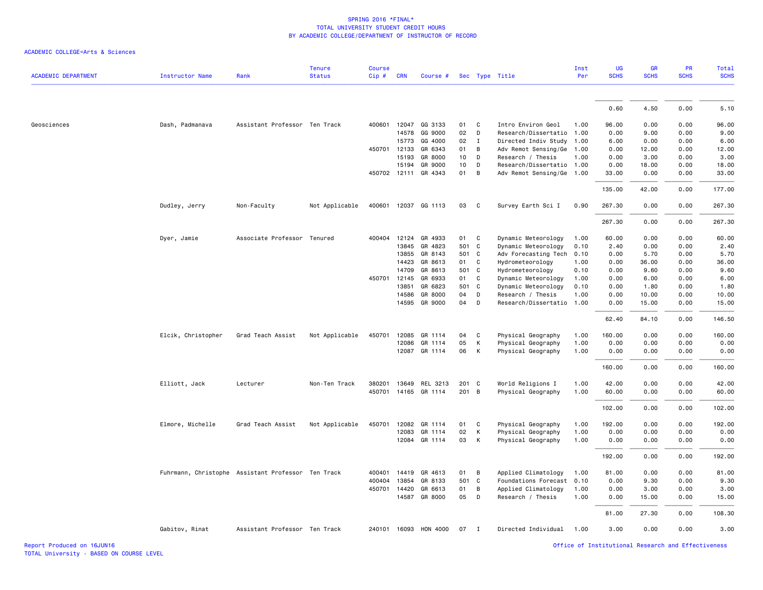SPRING 2016 *FINAL*
TOTAL UNIVERSITY STUDENT CREDIT HOURS
BY ACADEMIC COLLEGE/DEPARTMENT OF INSTRUCTOR OF RECORD

ACADEMIC COLLEGE=Arts & Sciences

| ACADEMIC DEPARTMENT | Instructor Name | Rank | Tenure Status | Course Cip # | CRN | Course # | Sec | Type | Title | Inst Per | UG SCHS | GR SCHS | PR SCHS | Total SCHS |
|---|---|---|---|---|---|---|---|---|---|---|---|---|---|---|
| | | | | | | | | | | | 0.60 | 4.50 | 0.00 | 5.10 |
| Geosciences | Dash, Padmanava | Assistant Professor | Ten Track | 400601 | 12047 | GG 3133 | 01 | C | Intro Environ Geol | 1.00 | 96.00 | 0.00 | 0.00 | 96.00 |
| | | | | | 14578 | GG 9000 | 02 | D | Research/Dissertatio | 1.00 | 0.00 | 9.00 | 0.00 | 9.00 |
| | | | | | 15773 | GG 4000 | 02 | I | Directed Indiv Study | 1.00 | 6.00 | 0.00 | 0.00 | 6.00 |
| | | | | 450701 | 12133 | GR 6343 | 01 | B | Adv Remot Sensing/Ge | 1.00 | 0.00 | 12.00 | 0.00 | 12.00 |
| | | | | | 15193 | GR 8000 | 10 | D | Research / Thesis | 1.00 | 0.00 | 3.00 | 0.00 | 3.00 |
| | | | | | 15194 | GR 9000 | 10 | D | Research/Dissertatio | 1.00 | 0.00 | 18.00 | 0.00 | 18.00 |
| | | | | 450702 | 12111 | GR 4343 | 01 | B | Adv Remot Sensing/Ge | 1.00 | 33.00 | 0.00 | 0.00 | 33.00 |
| | | | | | | | | | | | 135.00 | 42.00 | 0.00 | 177.00 |
| | Dudley, Jerry | Non-Faculty | Not Applicable | 400601 | 12037 | GG 1113 | 03 | C | Survey Earth Sci I | 0.90 | 267.30 | 0.00 | 0.00 | 267.30 |
| | | | | | | | | | | | 267.30 | 0.00 | 0.00 | 267.30 |
| | Dyer, Jamie | Associate Professor | Tenured | 400404 | 12124 | GR 4933 | 01 | C | Dynamic Meteorology | 1.00 | 60.00 | 0.00 | 0.00 | 60.00 |
| | | | | | 13845 | GR 4823 | 501 | C | Dynamic Meteorology | 0.10 | 2.40 | 0.00 | 0.00 | 2.40 |
| | | | | | 13855 | GR 8143 | 501 | C | Adv Forecasting Tech | 0.10 | 0.00 | 5.70 | 0.00 | 5.70 |
| | | | | | 14423 | GR 8613 | 01 | C | Hydrometeorology | 1.00 | 0.00 | 36.00 | 0.00 | 36.00 |
| | | | | | 14709 | GR 8613 | 501 | C | Hydrometeorology | 0.10 | 0.00 | 9.60 | 0.00 | 9.60 |
| | | | | 450701 | 12145 | GR 6933 | 01 | C | Dynamic Meteorology | 1.00 | 0.00 | 6.00 | 0.00 | 6.00 |
| | | | | | 13851 | GR 6823 | 501 | C | Dynamic Meteorology | 0.10 | 0.00 | 1.80 | 0.00 | 1.80 |
| | | | | | 14586 | GR 8000 | 04 | D | Research / Thesis | 1.00 | 0.00 | 10.00 | 0.00 | 10.00 |
| | | | | | 14595 | GR 9000 | 04 | D | Research/Dissertatio | 1.00 | 0.00 | 15.00 | 0.00 | 15.00 |
| | | | | | | | | | | | 62.40 | 84.10 | 0.00 | 146.50 |
| | Elcik, Christopher | Grad Teach Assist | Not Applicable | 450701 | 12085 | GR 1114 | 04 | C | Physical Geography | 1.00 | 160.00 | 0.00 | 0.00 | 160.00 |
| | | | | | 12086 | GR 1114 | 05 | K | Physical Geography | 1.00 | 0.00 | 0.00 | 0.00 | 0.00 |
| | | | | | 12087 | GR 1114 | 06 | K | Physical Geography | 1.00 | 0.00 | 0.00 | 0.00 | 0.00 |
| | | | | | | | | | | | 160.00 | 0.00 | 0.00 | 160.00 |
| | Elliott, Jack | Lecturer | Non-Ten Track | 380201 | 13649 | REL 3213 | 201 | C | World Religions I | 1.00 | 42.00 | 0.00 | 0.00 | 42.00 |
| | | | | 450701 | 14165 | GR 1114 | 201 | B | Physical Geography | 1.00 | 60.00 | 0.00 | 0.00 | 60.00 |
| | | | | | | | | | | | 102.00 | 0.00 | 0.00 | 102.00 |
| | Elmore, Michelle | Grad Teach Assist | Not Applicable | 450701 | 12082 | GR 1114 | 01 | C | Physical Geography | 1.00 | 192.00 | 0.00 | 0.00 | 192.00 |
| | | | | | 12083 | GR 1114 | 02 | K | Physical Geography | 1.00 | 0.00 | 0.00 | 0.00 | 0.00 |
| | | | | | 12084 | GR 1114 | 03 | K | Physical Geography | 1.00 | 0.00 | 0.00 | 0.00 | 0.00 |
| | | | | | | | | | | | 192.00 | 0.00 | 0.00 | 192.00 |
| | Fuhrmann, Christophe | Assistant Professor | Ten Track | 400401 | 14419 | GR 4613 | 01 | B | Applied Climatology | 1.00 | 81.00 | 0.00 | 0.00 | 81.00 |
| | | | | 400404 | 13854 | GR 8133 | 501 | C | Foundations Forecast | 0.10 | 0.00 | 9.30 | 0.00 | 9.30 |
| | | | | 450701 | 14420 | GR 6613 | 01 | B | Applied Climatology | 1.00 | 0.00 | 3.00 | 0.00 | 3.00 |
| | | | | | 14587 | GR 8000 | 05 | D | Research / Thesis | 1.00 | 0.00 | 15.00 | 0.00 | 15.00 |
| | | | | | | | | | | | 81.00 | 27.30 | 0.00 | 108.30 |
| | Gabitov, Rinat | Assistant Professor | Ten Track | 240101 | 16093 | HON 4000 | 07 | I | Directed Individual | 1.00 | 3.00 | 0.00 | 0.00 | 3.00 |

Report Produced on 16JUN16
TOTAL University - BASED ON COURSE LEVEL
Office of Institutional Research and Effectiveness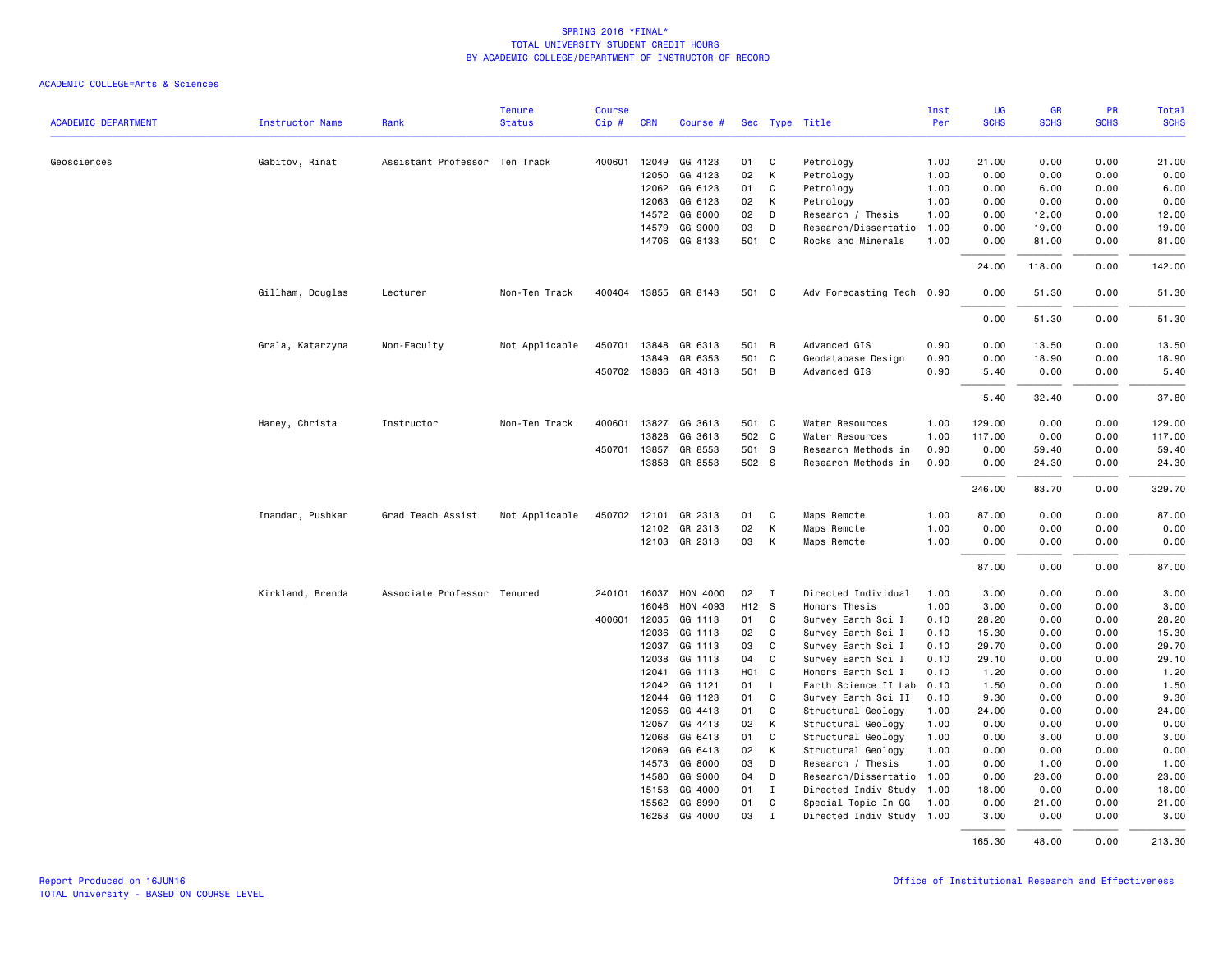# SPRING 2016 *FINAL*
## TOTAL UNIVERSITY STUDENT CREDIT HOURS
## BY ACADEMIC COLLEGE/DEPARTMENT OF INSTRUCTOR OF RECORD

ACADEMIC COLLEGE=Arts & Sciences

| ACADEMIC DEPARTMENT | Instructor Name | Rank | Tenure Status | Course Cip # | CRN | Course # | Sec | Type | Title | Inst Per | UG SCHS | GR SCHS | PR SCHS | Total SCHS |
|---|---|---|---|---|---|---|---|---|---|---|---|---|---|---|
| Geosciences | Gabitov, Rinat | Assistant Professor | Ten Track | 400601 | 12049 | GG 4123 | 01 | C | Petrology | 1.00 | 21.00 | 0.00 | 0.00 | 21.00 |
| | | | | | 12050 | GG 4123 | 02 | K | Petrology | 1.00 | 0.00 | 0.00 | 0.00 | 0.00 |
| | | | | | 12062 | GG 6123 | 01 | C | Petrology | 1.00 | 0.00 | 6.00 | 0.00 | 6.00 |
| | | | | | 12063 | GG 6123 | 02 | K | Petrology | 1.00 | 0.00 | 0.00 | 0.00 | 0.00 |
| | | | | | 14572 | GG 8000 | 02 | D | Research / Thesis | 1.00 | 0.00 | 12.00 | 0.00 | 12.00 |
| | | | | | 14579 | GG 9000 | 03 | D | Research/Dissertatio | 1.00 | 0.00 | 19.00 | 0.00 | 19.00 |
| | | | | | 14706 | GG 8133 | 501 | C | Rocks and Minerals | 1.00 | 0.00 | 81.00 | 0.00 | 81.00 |
| | | | | | | | | | | | 24.00 | 118.00 | 0.00 | 142.00 |
| | Gillham, Douglas | Lecturer | Non-Ten Track | 400404 | 13855 | GR 8143 | 501 | C | Adv Forecasting Tech | 0.90 | 0.00 | 51.30 | 0.00 | 51.30 |
| | | | | | | | | | | | 0.00 | 51.30 | 0.00 | 51.30 |
| | Grala, Katarzyna | Non-Faculty | Not Applicable | 450701 | 13848 | GR 6313 | 501 | B | Advanced GIS | 0.90 | 0.00 | 13.50 | 0.00 | 13.50 |
| | | | | | 13849 | GR 6353 | 501 | C | Geodatabase Design | 0.90 | 0.00 | 18.90 | 0.00 | 18.90 |
| | | | | 450702 | 13836 | GR 4313 | 501 | B | Advanced GIS | 0.90 | 5.40 | 0.00 | 0.00 | 5.40 |
| | | | | | | | | | | | 5.40 | 32.40 | 0.00 | 37.80 |
| | Haney, Christa | Instructor | Non-Ten Track | 400601 | 13827 | GG 3613 | 501 | C | Water Resources | 1.00 | 129.00 | 0.00 | 0.00 | 129.00 |
| | | | | | 13828 | GG 3613 | 502 | C | Water Resources | 1.00 | 117.00 | 0.00 | 0.00 | 117.00 |
| | | | | 450701 | 13857 | GR 8553 | 501 | S | Research Methods in | 0.90 | 0.00 | 59.40 | 0.00 | 59.40 |
| | | | | | 13858 | GR 8553 | 502 | S | Research Methods in | 0.90 | 0.00 | 24.30 | 0.00 | 24.30 |
| | | | | | | | | | | | 246.00 | 83.70 | 0.00 | 329.70 |
| | Inamdar, Pushkar | Grad Teach Assist | Not Applicable | 450702 | 12101 | GR 2313 | 01 | C | Maps Remote | 1.00 | 87.00 | 0.00 | 0.00 | 87.00 |
| | | | | | 12102 | GR 2313 | 02 | K | Maps Remote | 1.00 | 0.00 | 0.00 | 0.00 | 0.00 |
| | | | | | 12103 | GR 2313 | 03 | K | Maps Remote | 1.00 | 0.00 | 0.00 | 0.00 | 0.00 |
| | | | | | | | | | | | 87.00 | 0.00 | 0.00 | 87.00 |
| | Kirkland, Brenda | Associate Professor | Tenured | 240101 | 16037 | HON 4000 | 02 | I | Directed Individual | 1.00 | 3.00 | 0.00 | 0.00 | 3.00 |
| | | | | | 16046 | HON 4093 | H12 | S | Honors Thesis | 1.00 | 3.00 | 0.00 | 0.00 | 3.00 |
| | | | | 400601 | 12035 | GG 1113 | 01 | C | Survey Earth Sci I | 0.10 | 28.20 | 0.00 | 0.00 | 28.20 |
| | | | | | 12036 | GG 1113 | 02 | C | Survey Earth Sci I | 0.10 | 15.30 | 0.00 | 0.00 | 15.30 |
| | | | | | 12037 | GG 1113 | 03 | C | Survey Earth Sci I | 0.10 | 29.70 | 0.00 | 0.00 | 29.70 |
| | | | | | 12038 | GG 1113 | 04 | C | Survey Earth Sci I | 0.10 | 29.10 | 0.00 | 0.00 | 29.10 |
| | | | | | 12041 | GG 1113 | H01 | C | Honors Earth Sci I | 0.10 | 1.20 | 0.00 | 0.00 | 1.20 |
| | | | | | 12042 | GG 1121 | 01 | L | Earth Science II Lab | 0.10 | 1.50 | 0.00 | 0.00 | 1.50 |
| | | | | | 12044 | GG 1123 | 01 | C | Survey Earth Sci II | 0.10 | 9.30 | 0.00 | 0.00 | 9.30 |
| | | | | | 12056 | GG 4413 | 01 | C | Structural Geology | 1.00 | 24.00 | 0.00 | 0.00 | 24.00 |
| | | | | | 12057 | GG 4413 | 02 | K | Structural Geology | 1.00 | 0.00 | 0.00 | 0.00 | 0.00 |
| | | | | | 12068 | GG 6413 | 01 | C | Structural Geology | 1.00 | 0.00 | 3.00 | 0.00 | 3.00 |
| | | | | | 12069 | GG 6413 | 02 | K | Structural Geology | 1.00 | 0.00 | 0.00 | 0.00 | 0.00 |
| | | | | | 14573 | GG 8000 | 03 | D | Research / Thesis | 1.00 | 0.00 | 1.00 | 0.00 | 1.00 |
| | | | | | 14580 | GG 9000 | 04 | D | Research/Dissertatio | 1.00 | 0.00 | 23.00 | 0.00 | 23.00 |
| | | | | | 15158 | GG 4000 | 01 | I | Directed Indiv Study | 1.00 | 18.00 | 0.00 | 0.00 | 18.00 |
| | | | | | 15562 | GG 8990 | 01 | C | Special Topic In GG | 1.00 | 0.00 | 21.00 | 0.00 | 21.00 |
| | | | | | 16253 | GG 4000 | 03 | I | Directed Indiv Study | 1.00 | 3.00 | 0.00 | 0.00 | 3.00 |
| | | | | | | | | | | | 165.30 | 48.00 | 0.00 | 213.30 |

Report Produced on 16JUN16
TOTAL University - BASED ON COURSE LEVEL

Office of Institutional Research and Effectiveness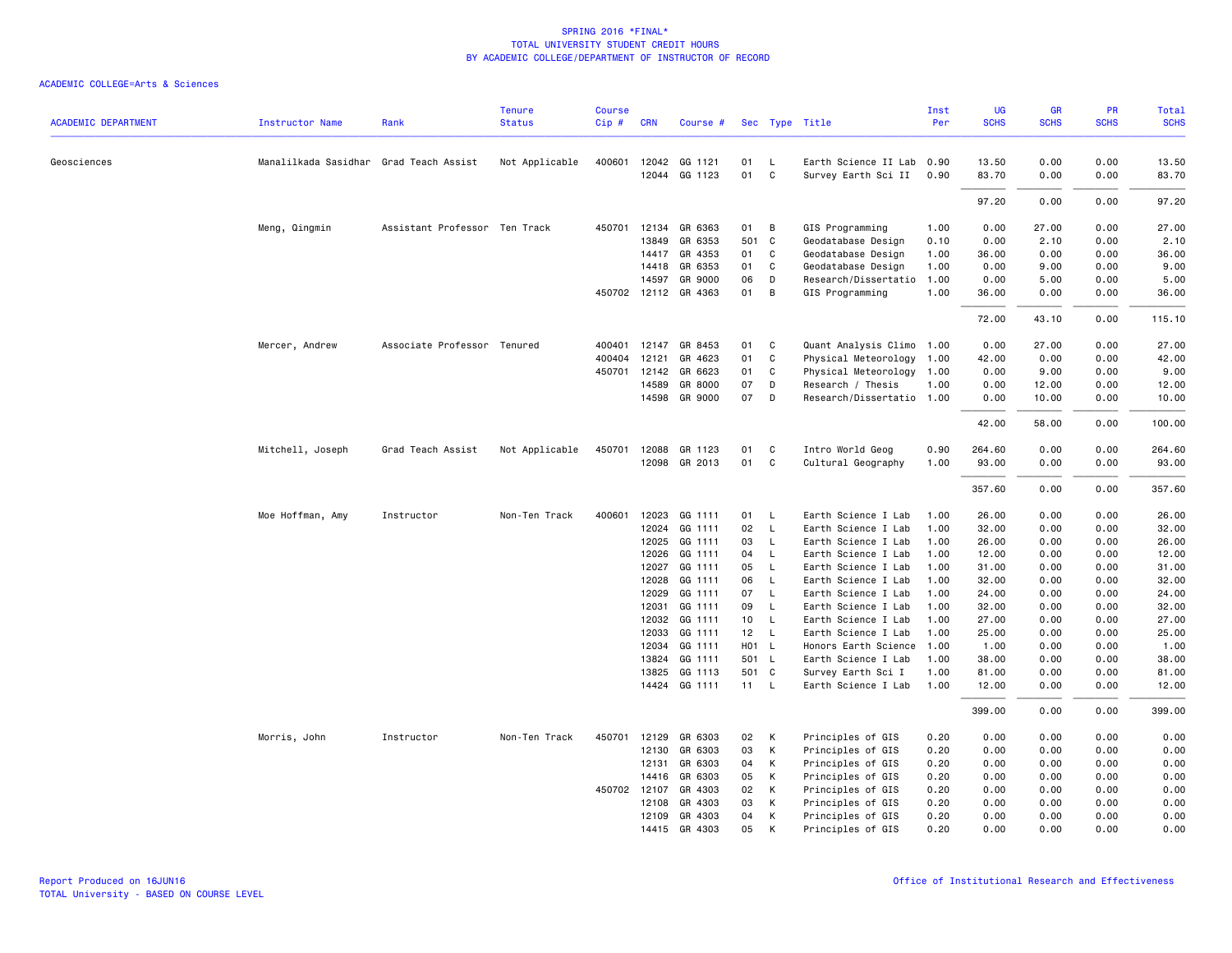# SPRING 2016 *FINAL*
## TOTAL UNIVERSITY STUDENT CREDIT HOURS
## BY ACADEMIC COLLEGE/DEPARTMENT OF INSTRUCTOR OF RECORD

ACADEMIC COLLEGE=Arts & Sciences

| ACADEMIC DEPARTMENT | Instructor Name | Rank | Tenure Status | Course Cip # | CRN | Course # | Sec | Type | Title | Inst Per | UG SCHS | GR SCHS | PR SCHS | Total SCHS |
|---|---|---|---|---|---|---|---|---|---|---|---|---|---|---|
| Geosciences | Manalilkada Sasidhar | Grad Teach Assist | Not Applicable | 400601 | 12042 | GG 1121 | 01 | L | Earth Science II Lab | 0.90 | 13.50 | 0.00 | 0.00 | 13.50 |
| | | | | | 12044 | GG 1123 | 01 | C | Survey Earth Sci II | 0.90 | 83.70 | 0.00 | 0.00 | 83.70 |
| | | | | | | | | | | | 97.20 | 0.00 | 0.00 | 97.20 |
| | Meng, Qingmin | Assistant Professor | Ten Track | 450701 | 12134 | GR 6363 | 01 | B | GIS Programming | 1.00 | 0.00 | 27.00 | 0.00 | 27.00 |
| | | | | | 13849 | GR 6353 | 501 | C | Geodatabase Design | 0.10 | 0.00 | 2.10 | 0.00 | 2.10 |
| | | | | | 14417 | GR 4353 | 01 | C | Geodatabase Design | 1.00 | 36.00 | 0.00 | 0.00 | 36.00 |
| | | | | | 14418 | GR 6353 | 01 | C | Geodatabase Design | 1.00 | 0.00 | 9.00 | 0.00 | 9.00 |
| | | | | | 14597 | GR 9000 | 06 | D | Research/Dissertatio | 1.00 | 0.00 | 5.00 | 0.00 | 5.00 |
| | | | | 450702 | 12112 | GR 4363 | 01 | B | GIS Programming | 1.00 | 36.00 | 0.00 | 0.00 | 36.00 |
| | | | | | | | | | | | 72.00 | 43.10 | 0.00 | 115.10 |
| | Mercer, Andrew | Associate Professor | Tenured | 400401 | 12147 | GR 8453 | 01 | C | Quant Analysis Climo | 1.00 | 0.00 | 27.00 | 0.00 | 27.00 |
| | | | | 400404 | 12121 | GR 4623 | 01 | C | Physical Meteorology | 1.00 | 42.00 | 0.00 | 0.00 | 42.00 |
| | | | | 450701 | 12142 | GR 6623 | 01 | C | Physical Meteorology | 1.00 | 0.00 | 9.00 | 0.00 | 9.00 |
| | | | | | 14589 | GR 8000 | 07 | D | Research / Thesis | 1.00 | 0.00 | 12.00 | 0.00 | 12.00 |
| | | | | | 14598 | GR 9000 | 07 | D | Research/Dissertatio | 1.00 | 0.00 | 10.00 | 0.00 | 10.00 |
| | | | | | | | | | | | 42.00 | 58.00 | 0.00 | 100.00 |
| | Mitchell, Joseph | Grad Teach Assist | Not Applicable | 450701 | 12088 | GR 1123 | 01 | C | Intro World Geog | 0.90 | 264.60 | 0.00 | 0.00 | 264.60 |
| | | | | | 12098 | GR 2013 | 01 | C | Cultural Geography | 1.00 | 93.00 | 0.00 | 0.00 | 93.00 |
| | | | | | | | | | | | 357.60 | 0.00 | 0.00 | 357.60 |
| | Moe Hoffman, Amy | Instructor | Non-Ten Track | 400601 | 12023 | GG 1111 | 01 | L | Earth Science I Lab | 1.00 | 26.00 | 0.00 | 0.00 | 26.00 |
| | | | | | 12024 | GG 1111 | 02 | L | Earth Science I Lab | 1.00 | 32.00 | 0.00 | 0.00 | 32.00 |
| | | | | | 12025 | GG 1111 | 03 | L | Earth Science I Lab | 1.00 | 26.00 | 0.00 | 0.00 | 26.00 |
| | | | | | 12026 | GG 1111 | 04 | L | Earth Science I Lab | 1.00 | 12.00 | 0.00 | 0.00 | 12.00 |
| | | | | | 12027 | GG 1111 | 05 | L | Earth Science I Lab | 1.00 | 31.00 | 0.00 | 0.00 | 31.00 |
| | | | | | 12028 | GG 1111 | 06 | L | Earth Science I Lab | 1.00 | 32.00 | 0.00 | 0.00 | 32.00 |
| | | | | | 12029 | GG 1111 | 07 | L | Earth Science I Lab | 1.00 | 24.00 | 0.00 | 0.00 | 24.00 |
| | | | | | 12031 | GG 1111 | 09 | L | Earth Science I Lab | 1.00 | 32.00 | 0.00 | 0.00 | 32.00 |
| | | | | | 12032 | GG 1111 | 10 | L | Earth Science I Lab | 1.00 | 27.00 | 0.00 | 0.00 | 27.00 |
| | | | | | 12033 | GG 1111 | 12 | L | Earth Science I Lab | 1.00 | 25.00 | 0.00 | 0.00 | 25.00 |
| | | | | | 12034 | GG 1111 | H01 | L | Honors Earth Science | 1.00 | 1.00 | 0.00 | 0.00 | 1.00 |
| | | | | | 13824 | GG 1111 | 501 | L | Earth Science I Lab | 1.00 | 38.00 | 0.00 | 0.00 | 38.00 |
| | | | | | 13825 | GG 1113 | 501 | C | Survey Earth Sci I | 1.00 | 81.00 | 0.00 | 0.00 | 81.00 |
| | | | | | 14424 | GG 1111 | 11 | L | Earth Science I Lab | 1.00 | 12.00 | 0.00 | 0.00 | 12.00 |
| | | | | | | | | | | | 399.00 | 0.00 | 0.00 | 399.00 |
| | Morris, John | Instructor | Non-Ten Track | 450701 | 12129 | GR 6303 | 02 | K | Principles of GIS | 0.20 | 0.00 | 0.00 | 0.00 | 0.00 |
| | | | | | 12130 | GR 6303 | 03 | K | Principles of GIS | 0.20 | 0.00 | 0.00 | 0.00 | 0.00 |
| | | | | | 12131 | GR 6303 | 04 | K | Principles of GIS | 0.20 | 0.00 | 0.00 | 0.00 | 0.00 |
| | | | | | 14416 | GR 6303 | 05 | K | Principles of GIS | 0.20 | 0.00 | 0.00 | 0.00 | 0.00 |
| | | | | 450702 | 12107 | GR 4303 | 02 | K | Principles of GIS | 0.20 | 0.00 | 0.00 | 0.00 | 0.00 |
| | | | | | 12108 | GR 4303 | 03 | K | Principles of GIS | 0.20 | 0.00 | 0.00 | 0.00 | 0.00 |
| | | | | | 12109 | GR 4303 | 04 | K | Principles of GIS | 0.20 | 0.00 | 0.00 | 0.00 | 0.00 |
| | | | | | 14415 | GR 4303 | 05 | K | Principles of GIS | 0.20 | 0.00 | 0.00 | 0.00 | 0.00 |

Report Produced on 16JUN16
TOTAL University - BASED ON COURSE LEVEL

Office of Institutional Research and Effectiveness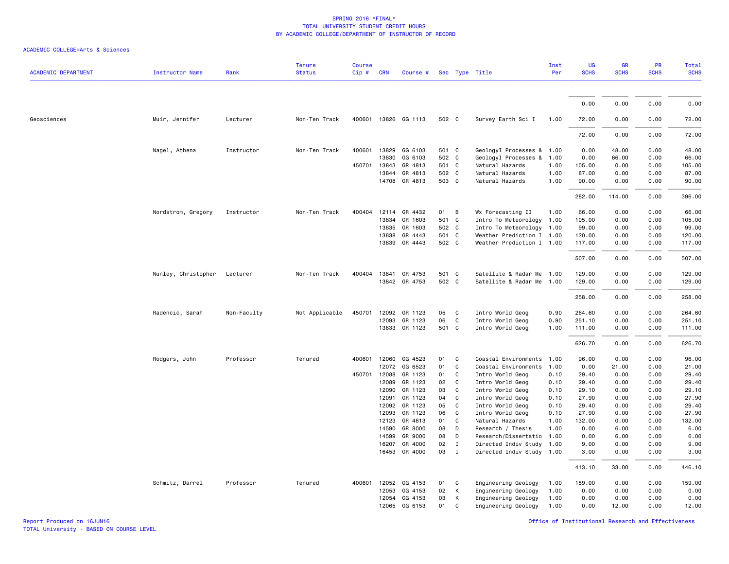SPRING 2016 *FINAL*
TOTAL UNIVERSITY STUDENT CREDIT HOURS
BY ACADEMIC COLLEGE/DEPARTMENT OF INSTRUCTOR OF RECORD

ACADEMIC COLLEGE=Arts & Sciences

| ACADEMIC DEPARTMENT | Instructor Name | Rank | Tenure Status | Course Cip # | CRN | Course # | Sec | Type | Title | Inst Per | UG SCHS | GR SCHS | PR SCHS | Total SCHS |
|---|---|---|---|---|---|---|---|---|---|---|---|---|---|---|
| | | | | | | | | | | | 0.00 | 0.00 | 0.00 | 0.00 |
| Geosciences | Muir, Jennifer | Lecturer | Non-Ten Track | 400601 | 13826 | GG 1113 | 502 | C | Survey Earth Sci I | 1.00 | 72.00 | 0.00 | 0.00 | 72.00 |
| | | | | | | | | | | | 72.00 | 0.00 | 0.00 | 72.00 |
| | Nagel, Athena | Instructor | Non-Ten Track | 400601 | 13829 | GG 6103 | 501 | C | GeologyI Processes & | 1.00 | 0.00 | 48.00 | 0.00 | 48.00 |
| | | | | | 13830 | GG 6103 | 502 | C | GeologyI Processes & | 1.00 | 0.00 | 66.00 | 0.00 | 66.00 |
| | | | | 450701 | 13843 | GR 4813 | 501 | C | Natural Hazards | 1.00 | 105.00 | 0.00 | 0.00 | 105.00 |
| | | | | | 13844 | GR 4813 | 502 | C | Natural Hazards | 1.00 | 87.00 | 0.00 | 0.00 | 87.00 |
| | | | | | 14708 | GR 4813 | 503 | C | Natural Hazards | 1.00 | 90.00 | 0.00 | 0.00 | 90.00 |
| | | | | | | | | | | | 282.00 | 114.00 | 0.00 | 396.00 |
| | Nordstrom, Gregory | Instructor | Non-Ten Track | 400404 | 12114 | GR 4432 | 01 | B | Wx Forecasting II | 1.00 | 66.00 | 0.00 | 0.00 | 66.00 |
| | | | | | 13834 | GR 1603 | 501 | C | Intro To Meteorology | 1.00 | 105.00 | 0.00 | 0.00 | 105.00 |
| | | | | | 13835 | GR 1603 | 502 | C | Intro To Meteorology | 1.00 | 99.00 | 0.00 | 0.00 | 99.00 |
| | | | | | 13838 | GR 4443 | 501 | C | Weather Prediction I | 1.00 | 120.00 | 0.00 | 0.00 | 120.00 |
| | | | | | 13839 | GR 4443 | 502 | C | Weather Prediction I | 1.00 | 117.00 | 0.00 | 0.00 | 117.00 |
| | | | | | | | | | | | 507.00 | 0.00 | 0.00 | 507.00 |
| | Nunley, Christopher | Lecturer | Non-Ten Track | 400404 | 13841 | GR 4753 | 501 | C | Satellite & Radar Me | 1.00 | 129.00 | 0.00 | 0.00 | 129.00 |
| | | | | | 13842 | GR 4753 | 502 | C | Satellite & Radar Me | 1.00 | 129.00 | 0.00 | 0.00 | 129.00 |
| | | | | | | | | | | | 258.00 | 0.00 | 0.00 | 258.00 |
| | Radencic, Sarah | Non-Faculty | Not Applicable | 450701 | 12092 | GR 1123 | 05 | C | Intro World Geog | 0.90 | 264.60 | 0.00 | 0.00 | 264.60 |
| | | | | | 12093 | GR 1123 | 06 | C | Intro World Geog | 0.90 | 251.10 | 0.00 | 0.00 | 251.10 |
| | | | | | 13833 | GR 1123 | 501 | C | Intro World Geog | 1.00 | 111.00 | 0.00 | 0.00 | 111.00 |
| | | | | | | | | | | | 626.70 | 0.00 | 0.00 | 626.70 |
| | Rodgers, John | Professor | Tenured | 400601 | 12060 | GG 4523 | 01 | C | Coastal Environments | 1.00 | 96.00 | 0.00 | 0.00 | 96.00 |
| | | | | | 12072 | GG 6523 | 01 | C | Coastal Environments | 1.00 | 0.00 | 21.00 | 0.00 | 21.00 |
| | | | | 450701 | 12088 | GR 1123 | 01 | C | Intro World Geog | 0.10 | 29.40 | 0.00 | 0.00 | 29.40 |
| | | | | | 12089 | GR 1123 | 02 | C | Intro World Geog | 0.10 | 29.40 | 0.00 | 0.00 | 29.40 |
| | | | | | 12090 | GR 1123 | 03 | C | Intro World Geog | 0.10 | 29.10 | 0.00 | 0.00 | 29.10 |
| | | | | | 12091 | GR 1123 | 04 | C | Intro World Geog | 0.10 | 27.90 | 0.00 | 0.00 | 27.90 |
| | | | | | 12092 | GR 1123 | 05 | C | Intro World Geog | 0.10 | 29.40 | 0.00 | 0.00 | 29.40 |
| | | | | | 12093 | GR 1123 | 06 | C | Intro World Geog | 0.10 | 27.90 | 0.00 | 0.00 | 27.90 |
| | | | | | 12123 | GR 4813 | 01 | C | Natural Hazards | 1.00 | 132.00 | 0.00 | 0.00 | 132.00 |
| | | | | | 14590 | GR 8000 | 08 | D | Research / Thesis | 1.00 | 0.00 | 6.00 | 0.00 | 6.00 |
| | | | | | 14599 | GR 9000 | 08 | D | Research/Dissertatio | 1.00 | 0.00 | 6.00 | 0.00 | 6.00 |
| | | | | | 16207 | GR 4000 | 02 | I | Directed Indiv Study | 1.00 | 9.00 | 0.00 | 0.00 | 9.00 |
| | | | | | 16453 | GR 4000 | 03 | I | Directed Indiv Study | 1.00 | 3.00 | 0.00 | 0.00 | 3.00 |
| | | | | | | | | | | | 413.10 | 33.00 | 0.00 | 446.10 |
| | Schmitz, Darrel | Professor | Tenured | 400601 | 12052 | GG 4153 | 01 | C | Engineering Geology | 1.00 | 159.00 | 0.00 | 0.00 | 159.00 |
| | | | | | 12053 | GG 4153 | 02 | K | Engineering Geology | 1.00 | 0.00 | 0.00 | 0.00 | 0.00 |
| | | | | | 12054 | GG 4153 | 03 | K | Engineering Geology | 1.00 | 0.00 | 0.00 | 0.00 | 0.00 |
| | | | | | 12065 | GG 6153 | 01 | C | Engineering Geology | 1.00 | 0.00 | 12.00 | 0.00 | 12.00 |

Report Produced on 16JUN16
TOTAL University - BASED ON COURSE LEVEL

Office of Institutional Research and Effectiveness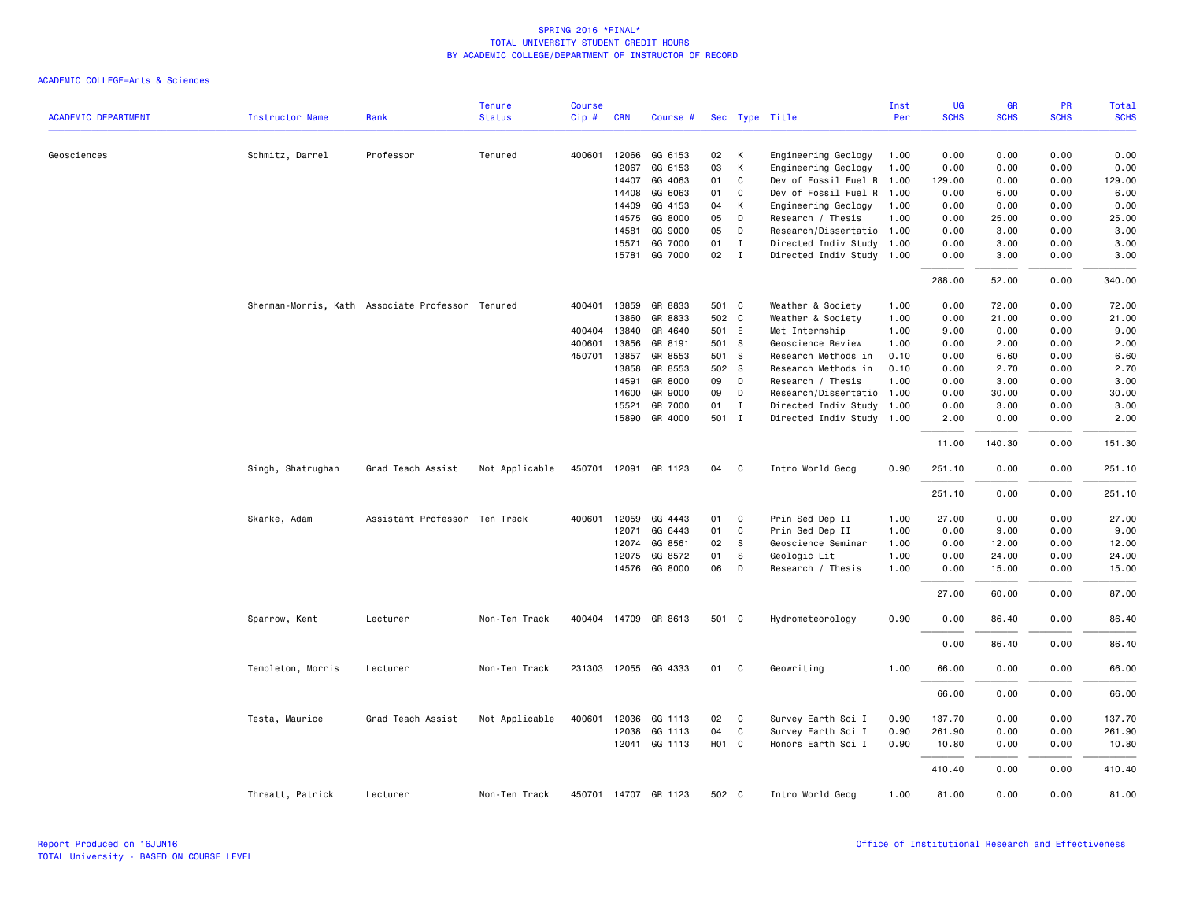SPRING 2016 *FINAL*
TOTAL UNIVERSITY STUDENT CREDIT HOURS
BY ACADEMIC COLLEGE/DEPARTMENT OF INSTRUCTOR OF RECORD

ACADEMIC COLLEGE=Arts & Sciences

| ACADEMIC DEPARTMENT | Instructor Name | Rank | Tenure Status | Course Cip # | CRN | Course # | Sec | Type | Title | Inst Per | UG SCHS | GR SCHS | PR SCHS | Total SCHS |
|---|---|---|---|---|---|---|---|---|---|---|---|---|---|---|
| Geosciences | Schmitz, Darrel | Professor | Tenured | 400601 | 12066 | GG 6153 | 02 | K | Engineering Geology | 1.00 | 0.00 | 0.00 | 0.00 | 0.00 |
| | | | | | 12067 | GG 6153 | 03 | K | Engineering Geology | 1.00 | 0.00 | 0.00 | 0.00 | 0.00 |
| | | | | | 14407 | GG 4063 | 01 | C | Dev of Fossil Fuel R | 1.00 | 129.00 | 0.00 | 0.00 | 129.00 |
| | | | | | 14408 | GG 6063 | 01 | C | Dev of Fossil Fuel R | 1.00 | 0.00 | 6.00 | 0.00 | 6.00 |
| | | | | | 14409 | GG 4153 | 04 | K | Engineering Geology | 1.00 | 0.00 | 0.00 | 0.00 | 0.00 |
| | | | | | 14575 | GG 8000 | 05 | D | Research / Thesis | 1.00 | 0.00 | 25.00 | 0.00 | 25.00 |
| | | | | | 14581 | GG 9000 | 05 | D | Research/Dissertatio | 1.00 | 0.00 | 3.00 | 0.00 | 3.00 |
| | | | | | 15571 | GG 7000 | 01 | I | Directed Indiv Study | 1.00 | 0.00 | 3.00 | 0.00 | 3.00 |
| | | | | | 15781 | GG 7000 | 02 | I | Directed Indiv Study | 1.00 | 0.00 | 3.00 | 0.00 | 3.00 |
| | | | | | | | | | | | 288.00 | 52.00 | 0.00 | 340.00 |
| | Sherman-Morris, Kath | Associate Professor | Tenured | 400401 | 13859 | GR 8833 | 501 | C | Weather & Society | 1.00 | 0.00 | 72.00 | 0.00 | 72.00 |
| | | | | | 13860 | GR 8833 | 502 | C | Weather & Society | 1.00 | 0.00 | 21.00 | 0.00 | 21.00 |
| | | | | 400404 | 13840 | GR 4640 | 501 | E | Met Internship | 1.00 | 9.00 | 0.00 | 0.00 | 9.00 |
| | | | | 400601 | 13856 | GR 8191 | 501 | S | Geoscience Review | 1.00 | 0.00 | 2.00 | 0.00 | 2.00 |
| | | | | 450701 | 13857 | GR 8553 | 501 | S | Research Methods in | 0.10 | 0.00 | 6.60 | 0.00 | 6.60 |
| | | | | | 13858 | GR 8553 | 502 | S | Research Methods in | 0.10 | 0.00 | 2.70 | 0.00 | 2.70 |
| | | | | | 14591 | GR 8000 | 09 | D | Research / Thesis | 1.00 | 0.00 | 3.00 | 0.00 | 3.00 |
| | | | | | 14600 | GR 9000 | 09 | D | Research/Dissertatio | 1.00 | 0.00 | 30.00 | 0.00 | 30.00 |
| | | | | | 15521 | GR 7000 | 01 | I | Directed Indiv Study | 1.00 | 0.00 | 3.00 | 0.00 | 3.00 |
| | | | | | 15890 | GR 4000 | 501 | I | Directed Indiv Study | 1.00 | 2.00 | 0.00 | 0.00 | 2.00 |
| | | | | | | | | | | | 11.00 | 140.30 | 0.00 | 151.30 |
| | Singh, Shatrughan | Grad Teach Assist | Not Applicable | 450701 | 12091 | GR 1123 | 04 | C | Intro World Geog | 0.90 | 251.10 | 0.00 | 0.00 | 251.10 |
| | | | | | | | | | | | 251.10 | 0.00 | 0.00 | 251.10 |
| | Skarke, Adam | Assistant Professor | Ten Track | 400601 | 12059 | GG 4443 | 01 | C | Prin Sed Dep II | 1.00 | 27.00 | 0.00 | 0.00 | 27.00 |
| | | | | | 12071 | GG 6443 | 01 | C | Prin Sed Dep II | 1.00 | 0.00 | 9.00 | 0.00 | 9.00 |
| | | | | | 12074 | GG 8561 | 02 | S | Geoscience Seminar | 1.00 | 0.00 | 12.00 | 0.00 | 12.00 |
| | | | | | 12075 | GG 8572 | 01 | S | Geologic Lit | 1.00 | 0.00 | 24.00 | 0.00 | 24.00 |
| | | | | | 14576 | GG 8000 | 06 | D | Research / Thesis | 1.00 | 0.00 | 15.00 | 0.00 | 15.00 |
| | | | | | | | | | | | 27.00 | 60.00 | 0.00 | 87.00 |
| | Sparrow, Kent | Lecturer | Non-Ten Track | 400404 | 14709 | GR 8613 | 501 | C | Hydrometeorology | 0.90 | 0.00 | 86.40 | 0.00 | 86.40 |
| | | | | | | | | | | | 0.00 | 86.40 | 0.00 | 86.40 |
| | Templeton, Morris | Lecturer | Non-Ten Track | 231303 | 12055 | GG 4333 | 01 | C | Geowriting | 1.00 | 66.00 | 0.00 | 0.00 | 66.00 |
| | | | | | | | | | | | 66.00 | 0.00 | 0.00 | 66.00 |
| | Testa, Maurice | Grad Teach Assist | Not Applicable | 400601 | 12036 | GG 1113 | 02 | C | Survey Earth Sci I | 0.90 | 137.70 | 0.00 | 0.00 | 137.70 |
| | | | | | 12038 | GG 1113 | 04 | C | Survey Earth Sci I | 0.90 | 261.90 | 0.00 | 0.00 | 261.90 |
| | | | | | 12041 | GG 1113 | H01 | C | Honors Earth Sci I | 0.90 | 10.80 | 0.00 | 0.00 | 10.80 |
| | | | | | | | | | | | 410.40 | 0.00 | 0.00 | 410.40 |
| | Threatt, Patrick | Lecturer | Non-Ten Track | 450701 | 14707 | GR 1123 | 502 | C | Intro World Geog | 1.00 | 81.00 | 0.00 | 0.00 | 81.00 |

Report Produced on 16JUN16
TOTAL University - BASED ON COURSE LEVEL

Office of Institutional Research and Effectiveness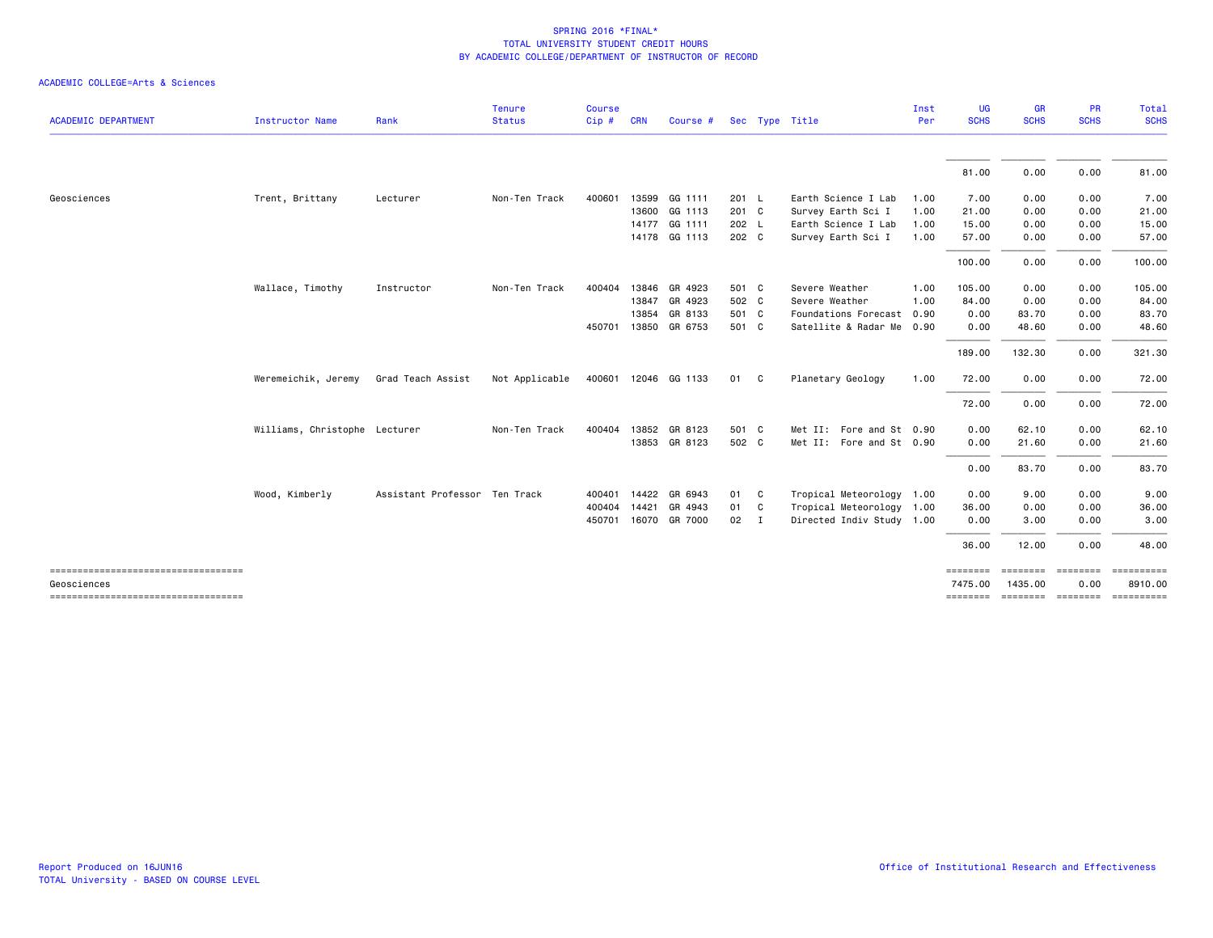SPRING 2016 *FINAL*
TOTAL UNIVERSITY STUDENT CREDIT HOURS
BY ACADEMIC COLLEGE/DEPARTMENT OF INSTRUCTOR OF RECORD

ACADEMIC COLLEGE=Arts & Sciences

| ACADEMIC DEPARTMENT | Instructor Name | Rank | Tenure Status | Course Cip # | CRN | Course # | Sec | Type | Title | Inst Per | UG SCHS | GR SCHS | PR SCHS | Total SCHS |
|---|---|---|---|---|---|---|---|---|---|---|---|---|---|---|
| | | | | | | | | | | | 81.00 | 0.00 | 0.00 | 81.00 |
| Geosciences | Trent, Brittany | Lecturer | Non-Ten Track | 400601 | 13599 | GG 1111 | 201 | L | Earth Science I Lab | 1.00 | 7.00 | 0.00 | 0.00 | 7.00 |
| | | | | | 13600 | GG 1113 | 201 | C | Survey Earth Sci I | 1.00 | 21.00 | 0.00 | 0.00 | 21.00 |
| | | | | | 14177 | GG 1111 | 202 | L | Earth Science I Lab | 1.00 | 15.00 | 0.00 | 0.00 | 15.00 |
| | | | | | 14178 | GG 1113 | 202 | C | Survey Earth Sci I | 1.00 | 57.00 | 0.00 | 0.00 | 57.00 |
| | | | | | | | | | | | 100.00 | 0.00 | 0.00 | 100.00 |
| | Wallace, Timothy | Instructor | Non-Ten Track | 400404 | 13846 | GR 4923 | 501 | C | Severe Weather | 1.00 | 105.00 | 0.00 | 0.00 | 105.00 |
| | | | | | 13847 | GR 4923 | 502 | C | Severe Weather | 1.00 | 84.00 | 0.00 | 0.00 | 84.00 |
| | | | | | 13854 | GR 8133 | 501 | C | Foundations Forecast | 0.90 | 0.00 | 83.70 | 0.00 | 83.70 |
| | | | | 450701 | 13850 | GR 6753 | 501 | C | Satellite & Radar Me | 0.90 | 0.00 | 48.60 | 0.00 | 48.60 |
| | | | | | | | | | | | 189.00 | 132.30 | 0.00 | 321.30 |
| | Weremeichik, Jeremy | Grad Teach Assist | Not Applicable | 400601 | 12046 | GG 1133 | 01 | C | Planetary Geology | 1.00 | 72.00 | 0.00 | 0.00 | 72.00 |
| | | | | | | | | | | | 72.00 | 0.00 | 0.00 | 72.00 |
| | Williams, Christophe | Lecturer | Non-Ten Track | 400404 | 13852 | GR 8123 | 501 | C | Met II: Fore and St | 0.90 | 0.00 | 62.10 | 0.00 | 62.10 |
| | | | | | 13853 | GR 8123 | 502 | C | Met II: Fore and St | 0.90 | 0.00 | 21.60 | 0.00 | 21.60 |
| | | | | | | | | | | | 0.00 | 83.70 | 0.00 | 83.70 |
| | Wood, Kimberly | Assistant Professor | Ten Track | 400401 | 14422 | GR 6943 | 01 | C | Tropical Meteorology | 1.00 | 0.00 | 9.00 | 0.00 | 9.00 |
| | | | | 400404 | 14421 | GR 4943 | 01 | C | Tropical Meteorology | 1.00 | 36.00 | 0.00 | 0.00 | 36.00 |
| | | | | 450701 | 16070 | GR 7000 | 02 | I | Directed Indiv Study | 1.00 | 0.00 | 3.00 | 0.00 | 3.00 |
| | | | | | | | | | | | 36.00 | 12.00 | 0.00 | 48.00 |
| Geosciences | | | | | | | | | | | 7475.00 | 1435.00 | 0.00 | 8910.00 |

Report Produced on 16JUN16
TOTAL University - BASED ON COURSE LEVEL

Office of Institutional Research and Effectiveness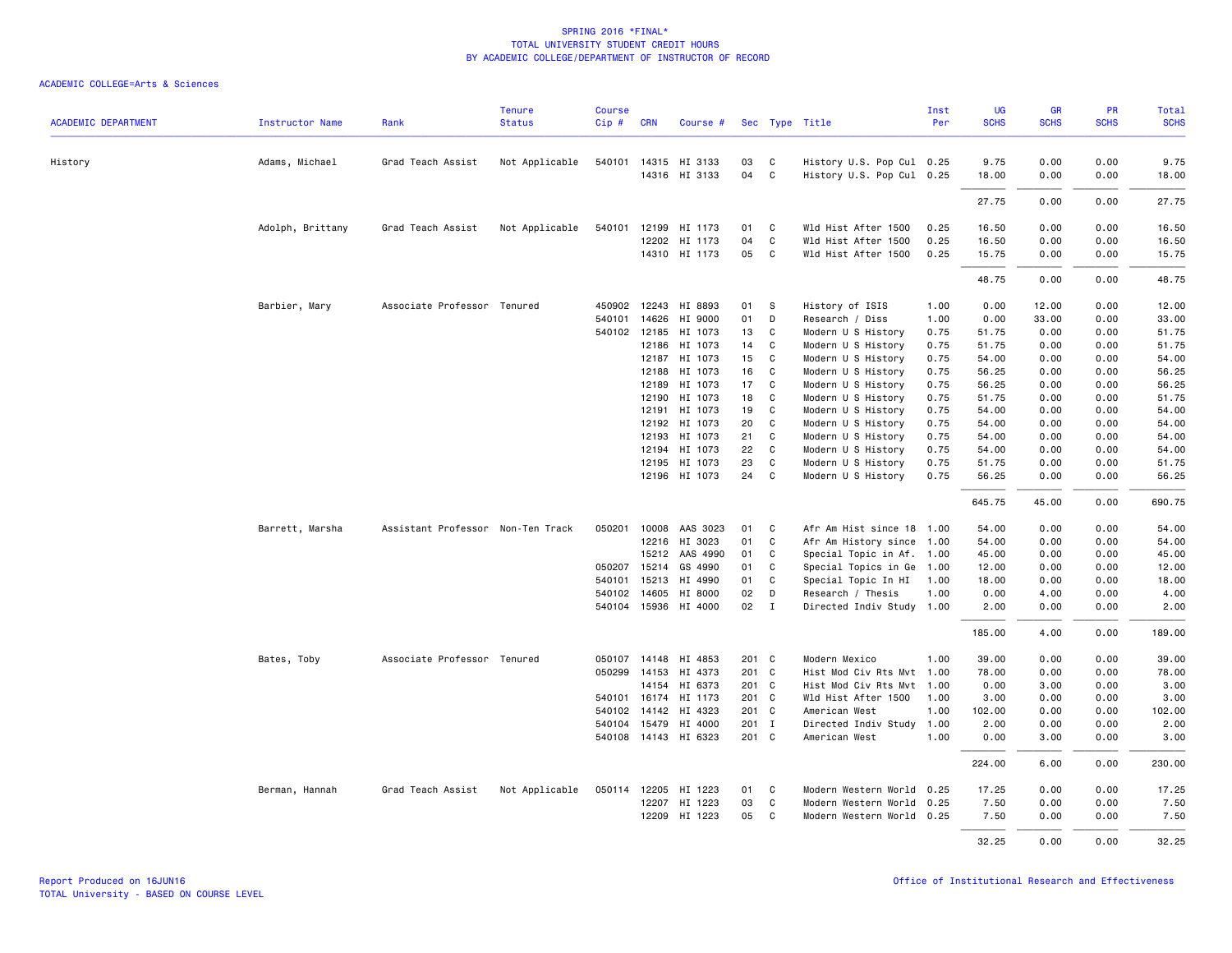# SPRING 2016 *FINAL*
## TOTAL UNIVERSITY STUDENT CREDIT HOURS
## BY ACADEMIC COLLEGE/DEPARTMENT OF INSTRUCTOR OF RECORD

ACADEMIC COLLEGE=Arts & Sciences

| ACADEMIC DEPARTMENT | Instructor Name | Rank | Tenure Status | Course Cip # | CRN | Course # | Sec | Type | Title | Inst Per | UG SCHS | GR SCHS | PR SCHS | Total SCHS |
|---|---|---|---|---|---|---|---|---|---|---|---|---|---|---|
| History | Adams, Michael | Grad Teach Assist | Not Applicable | 540101 | 14315 | HI 3133 | 03 | C | History U.S. Pop Cul | 0.25 | 9.75 | 0.00 | 0.00 | 9.75 |
| | | | | | 14316 | HI 3133 | 04 | C | History U.S. Pop Cul | 0.25 | 18.00 | 0.00 | 0.00 | 18.00 |
| | | | | | | | | | | | 27.75 | 0.00 | 0.00 | 27.75 |
| | Adolph, Brittany | Grad Teach Assist | Not Applicable | 540101 | 12199 | HI 1173 | 01 | C | Wld Hist After 1500 | 0.25 | 16.50 | 0.00 | 0.00 | 16.50 |
| | | | | | 12202 | HI 1173 | 04 | C | Wld Hist After 1500 | 0.25 | 16.50 | 0.00 | 0.00 | 16.50 |
| | | | | | 14310 | HI 1173 | 05 | C | Wld Hist After 1500 | 0.25 | 15.75 | 0.00 | 0.00 | 15.75 |
| | | | | | | | | | | | 48.75 | 0.00 | 0.00 | 48.75 |
| | Barbier, Mary | Associate Professor | Tenured | 450902 | 12243 | HI 8893 | 01 | S | History of ISIS | 1.00 | 0.00 | 12.00 | 0.00 | 12.00 |
| | | | | 540101 | 14626 | HI 9000 | 01 | D | Research / Diss | 1.00 | 0.00 | 33.00 | 0.00 | 33.00 |
| | | | | 540102 | 12185 | HI 1073 | 13 | C | Modern U S History | 0.75 | 51.75 | 0.00 | 0.00 | 51.75 |
| | | | | | 12186 | HI 1073 | 14 | C | Modern U S History | 0.75 | 51.75 | 0.00 | 0.00 | 51.75 |
| | | | | | 12187 | HI 1073 | 15 | C | Modern U S History | 0.75 | 54.00 | 0.00 | 0.00 | 54.00 |
| | | | | | 12188 | HI 1073 | 16 | C | Modern U S History | 0.75 | 56.25 | 0.00 | 0.00 | 56.25 |
| | | | | | 12189 | HI 1073 | 17 | C | Modern U S History | 0.75 | 56.25 | 0.00 | 0.00 | 56.25 |
| | | | | | 12190 | HI 1073 | 18 | C | Modern U S History | 0.75 | 51.75 | 0.00 | 0.00 | 51.75 |
| | | | | | 12191 | HI 1073 | 19 | C | Modern U S History | 0.75 | 54.00 | 0.00 | 0.00 | 54.00 |
| | | | | | 12192 | HI 1073 | 20 | C | Modern U S History | 0.75 | 54.00 | 0.00 | 0.00 | 54.00 |
| | | | | | 12193 | HI 1073 | 21 | C | Modern U S History | 0.75 | 54.00 | 0.00 | 0.00 | 54.00 |
| | | | | | 12194 | HI 1073 | 22 | C | Modern U S History | 0.75 | 54.00 | 0.00 | 0.00 | 54.00 |
| | | | | | 12195 | HI 1073 | 23 | C | Modern U S History | 0.75 | 51.75 | 0.00 | 0.00 | 51.75 |
| | | | | | 12196 | HI 1073 | 24 | C | Modern U S History | 0.75 | 56.25 | 0.00 | 0.00 | 56.25 |
| | | | | | | | | | | | 645.75 | 45.00 | 0.00 | 690.75 |
| | Barrett, Marsha | Assistant Professor | Non-Ten Track | 050201 | 10008 | AAS 3023 | 01 | C | Afr Am Hist since 18 | 1.00 | 54.00 | 0.00 | 0.00 | 54.00 |
| | | | | | 12216 | HI 3023 | 01 | C | Afr Am History since | 1.00 | 54.00 | 0.00 | 0.00 | 54.00 |
| | | | | | 15212 | AAS 4990 | 01 | C | Special Topic in Af. | 1.00 | 45.00 | 0.00 | 0.00 | 45.00 |
| | | | | 050207 | 15214 | GS 4990 | 01 | C | Special Topics in Ge | 1.00 | 12.00 | 0.00 | 0.00 | 12.00 |
| | | | | 540101 | 15213 | HI 4990 | 01 | C | Special Topic In HI | 1.00 | 18.00 | 0.00 | 0.00 | 18.00 |
| | | | | 540102 | 14605 | HI 8000 | 02 | D | Research / Thesis | 1.00 | 0.00 | 4.00 | 0.00 | 4.00 |
| | | | | 540104 | 15936 | HI 4000 | 02 | I | Directed Indiv Study | 1.00 | 2.00 | 0.00 | 0.00 | 2.00 |
| | | | | | | | | | | | 185.00 | 4.00 | 0.00 | 189.00 |
| | Bates, Toby | Associate Professor | Tenured | 050107 | 14148 | HI 4853 | 201 | C | Modern Mexico | 1.00 | 39.00 | 0.00 | 0.00 | 39.00 |
| | | | | 050299 | 14153 | HI 4373 | 201 | C | Hist Mod Civ Rts Mvt | 1.00 | 78.00 | 0.00 | 0.00 | 78.00 |
| | | | | | 14154 | HI 6373 | 201 | C | Hist Mod Civ Rts Mvt | 1.00 | 0.00 | 3.00 | 0.00 | 3.00 |
| | | | | 540101 | 16174 | HI 1173 | 201 | C | Wld Hist After 1500 | 1.00 | 3.00 | 0.00 | 0.00 | 3.00 |
| | | | | 540102 | 14142 | HI 4323 | 201 | C | American West | 1.00 | 102.00 | 0.00 | 0.00 | 102.00 |
| | | | | 540104 | 15479 | HI 4000 | 201 | I | Directed Indiv Study | 1.00 | 2.00 | 0.00 | 0.00 | 2.00 |
| | | | | 540108 | 14143 | HI 6323 | 201 | C | American West | 1.00 | 0.00 | 3.00 | 0.00 | 3.00 |
| | | | | | | | | | | | 224.00 | 6.00 | 0.00 | 230.00 |
| | Berman, Hannah | Grad Teach Assist | Not Applicable | 050114 | 12205 | HI 1223 | 01 | C | Modern Western World | 0.25 | 17.25 | 0.00 | 0.00 | 17.25 |
| | | | | | 12207 | HI 1223 | 03 | C | Modern Western World | 0.25 | 7.50 | 0.00 | 0.00 | 7.50 |
| | | | | | 12209 | HI 1223 | 05 | C | Modern Western World | 0.25 | 7.50 | 0.00 | 0.00 | 7.50 |
| | | | | | | | | | | | 32.25 | 0.00 | 0.00 | 32.25 |

Report Produced on 16JUN16
TOTAL University - BASED ON COURSE LEVEL

Office of Institutional Research and Effectiveness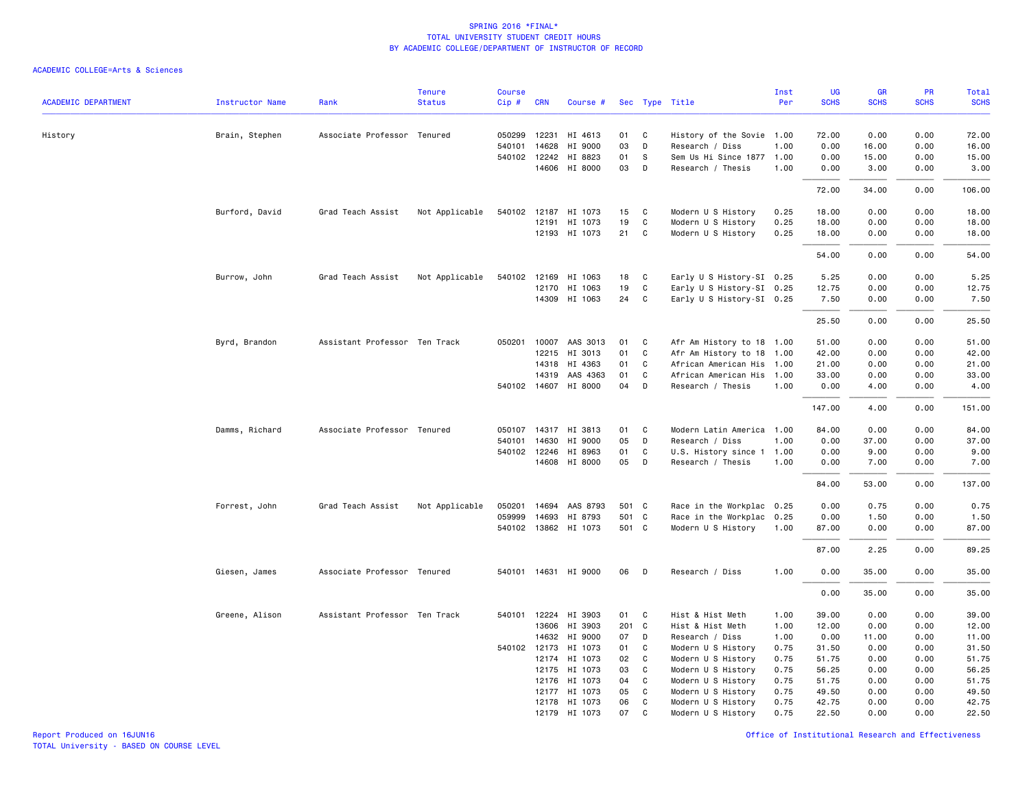SPRING 2016 *FINAL*
TOTAL UNIVERSITY STUDENT CREDIT HOURS
BY ACADEMIC COLLEGE/DEPARTMENT OF INSTRUCTOR OF RECORD

ACADEMIC COLLEGE=Arts & Sciences

| ACADEMIC DEPARTMENT | Instructor Name | Rank | Tenure Status | Course Cip # | CRN | Course # | Sec | Type | Title | Inst Per | UG SCHS | GR SCHS | PR SCHS | Total SCHS |
|---|---|---|---|---|---|---|---|---|---|---|---|---|---|---|
| History | Brain, Stephen | Associate Professor | Tenured | 050299 | 12231 | HI 4613 | 01 | C | History of the Sovie | 1.00 | 72.00 | 0.00 | 0.00 | 72.00 |
| | | | | 540101 | 14628 | HI 9000 | 03 | D | Research / Diss | 1.00 | 0.00 | 16.00 | 0.00 | 16.00 |
| | | | | 540102 | 12242 | HI 8823 | 01 | S | Sem Us Hi Since 1877 | 1.00 | 0.00 | 15.00 | 0.00 | 15.00 |
| | | | | | 14606 | HI 8000 | 03 | D | Research / Thesis | 1.00 | 0.00 | 3.00 | 0.00 | 3.00 |
| | | | | | | | | | | | 72.00 | 34.00 | 0.00 | 106.00 |
| | Burford, David | Grad Teach Assist | Not Applicable | 540102 | 12187 | HI 1073 | 15 | C | Modern U S History | 0.25 | 18.00 | 0.00 | 0.00 | 18.00 |
| | | | | | 12191 | HI 1073 | 19 | C | Modern U S History | 0.25 | 18.00 | 0.00 | 0.00 | 18.00 |
| | | | | | 12193 | HI 1073 | 21 | C | Modern U S History | 0.25 | 18.00 | 0.00 | 0.00 | 18.00 |
| | | | | | | | | | | | 54.00 | 0.00 | 0.00 | 54.00 |
| | Burrow, John | Grad Teach Assist | Not Applicable | 540102 | 12169 | HI 1063 | 18 | C | Early U S History-SI | 0.25 | 5.25 | 0.00 | 0.00 | 5.25 |
| | | | | | 12170 | HI 1063 | 19 | C | Early U S History-SI | 0.25 | 12.75 | 0.00 | 0.00 | 12.75 |
| | | | | | 14309 | HI 1063 | 24 | C | Early U S History-SI | 0.25 | 7.50 | 0.00 | 0.00 | 7.50 |
| | | | | | | | | | | | 25.50 | 0.00 | 0.00 | 25.50 |
| | Byrd, Brandon | Assistant Professor | Ten Track | 050201 | 10007 | AAS 3013 | 01 | C | Afr Am History to 18 | 1.00 | 51.00 | 0.00 | 0.00 | 51.00 |
| | | | | | 12215 | HI 3013 | 01 | C | Afr Am History to 18 | 1.00 | 42.00 | 0.00 | 0.00 | 42.00 |
| | | | | | 14318 | HI 4363 | 01 | C | African American His | 1.00 | 21.00 | 0.00 | 0.00 | 21.00 |
| | | | | | 14319 | AAS 4363 | 01 | C | African American His | 1.00 | 33.00 | 0.00 | 0.00 | 33.00 |
| | | | | 540102 | 14607 | HI 8000 | 04 | D | Research / Thesis | 1.00 | 0.00 | 4.00 | 0.00 | 4.00 |
| | | | | | | | | | | | 147.00 | 4.00 | 0.00 | 151.00 |
| | Damms, Richard | Associate Professor | Tenured | 050107 | 14317 | HI 3813 | 01 | C | Modern Latin America | 1.00 | 84.00 | 0.00 | 0.00 | 84.00 |
| | | | | 540101 | 14630 | HI 9000 | 05 | D | Research / Diss | 1.00 | 0.00 | 37.00 | 0.00 | 37.00 |
| | | | | 540102 | 12246 | HI 8963 | 01 | C | U.S. History since 1 | 1.00 | 0.00 | 9.00 | 0.00 | 9.00 |
| | | | | | 14608 | HI 8000 | 05 | D | Research / Thesis | 1.00 | 0.00 | 7.00 | 0.00 | 7.00 |
| | | | | | | | | | | | 84.00 | 53.00 | 0.00 | 137.00 |
| | Forrest, John | Grad Teach Assist | Not Applicable | 050201 | 14694 | AAS 8793 | 501 | C | Race in the Workplac | 0.25 | 0.00 | 0.75 | 0.00 | 0.75 |
| | | | | 059999 | 14693 | HI 8793 | 501 | C | Race in the Workplac | 0.25 | 0.00 | 1.50 | 0.00 | 1.50 |
| | | | | 540102 | 13862 | HI 1073 | 501 | C | Modern U S History | 1.00 | 87.00 | 0.00 | 0.00 | 87.00 |
| | | | | | | | | | | | 87.00 | 2.25 | 0.00 | 89.25 |
| | Giesen, James | Associate Professor | Tenured | 540101 | 14631 | HI 9000 | 06 | D | Research / Diss | 1.00 | 0.00 | 35.00 | 0.00 | 35.00 |
| | | | | | | | | | | | 0.00 | 35.00 | 0.00 | 35.00 |
| | Greene, Alison | Assistant Professor | Ten Track | 540101 | 12224 | HI 3903 | 01 | C | Hist & Hist Meth | 1.00 | 39.00 | 0.00 | 0.00 | 39.00 |
| | | | | | 13606 | HI 3903 | 201 | C | Hist & Hist Meth | 1.00 | 12.00 | 0.00 | 0.00 | 12.00 |
| | | | | | 14632 | HI 9000 | 07 | D | Research / Diss | 1.00 | 0.00 | 11.00 | 0.00 | 11.00 |
| | | | | 540102 | 12173 | HI 1073 | 01 | C | Modern U S History | 0.75 | 31.50 | 0.00 | 0.00 | 31.50 |
| | | | | | 12174 | HI 1073 | 02 | C | Modern U S History | 0.75 | 51.75 | 0.00 | 0.00 | 51.75 |
| | | | | | 12175 | HI 1073 | 03 | C | Modern U S History | 0.75 | 56.25 | 0.00 | 0.00 | 56.25 |
| | | | | | 12176 | HI 1073 | 04 | C | Modern U S History | 0.75 | 51.75 | 0.00 | 0.00 | 51.75 |
| | | | | | 12177 | HI 1073 | 05 | C | Modern U S History | 0.75 | 49.50 | 0.00 | 0.00 | 49.50 |
| | | | | | 12178 | HI 1073 | 06 | C | Modern U S History | 0.75 | 42.75 | 0.00 | 0.00 | 42.75 |
| | | | | | 12179 | HI 1073 | 07 | C | Modern U S History | 0.75 | 22.50 | 0.00 | 0.00 | 22.50 |

Report Produced on 16JUN16
TOTAL University - BASED ON COURSE LEVEL

Office of Institutional Research and Effectiveness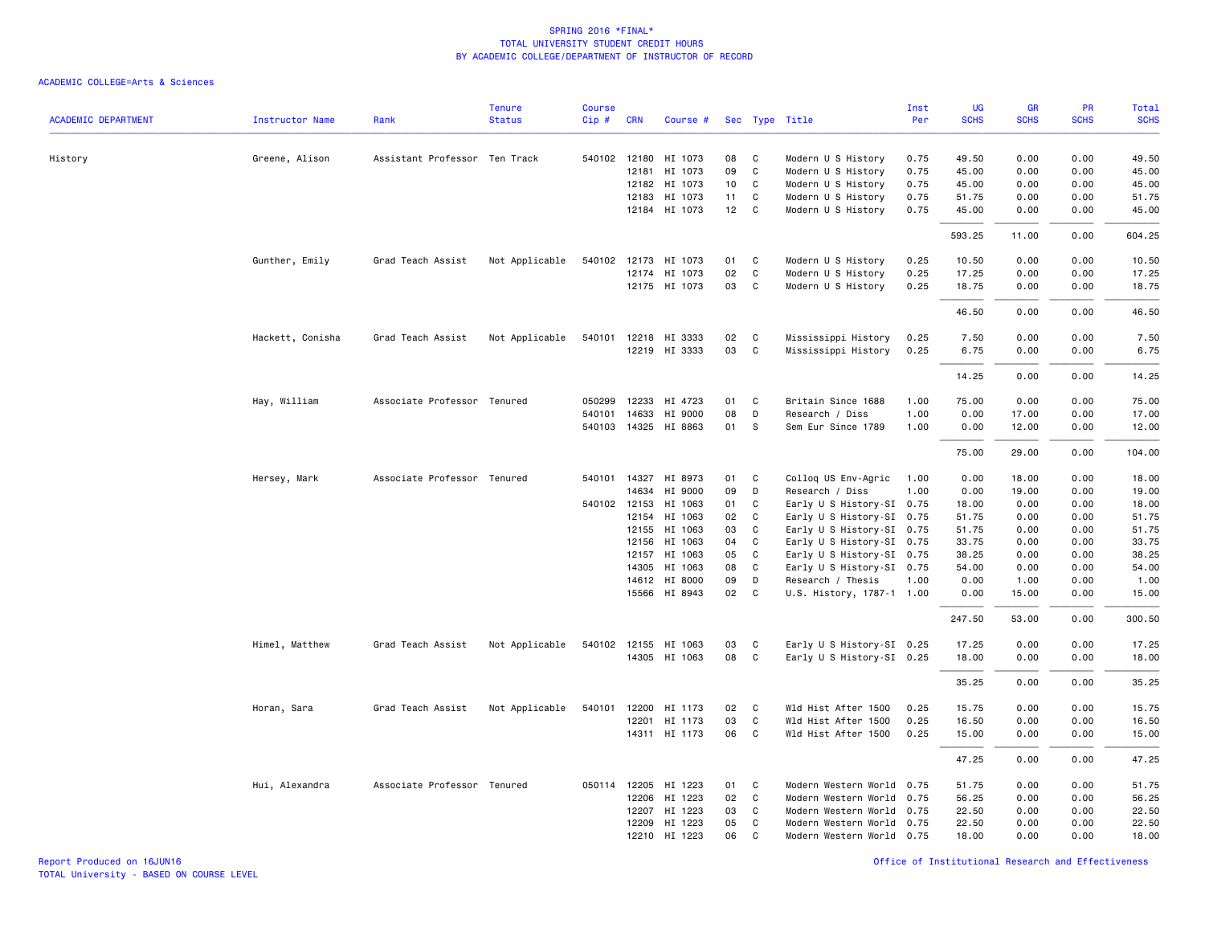# SPRING 2016 *FINAL*
## TOTAL UNIVERSITY STUDENT CREDIT HOURS
## BY ACADEMIC COLLEGE/DEPARTMENT OF INSTRUCTOR OF RECORD

ACADEMIC COLLEGE=Arts & Sciences

| ACADEMIC DEPARTMENT | Instructor Name | Rank | Tenure Status | Course Cip # | CRN | Course # | Sec | Type | Title | Inst Per | UG SCHS | GR SCHS | PR SCHS | Total SCHS |
|---|---|---|---|---|---|---|---|---|---|---|---|---|---|---|
| History | Greene, Alison | Assistant Professor | Ten Track | 540102 | 12180 | HI 1073 | 08 | C | Modern U S History | 0.75 | 49.50 | 0.00 | 0.00 | 49.50 |
| | | | | | 12181 | HI 1073 | 09 | C | Modern U S History | 0.75 | 45.00 | 0.00 | 0.00 | 45.00 |
| | | | | | 12182 | HI 1073 | 10 | C | Modern U S History | 0.75 | 45.00 | 0.00 | 0.00 | 45.00 |
| | | | | | 12183 | HI 1073 | 11 | C | Modern U S History | 0.75 | 51.75 | 0.00 | 0.00 | 51.75 |
| | | | | | 12184 | HI 1073 | 12 | C | Modern U S History | 0.75 | 45.00 | 0.00 | 0.00 | 45.00 |
| | | | | | | | | | | | 593.25 | 11.00 | 0.00 | 604.25 |
| | Gunther, Emily | Grad Teach Assist | Not Applicable | 540102 | 12173 | HI 1073 | 01 | C | Modern U S History | 0.25 | 10.50 | 0.00 | 0.00 | 10.50 |
| | | | | | 12174 | HI 1073 | 02 | C | Modern U S History | 0.25 | 17.25 | 0.00 | 0.00 | 17.25 |
| | | | | | 12175 | HI 1073 | 03 | C | Modern U S History | 0.25 | 18.75 | 0.00 | 0.00 | 18.75 |
| | | | | | | | | | | | 46.50 | 0.00 | 0.00 | 46.50 |
| | Hackett, Conisha | Grad Teach Assist | Not Applicable | 540101 | 12218 | HI 3333 | 02 | C | Mississippi History | 0.25 | 7.50 | 0.00 | 0.00 | 7.50 |
| | | | | | 12219 | HI 3333 | 03 | C | Mississippi History | 0.25 | 6.75 | 0.00 | 0.00 | 6.75 |
| | | | | | | | | | | | 14.25 | 0.00 | 0.00 | 14.25 |
| | Hay, William | Associate Professor | Tenured | 050299 | 12233 | HI 4723 | 01 | C | Britain Since 1688 | 1.00 | 75.00 | 0.00 | 0.00 | 75.00 |
| | | | | 540101 | 14633 | HI 9000 | 08 | D | Research / Diss | 1.00 | 0.00 | 17.00 | 0.00 | 17.00 |
| | | | | 540103 | 14325 | HI 8863 | 01 | S | Sem Eur Since 1789 | 1.00 | 0.00 | 12.00 | 0.00 | 12.00 |
| | | | | | | | | | | | 75.00 | 29.00 | 0.00 | 104.00 |
| | Hersey, Mark | Associate Professor | Tenured | 540101 | 14327 | HI 8973 | 01 | C | Colloq US Env-Agric | 1.00 | 0.00 | 18.00 | 0.00 | 18.00 |
| | | | | | 14634 | HI 9000 | 09 | D | Research / Diss | 1.00 | 0.00 | 19.00 | 0.00 | 19.00 |
| | | | | 540102 | 12153 | HI 1063 | 01 | C | Early U S History-SI | 0.75 | 18.00 | 0.00 | 0.00 | 18.00 |
| | | | | | 12154 | HI 1063 | 02 | C | Early U S History-SI | 0.75 | 51.75 | 0.00 | 0.00 | 51.75 |
| | | | | | 12155 | HI 1063 | 03 | C | Early U S History-SI | 0.75 | 51.75 | 0.00 | 0.00 | 51.75 |
| | | | | | 12156 | HI 1063 | 04 | C | Early U S History-SI | 0.75 | 33.75 | 0.00 | 0.00 | 33.75 |
| | | | | | 12157 | HI 1063 | 05 | C | Early U S History-SI | 0.75 | 38.25 | 0.00 | 0.00 | 38.25 |
| | | | | | 14305 | HI 1063 | 08 | C | Early U S History-SI | 0.75 | 54.00 | 0.00 | 0.00 | 54.00 |
| | | | | | 14612 | HI 8000 | 09 | D | Research / Thesis | 1.00 | 0.00 | 1.00 | 0.00 | 1.00 |
| | | | | | 15566 | HI 8943 | 02 | C | U.S. History, 1787-1 | 1.00 | 0.00 | 15.00 | 0.00 | 15.00 |
| | | | | | | | | | | | 247.50 | 53.00 | 0.00 | 300.50 |
| | Himel, Matthew | Grad Teach Assist | Not Applicable | 540102 | 12155 | HI 1063 | 03 | C | Early U S History-SI | 0.25 | 17.25 | 0.00 | 0.00 | 17.25 |
| | | | | | 14305 | HI 1063 | 08 | C | Early U S History-SI | 0.25 | 18.00 | 0.00 | 0.00 | 18.00 |
| | | | | | | | | | | | 35.25 | 0.00 | 0.00 | 35.25 |
| | Horan, Sara | Grad Teach Assist | Not Applicable | 540101 | 12200 | HI 1173 | 02 | C | Wld Hist After 1500 | 0.25 | 15.75 | 0.00 | 0.00 | 15.75 |
| | | | | | 12201 | HI 1173 | 03 | C | Wld Hist After 1500 | 0.25 | 16.50 | 0.00 | 0.00 | 16.50 |
| | | | | | 14311 | HI 1173 | 06 | C | Wld Hist After 1500 | 0.25 | 15.00 | 0.00 | 0.00 | 15.00 |
| | | | | | | | | | | | 47.25 | 0.00 | 0.00 | 47.25 |
| | Hui, Alexandra | Associate Professor | Tenured | 050114 | 12205 | HI 1223 | 01 | C | Modern Western World | 0.75 | 51.75 | 0.00 | 0.00 | 51.75 |
| | | | | | 12206 | HI 1223 | 02 | C | Modern Western World | 0.75 | 56.25 | 0.00 | 0.00 | 56.25 |
| | | | | | 12207 | HI 1223 | 03 | C | Modern Western World | 0.75 | 22.50 | 0.00 | 0.00 | 22.50 |
| | | | | | 12209 | HI 1223 | 05 | C | Modern Western World | 0.75 | 22.50 | 0.00 | 0.00 | 22.50 |
| | | | | | 12210 | HI 1223 | 06 | C | Modern Western World | 0.75 | 18.00 | 0.00 | 0.00 | 18.00 |

Report Produced on 16JUN16
TOTAL University - BASED ON COURSE LEVEL
Office of Institutional Research and Effectiveness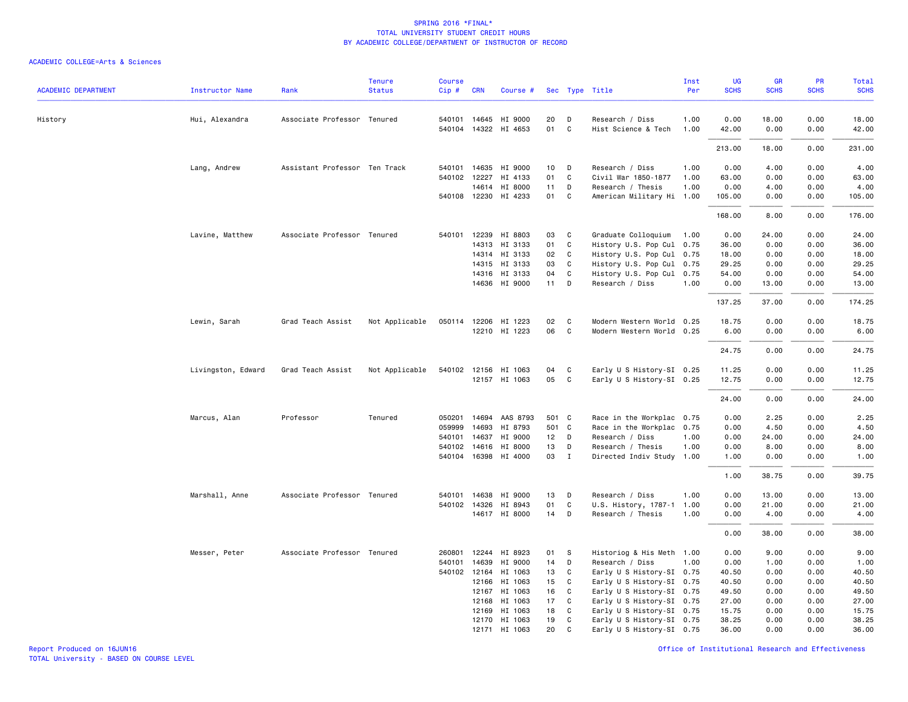SPRING 2016 *FINAL*
TOTAL UNIVERSITY STUDENT CREDIT HOURS
BY ACADEMIC COLLEGE/DEPARTMENT OF INSTRUCTOR OF RECORD

ACADEMIC COLLEGE=Arts & Sciences

| ACADEMIC DEPARTMENT | Instructor Name | Rank | Tenure Status | Course Cip # | CRN | Course # | Sec | Type | Title | Inst Per | UG SCHS | GR SCHS | PR SCHS | Total SCHS |
|---|---|---|---|---|---|---|---|---|---|---|---|---|---|---|
| History | Hui, Alexandra | Associate Professor | Tenured | 540101 | 14645 | HI 9000 | 20 | D | Research / Diss | 1.00 | 0.00 | 18.00 | 0.00 | 18.00 |
| | | | | 540104 | 14322 | HI 4653 | 01 | C | Hist Science & Tech | 1.00 | 42.00 | 0.00 | 0.00 | 42.00 |
| | | | | | | | | | | | 213.00 | 18.00 | 0.00 | 231.00 |
| | Lang, Andrew | Assistant Professor | Ten Track | 540101 | 14635 | HI 9000 | 10 | D | Research / Diss | 1.00 | 0.00 | 4.00 | 0.00 | 4.00 |
| | | | | 540102 | 12227 | HI 4133 | 01 | C | Civil War 1850-1877 | 1.00 | 63.00 | 0.00 | 0.00 | 63.00 |
| | | | | | 14614 | HI 8000 | 11 | D | Research / Thesis | 1.00 | 0.00 | 4.00 | 0.00 | 4.00 |
| | | | | 540108 | 12230 | HI 4233 | 01 | C | American Military Hi | 1.00 | 105.00 | 0.00 | 0.00 | 105.00 |
| | | | | | | | | | | | 168.00 | 8.00 | 0.00 | 176.00 |
| | Lavine, Matthew | Associate Professor | Tenured | 540101 | 12239 | HI 8803 | 03 | C | Graduate Colloquium | 1.00 | 0.00 | 24.00 | 0.00 | 24.00 |
| | | | | | 14313 | HI 3133 | 01 | C | History U.S. Pop Cul | 0.75 | 36.00 | 0.00 | 0.00 | 36.00 |
| | | | | | 14314 | HI 3133 | 02 | C | History U.S. Pop Cul | 0.75 | 18.00 | 0.00 | 0.00 | 18.00 |
| | | | | | 14315 | HI 3133 | 03 | C | History U.S. Pop Cul | 0.75 | 29.25 | 0.00 | 0.00 | 29.25 |
| | | | | | 14316 | HI 3133 | 04 | C | History U.S. Pop Cul | 0.75 | 54.00 | 0.00 | 0.00 | 54.00 |
| | | | | | 14636 | HI 9000 | 11 | D | Research / Diss | 1.00 | 0.00 | 13.00 | 0.00 | 13.00 |
| | | | | | | | | | | | 137.25 | 37.00 | 0.00 | 174.25 |
| | Lewin, Sarah | Grad Teach Assist | Not Applicable | 050114 | 12206 | HI 1223 | 02 | C | Modern Western World | 0.25 | 18.75 | 0.00 | 0.00 | 18.75 |
| | | | | | 12210 | HI 1223 | 06 | C | Modern Western World | 0.25 | 6.00 | 0.00 | 0.00 | 6.00 |
| | | | | | | | | | | | 24.75 | 0.00 | 0.00 | 24.75 |
| | Livingston, Edward | Grad Teach Assist | Not Applicable | 540102 | 12156 | HI 1063 | 04 | C | Early U S History-SI | 0.25 | 11.25 | 0.00 | 0.00 | 11.25 |
| | | | | | 12157 | HI 1063 | 05 | C | Early U S History-SI | 0.25 | 12.75 | 0.00 | 0.00 | 12.75 |
| | | | | | | | | | | | 24.00 | 0.00 | 0.00 | 24.00 |
| | Marcus, Alan | Professor | Tenured | 050201 | 14694 | AAS 8793 | 501 | C | Race in the Workplac | 0.75 | 0.00 | 2.25 | 0.00 | 2.25 |
| | | | | 059999 | 14693 | HI 8793 | 501 | C | Race in the Workplac | 0.75 | 0.00 | 4.50 | 0.00 | 4.50 |
| | | | | 540101 | 14637 | HI 9000 | 12 | D | Research / Diss | 1.00 | 0.00 | 24.00 | 0.00 | 24.00 |
| | | | | 540102 | 14616 | HI 8000 | 13 | D | Research / Thesis | 1.00 | 0.00 | 8.00 | 0.00 | 8.00 |
| | | | | 540104 | 16398 | HI 4000 | 03 | I | Directed Indiv Study | 1.00 | 1.00 | 0.00 | 0.00 | 1.00 |
| | | | | | | | | | | | 1.00 | 38.75 | 0.00 | 39.75 |
| | Marshall, Anne | Associate Professor | Tenured | 540101 | 14638 | HI 9000 | 13 | D | Research / Diss | 1.00 | 0.00 | 13.00 | 0.00 | 13.00 |
| | | | | 540102 | 14326 | HI 8943 | 01 | C | U.S. History, 1787-1 | 1.00 | 0.00 | 21.00 | 0.00 | 21.00 |
| | | | | | 14617 | HI 8000 | 14 | D | Research / Thesis | 1.00 | 0.00 | 4.00 | 0.00 | 4.00 |
| | | | | | | | | | | | 0.00 | 38.00 | 0.00 | 38.00 |
| | Messer, Peter | Associate Professor | Tenured | 260801 | 12244 | HI 8923 | 01 | S | Historiog & His Meth | 1.00 | 0.00 | 9.00 | 0.00 | 9.00 |
| | | | | 540101 | 14639 | HI 9000 | 14 | D | Research / Diss | 1.00 | 0.00 | 1.00 | 0.00 | 1.00 |
| | | | | 540102 | 12164 | HI 1063 | 13 | C | Early U S History-SI | 0.75 | 40.50 | 0.00 | 0.00 | 40.50 |
| | | | | | 12166 | HI 1063 | 15 | C | Early U S History-SI | 0.75 | 40.50 | 0.00 | 0.00 | 40.50 |
| | | | | | 12167 | HI 1063 | 16 | C | Early U S History-SI | 0.75 | 49.50 | 0.00 | 0.00 | 49.50 |
| | | | | | 12168 | HI 1063 | 17 | C | Early U S History-SI | 0.75 | 27.00 | 0.00 | 0.00 | 27.00 |
| | | | | | 12169 | HI 1063 | 18 | C | Early U S History-SI | 0.75 | 15.75 | 0.00 | 0.00 | 15.75 |
| | | | | | 12170 | HI 1063 | 19 | C | Early U S History-SI | 0.75 | 38.25 | 0.00 | 0.00 | 38.25 |
| | | | | | 12171 | HI 1063 | 20 | C | Early U S History-SI | 0.75 | 36.00 | 0.00 | 0.00 | 36.00 |

Report Produced on 16JUN16
TOTAL University - BASED ON COURSE LEVEL

Office of Institutional Research and Effectiveness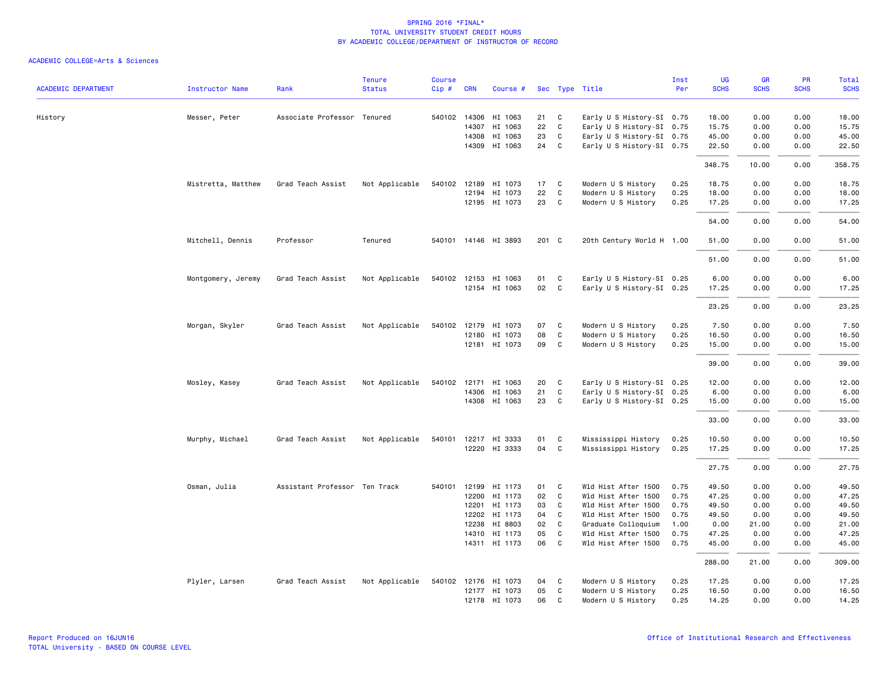SPRING 2016 *FINAL*
TOTAL UNIVERSITY STUDENT CREDIT HOURS
BY ACADEMIC COLLEGE/DEPARTMENT OF INSTRUCTOR OF RECORD

ACADEMIC COLLEGE=Arts & Sciences

| ACADEMIC DEPARTMENT | Instructor Name | Rank | Tenure Status | Course Cip # | CRN | Course # | Sec | Type | Title | Inst Per | UG SCHS | GR SCHS | PR SCHS | Total SCHS |
|---|---|---|---|---|---|---|---|---|---|---|---|---|---|---|
| History | Messer, Peter | Associate Professor | Tenured | 540102 | 14306 | HI 1063 | 21 | C | Early U S History-SI | 0.75 | 18.00 | 0.00 | 0.00 | 18.00 |
| | | | | | 14307 | HI 1063 | 22 | C | Early U S History-SI | 0.75 | 15.75 | 0.00 | 0.00 | 15.75 |
| | | | | | 14308 | HI 1063 | 23 | C | Early U S History-SI | 0.75 | 45.00 | 0.00 | 0.00 | 45.00 |
| | | | | | 14309 | HI 1063 | 24 | C | Early U S History-SI | 0.75 | 22.50 | 0.00 | 0.00 | 22.50 |
| | | | | | | | | | | | 348.75 | 10.00 | 0.00 | 358.75 |
| | Mistretta, Matthew | Grad Teach Assist | Not Applicable | 540102 | 12189 | HI 1073 | 17 | C | Modern U S History | 0.25 | 18.75 | 0.00 | 0.00 | 18.75 |
| | | | | | 12194 | HI 1073 | 22 | C | Modern U S History | 0.25 | 18.00 | 0.00 | 0.00 | 18.00 |
| | | | | | 12195 | HI 1073 | 23 | C | Modern U S History | 0.25 | 17.25 | 0.00 | 0.00 | 17.25 |
| | | | | | | | | | | | 54.00 | 0.00 | 0.00 | 54.00 |
| | Mitchell, Dennis | Professor | Tenured | 540101 | 14146 | HI 3893 | 201 | C | 20th Century World H | 1.00 | 51.00 | 0.00 | 0.00 | 51.00 |
| | | | | | | | | | | | 51.00 | 0.00 | 0.00 | 51.00 |
| | Montgomery, Jeremy | Grad Teach Assist | Not Applicable | 540102 | 12153 | HI 1063 | 01 | C | Early U S History-SI | 0.25 | 6.00 | 0.00 | 0.00 | 6.00 |
| | | | | | 12154 | HI 1063 | 02 | C | Early U S History-SI | 0.25 | 17.25 | 0.00 | 0.00 | 17.25 |
| | | | | | | | | | | | 23.25 | 0.00 | 0.00 | 23.25 |
| | Morgan, Skyler | Grad Teach Assist | Not Applicable | 540102 | 12179 | HI 1073 | 07 | C | Modern U S History | 0.25 | 7.50 | 0.00 | 0.00 | 7.50 |
| | | | | | 12180 | HI 1073 | 08 | C | Modern U S History | 0.25 | 16.50 | 0.00 | 0.00 | 16.50 |
| | | | | | 12181 | HI 1073 | 09 | C | Modern U S History | 0.25 | 15.00 | 0.00 | 0.00 | 15.00 |
| | | | | | | | | | | | 39.00 | 0.00 | 0.00 | 39.00 |
| | Mosley, Kasey | Grad Teach Assist | Not Applicable | 540102 | 12171 | HI 1063 | 20 | C | Early U S History-SI | 0.25 | 12.00 | 0.00 | 0.00 | 12.00 |
| | | | | | 14306 | HI 1063 | 21 | C | Early U S History-SI | 0.25 | 6.00 | 0.00 | 0.00 | 6.00 |
| | | | | | 14308 | HI 1063 | 23 | C | Early U S History-SI | 0.25 | 15.00 | 0.00 | 0.00 | 15.00 |
| | | | | | | | | | | | 33.00 | 0.00 | 0.00 | 33.00 |
| | Murphy, Michael | Grad Teach Assist | Not Applicable | 540101 | 12217 | HI 3333 | 01 | C | Mississippi History | 0.25 | 10.50 | 0.00 | 0.00 | 10.50 |
| | | | | | 12220 | HI 3333 | 04 | C | Mississippi History | 0.25 | 17.25 | 0.00 | 0.00 | 17.25 |
| | | | | | | | | | | | 27.75 | 0.00 | 0.00 | 27.75 |
| | Osman, Julia | Assistant Professor | Ten Track | 540101 | 12199 | HI 1173 | 01 | C | Wld Hist After 1500 | 0.75 | 49.50 | 0.00 | 0.00 | 49.50 |
| | | | | | 12200 | HI 1173 | 02 | C | Wld Hist After 1500 | 0.75 | 47.25 | 0.00 | 0.00 | 47.25 |
| | | | | | 12201 | HI 1173 | 03 | C | Wld Hist After 1500 | 0.75 | 49.50 | 0.00 | 0.00 | 49.50 |
| | | | | | 12202 | HI 1173 | 04 | C | Wld Hist After 1500 | 0.75 | 49.50 | 0.00 | 0.00 | 49.50 |
| | | | | | 12238 | HI 8803 | 02 | C | Graduate Colloquium | 1.00 | 0.00 | 21.00 | 0.00 | 21.00 |
| | | | | | 14310 | HI 1173 | 05 | C | Wld Hist After 1500 | 0.75 | 47.25 | 0.00 | 0.00 | 47.25 |
| | | | | | 14311 | HI 1173 | 06 | C | Wld Hist After 1500 | 0.75 | 45.00 | 0.00 | 0.00 | 45.00 |
| | | | | | | | | | | | 288.00 | 21.00 | 0.00 | 309.00 |
| | Plyler, Larsen | Grad Teach Assist | Not Applicable | 540102 | 12176 | HI 1073 | 04 | C | Modern U S History | 0.25 | 17.25 | 0.00 | 0.00 | 17.25 |
| | | | | | 12177 | HI 1073 | 05 | C | Modern U S History | 0.25 | 16.50 | 0.00 | 0.00 | 16.50 |
| | | | | | 12178 | HI 1073 | 06 | C | Modern U S History | 0.25 | 14.25 | 0.00 | 0.00 | 14.25 |

Report Produced on 16JUN16
TOTAL University - BASED ON COURSE LEVEL

Office of Institutional Research and Effectiveness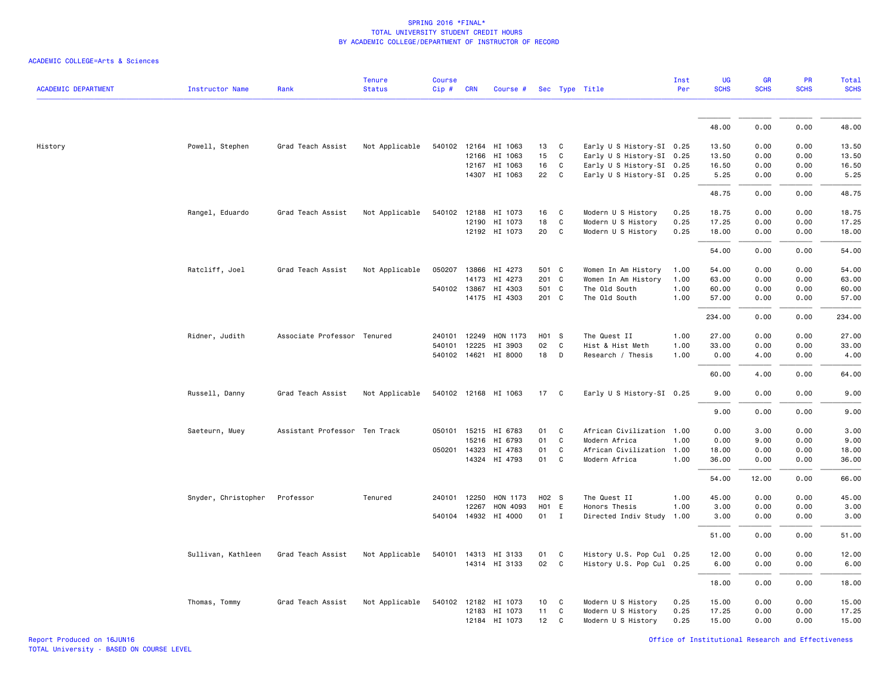SPRING 2016 *FINAL*
TOTAL UNIVERSITY STUDENT CREDIT HOURS
BY ACADEMIC COLLEGE/DEPARTMENT OF INSTRUCTOR OF RECORD

ACADEMIC COLLEGE=Arts & Sciences

| ACADEMIC DEPARTMENT | Instructor Name | Rank | Tenure Status | Course Cip # | CRN | Course # | Sec | Type | Title | Inst Per | UG SCHS | GR SCHS | PR SCHS | Total SCHS |
|---|---|---|---|---|---|---|---|---|---|---|---|---|---|---|
| | | | | | | | | | | | 48.00 | 0.00 | 0.00 | 48.00 |
| History | Powell, Stephen | Grad Teach Assist | Not Applicable | 540102 | 12164 | HI 1063 | 13 | C | Early U S History-SI | 0.25 | 13.50 | 0.00 | 0.00 | 13.50 |
| | | | | | 12166 | HI 1063 | 15 | C | Early U S History-SI | 0.25 | 13.50 | 0.00 | 0.00 | 13.50 |
| | | | | | 12167 | HI 1063 | 16 | C | Early U S History-SI | 0.25 | 16.50 | 0.00 | 0.00 | 16.50 |
| | | | | | 14307 | HI 1063 | 22 | C | Early U S History-SI | 0.25 | 5.25 | 0.00 | 0.00 | 5.25 |
| | | | | | | | | | | | 48.75 | 0.00 | 0.00 | 48.75 |
| | Rangel, Eduardo | Grad Teach Assist | Not Applicable | 540102 | 12188 | HI 1073 | 16 | C | Modern U S History | 0.25 | 18.75 | 0.00 | 0.00 | 18.75 |
| | | | | | 12190 | HI 1073 | 18 | C | Modern U S History | 0.25 | 17.25 | 0.00 | 0.00 | 17.25 |
| | | | | | 12192 | HI 1073 | 20 | C | Modern U S History | 0.25 | 18.00 | 0.00 | 0.00 | 18.00 |
| | | | | | | | | | | | 54.00 | 0.00 | 0.00 | 54.00 |
| | Ratcliff, Joel | Grad Teach Assist | Not Applicable | 050207 | 13866 | HI 4273 | 501 | C | Women In Am History | 1.00 | 54.00 | 0.00 | 0.00 | 54.00 |
| | | | | | 14173 | HI 4273 | 201 | C | Women In Am History | 1.00 | 63.00 | 0.00 | 0.00 | 63.00 |
| | | | | 540102 | 13867 | HI 4303 | 501 | C | The Old South | 1.00 | 60.00 | 0.00 | 0.00 | 60.00 |
| | | | | | 14175 | HI 4303 | 201 | C | The Old South | 1.00 | 57.00 | 0.00 | 0.00 | 57.00 |
| | | | | | | | | | | | 234.00 | 0.00 | 0.00 | 234.00 |
| | Ridner, Judith | Associate Professor | Tenured | 240101 | 12249 | HON 1173 | H01 | S | The Quest II | 1.00 | 27.00 | 0.00 | 0.00 | 27.00 |
| | | | | 540101 | 12225 | HI 3903 | 02 | C | Hist & Hist Meth | 1.00 | 33.00 | 0.00 | 0.00 | 33.00 |
| | | | | 540102 | 14621 | HI 8000 | 18 | D | Research / Thesis | 1.00 | 0.00 | 4.00 | 0.00 | 4.00 |
| | | | | | | | | | | | 60.00 | 4.00 | 0.00 | 64.00 |
| | Russell, Danny | Grad Teach Assist | Not Applicable | 540102 | 12168 | HI 1063 | 17 | C | Early U S History-SI | 0.25 | 9.00 | 0.00 | 0.00 | 9.00 |
| | | | | | | | | | | | 9.00 | 0.00 | 0.00 | 9.00 |
| | Saeteurn, Muey | Assistant Professor | Ten Track | 050101 | 15215 | HI 6783 | 01 | C | African Civilization | 1.00 | 0.00 | 3.00 | 0.00 | 3.00 |
| | | | | | 15216 | HI 6793 | 01 | C | Modern Africa | 1.00 | 0.00 | 9.00 | 0.00 | 9.00 |
| | | | | 050201 | 14323 | HI 4783 | 01 | C | African Civilization | 1.00 | 18.00 | 0.00 | 0.00 | 18.00 |
| | | | | | 14324 | HI 4793 | 01 | C | Modern Africa | 1.00 | 36.00 | 0.00 | 0.00 | 36.00 |
| | | | | | | | | | | | 54.00 | 12.00 | 0.00 | 66.00 |
| | Snyder, Christopher | Professor | Tenured | 240101 | 12250 | HON 1173 | H02 | S | The Quest II | 1.00 | 45.00 | 0.00 | 0.00 | 45.00 |
| | | | | | 12267 | HON 4093 | H01 | E | Honors Thesis | 1.00 | 3.00 | 0.00 | 0.00 | 3.00 |
| | | | | 540104 | 14932 | HI 4000 | 01 | I | Directed Indiv Study | 1.00 | 3.00 | 0.00 | 0.00 | 3.00 |
| | | | | | | | | | | | 51.00 | 0.00 | 0.00 | 51.00 |
| | Sullivan, Kathleen | Grad Teach Assist | Not Applicable | 540101 | 14313 | HI 3133 | 01 | C | History U.S. Pop Cul | 0.25 | 12.00 | 0.00 | 0.00 | 12.00 |
| | | | | | 14314 | HI 3133 | 02 | C | History U.S. Pop Cul | 0.25 | 6.00 | 0.00 | 0.00 | 6.00 |
| | | | | | | | | | | | 18.00 | 0.00 | 0.00 | 18.00 |
| | Thomas, Tommy | Grad Teach Assist | Not Applicable | 540102 | 12182 | HI 1073 | 10 | C | Modern U S History | 0.25 | 15.00 | 0.00 | 0.00 | 15.00 |
| | | | | | 12183 | HI 1073 | 11 | C | Modern U S History | 0.25 | 17.25 | 0.00 | 0.00 | 17.25 |
| | | | | | 12184 | HI 1073 | 12 | C | Modern U S History | 0.25 | 15.00 | 0.00 | 0.00 | 15.00 |

Report Produced on 16JUN16
TOTAL University - BASED ON COURSE LEVEL

Office of Institutional Research and Effectiveness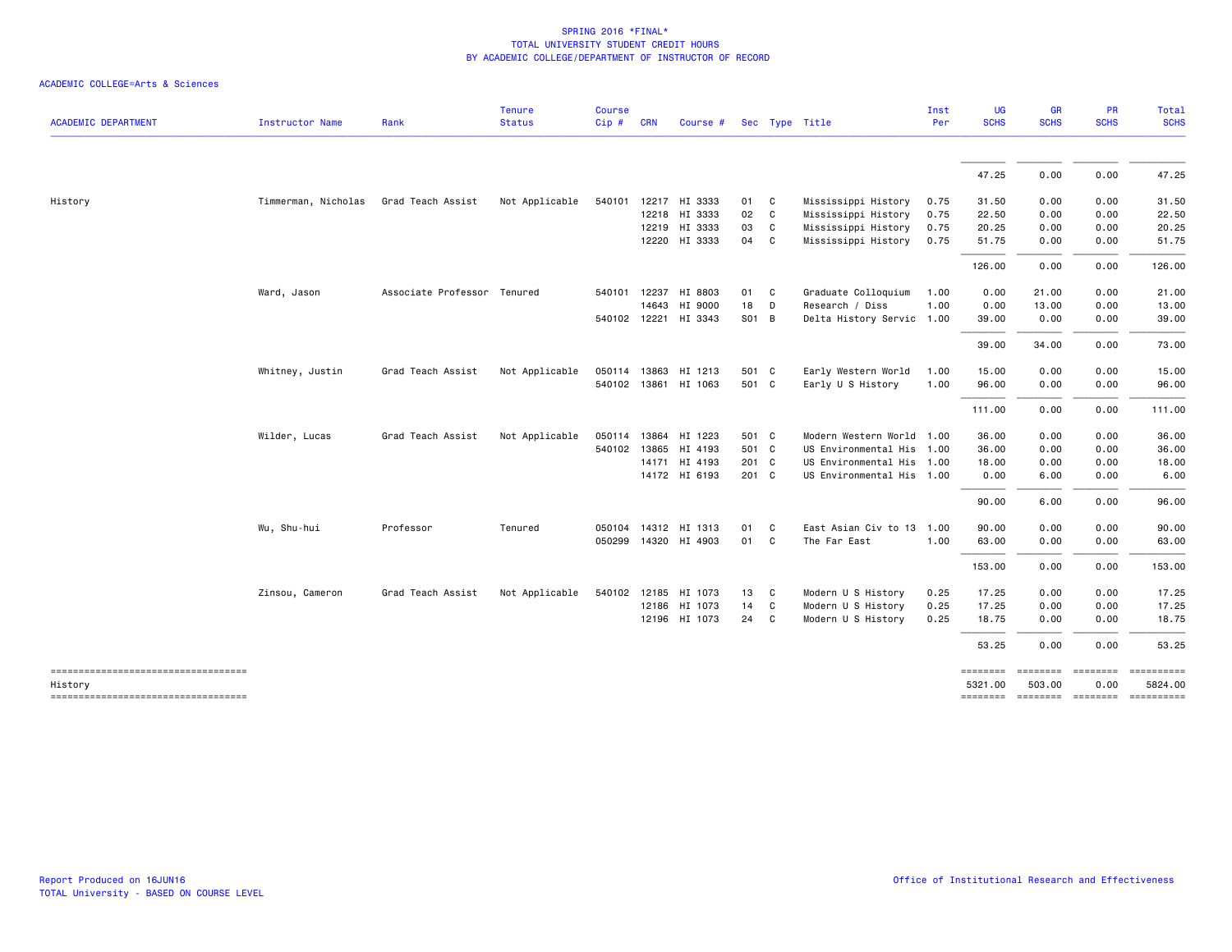SPRING 2016 *FINAL*
TOTAL UNIVERSITY STUDENT CREDIT HOURS
BY ACADEMIC COLLEGE/DEPARTMENT OF INSTRUCTOR OF RECORD

ACADEMIC COLLEGE=Arts & Sciences

| ACADEMIC DEPARTMENT | Instructor Name | Rank | Tenure Status | Course Cip # | CRN | Course # | Sec | Type | Title | Inst Per | UG SCHS | GR SCHS | PR SCHS | Total SCHS |
|---|---|---|---|---|---|---|---|---|---|---|---|---|---|---|
| | | | | | | | | | | | 47.25 | 0.00 | 0.00 | 47.25 |
| History | Timmerman, Nicholas | Grad Teach Assist | Not Applicable | 540101 | 12217 | HI 3333 | 01 | C | Mississippi History | 0.75 | 31.50 | 0.00 | 0.00 | 31.50 |
| | | | | | 12218 | HI 3333 | 02 | C | Mississippi History | 0.75 | 22.50 | 0.00 | 0.00 | 22.50 |
| | | | | | 12219 | HI 3333 | 03 | C | Mississippi History | 0.75 | 20.25 | 0.00 | 0.00 | 20.25 |
| | | | | | 12220 | HI 3333 | 04 | C | Mississippi History | 0.75 | 51.75 | 0.00 | 0.00 | 51.75 |
| | | | | | | | | | | | 126.00 | 0.00 | 0.00 | 126.00 |
| | Ward, Jason | Associate Professor | Tenured | 540101 | 12237 | HI 8803 | 01 | C | Graduate Colloquium | 1.00 | 0.00 | 21.00 | 0.00 | 21.00 |
| | | | | | 14643 | HI 9000 | 18 | D | Research / Diss | 1.00 | 0.00 | 13.00 | 0.00 | 13.00 |
| | | | | 540102 | 12221 | HI 3343 | S01 | B | Delta History Servic | 1.00 | 39.00 | 0.00 | 0.00 | 39.00 |
| | | | | | | | | | | | 39.00 | 34.00 | 0.00 | 73.00 |
| | Whitney, Justin | Grad Teach Assist | Not Applicable | 050114 | 13863 | HI 1213 | 501 | C | Early Western World | 1.00 | 15.00 | 0.00 | 0.00 | 15.00 |
| | | | | 540102 | 13861 | HI 1063 | 501 | C | Early U S History | 1.00 | 96.00 | 0.00 | 0.00 | 96.00 |
| | | | | | | | | | | | 111.00 | 0.00 | 0.00 | 111.00 |
| | Wilder, Lucas | Grad Teach Assist | Not Applicable | 050114 | 13864 | HI 1223 | 501 | C | Modern Western World | 1.00 | 36.00 | 0.00 | 0.00 | 36.00 |
| | | | | 540102 | 13865 | HI 4193 | 501 | C | US Environmental His | 1.00 | 36.00 | 0.00 | 0.00 | 36.00 |
| | | | | | 14171 | HI 4193 | 201 | C | US Environmental His | 1.00 | 18.00 | 0.00 | 0.00 | 18.00 |
| | | | | | 14172 | HI 6193 | 201 | C | US Environmental His | 1.00 | 0.00 | 6.00 | 0.00 | 6.00 |
| | | | | | | | | | | | 90.00 | 6.00 | 0.00 | 96.00 |
| | Wu, Shu-hui | Professor | Tenured | 050104 | 14312 | HI 1313 | 01 | C | East Asian Civ to 13 | 1.00 | 90.00 | 0.00 | 0.00 | 90.00 |
| | | | | 050299 | 14320 | HI 4903 | 01 | C | The Far East | 1.00 | 63.00 | 0.00 | 0.00 | 63.00 |
| | | | | | | | | | | | 153.00 | 0.00 | 0.00 | 153.00 |
| | Zinsou, Cameron | Grad Teach Assist | Not Applicable | 540102 | 12185 | HI 1073 | 13 | C | Modern U S History | 0.25 | 17.25 | 0.00 | 0.00 | 17.25 |
| | | | | | 12186 | HI 1073 | 14 | C | Modern U S History | 0.25 | 17.25 | 0.00 | 0.00 | 17.25 |
| | | | | | 12196 | HI 1073 | 24 | C | Modern U S History | 0.25 | 18.75 | 0.00 | 0.00 | 18.75 |
| | | | | | | | | | | | 53.25 | 0.00 | 0.00 | 53.25 |
| History | | | | | | | | | | | 5321.00 | 503.00 | 0.00 | 5824.00 |

Report Produced on 16JUN16
TOTAL University - BASED ON COURSE LEVEL

Office of Institutional Research and Effectiveness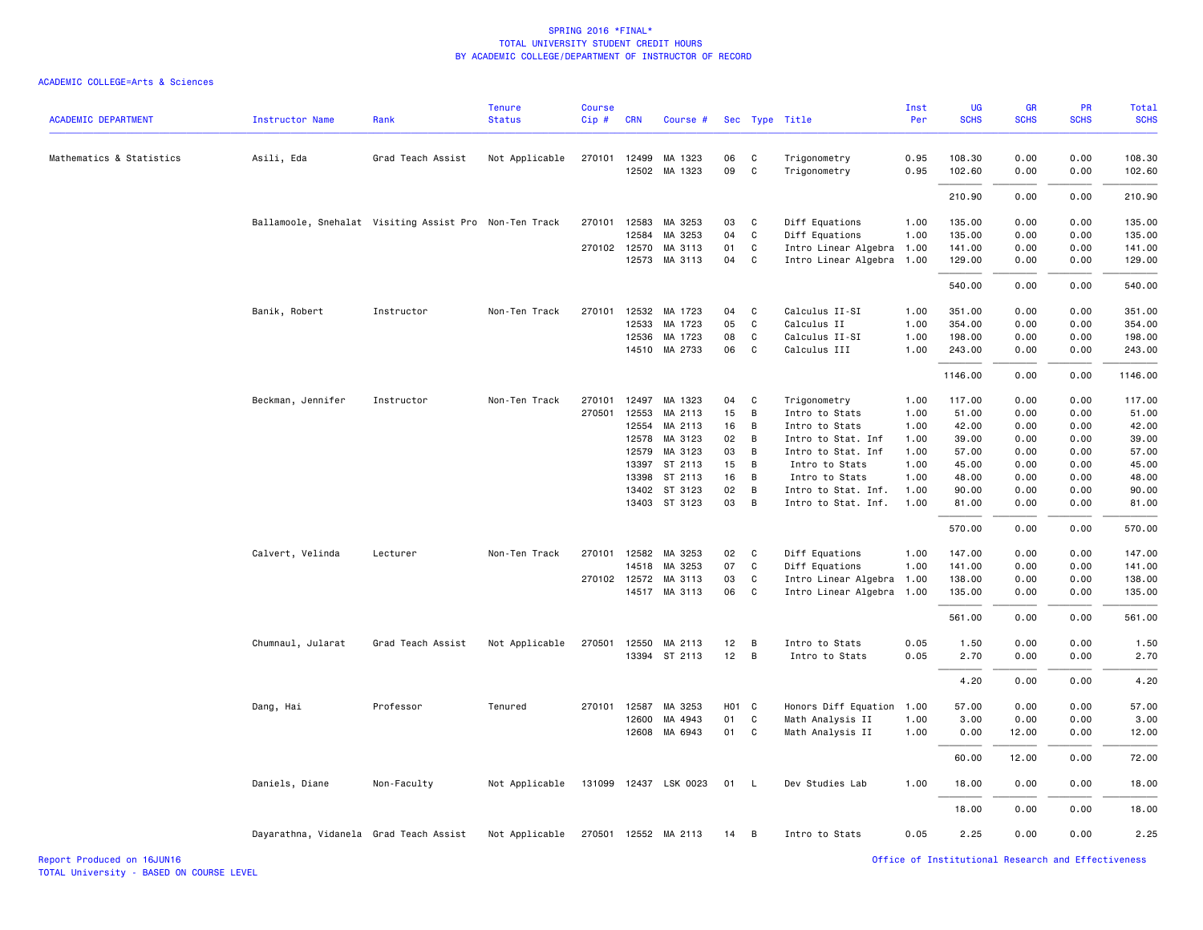# SPRING 2016 *FINAL*
## TOTAL UNIVERSITY STUDENT CREDIT HOURS
## BY ACADEMIC COLLEGE/DEPARTMENT OF INSTRUCTOR OF RECORD

ACADEMIC COLLEGE=Arts & Sciences

| ACADEMIC DEPARTMENT | Instructor Name | Rank | Tenure Status | Course Cip # | CRN | Course # | Sec | Type | Title | Inst Per | UG SCHS | GR SCHS | PR SCHS | Total SCHS |
|---|---|---|---|---|---|---|---|---|---|---|---|---|---|---|
| Mathematics & Statistics | Asili, Eda | Grad Teach Assist | Not Applicable | 270101 | 12499 | MA 1323 | 06 | C | Trigonometry | 0.95 | 108.30 | 0.00 | 0.00 | 108.30 |
| | | | | | 12502 | MA 1323 | 09 | C | Trigonometry | 0.95 | 102.60 | 0.00 | 0.00 | 102.60 |
| | | | | | | | | | | | 210.90 | 0.00 | 0.00 | 210.90 |
| | Ballamoole, Snehalat | Visiting Assist Pro | Non-Ten Track | 270101 | 12583 | MA 3253 | 03 | C | Diff Equations | 1.00 | 135.00 | 0.00 | 0.00 | 135.00 |
| | | | | | 12584 | MA 3253 | 04 | C | Diff Equations | 1.00 | 135.00 | 0.00 | 0.00 | 135.00 |
| | | | | 270102 | 12570 | MA 3113 | 01 | C | Intro Linear Algebra | 1.00 | 141.00 | 0.00 | 0.00 | 141.00 |
| | | | | | 12573 | MA 3113 | 04 | C | Intro Linear Algebra | 1.00 | 129.00 | 0.00 | 0.00 | 129.00 |
| | | | | | | | | | | | 540.00 | 0.00 | 0.00 | 540.00 |
| | Banik, Robert | Instructor | Non-Ten Track | 270101 | 12532 | MA 1723 | 04 | C | Calculus II-SI | 1.00 | 351.00 | 0.00 | 0.00 | 351.00 |
| | | | | | 12533 | MA 1723 | 05 | C | Calculus II | 1.00 | 354.00 | 0.00 | 0.00 | 354.00 |
| | | | | | 12536 | MA 1723 | 08 | C | Calculus II-SI | 1.00 | 198.00 | 0.00 | 0.00 | 198.00 |
| | | | | | 14510 | MA 2733 | 06 | C | Calculus III | 1.00 | 243.00 | 0.00 | 0.00 | 243.00 |
| | | | | | | | | | | | 1146.00 | 0.00 | 0.00 | 1146.00 |
| | Beckman, Jennifer | Instructor | Non-Ten Track | 270101 | 12497 | MA 1323 | 04 | C | Trigonometry | 1.00 | 117.00 | 0.00 | 0.00 | 117.00 |
| | | | | 270501 | 12553 | MA 2113 | 15 | B | Intro to Stats | 1.00 | 51.00 | 0.00 | 0.00 | 51.00 |
| | | | | | 12554 | MA 2113 | 16 | B | Intro to Stats | 1.00 | 42.00 | 0.00 | 0.00 | 42.00 |
| | | | | | 12578 | MA 3123 | 02 | B | Intro to Stat. Inf | 1.00 | 39.00 | 0.00 | 0.00 | 39.00 |
| | | | | | 12579 | MA 3123 | 03 | B | Intro to Stat. Inf | 1.00 | 57.00 | 0.00 | 0.00 | 57.00 |
| | | | | | 13397 | ST 2113 | 15 | B | Intro to Stats | 1.00 | 45.00 | 0.00 | 0.00 | 45.00 |
| | | | | | 13398 | ST 2113 | 16 | B | Intro to Stats | 1.00 | 48.00 | 0.00 | 0.00 | 48.00 |
| | | | | | 13402 | ST 3123 | 02 | B | Intro to Stat. Inf. | 1.00 | 90.00 | 0.00 | 0.00 | 90.00 |
| | | | | | 13403 | ST 3123 | 03 | B | Intro to Stat. Inf. | 1.00 | 81.00 | 0.00 | 0.00 | 81.00 |
| | | | | | | | | | | | 570.00 | 0.00 | 0.00 | 570.00 |
| | Calvert, Velinda | Lecturer | Non-Ten Track | 270101 | 12582 | MA 3253 | 02 | C | Diff Equations | 1.00 | 147.00 | 0.00 | 0.00 | 147.00 |
| | | | | | 14518 | MA 3253 | 07 | C | Diff Equations | 1.00 | 141.00 | 0.00 | 0.00 | 141.00 |
| | | | | 270102 | 12572 | MA 3113 | 03 | C | Intro Linear Algebra | 1.00 | 138.00 | 0.00 | 0.00 | 138.00 |
| | | | | | 14517 | MA 3113 | 06 | C | Intro Linear Algebra | 1.00 | 135.00 | 0.00 | 0.00 | 135.00 |
| | | | | | | | | | | | 561.00 | 0.00 | 0.00 | 561.00 |
| | Chumnaul, Jularat | Grad Teach Assist | Not Applicable | 270501 | 12550 | MA 2113 | 12 | B | Intro to Stats | 0.05 | 1.50 | 0.00 | 0.00 | 1.50 |
| | | | | | 13394 | ST 2113 | 12 | B | Intro to Stats | 0.05 | 2.70 | 0.00 | 0.00 | 2.70 |
| | | | | | | | | | | | 4.20 | 0.00 | 0.00 | 4.20 |
| | Dang, Hai | Professor | Tenured | 270101 | 12587 | MA 3253 | H01 | C | Honors Diff Equation | 1.00 | 57.00 | 0.00 | 0.00 | 57.00 |
| | | | | | 12600 | MA 4943 | 01 | C | Math Analysis II | 1.00 | 3.00 | 0.00 | 0.00 | 3.00 |
| | | | | | 12608 | MA 6943 | 01 | C | Math Analysis II | 1.00 | 0.00 | 12.00 | 0.00 | 12.00 |
| | | | | | | | | | | | 60.00 | 12.00 | 0.00 | 72.00 |
| | Daniels, Diane | Non-Faculty | Not Applicable | 131099 | 12437 | LSK 0023 | 01 | L | Dev Studies Lab | 1.00 | 18.00 | 0.00 | 0.00 | 18.00 |
| | | | | | | | | | | | 18.00 | 0.00 | 0.00 | 18.00 |
| | Dayarathna, Vidanela | Grad Teach Assist | Not Applicable | 270501 | 12552 | MA 2113 | 14 | B | Intro to Stats | 0.05 | 2.25 | 0.00 | 0.00 | 2.25 |

Report Produced on 16JUN16
TOTAL University - BASED ON COURSE LEVEL

Office of Institutional Research and Effectiveness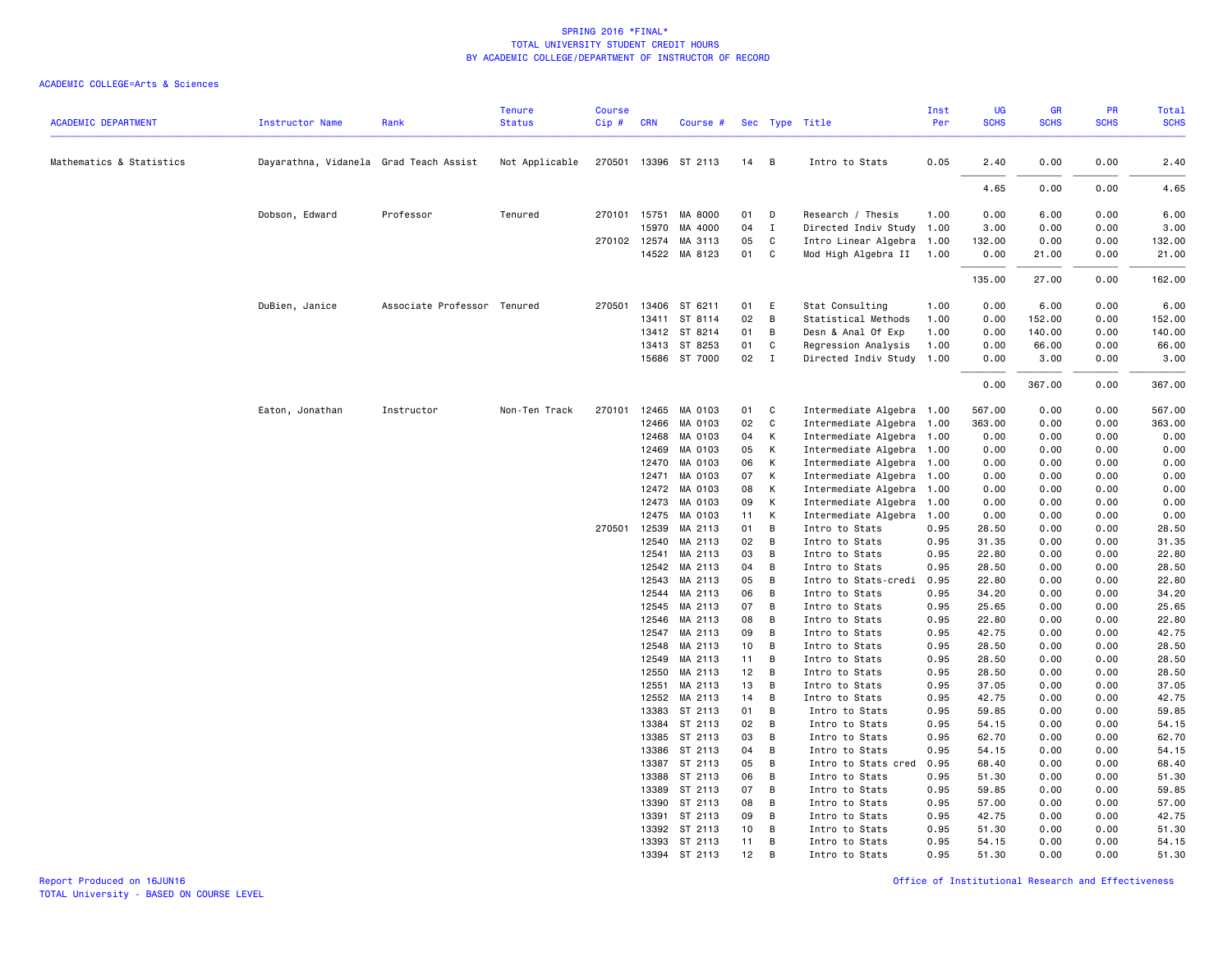SPRING 2016 *FINAL*
TOTAL UNIVERSITY STUDENT CREDIT HOURS
BY ACADEMIC COLLEGE/DEPARTMENT OF INSTRUCTOR OF RECORD

ACADEMIC COLLEGE=Arts & Sciences

| ACADEMIC DEPARTMENT | Instructor Name | Rank | Tenure Status | Course Cip # | CRN | Course # | Sec | Type | Title | Inst Per | UG SCHS | GR SCHS | PR SCHS | Total SCHS |
|---|---|---|---|---|---|---|---|---|---|---|---|---|---|---|
| Mathematics & Statistics | Dayarathna, Vidanela | Grad Teach Assist | Not Applicable | 270501 | 13396 | ST 2113 | 14 | B | Intro to Stats | 0.05 | 2.40 | 0.00 | 0.00 | 2.40 |
| | | | | | | | | | | | 4.65 | 0.00 | 0.00 | 4.65 |
| | Dobson, Edward | Professor | Tenured | 270101 | 15751 | MA 8000 | 01 | D | Research / Thesis | 1.00 | 0.00 | 6.00 | 0.00 | 6.00 |
| | | | | | 15970 | MA 4000 | 04 | I | Directed Indiv Study | 1.00 | 3.00 | 0.00 | 0.00 | 3.00 |
| | | | | 270102 | 12574 | MA 3113 | 05 | C | Intro Linear Algebra | 1.00 | 132.00 | 0.00 | 0.00 | 132.00 |
| | | | | | 14522 | MA 8123 | 01 | C | Mod High Algebra II | 1.00 | 0.00 | 21.00 | 0.00 | 21.00 |
| | | | | | | | | | | | 135.00 | 27.00 | 0.00 | 162.00 |
| | DuBien, Janice | Associate Professor | Tenured | 270501 | 13406 | ST 6211 | 01 | E | Stat Consulting | 1.00 | 0.00 | 6.00 | 0.00 | 6.00 |
| | | | | | 13411 | ST 8114 | 02 | B | Statistical Methods | 1.00 | 0.00 | 152.00 | 0.00 | 152.00 |
| | | | | | 13412 | ST 8214 | 01 | B | Desn & Anal Of Exp | 1.00 | 0.00 | 140.00 | 0.00 | 140.00 |
| | | | | | 13413 | ST 8253 | 01 | C | Regression Analysis | 1.00 | 0.00 | 66.00 | 0.00 | 66.00 |
| | | | | | 15686 | ST 7000 | 02 | I | Directed Indiv Study | 1.00 | 0.00 | 3.00 | 0.00 | 3.00 |
| | | | | | | | | | | | 0.00 | 367.00 | 0.00 | 367.00 |
| | Eaton, Jonathan | Instructor | Non-Ten Track | 270101 | 12465 | MA 0103 | 01 | C | Intermediate Algebra | 1.00 | 567.00 | 0.00 | 0.00 | 567.00 |
| | | | | | 12466 | MA 0103 | 02 | C | Intermediate Algebra | 1.00 | 363.00 | 0.00 | 0.00 | 363.00 |
| | | | | | 12468 | MA 0103 | 04 | K | Intermediate Algebra | 1.00 | 0.00 | 0.00 | 0.00 | 0.00 |
| | | | | | 12469 | MA 0103 | 05 | K | Intermediate Algebra | 1.00 | 0.00 | 0.00 | 0.00 | 0.00 |
| | | | | | 12470 | MA 0103 | 06 | K | Intermediate Algebra | 1.00 | 0.00 | 0.00 | 0.00 | 0.00 |
| | | | | | 12471 | MA 0103 | 07 | K | Intermediate Algebra | 1.00 | 0.00 | 0.00 | 0.00 | 0.00 |
| | | | | | 12472 | MA 0103 | 08 | K | Intermediate Algebra | 1.00 | 0.00 | 0.00 | 0.00 | 0.00 |
| | | | | | 12473 | MA 0103 | 09 | K | Intermediate Algebra | 1.00 | 0.00 | 0.00 | 0.00 | 0.00 |
| | | | | | 12475 | MA 0103 | 11 | K | Intermediate Algebra | 1.00 | 0.00 | 0.00 | 0.00 | 0.00 |
| | | | | 270501 | 12539 | MA 2113 | 01 | B | Intro to Stats | 0.95 | 28.50 | 0.00 | 0.00 | 28.50 |
| | | | | | 12540 | MA 2113 | 02 | B | Intro to Stats | 0.95 | 31.35 | 0.00 | 0.00 | 31.35 |
| | | | | | 12541 | MA 2113 | 03 | B | Intro to Stats | 0.95 | 22.80 | 0.00 | 0.00 | 22.80 |
| | | | | | 12542 | MA 2113 | 04 | B | Intro to Stats | 0.95 | 28.50 | 0.00 | 0.00 | 28.50 |
| | | | | | 12543 | MA 2113 | 05 | B | Intro to Stats-credi | 0.95 | 22.80 | 0.00 | 0.00 | 22.80 |
| | | | | | 12544 | MA 2113 | 06 | B | Intro to Stats | 0.95 | 34.20 | 0.00 | 0.00 | 34.20 |
| | | | | | 12545 | MA 2113 | 07 | B | Intro to Stats | 0.95 | 25.65 | 0.00 | 0.00 | 25.65 |
| | | | | | 12546 | MA 2113 | 08 | B | Intro to Stats | 0.95 | 22.80 | 0.00 | 0.00 | 22.80 |
| | | | | | 12547 | MA 2113 | 09 | B | Intro to Stats | 0.95 | 42.75 | 0.00 | 0.00 | 42.75 |
| | | | | | 12548 | MA 2113 | 10 | B | Intro to Stats | 0.95 | 28.50 | 0.00 | 0.00 | 28.50 |
| | | | | | 12549 | MA 2113 | 11 | B | Intro to Stats | 0.95 | 28.50 | 0.00 | 0.00 | 28.50 |
| | | | | | 12550 | MA 2113 | 12 | B | Intro to Stats | 0.95 | 28.50 | 0.00 | 0.00 | 28.50 |
| | | | | | 12551 | MA 2113 | 13 | B | Intro to Stats | 0.95 | 37.05 | 0.00 | 0.00 | 37.05 |
| | | | | | 12552 | MA 2113 | 14 | B | Intro to Stats | 0.95 | 42.75 | 0.00 | 0.00 | 42.75 |
| | | | | | 13383 | ST 2113 | 01 | B | Intro to Stats | 0.95 | 59.85 | 0.00 | 0.00 | 59.85 |
| | | | | | 13384 | ST 2113 | 02 | B | Intro to Stats | 0.95 | 54.15 | 0.00 | 0.00 | 54.15 |
| | | | | | 13385 | ST 2113 | 03 | B | Intro to Stats | 0.95 | 62.70 | 0.00 | 0.00 | 62.70 |
| | | | | | 13386 | ST 2113 | 04 | B | Intro to Stats | 0.95 | 54.15 | 0.00 | 0.00 | 54.15 |
| | | | | | 13387 | ST 2113 | 05 | B | Intro to Stats cred | 0.95 | 68.40 | 0.00 | 0.00 | 68.40 |
| | | | | | 13388 | ST 2113 | 06 | B | Intro to Stats | 0.95 | 51.30 | 0.00 | 0.00 | 51.30 |
| | | | | | 13389 | ST 2113 | 07 | B | Intro to Stats | 0.95 | 59.85 | 0.00 | 0.00 | 59.85 |
| | | | | | 13390 | ST 2113 | 08 | B | Intro to Stats | 0.95 | 57.00 | 0.00 | 0.00 | 57.00 |
| | | | | | 13391 | ST 2113 | 09 | B | Intro to Stats | 0.95 | 42.75 | 0.00 | 0.00 | 42.75 |
| | | | | | 13392 | ST 2113 | 10 | B | Intro to Stats | 0.95 | 51.30 | 0.00 | 0.00 | 51.30 |
| | | | | | 13393 | ST 2113 | 11 | B | Intro to Stats | 0.95 | 54.15 | 0.00 | 0.00 | 54.15 |
| | | | | | 13394 | ST 2113 | 12 | B | Intro to Stats | 0.95 | 51.30 | 0.00 | 0.00 | 51.30 |

Report Produced on 16JUN16
TOTAL University - BASED ON COURSE LEVEL

Office of Institutional Research and Effectiveness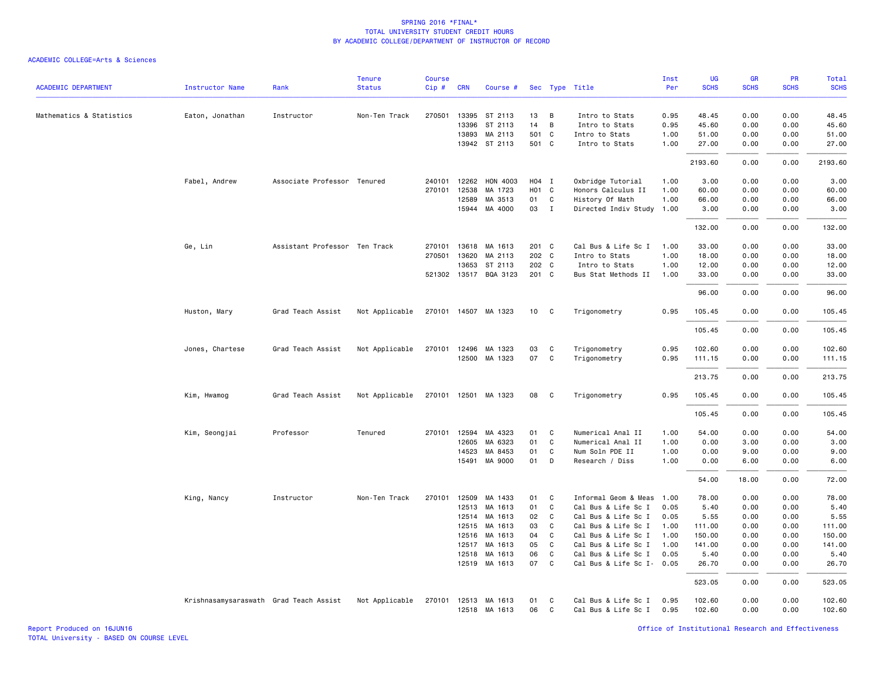SPRING 2016 *FINAL*
TOTAL UNIVERSITY STUDENT CREDIT HOURS
BY ACADEMIC COLLEGE/DEPARTMENT OF INSTRUCTOR OF RECORD

ACADEMIC COLLEGE=Arts & Sciences

| ACADEMIC DEPARTMENT | Instructor Name | Rank | Tenure Status | Course Cip # | CRN | Course # | Sec | Type | Title | Inst Per | UG SCHS | GR SCHS | PR SCHS | Total SCHS |
|---|---|---|---|---|---|---|---|---|---|---|---|---|---|---|
| Mathematics & Statistics | Eaton, Jonathan | Instructor | Non-Ten Track | 270501 | 13395 | ST 2113 | 13 | B | Intro to Stats | 0.95 | 48.45 | 0.00 | 0.00 | 48.45 |
| | | | | | 13396 | ST 2113 | 14 | B | Intro to Stats | 0.95 | 45.60 | 0.00 | 0.00 | 45.60 |
| | | | | | 13893 | MA 2113 | 501 | C | Intro to Stats | 1.00 | 51.00 | 0.00 | 0.00 | 51.00 |
| | | | | | 13942 | ST 2113 | 501 | C | Intro to Stats | 1.00 | 27.00 | 0.00 | 0.00 | 27.00 |
| | | | | | | | | | | | 2193.60 | 0.00 | 0.00 | 2193.60 |
| | Fabel, Andrew | Associate Professor | Tenured | 240101 | 12262 | HON 4003 | H04 | I | Oxbridge Tutorial | 1.00 | 3.00 | 0.00 | 0.00 | 3.00 |
| | | | | 270101 | 12538 | MA 1723 | H01 | C | Honors Calculus II | 1.00 | 60.00 | 0.00 | 0.00 | 60.00 |
| | | | | | 12589 | MA 3513 | 01 | C | History Of Math | 1.00 | 66.00 | 0.00 | 0.00 | 66.00 |
| | | | | | 15944 | MA 4000 | 03 | I | Directed Indiv Study | 1.00 | 3.00 | 0.00 | 0.00 | 3.00 |
| | | | | | | | | | | | 132.00 | 0.00 | 0.00 | 132.00 |
| | Ge, Lin | Assistant Professor | Ten Track | 270101 | 13618 | MA 1613 | 201 | C | Cal Bus & Life Sc I | 1.00 | 33.00 | 0.00 | 0.00 | 33.00 |
| | | | | 270501 | 13620 | MA 2113 | 202 | C | Intro to Stats | 1.00 | 18.00 | 0.00 | 0.00 | 18.00 |
| | | | | | 13653 | ST 2113 | 202 | C | Intro to Stats | 1.00 | 12.00 | 0.00 | 0.00 | 12.00 |
| | | | | 521302 | 13517 | BQA 3123 | 201 | C | Bus Stat Methods II | 1.00 | 33.00 | 0.00 | 0.00 | 33.00 |
| | | | | | | | | | | | 96.00 | 0.00 | 0.00 | 96.00 |
| | Huston, Mary | Grad Teach Assist | Not Applicable | 270101 | 14507 | MA 1323 | 10 | C | Trigonometry | 0.95 | 105.45 | 0.00 | 0.00 | 105.45 |
| | | | | | | | | | | | 105.45 | 0.00 | 0.00 | 105.45 |
| | Jones, Chartese | Grad Teach Assist | Not Applicable | 270101 | 12496 | MA 1323 | 03 | C | Trigonometry | 0.95 | 102.60 | 0.00 | 0.00 | 102.60 |
| | | | | | 12500 | MA 1323 | 07 | C | Trigonometry | 0.95 | 111.15 | 0.00 | 0.00 | 111.15 |
| | | | | | | | | | | | 213.75 | 0.00 | 0.00 | 213.75 |
| | Kim, Hwamog | Grad Teach Assist | Not Applicable | 270101 | 12501 | MA 1323 | 08 | C | Trigonometry | 0.95 | 105.45 | 0.00 | 0.00 | 105.45 |
| | | | | | | | | | | | 105.45 | 0.00 | 0.00 | 105.45 |
| | Kim, Seongjai | Professor | Tenured | 270101 | 12594 | MA 4323 | 01 | C | Numerical Anal II | 1.00 | 54.00 | 0.00 | 0.00 | 54.00 |
| | | | | | 12605 | MA 6323 | 01 | C | Numerical Anal II | 1.00 | 0.00 | 3.00 | 0.00 | 3.00 |
| | | | | | 14523 | MA 8453 | 01 | C | Num Soln PDE II | 1.00 | 0.00 | 9.00 | 0.00 | 9.00 |
| | | | | | 15491 | MA 9000 | 01 | D | Research / Diss | 1.00 | 0.00 | 6.00 | 0.00 | 6.00 |
| | | | | | | | | | | | 54.00 | 18.00 | 0.00 | 72.00 |
| | King, Nancy | Instructor | Non-Ten Track | 270101 | 12509 | MA 1433 | 01 | C | Informal Geom & Meas | 1.00 | 78.00 | 0.00 | 0.00 | 78.00 |
| | | | | | 12513 | MA 1613 | 01 | C | Cal Bus & Life Sc I | 0.05 | 5.40 | 0.00 | 0.00 | 5.40 |
| | | | | | 12514 | MA 1613 | 02 | C | Cal Bus & Life Sc I | 0.05 | 5.55 | 0.00 | 0.00 | 5.55 |
| | | | | | 12515 | MA 1613 | 03 | C | Cal Bus & Life Sc I | 1.00 | 111.00 | 0.00 | 0.00 | 111.00 |
| | | | | | 12516 | MA 1613 | 04 | C | Cal Bus & Life Sc I | 1.00 | 150.00 | 0.00 | 0.00 | 150.00 |
| | | | | | 12517 | MA 1613 | 05 | C | Cal Bus & Life Sc I | 1.00 | 141.00 | 0.00 | 0.00 | 141.00 |
| | | | | | 12518 | MA 1613 | 06 | C | Cal Bus & Life Sc I | 0.05 | 5.40 | 0.00 | 0.00 | 5.40 |
| | | | | | 12519 | MA 1613 | 07 | C | Cal Bus & Life Sc I- | 0.05 | 26.70 | 0.00 | 0.00 | 26.70 |
| | | | | | | | | | | | 523.05 | 0.00 | 0.00 | 523.05 |
| | Krishnasamysaraswath | Grad Teach Assist | Not Applicable | 270101 | 12513 | MA 1613 | 01 | C | Cal Bus & Life Sc I | 0.95 | 102.60 | 0.00 | 0.00 | 102.60 |
| | | | | | 12518 | MA 1613 | 06 | C | Cal Bus & Life Sc I | 0.95 | 102.60 | 0.00 | 0.00 | 102.60 |

Report Produced on 16JUN16
TOTAL University - BASED ON COURSE LEVEL
Office of Institutional Research and Effectiveness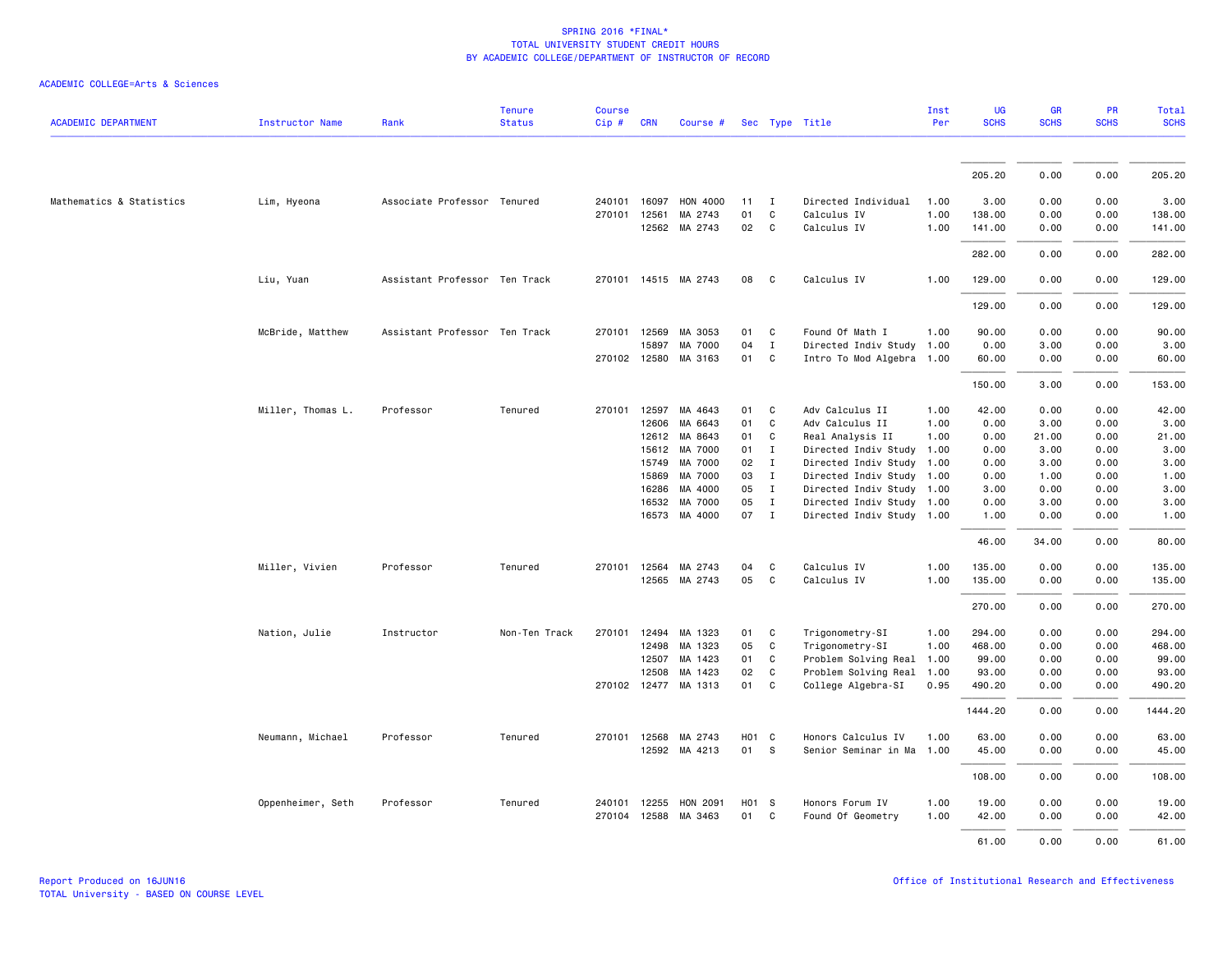# SPRING 2016 *FINAL*
## TOTAL UNIVERSITY STUDENT CREDIT HOURS
## BY ACADEMIC COLLEGE/DEPARTMENT OF INSTRUCTOR OF RECORD

ACADEMIC COLLEGE=Arts & Sciences

| ACADEMIC DEPARTMENT | Instructor Name | Rank | Tenure Status | Course Cip # | CRN | Course # | Sec | Type | Title | Inst Per | UG SCHS | GR SCHS | PR SCHS | Total SCHS |
|---|---|---|---|---|---|---|---|---|---|---|---|---|---|---|
| | | | | | | | | | | | 205.20 | 0.00 | 0.00 | 205.20 |
| Mathematics & Statistics | Lim, Hyeona | Associate Professor | Tenured | 240101 | 16097 | HON 4000 | 11 | I | Directed Individual | 1.00 | 3.00 | 0.00 | 0.00 | 3.00 |
| | | | | 270101 | 12561 | MA 2743 | 01 | C | Calculus IV | 1.00 | 138.00 | 0.00 | 0.00 | 138.00 |
| | | | | | 12562 | MA 2743 | 02 | C | Calculus IV | 1.00 | 141.00 | 0.00 | 0.00 | 141.00 |
| | | | | | | | | | | | 282.00 | 0.00 | 0.00 | 282.00 |
| | Liu, Yuan | Assistant Professor | Ten Track | 270101 | 14515 | MA 2743 | 08 | C | Calculus IV | 1.00 | 129.00 | 0.00 | 0.00 | 129.00 |
| | | | | | | | | | | | 129.00 | 0.00 | 0.00 | 129.00 |
| | McBride, Matthew | Assistant Professor | Ten Track | 270101 | 12569 | MA 3053 | 01 | C | Found Of Math I | 1.00 | 90.00 | 0.00 | 0.00 | 90.00 |
| | | | | | 15897 | MA 7000 | 04 | I | Directed Indiv Study | 1.00 | 0.00 | 3.00 | 0.00 | 3.00 |
| | | | | 270102 | 12580 | MA 3163 | 01 | C | Intro To Mod Algebra | 1.00 | 60.00 | 0.00 | 0.00 | 60.00 |
| | | | | | | | | | | | 150.00 | 3.00 | 0.00 | 153.00 |
| | Miller, Thomas L. | Professor | Tenured | 270101 | 12597 | MA 4643 | 01 | C | Adv Calculus II | 1.00 | 42.00 | 0.00 | 0.00 | 42.00 |
| | | | | | 12606 | MA 6643 | 01 | C | Adv Calculus II | 1.00 | 0.00 | 3.00 | 0.00 | 3.00 |
| | | | | | 12612 | MA 8643 | 01 | C | Real Analysis II | 1.00 | 0.00 | 21.00 | 0.00 | 21.00 |
| | | | | | 15612 | MA 7000 | 01 | I | Directed Indiv Study | 1.00 | 0.00 | 3.00 | 0.00 | 3.00 |
| | | | | | 15749 | MA 7000 | 02 | I | Directed Indiv Study | 1.00 | 0.00 | 3.00 | 0.00 | 3.00 |
| | | | | | 15869 | MA 7000 | 03 | I | Directed Indiv Study | 1.00 | 0.00 | 1.00 | 0.00 | 1.00 |
| | | | | | 16286 | MA 4000 | 05 | I | Directed Indiv Study | 1.00 | 3.00 | 0.00 | 0.00 | 3.00 |
| | | | | | 16532 | MA 7000 | 05 | I | Directed Indiv Study | 1.00 | 0.00 | 3.00 | 0.00 | 3.00 |
| | | | | | 16573 | MA 4000 | 07 | I | Directed Indiv Study | 1.00 | 1.00 | 0.00 | 0.00 | 1.00 |
| | | | | | | | | | | | 46.00 | 34.00 | 0.00 | 80.00 |
| | Miller, Vivien | Professor | Tenured | 270101 | 12564 | MA 2743 | 04 | C | Calculus IV | 1.00 | 135.00 | 0.00 | 0.00 | 135.00 |
| | | | | | 12565 | MA 2743 | 05 | C | Calculus IV | 1.00 | 135.00 | 0.00 | 0.00 | 135.00 |
| | | | | | | | | | | | 270.00 | 0.00 | 0.00 | 270.00 |
| | Nation, Julie | Instructor | Non-Ten Track | 270101 | 12494 | MA 1323 | 01 | C | Trigonometry-SI | 1.00 | 294.00 | 0.00 | 0.00 | 294.00 |
| | | | | | 12498 | MA 1323 | 05 | C | Trigonometry-SI | 1.00 | 468.00 | 0.00 | 0.00 | 468.00 |
| | | | | | 12507 | MA 1423 | 01 | C | Problem Solving Real | 1.00 | 99.00 | 0.00 | 0.00 | 99.00 |
| | | | | | 12508 | MA 1423 | 02 | C | Problem Solving Real | 1.00 | 93.00 | 0.00 | 0.00 | 93.00 |
| | | | | 270102 | 12477 | MA 1313 | 01 | C | College Algebra-SI | 0.95 | 490.20 | 0.00 | 0.00 | 490.20 |
| | | | | | | | | | | | 1444.20 | 0.00 | 0.00 | 1444.20 |
| | Neumann, Michael | Professor | Tenured | 270101 | 12568 | MA 2743 | H01 | C | Honors Calculus IV | 1.00 | 63.00 | 0.00 | 0.00 | 63.00 |
| | | | | | 12592 | MA 4213 | 01 | S | Senior Seminar in Ma | 1.00 | 45.00 | 0.00 | 0.00 | 45.00 |
| | | | | | | | | | | | 108.00 | 0.00 | 0.00 | 108.00 |
| | Oppenheimer, Seth | Professor | Tenured | 240101 | 12255 | HON 2091 | H01 | S | Honors Forum IV | 1.00 | 19.00 | 0.00 | 0.00 | 19.00 |
| | | | | 270104 | 12588 | MA 3463 | 01 | C | Found Of Geometry | 1.00 | 42.00 | 0.00 | 0.00 | 42.00 |
| | | | | | | | | | | | 61.00 | 0.00 | 0.00 | 61.00 |

Report Produced on 16JUN16
TOTAL University - BASED ON COURSE LEVEL

Office of Institutional Research and Effectiveness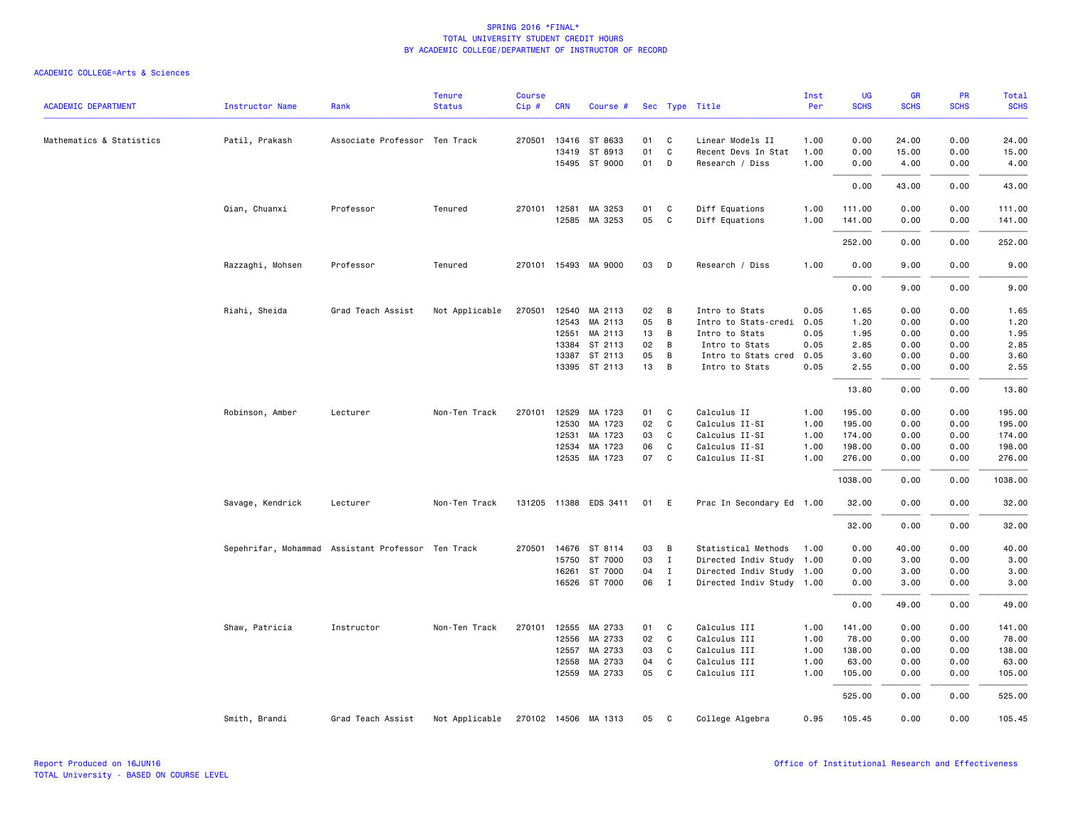SPRING 2016 *FINAL*
TOTAL UNIVERSITY STUDENT CREDIT HOURS
BY ACADEMIC COLLEGE/DEPARTMENT OF INSTRUCTOR OF RECORD

ACADEMIC COLLEGE=Arts & Sciences

| ACADEMIC DEPARTMENT | Instructor Name | Rank | Tenure Status | Course Cip # | CRN | Course # | Sec | Type | Title | Inst Per | UG SCHS | GR SCHS | PR SCHS | Total SCHS |
|---|---|---|---|---|---|---|---|---|---|---|---|---|---|---|
| Mathematics & Statistics | Patil, Prakash | Associate Professor | Ten Track | 270501 | 13416 | ST 8633 | 01 | C | Linear Models II | 1.00 | 0.00 | 24.00 | 0.00 | 24.00 |
| | | | | | 13419 | ST 8913 | 01 | C | Recent Devs In Stat | 1.00 | 0.00 | 15.00 | 0.00 | 15.00 |
| | | | | | 15495 | ST 9000 | 01 | D | Research / Diss | 1.00 | 0.00 | 4.00 | 0.00 | 4.00 |
| | | | | | | | | | | | 0.00 | 43.00 | 0.00 | 43.00 |
| | Qian, Chuanxi | Professor | Tenured | 270101 | 12581 | MA 3253 | 01 | C | Diff Equations | 1.00 | 111.00 | 0.00 | 0.00 | 111.00 |
| | | | | | 12585 | MA 3253 | 05 | C | Diff Equations | 1.00 | 141.00 | 0.00 | 0.00 | 141.00 |
| | | | | | | | | | | | 252.00 | 0.00 | 0.00 | 252.00 |
| | Razzaghi, Mohsen | Professor | Tenured | 270101 | 15493 | MA 9000 | 03 | D | Research / Diss | 1.00 | 0.00 | 9.00 | 0.00 | 9.00 |
| | | | | | | | | | | | 0.00 | 9.00 | 0.00 | 9.00 |
| | Riahi, Sheida | Grad Teach Assist | Not Applicable | 270501 | 12540 | MA 2113 | 02 | B | Intro to Stats | 0.05 | 1.65 | 0.00 | 0.00 | 1.65 |
| | | | | | 12543 | MA 2113 | 05 | B | Intro to Stats-credi | 0.05 | 1.20 | 0.00 | 0.00 | 1.20 |
| | | | | | 12551 | MA 2113 | 13 | B | Intro to Stats | 0.05 | 1.95 | 0.00 | 0.00 | 1.95 |
| | | | | | 13384 | ST 2113 | 02 | B | Intro to Stats | 0.05 | 2.85 | 0.00 | 0.00 | 2.85 |
| | | | | | 13387 | ST 2113 | 05 | B | Intro to Stats cred | 0.05 | 3.60 | 0.00 | 0.00 | 3.60 |
| | | | | | 13395 | ST 2113 | 13 | B | Intro to Stats | 0.05 | 2.55 | 0.00 | 0.00 | 2.55 |
| | | | | | | | | | | | 13.80 | 0.00 | 0.00 | 13.80 |
| | Robinson, Amber | Lecturer | Non-Ten Track | 270101 | 12529 | MA 1723 | 01 | C | Calculus II | 1.00 | 195.00 | 0.00 | 0.00 | 195.00 |
| | | | | | 12530 | MA 1723 | 02 | C | Calculus II-SI | 1.00 | 195.00 | 0.00 | 0.00 | 195.00 |
| | | | | | 12531 | MA 1723 | 03 | C | Calculus II-SI | 1.00 | 174.00 | 0.00 | 0.00 | 174.00 |
| | | | | | 12534 | MA 1723 | 06 | C | Calculus II-SI | 1.00 | 198.00 | 0.00 | 0.00 | 198.00 |
| | | | | | 12535 | MA 1723 | 07 | C | Calculus II-SI | 1.00 | 276.00 | 0.00 | 0.00 | 276.00 |
| | | | | | | | | | | | 1038.00 | 0.00 | 0.00 | 1038.00 |
| | Savage, Kendrick | Lecturer | Non-Ten Track | 131205 | 11388 | EDS 3411 | 01 | E | Prac In Secondary Ed | 1.00 | 32.00 | 0.00 | 0.00 | 32.00 |
| | | | | | | | | | | | 32.00 | 0.00 | 0.00 | 32.00 |
| | Sepehrifar, Mohammad | Assistant Professor | Ten Track | 270501 | 14676 | ST 8114 | 03 | B | Statistical Methods | 1.00 | 0.00 | 40.00 | 0.00 | 40.00 |
| | | | | | 15750 | ST 7000 | 03 | I | Directed Indiv Study | 1.00 | 0.00 | 3.00 | 0.00 | 3.00 |
| | | | | | 16261 | ST 7000 | 04 | I | Directed Indiv Study | 1.00 | 0.00 | 3.00 | 0.00 | 3.00 |
| | | | | | 16526 | ST 7000 | 06 | I | Directed Indiv Study | 1.00 | 0.00 | 3.00 | 0.00 | 3.00 |
| | | | | | | | | | | | 0.00 | 49.00 | 0.00 | 49.00 |
| | Shaw, Patricia | Instructor | Non-Ten Track | 270101 | 12555 | MA 2733 | 01 | C | Calculus III | 1.00 | 141.00 | 0.00 | 0.00 | 141.00 |
| | | | | | 12556 | MA 2733 | 02 | C | Calculus III | 1.00 | 78.00 | 0.00 | 0.00 | 78.00 |
| | | | | | 12557 | MA 2733 | 03 | C | Calculus III | 1.00 | 138.00 | 0.00 | 0.00 | 138.00 |
| | | | | | 12558 | MA 2733 | 04 | C | Calculus III | 1.00 | 63.00 | 0.00 | 0.00 | 63.00 |
| | | | | | 12559 | MA 2733 | 05 | C | Calculus III | 1.00 | 105.00 | 0.00 | 0.00 | 105.00 |
| | | | | | | | | | | | 525.00 | 0.00 | 0.00 | 525.00 |
| | Smith, Brandi | Grad Teach Assist | Not Applicable | 270102 | 14506 | MA 1313 | 05 | C | College Algebra | 0.95 | 105.45 | 0.00 | 0.00 | 105.45 |

Report Produced on 16JUN16
TOTAL University - BASED ON COURSE LEVEL
Office of Institutional Research and Effectiveness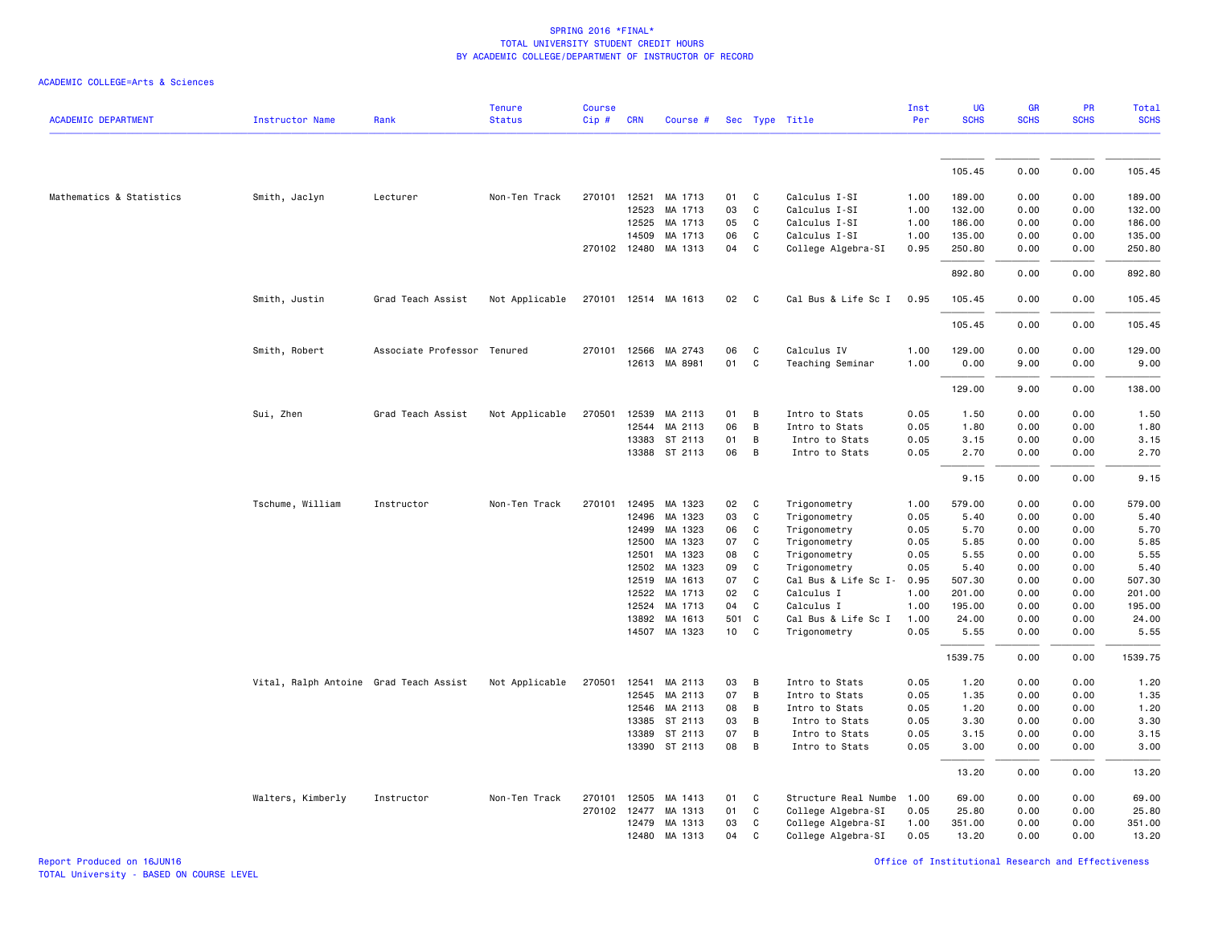SPRING 2016 *FINAL*
TOTAL UNIVERSITY STUDENT CREDIT HOURS
BY ACADEMIC COLLEGE/DEPARTMENT OF INSTRUCTOR OF RECORD

ACADEMIC COLLEGE=Arts & Sciences

| ACADEMIC DEPARTMENT | Instructor Name | Rank | Tenure Status | Course Cip # | CRN | Course # | Sec | Type | Title | Inst Per | UG SCHS | GR SCHS | PR SCHS | Total SCHS |
|---|---|---|---|---|---|---|---|---|---|---|---|---|---|---|
| | | | | | | | | | | | 105.45 | 0.00 | 0.00 | 105.45 |
| Mathematics & Statistics | Smith, Jaclyn | Lecturer | Non-Ten Track | 270101 | 12521 | MA 1713 | 01 | C | Calculus I-SI | 1.00 | 189.00 | 0.00 | 0.00 | 189.00 |
| | | | | | 12523 | MA 1713 | 03 | C | Calculus I-SI | 1.00 | 132.00 | 0.00 | 0.00 | 132.00 |
| | | | | | 12525 | MA 1713 | 05 | C | Calculus I-SI | 1.00 | 186.00 | 0.00 | 0.00 | 186.00 |
| | | | | | 14509 | MA 1713 | 06 | C | Calculus I-SI | 1.00 | 135.00 | 0.00 | 0.00 | 135.00 |
| | | | | 270102 | 12480 | MA 1313 | 04 | C | College Algebra-SI | 0.95 | 250.80 | 0.00 | 0.00 | 250.80 |
| | | | | | | | | | | | 892.80 | 0.00 | 0.00 | 892.80 |
| | Smith, Justin | Grad Teach Assist | Not Applicable | 270101 | 12514 | MA 1613 | 02 | C | Cal Bus & Life Sc I | 0.95 | 105.45 | 0.00 | 0.00 | 105.45 |
| | | | | | | | | | | | 105.45 | 0.00 | 0.00 | 105.45 |
| | Smith, Robert | Associate Professor | Tenured | 270101 | 12566 | MA 2743 | 06 | C | Calculus IV | 1.00 | 129.00 | 0.00 | 0.00 | 129.00 |
| | | | | | 12613 | MA 8981 | 01 | C | Teaching Seminar | 1.00 | 0.00 | 9.00 | 0.00 | 9.00 |
| | | | | | | | | | | | 129.00 | 9.00 | 0.00 | 138.00 |
| | Sui, Zhen | Grad Teach Assist | Not Applicable | 270501 | 12539 | MA 2113 | 01 | B | Intro to Stats | 0.05 | 1.50 | 0.00 | 0.00 | 1.50 |
| | | | | | 12544 | MA 2113 | 06 | B | Intro to Stats | 0.05 | 1.80 | 0.00 | 0.00 | 1.80 |
| | | | | | 13383 | ST 2113 | 01 | B | Intro to Stats | 0.05 | 3.15 | 0.00 | 0.00 | 3.15 |
| | | | | | 13388 | ST 2113 | 06 | B | Intro to Stats | 0.05 | 2.70 | 0.00 | 0.00 | 2.70 |
| | | | | | | | | | | | 9.15 | 0.00 | 0.00 | 9.15 |
| | Tschume, William | Instructor | Non-Ten Track | 270101 | 12495 | MA 1323 | 02 | C | Trigonometry | 1.00 | 579.00 | 0.00 | 0.00 | 579.00 |
| | | | | | 12496 | MA 1323 | 03 | C | Trigonometry | 0.05 | 5.40 | 0.00 | 0.00 | 5.40 |
| | | | | | 12499 | MA 1323 | 06 | C | Trigonometry | 0.05 | 5.70 | 0.00 | 0.00 | 5.70 |
| | | | | | 12500 | MA 1323 | 07 | C | Trigonometry | 0.05 | 5.85 | 0.00 | 0.00 | 5.85 |
| | | | | | 12501 | MA 1323 | 08 | C | Trigonometry | 0.05 | 5.55 | 0.00 | 0.00 | 5.55 |
| | | | | | 12502 | MA 1323 | 09 | C | Trigonometry | 0.05 | 5.40 | 0.00 | 0.00 | 5.40 |
| | | | | | 12519 | MA 1613 | 07 | C | Cal Bus & Life Sc I- | 0.95 | 507.30 | 0.00 | 0.00 | 507.30 |
| | | | | | 12522 | MA 1713 | 02 | C | Calculus I | 1.00 | 201.00 | 0.00 | 0.00 | 201.00 |
| | | | | | 12524 | MA 1713 | 04 | C | Calculus I | 1.00 | 195.00 | 0.00 | 0.00 | 195.00 |
| | | | | | 13892 | MA 1613 | 501 | C | Cal Bus & Life Sc I | 1.00 | 24.00 | 0.00 | 0.00 | 24.00 |
| | | | | | 14507 | MA 1323 | 10 | C | Trigonometry | 0.05 | 5.55 | 0.00 | 0.00 | 5.55 |
| | | | | | | | | | | | 1539.75 | 0.00 | 0.00 | 1539.75 |
| | Vital, Ralph Antoine | Grad Teach Assist | Not Applicable | 270501 | 12541 | MA 2113 | 03 | B | Intro to Stats | 0.05 | 1.20 | 0.00 | 0.00 | 1.20 |
| | | | | | 12545 | MA 2113 | 07 | B | Intro to Stats | 0.05 | 1.35 | 0.00 | 0.00 | 1.35 |
| | | | | | 12546 | MA 2113 | 08 | B | Intro to Stats | 0.05 | 1.20 | 0.00 | 0.00 | 1.20 |
| | | | | | 13385 | ST 2113 | 03 | B | Intro to Stats | 0.05 | 3.30 | 0.00 | 0.00 | 3.30 |
| | | | | | 13389 | ST 2113 | 07 | B | Intro to Stats | 0.05 | 3.15 | 0.00 | 0.00 | 3.15 |
| | | | | | 13390 | ST 2113 | 08 | B | Intro to Stats | 0.05 | 3.00 | 0.00 | 0.00 | 3.00 |
| | | | | | | | | | | | 13.20 | 0.00 | 0.00 | 13.20 |
| | Walters, Kimberly | Instructor | Non-Ten Track | 270101 | 12505 | MA 1413 | 01 | C | Structure Real Numbe | 1.00 | 69.00 | 0.00 | 0.00 | 69.00 |
| | | | | 270102 | 12477 | MA 1313 | 01 | C | College Algebra-SI | 0.05 | 25.80 | 0.00 | 0.00 | 25.80 |
| | | | | | 12479 | MA 1313 | 03 | C | College Algebra-SI | 1.00 | 351.00 | 0.00 | 0.00 | 351.00 |
| | | | | | 12480 | MA 1313 | 04 | C | College Algebra-SI | 0.05 | 13.20 | 0.00 | 0.00 | 13.20 |

Report Produced on 16JUN16
TOTAL University - BASED ON COURSE LEVEL
Office of Institutional Research and Effectiveness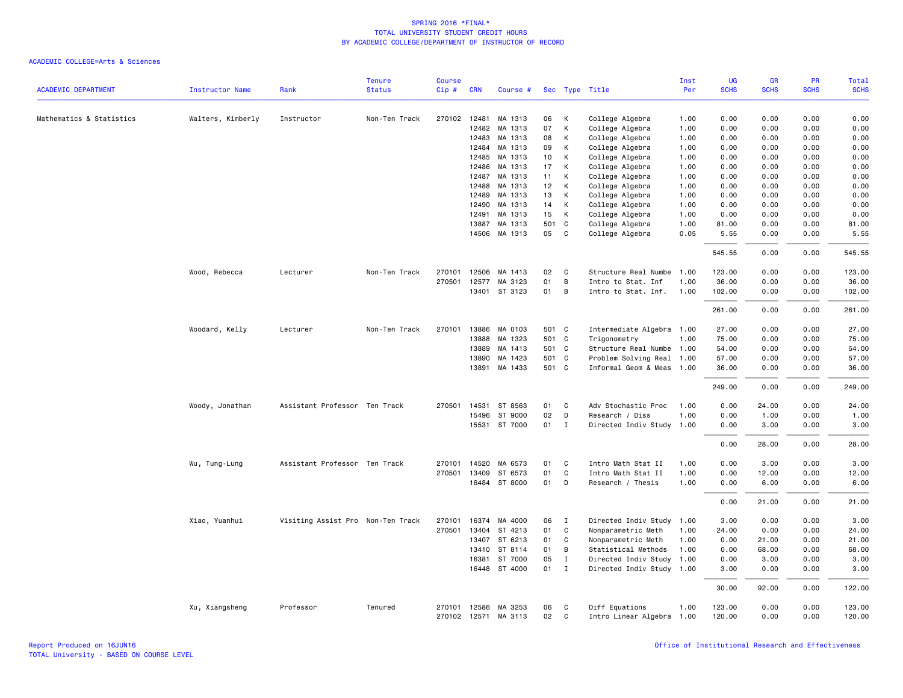# SPRING 2016 *FINAL*
## TOTAL UNIVERSITY STUDENT CREDIT HOURS
## BY ACADEMIC COLLEGE/DEPARTMENT OF INSTRUCTOR OF RECORD

ACADEMIC COLLEGE=Arts & Sciences

| ACADEMIC DEPARTMENT | Instructor Name | Rank | Tenure Status | Course Cip # | CRN | Course # | Sec | Type | Title | Inst Per | UG SCHS | GR SCHS | PR SCHS | Total SCHS |
|---|---|---|---|---|---|---|---|---|---|---|---|---|---|---|
| Mathematics & Statistics | Walters, Kimberly | Instructor | Non-Ten Track | 270102 | 12481 | MA 1313 | 06 | K | College Algebra | 1.00 | 0.00 | 0.00 | 0.00 | 0.00 |
| | | | | | 12482 | MA 1313 | 07 | K | College Algebra | 1.00 | 0.00 | 0.00 | 0.00 | 0.00 |
| | | | | | 12483 | MA 1313 | 08 | K | College Algebra | 1.00 | 0.00 | 0.00 | 0.00 | 0.00 |
| | | | | | 12484 | MA 1313 | 09 | K | College Algebra | 1.00 | 0.00 | 0.00 | 0.00 | 0.00 |
| | | | | | 12485 | MA 1313 | 10 | K | College Algebra | 1.00 | 0.00 | 0.00 | 0.00 | 0.00 |
| | | | | | 12486 | MA 1313 | 17 | K | College Algebra | 1.00 | 0.00 | 0.00 | 0.00 | 0.00 |
| | | | | | 12487 | MA 1313 | 11 | K | College Algebra | 1.00 | 0.00 | 0.00 | 0.00 | 0.00 |
| | | | | | 12488 | MA 1313 | 12 | K | College Algebra | 1.00 | 0.00 | 0.00 | 0.00 | 0.00 |
| | | | | | 12489 | MA 1313 | 13 | K | College Algebra | 1.00 | 0.00 | 0.00 | 0.00 | 0.00 |
| | | | | | 12490 | MA 1313 | 14 | K | College Algebra | 1.00 | 0.00 | 0.00 | 0.00 | 0.00 |
| | | | | | 12491 | MA 1313 | 15 | K | College Algebra | 1.00 | 0.00 | 0.00 | 0.00 | 0.00 |
| | | | | | 13887 | MA 1313 | 501 | C | College Algebra | 1.00 | 81.00 | 0.00 | 0.00 | 81.00 |
| | | | | | 14506 | MA 1313 | 05 | C | College Algebra | 0.05 | 5.55 | 0.00 | 0.00 | 5.55 |
| | | | | | | | | | | | 545.55 | 0.00 | 0.00 | 545.55 |
| | Wood, Rebecca | Lecturer | Non-Ten Track | 270101 | 12506 | MA 1413 | 02 | C | Structure Real Numbe | 1.00 | 123.00 | 0.00 | 0.00 | 123.00 |
| | | | | 270501 | 12577 | MA 3123 | 01 | B | Intro to Stat. Inf | 1.00 | 36.00 | 0.00 | 0.00 | 36.00 |
| | | | | | 13401 | ST 3123 | 01 | B | Intro to Stat. Inf. | 1.00 | 102.00 | 0.00 | 0.00 | 102.00 |
| | | | | | | | | | | | 261.00 | 0.00 | 0.00 | 261.00 |
| | Woodard, Kelly | Lecturer | Non-Ten Track | 270101 | 13886 | MA 0103 | 501 | C | Intermediate Algebra | 1.00 | 27.00 | 0.00 | 0.00 | 27.00 |
| | | | | | 13888 | MA 1323 | 501 | C | Trigonometry | 1.00 | 75.00 | 0.00 | 0.00 | 75.00 |
| | | | | | 13889 | MA 1413 | 501 | C | Structure Real Numbe | 1.00 | 54.00 | 0.00 | 0.00 | 54.00 |
| | | | | | 13890 | MA 1423 | 501 | C | Problem Solving Real | 1.00 | 57.00 | 0.00 | 0.00 | 57.00 |
| | | | | | 13891 | MA 1433 | 501 | C | Informal Geom & Meas | 1.00 | 36.00 | 0.00 | 0.00 | 36.00 |
| | | | | | | | | | | | 249.00 | 0.00 | 0.00 | 249.00 |
| | Woody, Jonathan | Assistant Professor | Ten Track | 270501 | 14531 | ST 8563 | 01 | C | Adv Stochastic Proc | 1.00 | 0.00 | 24.00 | 0.00 | 24.00 |
| | | | | | 15496 | ST 9000 | 02 | D | Research / Diss | 1.00 | 0.00 | 1.00 | 0.00 | 1.00 |
| | | | | | 15531 | ST 7000 | 01 | I | Directed Indiv Study | 1.00 | 0.00 | 3.00 | 0.00 | 3.00 |
| | | | | | | | | | | | 0.00 | 28.00 | 0.00 | 28.00 |
| | Wu, Tung-Lung | Assistant Professor | Ten Track | 270101 | 14520 | MA 6573 | 01 | C | Intro Math Stat II | 1.00 | 0.00 | 3.00 | 0.00 | 3.00 |
| | | | | 270501 | 13409 | ST 6573 | 01 | C | Intro Math Stat II | 1.00 | 0.00 | 12.00 | 0.00 | 12.00 |
| | | | | | 16484 | ST 8000 | 01 | D | Research / Thesis | 1.00 | 0.00 | 6.00 | 0.00 | 6.00 |
| | | | | | | | | | | | 0.00 | 21.00 | 0.00 | 21.00 |
| | Xiao, Yuanhui | Visiting Assist Pro | Non-Ten Track | 270101 | 16374 | MA 4000 | 06 | I | Directed Indiv Study | 1.00 | 3.00 | 0.00 | 0.00 | 3.00 |
| | | | | 270501 | 13404 | ST 4213 | 01 | C | Nonparametric Meth | 1.00 | 24.00 | 0.00 | 0.00 | 24.00 |
| | | | | | 13407 | ST 6213 | 01 | C | Nonparametric Meth | 1.00 | 0.00 | 21.00 | 0.00 | 21.00 |
| | | | | | 13410 | ST 8114 | 01 | B | Statistical Methods | 1.00 | 0.00 | 68.00 | 0.00 | 68.00 |
| | | | | | 16381 | ST 7000 | 05 | I | Directed Indiv Study | 1.00 | 0.00 | 3.00 | 0.00 | 3.00 |
| | | | | | 16448 | ST 4000 | 01 | I | Directed Indiv Study | 1.00 | 3.00 | 0.00 | 0.00 | 3.00 |
| | | | | | | | | | | | 30.00 | 92.00 | 0.00 | 122.00 |
| | Xu, Xiangsheng | Professor | Tenured | 270101 | 12586 | MA 3253 | 06 | C | Diff Equations | 1.00 | 123.00 | 0.00 | 0.00 | 123.00 |
| | | | | 270102 | 12571 | MA 3113 | 02 | C | Intro Linear Algebra | 1.00 | 120.00 | 0.00 | 0.00 | 120.00 |

Report Produced on 16JUN16
TOTAL University - BASED ON COURSE LEVEL

Office of Institutional Research and Effectiveness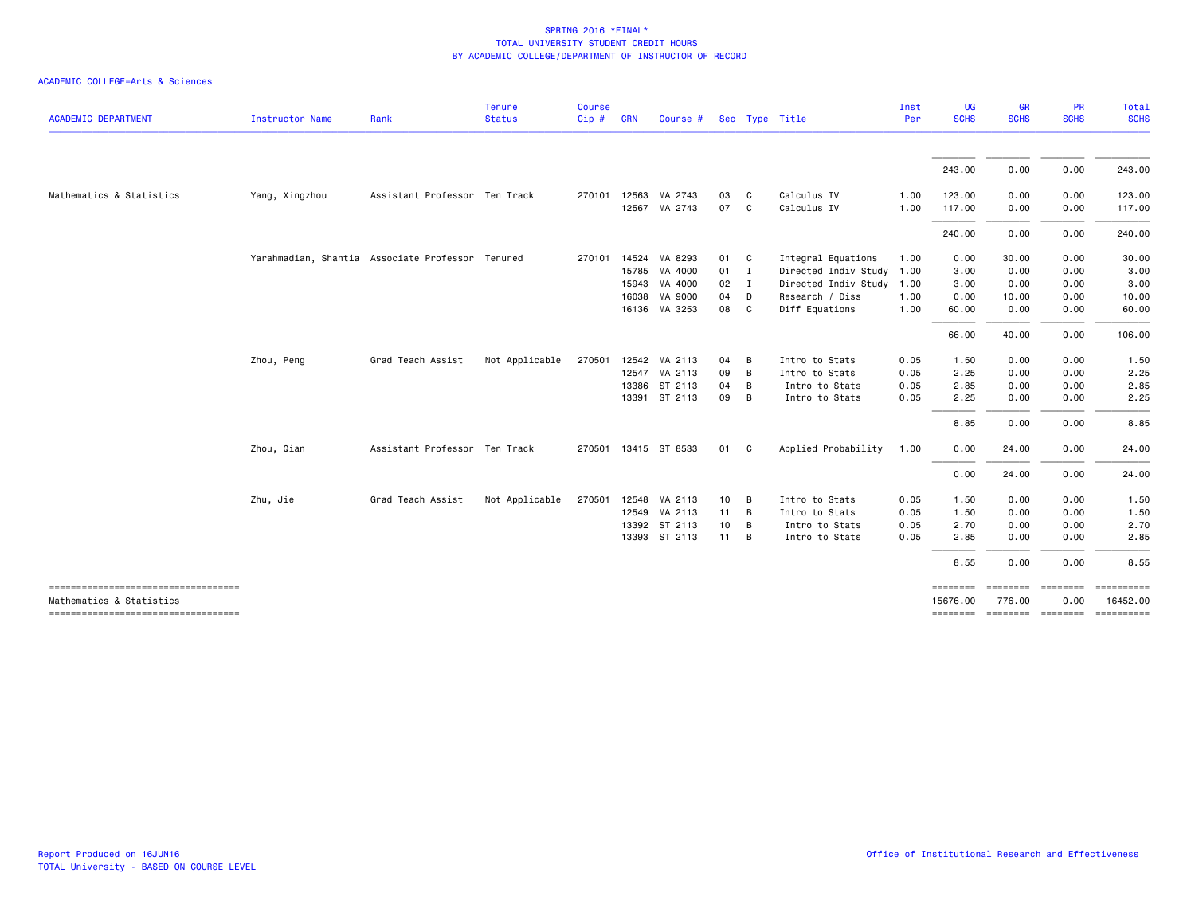SPRING 2016 *FINAL*
TOTAL UNIVERSITY STUDENT CREDIT HOURS
BY ACADEMIC COLLEGE/DEPARTMENT OF INSTRUCTOR OF RECORD

ACADEMIC COLLEGE=Arts & Sciences

| ACADEMIC DEPARTMENT | Instructor Name | Rank | Tenure Status | Course Cip # | CRN | Course # | Sec | Type | Title | Inst Per | UG SCHS | GR SCHS | PR SCHS | Total SCHS |
|---|---|---|---|---|---|---|---|---|---|---|---|---|---|---|
| | | | | | | | | | | | 243.00 | 0.00 | 0.00 | 243.00 |
| Mathematics & Statistics | Yang, Xingzhou | Assistant Professor | Ten Track | 270101 | 12563 | MA 2743 | 03 | C | Calculus IV | 1.00 | 123.00 | 0.00 | 0.00 | 123.00 |
| | | | | | 12567 | MA 2743 | 07 | C | Calculus IV | 1.00 | 117.00 | 0.00 | 0.00 | 117.00 |
| | | | | | | | | | | | 240.00 | 0.00 | 0.00 | 240.00 |
| | Yarahmadian, Shantia | Associate Professor | Tenured | 270101 | 14524 | MA 8293 | 01 | C | Integral Equations | 1.00 | 0.00 | 30.00 | 0.00 | 30.00 |
| | | | | | 15785 | MA 4000 | 01 | I | Directed Indiv Study | 1.00 | 3.00 | 0.00 | 0.00 | 3.00 |
| | | | | | 15943 | MA 4000 | 02 | I | Directed Indiv Study | 1.00 | 3.00 | 0.00 | 0.00 | 3.00 |
| | | | | | 16038 | MA 9000 | 04 | D | Research / Diss | 1.00 | 0.00 | 10.00 | 0.00 | 10.00 |
| | | | | | 16136 | MA 3253 | 08 | C | Diff Equations | 1.00 | 60.00 | 0.00 | 0.00 | 60.00 |
| | | | | | | | | | | | 66.00 | 40.00 | 0.00 | 106.00 |
| | Zhou, Peng | Grad Teach Assist | Not Applicable | 270501 | 12542 | MA 2113 | 04 | B | Intro to Stats | 0.05 | 1.50 | 0.00 | 0.00 | 1.50 |
| | | | | | 12547 | MA 2113 | 09 | B | Intro to Stats | 0.05 | 2.25 | 0.00 | 0.00 | 2.25 |
| | | | | | 13386 | ST 2113 | 04 | B | Intro to Stats | 0.05 | 2.85 | 0.00 | 0.00 | 2.85 |
| | | | | | 13391 | ST 2113 | 09 | B | Intro to Stats | 0.05 | 2.25 | 0.00 | 0.00 | 2.25 |
| | | | | | | | | | | | 8.85 | 0.00 | 0.00 | 8.85 |
| | Zhou, Qian | Assistant Professor | Ten Track | 270501 | 13415 | ST 8533 | 01 | C | Applied Probability | 1.00 | 0.00 | 24.00 | 0.00 | 24.00 |
| | | | | | | | | | | | 0.00 | 24.00 | 0.00 | 24.00 |
| | Zhu, Jie | Grad Teach Assist | Not Applicable | 270501 | 12548 | MA 2113 | 10 | B | Intro to Stats | 0.05 | 1.50 | 0.00 | 0.00 | 1.50 |
| | | | | | 12549 | MA 2113 | 11 | B | Intro to Stats | 0.05 | 1.50 | 0.00 | 0.00 | 1.50 |
| | | | | | 13392 | ST 2113 | 10 | B | Intro to Stats | 0.05 | 2.70 | 0.00 | 0.00 | 2.70 |
| | | | | | 13393 | ST 2113 | 11 | B | Intro to Stats | 0.05 | 2.85 | 0.00 | 0.00 | 2.85 |
| | | | | | | | | | | | 8.55 | 0.00 | 0.00 | 8.55 |
| Mathematics & Statistics | | | | | | | | | | | 15676.00 | 776.00 | 0.00 | 16452.00 |

Report Produced on 16JUN16
TOTAL University - BASED ON COURSE LEVEL

Office of Institutional Research and Effectiveness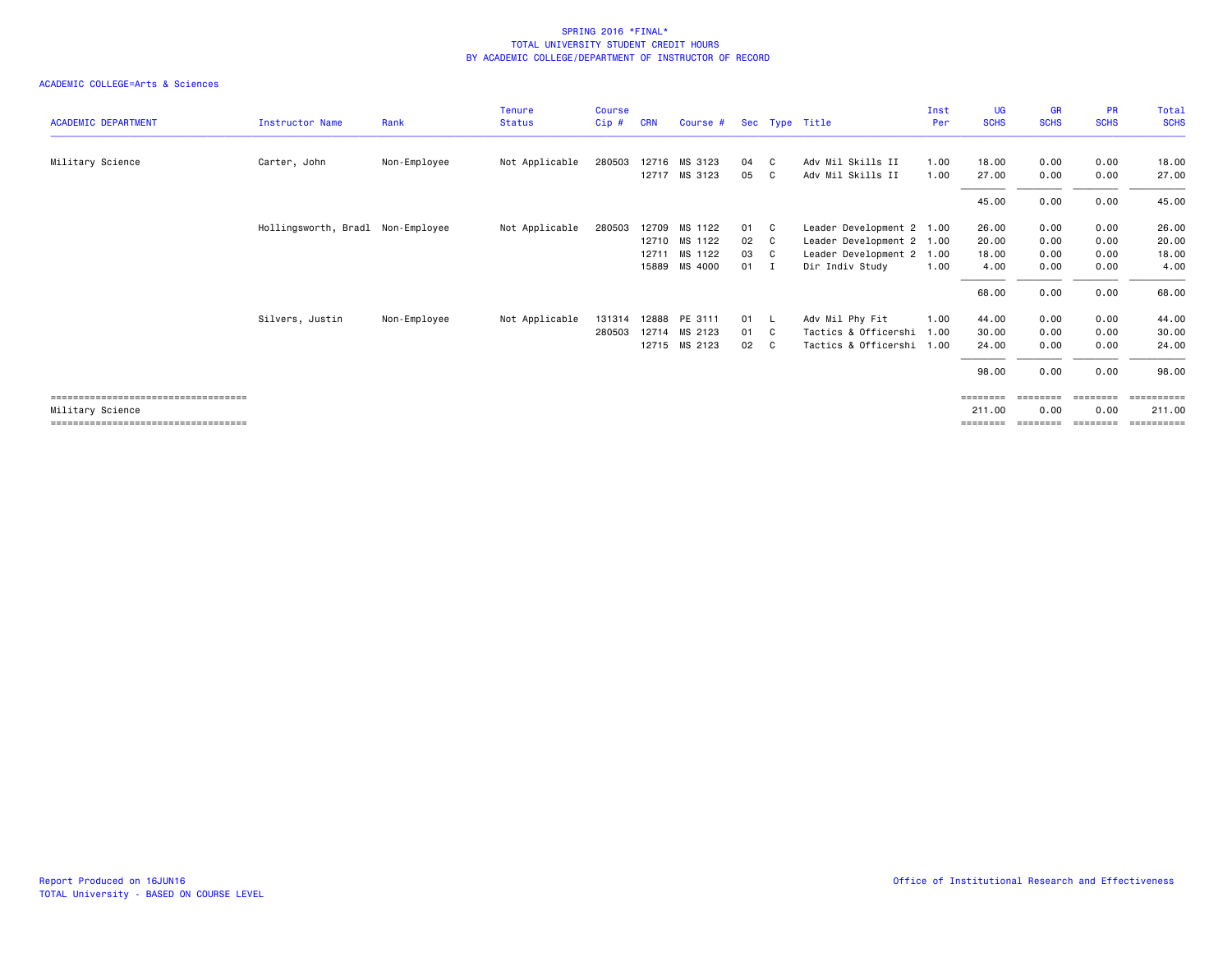SPRING 2016 *FINAL*
TOTAL UNIVERSITY STUDENT CREDIT HOURS
BY ACADEMIC COLLEGE/DEPARTMENT OF INSTRUCTOR OF RECORD

ACADEMIC COLLEGE=Arts & Sciences

| ACADEMIC DEPARTMENT | Instructor Name | Rank | Tenure Status | Course Cip # | CRN | Course # | Sec | Type | Title | Inst Per | UG SCHS | GR SCHS | PR SCHS | Total SCHS |
|---|---|---|---|---|---|---|---|---|---|---|---|---|---|---|
| Military Science | Carter, John | Non-Employee | Not Applicable | 280503 | 12716 | MS 3123 | 04 | C | Adv Mil Skills II | 1.00 | 18.00 | 0.00 | 0.00 | 18.00 |
| | | | | | 12717 | MS 3123 | 05 | C | Adv Mil Skills II | 1.00 | 27.00 | 0.00 | 0.00 | 27.00 |
| | | | | | | | | | | | 45.00 | 0.00 | 0.00 | 45.00 |
| | Hollingsworth, Bradl | Non-Employee | Not Applicable | 280503 | 12709 | MS 1122 | 01 | C | Leader Development 2 | 1.00 | 26.00 | 0.00 | 0.00 | 26.00 |
| | | | | | 12710 | MS 1122 | 02 | C | Leader Development 2 | 1.00 | 20.00 | 0.00 | 0.00 | 20.00 |
| | | | | | 12711 | MS 1122 | 03 | C | Leader Development 2 | 1.00 | 18.00 | 0.00 | 0.00 | 18.00 |
| | | | | | 15889 | MS 4000 | 01 | I | Dir Indiv Study | 1.00 | 4.00 | 0.00 | 0.00 | 4.00 |
| | | | | | | | | | | | 68.00 | 0.00 | 0.00 | 68.00 |
| | Silvers, Justin | Non-Employee | Not Applicable | 131314 | 12888 | PE 3111 | 01 | L | Adv Mil Phy Fit | 1.00 | 44.00 | 0.00 | 0.00 | 44.00 |
| | | | | 280503 | 12714 | MS 2123 | 01 | C | Tactics & Officershi | 1.00 | 30.00 | 0.00 | 0.00 | 30.00 |
| | | | | | 12715 | MS 2123 | 02 | C | Tactics & Officershi | 1.00 | 24.00 | 0.00 | 0.00 | 24.00 |
| | | | | | | | | | | | 98.00 | 0.00 | 0.00 | 98.00 |
| Military Science | | | | | | | | | | | 211.00 | 0.00 | 0.00 | 211.00 |

Report Produced on 16JUN16
TOTAL University - BASED ON COURSE LEVEL

Office of Institutional Research and Effectiveness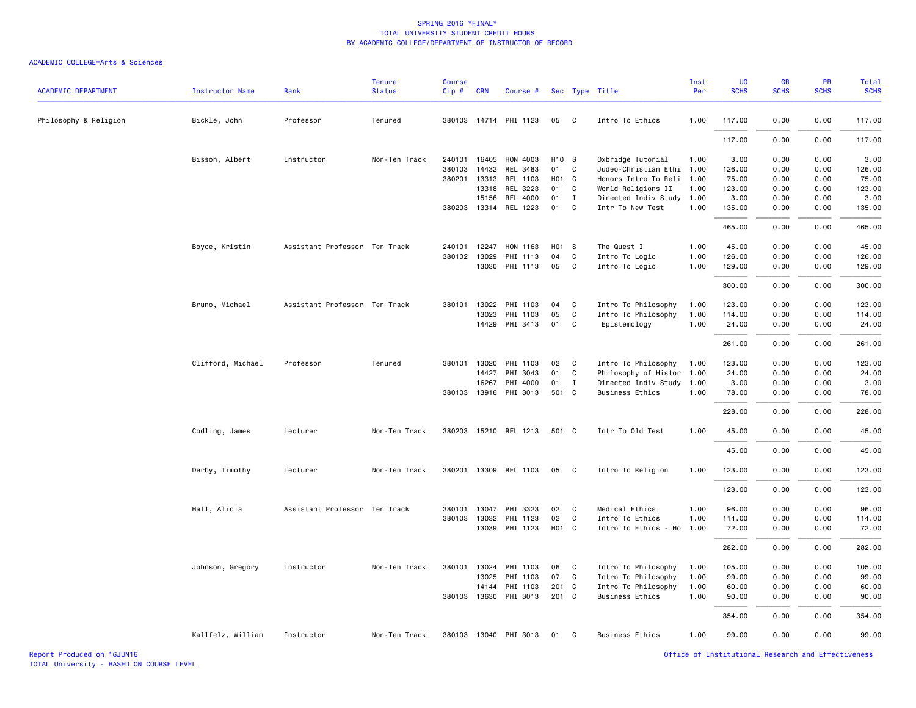SPRING 2016 *FINAL*
TOTAL UNIVERSITY STUDENT CREDIT HOURS
BY ACADEMIC COLLEGE/DEPARTMENT OF INSTRUCTOR OF RECORD

ACADEMIC COLLEGE=Arts & Sciences

| ACADEMIC DEPARTMENT | Instructor Name | Rank | Tenure Status | Course Cip # | CRN | Course # | Sec | Type | Title | Inst Per | UG SCHS | GR SCHS | PR SCHS | Total SCHS |
|---|---|---|---|---|---|---|---|---|---|---|---|---|---|---|
| Philosophy & Religion | Bickle, John | Professor | Tenured | 380103 | 14714 | PHI 1123 | 05 | C | Intro To Ethics | 1.00 | 117.00 | 0.00 | 0.00 | 117.00 |
| | | | | | | | | | | | 117.00 | 0.00 | 0.00 | 117.00 |
| | Bisson, Albert | Instructor | Non-Ten Track | 240101 | 16405 | HON 4003 | H10 | S | Oxbridge Tutorial | 1.00 | 3.00 | 0.00 | 0.00 | 3.00 |
| | | | | 380103 | 14432 | REL 3483 | 01 | C | Judeo-Christian Ethi | 1.00 | 126.00 | 0.00 | 0.00 | 126.00 |
| | | | | 380201 | 13313 | REL 1103 | H01 | C | Honors Intro To Reli | 1.00 | 75.00 | 0.00 | 0.00 | 75.00 |
| | | | | | 13318 | REL 3223 | 01 | C | World Religions II | 1.00 | 123.00 | 0.00 | 0.00 | 123.00 |
| | | | | | 15156 | REL 4000 | 01 | I | Directed Indiv Study | 1.00 | 3.00 | 0.00 | 0.00 | 3.00 |
| | | | | 380203 | 13314 | REL 1223 | 01 | C | Intr To New Test | 1.00 | 135.00 | 0.00 | 0.00 | 135.00 |
| | | | | | | | | | | | 465.00 | 0.00 | 0.00 | 465.00 |
| | Boyce, Kristin | Assistant Professor | Ten Track | 240101 | 12247 | HON 1163 | H01 | S | The Quest I | 1.00 | 45.00 | 0.00 | 0.00 | 45.00 |
| | | | | 380102 | 13029 | PHI 1113 | 04 | C | Intro To Logic | 1.00 | 126.00 | 0.00 | 0.00 | 126.00 |
| | | | | | 13030 | PHI 1113 | 05 | C | Intro To Logic | 1.00 | 129.00 | 0.00 | 0.00 | 129.00 |
| | | | | | | | | | | | 300.00 | 0.00 | 0.00 | 300.00 |
| | Bruno, Michael | Assistant Professor | Ten Track | 380101 | 13022 | PHI 1103 | 04 | C | Intro To Philosophy | 1.00 | 123.00 | 0.00 | 0.00 | 123.00 |
| | | | | | 13023 | PHI 1103 | 05 | C | Intro To Philosophy | 1.00 | 114.00 | 0.00 | 0.00 | 114.00 |
| | | | | | 14429 | PHI 3413 | 01 | C | Epistemology | 1.00 | 24.00 | 0.00 | 0.00 | 24.00 |
| | | | | | | | | | | | 261.00 | 0.00 | 0.00 | 261.00 |
| | Clifford, Michael | Professor | Tenured | 380101 | 13020 | PHI 1103 | 02 | C | Intro To Philosophy | 1.00 | 123.00 | 0.00 | 0.00 | 123.00 |
| | | | | | 14427 | PHI 3043 | 01 | C | Philosophy of Histor | 1.00 | 24.00 | 0.00 | 0.00 | 24.00 |
| | | | | | 16267 | PHI 4000 | 01 | I | Directed Indiv Study | 1.00 | 3.00 | 0.00 | 0.00 | 3.00 |
| | | | | 380103 | 13916 | PHI 3013 | 501 | C | Business Ethics | 1.00 | 78.00 | 0.00 | 0.00 | 78.00 |
| | | | | | | | | | | | 228.00 | 0.00 | 0.00 | 228.00 |
| | Codling, James | Lecturer | Non-Ten Track | 380203 | 15210 | REL 1213 | 501 | C | Intr To Old Test | 1.00 | 45.00 | 0.00 | 0.00 | 45.00 |
| | | | | | | | | | | | 45.00 | 0.00 | 0.00 | 45.00 |
| | Derby, Timothy | Lecturer | Non-Ten Track | 380201 | 13309 | REL 1103 | 05 | C | Intro To Religion | 1.00 | 123.00 | 0.00 | 0.00 | 123.00 |
| | | | | | | | | | | | 123.00 | 0.00 | 0.00 | 123.00 |
| | Hall, Alicia | Assistant Professor | Ten Track | 380101 | 13047 | PHI 3323 | 02 | C | Medical Ethics | 1.00 | 96.00 | 0.00 | 0.00 | 96.00 |
| | | | | 380103 | 13032 | PHI 1123 | 02 | C | Intro To Ethics | 1.00 | 114.00 | 0.00 | 0.00 | 114.00 |
| | | | | | 13039 | PHI 1123 | H01 | C | Intro To Ethics - Ho | 1.00 | 72.00 | 0.00 | 0.00 | 72.00 |
| | | | | | | | | | | | 282.00 | 0.00 | 0.00 | 282.00 |
| | Johnson, Gregory | Instructor | Non-Ten Track | 380101 | 13024 | PHI 1103 | 06 | C | Intro To Philosophy | 1.00 | 105.00 | 0.00 | 0.00 | 105.00 |
| | | | | | 13025 | PHI 1103 | 07 | C | Intro To Philosophy | 1.00 | 99.00 | 0.00 | 0.00 | 99.00 |
| | | | | | 14144 | PHI 1103 | 201 | C | Intro To Philosophy | 1.00 | 60.00 | 0.00 | 0.00 | 60.00 |
| | | | | 380103 | 13630 | PHI 3013 | 201 | C | Business Ethics | 1.00 | 90.00 | 0.00 | 0.00 | 90.00 |
| | | | | | | | | | | | 354.00 | 0.00 | 0.00 | 354.00 |
| | Kallfelz, William | Instructor | Non-Ten Track | 380103 | 13040 | PHI 3013 | 01 | C | Business Ethics | 1.00 | 99.00 | 0.00 | 0.00 | 99.00 |

Report Produced on 16JUN16
TOTAL University - BASED ON COURSE LEVEL
Office of Institutional Research and Effectiveness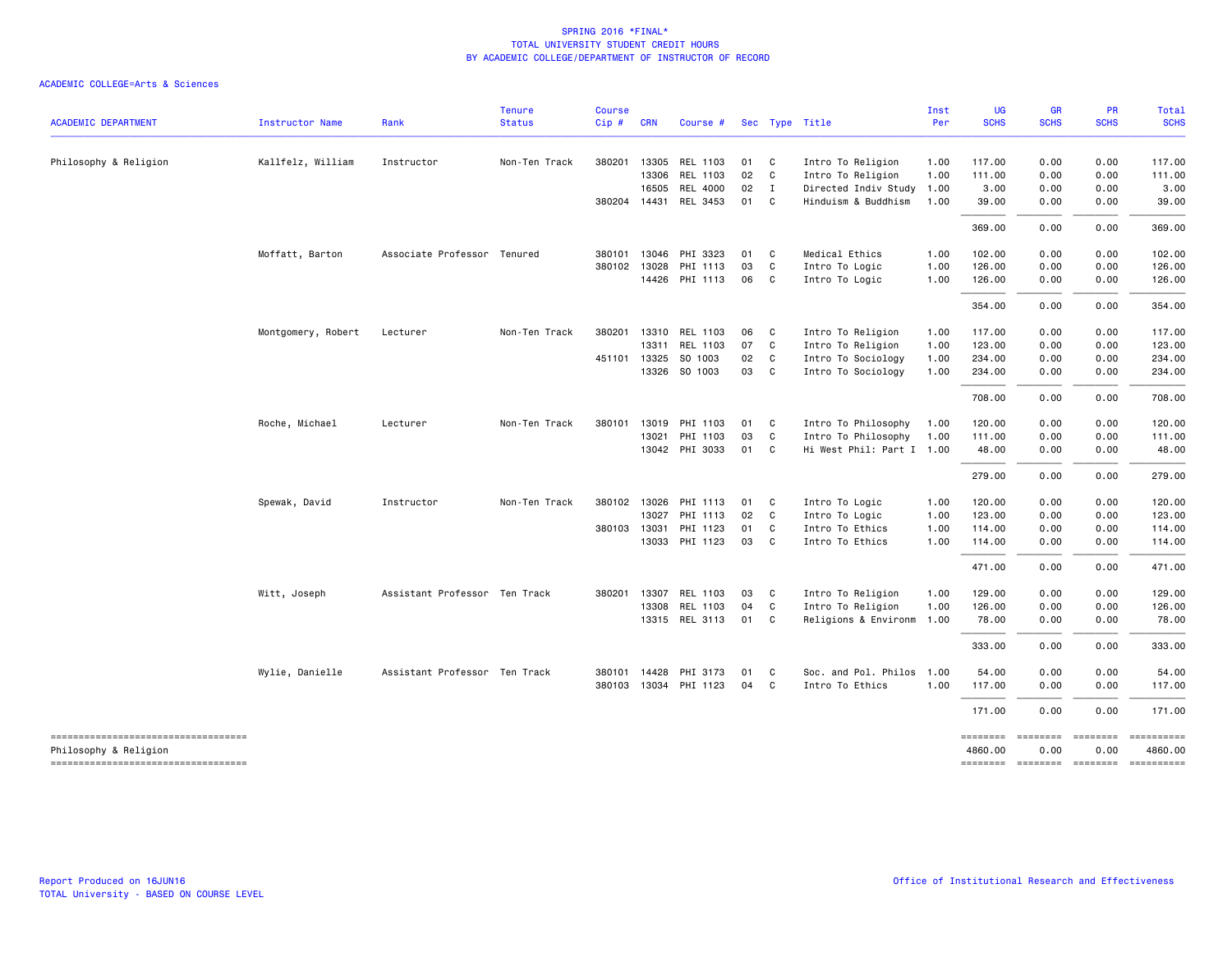SPRING 2016 *FINAL*
TOTAL UNIVERSITY STUDENT CREDIT HOURS
BY ACADEMIC COLLEGE/DEPARTMENT OF INSTRUCTOR OF RECORD

ACADEMIC COLLEGE=Arts & Sciences

| ACADEMIC DEPARTMENT | Instructor Name | Rank | Tenure Status | Course Cip # | CRN | Course # | Sec | Type | Title | Inst Per | UG SCHS | GR SCHS | PR SCHS | Total SCHS |
|---|---|---|---|---|---|---|---|---|---|---|---|---|---|---|
| Philosophy & Religion | Kallfelz, William | Instructor | Non-Ten Track | 380201 | 13305 | REL 1103 | 01 | C | Intro To Religion | 1.00 | 117.00 | 0.00 | 0.00 | 117.00 |
| | | | | | 13306 | REL 1103 | 02 | C | Intro To Religion | 1.00 | 111.00 | 0.00 | 0.00 | 111.00 |
| | | | | | 16505 | REL 4000 | 02 | I | Directed Indiv Study | 1.00 | 3.00 | 0.00 | 0.00 | 3.00 |
| | | | | 380204 | 14431 | REL 3453 | 01 | C | Hinduism & Buddhism | 1.00 | 39.00 | 0.00 | 0.00 | 39.00 |
| | | | | | | | | | | | 369.00 | 0.00 | 0.00 | 369.00 |
| | Moffatt, Barton | Associate Professor | Tenured | 380101 | 13046 | PHI 3323 | 01 | C | Medical Ethics | 1.00 | 102.00 | 0.00 | 0.00 | 102.00 |
| | | | | 380102 | 13028 | PHI 1113 | 03 | C | Intro To Logic | 1.00 | 126.00 | 0.00 | 0.00 | 126.00 |
| | | | | | 14426 | PHI 1113 | 06 | C | Intro To Logic | 1.00 | 126.00 | 0.00 | 0.00 | 126.00 |
| | | | | | | | | | | | 354.00 | 0.00 | 0.00 | 354.00 |
| | Montgomery, Robert | Lecturer | Non-Ten Track | 380201 | 13310 | REL 1103 | 06 | C | Intro To Religion | 1.00 | 117.00 | 0.00 | 0.00 | 117.00 |
| | | | | | 13311 | REL 1103 | 07 | C | Intro To Religion | 1.00 | 123.00 | 0.00 | 0.00 | 123.00 |
| | | | | 451101 | 13325 | SO 1003 | 02 | C | Intro To Sociology | 1.00 | 234.00 | 0.00 | 0.00 | 234.00 |
| | | | | | 13326 | SO 1003 | 03 | C | Intro To Sociology | 1.00 | 234.00 | 0.00 | 0.00 | 234.00 |
| | | | | | | | | | | | 708.00 | 0.00 | 0.00 | 708.00 |
| | Roche, Michael | Lecturer | Non-Ten Track | 380101 | 13019 | PHI 1103 | 01 | C | Intro To Philosophy | 1.00 | 120.00 | 0.00 | 0.00 | 120.00 |
| | | | | | 13021 | PHI 1103 | 03 | C | Intro To Philosophy | 1.00 | 111.00 | 0.00 | 0.00 | 111.00 |
| | | | | | 13042 | PHI 3033 | 01 | C | Hi West Phil: Part I | 1.00 | 48.00 | 0.00 | 0.00 | 48.00 |
| | | | | | | | | | | | 279.00 | 0.00 | 0.00 | 279.00 |
| | Spewak, David | Instructor | Non-Ten Track | 380102 | 13026 | PHI 1113 | 01 | C | Intro To Logic | 1.00 | 120.00 | 0.00 | 0.00 | 120.00 |
| | | | | | 13027 | PHI 1113 | 02 | C | Intro To Logic | 1.00 | 123.00 | 0.00 | 0.00 | 123.00 |
| | | | | 380103 | 13031 | PHI 1123 | 01 | C | Intro To Ethics | 1.00 | 114.00 | 0.00 | 0.00 | 114.00 |
| | | | | | 13033 | PHI 1123 | 03 | C | Intro To Ethics | 1.00 | 114.00 | 0.00 | 0.00 | 114.00 |
| | | | | | | | | | | | 471.00 | 0.00 | 0.00 | 471.00 |
| | Witt, Joseph | Assistant Professor | Ten Track | 380201 | 13307 | REL 1103 | 03 | C | Intro To Religion | 1.00 | 129.00 | 0.00 | 0.00 | 129.00 |
| | | | | | 13308 | REL 1103 | 04 | C | Intro To Religion | 1.00 | 126.00 | 0.00 | 0.00 | 126.00 |
| | | | | | 13315 | REL 3113 | 01 | C | Religions & Environm | 1.00 | 78.00 | 0.00 | 0.00 | 78.00 |
| | | | | | | | | | | | 333.00 | 0.00 | 0.00 | 333.00 |
| | Wylie, Danielle | Assistant Professor | Ten Track | 380101 | 14428 | PHI 3173 | 01 | C | Soc. and Pol. Philos | 1.00 | 54.00 | 0.00 | 0.00 | 54.00 |
| | | | | 380103 | 13034 | PHI 1123 | 04 | C | Intro To Ethics | 1.00 | 117.00 | 0.00 | 0.00 | 117.00 |
| | | | | | | | | | | | 171.00 | 0.00 | 0.00 | 171.00 |
| Philosophy & Religion | | | | | | | | | | | 4860.00 | 0.00 | 0.00 | 4860.00 |

Report Produced on 16JUN16
TOTAL University - BASED ON COURSE LEVEL

Office of Institutional Research and Effectiveness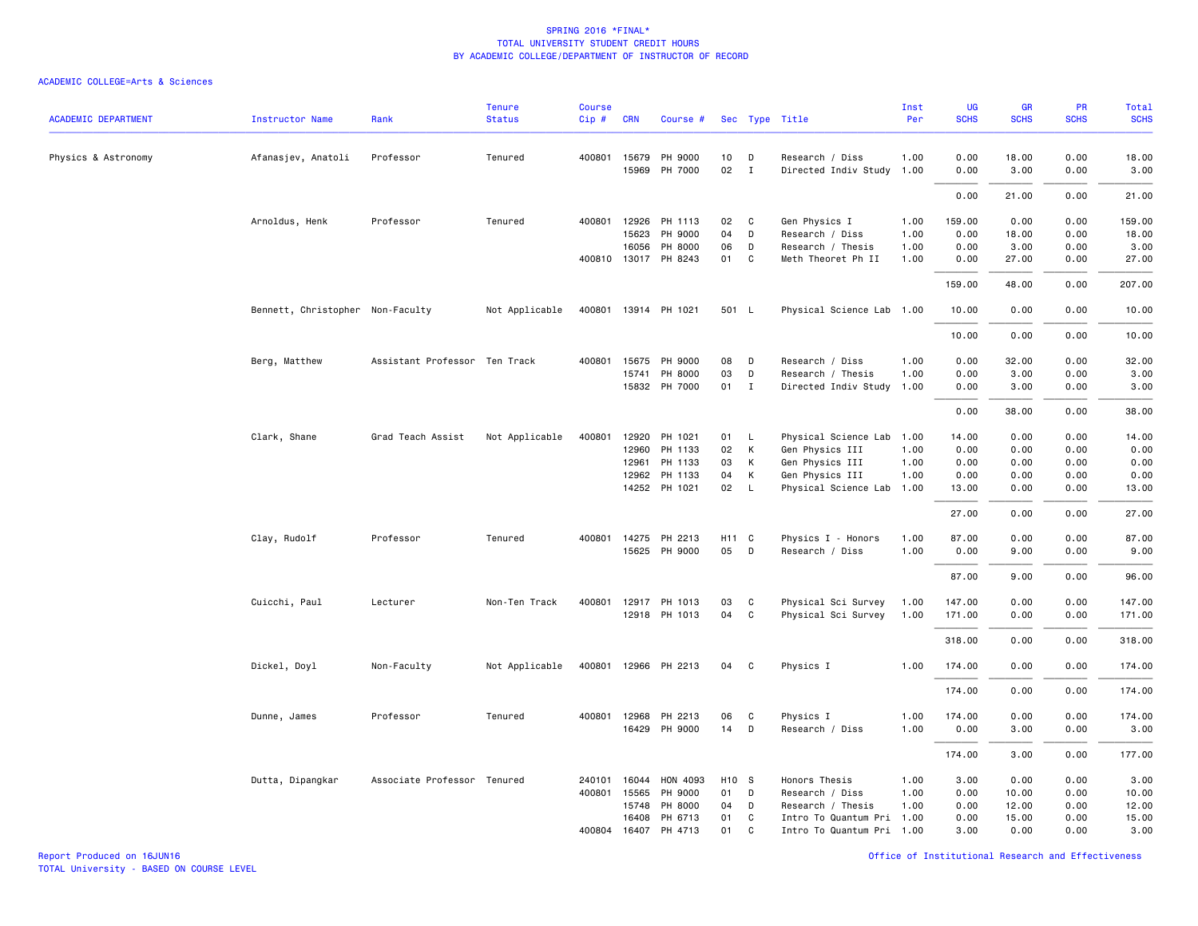# SPRING 2016 *FINAL*
## TOTAL UNIVERSITY STUDENT CREDIT HOURS
## BY ACADEMIC COLLEGE/DEPARTMENT OF INSTRUCTOR OF RECORD

ACADEMIC COLLEGE=Arts & Sciences

| ACADEMIC DEPARTMENT | Instructor Name | Rank | Tenure Status | Course Cip # | CRN | Course # | Sec | Type | Title | Inst Per | UG SCHS | GR SCHS | PR SCHS | Total SCHS |
|---|---|---|---|---|---|---|---|---|---|---|---|---|---|---|
| Physics & Astronomy | Afanasjev, Anatoli | Professor | Tenured | 400801 | 15679 | PH 9000 | 10 | D | Research / Diss | 1.00 | 0.00 | 18.00 | 0.00 | 18.00 |
| | | | | | 15969 | PH 7000 | 02 | I | Directed Indiv Study | 1.00 | 0.00 | 3.00 | 0.00 | 3.00 |
| | | | | | | | | | | | 0.00 | 21.00 | 0.00 | 21.00 |
| | Arnoldus, Henk | Professor | Tenured | 400801 | 12926 | PH 1113 | 02 | C | Gen Physics I | 1.00 | 159.00 | 0.00 | 0.00 | 159.00 |
| | | | | | 15623 | PH 9000 | 04 | D | Research / Diss | 1.00 | 0.00 | 18.00 | 0.00 | 18.00 |
| | | | | | 16056 | PH 8000 | 06 | D | Research / Thesis | 1.00 | 0.00 | 3.00 | 0.00 | 3.00 |
| | | | | 400810 | 13017 | PH 8243 | 01 | C | Meth Theoret Ph II | 1.00 | 0.00 | 27.00 | 0.00 | 27.00 |
| | | | | | | | | | | | 159.00 | 48.00 | 0.00 | 207.00 |
| | Bennett, Christopher | Non-Faculty | Not Applicable | 400801 | 13914 | PH 1021 | 501 | L | Physical Science Lab | 1.00 | 10.00 | 0.00 | 0.00 | 10.00 |
| | | | | | | | | | | | 10.00 | 0.00 | 0.00 | 10.00 |
| | Berg, Matthew | Assistant Professor | Ten Track | 400801 | 15675 | PH 9000 | 08 | D | Research / Diss | 1.00 | 0.00 | 32.00 | 0.00 | 32.00 |
| | | | | | 15741 | PH 8000 | 03 | D | Research / Thesis | 1.00 | 0.00 | 3.00 | 0.00 | 3.00 |
| | | | | | 15832 | PH 7000 | 01 | I | Directed Indiv Study | 1.00 | 0.00 | 3.00 | 0.00 | 3.00 |
| | | | | | | | | | | | 0.00 | 38.00 | 0.00 | 38.00 |
| | Clark, Shane | Grad Teach Assist | Not Applicable | 400801 | 12920 | PH 1021 | 01 | L | Physical Science Lab | 1.00 | 14.00 | 0.00 | 0.00 | 14.00 |
| | | | | | 12960 | PH 1133 | 02 | K | Gen Physics III | 1.00 | 0.00 | 0.00 | 0.00 | 0.00 |
| | | | | | 12961 | PH 1133 | 03 | K | Gen Physics III | 1.00 | 0.00 | 0.00 | 0.00 | 0.00 |
| | | | | | 12962 | PH 1133 | 04 | K | Gen Physics III | 1.00 | 0.00 | 0.00 | 0.00 | 0.00 |
| | | | | | 14252 | PH 1021 | 02 | L | Physical Science Lab | 1.00 | 13.00 | 0.00 | 0.00 | 13.00 |
| | | | | | | | | | | | 27.00 | 0.00 | 0.00 | 27.00 |
| | Clay, Rudolf | Professor | Tenured | 400801 | 14275 | PH 2213 | H11 | C | Physics I - Honors | 1.00 | 87.00 | 0.00 | 0.00 | 87.00 |
| | | | | | 15625 | PH 9000 | 05 | D | Research / Diss | 1.00 | 0.00 | 9.00 | 0.00 | 9.00 |
| | | | | | | | | | | | 87.00 | 9.00 | 0.00 | 96.00 |
| | Cuicchi, Paul | Lecturer | Non-Ten Track | 400801 | 12917 | PH 1013 | 03 | C | Physical Sci Survey | 1.00 | 147.00 | 0.00 | 0.00 | 147.00 |
| | | | | | 12918 | PH 1013 | 04 | C | Physical Sci Survey | 1.00 | 171.00 | 0.00 | 0.00 | 171.00 |
| | | | | | | | | | | | 318.00 | 0.00 | 0.00 | 318.00 |
| | Dickel, Doyl | Non-Faculty | Not Applicable | 400801 | 12966 | PH 2213 | 04 | C | Physics I | 1.00 | 174.00 | 0.00 | 0.00 | 174.00 |
| | | | | | | | | | | | 174.00 | 0.00 | 0.00 | 174.00 |
| | Dunne, James | Professor | Tenured | 400801 | 12968 | PH 2213 | 06 | C | Physics I | 1.00 | 174.00 | 0.00 | 0.00 | 174.00 |
| | | | | | 16429 | PH 9000 | 14 | D | Research / Diss | 1.00 | 0.00 | 3.00 | 0.00 | 3.00 |
| | | | | | | | | | | | 174.00 | 3.00 | 0.00 | 177.00 |
| | Dutta, Dipangkar | Associate Professor | Tenured | 240101 | 16044 | HON 4093 | H10 | S | Honors Thesis | 1.00 | 3.00 | 0.00 | 0.00 | 3.00 |
| | | | | 400801 | 15565 | PH 9000 | 01 | D | Research / Diss | 1.00 | 0.00 | 10.00 | 0.00 | 10.00 |
| | | | | | 15748 | PH 8000 | 04 | D | Research / Thesis | 1.00 | 0.00 | 12.00 | 0.00 | 12.00 |
| | | | | | 16408 | PH 6713 | 01 | C | Intro To Quantum Pri | 1.00 | 0.00 | 15.00 | 0.00 | 15.00 |
| | | | | 400804 | 16407 | PH 4713 | 01 | C | Intro To Quantum Pri | 1.00 | 3.00 | 0.00 | 0.00 | 3.00 |

Report Produced on 16JUN16
TOTAL University - BASED ON COURSE LEVEL

Office of Institutional Research and Effectiveness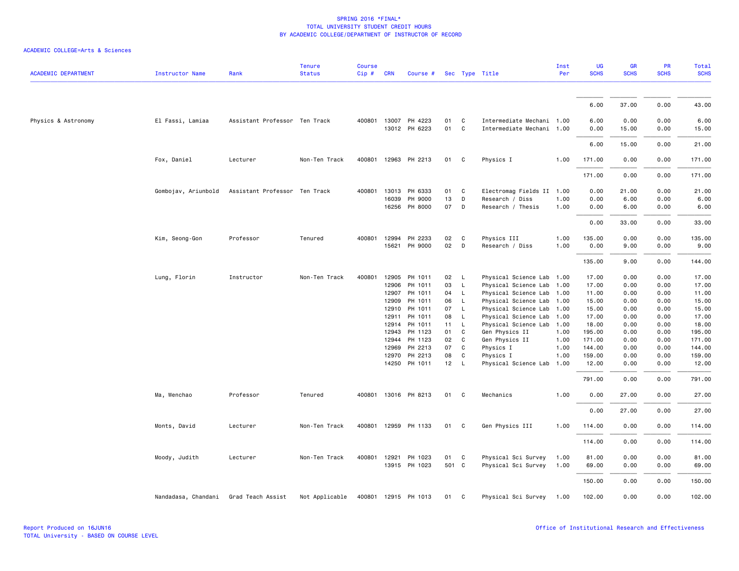# SPRING 2016 *FINAL*
## TOTAL UNIVERSITY STUDENT CREDIT HOURS
### BY ACADEMIC COLLEGE/DEPARTMENT OF INSTRUCTOR OF RECORD

ACADEMIC COLLEGE=Arts & Sciences

| ACADEMIC DEPARTMENT | Instructor Name | Rank | Tenure Status | Course Cip # | CRN | Course # | Sec | Type | Title | Inst Per | UG SCHS | GR SCHS | PR SCHS | Total SCHS |
|---|---|---|---|---|---|---|---|---|---|---|---|---|---|---|
| | | | | | | | | | | | 6.00 | 37.00 | 0.00 | 43.00 |
| Physics & Astronomy | El Fassi, Lamiaa | Assistant Professor | Ten Track | 400801 | 13007 | PH 4223 | 01 | C | Intermediate Mechani | 1.00 | 6.00 | 0.00 | 0.00 | 6.00 |
| | | | | | 13012 | PH 6223 | 01 | C | Intermediate Mechani | 1.00 | 0.00 | 15.00 | 0.00 | 15.00 |
| | | | | | | | | | | | 6.00 | 15.00 | 0.00 | 21.00 |
| | Fox, Daniel | Lecturer | Non-Ten Track | 400801 | 12963 | PH 2213 | 01 | C | Physics I | 1.00 | 171.00 | 0.00 | 0.00 | 171.00 |
| | | | | | | | | | | | 171.00 | 0.00 | 0.00 | 171.00 |
| | Gombojav, Ariunbold | Assistant Professor | Ten Track | 400801 | 13013 | PH 6333 | 01 | C | Electromag Fields II | 1.00 | 0.00 | 21.00 | 0.00 | 21.00 |
| | | | | | 16039 | PH 9000 | 13 | D | Research / Diss | 1.00 | 0.00 | 6.00 | 0.00 | 6.00 |
| | | | | | 16256 | PH 8000 | 07 | D | Research / Thesis | 1.00 | 0.00 | 6.00 | 0.00 | 6.00 |
| | | | | | | | | | | | 0.00 | 33.00 | 0.00 | 33.00 |
| | Kim, Seong-Gon | Professor | Tenured | 400801 | 12994 | PH 2233 | 02 | C | Physics III | 1.00 | 135.00 | 0.00 | 0.00 | 135.00 |
| | | | | | 15621 | PH 9000 | 02 | D | Research / Diss | 1.00 | 0.00 | 9.00 | 0.00 | 9.00 |
| | | | | | | | | | | | 135.00 | 9.00 | 0.00 | 144.00 |
| | Lung, Florin | Instructor | Non-Ten Track | 400801 | 12905 | PH 1011 | 02 | L | Physical Science Lab | 1.00 | 17.00 | 0.00 | 0.00 | 17.00 |
| | | | | | 12906 | PH 1011 | 03 | L | Physical Science Lab | 1.00 | 17.00 | 0.00 | 0.00 | 17.00 |
| | | | | | 12907 | PH 1011 | 04 | L | Physical Science Lab | 1.00 | 11.00 | 0.00 | 0.00 | 11.00 |
| | | | | | 12909 | PH 1011 | 06 | L | Physical Science Lab | 1.00 | 15.00 | 0.00 | 0.00 | 15.00 |
| | | | | | 12910 | PH 1011 | 07 | L | Physical Science Lab | 1.00 | 15.00 | 0.00 | 0.00 | 15.00 |
| | | | | | 12911 | PH 1011 | 08 | L | Physical Science Lab | 1.00 | 17.00 | 0.00 | 0.00 | 17.00 |
| | | | | | 12914 | PH 1011 | 11 | L | Physical Science Lab | 1.00 | 18.00 | 0.00 | 0.00 | 18.00 |
| | | | | | 12943 | PH 1123 | 01 | C | Gen Physics II | 1.00 | 195.00 | 0.00 | 0.00 | 195.00 |
| | | | | | 12944 | PH 1123 | 02 | C | Gen Physics II | 1.00 | 171.00 | 0.00 | 0.00 | 171.00 |
| | | | | | 12969 | PH 2213 | 07 | C | Physics I | 1.00 | 144.00 | 0.00 | 0.00 | 144.00 |
| | | | | | 12970 | PH 2213 | 08 | C | Physics I | 1.00 | 159.00 | 0.00 | 0.00 | 159.00 |
| | | | | | 14250 | PH 1011 | 12 | L | Physical Science Lab | 1.00 | 12.00 | 0.00 | 0.00 | 12.00 |
| | | | | | | | | | | | 791.00 | 0.00 | 0.00 | 791.00 |
| | Ma, Wenchao | Professor | Tenured | 400801 | 13016 | PH 8213 | 01 | C | Mechanics | 1.00 | 0.00 | 27.00 | 0.00 | 27.00 |
| | | | | | | | | | | | 0.00 | 27.00 | 0.00 | 27.00 |
| | Monts, David | Lecturer | Non-Ten Track | 400801 | 12959 | PH 1133 | 01 | C | Gen Physics III | 1.00 | 114.00 | 0.00 | 0.00 | 114.00 |
| | | | | | | | | | | | 114.00 | 0.00 | 0.00 | 114.00 |
| | Moody, Judith | Lecturer | Non-Ten Track | 400801 | 12921 | PH 1023 | 01 | C | Physical Sci Survey | 1.00 | 81.00 | 0.00 | 0.00 | 81.00 |
| | | | | | 13915 | PH 1023 | 501 | C | Physical Sci Survey | 1.00 | 69.00 | 0.00 | 0.00 | 69.00 |
| | | | | | | | | | | | 150.00 | 0.00 | 0.00 | 150.00 |
| | Nandadasa, Chandani | Grad Teach Assist | Not Applicable | 400801 | 12915 | PH 1013 | 01 | C | Physical Sci Survey | 1.00 | 102.00 | 0.00 | 0.00 | 102.00 |

Report Produced on 16JUN16
TOTAL University - BASED ON COURSE LEVEL

Office of Institutional Research and Effectiveness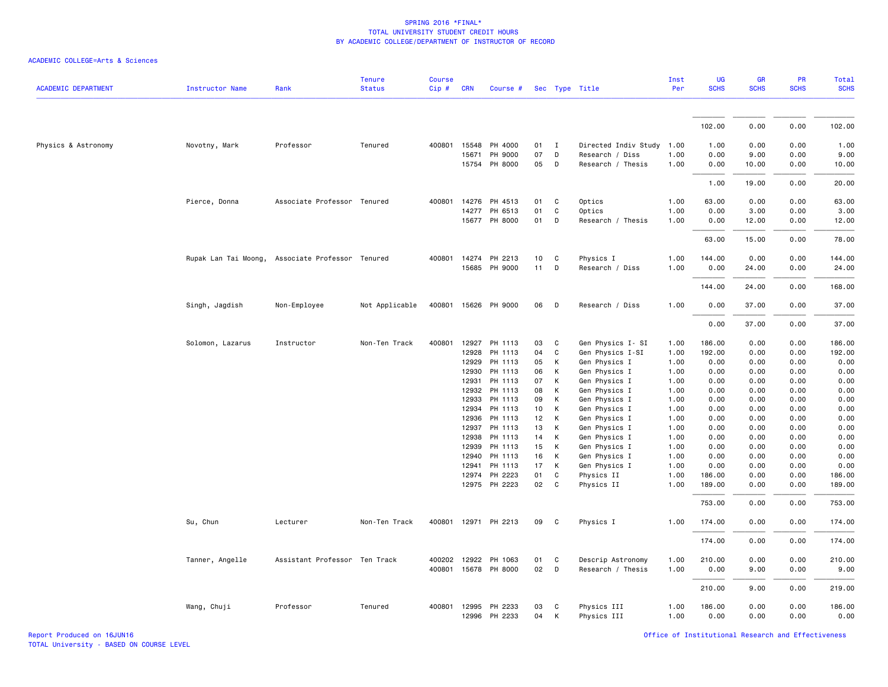SPRING 2016 *FINAL*
TOTAL UNIVERSITY STUDENT CREDIT HOURS
BY ACADEMIC COLLEGE/DEPARTMENT OF INSTRUCTOR OF RECORD

ACADEMIC COLLEGE=Arts & Sciences

| ACADEMIC DEPARTMENT | Instructor Name | Rank | Tenure Status | Course Cip # | CRN | Course # | Sec | Type | Title | Inst Per | UG SCHS | GR SCHS | PR SCHS | Total SCHS |
|---|---|---|---|---|---|---|---|---|---|---|---|---|---|---|
| | | | | | | | | | | | 102.00 | 0.00 | 0.00 | 102.00 |
| Physics & Astronomy | Novotny, Mark | Professor | Tenured | 400801 | 15548 | PH 4000 | 01 | I | Directed Indiv Study | 1.00 | 1.00 | 0.00 | 0.00 | 1.00 |
| | | | | | 15671 | PH 9000 | 07 | D | Research / Diss | 1.00 | 0.00 | 9.00 | 0.00 | 9.00 |
| | | | | | 15754 | PH 8000 | 05 | D | Research / Thesis | 1.00 | 0.00 | 10.00 | 0.00 | 10.00 |
| | | | | | | | | | | | 1.00 | 19.00 | 0.00 | 20.00 |
| | Pierce, Donna | Associate Professor | Tenured | 400801 | 14276 | PH 4513 | 01 | C | Optics | 1.00 | 63.00 | 0.00 | 0.00 | 63.00 |
| | | | | | 14277 | PH 6513 | 01 | C | Optics | 1.00 | 0.00 | 3.00 | 0.00 | 3.00 |
| | | | | | 15677 | PH 8000 | 01 | D | Research / Thesis | 1.00 | 0.00 | 12.00 | 0.00 | 12.00 |
| | | | | | | | | | | | 63.00 | 15.00 | 0.00 | 78.00 |
| | Rupak Lan Tai Moong, | Associate Professor | Tenured | 400801 | 14274 | PH 2213 | 10 | C | Physics I | 1.00 | 144.00 | 0.00 | 0.00 | 144.00 |
| | | | | | 15685 | PH 9000 | 11 | D | Research / Diss | 1.00 | 0.00 | 24.00 | 0.00 | 24.00 |
| | | | | | | | | | | | 144.00 | 24.00 | 0.00 | 168.00 |
| | Singh, Jagdish | Non-Employee | Not Applicable | 400801 | 15626 | PH 9000 | 06 | D | Research / Diss | 1.00 | 0.00 | 37.00 | 0.00 | 37.00 |
| | | | | | | | | | | | 0.00 | 37.00 | 0.00 | 37.00 |
| | Solomon, Lazarus | Instructor | Non-Ten Track | 400801 | 12927 | PH 1113 | 03 | C | Gen Physics I- SI | 1.00 | 186.00 | 0.00 | 0.00 | 186.00 |
| | | | | | 12928 | PH 1113 | 04 | C | Gen Physics I-SI | 1.00 | 192.00 | 0.00 | 0.00 | 192.00 |
| | | | | | 12929 | PH 1113 | 05 | K | Gen Physics I | 1.00 | 0.00 | 0.00 | 0.00 | 0.00 |
| | | | | | 12930 | PH 1113 | 06 | K | Gen Physics I | 1.00 | 0.00 | 0.00 | 0.00 | 0.00 |
| | | | | | 12931 | PH 1113 | 07 | K | Gen Physics I | 1.00 | 0.00 | 0.00 | 0.00 | 0.00 |
| | | | | | 12932 | PH 1113 | 08 | K | Gen Physics I | 1.00 | 0.00 | 0.00 | 0.00 | 0.00 |
| | | | | | 12933 | PH 1113 | 09 | K | Gen Physics I | 1.00 | 0.00 | 0.00 | 0.00 | 0.00 |
| | | | | | 12934 | PH 1113 | 10 | K | Gen Physics I | 1.00 | 0.00 | 0.00 | 0.00 | 0.00 |
| | | | | | 12936 | PH 1113 | 12 | K | Gen Physics I | 1.00 | 0.00 | 0.00 | 0.00 | 0.00 |
| | | | | | 12937 | PH 1113 | 13 | K | Gen Physics I | 1.00 | 0.00 | 0.00 | 0.00 | 0.00 |
| | | | | | 12938 | PH 1113 | 14 | K | Gen Physics I | 1.00 | 0.00 | 0.00 | 0.00 | 0.00 |
| | | | | | 12939 | PH 1113 | 15 | K | Gen Physics I | 1.00 | 0.00 | 0.00 | 0.00 | 0.00 |
| | | | | | 12940 | PH 1113 | 16 | K | Gen Physics I | 1.00 | 0.00 | 0.00 | 0.00 | 0.00 |
| | | | | | 12941 | PH 1113 | 17 | K | Gen Physics I | 1.00 | 0.00 | 0.00 | 0.00 | 0.00 |
| | | | | | 12974 | PH 2223 | 01 | C | Physics II | 1.00 | 186.00 | 0.00 | 0.00 | 186.00 |
| | | | | | 12975 | PH 2223 | 02 | C | Physics II | 1.00 | 189.00 | 0.00 | 0.00 | 189.00 |
| | | | | | | | | | | | 753.00 | 0.00 | 0.00 | 753.00 |
| | Su, Chun | Lecturer | Non-Ten Track | 400801 | 12971 | PH 2213 | 09 | C | Physics I | 1.00 | 174.00 | 0.00 | 0.00 | 174.00 |
| | | | | | | | | | | | 174.00 | 0.00 | 0.00 | 174.00 |
| | Tanner, Angelle | Assistant Professor | Ten Track | 400202 | 12922 | PH 1063 | 01 | C | Descrip Astronomy | 1.00 | 210.00 | 0.00 | 0.00 | 210.00 |
| | | | | 400801 | 15678 | PH 8000 | 02 | D | Research / Thesis | 1.00 | 0.00 | 9.00 | 0.00 | 9.00 |
| | | | | | | | | | | | 210.00 | 9.00 | 0.00 | 219.00 |
| | Wang, Chuji | Professor | Tenured | 400801 | 12995 | PH 2233 | 03 | C | Physics III | 1.00 | 186.00 | 0.00 | 0.00 | 186.00 |
| | | | | | 12996 | PH 2233 | 04 | K | Physics III | 1.00 | 0.00 | 0.00 | 0.00 | 0.00 |

Report Produced on 16JUN16
TOTAL University - BASED ON COURSE LEVEL

Office of Institutional Research and Effectiveness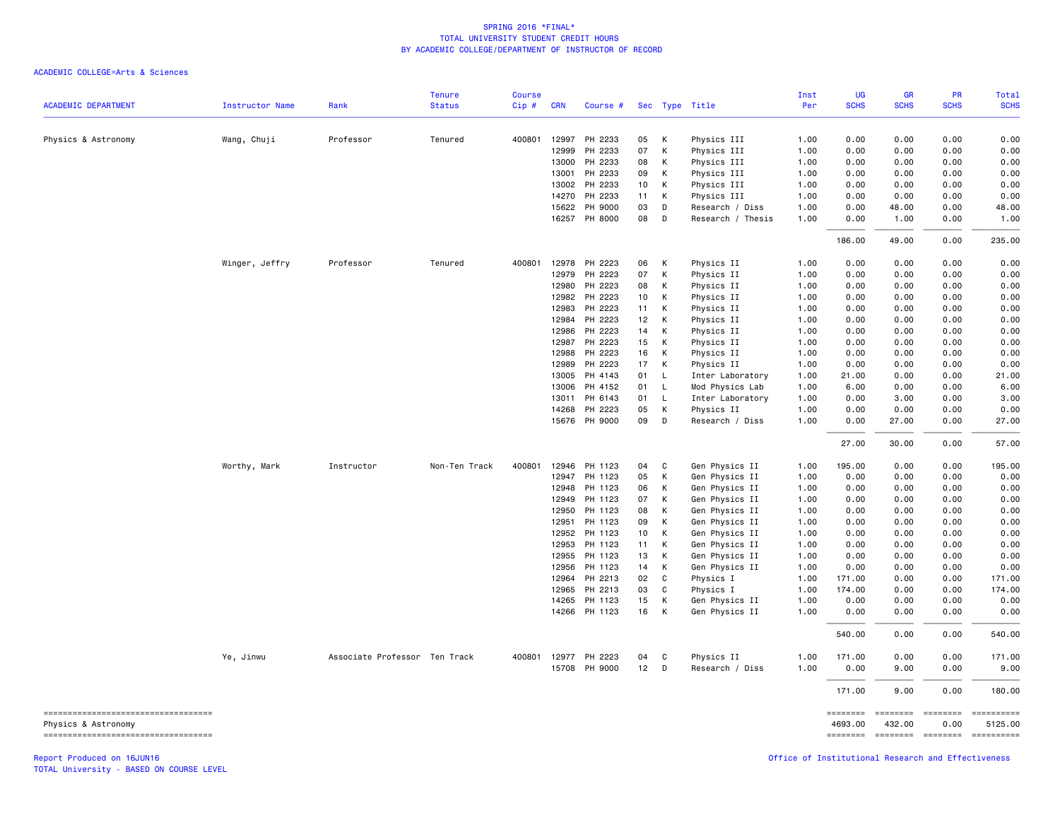SPRING 2016 *FINAL*
TOTAL UNIVERSITY STUDENT CREDIT HOURS
BY ACADEMIC COLLEGE/DEPARTMENT OF INSTRUCTOR OF RECORD

ACADEMIC COLLEGE=Arts & Sciences

| ACADEMIC DEPARTMENT | Instructor Name | Rank | Tenure Status | Course Cip # | CRN | Course # | Sec | Type | Title | Inst Per | UG SCHS | GR SCHS | PR SCHS | Total SCHS |
|---|---|---|---|---|---|---|---|---|---|---|---|---|---|---|
| Physics & Astronomy | Wang, Chuji | Professor | Tenured | 400801 | 12997 | PH 2233 | 05 | K | Physics III | 1.00 | 0.00 | 0.00 | 0.00 | 0.00 |
| | | | | | 12999 | PH 2233 | 07 | K | Physics III | 1.00 | 0.00 | 0.00 | 0.00 | 0.00 |
| | | | | | 13000 | PH 2233 | 08 | K | Physics III | 1.00 | 0.00 | 0.00 | 0.00 | 0.00 |
| | | | | | 13001 | PH 2233 | 09 | K | Physics III | 1.00 | 0.00 | 0.00 | 0.00 | 0.00 |
| | | | | | 13002 | PH 2233 | 10 | K | Physics III | 1.00 | 0.00 | 0.00 | 0.00 | 0.00 |
| | | | | | 14270 | PH 2233 | 11 | K | Physics III | 1.00 | 0.00 | 0.00 | 0.00 | 0.00 |
| | | | | | 15622 | PH 9000 | 03 | D | Research / Diss | 1.00 | 0.00 | 48.00 | 0.00 | 48.00 |
| | | | | | 16257 | PH 8000 | 08 | D | Research / Thesis | 1.00 | 0.00 | 1.00 | 0.00 | 1.00 |
| | | | | | | | | | | | 186.00 | 49.00 | 0.00 | 235.00 |
| | Winger, Jeffry | Professor | Tenured | 400801 | 12978 | PH 2223 | 06 | K | Physics II | 1.00 | 0.00 | 0.00 | 0.00 | 0.00 |
| | | | | | 12979 | PH 2223 | 07 | K | Physics II | 1.00 | 0.00 | 0.00 | 0.00 | 0.00 |
| | | | | | 12980 | PH 2223 | 08 | K | Physics II | 1.00 | 0.00 | 0.00 | 0.00 | 0.00 |
| | | | | | 12982 | PH 2223 | 10 | K | Physics II | 1.00 | 0.00 | 0.00 | 0.00 | 0.00 |
| | | | | | 12983 | PH 2223 | 11 | K | Physics II | 1.00 | 0.00 | 0.00 | 0.00 | 0.00 |
| | | | | | 12984 | PH 2223 | 12 | K | Physics II | 1.00 | 0.00 | 0.00 | 0.00 | 0.00 |
| | | | | | 12986 | PH 2223 | 14 | K | Physics II | 1.00 | 0.00 | 0.00 | 0.00 | 0.00 |
| | | | | | 12987 | PH 2223 | 15 | K | Physics II | 1.00 | 0.00 | 0.00 | 0.00 | 0.00 |
| | | | | | 12988 | PH 2223 | 16 | K | Physics II | 1.00 | 0.00 | 0.00 | 0.00 | 0.00 |
| | | | | | 12989 | PH 2223 | 17 | K | Physics II | 1.00 | 0.00 | 0.00 | 0.00 | 0.00 |
| | | | | | 13005 | PH 4143 | 01 | L | Inter Laboratory | 1.00 | 21.00 | 0.00 | 0.00 | 21.00 |
| | | | | | 13006 | PH 4152 | 01 | L | Mod Physics Lab | 1.00 | 6.00 | 0.00 | 0.00 | 6.00 |
| | | | | | 13011 | PH 6143 | 01 | L | Inter Laboratory | 1.00 | 0.00 | 3.00 | 0.00 | 3.00 |
| | | | | | 14268 | PH 2223 | 05 | K | Physics II | 1.00 | 0.00 | 0.00 | 0.00 | 0.00 |
| | | | | | 15676 | PH 9000 | 09 | D | Research / Diss | 1.00 | 0.00 | 27.00 | 0.00 | 27.00 |
| | | | | | | | | | | | 27.00 | 30.00 | 0.00 | 57.00 |
| | Worthy, Mark | Instructor | Non-Ten Track | 400801 | 12946 | PH 1123 | 04 | C | Gen Physics II | 1.00 | 195.00 | 0.00 | 0.00 | 195.00 |
| | | | | | 12947 | PH 1123 | 05 | K | Gen Physics II | 1.00 | 0.00 | 0.00 | 0.00 | 0.00 |
| | | | | | 12948 | PH 1123 | 06 | K | Gen Physics II | 1.00 | 0.00 | 0.00 | 0.00 | 0.00 |
| | | | | | 12949 | PH 1123 | 07 | K | Gen Physics II | 1.00 | 0.00 | 0.00 | 0.00 | 0.00 |
| | | | | | 12950 | PH 1123 | 08 | K | Gen Physics II | 1.00 | 0.00 | 0.00 | 0.00 | 0.00 |
| | | | | | 12951 | PH 1123 | 09 | K | Gen Physics II | 1.00 | 0.00 | 0.00 | 0.00 | 0.00 |
| | | | | | 12952 | PH 1123 | 10 | K | Gen Physics II | 1.00 | 0.00 | 0.00 | 0.00 | 0.00 |
| | | | | | 12953 | PH 1123 | 11 | K | Gen Physics II | 1.00 | 0.00 | 0.00 | 0.00 | 0.00 |
| | | | | | 12955 | PH 1123 | 13 | K | Gen Physics II | 1.00 | 0.00 | 0.00 | 0.00 | 0.00 |
| | | | | | 12956 | PH 1123 | 14 | K | Gen Physics II | 1.00 | 0.00 | 0.00 | 0.00 | 0.00 |
| | | | | | 12964 | PH 2213 | 02 | C | Physics I | 1.00 | 171.00 | 0.00 | 0.00 | 171.00 |
| | | | | | 12965 | PH 2213 | 03 | C | Physics I | 1.00 | 174.00 | 0.00 | 0.00 | 174.00 |
| | | | | | 14265 | PH 1123 | 15 | K | Gen Physics II | 1.00 | 0.00 | 0.00 | 0.00 | 0.00 |
| | | | | | 14266 | PH 1123 | 16 | K | Gen Physics II | 1.00 | 0.00 | 0.00 | 0.00 | 0.00 |
| | | | | | | | | | | | 540.00 | 0.00 | 0.00 | 540.00 |
| | Ye, Jinwu | Associate Professor | Ten Track | 400801 | 12977 | PH 2223 | 04 | C | Physics II | 1.00 | 171.00 | 0.00 | 0.00 | 171.00 |
| | | | | | 15708 | PH 9000 | 12 | D | Research / Diss | 1.00 | 0.00 | 9.00 | 0.00 | 9.00 |
| | | | | | | | | | | | 171.00 | 9.00 | 0.00 | 180.00 |
| Physics & Astronomy | | | | | | | | | | | 4693.00 | 432.00 | 0.00 | 5125.00 |

Report Produced on 16JUN16
TOTAL University - BASED ON COURSE LEVEL

Office of Institutional Research and Effectiveness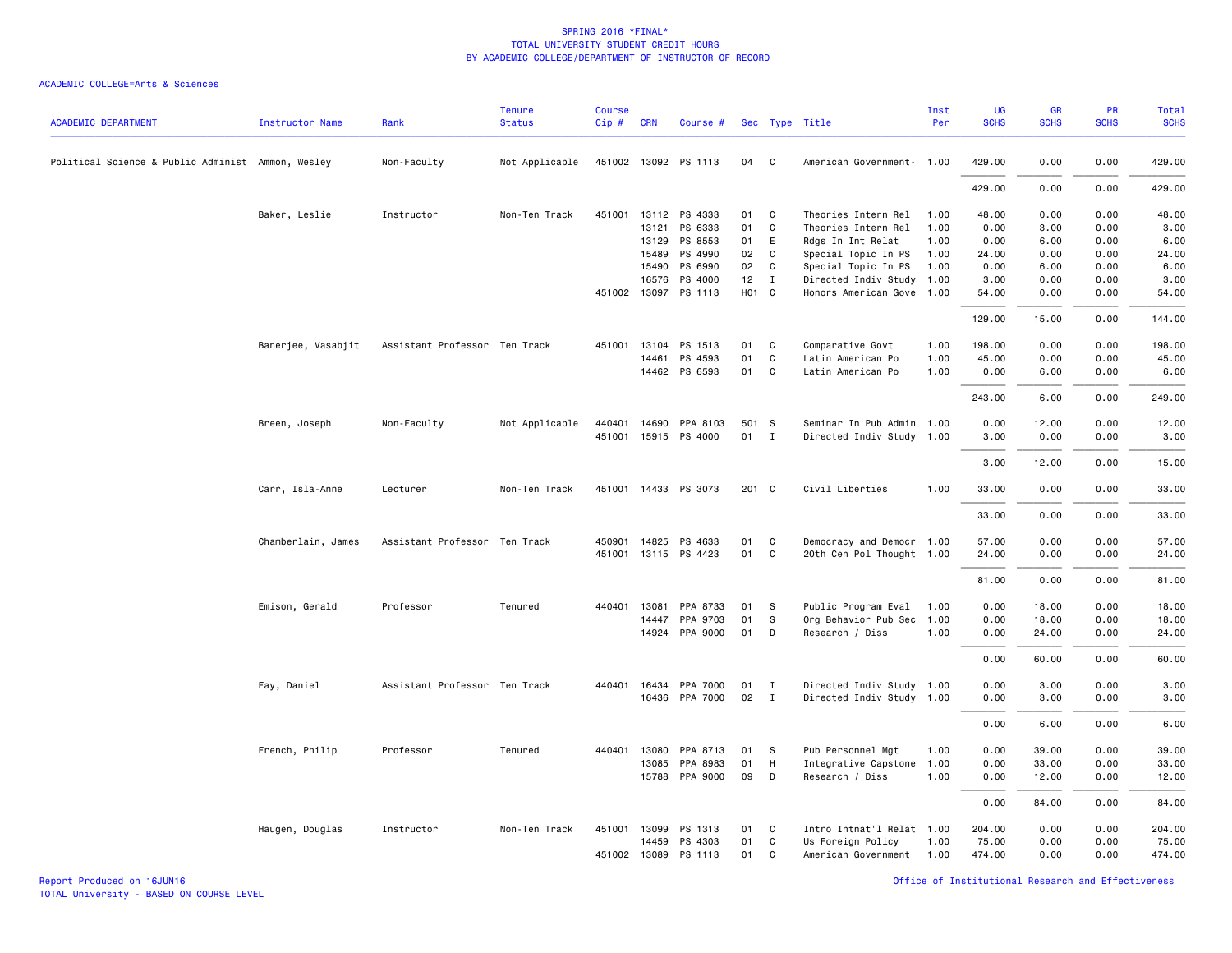SPRING 2016 *FINAL*
TOTAL UNIVERSITY STUDENT CREDIT HOURS
BY ACADEMIC COLLEGE/DEPARTMENT OF INSTRUCTOR OF RECORD

ACADEMIC COLLEGE=Arts & Sciences

| ACADEMIC DEPARTMENT | Instructor Name | Rank | Tenure Status | Course Cip # | CRN | Course # | Sec | Type | Title | Inst Per | UG SCHS | GR SCHS | PR SCHS | Total SCHS |
|---|---|---|---|---|---|---|---|---|---|---|---|---|---|---|
| Political Science & Public Administ | Ammon, Wesley | Non-Faculty | Not Applicable | 451002 | 13092 | PS 1113 | 04 | C | American Government- | 1.00 | 429.00 | 0.00 | 0.00 | 429.00 |
| | | | | | | | | | | | 429.00 | 0.00 | 0.00 | 429.00 |
| | Baker, Leslie | Instructor | Non-Ten Track | 451001 | 13112 | PS 4333 | 01 | C | Theories Intern Rel | 1.00 | 48.00 | 0.00 | 0.00 | 48.00 |
| | | | | | 13121 | PS 6333 | 01 | C | Theories Intern Rel | 1.00 | 0.00 | 3.00 | 0.00 | 3.00 |
| | | | | | 13129 | PS 8553 | 01 | E | Rdgs In Int Relat | 1.00 | 0.00 | 6.00 | 0.00 | 6.00 |
| | | | | | 15489 | PS 4990 | 02 | C | Special Topic In PS | 1.00 | 24.00 | 0.00 | 0.00 | 24.00 |
| | | | | | 15490 | PS 6990 | 02 | C | Special Topic In PS | 1.00 | 0.00 | 6.00 | 0.00 | 6.00 |
| | | | | | 16576 | PS 4000 | 12 | I | Directed Indiv Study | 1.00 | 3.00 | 0.00 | 0.00 | 3.00 |
| | | | | 451002 | 13097 | PS 1113 | H01 | C | Honors American Gove | 1.00 | 54.00 | 0.00 | 0.00 | 54.00 |
| | | | | | | | | | | | 129.00 | 15.00 | 0.00 | 144.00 |
| | Banerjee, Vasabjit | Assistant Professor | Ten Track | 451001 | 13104 | PS 1513 | 01 | C | Comparative Govt | 1.00 | 198.00 | 0.00 | 0.00 | 198.00 |
| | | | | | 14461 | PS 4593 | 01 | C | Latin American Po | 1.00 | 45.00 | 0.00 | 0.00 | 45.00 |
| | | | | | 14462 | PS 6593 | 01 | C | Latin American Po | 1.00 | 0.00 | 6.00 | 0.00 | 6.00 |
| | | | | | | | | | | | 243.00 | 6.00 | 0.00 | 249.00 |
| | Breen, Joseph | Non-Faculty | Not Applicable | 440401 | 14690 | PPA 8103 | 501 | S | Seminar In Pub Admin | 1.00 | 0.00 | 12.00 | 0.00 | 12.00 |
| | | | | 451001 | 15915 | PS 4000 | 01 | I | Directed Indiv Study | 1.00 | 3.00 | 0.00 | 0.00 | 3.00 |
| | | | | | | | | | | | 3.00 | 12.00 | 0.00 | 15.00 |
| | Carr, Isla-Anne | Lecturer | Non-Ten Track | 451001 | 14433 | PS 3073 | 201 | C | Civil Liberties | 1.00 | 33.00 | 0.00 | 0.00 | 33.00 |
| | | | | | | | | | | | 33.00 | 0.00 | 0.00 | 33.00 |
| | Chamberlain, James | Assistant Professor | Ten Track | 450901 | 14825 | PS 4633 | 01 | C | Democracy and Democr | 1.00 | 57.00 | 0.00 | 0.00 | 57.00 |
| | | | | 451001 | 13115 | PS 4423 | 01 | C | 20th Cen Pol Thought | 1.00 | 24.00 | 0.00 | 0.00 | 24.00 |
| | | | | | | | | | | | 81.00 | 0.00 | 0.00 | 81.00 |
| | Emison, Gerald | Professor | Tenured | 440401 | 13081 | PPA 8733 | 01 | S | Public Program Eval | 1.00 | 0.00 | 18.00 | 0.00 | 18.00 |
| | | | | | 14447 | PPA 9703 | 01 | S | Org Behavior Pub Sec | 1.00 | 0.00 | 18.00 | 0.00 | 18.00 |
| | | | | | 14924 | PPA 9000 | 01 | D | Research / Diss | 1.00 | 0.00 | 24.00 | 0.00 | 24.00 |
| | | | | | | | | | | | 0.00 | 60.00 | 0.00 | 60.00 |
| | Fay, Daniel | Assistant Professor | Ten Track | 440401 | 16434 | PPA 7000 | 01 | I | Directed Indiv Study | 1.00 | 0.00 | 3.00 | 0.00 | 3.00 |
| | | | | | 16436 | PPA 7000 | 02 | I | Directed Indiv Study | 1.00 | 0.00 | 3.00 | 0.00 | 3.00 |
| | | | | | | | | | | | 0.00 | 6.00 | 0.00 | 6.00 |
| | French, Philip | Professor | Tenured | 440401 | 13080 | PPA 8713 | 01 | S | Pub Personnel Mgt | 1.00 | 0.00 | 39.00 | 0.00 | 39.00 |
| | | | | | 13085 | PPA 8983 | 01 | H | Integrative Capstone | 1.00 | 0.00 | 33.00 | 0.00 | 33.00 |
| | | | | | 15788 | PPA 9000 | 09 | D | Research / Diss | 1.00 | 0.00 | 12.00 | 0.00 | 12.00 |
| | | | | | | | | | | | 0.00 | 84.00 | 0.00 | 84.00 |
| | Haugen, Douglas | Instructor | Non-Ten Track | 451001 | 13099 | PS 1313 | 01 | C | Intro Intnat'l Relat | 1.00 | 204.00 | 0.00 | 0.00 | 204.00 |
| | | | | | 14459 | PS 4303 | 01 | C | Us Foreign Policy | 1.00 | 75.00 | 0.00 | 0.00 | 75.00 |
| | | | | 451002 | 13089 | PS 1113 | 01 | C | American Government | 1.00 | 474.00 | 0.00 | 0.00 | 474.00 |

Report Produced on 16JUN16
TOTAL University - BASED ON COURSE LEVEL
Office of Institutional Research and Effectiveness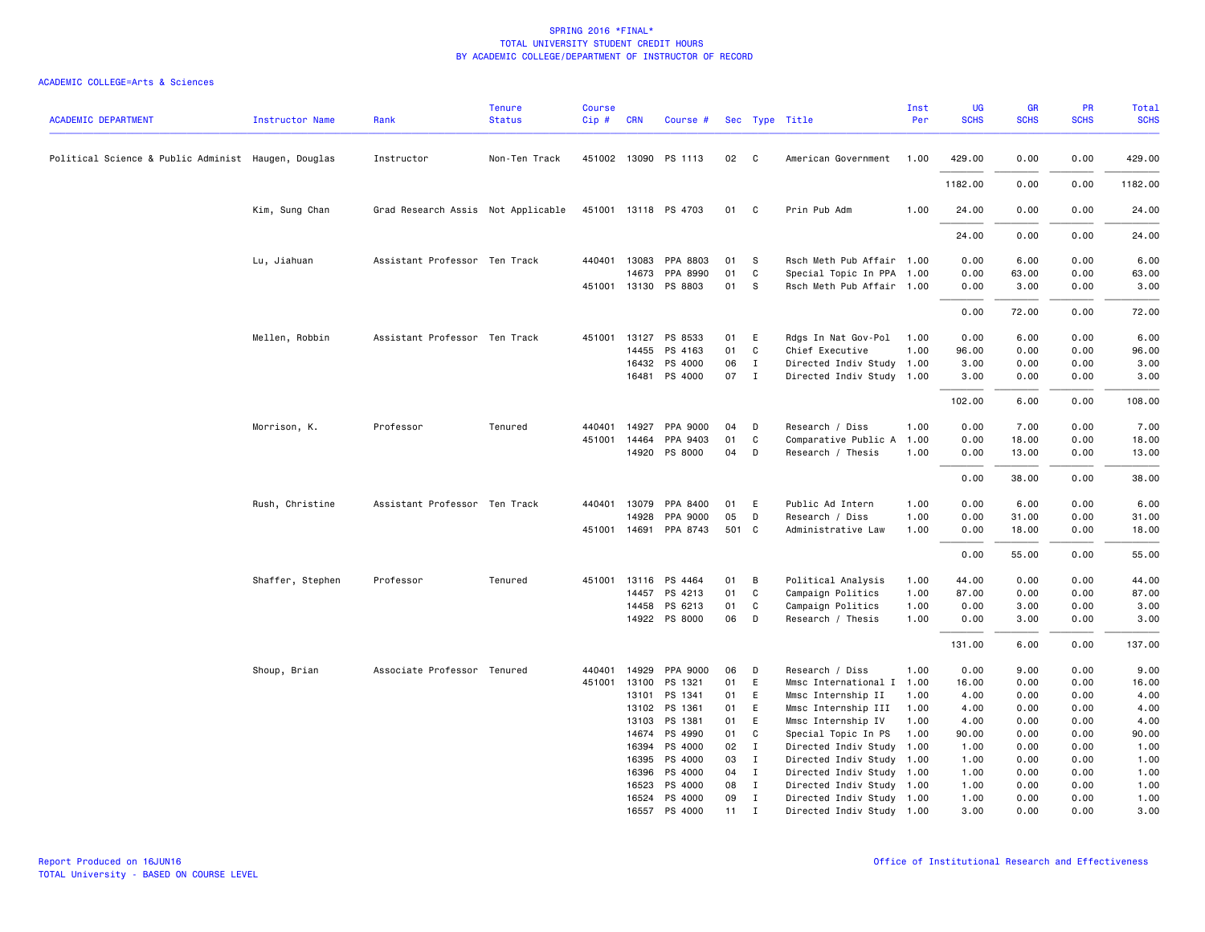SPRING 2016 *FINAL*
TOTAL UNIVERSITY STUDENT CREDIT HOURS
BY ACADEMIC COLLEGE/DEPARTMENT OF INSTRUCTOR OF RECORD

ACADEMIC COLLEGE=Arts & Sciences

| ACADEMIC DEPARTMENT | Instructor Name | Rank | Tenure Status | Course Cip # | CRN | Course # | Sec | Type | Title | Inst Per | UG SCHS | GR SCHS | PR SCHS | Total SCHS |
|---|---|---|---|---|---|---|---|---|---|---|---|---|---|---|
| Political Science & Public Administ | Haugen, Douglas | Instructor | Non-Ten Track | 451002 | 13090 | PS 1113 | 02 | C | American Government | 1.00 | 429.00 | 0.00 | 0.00 | 429.00 |
| | | | | | | | | | | | 1182.00 | 0.00 | 0.00 | 1182.00 |
| | Kim, Sung Chan | Grad Research Assis | Not Applicable | 451001 | 13118 | PS 4703 | 01 | C | Prin Pub Adm | 1.00 | 24.00 | 0.00 | 0.00 | 24.00 |
| | | | | | | | | | | | 24.00 | 0.00 | 0.00 | 24.00 |
| | Lu, Jiahuan | Assistant Professor | Ten Track | 440401 | 13083 | PPA 8803 | 01 | S | Rsch Meth Pub Affair | 1.00 | 0.00 | 6.00 | 0.00 | 6.00 |
| | | | | | 14673 | PPA 8990 | 01 | C | Special Topic In PPA | 1.00 | 0.00 | 63.00 | 0.00 | 63.00 |
| | | | | 451001 | 13130 | PS 8803 | 01 | S | Rsch Meth Pub Affair | 1.00 | 0.00 | 3.00 | 0.00 | 3.00 |
| | | | | | | | | | | | 0.00 | 72.00 | 0.00 | 72.00 |
| | Mellen, Robbin | Assistant Professor | Ten Track | 451001 | 13127 | PS 8533 | 01 | E | Rdgs In Nat Gov-Pol | 1.00 | 0.00 | 6.00 | 0.00 | 6.00 |
| | | | | | 14455 | PS 4163 | 01 | C | Chief Executive | 1.00 | 96.00 | 0.00 | 0.00 | 96.00 |
| | | | | | 16432 | PS 4000 | 06 | I | Directed Indiv Study | 1.00 | 3.00 | 0.00 | 0.00 | 3.00 |
| | | | | | 16481 | PS 4000 | 07 | I | Directed Indiv Study | 1.00 | 3.00 | 0.00 | 0.00 | 3.00 |
| | | | | | | | | | | | 102.00 | 6.00 | 0.00 | 108.00 |
| | Morrison, K. | Professor | Tenured | 440401 | 14927 | PPA 9000 | 04 | D | Research / Diss | 1.00 | 0.00 | 7.00 | 0.00 | 7.00 |
| | | | | 451001 | 14464 | PPA 9403 | 01 | C | Comparative Public A | 1.00 | 0.00 | 18.00 | 0.00 | 18.00 |
| | | | | | 14920 | PS 8000 | 04 | D | Research / Thesis | 1.00 | 0.00 | 13.00 | 0.00 | 13.00 |
| | | | | | | | | | | | 0.00 | 38.00 | 0.00 | 38.00 |
| | Rush, Christine | Assistant Professor | Ten Track | 440401 | 13079 | PPA 8400 | 01 | E | Public Ad Intern | 1.00 | 0.00 | 6.00 | 0.00 | 6.00 |
| | | | | | 14928 | PPA 9000 | 05 | D | Research / Diss | 1.00 | 0.00 | 31.00 | 0.00 | 31.00 |
| | | | | 451001 | 14691 | PPA 8743 | 501 | C | Administrative Law | 1.00 | 0.00 | 18.00 | 0.00 | 18.00 |
| | | | | | | | | | | | 0.00 | 55.00 | 0.00 | 55.00 |
| | Shaffer, Stephen | Professor | Tenured | 451001 | 13116 | PS 4464 | 01 | B | Political Analysis | 1.00 | 44.00 | 0.00 | 0.00 | 44.00 |
| | | | | | 14457 | PS 4213 | 01 | C | Campaign Politics | 1.00 | 87.00 | 0.00 | 0.00 | 87.00 |
| | | | | | 14458 | PS 6213 | 01 | C | Campaign Politics | 1.00 | 0.00 | 3.00 | 0.00 | 3.00 |
| | | | | | 14922 | PS 8000 | 06 | D | Research / Thesis | 1.00 | 0.00 | 3.00 | 0.00 | 3.00 |
| | | | | | | | | | | | 131.00 | 6.00 | 0.00 | 137.00 |
| | Shoup, Brian | Associate Professor | Tenured | 440401 | 14929 | PPA 9000 | 06 | D | Research / Diss | 1.00 | 0.00 | 9.00 | 0.00 | 9.00 |
| | | | | 451001 | 13100 | PS 1321 | 01 | E | Mmsc International I | 1.00 | 16.00 | 0.00 | 0.00 | 16.00 |
| | | | | | 13101 | PS 1341 | 01 | E | Mmsc Internship II | 1.00 | 4.00 | 0.00 | 0.00 | 4.00 |
| | | | | | 13102 | PS 1361 | 01 | E | Mmsc Internship III | 1.00 | 4.00 | 0.00 | 0.00 | 4.00 |
| | | | | | 13103 | PS 1381 | 01 | E | Mmsc Internship IV | 1.00 | 4.00 | 0.00 | 0.00 | 4.00 |
| | | | | | 14674 | PS 4990 | 01 | C | Special Topic In PS | 1.00 | 90.00 | 0.00 | 0.00 | 90.00 |
| | | | | | 16394 | PS 4000 | 02 | I | Directed Indiv Study | 1.00 | 1.00 | 0.00 | 0.00 | 1.00 |
| | | | | | 16395 | PS 4000 | 03 | I | Directed Indiv Study | 1.00 | 1.00 | 0.00 | 0.00 | 1.00 |
| | | | | | 16396 | PS 4000 | 04 | I | Directed Indiv Study | 1.00 | 1.00 | 0.00 | 0.00 | 1.00 |
| | | | | | 16523 | PS 4000 | 08 | I | Directed Indiv Study | 1.00 | 1.00 | 0.00 | 0.00 | 1.00 |
| | | | | | 16524 | PS 4000 | 09 | I | Directed Indiv Study | 1.00 | 1.00 | 0.00 | 0.00 | 1.00 |
| | | | | | 16557 | PS 4000 | 11 | I | Directed Indiv Study | 1.00 | 3.00 | 0.00 | 0.00 | 3.00 |

Report Produced on 16JUN16
TOTAL University - BASED ON COURSE LEVEL

Office of Institutional Research and Effectiveness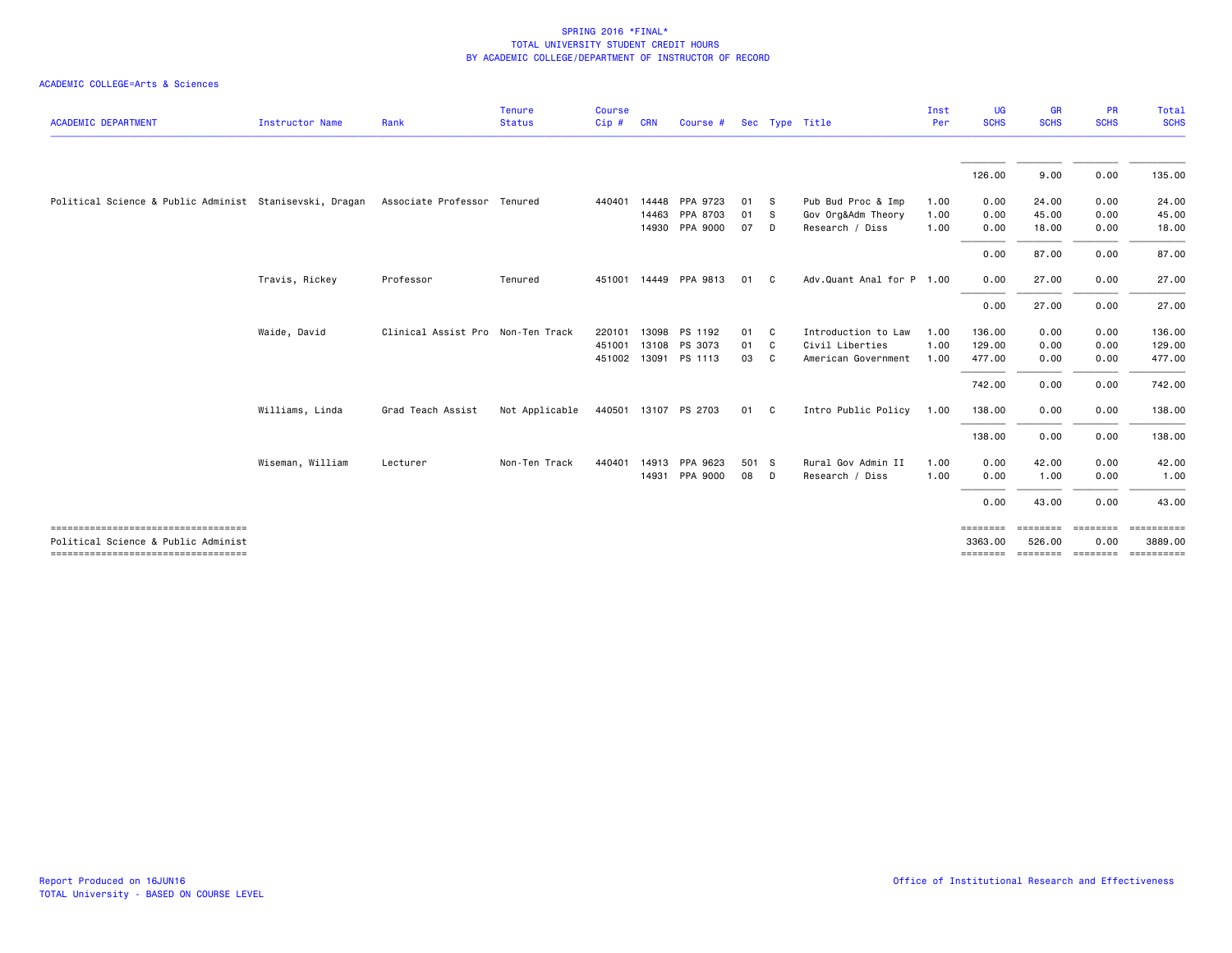SPRING 2016 *FINAL*
TOTAL UNIVERSITY STUDENT CREDIT HOURS
BY ACADEMIC COLLEGE/DEPARTMENT OF INSTRUCTOR OF RECORD

ACADEMIC COLLEGE=Arts & Sciences

| ACADEMIC DEPARTMENT | Instructor Name | Rank | Tenure Status | Course Cip # | CRN | Course # | Sec | Type | Title | Inst Per | UG SCHS | GR SCHS | PR SCHS | Total SCHS |
|---|---|---|---|---|---|---|---|---|---|---|---|---|---|---|
| | | | | | | | | | | | 126.00 | 9.00 | 0.00 | 135.00 |
| Political Science & Public Administ | Stanisevski, Dragan | Associate Professor | Tenured | 440401 | 14448 | PPA 9723 | 01 | S | Pub Bud Proc & Imp | 1.00 | 0.00 | 24.00 | 0.00 | 24.00 |
| | | | | | 14463 | PPA 8703 | 01 | S | Gov Org&Adm Theory | 1.00 | 0.00 | 45.00 | 0.00 | 45.00 |
| | | | | | 14930 | PPA 9000 | 07 | D | Research / Diss | 1.00 | 0.00 | 18.00 | 0.00 | 18.00 |
| | | | | | | | | | | | 0.00 | 87.00 | 0.00 | 87.00 |
| | Travis, Rickey | Professor | Tenured | 451001 | 14449 | PPA 9813 | 01 | C | Adv.Quant Anal for P | 1.00 | 0.00 | 27.00 | 0.00 | 27.00 |
| | | | | | | | | | | | 0.00 | 27.00 | 0.00 | 27.00 |
| | Waide, David | Clinical Assist Pro | Non-Ten Track | 220101 | 13098 | PS 1192 | 01 | C | Introduction to Law | 1.00 | 136.00 | 0.00 | 0.00 | 136.00 |
| | | | | 451001 | 13108 | PS 3073 | 01 | C | Civil Liberties | 1.00 | 129.00 | 0.00 | 0.00 | 129.00 |
| | | | | 451002 | 13091 | PS 1113 | 03 | C | American Government | 1.00 | 477.00 | 0.00 | 0.00 | 477.00 |
| | | | | | | | | | | | 742.00 | 0.00 | 0.00 | 742.00 |
| | Williams, Linda | Grad Teach Assist | Not Applicable | 440501 | 13107 | PS 2703 | 01 | C | Intro Public Policy | 1.00 | 138.00 | 0.00 | 0.00 | 138.00 |
| | | | | | | | | | | | 138.00 | 0.00 | 0.00 | 138.00 |
| | Wiseman, William | Lecturer | Non-Ten Track | 440401 | 14913 | PPA 9623 | 501 | S | Rural Gov Admin II | 1.00 | 0.00 | 42.00 | 0.00 | 42.00 |
| | | | | | 14931 | PPA 9000 | 08 | D | Research / Diss | 1.00 | 0.00 | 1.00 | 0.00 | 1.00 |
| | | | | | | | | | | | 0.00 | 43.00 | 0.00 | 43.00 |
| Political Science & Public Administ | | | | | | | | | | | 3363.00 | 526.00 | 0.00 | 3889.00 |

Report Produced on 16JUN16
TOTAL University - BASED ON COURSE LEVEL

Office of Institutional Research and Effectiveness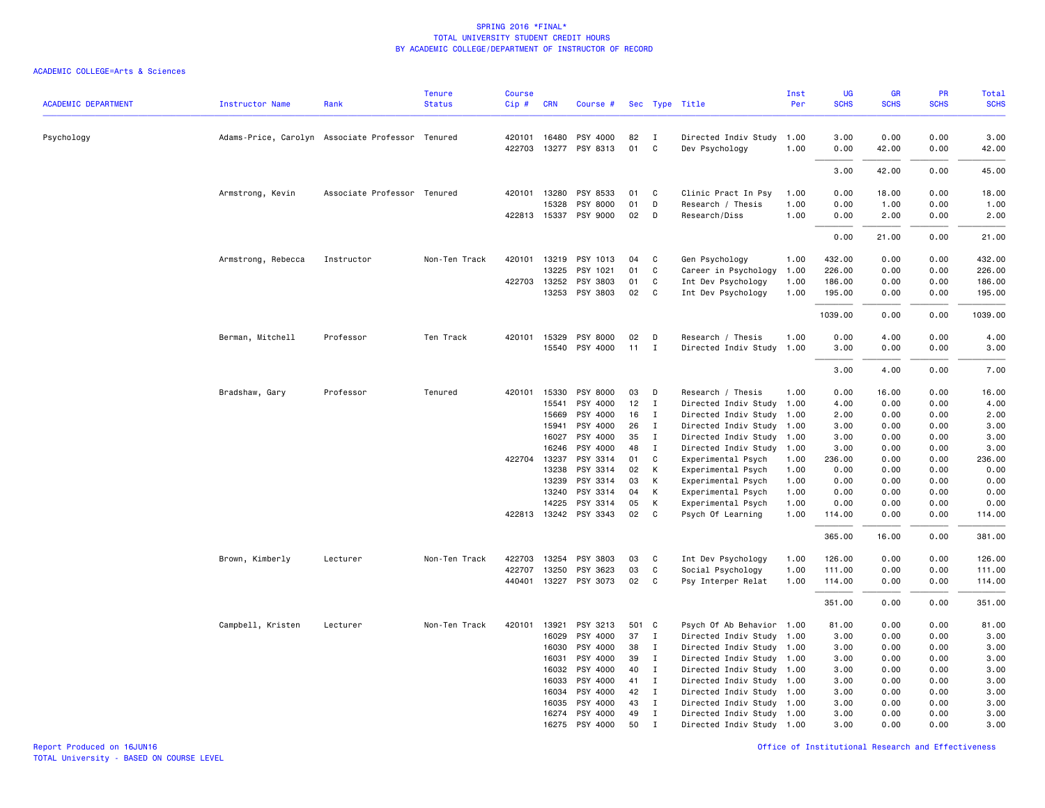SPRING 2016 *FINAL*
TOTAL UNIVERSITY STUDENT CREDIT HOURS
BY ACADEMIC COLLEGE/DEPARTMENT OF INSTRUCTOR OF RECORD

ACADEMIC COLLEGE=Arts & Sciences

| ACADEMIC DEPARTMENT | Instructor Name | Rank | Tenure Status | Course Cip # | CRN | Course # | Sec | Type | Title | Inst Per | UG SCHS | GR SCHS | PR SCHS | Total SCHS |
|---|---|---|---|---|---|---|---|---|---|---|---|---|---|---|
| Psychology | Adams-Price, Carolyn | Associate Professor | Tenured | 420101 | 16480 | PSY 4000 | 82 | I | Directed Indiv Study | 1.00 | 3.00 | 0.00 | 0.00 | 3.00 |
| | | | | 422703 | 13277 | PSY 8313 | 01 | C | Dev Psychology | 1.00 | 0.00 | 42.00 | 0.00 | 42.00 |
| | | | | | | | | | | | 3.00 | 42.00 | 0.00 | 45.00 |
| | Armstrong, Kevin | Associate Professor | Tenured | 420101 | 13280 | PSY 8533 | 01 | C | Clinic Pract In Psy | 1.00 | 0.00 | 18.00 | 0.00 | 18.00 |
| | | | | | 15328 | PSY 8000 | 01 | D | Research / Thesis | 1.00 | 0.00 | 1.00 | 0.00 | 1.00 |
| | | | | 422813 | 15337 | PSY 9000 | 02 | D | Research/Diss | 1.00 | 0.00 | 2.00 | 0.00 | 2.00 |
| | | | | | | | | | | | 0.00 | 21.00 | 0.00 | 21.00 |
| | Armstrong, Rebecca | Instructor | Non-Ten Track | 420101 | 13219 | PSY 1013 | 04 | C | Gen Psychology | 1.00 | 432.00 | 0.00 | 0.00 | 432.00 |
| | | | | | 13225 | PSY 1021 | 01 | C | Career in Psychology | 1.00 | 226.00 | 0.00 | 0.00 | 226.00 |
| | | | | 422703 | 13252 | PSY 3803 | 01 | C | Int Dev Psychology | 1.00 | 186.00 | 0.00 | 0.00 | 186.00 |
| | | | | | 13253 | PSY 3803 | 02 | C | Int Dev Psychology | 1.00 | 195.00 | 0.00 | 0.00 | 195.00 |
| | | | | | | | | | | | 1039.00 | 0.00 | 0.00 | 1039.00 |
| | Berman, Mitchell | Professor | Ten Track | 420101 | 15329 | PSY 8000 | 02 | D | Research / Thesis | 1.00 | 0.00 | 4.00 | 0.00 | 4.00 |
| | | | | | 15540 | PSY 4000 | 11 | I | Directed Indiv Study | 1.00 | 3.00 | 0.00 | 0.00 | 3.00 |
| | | | | | | | | | | | 3.00 | 4.00 | 0.00 | 7.00 |
| | Bradshaw, Gary | Professor | Tenured | 420101 | 15330 | PSY 8000 | 03 | D | Research / Thesis | 1.00 | 0.00 | 16.00 | 0.00 | 16.00 |
| | | | | | 15541 | PSY 4000 | 12 | I | Directed Indiv Study | 1.00 | 4.00 | 0.00 | 0.00 | 4.00 |
| | | | | | 15669 | PSY 4000 | 16 | I | Directed Indiv Study | 1.00 | 2.00 | 0.00 | 0.00 | 2.00 |
| | | | | | 15941 | PSY 4000 | 26 | I | Directed Indiv Study | 1.00 | 3.00 | 0.00 | 0.00 | 3.00 |
| | | | | | 16027 | PSY 4000 | 35 | I | Directed Indiv Study | 1.00 | 3.00 | 0.00 | 0.00 | 3.00 |
| | | | | | 16246 | PSY 4000 | 48 | I | Directed Indiv Study | 1.00 | 3.00 | 0.00 | 0.00 | 3.00 |
| | | | | 422704 | 13237 | PSY 3314 | 01 | C | Experimental Psych | 1.00 | 236.00 | 0.00 | 0.00 | 236.00 |
| | | | | | 13238 | PSY 3314 | 02 | K | Experimental Psych | 1.00 | 0.00 | 0.00 | 0.00 | 0.00 |
| | | | | | 13239 | PSY 3314 | 03 | K | Experimental Psych | 1.00 | 0.00 | 0.00 | 0.00 | 0.00 |
| | | | | | 13240 | PSY 3314 | 04 | K | Experimental Psych | 1.00 | 0.00 | 0.00 | 0.00 | 0.00 |
| | | | | | 14225 | PSY 3314 | 05 | K | Experimental Psych | 1.00 | 0.00 | 0.00 | 0.00 | 0.00 |
| | | | | 422813 | 13242 | PSY 3343 | 02 | C | Psych Of Learning | 1.00 | 114.00 | 0.00 | 0.00 | 114.00 |
| | | | | | | | | | | | 365.00 | 16.00 | 0.00 | 381.00 |
| | Brown, Kimberly | Lecturer | Non-Ten Track | 422703 | 13254 | PSY 3803 | 03 | C | Int Dev Psychology | 1.00 | 126.00 | 0.00 | 0.00 | 126.00 |
| | | | | 422707 | 13250 | PSY 3623 | 03 | C | Social Psychology | 1.00 | 111.00 | 0.00 | 0.00 | 111.00 |
| | | | | 440401 | 13227 | PSY 3073 | 02 | C | Psy Interper Relat | 1.00 | 114.00 | 0.00 | 0.00 | 114.00 |
| | | | | | | | | | | | 351.00 | 0.00 | 0.00 | 351.00 |
| | Campbell, Kristen | Lecturer | Non-Ten Track | 420101 | 13921 | PSY 3213 | 501 | C | Psych Of Ab Behavior | 1.00 | 81.00 | 0.00 | 0.00 | 81.00 |
| | | | | | 16029 | PSY 4000 | 37 | I | Directed Indiv Study | 1.00 | 3.00 | 0.00 | 0.00 | 3.00 |
| | | | | | 16030 | PSY 4000 | 38 | I | Directed Indiv Study | 1.00 | 3.00 | 0.00 | 0.00 | 3.00 |
| | | | | | 16031 | PSY 4000 | 39 | I | Directed Indiv Study | 1.00 | 3.00 | 0.00 | 0.00 | 3.00 |
| | | | | | 16032 | PSY 4000 | 40 | I | Directed Indiv Study | 1.00 | 3.00 | 0.00 | 0.00 | 3.00 |
| | | | | | 16033 | PSY 4000 | 41 | I | Directed Indiv Study | 1.00 | 3.00 | 0.00 | 0.00 | 3.00 |
| | | | | | 16034 | PSY 4000 | 42 | I | Directed Indiv Study | 1.00 | 3.00 | 0.00 | 0.00 | 3.00 |
| | | | | | 16035 | PSY 4000 | 43 | I | Directed Indiv Study | 1.00 | 3.00 | 0.00 | 0.00 | 3.00 |
| | | | | | 16274 | PSY 4000 | 49 | I | Directed Indiv Study | 1.00 | 3.00 | 0.00 | 0.00 | 3.00 |
| | | | | | 16275 | PSY 4000 | 50 | I | Directed Indiv Study | 1.00 | 3.00 | 0.00 | 0.00 | 3.00 |

Report Produced on 16JUN16
TOTAL University - BASED ON COURSE LEVEL

Office of Institutional Research and Effectiveness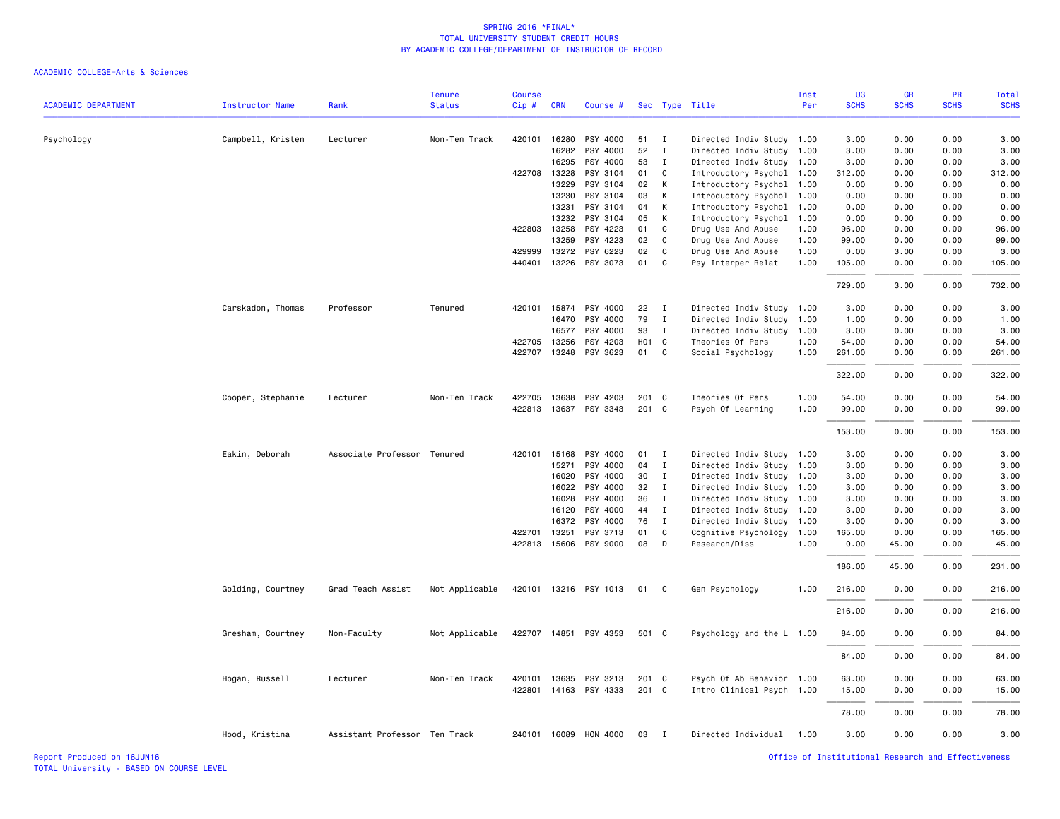SPRING 2016 *FINAL*
TOTAL UNIVERSITY STUDENT CREDIT HOURS
BY ACADEMIC COLLEGE/DEPARTMENT OF INSTRUCTOR OF RECORD

ACADEMIC COLLEGE=Arts & Sciences

| ACADEMIC DEPARTMENT | Instructor Name | Rank | Tenure Status | Course Cip # | CRN | Course # | Sec | Type | Title | Inst Per | UG SCHS | GR SCHS | PR SCHS | Total SCHS |
|---|---|---|---|---|---|---|---|---|---|---|---|---|---|---|
| Psychology | Campbell, Kristen | Lecturer | Non-Ten Track | 420101 | 16280 | PSY 4000 | 51 | I | Directed Indiv Study | 1.00 | 3.00 | 0.00 | 0.00 | 3.00 |
| | | | | | 16282 | PSY 4000 | 52 | I | Directed Indiv Study | 1.00 | 3.00 | 0.00 | 0.00 | 3.00 |
| | | | | | 16295 | PSY 4000 | 53 | I | Directed Indiv Study | 1.00 | 3.00 | 0.00 | 0.00 | 3.00 |
| | | | | 422708 | 13228 | PSY 3104 | 01 | C | Introductory Psychol | 1.00 | 312.00 | 0.00 | 0.00 | 312.00 |
| | | | | | 13229 | PSY 3104 | 02 | K | Introductory Psychol | 1.00 | 0.00 | 0.00 | 0.00 | 0.00 |
| | | | | | 13230 | PSY 3104 | 03 | K | Introductory Psychol | 1.00 | 0.00 | 0.00 | 0.00 | 0.00 |
| | | | | | 13231 | PSY 3104 | 04 | K | Introductory Psychol | 1.00 | 0.00 | 0.00 | 0.00 | 0.00 |
| | | | | | 13232 | PSY 3104 | 05 | K | Introductory Psychol | 1.00 | 0.00 | 0.00 | 0.00 | 0.00 |
| | | | | 422803 | 13258 | PSY 4223 | 01 | C | Drug Use And Abuse | 1.00 | 96.00 | 0.00 | 0.00 | 96.00 |
| | | | | | 13259 | PSY 4223 | 02 | C | Drug Use And Abuse | 1.00 | 99.00 | 0.00 | 0.00 | 99.00 |
| | | | | 429999 | 13272 | PSY 6223 | 02 | C | Drug Use And Abuse | 1.00 | 0.00 | 3.00 | 0.00 | 3.00 |
| | | | | 440401 | 13226 | PSY 3073 | 01 | C | Psy Interper Relat | 1.00 | 105.00 | 0.00 | 0.00 | 105.00 |
| | | | | | | | | | | | 729.00 | 3.00 | 0.00 | 732.00 |
| | Carskadon, Thomas | Professor | Tenured | 420101 | 15874 | PSY 4000 | 22 | I | Directed Indiv Study | 1.00 | 3.00 | 0.00 | 0.00 | 3.00 |
| | | | | | 16470 | PSY 4000 | 79 | I | Directed Indiv Study | 1.00 | 1.00 | 0.00 | 0.00 | 1.00 |
| | | | | | 16577 | PSY 4000 | 93 | I | Directed Indiv Study | 1.00 | 3.00 | 0.00 | 0.00 | 3.00 |
| | | | | 422705 | 13256 | PSY 4203 | H01 | C | Theories Of Pers | 1.00 | 54.00 | 0.00 | 0.00 | 54.00 |
| | | | | 422707 | 13248 | PSY 3623 | 01 | C | Social Psychology | 1.00 | 261.00 | 0.00 | 0.00 | 261.00 |
| | | | | | | | | | | | 322.00 | 0.00 | 0.00 | 322.00 |
| | Cooper, Stephanie | Lecturer | Non-Ten Track | 422705 | 13638 | PSY 4203 | 201 | C | Theories Of Pers | 1.00 | 54.00 | 0.00 | 0.00 | 54.00 |
| | | | | 422813 | 13637 | PSY 3343 | 201 | C | Psych Of Learning | 1.00 | 99.00 | 0.00 | 0.00 | 99.00 |
| | | | | | | | | | | | 153.00 | 0.00 | 0.00 | 153.00 |
| | Eakin, Deborah | Associate Professor | Tenured | 420101 | 15168 | PSY 4000 | 01 | I | Directed Indiv Study | 1.00 | 3.00 | 0.00 | 0.00 | 3.00 |
| | | | | | 15271 | PSY 4000 | 04 | I | Directed Indiv Study | 1.00 | 3.00 | 0.00 | 0.00 | 3.00 |
| | | | | | 16020 | PSY 4000 | 30 | I | Directed Indiv Study | 1.00 | 3.00 | 0.00 | 0.00 | 3.00 |
| | | | | | 16022 | PSY 4000 | 32 | I | Directed Indiv Study | 1.00 | 3.00 | 0.00 | 0.00 | 3.00 |
| | | | | | 16028 | PSY 4000 | 36 | I | Directed Indiv Study | 1.00 | 3.00 | 0.00 | 0.00 | 3.00 |
| | | | | | 16120 | PSY 4000 | 44 | I | Directed Indiv Study | 1.00 | 3.00 | 0.00 | 0.00 | 3.00 |
| | | | | | 16372 | PSY 4000 | 76 | I | Directed Indiv Study | 1.00 | 3.00 | 0.00 | 0.00 | 3.00 |
| | | | | 422701 | 13251 | PSY 3713 | 01 | C | Cognitive Psychology | 1.00 | 165.00 | 0.00 | 0.00 | 165.00 |
| | | | | 422813 | 15606 | PSY 9000 | 08 | D | Research/Diss | 1.00 | 0.00 | 45.00 | 0.00 | 45.00 |
| | | | | | | | | | | | 186.00 | 45.00 | 0.00 | 231.00 |
| | Golding, Courtney | Grad Teach Assist | Not Applicable | 420101 | 13216 | PSY 1013 | 01 | C | Gen Psychology | 1.00 | 216.00 | 0.00 | 0.00 | 216.00 |
| | | | | | | | | | | | 216.00 | 0.00 | 0.00 | 216.00 |
| | Gresham, Courtney | Non-Faculty | Not Applicable | 422707 | 14851 | PSY 4353 | 501 | C | Psychology and the L | 1.00 | 84.00 | 0.00 | 0.00 | 84.00 |
| | | | | | | | | | | | 84.00 | 0.00 | 0.00 | 84.00 |
| | Hogan, Russell | Lecturer | Non-Ten Track | 420101 | 13635 | PSY 3213 | 201 | C | Psych Of Ab Behavior | 1.00 | 63.00 | 0.00 | 0.00 | 63.00 |
| | | | | 422801 | 14163 | PSY 4333 | 201 | C | Intro Clinical Psych | 1.00 | 15.00 | 0.00 | 0.00 | 15.00 |
| | | | | | | | | | | | 78.00 | 0.00 | 0.00 | 78.00 |
| | Hood, Kristina | Assistant Professor | Ten Track | 240101 | 16089 | HON 4000 | 03 | I | Directed Individual | 1.00 | 3.00 | 0.00 | 0.00 | 3.00 |

Report Produced on 16JUN16
TOTAL University - BASED ON COURSE LEVEL
Office of Institutional Research and Effectiveness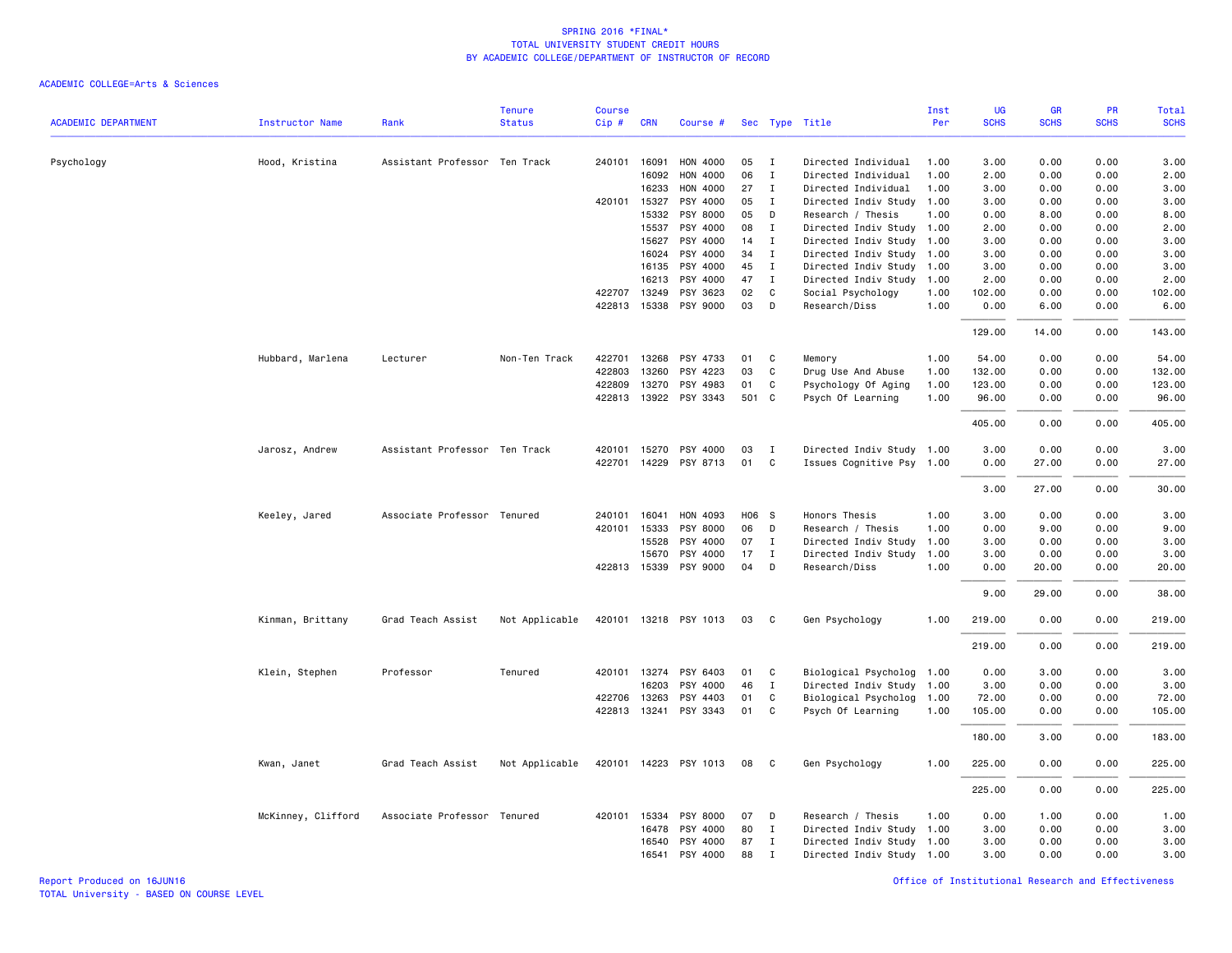# SPRING 2016 *FINAL*
## TOTAL UNIVERSITY STUDENT CREDIT HOURS
### BY ACADEMIC COLLEGE/DEPARTMENT OF INSTRUCTOR OF RECORD

ACADEMIC COLLEGE=Arts & Sciences

| ACADEMIC DEPARTMENT | Instructor Name | Rank | Tenure Status | Course Cip # | CRN | Course # | Sec | Type | Title | Inst Per | UG SCHS | GR SCHS | PR SCHS | Total SCHS |
|---|---|---|---|---|---|---|---|---|---|---|---|---|---|---|
| Psychology | Hood, Kristina | Assistant Professor | Ten Track | 240101 | 16091 | HON 4000 | 05 | I | Directed Individual | 1.00 | 3.00 | 0.00 | 0.00 | 3.00 |
| | | | | | 16092 | HON 4000 | 06 | I | Directed Individual | 1.00 | 2.00 | 0.00 | 0.00 | 2.00 |
| | | | | | 16233 | HON 4000 | 27 | I | Directed Individual | 1.00 | 3.00 | 0.00 | 0.00 | 3.00 |
| | | | | 420101 | 15327 | PSY 4000 | 05 | I | Directed Indiv Study | 1.00 | 3.00 | 0.00 | 0.00 | 3.00 |
| | | | | | 15332 | PSY 8000 | 05 | D | Research / Thesis | 1.00 | 0.00 | 8.00 | 0.00 | 8.00 |
| | | | | | 15537 | PSY 4000 | 08 | I | Directed Indiv Study | 1.00 | 2.00 | 0.00 | 0.00 | 2.00 |
| | | | | | 15627 | PSY 4000 | 14 | I | Directed Indiv Study | 1.00 | 3.00 | 0.00 | 0.00 | 3.00 |
| | | | | | 16024 | PSY 4000 | 34 | I | Directed Indiv Study | 1.00 | 3.00 | 0.00 | 0.00 | 3.00 |
| | | | | | 16135 | PSY 4000 | 45 | I | Directed Indiv Study | 1.00 | 3.00 | 0.00 | 0.00 | 3.00 |
| | | | | | 16213 | PSY 4000 | 47 | I | Directed Indiv Study | 1.00 | 2.00 | 0.00 | 0.00 | 2.00 |
| | | | | 422707 | 13249 | PSY 3623 | 02 | C | Social Psychology | 1.00 | 102.00 | 0.00 | 0.00 | 102.00 |
| | | | | 422813 | 15338 | PSY 9000 | 03 | D | Research/Diss | 1.00 | 0.00 | 6.00 | 0.00 | 6.00 |
| | | | | | | | | | | | 129.00 | 14.00 | 0.00 | 143.00 |
| | Hubbard, Marlena | Lecturer | Non-Ten Track | 422701 | 13268 | PSY 4733 | 01 | C | Memory | 1.00 | 54.00 | 0.00 | 0.00 | 54.00 |
| | | | | 422803 | 13260 | PSY 4223 | 03 | C | Drug Use And Abuse | 1.00 | 132.00 | 0.00 | 0.00 | 132.00 |
| | | | | 422809 | 13270 | PSY 4983 | 01 | C | Psychology Of Aging | 1.00 | 123.00 | 0.00 | 0.00 | 123.00 |
| | | | | 422813 | 13922 | PSY 3343 | 501 | C | Psych Of Learning | 1.00 | 96.00 | 0.00 | 0.00 | 96.00 |
| | | | | | | | | | | | 405.00 | 0.00 | 0.00 | 405.00 |
| | Jarosz, Andrew | Assistant Professor | Ten Track | 420101 | 15270 | PSY 4000 | 03 | I | Directed Indiv Study | 1.00 | 3.00 | 0.00 | 0.00 | 3.00 |
| | | | | 422701 | 14229 | PSY 8713 | 01 | C | Issues Cognitive Psy | 1.00 | 0.00 | 27.00 | 0.00 | 27.00 |
| | | | | | | | | | | | 3.00 | 27.00 | 0.00 | 30.00 |
| | Keeley, Jared | Associate Professor | Tenured | 240101 | 16041 | HON 4093 | H06 | S | Honors Thesis | 1.00 | 3.00 | 0.00 | 0.00 | 3.00 |
| | | | | 420101 | 15333 | PSY 8000 | 06 | D | Research / Thesis | 1.00 | 0.00 | 9.00 | 0.00 | 9.00 |
| | | | | | 15528 | PSY 4000 | 07 | I | Directed Indiv Study | 1.00 | 3.00 | 0.00 | 0.00 | 3.00 |
| | | | | | 15670 | PSY 4000 | 17 | I | Directed Indiv Study | 1.00 | 3.00 | 0.00 | 0.00 | 3.00 |
| | | | | 422813 | 15339 | PSY 9000 | 04 | D | Research/Diss | 1.00 | 0.00 | 20.00 | 0.00 | 20.00 |
| | | | | | | | | | | | 9.00 | 29.00 | 0.00 | 38.00 |
| | Kinman, Brittany | Grad Teach Assist | Not Applicable | 420101 | 13218 | PSY 1013 | 03 | C | Gen Psychology | 1.00 | 219.00 | 0.00 | 0.00 | 219.00 |
| | | | | | | | | | | | 219.00 | 0.00 | 0.00 | 219.00 |
| | Klein, Stephen | Professor | Tenured | 420101 | 13274 | PSY 6403 | 01 | C | Biological Psycholog | 1.00 | 0.00 | 3.00 | 0.00 | 3.00 |
| | | | | | 16203 | PSY 4000 | 46 | I | Directed Indiv Study | 1.00 | 3.00 | 0.00 | 0.00 | 3.00 |
| | | | | 422706 | 13263 | PSY 4403 | 01 | C | Biological Psycholog | 1.00 | 72.00 | 0.00 | 0.00 | 72.00 |
| | | | | 422813 | 13241 | PSY 3343 | 01 | C | Psych Of Learning | 1.00 | 105.00 | 0.00 | 0.00 | 105.00 |
| | | | | | | | | | | | 180.00 | 3.00 | 0.00 | 183.00 |
| | Kwan, Janet | Grad Teach Assist | Not Applicable | 420101 | 14223 | PSY 1013 | 08 | C | Gen Psychology | 1.00 | 225.00 | 0.00 | 0.00 | 225.00 |
| | | | | | | | | | | | 225.00 | 0.00 | 0.00 | 225.00 |
| | McKinney, Clifford | Associate Professor | Tenured | 420101 | 15334 | PSY 8000 | 07 | D | Research / Thesis | 1.00 | 0.00 | 1.00 | 0.00 | 1.00 |
| | | | | | 16478 | PSY 4000 | 80 | I | Directed Indiv Study | 1.00 | 3.00 | 0.00 | 0.00 | 3.00 |
| | | | | | 16540 | PSY 4000 | 87 | I | Directed Indiv Study | 1.00 | 3.00 | 0.00 | 0.00 | 3.00 |
| | | | | | 16541 | PSY 4000 | 88 | I | Directed Indiv Study | 1.00 | 3.00 | 0.00 | 0.00 | 3.00 |

Report Produced on 16JUN16
TOTAL University - BASED ON COURSE LEVEL

Office of Institutional Research and Effectiveness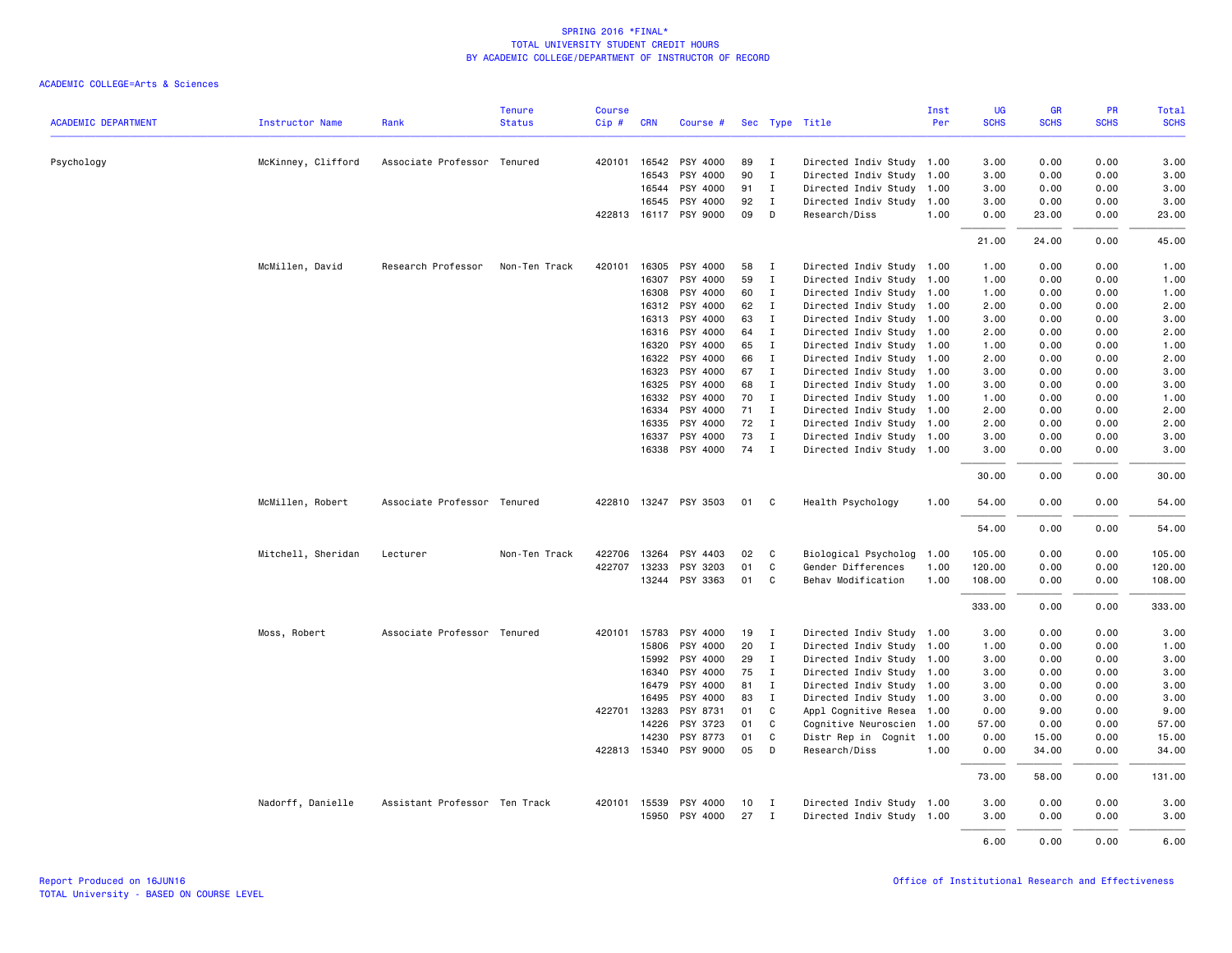SPRING 2016 *FINAL*
TOTAL UNIVERSITY STUDENT CREDIT HOURS
BY ACADEMIC COLLEGE/DEPARTMENT OF INSTRUCTOR OF RECORD

ACADEMIC COLLEGE=Arts & Sciences

| ACADEMIC DEPARTMENT | Instructor Name | Rank | Tenure Status | Course Cip # | CRN | Course # | Sec | Type | Title | Inst Per | UG SCHS | GR SCHS | PR SCHS | Total SCHS |
|---|---|---|---|---|---|---|---|---|---|---|---|---|---|---|
| Psychology | McKinney, Clifford | Associate Professor | Tenured | 420101 | 16542 | PSY 4000 | 89 | I | Directed Indiv Study | 1.00 | 3.00 | 0.00 | 0.00 | 3.00 |
| | | | | | 16543 | PSY 4000 | 90 | I | Directed Indiv Study | 1.00 | 3.00 | 0.00 | 0.00 | 3.00 |
| | | | | | 16544 | PSY 4000 | 91 | I | Directed Indiv Study | 1.00 | 3.00 | 0.00 | 0.00 | 3.00 |
| | | | | | 16545 | PSY 4000 | 92 | I | Directed Indiv Study | 1.00 | 3.00 | 0.00 | 0.00 | 3.00 |
| | | | | 422813 | 16117 | PSY 9000 | 09 | D | Research/Diss | 1.00 | 0.00 | 23.00 | 0.00 | 23.00 |
| | | | | | | | | | | | 21.00 | 24.00 | 0.00 | 45.00 |
| | McMillen, David | Research Professor | Non-Ten Track | 420101 | 16305 | PSY 4000 | 58 | I | Directed Indiv Study | 1.00 | 1.00 | 0.00 | 0.00 | 1.00 |
| | | | | | 16307 | PSY 4000 | 59 | I | Directed Indiv Study | 1.00 | 1.00 | 0.00 | 0.00 | 1.00 |
| | | | | | 16308 | PSY 4000 | 60 | I | Directed Indiv Study | 1.00 | 1.00 | 0.00 | 0.00 | 1.00 |
| | | | | | 16312 | PSY 4000 | 62 | I | Directed Indiv Study | 1.00 | 2.00 | 0.00 | 0.00 | 2.00 |
| | | | | | 16313 | PSY 4000 | 63 | I | Directed Indiv Study | 1.00 | 3.00 | 0.00 | 0.00 | 3.00 |
| | | | | | 16316 | PSY 4000 | 64 | I | Directed Indiv Study | 1.00 | 2.00 | 0.00 | 0.00 | 2.00 |
| | | | | | 16320 | PSY 4000 | 65 | I | Directed Indiv Study | 1.00 | 1.00 | 0.00 | 0.00 | 1.00 |
| | | | | | 16322 | PSY 4000 | 66 | I | Directed Indiv Study | 1.00 | 2.00 | 0.00 | 0.00 | 2.00 |
| | | | | | 16323 | PSY 4000 | 67 | I | Directed Indiv Study | 1.00 | 3.00 | 0.00 | 0.00 | 3.00 |
| | | | | | 16325 | PSY 4000 | 68 | I | Directed Indiv Study | 1.00 | 3.00 | 0.00 | 0.00 | 3.00 |
| | | | | | 16332 | PSY 4000 | 70 | I | Directed Indiv Study | 1.00 | 1.00 | 0.00 | 0.00 | 1.00 |
| | | | | | 16334 | PSY 4000 | 71 | I | Directed Indiv Study | 1.00 | 2.00 | 0.00 | 0.00 | 2.00 |
| | | | | | 16335 | PSY 4000 | 72 | I | Directed Indiv Study | 1.00 | 2.00 | 0.00 | 0.00 | 2.00 |
| | | | | | 16337 | PSY 4000 | 73 | I | Directed Indiv Study | 1.00 | 3.00 | 0.00 | 0.00 | 3.00 |
| | | | | | 16338 | PSY 4000 | 74 | I | Directed Indiv Study | 1.00 | 3.00 | 0.00 | 0.00 | 3.00 |
| | | | | | | | | | | | 30.00 | 0.00 | 0.00 | 30.00 |
| | McMillen, Robert | Associate Professor | Tenured | 422810 | 13247 | PSY 3503 | 01 | C | Health Psychology | 1.00 | 54.00 | 0.00 | 0.00 | 54.00 |
| | | | | | | | | | | | 54.00 | 0.00 | 0.00 | 54.00 |
| | Mitchell, Sheridan | Lecturer | Non-Ten Track | 422706 | 13264 | PSY 4403 | 02 | C | Biological Psycholog | 1.00 | 105.00 | 0.00 | 0.00 | 105.00 |
| | | | | 422707 | 13233 | PSY 3203 | 01 | C | Gender Differences | 1.00 | 120.00 | 0.00 | 0.00 | 120.00 |
| | | | | | 13244 | PSY 3363 | 01 | C | Behav Modification | 1.00 | 108.00 | 0.00 | 0.00 | 108.00 |
| | | | | | | | | | | | 333.00 | 0.00 | 0.00 | 333.00 |
| | Moss, Robert | Associate Professor | Tenured | 420101 | 15783 | PSY 4000 | 19 | I | Directed Indiv Study | 1.00 | 3.00 | 0.00 | 0.00 | 3.00 |
| | | | | | 15806 | PSY 4000 | 20 | I | Directed Indiv Study | 1.00 | 1.00 | 0.00 | 0.00 | 1.00 |
| | | | | | 15992 | PSY 4000 | 29 | I | Directed Indiv Study | 1.00 | 3.00 | 0.00 | 0.00 | 3.00 |
| | | | | | 16340 | PSY 4000 | 75 | I | Directed Indiv Study | 1.00 | 3.00 | 0.00 | 0.00 | 3.00 |
| | | | | | 16479 | PSY 4000 | 81 | I | Directed Indiv Study | 1.00 | 3.00 | 0.00 | 0.00 | 3.00 |
| | | | | | 16495 | PSY 4000 | 83 | I | Directed Indiv Study | 1.00 | 3.00 | 0.00 | 0.00 | 3.00 |
| | | | | 422701 | 13283 | PSY 8731 | 01 | C | Appl Cognitive Resea | 1.00 | 0.00 | 9.00 | 0.00 | 9.00 |
| | | | | | 14226 | PSY 3723 | 01 | C | Cognitive Neuroscien | 1.00 | 57.00 | 0.00 | 0.00 | 57.00 |
| | | | | | 14230 | PSY 8773 | 01 | C | Distr Rep in Cognit | 1.00 | 0.00 | 15.00 | 0.00 | 15.00 |
| | | | | 422813 | 15340 | PSY 9000 | 05 | D | Research/Diss | 1.00 | 0.00 | 34.00 | 0.00 | 34.00 |
| | | | | | | | | | | | 73.00 | 58.00 | 0.00 | 131.00 |
| | Nadorff, Danielle | Assistant Professor | Ten Track | 420101 | 15539 | PSY 4000 | 10 | I | Directed Indiv Study | 1.00 | 3.00 | 0.00 | 0.00 | 3.00 |
| | | | | | 15950 | PSY 4000 | 27 | I | Directed Indiv Study | 1.00 | 3.00 | 0.00 | 0.00 | 3.00 |
| | | | | | | | | | | | 6.00 | 0.00 | 0.00 | 6.00 |

Report Produced on 16JUN16
TOTAL University - BASED ON COURSE LEVEL

Office of Institutional Research and Effectiveness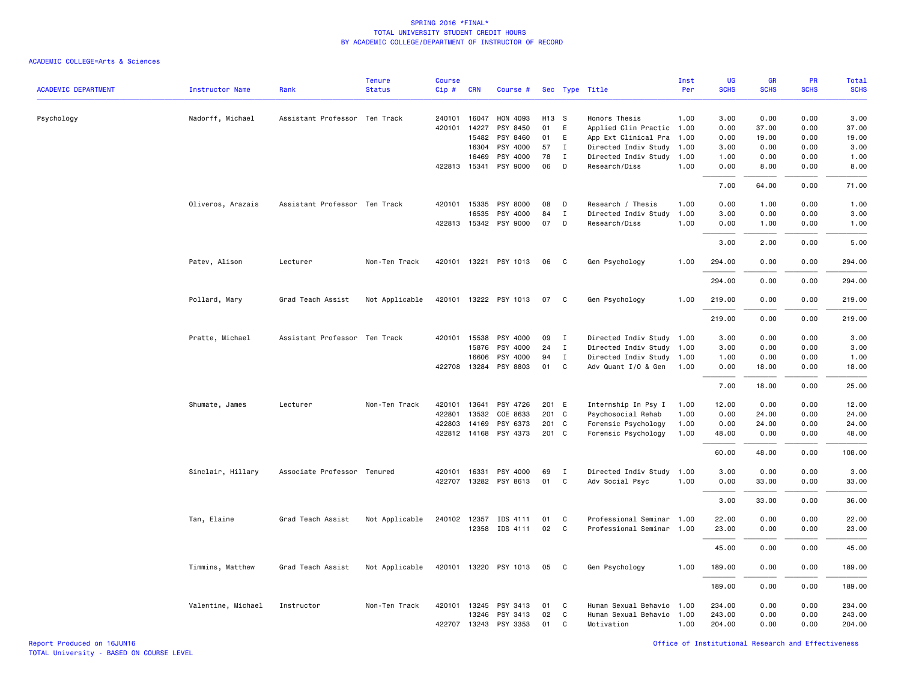SPRING 2016 *FINAL*
TOTAL UNIVERSITY STUDENT CREDIT HOURS
BY ACADEMIC COLLEGE/DEPARTMENT OF INSTRUCTOR OF RECORD

ACADEMIC COLLEGE=Arts & Sciences

| ACADEMIC DEPARTMENT | Instructor Name | Rank | Tenure Status | Course Cip # | CRN | Course # | Sec | Type | Title | Inst Per | UG SCHS | GR SCHS | PR SCHS | Total SCHS |
|---|---|---|---|---|---|---|---|---|---|---|---|---|---|---|
| Psychology | Nadorff, Michael | Assistant Professor | Ten Track | 240101 | 16047 | HON 4093 | H13 | S | Honors Thesis | 1.00 | 3.00 | 0.00 | 0.00 | 3.00 |
| | | | | 420101 | 14227 | PSY 8450 | 01 | E | Applied Clin Practic | 1.00 | 0.00 | 37.00 | 0.00 | 37.00 |
| | | | | | 15482 | PSY 8460 | 01 | E | App Ext Clinical Pra | 1.00 | 0.00 | 19.00 | 0.00 | 19.00 |
| | | | | | 16304 | PSY 4000 | 57 | I | Directed Indiv Study | 1.00 | 3.00 | 0.00 | 0.00 | 3.00 |
| | | | | | 16469 | PSY 4000 | 78 | I | Directed Indiv Study | 1.00 | 1.00 | 0.00 | 0.00 | 1.00 |
| | | | | 422813 | 15341 | PSY 9000 | 06 | D | Research/Diss | 1.00 | 0.00 | 8.00 | 0.00 | 8.00 |
| | | | | | | | | | | | 7.00 | 64.00 | 0.00 | 71.00 |
| | Oliveros, Arazais | Assistant Professor | Ten Track | 420101 | 15335 | PSY 8000 | 08 | D | Research / Thesis | 1.00 | 0.00 | 1.00 | 0.00 | 1.00 |
| | | | | | 16535 | PSY 4000 | 84 | I | Directed Indiv Study | 1.00 | 3.00 | 0.00 | 0.00 | 3.00 |
| | | | | 422813 | 15342 | PSY 9000 | 07 | D | Research/Diss | 1.00 | 0.00 | 1.00 | 0.00 | 1.00 |
| | | | | | | | | | | | 3.00 | 2.00 | 0.00 | 5.00 |
| | Patev, Alison | Lecturer | Non-Ten Track | 420101 | 13221 | PSY 1013 | 06 | C | Gen Psychology | 1.00 | 294.00 | 0.00 | 0.00 | 294.00 |
| | | | | | | | | | | | 294.00 | 0.00 | 0.00 | 294.00 |
| | Pollard, Mary | Grad Teach Assist | Not Applicable | 420101 | 13222 | PSY 1013 | 07 | C | Gen Psychology | 1.00 | 219.00 | 0.00 | 0.00 | 219.00 |
| | | | | | | | | | | | 219.00 | 0.00 | 0.00 | 219.00 |
| | Pratte, Michael | Assistant Professor | Ten Track | 420101 | 15538 | PSY 4000 | 09 | I | Directed Indiv Study | 1.00 | 3.00 | 0.00 | 0.00 | 3.00 |
| | | | | | 15876 | PSY 4000 | 24 | I | Directed Indiv Study | 1.00 | 3.00 | 0.00 | 0.00 | 3.00 |
| | | | | | 16606 | PSY 4000 | 94 | I | Directed Indiv Study | 1.00 | 1.00 | 0.00 | 0.00 | 1.00 |
| | | | | 422708 | 13284 | PSY 8803 | 01 | C | Adv Quant I/O & Gen | 1.00 | 0.00 | 18.00 | 0.00 | 18.00 |
| | | | | | | | | | | | 7.00 | 18.00 | 0.00 | 25.00 |
| | Shumate, James | Lecturer | Non-Ten Track | 420101 | 13641 | PSY 4726 | 201 | E | Internship In Psy I | 1.00 | 12.00 | 0.00 | 0.00 | 12.00 |
| | | | | 422801 | 13532 | COE 8633 | 201 | C | Psychosocial Rehab | 1.00 | 0.00 | 24.00 | 0.00 | 24.00 |
| | | | | 422803 | 14169 | PSY 6373 | 201 | C | Forensic Psychology | 1.00 | 0.00 | 24.00 | 0.00 | 24.00 |
| | | | | 422812 | 14168 | PSY 4373 | 201 | C | Forensic Psychology | 1.00 | 48.00 | 0.00 | 0.00 | 48.00 |
| | | | | | | | | | | | 60.00 | 48.00 | 0.00 | 108.00 |
| | Sinclair, Hillary | Associate Professor | Tenured | 420101 | 16331 | PSY 4000 | 69 | I | Directed Indiv Study | 1.00 | 3.00 | 0.00 | 0.00 | 3.00 |
| | | | | 422707 | 13282 | PSY 8613 | 01 | C | Adv Social Psyc | 1.00 | 0.00 | 33.00 | 0.00 | 33.00 |
| | | | | | | | | | | | 3.00 | 33.00 | 0.00 | 36.00 |
| | Tan, Elaine | Grad Teach Assist | Not Applicable | 240102 | 12357 | IDS 4111 | 01 | C | Professional Seminar | 1.00 | 22.00 | 0.00 | 0.00 | 22.00 |
| | | | | | 12358 | IDS 4111 | 02 | C | Professional Seminar | 1.00 | 23.00 | 0.00 | 0.00 | 23.00 |
| | | | | | | | | | | | 45.00 | 0.00 | 0.00 | 45.00 |
| | Timmins, Matthew | Grad Teach Assist | Not Applicable | 420101 | 13220 | PSY 1013 | 05 | C | Gen Psychology | 1.00 | 189.00 | 0.00 | 0.00 | 189.00 |
| | | | | | | | | | | | 189.00 | 0.00 | 0.00 | 189.00 |
| | Valentine, Michael | Instructor | Non-Ten Track | 420101 | 13245 | PSY 3413 | 01 | C | Human Sexual Behavio | 1.00 | 234.00 | 0.00 | 0.00 | 234.00 |
| | | | | | 13246 | PSY 3413 | 02 | C | Human Sexual Behavio | 1.00 | 243.00 | 0.00 | 0.00 | 243.00 |
| | | | | 422707 | 13243 | PSY 3353 | 01 | C | Motivation | 1.00 | 204.00 | 0.00 | 0.00 | 204.00 |

Report Produced on 16JUN16
TOTAL University - BASED ON COURSE LEVEL

Office of Institutional Research and Effectiveness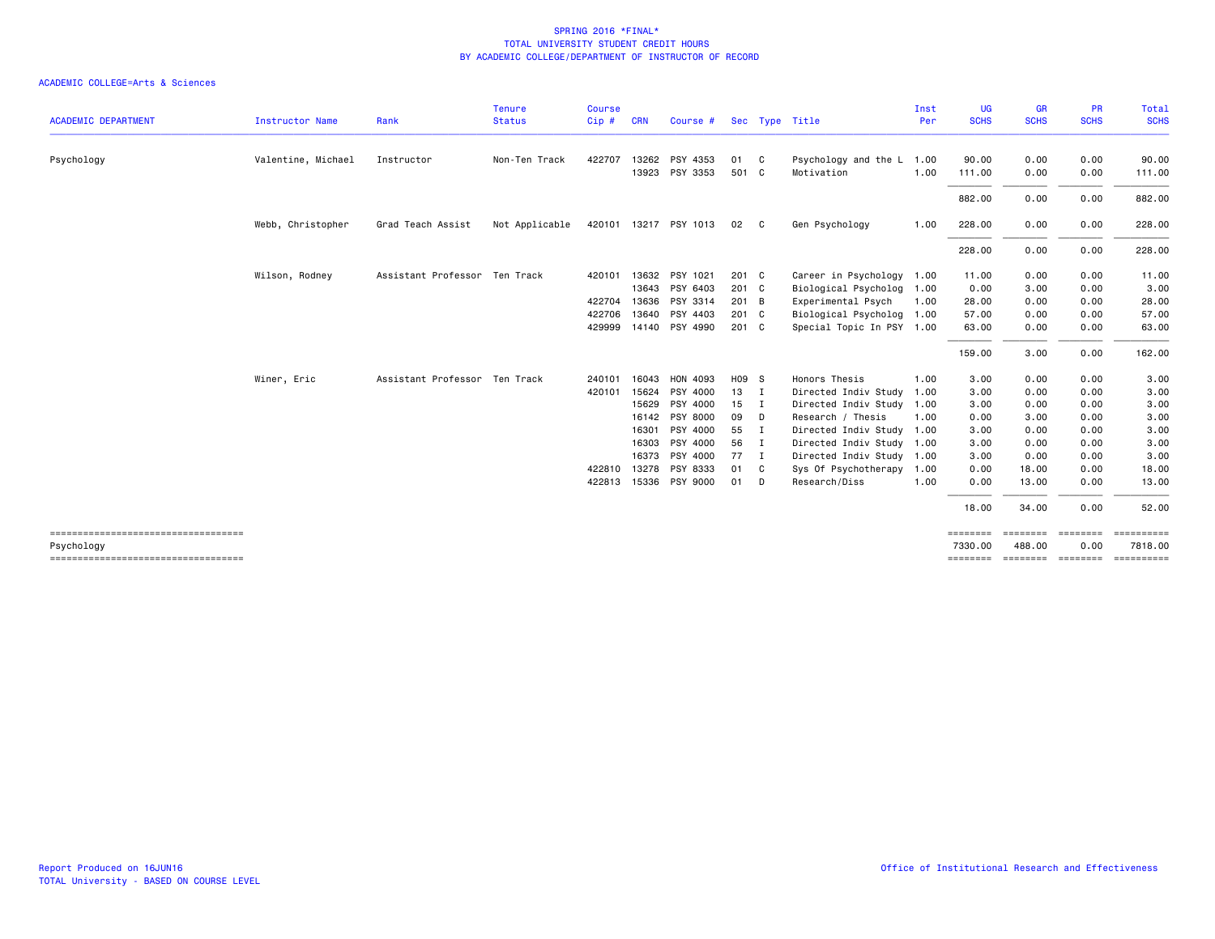SPRING 2016 *FINAL*
TOTAL UNIVERSITY STUDENT CREDIT HOURS
BY ACADEMIC COLLEGE/DEPARTMENT OF INSTRUCTOR OF RECORD

ACADEMIC COLLEGE=Arts & Sciences

| ACADEMIC DEPARTMENT | Instructor Name | Rank | Tenure Status | Course Cip # | CRN | Course # | Sec | Type | Title | Inst Per | UG SCHS | GR SCHS | PR SCHS | Total SCHS |
|---|---|---|---|---|---|---|---|---|---|---|---|---|---|---|
| Psychology | Valentine, Michael | Instructor | Non-Ten Track | 422707 | 13262 | PSY 4353 | 01 | C | Psychology and the L | 1.00 | 90.00 | 0.00 | 0.00 | 90.00 |
| | | | | | 13923 | PSY 3353 | 501 | C | Motivation | 1.00 | 111.00 | 0.00 | 0.00 | 111.00 |
| | | | | | | | | | | | 882.00 | 0.00 | 0.00 | 882.00 |
| | Webb, Christopher | Grad Teach Assist | Not Applicable | 420101 | 13217 | PSY 1013 | 02 | C | Gen Psychology | 1.00 | 228.00 | 0.00 | 0.00 | 228.00 |
| | | | | | | | | | | | 228.00 | 0.00 | 0.00 | 228.00 |
| | Wilson, Rodney | Assistant Professor | Ten Track | 420101 | 13632 | PSY 1021 | 201 | C | Career in Psychology | 1.00 | 11.00 | 0.00 | 0.00 | 11.00 |
| | | | | | 13643 | PSY 6403 | 201 | C | Biological Psycholog | 1.00 | 0.00 | 3.00 | 0.00 | 3.00 |
| | | | | 422704 | 13636 | PSY 3314 | 201 | B | Experimental Psych | 1.00 | 28.00 | 0.00 | 0.00 | 28.00 |
| | | | | 422706 | 13640 | PSY 4403 | 201 | C | Biological Psycholog | 1.00 | 57.00 | 0.00 | 0.00 | 57.00 |
| | | | | 429999 | 14140 | PSY 4990 | 201 | C | Special Topic In PSY | 1.00 | 63.00 | 0.00 | 0.00 | 63.00 |
| | | | | | | | | | | | 159.00 | 3.00 | 0.00 | 162.00 |
| | Winer, Eric | Assistant Professor | Ten Track | 240101 | 16043 | HON 4093 | H09 | S | Honors Thesis | 1.00 | 3.00 | 0.00 | 0.00 | 3.00 |
| | | | | 420101 | 15624 | PSY 4000 | 13 | I | Directed Indiv Study | 1.00 | 3.00 | 0.00 | 0.00 | 3.00 |
| | | | | | 15629 | PSY 4000 | 15 | I | Directed Indiv Study | 1.00 | 3.00 | 0.00 | 0.00 | 3.00 |
| | | | | | 16142 | PSY 8000 | 09 | D | Research / Thesis | 1.00 | 0.00 | 3.00 | 0.00 | 3.00 |
| | | | | | 16301 | PSY 4000 | 55 | I | Directed Indiv Study | 1.00 | 3.00 | 0.00 | 0.00 | 3.00 |
| | | | | | 16303 | PSY 4000 | 56 | I | Directed Indiv Study | 1.00 | 3.00 | 0.00 | 0.00 | 3.00 |
| | | | | | 16373 | PSY 4000 | 77 | I | Directed Indiv Study | 1.00 | 3.00 | 0.00 | 0.00 | 3.00 |
| | | | | 422810 | 13278 | PSY 8333 | 01 | C | Sys Of Psychotherapy | 1.00 | 0.00 | 18.00 | 0.00 | 18.00 |
| | | | | 422813 | 15336 | PSY 9000 | 01 | D | Research/Diss | 1.00 | 0.00 | 13.00 | 0.00 | 13.00 |
| | | | | | | | | | | | 18.00 | 34.00 | 0.00 | 52.00 |
| Psychology | | | | | | | | | | | 7330.00 | 488.00 | 0.00 | 7818.00 |

Report Produced on 16JUN16
TOTAL University - BASED ON COURSE LEVEL

Office of Institutional Research and Effectiveness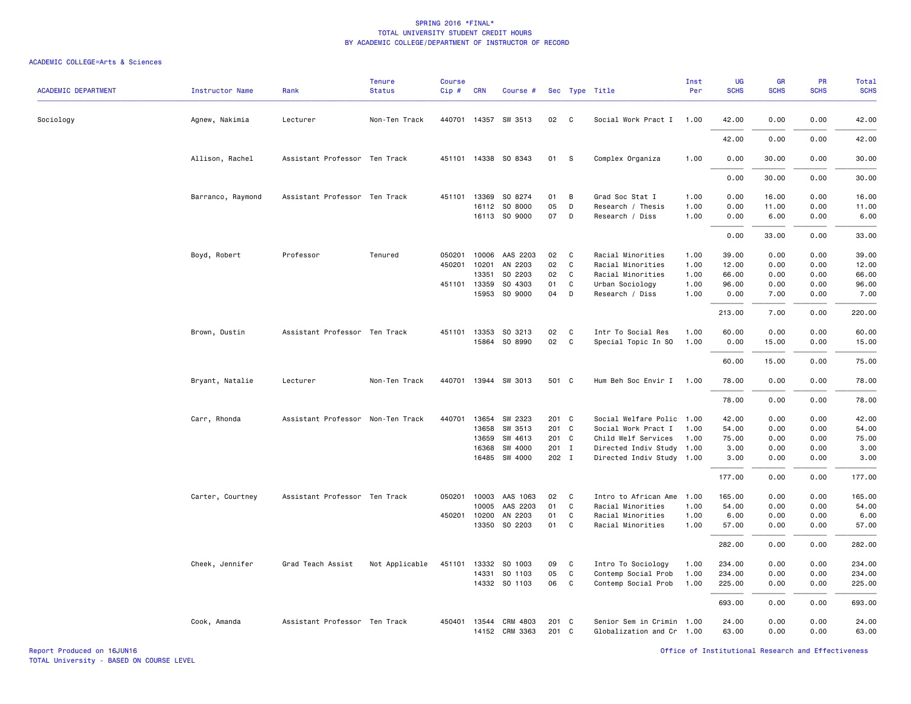# SPRING 2016 *FINAL*
## TOTAL UNIVERSITY STUDENT CREDIT HOURS
## BY ACADEMIC COLLEGE/DEPARTMENT OF INSTRUCTOR OF RECORD

ACADEMIC COLLEGE=Arts & Sciences

| ACADEMIC DEPARTMENT | Instructor Name | Rank | Tenure Status | Course Cip # | CRN | Course # | Sec | Type | Title | Inst Per | UG SCHS | GR SCHS | PR SCHS | Total SCHS |
|---|---|---|---|---|---|---|---|---|---|---|---|---|---|---|
| Sociology | Agnew, Nakimia | Lecturer | Non-Ten Track | 440701 | 14357 | SW 3513 | 02 | C | Social Work Pract I | 1.00 | 42.00 | 0.00 | 0.00 | 42.00 |
| | | | | | | | | | | | 42.00 | 0.00 | 0.00 | 42.00 |
| | Allison, Rachel | Assistant Professor | Ten Track | 451101 | 14338 | SO 8343 | 01 | S | Complex Organiza | 1.00 | 0.00 | 30.00 | 0.00 | 30.00 |
| | | | | | | | | | | | 0.00 | 30.00 | 0.00 | 30.00 |
| | Barranco, Raymond | Assistant Professor | Ten Track | 451101 | 13369 | SO 8274 | 01 | B | Grad Soc Stat I | 1.00 | 0.00 | 16.00 | 0.00 | 16.00 |
| | | | | | 16112 | SO 8000 | 05 | D | Research / Thesis | 1.00 | 0.00 | 11.00 | 0.00 | 11.00 |
| | | | | | 16113 | SO 9000 | 07 | D | Research / Diss | 1.00 | 0.00 | 6.00 | 0.00 | 6.00 |
| | | | | | | | | | | | 0.00 | 33.00 | 0.00 | 33.00 |
| | Boyd, Robert | Professor | Tenured | 050201 | 10006 | AAS 2203 | 02 | C | Racial Minorities | 1.00 | 39.00 | 0.00 | 0.00 | 39.00 |
| | | | | 450201 | 10201 | AN 2203 | 02 | C | Racial Minorities | 1.00 | 12.00 | 0.00 | 0.00 | 12.00 |
| | | | | | 13351 | SO 2203 | 02 | C | Racial Minorities | 1.00 | 66.00 | 0.00 | 0.00 | 66.00 |
| | | | | 451101 | 13359 | SO 4303 | 01 | C | Urban Sociology | 1.00 | 96.00 | 0.00 | 0.00 | 96.00 |
| | | | | | 15953 | SO 9000 | 04 | D | Research / Diss | 1.00 | 0.00 | 7.00 | 0.00 | 7.00 |
| | | | | | | | | | | | 213.00 | 7.00 | 0.00 | 220.00 |
| | Brown, Dustin | Assistant Professor | Ten Track | 451101 | 13353 | SO 3213 | 02 | C | Intr To Social Res | 1.00 | 60.00 | 0.00 | 0.00 | 60.00 |
| | | | | | 15864 | SO 8990 | 02 | C | Special Topic In SO | 1.00 | 0.00 | 15.00 | 0.00 | 15.00 |
| | | | | | | | | | | | 60.00 | 15.00 | 0.00 | 75.00 |
| | Bryant, Natalie | Lecturer | Non-Ten Track | 440701 | 13944 | SW 3013 | 501 | C | Hum Beh Soc Envir I | 1.00 | 78.00 | 0.00 | 0.00 | 78.00 |
| | | | | | | | | | | | 78.00 | 0.00 | 0.00 | 78.00 |
| | Carr, Rhonda | Assistant Professor | Non-Ten Track | 440701 | 13654 | SW 2323 | 201 | C | Social Welfare Polic | 1.00 | 42.00 | 0.00 | 0.00 | 42.00 |
| | | | | | 13658 | SW 3513 | 201 | C | Social Work Pract I | 1.00 | 54.00 | 0.00 | 0.00 | 54.00 |
| | | | | | 13659 | SW 4613 | 201 | C | Child Welf Services | 1.00 | 75.00 | 0.00 | 0.00 | 75.00 |
| | | | | | 16368 | SW 4000 | 201 | I | Directed Indiv Study | 1.00 | 3.00 | 0.00 | 0.00 | 3.00 |
| | | | | | 16485 | SW 4000 | 202 | I | Directed Indiv Study | 1.00 | 3.00 | 0.00 | 0.00 | 3.00 |
| | | | | | | | | | | | 177.00 | 0.00 | 0.00 | 177.00 |
| | Carter, Courtney | Assistant Professor | Ten Track | 050201 | 10003 | AAS 1063 | 02 | C | Intro to African Ame | 1.00 | 165.00 | 0.00 | 0.00 | 165.00 |
| | | | | | 10005 | AAS 2203 | 01 | C | Racial Minorities | 1.00 | 54.00 | 0.00 | 0.00 | 54.00 |
| | | | | 450201 | 10200 | AN 2203 | 01 | C | Racial Minorities | 1.00 | 6.00 | 0.00 | 0.00 | 6.00 |
| | | | | | 13350 | SO 2203 | 01 | C | Racial Minorities | 1.00 | 57.00 | 0.00 | 0.00 | 57.00 |
| | | | | | | | | | | | 282.00 | 0.00 | 0.00 | 282.00 |
| | Cheek, Jennifer | Grad Teach Assist | Not Applicable | 451101 | 13332 | SO 1003 | 09 | C | Intro To Sociology | 1.00 | 234.00 | 0.00 | 0.00 | 234.00 |
| | | | | | 14331 | SO 1103 | 05 | C | Contemp Social Prob | 1.00 | 234.00 | 0.00 | 0.00 | 234.00 |
| | | | | | 14332 | SO 1103 | 06 | C | Contemp Social Prob | 1.00 | 225.00 | 0.00 | 0.00 | 225.00 |
| | | | | | | | | | | | 693.00 | 0.00 | 0.00 | 693.00 |
| | Cook, Amanda | Assistant Professor | Ten Track | 450401 | 13544 | CRM 4803 | 201 | C | Senior Sem in Crimin | 1.00 | 24.00 | 0.00 | 0.00 | 24.00 |
| | | | | | 14152 | CRM 3363 | 201 | C | Globalization and Cr | 1.00 | 63.00 | 0.00 | 0.00 | 63.00 |

Report Produced on 16JUN16
TOTAL University - BASED ON COURSE LEVEL

Office of Institutional Research and Effectiveness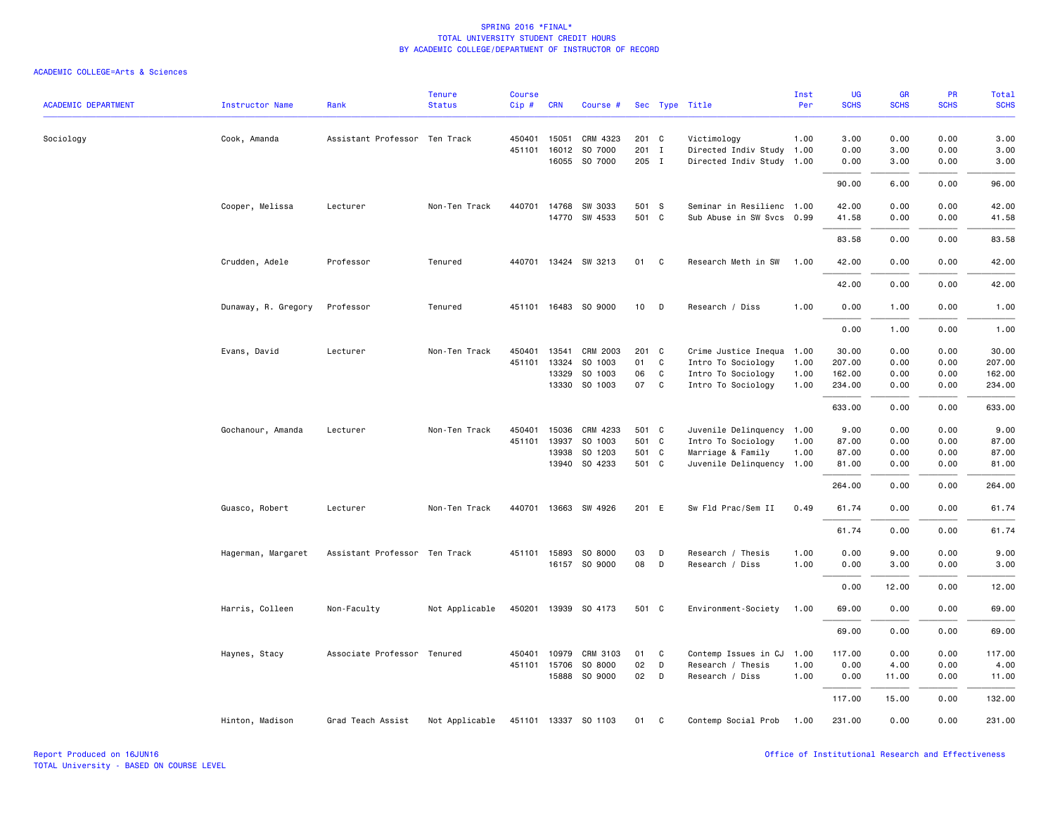SPRING 2016 *FINAL*
TOTAL UNIVERSITY STUDENT CREDIT HOURS
BY ACADEMIC COLLEGE/DEPARTMENT OF INSTRUCTOR OF RECORD

ACADEMIC COLLEGE=Arts & Sciences

| ACADEMIC DEPARTMENT | Instructor Name | Rank | Tenure Status | Course Cip # | CRN | Course # | Sec | Type | Title | Inst Per | UG SCHS | GR SCHS | PR SCHS | Total SCHS |
|---|---|---|---|---|---|---|---|---|---|---|---|---|---|---|
| Sociology | Cook, Amanda | Assistant Professor | Ten Track | 450401 | 15051 | CRM 4323 | 201 | C | Victimology | 1.00 | 3.00 | 0.00 | 0.00 | 3.00 |
| | | | | 451101 | 16012 | SO 7000 | 201 | I | Directed Indiv Study | 1.00 | 0.00 | 3.00 | 0.00 | 3.00 |
| | | | | | 16055 | SO 7000 | 205 | I | Directed Indiv Study | 1.00 | 0.00 | 3.00 | 0.00 | 3.00 |
| | | | | | | | | | | | 90.00 | 6.00 | 0.00 | 96.00 |
| | Cooper, Melissa | Lecturer | Non-Ten Track | 440701 | 14768 | SW 3033 | 501 | S | Seminar in Resilienc | 1.00 | 42.00 | 0.00 | 0.00 | 42.00 |
| | | | | | 14770 | SW 4533 | 501 | C | Sub Abuse in SW Svcs | 0.99 | 41.58 | 0.00 | 0.00 | 41.58 |
| | | | | | | | | | | | 83.58 | 0.00 | 0.00 | 83.58 |
| | Crudden, Adele | Professor | Tenured | 440701 | 13424 | SW 3213 | 01 | C | Research Meth in SW | 1.00 | 42.00 | 0.00 | 0.00 | 42.00 |
| | | | | | | | | | | | 42.00 | 0.00 | 0.00 | 42.00 |
| | Dunaway, R. Gregory | Professor | Tenured | 451101 | 16483 | SO 9000 | 10 | D | Research / Diss | 1.00 | 0.00 | 1.00 | 0.00 | 1.00 |
| | | | | | | | | | | | 0.00 | 1.00 | 0.00 | 1.00 |
| | Evans, David | Lecturer | Non-Ten Track | 450401 | 13541 | CRM 2003 | 201 | C | Crime Justice Inequa | 1.00 | 30.00 | 0.00 | 0.00 | 30.00 |
| | | | | 451101 | 13324 | SO 1003 | 01 | C | Intro To Sociology | 1.00 | 207.00 | 0.00 | 0.00 | 207.00 |
| | | | | | 13329 | SO 1003 | 06 | C | Intro To Sociology | 1.00 | 162.00 | 0.00 | 0.00 | 162.00 |
| | | | | | 13330 | SO 1003 | 07 | C | Intro To Sociology | 1.00 | 234.00 | 0.00 | 0.00 | 234.00 |
| | | | | | | | | | | | 633.00 | 0.00 | 0.00 | 633.00 |
| | Gochanour, Amanda | Lecturer | Non-Ten Track | 450401 | 15036 | CRM 4233 | 501 | C | Juvenile Delinquency | 1.00 | 9.00 | 0.00 | 0.00 | 9.00 |
| | | | | 451101 | 13937 | SO 1003 | 501 | C | Intro To Sociology | 1.00 | 87.00 | 0.00 | 0.00 | 87.00 |
| | | | | | 13938 | SO 1203 | 501 | C | Marriage & Family | 1.00 | 87.00 | 0.00 | 0.00 | 87.00 |
| | | | | | 13940 | SO 4233 | 501 | C | Juvenile Delinquency | 1.00 | 81.00 | 0.00 | 0.00 | 81.00 |
| | | | | | | | | | | | 264.00 | 0.00 | 0.00 | 264.00 |
| | Guasco, Robert | Lecturer | Non-Ten Track | 440701 | 13663 | SW 4926 | 201 | E | Sw Fld Prac/Sem II | 0.49 | 61.74 | 0.00 | 0.00 | 61.74 |
| | | | | | | | | | | | 61.74 | 0.00 | 0.00 | 61.74 |
| | Hagerman, Margaret | Assistant Professor | Ten Track | 451101 | 15893 | SO 8000 | 03 | D | Research / Thesis | 1.00 | 0.00 | 9.00 | 0.00 | 9.00 |
| | | | | | 16157 | SO 9000 | 08 | D | Research / Diss | 1.00 | 0.00 | 3.00 | 0.00 | 3.00 |
| | | | | | | | | | | | 0.00 | 12.00 | 0.00 | 12.00 |
| | Harris, Colleen | Non-Faculty | Not Applicable | 450201 | 13939 | SO 4173 | 501 | C | Environment-Society | 1.00 | 69.00 | 0.00 | 0.00 | 69.00 |
| | | | | | | | | | | | 69.00 | 0.00 | 0.00 | 69.00 |
| | Haynes, Stacy | Associate Professor | Tenured | 450401 | 10979 | CRM 3103 | 01 | C | Contemp Issues in CJ | 1.00 | 117.00 | 0.00 | 0.00 | 117.00 |
| | | | | 451101 | 15706 | SO 8000 | 02 | D | Research / Thesis | 1.00 | 0.00 | 4.00 | 0.00 | 4.00 |
| | | | | | 15888 | SO 9000 | 02 | D | Research / Diss | 1.00 | 0.00 | 11.00 | 0.00 | 11.00 |
| | | | | | | | | | | | 117.00 | 15.00 | 0.00 | 132.00 |
| | Hinton, Madison | Grad Teach Assist | Not Applicable | 451101 | 13337 | SO 1103 | 01 | C | Contemp Social Prob | 1.00 | 231.00 | 0.00 | 0.00 | 231.00 |

Report Produced on 16JUN16
TOTAL University - BASED ON COURSE LEVEL

Office of Institutional Research and Effectiveness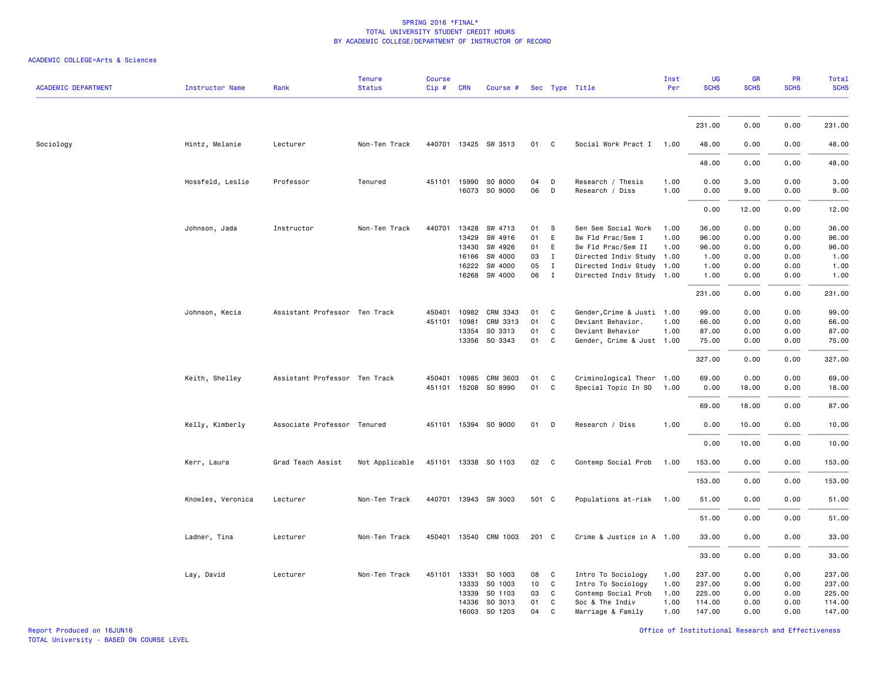SPRING 2016 *FINAL*
TOTAL UNIVERSITY STUDENT CREDIT HOURS
BY ACADEMIC COLLEGE/DEPARTMENT OF INSTRUCTOR OF RECORD

ACADEMIC COLLEGE=Arts & Sciences

| ACADEMIC DEPARTMENT | Instructor Name | Rank | Tenure Status | Course Cip # | CRN | Course # | Sec | Type | Title | Inst Per | UG SCHS | GR SCHS | PR SCHS | Total SCHS |
|---|---|---|---|---|---|---|---|---|---|---|---|---|---|---|
| | | | | | | | | | | | 231.00 | 0.00 | 0.00 | 231.00 |
| Sociology | Hintz, Melanie | Lecturer | Non-Ten Track | 440701 | 13425 | SW 3513 | 01 | C | Social Work Pract I | 1.00 | 48.00 | 0.00 | 0.00 | 48.00 |
| | | | | | | | | | | | 48.00 | 0.00 | 0.00 | 48.00 |
| | Hossfeld, Leslie | Professor | Tenured | 451101 | 15990 | SO 8000 | 04 | D | Research / Thesis | 1.00 | 0.00 | 3.00 | 0.00 | 3.00 |
| | | | | | 16073 | SO 9000 | 06 | D | Research / Diss | 1.00 | 0.00 | 9.00 | 0.00 | 9.00 |
| | | | | | | | | | | | 0.00 | 12.00 | 0.00 | 12.00 |
| | Johnson, Jada | Instructor | Non-Ten Track | 440701 | 13428 | SW 4713 | 01 | S | Sen Sem Social Work | 1.00 | 36.00 | 0.00 | 0.00 | 36.00 |
| | | | | | 13429 | SW 4916 | 01 | E | Sw Fld Prac/Sem I | 1.00 | 96.00 | 0.00 | 0.00 | 96.00 |
| | | | | | 13430 | SW 4926 | 01 | E | Sw Fld Prac/Sem II | 1.00 | 96.00 | 0.00 | 0.00 | 96.00 |
| | | | | | 16166 | SW 4000 | 03 | I | Directed Indiv Study | 1.00 | 1.00 | 0.00 | 0.00 | 1.00 |
| | | | | | 16222 | SW 4000 | 05 | I | Directed Indiv Study | 1.00 | 1.00 | 0.00 | 0.00 | 1.00 |
| | | | | | 16268 | SW 4000 | 06 | I | Directed Indiv Study | 1.00 | 1.00 | 0.00 | 0.00 | 1.00 |
| | | | | | | | | | | | 231.00 | 0.00 | 0.00 | 231.00 |
| | Johnson, Kecia | Assistant Professor | Ten Track | 450401 | 10982 | CRM 3343 | 01 | C | Gender,Crime & Justi | 1.00 | 99.00 | 0.00 | 0.00 | 99.00 |
| | | | | 451101 | 10981 | CRM 3313 | 01 | C | Deviant Behavior. | 1.00 | 66.00 | 0.00 | 0.00 | 66.00 |
| | | | | | 13354 | SO 3313 | 01 | C | Deviant Behavior | 1.00 | 87.00 | 0.00 | 0.00 | 87.00 |
| | | | | | 13356 | SO 3343 | 01 | C | Gender, Crime & Just | 1.00 | 75.00 | 0.00 | 0.00 | 75.00 |
| | | | | | | | | | | | 327.00 | 0.00 | 0.00 | 327.00 |
| | Keith, Shelley | Assistant Professor | Ten Track | 450401 | 10985 | CRM 3603 | 01 | C | Criminological Theor | 1.00 | 69.00 | 0.00 | 0.00 | 69.00 |
| | | | | 451101 | 15208 | SO 8990 | 01 | C | Special Topic In SO | 1.00 | 0.00 | 18.00 | 0.00 | 18.00 |
| | | | | | | | | | | | 69.00 | 18.00 | 0.00 | 87.00 |
| | Kelly, Kimberly | Associate Professor | Tenured | 451101 | 15394 | SO 9000 | 01 | D | Research / Diss | 1.00 | 0.00 | 10.00 | 0.00 | 10.00 |
| | | | | | | | | | | | 0.00 | 10.00 | 0.00 | 10.00 |
| | Kerr, Laura | Grad Teach Assist | Not Applicable | 451101 | 13338 | SO 1103 | 02 | C | Contemp Social Prob | 1.00 | 153.00 | 0.00 | 0.00 | 153.00 |
| | | | | | | | | | | | 153.00 | 0.00 | 0.00 | 153.00 |
| | Knowles, Veronica | Lecturer | Non-Ten Track | 440701 | 13943 | SW 3003 | 501 | C | Populations at-risk | 1.00 | 51.00 | 0.00 | 0.00 | 51.00 |
| | | | | | | | | | | | 51.00 | 0.00 | 0.00 | 51.00 |
| | Ladner, Tina | Lecturer | Non-Ten Track | 450401 | 13540 | CRM 1003 | 201 | C | Crime & Justice in A | 1.00 | 33.00 | 0.00 | 0.00 | 33.00 |
| | | | | | | | | | | | 33.00 | 0.00 | 0.00 | 33.00 |
| | Lay, David | Lecturer | Non-Ten Track | 451101 | 13331 | SO 1003 | 08 | C | Intro To Sociology | 1.00 | 237.00 | 0.00 | 0.00 | 237.00 |
| | | | | | 13333 | SO 1003 | 10 | C | Intro To Sociology | 1.00 | 237.00 | 0.00 | 0.00 | 237.00 |
| | | | | | 13339 | SO 1103 | 03 | C | Contemp Social Prob | 1.00 | 225.00 | 0.00 | 0.00 | 225.00 |
| | | | | | 14336 | SO 3013 | 01 | C | Soc & The Indiv | 1.00 | 114.00 | 0.00 | 0.00 | 114.00 |
| | | | | | 16003 | SO 1203 | 04 | C | Marriage & Family | 1.00 | 147.00 | 0.00 | 0.00 | 147.00 |

Report Produced on 16JUN16
TOTAL University - BASED ON COURSE LEVEL
Office of Institutional Research and Effectiveness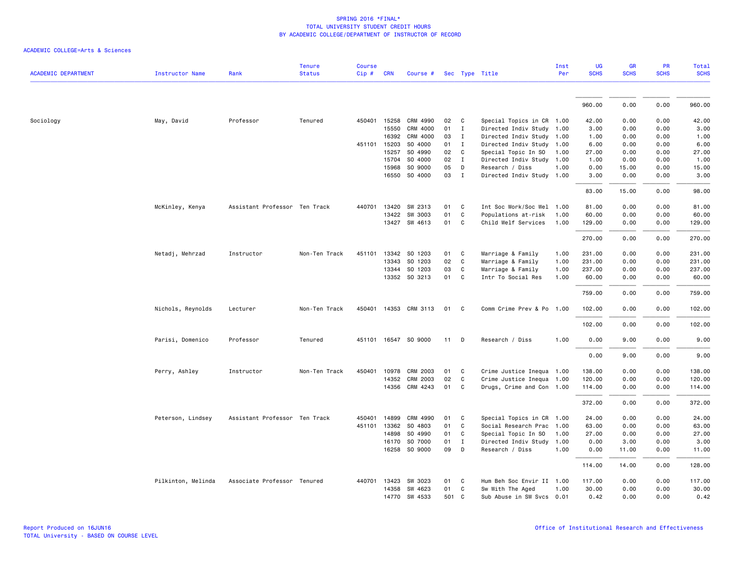SPRING 2016 *FINAL*
TOTAL UNIVERSITY STUDENT CREDIT HOURS
BY ACADEMIC COLLEGE/DEPARTMENT OF INSTRUCTOR OF RECORD

ACADEMIC COLLEGE=Arts & Sciences

| ACADEMIC DEPARTMENT | Instructor Name | Rank | Tenure Status | Course Cip # | CRN | Course # | Sec | Type | Title | Inst Per | UG SCHS | GR SCHS | PR SCHS | Total SCHS |
|---|---|---|---|---|---|---|---|---|---|---|---|---|---|---|
| | | | | | | | | | | | 960.00 | 0.00 | 0.00 | 960.00 |
| Sociology | May, David | Professor | Tenured | 450401 | 15258 | CRM 4990 | 02 | C | Special Topics in CR | 1.00 | 42.00 | 0.00 | 0.00 | 42.00 |
| | | | | | 15550 | CRM 4000 | 01 | I | Directed Indiv Study | 1.00 | 3.00 | 0.00 | 0.00 | 3.00 |
| | | | | | 16392 | CRM 4000 | 03 | I | Directed Indiv Study | 1.00 | 1.00 | 0.00 | 0.00 | 1.00 |
| | | | | 451101 | 15203 | SO 4000 | 01 | I | Directed Indiv Study | 1.00 | 6.00 | 0.00 | 0.00 | 6.00 |
| | | | | | 15257 | SO 4990 | 02 | C | Special Topic In SO | 1.00 | 27.00 | 0.00 | 0.00 | 27.00 |
| | | | | | 15704 | SO 4000 | 02 | I | Directed Indiv Study | 1.00 | 1.00 | 0.00 | 0.00 | 1.00 |
| | | | | | 15968 | SO 9000 | 05 | D | Research / Diss | 1.00 | 0.00 | 15.00 | 0.00 | 15.00 |
| | | | | | 16550 | SO 4000 | 03 | I | Directed Indiv Study | 1.00 | 3.00 | 0.00 | 0.00 | 3.00 |
| | | | | | | | | | | | 83.00 | 15.00 | 0.00 | 98.00 |
| | McKinley, Kenya | Assistant Professor | Ten Track | 440701 | 13420 | SW 2313 | 01 | C | Int Soc Work/Soc Wel | 1.00 | 81.00 | 0.00 | 0.00 | 81.00 |
| | | | | | 13422 | SW 3003 | 01 | C | Populations at-risk | 1.00 | 60.00 | 0.00 | 0.00 | 60.00 |
| | | | | | 13427 | SW 4613 | 01 | C | Child Welf Services | 1.00 | 129.00 | 0.00 | 0.00 | 129.00 |
| | | | | | | | | | | | 270.00 | 0.00 | 0.00 | 270.00 |
| | Netadj, Mehrzad | Instructor | Non-Ten Track | 451101 | 13342 | SO 1203 | 01 | C | Marriage & Family | 1.00 | 231.00 | 0.00 | 0.00 | 231.00 |
| | | | | | 13343 | SO 1203 | 02 | C | Marriage & Family | 1.00 | 231.00 | 0.00 | 0.00 | 231.00 |
| | | | | | 13344 | SO 1203 | 03 | C | Marriage & Family | 1.00 | 237.00 | 0.00 | 0.00 | 237.00 |
| | | | | | 13352 | SO 3213 | 01 | C | Intr To Social Res | 1.00 | 60.00 | 0.00 | 0.00 | 60.00 |
| | | | | | | | | | | | 759.00 | 0.00 | 0.00 | 759.00 |
| | Nichols, Reynolds | Lecturer | Non-Ten Track | 450401 | 14353 | CRM 3113 | 01 | C | Comm Crime Prev & Po | 1.00 | 102.00 | 0.00 | 0.00 | 102.00 |
| | | | | | | | | | | | 102.00 | 0.00 | 0.00 | 102.00 |
| | Parisi, Domenico | Professor | Tenured | 451101 | 16547 | SO 9000 | 11 | D | Research / Diss | 1.00 | 0.00 | 9.00 | 0.00 | 9.00 |
| | | | | | | | | | | | 0.00 | 9.00 | 0.00 | 9.00 |
| | Perry, Ashley | Instructor | Non-Ten Track | 450401 | 10978 | CRM 2003 | 01 | C | Crime Justice Inequa | 1.00 | 138.00 | 0.00 | 0.00 | 138.00 |
| | | | | | 14352 | CRM 2003 | 02 | C | Crime Justice Inequa | 1.00 | 120.00 | 0.00 | 0.00 | 120.00 |
| | | | | | 14356 | CRM 4243 | 01 | C | Drugs, Crime and Con | 1.00 | 114.00 | 0.00 | 0.00 | 114.00 |
| | | | | | | | | | | | 372.00 | 0.00 | 0.00 | 372.00 |
| | Peterson, Lindsey | Assistant Professor | Ten Track | 450401 | 14899 | CRM 4990 | 01 | C | Special Topics in CR | 1.00 | 24.00 | 0.00 | 0.00 | 24.00 |
| | | | | 451101 | 13362 | SO 4803 | 01 | C | Social Research Prac | 1.00 | 63.00 | 0.00 | 0.00 | 63.00 |
| | | | | | 14898 | SO 4990 | 01 | C | Special Topic In SO | 1.00 | 27.00 | 0.00 | 0.00 | 27.00 |
| | | | | | 16170 | SO 7000 | 01 | I | Directed Indiv Study | 1.00 | 0.00 | 3.00 | 0.00 | 3.00 |
| | | | | | 16258 | SO 9000 | 09 | D | Research / Diss | 1.00 | 0.00 | 11.00 | 0.00 | 11.00 |
| | | | | | | | | | | | 114.00 | 14.00 | 0.00 | 128.00 |
| | Pilkinton, Melinda | Associate Professor | Tenured | 440701 | 13423 | SW 3023 | 01 | C | Hum Beh Soc Envir II | 1.00 | 117.00 | 0.00 | 0.00 | 117.00 |
| | | | | | 14358 | SW 4623 | 01 | C | Sw With The Aged | 1.00 | 30.00 | 0.00 | 0.00 | 30.00 |
| | | | | | 14770 | SW 4533 | 501 | C | Sub Abuse in SW Svcs | 0.01 | 0.42 | 0.00 | 0.00 | 0.42 |

Report Produced on 16JUN16
TOTAL University - BASED ON COURSE LEVEL

Office of Institutional Research and Effectiveness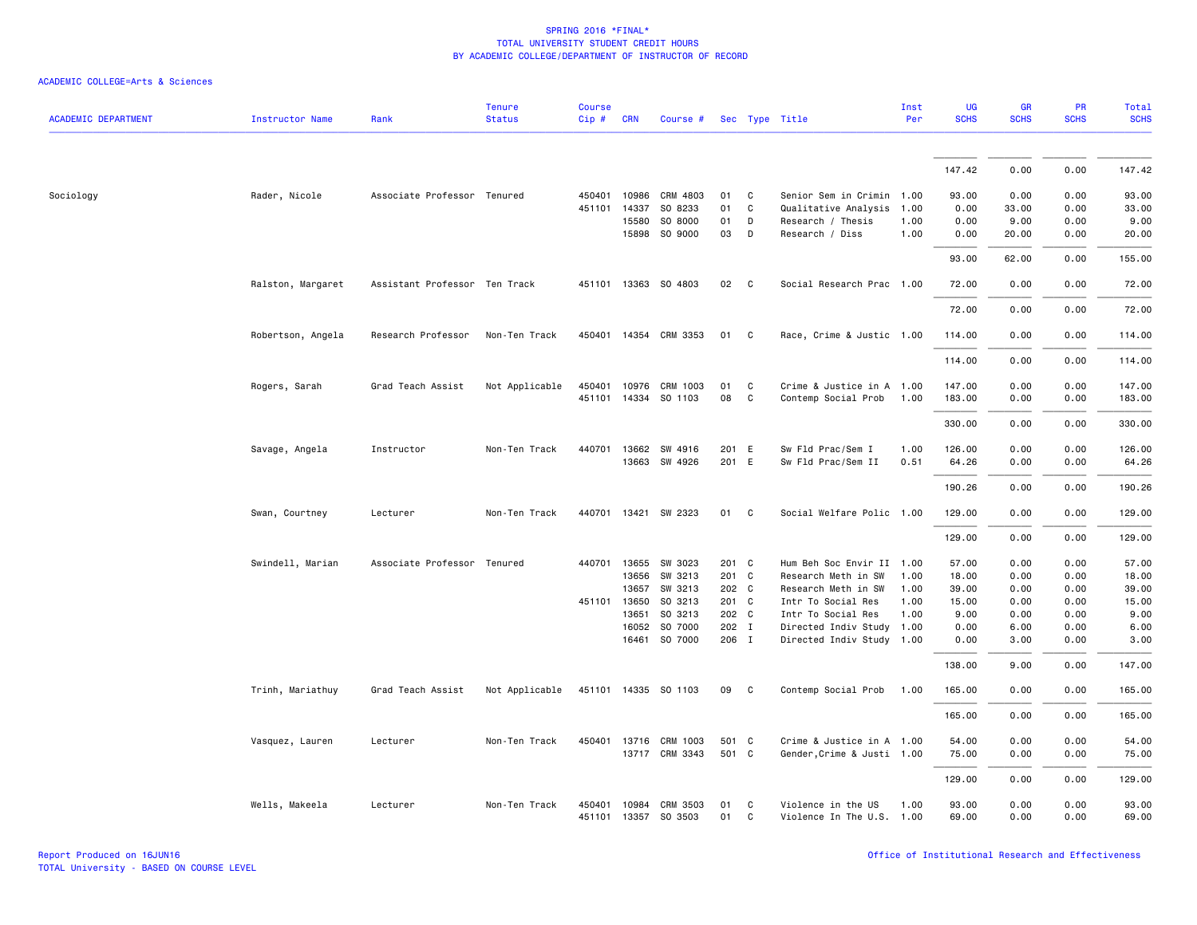SPRING 2016 *FINAL*
TOTAL UNIVERSITY STUDENT CREDIT HOURS
BY ACADEMIC COLLEGE/DEPARTMENT OF INSTRUCTOR OF RECORD

ACADEMIC COLLEGE=Arts & Sciences

| ACADEMIC DEPARTMENT | Instructor Name | Rank | Tenure Status | Course Cip # | CRN | Course # | Sec | Type | Title | Inst Per | UG SCHS | GR SCHS | PR SCHS | Total SCHS |
|---|---|---|---|---|---|---|---|---|---|---|---|---|---|---|
| | | | | | | | | | | | 147.42 | 0.00 | 0.00 | 147.42 |
| Sociology | Rader, Nicole | Associate Professor | Tenured | 450401 | 10986 | CRM 4803 | 01 | C | Senior Sem in Crimin | 1.00 | 93.00 | 0.00 | 0.00 | 93.00 |
| | | | | 451101 | 14337 | SO 8233 | 01 | C | Qualitative Analysis | 1.00 | 0.00 | 33.00 | 0.00 | 33.00 |
| | | | | | 15580 | SO 8000 | 01 | D | Research / Thesis | 1.00 | 0.00 | 9.00 | 0.00 | 9.00 |
| | | | | | 15898 | SO 9000 | 03 | D | Research / Diss | 1.00 | 0.00 | 20.00 | 0.00 | 20.00 |
| | | | | | | | | | | | 93.00 | 62.00 | 0.00 | 155.00 |
| | Ralston, Margaret | Assistant Professor | Ten Track | 451101 | 13363 | SO 4803 | 02 | C | Social Research Prac | 1.00 | 72.00 | 0.00 | 0.00 | 72.00 |
| | | | | | | | | | | | 72.00 | 0.00 | 0.00 | 72.00 |
| | Robertson, Angela | Research Professor | Non-Ten Track | 450401 | 14354 | CRM 3353 | 01 | C | Race, Crime & Justic | 1.00 | 114.00 | 0.00 | 0.00 | 114.00 |
| | | | | | | | | | | | 114.00 | 0.00 | 0.00 | 114.00 |
| | Rogers, Sarah | Grad Teach Assist | Not Applicable | 450401 | 10976 | CRM 1003 | 01 | C | Crime & Justice in A | 1.00 | 147.00 | 0.00 | 0.00 | 147.00 |
| | | | | 451101 | 14334 | SO 1103 | 08 | C | Contemp Social Prob | 1.00 | 183.00 | 0.00 | 0.00 | 183.00 |
| | | | | | | | | | | | 330.00 | 0.00 | 0.00 | 330.00 |
| | Savage, Angela | Instructor | Non-Ten Track | 440701 | 13662 | SW 4916 | 201 | E | Sw Fld Prac/Sem I | 1.00 | 126.00 | 0.00 | 0.00 | 126.00 |
| | | | | | 13663 | SW 4926 | 201 | E | Sw Fld Prac/Sem II | 0.51 | 64.26 | 0.00 | 0.00 | 64.26 |
| | | | | | | | | | | | 190.26 | 0.00 | 0.00 | 190.26 |
| | Swan, Courtney | Lecturer | Non-Ten Track | 440701 | 13421 | SW 2323 | 01 | C | Social Welfare Polic | 1.00 | 129.00 | 0.00 | 0.00 | 129.00 |
| | | | | | | | | | | | 129.00 | 0.00 | 0.00 | 129.00 |
| | Swindell, Marian | Associate Professor | Tenured | 440701 | 13655 | SW 3023 | 201 | C | Hum Beh Soc Envir II | 1.00 | 57.00 | 0.00 | 0.00 | 57.00 |
| | | | | | 13656 | SW 3213 | 201 | C | Research Meth in SW | 1.00 | 18.00 | 0.00 | 0.00 | 18.00 |
| | | | | | 13657 | SW 3213 | 202 | C | Research Meth in SW | 1.00 | 39.00 | 0.00 | 0.00 | 39.00 |
| | | | | 451101 | 13650 | SO 3213 | 201 | C | Intr To Social Res | 1.00 | 15.00 | 0.00 | 0.00 | 15.00 |
| | | | | | 13651 | SO 3213 | 202 | C | Intr To Social Res | 1.00 | 9.00 | 0.00 | 0.00 | 9.00 |
| | | | | | 16052 | SO 7000 | 202 | I | Directed Indiv Study | 1.00 | 0.00 | 6.00 | 0.00 | 6.00 |
| | | | | | 16461 | SO 7000 | 206 | I | Directed Indiv Study | 1.00 | 0.00 | 3.00 | 0.00 | 3.00 |
| | | | | | | | | | | | 138.00 | 9.00 | 0.00 | 147.00 |
| | Trinh, Mariathuy | Grad Teach Assist | Not Applicable | 451101 | 14335 | SO 1103 | 09 | C | Contemp Social Prob | 1.00 | 165.00 | 0.00 | 0.00 | 165.00 |
| | | | | | | | | | | | 165.00 | 0.00 | 0.00 | 165.00 |
| | Vasquez, Lauren | Lecturer | Non-Ten Track | 450401 | 13716 | CRM 1003 | 501 | C | Crime & Justice in A | 1.00 | 54.00 | 0.00 | 0.00 | 54.00 |
| | | | | | 13717 | CRM 3343 | 501 | C | Gender,Crime & Justi | 1.00 | 75.00 | 0.00 | 0.00 | 75.00 |
| | | | | | | | | | | | 129.00 | 0.00 | 0.00 | 129.00 |
| | Wells, Makeela | Lecturer | Non-Ten Track | 450401 | 10984 | CRM 3503 | 01 | C | Violence in the US | 1.00 | 93.00 | 0.00 | 0.00 | 93.00 |
| | | | | 451101 | 13357 | SO 3503 | 01 | C | Violence In The U.S. | 1.00 | 69.00 | 0.00 | 0.00 | 69.00 |

Report Produced on 16JUN16
TOTAL University - BASED ON COURSE LEVEL

Office of Institutional Research and Effectiveness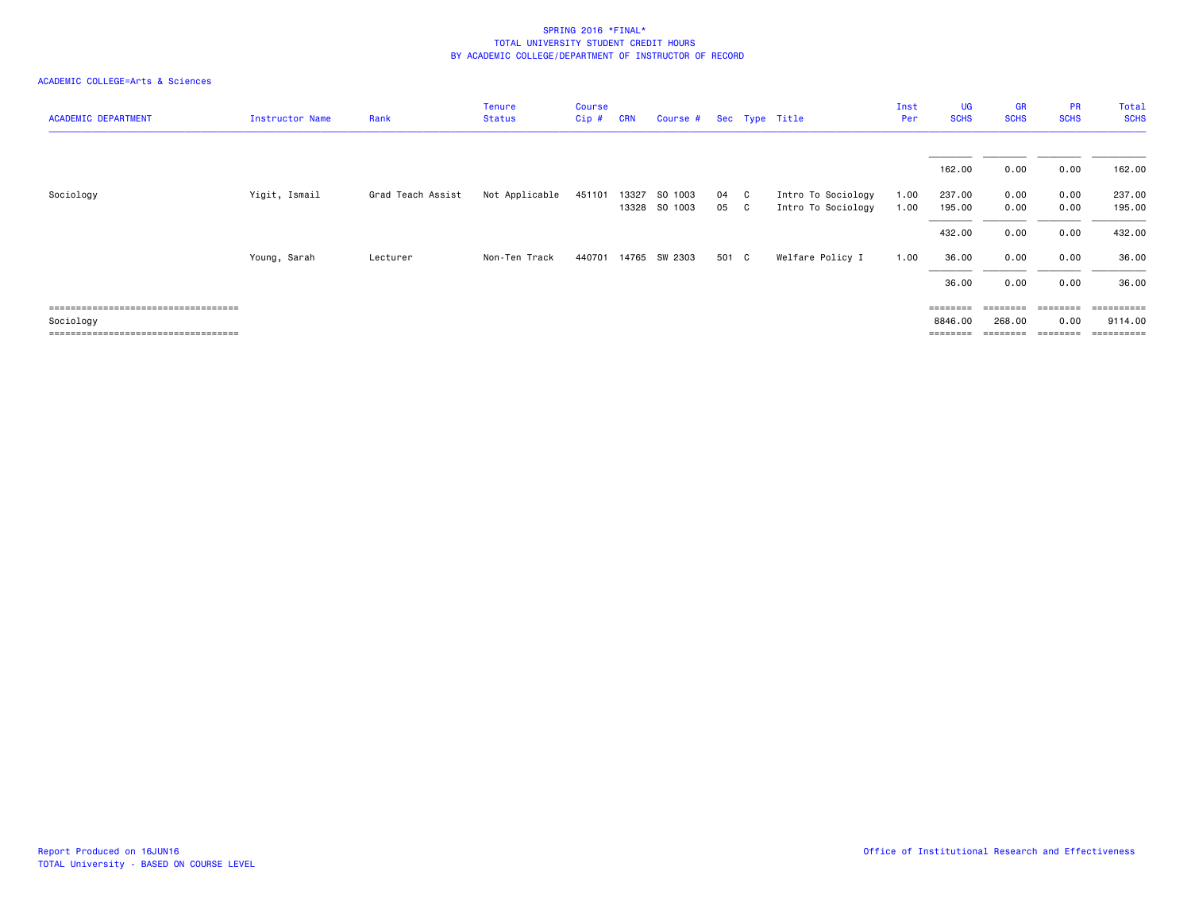SPRING 2016 *FINAL*
TOTAL UNIVERSITY STUDENT CREDIT HOURS
BY ACADEMIC COLLEGE/DEPARTMENT OF INSTRUCTOR OF RECORD

ACADEMIC COLLEGE=Arts & Sciences

| ACADEMIC DEPARTMENT | Instructor Name | Rank | Tenure Status | Course Cip # | CRN | Course # | Sec | Type | Title | Inst Per | UG SCHS | GR SCHS | PR SCHS | Total SCHS |
|---|---|---|---|---|---|---|---|---|---|---|---|---|---|---|
| | | | | | | | | | | | 162.00 | 0.00 | 0.00 | 162.00 |
| Sociology | Yigit, Ismail | Grad Teach Assist | Not Applicable | 451101 | 13327 | SO 1003 | 04 | C | Intro To Sociology | 1.00 | 237.00 | 0.00 | 0.00 | 237.00 |
| | | | | | 13328 | SO 1003 | 05 | C | Intro To Sociology | 1.00 | 195.00 | 0.00 | 0.00 | 195.00 |
| | | | | | | | | | | | 432.00 | 0.00 | 0.00 | 432.00 |
| | Young, Sarah | Lecturer | Non-Ten Track | 440701 | 14765 | SW 2303 | 501 | C | Welfare Policy I | 1.00 | 36.00 | 0.00 | 0.00 | 36.00 |
| | | | | | | | | | | | 36.00 | 0.00 | 0.00 | 36.00 |
| Sociology | | | | | | | | | | | 8846.00 | 268.00 | 0.00 | 9114.00 |

Report Produced on 16JUN16
TOTAL University - BASED ON COURSE LEVEL

Office of Institutional Research and Effectiveness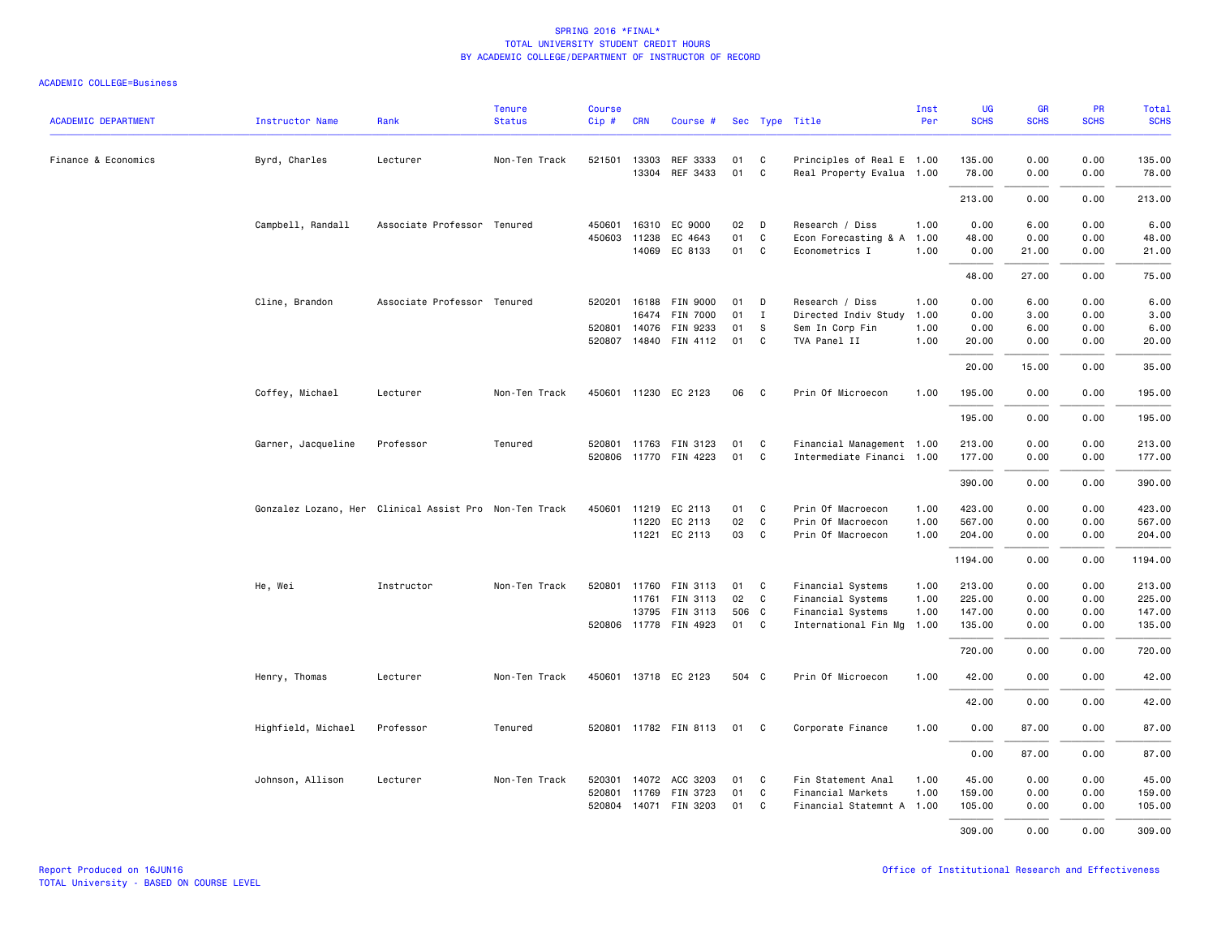SPRING 2016 *FINAL*
TOTAL UNIVERSITY STUDENT CREDIT HOURS
BY ACADEMIC COLLEGE/DEPARTMENT OF INSTRUCTOR OF RECORD

ACADEMIC COLLEGE=Business

| ACADEMIC DEPARTMENT | Instructor Name | Rank | Tenure Status | Course Cip # | CRN | Course # | Sec | Type | Title | Inst Per | UG SCHS | GR SCHS | PR SCHS | Total SCHS |
|---|---|---|---|---|---|---|---|---|---|---|---|---|---|---|
| Finance & Economics | Byrd, Charles | Lecturer | Non-Ten Track | 521501 | 13303 | REF 3333 | 01 | C | Principles of Real E | 1.00 | 135.00 | 0.00 | 0.00 | 135.00 |
| | | | | | 13304 | REF 3433 | 01 | C | Real Property Evalua | 1.00 | 78.00 | 0.00 | 0.00 | 78.00 |
| | | | | | | | | | | | 213.00 | 0.00 | 0.00 | 213.00 |
| | Campbell, Randall | Associate Professor | Tenured | 450601 | 16310 | EC 9000 | 02 | D | Research / Diss | 1.00 | 0.00 | 6.00 | 0.00 | 6.00 |
| | | | | 450603 | 11238 | EC 4643 | 01 | C | Econ Forecasting & A | 1.00 | 48.00 | 0.00 | 0.00 | 48.00 |
| | | | | | 14069 | EC 8133 | 01 | C | Econometrics I | 1.00 | 0.00 | 21.00 | 0.00 | 21.00 |
| | | | | | | | | | | | 48.00 | 27.00 | 0.00 | 75.00 |
| | Cline, Brandon | Associate Professor | Tenured | 520201 | 16188 | FIN 9000 | 01 | D | Research / Diss | 1.00 | 0.00 | 6.00 | 0.00 | 6.00 |
| | | | | | 16474 | FIN 7000 | 01 | I | Directed Indiv Study | 1.00 | 0.00 | 3.00 | 0.00 | 3.00 |
| | | | | 520801 | 14076 | FIN 9233 | 01 | S | Sem In Corp Fin | 1.00 | 0.00 | 6.00 | 0.00 | 6.00 |
| | | | | 520807 | 14840 | FIN 4112 | 01 | C | TVA Panel II | 1.00 | 20.00 | 0.00 | 0.00 | 20.00 |
| | | | | | | | | | | | 20.00 | 15.00 | 0.00 | 35.00 |
| | Coffey, Michael | Lecturer | Non-Ten Track | 450601 | 11230 | EC 2123 | 06 | C | Prin Of Microecon | 1.00 | 195.00 | 0.00 | 0.00 | 195.00 |
| | | | | | | | | | | | 195.00 | 0.00 | 0.00 | 195.00 |
| | Garner, Jacqueline | Professor | Tenured | 520801 | 11763 | FIN 3123 | 01 | C | Financial Management | 1.00 | 213.00 | 0.00 | 0.00 | 213.00 |
| | | | | 520806 | 11770 | FIN 4223 | 01 | C | Intermediate Financi | 1.00 | 177.00 | 0.00 | 0.00 | 177.00 |
| | | | | | | | | | | | 390.00 | 0.00 | 0.00 | 390.00 |
| | Gonzalez Lozano, Her | Clinical Assist Pro | Non-Ten Track | 450601 | 11219 | EC 2113 | 01 | C | Prin Of Macroecon | 1.00 | 423.00 | 0.00 | 0.00 | 423.00 |
| | | | | | 11220 | EC 2113 | 02 | C | Prin Of Macroecon | 1.00 | 567.00 | 0.00 | 0.00 | 567.00 |
| | | | | | 11221 | EC 2113 | 03 | C | Prin Of Macroecon | 1.00 | 204.00 | 0.00 | 0.00 | 204.00 |
| | | | | | | | | | | | 1194.00 | 0.00 | 0.00 | 1194.00 |
| | He, Wei | Instructor | Non-Ten Track | 520801 | 11760 | FIN 3113 | 01 | C | Financial Systems | 1.00 | 213.00 | 0.00 | 0.00 | 213.00 |
| | | | | | 11761 | FIN 3113 | 02 | C | Financial Systems | 1.00 | 225.00 | 0.00 | 0.00 | 225.00 |
| | | | | | 13795 | FIN 3113 | 506 | C | Financial Systems | 1.00 | 147.00 | 0.00 | 0.00 | 147.00 |
| | | | | 520806 | 11778 | FIN 4923 | 01 | C | International Fin Mg | 1.00 | 135.00 | 0.00 | 0.00 | 135.00 |
| | | | | | | | | | | | 720.00 | 0.00 | 0.00 | 720.00 |
| | Henry, Thomas | Lecturer | Non-Ten Track | 450601 | 13718 | EC 2123 | 504 | C | Prin Of Microecon | 1.00 | 42.00 | 0.00 | 0.00 | 42.00 |
| | | | | | | | | | | | 42.00 | 0.00 | 0.00 | 42.00 |
| | Highfield, Michael | Professor | Tenured | 520801 | 11782 | FIN 8113 | 01 | C | Corporate Finance | 1.00 | 0.00 | 87.00 | 0.00 | 87.00 |
| | | | | | | | | | | | 0.00 | 87.00 | 0.00 | 87.00 |
| | Johnson, Allison | Lecturer | Non-Ten Track | 520301 | 14072 | ACC 3203 | 01 | C | Fin Statement Anal | 1.00 | 45.00 | 0.00 | 0.00 | 45.00 |
| | | | | 520801 | 11769 | FIN 3723 | 01 | C | Financial Markets | 1.00 | 159.00 | 0.00 | 0.00 | 159.00 |
| | | | | 520804 | 14071 | FIN 3203 | 01 | C | Financial Statemnt A | 1.00 | 105.00 | 0.00 | 0.00 | 105.00 |
| | | | | | | | | | | | 309.00 | 0.00 | 0.00 | 309.00 |

Report Produced on 16JUN16
TOTAL University - BASED ON COURSE LEVEL

Office of Institutional Research and Effectiveness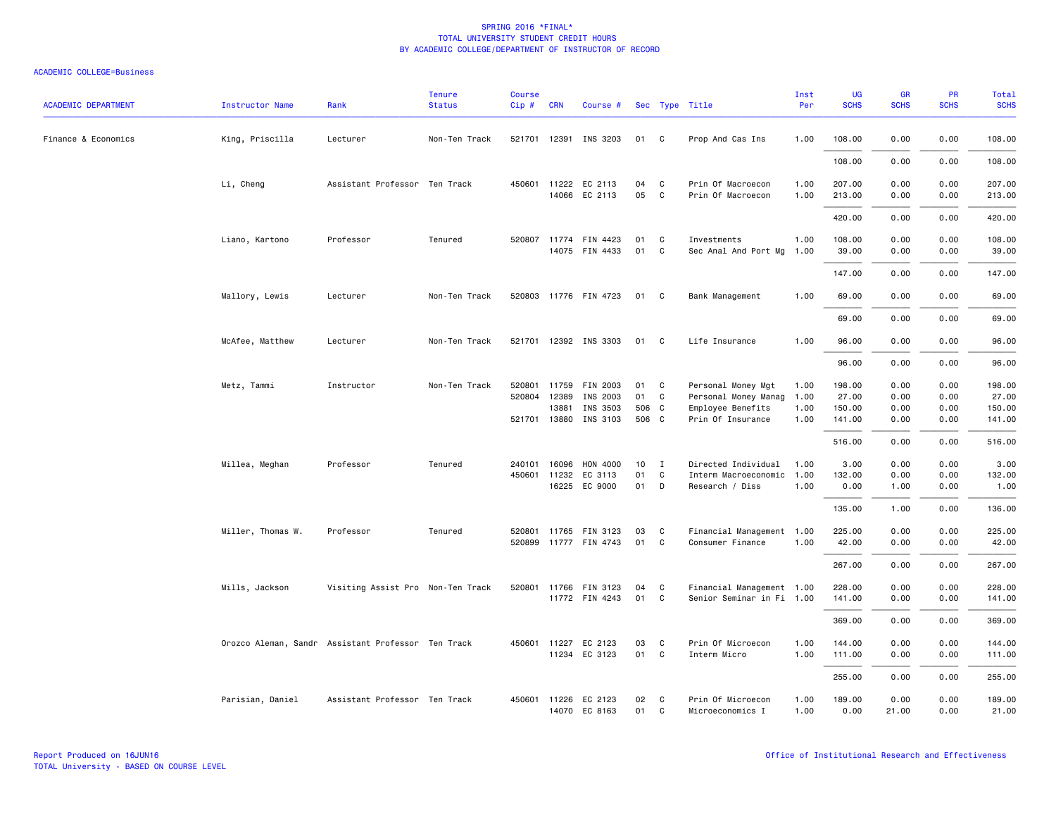# SPRING 2016 *FINAL*
## TOTAL UNIVERSITY STUDENT CREDIT HOURS
## BY ACADEMIC COLLEGE/DEPARTMENT OF INSTRUCTOR OF RECORD

ACADEMIC COLLEGE=Business

| ACADEMIC DEPARTMENT | Instructor Name | Rank | Tenure Status | Course Cip # | CRN | Course # | Sec | Type | Title | Inst Per | UG SCHS | GR SCHS | PR SCHS | Total SCHS |
|---|---|---|---|---|---|---|---|---|---|---|---|---|---|---|
| Finance & Economics | King, Priscilla | Lecturer | Non-Ten Track | 521701 | 12391 | INS 3203 | 01 | C | Prop And Cas Ins | 1.00 | 108.00 | 0.00 | 0.00 | 108.00 |
| | | | | | | | | | | | 108.00 | 0.00 | 0.00 | 108.00 |
| | Li, Cheng | Assistant Professor | Ten Track | 450601 | 11222 | EC 2113 | 04 | C | Prin Of Macroecon | 1.00 | 207.00 | 0.00 | 0.00 | 207.00 |
| | | | | | 14066 | EC 2113 | 05 | C | Prin Of Macroecon | 1.00 | 213.00 | 0.00 | 0.00 | 213.00 |
| | | | | | | | | | | | 420.00 | 0.00 | 0.00 | 420.00 |
| | Liano, Kartono | Professor | Tenured | 520807 | 11774 | FIN 4423 | 01 | C | Investments | 1.00 | 108.00 | 0.00 | 0.00 | 108.00 |
| | | | | | 14075 | FIN 4433 | 01 | C | Sec Anal And Port Mg | 1.00 | 39.00 | 0.00 | 0.00 | 39.00 |
| | | | | | | | | | | | 147.00 | 0.00 | 0.00 | 147.00 |
| | Mallory, Lewis | Lecturer | Non-Ten Track | 520803 | 11776 | FIN 4723 | 01 | C | Bank Management | 1.00 | 69.00 | 0.00 | 0.00 | 69.00 |
| | | | | | | | | | | | 69.00 | 0.00 | 0.00 | 69.00 |
| | McAfee, Matthew | Lecturer | Non-Ten Track | 521701 | 12392 | INS 3303 | 01 | C | Life Insurance | 1.00 | 96.00 | 0.00 | 0.00 | 96.00 |
| | | | | | | | | | | | 96.00 | 0.00 | 0.00 | 96.00 |
| | Metz, Tammi | Instructor | Non-Ten Track | 520801 | 11759 | FIN 2003 | 01 | C | Personal Money Mgt | 1.00 | 198.00 | 0.00 | 0.00 | 198.00 |
| | | | | 520804 | 12389 | INS 2003 | 01 | C | Personal Money Manag | 1.00 | 27.00 | 0.00 | 0.00 | 27.00 |
| | | | | | 13881 | INS 3503 | 506 | C | Employee Benefits | 1.00 | 150.00 | 0.00 | 0.00 | 150.00 |
| | | | | 521701 | 13880 | INS 3103 | 506 | C | Prin Of Insurance | 1.00 | 141.00 | 0.00 | 0.00 | 141.00 |
| | | | | | | | | | | | 516.00 | 0.00 | 0.00 | 516.00 |
| | Millea, Meghan | Professor | Tenured | 240101 | 16096 | HON 4000 | 10 | I | Directed Individual | 1.00 | 3.00 | 0.00 | 0.00 | 3.00 |
| | | | | 450601 | 11232 | EC 3113 | 01 | C | Interm Macroeconomic | 1.00 | 132.00 | 0.00 | 0.00 | 132.00 |
| | | | | | 16225 | EC 9000 | 01 | D | Research / Diss | 1.00 | 0.00 | 1.00 | 0.00 | 1.00 |
| | | | | | | | | | | | 135.00 | 1.00 | 0.00 | 136.00 |
| | Miller, Thomas W. | Professor | Tenured | 520801 | 11765 | FIN 3123 | 03 | C | Financial Management | 1.00 | 225.00 | 0.00 | 0.00 | 225.00 |
| | | | | 520899 | 11777 | FIN 4743 | 01 | C | Consumer Finance | 1.00 | 42.00 | 0.00 | 0.00 | 42.00 |
| | | | | | | | | | | | 267.00 | 0.00 | 0.00 | 267.00 |
| | Mills, Jackson | Visiting Assist Pro | Non-Ten Track | 520801 | 11766 | FIN 3123 | 04 | C | Financial Management | 1.00 | 228.00 | 0.00 | 0.00 | 228.00 |
| | | | | | 11772 | FIN 4243 | 01 | C | Senior Seminar in Fi | 1.00 | 141.00 | 0.00 | 0.00 | 141.00 |
| | | | | | | | | | | | 369.00 | 0.00 | 0.00 | 369.00 |
| | Orozco Aleman, Sandr | Assistant Professor | Ten Track | 450601 | 11227 | EC 2123 | 03 | C | Prin Of Microecon | 1.00 | 144.00 | 0.00 | 0.00 | 144.00 |
| | | | | | 11234 | EC 3123 | 01 | C | Interm Micro | 1.00 | 111.00 | 0.00 | 0.00 | 111.00 |
| | | | | | | | | | | | 255.00 | 0.00 | 0.00 | 255.00 |
| | Parisian, Daniel | Assistant Professor | Ten Track | 450601 | 11226 | EC 2123 | 02 | C | Prin Of Microecon | 1.00 | 189.00 | 0.00 | 0.00 | 189.00 |
| | | | | | 14070 | EC 8163 | 01 | C | Microeconomics I | 1.00 | 0.00 | 21.00 | 0.00 | 21.00 |

Report Produced on 16JUN16
TOTAL University - BASED ON COURSE LEVEL

Office of Institutional Research and Effectiveness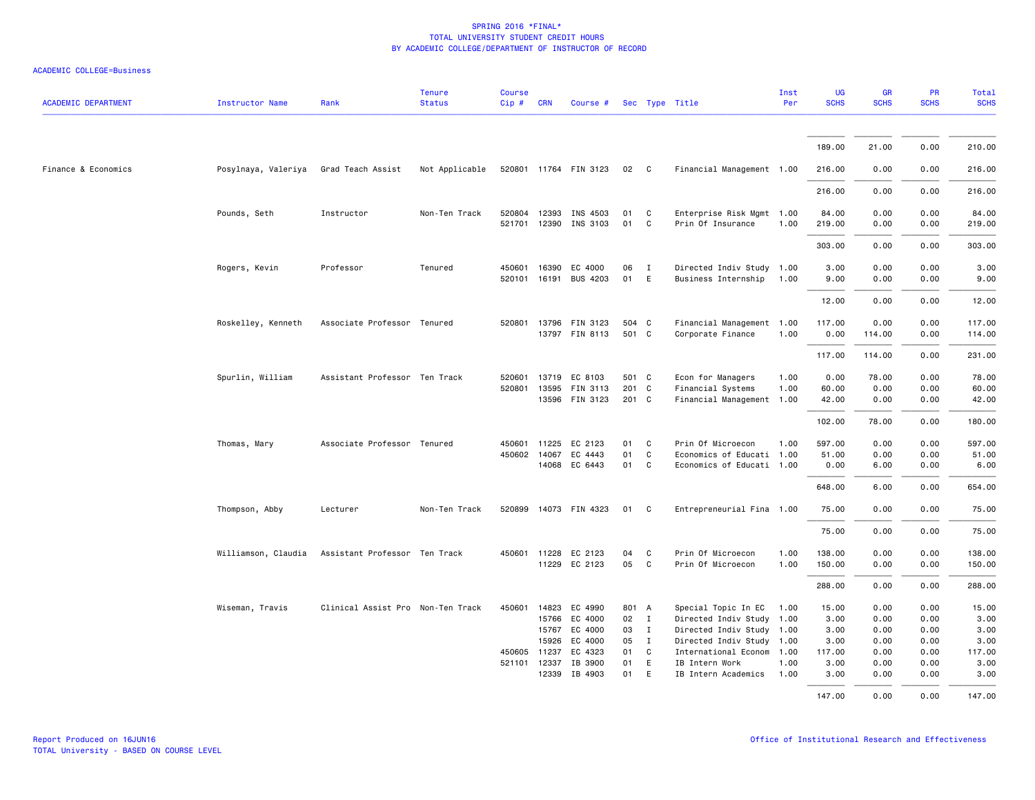# SPRING 2016 *FINAL*
## TOTAL UNIVERSITY STUDENT CREDIT HOURS
### BY ACADEMIC COLLEGE/DEPARTMENT OF INSTRUCTOR OF RECORD

ACADEMIC COLLEGE=Business

| ACADEMIC DEPARTMENT | Instructor Name | Rank | Tenure Status | Course Cip # | CRN | Course # | Sec | Type | Title | Inst Per | UG SCHS | GR SCHS | PR SCHS | Total SCHS |
|---|---|---|---|---|---|---|---|---|---|---|---|---|---|---|
| | | | | | | | | | | | 189.00 | 21.00 | 0.00 | 210.00 |
| Finance & Economics | Posylnaya, Valeriya | Grad Teach Assist | Not Applicable | 520801 | 11764 | FIN 3123 | 02 | C | Financial Management | 1.00 | 216.00 | 0.00 | 0.00 | 216.00 |
| | | | | | | | | | | | 216.00 | 0.00 | 0.00 | 216.00 |
| | Pounds, Seth | Instructor | Non-Ten Track | 520804 | 12393 | INS 4503 | 01 | C | Enterprise Risk Mgmt | 1.00 | 84.00 | 0.00 | 0.00 | 84.00 |
| | | | | 521701 | 12390 | INS 3103 | 01 | C | Prin Of Insurance | 1.00 | 219.00 | 0.00 | 0.00 | 219.00 |
| | | | | | | | | | | | 303.00 | 0.00 | 0.00 | 303.00 |
| | Rogers, Kevin | Professor | Tenured | 450601 | 16390 | EC 4000 | 06 | I | Directed Indiv Study | 1.00 | 3.00 | 0.00 | 0.00 | 3.00 |
| | | | | 520101 | 16191 | BUS 4203 | 01 | E | Business Internship | 1.00 | 9.00 | 0.00 | 0.00 | 9.00 |
| | | | | | | | | | | | 12.00 | 0.00 | 0.00 | 12.00 |
| | Roskelley, Kenneth | Associate Professor | Tenured | 520801 | 13796 | FIN 3123 | 504 | C | Financial Management | 1.00 | 117.00 | 0.00 | 0.00 | 117.00 |
| | | | | | 13797 | FIN 8113 | 501 | C | Corporate Finance | 1.00 | 0.00 | 114.00 | 0.00 | 114.00 |
| | | | | | | | | | | | 117.00 | 114.00 | 0.00 | 231.00 |
| | Spurlin, William | Assistant Professor | Ten Track | 520601 | 13719 | EC 8103 | 501 | C | Econ for Managers | 1.00 | 0.00 | 78.00 | 0.00 | 78.00 |
| | | | | 520801 | 13595 | FIN 3113 | 201 | C | Financial Systems | 1.00 | 60.00 | 0.00 | 0.00 | 60.00 |
| | | | | | 13596 | FIN 3123 | 201 | C | Financial Management | 1.00 | 42.00 | 0.00 | 0.00 | 42.00 |
| | | | | | | | | | | | 102.00 | 78.00 | 0.00 | 180.00 |
| | Thomas, Mary | Associate Professor | Tenured | 450601 | 11225 | EC 2123 | 01 | C | Prin Of Microecon | 1.00 | 597.00 | 0.00 | 0.00 | 597.00 |
| | | | | 450602 | 14067 | EC 4443 | 01 | C | Economics of Educati | 1.00 | 51.00 | 0.00 | 0.00 | 51.00 |
| | | | | | 14068 | EC 6443 | 01 | C | Economics of Educati | 1.00 | 0.00 | 6.00 | 0.00 | 6.00 |
| | | | | | | | | | | | 648.00 | 6.00 | 0.00 | 654.00 |
| | Thompson, Abby | Lecturer | Non-Ten Track | 520899 | 14073 | FIN 4323 | 01 | C | Entrepreneurial Fina | 1.00 | 75.00 | 0.00 | 0.00 | 75.00 |
| | | | | | | | | | | | 75.00 | 0.00 | 0.00 | 75.00 |
| | Williamson, Claudia | Assistant Professor | Ten Track | 450601 | 11228 | EC 2123 | 04 | C | Prin Of Microecon | 1.00 | 138.00 | 0.00 | 0.00 | 138.00 |
| | | | | | 11229 | EC 2123 | 05 | C | Prin Of Microecon | 1.00 | 150.00 | 0.00 | 0.00 | 150.00 |
| | | | | | | | | | | | 288.00 | 0.00 | 0.00 | 288.00 |
| | Wiseman, Travis | Clinical Assist Pro | Non-Ten Track | 450601 | 14823 | EC 4990 | 801 | A | Special Topic In EC | 1.00 | 15.00 | 0.00 | 0.00 | 15.00 |
| | | | | | 15766 | EC 4000 | 02 | I | Directed Indiv Study | 1.00 | 3.00 | 0.00 | 0.00 | 3.00 |
| | | | | | 15767 | EC 4000 | 03 | I | Directed Indiv Study | 1.00 | 3.00 | 0.00 | 0.00 | 3.00 |
| | | | | | 15926 | EC 4000 | 05 | I | Directed Indiv Study | 1.00 | 3.00 | 0.00 | 0.00 | 3.00 |
| | | | | 450605 | 11237 | EC 4323 | 01 | C | International Econom | 1.00 | 117.00 | 0.00 | 0.00 | 117.00 |
| | | | | 521101 | 12337 | IB 3900 | 01 | E | IB Intern Work | 1.00 | 3.00 | 0.00 | 0.00 | 3.00 |
| | | | | | 12339 | IB 4903 | 01 | E | IB Intern Academics | 1.00 | 3.00 | 0.00 | 0.00 | 3.00 |
| | | | | | | | | | | | 147.00 | 0.00 | 0.00 | 147.00 |

Report Produced on 16JUN16
TOTAL University - BASED ON COURSE LEVEL

Office of Institutional Research and Effectiveness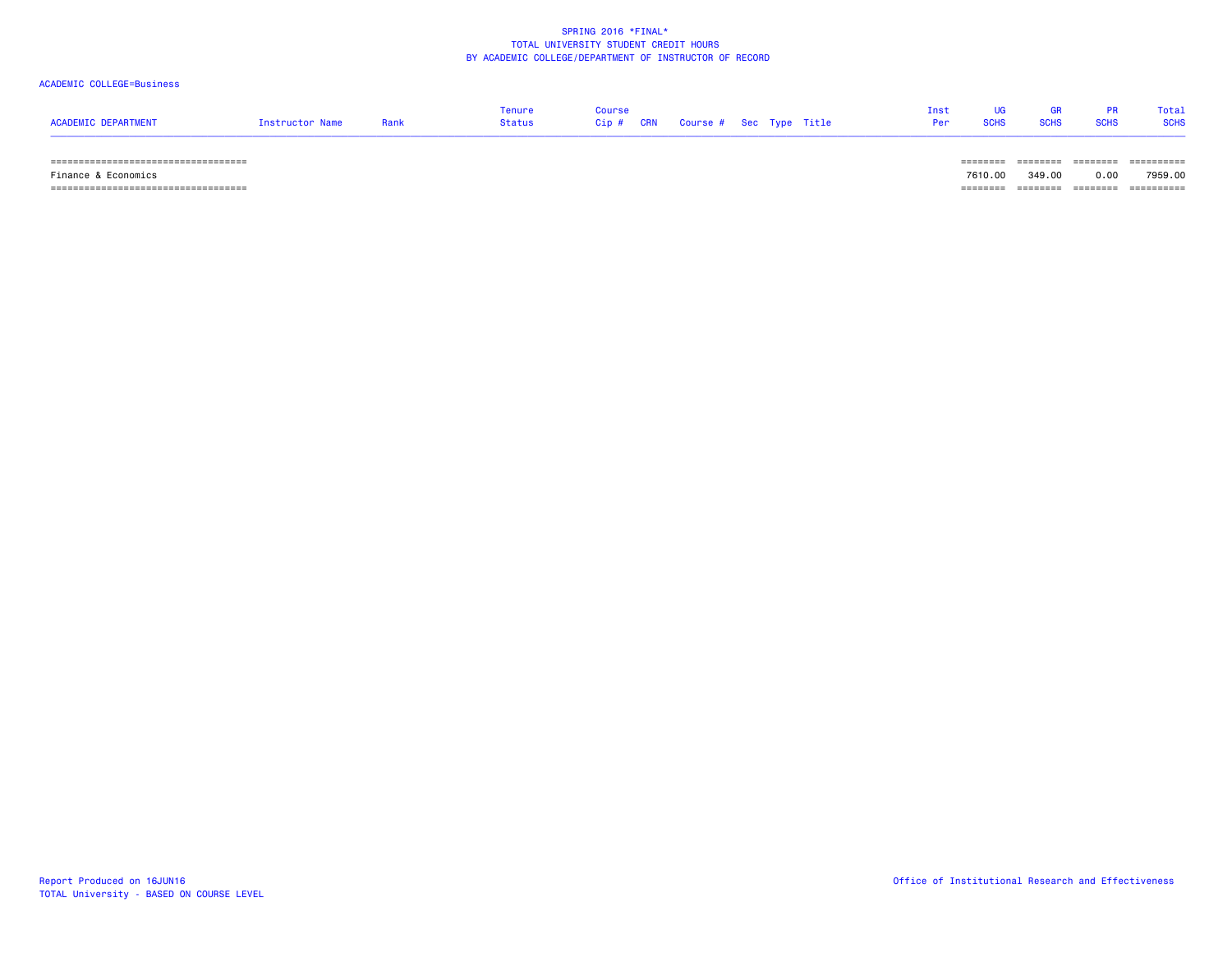SPRING 2016 *FINAL*
TOTAL UNIVERSITY STUDENT CREDIT HOURS
BY ACADEMIC COLLEGE/DEPARTMENT OF INSTRUCTOR OF RECORD

ACADEMIC COLLEGE=Business

| ACADEMIC DEPARTMENT | Instructor Name | Rank | Tenure Status | Course Cip # | CRN | Course # | Sec | Type | Title | Inst Per | UG SCHS | GR SCHS | PR SCHS | Total SCHS |
|---|---|---|---|---|---|---|---|---|---|---|---|---|---|---|
| Finance & Economics | | | | | | | | | | | 7610.00 | 349.00 | 0.00 | 7959.00 |

Report Produced on 16JUN16
TOTAL University - BASED ON COURSE LEVEL

Office of Institutional Research and Effectiveness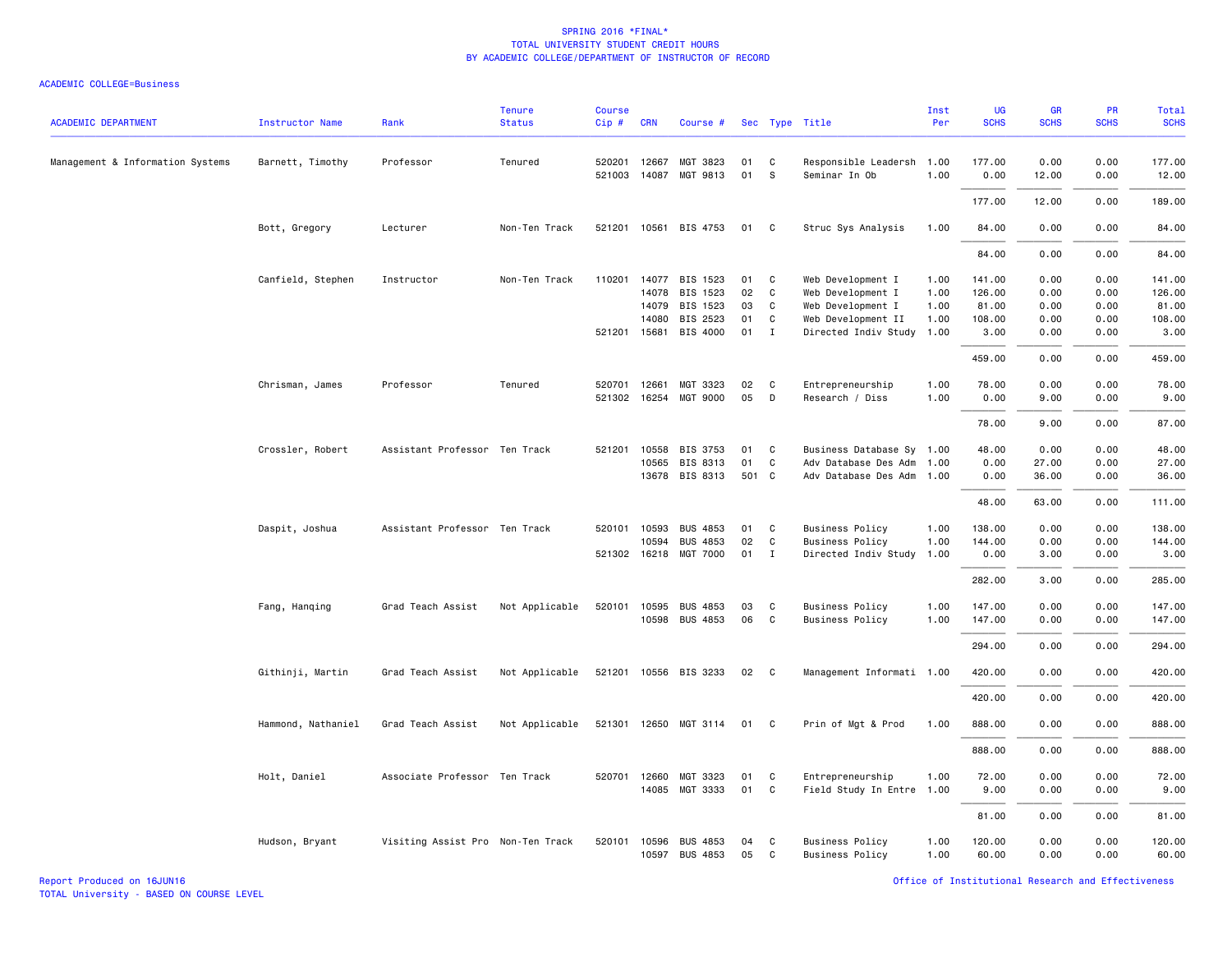SPRING 2016 *FINAL*
TOTAL UNIVERSITY STUDENT CREDIT HOURS
BY ACADEMIC COLLEGE/DEPARTMENT OF INSTRUCTOR OF RECORD

ACADEMIC COLLEGE=Business

| ACADEMIC DEPARTMENT | Instructor Name | Rank | Tenure Status | Course Cip # | CRN | Course # | Sec | Type | Title | Inst Per | UG SCHS | GR SCHS | PR SCHS | Total SCHS |
|---|---|---|---|---|---|---|---|---|---|---|---|---|---|---|
| Management & Information Systems | Barnett, Timothy | Professor | Tenured | 520201 | 12667 | MGT 3823 | 01 | C | Responsible Leadersh | 1.00 | 177.00 | 0.00 | 0.00 | 177.00 |
| | | | | 521003 | 14087 | MGT 9813 | 01 | S | Seminar In Ob | 1.00 | 0.00 | 12.00 | 0.00 | 12.00 |
| | | | | | | | | | | | 177.00 | 12.00 | 0.00 | 189.00 |
| | Bott, Gregory | Lecturer | Non-Ten Track | 521201 | 10561 | BIS 4753 | 01 | C | Struc Sys Analysis | 1.00 | 84.00 | 0.00 | 0.00 | 84.00 |
| | | | | | | | | | | | 84.00 | 0.00 | 0.00 | 84.00 |
| | Canfield, Stephen | Instructor | Non-Ten Track | 110201 | 14077 | BIS 1523 | 01 | C | Web Development I | 1.00 | 141.00 | 0.00 | 0.00 | 141.00 |
| | | | | | 14078 | BIS 1523 | 02 | C | Web Development I | 1.00 | 126.00 | 0.00 | 0.00 | 126.00 |
| | | | | | 14079 | BIS 1523 | 03 | C | Web Development I | 1.00 | 81.00 | 0.00 | 0.00 | 81.00 |
| | | | | | 14080 | BIS 2523 | 01 | C | Web Development II | 1.00 | 108.00 | 0.00 | 0.00 | 108.00 |
| | | | | 521201 | 15681 | BIS 4000 | 01 | I | Directed Indiv Study | 1.00 | 3.00 | 0.00 | 0.00 | 3.00 |
| | | | | | | | | | | | 459.00 | 0.00 | 0.00 | 459.00 |
| | Chrisman, James | Professor | Tenured | 520701 | 12661 | MGT 3323 | 02 | C | Entrepreneurship | 1.00 | 78.00 | 0.00 | 0.00 | 78.00 |
| | | | | 521302 | 16254 | MGT 9000 | 05 | D | Research / Diss | 1.00 | 0.00 | 9.00 | 0.00 | 9.00 |
| | | | | | | | | | | | 78.00 | 9.00 | 0.00 | 87.00 |
| | Crossler, Robert | Assistant Professor | Ten Track | 521201 | 10558 | BIS 3753 | 01 | C | Business Database Sy | 1.00 | 48.00 | 0.00 | 0.00 | 48.00 |
| | | | | | 10565 | BIS 8313 | 01 | C | Adv Database Des Adm | 1.00 | 0.00 | 27.00 | 0.00 | 27.00 |
| | | | | | 13678 | BIS 8313 | 501 | C | Adv Database Des Adm | 1.00 | 0.00 | 36.00 | 0.00 | 36.00 |
| | | | | | | | | | | | 48.00 | 63.00 | 0.00 | 111.00 |
| | Daspit, Joshua | Assistant Professor | Ten Track | 520101 | 10593 | BUS 4853 | 01 | C | Business Policy | 1.00 | 138.00 | 0.00 | 0.00 | 138.00 |
| | | | | | 10594 | BUS 4853 | 02 | C | Business Policy | 1.00 | 144.00 | 0.00 | 0.00 | 144.00 |
| | | | | 521302 | 16218 | MGT 7000 | 01 | I | Directed Indiv Study | 1.00 | 0.00 | 3.00 | 0.00 | 3.00 |
| | | | | | | | | | | | 282.00 | 3.00 | 0.00 | 285.00 |
| | Fang, Hanqing | Grad Teach Assist | Not Applicable | 520101 | 10595 | BUS 4853 | 03 | C | Business Policy | 1.00 | 147.00 | 0.00 | 0.00 | 147.00 |
| | | | | | 10598 | BUS 4853 | 06 | C | Business Policy | 1.00 | 147.00 | 0.00 | 0.00 | 147.00 |
| | | | | | | | | | | | 294.00 | 0.00 | 0.00 | 294.00 |
| | Githinji, Martin | Grad Teach Assist | Not Applicable | 521201 | 10556 | BIS 3233 | 02 | C | Management Informati | 1.00 | 420.00 | 0.00 | 0.00 | 420.00 |
| | | | | | | | | | | | 420.00 | 0.00 | 0.00 | 420.00 |
| | Hammond, Nathaniel | Grad Teach Assist | Not Applicable | 521301 | 12650 | MGT 3114 | 01 | C | Prin of Mgt & Prod | 1.00 | 888.00 | 0.00 | 0.00 | 888.00 |
| | | | | | | | | | | | 888.00 | 0.00 | 0.00 | 888.00 |
| | Holt, Daniel | Associate Professor | Ten Track | 520701 | 12660 | MGT 3323 | 01 | C | Entrepreneurship | 1.00 | 72.00 | 0.00 | 0.00 | 72.00 |
| | | | | | 14085 | MGT 3333 | 01 | C | Field Study In Entre | 1.00 | 9.00 | 0.00 | 0.00 | 9.00 |
| | | | | | | | | | | | 81.00 | 0.00 | 0.00 | 81.00 |
| | Hudson, Bryant | Visiting Assist Pro | Non-Ten Track | 520101 | 10596 | BUS 4853 | 04 | C | Business Policy | 1.00 | 120.00 | 0.00 | 0.00 | 120.00 |
| | | | | | 10597 | BUS 4853 | 05 | C | Business Policy | 1.00 | 60.00 | 0.00 | 0.00 | 60.00 |

Report Produced on 16JUN16
TOTAL University - BASED ON COURSE LEVEL

Office of Institutional Research and Effectiveness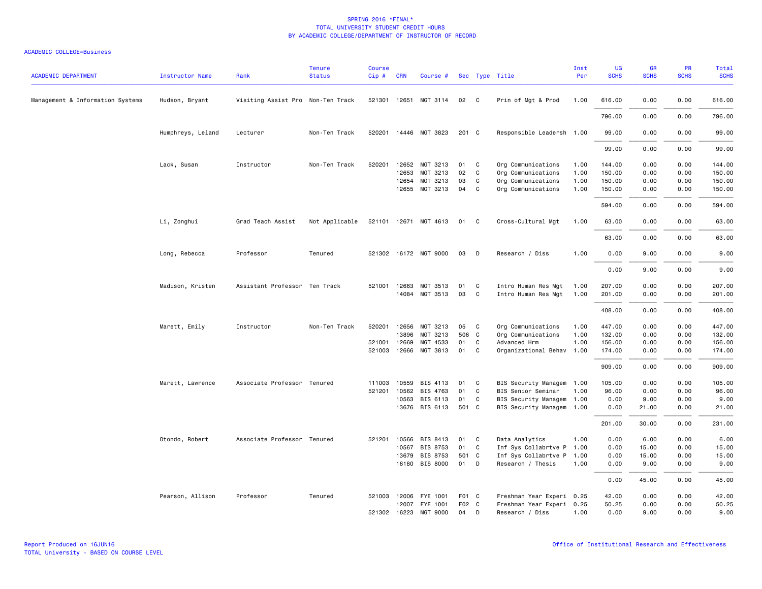SPRING 2016 *FINAL*
TOTAL UNIVERSITY STUDENT CREDIT HOURS
BY ACADEMIC COLLEGE/DEPARTMENT OF INSTRUCTOR OF RECORD

ACADEMIC COLLEGE=Business

| ACADEMIC DEPARTMENT | Instructor Name | Rank | Tenure Status | Course Cip # | CRN | Course # | Sec | Type | Title | Inst Per | UG SCHS | GR SCHS | PR SCHS | Total SCHS |
|---|---|---|---|---|---|---|---|---|---|---|---|---|---|---|
| Management & Information Systems | Hudson, Bryant | Visiting Assist Pro | Non-Ten Track | 521301 | 12651 | MGT 3114 | 02 | C | Prin of Mgt & Prod | 1.00 | 616.00 | 0.00 | 0.00 | 616.00 |
| | | | | | | | | | | | 796.00 | 0.00 | 0.00 | 796.00 |
| | Humphreys, Leland | Lecturer | Non-Ten Track | 520201 | 14446 | MGT 3823 | 201 | C | Responsible Leadersh | 1.00 | 99.00 | 0.00 | 0.00 | 99.00 |
| | | | | | | | | | | | 99.00 | 0.00 | 0.00 | 99.00 |
| | Lack, Susan | Instructor | Non-Ten Track | 520201 | 12652 | MGT 3213 | 01 | C | Org Communications | 1.00 | 144.00 | 0.00 | 0.00 | 144.00 |
| | | | | | 12653 | MGT 3213 | 02 | C | Org Communications | 1.00 | 150.00 | 0.00 | 0.00 | 150.00 |
| | | | | | 12654 | MGT 3213 | 03 | C | Org Communications | 1.00 | 150.00 | 0.00 | 0.00 | 150.00 |
| | | | | | 12655 | MGT 3213 | 04 | C | Org Communications | 1.00 | 150.00 | 0.00 | 0.00 | 150.00 |
| | | | | | | | | | | | 594.00 | 0.00 | 0.00 | 594.00 |
| | Li, Zonghui | Grad Teach Assist | Not Applicable | 521101 | 12671 | MGT 4613 | 01 | C | Cross-Cultural Mgt | 1.00 | 63.00 | 0.00 | 0.00 | 63.00 |
| | | | | | | | | | | | 63.00 | 0.00 | 0.00 | 63.00 |
| | Long, Rebecca | Professor | Tenured | 521302 | 16172 | MGT 9000 | 03 | D | Research / Diss | 1.00 | 0.00 | 9.00 | 0.00 | 9.00 |
| | | | | | | | | | | | 0.00 | 9.00 | 0.00 | 9.00 |
| | Madison, Kristen | Assistant Professor | Ten Track | 521001 | 12663 | MGT 3513 | 01 | C | Intro Human Res Mgt | 1.00 | 207.00 | 0.00 | 0.00 | 207.00 |
| | | | | | 14084 | MGT 3513 | 03 | C | Intro Human Res Mgt | 1.00 | 201.00 | 0.00 | 0.00 | 201.00 |
| | | | | | | | | | | | 408.00 | 0.00 | 0.00 | 408.00 |
| | Marett, Emily | Instructor | Non-Ten Track | 520201 | 12656 | MGT 3213 | 05 | C | Org Communications | 1.00 | 447.00 | 0.00 | 0.00 | 447.00 |
| | | | | | 13896 | MGT 3213 | 506 | C | Org Communications | 1.00 | 132.00 | 0.00 | 0.00 | 132.00 |
| | | | | 521001 | 12669 | MGT 4533 | 01 | C | Advanced Hrm | 1.00 | 156.00 | 0.00 | 0.00 | 156.00 |
| | | | | 521003 | 12666 | MGT 3813 | 01 | C | Organizational Behav | 1.00 | 174.00 | 0.00 | 0.00 | 174.00 |
| | | | | | | | | | | | 909.00 | 0.00 | 0.00 | 909.00 |
| | Marett, Lawrence | Associate Professor | Tenured | 111003 | 10559 | BIS 4113 | 01 | C | BIS Security Managem | 1.00 | 105.00 | 0.00 | 0.00 | 105.00 |
| | | | | 521201 | 10562 | BIS 4763 | 01 | C | BIS Senior Seminar | 1.00 | 96.00 | 0.00 | 0.00 | 96.00 |
| | | | | | 10563 | BIS 6113 | 01 | C | BIS Security Managem | 1.00 | 0.00 | 9.00 | 0.00 | 9.00 |
| | | | | | 13676 | BIS 6113 | 501 | C | BIS Security Managem | 1.00 | 0.00 | 21.00 | 0.00 | 21.00 |
| | | | | | | | | | | | 201.00 | 30.00 | 0.00 | 231.00 |
| | Otondo, Robert | Associate Professor | Tenured | 521201 | 10566 | BIS 8413 | 01 | C | Data Analytics | 1.00 | 0.00 | 6.00 | 0.00 | 6.00 |
| | | | | | 10567 | BIS 8753 | 01 | C | Inf Sys Collabrtve P | 1.00 | 0.00 | 15.00 | 0.00 | 15.00 |
| | | | | | 13679 | BIS 8753 | 501 | C | Inf Sys Collabrtve P | 1.00 | 0.00 | 15.00 | 0.00 | 15.00 |
| | | | | | 16180 | BIS 8000 | 01 | D | Research / Thesis | 1.00 | 0.00 | 9.00 | 0.00 | 9.00 |
| | | | | | | | | | | | 0.00 | 45.00 | 0.00 | 45.00 |
| | Pearson, Allison | Professor | Tenured | 521003 | 12006 | FYE 1001 | F01 | C | Freshman Year Experi | 0.25 | 42.00 | 0.00 | 0.00 | 42.00 |
| | | | | | 12007 | FYE 1001 | F02 | C | Freshman Year Experi | 0.25 | 50.25 | 0.00 | 0.00 | 50.25 |
| | | | | 521302 | 16223 | MGT 9000 | 04 | D | Research / Diss | 1.00 | 0.00 | 9.00 | 0.00 | 9.00 |

Report Produced on 16JUN16
TOTAL University - BASED ON COURSE LEVEL

Office of Institutional Research and Effectiveness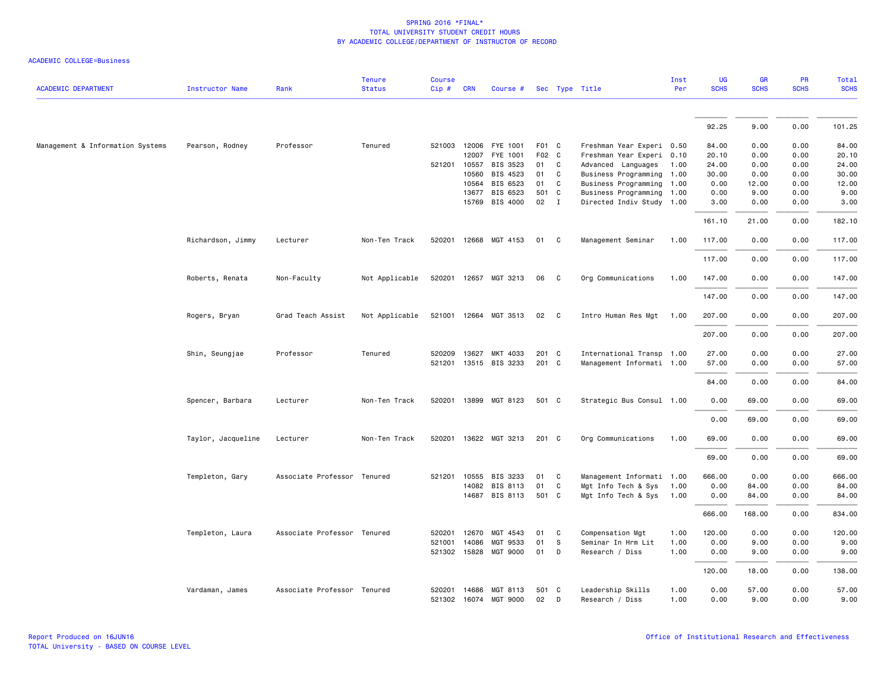SPRING 2016 *FINAL*
TOTAL UNIVERSITY STUDENT CREDIT HOURS
BY ACADEMIC COLLEGE/DEPARTMENT OF INSTRUCTOR OF RECORD

ACADEMIC COLLEGE=Business

| ACADEMIC DEPARTMENT | Instructor Name | Rank | Tenure Status | Course Cip # | CRN | Course # | Sec | Type | Title | Inst Per | UG SCHS | GR SCHS | PR SCHS | Total SCHS |
|---|---|---|---|---|---|---|---|---|---|---|---|---|---|---|
| | | | | | | | | | | | 92.25 | 9.00 | 0.00 | 101.25 |
| Management & Information Systems | Pearson, Rodney | Professor | Tenured | 521003 | 12006 | FYE 1001 | F01 | C | Freshman Year Experi | 0.50 | 84.00 | 0.00 | 0.00 | 84.00 |
| | | | | | 12007 | FYE 1001 | F02 | C | Freshman Year Experi | 0.10 | 20.10 | 0.00 | 0.00 | 20.10 |
| | | | | 521201 | 10557 | BIS 3523 | 01 | C | Advanced Languages | 1.00 | 24.00 | 0.00 | 0.00 | 24.00 |
| | | | | | 10560 | BIS 4523 | 01 | C | Business Programming | 1.00 | 30.00 | 0.00 | 0.00 | 30.00 |
| | | | | | 10564 | BIS 6523 | 01 | C | Business Programming | 1.00 | 0.00 | 12.00 | 0.00 | 12.00 |
| | | | | | 13677 | BIS 6523 | 501 | C | Business Programming | 1.00 | 0.00 | 9.00 | 0.00 | 9.00 |
| | | | | | 15769 | BIS 4000 | 02 | I | Directed Indiv Study | 1.00 | 3.00 | 0.00 | 0.00 | 3.00 |
| | | | | | | | | | | | 161.10 | 21.00 | 0.00 | 182.10 |
| | Richardson, Jimmy | Lecturer | Non-Ten Track | 520201 | 12668 | MGT 4153 | 01 | C | Management Seminar | 1.00 | 117.00 | 0.00 | 0.00 | 117.00 |
| | | | | | | | | | | | 117.00 | 0.00 | 0.00 | 117.00 |
| | Roberts, Renata | Non-Faculty | Not Applicable | 520201 | 12657 | MGT 3213 | 06 | C | Org Communications | 1.00 | 147.00 | 0.00 | 0.00 | 147.00 |
| | | | | | | | | | | | 147.00 | 0.00 | 0.00 | 147.00 |
| | Rogers, Bryan | Grad Teach Assist | Not Applicable | 521001 | 12664 | MGT 3513 | 02 | C | Intro Human Res Mgt | 1.00 | 207.00 | 0.00 | 0.00 | 207.00 |
| | | | | | | | | | | | 207.00 | 0.00 | 0.00 | 207.00 |
| | Shin, Seungjae | Professor | Tenured | 520209 | 13627 | MKT 4033 | 201 | C | International Transp | 1.00 | 27.00 | 0.00 | 0.00 | 27.00 |
| | | | | 521201 | 13515 | BIS 3233 | 201 | C | Management Informati | 1.00 | 57.00 | 0.00 | 0.00 | 57.00 |
| | | | | | | | | | | | 84.00 | 0.00 | 0.00 | 84.00 |
| | Spencer, Barbara | Lecturer | Non-Ten Track | 520201 | 13899 | MGT 8123 | 501 | C | Strategic Bus Consul | 1.00 | 0.00 | 69.00 | 0.00 | 69.00 |
| | | | | | | | | | | | 0.00 | 69.00 | 0.00 | 69.00 |
| | Taylor, Jacqueline | Lecturer | Non-Ten Track | 520201 | 13622 | MGT 3213 | 201 | C | Org Communications | 1.00 | 69.00 | 0.00 | 0.00 | 69.00 |
| | | | | | | | | | | | 69.00 | 0.00 | 0.00 | 69.00 |
| | Templeton, Gary | Associate Professor | Tenured | 521201 | 10555 | BIS 3233 | 01 | C | Management Informati | 1.00 | 666.00 | 0.00 | 0.00 | 666.00 |
| | | | | | 14082 | BIS 8113 | 01 | C | Mgt Info Tech & Sys | 1.00 | 0.00 | 84.00 | 0.00 | 84.00 |
| | | | | | 14687 | BIS 8113 | 501 | C | Mgt Info Tech & Sys | 1.00 | 0.00 | 84.00 | 0.00 | 84.00 |
| | | | | | | | | | | | 666.00 | 168.00 | 0.00 | 834.00 |
| | Templeton, Laura | Associate Professor | Tenured | 520201 | 12670 | MGT 4543 | 01 | C | Compensation Mgt | 1.00 | 120.00 | 0.00 | 0.00 | 120.00 |
| | | | | 521001 | 14086 | MGT 9533 | 01 | S | Seminar In Hrm Lit | 1.00 | 0.00 | 9.00 | 0.00 | 9.00 |
| | | | | 521302 | 15828 | MGT 9000 | 01 | D | Research / Diss | 1.00 | 0.00 | 9.00 | 0.00 | 9.00 |
| | | | | | | | | | | | 120.00 | 18.00 | 0.00 | 138.00 |
| | Vardaman, James | Associate Professor | Tenured | 520201 | 14686 | MGT 8113 | 501 | C | Leadership Skills | 1.00 | 0.00 | 57.00 | 0.00 | 57.00 |
| | | | | 521302 | 16074 | MGT 9000 | 02 | D | Research / Diss | 1.00 | 0.00 | 9.00 | 0.00 | 9.00 |

Report Produced on 16JUN16
TOTAL University - BASED ON COURSE LEVEL

Office of Institutional Research and Effectiveness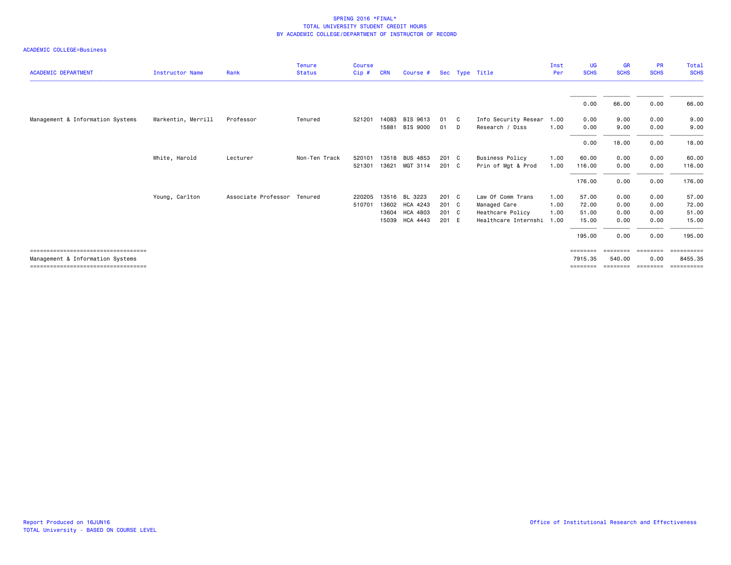SPRING 2016 *FINAL*
TOTAL UNIVERSITY STUDENT CREDIT HOURS
BY ACADEMIC COLLEGE/DEPARTMENT OF INSTRUCTOR OF RECORD

ACADEMIC COLLEGE=Business

| ACADEMIC DEPARTMENT | Instructor Name | Rank | Tenure Status | Course Cip # | CRN | Course # | Sec | Type | Title | Inst Per | UG SCHS | GR SCHS | PR SCHS | Total SCHS |
|---|---|---|---|---|---|---|---|---|---|---|---|---|---|---|
| | | | | | | | | | | | 0.00 | 66.00 | 0.00 | 66.00 |
| Management & Information Systems | Warkentin, Merrill | Professor | Tenured | 521201 | 14083 | BIS 9613 | 01 | C | Info Security Resear | 1.00 | 0.00 | 9.00 | 0.00 | 9.00 |
| | | | | | 15881 | BIS 9000 | 01 | D | Research / Diss | 1.00 | 0.00 | 9.00 | 0.00 | 9.00 |
| | | | | | | | | | | | 0.00 | 18.00 | 0.00 | 18.00 |
| | White, Harold | Lecturer | Non-Ten Track | 520101 | 13518 | BUS 4853 | 201 | C | Business Policy | 1.00 | 60.00 | 0.00 | 0.00 | 60.00 |
| | | | | 521301 | 13621 | MGT 3114 | 201 | C | Prin of Mgt & Prod | 1.00 | 116.00 | 0.00 | 0.00 | 116.00 |
| | | | | | | | | | | | 176.00 | 0.00 | 0.00 | 176.00 |
| | Young, Carlton | Associate Professor | Tenured | 220205 | 13516 | BL 3223 | 201 | C | Law Of Comm Trans | 1.00 | 57.00 | 0.00 | 0.00 | 57.00 |
| | | | | 510701 | 13602 | HCA 4243 | 201 | C | Managed Care | 1.00 | 72.00 | 0.00 | 0.00 | 72.00 |
| | | | | | 13604 | HCA 4803 | 201 | C | Heathcare Policy | 1.00 | 51.00 | 0.00 | 0.00 | 51.00 |
| | | | | | 15039 | HCA 4443 | 201 | E | Healthcare Internshi | 1.00 | 15.00 | 0.00 | 0.00 | 15.00 |
| | | | | | | | | | | | 195.00 | 0.00 | 0.00 | 195.00 |
| Management & Information Systems | | | | | | | | | | | 7915.35 | 540.00 | 0.00 | 8455.35 |

Report Produced on 16JUN16
TOTAL University - BASED ON COURSE LEVEL

Office of Institutional Research and Effectiveness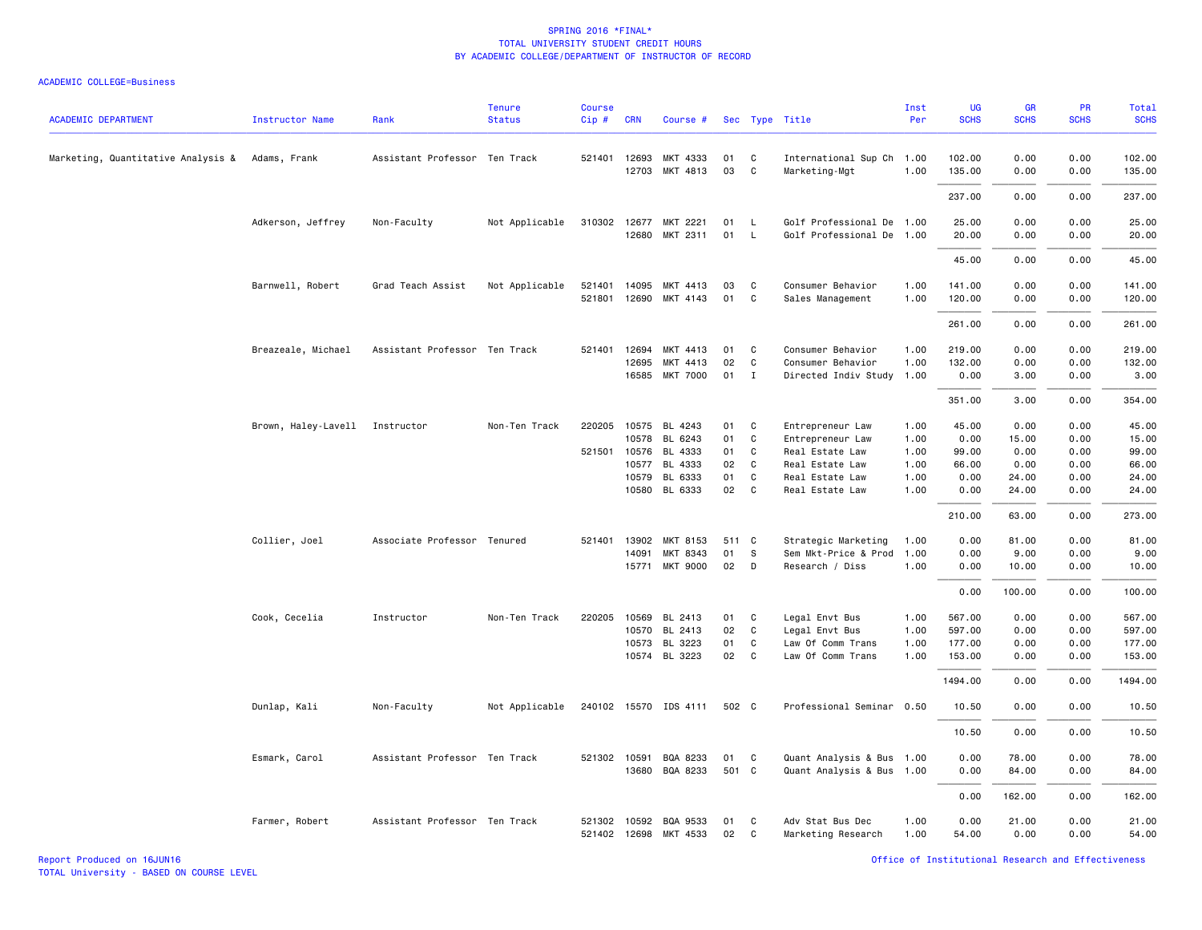SPRING 2016 *FINAL*
TOTAL UNIVERSITY STUDENT CREDIT HOURS
BY ACADEMIC COLLEGE/DEPARTMENT OF INSTRUCTOR OF RECORD

ACADEMIC COLLEGE=Business

| ACADEMIC DEPARTMENT | Instructor Name | Rank | Tenure Status | Course Cip # | CRN | Course # | Sec | Type | Title | Inst Per | UG SCHS | GR SCHS | PR SCHS | Total SCHS |
|---|---|---|---|---|---|---|---|---|---|---|---|---|---|---|
| Marketing, Quantitative Analysis & | Adams, Frank | Assistant Professor | Ten Track | 521401 | 12693 | MKT 4333 | 01 | C | International Sup Ch | 1.00 | 102.00 | 0.00 | 0.00 | 102.00 |
| | | | | | 12703 | MKT 4813 | 03 | C | Marketing-Mgt | 1.00 | 135.00 | 0.00 | 0.00 | 135.00 |
| | | | | | | | | | | | 237.00 | 0.00 | 0.00 | 237.00 |
| | Adkerson, Jeffrey | Non-Faculty | Not Applicable | 310302 | 12677 | MKT 2221 | 01 | L | Golf Professional De | 1.00 | 25.00 | 0.00 | 0.00 | 25.00 |
| | | | | | 12680 | MKT 2311 | 01 | L | Golf Professional De | 1.00 | 20.00 | 0.00 | 0.00 | 20.00 |
| | | | | | | | | | | | 45.00 | 0.00 | 0.00 | 45.00 |
| | Barnwell, Robert | Grad Teach Assist | Not Applicable | 521401 | 14095 | MKT 4413 | 03 | C | Consumer Behavior | 1.00 | 141.00 | 0.00 | 0.00 | 141.00 |
| | | | | 521801 | 12690 | MKT 4143 | 01 | C | Sales Management | 1.00 | 120.00 | 0.00 | 0.00 | 120.00 |
| | | | | | | | | | | | 261.00 | 0.00 | 0.00 | 261.00 |
| | Breazeale, Michael | Assistant Professor | Ten Track | 521401 | 12694 | MKT 4413 | 01 | C | Consumer Behavior | 1.00 | 219.00 | 0.00 | 0.00 | 219.00 |
| | | | | | 12695 | MKT 4413 | 02 | C | Consumer Behavior | 1.00 | 132.00 | 0.00 | 0.00 | 132.00 |
| | | | | | 16585 | MKT 7000 | 01 | I | Directed Indiv Study | 1.00 | 0.00 | 3.00 | 0.00 | 3.00 |
| | | | | | | | | | | | 351.00 | 3.00 | 0.00 | 354.00 |
| | Brown, Haley-Lavell | Instructor | Non-Ten Track | 220205 | 10575 | BL 4243 | 01 | C | Entrepreneur Law | 1.00 | 45.00 | 0.00 | 0.00 | 45.00 |
| | | | | | 10578 | BL 6243 | 01 | C | Entrepreneur Law | 1.00 | 0.00 | 15.00 | 0.00 | 15.00 |
| | | | | 521501 | 10576 | BL 4333 | 01 | C | Real Estate Law | 1.00 | 99.00 | 0.00 | 0.00 | 99.00 |
| | | | | | 10577 | BL 4333 | 02 | C | Real Estate Law | 1.00 | 66.00 | 0.00 | 0.00 | 66.00 |
| | | | | | 10579 | BL 6333 | 01 | C | Real Estate Law | 1.00 | 0.00 | 24.00 | 0.00 | 24.00 |
| | | | | | 10580 | BL 6333 | 02 | C | Real Estate Law | 1.00 | 0.00 | 24.00 | 0.00 | 24.00 |
| | | | | | | | | | | | 210.00 | 63.00 | 0.00 | 273.00 |
| | Collier, Joel | Associate Professor | Tenured | 521401 | 13902 | MKT 8153 | 511 | C | Strategic Marketing | 1.00 | 0.00 | 81.00 | 0.00 | 81.00 |
| | | | | | 14091 | MKT 8343 | 01 | S | Sem Mkt-Price & Prod | 1.00 | 0.00 | 9.00 | 0.00 | 9.00 |
| | | | | | 15771 | MKT 9000 | 02 | D | Research / Diss | 1.00 | 0.00 | 10.00 | 0.00 | 10.00 |
| | | | | | | | | | | | 0.00 | 100.00 | 0.00 | 100.00 |
| | Cook, Cecelia | Instructor | Non-Ten Track | 220205 | 10569 | BL 2413 | 01 | C | Legal Envt Bus | 1.00 | 567.00 | 0.00 | 0.00 | 567.00 |
| | | | | | 10570 | BL 2413 | 02 | C | Legal Envt Bus | 1.00 | 597.00 | 0.00 | 0.00 | 597.00 |
| | | | | | 10573 | BL 3223 | 01 | C | Law Of Comm Trans | 1.00 | 177.00 | 0.00 | 0.00 | 177.00 |
| | | | | | 10574 | BL 3223 | 02 | C | Law Of Comm Trans | 1.00 | 153.00 | 0.00 | 0.00 | 153.00 |
| | | | | | | | | | | | 1494.00 | 0.00 | 0.00 | 1494.00 |
| | Dunlap, Kali | Non-Faculty | Not Applicable | 240102 | 15570 | IDS 4111 | 502 | C | Professional Seminar | 0.50 | 10.50 | 0.00 | 0.00 | 10.50 |
| | | | | | | | | | | | 10.50 | 0.00 | 0.00 | 10.50 |
| | Esmark, Carol | Assistant Professor | Ten Track | 521302 | 10591 | BQA 8233 | 01 | C | Quant Analysis & Bus | 1.00 | 0.00 | 78.00 | 0.00 | 78.00 |
| | | | | | 13680 | BQA 8233 | 501 | C | Quant Analysis & Bus | 1.00 | 0.00 | 84.00 | 0.00 | 84.00 |
| | | | | | | | | | | | 0.00 | 162.00 | 0.00 | 162.00 |
| | Farmer, Robert | Assistant Professor | Ten Track | 521302 | 10592 | BQA 9533 | 01 | C | Adv Stat Bus Dec | 1.00 | 0.00 | 21.00 | 0.00 | 21.00 |
| | | | | 521402 | 12698 | MKT 4533 | 02 | C | Marketing Research | 1.00 | 54.00 | 0.00 | 0.00 | 54.00 |

Report Produced on 16JUN16
TOTAL University - BASED ON COURSE LEVEL
Office of Institutional Research and Effectiveness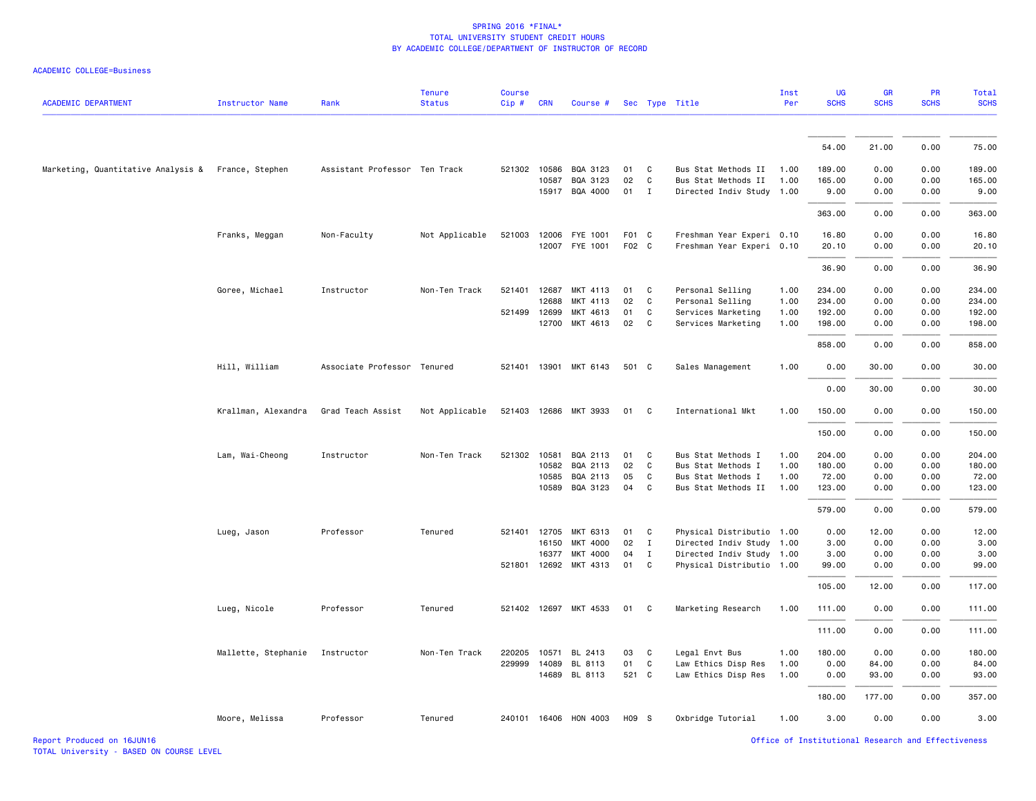# SPRING 2016 *FINAL*
## TOTAL UNIVERSITY STUDENT CREDIT HOURS
## BY ACADEMIC COLLEGE/DEPARTMENT OF INSTRUCTOR OF RECORD

ACADEMIC COLLEGE=Business

| ACADEMIC DEPARTMENT | Instructor Name | Rank | Tenure Status | Course Cip # | CRN | Course # | Sec | Type | Title | Inst Per | UG SCHS | GR SCHS | PR SCHS | Total SCHS |
|---|---|---|---|---|---|---|---|---|---|---|---|---|---|---|
| | | | | | | | | | | | 54.00 | 21.00 | 0.00 | 75.00 |
| Marketing, Quantitative Analysis & | France, Stephen | Assistant Professor | Ten Track | 521302 | 10586 | BQA 3123 | 01 | C | Bus Stat Methods II | 1.00 | 189.00 | 0.00 | 0.00 | 189.00 |
| | | | | | 10587 | BQA 3123 | 02 | C | Bus Stat Methods II | 1.00 | 165.00 | 0.00 | 0.00 | 165.00 |
| | | | | | 15917 | BQA 4000 | 01 | I | Directed Indiv Study | 1.00 | 9.00 | 0.00 | 0.00 | 9.00 |
| | | | | | | | | | | | 363.00 | 0.00 | 0.00 | 363.00 |
| | Franks, Meggan | Non-Faculty | Not Applicable | 521003 | 12006 | FYE 1001 | F01 | C | Freshman Year Experi | 0.10 | 16.80 | 0.00 | 0.00 | 16.80 |
| | | | | | 12007 | FYE 1001 | F02 | C | Freshman Year Experi | 0.10 | 20.10 | 0.00 | 0.00 | 20.10 |
| | | | | | | | | | | | 36.90 | 0.00 | 0.00 | 36.90 |
| | Goree, Michael | Instructor | Non-Ten Track | 521401 | 12687 | MKT 4113 | 01 | C | Personal Selling | 1.00 | 234.00 | 0.00 | 0.00 | 234.00 |
| | | | | | 12688 | MKT 4113 | 02 | C | Personal Selling | 1.00 | 234.00 | 0.00 | 0.00 | 234.00 |
| | | | | 521499 | 12699 | MKT 4613 | 01 | C | Services Marketing | 1.00 | 192.00 | 0.00 | 0.00 | 192.00 |
| | | | | | 12700 | MKT 4613 | 02 | C | Services Marketing | 1.00 | 198.00 | 0.00 | 0.00 | 198.00 |
| | | | | | | | | | | | 858.00 | 0.00 | 0.00 | 858.00 |
| | Hill, William | Associate Professor | Tenured | 521401 | 13901 | MKT 6143 | 501 | C | Sales Management | 1.00 | 0.00 | 30.00 | 0.00 | 30.00 |
| | | | | | | | | | | | 0.00 | 30.00 | 0.00 | 30.00 |
| | Krallman, Alexandra | Grad Teach Assist | Not Applicable | 521403 | 12686 | MKT 3933 | 01 | C | International Mkt | 1.00 | 150.00 | 0.00 | 0.00 | 150.00 |
| | | | | | | | | | | | 150.00 | 0.00 | 0.00 | 150.00 |
| | Lam, Wai-Cheong | Instructor | Non-Ten Track | 521302 | 10581 | BQA 2113 | 01 | C | Bus Stat Methods I | 1.00 | 204.00 | 0.00 | 0.00 | 204.00 |
| | | | | | 10582 | BQA 2113 | 02 | C | Bus Stat Methods I | 1.00 | 180.00 | 0.00 | 0.00 | 180.00 |
| | | | | | 10585 | BQA 2113 | 05 | C | Bus Stat Methods I | 1.00 | 72.00 | 0.00 | 0.00 | 72.00 |
| | | | | | 10589 | BQA 3123 | 04 | C | Bus Stat Methods II | 1.00 | 123.00 | 0.00 | 0.00 | 123.00 |
| | | | | | | | | | | | 579.00 | 0.00 | 0.00 | 579.00 |
| | Lueg, Jason | Professor | Tenured | 521401 | 12705 | MKT 6313 | 01 | C | Physical Distributio | 1.00 | 0.00 | 12.00 | 0.00 | 12.00 |
| | | | | | 16150 | MKT 4000 | 02 | I | Directed Indiv Study | 1.00 | 3.00 | 0.00 | 0.00 | 3.00 |
| | | | | | 16377 | MKT 4000 | 04 | I | Directed Indiv Study | 1.00 | 3.00 | 0.00 | 0.00 | 3.00 |
| | | | | 521801 | 12692 | MKT 4313 | 01 | C | Physical Distributio | 1.00 | 99.00 | 0.00 | 0.00 | 99.00 |
| | | | | | | | | | | | 105.00 | 12.00 | 0.00 | 117.00 |
| | Lueg, Nicole | Professor | Tenured | 521402 | 12697 | MKT 4533 | 01 | C | Marketing Research | 1.00 | 111.00 | 0.00 | 0.00 | 111.00 |
| | | | | | | | | | | | 111.00 | 0.00 | 0.00 | 111.00 |
| | Mallette, Stephanie | Instructor | Non-Ten Track | 220205 | 10571 | BL 2413 | 03 | C | Legal Envt Bus | 1.00 | 180.00 | 0.00 | 0.00 | 180.00 |
| | | | | 229999 | 14089 | BL 8113 | 01 | C | Law Ethics Disp Res | 1.00 | 0.00 | 84.00 | 0.00 | 84.00 |
| | | | | | 14689 | BL 8113 | 521 | C | Law Ethics Disp Res | 1.00 | 0.00 | 93.00 | 0.00 | 93.00 |
| | | | | | | | | | | | 180.00 | 177.00 | 0.00 | 357.00 |
| | Moore, Melissa | Professor | Tenured | 240101 | 16406 | HON 4003 | H09 | S | Oxbridge Tutorial | 1.00 | 3.00 | 0.00 | 0.00 | 3.00 |

Report Produced on 16JUN16
TOTAL University - BASED ON COURSE LEVEL
Office of Institutional Research and Effectiveness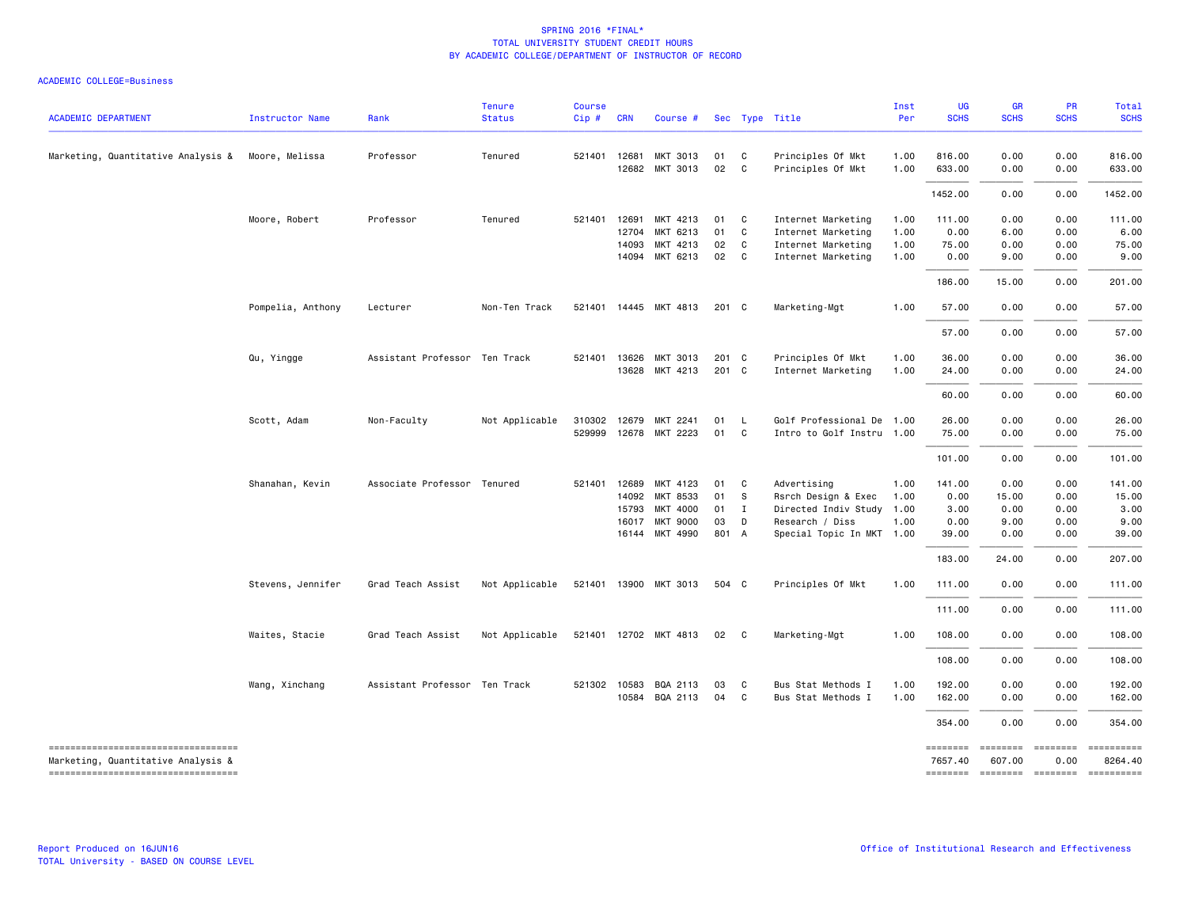SPRING 2016 *FINAL*
TOTAL UNIVERSITY STUDENT CREDIT HOURS
BY ACADEMIC COLLEGE/DEPARTMENT OF INSTRUCTOR OF RECORD

ACADEMIC COLLEGE=Business

| ACADEMIC DEPARTMENT | Instructor Name | Rank | Tenure Status | Course Cip # | CRN | Course # | Sec | Type | Title | Inst Per | UG SCHS | GR SCHS | PR SCHS | Total SCHS |
|---|---|---|---|---|---|---|---|---|---|---|---|---|---|---|
| Marketing, Quantitative Analysis & | Moore, Melissa | Professor | Tenured | 521401 | 12681 | MKT 3013 | 01 | C | Principles Of Mkt | 1.00 | 816.00 | 0.00 | 0.00 | 816.00 |
| | | | | | 12682 | MKT 3013 | 02 | C | Principles Of Mkt | 1.00 | 633.00 | 0.00 | 0.00 | 633.00 |
| | | | | | | | | | | | 1452.00 | 0.00 | 0.00 | 1452.00 |
| | Moore, Robert | Professor | Tenured | 521401 | 12691 | MKT 4213 | 01 | C | Internet Marketing | 1.00 | 111.00 | 0.00 | 0.00 | 111.00 |
| | | | | | 12704 | MKT 6213 | 01 | C | Internet Marketing | 1.00 | 0.00 | 6.00 | 0.00 | 6.00 |
| | | | | | 14093 | MKT 4213 | 02 | C | Internet Marketing | 1.00 | 75.00 | 0.00 | 0.00 | 75.00 |
| | | | | | 14094 | MKT 6213 | 02 | C | Internet Marketing | 1.00 | 0.00 | 9.00 | 0.00 | 9.00 |
| | | | | | | | | | | | 186.00 | 15.00 | 0.00 | 201.00 |
| | Pompelia, Anthony | Lecturer | Non-Ten Track | 521401 | 14445 | MKT 4813 | 201 | C | Marketing-Mgt | 1.00 | 57.00 | 0.00 | 0.00 | 57.00 |
| | | | | | | | | | | | 57.00 | 0.00 | 0.00 | 57.00 |
| | Qu, Yingge | Assistant Professor | Ten Track | 521401 | 13626 | MKT 3013 | 201 | C | Principles Of Mkt | 1.00 | 36.00 | 0.00 | 0.00 | 36.00 |
| | | | | | 13628 | MKT 4213 | 201 | C | Internet Marketing | 1.00 | 24.00 | 0.00 | 0.00 | 24.00 |
| | | | | | | | | | | | 60.00 | 0.00 | 0.00 | 60.00 |
| | Scott, Adam | Non-Faculty | Not Applicable | 310302 | 12679 | MKT 2241 | 01 | L | Golf Professional De | 1.00 | 26.00 | 0.00 | 0.00 | 26.00 |
| | | | | 529999 | 12678 | MKT 2223 | 01 | C | Intro to Golf Instru | 1.00 | 75.00 | 0.00 | 0.00 | 75.00 |
| | | | | | | | | | | | 101.00 | 0.00 | 0.00 | 101.00 |
| | Shanahan, Kevin | Associate Professor | Tenured | 521401 | 12689 | MKT 4123 | 01 | C | Advertising | 1.00 | 141.00 | 0.00 | 0.00 | 141.00 |
| | | | | | 14092 | MKT 8533 | 01 | S | Rsrch Design & Exec | 1.00 | 0.00 | 15.00 | 0.00 | 15.00 |
| | | | | | 15793 | MKT 4000 | 01 | I | Directed Indiv Study | 1.00 | 3.00 | 0.00 | 0.00 | 3.00 |
| | | | | | 16017 | MKT 9000 | 03 | D | Research / Diss | 1.00 | 0.00 | 9.00 | 0.00 | 9.00 |
| | | | | | 16144 | MKT 4990 | 801 | A | Special Topic In MKT | 1.00 | 39.00 | 0.00 | 0.00 | 39.00 |
| | | | | | | | | | | | 183.00 | 24.00 | 0.00 | 207.00 |
| | Stevens, Jennifer | Grad Teach Assist | Not Applicable | 521401 | 13900 | MKT 3013 | 504 | C | Principles Of Mkt | 1.00 | 111.00 | 0.00 | 0.00 | 111.00 |
| | | | | | | | | | | | 111.00 | 0.00 | 0.00 | 111.00 |
| | Waites, Stacie | Grad Teach Assist | Not Applicable | 521401 | 12702 | MKT 4813 | 02 | C | Marketing-Mgt | 1.00 | 108.00 | 0.00 | 0.00 | 108.00 |
| | | | | | | | | | | | 108.00 | 0.00 | 0.00 | 108.00 |
| | Wang, Xinchang | Assistant Professor | Ten Track | 521302 | 10583 | BQA 2113 | 03 | C | Bus Stat Methods I | 1.00 | 192.00 | 0.00 | 0.00 | 192.00 |
| | | | | | 10584 | BQA 2113 | 04 | C | Bus Stat Methods I | 1.00 | 162.00 | 0.00 | 0.00 | 162.00 |
| | | | | | | | | | | | 354.00 | 0.00 | 0.00 | 354.00 |
| Marketing, Quantitative Analysis & | | | | | | | | | | | 7657.40 | 607.00 | 0.00 | 8264.40 |

Report Produced on 16JUN16
TOTAL University - BASED ON COURSE LEVEL

Office of Institutional Research and Effectiveness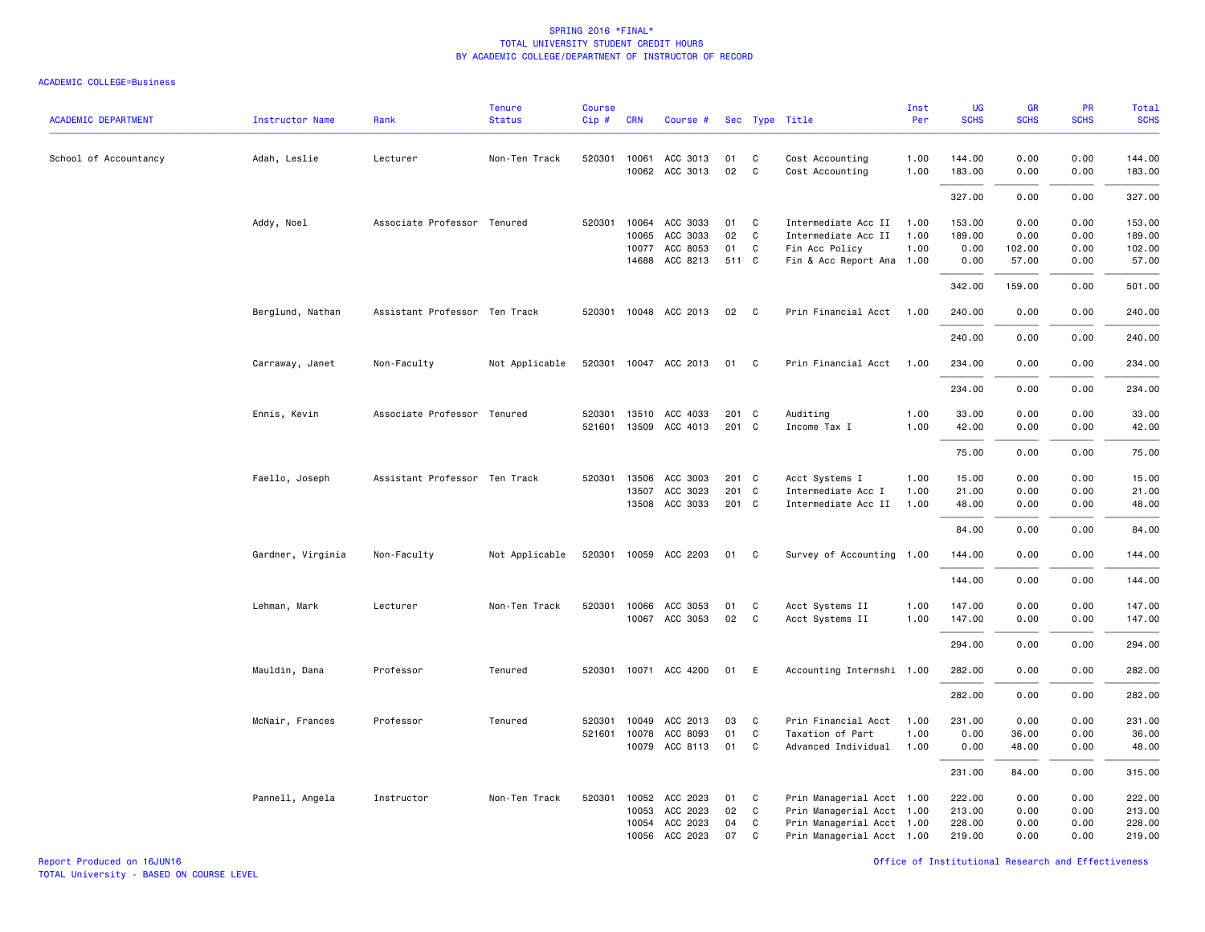SPRING 2016 *FINAL*
TOTAL UNIVERSITY STUDENT CREDIT HOURS
BY ACADEMIC COLLEGE/DEPARTMENT OF INSTRUCTOR OF RECORD

ACADEMIC COLLEGE=Business

| ACADEMIC DEPARTMENT | Instructor Name | Rank | Tenure Status | Course Cip # | CRN | Course # | Sec | Type | Title | Inst Per | UG SCHS | GR SCHS | PR SCHS | Total SCHS |
|---|---|---|---|---|---|---|---|---|---|---|---|---|---|---|
| School of Accountancy | Adah, Leslie | Lecturer | Non-Ten Track | 520301 | 10061 | ACC 3013 | 01 | C | Cost Accounting | 1.00 | 144.00 | 0.00 | 0.00 | 144.00 |
| | | | | | 10062 | ACC 3013 | 02 | C | Cost Accounting | 1.00 | 183.00 | 0.00 | 0.00 | 183.00 |
| | | | | | | | | | | | 327.00 | 0.00 | 0.00 | 327.00 |
| | Addy, Noel | Associate Professor | Tenured | 520301 | 10064 | ACC 3033 | 01 | C | Intermediate Acc II | 1.00 | 153.00 | 0.00 | 0.00 | 153.00 |
| | | | | | 10065 | ACC 3033 | 02 | C | Intermediate Acc II | 1.00 | 189.00 | 0.00 | 0.00 | 189.00 |
| | | | | | 10077 | ACC 8053 | 01 | C | Fin Acc Policy | 1.00 | 0.00 | 102.00 | 0.00 | 102.00 |
| | | | | | 14688 | ACC 8213 | 511 | C | Fin & Acc Report Ana | 1.00 | 0.00 | 57.00 | 0.00 | 57.00 |
| | | | | | | | | | | | 342.00 | 159.00 | 0.00 | 501.00 |
| | Berglund, Nathan | Assistant Professor | Ten Track | 520301 | 10048 | ACC 2013 | 02 | C | Prin Financial Acct | 1.00 | 240.00 | 0.00 | 0.00 | 240.00 |
| | | | | | | | | | | | 240.00 | 0.00 | 0.00 | 240.00 |
| | Carraway, Janet | Non-Faculty | Not Applicable | 520301 | 10047 | ACC 2013 | 01 | C | Prin Financial Acct | 1.00 | 234.00 | 0.00 | 0.00 | 234.00 |
| | | | | | | | | | | | 234.00 | 0.00 | 0.00 | 234.00 |
| | Ennis, Kevin | Associate Professor | Tenured | 520301 | 13510 | ACC 4033 | 201 | C | Auditing | 1.00 | 33.00 | 0.00 | 0.00 | 33.00 |
| | | | | 521601 | 13509 | ACC 4013 | 201 | C | Income Tax I | 1.00 | 42.00 | 0.00 | 0.00 | 42.00 |
| | | | | | | | | | | | 75.00 | 0.00 | 0.00 | 75.00 |
| | Faello, Joseph | Assistant Professor | Ten Track | 520301 | 13506 | ACC 3003 | 201 | C | Acct Systems I | 1.00 | 15.00 | 0.00 | 0.00 | 15.00 |
| | | | | | 13507 | ACC 3023 | 201 | C | Intermediate Acc I | 1.00 | 21.00 | 0.00 | 0.00 | 21.00 |
| | | | | | 13508 | ACC 3033 | 201 | C | Intermediate Acc II | 1.00 | 48.00 | 0.00 | 0.00 | 48.00 |
| | | | | | | | | | | | 84.00 | 0.00 | 0.00 | 84.00 |
| | Gardner, Virginia | Non-Faculty | Not Applicable | 520301 | 10059 | ACC 2203 | 01 | C | Survey of Accounting | 1.00 | 144.00 | 0.00 | 0.00 | 144.00 |
| | | | | | | | | | | | 144.00 | 0.00 | 0.00 | 144.00 |
| | Lehman, Mark | Lecturer | Non-Ten Track | 520301 | 10066 | ACC 3053 | 01 | C | Acct Systems II | 1.00 | 147.00 | 0.00 | 0.00 | 147.00 |
| | | | | | 10067 | ACC 3053 | 02 | C | Acct Systems II | 1.00 | 147.00 | 0.00 | 0.00 | 147.00 |
| | | | | | | | | | | | 294.00 | 0.00 | 0.00 | 294.00 |
| | Mauldin, Dana | Professor | Tenured | 520301 | 10071 | ACC 4200 | 01 | E | Accounting Internshi | 1.00 | 282.00 | 0.00 | 0.00 | 282.00 |
| | | | | | | | | | | | 282.00 | 0.00 | 0.00 | 282.00 |
| | McNair, Frances | Professor | Tenured | 520301 | 10049 | ACC 2013 | 03 | C | Prin Financial Acct | 1.00 | 231.00 | 0.00 | 0.00 | 231.00 |
| | | | | 521601 | 10078 | ACC 8093 | 01 | C | Taxation of Part | 1.00 | 0.00 | 36.00 | 0.00 | 36.00 |
| | | | | | 10079 | ACC 8113 | 01 | C | Advanced Individual | 1.00 | 0.00 | 48.00 | 0.00 | 48.00 |
| | | | | | | | | | | | 231.00 | 84.00 | 0.00 | 315.00 |
| | Pannell, Angela | Instructor | Non-Ten Track | 520301 | 10052 | ACC 2023 | 01 | C | Prin Managerial Acct | 1.00 | 222.00 | 0.00 | 0.00 | 222.00 |
| | | | | | 10053 | ACC 2023 | 02 | C | Prin Managerial Acct | 1.00 | 213.00 | 0.00 | 0.00 | 213.00 |
| | | | | | 10054 | ACC 2023 | 04 | C | Prin Managerial Acct | 1.00 | 228.00 | 0.00 | 0.00 | 228.00 |
| | | | | | 10056 | ACC 2023 | 07 | C | Prin Managerial Acct | 1.00 | 219.00 | 0.00 | 0.00 | 219.00 |

Report Produced on 16JUN16
TOTAL University - BASED ON COURSE LEVEL
Office of Institutional Research and Effectiveness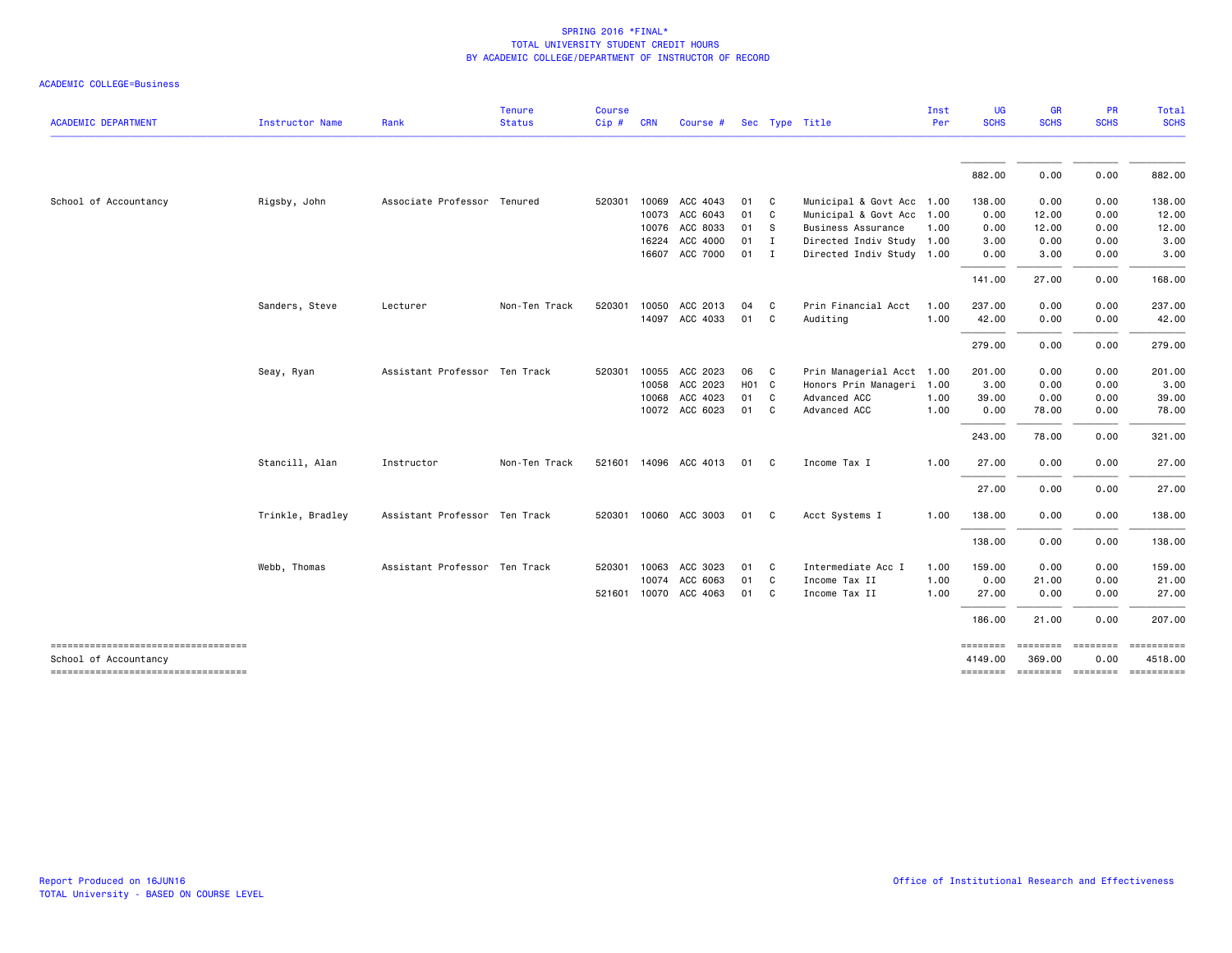SPRING 2016 *FINAL*
TOTAL UNIVERSITY STUDENT CREDIT HOURS
BY ACADEMIC COLLEGE/DEPARTMENT OF INSTRUCTOR OF RECORD

ACADEMIC COLLEGE=Business

| ACADEMIC DEPARTMENT | Instructor Name | Rank | Tenure Status | Course Cip # | CRN | Course # | Sec | Type | Title | Inst Per | UG SCHS | GR SCHS | PR SCHS | Total SCHS |
|---|---|---|---|---|---|---|---|---|---|---|---|---|---|---|
| | | | | | | | | | | | 882.00 | 0.00 | 0.00 | 882.00 |
| School of Accountancy | Rigsby, John | Associate Professor | Tenured | 520301 | 10069 | ACC 4043 | 01 | C | Municipal & Govt Acc | 1.00 | 138.00 | 0.00 | 0.00 | 138.00 |
| | | | | | 10073 | ACC 6043 | 01 | C | Municipal & Govt Acc | 1.00 | 0.00 | 12.00 | 0.00 | 12.00 |
| | | | | | 10076 | ACC 8033 | 01 | S | Business Assurance | 1.00 | 0.00 | 12.00 | 0.00 | 12.00 |
| | | | | | 16224 | ACC 4000 | 01 | I | Directed Indiv Study | 1.00 | 3.00 | 0.00 | 0.00 | 3.00 |
| | | | | | 16607 | ACC 7000 | 01 | I | Directed Indiv Study | 1.00 | 0.00 | 3.00 | 0.00 | 3.00 |
| | | | | | | | | | | | 141.00 | 27.00 | 0.00 | 168.00 |
| | Sanders, Steve | Lecturer | Non-Ten Track | 520301 | 10050 | ACC 2013 | 04 | C | Prin Financial Acct | 1.00 | 237.00 | 0.00 | 0.00 | 237.00 |
| | | | | | 14097 | ACC 4033 | 01 | C | Auditing | 1.00 | 42.00 | 0.00 | 0.00 | 42.00 |
| | | | | | | | | | | | 279.00 | 0.00 | 0.00 | 279.00 |
| | Seay, Ryan | Assistant Professor | Ten Track | 520301 | 10055 | ACC 2023 | 06 | C | Prin Managerial Acct | 1.00 | 201.00 | 0.00 | 0.00 | 201.00 |
| | | | | | 10058 | ACC 2023 | H01 | C | Honors Prin Manageri | 1.00 | 3.00 | 0.00 | 0.00 | 3.00 |
| | | | | | 10068 | ACC 4023 | 01 | C | Advanced ACC | 1.00 | 39.00 | 0.00 | 0.00 | 39.00 |
| | | | | | 10072 | ACC 6023 | 01 | C | Advanced ACC | 1.00 | 0.00 | 78.00 | 0.00 | 78.00 |
| | | | | | | | | | | | 243.00 | 78.00 | 0.00 | 321.00 |
| | Stancill, Alan | Instructor | Non-Ten Track | 521601 | 14096 | ACC 4013 | 01 | C | Income Tax I | 1.00 | 27.00 | 0.00 | 0.00 | 27.00 |
| | | | | | | | | | | | 27.00 | 0.00 | 0.00 | 27.00 |
| | Trinkle, Bradley | Assistant Professor | Ten Track | 520301 | 10060 | ACC 3003 | 01 | C | Acct Systems I | 1.00 | 138.00 | 0.00 | 0.00 | 138.00 |
| | | | | | | | | | | | 138.00 | 0.00 | 0.00 | 138.00 |
| | Webb, Thomas | Assistant Professor | Ten Track | 520301 | 10063 | ACC 3023 | 01 | C | Intermediate Acc I | 1.00 | 159.00 | 0.00 | 0.00 | 159.00 |
| | | | | | 10074 | ACC 6063 | 01 | C | Income Tax II | 1.00 | 0.00 | 21.00 | 0.00 | 21.00 |
| | | | | 521601 | 10070 | ACC 4063 | 01 | C | Income Tax II | 1.00 | 27.00 | 0.00 | 0.00 | 27.00 |
| | | | | | | | | | | | 186.00 | 21.00 | 0.00 | 207.00 |
| School of Accountancy | | | | | | | | | | | 4149.00 | 369.00 | 0.00 | 4518.00 |

Report Produced on 16JUN16
TOTAL University - BASED ON COURSE LEVEL

Office of Institutional Research and Effectiveness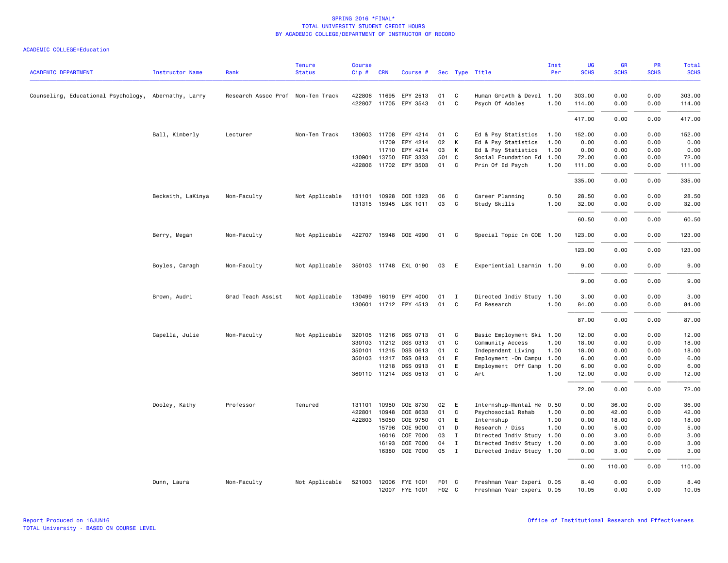# SPRING 2016 *FINAL*
## TOTAL UNIVERSITY STUDENT CREDIT HOURS
## BY ACADEMIC COLLEGE/DEPARTMENT OF INSTRUCTOR OF RECORD

ACADEMIC COLLEGE=Education

| ACADEMIC DEPARTMENT | Instructor Name | Rank | Tenure Status | Course Cip # | CRN | Course # | Sec | Type | Title | Inst Per | UG SCHS | GR SCHS | PR SCHS | Total SCHS |
|---|---|---|---|---|---|---|---|---|---|---|---|---|---|---|
| Counseling, Educational Psychology, | Abernathy, Larry | Research Assoc Prof | Non-Ten Track | 422806 | 11695 | EPY 2513 | 01 | C | Human Growth & Devel | 1.00 | 303.00 | 0.00 | 0.00 | 303.00 |
| | | | | 422807 | 11705 | EPY 3543 | 01 | C | Psych Of Adoles | 1.00 | 114.00 | 0.00 | 0.00 | 114.00 |
| | | | | | | | | | | | 417.00 | 0.00 | 0.00 | 417.00 |
| | Ball, Kimberly | Lecturer | Non-Ten Track | 130603 | 11708 | EPY 4214 | 01 | C | Ed & Psy Statistics | 1.00 | 152.00 | 0.00 | 0.00 | 152.00 |
| | | | | | 11709 | EPY 4214 | 02 | K | Ed & Psy Statistics | 1.00 | 0.00 | 0.00 | 0.00 | 0.00 |
| | | | | | 11710 | EPY 4214 | 03 | K | Ed & Psy Statistics | 1.00 | 0.00 | 0.00 | 0.00 | 0.00 |
| | | | | 130901 | 13750 | EDF 3333 | 501 | C | Social Foundation Ed | 1.00 | 72.00 | 0.00 | 0.00 | 72.00 |
| | | | | 422806 | 11702 | EPY 3503 | 01 | C | Prin Of Ed Psych | 1.00 | 111.00 | 0.00 | 0.00 | 111.00 |
| | | | | | | | | | | | 335.00 | 0.00 | 0.00 | 335.00 |
| | Beckwith, LaKinya | Non-Faculty | Not Applicable | 131101 | 10928 | COE 1323 | 06 | C | Career Planning | 0.50 | 28.50 | 0.00 | 0.00 | 28.50 |
| | | | | 131315 | 15945 | LSK 1011 | 03 | C | Study Skills | 1.00 | 32.00 | 0.00 | 0.00 | 32.00 |
| | | | | | | | | | | | 60.50 | 0.00 | 0.00 | 60.50 |
| | Berry, Megan | Non-Faculty | Not Applicable | 422707 | 15948 | COE 4990 | 01 | C | Special Topic In COE | 1.00 | 123.00 | 0.00 | 0.00 | 123.00 |
| | | | | | | | | | | | 123.00 | 0.00 | 0.00 | 123.00 |
| | Boyles, Caragh | Non-Faculty | Not Applicable | 350103 | 11748 | EXL 0190 | 03 | E | Experiential Learnin | 1.00 | 9.00 | 0.00 | 0.00 | 9.00 |
| | | | | | | | | | | | 9.00 | 0.00 | 0.00 | 9.00 |
| | Brown, Audri | Grad Teach Assist | Not Applicable | 130499 | 16019 | EPY 4000 | 01 | I | Directed Indiv Study | 1.00 | 3.00 | 0.00 | 0.00 | 3.00 |
| | | | | 130601 | 11712 | EPY 4513 | 01 | C | Ed Research | 1.00 | 84.00 | 0.00 | 0.00 | 84.00 |
| | | | | | | | | | | | 87.00 | 0.00 | 0.00 | 87.00 |
| | Capella, Julie | Non-Faculty | Not Applicable | 320105 | 11216 | DSS 0713 | 01 | C | Basic Employment Ski | 1.00 | 12.00 | 0.00 | 0.00 | 12.00 |
| | | | | 330103 | 11212 | DSS 0313 | 01 | C | Community Access | 1.00 | 18.00 | 0.00 | 0.00 | 18.00 |
| | | | | 350101 | 11215 | DSS 0613 | 01 | C | Independent Living | 1.00 | 18.00 | 0.00 | 0.00 | 18.00 |
| | | | | 350103 | 11217 | DSS 0813 | 01 | E | Employment -On Campu | 1.00 | 6.00 | 0.00 | 0.00 | 6.00 |
| | | | | | 11218 | DSS 0913 | 01 | E | Employment Off Camp | 1.00 | 6.00 | 0.00 | 0.00 | 6.00 |
| | | | | 360110 | 11214 | DSS 0513 | 01 | C | Art | 1.00 | 12.00 | 0.00 | 0.00 | 12.00 |
| | | | | | | | | | | | 72.00 | 0.00 | 0.00 | 72.00 |
| | Dooley, Kathy | Professor | Tenured | 131101 | 10950 | COE 8730 | 02 | E | Internship-Mental He | 0.50 | 0.00 | 36.00 | 0.00 | 36.00 |
| | | | | 422801 | 10948 | COE 8633 | 01 | C | Psychosocial Rehab | 1.00 | 0.00 | 42.00 | 0.00 | 42.00 |
| | | | | 422803 | 15050 | COE 9750 | 01 | E | Internship | 1.00 | 0.00 | 18.00 | 0.00 | 18.00 |
| | | | | | 15796 | COE 9000 | 01 | D | Research / Diss | 1.00 | 0.00 | 5.00 | 0.00 | 5.00 |
| | | | | | 16016 | COE 7000 | 03 | I | Directed Indiv Study | 1.00 | 0.00 | 3.00 | 0.00 | 3.00 |
| | | | | | 16193 | COE 7000 | 04 | I | Directed Indiv Study | 1.00 | 0.00 | 3.00 | 0.00 | 3.00 |
| | | | | | 16380 | COE 7000 | 05 | I | Directed Indiv Study | 1.00 | 0.00 | 3.00 | 0.00 | 3.00 |
| | | | | | | | | | | | 0.00 | 110.00 | 0.00 | 110.00 |
| | Dunn, Laura | Non-Faculty | Not Applicable | 521003 | 12006 | FYE 1001 | F01 | C | Freshman Year Experi | 0.05 | 8.40 | 0.00 | 0.00 | 8.40 |
| | | | | | 12007 | FYE 1001 | F02 | C | Freshman Year Experi | 0.05 | 10.05 | 0.00 | 0.00 | 10.05 |

Report Produced on 16JUN16
TOTAL University - BASED ON COURSE LEVEL

Office of Institutional Research and Effectiveness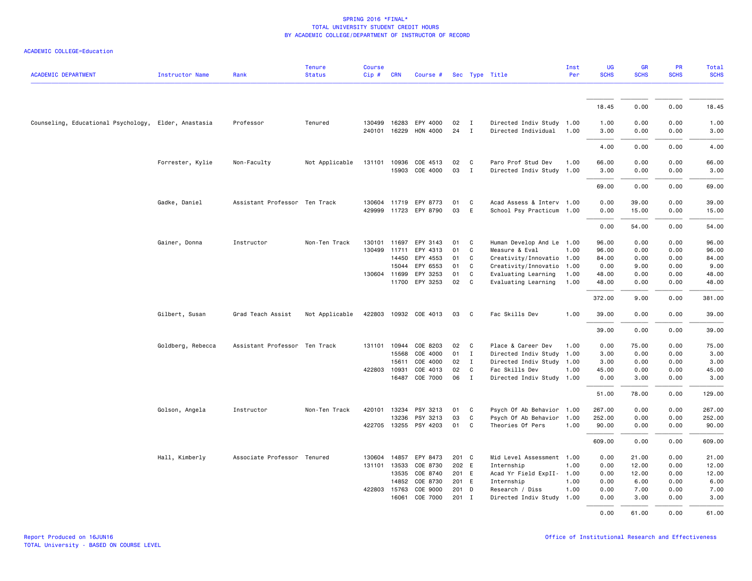SPRING 2016 *FINAL*
TOTAL UNIVERSITY STUDENT CREDIT HOURS
BY ACADEMIC COLLEGE/DEPARTMENT OF INSTRUCTOR OF RECORD

ACADEMIC COLLEGE=Education

| ACADEMIC DEPARTMENT | Instructor Name | Rank | Tenure Status | Course Cip # | CRN | Course # | Sec | Type | Title | Inst Per | UG SCHS | GR SCHS | PR SCHS | Total SCHS |
|---|---|---|---|---|---|---|---|---|---|---|---|---|---|---|
| | | | | | | | | | | | 18.45 | 0.00 | 0.00 | 18.45 |
| Counseling, Educational Psychology, | Elder, Anastasia | Professor | Tenured | 130499 | 16283 | EPY 4000 | 02 | I | Directed Indiv Study | 1.00 | 1.00 | 0.00 | 0.00 | 1.00 |
| | | | | 240101 | 16229 | HON 4000 | 24 | I | Directed Individual | 1.00 | 3.00 | 0.00 | 0.00 | 3.00 |
| | | | | | | | | | | | 4.00 | 0.00 | 0.00 | 4.00 |
| | Forrester, Kylie | Non-Faculty | Not Applicable | 131101 | 10936 | COE 4513 | 02 | C | Paro Prof Stud Dev | 1.00 | 66.00 | 0.00 | 0.00 | 66.00 |
| | | | | | 15903 | COE 4000 | 03 | I | Directed Indiv Study | 1.00 | 3.00 | 0.00 | 0.00 | 3.00 |
| | | | | | | | | | | | 69.00 | 0.00 | 0.00 | 69.00 |
| | Gadke, Daniel | Assistant Professor | Ten Track | 130604 | 11719 | EPY 8773 | 01 | C | Acad Assess & Interv | 1.00 | 0.00 | 39.00 | 0.00 | 39.00 |
| | | | | 429999 | 11723 | EPY 8790 | 03 | E | School Psy Practicum | 1.00 | 0.00 | 15.00 | 0.00 | 15.00 |
| | | | | | | | | | | | 0.00 | 54.00 | 0.00 | 54.00 |
| | Gainer, Donna | Instructor | Non-Ten Track | 130101 | 11697 | EPY 3143 | 01 | C | Human Develop And Le | 1.00 | 96.00 | 0.00 | 0.00 | 96.00 |
| | | | | 130499 | 11711 | EPY 4313 | 01 | C | Measure & Eval | 1.00 | 96.00 | 0.00 | 0.00 | 96.00 |
| | | | | | 14450 | EPY 4553 | 01 | C | Creativity/Innovatio | 1.00 | 84.00 | 0.00 | 0.00 | 84.00 |
| | | | | | 15044 | EPY 6553 | 01 | C | Creativity/Innovatio | 1.00 | 0.00 | 9.00 | 0.00 | 9.00 |
| | | | | 130604 | 11699 | EPY 3253 | 01 | C | Evaluating Learning | 1.00 | 48.00 | 0.00 | 0.00 | 48.00 |
| | | | | | 11700 | EPY 3253 | 02 | C | Evaluating Learning | 1.00 | 48.00 | 0.00 | 0.00 | 48.00 |
| | | | | | | | | | | | 372.00 | 9.00 | 0.00 | 381.00 |
| | Gilbert, Susan | Grad Teach Assist | Not Applicable | 422803 | 10932 | COE 4013 | 03 | C | Fac Skills Dev | 1.00 | 39.00 | 0.00 | 0.00 | 39.00 |
| | | | | | | | | | | | 39.00 | 0.00 | 0.00 | 39.00 |
| | Goldberg, Rebecca | Assistant Professor | Ten Track | 131101 | 10944 | COE 8203 | 02 | C | Place & Career Dev | 1.00 | 0.00 | 75.00 | 0.00 | 75.00 |
| | | | | | 15568 | COE 4000 | 01 | I | Directed Indiv Study | 1.00 | 3.00 | 0.00 | 0.00 | 3.00 |
| | | | | | 15611 | COE 4000 | 02 | I | Directed Indiv Study | 1.00 | 3.00 | 0.00 | 0.00 | 3.00 |
| | | | | 422803 | 10931 | COE 4013 | 02 | C | Fac Skills Dev | 1.00 | 45.00 | 0.00 | 0.00 | 45.00 |
| | | | | | 16487 | COE 7000 | 06 | I | Directed Indiv Study | 1.00 | 0.00 | 3.00 | 0.00 | 3.00 |
| | | | | | | | | | | | 51.00 | 78.00 | 0.00 | 129.00 |
| | Golson, Angela | Instructor | Non-Ten Track | 420101 | 13234 | PSY 3213 | 01 | C | Psych Of Ab Behavior | 1.00 | 267.00 | 0.00 | 0.00 | 267.00 |
| | | | | | 13236 | PSY 3213 | 03 | C | Psych Of Ab Behavior | 1.00 | 252.00 | 0.00 | 0.00 | 252.00 |
| | | | | 422705 | 13255 | PSY 4203 | 01 | C | Theories Of Pers | 1.00 | 90.00 | 0.00 | 0.00 | 90.00 |
| | | | | | | | | | | | 609.00 | 0.00 | 0.00 | 609.00 |
| | Hall, Kimberly | Associate Professor | Tenured | 130604 | 14857 | EPY 8473 | 201 | C | Mid Level Assessment | 1.00 | 0.00 | 21.00 | 0.00 | 21.00 |
| | | | | 131101 | 13533 | COE 8730 | 202 | E | Internship | 1.00 | 0.00 | 12.00 | 0.00 | 12.00 |
| | | | | | 13535 | COE 8740 | 201 | E | Acad Yr Field ExpII- | 1.00 | 0.00 | 12.00 | 0.00 | 12.00 |
| | | | | | 14852 | COE 8730 | 201 | E | Internship | 1.00 | 0.00 | 6.00 | 0.00 | 6.00 |
| | | | | 422803 | 15763 | COE 9000 | 201 | D | Research / Diss | 1.00 | 0.00 | 7.00 | 0.00 | 7.00 |
| | | | | | 16061 | COE 7000 | 201 | I | Directed Indiv Study | 1.00 | 0.00 | 3.00 | 0.00 | 3.00 |
| | | | | | | | | | | | 0.00 | 61.00 | 0.00 | 61.00 |

Report Produced on 16JUN16
TOTAL University - BASED ON COURSE LEVEL

Office of Institutional Research and Effectiveness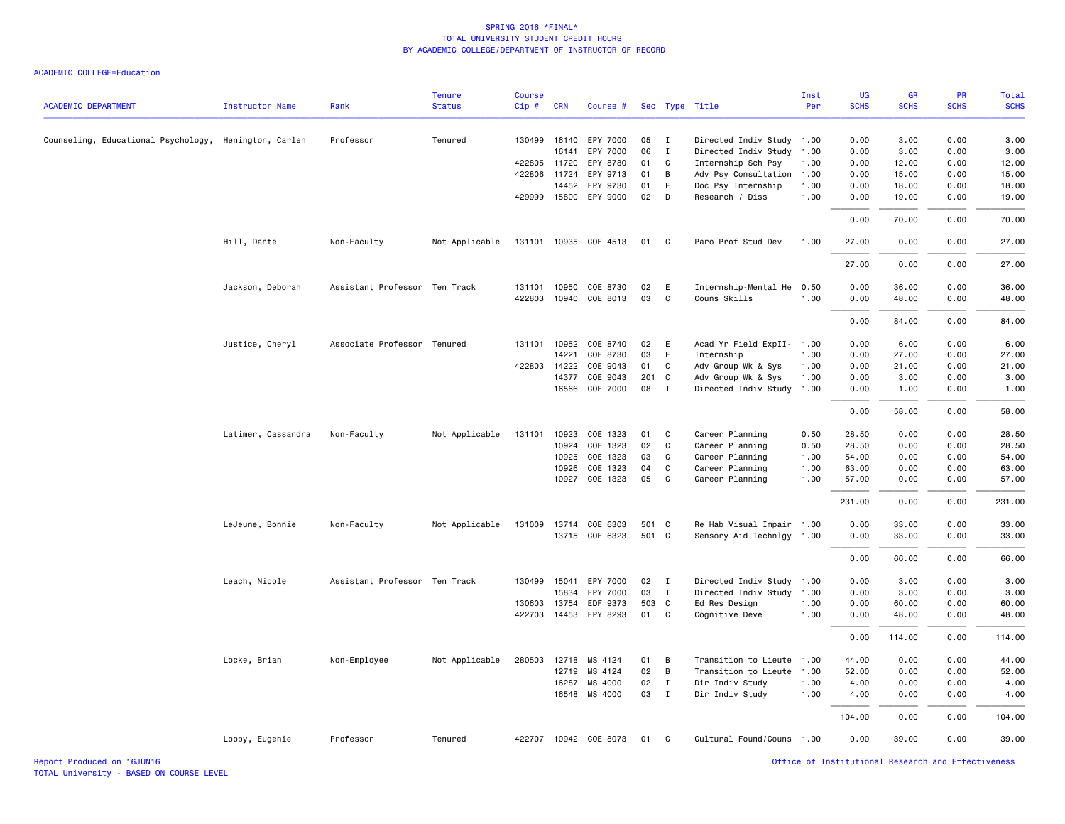SPRING 2016 *FINAL*
TOTAL UNIVERSITY STUDENT CREDIT HOURS
BY ACADEMIC COLLEGE/DEPARTMENT OF INSTRUCTOR OF RECORD

ACADEMIC COLLEGE=Education

| ACADEMIC DEPARTMENT | Instructor Name | Rank | Tenure Status | Course Cip # | CRN | Course # | Sec | Type | Title | Inst Per | UG SCHS | GR SCHS | PR SCHS | Total SCHS |
|---|---|---|---|---|---|---|---|---|---|---|---|---|---|---|
| Counseling, Educational Psychology, | Henington, Carlen | Professor | Tenured | 130499 | 16140 | EPY 7000 | 05 | I | Directed Indiv Study | 1.00 | 0.00 | 3.00 | 0.00 | 3.00 |
| | | | | | 16141 | EPY 7000 | 06 | I | Directed Indiv Study | 1.00 | 0.00 | 3.00 | 0.00 | 3.00 |
| | | | | 422805 | 11720 | EPY 8780 | 01 | C | Internship Sch Psy | 1.00 | 0.00 | 12.00 | 0.00 | 12.00 |
| | | | | 422806 | 11724 | EPY 9713 | 01 | B | Adv Psy Consultation | 1.00 | 0.00 | 15.00 | 0.00 | 15.00 |
| | | | | | 14452 | EPY 9730 | 01 | E | Doc Psy Internship | 1.00 | 0.00 | 18.00 | 0.00 | 18.00 |
| | | | | 429999 | 15800 | EPY 9000 | 02 | D | Research / Diss | 1.00 | 0.00 | 19.00 | 0.00 | 19.00 |
| | | | | | | | | | | | 0.00 | 70.00 | 0.00 | 70.00 |
| | Hill, Dante | Non-Faculty | Not Applicable | 131101 | 10935 | COE 4513 | 01 | C | Paro Prof Stud Dev | 1.00 | 27.00 | 0.00 | 0.00 | 27.00 |
| | | | | | | | | | | | 27.00 | 0.00 | 0.00 | 27.00 |
| | Jackson, Deborah | Assistant Professor | Ten Track | 131101 | 10950 | COE 8730 | 02 | E | Internship-Mental He | 0.50 | 0.00 | 36.00 | 0.00 | 36.00 |
| | | | | 422803 | 10940 | COE 8013 | 03 | C | Couns Skills | 1.00 | 0.00 | 48.00 | 0.00 | 48.00 |
| | | | | | | | | | | | 0.00 | 84.00 | 0.00 | 84.00 |
| | Justice, Cheryl | Associate Professor | Tenured | 131101 | 10952 | COE 8740 | 02 | E | Acad Yr Field ExpII- | 1.00 | 0.00 | 6.00 | 0.00 | 6.00 |
| | | | | | 14221 | COE 8730 | 03 | E | Internship | 1.00 | 0.00 | 27.00 | 0.00 | 27.00 |
| | | | | 422803 | 14222 | COE 9043 | 01 | C | Adv Group Wk & Sys | 1.00 | 0.00 | 21.00 | 0.00 | 21.00 |
| | | | | | 14377 | COE 9043 | 201 | C | Adv Group Wk & Sys | 1.00 | 0.00 | 3.00 | 0.00 | 3.00 |
| | | | | | 16566 | COE 7000 | 08 | I | Directed Indiv Study | 1.00 | 0.00 | 1.00 | 0.00 | 1.00 |
| | | | | | | | | | | | 0.00 | 58.00 | 0.00 | 58.00 |
| | Latimer, Cassandra | Non-Faculty | Not Applicable | 131101 | 10923 | COE 1323 | 01 | C | Career Planning | 0.50 | 28.50 | 0.00 | 0.00 | 28.50 |
| | | | | | 10924 | COE 1323 | 02 | C | Career Planning | 0.50 | 28.50 | 0.00 | 0.00 | 28.50 |
| | | | | | 10925 | COE 1323 | 03 | C | Career Planning | 1.00 | 54.00 | 0.00 | 0.00 | 54.00 |
| | | | | | 10926 | COE 1323 | 04 | C | Career Planning | 1.00 | 63.00 | 0.00 | 0.00 | 63.00 |
| | | | | | 10927 | COE 1323 | 05 | C | Career Planning | 1.00 | 57.00 | 0.00 | 0.00 | 57.00 |
| | | | | | | | | | | | 231.00 | 0.00 | 0.00 | 231.00 |
| | LeJeune, Bonnie | Non-Faculty | Not Applicable | 131009 | 13714 | COE 6303 | 501 | C | Re Hab Visual Impair | 1.00 | 0.00 | 33.00 | 0.00 | 33.00 |
| | | | | | 13715 | COE 6323 | 501 | C | Sensory Aid Technlgy | 1.00 | 0.00 | 33.00 | 0.00 | 33.00 |
| | | | | | | | | | | | 0.00 | 66.00 | 0.00 | 66.00 |
| | Leach, Nicole | Assistant Professor | Ten Track | 130499 | 15041 | EPY 7000 | 02 | I | Directed Indiv Study | 1.00 | 0.00 | 3.00 | 0.00 | 3.00 |
| | | | | | 15834 | EPY 7000 | 03 | I | Directed Indiv Study | 1.00 | 0.00 | 3.00 | 0.00 | 3.00 |
| | | | | 130603 | 13754 | EDF 9373 | 503 | C | Ed Res Design | 1.00 | 0.00 | 60.00 | 0.00 | 60.00 |
| | | | | 422703 | 14453 | EPY 8293 | 01 | C | Cognitive Devel | 1.00 | 0.00 | 48.00 | 0.00 | 48.00 |
| | | | | | | | | | | | 0.00 | 114.00 | 0.00 | 114.00 |
| | Locke, Brian | Non-Employee | Not Applicable | 280503 | 12718 | MS 4124 | 01 | B | Transition to Lieute | 1.00 | 44.00 | 0.00 | 0.00 | 44.00 |
| | | | | | 12719 | MS 4124 | 02 | B | Transition to Lieute | 1.00 | 52.00 | 0.00 | 0.00 | 52.00 |
| | | | | | 16287 | MS 4000 | 02 | I | Dir Indiv Study | 1.00 | 4.00 | 0.00 | 0.00 | 4.00 |
| | | | | | 16548 | MS 4000 | 03 | I | Dir Indiv Study | 1.00 | 4.00 | 0.00 | 0.00 | 4.00 |
| | | | | | | | | | | | 104.00 | 0.00 | 0.00 | 104.00 |
| | Looby, Eugenie | Professor | Tenured | 422707 | 10942 | COE 8073 | 01 | C | Cultural Found/Couns | 1.00 | 0.00 | 39.00 | 0.00 | 39.00 |

Report Produced on 16JUN16
TOTAL University - BASED ON COURSE LEVEL
Office of Institutional Research and Effectiveness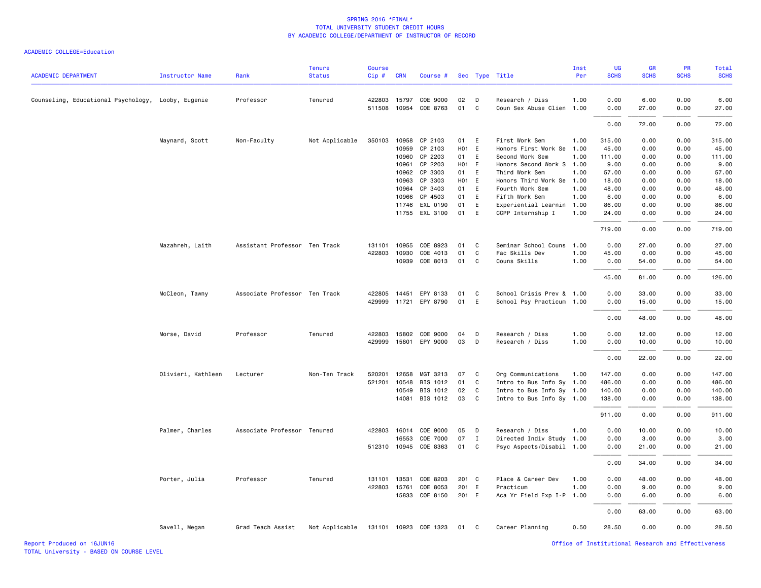SPRING 2016 *FINAL*
TOTAL UNIVERSITY STUDENT CREDIT HOURS
BY ACADEMIC COLLEGE/DEPARTMENT OF INSTRUCTOR OF RECORD

ACADEMIC COLLEGE=Education

| ACADEMIC DEPARTMENT | Instructor Name | Rank | Tenure Status | Course Cip # | CRN | Course # | Sec | Type | Title | Inst Per | UG SCHS | GR SCHS | PR SCHS | Total SCHS |
|---|---|---|---|---|---|---|---|---|---|---|---|---|---|---|
| Counseling, Educational Psychology, | Looby, Eugenie | Professor | Tenured | 422803 | 15797 | COE 9000 | 02 | D | Research / Diss | 1.00 | 0.00 | 6.00 | 0.00 | 6.00 |
| | | | | 511508 | 10954 | COE 8763 | 01 | C | Coun Sex Abuse Clien | 1.00 | 0.00 | 27.00 | 0.00 | 27.00 |
| | | | | | | | | | | | 0.00 | 72.00 | 0.00 | 72.00 |
| | Maynard, Scott | Non-Faculty | Not Applicable | 350103 | 10958 | CP 2103 | 01 | E | First Work Sem | 1.00 | 315.00 | 0.00 | 0.00 | 315.00 |
| | | | | | 10959 | CP 2103 | H01 | E | Honors First Work Se | 1.00 | 45.00 | 0.00 | 0.00 | 45.00 |
| | | | | | 10960 | CP 2203 | 01 | E | Second Work Sem | 1.00 | 111.00 | 0.00 | 0.00 | 111.00 |
| | | | | | 10961 | CP 2203 | H01 | E | Honors Second Work S | 1.00 | 9.00 | 0.00 | 0.00 | 9.00 |
| | | | | | 10962 | CP 3303 | 01 | E | Third Work Sem | 1.00 | 57.00 | 0.00 | 0.00 | 57.00 |
| | | | | | 10963 | CP 3303 | H01 | E | Honors Third Work Se | 1.00 | 18.00 | 0.00 | 0.00 | 18.00 |
| | | | | | 10964 | CP 3403 | 01 | E | Fourth Work Sem | 1.00 | 48.00 | 0.00 | 0.00 | 48.00 |
| | | | | | 10966 | CP 4503 | 01 | E | Fifth Work Sem | 1.00 | 6.00 | 0.00 | 0.00 | 6.00 |
| | | | | | 11746 | EXL 0190 | 01 | E | Experiential Learnin | 1.00 | 86.00 | 0.00 | 0.00 | 86.00 |
| | | | | | 11755 | EXL 3100 | 01 | E | CCPP Internship I | 1.00 | 24.00 | 0.00 | 0.00 | 24.00 |
| | | | | | | | | | | | 719.00 | 0.00 | 0.00 | 719.00 |
| | Mazahreh, Laith | Assistant Professor | Ten Track | 131101 | 10955 | COE 8923 | 01 | C | Seminar School Couns | 1.00 | 0.00 | 27.00 | 0.00 | 27.00 |
| | | | | 422803 | 10930 | COE 4013 | 01 | C | Fac Skills Dev | 1.00 | 45.00 | 0.00 | 0.00 | 45.00 |
| | | | | | 10939 | COE 8013 | 01 | C | Couns Skills | 1.00 | 0.00 | 54.00 | 0.00 | 54.00 |
| | | | | | | | | | | | 45.00 | 81.00 | 0.00 | 126.00 |
| | McCleon, Tawny | Associate Professor | Ten Track | 422805 | 14451 | EPY 8133 | 01 | C | School Crisis Prev & | 1.00 | 0.00 | 33.00 | 0.00 | 33.00 |
| | | | | 429999 | 11721 | EPY 8790 | 01 | E | School Psy Practicum | 1.00 | 0.00 | 15.00 | 0.00 | 15.00 |
| | | | | | | | | | | | 0.00 | 48.00 | 0.00 | 48.00 |
| | Morse, David | Professor | Tenured | 422803 | 15802 | COE 9000 | 04 | D | Research / Diss | 1.00 | 0.00 | 12.00 | 0.00 | 12.00 |
| | | | | 429999 | 15801 | EPY 9000 | 03 | D | Research / Diss | 1.00 | 0.00 | 10.00 | 0.00 | 10.00 |
| | | | | | | | | | | | 0.00 | 22.00 | 0.00 | 22.00 |
| | Olivieri, Kathleen | Lecturer | Non-Ten Track | 520201 | 12658 | MGT 3213 | 07 | C | Org Communications | 1.00 | 147.00 | 0.00 | 0.00 | 147.00 |
| | | | | 521201 | 10548 | BIS 1012 | 01 | C | Intro to Bus Info Sy | 1.00 | 486.00 | 0.00 | 0.00 | 486.00 |
| | | | | | 10549 | BIS 1012 | 02 | C | Intro to Bus Info Sy | 1.00 | 140.00 | 0.00 | 0.00 | 140.00 |
| | | | | | 14081 | BIS 1012 | 03 | C | Intro to Bus Info Sy | 1.00 | 138.00 | 0.00 | 0.00 | 138.00 |
| | | | | | | | | | | | 911.00 | 0.00 | 0.00 | 911.00 |
| | Palmer, Charles | Associate Professor | Tenured | 422803 | 16014 | COE 9000 | 05 | D | Research / Diss | 1.00 | 0.00 | 10.00 | 0.00 | 10.00 |
| | | | | | 16553 | COE 7000 | 07 | I | Directed Indiv Study | 1.00 | 0.00 | 3.00 | 0.00 | 3.00 |
| | | | | 512310 | 10945 | COE 8363 | 01 | C | Psyc Aspects/Disabil | 1.00 | 0.00 | 21.00 | 0.00 | 21.00 |
| | | | | | | | | | | | 0.00 | 34.00 | 0.00 | 34.00 |
| | Porter, Julia | Professor | Tenured | 131101 | 13531 | COE 8203 | 201 | C | Place & Career Dev | 1.00 | 0.00 | 48.00 | 0.00 | 48.00 |
| | | | | 422803 | 15761 | COE 8053 | 201 | E | Practicum | 1.00 | 0.00 | 9.00 | 0.00 | 9.00 |
| | | | | | 15833 | COE 8150 | 201 | E | Aca Yr Field Exp I-P | 1.00 | 0.00 | 6.00 | 0.00 | 6.00 |
| | | | | | | | | | | | 0.00 | 63.00 | 0.00 | 63.00 |
| | Savell, Megan | Grad Teach Assist | Not Applicable | 131101 | 10923 | COE 1323 | 01 | C | Career Planning | 0.50 | 28.50 | 0.00 | 0.00 | 28.50 |

Report Produced on 16JUN16
TOTAL University - BASED ON COURSE LEVEL

Office of Institutional Research and Effectiveness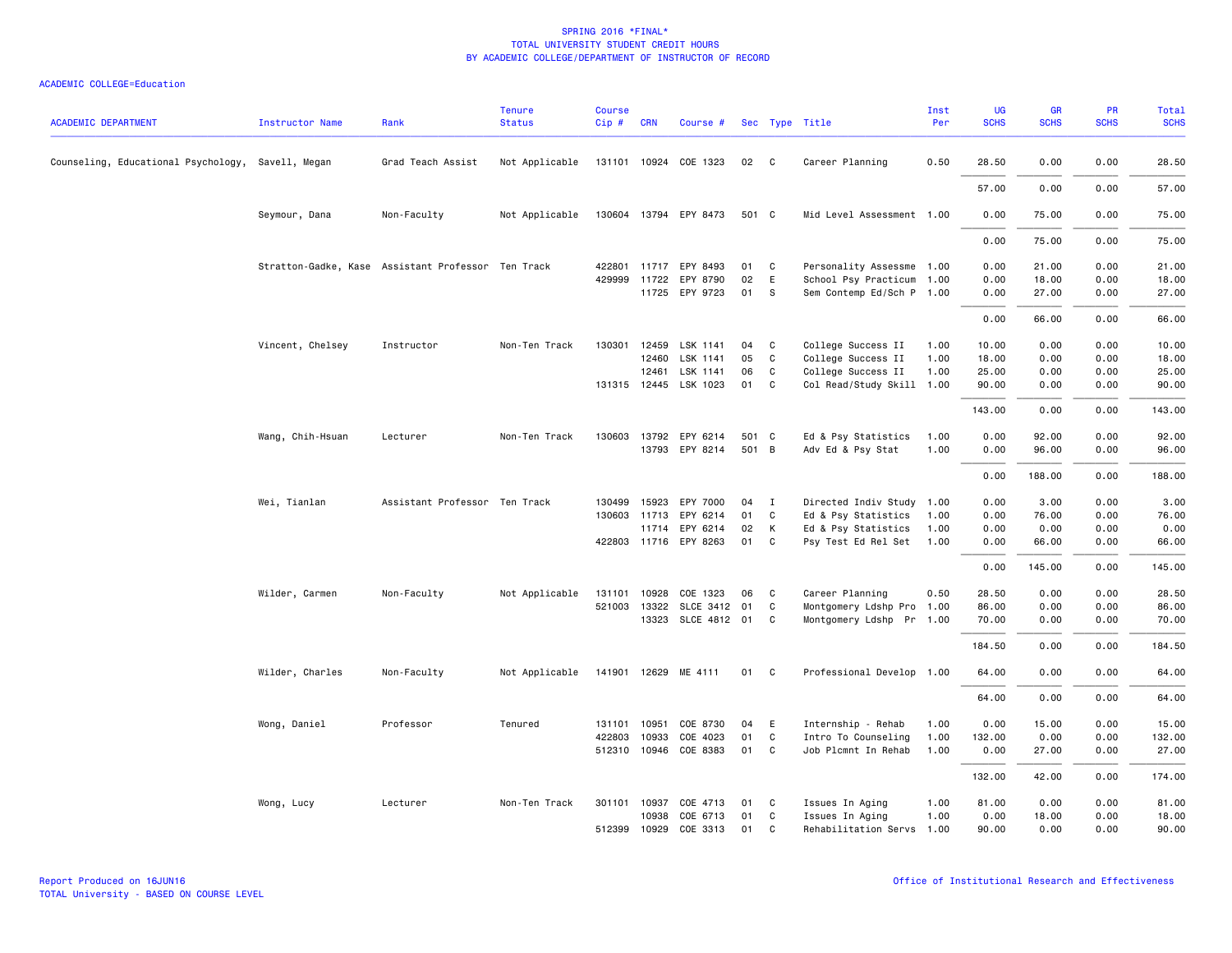SPRING 2016 *FINAL*
TOTAL UNIVERSITY STUDENT CREDIT HOURS
BY ACADEMIC COLLEGE/DEPARTMENT OF INSTRUCTOR OF RECORD

ACADEMIC COLLEGE=Education

| ACADEMIC DEPARTMENT | Instructor Name | Rank | Tenure Status | Course Cip # | CRN | Course # | Sec | Type | Title | Inst Per | UG SCHS | GR SCHS | PR SCHS | Total SCHS |
|---|---|---|---|---|---|---|---|---|---|---|---|---|---|---|
| Counseling, Educational Psychology, | Savell, Megan | Grad Teach Assist | Not Applicable | 131101 | 10924 | COE 1323 | 02 | C | Career Planning | 0.50 | 28.50 | 0.00 | 0.00 | 28.50 |
| | | | | | | | | | | | 57.00 | 0.00 | 0.00 | 57.00 |
| | Seymour, Dana | Non-Faculty | Not Applicable | 130604 | 13794 | EPY 8473 | 501 | C | Mid Level Assessment | 1.00 | 0.00 | 75.00 | 0.00 | 75.00 |
| | | | | | | | | | | | 0.00 | 75.00 | 0.00 | 75.00 |
| | Stratton-Gadke, Kase | Assistant Professor | Ten Track | 422801 | 11717 | EPY 8493 | 01 | C | Personality Assessme | 1.00 | 0.00 | 21.00 | 0.00 | 21.00 |
| | | | | 429999 | 11722 | EPY 8790 | 02 | E | School Psy Practicum | 1.00 | 0.00 | 18.00 | 0.00 | 18.00 |
| | | | | | 11725 | EPY 9723 | 01 | S | Sem Contemp Ed/Sch P | 1.00 | 0.00 | 27.00 | 0.00 | 27.00 |
| | | | | | | | | | | | 0.00 | 66.00 | 0.00 | 66.00 |
| | Vincent, Chelsey | Instructor | Non-Ten Track | 130301 | 12459 | LSK 1141 | 04 | C | College Success II | 1.00 | 10.00 | 0.00 | 0.00 | 10.00 |
| | | | | | 12460 | LSK 1141 | 05 | C | College Success II | 1.00 | 18.00 | 0.00 | 0.00 | 18.00 |
| | | | | | 12461 | LSK 1141 | 06 | C | College Success II | 1.00 | 25.00 | 0.00 | 0.00 | 25.00 |
| | | | | 131315 | 12445 | LSK 1023 | 01 | C | Col Read/Study Skill | 1.00 | 90.00 | 0.00 | 0.00 | 90.00 |
| | | | | | | | | | | | 143.00 | 0.00 | 0.00 | 143.00 |
| | Wang, Chih-Hsuan | Lecturer | Non-Ten Track | 130603 | 13792 | EPY 6214 | 501 | C | Ed & Psy Statistics | 1.00 | 0.00 | 92.00 | 0.00 | 92.00 |
| | | | | | 13793 | EPY 8214 | 501 | B | Adv Ed & Psy Stat | 1.00 | 0.00 | 96.00 | 0.00 | 96.00 |
| | | | | | | | | | | | 0.00 | 188.00 | 0.00 | 188.00 |
| | Wei, Tianlan | Assistant Professor | Ten Track | 130499 | 15923 | EPY 7000 | 04 | I | Directed Indiv Study | 1.00 | 0.00 | 3.00 | 0.00 | 3.00 |
| | | | | 130603 | 11713 | EPY 6214 | 01 | C | Ed & Psy Statistics | 1.00 | 0.00 | 76.00 | 0.00 | 76.00 |
| | | | | | 11714 | EPY 6214 | 02 | K | Ed & Psy Statistics | 1.00 | 0.00 | 0.00 | 0.00 | 0.00 |
| | | | | 422803 | 11716 | EPY 8263 | 01 | C | Psy Test Ed Rel Set | 1.00 | 0.00 | 66.00 | 0.00 | 66.00 |
| | | | | | | | | | | | 0.00 | 145.00 | 0.00 | 145.00 |
| | Wilder, Carmen | Non-Faculty | Not Applicable | 131101 | 10928 | COE 1323 | 06 | C | Career Planning | 0.50 | 28.50 | 0.00 | 0.00 | 28.50 |
| | | | | 521003 | 13322 | SLCE 3412 | 01 | C | Montgomery Ldshp Pro | 1.00 | 86.00 | 0.00 | 0.00 | 86.00 |
| | | | | | 13323 | SLCE 4812 | 01 | C | Montgomery Ldshp Pr | 1.00 | 70.00 | 0.00 | 0.00 | 70.00 |
| | | | | | | | | | | | 184.50 | 0.00 | 0.00 | 184.50 |
| | Wilder, Charles | Non-Faculty | Not Applicable | 141901 | 12629 | ME 4111 | 01 | C | Professional Develop | 1.00 | 64.00 | 0.00 | 0.00 | 64.00 |
| | | | | | | | | | | | 64.00 | 0.00 | 0.00 | 64.00 |
| | Wong, Daniel | Professor | Tenured | 131101 | 10951 | COE 8730 | 04 | E | Internship - Rehab | 1.00 | 0.00 | 15.00 | 0.00 | 15.00 |
| | | | | 422803 | 10933 | COE 4023 | 01 | C | Intro To Counseling | 1.00 | 132.00 | 0.00 | 0.00 | 132.00 |
| | | | | 512310 | 10946 | COE 8383 | 01 | C | Job Plcmnt In Rehab | 1.00 | 0.00 | 27.00 | 0.00 | 27.00 |
| | | | | | | | | | | | 132.00 | 42.00 | 0.00 | 174.00 |
| | Wong, Lucy | Lecturer | Non-Ten Track | 301101 | 10937 | COE 4713 | 01 | C | Issues In Aging | 1.00 | 81.00 | 0.00 | 0.00 | 81.00 |
| | | | | | 10938 | COE 6713 | 01 | C | Issues In Aging | 1.00 | 0.00 | 18.00 | 0.00 | 18.00 |
| | | | | 512399 | 10929 | COE 3313 | 01 | C | Rehabilitation Servs | 1.00 | 90.00 | 0.00 | 0.00 | 90.00 |

Report Produced on 16JUN16
TOTAL University - BASED ON COURSE LEVEL

Office of Institutional Research and Effectiveness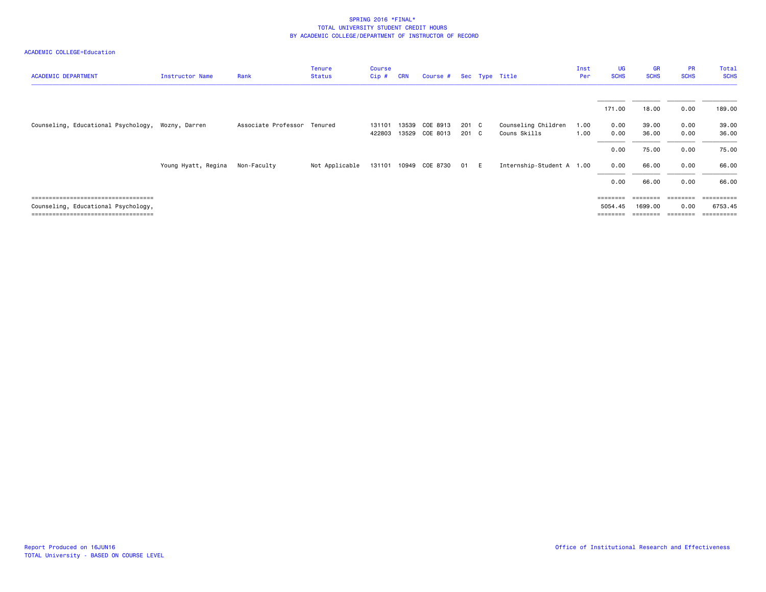SPRING 2016 *FINAL*
TOTAL UNIVERSITY STUDENT CREDIT HOURS
BY ACADEMIC COLLEGE/DEPARTMENT OF INSTRUCTOR OF RECORD

ACADEMIC COLLEGE=Education

| ACADEMIC DEPARTMENT | Instructor Name | Rank | Tenure Status | Course Cip # | CRN | Course # | Sec | Type | Title | Inst Per | UG SCHS | GR SCHS | PR SCHS | Total SCHS |
|---|---|---|---|---|---|---|---|---|---|---|---|---|---|---|
| | | | | | | | | | | | 171.00 | 18.00 | 0.00 | 189.00 |
| Counseling, Educational Psychology, | Wozny, Darren | Associate Professor | Tenured | 131101 | 13539 | COE 8913 | 201 | C | Counseling Children | 1.00 | 0.00 | 39.00 | 0.00 | 39.00 |
| | | | | 422803 | 13529 | COE 8013 | 201 | C | Couns Skills | 1.00 | 0.00 | 36.00 | 0.00 | 36.00 |
| | | | | | | | | | | | 0.00 | 75.00 | 0.00 | 75.00 |
| | Young Hyatt, Regina | Non-Faculty | Not Applicable | 131101 | 10949 | COE 8730 | 01 | E | Internship-Student A | 1.00 | 0.00 | 66.00 | 0.00 | 66.00 |
| | | | | | | | | | | | 0.00 | 66.00 | 0.00 | 66.00 |
| Counseling, Educational Psychology, | | | | | | | | | | | 5054.45 | 1699.00 | 0.00 | 6753.45 |

Report Produced on 16JUN16
TOTAL University - BASED ON COURSE LEVEL

Office of Institutional Research and Effectiveness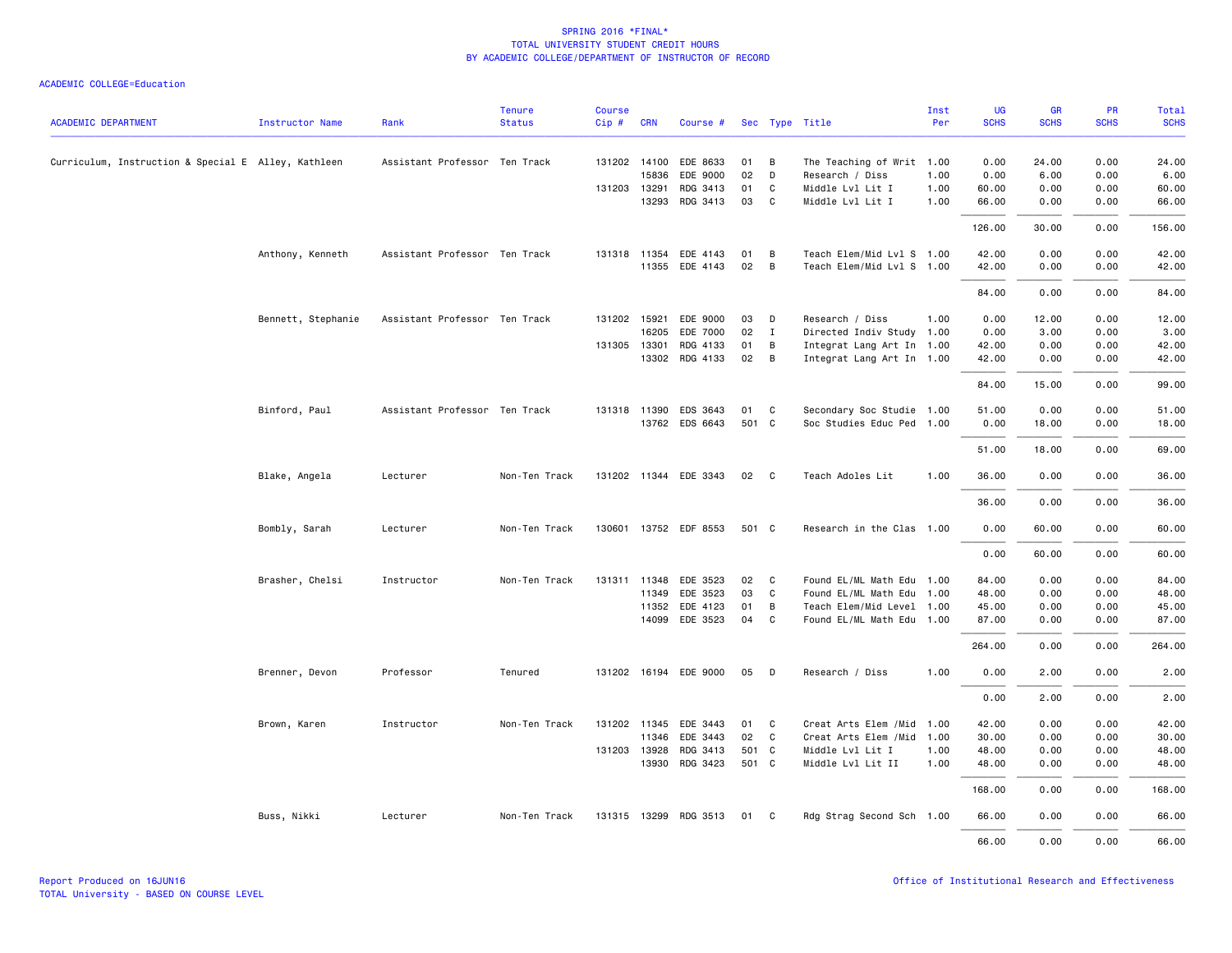SPRING 2016 *FINAL*
TOTAL UNIVERSITY STUDENT CREDIT HOURS
BY ACADEMIC COLLEGE/DEPARTMENT OF INSTRUCTOR OF RECORD

ACADEMIC COLLEGE=Education

| ACADEMIC DEPARTMENT | Instructor Name | Rank | Tenure Status | Course Cip # | CRN | Course # | Sec | Type | Title | Inst Per | UG SCHS | GR SCHS | PR SCHS | Total SCHS |
|---|---|---|---|---|---|---|---|---|---|---|---|---|---|---|
| Curriculum, Instruction & Special E | Alley, Kathleen | Assistant Professor | Ten Track | 131202 | 14100 | EDE 8633 | 01 | B | The Teaching of Writ | 1.00 | 0.00 | 24.00 | 0.00 | 24.00 |
| | | | | | 15836 | EDE 9000 | 02 | D | Research / Diss | 1.00 | 0.00 | 6.00 | 0.00 | 6.00 |
| | | | | 131203 | 13291 | RDG 3413 | 01 | C | Middle Lvl Lit I | 1.00 | 60.00 | 0.00 | 0.00 | 60.00 |
| | | | | | 13293 | RDG 3413 | 03 | C | Middle Lvl Lit I | 1.00 | 66.00 | 0.00 | 0.00 | 66.00 |
| | | | | | | | | | | | 126.00 | 30.00 | 0.00 | 156.00 |
| | Anthony, Kenneth | Assistant Professor | Ten Track | 131318 | 11354 | EDE 4143 | 01 | B | Teach Elem/Mid Lvl S | 1.00 | 42.00 | 0.00 | 0.00 | 42.00 |
| | | | | | 11355 | EDE 4143 | 02 | B | Teach Elem/Mid Lvl S | 1.00 | 42.00 | 0.00 | 0.00 | 42.00 |
| | | | | | | | | | | | 84.00 | 0.00 | 0.00 | 84.00 |
| | Bennett, Stephanie | Assistant Professor | Ten Track | 131202 | 15921 | EDE 9000 | 03 | D | Research / Diss | 1.00 | 0.00 | 12.00 | 0.00 | 12.00 |
| | | | | | 16205 | EDE 7000 | 02 | I | Directed Indiv Study | 1.00 | 0.00 | 3.00 | 0.00 | 3.00 |
| | | | | 131305 | 13301 | RDG 4133 | 01 | B | Integrat Lang Art In | 1.00 | 42.00 | 0.00 | 0.00 | 42.00 |
| | | | | | 13302 | RDG 4133 | 02 | B | Integrat Lang Art In | 1.00 | 42.00 | 0.00 | 0.00 | 42.00 |
| | | | | | | | | | | | 84.00 | 15.00 | 0.00 | 99.00 |
| | Binford, Paul | Assistant Professor | Ten Track | 131318 | 11390 | EDS 3643 | 01 | C | Secondary Soc Studie | 1.00 | 51.00 | 0.00 | 0.00 | 51.00 |
| | | | | | 13762 | EDS 6643 | 501 | C | Soc Studies Educ Ped | 1.00 | 0.00 | 18.00 | 0.00 | 18.00 |
| | | | | | | | | | | | 51.00 | 18.00 | 0.00 | 69.00 |
| | Blake, Angela | Lecturer | Non-Ten Track | 131202 | 11344 | EDE 3343 | 02 | C | Teach Adoles Lit | 1.00 | 36.00 | 0.00 | 0.00 | 36.00 |
| | | | | | | | | | | | 36.00 | 0.00 | 0.00 | 36.00 |
| | Bombly, Sarah | Lecturer | Non-Ten Track | 130601 | 13752 | EDF 8553 | 501 | C | Research in the Clas | 1.00 | 0.00 | 60.00 | 0.00 | 60.00 |
| | | | | | | | | | | | 0.00 | 60.00 | 0.00 | 60.00 |
| | Brasher, Chelsi | Instructor | Non-Ten Track | 131311 | 11348 | EDE 3523 | 02 | C | Found EL/ML Math Edu | 1.00 | 84.00 | 0.00 | 0.00 | 84.00 |
| | | | | | 11349 | EDE 3523 | 03 | C | Found EL/ML Math Edu | 1.00 | 48.00 | 0.00 | 0.00 | 48.00 |
| | | | | | 11352 | EDE 4123 | 01 | B | Teach Elem/Mid Level | 1.00 | 45.00 | 0.00 | 0.00 | 45.00 |
| | | | | | 14099 | EDE 3523 | 04 | C | Found EL/ML Math Edu | 1.00 | 87.00 | 0.00 | 0.00 | 87.00 |
| | | | | | | | | | | | 264.00 | 0.00 | 0.00 | 264.00 |
| | Brenner, Devon | Professor | Tenured | 131202 | 16194 | EDE 9000 | 05 | D | Research / Diss | 1.00 | 0.00 | 2.00 | 0.00 | 2.00 |
| | | | | | | | | | | | 0.00 | 2.00 | 0.00 | 2.00 |
| | Brown, Karen | Instructor | Non-Ten Track | 131202 | 11345 | EDE 3443 | 01 | C | Creat Arts Elem /Mid | 1.00 | 42.00 | 0.00 | 0.00 | 42.00 |
| | | | | | 11346 | EDE 3443 | 02 | C | Creat Arts Elem /Mid | 1.00 | 30.00 | 0.00 | 0.00 | 30.00 |
| | | | | 131203 | 13928 | RDG 3413 | 501 | C | Middle Lvl Lit I | 1.00 | 48.00 | 0.00 | 0.00 | 48.00 |
| | | | | | 13930 | RDG 3423 | 501 | C | Middle Lvl Lit II | 1.00 | 48.00 | 0.00 | 0.00 | 48.00 |
| | | | | | | | | | | | 168.00 | 0.00 | 0.00 | 168.00 |
| | Buss, Nikki | Lecturer | Non-Ten Track | 131315 | 13299 | RDG 3513 | 01 | C | Rdg Strag Second Sch | 1.00 | 66.00 | 0.00 | 0.00 | 66.00 |
| | | | | | | | | | | | 66.00 | 0.00 | 0.00 | 66.00 |

Report Produced on 16JUN16
TOTAL University - BASED ON COURSE LEVEL

Office of Institutional Research and Effectiveness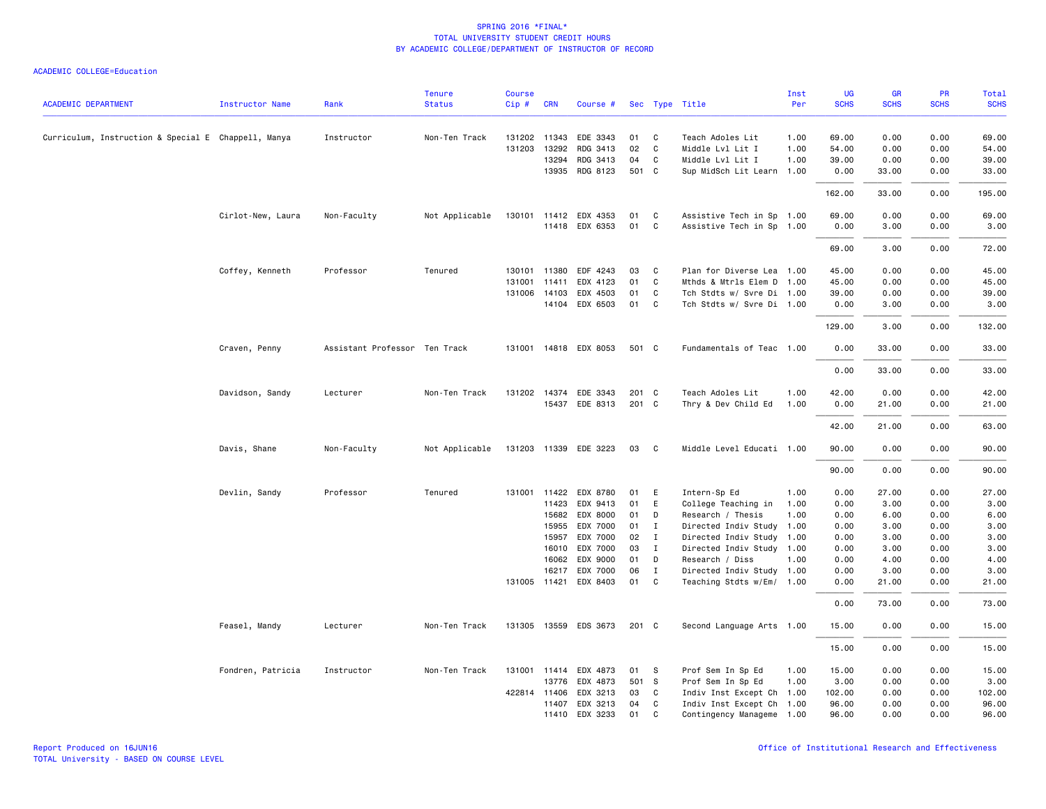SPRING 2016 *FINAL*
TOTAL UNIVERSITY STUDENT CREDIT HOURS
BY ACADEMIC COLLEGE/DEPARTMENT OF INSTRUCTOR OF RECORD

ACADEMIC COLLEGE=Education

| ACADEMIC DEPARTMENT | Instructor Name | Rank | Tenure Status | Course Cip # | CRN | Course # | Sec | Type | Title | Inst Per | UG SCHS | GR SCHS | PR SCHS | Total SCHS |
|---|---|---|---|---|---|---|---|---|---|---|---|---|---|---|
| Curriculum, Instruction & Special E | Chappell, Manya | Instructor | Non-Ten Track | 131202 | 11343 | EDE 3343 | 01 | C | Teach Adoles Lit | 1.00 | 69.00 | 0.00 | 0.00 | 69.00 |
| | | | | 131203 | 13292 | RDG 3413 | 02 | C | Middle Lvl Lit I | 1.00 | 54.00 | 0.00 | 0.00 | 54.00 |
| | | | | | 13294 | RDG 3413 | 04 | C | Middle Lvl Lit I | 1.00 | 39.00 | 0.00 | 0.00 | 39.00 |
| | | | | | 13935 | RDG 8123 | 501 | C | Sup MidSch Lit Learn | 1.00 | 0.00 | 33.00 | 0.00 | 33.00 |
| | | | | | | | | | | | 162.00 | 33.00 | 0.00 | 195.00 |
| | Cirlot-New, Laura | Non-Faculty | Not Applicable | 130101 | 11412 | EDX 4353 | 01 | C | Assistive Tech in Sp | 1.00 | 69.00 | 0.00 | 0.00 | 69.00 |
| | | | | | 11418 | EDX 6353 | 01 | C | Assistive Tech in Sp | 1.00 | 0.00 | 3.00 | 0.00 | 3.00 |
| | | | | | | | | | | | 69.00 | 3.00 | 0.00 | 72.00 |
| | Coffey, Kenneth | Professor | Tenured | 130101 | 11380 | EDF 4243 | 03 | C | Plan for Diverse Lea | 1.00 | 45.00 | 0.00 | 0.00 | 45.00 |
| | | | | 131001 | 11411 | EDX 4123 | 01 | C | Mthds & Mtrls Elem D | 1.00 | 45.00 | 0.00 | 0.00 | 45.00 |
| | | | | 131006 | 14103 | EDX 4503 | 01 | C | Tch Stdts w/ Svre Di | 1.00 | 39.00 | 0.00 | 0.00 | 39.00 |
| | | | | | 14104 | EDX 6503 | 01 | C | Tch Stdts w/ Svre Di | 1.00 | 0.00 | 3.00 | 0.00 | 3.00 |
| | | | | | | | | | | | 129.00 | 3.00 | 0.00 | 132.00 |
| | Craven, Penny | Assistant Professor | Ten Track | 131001 | 14818 | EDX 8053 | 501 | C | Fundamentals of Teac | 1.00 | 0.00 | 33.00 | 0.00 | 33.00 |
| | | | | | | | | | | | 0.00 | 33.00 | 0.00 | 33.00 |
| | Davidson, Sandy | Lecturer | Non-Ten Track | 131202 | 14374 | EDE 3343 | 201 | C | Teach Adoles Lit | 1.00 | 42.00 | 0.00 | 0.00 | 42.00 |
| | | | | | 15437 | EDE 8313 | 201 | C | Thry & Dev Child Ed | 1.00 | 0.00 | 21.00 | 0.00 | 21.00 |
| | | | | | | | | | | | 42.00 | 21.00 | 0.00 | 63.00 |
| | Davis, Shane | Non-Faculty | Not Applicable | 131203 | 11339 | EDE 3223 | 03 | C | Middle Level Educati | 1.00 | 90.00 | 0.00 | 0.00 | 90.00 |
| | | | | | | | | | | | 90.00 | 0.00 | 0.00 | 90.00 |
| | Devlin, Sandy | Professor | Tenured | 131001 | 11422 | EDX 8780 | 01 | E | Intern-Sp Ed | 1.00 | 0.00 | 27.00 | 0.00 | 27.00 |
| | | | | | 11423 | EDX 9413 | 01 | E | College Teaching in | 1.00 | 0.00 | 3.00 | 0.00 | 3.00 |
| | | | | | 15682 | EDX 8000 | 01 | D | Research / Thesis | 1.00 | 0.00 | 6.00 | 0.00 | 6.00 |
| | | | | | 15955 | EDX 7000 | 01 | I | Directed Indiv Study | 1.00 | 0.00 | 3.00 | 0.00 | 3.00 |
| | | | | | 15957 | EDX 7000 | 02 | I | Directed Indiv Study | 1.00 | 0.00 | 3.00 | 0.00 | 3.00 |
| | | | | | 16010 | EDX 7000 | 03 | I | Directed Indiv Study | 1.00 | 0.00 | 3.00 | 0.00 | 3.00 |
| | | | | | 16062 | EDX 9000 | 01 | D | Research / Diss | 1.00 | 0.00 | 4.00 | 0.00 | 4.00 |
| | | | | | 16217 | EDX 7000 | 06 | I | Directed Indiv Study | 1.00 | 0.00 | 3.00 | 0.00 | 3.00 |
| | | | | 131005 | 11421 | EDX 8403 | 01 | C | Teaching Stdts w/Em/ | 1.00 | 0.00 | 21.00 | 0.00 | 21.00 |
| | | | | | | | | | | | 0.00 | 73.00 | 0.00 | 73.00 |
| | Feasel, Mandy | Lecturer | Non-Ten Track | 131305 | 13559 | EDS 3673 | 201 | C | Second Language Arts | 1.00 | 15.00 | 0.00 | 0.00 | 15.00 |
| | | | | | | | | | | | 15.00 | 0.00 | 0.00 | 15.00 |
| | Fondren, Patricia | Instructor | Non-Ten Track | 131001 | 11414 | EDX 4873 | 01 | S | Prof Sem In Sp Ed | 1.00 | 15.00 | 0.00 | 0.00 | 15.00 |
| | | | | | 13776 | EDX 4873 | 501 | S | Prof Sem In Sp Ed | 1.00 | 3.00 | 0.00 | 0.00 | 3.00 |
| | | | | 422814 | 11406 | EDX 3213 | 03 | C | Indiv Inst Except Ch | 1.00 | 102.00 | 0.00 | 0.00 | 102.00 |
| | | | | | 11407 | EDX 3213 | 04 | C | Indiv Inst Except Ch | 1.00 | 96.00 | 0.00 | 0.00 | 96.00 |
| | | | | | 11410 | EDX 3233 | 01 | C | Contingency Manageme | 1.00 | 96.00 | 0.00 | 0.00 | 96.00 |

Report Produced on 16JUN16
TOTAL University - BASED ON COURSE LEVEL

Office of Institutional Research and Effectiveness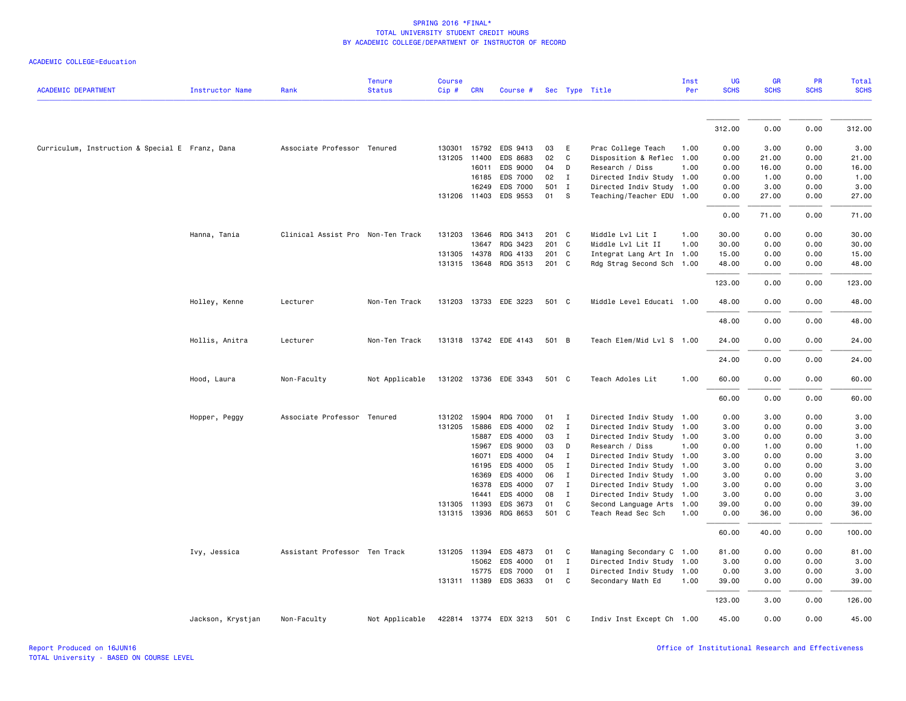SPRING 2016 *FINAL*
TOTAL UNIVERSITY STUDENT CREDIT HOURS
BY ACADEMIC COLLEGE/DEPARTMENT OF INSTRUCTOR OF RECORD

ACADEMIC COLLEGE=Education

| ACADEMIC DEPARTMENT | Instructor Name | Rank | Tenure Status | Course Cip # | CRN | Course # | Sec | Type | Title | Inst Per | UG SCHS | GR SCHS | PR SCHS | Total SCHS |
|---|---|---|---|---|---|---|---|---|---|---|---|---|---|---|
| | | | | | | | | | | | 312.00 | 0.00 | 0.00 | 312.00 |
| Curriculum, Instruction & Special E | Franz, Dana | Associate Professor | Tenured | 130301 | 15792 | EDS 9413 | 03 | E | Prac College Teach | 1.00 | 0.00 | 3.00 | 0.00 | 3.00 |
| | | | | 131205 | 11400 | EDS 8683 | 02 | C | Disposition & Reflec | 1.00 | 0.00 | 21.00 | 0.00 | 21.00 |
| | | | | | 16011 | EDS 9000 | 04 | D | Research / Diss | 1.00 | 0.00 | 16.00 | 0.00 | 16.00 |
| | | | | | 16185 | EDS 7000 | 02 | I | Directed Indiv Study | 1.00 | 0.00 | 1.00 | 0.00 | 1.00 |
| | | | | | 16249 | EDS 7000 | 501 | I | Directed Indiv Study | 1.00 | 0.00 | 3.00 | 0.00 | 3.00 |
| | | | | 131206 | 11403 | EDS 9553 | 01 | S | Teaching/Teacher EDU | 1.00 | 0.00 | 27.00 | 0.00 | 27.00 |
| | | | | | | | | | | | 0.00 | 71.00 | 0.00 | 71.00 |
| | Hanna, Tania | Clinical Assist Pro | Non-Ten Track | 131203 | 13646 | RDG 3413 | 201 | C | Middle Lvl Lit I | 1.00 | 30.00 | 0.00 | 0.00 | 30.00 |
| | | | | | 13647 | RDG 3423 | 201 | C | Middle Lvl Lit II | 1.00 | 30.00 | 0.00 | 0.00 | 30.00 |
| | | | | 131305 | 14378 | RDG 4133 | 201 | C | Integrat Lang Art In | 1.00 | 15.00 | 0.00 | 0.00 | 15.00 |
| | | | | 131315 | 13648 | RDG 3513 | 201 | C | Rdg Strag Second Sch | 1.00 | 48.00 | 0.00 | 0.00 | 48.00 |
| | | | | | | | | | | | 123.00 | 0.00 | 0.00 | 123.00 |
| | Holley, Kenne | Lecturer | Non-Ten Track | 131203 | 13733 | EDE 3223 | 501 | C | Middle Level Educati | 1.00 | 48.00 | 0.00 | 0.00 | 48.00 |
| | | | | | | | | | | | 48.00 | 0.00 | 0.00 | 48.00 |
| | Hollis, Anitra | Lecturer | Non-Ten Track | 131318 | 13742 | EDE 4143 | 501 | B | Teach Elem/Mid Lvl S | 1.00 | 24.00 | 0.00 | 0.00 | 24.00 |
| | | | | | | | | | | | 24.00 | 0.00 | 0.00 | 24.00 |
| | Hood, Laura | Non-Faculty | Not Applicable | 131202 | 13736 | EDE 3343 | 501 | C | Teach Adoles Lit | 1.00 | 60.00 | 0.00 | 0.00 | 60.00 |
| | | | | | | | | | | | 60.00 | 0.00 | 0.00 | 60.00 |
| | Hopper, Peggy | Associate Professor | Tenured | 131202 | 15904 | RDG 7000 | 01 | I | Directed Indiv Study | 1.00 | 0.00 | 3.00 | 0.00 | 3.00 |
| | | | | 131205 | 15886 | EDS 4000 | 02 | I | Directed Indiv Study | 1.00 | 3.00 | 0.00 | 0.00 | 3.00 |
| | | | | | 15887 | EDS 4000 | 03 | I | Directed Indiv Study | 1.00 | 3.00 | 0.00 | 0.00 | 3.00 |
| | | | | | 15967 | EDS 9000 | 03 | D | Research / Diss | 1.00 | 0.00 | 1.00 | 0.00 | 1.00 |
| | | | | | 16071 | EDS 4000 | 04 | I | Directed Indiv Study | 1.00 | 3.00 | 0.00 | 0.00 | 3.00 |
| | | | | | 16195 | EDS 4000 | 05 | I | Directed Indiv Study | 1.00 | 3.00 | 0.00 | 0.00 | 3.00 |
| | | | | | 16369 | EDS 4000 | 06 | I | Directed Indiv Study | 1.00 | 3.00 | 0.00 | 0.00 | 3.00 |
| | | | | | 16378 | EDS 4000 | 07 | I | Directed Indiv Study | 1.00 | 3.00 | 0.00 | 0.00 | 3.00 |
| | | | | | 16441 | EDS 4000 | 08 | I | Directed Indiv Study | 1.00 | 3.00 | 0.00 | 0.00 | 3.00 |
| | | | | 131305 | 11393 | EDS 3673 | 01 | C | Second Language Arts | 1.00 | 39.00 | 0.00 | 0.00 | 39.00 |
| | | | | 131315 | 13936 | RDG 8653 | 501 | C | Teach Read Sec Sch | 1.00 | 0.00 | 36.00 | 0.00 | 36.00 |
| | | | | | | | | | | | 60.00 | 40.00 | 0.00 | 100.00 |
| | Ivy, Jessica | Assistant Professor | Ten Track | 131205 | 11394 | EDS 4873 | 01 | C | Managing Secondary C | 1.00 | 81.00 | 0.00 | 0.00 | 81.00 |
| | | | | | 15062 | EDS 4000 | 01 | I | Directed Indiv Study | 1.00 | 3.00 | 0.00 | 0.00 | 3.00 |
| | | | | | 15775 | EDS 7000 | 01 | I | Directed Indiv Study | 1.00 | 0.00 | 3.00 | 0.00 | 3.00 |
| | | | | 131311 | 11389 | EDS 3633 | 01 | C | Secondary Math Ed | 1.00 | 39.00 | 0.00 | 0.00 | 39.00 |
| | | | | | | | | | | | 123.00 | 3.00 | 0.00 | 126.00 |
| | Jackson, Krystjan | Non-Faculty | Not Applicable | 422814 | 13774 | EDX 3213 | 501 | C | Indiv Inst Except Ch | 1.00 | 45.00 | 0.00 | 0.00 | 45.00 |

Report Produced on 16JUN16
TOTAL University - BASED ON COURSE LEVEL

Office of Institutional Research and Effectiveness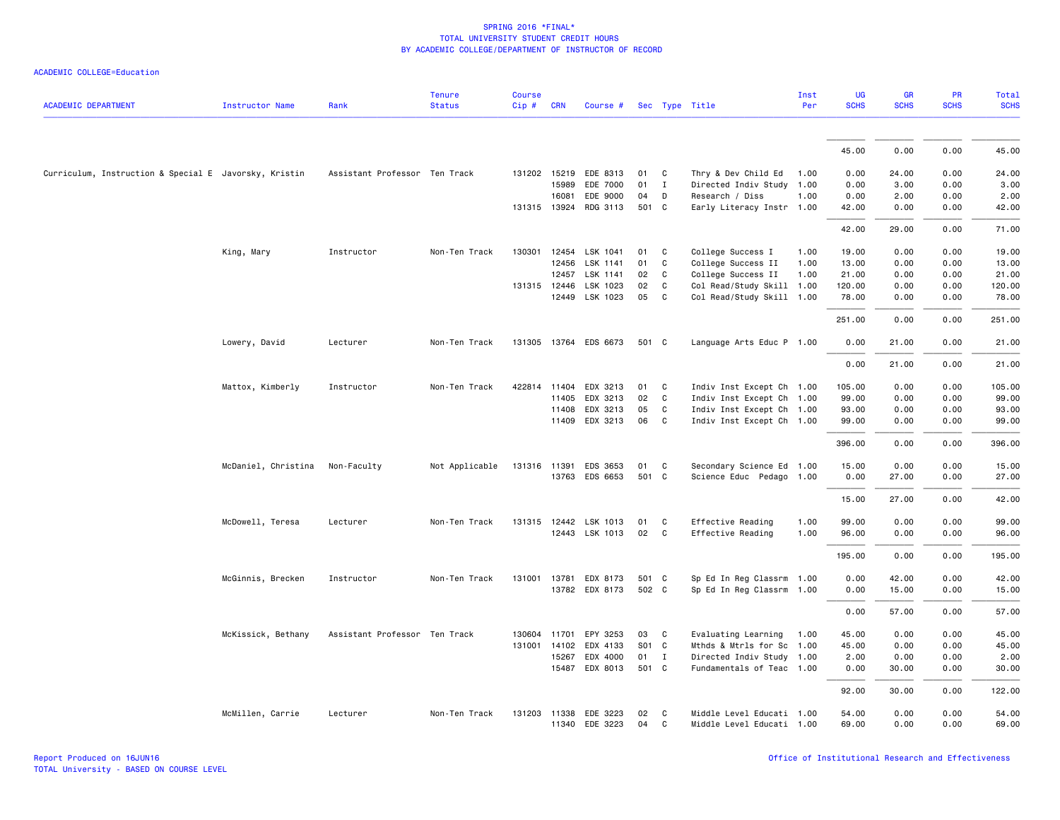# SPRING 2016 *FINAL*
## TOTAL UNIVERSITY STUDENT CREDIT HOURS
## BY ACADEMIC COLLEGE/DEPARTMENT OF INSTRUCTOR OF RECORD

ACADEMIC COLLEGE=Education

| ACADEMIC DEPARTMENT | Instructor Name | Rank | Tenure Status | Course Cip # | CRN | Course # | Sec | Type | Title | Inst Per | UG SCHS | GR SCHS | PR SCHS | Total SCHS |
|---|---|---|---|---|---|---|---|---|---|---|---|---|---|---|
| | | | | | | | | | | | 45.00 | 0.00 | 0.00 | 45.00 |
| Curriculum, Instruction & Special E | Javorsky, Kristin | Assistant Professor | Ten Track | 131202 | 15219 | EDE 8313 | 01 | C | Thry & Dev Child Ed | 1.00 | 0.00 | 24.00 | 0.00 | 24.00 |
| | | | | | 15989 | EDE 7000 | 01 | I | Directed Indiv Study | 1.00 | 0.00 | 3.00 | 0.00 | 3.00 |
| | | | | | 16081 | EDE 9000 | 04 | D | Research / Diss | 1.00 | 0.00 | 2.00 | 0.00 | 2.00 |
| | | | | 131315 | 13924 | RDG 3113 | 501 | C | Early Literacy Instr | 1.00 | 42.00 | 0.00 | 0.00 | 42.00 |
| | | | | | | | | | | | 42.00 | 29.00 | 0.00 | 71.00 |
| | King, Mary | Instructor | Non-Ten Track | 130301 | 12454 | LSK 1041 | 01 | C | College Success I | 1.00 | 19.00 | 0.00 | 0.00 | 19.00 |
| | | | | | 12456 | LSK 1141 | 01 | C | College Success II | 1.00 | 13.00 | 0.00 | 0.00 | 13.00 |
| | | | | | 12457 | LSK 1141 | 02 | C | College Success II | 1.00 | 21.00 | 0.00 | 0.00 | 21.00 |
| | | | | 131315 | 12446 | LSK 1023 | 02 | C | Col Read/Study Skill | 1.00 | 120.00 | 0.00 | 0.00 | 120.00 |
| | | | | | 12449 | LSK 1023 | 05 | C | Col Read/Study Skill | 1.00 | 78.00 | 0.00 | 0.00 | 78.00 |
| | | | | | | | | | | | 251.00 | 0.00 | 0.00 | 251.00 |
| | Lowery, David | Lecturer | Non-Ten Track | 131305 | 13764 | EDS 6673 | 501 | C | Language Arts Educ P | 1.00 | 0.00 | 21.00 | 0.00 | 21.00 |
| | | | | | | | | | | | 0.00 | 21.00 | 0.00 | 21.00 |
| | Mattox, Kimberly | Instructor | Non-Ten Track | 422814 | 11404 | EDX 3213 | 01 | C | Indiv Inst Except Ch | 1.00 | 105.00 | 0.00 | 0.00 | 105.00 |
| | | | | | 11405 | EDX 3213 | 02 | C | Indiv Inst Except Ch | 1.00 | 99.00 | 0.00 | 0.00 | 99.00 |
| | | | | | 11408 | EDX 3213 | 05 | C | Indiv Inst Except Ch | 1.00 | 93.00 | 0.00 | 0.00 | 93.00 |
| | | | | | 11409 | EDX 3213 | 06 | C | Indiv Inst Except Ch | 1.00 | 99.00 | 0.00 | 0.00 | 99.00 |
| | | | | | | | | | | | 396.00 | 0.00 | 0.00 | 396.00 |
| | McDaniel, Christina | Non-Faculty | Not Applicable | 131316 | 11391 | EDS 3653 | 01 | C | Secondary Science Ed | 1.00 | 15.00 | 0.00 | 0.00 | 15.00 |
| | | | | | 13763 | EDS 6653 | 501 | C | Science Educ Pedago | 1.00 | 0.00 | 27.00 | 0.00 | 27.00 |
| | | | | | | | | | | | 15.00 | 27.00 | 0.00 | 42.00 |
| | McDowell, Teresa | Lecturer | Non-Ten Track | 131315 | 12442 | LSK 1013 | 01 | C | Effective Reading | 1.00 | 99.00 | 0.00 | 0.00 | 99.00 |
| | | | | | 12443 | LSK 1013 | 02 | C | Effective Reading | 1.00 | 96.00 | 0.00 | 0.00 | 96.00 |
| | | | | | | | | | | | 195.00 | 0.00 | 0.00 | 195.00 |
| | McGinnis, Brecken | Instructor | Non-Ten Track | 131001 | 13781 | EDX 8173 | 501 | C | Sp Ed In Reg Classrm | 1.00 | 0.00 | 42.00 | 0.00 | 42.00 |
| | | | | | 13782 | EDX 8173 | 502 | C | Sp Ed In Reg Classrm | 1.00 | 0.00 | 15.00 | 0.00 | 15.00 |
| | | | | | | | | | | | 0.00 | 57.00 | 0.00 | 57.00 |
| | McKissick, Bethany | Assistant Professor | Ten Track | 130604 | 11701 | EPY 3253 | 03 | C | Evaluating Learning | 1.00 | 45.00 | 0.00 | 0.00 | 45.00 |
| | | | | 131001 | 14102 | EDX 4133 | S01 | C | Mthds & Mtrls for Sc | 1.00 | 45.00 | 0.00 | 0.00 | 45.00 |
| | | | | | 15267 | EDX 4000 | 01 | I | Directed Indiv Study | 1.00 | 2.00 | 0.00 | 0.00 | 2.00 |
| | | | | | 15487 | EDX 8013 | 501 | C | Fundamentals of Teac | 1.00 | 0.00 | 30.00 | 0.00 | 30.00 |
| | | | | | | | | | | | 92.00 | 30.00 | 0.00 | 122.00 |
| | McMillen, Carrie | Lecturer | Non-Ten Track | 131203 | 11338 | EDE 3223 | 02 | C | Middle Level Educati | 1.00 | 54.00 | 0.00 | 0.00 | 54.00 |
| | | | | | 11340 | EDE 3223 | 04 | C | Middle Level Educati | 1.00 | 69.00 | 0.00 | 0.00 | 69.00 |

Report Produced on 16JUN16
TOTAL University - BASED ON COURSE LEVEL

Office of Institutional Research and Effectiveness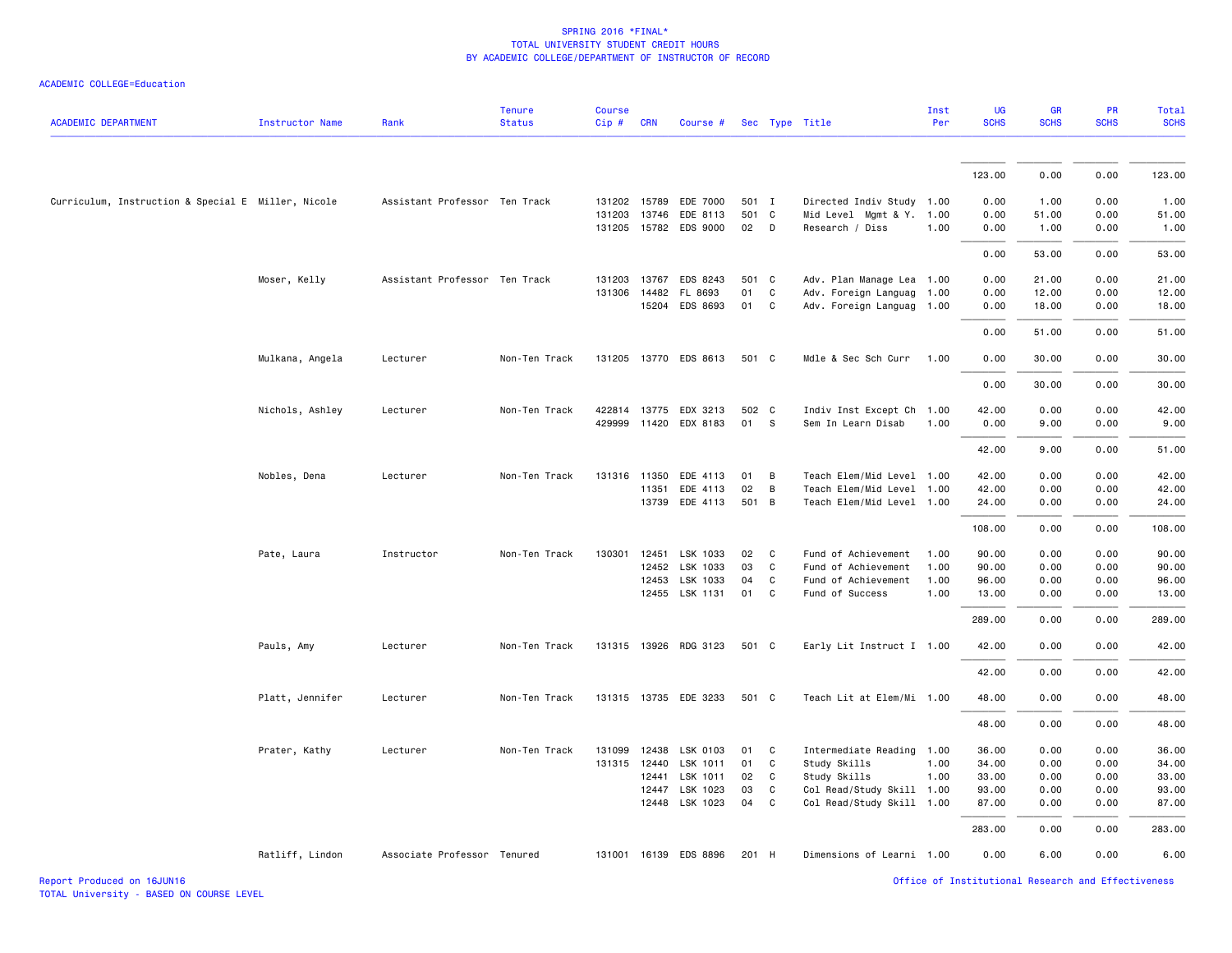# SPRING 2016 *FINAL*
## TOTAL UNIVERSITY STUDENT CREDIT HOURS
## BY ACADEMIC COLLEGE/DEPARTMENT OF INSTRUCTOR OF RECORD

ACADEMIC COLLEGE=Education

| ACADEMIC DEPARTMENT | Instructor Name | Rank | Tenure Status | Course Cip # | CRN | Course # | Sec | Type | Title | Inst Per | UG SCHS | GR SCHS | PR SCHS | Total SCHS |
|---|---|---|---|---|---|---|---|---|---|---|---|---|---|---|
| | | | | | | | | | | | 123.00 | 0.00 | 0.00 | 123.00 |
| Curriculum, Instruction & Special E | Miller, Nicole | Assistant Professor | Ten Track | 131202 | 15789 | EDE 7000 | 501 | I | Directed Indiv Study | 1.00 | 0.00 | 1.00 | 0.00 | 1.00 |
| | | | | 131203 | 13746 | EDE 8113 | 501 | C | Mid Level Mgmt & Y. | 1.00 | 0.00 | 51.00 | 0.00 | 51.00 |
| | | | | 131205 | 15782 | EDS 9000 | 02 | D | Research / Diss | 1.00 | 0.00 | 1.00 | 0.00 | 1.00 |
| | | | | | | | | | | | 0.00 | 53.00 | 0.00 | 53.00 |
| | Moser, Kelly | Assistant Professor | Ten Track | 131203 | 13767 | EDS 8243 | 501 | C | Adv. Plan Manage Lea | 1.00 | 0.00 | 21.00 | 0.00 | 21.00 |
| | | | | 131306 | 14482 | FL 8693 | 01 | C | Adv. Foreign Languag | 1.00 | 0.00 | 12.00 | 0.00 | 12.00 |
| | | | | | 15204 | EDS 8693 | 01 | C | Adv. Foreign Languag | 1.00 | 0.00 | 18.00 | 0.00 | 18.00 |
| | | | | | | | | | | | 0.00 | 51.00 | 0.00 | 51.00 |
| | Mulkana, Angela | Lecturer | Non-Ten Track | 131205 | 13770 | EDS 8613 | 501 | C | Mdle & Sec Sch Curr | 1.00 | 0.00 | 30.00 | 0.00 | 30.00 |
| | | | | | | | | | | | 0.00 | 30.00 | 0.00 | 30.00 |
| | Nichols, Ashley | Lecturer | Non-Ten Track | 422814 | 13775 | EDX 3213 | 502 | C | Indiv Inst Except Ch | 1.00 | 42.00 | 0.00 | 0.00 | 42.00 |
| | | | | 429999 | 11420 | EDX 8183 | 01 | S | Sem In Learn Disab | 1.00 | 0.00 | 9.00 | 0.00 | 9.00 |
| | | | | | | | | | | | 42.00 | 9.00 | 0.00 | 51.00 |
| | Nobles, Dena | Lecturer | Non-Ten Track | 131316 | 11350 | EDE 4113 | 01 | B | Teach Elem/Mid Level | 1.00 | 42.00 | 0.00 | 0.00 | 42.00 |
| | | | | | 11351 | EDE 4113 | 02 | B | Teach Elem/Mid Level | 1.00 | 42.00 | 0.00 | 0.00 | 42.00 |
| | | | | | 13739 | EDE 4113 | 501 | B | Teach Elem/Mid Level | 1.00 | 24.00 | 0.00 | 0.00 | 24.00 |
| | | | | | | | | | | | 108.00 | 0.00 | 0.00 | 108.00 |
| | Pate, Laura | Instructor | Non-Ten Track | 130301 | 12451 | LSK 1033 | 02 | C | Fund of Achievement | 1.00 | 90.00 | 0.00 | 0.00 | 90.00 |
| | | | | | 12452 | LSK 1033 | 03 | C | Fund of Achievement | 1.00 | 90.00 | 0.00 | 0.00 | 90.00 |
| | | | | | 12453 | LSK 1033 | 04 | C | Fund of Achievement | 1.00 | 96.00 | 0.00 | 0.00 | 96.00 |
| | | | | | 12455 | LSK 1131 | 01 | C | Fund of Success | 1.00 | 13.00 | 0.00 | 0.00 | 13.00 |
| | | | | | | | | | | | 289.00 | 0.00 | 0.00 | 289.00 |
| | Pauls, Amy | Lecturer | Non-Ten Track | 131315 | 13926 | RDG 3123 | 501 | C | Early Lit Instruct I | 1.00 | 42.00 | 0.00 | 0.00 | 42.00 |
| | | | | | | | | | | | 42.00 | 0.00 | 0.00 | 42.00 |
| | Platt, Jennifer | Lecturer | Non-Ten Track | 131315 | 13735 | EDE 3233 | 501 | C | Teach Lit at Elem/Mi | 1.00 | 48.00 | 0.00 | 0.00 | 48.00 |
| | | | | | | | | | | | 48.00 | 0.00 | 0.00 | 48.00 |
| | Prater, Kathy | Lecturer | Non-Ten Track | 131099 | 12438 | LSK 0103 | 01 | C | Intermediate Reading | 1.00 | 36.00 | 0.00 | 0.00 | 36.00 |
| | | | | 131315 | 12440 | LSK 1011 | 01 | C | Study Skills | 1.00 | 34.00 | 0.00 | 0.00 | 34.00 |
| | | | | | 12441 | LSK 1011 | 02 | C | Study Skills | 1.00 | 33.00 | 0.00 | 0.00 | 33.00 |
| | | | | | 12447 | LSK 1023 | 03 | C | Col Read/Study Skill | 1.00 | 93.00 | 0.00 | 0.00 | 93.00 |
| | | | | | 12448 | LSK 1023 | 04 | C | Col Read/Study Skill | 1.00 | 87.00 | 0.00 | 0.00 | 87.00 |
| | | | | | | | | | | | 283.00 | 0.00 | 0.00 | 283.00 |
| | Ratliff, Lindon | Associate Professor | Tenured | 131001 | 16139 | EDS 8896 | 201 | H | Dimensions of Learni | 1.00 | 0.00 | 6.00 | 0.00 | 6.00 |

Report Produced on 16JUN16
TOTAL University - BASED ON COURSE LEVEL

Office of Institutional Research and Effectiveness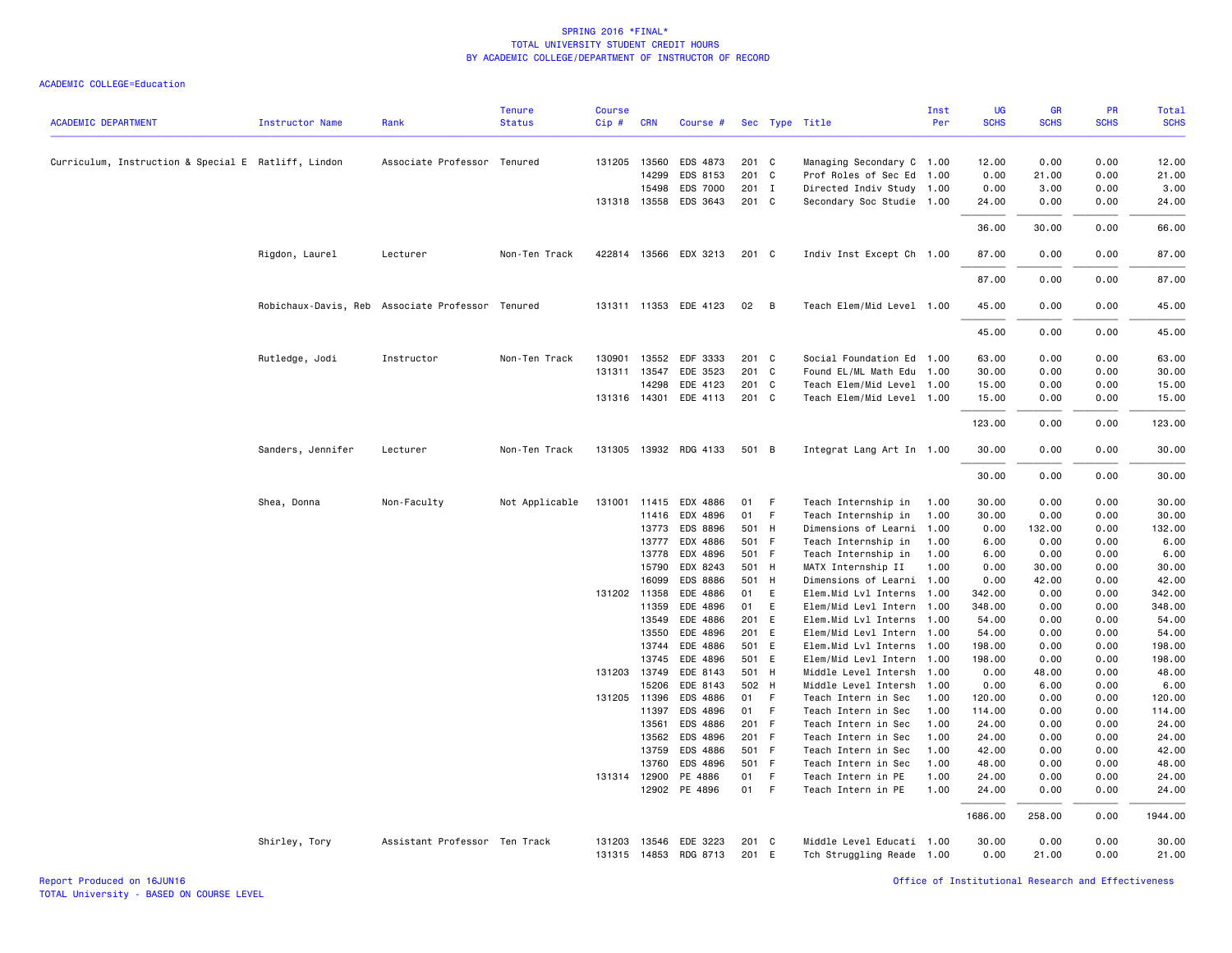SPRING 2016 *FINAL*
TOTAL UNIVERSITY STUDENT CREDIT HOURS
BY ACADEMIC COLLEGE/DEPARTMENT OF INSTRUCTOR OF RECORD

ACADEMIC COLLEGE=Education

| ACADEMIC DEPARTMENT | Instructor Name | Rank | Tenure Status | Course Cip # | CRN | Course # | Sec | Type | Title | Inst Per | UG SCHS | GR SCHS | PR SCHS | Total SCHS |
|---|---|---|---|---|---|---|---|---|---|---|---|---|---|---|
| Curriculum, Instruction & Special E | Ratliff, Lindon | Associate Professor | Tenured | 131205 | 13560 | EDS 4873 | 201 | C | Managing Secondary C | 1.00 | 12.00 | 0.00 | 0.00 | 12.00 |
| | | | | | 14299 | EDS 8153 | 201 | C | Prof Roles of Sec Ed | 1.00 | 0.00 | 21.00 | 0.00 | 21.00 |
| | | | | | 15498 | EDS 7000 | 201 | I | Directed Indiv Study | 1.00 | 0.00 | 3.00 | 0.00 | 3.00 |
| | | | | 131318 | 13558 | EDS 3643 | 201 | C | Secondary Soc Studie | 1.00 | 24.00 | 0.00 | 0.00 | 24.00 |
| | | | | | | | | | | | 36.00 | 30.00 | 0.00 | 66.00 |
| | Rigdon, Laurel | Lecturer | Non-Ten Track | 422814 | 13566 | EDX 3213 | 201 | C | Indiv Inst Except Ch | 1.00 | 87.00 | 0.00 | 0.00 | 87.00 |
| | | | | | | | | | | | 87.00 | 0.00 | 0.00 | 87.00 |
| | Robichaux-Davis, Reb | Associate Professor | Tenured | 131311 | 11353 | EDE 4123 | 02 | B | Teach Elem/Mid Level | 1.00 | 45.00 | 0.00 | 0.00 | 45.00 |
| | | | | | | | | | | | 45.00 | 0.00 | 0.00 | 45.00 |
| | Rutledge, Jodi | Instructor | Non-Ten Track | 130901 | 13552 | EDF 3333 | 201 | C | Social Foundation Ed | 1.00 | 63.00 | 0.00 | 0.00 | 63.00 |
| | | | | 131311 | 13547 | EDE 3523 | 201 | C | Found EL/ML Math Edu | 1.00 | 30.00 | 0.00 | 0.00 | 30.00 |
| | | | | | 14298 | EDE 4123 | 201 | C | Teach Elem/Mid Level | 1.00 | 15.00 | 0.00 | 0.00 | 15.00 |
| | | | | 131316 | 14301 | EDE 4113 | 201 | C | Teach Elem/Mid Level | 1.00 | 15.00 | 0.00 | 0.00 | 15.00 |
| | | | | | | | | | | | 123.00 | 0.00 | 0.00 | 123.00 |
| | Sanders, Jennifer | Lecturer | Non-Ten Track | 131305 | 13932 | RDG 4133 | 501 | B | Integrat Lang Art In | 1.00 | 30.00 | 0.00 | 0.00 | 30.00 |
| | | | | | | | | | | | 30.00 | 0.00 | 0.00 | 30.00 |
| | Shea, Donna | Non-Faculty | Not Applicable | 131001 | 11415 | EDX 4886 | 01 | F | Teach Internship in | 1.00 | 30.00 | 0.00 | 0.00 | 30.00 |
| | | | | | 11416 | EDX 4896 | 01 | F | Teach Internship in | 1.00 | 30.00 | 0.00 | 0.00 | 30.00 |
| | | | | | 13773 | EDS 8896 | 501 | H | Dimensions of Learni | 1.00 | 0.00 | 132.00 | 0.00 | 132.00 |
| | | | | | 13777 | EDX 4886 | 501 | F | Teach Internship in | 1.00 | 6.00 | 0.00 | 0.00 | 6.00 |
| | | | | | 13778 | EDX 4896 | 501 | F | Teach Internship in | 1.00 | 6.00 | 0.00 | 0.00 | 6.00 |
| | | | | | 15790 | EDX 8243 | 501 | H | MATX Internship II | 1.00 | 0.00 | 30.00 | 0.00 | 30.00 |
| | | | | | 16099 | EDS 8886 | 501 | H | Dimensions of Learni | 1.00 | 0.00 | 42.00 | 0.00 | 42.00 |
| | | | | 131202 | 11358 | EDE 4886 | 01 | E | Elem.Mid Lvl Interns | 1.00 | 342.00 | 0.00 | 0.00 | 342.00 |
| | | | | | 11359 | EDE 4896 | 01 | E | Elem/Mid Levl Intern | 1.00 | 348.00 | 0.00 | 0.00 | 348.00 |
| | | | | | 13549 | EDE 4886 | 201 | E | Elem.Mid Lvl Interns | 1.00 | 54.00 | 0.00 | 0.00 | 54.00 |
| | | | | | 13550 | EDE 4896 | 201 | E | Elem/Mid Levl Intern | 1.00 | 54.00 | 0.00 | 0.00 | 54.00 |
| | | | | | 13744 | EDE 4886 | 501 | E | Elem.Mid Lvl Interns | 1.00 | 198.00 | 0.00 | 0.00 | 198.00 |
| | | | | | 13745 | EDE 4896 | 501 | E | Elem/Mid Levl Intern | 1.00 | 198.00 | 0.00 | 0.00 | 198.00 |
| | | | | 131203 | 13749 | EDE 8143 | 501 | H | Middle Level Intersh | 1.00 | 0.00 | 48.00 | 0.00 | 48.00 |
| | | | | | 15206 | EDE 8143 | 502 | H | Middle Level Intersh | 1.00 | 0.00 | 6.00 | 0.00 | 6.00 |
| | | | | 131205 | 11396 | EDS 4886 | 01 | F | Teach Intern in Sec | 1.00 | 120.00 | 0.00 | 0.00 | 120.00 |
| | | | | | 11397 | EDS 4896 | 01 | F | Teach Intern in Sec | 1.00 | 114.00 | 0.00 | 0.00 | 114.00 |
| | | | | | 13561 | EDS 4886 | 201 | F | Teach Intern in Sec | 1.00 | 24.00 | 0.00 | 0.00 | 24.00 |
| | | | | | 13562 | EDS 4896 | 201 | F | Teach Intern in Sec | 1.00 | 24.00 | 0.00 | 0.00 | 24.00 |
| | | | | | 13759 | EDS 4886 | 501 | F | Teach Intern in Sec | 1.00 | 42.00 | 0.00 | 0.00 | 42.00 |
| | | | | | 13760 | EDS 4896 | 501 | F | Teach Intern in Sec | 1.00 | 48.00 | 0.00 | 0.00 | 48.00 |
| | | | | 131314 | 12900 | PE 4886 | 01 | F | Teach Intern in PE | 1.00 | 24.00 | 0.00 | 0.00 | 24.00 |
| | | | | | 12902 | PE 4896 | 01 | F | Teach Intern in PE | 1.00 | 24.00 | 0.00 | 0.00 | 24.00 |
| | | | | | | | | | | | 1686.00 | 258.00 | 0.00 | 1944.00 |
| | Shirley, Tory | Assistant Professor | Ten Track | 131203 | 13546 | EDE 3223 | 201 | C | Middle Level Educati | 1.00 | 30.00 | 0.00 | 0.00 | 30.00 |
| | | | | 131315 | 14853 | RDG 8713 | 201 | E | Tch Struggling Reade | 1.00 | 0.00 | 21.00 | 0.00 | 21.00 |

Report Produced on 16JUN16
TOTAL University - BASED ON COURSE LEVEL
Office of Institutional Research and Effectiveness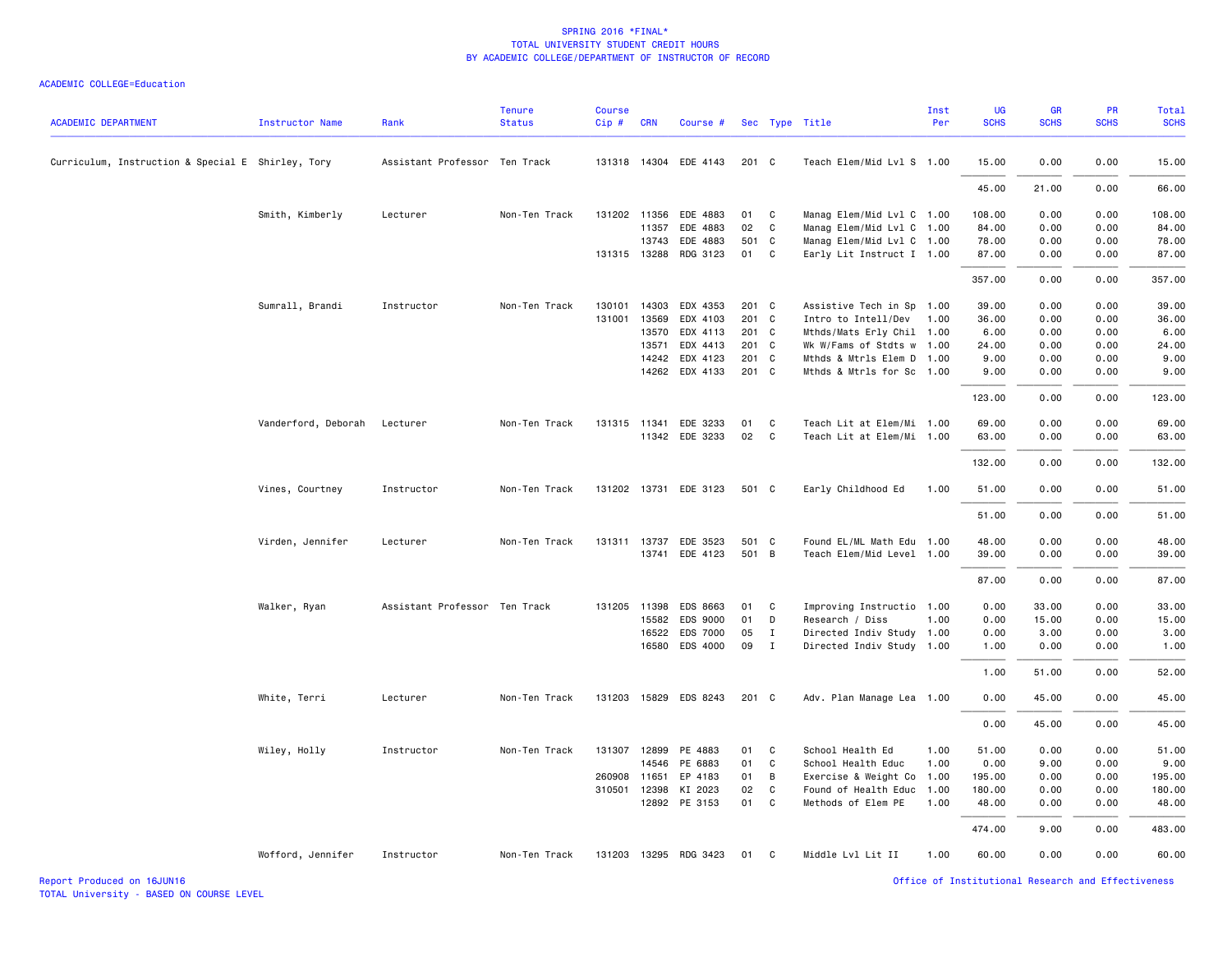SPRING 2016 *FINAL*
TOTAL UNIVERSITY STUDENT CREDIT HOURS
BY ACADEMIC COLLEGE/DEPARTMENT OF INSTRUCTOR OF RECORD

ACADEMIC COLLEGE=Education

| ACADEMIC DEPARTMENT | Instructor Name | Rank | Tenure Status | Course Cip # | CRN | Course # | Sec | Type | Title | Inst Per | UG SCHS | GR SCHS | PR SCHS | Total SCHS |
|---|---|---|---|---|---|---|---|---|---|---|---|---|---|---|
| Curriculum, Instruction & Special E | Shirley, Tory | Assistant Professor | Ten Track | 131318 | 14304 | EDE 4143 | 201 | C | Teach Elem/Mid Lvl S | 1.00 | 15.00 | 0.00 | 0.00 | 15.00 |
| | | | | | | | | | | | 45.00 | 21.00 | 0.00 | 66.00 |
| | Smith, Kimberly | Lecturer | Non-Ten Track | 131202 | 11356 | EDE 4883 | 01 | C | Manag Elem/Mid Lvl C | 1.00 | 108.00 | 0.00 | 0.00 | 108.00 |
| | | | | | 11357 | EDE 4883 | 02 | C | Manag Elem/Mid Lvl C | 1.00 | 84.00 | 0.00 | 0.00 | 84.00 |
| | | | | | 13743 | EDE 4883 | 501 | C | Manag Elem/Mid Lvl C | 1.00 | 78.00 | 0.00 | 0.00 | 78.00 |
| | | | | 131315 | 13288 | RDG 3123 | 01 | C | Early Lit Instruct I | 1.00 | 87.00 | 0.00 | 0.00 | 87.00 |
| | | | | | | | | | | | 357.00 | 0.00 | 0.00 | 357.00 |
| | Sumrall, Brandi | Instructor | Non-Ten Track | 130101 | 14303 | EDX 4353 | 201 | C | Assistive Tech in Sp | 1.00 | 39.00 | 0.00 | 0.00 | 39.00 |
| | | | | 131001 | 13569 | EDX 4103 | 201 | C | Intro to Intell/Dev | 1.00 | 36.00 | 0.00 | 0.00 | 36.00 |
| | | | | | 13570 | EDX 4113 | 201 | C | Mthds/Mats Erly Chil | 1.00 | 6.00 | 0.00 | 0.00 | 6.00 |
| | | | | | 13571 | EDX 4413 | 201 | C | Wk W/Fams of Stdts w | 1.00 | 24.00 | 0.00 | 0.00 | 24.00 |
| | | | | | 14242 | EDX 4123 | 201 | C | Mthds & Mtrls Elem D | 1.00 | 9.00 | 0.00 | 0.00 | 9.00 |
| | | | | | 14262 | EDX 4133 | 201 | C | Mthds & Mtrls for Sc | 1.00 | 9.00 | 0.00 | 0.00 | 9.00 |
| | | | | | | | | | | | 123.00 | 0.00 | 0.00 | 123.00 |
| | Vanderford, Deborah | Lecturer | Non-Ten Track | 131315 | 11341 | EDE 3233 | 01 | C | Teach Lit at Elem/Mi | 1.00 | 69.00 | 0.00 | 0.00 | 69.00 |
| | | | | | 11342 | EDE 3233 | 02 | C | Teach Lit at Elem/Mi | 1.00 | 63.00 | 0.00 | 0.00 | 63.00 |
| | | | | | | | | | | | 132.00 | 0.00 | 0.00 | 132.00 |
| | Vines, Courtney | Instructor | Non-Ten Track | 131202 | 13731 | EDE 3123 | 501 | C | Early Childhood Ed | 1.00 | 51.00 | 0.00 | 0.00 | 51.00 |
| | | | | | | | | | | | 51.00 | 0.00 | 0.00 | 51.00 |
| | Virden, Jennifer | Lecturer | Non-Ten Track | 131311 | 13737 | EDE 3523 | 501 | C | Found EL/ML Math Edu | 1.00 | 48.00 | 0.00 | 0.00 | 48.00 |
| | | | | | 13741 | EDE 4123 | 501 | B | Teach Elem/Mid Level | 1.00 | 39.00 | 0.00 | 0.00 | 39.00 |
| | | | | | | | | | | | 87.00 | 0.00 | 0.00 | 87.00 |
| | Walker, Ryan | Assistant Professor | Ten Track | 131205 | 11398 | EDS 8663 | 01 | C | Improving Instructio | 1.00 | 0.00 | 33.00 | 0.00 | 33.00 |
| | | | | | 15582 | EDS 9000 | 01 | D | Research / Diss | 1.00 | 0.00 | 15.00 | 0.00 | 15.00 |
| | | | | | 16522 | EDS 7000 | 05 | I | Directed Indiv Study | 1.00 | 0.00 | 3.00 | 0.00 | 3.00 |
| | | | | | 16580 | EDS 4000 | 09 | I | Directed Indiv Study | 1.00 | 1.00 | 0.00 | 0.00 | 1.00 |
| | | | | | | | | | | | 1.00 | 51.00 | 0.00 | 52.00 |
| | White, Terri | Lecturer | Non-Ten Track | 131203 | 15829 | EDS 8243 | 201 | C | Adv. Plan Manage Lea | 1.00 | 0.00 | 45.00 | 0.00 | 45.00 |
| | | | | | | | | | | | 0.00 | 45.00 | 0.00 | 45.00 |
| | Wiley, Holly | Instructor | Non-Ten Track | 131307 | 12899 | PE 4883 | 01 | C | School Health Ed | 1.00 | 51.00 | 0.00 | 0.00 | 51.00 |
| | | | | | 14546 | PE 6883 | 01 | C | School Health Educ | 1.00 | 0.00 | 9.00 | 0.00 | 9.00 |
| | | | | 260908 | 11651 | EP 4183 | 01 | B | Exercise & Weight Co | 1.00 | 195.00 | 0.00 | 0.00 | 195.00 |
| | | | | 310501 | 12398 | KI 2023 | 02 | C | Found of Health Educ | 1.00 | 180.00 | 0.00 | 0.00 | 180.00 |
| | | | | | 12892 | PE 3153 | 01 | C | Methods of Elem PE | 1.00 | 48.00 | 0.00 | 0.00 | 48.00 |
| | | | | | | | | | | | 474.00 | 9.00 | 0.00 | 483.00 |
| | Wofford, Jennifer | Instructor | Non-Ten Track | 131203 | 13295 | RDG 3423 | 01 | C | Middle Lvl Lit II | 1.00 | 60.00 | 0.00 | 0.00 | 60.00 |

Report Produced on 16JUN16
TOTAL University - BASED ON COURSE LEVEL

Office of Institutional Research and Effectiveness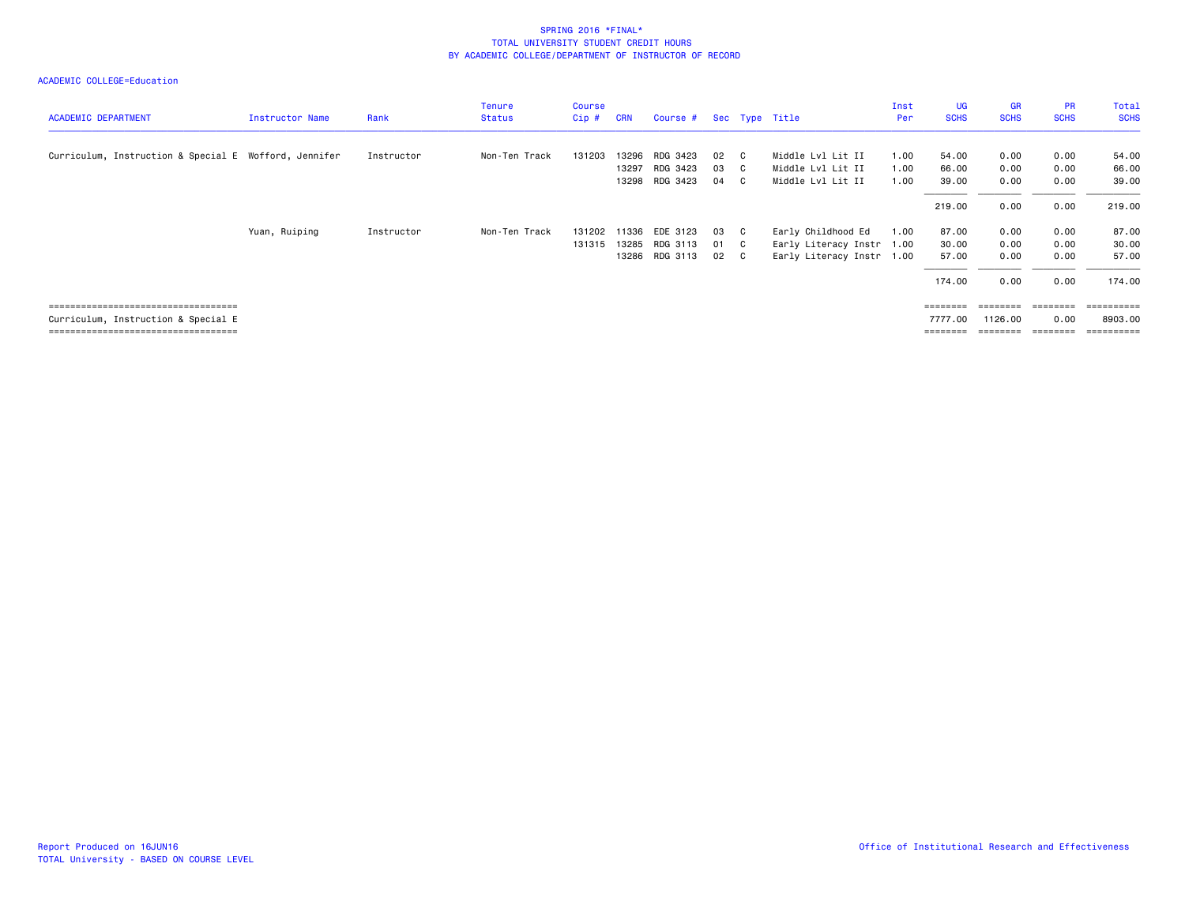SPRING 2016 *FINAL*
TOTAL UNIVERSITY STUDENT CREDIT HOURS
BY ACADEMIC COLLEGE/DEPARTMENT OF INSTRUCTOR OF RECORD

ACADEMIC COLLEGE=Education

| ACADEMIC DEPARTMENT | Instructor Name | Rank | Tenure Status | Course Cip # | CRN | Course # | Sec | Type | Title | Inst Per | UG SCHS | GR SCHS | PR SCHS | Total SCHS |
|---|---|---|---|---|---|---|---|---|---|---|---|---|---|---|
| Curriculum, Instruction & Special E | Wofford, Jennifer | Instructor | Non-Ten Track | 131203 | 13296 | RDG 3423 | 02 | C | Middle Lvl Lit II | 1.00 | 54.00 | 0.00 | 0.00 | 54.00 |
| | | | | | 13297 | RDG 3423 | 03 | C | Middle Lvl Lit II | 1.00 | 66.00 | 0.00 | 0.00 | 66.00 |
| | | | | | 13298 | RDG 3423 | 04 | C | Middle Lvl Lit II | 1.00 | 39.00 | 0.00 | 0.00 | 39.00 |
| | | | | | | | | | | | 219.00 | 0.00 | 0.00 | 219.00 |
| | Yuan, Ruiping | Instructor | Non-Ten Track | 131202 | 11336 | EDE 3123 | 03 | C | Early Childhood Ed | 1.00 | 87.00 | 0.00 | 0.00 | 87.00 |
| | | | | 131315 | 13285 | RDG 3113 | 01 | C | Early Literacy Instr | 1.00 | 30.00 | 0.00 | 0.00 | 30.00 |
| | | | | | 13286 | RDG 3113 | 02 | C | Early Literacy Instr | 1.00 | 57.00 | 0.00 | 0.00 | 57.00 |
| | | | | | | | | | | | 174.00 | 0.00 | 0.00 | 174.00 |
| Curriculum, Instruction & Special E | | | | | | | | | | | 7777.00 | 1126.00 | 0.00 | 8903.00 |

Report Produced on 16JUN16
TOTAL University - BASED ON COURSE LEVEL

Office of Institutional Research and Effectiveness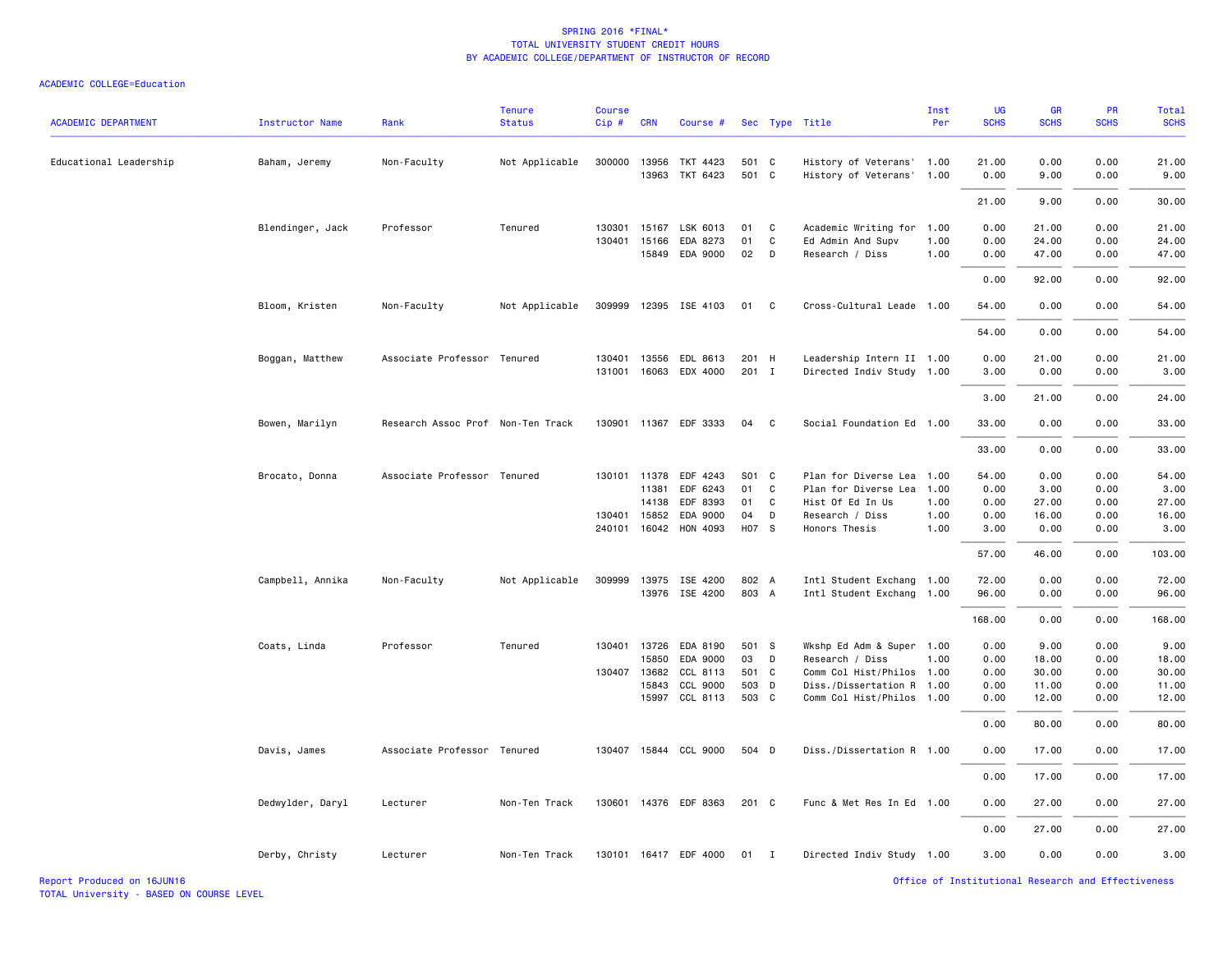SPRING 2016 *FINAL*
TOTAL UNIVERSITY STUDENT CREDIT HOURS
BY ACADEMIC COLLEGE/DEPARTMENT OF INSTRUCTOR OF RECORD

ACADEMIC COLLEGE=Education

| ACADEMIC DEPARTMENT | Instructor Name | Rank | Tenure Status | Course Cip # | CRN | Course # | Sec | Type | Title | Inst Per | UG SCHS | GR SCHS | PR SCHS | Total SCHS |
|---|---|---|---|---|---|---|---|---|---|---|---|---|---|---|
| Educational Leadership | Baham, Jeremy | Non-Faculty | Not Applicable | 300000 | 13956 | TKT 4423 | 501 | C | History of Veterans' | 1.00 | 21.00 | 0.00 | 0.00 | 21.00 |
| | | | | | 13963 | TKT 6423 | 501 | C | History of Veterans' | 1.00 | 0.00 | 9.00 | 0.00 | 9.00 |
| | | | | | | | | | | | 21.00 | 9.00 | 0.00 | 30.00 |
| | Blendinger, Jack | Professor | Tenured | 130301 | 15167 | LSK 6013 | 01 | C | Academic Writing for | 1.00 | 0.00 | 21.00 | 0.00 | 21.00 |
| | | | | 130401 | 15166 | EDA 8273 | 01 | C | Ed Admin And Supv | 1.00 | 0.00 | 24.00 | 0.00 | 24.00 |
| | | | | | 15849 | EDA 9000 | 02 | D | Research / Diss | 1.00 | 0.00 | 47.00 | 0.00 | 47.00 |
| | | | | | | | | | | | 0.00 | 92.00 | 0.00 | 92.00 |
| | Bloom, Kristen | Non-Faculty | Not Applicable | 309999 | 12395 | ISE 4103 | 01 | C | Cross-Cultural Leade | 1.00 | 54.00 | 0.00 | 0.00 | 54.00 |
| | | | | | | | | | | | 54.00 | 0.00 | 0.00 | 54.00 |
| | Boggan, Matthew | Associate Professor | Tenured | 130401 | 13556 | EDL 8613 | 201 | H | Leadership Intern II | 1.00 | 0.00 | 21.00 | 0.00 | 21.00 |
| | | | | 131001 | 16063 | EDX 4000 | 201 | I | Directed Indiv Study | 1.00 | 3.00 | 0.00 | 0.00 | 3.00 |
| | | | | | | | | | | | 3.00 | 21.00 | 0.00 | 24.00 |
| | Bowen, Marilyn | Research Assoc Prof | Non-Ten Track | 130901 | 11367 | EDF 3333 | 04 | C | Social Foundation Ed | 1.00 | 33.00 | 0.00 | 0.00 | 33.00 |
| | | | | | | | | | | | 33.00 | 0.00 | 0.00 | 33.00 |
| | Brocato, Donna | Associate Professor | Tenured | 130101 | 11378 | EDF 4243 | S01 | C | Plan for Diverse Lea | 1.00 | 54.00 | 0.00 | 0.00 | 54.00 |
| | | | | | 11381 | EDF 6243 | 01 | C | Plan for Diverse Lea | 1.00 | 0.00 | 3.00 | 0.00 | 3.00 |
| | | | | | 14138 | EDF 8393 | 01 | C | Hist Of Ed In Us | 1.00 | 0.00 | 27.00 | 0.00 | 27.00 |
| | | | | 130401 | 15852 | EDA 9000 | 04 | D | Research / Diss | 1.00 | 0.00 | 16.00 | 0.00 | 16.00 |
| | | | | 240101 | 16042 | HON 4093 | H07 | S | Honors Thesis | 1.00 | 3.00 | 0.00 | 0.00 | 3.00 |
| | | | | | | | | | | | 57.00 | 46.00 | 0.00 | 103.00 |
| | Campbell, Annika | Non-Faculty | Not Applicable | 309999 | 13975 | ISE 4200 | 802 | A | Intl Student Exchang | 1.00 | 72.00 | 0.00 | 0.00 | 72.00 |
| | | | | | 13976 | ISE 4200 | 803 | A | Intl Student Exchang | 1.00 | 96.00 | 0.00 | 0.00 | 96.00 |
| | | | | | | | | | | | 168.00 | 0.00 | 0.00 | 168.00 |
| | Coats, Linda | Professor | Tenured | 130401 | 13726 | EDA 8190 | 501 | S | Wkshp Ed Adm & Super | 1.00 | 0.00 | 9.00 | 0.00 | 9.00 |
| | | | | | 15850 | EDA 9000 | 03 | D | Research / Diss | 1.00 | 0.00 | 18.00 | 0.00 | 18.00 |
| | | | | 130407 | 13682 | CCL 8113 | 501 | C | Comm Col Hist/Philos | 1.00 | 0.00 | 30.00 | 0.00 | 30.00 |
| | | | | | 15843 | CCL 9000 | 503 | D | Diss./Dissertation R | 1.00 | 0.00 | 11.00 | 0.00 | 11.00 |
| | | | | | 15997 | CCL 8113 | 503 | C | Comm Col Hist/Philos | 1.00 | 0.00 | 12.00 | 0.00 | 12.00 |
| | | | | | | | | | | | 0.00 | 80.00 | 0.00 | 80.00 |
| | Davis, James | Associate Professor | Tenured | 130407 | 15844 | CCL 9000 | 504 | D | Diss./Dissertation R | 1.00 | 0.00 | 17.00 | 0.00 | 17.00 |
| | | | | | | | | | | | 0.00 | 17.00 | 0.00 | 17.00 |
| | Dedwylder, Daryl | Lecturer | Non-Ten Track | 130601 | 14376 | EDF 8363 | 201 | C | Func & Met Res In Ed | 1.00 | 0.00 | 27.00 | 0.00 | 27.00 |
| | | | | | | | | | | | 0.00 | 27.00 | 0.00 | 27.00 |
| | Derby, Christy | Lecturer | Non-Ten Track | 130101 | 16417 | EDF 4000 | 01 | I | Directed Indiv Study | 1.00 | 3.00 | 0.00 | 0.00 | 3.00 |

Report Produced on 16JUN16
TOTAL University - BASED ON COURSE LEVEL

Office of Institutional Research and Effectiveness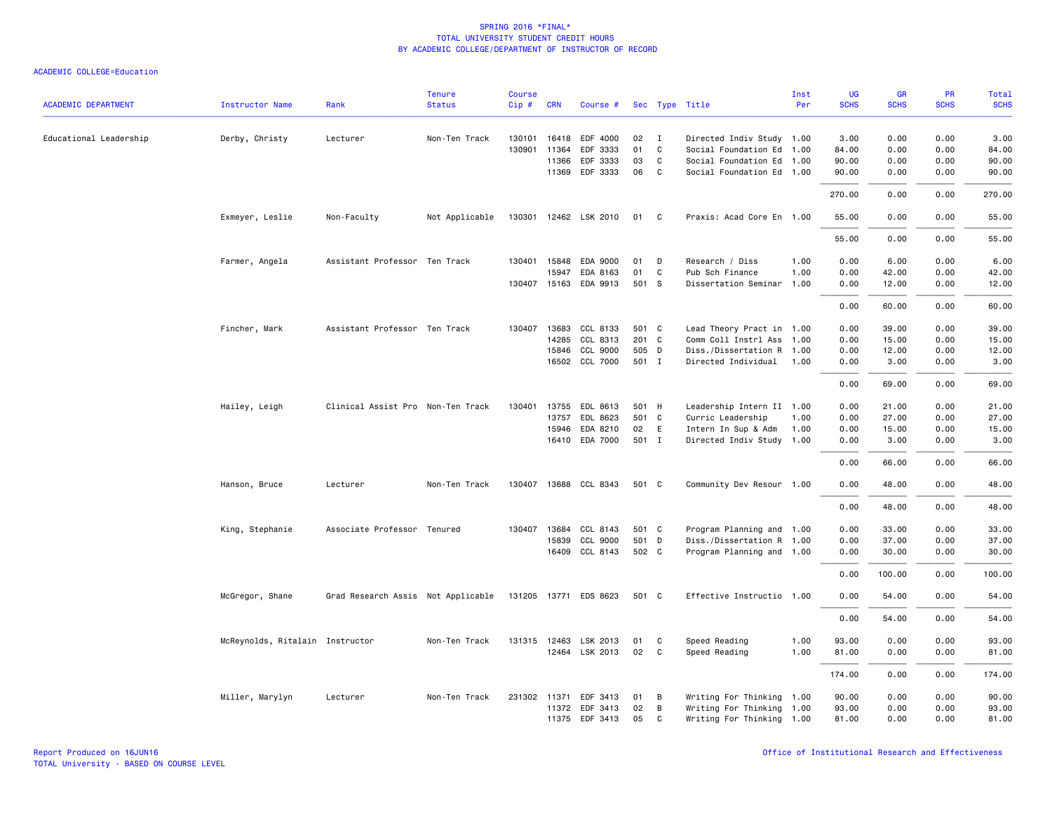SPRING 2016 *FINAL*
TOTAL UNIVERSITY STUDENT CREDIT HOURS
BY ACADEMIC COLLEGE/DEPARTMENT OF INSTRUCTOR OF RECORD

ACADEMIC COLLEGE=Education

| ACADEMIC DEPARTMENT | Instructor Name | Rank | Tenure Status | Course Cip # | CRN | Course # | Sec | Type | Title | Inst Per | UG SCHS | GR SCHS | PR SCHS | Total SCHS |
|---|---|---|---|---|---|---|---|---|---|---|---|---|---|---|
| Educational Leadership | Derby, Christy | Lecturer | Non-Ten Track | 130101 | 16418 | EDF 4000 | 02 | I | Directed Indiv Study | 1.00 | 3.00 | 0.00 | 0.00 | 3.00 |
| | | | | 130901 | 11364 | EDF 3333 | 01 | C | Social Foundation Ed | 1.00 | 84.00 | 0.00 | 0.00 | 84.00 |
| | | | | | 11366 | EDF 3333 | 03 | C | Social Foundation Ed | 1.00 | 90.00 | 0.00 | 0.00 | 90.00 |
| | | | | | 11369 | EDF 3333 | 06 | C | Social Foundation Ed | 1.00 | 90.00 | 0.00 | 0.00 | 90.00 |
| | | | | | | | | | | | 270.00 | 0.00 | 0.00 | 270.00 |
| | Exmeyer, Leslie | Non-Faculty | Not Applicable | 130301 | 12462 | LSK 2010 | 01 | C | Praxis: Acad Core En | 1.00 | 55.00 | 0.00 | 0.00 | 55.00 |
| | | | | | | | | | | | 55.00 | 0.00 | 0.00 | 55.00 |
| | Farmer, Angela | Assistant Professor | Ten Track | 130401 | 15848 | EDA 9000 | 01 | D | Research / Diss | 1.00 | 0.00 | 6.00 | 0.00 | 6.00 |
| | | | | | 15947 | EDA 8163 | 01 | C | Pub Sch Finance | 1.00 | 0.00 | 42.00 | 0.00 | 42.00 |
| | | | | 130407 | 15163 | EDA 9913 | 501 | S | Dissertation Seminar | 1.00 | 0.00 | 12.00 | 0.00 | 12.00 |
| | | | | | | | | | | | 0.00 | 60.00 | 0.00 | 60.00 |
| | Fincher, Mark | Assistant Professor | Ten Track | 130407 | 13683 | CCL 8133 | 501 | C | Lead Theory Pract in | 1.00 | 0.00 | 39.00 | 0.00 | 39.00 |
| | | | | | 14285 | CCL 8313 | 201 | C | Comm Coll Instrl Ass | 1.00 | 0.00 | 15.00 | 0.00 | 15.00 |
| | | | | | 15846 | CCL 9000 | 505 | D | Diss./Dissertation R | 1.00 | 0.00 | 12.00 | 0.00 | 12.00 |
| | | | | | 16502 | CCL 7000 | 501 | I | Directed Individual | 1.00 | 0.00 | 3.00 | 0.00 | 3.00 |
| | | | | | | | | | | | 0.00 | 69.00 | 0.00 | 69.00 |
| | Hailey, Leigh | Clinical Assist Pro | Non-Ten Track | 130401 | 13755 | EDL 8613 | 501 | H | Leadership Intern II | 1.00 | 0.00 | 21.00 | 0.00 | 21.00 |
| | | | | | 13757 | EDL 8623 | 501 | C | Curric Leadership | 1.00 | 0.00 | 27.00 | 0.00 | 27.00 |
| | | | | | 15946 | EDA 8210 | 02 | E | Intern In Sup & Adm | 1.00 | 0.00 | 15.00 | 0.00 | 15.00 |
| | | | | | 16410 | EDA 7000 | 501 | I | Directed Indiv Study | 1.00 | 0.00 | 3.00 | 0.00 | 3.00 |
| | | | | | | | | | | | 0.00 | 66.00 | 0.00 | 66.00 |
| | Hanson, Bruce | Lecturer | Non-Ten Track | 130407 | 13688 | CCL 8343 | 501 | C | Community Dev Resour | 1.00 | 0.00 | 48.00 | 0.00 | 48.00 |
| | | | | | | | | | | | 0.00 | 48.00 | 0.00 | 48.00 |
| | King, Stephanie | Associate Professor | Tenured | 130407 | 13684 | CCL 8143 | 501 | C | Program Planning and | 1.00 | 0.00 | 33.00 | 0.00 | 33.00 |
| | | | | | 15839 | CCL 9000 | 501 | D | Diss./Dissertation R | 1.00 | 0.00 | 37.00 | 0.00 | 37.00 |
| | | | | | 16409 | CCL 8143 | 502 | C | Program Planning and | 1.00 | 0.00 | 30.00 | 0.00 | 30.00 |
| | | | | | | | | | | | 0.00 | 100.00 | 0.00 | 100.00 |
| | McGregor, Shane | Grad Research Assis | Not Applicable | 131205 | 13771 | EDS 8623 | 501 | C | Effective Instructio | 1.00 | 0.00 | 54.00 | 0.00 | 54.00 |
| | | | | | | | | | | | 0.00 | 54.00 | 0.00 | 54.00 |
| | McReynolds, Ritalain | Instructor | Non-Ten Track | 131315 | 12463 | LSK 2013 | 01 | C | Speed Reading | 1.00 | 93.00 | 0.00 | 0.00 | 93.00 |
| | | | | | 12464 | LSK 2013 | 02 | C | Speed Reading | 1.00 | 81.00 | 0.00 | 0.00 | 81.00 |
| | | | | | | | | | | | 174.00 | 0.00 | 0.00 | 174.00 |
| | Miller, Marylyn | Lecturer | Non-Ten Track | 231302 | 11371 | EDF 3413 | 01 | B | Writing For Thinking | 1.00 | 90.00 | 0.00 | 0.00 | 90.00 |
| | | | | | 11372 | EDF 3413 | 02 | B | Writing For Thinking | 1.00 | 93.00 | 0.00 | 0.00 | 93.00 |
| | | | | | 11375 | EDF 3413 | 05 | C | Writing For Thinking | 1.00 | 81.00 | 0.00 | 0.00 | 81.00 |

Report Produced on 16JUN16
TOTAL University - BASED ON COURSE LEVEL

Office of Institutional Research and Effectiveness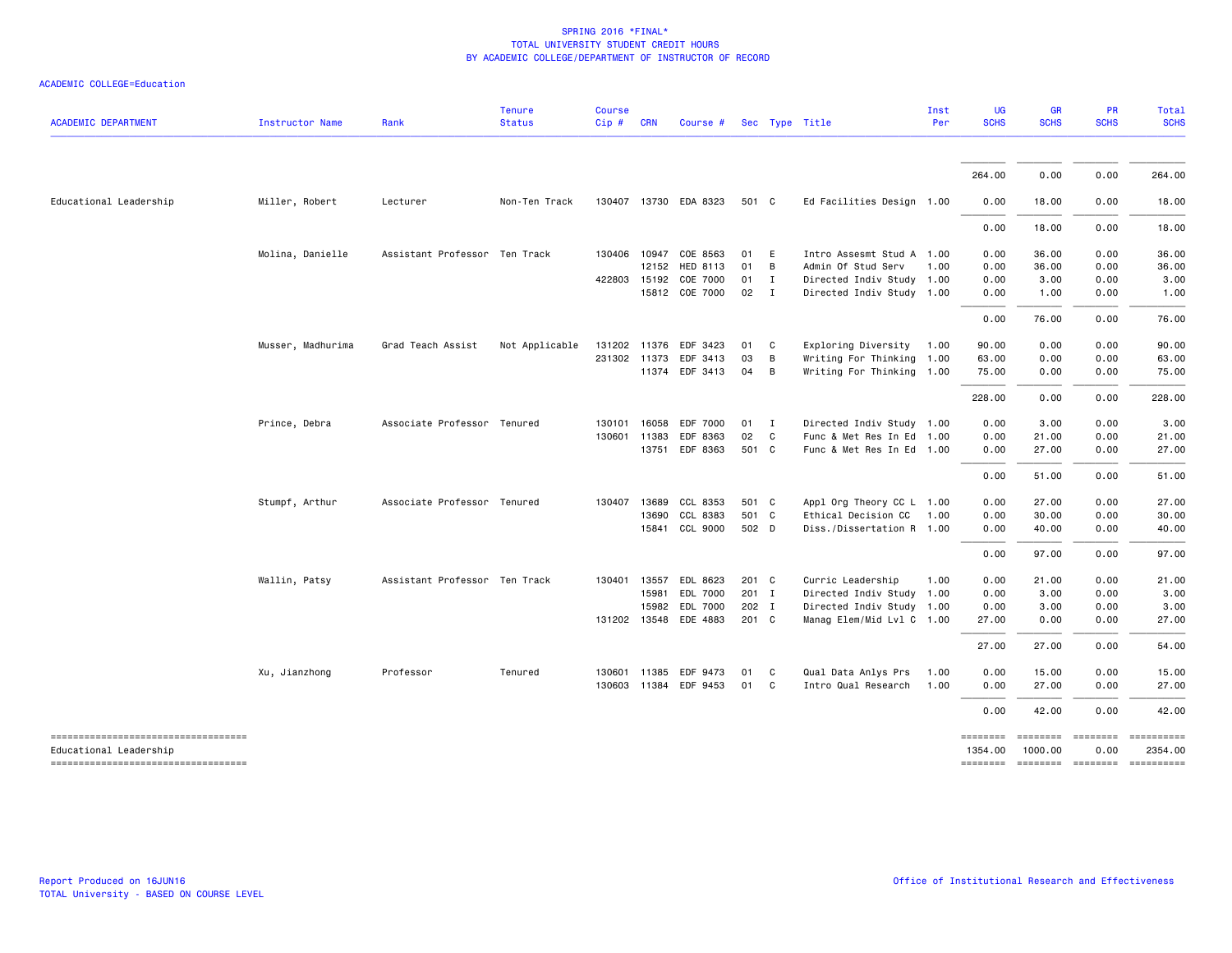SPRING 2016 *FINAL*
TOTAL UNIVERSITY STUDENT CREDIT HOURS
BY ACADEMIC COLLEGE/DEPARTMENT OF INSTRUCTOR OF RECORD

ACADEMIC COLLEGE=Education

| ACADEMIC DEPARTMENT | Instructor Name | Rank | Tenure Status | Course Cip # | CRN | Course # | Sec | Type | Title | Inst Per | UG SCHS | GR SCHS | PR SCHS | Total SCHS |
|---|---|---|---|---|---|---|---|---|---|---|---|---|---|---|
| | | | | | | | | | | | 264.00 | 0.00 | 0.00 | 264.00 |
| Educational Leadership | Miller, Robert | Lecturer | Non-Ten Track | 130407 | 13730 | EDA 8323 | 501 | C | Ed Facilities Design | 1.00 | 0.00 | 18.00 | 0.00 | 18.00 |
| | | | | | | | | | | | 0.00 | 18.00 | 0.00 | 18.00 |
| | Molina, Danielle | Assistant Professor | Ten Track | 130406 | 10947 | COE 8563 | 01 | E | Intro Assesmt Stud A | 1.00 | 0.00 | 36.00 | 0.00 | 36.00 |
| | | | | | 12152 | HED 8113 | 01 | B | Admin Of Stud Serv | 1.00 | 0.00 | 36.00 | 0.00 | 36.00 |
| | | | | 422803 | 15192 | COE 7000 | 01 | I | Directed Indiv Study | 1.00 | 0.00 | 3.00 | 0.00 | 3.00 |
| | | | | | 15812 | COE 7000 | 02 | I | Directed Indiv Study | 1.00 | 0.00 | 1.00 | 0.00 | 1.00 |
| | | | | | | | | | | | 0.00 | 76.00 | 0.00 | 76.00 |
| | Musser, Madhurima | Grad Teach Assist | Not Applicable | 131202 | 11376 | EDF 3423 | 01 | C | Exploring Diversity | 1.00 | 90.00 | 0.00 | 0.00 | 90.00 |
| | | | | 231302 | 11373 | EDF 3413 | 03 | B | Writing For Thinking | 1.00 | 63.00 | 0.00 | 0.00 | 63.00 |
| | | | | | 11374 | EDF 3413 | 04 | B | Writing For Thinking | 1.00 | 75.00 | 0.00 | 0.00 | 75.00 |
| | | | | | | | | | | | 228.00 | 0.00 | 0.00 | 228.00 |
| | Prince, Debra | Associate Professor | Tenured | 130101 | 16058 | EDF 7000 | 01 | I | Directed Indiv Study | 1.00 | 0.00 | 3.00 | 0.00 | 3.00 |
| | | | | 130601 | 11383 | EDF 8363 | 02 | C | Func & Met Res In Ed | 1.00 | 0.00 | 21.00 | 0.00 | 21.00 |
| | | | | | 13751 | EDF 8363 | 501 | C | Func & Met Res In Ed | 1.00 | 0.00 | 27.00 | 0.00 | 27.00 |
| | | | | | | | | | | | 0.00 | 51.00 | 0.00 | 51.00 |
| | Stumpf, Arthur | Associate Professor | Tenured | 130407 | 13689 | CCL 8353 | 501 | C | Appl Org Theory CC L | 1.00 | 0.00 | 27.00 | 0.00 | 27.00 |
| | | | | | 13690 | CCL 8383 | 501 | C | Ethical Decision CC | 1.00 | 0.00 | 30.00 | 0.00 | 30.00 |
| | | | | | 15841 | CCL 9000 | 502 | D | Diss./Dissertation R | 1.00 | 0.00 | 40.00 | 0.00 | 40.00 |
| | | | | | | | | | | | 0.00 | 97.00 | 0.00 | 97.00 |
| | Wallin, Patsy | Assistant Professor | Ten Track | 130401 | 13557 | EDL 8623 | 201 | C | Curric Leadership | 1.00 | 0.00 | 21.00 | 0.00 | 21.00 |
| | | | | | 15981 | EDL 7000 | 201 | I | Directed Indiv Study | 1.00 | 0.00 | 3.00 | 0.00 | 3.00 |
| | | | | | 15982 | EDL 7000 | 202 | I | Directed Indiv Study | 1.00 | 0.00 | 3.00 | 0.00 | 3.00 |
| | | | | 131202 | 13548 | EDE 4883 | 201 | C | Manag Elem/Mid Lvl C | 1.00 | 27.00 | 0.00 | 0.00 | 27.00 |
| | | | | | | | | | | | 27.00 | 27.00 | 0.00 | 54.00 |
| | Xu, Jianzhong | Professor | Tenured | 130601 | 11385 | EDF 9473 | 01 | C | Qual Data Anlys Prs | 1.00 | 0.00 | 15.00 | 0.00 | 15.00 |
| | | | | 130603 | 11384 | EDF 9453 | 01 | C | Intro Qual Research | 1.00 | 0.00 | 27.00 | 0.00 | 27.00 |
| | | | | | | | | | | | 0.00 | 42.00 | 0.00 | 42.00 |
| Educational Leadership | | | | | | | | | | | 1354.00 | 1000.00 | 0.00 | 2354.00 |

Report Produced on 16JUN16
TOTAL University - BASED ON COURSE LEVEL

Office of Institutional Research and Effectiveness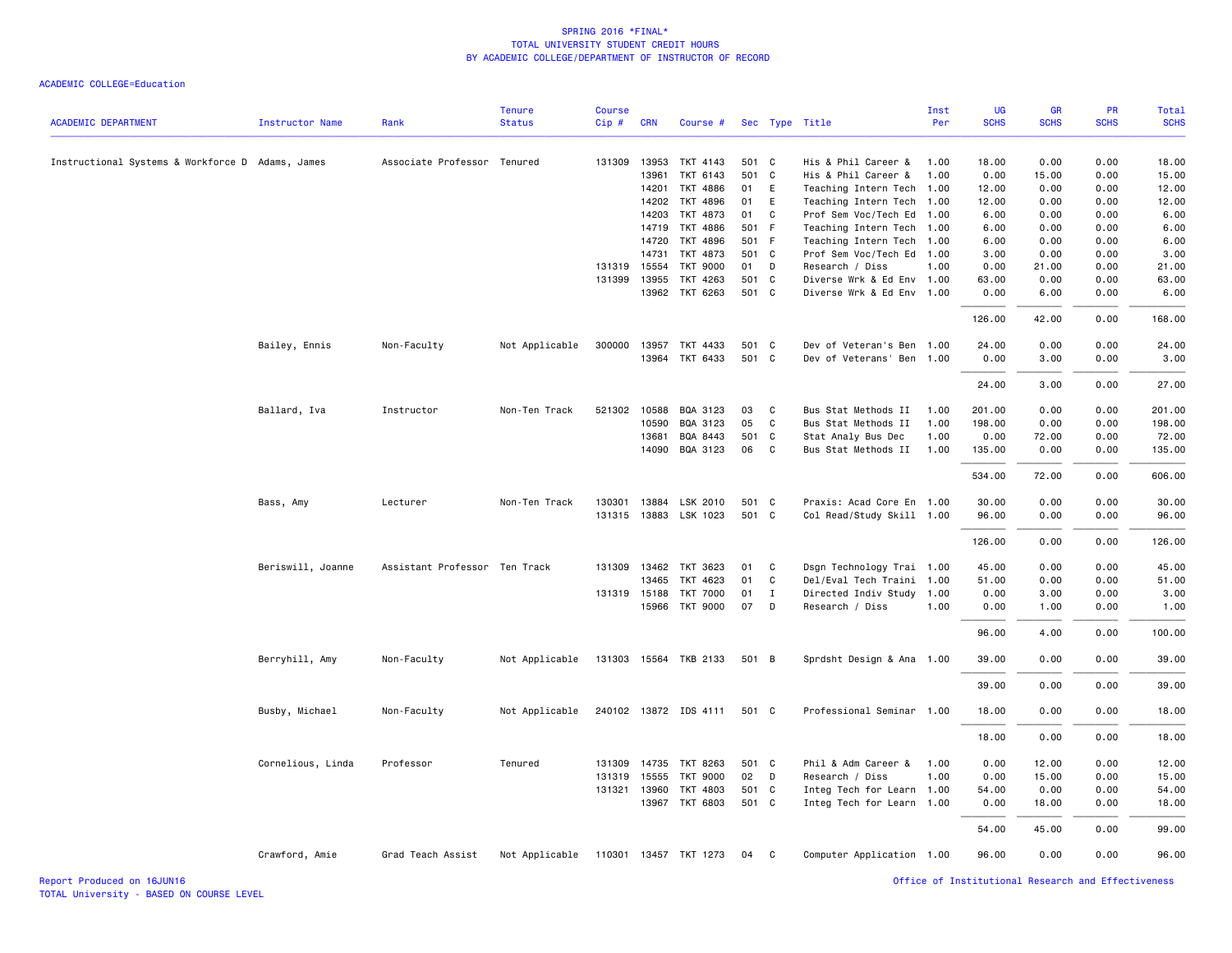# SPRING 2016 *FINAL*
## TOTAL UNIVERSITY STUDENT CREDIT HOURS
## BY ACADEMIC COLLEGE/DEPARTMENT OF INSTRUCTOR OF RECORD

ACADEMIC COLLEGE=Education

| ACADEMIC DEPARTMENT | Instructor Name | Rank | Tenure Status | Course Cip # | CRN | Course # | Sec | Type | Title | Inst Per | UG SCHS | GR SCHS | PR SCHS | Total SCHS |
|---|---|---|---|---|---|---|---|---|---|---|---|---|---|---|
| Instructional Systems & Workforce D | Adams, James | Associate Professor | Tenured | 131309 | 13953 | TKT 4143 | 501 | C | His & Phil Career & | 1.00 | 18.00 | 0.00 | 0.00 | 18.00 |
| | | | | | 13961 | TKT 6143 | 501 | C | His & Phil Career & | 1.00 | 0.00 | 15.00 | 0.00 | 15.00 |
| | | | | | 14201 | TKT 4886 | 01 | E | Teaching Intern Tech | 1.00 | 12.00 | 0.00 | 0.00 | 12.00 |
| | | | | | 14202 | TKT 4896 | 01 | E | Teaching Intern Tech | 1.00 | 12.00 | 0.00 | 0.00 | 12.00 |
| | | | | | 14203 | TKT 4873 | 01 | C | Prof Sem Voc/Tech Ed | 1.00 | 6.00 | 0.00 | 0.00 | 6.00 |
| | | | | | 14719 | TKT 4886 | 501 | F | Teaching Intern Tech | 1.00 | 6.00 | 0.00 | 0.00 | 6.00 |
| | | | | | 14720 | TKT 4896 | 501 | F | Teaching Intern Tech | 1.00 | 6.00 | 0.00 | 0.00 | 6.00 |
| | | | | | 14731 | TKT 4873 | 501 | C | Prof Sem Voc/Tech Ed | 1.00 | 3.00 | 0.00 | 0.00 | 3.00 |
| | | | | 131319 | 15554 | TKT 9000 | 01 | D | Research / Diss | 1.00 | 0.00 | 21.00 | 0.00 | 21.00 |
| | | | | 131399 | 13955 | TKT 4263 | 501 | C | Diverse Wrk & Ed Env | 1.00 | 63.00 | 0.00 | 0.00 | 63.00 |
| | | | | | 13962 | TKT 6263 | 501 | C | Diverse Wrk & Ed Env | 1.00 | 0.00 | 6.00 | 0.00 | 6.00 |
| | | | | | | | | | | | 126.00 | 42.00 | 0.00 | 168.00 |
| | Bailey, Ennis | Non-Faculty | Not Applicable | 300000 | 13957 | TKT 4433 | 501 | C | Dev of Veteran's Ben | 1.00 | 24.00 | 0.00 | 0.00 | 24.00 |
| | | | | | 13964 | TKT 6433 | 501 | C | Dev of Veterans' Ben | 1.00 | 0.00 | 3.00 | 0.00 | 3.00 |
| | | | | | | | | | | | 24.00 | 3.00 | 0.00 | 27.00 |
| | Ballard, Iva | Instructor | Non-Ten Track | 521302 | 10588 | BQA 3123 | 03 | C | Bus Stat Methods II | 1.00 | 201.00 | 0.00 | 0.00 | 201.00 |
| | | | | | 10590 | BQA 3123 | 05 | C | Bus Stat Methods II | 1.00 | 198.00 | 0.00 | 0.00 | 198.00 |
| | | | | | 13681 | BQA 8443 | 501 | C | Stat Analy Bus Dec | 1.00 | 0.00 | 72.00 | 0.00 | 72.00 |
| | | | | | 14090 | BQA 3123 | 06 | C | Bus Stat Methods II | 1.00 | 135.00 | 0.00 | 0.00 | 135.00 |
| | | | | | | | | | | | 534.00 | 72.00 | 0.00 | 606.00 |
| | Bass, Amy | Lecturer | Non-Ten Track | 130301 | 13884 | LSK 2010 | 501 | C | Praxis: Acad Core En | 1.00 | 30.00 | 0.00 | 0.00 | 30.00 |
| | | | | 131315 | 13883 | LSK 1023 | 501 | C | Col Read/Study Skill | 1.00 | 96.00 | 0.00 | 0.00 | 96.00 |
| | | | | | | | | | | | 126.00 | 0.00 | 0.00 | 126.00 |
| | Beriswill, Joanne | Assistant Professor | Ten Track | 131309 | 13462 | TKT 3623 | 01 | C | Dsgn Technology Trai | 1.00 | 45.00 | 0.00 | 0.00 | 45.00 |
| | | | | | 13465 | TKT 4623 | 01 | C | Del/Eval Tech Traini | 1.00 | 51.00 | 0.00 | 0.00 | 51.00 |
| | | | | 131319 | 15188 | TKT 7000 | 01 | I | Directed Indiv Study | 1.00 | 0.00 | 3.00 | 0.00 | 3.00 |
| | | | | | 15966 | TKT 9000 | 07 | D | Research / Diss | 1.00 | 0.00 | 1.00 | 0.00 | 1.00 |
| | | | | | | | | | | | 96.00 | 4.00 | 0.00 | 100.00 |
| | Berryhill, Amy | Non-Faculty | Not Applicable | 131303 | 15564 | TKB 2133 | 501 | B | Sprdsht Design & Ana | 1.00 | 39.00 | 0.00 | 0.00 | 39.00 |
| | | | | | | | | | | | 39.00 | 0.00 | 0.00 | 39.00 |
| | Busby, Michael | Non-Faculty | Not Applicable | 240102 | 13872 | IDS 4111 | 501 | C | Professional Seminar | 1.00 | 18.00 | 0.00 | 0.00 | 18.00 |
| | | | | | | | | | | | 18.00 | 0.00 | 0.00 | 18.00 |
| | Cornelious, Linda | Professor | Tenured | 131309 | 14735 | TKT 8263 | 501 | C | Phil & Adm Career & | 1.00 | 0.00 | 12.00 | 0.00 | 12.00 |
| | | | | 131319 | 15555 | TKT 9000 | 02 | D | Research / Diss | 1.00 | 0.00 | 15.00 | 0.00 | 15.00 |
| | | | | 131321 | 13960 | TKT 4803 | 501 | C | Integ Tech for Learn | 1.00 | 54.00 | 0.00 | 0.00 | 54.00 |
| | | | | | 13967 | TKT 6803 | 501 | C | Integ Tech for Learn | 1.00 | 0.00 | 18.00 | 0.00 | 18.00 |
| | | | | | | | | | | | 54.00 | 45.00 | 0.00 | 99.00 |
| | Crawford, Amie | Grad Teach Assist | Not Applicable | 110301 | 13457 | TKT 1273 | 04 | C | Computer Application | 1.00 | 96.00 | 0.00 | 0.00 | 96.00 |

Report Produced on 16JUN16
TOTAL University - BASED ON COURSE LEVEL

Office of Institutional Research and Effectiveness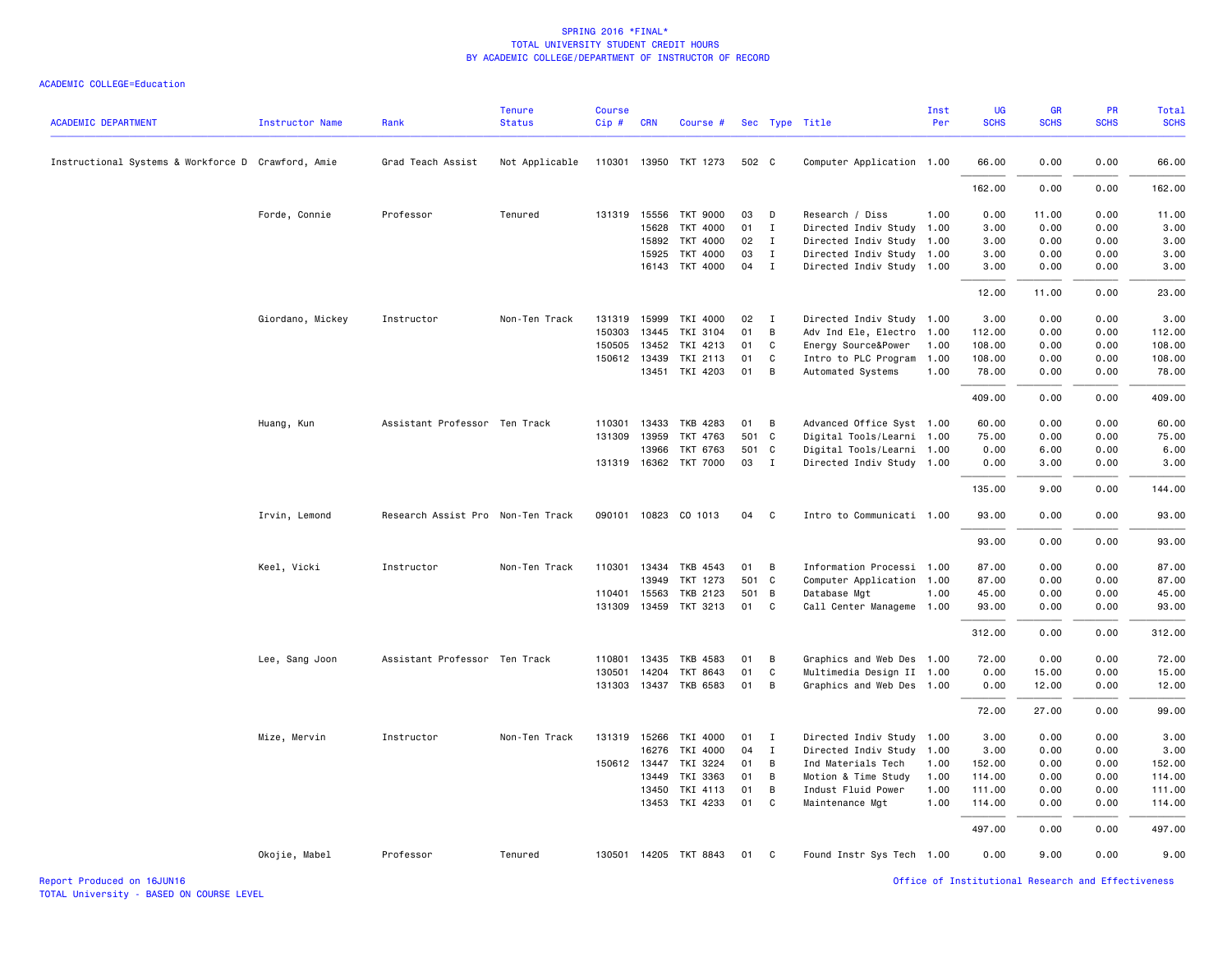SPRING 2016 *FINAL*
TOTAL UNIVERSITY STUDENT CREDIT HOURS
BY ACADEMIC COLLEGE/DEPARTMENT OF INSTRUCTOR OF RECORD

ACADEMIC COLLEGE=Education

| ACADEMIC DEPARTMENT | Instructor Name | Rank | Tenure Status | Course Cip # | CRN | Course # | Sec | Type | Title | Inst Per | UG SCHS | GR SCHS | PR SCHS | Total SCHS |
|---|---|---|---|---|---|---|---|---|---|---|---|---|---|---|
| Instructional Systems & Workforce D | Crawford, Amie | Grad Teach Assist | Not Applicable | 110301 | 13950 | TKT 1273 | 502 | C | Computer Application | 1.00 | 66.00 | 0.00 | 0.00 | 66.00 |
| | | | | | | | | | | | 162.00 | 0.00 | 0.00 | 162.00 |
| | Forde, Connie | Professor | Tenured | 131319 | 15556 | TKT 9000 | 03 | D | Research / Diss | 1.00 | 0.00 | 11.00 | 0.00 | 11.00 |
| | | | | | 15628 | TKT 4000 | 01 | I | Directed Indiv Study | 1.00 | 3.00 | 0.00 | 0.00 | 3.00 |
| | | | | | 15892 | TKT 4000 | 02 | I | Directed Indiv Study | 1.00 | 3.00 | 0.00 | 0.00 | 3.00 |
| | | | | | 15925 | TKT 4000 | 03 | I | Directed Indiv Study | 1.00 | 3.00 | 0.00 | 0.00 | 3.00 |
| | | | | | 16143 | TKT 4000 | 04 | I | Directed Indiv Study | 1.00 | 3.00 | 0.00 | 0.00 | 3.00 |
| | | | | | | | | | | | 12.00 | 11.00 | 0.00 | 23.00 |
| | Giordano, Mickey | Instructor | Non-Ten Track | 131319 | 15999 | TKI 4000 | 02 | I | Directed Indiv Study | 1.00 | 3.00 | 0.00 | 0.00 | 3.00 |
| | | | | 150303 | 13445 | TKI 3104 | 01 | B | Adv Ind Ele, Electro | 1.00 | 112.00 | 0.00 | 0.00 | 112.00 |
| | | | | 150505 | 13452 | TKI 4213 | 01 | C | Energy Source&Power | 1.00 | 108.00 | 0.00 | 0.00 | 108.00 |
| | | | | 150612 | 13439 | TKI 2113 | 01 | C | Intro to PLC Program | 1.00 | 108.00 | 0.00 | 0.00 | 108.00 |
| | | | | | 13451 | TKI 4203 | 01 | B | Automated Systems | 1.00 | 78.00 | 0.00 | 0.00 | 78.00 |
| | | | | | | | | | | | 409.00 | 0.00 | 0.00 | 409.00 |
| | Huang, Kun | Assistant Professor | Ten Track | 110301 | 13433 | TKB 4283 | 01 | B | Advanced Office Syst | 1.00 | 60.00 | 0.00 | 0.00 | 60.00 |
| | | | | 131309 | 13959 | TKT 4763 | 501 | C | Digital Tools/Learni | 1.00 | 75.00 | 0.00 | 0.00 | 75.00 |
| | | | | | 13966 | TKT 6763 | 501 | C | Digital Tools/Learni | 1.00 | 0.00 | 6.00 | 0.00 | 6.00 |
| | | | | 131319 | 16362 | TKT 7000 | 03 | I | Directed Indiv Study | 1.00 | 0.00 | 3.00 | 0.00 | 3.00 |
| | | | | | | | | | | | 135.00 | 9.00 | 0.00 | 144.00 |
| | Irvin, Lemond | Research Assist Pro | Non-Ten Track | 090101 | 10823 | CO 1013 | 04 | C | Intro to Communicati | 1.00 | 93.00 | 0.00 | 0.00 | 93.00 |
| | | | | | | | | | | | 93.00 | 0.00 | 0.00 | 93.00 |
| | Keel, Vicki | Instructor | Non-Ten Track | 110301 | 13434 | TKB 4543 | 01 | B | Information Processi | 1.00 | 87.00 | 0.00 | 0.00 | 87.00 |
| | | | | | 13949 | TKT 1273 | 501 | C | Computer Application | 1.00 | 87.00 | 0.00 | 0.00 | 87.00 |
| | | | | 110401 | 15563 | TKB 2123 | 501 | B | Database Mgt | 1.00 | 45.00 | 0.00 | 0.00 | 45.00 |
| | | | | 131309 | 13459 | TKT 3213 | 01 | C | Call Center Manageme | 1.00 | 93.00 | 0.00 | 0.00 | 93.00 |
| | | | | | | | | | | | 312.00 | 0.00 | 0.00 | 312.00 |
| | Lee, Sang Joon | Assistant Professor | Ten Track | 110801 | 13435 | TKB 4583 | 01 | B | Graphics and Web Des | 1.00 | 72.00 | 0.00 | 0.00 | 72.00 |
| | | | | 130501 | 14204 | TKT 8643 | 01 | C | Multimedia Design II | 1.00 | 0.00 | 15.00 | 0.00 | 15.00 |
| | | | | 131303 | 13437 | TKB 6583 | 01 | B | Graphics and Web Des | 1.00 | 0.00 | 12.00 | 0.00 | 12.00 |
| | | | | | | | | | | | 72.00 | 27.00 | 0.00 | 99.00 |
| | Mize, Mervin | Instructor | Non-Ten Track | 131319 | 15266 | TKI 4000 | 01 | I | Directed Indiv Study | 1.00 | 3.00 | 0.00 | 0.00 | 3.00 |
| | | | | | 16276 | TKI 4000 | 04 | I | Directed Indiv Study | 1.00 | 3.00 | 0.00 | 0.00 | 3.00 |
| | | | | 150612 | 13447 | TKI 3224 | 01 | B | Ind Materials Tech | 1.00 | 152.00 | 0.00 | 0.00 | 152.00 |
| | | | | | 13449 | TKI 3363 | 01 | B | Motion & Time Study | 1.00 | 114.00 | 0.00 | 0.00 | 114.00 |
| | | | | | 13450 | TKI 4113 | 01 | B | Indust Fluid Power | 1.00 | 111.00 | 0.00 | 0.00 | 111.00 |
| | | | | | 13453 | TKI 4233 | 01 | C | Maintenance Mgt | 1.00 | 114.00 | 0.00 | 0.00 | 114.00 |
| | | | | | | | | | | | 497.00 | 0.00 | 0.00 | 497.00 |
| | Okojie, Mabel | Professor | Tenured | 130501 | 14205 | TKT 8843 | 01 | C | Found Instr Sys Tech | 1.00 | 0.00 | 9.00 | 0.00 | 9.00 |

Report Produced on 16JUN16
TOTAL University - BASED ON COURSE LEVEL
Office of Institutional Research and Effectiveness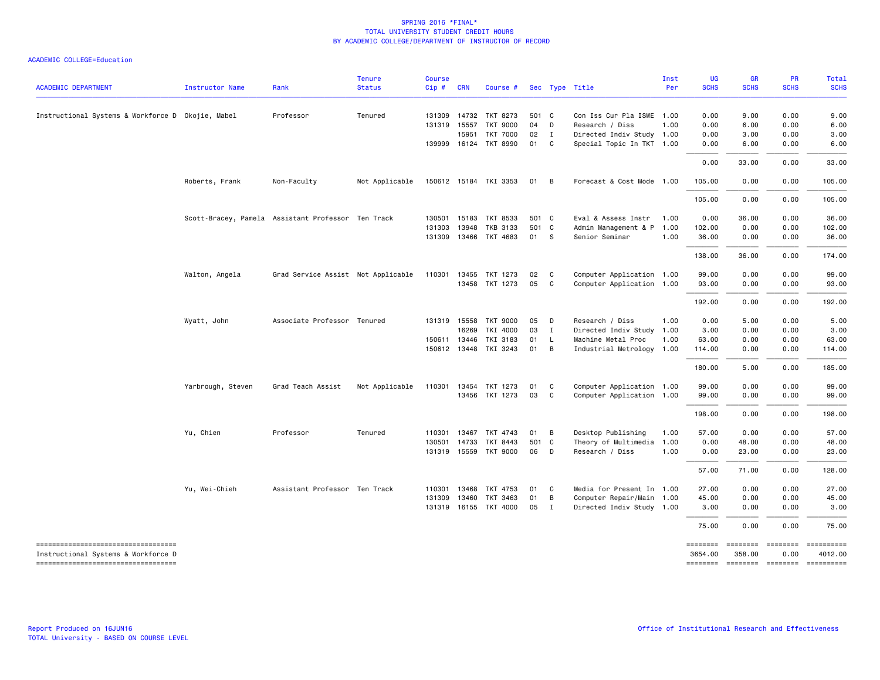# SPRING 2016 *FINAL*
## TOTAL UNIVERSITY STUDENT CREDIT HOURS
## BY ACADEMIC COLLEGE/DEPARTMENT OF INSTRUCTOR OF RECORD

ACADEMIC COLLEGE=Education

| ACADEMIC DEPARTMENT | Instructor Name | Rank | Tenure Status | Course Cip # | CRN | Course # | Sec | Type | Title | Inst Per | UG SCHS | GR SCHS | PR SCHS | Total SCHS |
|---|---|---|---|---|---|---|---|---|---|---|---|---|---|---|
| Instructional Systems & Workforce D | Okojie, Mabel | Professor | Tenured | 131309 | 14732 | TKT 8273 | 501 | C | Con Iss Cur Pla ISWE | 1.00 | 0.00 | 9.00 | 0.00 | 9.00 |
| | | | | 131319 | 15557 | TKT 9000 | 04 | D | Research / Diss | 1.00 | 0.00 | 6.00 | 0.00 | 6.00 |
| | | | | | 15951 | TKT 7000 | 02 | I | Directed Indiv Study | 1.00 | 0.00 | 3.00 | 0.00 | 3.00 |
| | | | | 139999 | 16124 | TKT 8990 | 01 | C | Special Topic In TKT | 1.00 | 0.00 | 6.00 | 0.00 | 6.00 |
| | | | | | | | | | | | 0.00 | 33.00 | 0.00 | 33.00 |
| | Roberts, Frank | Non-Faculty | Not Applicable | 150612 | 15184 | TKI 3353 | 01 | B | Forecast & Cost Mode | 1.00 | 105.00 | 0.00 | 0.00 | 105.00 |
| | | | | | | | | | | | 105.00 | 0.00 | 0.00 | 105.00 |
| | Scott-Bracey, Pamela | Assistant Professor | Ten Track | 130501 | 15183 | TKT 8533 | 501 | C | Eval & Assess Instr | 1.00 | 0.00 | 36.00 | 0.00 | 36.00 |
| | | | | 131303 | 13948 | TKB 3133 | 501 | C | Admin Management & P | 1.00 | 102.00 | 0.00 | 0.00 | 102.00 |
| | | | | 131309 | 13466 | TKT 4683 | 01 | S | Senior Seminar | 1.00 | 36.00 | 0.00 | 0.00 | 36.00 |
| | | | | | | | | | | | 138.00 | 36.00 | 0.00 | 174.00 |
| | Walton, Angela | Grad Service Assist | Not Applicable | 110301 | 13455 | TKT 1273 | 02 | C | Computer Application | 1.00 | 99.00 | 0.00 | 0.00 | 99.00 |
| | | | | | 13458 | TKT 1273 | 05 | C | Computer Application | 1.00 | 93.00 | 0.00 | 0.00 | 93.00 |
| | | | | | | | | | | | 192.00 | 0.00 | 0.00 | 192.00 |
| | Wyatt, John | Associate Professor | Tenured | 131319 | 15558 | TKT 9000 | 05 | D | Research / Diss | 1.00 | 0.00 | 5.00 | 0.00 | 5.00 |
| | | | | | 16269 | TKI 4000 | 03 | I | Directed Indiv Study | 1.00 | 3.00 | 0.00 | 0.00 | 3.00 |
| | | | | 150611 | 13446 | TKI 3183 | 01 | L | Machine Metal Proc | 1.00 | 63.00 | 0.00 | 0.00 | 63.00 |
| | | | | 150612 | 13448 | TKI 3243 | 01 | B | Industrial Metrology | 1.00 | 114.00 | 0.00 | 0.00 | 114.00 |
| | | | | | | | | | | | 180.00 | 5.00 | 0.00 | 185.00 |
| | Yarbrough, Steven | Grad Teach Assist | Not Applicable | 110301 | 13454 | TKT 1273 | 01 | C | Computer Application | 1.00 | 99.00 | 0.00 | 0.00 | 99.00 |
| | | | | | 13456 | TKT 1273 | 03 | C | Computer Application | 1.00 | 99.00 | 0.00 | 0.00 | 99.00 |
| | | | | | | | | | | | 198.00 | 0.00 | 0.00 | 198.00 |
| | Yu, Chien | Professor | Tenured | 110301 | 13467 | TKT 4743 | 01 | B | Desktop Publishing | 1.00 | 57.00 | 0.00 | 0.00 | 57.00 |
| | | | | 130501 | 14733 | TKT 8443 | 501 | C | Theory of Multimedia | 1.00 | 0.00 | 48.00 | 0.00 | 48.00 |
| | | | | 131319 | 15559 | TKT 9000 | 06 | D | Research / Diss | 1.00 | 0.00 | 23.00 | 0.00 | 23.00 |
| | | | | | | | | | | | 57.00 | 71.00 | 0.00 | 128.00 |
| | Yu, Wei-Chieh | Assistant Professor | Ten Track | 110301 | 13468 | TKT 4753 | 01 | C | Media for Present In | 1.00 | 27.00 | 0.00 | 0.00 | 27.00 |
| | | | | 131309 | 13460 | TKT 3463 | 01 | B | Computer Repair/Main | 1.00 | 45.00 | 0.00 | 0.00 | 45.00 |
| | | | | 131319 | 16155 | TKT 4000 | 05 | I | Directed Indiv Study | 1.00 | 3.00 | 0.00 | 0.00 | 3.00 |
| | | | | | | | | | | | 75.00 | 0.00 | 0.00 | 75.00 |
| Instructional Systems & Workforce D | | | | | | | | | | | 3654.00 | 358.00 | 0.00 | 4012.00 |

Report Produced on 16JUN16
TOTAL University - BASED ON COURSE LEVEL

Office of Institutional Research and Effectiveness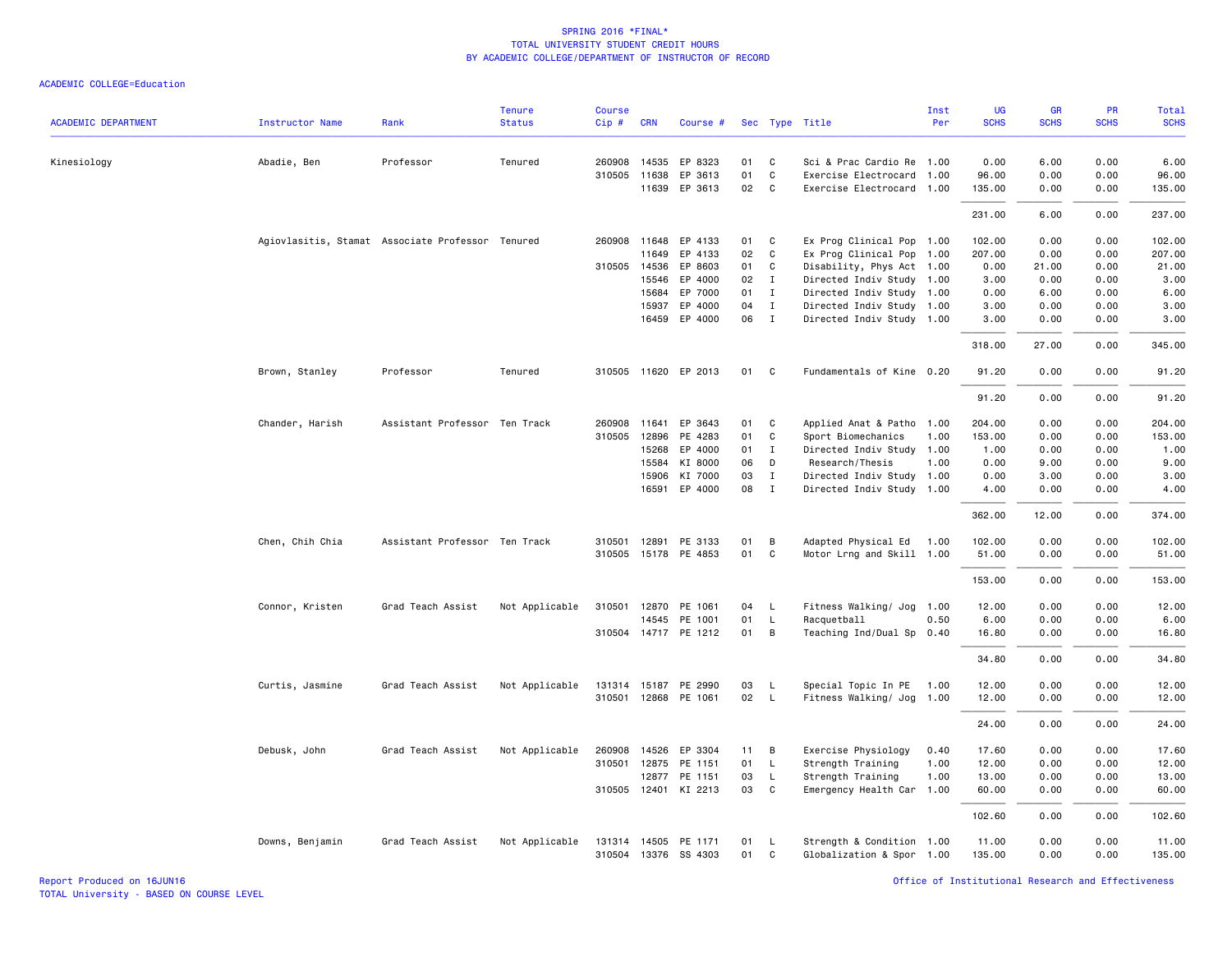SPRING 2016 *FINAL*
TOTAL UNIVERSITY STUDENT CREDIT HOURS
BY ACADEMIC COLLEGE/DEPARTMENT OF INSTRUCTOR OF RECORD

ACADEMIC COLLEGE=Education

| ACADEMIC DEPARTMENT | Instructor Name | Rank | Tenure Status | Course Cip # | CRN | Course # | Sec | Type | Title | Inst Per | UG SCHS | GR SCHS | PR SCHS | Total SCHS |
|---|---|---|---|---|---|---|---|---|---|---|---|---|---|---|
| Kinesiology | Abadie, Ben | Professor | Tenured | 260908 | 14535 | EP 8323 | 01 | C | Sci & Prac Cardio Re | 1.00 | 0.00 | 6.00 | 0.00 | 6.00 |
| | | | | 310505 | 11638 | EP 3613 | 01 | C | Exercise Electrocard | 1.00 | 96.00 | 0.00 | 0.00 | 96.00 |
| | | | | | 11639 | EP 3613 | 02 | C | Exercise Electrocard | 1.00 | 135.00 | 0.00 | 0.00 | 135.00 |
| | | | | | | | | | | | 231.00 | 6.00 | 0.00 | 237.00 |
| | Agiovlasitis, Stamat | Associate Professor | Tenured | 260908 | 11648 | EP 4133 | 01 | C | Ex Prog Clinical Pop | 1.00 | 102.00 | 0.00 | 0.00 | 102.00 |
| | | | | | 11649 | EP 4133 | 02 | C | Ex Prog Clinical Pop | 1.00 | 207.00 | 0.00 | 0.00 | 207.00 |
| | | | | 310505 | 14536 | EP 8603 | 01 | C | Disability, Phys Act | 1.00 | 0.00 | 21.00 | 0.00 | 21.00 |
| | | | | | 15546 | EP 4000 | 02 | I | Directed Indiv Study | 1.00 | 3.00 | 0.00 | 0.00 | 3.00 |
| | | | | | 15684 | EP 7000 | 01 | I | Directed Indiv Study | 1.00 | 0.00 | 6.00 | 0.00 | 6.00 |
| | | | | | 15937 | EP 4000 | 04 | I | Directed Indiv Study | 1.00 | 3.00 | 0.00 | 0.00 | 3.00 |
| | | | | | 16459 | EP 4000 | 06 | I | Directed Indiv Study | 1.00 | 3.00 | 0.00 | 0.00 | 3.00 |
| | | | | | | | | | | | 318.00 | 27.00 | 0.00 | 345.00 |
| | Brown, Stanley | Professor | Tenured | 310505 | 11620 | EP 2013 | 01 | C | Fundamentals of Kine | 0.20 | 91.20 | 0.00 | 0.00 | 91.20 |
| | | | | | | | | | | | 91.20 | 0.00 | 0.00 | 91.20 |
| | Chander, Harish | Assistant Professor | Ten Track | 260908 | 11641 | EP 3643 | 01 | C | Applied Anat & Patho | 1.00 | 204.00 | 0.00 | 0.00 | 204.00 |
| | | | | 310505 | 12896 | PE 4283 | 01 | C | Sport Biomechanics | 1.00 | 153.00 | 0.00 | 0.00 | 153.00 |
| | | | | | 15268 | EP 4000 | 01 | I | Directed Indiv Study | 1.00 | 1.00 | 0.00 | 0.00 | 1.00 |
| | | | | | 15584 | KI 8000 | 06 | D | Research/Thesis | 1.00 | 0.00 | 9.00 | 0.00 | 9.00 |
| | | | | | 15906 | KI 7000 | 03 | I | Directed Indiv Study | 1.00 | 0.00 | 3.00 | 0.00 | 3.00 |
| | | | | | 16591 | EP 4000 | 08 | I | Directed Indiv Study | 1.00 | 4.00 | 0.00 | 0.00 | 4.00 |
| | | | | | | | | | | | 362.00 | 12.00 | 0.00 | 374.00 |
| | Chen, Chih Chia | Assistant Professor | Ten Track | 310501 | 12891 | PE 3133 | 01 | B | Adapted Physical Ed | 1.00 | 102.00 | 0.00 | 0.00 | 102.00 |
| | | | | 310505 | 15178 | PE 4853 | 01 | C | Motor Lrng and Skill | 1.00 | 51.00 | 0.00 | 0.00 | 51.00 |
| | | | | | | | | | | | 153.00 | 0.00 | 0.00 | 153.00 |
| | Connor, Kristen | Grad Teach Assist | Not Applicable | 310501 | 12870 | PE 1061 | 04 | L | Fitness Walking/ Jog | 1.00 | 12.00 | 0.00 | 0.00 | 12.00 |
| | | | | | 14545 | PE 1001 | 01 | L | Racquetball | 0.50 | 6.00 | 0.00 | 0.00 | 6.00 |
| | | | | 310504 | 14717 | PE 1212 | 01 | B | Teaching Ind/Dual Sp | 0.40 | 16.80 | 0.00 | 0.00 | 16.80 |
| | | | | | | | | | | | 34.80 | 0.00 | 0.00 | 34.80 |
| | Curtis, Jasmine | Grad Teach Assist | Not Applicable | 131314 | 15187 | PE 2990 | 03 | L | Special Topic In PE | 1.00 | 12.00 | 0.00 | 0.00 | 12.00 |
| | | | | 310501 | 12868 | PE 1061 | 02 | L | Fitness Walking/ Jog | 1.00 | 12.00 | 0.00 | 0.00 | 12.00 |
| | | | | | | | | | | | 24.00 | 0.00 | 0.00 | 24.00 |
| | Debusk, John | Grad Teach Assist | Not Applicable | 260908 | 14526 | EP 3304 | 11 | B | Exercise Physiology | 0.40 | 17.60 | 0.00 | 0.00 | 17.60 |
| | | | | 310501 | 12875 | PE 1151 | 01 | L | Strength Training | 1.00 | 12.00 | 0.00 | 0.00 | 12.00 |
| | | | | | 12877 | PE 1151 | 03 | L | Strength Training | 1.00 | 13.00 | 0.00 | 0.00 | 13.00 |
| | | | | 310505 | 12401 | KI 2213 | 03 | C | Emergency Health Car | 1.00 | 60.00 | 0.00 | 0.00 | 60.00 |
| | | | | | | | | | | | 102.60 | 0.00 | 0.00 | 102.60 |
| | Downs, Benjamin | Grad Teach Assist | Not Applicable | 131314 | 14505 | PE 1171 | 01 | L | Strength & Condition | 1.00 | 11.00 | 0.00 | 0.00 | 11.00 |
| | | | | 310504 | 13376 | SS 4303 | 01 | C | Globalization & Spor | 1.00 | 135.00 | 0.00 | 0.00 | 135.00 |

Report Produced on 16JUN16
TOTAL University - BASED ON COURSE LEVEL

Office of Institutional Research and Effectiveness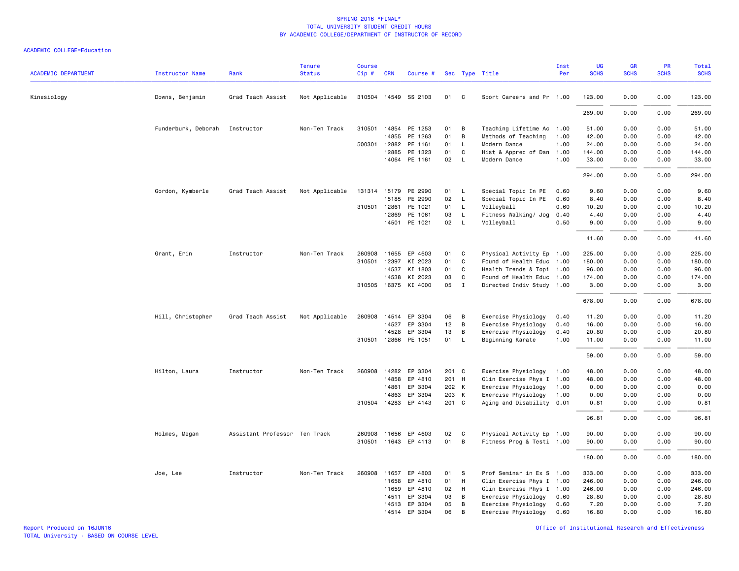SPRING 2016 *FINAL*
TOTAL UNIVERSITY STUDENT CREDIT HOURS
BY ACADEMIC COLLEGE/DEPARTMENT OF INSTRUCTOR OF RECORD

ACADEMIC COLLEGE=Education

| ACADEMIC DEPARTMENT | Instructor Name | Rank | Tenure Status | Course Cip # | CRN | Course # | Sec | Type | Title | Inst Per | UG SCHS | GR SCHS | PR SCHS | Total SCHS |
|---|---|---|---|---|---|---|---|---|---|---|---|---|---|---|
| Kinesiology | Downs, Benjamin | Grad Teach Assist | Not Applicable | 310504 | 14549 | SS 2103 | 01 | C | Sport Careers and Pr | 1.00 | 123.00 | 0.00 | 0.00 | 123.00 |
| | | | | | | | | | | | 269.00 | 0.00 | 0.00 | 269.00 |
| | Funderburk, Deborah | Instructor | Non-Ten Track | 310501 | 14854 | PE 1253 | 01 | B | Teaching Lifetime Ac | 1.00 | 51.00 | 0.00 | 0.00 | 51.00 |
| | | | | | 14855 | PE 1263 | 01 | B | Methods of Teaching | 1.00 | 42.00 | 0.00 | 0.00 | 42.00 |
| | | | | 500301 | 12882 | PE 1161 | 01 | L | Modern Dance | 1.00 | 24.00 | 0.00 | 0.00 | 24.00 |
| | | | | | 12885 | PE 1323 | 01 | C | Hist & Apprec of Dan | 1.00 | 144.00 | 0.00 | 0.00 | 144.00 |
| | | | | | 14064 | PE 1161 | 02 | L | Modern Dance | 1.00 | 33.00 | 0.00 | 0.00 | 33.00 |
| | | | | | | | | | | | 294.00 | 0.00 | 0.00 | 294.00 |
| | Gordon, Kymberle | Grad Teach Assist | Not Applicable | 131314 | 15179 | PE 2990 | 01 | L | Special Topic In PE | 0.60 | 9.60 | 0.00 | 0.00 | 9.60 |
| | | | | | 15185 | PE 2990 | 02 | L | Special Topic In PE | 0.60 | 8.40 | 0.00 | 0.00 | 8.40 |
| | | | | 310501 | 12861 | PE 1021 | 01 | L | Volleyball | 0.60 | 10.20 | 0.00 | 0.00 | 10.20 |
| | | | | | 12869 | PE 1061 | 03 | L | Fitness Walking/ Jog | 0.40 | 4.40 | 0.00 | 0.00 | 4.40 |
| | | | | | 14501 | PE 1021 | 02 | L | Volleyball | 0.50 | 9.00 | 0.00 | 0.00 | 9.00 |
| | | | | | | | | | | | 41.60 | 0.00 | 0.00 | 41.60 |
| | Grant, Erin | Instructor | Non-Ten Track | 260908 | 11655 | EP 4603 | 01 | C | Physical Activity Ep | 1.00 | 225.00 | 0.00 | 0.00 | 225.00 |
| | | | | 310501 | 12397 | KI 2023 | 01 | C | Found of Health Educ | 1.00 | 180.00 | 0.00 | 0.00 | 180.00 |
| | | | | | 14537 | KI 1803 | 01 | C | Health Trends & Topi | 1.00 | 96.00 | 0.00 | 0.00 | 96.00 |
| | | | | | 14538 | KI 2023 | 03 | C | Found of Health Educ | 1.00 | 174.00 | 0.00 | 0.00 | 174.00 |
| | | | | 310505 | 16375 | KI 4000 | 05 | I | Directed Indiv Study | 1.00 | 3.00 | 0.00 | 0.00 | 3.00 |
| | | | | | | | | | | | 678.00 | 0.00 | 0.00 | 678.00 |
| | Hill, Christopher | Grad Teach Assist | Not Applicable | 260908 | 14514 | EP 3304 | 06 | B | Exercise Physiology | 0.40 | 11.20 | 0.00 | 0.00 | 11.20 |
| | | | | | 14527 | EP 3304 | 12 | B | Exercise Physiology | 0.40 | 16.00 | 0.00 | 0.00 | 16.00 |
| | | | | | 14528 | EP 3304 | 13 | B | Exercise Physiology | 0.40 | 20.80 | 0.00 | 0.00 | 20.80 |
| | | | | 310501 | 12866 | PE 1051 | 01 | L | Beginning Karate | 1.00 | 11.00 | 0.00 | 0.00 | 11.00 |
| | | | | | | | | | | | 59.00 | 0.00 | 0.00 | 59.00 |
| | Hilton, Laura | Instructor | Non-Ten Track | 260908 | 14282 | EP 3304 | 201 | C | Exercise Physiology | 1.00 | 48.00 | 0.00 | 0.00 | 48.00 |
| | | | | | 14858 | EP 4810 | 201 | H | Clin Exercise Phys I | 1.00 | 48.00 | 0.00 | 0.00 | 48.00 |
| | | | | | 14861 | EP 3304 | 202 | K | Exercise Physiology | 1.00 | 0.00 | 0.00 | 0.00 | 0.00 |
| | | | | | 14863 | EP 3304 | 203 | K | Exercise Physiology | 1.00 | 0.00 | 0.00 | 0.00 | 0.00 |
| | | | | 310504 | 14283 | EP 4143 | 201 | C | Aging and Disability | 0.01 | 0.81 | 0.00 | 0.00 | 0.81 |
| | | | | | | | | | | | 96.81 | 0.00 | 0.00 | 96.81 |
| | Holmes, Megan | Assistant Professor | Ten Track | 260908 | 11656 | EP 4603 | 02 | C | Physical Activity Ep | 1.00 | 90.00 | 0.00 | 0.00 | 90.00 |
| | | | | 310501 | 11643 | EP 4113 | 01 | B | Fitness Prog & Testi | 1.00 | 90.00 | 0.00 | 0.00 | 90.00 |
| | | | | | | | | | | | 180.00 | 0.00 | 0.00 | 180.00 |
| | Joe, Lee | Instructor | Non-Ten Track | 260908 | 11657 | EP 4803 | 01 | S | Prof Seminar in Ex S | 1.00 | 333.00 | 0.00 | 0.00 | 333.00 |
| | | | | | 11658 | EP 4810 | 01 | H | Clin Exercise Phys I | 1.00 | 246.00 | 0.00 | 0.00 | 246.00 |
| | | | | | 11659 | EP 4810 | 02 | H | Clin Exercise Phys I | 1.00 | 246.00 | 0.00 | 0.00 | 246.00 |
| | | | | | 14511 | EP 3304 | 03 | B | Exercise Physiology | 0.60 | 28.80 | 0.00 | 0.00 | 28.80 |
| | | | | | 14513 | EP 3304 | 05 | B | Exercise Physiology | 0.60 | 7.20 | 0.00 | 0.00 | 7.20 |
| | | | | | 14514 | EP 3304 | 06 | B | Exercise Physiology | 0.60 | 16.80 | 0.00 | 0.00 | 16.80 |

Report Produced on 16JUN16
TOTAL University - BASED ON COURSE LEVEL

Office of Institutional Research and Effectiveness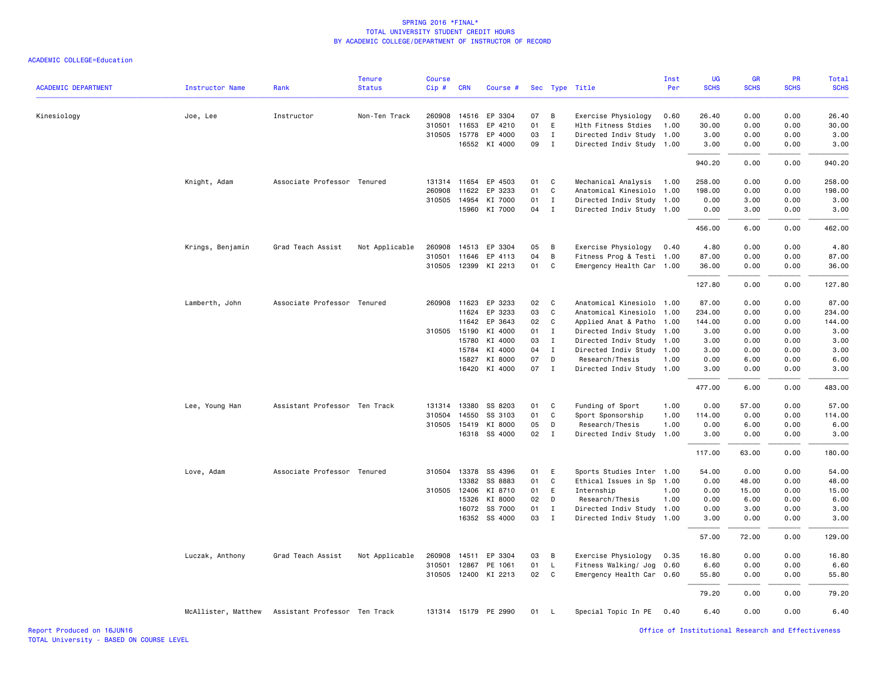SPRING 2016 *FINAL*
TOTAL UNIVERSITY STUDENT CREDIT HOURS
BY ACADEMIC COLLEGE/DEPARTMENT OF INSTRUCTOR OF RECORD

ACADEMIC COLLEGE=Education

| ACADEMIC DEPARTMENT | Instructor Name | Rank | Tenure Status | Course Cip # | CRN | Course # | Sec | Type | Title | Inst Per | UG SCHS | GR SCHS | PR SCHS | Total SCHS |
|---|---|---|---|---|---|---|---|---|---|---|---|---|---|---|
| Kinesiology | Joe, Lee | Instructor | Non-Ten Track | 260908 | 14516 | EP 3304 | 07 | B | Exercise Physiology | 0.60 | 26.40 | 0.00 | 0.00 | 26.40 |
| | | | | 310501 | 11653 | EP 4210 | 01 | E | Hlth Fitness Stdies | 1.00 | 30.00 | 0.00 | 0.00 | 30.00 |
| | | | | 310505 | 15778 | EP 4000 | 03 | I | Directed Indiv Study | 1.00 | 3.00 | 0.00 | 0.00 | 3.00 |
| | | | | | 16552 | KI 4000 | 09 | I | Directed Indiv Study | 1.00 | 3.00 | 0.00 | 0.00 | 3.00 |
| | | | | | | | | | | | 940.20 | 0.00 | 0.00 | 940.20 |
| | Knight, Adam | Associate Professor | Tenured | 131314 | 11654 | EP 4503 | 01 | C | Mechanical Analysis | 1.00 | 258.00 | 0.00 | 0.00 | 258.00 |
| | | | | 260908 | 11622 | EP 3233 | 01 | C | Anatomical Kinesiolo | 1.00 | 198.00 | 0.00 | 0.00 | 198.00 |
| | | | | 310505 | 14954 | KI 7000 | 01 | I | Directed Indiv Study | 1.00 | 0.00 | 3.00 | 0.00 | 3.00 |
| | | | | | 15960 | KI 7000 | 04 | I | Directed Indiv Study | 1.00 | 0.00 | 3.00 | 0.00 | 3.00 |
| | | | | | | | | | | | 456.00 | 6.00 | 0.00 | 462.00 |
| | Krings, Benjamin | Grad Teach Assist | Not Applicable | 260908 | 14513 | EP 3304 | 05 | B | Exercise Physiology | 0.40 | 4.80 | 0.00 | 0.00 | 4.80 |
| | | | | 310501 | 11646 | EP 4113 | 04 | B | Fitness Prog & Testi | 1.00 | 87.00 | 0.00 | 0.00 | 87.00 |
| | | | | 310505 | 12399 | KI 2213 | 01 | C | Emergency Health Car | 1.00 | 36.00 | 0.00 | 0.00 | 36.00 |
| | | | | | | | | | | | 127.80 | 0.00 | 0.00 | 127.80 |
| | Lamberth, John | Associate Professor | Tenured | 260908 | 11623 | EP 3233 | 02 | C | Anatomical Kinesiolo | 1.00 | 87.00 | 0.00 | 0.00 | 87.00 |
| | | | | | 11624 | EP 3233 | 03 | C | Anatomical Kinesiolo | 1.00 | 234.00 | 0.00 | 0.00 | 234.00 |
| | | | | | 11642 | EP 3643 | 02 | C | Applied Anat & Patho | 1.00 | 144.00 | 0.00 | 0.00 | 144.00 |
| | | | | 310505 | 15190 | KI 4000 | 01 | I | Directed Indiv Study | 1.00 | 3.00 | 0.00 | 0.00 | 3.00 |
| | | | | | 15780 | KI 4000 | 03 | I | Directed Indiv Study | 1.00 | 3.00 | 0.00 | 0.00 | 3.00 |
| | | | | | 15784 | KI 4000 | 04 | I | Directed Indiv Study | 1.00 | 3.00 | 0.00 | 0.00 | 3.00 |
| | | | | | 15827 | KI 8000 | 07 | D | Research/Thesis | 1.00 | 0.00 | 6.00 | 0.00 | 6.00 |
| | | | | | 16420 | KI 4000 | 07 | I | Directed Indiv Study | 1.00 | 3.00 | 0.00 | 0.00 | 3.00 |
| | | | | | | | | | | | 477.00 | 6.00 | 0.00 | 483.00 |
| | Lee, Young Han | Assistant Professor | Ten Track | 131314 | 13380 | SS 8203 | 01 | C | Funding of Sport | 1.00 | 0.00 | 57.00 | 0.00 | 57.00 |
| | | | | 310504 | 14550 | SS 3103 | 01 | C | Sport Sponsorship | 1.00 | 114.00 | 0.00 | 0.00 | 114.00 |
| | | | | 310505 | 15419 | KI 8000 | 05 | D | Research/Thesis | 1.00 | 0.00 | 6.00 | 0.00 | 6.00 |
| | | | | | 16318 | SS 4000 | 02 | I | Directed Indiv Study | 1.00 | 3.00 | 0.00 | 0.00 | 3.00 |
| | | | | | | | | | | | 117.00 | 63.00 | 0.00 | 180.00 |
| | Love, Adam | Associate Professor | Tenured | 310504 | 13378 | SS 4396 | 01 | E | Sports Studies Inter | 1.00 | 54.00 | 0.00 | 0.00 | 54.00 |
| | | | | | 13382 | SS 8883 | 01 | C | Ethical Issues in Sp | 1.00 | 0.00 | 48.00 | 0.00 | 48.00 |
| | | | | 310505 | 12406 | KI 8710 | 01 | E | Internship | 1.00 | 0.00 | 15.00 | 0.00 | 15.00 |
| | | | | | 15326 | KI 8000 | 02 | D | Research/Thesis | 1.00 | 0.00 | 6.00 | 0.00 | 6.00 |
| | | | | | 16072 | SS 7000 | 01 | I | Directed Indiv Study | 1.00 | 0.00 | 3.00 | 0.00 | 3.00 |
| | | | | | 16352 | SS 4000 | 03 | I | Directed Indiv Study | 1.00 | 3.00 | 0.00 | 0.00 | 3.00 |
| | | | | | | | | | | | 57.00 | 72.00 | 0.00 | 129.00 |
| | Luczak, Anthony | Grad Teach Assist | Not Applicable | 260908 | 14511 | EP 3304 | 03 | B | Exercise Physiology | 0.35 | 16.80 | 0.00 | 0.00 | 16.80 |
| | | | | 310501 | 12867 | PE 1061 | 01 | L | Fitness Walking/ Jog | 0.60 | 6.60 | 0.00 | 0.00 | 6.60 |
| | | | | 310505 | 12400 | KI 2213 | 02 | C | Emergency Health Car | 0.60 | 55.80 | 0.00 | 0.00 | 55.80 |
| | | | | | | | | | | | 79.20 | 0.00 | 0.00 | 79.20 |
| | McAllister, Matthew | Assistant Professor | Ten Track | 131314 | 15179 | PE 2990 | 01 | L | Special Topic In PE | 0.40 | 6.40 | 0.00 | 0.00 | 6.40 |

Report Produced on 16JUN16
TOTAL University - BASED ON COURSE LEVEL
Office of Institutional Research and Effectiveness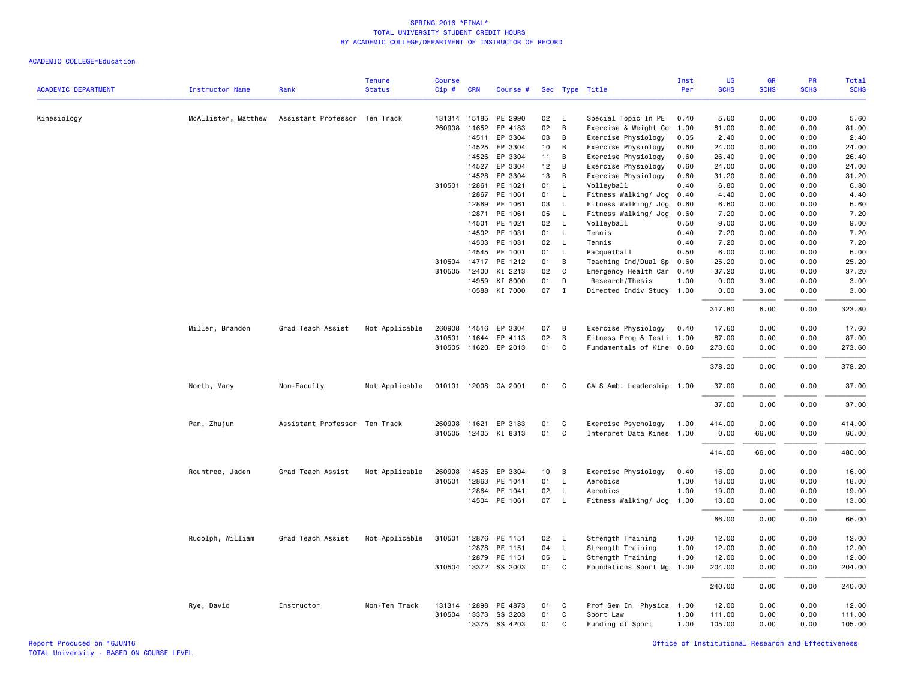SPRING 2016 *FINAL*
TOTAL UNIVERSITY STUDENT CREDIT HOURS
BY ACADEMIC COLLEGE/DEPARTMENT OF INSTRUCTOR OF RECORD

ACADEMIC COLLEGE=Education

| ACADEMIC DEPARTMENT | Instructor Name | Rank | Tenure Status | Course Cip # | CRN | Course # | Sec | Type | Title | Inst Per | UG SCHS | GR SCHS | PR SCHS | Total SCHS |
|---|---|---|---|---|---|---|---|---|---|---|---|---|---|---|
| Kinesiology | McAllister, Matthew | Assistant Professor | Ten Track | 131314 | 15185 | PE 2990 | 02 | L | Special Topic In PE | 0.40 | 5.60 | 0.00 | 0.00 | 5.60 |
| | | | | 260908 | 11652 | EP 4183 | 02 | B | Exercise & Weight Co | 1.00 | 81.00 | 0.00 | 0.00 | 81.00 |
| | | | | | 14511 | EP 3304 | 03 | B | Exercise Physiology | 0.05 | 2.40 | 0.00 | 0.00 | 2.40 |
| | | | | | 14525 | EP 3304 | 10 | B | Exercise Physiology | 0.60 | 24.00 | 0.00 | 0.00 | 24.00 |
| | | | | | 14526 | EP 3304 | 11 | B | Exercise Physiology | 0.60 | 26.40 | 0.00 | 0.00 | 26.40 |
| | | | | | 14527 | EP 3304 | 12 | B | Exercise Physiology | 0.60 | 24.00 | 0.00 | 0.00 | 24.00 |
| | | | | | 14528 | EP 3304 | 13 | B | Exercise Physiology | 0.60 | 31.20 | 0.00 | 0.00 | 31.20 |
| | | | | 310501 | 12861 | PE 1021 | 01 | L | Volleyball | 0.40 | 6.80 | 0.00 | 0.00 | 6.80 |
| | | | | | 12867 | PE 1061 | 01 | L | Fitness Walking/ Jog | 0.40 | 4.40 | 0.00 | 0.00 | 4.40 |
| | | | | | 12869 | PE 1061 | 03 | L | Fitness Walking/ Jog | 0.60 | 6.60 | 0.00 | 0.00 | 6.60 |
| | | | | | 12871 | PE 1061 | 05 | L | Fitness Walking/ Jog | 0.60 | 7.20 | 0.00 | 0.00 | 7.20 |
| | | | | | 14501 | PE 1021 | 02 | L | Volleyball | 0.50 | 9.00 | 0.00 | 0.00 | 9.00 |
| | | | | | 14502 | PE 1031 | 01 | L | Tennis | 0.40 | 7.20 | 0.00 | 0.00 | 7.20 |
| | | | | | 14503 | PE 1031 | 02 | L | Tennis | 0.40 | 7.20 | 0.00 | 0.00 | 7.20 |
| | | | | | 14545 | PE 1001 | 01 | L | Racquetball | 0.50 | 6.00 | 0.00 | 0.00 | 6.00 |
| | | | | 310504 | 14717 | PE 1212 | 01 | B | Teaching Ind/Dual Sp | 0.60 | 25.20 | 0.00 | 0.00 | 25.20 |
| | | | | 310505 | 12400 | KI 2213 | 02 | C | Emergency Health Car | 0.40 | 37.20 | 0.00 | 0.00 | 37.20 |
| | | | | | 14959 | KI 8000 | 01 | D | Research/Thesis | 1.00 | 0.00 | 3.00 | 0.00 | 3.00 |
| | | | | | 16588 | KI 7000 | 07 | I | Directed Indiv Study | 1.00 | 0.00 | 3.00 | 0.00 | 3.00 |
| | | | | | | | | | | | 317.80 | 6.00 | 0.00 | 323.80 |
| | Miller, Brandon | Grad Teach Assist | Not Applicable | 260908 | 14516 | EP 3304 | 07 | B | Exercise Physiology | 0.40 | 17.60 | 0.00 | 0.00 | 17.60 |
| | | | | 310501 | 11644 | EP 4113 | 02 | B | Fitness Prog & Testi | 1.00 | 87.00 | 0.00 | 0.00 | 87.00 |
| | | | | 310505 | 11620 | EP 2013 | 01 | C | Fundamentals of Kine | 0.60 | 273.60 | 0.00 | 0.00 | 273.60 |
| | | | | | | | | | | | 378.20 | 0.00 | 0.00 | 378.20 |
| | North, Mary | Non-Faculty | Not Applicable | 010101 | 12008 | GA 2001 | 01 | C | CALS Amb. Leadership | 1.00 | 37.00 | 0.00 | 0.00 | 37.00 |
| | | | | | | | | | | | 37.00 | 0.00 | 0.00 | 37.00 |
| | Pan, Zhujun | Assistant Professor | Ten Track | 260908 | 11621 | EP 3183 | 01 | C | Exercise Psychology | 1.00 | 414.00 | 0.00 | 0.00 | 414.00 |
| | | | | 310505 | 12405 | KI 8313 | 01 | C | Interpret Data Kines | 1.00 | 0.00 | 66.00 | 0.00 | 66.00 |
| | | | | | | | | | | | 414.00 | 66.00 | 0.00 | 480.00 |
| | Rountree, Jaden | Grad Teach Assist | Not Applicable | 260908 | 14525 | EP 3304 | 10 | B | Exercise Physiology | 0.40 | 16.00 | 0.00 | 0.00 | 16.00 |
| | | | | 310501 | 12863 | PE 1041 | 01 | L | Aerobics | 1.00 | 18.00 | 0.00 | 0.00 | 18.00 |
| | | | | | 12864 | PE 1041 | 02 | L | Aerobics | 1.00 | 19.00 | 0.00 | 0.00 | 19.00 |
| | | | | | 14504 | PE 1061 | 07 | L | Fitness Walking/ Jog | 1.00 | 13.00 | 0.00 | 0.00 | 13.00 |
| | | | | | | | | | | | 66.00 | 0.00 | 0.00 | 66.00 |
| | Rudolph, William | Grad Teach Assist | Not Applicable | 310501 | 12876 | PE 1151 | 02 | L | Strength Training | 1.00 | 12.00 | 0.00 | 0.00 | 12.00 |
| | | | | | 12878 | PE 1151 | 04 | L | Strength Training | 1.00 | 12.00 | 0.00 | 0.00 | 12.00 |
| | | | | | 12879 | PE 1151 | 05 | L | Strength Training | 1.00 | 12.00 | 0.00 | 0.00 | 12.00 |
| | | | | 310504 | 13372 | SS 2003 | 01 | C | Foundations Sport Mg | 1.00 | 204.00 | 0.00 | 0.00 | 204.00 |
| | | | | | | | | | | | 240.00 | 0.00 | 0.00 | 240.00 |
| | Rye, David | Instructor | Non-Ten Track | 131314 | 12898 | PE 4873 | 01 | C | Prof Sem In Physica | 1.00 | 12.00 | 0.00 | 0.00 | 12.00 |
| | | | | 310504 | 13373 | SS 3203 | 01 | C | Sport Law | 1.00 | 111.00 | 0.00 | 0.00 | 111.00 |
| | | | | | 13375 | SS 4203 | 01 | C | Funding of Sport | 1.00 | 105.00 | 0.00 | 0.00 | 105.00 |

Report Produced on 16JUN16
TOTAL University - BASED ON COURSE LEVEL

Office of Institutional Research and Effectiveness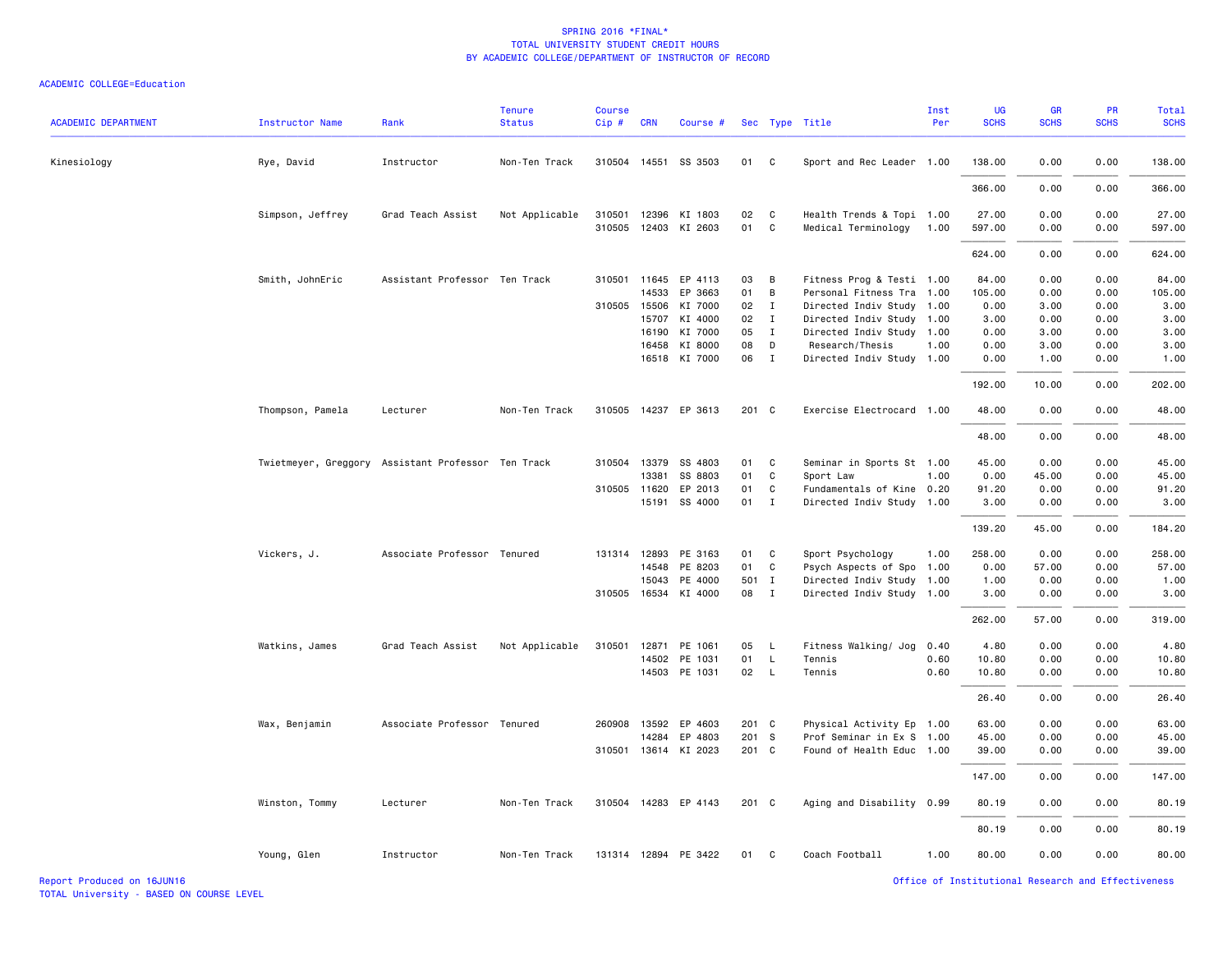SPRING 2016 *FINAL*
TOTAL UNIVERSITY STUDENT CREDIT HOURS
BY ACADEMIC COLLEGE/DEPARTMENT OF INSTRUCTOR OF RECORD

ACADEMIC COLLEGE=Education

| ACADEMIC DEPARTMENT | Instructor Name | Rank | Tenure Status | Course Cip # | CRN | Course # | Sec | Type | Title | Inst Per | UG SCHS | GR SCHS | PR SCHS | Total SCHS |
|---|---|---|---|---|---|---|---|---|---|---|---|---|---|---|
| Kinesiology | Rye, David | Instructor | Non-Ten Track | 310504 | 14551 | SS 3503 | 01 | C | Sport and Rec Leader | 1.00 | 138.00 | 0.00 | 0.00 | 138.00 |
| | | | | | | | | | | | 366.00 | 0.00 | 0.00 | 366.00 |
| | Simpson, Jeffrey | Grad Teach Assist | Not Applicable | 310501 | 12396 | KI 1803 | 02 | C | Health Trends & Topi | 1.00 | 27.00 | 0.00 | 0.00 | 27.00 |
| | | | | 310505 | 12403 | KI 2603 | 01 | C | Medical Terminology | 1.00 | 597.00 | 0.00 | 0.00 | 597.00 |
| | | | | | | | | | | | 624.00 | 0.00 | 0.00 | 624.00 |
| | Smith, JohnEric | Assistant Professor | Ten Track | 310501 | 11645 | EP 4113 | 03 | B | Fitness Prog & Testi | 1.00 | 84.00 | 0.00 | 0.00 | 84.00 |
| | | | | | 14533 | EP 3663 | 01 | B | Personal Fitness Tra | 1.00 | 105.00 | 0.00 | 0.00 | 105.00 |
| | | | | 310505 | 15506 | KI 7000 | 02 | I | Directed Indiv Study | 1.00 | 0.00 | 3.00 | 0.00 | 3.00 |
| | | | | | 15707 | KI 4000 | 02 | I | Directed Indiv Study | 1.00 | 3.00 | 0.00 | 0.00 | 3.00 |
| | | | | | 16190 | KI 7000 | 05 | I | Directed Indiv Study | 1.00 | 0.00 | 3.00 | 0.00 | 3.00 |
| | | | | | 16458 | KI 8000 | 08 | D | Research/Thesis | 1.00 | 0.00 | 3.00 | 0.00 | 3.00 |
| | | | | | 16518 | KI 7000 | 06 | I | Directed Indiv Study | 1.00 | 0.00 | 1.00 | 0.00 | 1.00 |
| | | | | | | | | | | | 192.00 | 10.00 | 0.00 | 202.00 |
| | Thompson, Pamela | Lecturer | Non-Ten Track | 310505 | 14237 | EP 3613 | 201 | C | Exercise Electrocard | 1.00 | 48.00 | 0.00 | 0.00 | 48.00 |
| | | | | | | | | | | | 48.00 | 0.00 | 0.00 | 48.00 |
| | Twietmeyer, Greggory | Assistant Professor | Ten Track | 310504 | 13379 | SS 4803 | 01 | C | Seminar in Sports St | 1.00 | 45.00 | 0.00 | 0.00 | 45.00 |
| | | | | | 13381 | SS 8803 | 01 | C | Sport Law | 1.00 | 0.00 | 45.00 | 0.00 | 45.00 |
| | | | | 310505 | 11620 | EP 2013 | 01 | C | Fundamentals of Kine | 0.20 | 91.20 | 0.00 | 0.00 | 91.20 |
| | | | | | 15191 | SS 4000 | 01 | I | Directed Indiv Study | 1.00 | 3.00 | 0.00 | 0.00 | 3.00 |
| | | | | | | | | | | | 139.20 | 45.00 | 0.00 | 184.20 |
| | Vickers, J. | Associate Professor | Tenured | 131314 | 12893 | PE 3163 | 01 | C | Sport Psychology | 1.00 | 258.00 | 0.00 | 0.00 | 258.00 |
| | | | | | 14548 | PE 8203 | 01 | C | Psych Aspects of Spo | 1.00 | 0.00 | 57.00 | 0.00 | 57.00 |
| | | | | | 15043 | PE 4000 | 501 | I | Directed Indiv Study | 1.00 | 1.00 | 0.00 | 0.00 | 1.00 |
| | | | | 310505 | 16534 | KI 4000 | 08 | I | Directed Indiv Study | 1.00 | 3.00 | 0.00 | 0.00 | 3.00 |
| | | | | | | | | | | | 262.00 | 57.00 | 0.00 | 319.00 |
| | Watkins, James | Grad Teach Assist | Not Applicable | 310501 | 12871 | PE 1061 | 05 | L | Fitness Walking/ Jog | 0.40 | 4.80 | 0.00 | 0.00 | 4.80 |
| | | | | | 14502 | PE 1031 | 01 | L | Tennis | 0.60 | 10.80 | 0.00 | 0.00 | 10.80 |
| | | | | | 14503 | PE 1031 | 02 | L | Tennis | 0.60 | 10.80 | 0.00 | 0.00 | 10.80 |
| | | | | | | | | | | | 26.40 | 0.00 | 0.00 | 26.40 |
| | Wax, Benjamin | Associate Professor | Tenured | 260908 | 13592 | EP 4603 | 201 | C | Physical Activity Ep | 1.00 | 63.00 | 0.00 | 0.00 | 63.00 |
| | | | | | 14284 | EP 4803 | 201 | S | Prof Seminar in Ex S | 1.00 | 45.00 | 0.00 | 0.00 | 45.00 |
| | | | | 310501 | 13614 | KI 2023 | 201 | C | Found of Health Educ | 1.00 | 39.00 | 0.00 | 0.00 | 39.00 |
| | | | | | | | | | | | 147.00 | 0.00 | 0.00 | 147.00 |
| | Winston, Tommy | Lecturer | Non-Ten Track | 310504 | 14283 | EP 4143 | 201 | C | Aging and Disability | 0.99 | 80.19 | 0.00 | 0.00 | 80.19 |
| | | | | | | | | | | | 80.19 | 0.00 | 0.00 | 80.19 |
| | Young, Glen | Instructor | Non-Ten Track | 131314 | 12894 | PE 3422 | 01 | C | Coach Football | 1.00 | 80.00 | 0.00 | 0.00 | 80.00 |

Report Produced on 16JUN16
TOTAL University - BASED ON COURSE LEVEL

Office of Institutional Research and Effectiveness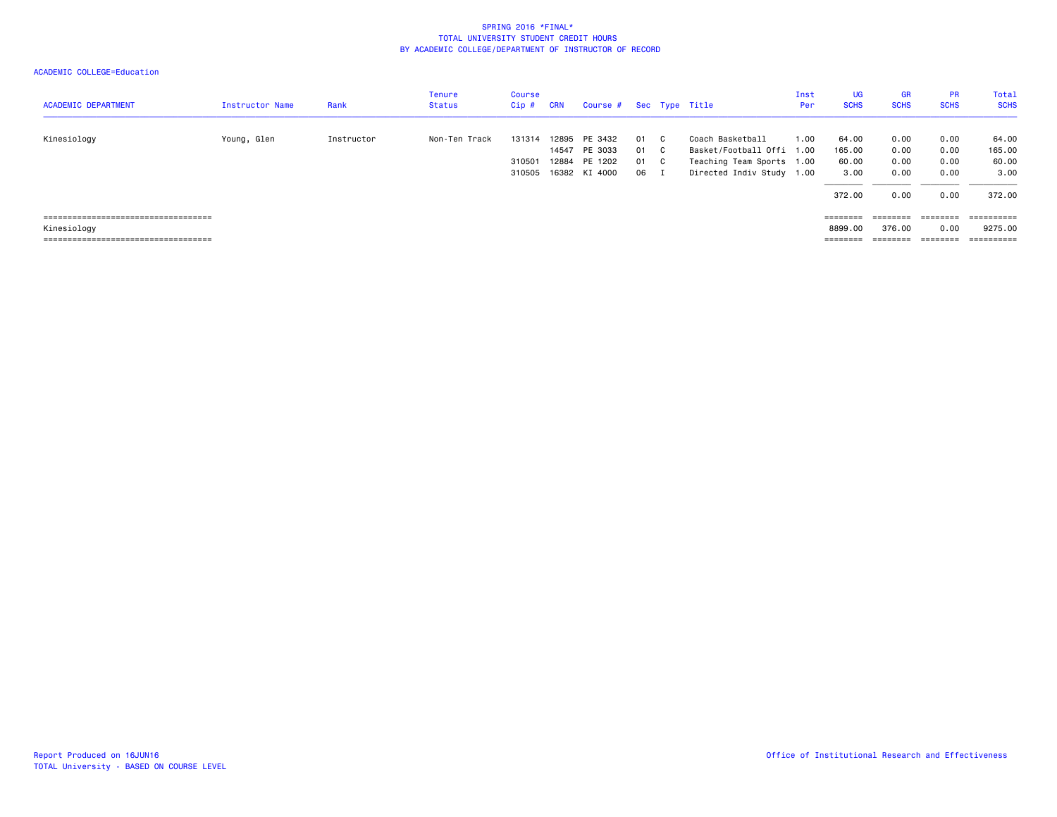SPRING 2016 *FINAL*
TOTAL UNIVERSITY STUDENT CREDIT HOURS
BY ACADEMIC COLLEGE/DEPARTMENT OF INSTRUCTOR OF RECORD

ACADEMIC COLLEGE=Education

| ACADEMIC DEPARTMENT | Instructor Name | Rank | Tenure Status | Course Cip # | CRN | Course # | Sec | Type | Title | Inst Per | UG SCHS | GR SCHS | PR SCHS | Total SCHS |
|---|---|---|---|---|---|---|---|---|---|---|---|---|---|---|
| Kinesiology | Young, Glen | Instructor | Non-Ten Track | 131314 | 12895 | PE 3432 | 01 | C | Coach Basketball | 1.00 | 64.00 | 0.00 | 0.00 | 64.00 |
| | | | | | 14547 | PE 3033 | 01 | C | Basket/Football Offi | 1.00 | 165.00 | 0.00 | 0.00 | 165.00 |
| | | | | 310501 | 12884 | PE 1202 | 01 | C | Teaching Team Sports | 1.00 | 60.00 | 0.00 | 0.00 | 60.00 |
| | | | | 310505 | 16382 | KI 4000 | 06 | I | Directed Indiv Study | 1.00 | 3.00 | 0.00 | 0.00 | 3.00 |
| | | | | | | | | | | | 372.00 | 0.00 | 0.00 | 372.00 |
| Kinesiology | | | | | | | | | | | 8899.00 | 376.00 | 0.00 | 9275.00 |

Report Produced on 16JUN16
TOTAL University - BASED ON COURSE LEVEL

Office of Institutional Research and Effectiveness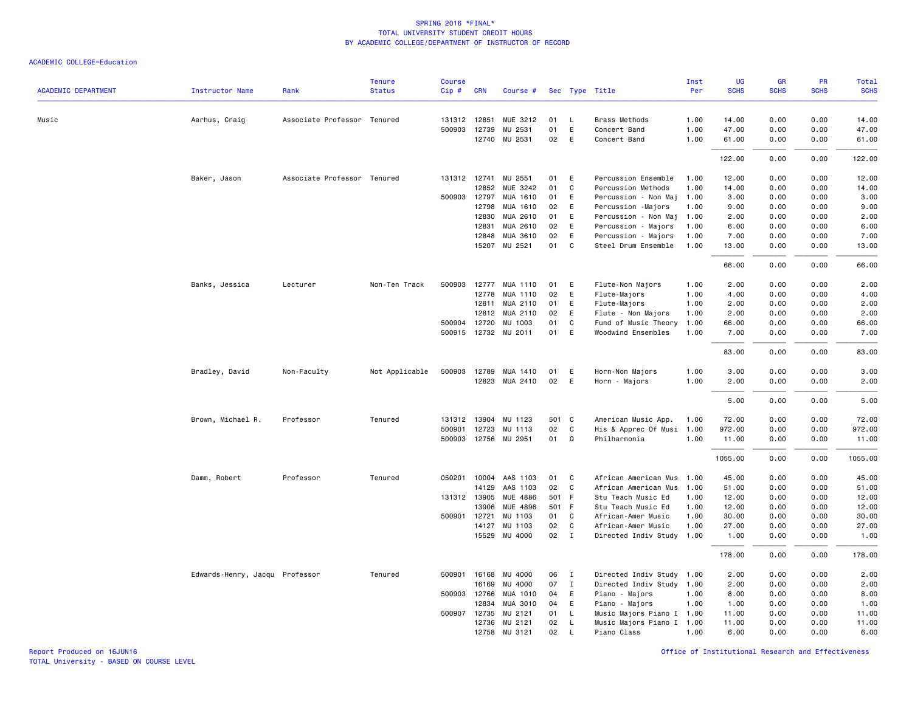# SPRING 2016 *FINAL*
## TOTAL UNIVERSITY STUDENT CREDIT HOURS
## BY ACADEMIC COLLEGE/DEPARTMENT OF INSTRUCTOR OF RECORD

ACADEMIC COLLEGE=Education

| ACADEMIC DEPARTMENT | Instructor Name | Rank | Tenure Status | Course Cip # | CRN | Course # | Sec | Type | Title | Inst Per | UG SCHS | GR SCHS | PR SCHS | Total SCHS |
|---|---|---|---|---|---|---|---|---|---|---|---|---|---|---|
| Music | Aarhus, Craig | Associate Professor | Tenured | 131312 | 12851 | MUE 3212 | 01 | L | Brass Methods | 1.00 | 14.00 | 0.00 | 0.00 | 14.00 |
| | | | | 500903 | 12739 | MU 2531 | 01 | E | Concert Band | 1.00 | 47.00 | 0.00 | 0.00 | 47.00 |
| | | | | | 12740 | MU 2531 | 02 | E | Concert Band | 1.00 | 61.00 | 0.00 | 0.00 | 61.00 |
| | | | | | | | | | | | 122.00 | 0.00 | 0.00 | 122.00 |
| | Baker, Jason | Associate Professor | Tenured | 131312 | 12741 | MU 2551 | 01 | E | Percussion Ensemble | 1.00 | 12.00 | 0.00 | 0.00 | 12.00 |
| | | | | | 12852 | MUE 3242 | 01 | C | Percussion Methods | 1.00 | 14.00 | 0.00 | 0.00 | 14.00 |
| | | | | 500903 | 12797 | MUA 1610 | 01 | E | Percussion - Non Maj | 1.00 | 3.00 | 0.00 | 0.00 | 3.00 |
| | | | | | 12798 | MUA 1610 | 02 | E | Percussion -Majors | 1.00 | 9.00 | 0.00 | 0.00 | 9.00 |
| | | | | | 12830 | MUA 2610 | 01 | E | Percussion - Non Maj | 1.00 | 2.00 | 0.00 | 0.00 | 2.00 |
| | | | | | 12831 | MUA 2610 | 02 | E | Percussion - Majors | 1.00 | 6.00 | 0.00 | 0.00 | 6.00 |
| | | | | | 12848 | MUA 3610 | 02 | E | Percussion - Majors | 1.00 | 7.00 | 0.00 | 0.00 | 7.00 |
| | | | | | 15207 | MU 2521 | 01 | C | Steel Drum Ensemble | 1.00 | 13.00 | 0.00 | 0.00 | 13.00 |
| | | | | | | | | | | | 66.00 | 0.00 | 0.00 | 66.00 |
| | Banks, Jessica | Lecturer | Non-Ten Track | 500903 | 12777 | MUA 1110 | 01 | E | Flute-Non Majors | 1.00 | 2.00 | 0.00 | 0.00 | 2.00 |
| | | | | | 12778 | MUA 1110 | 02 | E | Flute-Majors | 1.00 | 4.00 | 0.00 | 0.00 | 4.00 |
| | | | | | 12811 | MUA 2110 | 01 | E | Flute-Majors | 1.00 | 2.00 | 0.00 | 0.00 | 2.00 |
| | | | | | 12812 | MUA 2110 | 02 | E | Flute - Non Majors | 1.00 | 2.00 | 0.00 | 0.00 | 2.00 |
| | | | | 500904 | 12720 | MU 1003 | 01 | C | Fund of Music Theory | 1.00 | 66.00 | 0.00 | 0.00 | 66.00 |
| | | | | 500915 | 12732 | MU 2011 | 01 | E | Woodwind Ensembles | 1.00 | 7.00 | 0.00 | 0.00 | 7.00 |
| | | | | | | | | | | | 83.00 | 0.00 | 0.00 | 83.00 |
| | Bradley, David | Non-Faculty | Not Applicable | 500903 | 12789 | MUA 1410 | 01 | E | Horn-Non Majors | 1.00 | 3.00 | 0.00 | 0.00 | 3.00 |
| | | | | | 12823 | MUA 2410 | 02 | E | Horn - Majors | 1.00 | 2.00 | 0.00 | 0.00 | 2.00 |
| | | | | | | | | | | | 5.00 | 0.00 | 0.00 | 5.00 |
| | Brown, Michael R. | Professor | Tenured | 131312 | 13904 | MU 1123 | 501 | C | American Music App. | 1.00 | 72.00 | 0.00 | 0.00 | 72.00 |
| | | | | 500901 | 12723 | MU 1113 | 02 | C | His & Apprec Of Musi | 1.00 | 972.00 | 0.00 | 0.00 | 972.00 |
| | | | | 500903 | 12756 | MU 2951 | 01 | Q | Philharmonia | 1.00 | 11.00 | 0.00 | 0.00 | 11.00 |
| | | | | | | | | | | | 1055.00 | 0.00 | 0.00 | 1055.00 |
| | Damm, Robert | Professor | Tenured | 050201 | 10004 | AAS 1103 | 01 | C | African American Mus | 1.00 | 45.00 | 0.00 | 0.00 | 45.00 |
| | | | | | 14129 | AAS 1103 | 02 | C | African American Mus | 1.00 | 51.00 | 0.00 | 0.00 | 51.00 |
| | | | | 131312 | 13905 | MUE 4886 | 501 | F | Stu Teach Music Ed | 1.00 | 12.00 | 0.00 | 0.00 | 12.00 |
| | | | | | 13906 | MUE 4896 | 501 | F | Stu Teach Music Ed | 1.00 | 12.00 | 0.00 | 0.00 | 12.00 |
| | | | | 500901 | 12721 | MU 1103 | 01 | C | African-Amer Music | 1.00 | 30.00 | 0.00 | 0.00 | 30.00 |
| | | | | | 14127 | MU 1103 | 02 | C | African-Amer Music | 1.00 | 27.00 | 0.00 | 0.00 | 27.00 |
| | | | | | 15529 | MU 4000 | 02 | I | Directed Indiv Study | 1.00 | 1.00 | 0.00 | 0.00 | 1.00 |
| | | | | | | | | | | | 178.00 | 0.00 | 0.00 | 178.00 |
| | Edwards-Henry, Jacqu | Professor | Tenured | 500901 | 16168 | MU 4000 | 06 | I | Directed Indiv Study | 1.00 | 2.00 | 0.00 | 0.00 | 2.00 |
| | | | | | 16169 | MU 4000 | 07 | I | Directed Indiv Study | 1.00 | 2.00 | 0.00 | 0.00 | 2.00 |
| | | | | 500903 | 12766 | MUA 1010 | 04 | E | Piano - Majors | 1.00 | 8.00 | 0.00 | 0.00 | 8.00 |
| | | | | | 12834 | MUA 3010 | 04 | E | Piano - Majors | 1.00 | 1.00 | 0.00 | 0.00 | 1.00 |
| | | | | 500907 | 12735 | MU 2121 | 01 | L | Music Majors Piano I | 1.00 | 11.00 | 0.00 | 0.00 | 11.00 |
| | | | | | 12736 | MU 2121 | 02 | L | Music Majors Piano I | 1.00 | 11.00 | 0.00 | 0.00 | 11.00 |
| | | | | | 12758 | MU 3121 | 02 | L | Piano Class | 1.00 | 6.00 | 0.00 | 0.00 | 6.00 |

Report Produced on 16JUN16
TOTAL University - BASED ON COURSE LEVEL

Office of Institutional Research and Effectiveness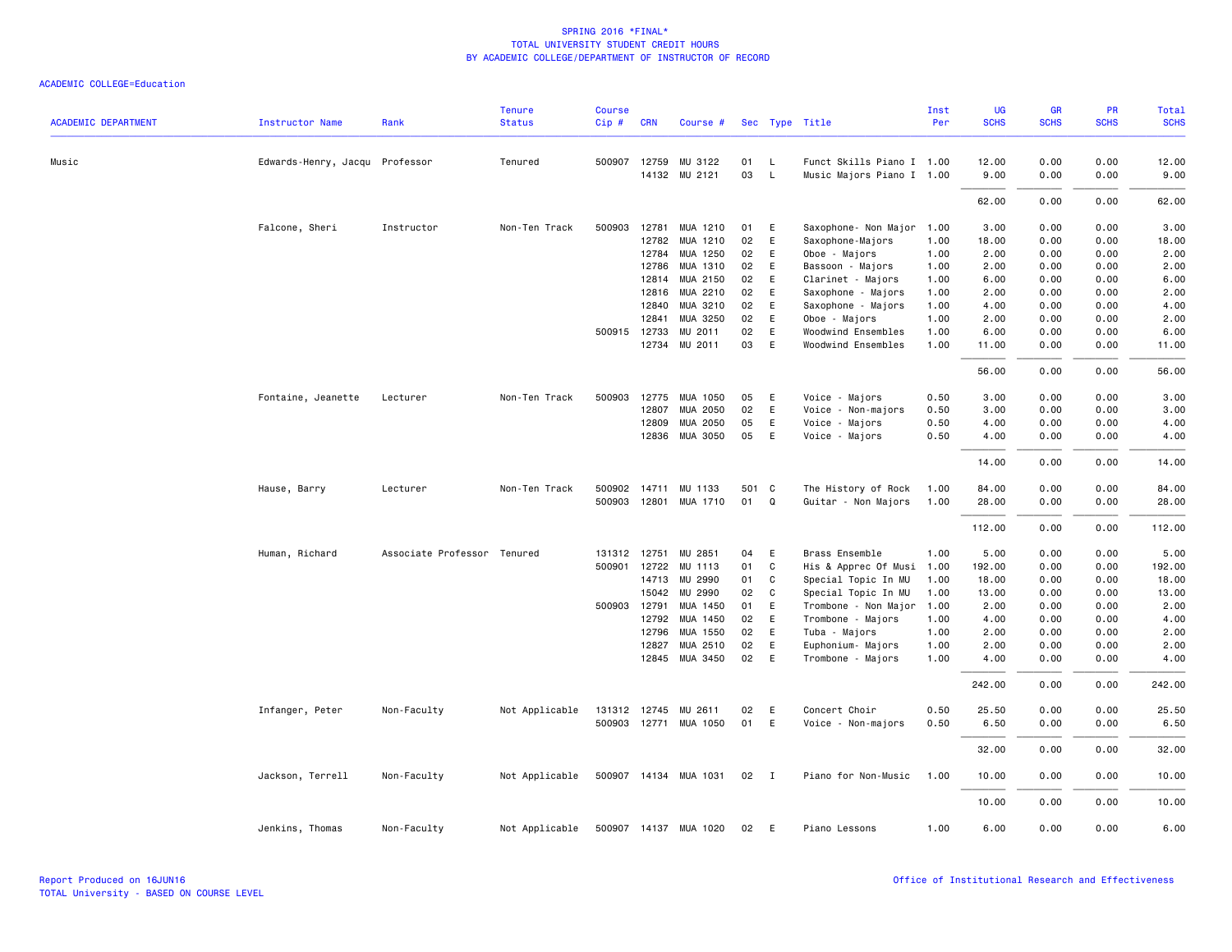SPRING 2016 *FINAL*
TOTAL UNIVERSITY STUDENT CREDIT HOURS
BY ACADEMIC COLLEGE/DEPARTMENT OF INSTRUCTOR OF RECORD

ACADEMIC COLLEGE=Education

| ACADEMIC DEPARTMENT | Instructor Name | Rank | Tenure Status | Course Cip # | CRN | Course # | Sec | Type | Title | Inst Per | UG SCHS | GR SCHS | PR SCHS | Total SCHS |
|---|---|---|---|---|---|---|---|---|---|---|---|---|---|---|
| Music | Edwards-Henry, Jacqu | Professor | Tenured | 500907 | 12759 | MU 3122 | 01 | L | Funct Skills Piano I | 1.00 | 12.00 | 0.00 | 0.00 | 12.00 |
| | | | | | 14132 | MU 2121 | 03 | L | Music Majors Piano I | 1.00 | 9.00 | 0.00 | 0.00 | 9.00 |
| | | | | | | | | | | | 62.00 | 0.00 | 0.00 | 62.00 |
| | Falcone, Sheri | Instructor | Non-Ten Track | 500903 | 12781 | MUA 1210 | 01 | E | Saxophone- Non Major | 1.00 | 3.00 | 0.00 | 0.00 | 3.00 |
| | | | | | 12782 | MUA 1210 | 02 | E | Saxophone-Majors | 1.00 | 18.00 | 0.00 | 0.00 | 18.00 |
| | | | | | 12784 | MUA 1250 | 02 | E | Oboe - Majors | 1.00 | 2.00 | 0.00 | 0.00 | 2.00 |
| | | | | | 12786 | MUA 1310 | 02 | E | Bassoon - Majors | 1.00 | 2.00 | 0.00 | 0.00 | 2.00 |
| | | | | | 12814 | MUA 2150 | 02 | E | Clarinet - Majors | 1.00 | 6.00 | 0.00 | 0.00 | 6.00 |
| | | | | | 12816 | MUA 2210 | 02 | E | Saxophone - Majors | 1.00 | 2.00 | 0.00 | 0.00 | 2.00 |
| | | | | | 12840 | MUA 3210 | 02 | E | Saxophone - Majors | 1.00 | 4.00 | 0.00 | 0.00 | 4.00 |
| | | | | | 12841 | MUA 3250 | 02 | E | Oboe - Majors | 1.00 | 2.00 | 0.00 | 0.00 | 2.00 |
| | | | | 500915 | 12733 | MU 2011 | 02 | E | Woodwind Ensembles | 1.00 | 6.00 | 0.00 | 0.00 | 6.00 |
| | | | | | 12734 | MU 2011 | 03 | E | Woodwind Ensembles | 1.00 | 11.00 | 0.00 | 0.00 | 11.00 |
| | | | | | | | | | | | 56.00 | 0.00 | 0.00 | 56.00 |
| | Fontaine, Jeanette | Lecturer | Non-Ten Track | 500903 | 12775 | MUA 1050 | 05 | E | Voice - Majors | 0.50 | 3.00 | 0.00 | 0.00 | 3.00 |
| | | | | | 12807 | MUA 2050 | 02 | E | Voice - Non-majors | 0.50 | 3.00 | 0.00 | 0.00 | 3.00 |
| | | | | | 12809 | MUA 2050 | 05 | E | Voice - Majors | 0.50 | 4.00 | 0.00 | 0.00 | 4.00 |
| | | | | | 12836 | MUA 3050 | 05 | E | Voice - Majors | 0.50 | 4.00 | 0.00 | 0.00 | 4.00 |
| | | | | | | | | | | | 14.00 | 0.00 | 0.00 | 14.00 |
| | Hause, Barry | Lecturer | Non-Ten Track | 500902 | 14711 | MU 1133 | 501 | C | The History of Rock | 1.00 | 84.00 | 0.00 | 0.00 | 84.00 |
| | | | | 500903 | 12801 | MUA 1710 | 01 | Q | Guitar - Non Majors | 1.00 | 28.00 | 0.00 | 0.00 | 28.00 |
| | | | | | | | | | | | 112.00 | 0.00 | 0.00 | 112.00 |
| | Human, Richard | Associate Professor | Tenured | 131312 | 12751 | MU 2851 | 04 | E | Brass Ensemble | 1.00 | 5.00 | 0.00 | 0.00 | 5.00 |
| | | | | 500901 | 12722 | MU 1113 | 01 | C | His & Apprec Of Musi | 1.00 | 192.00 | 0.00 | 0.00 | 192.00 |
| | | | | | 14713 | MU 2990 | 01 | C | Special Topic In MU | 1.00 | 18.00 | 0.00 | 0.00 | 18.00 |
| | | | | | 15042 | MU 2990 | 02 | C | Special Topic In MU | 1.00 | 13.00 | 0.00 | 0.00 | 13.00 |
| | | | | 500903 | 12791 | MUA 1450 | 01 | E | Trombone - Non Major | 1.00 | 2.00 | 0.00 | 0.00 | 2.00 |
| | | | | | 12792 | MUA 1450 | 02 | E | Trombone - Majors | 1.00 | 4.00 | 0.00 | 0.00 | 4.00 |
| | | | | | 12796 | MUA 1550 | 02 | E | Tuba - Majors | 1.00 | 2.00 | 0.00 | 0.00 | 2.00 |
| | | | | | 12827 | MUA 2510 | 02 | E | Euphonium- Majors | 1.00 | 2.00 | 0.00 | 0.00 | 2.00 |
| | | | | | 12845 | MUA 3450 | 02 | E | Trombone - Majors | 1.00 | 4.00 | 0.00 | 0.00 | 4.00 |
| | | | | | | | | | | | 242.00 | 0.00 | 0.00 | 242.00 |
| | Infanger, Peter | Non-Faculty | Not Applicable | 131312 | 12745 | MU 2611 | 02 | E | Concert Choir | 0.50 | 25.50 | 0.00 | 0.00 | 25.50 |
| | | | | 500903 | 12771 | MUA 1050 | 01 | E | Voice - Non-majors | 0.50 | 6.50 | 0.00 | 0.00 | 6.50 |
| | | | | | | | | | | | 32.00 | 0.00 | 0.00 | 32.00 |
| | Jackson, Terrell | Non-Faculty | Not Applicable | 500907 | 14134 | MUA 1031 | 02 | I | Piano for Non-Music | 1.00 | 10.00 | 0.00 | 0.00 | 10.00 |
| | | | | | | | | | | | 10.00 | 0.00 | 0.00 | 10.00 |
| | Jenkins, Thomas | Non-Faculty | Not Applicable | 500907 | 14137 | MUA 1020 | 02 | E | Piano Lessons | 1.00 | 6.00 | 0.00 | 0.00 | 6.00 |

Report Produced on 16JUN16
TOTAL University - BASED ON COURSE LEVEL

Office of Institutional Research and Effectiveness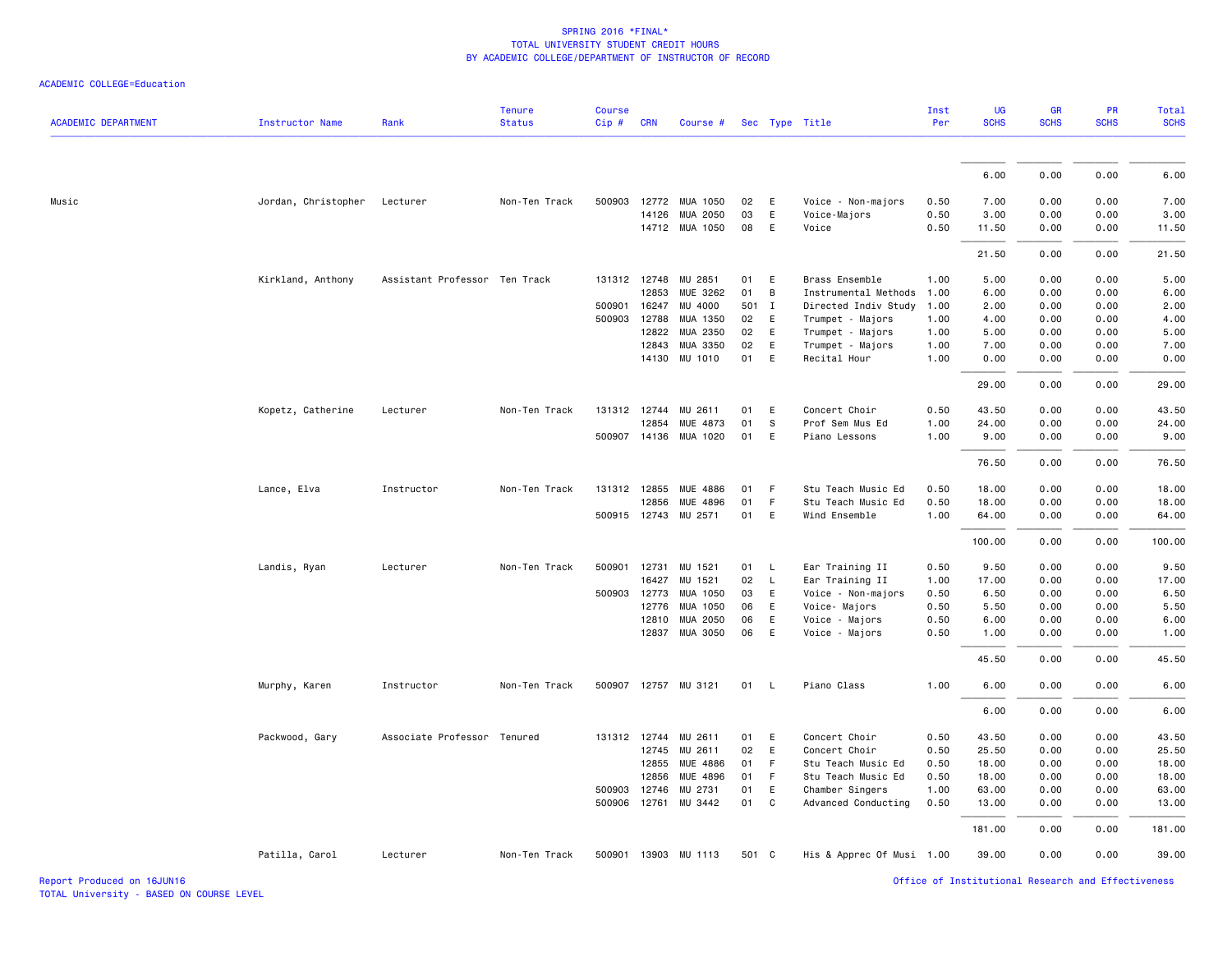SPRING 2016 *FINAL*
TOTAL UNIVERSITY STUDENT CREDIT HOURS
BY ACADEMIC COLLEGE/DEPARTMENT OF INSTRUCTOR OF RECORD

ACADEMIC COLLEGE=Education

| ACADEMIC DEPARTMENT | Instructor Name | Rank | Tenure Status | Course Cip # | CRN | Course # | Sec | Type | Title | Inst Per | UG SCHS | GR SCHS | PR SCHS | Total SCHS |
|---|---|---|---|---|---|---|---|---|---|---|---|---|---|---|
| | | | | | | | | | | | 6.00 | 0.00 | 0.00 | 6.00 |
| Music | Jordan, Christopher | Lecturer | Non-Ten Track | 500903 | 12772 | MUA 1050 | 02 | E | Voice - Non-majors | 0.50 | 7.00 | 0.00 | 0.00 | 7.00 |
| | | | | | 14126 | MUA 2050 | 03 | E | Voice-Majors | 0.50 | 3.00 | 0.00 | 0.00 | 3.00 |
| | | | | | 14712 | MUA 1050 | 08 | E | Voice | 0.50 | 11.50 | 0.00 | 0.00 | 11.50 |
| | | | | | | | | | | | 21.50 | 0.00 | 0.00 | 21.50 |
| | Kirkland, Anthony | Assistant Professor | Ten Track | 131312 | 12748 | MU 2851 | 01 | E | Brass Ensemble | 1.00 | 5.00 | 0.00 | 0.00 | 5.00 |
| | | | | | 12853 | MUE 3262 | 01 | B | Instrumental Methods | 1.00 | 6.00 | 0.00 | 0.00 | 6.00 |
| | | | | 500901 | 16247 | MU 4000 | 501 | I | Directed Indiv Study | 1.00 | 2.00 | 0.00 | 0.00 | 2.00 |
| | | | | 500903 | 12788 | MUA 1350 | 02 | E | Trumpet - Majors | 1.00 | 4.00 | 0.00 | 0.00 | 4.00 |
| | | | | | 12822 | MUA 2350 | 02 | E | Trumpet - Majors | 1.00 | 5.00 | 0.00 | 0.00 | 5.00 |
| | | | | | 12843 | MUA 3350 | 02 | E | Trumpet - Majors | 1.00 | 7.00 | 0.00 | 0.00 | 7.00 |
| | | | | | 14130 | MU 1010 | 01 | E | Recital Hour | 1.00 | 0.00 | 0.00 | 0.00 | 0.00 |
| | | | | | | | | | | | 29.00 | 0.00 | 0.00 | 29.00 |
| | Kopetz, Catherine | Lecturer | Non-Ten Track | 131312 | 12744 | MU 2611 | 01 | E | Concert Choir | 0.50 | 43.50 | 0.00 | 0.00 | 43.50 |
| | | | | | 12854 | MUE 4873 | 01 | S | Prof Sem Mus Ed | 1.00 | 24.00 | 0.00 | 0.00 | 24.00 |
| | | | | 500907 | 14136 | MUA 1020 | 01 | E | Piano Lessons | 1.00 | 9.00 | 0.00 | 0.00 | 9.00 |
| | | | | | | | | | | | 76.50 | 0.00 | 0.00 | 76.50 |
| | Lance, Elva | Instructor | Non-Ten Track | 131312 | 12855 | MUE 4886 | 01 | F | Stu Teach Music Ed | 0.50 | 18.00 | 0.00 | 0.00 | 18.00 |
| | | | | | 12856 | MUE 4896 | 01 | F | Stu Teach Music Ed | 0.50 | 18.00 | 0.00 | 0.00 | 18.00 |
| | | | | 500915 | 12743 | MU 2571 | 01 | E | Wind Ensemble | 1.00 | 64.00 | 0.00 | 0.00 | 64.00 |
| | | | | | | | | | | | 100.00 | 0.00 | 0.00 | 100.00 |
| | Landis, Ryan | Lecturer | Non-Ten Track | 500901 | 12731 | MU 1521 | 01 | L | Ear Training II | 0.50 | 9.50 | 0.00 | 0.00 | 9.50 |
| | | | | | 16427 | MU 1521 | 02 | L | Ear Training II | 1.00 | 17.00 | 0.00 | 0.00 | 17.00 |
| | | | | 500903 | 12773 | MUA 1050 | 03 | E | Voice - Non-majors | 0.50 | 6.50 | 0.00 | 0.00 | 6.50 |
| | | | | | 12776 | MUA 1050 | 06 | E | Voice- Majors | 0.50 | 5.50 | 0.00 | 0.00 | 5.50 |
| | | | | | 12810 | MUA 2050 | 06 | E | Voice - Majors | 0.50 | 6.00 | 0.00 | 0.00 | 6.00 |
| | | | | | 12837 | MUA 3050 | 06 | E | Voice - Majors | 0.50 | 1.00 | 0.00 | 0.00 | 1.00 |
| | | | | | | | | | | | 45.50 | 0.00 | 0.00 | 45.50 |
| | Murphy, Karen | Instructor | Non-Ten Track | 500907 | 12757 | MU 3121 | 01 | L | Piano Class | 1.00 | 6.00 | 0.00 | 0.00 | 6.00 |
| | | | | | | | | | | | 6.00 | 0.00 | 0.00 | 6.00 |
| | Packwood, Gary | Associate Professor | Tenured | 131312 | 12744 | MU 2611 | 01 | E | Concert Choir | 0.50 | 43.50 | 0.00 | 0.00 | 43.50 |
| | | | | | 12745 | MU 2611 | 02 | E | Concert Choir | 0.50 | 25.50 | 0.00 | 0.00 | 25.50 |
| | | | | | 12855 | MUE 4886 | 01 | F | Stu Teach Music Ed | 0.50 | 18.00 | 0.00 | 0.00 | 18.00 |
| | | | | | 12856 | MUE 4896 | 01 | F | Stu Teach Music Ed | 0.50 | 18.00 | 0.00 | 0.00 | 18.00 |
| | | | | 500903 | 12746 | MU 2731 | 01 | E | Chamber Singers | 1.00 | 63.00 | 0.00 | 0.00 | 63.00 |
| | | | | 500906 | 12761 | MU 3442 | 01 | C | Advanced Conducting | 0.50 | 13.00 | 0.00 | 0.00 | 13.00 |
| | | | | | | | | | | | 181.00 | 0.00 | 0.00 | 181.00 |
| | Patilla, Carol | Lecturer | Non-Ten Track | 500901 | 13903 | MU 1113 | 501 | C | His & Apprec Of Musi | 1.00 | 39.00 | 0.00 | 0.00 | 39.00 |

Report Produced on 16JUN16
TOTAL University - BASED ON COURSE LEVEL

Office of Institutional Research and Effectiveness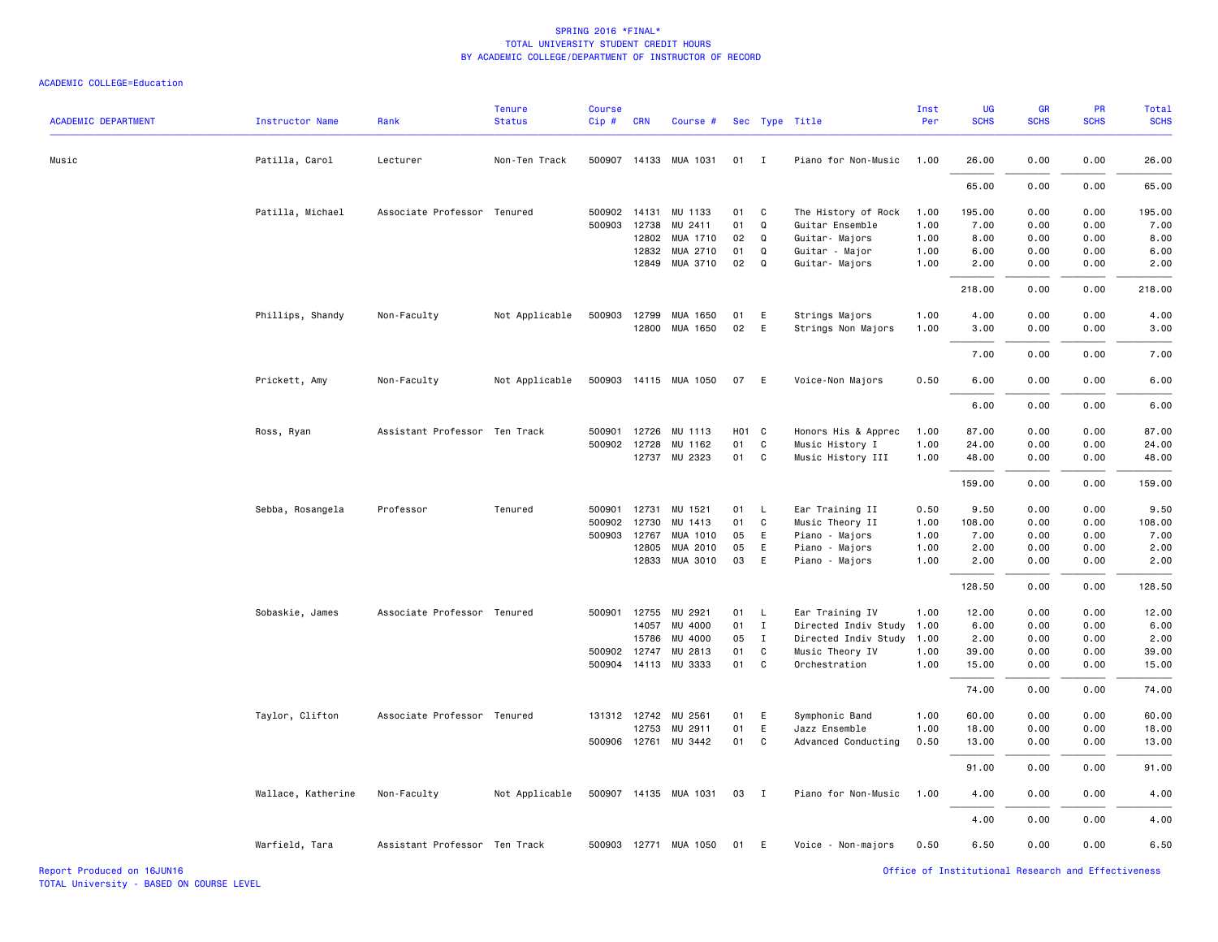SPRING 2016 *FINAL*
TOTAL UNIVERSITY STUDENT CREDIT HOURS
BY ACADEMIC COLLEGE/DEPARTMENT OF INSTRUCTOR OF RECORD

ACADEMIC COLLEGE=Education

| ACADEMIC DEPARTMENT | Instructor Name | Rank | Tenure Status | Course Cip # | CRN | Course # | Sec | Type | Title | Inst Per | UG SCHS | GR SCHS | PR SCHS | Total SCHS |
|---|---|---|---|---|---|---|---|---|---|---|---|---|---|---|
| Music | Patilla, Carol | Lecturer | Non-Ten Track | 500907 | 14133 | MUA 1031 | 01 | I | Piano for Non-Music | 1.00 | 26.00 | 0.00 | 0.00 | 26.00 |
| | | | | | | | | | | | 65.00 | 0.00 | 0.00 | 65.00 |
| | Patilla, Michael | Associate Professor | Tenured | 500902 | 14131 | MU 1133 | 01 | C | The History of Rock | 1.00 | 195.00 | 0.00 | 0.00 | 195.00 |
| | | | | 500903 | 12738 | MU 2411 | 01 | Q | Guitar Ensemble | 1.00 | 7.00 | 0.00 | 0.00 | 7.00 |
| | | | | | 12802 | MUA 1710 | 02 | Q | Guitar- Majors | 1.00 | 8.00 | 0.00 | 0.00 | 8.00 |
| | | | | | 12832 | MUA 2710 | 01 | Q | Guitar - Major | 1.00 | 6.00 | 0.00 | 0.00 | 6.00 |
| | | | | | 12849 | MUA 3710 | 02 | Q | Guitar- Majors | 1.00 | 2.00 | 0.00 | 0.00 | 2.00 |
| | | | | | | | | | | | 218.00 | 0.00 | 0.00 | 218.00 |
| | Phillips, Shandy | Non-Faculty | Not Applicable | 500903 | 12799 | MUA 1650 | 01 | E | Strings Majors | 1.00 | 4.00 | 0.00 | 0.00 | 4.00 |
| | | | | | 12800 | MUA 1650 | 02 | E | Strings Non Majors | 1.00 | 3.00 | 0.00 | 0.00 | 3.00 |
| | | | | | | | | | | | 7.00 | 0.00 | 0.00 | 7.00 |
| | Prickett, Amy | Non-Faculty | Not Applicable | 500903 | 14115 | MUA 1050 | 07 | E | Voice-Non Majors | 0.50 | 6.00 | 0.00 | 0.00 | 6.00 |
| | | | | | | | | | | | 6.00 | 0.00 | 0.00 | 6.00 |
| | Ross, Ryan | Assistant Professor | Ten Track | 500901 | 12726 | MU 1113 | H01 | C | Honors His & Apprec | 1.00 | 87.00 | 0.00 | 0.00 | 87.00 |
| | | | | 500902 | 12728 | MU 1162 | 01 | C | Music History I | 1.00 | 24.00 | 0.00 | 0.00 | 24.00 |
| | | | | | 12737 | MU 2323 | 01 | C | Music History III | 1.00 | 48.00 | 0.00 | 0.00 | 48.00 |
| | | | | | | | | | | | 159.00 | 0.00 | 0.00 | 159.00 |
| | Sebba, Rosangela | Professor | Tenured | 500901 | 12731 | MU 1521 | 01 | L | Ear Training II | 0.50 | 9.50 | 0.00 | 0.00 | 9.50 |
| | | | | 500902 | 12730 | MU 1413 | 01 | C | Music Theory II | 1.00 | 108.00 | 0.00 | 0.00 | 108.00 |
| | | | | 500903 | 12767 | MUA 1010 | 05 | E | Piano - Majors | 1.00 | 7.00 | 0.00 | 0.00 | 7.00 |
| | | | | | 12805 | MUA 2010 | 05 | E | Piano - Majors | 1.00 | 2.00 | 0.00 | 0.00 | 2.00 |
| | | | | | 12833 | MUA 3010 | 03 | E | Piano - Majors | 1.00 | 2.00 | 0.00 | 0.00 | 2.00 |
| | | | | | | | | | | | 128.50 | 0.00 | 0.00 | 128.50 |
| | Sobaskie, James | Associate Professor | Tenured | 500901 | 12755 | MU 2921 | 01 | L | Ear Training IV | 1.00 | 12.00 | 0.00 | 0.00 | 12.00 |
| | | | | | 14057 | MU 4000 | 01 | I | Directed Indiv Study | 1.00 | 6.00 | 0.00 | 0.00 | 6.00 |
| | | | | | 15786 | MU 4000 | 05 | I | Directed Indiv Study | 1.00 | 2.00 | 0.00 | 0.00 | 2.00 |
| | | | | 500902 | 12747 | MU 2813 | 01 | C | Music Theory IV | 1.00 | 39.00 | 0.00 | 0.00 | 39.00 |
| | | | | 500904 | 14113 | MU 3333 | 01 | C | Orchestration | 1.00 | 15.00 | 0.00 | 0.00 | 15.00 |
| | | | | | | | | | | | 74.00 | 0.00 | 0.00 | 74.00 |
| | Taylor, Clifton | Associate Professor | Tenured | 131312 | 12742 | MU 2561 | 01 | E | Symphonic Band | 1.00 | 60.00 | 0.00 | 0.00 | 60.00 |
| | | | | | 12753 | MU 2911 | 01 | E | Jazz Ensemble | 1.00 | 18.00 | 0.00 | 0.00 | 18.00 |
| | | | | 500906 | 12761 | MU 3442 | 01 | C | Advanced Conducting | 0.50 | 13.00 | 0.00 | 0.00 | 13.00 |
| | | | | | | | | | | | 91.00 | 0.00 | 0.00 | 91.00 |
| | Wallace, Katherine | Non-Faculty | Not Applicable | 500907 | 14135 | MUA 1031 | 03 | I | Piano for Non-Music | 1.00 | 4.00 | 0.00 | 0.00 | 4.00 |
| | | | | | | | | | | | 4.00 | 0.00 | 0.00 | 4.00 |
| | Warfield, Tara | Assistant Professor | Ten Track | 500903 | 12771 | MUA 1050 | 01 | E | Voice - Non-majors | 0.50 | 6.50 | 0.00 | 0.00 | 6.50 |

Report Produced on 16JUN16
TOTAL University - BASED ON COURSE LEVEL
Office of Institutional Research and Effectiveness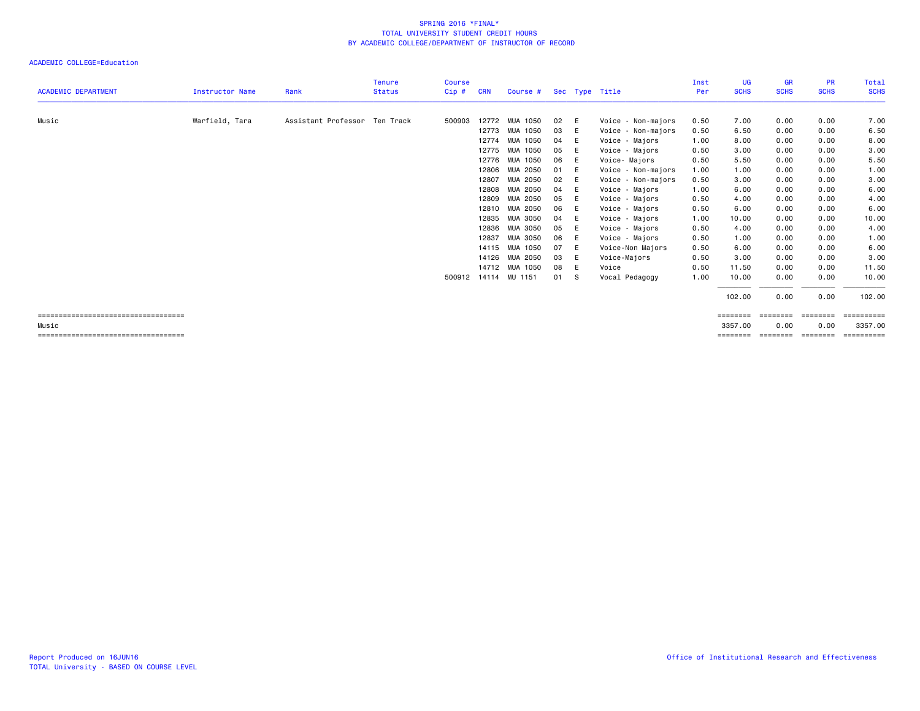SPRING 2016 *FINAL*
TOTAL UNIVERSITY STUDENT CREDIT HOURS
BY ACADEMIC COLLEGE/DEPARTMENT OF INSTRUCTOR OF RECORD

ACADEMIC COLLEGE=Education

| ACADEMIC DEPARTMENT | Instructor Name | Rank | Tenure Status | Course Cip # | CRN | Course # | Sec | Type | Title | Inst Per | UG SCHS | GR SCHS | PR SCHS | Total SCHS |
|---|---|---|---|---|---|---|---|---|---|---|---|---|---|---|
| Music | Warfield, Tara | Assistant Professor | Ten Track | 500903 | 12772 | MUA 1050 | 02 | E | Voice - Non-majors | 0.50 | 7.00 | 0.00 | 0.00 | 7.00 |
| | | | | | 12773 | MUA 1050 | 03 | E | Voice - Non-majors | 0.50 | 6.50 | 0.00 | 0.00 | 6.50 |
| | | | | | 12774 | MUA 1050 | 04 | E | Voice - Majors | 1.00 | 8.00 | 0.00 | 0.00 | 8.00 |
| | | | | | 12775 | MUA 1050 | 05 | E | Voice - Majors | 0.50 | 3.00 | 0.00 | 0.00 | 3.00 |
| | | | | | 12776 | MUA 1050 | 06 | E | Voice- Majors | 0.50 | 5.50 | 0.00 | 0.00 | 5.50 |
| | | | | | 12806 | MUA 2050 | 01 | E | Voice - Non-majors | 1.00 | 1.00 | 0.00 | 0.00 | 1.00 |
| | | | | | 12807 | MUA 2050 | 02 | E | Voice - Non-majors | 0.50 | 3.00 | 0.00 | 0.00 | 3.00 |
| | | | | | 12808 | MUA 2050 | 04 | E | Voice - Majors | 1.00 | 6.00 | 0.00 | 0.00 | 6.00 |
| | | | | | 12809 | MUA 2050 | 05 | E | Voice - Majors | 0.50 | 4.00 | 0.00 | 0.00 | 4.00 |
| | | | | | 12810 | MUA 2050 | 06 | E | Voice - Majors | 0.50 | 6.00 | 0.00 | 0.00 | 6.00 |
| | | | | | 12835 | MUA 3050 | 04 | E | Voice - Majors | 1.00 | 10.00 | 0.00 | 0.00 | 10.00 |
| | | | | | 12836 | MUA 3050 | 05 | E | Voice - Majors | 0.50 | 4.00 | 0.00 | 0.00 | 4.00 |
| | | | | | 12837 | MUA 3050 | 06 | E | Voice - Majors | 0.50 | 1.00 | 0.00 | 0.00 | 1.00 |
| | | | | | 14115 | MUA 1050 | 07 | E | Voice-Non Majors | 0.50 | 6.00 | 0.00 | 0.00 | 6.00 |
| | | | | | 14126 | MUA 2050 | 03 | E | Voice-Majors | 0.50 | 3.00 | 0.00 | 0.00 | 3.00 |
| | | | | | 14712 | MUA 1050 | 08 | E | Voice | 0.50 | 11.50 | 0.00 | 0.00 | 11.50 |
| | | | | 500912 | 14114 | MU 1151 | 01 | S | Vocal Pedagogy | 1.00 | 10.00 | 0.00 | 0.00 | 10.00 |
| | | | | | | | | | | | 102.00 | 0.00 | 0.00 | 102.00 |
| Music | | | | | | | | | | | 3357.00 | 0.00 | 0.00 | 3357.00 |

Report Produced on 16JUN16
TOTAL University - BASED ON COURSE LEVEL

Office of Institutional Research and Effectiveness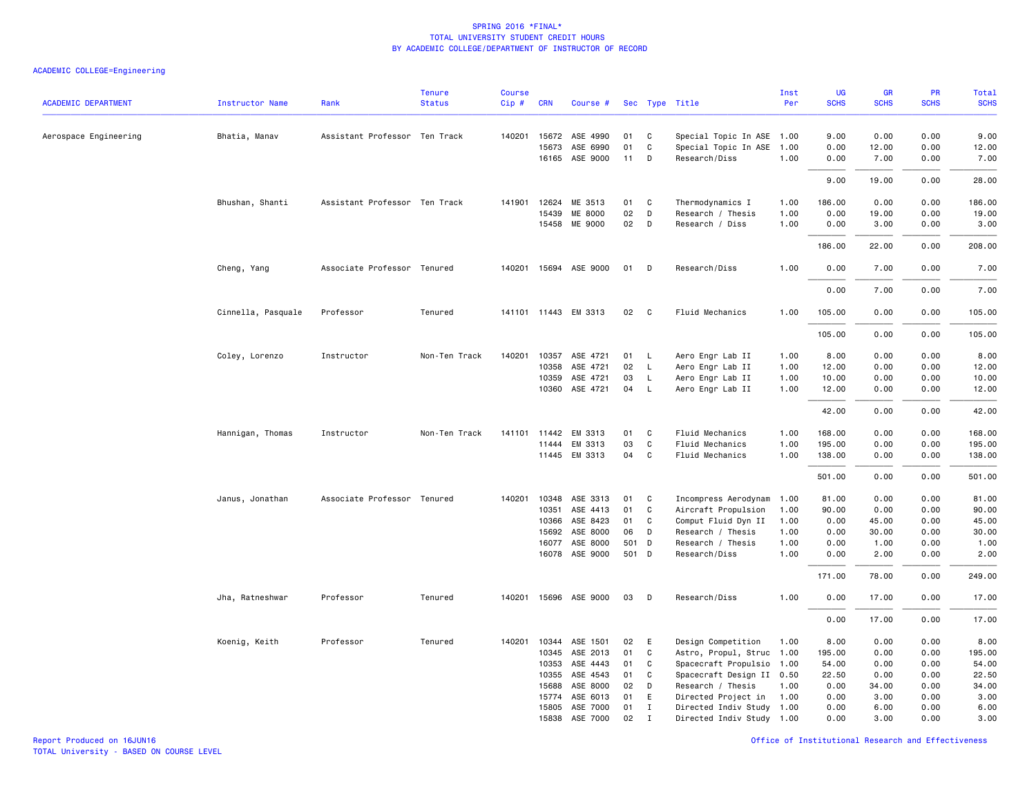# SPRING 2016 *FINAL*
## TOTAL UNIVERSITY STUDENT CREDIT HOURS
## BY ACADEMIC COLLEGE/DEPARTMENT OF INSTRUCTOR OF RECORD

ACADEMIC COLLEGE=Engineering

| ACADEMIC DEPARTMENT | Instructor Name | Rank | Tenure Status | Course Cip # | CRN | Course # | Sec | Type | Title | Inst Per | UG SCHS | GR SCHS | PR SCHS | Total SCHS |
|---|---|---|---|---|---|---|---|---|---|---|---|---|---|---|
| Aerospace Engineering | Bhatia, Manav | Assistant Professor | Ten Track | 140201 | 15672 | ASE 4990 | 01 | C | Special Topic In ASE | 1.00 | 9.00 | 0.00 | 0.00 | 9.00 |
| | | | | | 15673 | ASE 6990 | 01 | C | Special Topic In ASE | 1.00 | 0.00 | 12.00 | 0.00 | 12.00 |
| | | | | | 16165 | ASE 9000 | 11 | D | Research/Diss | 1.00 | 0.00 | 7.00 | 0.00 | 7.00 |
| | | | | | | | | | | | 9.00 | 19.00 | 0.00 | 28.00 |
| | Bhushan, Shanti | Assistant Professor | Ten Track | 141901 | 12624 | ME 3513 | 01 | C | Thermodynamics I | 1.00 | 186.00 | 0.00 | 0.00 | 186.00 |
| | | | | | 15439 | ME 8000 | 02 | D | Research / Thesis | 1.00 | 0.00 | 19.00 | 0.00 | 19.00 |
| | | | | | 15458 | ME 9000 | 02 | D | Research / Diss | 1.00 | 0.00 | 3.00 | 0.00 | 3.00 |
| | | | | | | | | | | | 186.00 | 22.00 | 0.00 | 208.00 |
| | Cheng, Yang | Associate Professor | Tenured | 140201 | 15694 | ASE 9000 | 01 | D | Research/Diss | 1.00 | 0.00 | 7.00 | 0.00 | 7.00 |
| | | | | | | | | | | | 0.00 | 7.00 | 0.00 | 7.00 |
| | Cinnella, Pasquale | Professor | Tenured | 141101 | 11443 | EM 3313 | 02 | C | Fluid Mechanics | 1.00 | 105.00 | 0.00 | 0.00 | 105.00 |
| | | | | | | | | | | | 105.00 | 0.00 | 0.00 | 105.00 |
| | Coley, Lorenzo | Instructor | Non-Ten Track | 140201 | 10357 | ASE 4721 | 01 | L | Aero Engr Lab II | 1.00 | 8.00 | 0.00 | 0.00 | 8.00 |
| | | | | | 10358 | ASE 4721 | 02 | L | Aero Engr Lab II | 1.00 | 12.00 | 0.00 | 0.00 | 12.00 |
| | | | | | 10359 | ASE 4721 | 03 | L | Aero Engr Lab II | 1.00 | 10.00 | 0.00 | 0.00 | 10.00 |
| | | | | | 10360 | ASE 4721 | 04 | L | Aero Engr Lab II | 1.00 | 12.00 | 0.00 | 0.00 | 12.00 |
| | | | | | | | | | | | 42.00 | 0.00 | 0.00 | 42.00 |
| | Hannigan, Thomas | Instructor | Non-Ten Track | 141101 | 11442 | EM 3313 | 01 | C | Fluid Mechanics | 1.00 | 168.00 | 0.00 | 0.00 | 168.00 |
| | | | | | 11444 | EM 3313 | 03 | C | Fluid Mechanics | 1.00 | 195.00 | 0.00 | 0.00 | 195.00 |
| | | | | | 11445 | EM 3313 | 04 | C | Fluid Mechanics | 1.00 | 138.00 | 0.00 | 0.00 | 138.00 |
| | | | | | | | | | | | 501.00 | 0.00 | 0.00 | 501.00 |
| | Janus, Jonathan | Associate Professor | Tenured | 140201 | 10348 | ASE 3313 | 01 | C | Incompress Aerodynam | 1.00 | 81.00 | 0.00 | 0.00 | 81.00 |
| | | | | | 10351 | ASE 4413 | 01 | C | Aircraft Propulsion | 1.00 | 90.00 | 0.00 | 0.00 | 90.00 |
| | | | | | 10366 | ASE 8423 | 01 | C | Comput Fluid Dyn II | 1.00 | 0.00 | 45.00 | 0.00 | 45.00 |
| | | | | | 15692 | ASE 8000 | 06 | D | Research / Thesis | 1.00 | 0.00 | 30.00 | 0.00 | 30.00 |
| | | | | | 16077 | ASE 8000 | 501 | D | Research / Thesis | 1.00 | 0.00 | 1.00 | 0.00 | 1.00 |
| | | | | | 16078 | ASE 9000 | 501 | D | Research/Diss | 1.00 | 0.00 | 2.00 | 0.00 | 2.00 |
| | | | | | | | | | | | 171.00 | 78.00 | 0.00 | 249.00 |
| | Jha, Ratneshwar | Professor | Tenured | 140201 | 15696 | ASE 9000 | 03 | D | Research/Diss | 1.00 | 0.00 | 17.00 | 0.00 | 17.00 |
| | | | | | | | | | | | 0.00 | 17.00 | 0.00 | 17.00 |
| | Koenig, Keith | Professor | Tenured | 140201 | 10344 | ASE 1501 | 02 | E | Design Competition | 1.00 | 8.00 | 0.00 | 0.00 | 8.00 |
| | | | | | 10345 | ASE 2013 | 01 | C | Astro, Propul, Struc | 1.00 | 195.00 | 0.00 | 0.00 | 195.00 |
| | | | | | 10353 | ASE 4443 | 01 | C | Spacecraft Propulsio | 1.00 | 54.00 | 0.00 | 0.00 | 54.00 |
| | | | | | 10355 | ASE 4543 | 01 | C | Spacecraft Design II | 0.50 | 22.50 | 0.00 | 0.00 | 22.50 |
| | | | | | 15688 | ASE 8000 | 02 | D | Research / Thesis | 1.00 | 0.00 | 34.00 | 0.00 | 34.00 |
| | | | | | 15774 | ASE 6013 | 01 | E | Directed Project in | 1.00 | 0.00 | 3.00 | 0.00 | 3.00 |
| | | | | | 15805 | ASE 7000 | 01 | I | Directed Indiv Study | 1.00 | 0.00 | 6.00 | 0.00 | 6.00 |
| | | | | | 15838 | ASE 7000 | 02 | I | Directed Indiv Study | 1.00 | 0.00 | 3.00 | 0.00 | 3.00 |

Report Produced on 16JUN16
TOTAL University - BASED ON COURSE LEVEL

Office of Institutional Research and Effectiveness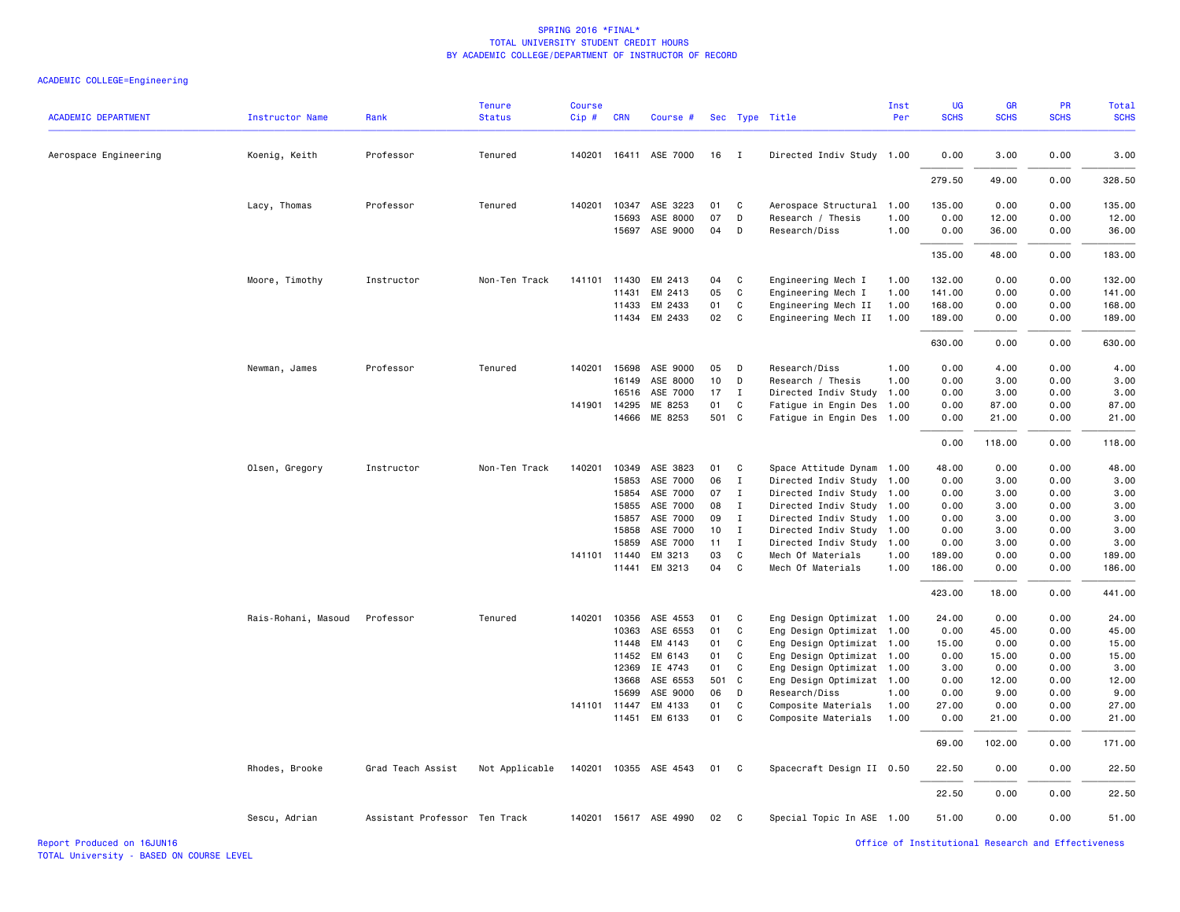SPRING 2016 *FINAL*
TOTAL UNIVERSITY STUDENT CREDIT HOURS
BY ACADEMIC COLLEGE/DEPARTMENT OF INSTRUCTOR OF RECORD

ACADEMIC COLLEGE=Engineering

| ACADEMIC DEPARTMENT | Instructor Name | Rank | Tenure Status | Course Cip # | CRN | Course # | Sec | Type | Title | Inst Per | UG SCHS | GR SCHS | PR SCHS | Total SCHS |
|---|---|---|---|---|---|---|---|---|---|---|---|---|---|---|
| Aerospace Engineering | Koenig, Keith | Professor | Tenured | 140201 | 16411 | ASE 7000 | 16 | I | Directed Indiv Study | 1.00 | 0.00 | 3.00 | 0.00 | 3.00 |
| | | | | | | | | | | | 279.50 | 49.00 | 0.00 | 328.50 |
| | Lacy, Thomas | Professor | Tenured | 140201 | 10347 | ASE 3223 | 01 | C | Aerospace Structural | 1.00 | 135.00 | 0.00 | 0.00 | 135.00 |
| | | | | | 15693 | ASE 8000 | 07 | D | Research / Thesis | 1.00 | 0.00 | 12.00 | 0.00 | 12.00 |
| | | | | | 15697 | ASE 9000 | 04 | D | Research/Diss | 1.00 | 0.00 | 36.00 | 0.00 | 36.00 |
| | | | | | | | | | | | 135.00 | 48.00 | 0.00 | 183.00 |
| | Moore, Timothy | Instructor | Non-Ten Track | 141101 | 11430 | EM 2413 | 04 | C | Engineering Mech I | 1.00 | 132.00 | 0.00 | 0.00 | 132.00 |
| | | | | | 11431 | EM 2413 | 05 | C | Engineering Mech I | 1.00 | 141.00 | 0.00 | 0.00 | 141.00 |
| | | | | | 11433 | EM 2433 | 01 | C | Engineering Mech II | 1.00 | 168.00 | 0.00 | 0.00 | 168.00 |
| | | | | | 11434 | EM 2433 | 02 | C | Engineering Mech II | 1.00 | 189.00 | 0.00 | 0.00 | 189.00 |
| | | | | | | | | | | | 630.00 | 0.00 | 0.00 | 630.00 |
| | Newman, James | Professor | Tenured | 140201 | 15698 | ASE 9000 | 05 | D | Research/Diss | 1.00 | 0.00 | 4.00 | 0.00 | 4.00 |
| | | | | | 16149 | ASE 8000 | 10 | D | Research / Thesis | 1.00 | 0.00 | 3.00 | 0.00 | 3.00 |
| | | | | | 16516 | ASE 7000 | 17 | I | Directed Indiv Study | 1.00 | 0.00 | 3.00 | 0.00 | 3.00 |
| | | | | 141901 | 14295 | ME 8253 | 01 | C | Fatigue in Engin Des | 1.00 | 0.00 | 87.00 | 0.00 | 87.00 |
| | | | | | 14666 | ME 8253 | 501 | C | Fatigue in Engin Des | 1.00 | 0.00 | 21.00 | 0.00 | 21.00 |
| | | | | | | | | | | | 0.00 | 118.00 | 0.00 | 118.00 |
| | Olsen, Gregory | Instructor | Non-Ten Track | 140201 | 10349 | ASE 3823 | 01 | C | Space Attitude Dynam | 1.00 | 48.00 | 0.00 | 0.00 | 48.00 |
| | | | | | 15853 | ASE 7000 | 06 | I | Directed Indiv Study | 1.00 | 0.00 | 3.00 | 0.00 | 3.00 |
| | | | | | 15854 | ASE 7000 | 07 | I | Directed Indiv Study | 1.00 | 0.00 | 3.00 | 0.00 | 3.00 |
| | | | | | 15855 | ASE 7000 | 08 | I | Directed Indiv Study | 1.00 | 0.00 | 3.00 | 0.00 | 3.00 |
| | | | | | 15857 | ASE 7000 | 09 | I | Directed Indiv Study | 1.00 | 0.00 | 3.00 | 0.00 | 3.00 |
| | | | | | 15858 | ASE 7000 | 10 | I | Directed Indiv Study | 1.00 | 0.00 | 3.00 | 0.00 | 3.00 |
| | | | | | 15859 | ASE 7000 | 11 | I | Directed Indiv Study | 1.00 | 0.00 | 3.00 | 0.00 | 3.00 |
| | | | | 141101 | 11440 | EM 3213 | 03 | C | Mech Of Materials | 1.00 | 189.00 | 0.00 | 0.00 | 189.00 |
| | | | | | 11441 | EM 3213 | 04 | C | Mech Of Materials | 1.00 | 186.00 | 0.00 | 0.00 | 186.00 |
| | | | | | | | | | | | 423.00 | 18.00 | 0.00 | 441.00 |
| | Rais-Rohani, Masoud | Professor | Tenured | 140201 | 10356 | ASE 4553 | 01 | C | Eng Design Optimizat | 1.00 | 24.00 | 0.00 | 0.00 | 24.00 |
| | | | | | 10363 | ASE 6553 | 01 | C | Eng Design Optimizat | 1.00 | 0.00 | 45.00 | 0.00 | 45.00 |
| | | | | | 11448 | EM 4143 | 01 | C | Eng Design Optimizat | 1.00 | 15.00 | 0.00 | 0.00 | 15.00 |
| | | | | | 11452 | EM 6143 | 01 | C | Eng Design Optimizat | 1.00 | 0.00 | 15.00 | 0.00 | 15.00 |
| | | | | | 12369 | IE 4743 | 01 | C | Eng Design Optimizat | 1.00 | 3.00 | 0.00 | 0.00 | 3.00 |
| | | | | | 13668 | ASE 6553 | 501 | C | Eng Design Optimizat | 1.00 | 0.00 | 12.00 | 0.00 | 12.00 |
| | | | | | 15699 | ASE 9000 | 06 | D | Research/Diss | 1.00 | 0.00 | 9.00 | 0.00 | 9.00 |
| | | | | 141101 | 11447 | EM 4133 | 01 | C | Composite Materials | 1.00 | 27.00 | 0.00 | 0.00 | 27.00 |
| | | | | | 11451 | EM 6133 | 01 | C | Composite Materials | 1.00 | 0.00 | 21.00 | 0.00 | 21.00 |
| | | | | | | | | | | | 69.00 | 102.00 | 0.00 | 171.00 |
| | Rhodes, Brooke | Grad Teach Assist | Not Applicable | 140201 | 10355 | ASE 4543 | 01 | C | Spacecraft Design II | 0.50 | 22.50 | 0.00 | 0.00 | 22.50 |
| | | | | | | | | | | | 22.50 | 0.00 | 0.00 | 22.50 |
| | Sescu, Adrian | Assistant Professor | Ten Track | 140201 | 15617 | ASE 4990 | 02 | C | Special Topic In ASE | 1.00 | 51.00 | 0.00 | 0.00 | 51.00 |

Report Produced on 16JUN16
TOTAL University - BASED ON COURSE LEVEL

Office of Institutional Research and Effectiveness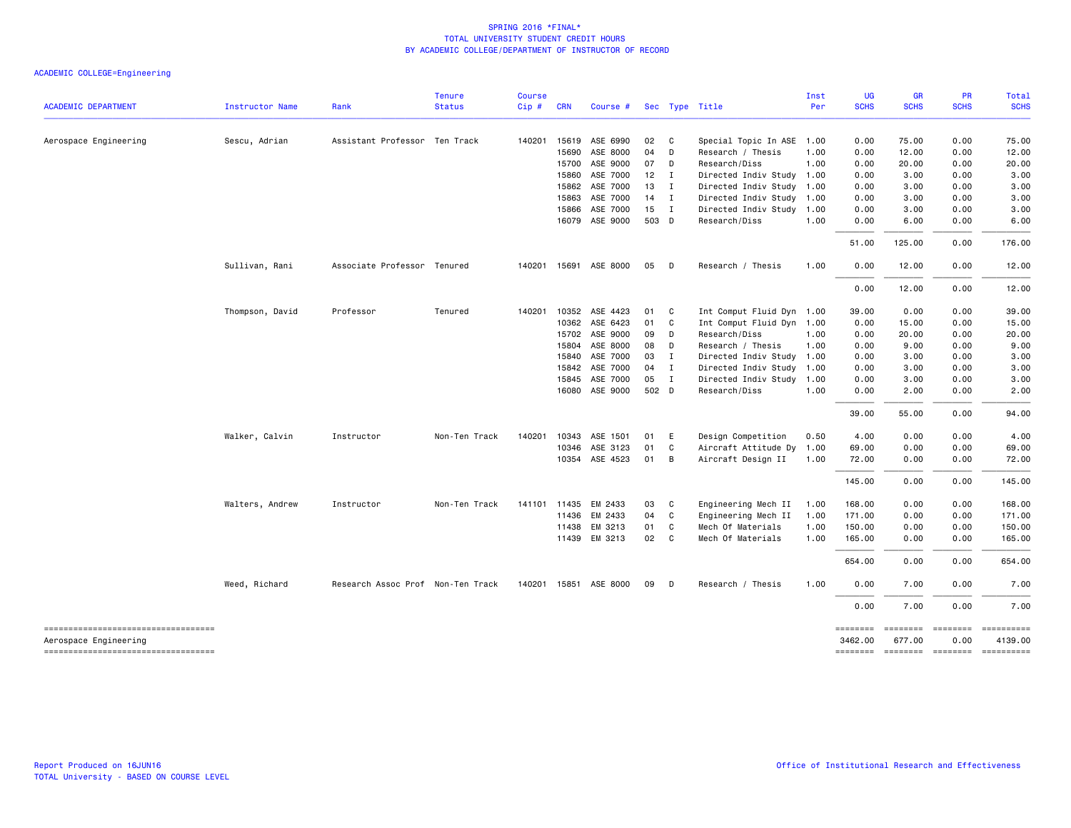SPRING 2016 *FINAL*
TOTAL UNIVERSITY STUDENT CREDIT HOURS
BY ACADEMIC COLLEGE/DEPARTMENT OF INSTRUCTOR OF RECORD

ACADEMIC COLLEGE=Engineering

| ACADEMIC DEPARTMENT | Instructor Name | Rank | Tenure Status | Course Cip # | CRN | Course # | Sec | Type | Title | Inst Per | UG SCHS | GR SCHS | PR SCHS | Total SCHS |
|---|---|---|---|---|---|---|---|---|---|---|---|---|---|---|
| Aerospace Engineering | Sescu, Adrian | Assistant Professor | Ten Track | 140201 | 15619 | ASE 6990 | 02 | C | Special Topic In ASE | 1.00 | 0.00 | 75.00 | 0.00 | 75.00 |
| | | | | | 15690 | ASE 8000 | 04 | D | Research / Thesis | 1.00 | 0.00 | 12.00 | 0.00 | 12.00 |
| | | | | | 15700 | ASE 9000 | 07 | D | Research/Diss | 1.00 | 0.00 | 20.00 | 0.00 | 20.00 |
| | | | | | 15860 | ASE 7000 | 12 | I | Directed Indiv Study | 1.00 | 0.00 | 3.00 | 0.00 | 3.00 |
| | | | | | 15862 | ASE 7000 | 13 | I | Directed Indiv Study | 1.00 | 0.00 | 3.00 | 0.00 | 3.00 |
| | | | | | 15863 | ASE 7000 | 14 | I | Directed Indiv Study | 1.00 | 0.00 | 3.00 | 0.00 | 3.00 |
| | | | | | 15866 | ASE 7000 | 15 | I | Directed Indiv Study | 1.00 | 0.00 | 3.00 | 0.00 | 3.00 |
| | | | | | 16079 | ASE 9000 | 503 | D | Research/Diss | 1.00 | 0.00 | 6.00 | 0.00 | 6.00 |
| | | | | | | | | | | | 51.00 | 125.00 | 0.00 | 176.00 |
| | Sullivan, Rani | Associate Professor | Tenured | 140201 | 15691 | ASE 8000 | 05 | D | Research / Thesis | 1.00 | 0.00 | 12.00 | 0.00 | 12.00 |
| | | | | | | | | | | | 0.00 | 12.00 | 0.00 | 12.00 |
| | Thompson, David | Professor | Tenured | 140201 | 10352 | ASE 4423 | 01 | C | Int Comput Fluid Dyn | 1.00 | 39.00 | 0.00 | 0.00 | 39.00 |
| | | | | | 10362 | ASE 6423 | 01 | C | Int Comput Fluid Dyn | 1.00 | 0.00 | 15.00 | 0.00 | 15.00 |
| | | | | | 15702 | ASE 9000 | 09 | D | Research/Diss | 1.00 | 0.00 | 20.00 | 0.00 | 20.00 |
| | | | | | 15804 | ASE 8000 | 08 | D | Research / Thesis | 1.00 | 0.00 | 9.00 | 0.00 | 9.00 |
| | | | | | 15840 | ASE 7000 | 03 | I | Directed Indiv Study | 1.00 | 0.00 | 3.00 | 0.00 | 3.00 |
| | | | | | 15842 | ASE 7000 | 04 | I | Directed Indiv Study | 1.00 | 0.00 | 3.00 | 0.00 | 3.00 |
| | | | | | 15845 | ASE 7000 | 05 | I | Directed Indiv Study | 1.00 | 0.00 | 3.00 | 0.00 | 3.00 |
| | | | | | 16080 | ASE 9000 | 502 | D | Research/Diss | 1.00 | 0.00 | 2.00 | 0.00 | 2.00 |
| | | | | | | | | | | | 39.00 | 55.00 | 0.00 | 94.00 |
| | Walker, Calvin | Instructor | Non-Ten Track | 140201 | 10343 | ASE 1501 | 01 | E | Design Competition | 0.50 | 4.00 | 0.00 | 0.00 | 4.00 |
| | | | | | 10346 | ASE 3123 | 01 | C | Aircraft Attitude Dy | 1.00 | 69.00 | 0.00 | 0.00 | 69.00 |
| | | | | | 10354 | ASE 4523 | 01 | B | Aircraft Design II | 1.00 | 72.00 | 0.00 | 0.00 | 72.00 |
| | | | | | | | | | | | 145.00 | 0.00 | 0.00 | 145.00 |
| | Walters, Andrew | Instructor | Non-Ten Track | 141101 | 11435 | EM 2433 | 03 | C | Engineering Mech II | 1.00 | 168.00 | 0.00 | 0.00 | 168.00 |
| | | | | | 11436 | EM 2433 | 04 | C | Engineering Mech II | 1.00 | 171.00 | 0.00 | 0.00 | 171.00 |
| | | | | | 11438 | EM 3213 | 01 | C | Mech Of Materials | 1.00 | 150.00 | 0.00 | 0.00 | 150.00 |
| | | | | | 11439 | EM 3213 | 02 | C | Mech Of Materials | 1.00 | 165.00 | 0.00 | 0.00 | 165.00 |
| | | | | | | | | | | | 654.00 | 0.00 | 0.00 | 654.00 |
| | Weed, Richard | Research Assoc Prof | Non-Ten Track | 140201 | 15851 | ASE 8000 | 09 | D | Research / Thesis | 1.00 | 0.00 | 7.00 | 0.00 | 7.00 |
| | | | | | | | | | | | 0.00 | 7.00 | 0.00 | 7.00 |
| Aerospace Engineering | | | | | | | | | | | 3462.00 | 677.00 | 0.00 | 4139.00 |

Report Produced on 16JUN16
TOTAL University - BASED ON COURSE LEVEL

Office of Institutional Research and Effectiveness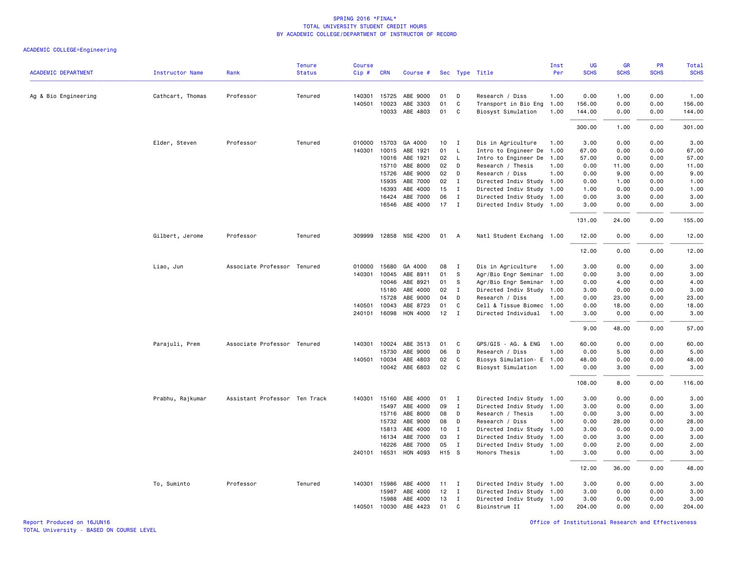SPRING 2016 *FINAL*
TOTAL UNIVERSITY STUDENT CREDIT HOURS
BY ACADEMIC COLLEGE/DEPARTMENT OF INSTRUCTOR OF RECORD

ACADEMIC COLLEGE=Engineering

| ACADEMIC DEPARTMENT | Instructor Name | Rank | Tenure Status | Course Cip # | CRN | Course # | Sec | Type | Title | Inst Per | UG SCHS | GR SCHS | PR SCHS | Total SCHS |
|---|---|---|---|---|---|---|---|---|---|---|---|---|---|---|
| Ag & Bio Engineering | Cathcart, Thomas | Professor | Tenured | 140301 | 15725 | ABE 9000 | 01 | D | Research / Diss | 1.00 | 0.00 | 1.00 | 0.00 | 1.00 |
| | | | | 140501 | 10023 | ABE 3303 | 01 | C | Transport in Bio Eng | 1.00 | 156.00 | 0.00 | 0.00 | 156.00 |
| | | | | | 10033 | ABE 4803 | 01 | C | Biosyst Simulation | 1.00 | 144.00 | 0.00 | 0.00 | 144.00 |
| | | | | | | | | | | | 300.00 | 1.00 | 0.00 | 301.00 |
| | Elder, Steven | Professor | Tenured | 010000 | 15703 | GA 4000 | 10 | I | Dis in Agriculture | 1.00 | 3.00 | 0.00 | 0.00 | 3.00 |
| | | | | 140301 | 10015 | ABE 1921 | 01 | L | Intro to Engineer De | 1.00 | 67.00 | 0.00 | 0.00 | 67.00 |
| | | | | | 10016 | ABE 1921 | 02 | L | Intro to Engineer De | 1.00 | 57.00 | 0.00 | 0.00 | 57.00 |
| | | | | | 15710 | ABE 8000 | 02 | D | Research / Thesis | 1.00 | 0.00 | 11.00 | 0.00 | 11.00 |
| | | | | | 15726 | ABE 9000 | 02 | D | Research / Diss | 1.00 | 0.00 | 9.00 | 0.00 | 9.00 |
| | | | | | 15935 | ABE 7000 | 02 | I | Directed Indiv Study | 1.00 | 0.00 | 1.00 | 0.00 | 1.00 |
| | | | | | 16393 | ABE 4000 | 15 | I | Directed Indiv Study | 1.00 | 1.00 | 0.00 | 0.00 | 1.00 |
| | | | | | 16424 | ABE 7000 | 06 | I | Directed Indiv Study | 1.00 | 0.00 | 3.00 | 0.00 | 3.00 |
| | | | | | 16546 | ABE 4000 | 17 | I | Directed Indiv Study | 1.00 | 3.00 | 0.00 | 0.00 | 3.00 |
| | | | | | | | | | | | 131.00 | 24.00 | 0.00 | 155.00 |
| | Gilbert, Jerome | Professor | Tenured | 309999 | 12858 | NSE 4200 | 01 | A | Natl Student Exchang | 1.00 | 12.00 | 0.00 | 0.00 | 12.00 |
| | | | | | | | | | | | 12.00 | 0.00 | 0.00 | 12.00 |
| | Liao, Jun | Associate Professor | Tenured | 010000 | 15680 | GA 4000 | 08 | I | Dis in Agriculture | 1.00 | 3.00 | 0.00 | 0.00 | 3.00 |
| | | | | 140301 | 10045 | ABE 8911 | 01 | S | Agr/Bio Engr Seminar | 1.00 | 0.00 | 3.00 | 0.00 | 3.00 |
| | | | | | 10046 | ABE 8921 | 01 | S | Agr/Bio Engr Seminar | 1.00 | 0.00 | 4.00 | 0.00 | 4.00 |
| | | | | | 15180 | ABE 4000 | 02 | I | Directed Indiv Study | 1.00 | 3.00 | 0.00 | 0.00 | 3.00 |
| | | | | | 15728 | ABE 9000 | 04 | D | Research / Diss | 1.00 | 0.00 | 23.00 | 0.00 | 23.00 |
| | | | | 140501 | 10043 | ABE 8723 | 01 | C | Cell & Tissue Biomec | 1.00 | 0.00 | 18.00 | 0.00 | 18.00 |
| | | | | 240101 | 16098 | HON 4000 | 12 | I | Directed Individual | 1.00 | 3.00 | 0.00 | 0.00 | 3.00 |
| | | | | | | | | | | | 9.00 | 48.00 | 0.00 | 57.00 |
| | Parajuli, Prem | Associate Professor | Tenured | 140301 | 10024 | ABE 3513 | 01 | C | GPS/GIS - AG. & ENG | 1.00 | 60.00 | 0.00 | 0.00 | 60.00 |
| | | | | | 15730 | ABE 9000 | 06 | D | Research / Diss | 1.00 | 0.00 | 5.00 | 0.00 | 5.00 |
| | | | | 140501 | 10034 | ABE 4803 | 02 | C | Biosys Simulation- E | 1.00 | 48.00 | 0.00 | 0.00 | 48.00 |
| | | | | | 10042 | ABE 6803 | 02 | C | Biosyst Simulation | 1.00 | 0.00 | 3.00 | 0.00 | 3.00 |
| | | | | | | | | | | | 108.00 | 8.00 | 0.00 | 116.00 |
| | Prabhu, Rajkumar | Assistant Professor | Ten Track | 140301 | 15160 | ABE 4000 | 01 | I | Directed Indiv Study | 1.00 | 3.00 | 0.00 | 0.00 | 3.00 |
| | | | | | 15497 | ABE 4000 | 09 | I | Directed Indiv Study | 1.00 | 3.00 | 0.00 | 0.00 | 3.00 |
| | | | | | 15716 | ABE 8000 | 08 | D | Research / Thesis | 1.00 | 0.00 | 3.00 | 0.00 | 3.00 |
| | | | | | 15732 | ABE 9000 | 08 | D | Research / Diss | 1.00 | 0.00 | 28.00 | 0.00 | 28.00 |
| | | | | | 15813 | ABE 4000 | 10 | I | Directed Indiv Study | 1.00 | 3.00 | 0.00 | 0.00 | 3.00 |
| | | | | | 16134 | ABE 7000 | 03 | I | Directed Indiv Study | 1.00 | 0.00 | 3.00 | 0.00 | 3.00 |
| | | | | | 16226 | ABE 7000 | 05 | I | Directed Indiv Study | 1.00 | 0.00 | 2.00 | 0.00 | 2.00 |
| | | | | 240101 | 16531 | HON 4093 | H15 | S | Honors Thesis | 1.00 | 3.00 | 0.00 | 0.00 | 3.00 |
| | | | | | | | | | | | 12.00 | 36.00 | 0.00 | 48.00 |
| | To, Suminto | Professor | Tenured | 140301 | 15986 | ABE 4000 | 11 | I | Directed Indiv Study | 1.00 | 3.00 | 0.00 | 0.00 | 3.00 |
| | | | | | 15987 | ABE 4000 | 12 | I | Directed Indiv Study | 1.00 | 3.00 | 0.00 | 0.00 | 3.00 |
| | | | | | 15988 | ABE 4000 | 13 | I | Directed Indiv Study | 1.00 | 3.00 | 0.00 | 0.00 | 3.00 |
| | | | | 140501 | 10030 | ABE 4423 | 01 | C | Bioinstrum II | 1.00 | 204.00 | 0.00 | 0.00 | 204.00 |

Report Produced on 16JUN16
TOTAL University - BASED ON COURSE LEVEL

Office of Institutional Research and Effectiveness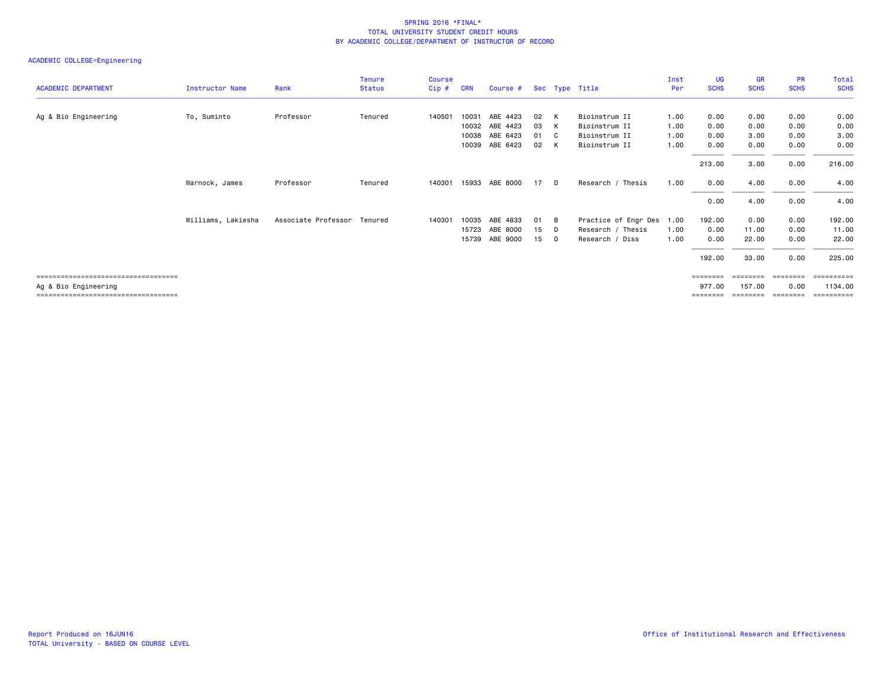SPRING 2016 *FINAL*
TOTAL UNIVERSITY STUDENT CREDIT HOURS
BY ACADEMIC COLLEGE/DEPARTMENT OF INSTRUCTOR OF RECORD

ACADEMIC COLLEGE=Engineering

| ACADEMIC DEPARTMENT | Instructor Name | Rank | Tenure Status | Course Cip # | CRN | Course # | Sec | Type | Title | Inst Per | UG SCHS | GR SCHS | PR SCHS | Total SCHS |
|---|---|---|---|---|---|---|---|---|---|---|---|---|---|---|
| Ag & Bio Engineering | To, Suminto | Professor | Tenured | 140501 | 10031 | ABE 4423 | 02 | K | Bioinstrum II | 1.00 | 0.00 | 0.00 | 0.00 | 0.00 |
| | | | | | 10032 | ABE 4423 | 03 | K | Bioinstrum II | 1.00 | 0.00 | 0.00 | 0.00 | 0.00 |
| | | | | | 10038 | ABE 6423 | 01 | C | Bioinstrum II | 1.00 | 0.00 | 3.00 | 0.00 | 3.00 |
| | | | | | 10039 | ABE 6423 | 02 | K | Bioinstrum II | 1.00 | 0.00 | 0.00 | 0.00 | 0.00 |
| | | | | | | | | | | | 213.00 | 3.00 | 0.00 | 216.00 |
| | Warnock, James | Professor | Tenured | 140301 | 15933 | ABE 8000 | 17 | D | Research / Thesis | 1.00 | 0.00 | 4.00 | 0.00 | 4.00 |
| | | | | | | | | | | | 0.00 | 4.00 | 0.00 | 4.00 |
| | Williams, Lakiesha | Associate Professor | Tenured | 140301 | 10035 | ABE 4833 | 01 | B | Practice of Engr Des | 1.00 | 192.00 | 0.00 | 0.00 | 192.00 |
| | | | | | 15723 | ABE 8000 | 15 | D | Research / Thesis | 1.00 | 0.00 | 11.00 | 0.00 | 11.00 |
| | | | | | 15739 | ABE 9000 | 15 | D | Research / Diss | 1.00 | 0.00 | 22.00 | 0.00 | 22.00 |
| | | | | | | | | | | | 192.00 | 33.00 | 0.00 | 225.00 |
| Ag & Bio Engineering | | | | | | | | | | | 977.00 | 157.00 | 0.00 | 1134.00 |

Report Produced on 16JUN16
TOTAL University - BASED ON COURSE LEVEL

Office of Institutional Research and Effectiveness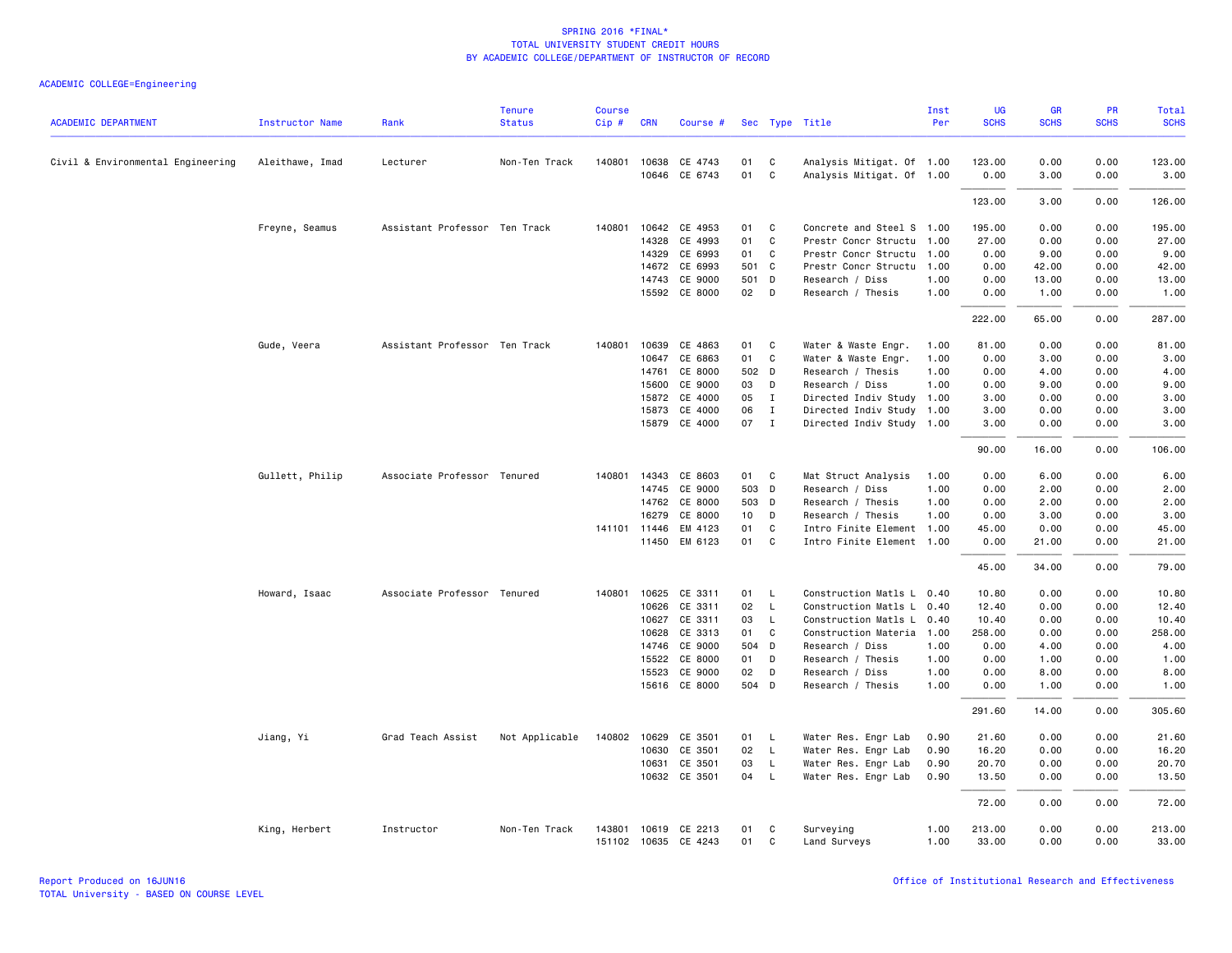SPRING 2016 *FINAL*
TOTAL UNIVERSITY STUDENT CREDIT HOURS
BY ACADEMIC COLLEGE/DEPARTMENT OF INSTRUCTOR OF RECORD

ACADEMIC COLLEGE=Engineering

| ACADEMIC DEPARTMENT | Instructor Name | Rank | Tenure Status | Course Cip # | CRN | Course # | Sec | Type | Title | Inst Per | UG SCHS | GR SCHS | PR SCHS | Total SCHS |
|---|---|---|---|---|---|---|---|---|---|---|---|---|---|---|
| Civil & Environmental Engineering | Aleithawe, Imad | Lecturer | Non-Ten Track | 140801 | 10638 | CE 4743 | 01 | C | Analysis Mitigat. Of | 1.00 | 123.00 | 0.00 | 0.00 | 123.00 |
| | | | | | 10646 | CE 6743 | 01 | C | Analysis Mitigat. Of | 1.00 | 0.00 | 3.00 | 0.00 | 3.00 |
| | | | | | | | | | | | 123.00 | 3.00 | 0.00 | 126.00 |
| | Freyne, Seamus | Assistant Professor | Ten Track | 140801 | 10642 | CE 4953 | 01 | C | Concrete and Steel S | 1.00 | 195.00 | 0.00 | 0.00 | 195.00 |
| | | | | | 14328 | CE 4993 | 01 | C | Prestr Concr Structu | 1.00 | 27.00 | 0.00 | 0.00 | 27.00 |
| | | | | | 14329 | CE 6993 | 01 | C | Prestr Concr Structu | 1.00 | 0.00 | 9.00 | 0.00 | 9.00 |
| | | | | | 14672 | CE 6993 | 501 | C | Prestr Concr Structu | 1.00 | 0.00 | 42.00 | 0.00 | 42.00 |
| | | | | | 14743 | CE 9000 | 501 | D | Research / Diss | 1.00 | 0.00 | 13.00 | 0.00 | 13.00 |
| | | | | | 15592 | CE 8000 | 02 | D | Research / Thesis | 1.00 | 0.00 | 1.00 | 0.00 | 1.00 |
| | | | | | | | | | | | 222.00 | 65.00 | 0.00 | 287.00 |
| | Gude, Veera | Assistant Professor | Ten Track | 140801 | 10639 | CE 4863 | 01 | C | Water & Waste Engr. | 1.00 | 81.00 | 0.00 | 0.00 | 81.00 |
| | | | | | 10647 | CE 6863 | 01 | C | Water & Waste Engr. | 1.00 | 0.00 | 3.00 | 0.00 | 3.00 |
| | | | | | 14761 | CE 8000 | 502 | D | Research / Thesis | 1.00 | 0.00 | 4.00 | 0.00 | 4.00 |
| | | | | | 15600 | CE 9000 | 03 | D | Research / Diss | 1.00 | 0.00 | 9.00 | 0.00 | 9.00 |
| | | | | | 15872 | CE 4000 | 05 | I | Directed Indiv Study | 1.00 | 3.00 | 0.00 | 0.00 | 3.00 |
| | | | | | 15873 | CE 4000 | 06 | I | Directed Indiv Study | 1.00 | 3.00 | 0.00 | 0.00 | 3.00 |
| | | | | | 15879 | CE 4000 | 07 | I | Directed Indiv Study | 1.00 | 3.00 | 0.00 | 0.00 | 3.00 |
| | | | | | | | | | | | 90.00 | 16.00 | 0.00 | 106.00 |
| | Gullett, Philip | Associate Professor | Tenured | 140801 | 14343 | CE 8603 | 01 | C | Mat Struct Analysis | 1.00 | 0.00 | 6.00 | 0.00 | 6.00 |
| | | | | | 14745 | CE 9000 | 503 | D | Research / Diss | 1.00 | 0.00 | 2.00 | 0.00 | 2.00 |
| | | | | | 14762 | CE 8000 | 503 | D | Research / Thesis | 1.00 | 0.00 | 2.00 | 0.00 | 2.00 |
| | | | | | 16279 | CE 8000 | 10 | D | Research / Thesis | 1.00 | 0.00 | 3.00 | 0.00 | 3.00 |
| | | | | 141101 | 11446 | EM 4123 | 01 | C | Intro Finite Element | 1.00 | 45.00 | 0.00 | 0.00 | 45.00 |
| | | | | | 11450 | EM 6123 | 01 | C | Intro Finite Element | 1.00 | 0.00 | 21.00 | 0.00 | 21.00 |
| | | | | | | | | | | | 45.00 | 34.00 | 0.00 | 79.00 |
| | Howard, Isaac | Associate Professor | Tenured | 140801 | 10625 | CE 3311 | 01 | L | Construction Matls L | 0.40 | 10.80 | 0.00 | 0.00 | 10.80 |
| | | | | | 10626 | CE 3311 | 02 | L | Construction Matls L | 0.40 | 12.40 | 0.00 | 0.00 | 12.40 |
| | | | | | 10627 | CE 3311 | 03 | L | Construction Matls L | 0.40 | 10.40 | 0.00 | 0.00 | 10.40 |
| | | | | | 10628 | CE 3313 | 01 | C | Construction Materia | 1.00 | 258.00 | 0.00 | 0.00 | 258.00 |
| | | | | | 14746 | CE 9000 | 504 | D | Research / Diss | 1.00 | 0.00 | 4.00 | 0.00 | 4.00 |
| | | | | | 15522 | CE 8000 | 01 | D | Research / Thesis | 1.00 | 0.00 | 1.00 | 0.00 | 1.00 |
| | | | | | 15523 | CE 9000 | 02 | D | Research / Diss | 1.00 | 0.00 | 8.00 | 0.00 | 8.00 |
| | | | | | 15616 | CE 8000 | 504 | D | Research / Thesis | 1.00 | 0.00 | 1.00 | 0.00 | 1.00 |
| | | | | | | | | | | | 291.60 | 14.00 | 0.00 | 305.60 |
| | Jiang, Yi | Grad Teach Assist | Not Applicable | 140802 | 10629 | CE 3501 | 01 | L | Water Res. Engr Lab | 0.90 | 21.60 | 0.00 | 0.00 | 21.60 |
| | | | | | 10630 | CE 3501 | 02 | L | Water Res. Engr Lab | 0.90 | 16.20 | 0.00 | 0.00 | 16.20 |
| | | | | | 10631 | CE 3501 | 03 | L | Water Res. Engr Lab | 0.90 | 20.70 | 0.00 | 0.00 | 20.70 |
| | | | | | 10632 | CE 3501 | 04 | L | Water Res. Engr Lab | 0.90 | 13.50 | 0.00 | 0.00 | 13.50 |
| | | | | | | | | | | | 72.00 | 0.00 | 0.00 | 72.00 |
| | King, Herbert | Instructor | Non-Ten Track | 143801 | 10619 | CE 2213 | 01 | C | Surveying | 1.00 | 213.00 | 0.00 | 0.00 | 213.00 |
| | | | | 151102 | 10635 | CE 4243 | 01 | C | Land Surveys | 1.00 | 33.00 | 0.00 | 0.00 | 33.00 |

Report Produced on 16JUN16
TOTAL University - BASED ON COURSE LEVEL

Office of Institutional Research and Effectiveness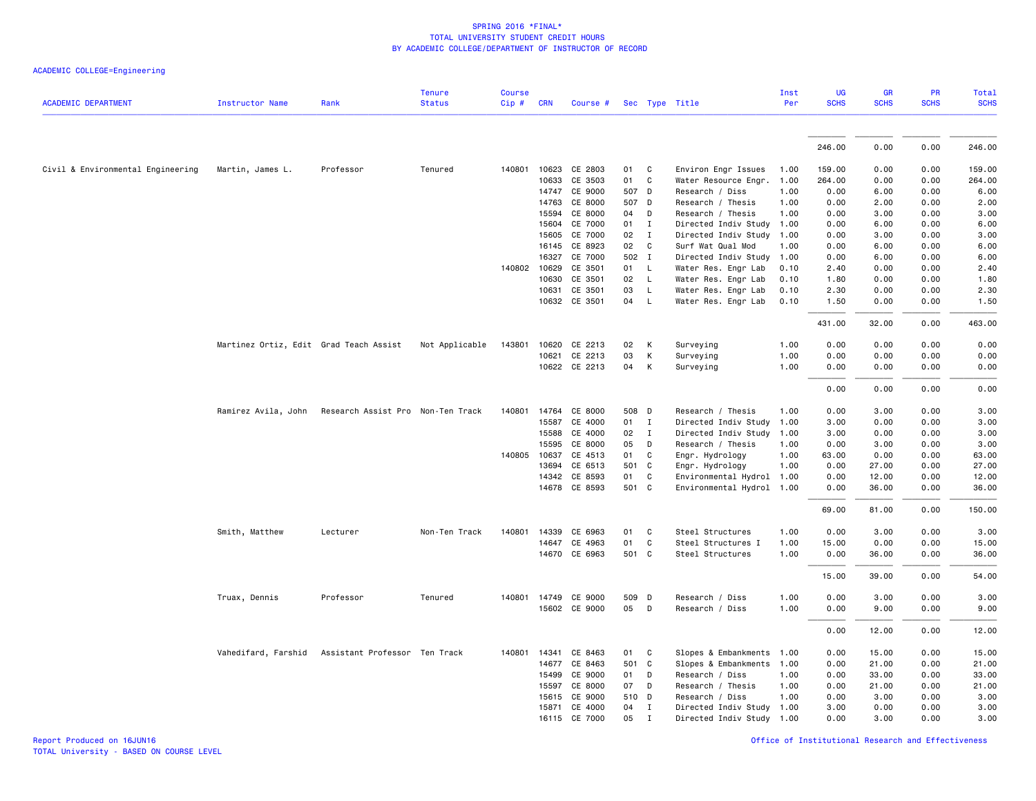# SPRING 2016 *FINAL*
## TOTAL UNIVERSITY STUDENT CREDIT HOURS
## BY ACADEMIC COLLEGE/DEPARTMENT OF INSTRUCTOR OF RECORD

ACADEMIC COLLEGE=Engineering

| ACADEMIC DEPARTMENT | Instructor Name | Rank | Tenure Status | Course Cip # | CRN | Course # | Sec | Type | Title | Inst Per | UG SCHS | GR SCHS | PR SCHS | Total SCHS |
|---|---|---|---|---|---|---|---|---|---|---|---|---|---|---|
| | | | | | | | | | | | 246.00 | 0.00 | 0.00 | 246.00 |
| Civil & Environmental Engineering | Martin, James L. | Professor | Tenured | 140801 | 10623 | CE 2803 | 01 | C | Environ Engr Issues | 1.00 | 159.00 | 0.00 | 0.00 | 159.00 |
| | | | | | 10633 | CE 3503 | 01 | C | Water Resource Engr. | 1.00 | 264.00 | 0.00 | 0.00 | 264.00 |
| | | | | | 14747 | CE 9000 | 507 | D | Research / Diss | 1.00 | 0.00 | 6.00 | 0.00 | 6.00 |
| | | | | | 14763 | CE 8000 | 507 | D | Research / Thesis | 1.00 | 0.00 | 2.00 | 0.00 | 2.00 |
| | | | | | 15594 | CE 8000 | 04 | D | Research / Thesis | 1.00 | 0.00 | 3.00 | 0.00 | 3.00 |
| | | | | | 15604 | CE 7000 | 01 | I | Directed Indiv Study | 1.00 | 0.00 | 6.00 | 0.00 | 6.00 |
| | | | | | 15605 | CE 7000 | 02 | I | Directed Indiv Study | 1.00 | 0.00 | 3.00 | 0.00 | 3.00 |
| | | | | | 16145 | CE 8923 | 02 | C | Surf Wat Qual Mod | 1.00 | 0.00 | 6.00 | 0.00 | 6.00 |
| | | | | | 16327 | CE 7000 | 502 | I | Directed Indiv Study | 1.00 | 0.00 | 6.00 | 0.00 | 6.00 |
| | | | | 140802 | 10629 | CE 3501 | 01 | L | Water Res. Engr Lab | 0.10 | 2.40 | 0.00 | 0.00 | 2.40 |
| | | | | | 10630 | CE 3501 | 02 | L | Water Res. Engr Lab | 0.10 | 1.80 | 0.00 | 0.00 | 1.80 |
| | | | | | 10631 | CE 3501 | 03 | L | Water Res. Engr Lab | 0.10 | 2.30 | 0.00 | 0.00 | 2.30 |
| | | | | | 10632 | CE 3501 | 04 | L | Water Res. Engr Lab | 0.10 | 1.50 | 0.00 | 0.00 | 1.50 |
| | | | | | | | | | | | 431.00 | 32.00 | 0.00 | 463.00 |
| | Martinez Ortiz, Edit | Grad Teach Assist | Not Applicable | 143801 | 10620 | CE 2213 | 02 | K | Surveying | 1.00 | 0.00 | 0.00 | 0.00 | 0.00 |
| | | | | | 10621 | CE 2213 | 03 | K | Surveying | 1.00 | 0.00 | 0.00 | 0.00 | 0.00 |
| | | | | | 10622 | CE 2213 | 04 | K | Surveying | 1.00 | 0.00 | 0.00 | 0.00 | 0.00 |
| | | | | | | | | | | | 0.00 | 0.00 | 0.00 | 0.00 |
| | Ramirez Avila, John | Research Assist Pro | Non-Ten Track | 140801 | 14764 | CE 8000 | 508 | D | Research / Thesis | 1.00 | 0.00 | 3.00 | 0.00 | 3.00 |
| | | | | | 15587 | CE 4000 | 01 | I | Directed Indiv Study | 1.00 | 3.00 | 0.00 | 0.00 | 3.00 |
| | | | | | 15588 | CE 4000 | 02 | I | Directed Indiv Study | 1.00 | 3.00 | 0.00 | 0.00 | 3.00 |
| | | | | | 15595 | CE 8000 | 05 | D | Research / Thesis | 1.00 | 0.00 | 3.00 | 0.00 | 3.00 |
| | | | | 140805 | 10637 | CE 4513 | 01 | C | Engr. Hydrology | 1.00 | 63.00 | 0.00 | 0.00 | 63.00 |
| | | | | | 13694 | CE 6513 | 501 | C | Engr. Hydrology | 1.00 | 0.00 | 27.00 | 0.00 | 27.00 |
| | | | | | 14342 | CE 8593 | 01 | C | Environmental Hydrol | 1.00 | 0.00 | 12.00 | 0.00 | 12.00 |
| | | | | | 14678 | CE 8593 | 501 | C | Environmental Hydrol | 1.00 | 0.00 | 36.00 | 0.00 | 36.00 |
| | | | | | | | | | | | 69.00 | 81.00 | 0.00 | 150.00 |
| | Smith, Matthew | Lecturer | Non-Ten Track | 140801 | 14339 | CE 6963 | 01 | C | Steel Structures | 1.00 | 0.00 | 3.00 | 0.00 | 3.00 |
| | | | | | 14647 | CE 4963 | 01 | C | Steel Structures I | 1.00 | 15.00 | 0.00 | 0.00 | 15.00 |
| | | | | | 14670 | CE 6963 | 501 | C | Steel Structures | 1.00 | 0.00 | 36.00 | 0.00 | 36.00 |
| | | | | | | | | | | | 15.00 | 39.00 | 0.00 | 54.00 |
| | Truax, Dennis | Professor | Tenured | 140801 | 14749 | CE 9000 | 509 | D | Research / Diss | 1.00 | 0.00 | 3.00 | 0.00 | 3.00 |
| | | | | | 15602 | CE 9000 | 05 | D | Research / Diss | 1.00 | 0.00 | 9.00 | 0.00 | 9.00 |
| | | | | | | | | | | | 0.00 | 12.00 | 0.00 | 12.00 |
| | Vahedifard, Farshid | Assistant Professor | Ten Track | 140801 | 14341 | CE 8463 | 01 | C | Slopes & Embankments | 1.00 | 0.00 | 15.00 | 0.00 | 15.00 |
| | | | | | 14677 | CE 8463 | 501 | C | Slopes & Embankments | 1.00 | 0.00 | 21.00 | 0.00 | 21.00 |
| | | | | | 15499 | CE 9000 | 01 | D | Research / Diss | 1.00 | 0.00 | 33.00 | 0.00 | 33.00 |
| | | | | | 15597 | CE 8000 | 07 | D | Research / Thesis | 1.00 | 0.00 | 21.00 | 0.00 | 21.00 |
| | | | | | 15615 | CE 9000 | 510 | D | Research / Diss | 1.00 | 0.00 | 3.00 | 0.00 | 3.00 |
| | | | | | 15871 | CE 4000 | 04 | I | Directed Indiv Study | 1.00 | 3.00 | 0.00 | 0.00 | 3.00 |
| | | | | | 16115 | CE 7000 | 05 | I | Directed Indiv Study | 1.00 | 0.00 | 3.00 | 0.00 | 3.00 |

Report Produced on 16JUN16
TOTAL University - BASED ON COURSE LEVEL

Office of Institutional Research and Effectiveness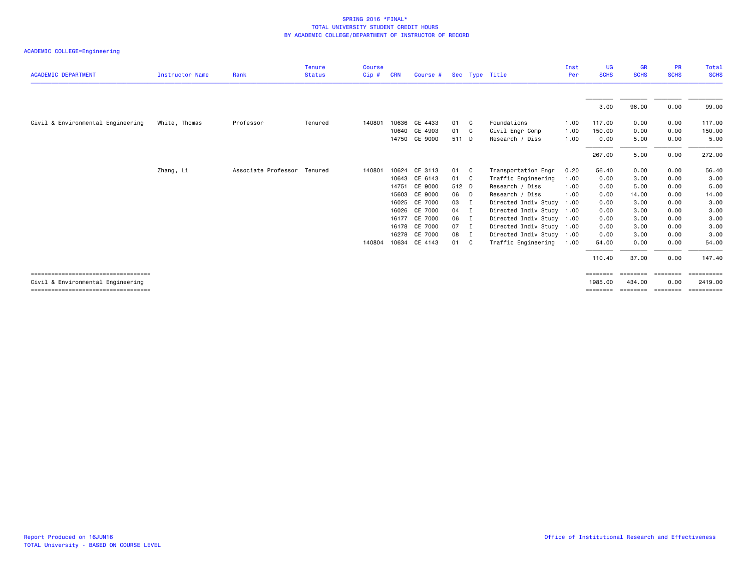SPRING 2016 *FINAL*
TOTAL UNIVERSITY STUDENT CREDIT HOURS
BY ACADEMIC COLLEGE/DEPARTMENT OF INSTRUCTOR OF RECORD

ACADEMIC COLLEGE=Engineering

| ACADEMIC DEPARTMENT | Instructor Name | Rank | Tenure Status | Course Cip # | CRN | Course # | Sec | Type | Title | Inst Per | UG SCHS | GR SCHS | PR SCHS | Total SCHS |
|---|---|---|---|---|---|---|---|---|---|---|---|---|---|---|
| | | | | | | | | | | | 3.00 | 96.00 | 0.00 | 99.00 |
| Civil & Environmental Engineering | White, Thomas | Professor | Tenured | 140801 | 10636 | CE 4433 | 01 | C | Foundations | 1.00 | 117.00 | 0.00 | 0.00 | 117.00 |
| | | | | | 10640 | CE 4903 | 01 | C | Civil Engr Comp | 1.00 | 150.00 | 0.00 | 0.00 | 150.00 |
| | | | | | 14750 | CE 9000 | 511 | D | Research / Diss | 1.00 | 0.00 | 5.00 | 0.00 | 5.00 |
| | | | | | | | | | | | 267.00 | 5.00 | 0.00 | 272.00 |
| | Zhang, Li | Associate Professor | Tenured | 140801 | 10624 | CE 3113 | 01 | C | Transportation Engr | 0.20 | 56.40 | 0.00 | 0.00 | 56.40 |
| | | | | | 10643 | CE 6143 | 01 | C | Traffic Engineering | 1.00 | 0.00 | 3.00 | 0.00 | 3.00 |
| | | | | | 14751 | CE 9000 | 512 | D | Research / Diss | 1.00 | 0.00 | 5.00 | 0.00 | 5.00 |
| | | | | | 15603 | CE 9000 | 06 | D | Research / Diss | 1.00 | 0.00 | 14.00 | 0.00 | 14.00 |
| | | | | | 16025 | CE 7000 | 03 | I | Directed Indiv Study | 1.00 | 0.00 | 3.00 | 0.00 | 3.00 |
| | | | | | 16026 | CE 7000 | 04 | I | Directed Indiv Study | 1.00 | 0.00 | 3.00 | 0.00 | 3.00 |
| | | | | | 16177 | CE 7000 | 06 | I | Directed Indiv Study | 1.00 | 0.00 | 3.00 | 0.00 | 3.00 |
| | | | | | 16178 | CE 7000 | 07 | I | Directed Indiv Study | 1.00 | 0.00 | 3.00 | 0.00 | 3.00 |
| | | | | | 16278 | CE 7000 | 08 | I | Directed Indiv Study | 1.00 | 0.00 | 3.00 | 0.00 | 3.00 |
| | | | | 140804 | 10634 | CE 4143 | 01 | C | Traffic Engineering | 1.00 | 54.00 | 0.00 | 0.00 | 54.00 |
| | | | | | | | | | | | 110.40 | 37.00 | 0.00 | 147.40 |
| Civil & Environmental Engineering | | | | | | | | | | | 1985.00 | 434.00 | 0.00 | 2419.00 |

Report Produced on 16JUN16
TOTAL University - BASED ON COURSE LEVEL

Office of Institutional Research and Effectiveness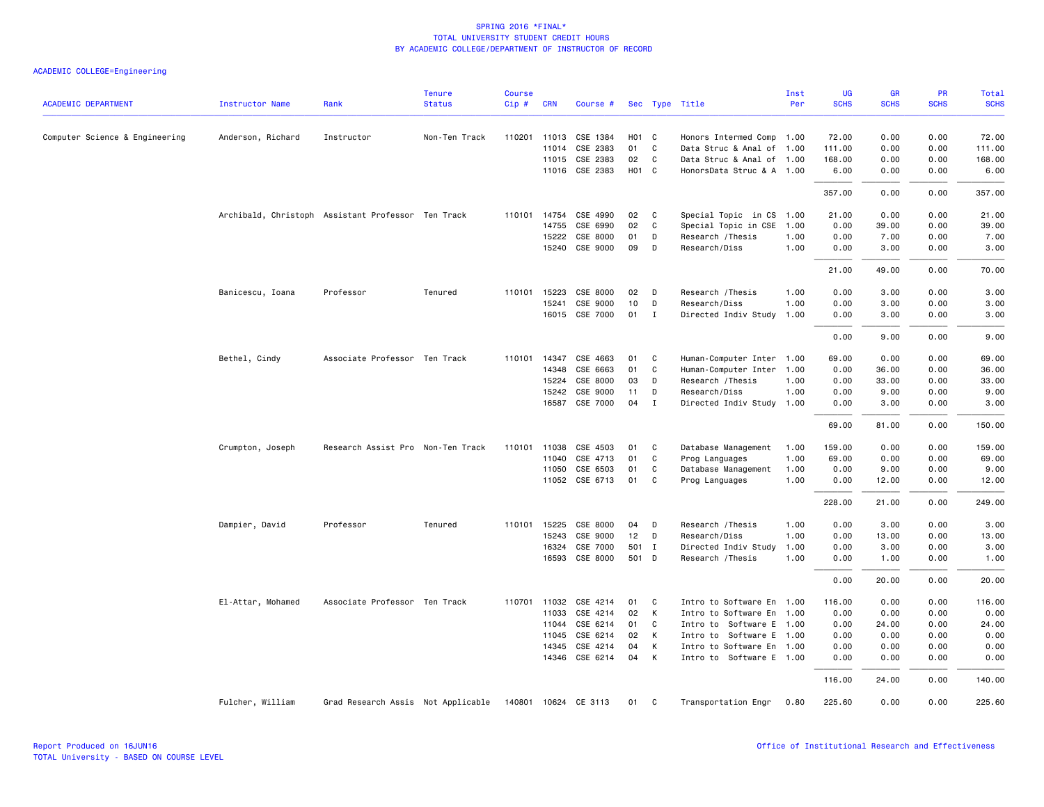SPRING 2016 *FINAL*
TOTAL UNIVERSITY STUDENT CREDIT HOURS
BY ACADEMIC COLLEGE/DEPARTMENT OF INSTRUCTOR OF RECORD

ACADEMIC COLLEGE=Engineering

| ACADEMIC DEPARTMENT | Instructor Name | Rank | Tenure Status | Course Cip # | CRN | Course # | Sec | Type | Title | Inst Per | UG SCHS | GR SCHS | PR SCHS | Total SCHS |
|---|---|---|---|---|---|---|---|---|---|---|---|---|---|---|
| Computer Science & Engineering | Anderson, Richard | Instructor | Non-Ten Track | 110201 | 11013 | CSE 1384 | H01 | C | Honors Intermed Comp | 1.00 | 72.00 | 0.00 | 0.00 | 72.00 |
| | | | | | 11014 | CSE 2383 | 01 | C | Data Struc & Anal of | 1.00 | 111.00 | 0.00 | 0.00 | 111.00 |
| | | | | | 11015 | CSE 2383 | 02 | C | Data Struc & Anal of | 1.00 | 168.00 | 0.00 | 0.00 | 168.00 |
| | | | | | 11016 | CSE 2383 | H01 | C | HonorsData Struc & A | 1.00 | 6.00 | 0.00 | 0.00 | 6.00 |
| | | | | | | | | | | | 357.00 | 0.00 | 0.00 | 357.00 |
| | Archibald, Christoph | Assistant Professor | Ten Track | 110101 | 14754 | CSE 4990 | 02 | C | Special Topic in CS | 1.00 | 21.00 | 0.00 | 0.00 | 21.00 |
| | | | | | 14755 | CSE 6990 | 02 | C | Special Topic in CSE | 1.00 | 0.00 | 39.00 | 0.00 | 39.00 |
| | | | | | 15222 | CSE 8000 | 01 | D | Research /Thesis | 1.00 | 0.00 | 7.00 | 0.00 | 7.00 |
| | | | | | 15240 | CSE 9000 | 09 | D | Research/Diss | 1.00 | 0.00 | 3.00 | 0.00 | 3.00 |
| | | | | | | | | | | | 21.00 | 49.00 | 0.00 | 70.00 |
| | Banicescu, Ioana | Professor | Tenured | 110101 | 15223 | CSE 8000 | 02 | D | Research /Thesis | 1.00 | 0.00 | 3.00 | 0.00 | 3.00 |
| | | | | | 15241 | CSE 9000 | 10 | D | Research/Diss | 1.00 | 0.00 | 3.00 | 0.00 | 3.00 |
| | | | | | 16015 | CSE 7000 | 01 | I | Directed Indiv Study | 1.00 | 0.00 | 3.00 | 0.00 | 3.00 |
| | | | | | | | | | | | 0.00 | 9.00 | 0.00 | 9.00 |
| | Bethel, Cindy | Associate Professor | Ten Track | 110101 | 14347 | CSE 4663 | 01 | C | Human-Computer Inter | 1.00 | 69.00 | 0.00 | 0.00 | 69.00 |
| | | | | | 14348 | CSE 6663 | 01 | C | Human-Computer Inter | 1.00 | 0.00 | 36.00 | 0.00 | 36.00 |
| | | | | | 15224 | CSE 8000 | 03 | D | Research /Thesis | 1.00 | 0.00 | 33.00 | 0.00 | 33.00 |
| | | | | | 15242 | CSE 9000 | 11 | D | Research/Diss | 1.00 | 0.00 | 9.00 | 0.00 | 9.00 |
| | | | | | 16587 | CSE 7000 | 04 | I | Directed Indiv Study | 1.00 | 0.00 | 3.00 | 0.00 | 3.00 |
| | | | | | | | | | | | 69.00 | 81.00 | 0.00 | 150.00 |
| | Crumpton, Joseph | Research Assist Pro | Non-Ten Track | 110101 | 11038 | CSE 4503 | 01 | C | Database Management | 1.00 | 159.00 | 0.00 | 0.00 | 159.00 |
| | | | | | 11040 | CSE 4713 | 01 | C | Prog Languages | 1.00 | 69.00 | 0.00 | 0.00 | 69.00 |
| | | | | | 11050 | CSE 6503 | 01 | C | Database Management | 1.00 | 0.00 | 9.00 | 0.00 | 9.00 |
| | | | | | 11052 | CSE 6713 | 01 | C | Prog Languages | 1.00 | 0.00 | 12.00 | 0.00 | 12.00 |
| | | | | | | | | | | | 228.00 | 21.00 | 0.00 | 249.00 |
| | Dampier, David | Professor | Tenured | 110101 | 15225 | CSE 8000 | 04 | D | Research /Thesis | 1.00 | 0.00 | 3.00 | 0.00 | 3.00 |
| | | | | | 15243 | CSE 9000 | 12 | D | Research/Diss | 1.00 | 0.00 | 13.00 | 0.00 | 13.00 |
| | | | | | 16324 | CSE 7000 | 501 | I | Directed Indiv Study | 1.00 | 0.00 | 3.00 | 0.00 | 3.00 |
| | | | | | 16593 | CSE 8000 | 501 | D | Research /Thesis | 1.00 | 0.00 | 1.00 | 0.00 | 1.00 |
| | | | | | | | | | | | 0.00 | 20.00 | 0.00 | 20.00 |
| | El-Attar, Mohamed | Associate Professor | Ten Track | 110701 | 11032 | CSE 4214 | 01 | C | Intro to Software En | 1.00 | 116.00 | 0.00 | 0.00 | 116.00 |
| | | | | | 11033 | CSE 4214 | 02 | K | Intro to Software En | 1.00 | 0.00 | 0.00 | 0.00 | 0.00 |
| | | | | | 11044 | CSE 6214 | 01 | C | Intro to Software E | 1.00 | 0.00 | 24.00 | 0.00 | 24.00 |
| | | | | | 11045 | CSE 6214 | 02 | K | Intro to Software E | 1.00 | 0.00 | 0.00 | 0.00 | 0.00 |
| | | | | | 14345 | CSE 4214 | 04 | K | Intro to Software En | 1.00 | 0.00 | 0.00 | 0.00 | 0.00 |
| | | | | | 14346 | CSE 6214 | 04 | K | Intro to Software E | 1.00 | 0.00 | 0.00 | 0.00 | 0.00 |
| | | | | | | | | | | | 116.00 | 24.00 | 0.00 | 140.00 |
| | Fulcher, William | Grad Research Assis | Not Applicable | 140801 | 10624 | CE 3113 | 01 | C | Transportation Engr | 0.80 | 225.60 | 0.00 | 0.00 | 225.60 |

Report Produced on 16JUN16
TOTAL University - BASED ON COURSE LEVEL

Office of Institutional Research and Effectiveness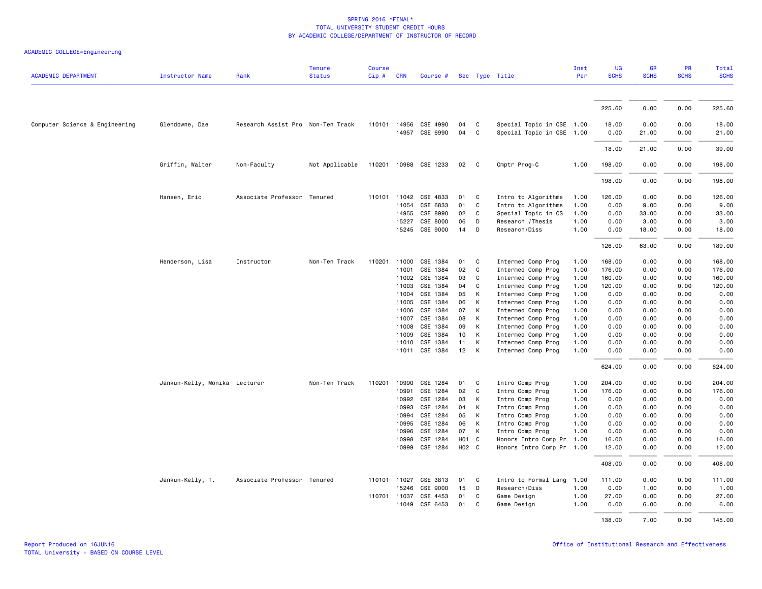SPRING 2016 *FINAL*
TOTAL UNIVERSITY STUDENT CREDIT HOURS
BY ACADEMIC COLLEGE/DEPARTMENT OF INSTRUCTOR OF RECORD

ACADEMIC COLLEGE=Engineering

| ACADEMIC DEPARTMENT | Instructor Name | Rank | Tenure Status | Course Cip # | CRN | Course # | Sec | Type | Title | Inst Per | UG SCHS | GR SCHS | PR SCHS | Total SCHS |
|---|---|---|---|---|---|---|---|---|---|---|---|---|---|---|
| | | | | | | | | | | | 225.60 | 0.00 | 0.00 | 225.60 |
| Computer Science & Engineering | Glendowne, Dae | Research Assist Pro | Non-Ten Track | 110101 | 14956 | CSE 4990 | 04 | C | Special Topic in CSE | 1.00 | 18.00 | 0.00 | 0.00 | 18.00 |
| | | | | | 14957 | CSE 6990 | 04 | C | Special Topic in CSE | 1.00 | 0.00 | 21.00 | 0.00 | 21.00 |
| | | | | | | | | | | | 18.00 | 21.00 | 0.00 | 39.00 |
| | Griffin, Walter | Non-Faculty | Not Applicable | 110201 | 10988 | CSE 1233 | 02 | C | Cmptr Prog-C | 1.00 | 198.00 | 0.00 | 0.00 | 198.00 |
| | | | | | | | | | | | 198.00 | 0.00 | 0.00 | 198.00 |
| | Hansen, Eric | Associate Professor | Tenured | 110101 | 11042 | CSE 4833 | 01 | C | Intro to Algorithms | 1.00 | 126.00 | 0.00 | 0.00 | 126.00 |
| | | | | | 11054 | CSE 6833 | 01 | C | Intro to Algorithms | 1.00 | 0.00 | 9.00 | 0.00 | 9.00 |
| | | | | | 14955 | CSE 8990 | 02 | C | Special Topic in CS | 1.00 | 0.00 | 33.00 | 0.00 | 33.00 |
| | | | | | 15227 | CSE 8000 | 06 | D | Research /Thesis | 1.00 | 0.00 | 3.00 | 0.00 | 3.00 |
| | | | | | 15245 | CSE 9000 | 14 | D | Research/Diss | 1.00 | 0.00 | 18.00 | 0.00 | 18.00 |
| | | | | | | | | | | | 126.00 | 63.00 | 0.00 | 189.00 |
| | Henderson, Lisa | Instructor | Non-Ten Track | 110201 | 11000 | CSE 1384 | 01 | C | Intermed Comp Prog | 1.00 | 168.00 | 0.00 | 0.00 | 168.00 |
| | | | | | 11001 | CSE 1384 | 02 | C | Intermed Comp Prog | 1.00 | 176.00 | 0.00 | 0.00 | 176.00 |
| | | | | | 11002 | CSE 1384 | 03 | C | Intermed Comp Prog | 1.00 | 160.00 | 0.00 | 0.00 | 160.00 |
| | | | | | 11003 | CSE 1384 | 04 | C | Intermed Comp Prog | 1.00 | 120.00 | 0.00 | 0.00 | 120.00 |
| | | | | | 11004 | CSE 1384 | 05 | K | Intermed Comp Prog | 1.00 | 0.00 | 0.00 | 0.00 | 0.00 |
| | | | | | 11005 | CSE 1384 | 06 | K | Intermed Comp Prog | 1.00 | 0.00 | 0.00 | 0.00 | 0.00 |
| | | | | | 11006 | CSE 1384 | 07 | K | Intermed Comp Prog | 1.00 | 0.00 | 0.00 | 0.00 | 0.00 |
| | | | | | 11007 | CSE 1384 | 08 | K | Intermed Comp Prog | 1.00 | 0.00 | 0.00 | 0.00 | 0.00 |
| | | | | | 11008 | CSE 1384 | 09 | K | Intermed Comp Prog | 1.00 | 0.00 | 0.00 | 0.00 | 0.00 |
| | | | | | 11009 | CSE 1384 | 10 | K | Intermed Comp Prog | 1.00 | 0.00 | 0.00 | 0.00 | 0.00 |
| | | | | | 11010 | CSE 1384 | 11 | K | Intermed Comp Prog | 1.00 | 0.00 | 0.00 | 0.00 | 0.00 |
| | | | | | 11011 | CSE 1384 | 12 | K | Intermed Comp Prog | 1.00 | 0.00 | 0.00 | 0.00 | 0.00 |
| | | | | | | | | | | | 624.00 | 0.00 | 0.00 | 624.00 |
| | Jankun-Kelly, Monika | Lecturer | Non-Ten Track | 110201 | 10990 | CSE 1284 | 01 | C | Intro Comp Prog | 1.00 | 204.00 | 0.00 | 0.00 | 204.00 |
| | | | | | 10991 | CSE 1284 | 02 | C | Intro Comp Prog | 1.00 | 176.00 | 0.00 | 0.00 | 176.00 |
| | | | | | 10992 | CSE 1284 | 03 | K | Intro Comp Prog | 1.00 | 0.00 | 0.00 | 0.00 | 0.00 |
| | | | | | 10993 | CSE 1284 | 04 | K | Intro Comp Prog | 1.00 | 0.00 | 0.00 | 0.00 | 0.00 |
| | | | | | 10994 | CSE 1284 | 05 | K | Intro Comp Prog | 1.00 | 0.00 | 0.00 | 0.00 | 0.00 |
| | | | | | 10995 | CSE 1284 | 06 | K | Intro Comp Prog | 1.00 | 0.00 | 0.00 | 0.00 | 0.00 |
| | | | | | 10996 | CSE 1284 | 07 | K | Intro Comp Prog | 1.00 | 0.00 | 0.00 | 0.00 | 0.00 |
| | | | | | 10998 | CSE 1284 | H01 | C | Honors Intro Comp Pr | 1.00 | 16.00 | 0.00 | 0.00 | 16.00 |
| | | | | | 10999 | CSE 1284 | H02 | C | Honors Intro Comp Pr | 1.00 | 12.00 | 0.00 | 0.00 | 12.00 |
| | | | | | | | | | | | 408.00 | 0.00 | 0.00 | 408.00 |
| | Jankun-Kelly, T. | Associate Professor | Tenured | 110101 | 11027 | CSE 3813 | 01 | C | Intro to Formal Lang | 1.00 | 111.00 | 0.00 | 0.00 | 111.00 |
| | | | | | 15246 | CSE 9000 | 15 | D | Research/Diss | 1.00 | 0.00 | 1.00 | 0.00 | 1.00 |
| | | | | 110701 | 11037 | CSE 4453 | 01 | C | Game Design | 1.00 | 27.00 | 0.00 | 0.00 | 27.00 |
| | | | | | 11049 | CSE 6453 | 01 | C | Game Design | 1.00 | 0.00 | 6.00 | 0.00 | 6.00 |
| | | | | | | | | | | | 138.00 | 7.00 | 0.00 | 145.00 |

Report Produced on 16JUN16
TOTAL University - BASED ON COURSE LEVEL

Office of Institutional Research and Effectiveness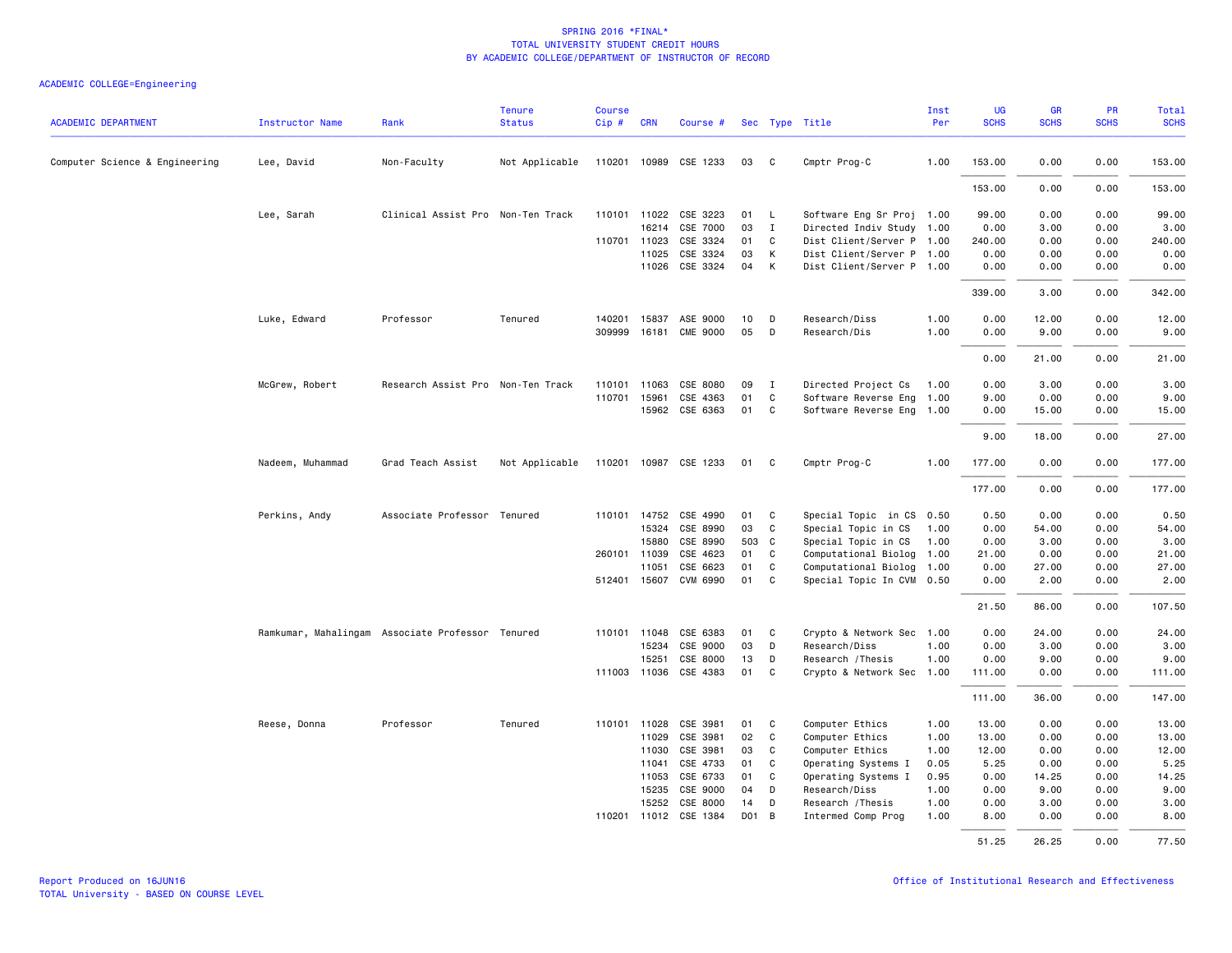SPRING 2016 *FINAL*
TOTAL UNIVERSITY STUDENT CREDIT HOURS
BY ACADEMIC COLLEGE/DEPARTMENT OF INSTRUCTOR OF RECORD

ACADEMIC COLLEGE=Engineering

| ACADEMIC DEPARTMENT | Instructor Name | Rank | Tenure Status | Course Cip # | CRN | Course # | Sec | Type | Title | Inst Per | UG SCHS | GR SCHS | PR SCHS | Total SCHS |
|---|---|---|---|---|---|---|---|---|---|---|---|---|---|---|
| Computer Science & Engineering | Lee, David | Non-Faculty | Not Applicable | 110201 | 10989 | CSE 1233 | 03 | C | Cmptr Prog-C | 1.00 | 153.00 | 0.00 | 0.00 | 153.00 |
| | | | | | | | | | | | 153.00 | 0.00 | 0.00 | 153.00 |
| | Lee, Sarah | Clinical Assist Pro | Non-Ten Track | 110101 | 11022 | CSE 3223 | 01 | L | Software Eng Sr Proj | 1.00 | 99.00 | 0.00 | 0.00 | 99.00 |
| | | | | | 16214 | CSE 7000 | 03 | I | Directed Indiv Study | 1.00 | 0.00 | 3.00 | 0.00 | 3.00 |
| | | | | 110701 | 11023 | CSE 3324 | 01 | C | Dist Client/Server P | 1.00 | 240.00 | 0.00 | 0.00 | 240.00 |
| | | | | | 11025 | CSE 3324 | 03 | K | Dist Client/Server P | 1.00 | 0.00 | 0.00 | 0.00 | 0.00 |
| | | | | | 11026 | CSE 3324 | 04 | K | Dist Client/Server P | 1.00 | 0.00 | 0.00 | 0.00 | 0.00 |
| | | | | | | | | | | | 339.00 | 3.00 | 0.00 | 342.00 |
| | Luke, Edward | Professor | Tenured | 140201 | 15837 | ASE 9000 | 10 | D | Research/Diss | 1.00 | 0.00 | 12.00 | 0.00 | 12.00 |
| | | | | 309999 | 16181 | CME 9000 | 05 | D | Research/Dis | 1.00 | 0.00 | 9.00 | 0.00 | 9.00 |
| | | | | | | | | | | | 0.00 | 21.00 | 0.00 | 21.00 |
| | McGrew, Robert | Research Assist Pro | Non-Ten Track | 110101 | 11063 | CSE 8080 | 09 | I | Directed Project Cs | 1.00 | 0.00 | 3.00 | 0.00 | 3.00 |
| | | | | 110701 | 15961 | CSE 4363 | 01 | C | Software Reverse Eng | 1.00 | 9.00 | 0.00 | 0.00 | 9.00 |
| | | | | | 15962 | CSE 6363 | 01 | C | Software Reverse Eng | 1.00 | 0.00 | 15.00 | 0.00 | 15.00 |
| | | | | | | | | | | | 9.00 | 18.00 | 0.00 | 27.00 |
| | Nadeem, Muhammad | Grad Teach Assist | Not Applicable | 110201 | 10987 | CSE 1233 | 01 | C | Cmptr Prog-C | 1.00 | 177.00 | 0.00 | 0.00 | 177.00 |
| | | | | | | | | | | | 177.00 | 0.00 | 0.00 | 177.00 |
| | Perkins, Andy | Associate Professor | Tenured | 110101 | 14752 | CSE 4990 | 01 | C | Special Topic in CS | 0.50 | 0.50 | 0.00 | 0.00 | 0.50 |
| | | | | | 15324 | CSE 8990 | 03 | C | Special Topic in CS | 1.00 | 0.00 | 54.00 | 0.00 | 54.00 |
| | | | | | 15880 | CSE 8990 | 503 | C | Special Topic in CS | 1.00 | 0.00 | 3.00 | 0.00 | 3.00 |
| | | | | 260101 | 11039 | CSE 4623 | 01 | C | Computational Biolog | 1.00 | 21.00 | 0.00 | 0.00 | 21.00 |
| | | | | | 11051 | CSE 6623 | 01 | C | Computational Biolog | 1.00 | 0.00 | 27.00 | 0.00 | 27.00 |
| | | | | 512401 | 15607 | CVM 6990 | 01 | C | Special Topic In CVM | 0.50 | 0.00 | 2.00 | 0.00 | 2.00 |
| | | | | | | | | | | | 21.50 | 86.00 | 0.00 | 107.50 |
| | Ramkumar, Mahalingam | Associate Professor | Tenured | 110101 | 11048 | CSE 6383 | 01 | C | Crypto & Network Sec | 1.00 | 0.00 | 24.00 | 0.00 | 24.00 |
| | | | | | 15234 | CSE 9000 | 03 | D | Research/Diss | 1.00 | 0.00 | 3.00 | 0.00 | 3.00 |
| | | | | | 15251 | CSE 8000 | 13 | D | Research /Thesis | 1.00 | 0.00 | 9.00 | 0.00 | 9.00 |
| | | | | 111003 | 11036 | CSE 4383 | 01 | C | Crypto & Network Sec | 1.00 | 111.00 | 0.00 | 0.00 | 111.00 |
| | | | | | | | | | | | 111.00 | 36.00 | 0.00 | 147.00 |
| | Reese, Donna | Professor | Tenured | 110101 | 11028 | CSE 3981 | 01 | C | Computer Ethics | 1.00 | 13.00 | 0.00 | 0.00 | 13.00 |
| | | | | | 11029 | CSE 3981 | 02 | C | Computer Ethics | 1.00 | 13.00 | 0.00 | 0.00 | 13.00 |
| | | | | | 11030 | CSE 3981 | 03 | C | Computer Ethics | 1.00 | 12.00 | 0.00 | 0.00 | 12.00 |
| | | | | | 11041 | CSE 4733 | 01 | C | Operating Systems I | 0.05 | 5.25 | 0.00 | 0.00 | 5.25 |
| | | | | | 11053 | CSE 6733 | 01 | C | Operating Systems I | 0.95 | 0.00 | 14.25 | 0.00 | 14.25 |
| | | | | | 15235 | CSE 9000 | 04 | D | Research/Diss | 1.00 | 0.00 | 9.00 | 0.00 | 9.00 |
| | | | | | 15252 | CSE 8000 | 14 | D | Research /Thesis | 1.00 | 0.00 | 3.00 | 0.00 | 3.00 |
| | | | | 110201 | 11012 | CSE 1384 | D01 | B | Intermed Comp Prog | 1.00 | 8.00 | 0.00 | 0.00 | 8.00 |
| | | | | | | | | | | | 51.25 | 26.25 | 0.00 | 77.50 |

Report Produced on 16JUN16
TOTAL University - BASED ON COURSE LEVEL

Office of Institutional Research and Effectiveness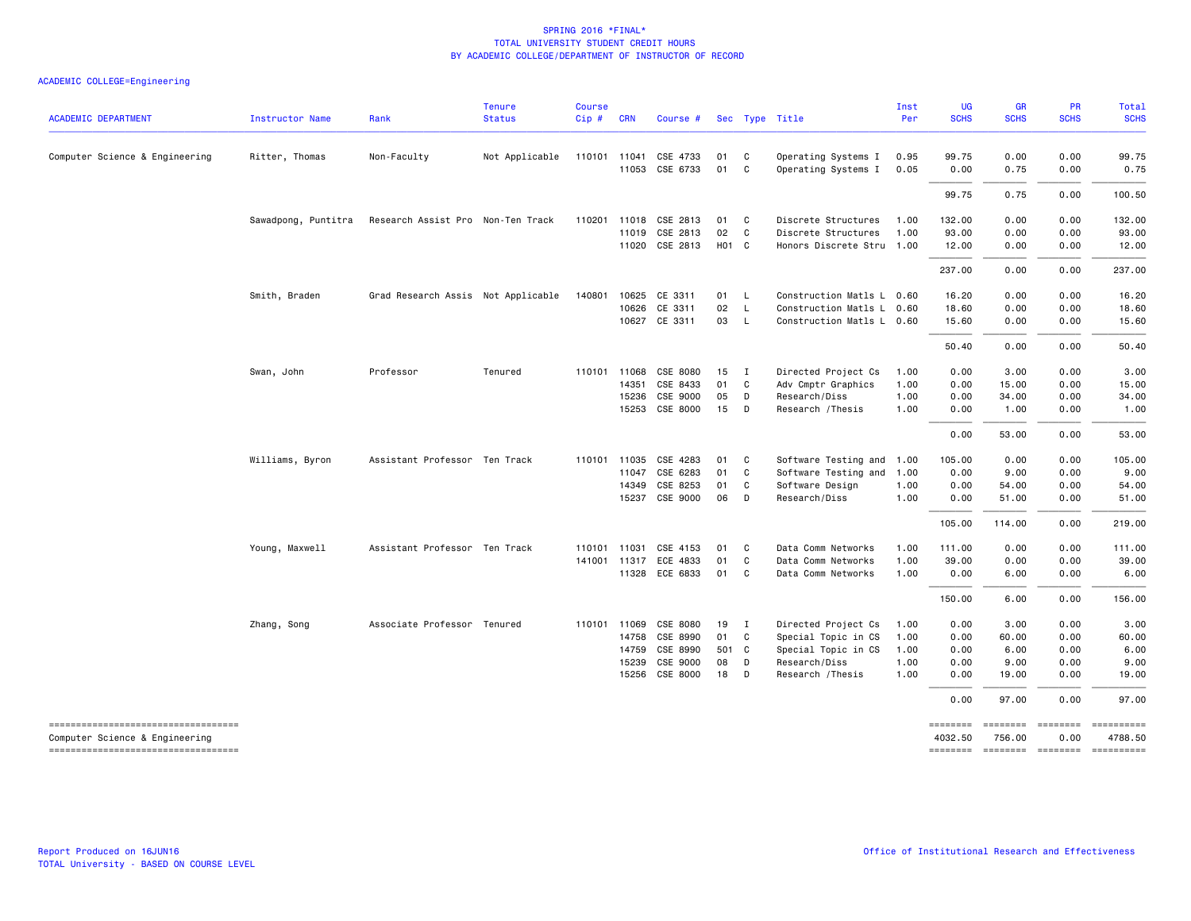SPRING 2016 *FINAL*
TOTAL UNIVERSITY STUDENT CREDIT HOURS
BY ACADEMIC COLLEGE/DEPARTMENT OF INSTRUCTOR OF RECORD

ACADEMIC COLLEGE=Engineering

| ACADEMIC DEPARTMENT | Instructor Name | Rank | Tenure Status | Course Cip # | CRN | Course # | Sec | Type | Title | Inst Per | UG SCHS | GR SCHS | PR SCHS | Total SCHS |
|---|---|---|---|---|---|---|---|---|---|---|---|---|---|---|
| Computer Science & Engineering | Ritter, Thomas | Non-Faculty | Not Applicable | 110101 | 11041 | CSE 4733 | 01 | C | Operating Systems I | 0.95 | 99.75 | 0.00 | 0.00 | 99.75 |
| | | | | | 11053 | CSE 6733 | 01 | C | Operating Systems I | 0.05 | 0.00 | 0.75 | 0.00 | 0.75 |
| | | | | | | | | | | | 99.75 | 0.75 | 0.00 | 100.50 |
| | Sawadpong, Puntitra | Research Assist Pro | Non-Ten Track | 110201 | 11018 | CSE 2813 | 01 | C | Discrete Structures | 1.00 | 132.00 | 0.00 | 0.00 | 132.00 |
| | | | | | 11019 | CSE 2813 | 02 | C | Discrete Structures | 1.00 | 93.00 | 0.00 | 0.00 | 93.00 |
| | | | | | 11020 | CSE 2813 | H01 | C | Honors Discrete Stru | 1.00 | 12.00 | 0.00 | 0.00 | 12.00 |
| | | | | | | | | | | | 237.00 | 0.00 | 0.00 | 237.00 |
| | Smith, Braden | Grad Research Assis | Not Applicable | 140801 | 10625 | CE 3311 | 01 | L | Construction Matls L | 0.60 | 16.20 | 0.00 | 0.00 | 16.20 |
| | | | | | 10626 | CE 3311 | 02 | L | Construction Matls L | 0.60 | 18.60 | 0.00 | 0.00 | 18.60 |
| | | | | | 10627 | CE 3311 | 03 | L | Construction Matls L | 0.60 | 15.60 | 0.00 | 0.00 | 15.60 |
| | | | | | | | | | | | 50.40 | 0.00 | 0.00 | 50.40 |
| | Swan, John | Professor | Tenured | 110101 | 11068 | CSE 8080 | 15 | I | Directed Project Cs | 1.00 | 0.00 | 3.00 | 0.00 | 3.00 |
| | | | | | 14351 | CSE 8433 | 01 | C | Adv Cmptr Graphics | 1.00 | 0.00 | 15.00 | 0.00 | 15.00 |
| | | | | | 15236 | CSE 9000 | 05 | D | Research/Diss | 1.00 | 0.00 | 34.00 | 0.00 | 34.00 |
| | | | | | 15253 | CSE 8000 | 15 | D | Research /Thesis | 1.00 | 0.00 | 1.00 | 0.00 | 1.00 |
| | | | | | | | | | | | 0.00 | 53.00 | 0.00 | 53.00 |
| | Williams, Byron | Assistant Professor | Ten Track | 110101 | 11035 | CSE 4283 | 01 | C | Software Testing and | 1.00 | 105.00 | 0.00 | 0.00 | 105.00 |
| | | | | | 11047 | CSE 6283 | 01 | C | Software Testing and | 1.00 | 0.00 | 9.00 | 0.00 | 9.00 |
| | | | | | 14349 | CSE 8253 | 01 | C | Software Design | 1.00 | 0.00 | 54.00 | 0.00 | 54.00 |
| | | | | | 15237 | CSE 9000 | 06 | D | Research/Diss | 1.00 | 0.00 | 51.00 | 0.00 | 51.00 |
| | | | | | | | | | | | 105.00 | 114.00 | 0.00 | 219.00 |
| | Young, Maxwell | Assistant Professor | Ten Track | 110101 | 11031 | CSE 4153 | 01 | C | Data Comm Networks | 1.00 | 111.00 | 0.00 | 0.00 | 111.00 |
| | | | | 141001 | 11317 | ECE 4833 | 01 | C | Data Comm Networks | 1.00 | 39.00 | 0.00 | 0.00 | 39.00 |
| | | | | | 11328 | ECE 6833 | 01 | C | Data Comm Networks | 1.00 | 0.00 | 6.00 | 0.00 | 6.00 |
| | | | | | | | | | | | 150.00 | 6.00 | 0.00 | 156.00 |
| | Zhang, Song | Associate Professor | Tenured | 110101 | 11069 | CSE 8080 | 19 | I | Directed Project Cs | 1.00 | 0.00 | 3.00 | 0.00 | 3.00 |
| | | | | | 14758 | CSE 8990 | 01 | C | Special Topic in CS | 1.00 | 0.00 | 60.00 | 0.00 | 60.00 |
| | | | | | 14759 | CSE 8990 | 501 | C | Special Topic in CS | 1.00 | 0.00 | 6.00 | 0.00 | 6.00 |
| | | | | | 15239 | CSE 9000 | 08 | D | Research/Diss | 1.00 | 0.00 | 9.00 | 0.00 | 9.00 |
| | | | | | 15256 | CSE 8000 | 18 | D | Research /Thesis | 1.00 | 0.00 | 19.00 | 0.00 | 19.00 |
| | | | | | | | | | | | 0.00 | 97.00 | 0.00 | 97.00 |
| Computer Science & Engineering | | | | | | | | | | | 4032.50 | 756.00 | 0.00 | 4788.50 |

Report Produced on 16JUN16
TOTAL University - BASED ON COURSE LEVEL

Office of Institutional Research and Effectiveness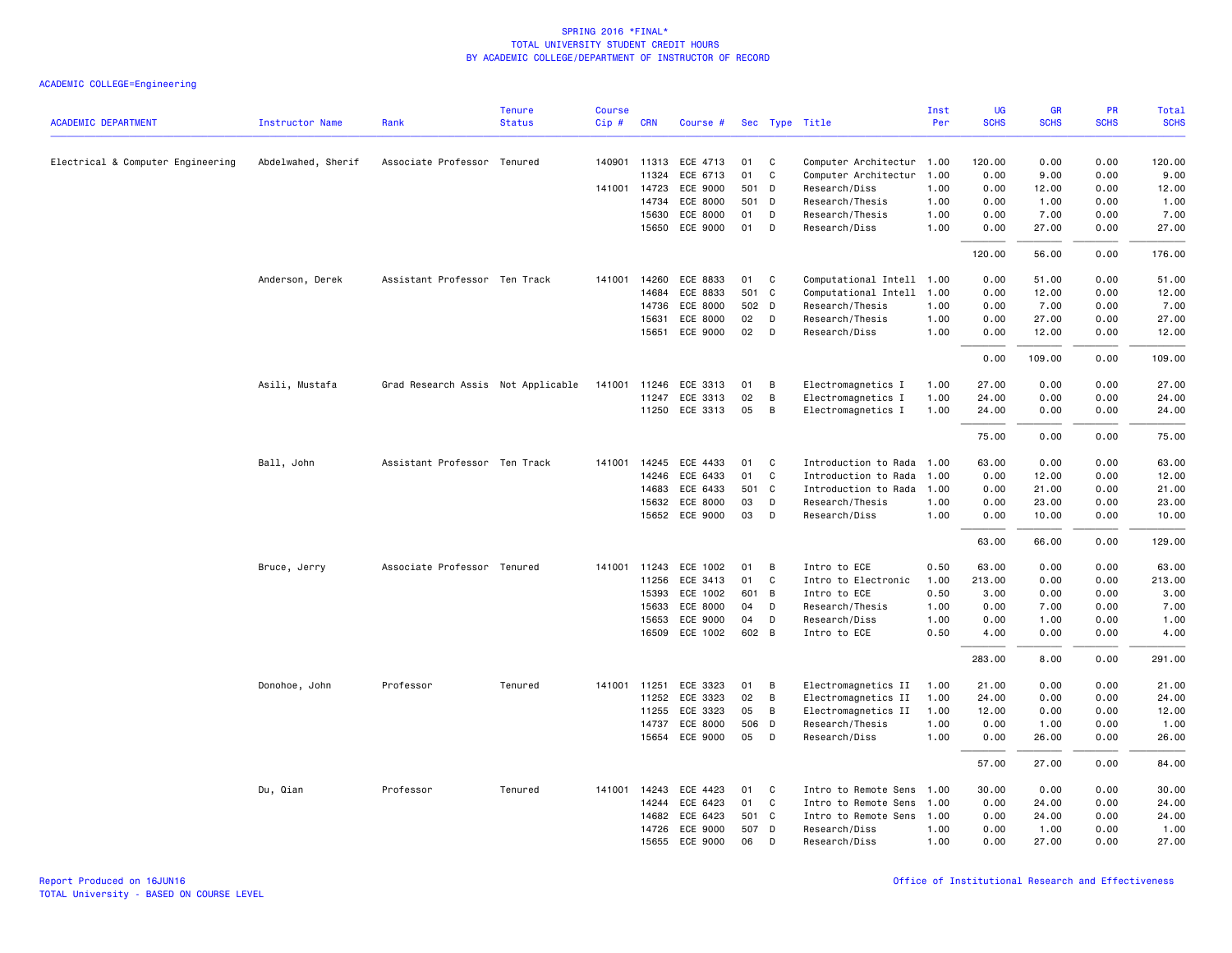# SPRING 2016 *FINAL*
## TOTAL UNIVERSITY STUDENT CREDIT HOURS
## BY ACADEMIC COLLEGE/DEPARTMENT OF INSTRUCTOR OF RECORD

ACADEMIC COLLEGE=Engineering

| ACADEMIC DEPARTMENT | Instructor Name | Rank | Tenure Status | Course Cip # | CRN | Course # | Sec | Type | Title | Inst Per | UG SCHS | GR SCHS | PR SCHS | Total SCHS |
|---|---|---|---|---|---|---|---|---|---|---|---|---|---|---|
| Electrical & Computer Engineering | Abdelwahed, Sherif | Associate Professor | Tenured | 140901 | 11313 | ECE 4713 | 01 | C | Computer Architectur | 1.00 | 120.00 | 0.00 | 0.00 | 120.00 |
| | | | | | 11324 | ECE 6713 | 01 | C | Computer Architectur | 1.00 | 0.00 | 9.00 | 0.00 | 9.00 |
| | | | | 141001 | 14723 | ECE 9000 | 501 | D | Research/Diss | 1.00 | 0.00 | 12.00 | 0.00 | 12.00 |
| | | | | | 14734 | ECE 8000 | 501 | D | Research/Thesis | 1.00 | 0.00 | 1.00 | 0.00 | 1.00 |
| | | | | | 15630 | ECE 8000 | 01 | D | Research/Thesis | 1.00 | 0.00 | 7.00 | 0.00 | 7.00 |
| | | | | | 15650 | ECE 9000 | 01 | D | Research/Diss | 1.00 | 0.00 | 27.00 | 0.00 | 27.00 |
| | | | | | | | | | | | 120.00 | 56.00 | 0.00 | 176.00 |
| | Anderson, Derek | Assistant Professor | Ten Track | 141001 | 14260 | ECE 8833 | 01 | C | Computational Intell | 1.00 | 0.00 | 51.00 | 0.00 | 51.00 |
| | | | | | 14684 | ECE 8833 | 501 | C | Computational Intell | 1.00 | 0.00 | 12.00 | 0.00 | 12.00 |
| | | | | | 14736 | ECE 8000 | 502 | D | Research/Thesis | 1.00 | 0.00 | 7.00 | 0.00 | 7.00 |
| | | | | | 15631 | ECE 8000 | 02 | D | Research/Thesis | 1.00 | 0.00 | 27.00 | 0.00 | 27.00 |
| | | | | | 15651 | ECE 9000 | 02 | D | Research/Diss | 1.00 | 0.00 | 12.00 | 0.00 | 12.00 |
| | | | | | | | | | | | 0.00 | 109.00 | 0.00 | 109.00 |
| | Asili, Mustafa | Grad Research Assis | Not Applicable | 141001 | 11246 | ECE 3313 | 01 | B | Electromagnetics I | 1.00 | 27.00 | 0.00 | 0.00 | 27.00 |
| | | | | | 11247 | ECE 3313 | 02 | B | Electromagnetics I | 1.00 | 24.00 | 0.00 | 0.00 | 24.00 |
| | | | | | 11250 | ECE 3313 | 05 | B | Electromagnetics I | 1.00 | 24.00 | 0.00 | 0.00 | 24.00 |
| | | | | | | | | | | | 75.00 | 0.00 | 0.00 | 75.00 |
| | Ball, John | Assistant Professor | Ten Track | 141001 | 14245 | ECE 4433 | 01 | C | Introduction to Rada | 1.00 | 63.00 | 0.00 | 0.00 | 63.00 |
| | | | | | 14246 | ECE 6433 | 01 | C | Introduction to Rada | 1.00 | 0.00 | 12.00 | 0.00 | 12.00 |
| | | | | | 14683 | ECE 6433 | 501 | C | Introduction to Rada | 1.00 | 0.00 | 21.00 | 0.00 | 21.00 |
| | | | | | 15632 | ECE 8000 | 03 | D | Research/Thesis | 1.00 | 0.00 | 23.00 | 0.00 | 23.00 |
| | | | | | 15652 | ECE 9000 | 03 | D | Research/Diss | 1.00 | 0.00 | 10.00 | 0.00 | 10.00 |
| | | | | | | | | | | | 63.00 | 66.00 | 0.00 | 129.00 |
| | Bruce, Jerry | Associate Professor | Tenured | 141001 | 11243 | ECE 1002 | 01 | B | Intro to ECE | 0.50 | 63.00 | 0.00 | 0.00 | 63.00 |
| | | | | | 11256 | ECE 3413 | 01 | C | Intro to Electronic | 1.00 | 213.00 | 0.00 | 0.00 | 213.00 |
| | | | | | 15393 | ECE 1002 | 601 | B | Intro to ECE | 0.50 | 3.00 | 0.00 | 0.00 | 3.00 |
| | | | | | 15633 | ECE 8000 | 04 | D | Research/Thesis | 1.00 | 0.00 | 7.00 | 0.00 | 7.00 |
| | | | | | 15653 | ECE 9000 | 04 | D | Research/Diss | 1.00 | 0.00 | 1.00 | 0.00 | 1.00 |
| | | | | | 16509 | ECE 1002 | 602 | B | Intro to ECE | 0.50 | 4.00 | 0.00 | 0.00 | 4.00 |
| | | | | | | | | | | | 283.00 | 8.00 | 0.00 | 291.00 |
| | Donohoe, John | Professor | Tenured | 141001 | 11251 | ECE 3323 | 01 | B | Electromagnetics II | 1.00 | 21.00 | 0.00 | 0.00 | 21.00 |
| | | | | | 11252 | ECE 3323 | 02 | B | Electromagnetics II | 1.00 | 24.00 | 0.00 | 0.00 | 24.00 |
| | | | | | 11255 | ECE 3323 | 05 | B | Electromagnetics II | 1.00 | 12.00 | 0.00 | 0.00 | 12.00 |
| | | | | | 14737 | ECE 8000 | 506 | D | Research/Thesis | 1.00 | 0.00 | 1.00 | 0.00 | 1.00 |
| | | | | | 15654 | ECE 9000 | 05 | D | Research/Diss | 1.00 | 0.00 | 26.00 | 0.00 | 26.00 |
| | | | | | | | | | | | 57.00 | 27.00 | 0.00 | 84.00 |
| | Du, Qian | Professor | Tenured | 141001 | 14243 | ECE 4423 | 01 | C | Intro to Remote Sens | 1.00 | 30.00 | 0.00 | 0.00 | 30.00 |
| | | | | | 14244 | ECE 6423 | 01 | C | Intro to Remote Sens | 1.00 | 0.00 | 24.00 | 0.00 | 24.00 |
| | | | | | 14682 | ECE 6423 | 501 | C | Intro to Remote Sens | 1.00 | 0.00 | 24.00 | 0.00 | 24.00 |
| | | | | | 14726 | ECE 9000 | 507 | D | Research/Diss | 1.00 | 0.00 | 1.00 | 0.00 | 1.00 |
| | | | | | 15655 | ECE 9000 | 06 | D | Research/Diss | 1.00 | 0.00 | 27.00 | 0.00 | 27.00 |

Report Produced on 16JUN16
TOTAL University - BASED ON COURSE LEVEL

Office of Institutional Research and Effectiveness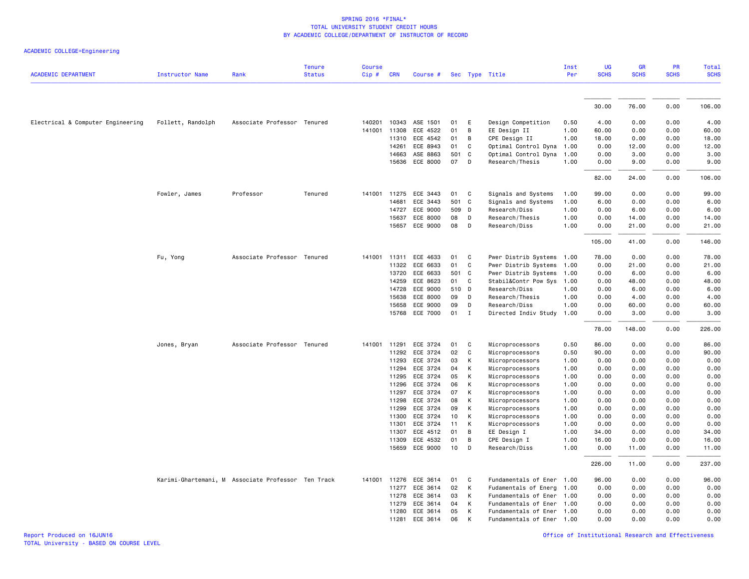SPRING 2016 *FINAL*
TOTAL UNIVERSITY STUDENT CREDIT HOURS
BY ACADEMIC COLLEGE/DEPARTMENT OF INSTRUCTOR OF RECORD

ACADEMIC COLLEGE=Engineering

| ACADEMIC DEPARTMENT | Instructor Name | Rank | Tenure Status | Course Cip # | CRN | Course # | Sec | Type | Title | Inst Per | UG SCHS | GR SCHS | PR SCHS | Total SCHS |
|---|---|---|---|---|---|---|---|---|---|---|---|---|---|---|
| | | | | | | | | | | | 30.00 | 76.00 | 0.00 | 106.00 |
| Electrical & Computer Engineering | Follett, Randolph | Associate Professor | Tenured | 140201 | 10343 | ASE 1501 | 01 | E | Design Competition | 0.50 | 4.00 | 0.00 | 0.00 | 4.00 |
| | | | | 141001 | 11308 | ECE 4522 | 01 | B | EE Design II | 1.00 | 60.00 | 0.00 | 0.00 | 60.00 |
| | | | | | 11310 | ECE 4542 | 01 | B | CPE Design II | 1.00 | 18.00 | 0.00 | 0.00 | 18.00 |
| | | | | | 14261 | ECE 8943 | 01 | C | Optimal Control Dyna | 1.00 | 0.00 | 12.00 | 0.00 | 12.00 |
| | | | | | 14663 | ASE 8863 | 501 | C | Optimal Control Dyna | 1.00 | 0.00 | 3.00 | 0.00 | 3.00 |
| | | | | | 15636 | ECE 8000 | 07 | D | Research/Thesis | 1.00 | 0.00 | 9.00 | 0.00 | 9.00 |
| | | | | | | | | | | | 82.00 | 24.00 | 0.00 | 106.00 |
| | Fowler, James | Professor | Tenured | 141001 | 11275 | ECE 3443 | 01 | C | Signals and Systems | 1.00 | 99.00 | 0.00 | 0.00 | 99.00 |
| | | | | | 14681 | ECE 3443 | 501 | C | Signals and Systems | 1.00 | 6.00 | 0.00 | 0.00 | 6.00 |
| | | | | | 14727 | ECE 9000 | 509 | D | Research/Diss | 1.00 | 0.00 | 6.00 | 0.00 | 6.00 |
| | | | | | 15637 | ECE 8000 | 08 | D | Research/Thesis | 1.00 | 0.00 | 14.00 | 0.00 | 14.00 |
| | | | | | 15657 | ECE 9000 | 08 | D | Research/Diss | 1.00 | 0.00 | 21.00 | 0.00 | 21.00 |
| | | | | | | | | | | | 105.00 | 41.00 | 0.00 | 146.00 |
| | Fu, Yong | Associate Professor | Tenured | 141001 | 11311 | ECE 4633 | 01 | C | Pwer Distrib Systems | 1.00 | 78.00 | 0.00 | 0.00 | 78.00 |
| | | | | | 11322 | ECE 6633 | 01 | C | Pwer Distrib Systems | 1.00 | 0.00 | 21.00 | 0.00 | 21.00 |
| | | | | | 13720 | ECE 6633 | 501 | C | Pwer Distrib Systems | 1.00 | 0.00 | 6.00 | 0.00 | 6.00 |
| | | | | | 14259 | ECE 8623 | 01 | C | Stabil&Contr Pow Sys | 1.00 | 0.00 | 48.00 | 0.00 | 48.00 |
| | | | | | 14728 | ECE 9000 | 510 | D | Research/Diss | 1.00 | 0.00 | 6.00 | 0.00 | 6.00 |
| | | | | | 15638 | ECE 8000 | 09 | D | Research/Thesis | 1.00 | 0.00 | 4.00 | 0.00 | 4.00 |
| | | | | | 15658 | ECE 9000 | 09 | D | Research/Diss | 1.00 | 0.00 | 60.00 | 0.00 | 60.00 |
| | | | | | 15768 | ECE 7000 | 01 | I | Directed Indiv Study | 1.00 | 0.00 | 3.00 | 0.00 | 3.00 |
| | | | | | | | | | | | 78.00 | 148.00 | 0.00 | 226.00 |
| | Jones, Bryan | Associate Professor | Tenured | 141001 | 11291 | ECE 3724 | 01 | C | Microprocessors | 0.50 | 86.00 | 0.00 | 0.00 | 86.00 |
| | | | | | 11292 | ECE 3724 | 02 | C | Microprocessors | 0.50 | 90.00 | 0.00 | 0.00 | 90.00 |
| | | | | | 11293 | ECE 3724 | 03 | K | Microprocessors | 1.00 | 0.00 | 0.00 | 0.00 | 0.00 |
| | | | | | 11294 | ECE 3724 | 04 | K | Microprocessors | 1.00 | 0.00 | 0.00 | 0.00 | 0.00 |
| | | | | | 11295 | ECE 3724 | 05 | K | Microprocessors | 1.00 | 0.00 | 0.00 | 0.00 | 0.00 |
| | | | | | 11296 | ECE 3724 | 06 | K | Microprocessors | 1.00 | 0.00 | 0.00 | 0.00 | 0.00 |
| | | | | | 11297 | ECE 3724 | 07 | K | Microprocessors | 1.00 | 0.00 | 0.00 | 0.00 | 0.00 |
| | | | | | 11298 | ECE 3724 | 08 | K | Microprocessors | 1.00 | 0.00 | 0.00 | 0.00 | 0.00 |
| | | | | | 11299 | ECE 3724 | 09 | K | Microprocessors | 1.00 | 0.00 | 0.00 | 0.00 | 0.00 |
| | | | | | 11300 | ECE 3724 | 10 | K | Microprocessors | 1.00 | 0.00 | 0.00 | 0.00 | 0.00 |
| | | | | | 11301 | ECE 3724 | 11 | K | Microprocessors | 1.00 | 0.00 | 0.00 | 0.00 | 0.00 |
| | | | | | 11307 | ECE 4512 | 01 | B | EE Design I | 1.00 | 34.00 | 0.00 | 0.00 | 34.00 |
| | | | | | 11309 | ECE 4532 | 01 | B | CPE Design I | 1.00 | 16.00 | 0.00 | 0.00 | 16.00 |
| | | | | | 15659 | ECE 9000 | 10 | D | Research/Diss | 1.00 | 0.00 | 11.00 | 0.00 | 11.00 |
| | | | | | | | | | | | 226.00 | 11.00 | 0.00 | 237.00 |
| | Karimi-Ghartemani, M | Associate Professor | Ten Track | 141001 | 11276 | ECE 3614 | 01 | C | Fundamentals of Ener | 1.00 | 96.00 | 0.00 | 0.00 | 96.00 |
| | | | | | 11277 | ECE 3614 | 02 | K | Fudamentals of Energ | 1.00 | 0.00 | 0.00 | 0.00 | 0.00 |
| | | | | | 11278 | ECE 3614 | 03 | K | Fundamentals of Ener | 1.00 | 0.00 | 0.00 | 0.00 | 0.00 |
| | | | | | 11279 | ECE 3614 | 04 | K | Fundamentals of Ener | 1.00 | 0.00 | 0.00 | 0.00 | 0.00 |
| | | | | | 11280 | ECE 3614 | 05 | K | Fundamentals of Ener | 1.00 | 0.00 | 0.00 | 0.00 | 0.00 |
| | | | | | 11281 | ECE 3614 | 06 | K | Fundamentals of Ener | 1.00 | 0.00 | 0.00 | 0.00 | 0.00 |

Report Produced on 16JUN16
TOTAL University - BASED ON COURSE LEVEL

Office of Institutional Research and Effectiveness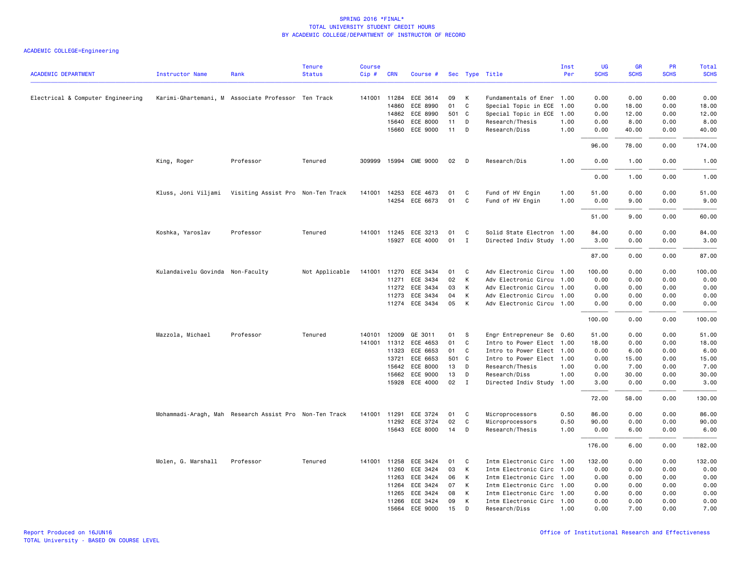# SPRING 2016 *FINAL*
## TOTAL UNIVERSITY STUDENT CREDIT HOURS
## BY ACADEMIC COLLEGE/DEPARTMENT OF INSTRUCTOR OF RECORD

ACADEMIC COLLEGE=Engineering

| ACADEMIC DEPARTMENT | Instructor Name | Rank | Tenure Status | Course Cip # | CRN | Course # | Sec | Type | Title | Inst Per | UG SCHS | GR SCHS | PR SCHS | Total SCHS |
|---|---|---|---|---|---|---|---|---|---|---|---|---|---|---|
| Electrical & Computer Engineering | Karimi-Ghartemani, M | Associate Professor | Ten Track | 141001 | 11284 | ECE 3614 | 09 | K | Fundamentals of Ener | 1.00 | 0.00 | 0.00 | 0.00 | 0.00 |
| | | | | | 14860 | ECE 8990 | 01 | C | Special Topic in ECE | 1.00 | 0.00 | 18.00 | 0.00 | 18.00 |
| | | | | | 14862 | ECE 8990 | 501 | C | Special Topic in ECE | 1.00 | 0.00 | 12.00 | 0.00 | 12.00 |
| | | | | | 15640 | ECE 8000 | 11 | D | Research/Thesis | 1.00 | 0.00 | 8.00 | 0.00 | 8.00 |
| | | | | | 15660 | ECE 9000 | 11 | D | Research/Diss | 1.00 | 0.00 | 40.00 | 0.00 | 40.00 |
| | | | | | | | | | | | 96.00 | 78.00 | 0.00 | 174.00 |
| | King, Roger | Professor | Tenured | 309999 | 15994 | CME 9000 | 02 | D | Research/Dis | 1.00 | 0.00 | 1.00 | 0.00 | 1.00 |
| | | | | | | | | | | | 0.00 | 1.00 | 0.00 | 1.00 |
| | Kluss, Joni Viljami | Visiting Assist Pro | Non-Ten Track | 141001 | 14253 | ECE 4673 | 01 | C | Fund of HV Engin | 1.00 | 51.00 | 0.00 | 0.00 | 51.00 |
| | | | | | 14254 | ECE 6673 | 01 | C | Fund of HV Engin | 1.00 | 0.00 | 9.00 | 0.00 | 9.00 |
| | | | | | | | | | | | 51.00 | 9.00 | 0.00 | 60.00 |
| | Koshka, Yaroslav | Professor | Tenured | 141001 | 11245 | ECE 3213 | 01 | C | Solid State Electron | 1.00 | 84.00 | 0.00 | 0.00 | 84.00 |
| | | | | | 15927 | ECE 4000 | 01 | I | Directed Indiv Study | 1.00 | 3.00 | 0.00 | 0.00 | 3.00 |
| | | | | | | | | | | | 87.00 | 0.00 | 0.00 | 87.00 |
| | Kulandaivelu Govinda | Non-Faculty | Not Applicable | 141001 | 11270 | ECE 3434 | 01 | C | Adv Electronic Circu | 1.00 | 100.00 | 0.00 | 0.00 | 100.00 |
| | | | | | 11271 | ECE 3434 | 02 | K | Adv Electronic Circu | 1.00 | 0.00 | 0.00 | 0.00 | 0.00 |
| | | | | | 11272 | ECE 3434 | 03 | K | Adv Electronic Circu | 1.00 | 0.00 | 0.00 | 0.00 | 0.00 |
| | | | | | 11273 | ECE 3434 | 04 | K | Adv Electronic Circu | 1.00 | 0.00 | 0.00 | 0.00 | 0.00 |
| | | | | | 11274 | ECE 3434 | 05 | K | Adv Electronic Circu | 1.00 | 0.00 | 0.00 | 0.00 | 0.00 |
| | | | | | | | | | | | 100.00 | 0.00 | 0.00 | 100.00 |
| | Mazzola, Michael | Professor | Tenured | 140101 | 12009 | GE 3011 | 01 | S | Engr Entrepreneur Se | 0.60 | 51.00 | 0.00 | 0.00 | 51.00 |
| | | | | 141001 | 11312 | ECE 4653 | 01 | C | Intro to Power Elect | 1.00 | 18.00 | 0.00 | 0.00 | 18.00 |
| | | | | | 11323 | ECE 6653 | 01 | C | Intro to Power Elect | 1.00 | 0.00 | 6.00 | 0.00 | 6.00 |
| | | | | | 13721 | ECE 6653 | 501 | C | Intro to Power Elect | 1.00 | 0.00 | 15.00 | 0.00 | 15.00 |
| | | | | | 15642 | ECE 8000 | 13 | D | Research/Thesis | 1.00 | 0.00 | 7.00 | 0.00 | 7.00 |
| | | | | | 15662 | ECE 9000 | 13 | D | Research/Diss | 1.00 | 0.00 | 30.00 | 0.00 | 30.00 |
| | | | | | 15928 | ECE 4000 | 02 | I | Directed Indiv Study | 1.00 | 3.00 | 0.00 | 0.00 | 3.00 |
| | | | | | | | | | | | 72.00 | 58.00 | 0.00 | 130.00 |
| | Mohammadi-Aragh, Mah | Research Assist Pro | Non-Ten Track | 141001 | 11291 | ECE 3724 | 01 | C | Microprocessors | 0.50 | 86.00 | 0.00 | 0.00 | 86.00 |
| | | | | | 11292 | ECE 3724 | 02 | C | Microprocessors | 0.50 | 90.00 | 0.00 | 0.00 | 90.00 |
| | | | | | 15643 | ECE 8000 | 14 | D | Research/Thesis | 1.00 | 0.00 | 6.00 | 0.00 | 6.00 |
| | | | | | | | | | | | 176.00 | 6.00 | 0.00 | 182.00 |
| | Molen, G. Marshall | Professor | Tenured | 141001 | 11258 | ECE 3424 | 01 | C | Intm Electronic Circ | 1.00 | 132.00 | 0.00 | 0.00 | 132.00 |
| | | | | | 11260 | ECE 3424 | 03 | K | Intm Electronic Circ | 1.00 | 0.00 | 0.00 | 0.00 | 0.00 |
| | | | | | 11263 | ECE 3424 | 06 | K | Intm Electronic Circ | 1.00 | 0.00 | 0.00 | 0.00 | 0.00 |
| | | | | | 11264 | ECE 3424 | 07 | K | Intm Electronic Circ | 1.00 | 0.00 | 0.00 | 0.00 | 0.00 |
| | | | | | 11265 | ECE 3424 | 08 | K | Intm Electronic Circ | 1.00 | 0.00 | 0.00 | 0.00 | 0.00 |
| | | | | | 11266 | ECE 3424 | 09 | K | Intm Electronic Circ | 1.00 | 0.00 | 0.00 | 0.00 | 0.00 |
| | | | | | 15664 | ECE 9000 | 15 | D | Research/Diss | 1.00 | 0.00 | 7.00 | 0.00 | 7.00 |

Report Produced on 16JUN16
TOTAL University - BASED ON COURSE LEVEL

Office of Institutional Research and Effectiveness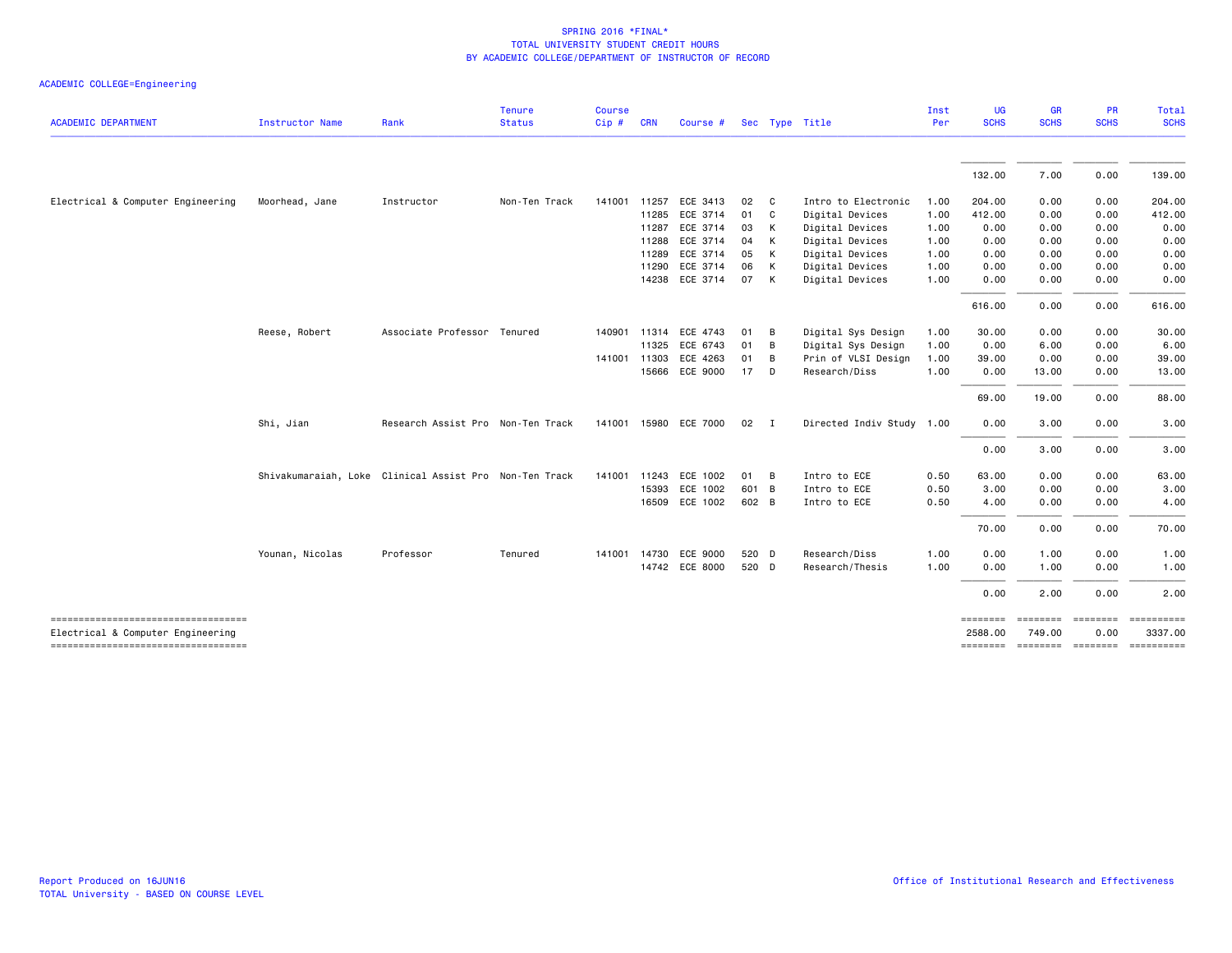# SPRING 2016 *FINAL*
## TOTAL UNIVERSITY STUDENT CREDIT HOURS
## BY ACADEMIC COLLEGE/DEPARTMENT OF INSTRUCTOR OF RECORD

ACADEMIC COLLEGE=Engineering

| ACADEMIC DEPARTMENT | Instructor Name | Rank | Tenure Status | Course Cip # | CRN | Course # | Sec | Type | Title | Inst Per | UG SCHS | GR SCHS | PR SCHS | Total SCHS |
|---|---|---|---|---|---|---|---|---|---|---|---|---|---|---|
| | | | | | | | | | | | 132.00 | 7.00 | 0.00 | 139.00 |
| Electrical & Computer Engineering | Moorhead, Jane | Instructor | Non-Ten Track | 141001 | 11257 | ECE 3413 | 02 | C | Intro to Electronic | 1.00 | 204.00 | 0.00 | 0.00 | 204.00 |
| | | | | | 11285 | ECE 3714 | 01 | C | Digital Devices | 1.00 | 412.00 | 0.00 | 0.00 | 412.00 |
| | | | | | 11287 | ECE 3714 | 03 | K | Digital Devices | 1.00 | 0.00 | 0.00 | 0.00 | 0.00 |
| | | | | | 11288 | ECE 3714 | 04 | K | Digital Devices | 1.00 | 0.00 | 0.00 | 0.00 | 0.00 |
| | | | | | 11289 | ECE 3714 | 05 | K | Digital Devices | 1.00 | 0.00 | 0.00 | 0.00 | 0.00 |
| | | | | | 11290 | ECE 3714 | 06 | K | Digital Devices | 1.00 | 0.00 | 0.00 | 0.00 | 0.00 |
| | | | | | 14238 | ECE 3714 | 07 | K | Digital Devices | 1.00 | 0.00 | 0.00 | 0.00 | 0.00 |
| | | | | | | | | | | | 616.00 | 0.00 | 0.00 | 616.00 |
| | Reese, Robert | Associate Professor | Tenured | 140901 | 11314 | ECE 4743 | 01 | B | Digital Sys Design | 1.00 | 30.00 | 0.00 | 0.00 | 30.00 |
| | | | | | 11325 | ECE 6743 | 01 | B | Digital Sys Design | 1.00 | 0.00 | 6.00 | 0.00 | 6.00 |
| | | | | 141001 | 11303 | ECE 4263 | 01 | B | Prin of VLSI Design | 1.00 | 39.00 | 0.00 | 0.00 | 39.00 |
| | | | | | 15666 | ECE 9000 | 17 | D | Research/Diss | 1.00 | 0.00 | 13.00 | 0.00 | 13.00 |
| | | | | | | | | | | | 69.00 | 19.00 | 0.00 | 88.00 |
| | Shi, Jian | Research Assist Pro | Non-Ten Track | 141001 | 15980 | ECE 7000 | 02 | I | Directed Indiv Study | 1.00 | 0.00 | 3.00 | 0.00 | 3.00 |
| | | | | | | | | | | | 0.00 | 3.00 | 0.00 | 3.00 |
| | Shivakumaraiah, Loke | Clinical Assist Pro | Non-Ten Track | 141001 | 11243 | ECE 1002 | 01 | B | Intro to ECE | 0.50 | 63.00 | 0.00 | 0.00 | 63.00 |
| | | | | | 15393 | ECE 1002 | 601 | B | Intro to ECE | 0.50 | 3.00 | 0.00 | 0.00 | 3.00 |
| | | | | | 16509 | ECE 1002 | 602 | B | Intro to ECE | 0.50 | 4.00 | 0.00 | 0.00 | 4.00 |
| | | | | | | | | | | | 70.00 | 0.00 | 0.00 | 70.00 |
| | Younan, Nicolas | Professor | Tenured | 141001 | 14730 | ECE 9000 | 520 | D | Research/Diss | 1.00 | 0.00 | 1.00 | 0.00 | 1.00 |
| | | | | | 14742 | ECE 8000 | 520 | D | Research/Thesis | 1.00 | 0.00 | 1.00 | 0.00 | 1.00 |
| | | | | | | | | | | | 0.00 | 2.00 | 0.00 | 2.00 |
| Electrical & Computer Engineering | | | | | | | | | | | 2588.00 | 749.00 | 0.00 | 3337.00 |

Report Produced on 16JUN16
TOTAL University - BASED ON COURSE LEVEL

Office of Institutional Research and Effectiveness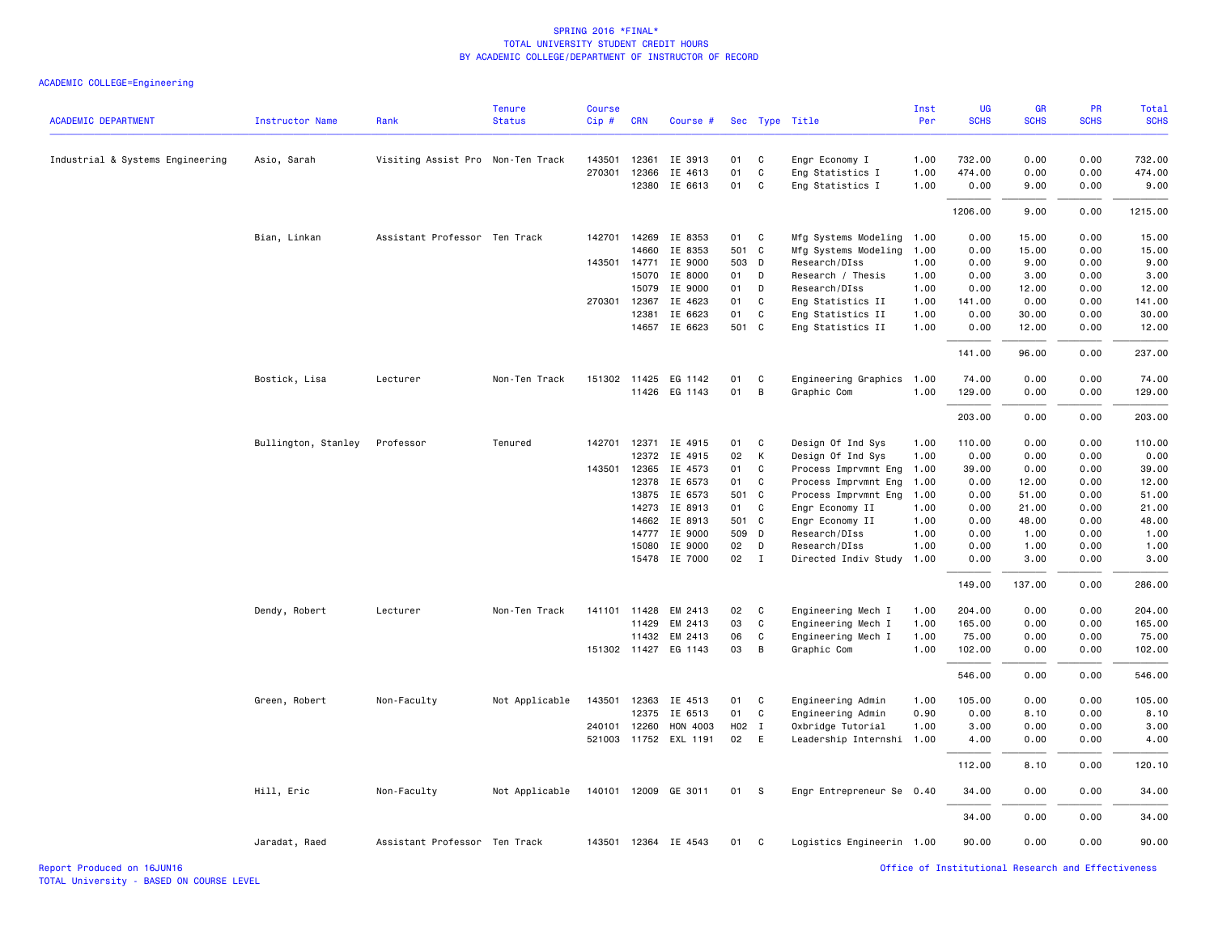# SPRING 2016 *FINAL*
## TOTAL UNIVERSITY STUDENT CREDIT HOURS
## BY ACADEMIC COLLEGE/DEPARTMENT OF INSTRUCTOR OF RECORD

ACADEMIC COLLEGE=Engineering

| ACADEMIC DEPARTMENT | Instructor Name | Rank | Tenure Status | Course Cip # | CRN | Course # | Sec | Type | Title | Inst Per | UG SCHS | GR SCHS | PR SCHS | Total SCHS |
|---|---|---|---|---|---|---|---|---|---|---|---|---|---|---|
| Industrial & Systems Engineering | Asio, Sarah | Visiting Assist Pro | Non-Ten Track | 143501 | 12361 | IE 3913 | 01 | C | Engr Economy I | 1.00 | 732.00 | 0.00 | 0.00 | 732.00 |
| | | | | 270301 | 12366 | IE 4613 | 01 | C | Eng Statistics I | 1.00 | 474.00 | 0.00 | 0.00 | 474.00 |
| | | | | | 12380 | IE 6613 | 01 | C | Eng Statistics I | 1.00 | 0.00 | 9.00 | 0.00 | 9.00 |
| | | | | | | | | | | | 1206.00 | 9.00 | 0.00 | 1215.00 |
| | Bian, Linkan | Assistant Professor | Ten Track | 142701 | 14269 | IE 8353 | 01 | C | Mfg Systems Modeling | 1.00 | 0.00 | 15.00 | 0.00 | 15.00 |
| | | | | | 14660 | IE 8353 | 501 | C | Mfg Systems Modeling | 1.00 | 0.00 | 15.00 | 0.00 | 15.00 |
| | | | | 143501 | 14771 | IE 9000 | 503 | D | Research/DIss | 1.00 | 0.00 | 9.00 | 0.00 | 9.00 |
| | | | | | 15070 | IE 8000 | 01 | D | Research / Thesis | 1.00 | 0.00 | 3.00 | 0.00 | 3.00 |
| | | | | | 15079 | IE 9000 | 01 | D | Research/DIss | 1.00 | 0.00 | 12.00 | 0.00 | 12.00 |
| | | | | 270301 | 12367 | IE 4623 | 01 | C | Eng Statistics II | 1.00 | 141.00 | 0.00 | 0.00 | 141.00 |
| | | | | | 12381 | IE 6623 | 01 | C | Eng Statistics II | 1.00 | 0.00 | 30.00 | 0.00 | 30.00 |
| | | | | | 14657 | IE 6623 | 501 | C | Eng Statistics II | 1.00 | 0.00 | 12.00 | 0.00 | 12.00 |
| | | | | | | | | | | | 141.00 | 96.00 | 0.00 | 237.00 |
| | Bostick, Lisa | Lecturer | Non-Ten Track | 151302 | 11425 | EG 1142 | 01 | C | Engineering Graphics | 1.00 | 74.00 | 0.00 | 0.00 | 74.00 |
| | | | | | 11426 | EG 1143 | 01 | B | Graphic Com | 1.00 | 129.00 | 0.00 | 0.00 | 129.00 |
| | | | | | | | | | | | 203.00 | 0.00 | 0.00 | 203.00 |
| | Bullington, Stanley | Professor | Tenured | 142701 | 12371 | IE 4915 | 01 | C | Design Of Ind Sys | 1.00 | 110.00 | 0.00 | 0.00 | 110.00 |
| | | | | | 12372 | IE 4915 | 02 | K | Design Of Ind Sys | 1.00 | 0.00 | 0.00 | 0.00 | 0.00 |
| | | | | 143501 | 12365 | IE 4573 | 01 | C | Process Imprvmnt Eng | 1.00 | 39.00 | 0.00 | 0.00 | 39.00 |
| | | | | | 12378 | IE 6573 | 01 | C | Process Imprvmnt Eng | 1.00 | 0.00 | 12.00 | 0.00 | 12.00 |
| | | | | | 13875 | IE 6573 | 501 | C | Process Imprvmnt Eng | 1.00 | 0.00 | 51.00 | 0.00 | 51.00 |
| | | | | | 14273 | IE 8913 | 01 | C | Engr Economy II | 1.00 | 0.00 | 21.00 | 0.00 | 21.00 |
| | | | | | 14662 | IE 8913 | 501 | C | Engr Economy II | 1.00 | 0.00 | 48.00 | 0.00 | 48.00 |
| | | | | | 14777 | IE 9000 | 509 | D | Research/DIss | 1.00 | 0.00 | 1.00 | 0.00 | 1.00 |
| | | | | | 15080 | IE 9000 | 02 | D | Research/DIss | 1.00 | 0.00 | 1.00 | 0.00 | 1.00 |
| | | | | | 15478 | IE 7000 | 02 | I | Directed Indiv Study | 1.00 | 0.00 | 3.00 | 0.00 | 3.00 |
| | | | | | | | | | | | 149.00 | 137.00 | 0.00 | 286.00 |
| | Dendy, Robert | Lecturer | Non-Ten Track | 141101 | 11428 | EM 2413 | 02 | C | Engineering Mech I | 1.00 | 204.00 | 0.00 | 0.00 | 204.00 |
| | | | | | 11429 | EM 2413 | 03 | C | Engineering Mech I | 1.00 | 165.00 | 0.00 | 0.00 | 165.00 |
| | | | | | 11432 | EM 2413 | 06 | C | Engineering Mech I | 1.00 | 75.00 | 0.00 | 0.00 | 75.00 |
| | | | | 151302 | 11427 | EG 1143 | 03 | B | Graphic Com | 1.00 | 102.00 | 0.00 | 0.00 | 102.00 |
| | | | | | | | | | | | 546.00 | 0.00 | 0.00 | 546.00 |
| | Green, Robert | Non-Faculty | Not Applicable | 143501 | 12363 | IE 4513 | 01 | C | Engineering Admin | 1.00 | 105.00 | 0.00 | 0.00 | 105.00 |
| | | | | | 12375 | IE 6513 | 01 | C | Engineering Admin | 0.90 | 0.00 | 8.10 | 0.00 | 8.10 |
| | | | | 240101 | 12260 | HON 4003 | H02 | I | Oxbridge Tutorial | 1.00 | 3.00 | 0.00 | 0.00 | 3.00 |
| | | | | 521003 | 11752 | EXL 1191 | 02 | E | Leadership Internshi | 1.00 | 4.00 | 0.00 | 0.00 | 4.00 |
| | | | | | | | | | | | 112.00 | 8.10 | 0.00 | 120.10 |
| | Hill, Eric | Non-Faculty | Not Applicable | 140101 | 12009 | GE 3011 | 01 | S | Engr Entrepreneur Se | 0.40 | 34.00 | 0.00 | 0.00 | 34.00 |
| | | | | | | | | | | | 34.00 | 0.00 | 0.00 | 34.00 |
| | Jaradat, Raed | Assistant Professor | Ten Track | 143501 | 12364 | IE 4543 | 01 | C | Logistics Engineerin | 1.00 | 90.00 | 0.00 | 0.00 | 90.00 |

Report Produced on 16JUN16
TOTAL University - BASED ON COURSE LEVEL

Office of Institutional Research and Effectiveness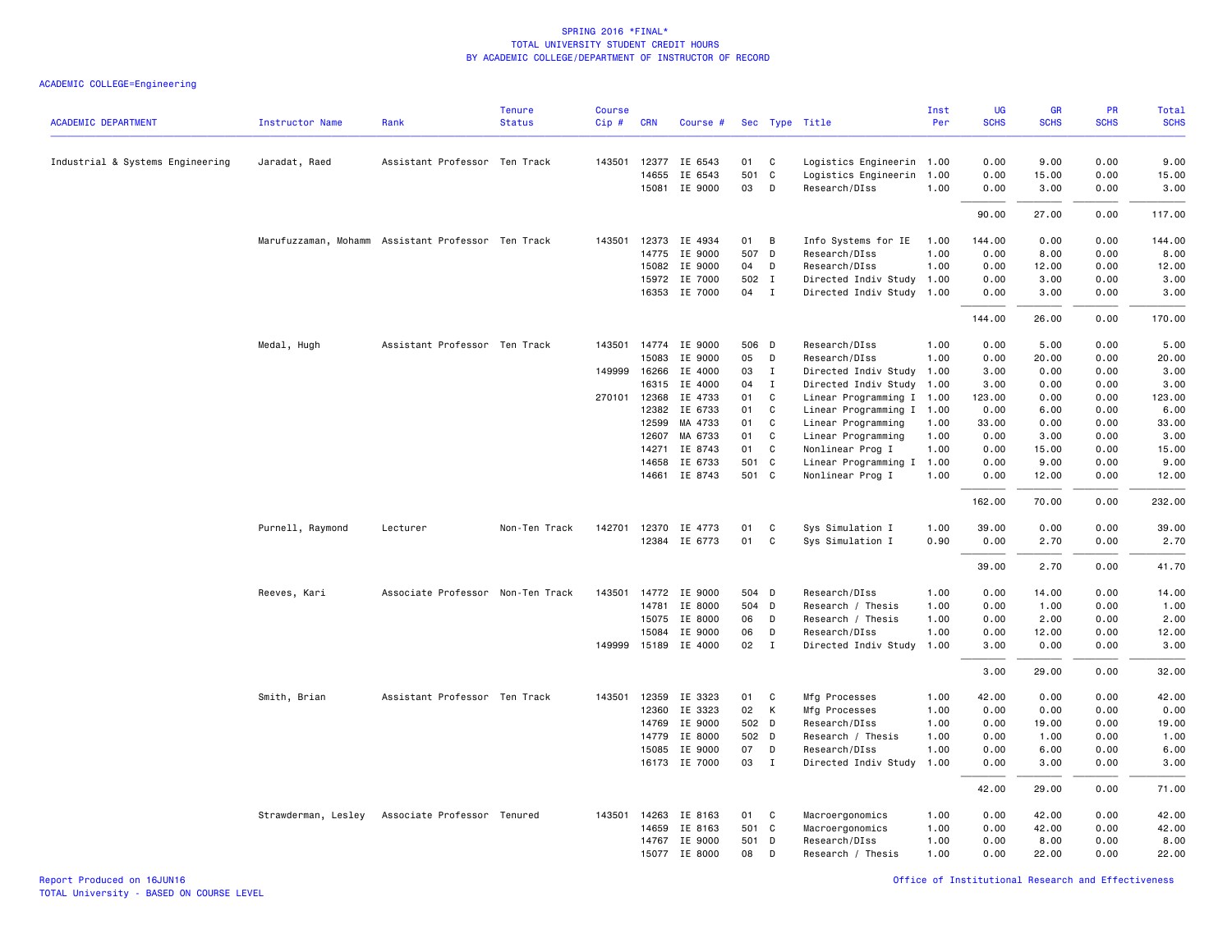# SPRING 2016 *FINAL*
## TOTAL UNIVERSITY STUDENT CREDIT HOURS
## BY ACADEMIC COLLEGE/DEPARTMENT OF INSTRUCTOR OF RECORD

ACADEMIC COLLEGE=Engineering

| ACADEMIC DEPARTMENT | Instructor Name | Rank | Tenure Status | Course Cip # | CRN | Course # | Sec | Type | Title | Inst Per | UG SCHS | GR SCHS | PR SCHS | Total SCHS |
|---|---|---|---|---|---|---|---|---|---|---|---|---|---|---|
| Industrial & Systems Engineering | Jaradat, Raed | Assistant Professor | Ten Track | 143501 | 12377 | IE 6543 | 01 | C | Logistics Engineerin | 1.00 | 0.00 | 9.00 | 0.00 | 9.00 |
| | | | | | 14655 | IE 6543 | 501 | C | Logistics Engineerin | 1.00 | 0.00 | 15.00 | 0.00 | 15.00 |
| | | | | | 15081 | IE 9000 | 03 | D | Research/DIss | 1.00 | 0.00 | 3.00 | 0.00 | 3.00 |
| | | | | | | | | | | | 90.00 | 27.00 | 0.00 | 117.00 |
| | Marufuzzaman, Mohamm | Assistant Professor | Ten Track | 143501 | 12373 | IE 4934 | 01 | B | Info Systems for IE | 1.00 | 144.00 | 0.00 | 0.00 | 144.00 |
| | | | | | 14775 | IE 9000 | 507 | D | Research/DIss | 1.00 | 0.00 | 8.00 | 0.00 | 8.00 |
| | | | | | 15082 | IE 9000 | 04 | D | Research/DIss | 1.00 | 0.00 | 12.00 | 0.00 | 12.00 |
| | | | | | 15972 | IE 7000 | 502 | I | Directed Indiv Study | 1.00 | 0.00 | 3.00 | 0.00 | 3.00 |
| | | | | | 16353 | IE 7000 | 04 | I | Directed Indiv Study | 1.00 | 0.00 | 3.00 | 0.00 | 3.00 |
| | | | | | | | | | | | 144.00 | 26.00 | 0.00 | 170.00 |
| | Medal, Hugh | Assistant Professor | Ten Track | 143501 | 14774 | IE 9000 | 506 | D | Research/DIss | 1.00 | 0.00 | 5.00 | 0.00 | 5.00 |
| | | | | | 15083 | IE 9000 | 05 | D | Research/DIss | 1.00 | 0.00 | 20.00 | 0.00 | 20.00 |
| | | | | 149999 | 16266 | IE 4000 | 03 | I | Directed Indiv Study | 1.00 | 3.00 | 0.00 | 0.00 | 3.00 |
| | | | | | 16315 | IE 4000 | 04 | I | Directed Indiv Study | 1.00 | 3.00 | 0.00 | 0.00 | 3.00 |
| | | | | 270101 | 12368 | IE 4733 | 01 | C | Linear Programming I | 1.00 | 123.00 | 0.00 | 0.00 | 123.00 |
| | | | | | 12382 | IE 6733 | 01 | C | Linear Programming I | 1.00 | 0.00 | 6.00 | 0.00 | 6.00 |
| | | | | | 12599 | MA 4733 | 01 | C | Linear Programming | 1.00 | 33.00 | 0.00 | 0.00 | 33.00 |
| | | | | | 12607 | MA 6733 | 01 | C | Linear Programming | 1.00 | 0.00 | 3.00 | 0.00 | 3.00 |
| | | | | | 14271 | IE 8743 | 01 | C | Nonlinear Prog I | 1.00 | 0.00 | 15.00 | 0.00 | 15.00 |
| | | | | | 14658 | IE 6733 | 501 | C | Linear Programming I | 1.00 | 0.00 | 9.00 | 0.00 | 9.00 |
| | | | | | 14661 | IE 8743 | 501 | C | Nonlinear Prog I | 1.00 | 0.00 | 12.00 | 0.00 | 12.00 |
| | | | | | | | | | | | 162.00 | 70.00 | 0.00 | 232.00 |
| | Purnell, Raymond | Lecturer | Non-Ten Track | 142701 | 12370 | IE 4773 | 01 | C | Sys Simulation I | 1.00 | 39.00 | 0.00 | 0.00 | 39.00 |
| | | | | | 12384 | IE 6773 | 01 | C | Sys Simulation I | 0.90 | 0.00 | 2.70 | 0.00 | 2.70 |
| | | | | | | | | | | | 39.00 | 2.70 | 0.00 | 41.70 |
| | Reeves, Kari | Associate Professor | Non-Ten Track | 143501 | 14772 | IE 9000 | 504 | D | Research/DIss | 1.00 | 0.00 | 14.00 | 0.00 | 14.00 |
| | | | | | 14781 | IE 8000 | 504 | D | Research / Thesis | 1.00 | 0.00 | 1.00 | 0.00 | 1.00 |
| | | | | | 15075 | IE 8000 | 06 | D | Research / Thesis | 1.00 | 0.00 | 2.00 | 0.00 | 2.00 |
| | | | | | 15084 | IE 9000 | 06 | D | Research/DIss | 1.00 | 0.00 | 12.00 | 0.00 | 12.00 |
| | | | | 149999 | 15189 | IE 4000 | 02 | I | Directed Indiv Study | 1.00 | 3.00 | 0.00 | 0.00 | 3.00 |
| | | | | | | | | | | | 3.00 | 29.00 | 0.00 | 32.00 |
| | Smith, Brian | Assistant Professor | Ten Track | 143501 | 12359 | IE 3323 | 01 | C | Mfg Processes | 1.00 | 42.00 | 0.00 | 0.00 | 42.00 |
| | | | | | 12360 | IE 3323 | 02 | K | Mfg Processes | 1.00 | 0.00 | 0.00 | 0.00 | 0.00 |
| | | | | | 14769 | IE 9000 | 502 | D | Research/DIss | 1.00 | 0.00 | 19.00 | 0.00 | 19.00 |
| | | | | | 14779 | IE 8000 | 502 | D | Research / Thesis | 1.00 | 0.00 | 1.00 | 0.00 | 1.00 |
| | | | | | 15085 | IE 9000 | 07 | D | Research/DIss | 1.00 | 0.00 | 6.00 | 0.00 | 6.00 |
| | | | | | 16173 | IE 7000 | 03 | I | Directed Indiv Study | 1.00 | 0.00 | 3.00 | 0.00 | 3.00 |
| | | | | | | | | | | | 42.00 | 29.00 | 0.00 | 71.00 |
| | Strawderman, Lesley | Associate Professor | Tenured | 143501 | 14263 | IE 8163 | 01 | C | Macroergonomics | 1.00 | 0.00 | 42.00 | 0.00 | 42.00 |
| | | | | | 14659 | IE 8163 | 501 | C | Macroergonomics | 1.00 | 0.00 | 42.00 | 0.00 | 42.00 |
| | | | | | 14767 | IE 9000 | 501 | D | Research/DIss | 1.00 | 0.00 | 8.00 | 0.00 | 8.00 |
| | | | | | 15077 | IE 8000 | 08 | D | Research / Thesis | 1.00 | 0.00 | 22.00 | 0.00 | 22.00 |

Report Produced on 16JUN16
TOTAL University - BASED ON COURSE LEVEL

Office of Institutional Research and Effectiveness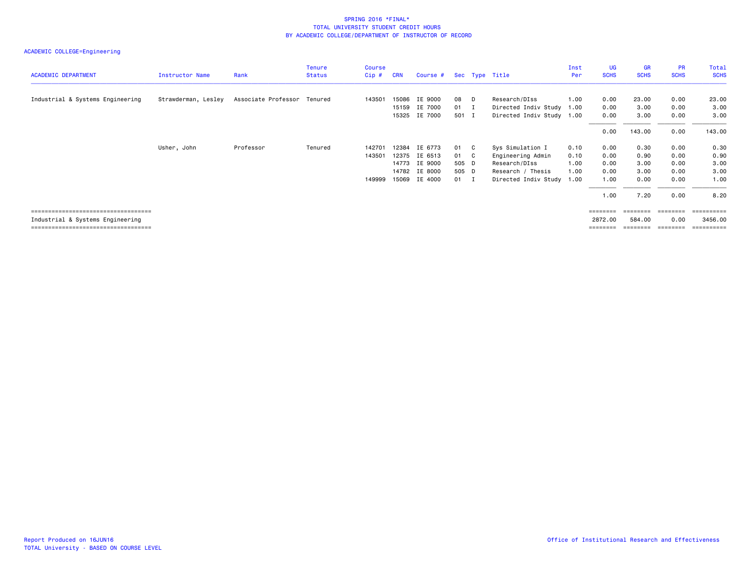# SPRING 2016 *FINAL*
## TOTAL UNIVERSITY STUDENT CREDIT HOURS
## BY ACADEMIC COLLEGE/DEPARTMENT OF INSTRUCTOR OF RECORD

ACADEMIC COLLEGE=Engineering

| ACADEMIC DEPARTMENT | Instructor Name | Rank | Tenure Status | Course Cip # | CRN | Course # | Sec | Type | Title | Inst Per | UG SCHS | GR SCHS | PR SCHS | Total SCHS |
|---|---|---|---|---|---|---|---|---|---|---|---|---|---|---|
| Industrial & Systems Engineering | Strawderman, Lesley | Associate Professor | Tenured | 143501 | 15086 | IE 9000 | 08 | D | Research/DIss | 1.00 | 0.00 | 23.00 | 0.00 | 23.00 |
| | | | | | 15159 | IE 7000 | 01 | I | Directed Indiv Study | 1.00 | 0.00 | 3.00 | 0.00 | 3.00 |
| | | | | | 15325 | IE 7000 | 501 | I | Directed Indiv Study | 1.00 | 0.00 | 3.00 | 0.00 | 3.00 |
| | | | | | | | | | | | 0.00 | 143.00 | 0.00 | 143.00 |
| | Usher, John | Professor | Tenured | 142701 | 12384 | IE 6773 | 01 | C | Sys Simulation I | 0.10 | 0.00 | 0.30 | 0.00 | 0.30 |
| | | | | 143501 | 12375 | IE 6513 | 01 | C | Engineering Admin | 0.10 | 0.00 | 0.90 | 0.00 | 0.90 |
| | | | | | 14773 | IE 9000 | 505 | D | Research/DIss | 1.00 | 0.00 | 3.00 | 0.00 | 3.00 |
| | | | | | 14782 | IE 8000 | 505 | D | Research / Thesis | 1.00 | 0.00 | 3.00 | 0.00 | 3.00 |
| | | | | 149999 | 15069 | IE 4000 | 01 | I | Directed Indiv Study | 1.00 | 1.00 | 0.00 | 0.00 | 1.00 |
| | | | | | | | | | | | 1.00 | 7.20 | 0.00 | 8.20 |
| Industrial & Systems Engineering | | | | | | | | | | | 2872.00 | 584.00 | 0.00 | 3456.00 |

Report Produced on 16JUN16
TOTAL University - BASED ON COURSE LEVEL

Office of Institutional Research and Effectiveness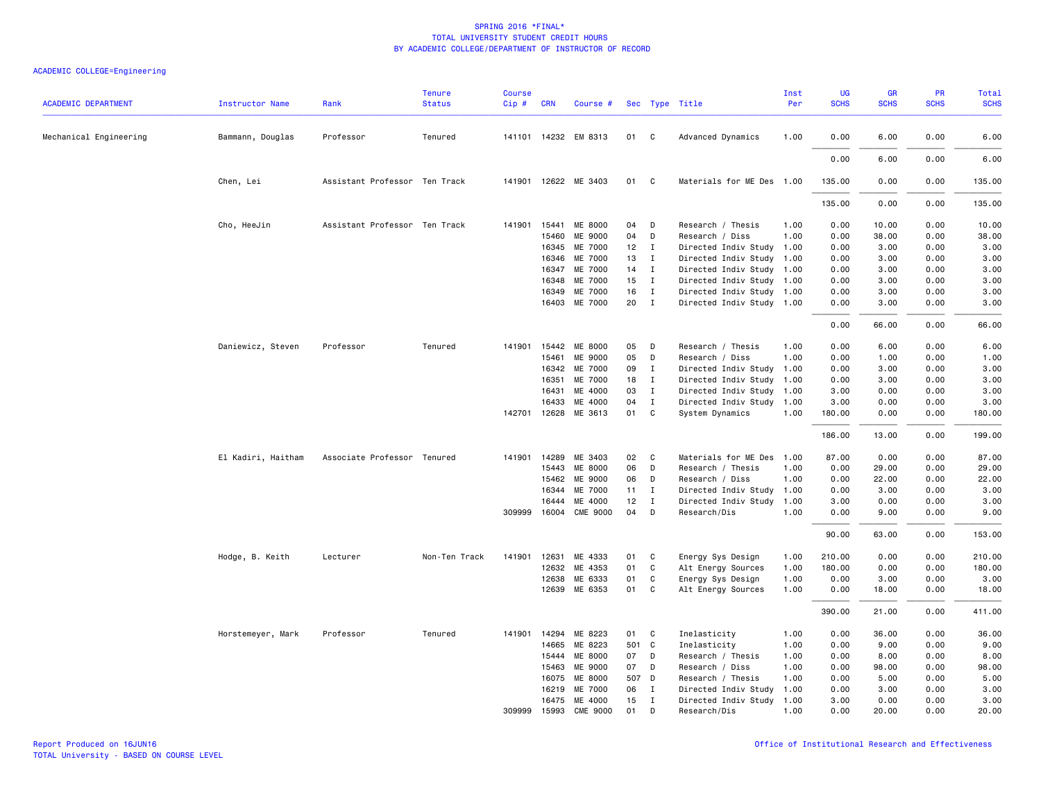SPRING 2016 *FINAL*
TOTAL UNIVERSITY STUDENT CREDIT HOURS
BY ACADEMIC COLLEGE/DEPARTMENT OF INSTRUCTOR OF RECORD

ACADEMIC COLLEGE=Engineering

| ACADEMIC DEPARTMENT | Instructor Name | Rank | Tenure Status | Course Cip # | CRN | Course # | Sec | Type | Title | Inst Per | UG SCHS | GR SCHS | PR SCHS | Total SCHS |
|---|---|---|---|---|---|---|---|---|---|---|---|---|---|---|
| Mechanical Engineering | Bammann, Douglas | Professor | Tenured | 141101 | 14232 | EM 8313 | 01 | C | Advanced Dynamics | 1.00 | 0.00 | 6.00 | 0.00 | 6.00 |
| | | | | | | | | | | | 0.00 | 6.00 | 0.00 | 6.00 |
| | Chen, Lei | Assistant Professor | Ten Track | 141901 | 12622 | ME 3403 | 01 | C | Materials for ME Des | 1.00 | 135.00 | 0.00 | 0.00 | 135.00 |
| | | | | | | | | | | | 135.00 | 0.00 | 0.00 | 135.00 |
| | Cho, HeeJin | Assistant Professor | Ten Track | 141901 | 15441 | ME 8000 | 04 | D | Research / Thesis | 1.00 | 0.00 | 10.00 | 0.00 | 10.00 |
| | | | | | 15460 | ME 9000 | 04 | D | Research / Diss | 1.00 | 0.00 | 38.00 | 0.00 | 38.00 |
| | | | | | 16345 | ME 7000 | 12 | I | Directed Indiv Study | 1.00 | 0.00 | 3.00 | 0.00 | 3.00 |
| | | | | | 16346 | ME 7000 | 13 | I | Directed Indiv Study | 1.00 | 0.00 | 3.00 | 0.00 | 3.00 |
| | | | | | 16347 | ME 7000 | 14 | I | Directed Indiv Study | 1.00 | 0.00 | 3.00 | 0.00 | 3.00 |
| | | | | | 16348 | ME 7000 | 15 | I | Directed Indiv Study | 1.00 | 0.00 | 3.00 | 0.00 | 3.00 |
| | | | | | 16349 | ME 7000 | 16 | I | Directed Indiv Study | 1.00 | 0.00 | 3.00 | 0.00 | 3.00 |
| | | | | | 16403 | ME 7000 | 20 | I | Directed Indiv Study | 1.00 | 0.00 | 3.00 | 0.00 | 3.00 |
| | | | | | | | | | | | 0.00 | 66.00 | 0.00 | 66.00 |
| | Daniewicz, Steven | Professor | Tenured | 141901 | 15442 | ME 8000 | 05 | D | Research / Thesis | 1.00 | 0.00 | 6.00 | 0.00 | 6.00 |
| | | | | | 15461 | ME 9000 | 05 | D | Research / Diss | 1.00 | 0.00 | 1.00 | 0.00 | 1.00 |
| | | | | | 16342 | ME 7000 | 09 | I | Directed Indiv Study | 1.00 | 0.00 | 3.00 | 0.00 | 3.00 |
| | | | | | 16351 | ME 7000 | 18 | I | Directed Indiv Study | 1.00 | 0.00 | 3.00 | 0.00 | 3.00 |
| | | | | | 16431 | ME 4000 | 03 | I | Directed Indiv Study | 1.00 | 3.00 | 0.00 | 0.00 | 3.00 |
| | | | | | 16433 | ME 4000 | 04 | I | Directed Indiv Study | 1.00 | 3.00 | 0.00 | 0.00 | 3.00 |
| | | | | 142701 | 12628 | ME 3613 | 01 | C | System Dynamics | 1.00 | 180.00 | 0.00 | 0.00 | 180.00 |
| | | | | | | | | | | | 186.00 | 13.00 | 0.00 | 199.00 |
| | El Kadiri, Haitham | Associate Professor | Tenured | 141901 | 14289 | ME 3403 | 02 | C | Materials for ME Des | 1.00 | 87.00 | 0.00 | 0.00 | 87.00 |
| | | | | | 15443 | ME 8000 | 06 | D | Research / Thesis | 1.00 | 0.00 | 29.00 | 0.00 | 29.00 |
| | | | | | 15462 | ME 9000 | 06 | D | Research / Diss | 1.00 | 0.00 | 22.00 | 0.00 | 22.00 |
| | | | | | 16344 | ME 7000 | 11 | I | Directed Indiv Study | 1.00 | 0.00 | 3.00 | 0.00 | 3.00 |
| | | | | | 16444 | ME 4000 | 12 | I | Directed Indiv Study | 1.00 | 3.00 | 0.00 | 0.00 | 3.00 |
| | | | | 309999 | 16004 | CME 9000 | 04 | D | Research/Dis | 1.00 | 0.00 | 9.00 | 0.00 | 9.00 |
| | | | | | | | | | | | 90.00 | 63.00 | 0.00 | 153.00 |
| | Hodge, B. Keith | Lecturer | Non-Ten Track | 141901 | 12631 | ME 4333 | 01 | C | Energy Sys Design | 1.00 | 210.00 | 0.00 | 0.00 | 210.00 |
| | | | | | 12632 | ME 4353 | 01 | C | Alt Energy Sources | 1.00 | 180.00 | 0.00 | 0.00 | 180.00 |
| | | | | | 12638 | ME 6333 | 01 | C | Energy Sys Design | 1.00 | 0.00 | 3.00 | 0.00 | 3.00 |
| | | | | | 12639 | ME 6353 | 01 | C | Alt Energy Sources | 1.00 | 0.00 | 18.00 | 0.00 | 18.00 |
| | | | | | | | | | | | 390.00 | 21.00 | 0.00 | 411.00 |
| | Horstemeyer, Mark | Professor | Tenured | 141901 | 14294 | ME 8223 | 01 | C | Inelasticity | 1.00 | 0.00 | 36.00 | 0.00 | 36.00 |
| | | | | | 14665 | ME 8223 | 501 | C | Inelasticity | 1.00 | 0.00 | 9.00 | 0.00 | 9.00 |
| | | | | | 15444 | ME 8000 | 07 | D | Research / Thesis | 1.00 | 0.00 | 8.00 | 0.00 | 8.00 |
| | | | | | 15463 | ME 9000 | 07 | D | Research / Diss | 1.00 | 0.00 | 98.00 | 0.00 | 98.00 |
| | | | | | 16075 | ME 8000 | 507 | D | Research / Thesis | 1.00 | 0.00 | 5.00 | 0.00 | 5.00 |
| | | | | | 16219 | ME 7000 | 06 | I | Directed Indiv Study | 1.00 | 0.00 | 3.00 | 0.00 | 3.00 |
| | | | | | 16475 | ME 4000 | 15 | I | Directed Indiv Study | 1.00 | 3.00 | 0.00 | 0.00 | 3.00 |
| | | | | 309999 | 15993 | CME 9000 | 01 | D | Research/Dis | 1.00 | 0.00 | 20.00 | 0.00 | 20.00 |

Report Produced on 16JUN16
TOTAL University - BASED ON COURSE LEVEL

Office of Institutional Research and Effectiveness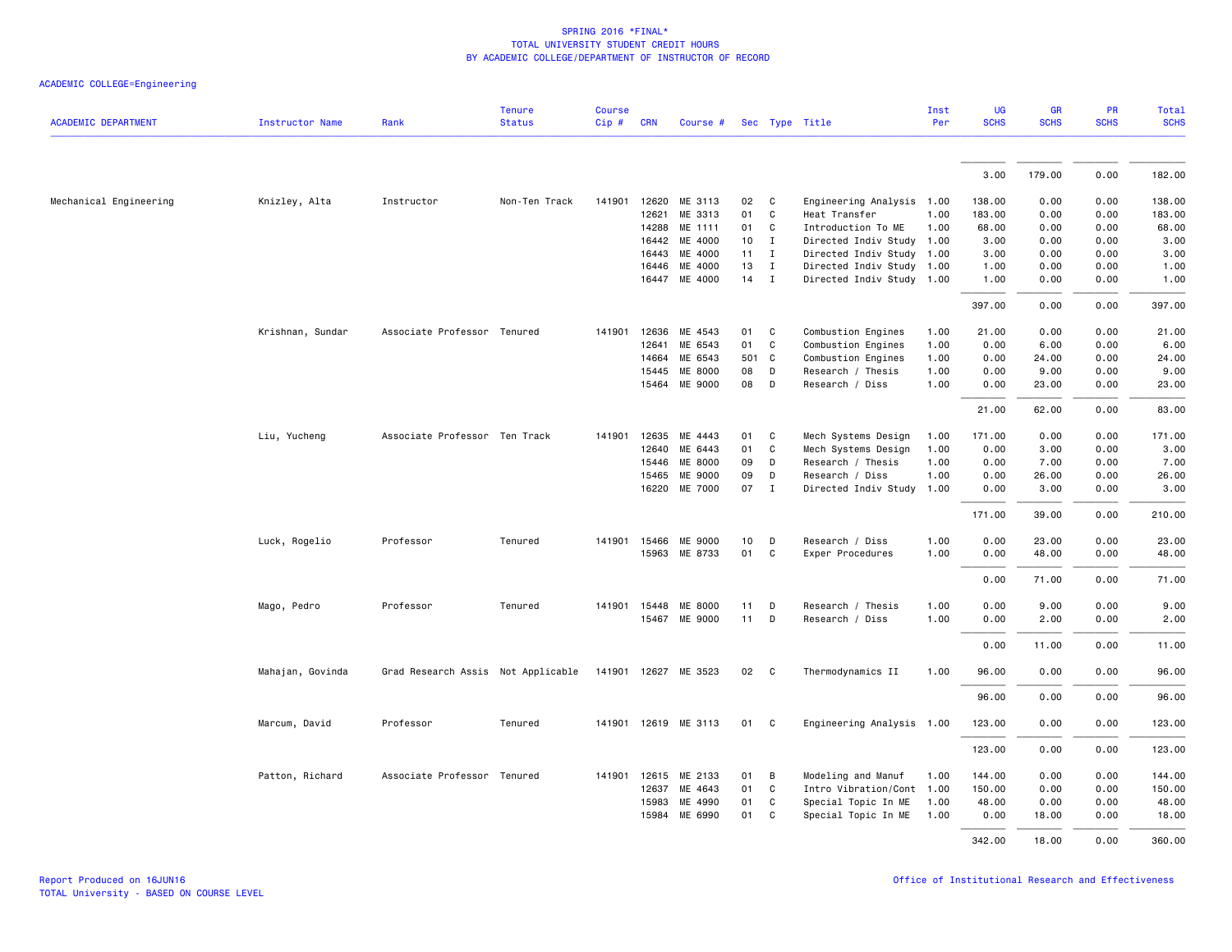SPRING 2016 *FINAL*
TOTAL UNIVERSITY STUDENT CREDIT HOURS
BY ACADEMIC COLLEGE/DEPARTMENT OF INSTRUCTOR OF RECORD

ACADEMIC COLLEGE=Engineering

| ACADEMIC DEPARTMENT | Instructor Name | Rank | Tenure Status | Course Cip # | CRN | Course # | Sec | Type | Title | Inst Per | UG SCHS | GR SCHS | PR SCHS | Total SCHS |
|---|---|---|---|---|---|---|---|---|---|---|---|---|---|---|
| | | | | | | | | | | | 3.00 | 179.00 | 0.00 | 182.00 |
| Mechanical Engineering | Knizley, Alta | Instructor | Non-Ten Track | 141901 | 12620 | ME 3113 | 02 | C | Engineering Analysis | 1.00 | 138.00 | 0.00 | 0.00 | 138.00 |
| | | | | | 12621 | ME 3313 | 01 | C | Heat Transfer | 1.00 | 183.00 | 0.00 | 0.00 | 183.00 |
| | | | | | 14288 | ME 1111 | 01 | C | Introduction To ME | 1.00 | 68.00 | 0.00 | 0.00 | 68.00 |
| | | | | | 16442 | ME 4000 | 10 | I | Directed Indiv Study | 1.00 | 3.00 | 0.00 | 0.00 | 3.00 |
| | | | | | 16443 | ME 4000 | 11 | I | Directed Indiv Study | 1.00 | 3.00 | 0.00 | 0.00 | 3.00 |
| | | | | | 16446 | ME 4000 | 13 | I | Directed Indiv Study | 1.00 | 1.00 | 0.00 | 0.00 | 1.00 |
| | | | | | 16447 | ME 4000 | 14 | I | Directed Indiv Study | 1.00 | 1.00 | 0.00 | 0.00 | 1.00 |
| | | | | | | | | | | | 397.00 | 0.00 | 0.00 | 397.00 |
| | Krishnan, Sundar | Associate Professor | Tenured | 141901 | 12636 | ME 4543 | 01 | C | Combustion Engines | 1.00 | 21.00 | 0.00 | 0.00 | 21.00 |
| | | | | | 12641 | ME 6543 | 01 | C | Combustion Engines | 1.00 | 0.00 | 6.00 | 0.00 | 6.00 |
| | | | | | 14664 | ME 6543 | 501 | C | Combustion Engines | 1.00 | 0.00 | 24.00 | 0.00 | 24.00 |
| | | | | | 15445 | ME 8000 | 08 | D | Research / Thesis | 1.00 | 0.00 | 9.00 | 0.00 | 9.00 |
| | | | | | 15464 | ME 9000 | 08 | D | Research / Diss | 1.00 | 0.00 | 23.00 | 0.00 | 23.00 |
| | | | | | | | | | | | 21.00 | 62.00 | 0.00 | 83.00 |
| | Liu, Yucheng | Associate Professor | Ten Track | 141901 | 12635 | ME 4443 | 01 | C | Mech Systems Design | 1.00 | 171.00 | 0.00 | 0.00 | 171.00 |
| | | | | | 12640 | ME 6443 | 01 | C | Mech Systems Design | 1.00 | 0.00 | 3.00 | 0.00 | 3.00 |
| | | | | | 15446 | ME 8000 | 09 | D | Research / Thesis | 1.00 | 0.00 | 7.00 | 0.00 | 7.00 |
| | | | | | 15465 | ME 9000 | 09 | D | Research / Diss | 1.00 | 0.00 | 26.00 | 0.00 | 26.00 |
| | | | | | 16220 | ME 7000 | 07 | I | Directed Indiv Study | 1.00 | 0.00 | 3.00 | 0.00 | 3.00 |
| | | | | | | | | | | | 171.00 | 39.00 | 0.00 | 210.00 |
| | Luck, Rogelio | Professor | Tenured | 141901 | 15466 | ME 9000 | 10 | D | Research / Diss | 1.00 | 0.00 | 23.00 | 0.00 | 23.00 |
| | | | | | 15963 | ME 8733 | 01 | C | Exper Procedures | 1.00 | 0.00 | 48.00 | 0.00 | 48.00 |
| | | | | | | | | | | | 0.00 | 71.00 | 0.00 | 71.00 |
| | Mago, Pedro | Professor | Tenured | 141901 | 15448 | ME 8000 | 11 | D | Research / Thesis | 1.00 | 0.00 | 9.00 | 0.00 | 9.00 |
| | | | | | 15467 | ME 9000 | 11 | D | Research / Diss | 1.00 | 0.00 | 2.00 | 0.00 | 2.00 |
| | | | | | | | | | | | 0.00 | 11.00 | 0.00 | 11.00 |
| | Mahajan, Govinda | Grad Research Assis | Not Applicable | 141901 | 12627 | ME 3523 | 02 | C | Thermodynamics II | 1.00 | 96.00 | 0.00 | 0.00 | 96.00 |
| | | | | | | | | | | | 96.00 | 0.00 | 0.00 | 96.00 |
| | Marcum, David | Professor | Tenured | 141901 | 12619 | ME 3113 | 01 | C | Engineering Analysis | 1.00 | 123.00 | 0.00 | 0.00 | 123.00 |
| | | | | | | | | | | | 123.00 | 0.00 | 0.00 | 123.00 |
| | Patton, Richard | Associate Professor | Tenured | 141901 | 12615 | ME 2133 | 01 | B | Modeling and Manuf | 1.00 | 144.00 | 0.00 | 0.00 | 144.00 |
| | | | | | 12637 | ME 4643 | 01 | C | Intro Vibration/Cont | 1.00 | 150.00 | 0.00 | 0.00 | 150.00 |
| | | | | | 15983 | ME 4990 | 01 | C | Special Topic In ME | 1.00 | 48.00 | 0.00 | 0.00 | 48.00 |
| | | | | | 15984 | ME 6990 | 01 | C | Special Topic In ME | 1.00 | 0.00 | 18.00 | 0.00 | 18.00 |
| | | | | | | | | | | | 342.00 | 18.00 | 0.00 | 360.00 |

Report Produced on 16JUN16
TOTAL University - BASED ON COURSE LEVEL

Office of Institutional Research and Effectiveness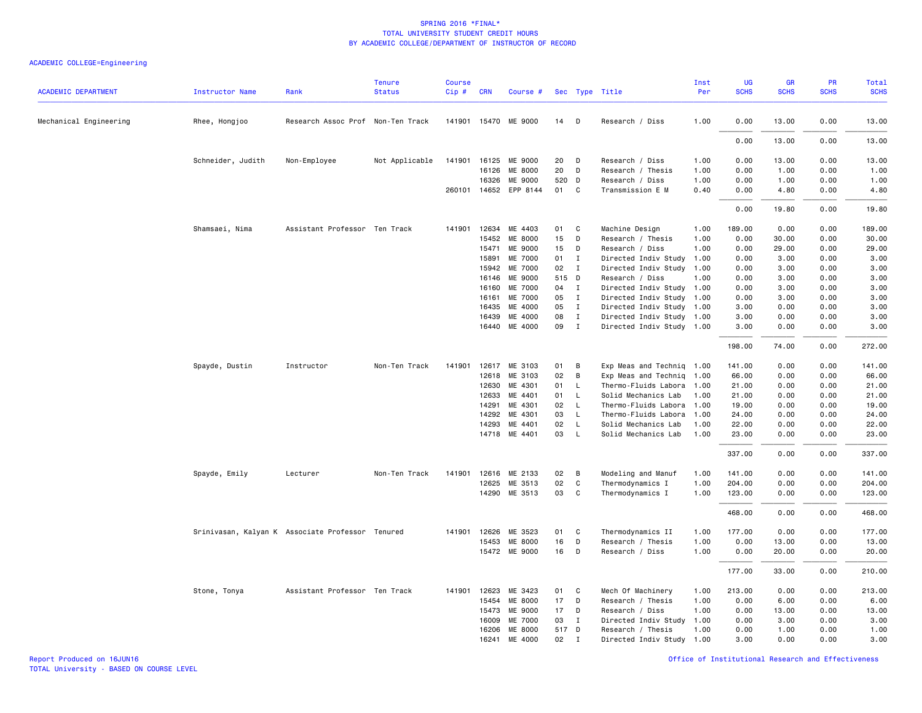SPRING 2016 *FINAL*
TOTAL UNIVERSITY STUDENT CREDIT HOURS
BY ACADEMIC COLLEGE/DEPARTMENT OF INSTRUCTOR OF RECORD

ACADEMIC COLLEGE=Engineering

| ACADEMIC DEPARTMENT | Instructor Name | Rank | Tenure Status | Course Cip # | CRN | Course # | Sec | Type | Title | Inst Per | UG SCHS | GR SCHS | PR SCHS | Total SCHS |
|---|---|---|---|---|---|---|---|---|---|---|---|---|---|---|
| Mechanical Engineering | Rhee, Hongjoo | Research Assoc Prof | Non-Ten Track | 141901 | 15470 | ME 9000 | 14 | D | Research / Diss | 1.00 | 0.00 | 13.00 | 0.00 | 13.00 |
| | | | | | | | | | | | 0.00 | 13.00 | 0.00 | 13.00 |
| | Schneider, Judith | Non-Employee | Not Applicable | 141901 | 16125 | ME 9000 | 20 | D | Research / Diss | 1.00 | 0.00 | 13.00 | 0.00 | 13.00 |
| | | | | | 16126 | ME 8000 | 20 | D | Research / Thesis | 1.00 | 0.00 | 1.00 | 0.00 | 1.00 |
| | | | | | 16326 | ME 9000 | 520 | D | Research / Diss | 1.00 | 0.00 | 1.00 | 0.00 | 1.00 |
| | | | | 260101 | 14652 | EPP 8144 | 01 | C | Transmission E M | 0.40 | 0.00 | 4.80 | 0.00 | 4.80 |
| | | | | | | | | | | | 0.00 | 19.80 | 0.00 | 19.80 |
| | Shamsaei, Nima | Assistant Professor | Ten Track | 141901 | 12634 | ME 4403 | 01 | C | Machine Design | 1.00 | 189.00 | 0.00 | 0.00 | 189.00 |
| | | | | | 15452 | ME 8000 | 15 | D | Research / Thesis | 1.00 | 0.00 | 30.00 | 0.00 | 30.00 |
| | | | | | 15471 | ME 9000 | 15 | D | Research / Diss | 1.00 | 0.00 | 29.00 | 0.00 | 29.00 |
| | | | | | 15891 | ME 7000 | 01 | I | Directed Indiv Study | 1.00 | 0.00 | 3.00 | 0.00 | 3.00 |
| | | | | | 15942 | ME 7000 | 02 | I | Directed Indiv Study | 1.00 | 0.00 | 3.00 | 0.00 | 3.00 |
| | | | | | 16146 | ME 9000 | 515 | D | Research / Diss | 1.00 | 0.00 | 3.00 | 0.00 | 3.00 |
| | | | | | 16160 | ME 7000 | 04 | I | Directed Indiv Study | 1.00 | 0.00 | 3.00 | 0.00 | 3.00 |
| | | | | | 16161 | ME 7000 | 05 | I | Directed Indiv Study | 1.00 | 0.00 | 3.00 | 0.00 | 3.00 |
| | | | | | 16435 | ME 4000 | 05 | I | Directed Indiv Study | 1.00 | 3.00 | 0.00 | 0.00 | 3.00 |
| | | | | | 16439 | ME 4000 | 08 | I | Directed Indiv Study | 1.00 | 3.00 | 0.00 | 0.00 | 3.00 |
| | | | | | 16440 | ME 4000 | 09 | I | Directed Indiv Study | 1.00 | 3.00 | 0.00 | 0.00 | 3.00 |
| | | | | | | | | | | | 198.00 | 74.00 | 0.00 | 272.00 |
| | Spayde, Dustin | Instructor | Non-Ten Track | 141901 | 12617 | ME 3103 | 01 | B | Exp Meas and Techniq | 1.00 | 141.00 | 0.00 | 0.00 | 141.00 |
| | | | | | 12618 | ME 3103 | 02 | B | Exp Meas and Techniq | 1.00 | 66.00 | 0.00 | 0.00 | 66.00 |
| | | | | | 12630 | ME 4301 | 01 | L | Thermo-Fluids Labora | 1.00 | 21.00 | 0.00 | 0.00 | 21.00 |
| | | | | | 12633 | ME 4401 | 01 | L | Solid Mechanics Lab | 1.00 | 21.00 | 0.00 | 0.00 | 21.00 |
| | | | | | 14291 | ME 4301 | 02 | L | Thermo-Fluids Labora | 1.00 | 19.00 | 0.00 | 0.00 | 19.00 |
| | | | | | 14292 | ME 4301 | 03 | L | Thermo-Fluids Labora | 1.00 | 24.00 | 0.00 | 0.00 | 24.00 |
| | | | | | 14293 | ME 4401 | 02 | L | Solid Mechanics Lab | 1.00 | 22.00 | 0.00 | 0.00 | 22.00 |
| | | | | | 14718 | ME 4401 | 03 | L | Solid Mechanics Lab | 1.00 | 23.00 | 0.00 | 0.00 | 23.00 |
| | | | | | | | | | | | 337.00 | 0.00 | 0.00 | 337.00 |
| | Spayde, Emily | Lecturer | Non-Ten Track | 141901 | 12616 | ME 2133 | 02 | B | Modeling and Manuf | 1.00 | 141.00 | 0.00 | 0.00 | 141.00 |
| | | | | | 12625 | ME 3513 | 02 | C | Thermodynamics I | 1.00 | 204.00 | 0.00 | 0.00 | 204.00 |
| | | | | | 14290 | ME 3513 | 03 | C | Thermodynamics I | 1.00 | 123.00 | 0.00 | 0.00 | 123.00 |
| | | | | | | | | | | | 468.00 | 0.00 | 0.00 | 468.00 |
| | Srinivasan, Kalyan K | Associate Professor | Tenured | 141901 | 12626 | ME 3523 | 01 | C | Thermodynamics II | 1.00 | 177.00 | 0.00 | 0.00 | 177.00 |
| | | | | | 15453 | ME 8000 | 16 | D | Research / Thesis | 1.00 | 0.00 | 13.00 | 0.00 | 13.00 |
| | | | | | 15472 | ME 9000 | 16 | D | Research / Diss | 1.00 | 0.00 | 20.00 | 0.00 | 20.00 |
| | | | | | | | | | | | 177.00 | 33.00 | 0.00 | 210.00 |
| | Stone, Tonya | Assistant Professor | Ten Track | 141901 | 12623 | ME 3423 | 01 | C | Mech Of Machinery | 1.00 | 213.00 | 0.00 | 0.00 | 213.00 |
| | | | | | 15454 | ME 8000 | 17 | D | Research / Thesis | 1.00 | 0.00 | 6.00 | 0.00 | 6.00 |
| | | | | | 15473 | ME 9000 | 17 | D | Research / Diss | 1.00 | 0.00 | 13.00 | 0.00 | 13.00 |
| | | | | | 16009 | ME 7000 | 03 | I | Directed Indiv Study | 1.00 | 0.00 | 3.00 | 0.00 | 3.00 |
| | | | | | 16206 | ME 8000 | 517 | D | Research / Thesis | 1.00 | 0.00 | 1.00 | 0.00 | 1.00 |
| | | | | | 16241 | ME 4000 | 02 | I | Directed Indiv Study | 1.00 | 3.00 | 0.00 | 0.00 | 3.00 |

Report Produced on 16JUN16
TOTAL University - BASED ON COURSE LEVEL

Office of Institutional Research and Effectiveness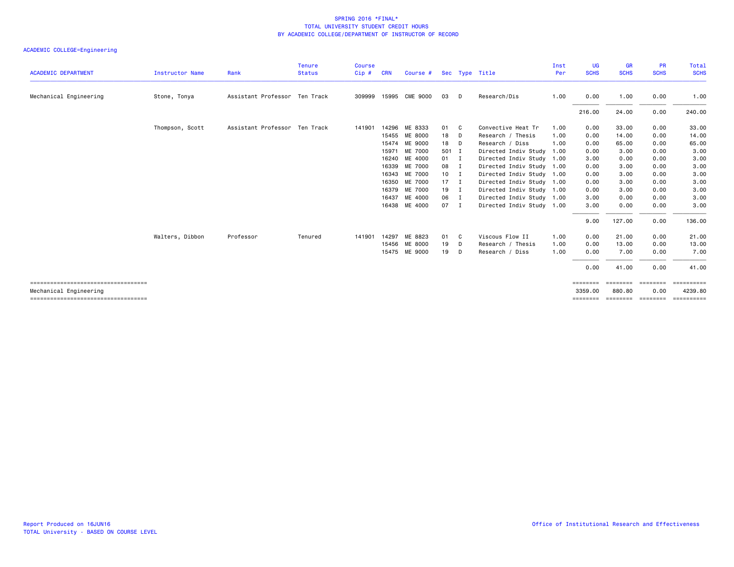SPRING 2016 *FINAL*
TOTAL UNIVERSITY STUDENT CREDIT HOURS
BY ACADEMIC COLLEGE/DEPARTMENT OF INSTRUCTOR OF RECORD

ACADEMIC COLLEGE=Engineering

| ACADEMIC DEPARTMENT | Instructor Name | Rank | Tenure Status | Course Cip # | CRN | Course # | Sec | Type | Title | Inst Per | UG SCHS | GR SCHS | PR SCHS | Total SCHS |
|---|---|---|---|---|---|---|---|---|---|---|---|---|---|---|
| Mechanical Engineering | Stone, Tonya | Assistant Professor | Ten Track | 309999 | 15995 | CME 9000 | 03 | D | Research/Dis | 1.00 | 0.00 | 1.00 | 0.00 | 1.00 |
| | | | | | | | | | | | 216.00 | 24.00 | 0.00 | 240.00 |
| | Thompson, Scott | Assistant Professor | Ten Track | 141901 | 14296 | ME 8333 | 01 | C | Convective Heat Tr | 1.00 | 0.00 | 33.00 | 0.00 | 33.00 |
| | | | | | 15455 | ME 8000 | 18 | D | Research / Thesis | 1.00 | 0.00 | 14.00 | 0.00 | 14.00 |
| | | | | | 15474 | ME 9000 | 18 | D | Research / Diss | 1.00 | 0.00 | 65.00 | 0.00 | 65.00 |
| | | | | | 15971 | ME 7000 | 501 | I | Directed Indiv Study | 1.00 | 0.00 | 3.00 | 0.00 | 3.00 |
| | | | | | 16240 | ME 4000 | 01 | I | Directed Indiv Study | 1.00 | 3.00 | 0.00 | 0.00 | 3.00 |
| | | | | | 16339 | ME 7000 | 08 | I | Directed Indiv Study | 1.00 | 0.00 | 3.00 | 0.00 | 3.00 |
| | | | | | 16343 | ME 7000 | 10 | I | Directed Indiv Study | 1.00 | 0.00 | 3.00 | 0.00 | 3.00 |
| | | | | | 16350 | ME 7000 | 17 | I | Directed Indiv Study | 1.00 | 0.00 | 3.00 | 0.00 | 3.00 |
| | | | | | 16379 | ME 7000 | 19 | I | Directed Indiv Study | 1.00 | 0.00 | 3.00 | 0.00 | 3.00 |
| | | | | | 16437 | ME 4000 | 06 | I | Directed Indiv Study | 1.00 | 3.00 | 0.00 | 0.00 | 3.00 |
| | | | | | 16438 | ME 4000 | 07 | I | Directed Indiv Study | 1.00 | 3.00 | 0.00 | 0.00 | 3.00 |
| | | | | | | | | | | | 9.00 | 127.00 | 0.00 | 136.00 |
| | Walters, Dibbon | Professor | Tenured | 141901 | 14297 | ME 8823 | 01 | C | Viscous Flow II | 1.00 | 0.00 | 21.00 | 0.00 | 21.00 |
| | | | | | 15456 | ME 8000 | 19 | D | Research / Thesis | 1.00 | 0.00 | 13.00 | 0.00 | 13.00 |
| | | | | | 15475 | ME 9000 | 19 | D | Research / Diss | 1.00 | 0.00 | 7.00 | 0.00 | 7.00 |
| | | | | | | | | | | | 0.00 | 41.00 | 0.00 | 41.00 |
| Mechanical Engineering | | | | | | | | | | | 3359.00 | 880.80 | 0.00 | 4239.80 |

Report Produced on 16JUN16
TOTAL University - BASED ON COURSE LEVEL

Office of Institutional Research and Effectiveness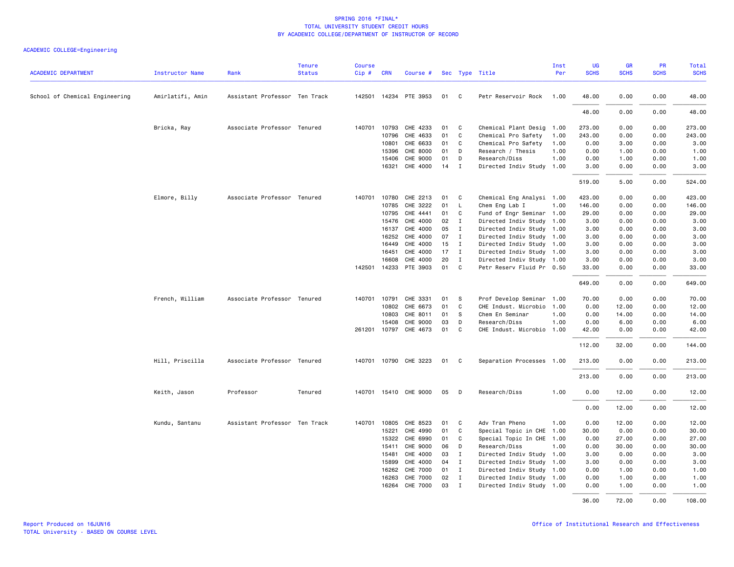# SPRING 2016 *FINAL*
## TOTAL UNIVERSITY STUDENT CREDIT HOURS
## BY ACADEMIC COLLEGE/DEPARTMENT OF INSTRUCTOR OF RECORD

ACADEMIC COLLEGE=Engineering

| ACADEMIC DEPARTMENT | Instructor Name | Rank | Tenure Status | Course Cip # | CRN | Course # | Sec | Type | Title | Inst Per | UG SCHS | GR SCHS | PR SCHS | Total SCHS |
|---|---|---|---|---|---|---|---|---|---|---|---|---|---|---|
| School of Chemical Engineering | Amirlatifi, Amin | Assistant Professor | Ten Track | 142501 | 14234 | PTE 3953 | 01 | C | Petr Reservoir Rock | 1.00 | 48.00 | 0.00 | 0.00 | 48.00 |
| | | | | | | | | | | | 48.00 | 0.00 | 0.00 | 48.00 |
| | Bricka, Ray | Associate Professor | Tenured | 140701 | 10793 | CHE 4233 | 01 | C | Chemical Plant Desig | 1.00 | 273.00 | 0.00 | 0.00 | 273.00 |
| | | | | | 10796 | CHE 4633 | 01 | C | Chemical Pro Safety | 1.00 | 243.00 | 0.00 | 0.00 | 243.00 |
| | | | | | 10801 | CHE 6633 | 01 | C | Chemical Pro Safety | 1.00 | 0.00 | 3.00 | 0.00 | 3.00 |
| | | | | | 15396 | CHE 8000 | 01 | D | Research / Thesis | 1.00 | 0.00 | 1.00 | 0.00 | 1.00 |
| | | | | | 15406 | CHE 9000 | 01 | D | Research/Diss | 1.00 | 0.00 | 1.00 | 0.00 | 1.00 |
| | | | | | 16321 | CHE 4000 | 14 | I | Directed Indiv Study | 1.00 | 3.00 | 0.00 | 0.00 | 3.00 |
| | | | | | | | | | | | 519.00 | 5.00 | 0.00 | 524.00 |
| | Elmore, Billy | Associate Professor | Tenured | 140701 | 10780 | CHE 2213 | 01 | C | Chemical Eng Analysi | 1.00 | 423.00 | 0.00 | 0.00 | 423.00 |
| | | | | | 10785 | CHE 3222 | 01 | L | Chem Eng Lab I | 1.00 | 146.00 | 0.00 | 0.00 | 146.00 |
| | | | | | 10795 | CHE 4441 | 01 | C | Fund of Engr Seminar | 1.00 | 29.00 | 0.00 | 0.00 | 29.00 |
| | | | | | 15476 | CHE 4000 | 02 | I | Directed Indiv Study | 1.00 | 3.00 | 0.00 | 0.00 | 3.00 |
| | | | | | 16137 | CHE 4000 | 05 | I | Directed Indiv Study | 1.00 | 3.00 | 0.00 | 0.00 | 3.00 |
| | | | | | 16252 | CHE 4000 | 07 | I | Directed Indiv Study | 1.00 | 3.00 | 0.00 | 0.00 | 3.00 |
| | | | | | 16449 | CHE 4000 | 15 | I | Directed Indiv Study | 1.00 | 3.00 | 0.00 | 0.00 | 3.00 |
| | | | | | 16451 | CHE 4000 | 17 | I | Directed Indiv Study | 1.00 | 3.00 | 0.00 | 0.00 | 3.00 |
| | | | | | 16608 | CHE 4000 | 20 | I | Directed Indiv Study | 1.00 | 3.00 | 0.00 | 0.00 | 3.00 |
| | | | | 142501 | 14233 | PTE 3903 | 01 | C | Petr Reserv Fluid Pr | 0.50 | 33.00 | 0.00 | 0.00 | 33.00 |
| | | | | | | | | | | | 649.00 | 0.00 | 0.00 | 649.00 |
| | French, William | Associate Professor | Tenured | 140701 | 10791 | CHE 3331 | 01 | S | Prof Develop Seminar | 1.00 | 70.00 | 0.00 | 0.00 | 70.00 |
| | | | | | 10802 | CHE 6673 | 01 | C | CHE Indust. Microbio | 1.00 | 0.00 | 12.00 | 0.00 | 12.00 |
| | | | | | 10803 | CHE 8011 | 01 | S | Chem En Seminar | 1.00 | 0.00 | 14.00 | 0.00 | 14.00 |
| | | | | | 15408 | CHE 9000 | 03 | D | Research/Diss | 1.00 | 0.00 | 6.00 | 0.00 | 6.00 |
| | | | | 261201 | 10797 | CHE 4673 | 01 | C | CHE Indust. Microbio | 1.00 | 42.00 | 0.00 | 0.00 | 42.00 |
| | | | | | | | | | | | 112.00 | 32.00 | 0.00 | 144.00 |
| | Hill, Priscilla | Associate Professor | Tenured | 140701 | 10790 | CHE 3223 | 01 | C | Separation Processes | 1.00 | 213.00 | 0.00 | 0.00 | 213.00 |
| | | | | | | | | | | | 213.00 | 0.00 | 0.00 | 213.00 |
| | Keith, Jason | Professor | Tenured | 140701 | 15410 | CHE 9000 | 05 | D | Research/Diss | 1.00 | 0.00 | 12.00 | 0.00 | 12.00 |
| | | | | | | | | | | | 0.00 | 12.00 | 0.00 | 12.00 |
| | Kundu, Santanu | Assistant Professor | Ten Track | 140701 | 10805 | CHE 8523 | 01 | C | Adv Tran Pheno | 1.00 | 0.00 | 12.00 | 0.00 | 12.00 |
| | | | | | 15221 | CHE 4990 | 01 | C | Special Topic in CHE | 1.00 | 30.00 | 0.00 | 0.00 | 30.00 |
| | | | | | 15322 | CHE 6990 | 01 | C | Special Topic In CHE | 1.00 | 0.00 | 27.00 | 0.00 | 27.00 |
| | | | | | 15411 | CHE 9000 | 06 | D | Research/Diss | 1.00 | 0.00 | 30.00 | 0.00 | 30.00 |
| | | | | | 15481 | CHE 4000 | 03 | I | Directed Indiv Study | 1.00 | 3.00 | 0.00 | 0.00 | 3.00 |
| | | | | | 15899 | CHE 4000 | 04 | I | Directed Indiv Study | 1.00 | 3.00 | 0.00 | 0.00 | 3.00 |
| | | | | | 16262 | CHE 7000 | 01 | I | Directed Indiv Study | 1.00 | 0.00 | 1.00 | 0.00 | 1.00 |
| | | | | | 16263 | CHE 7000 | 02 | I | Directed Indiv Study | 1.00 | 0.00 | 1.00 | 0.00 | 1.00 |
| | | | | | 16264 | CHE 7000 | 03 | I | Directed Indiv Study | 1.00 | 0.00 | 1.00 | 0.00 | 1.00 |
| | | | | | | | | | | | 36.00 | 72.00 | 0.00 | 108.00 |

Report Produced on 16JUN16
TOTAL University - BASED ON COURSE LEVEL

Office of Institutional Research and Effectiveness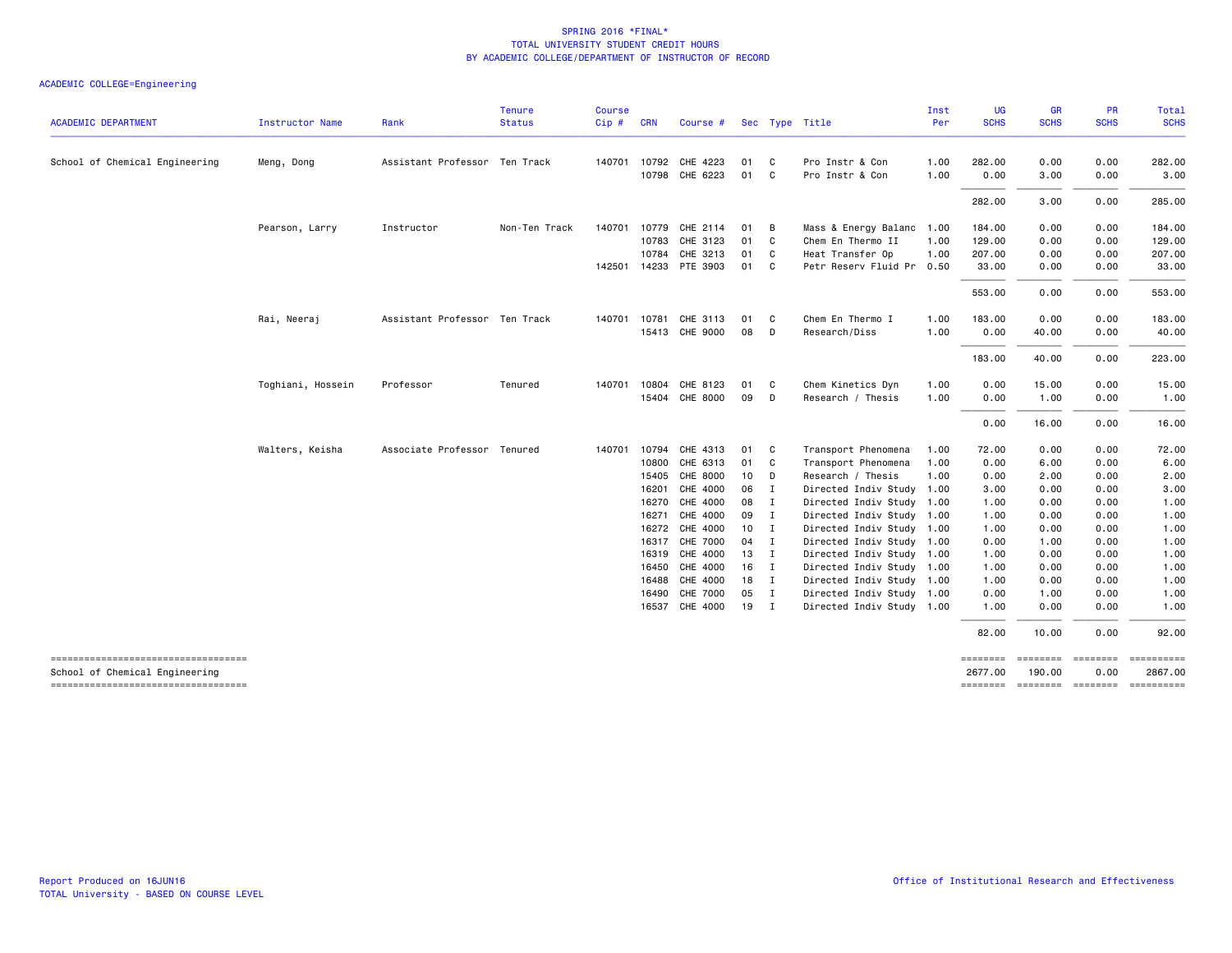SPRING 2016 *FINAL*
TOTAL UNIVERSITY STUDENT CREDIT HOURS
BY ACADEMIC COLLEGE/DEPARTMENT OF INSTRUCTOR OF RECORD

ACADEMIC COLLEGE=Engineering

| ACADEMIC DEPARTMENT | Instructor Name | Rank | Tenure Status | Course Cip # | CRN | Course # | Sec | Type | Title | Inst Per | UG SCHS | GR SCHS | PR SCHS | Total SCHS |
|---|---|---|---|---|---|---|---|---|---|---|---|---|---|---|
| School of Chemical Engineering | Meng, Dong | Assistant Professor | Ten Track | 140701 | 10792 | CHE 4223 | 01 | C | Pro Instr & Con | 1.00 | 282.00 | 0.00 | 0.00 | 282.00 |
| | | | | | 10798 | CHE 6223 | 01 | C | Pro Instr & Con | 1.00 | 0.00 | 3.00 | 0.00 | 3.00 |
| | | | | | | | | | | | 282.00 | 3.00 | 0.00 | 285.00 |
| | Pearson, Larry | Instructor | Non-Ten Track | 140701 | 10779 | CHE 2114 | 01 | B | Mass & Energy Balanc | 1.00 | 184.00 | 0.00 | 0.00 | 184.00 |
| | | | | | 10783 | CHE 3123 | 01 | C | Chem En Thermo II | 1.00 | 129.00 | 0.00 | 0.00 | 129.00 |
| | | | | | 10784 | CHE 3213 | 01 | C | Heat Transfer Op | 1.00 | 207.00 | 0.00 | 0.00 | 207.00 |
| | | | | 142501 | 14233 | PTE 3903 | 01 | C | Petr Reserv Fluid Pr | 0.50 | 33.00 | 0.00 | 0.00 | 33.00 |
| | | | | | | | | | | | 553.00 | 0.00 | 0.00 | 553.00 |
| | Rai, Neeraj | Assistant Professor | Ten Track | 140701 | 10781 | CHE 3113 | 01 | C | Chem En Thermo I | 1.00 | 183.00 | 0.00 | 0.00 | 183.00 |
| | | | | | 15413 | CHE 9000 | 08 | D | Research/Diss | 1.00 | 0.00 | 40.00 | 0.00 | 40.00 |
| | | | | | | | | | | | 183.00 | 40.00 | 0.00 | 223.00 |
| | Toghiani, Hossein | Professor | Tenured | 140701 | 10804 | CHE 8123 | 01 | C | Chem Kinetics Dyn | 1.00 | 0.00 | 15.00 | 0.00 | 15.00 |
| | | | | | 15404 | CHE 8000 | 09 | D | Research / Thesis | 1.00 | 0.00 | 1.00 | 0.00 | 1.00 |
| | | | | | | | | | | | 0.00 | 16.00 | 0.00 | 16.00 |
| | Walters, Keisha | Associate Professor | Tenured | 140701 | 10794 | CHE 4313 | 01 | C | Transport Phenomena | 1.00 | 72.00 | 0.00 | 0.00 | 72.00 |
| | | | | | 10800 | CHE 6313 | 01 | C | Transport Phenomena | 1.00 | 0.00 | 6.00 | 0.00 | 6.00 |
| | | | | | 15405 | CHE 8000 | 10 | D | Research / Thesis | 1.00 | 0.00 | 2.00 | 0.00 | 2.00 |
| | | | | | 16201 | CHE 4000 | 06 | I | Directed Indiv Study | 1.00 | 3.00 | 0.00 | 0.00 | 3.00 |
| | | | | | 16270 | CHE 4000 | 08 | I | Directed Indiv Study | 1.00 | 1.00 | 0.00 | 0.00 | 1.00 |
| | | | | | 16271 | CHE 4000 | 09 | I | Directed Indiv Study | 1.00 | 1.00 | 0.00 | 0.00 | 1.00 |
| | | | | | 16272 | CHE 4000 | 10 | I | Directed Indiv Study | 1.00 | 1.00 | 0.00 | 0.00 | 1.00 |
| | | | | | 16317 | CHE 7000 | 04 | I | Directed Indiv Study | 1.00 | 0.00 | 1.00 | 0.00 | 1.00 |
| | | | | | 16319 | CHE 4000 | 13 | I | Directed Indiv Study | 1.00 | 1.00 | 0.00 | 0.00 | 1.00 |
| | | | | | 16450 | CHE 4000 | 16 | I | Directed Indiv Study | 1.00 | 1.00 | 0.00 | 0.00 | 1.00 |
| | | | | | 16488 | CHE 4000 | 18 | I | Directed Indiv Study | 1.00 | 1.00 | 0.00 | 0.00 | 1.00 |
| | | | | | 16490 | CHE 7000 | 05 | I | Directed Indiv Study | 1.00 | 0.00 | 1.00 | 0.00 | 1.00 |
| | | | | | 16537 | CHE 4000 | 19 | I | Directed Indiv Study | 1.00 | 1.00 | 0.00 | 0.00 | 1.00 |
| | | | | | | | | | | | 82.00 | 10.00 | 0.00 | 92.00 |
| School of Chemical Engineering | | | | | | | | | | | 2677.00 | 190.00 | 0.00 | 2867.00 |

Report Produced on 16JUN16
TOTAL University - BASED ON COURSE LEVEL

Office of Institutional Research and Effectiveness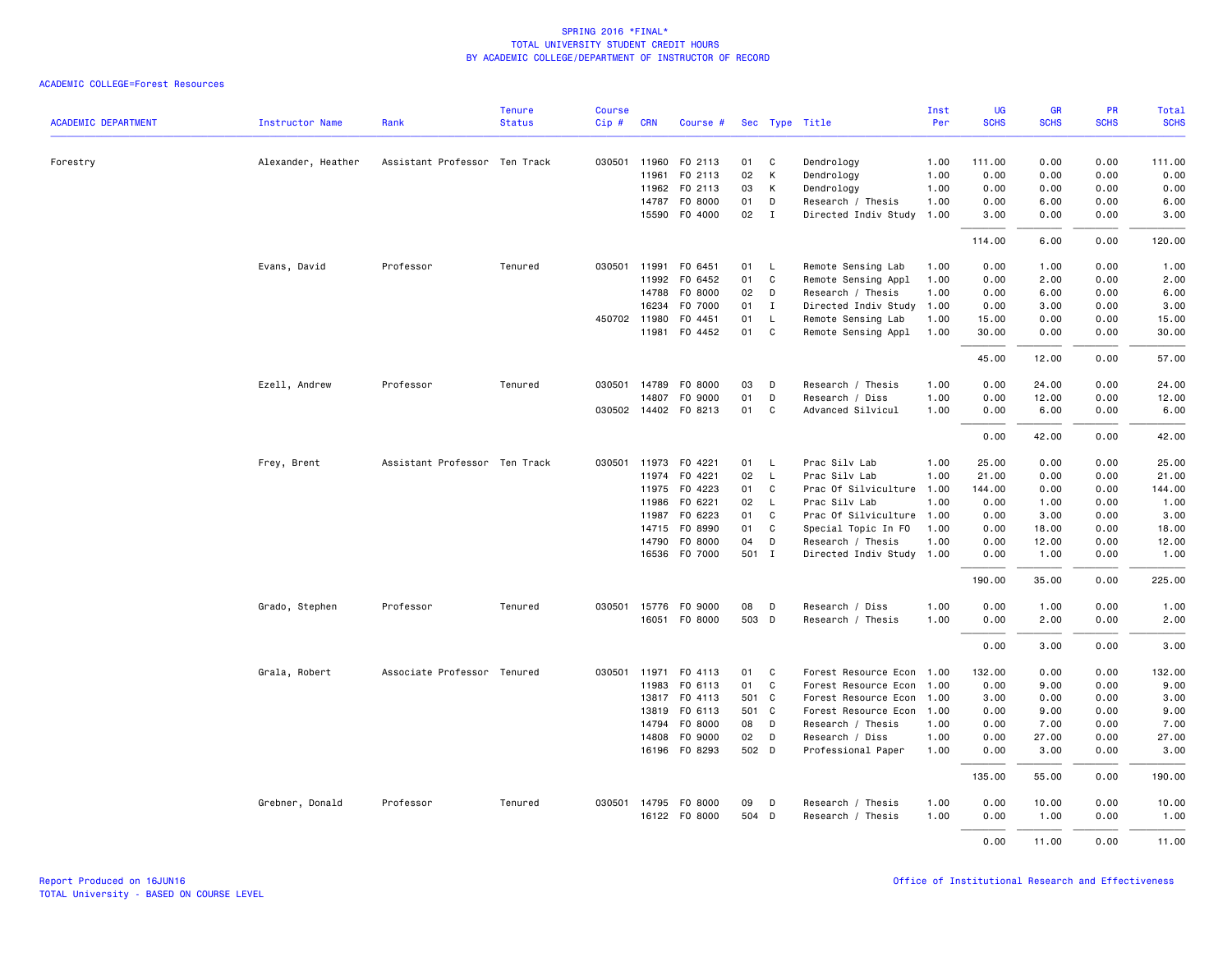SPRING 2016 *FINAL*
TOTAL UNIVERSITY STUDENT CREDIT HOURS
BY ACADEMIC COLLEGE/DEPARTMENT OF INSTRUCTOR OF RECORD

ACADEMIC COLLEGE=Forest Resources

| ACADEMIC DEPARTMENT | Instructor Name | Rank | Tenure Status | Course Cip # | CRN | Course # | Sec | Type | Title | Inst Per | UG SCHS | GR SCHS | PR SCHS | Total SCHS |
|---|---|---|---|---|---|---|---|---|---|---|---|---|---|---|
| Forestry | Alexander, Heather | Assistant Professor | Ten Track | 030501 | 11960 | FO 2113 | 01 | C | Dendrology | 1.00 | 111.00 | 0.00 | 0.00 | 111.00 |
| | | | | | 11961 | FO 2113 | 02 | K | Dendrology | 1.00 | 0.00 | 0.00 | 0.00 | 0.00 |
| | | | | | 11962 | FO 2113 | 03 | K | Dendrology | 1.00 | 0.00 | 0.00 | 0.00 | 0.00 |
| | | | | | 14787 | FO 8000 | 01 | D | Research / Thesis | 1.00 | 0.00 | 6.00 | 0.00 | 6.00 |
| | | | | | 15590 | FO 4000 | 02 | I | Directed Indiv Study | 1.00 | 3.00 | 0.00 | 0.00 | 3.00 |
| | | | | | | | | | | | 114.00 | 6.00 | 0.00 | 120.00 |
| | Evans, David | Professor | Tenured | 030501 | 11991 | FO 6451 | 01 | L | Remote Sensing Lab | 1.00 | 0.00 | 1.00 | 0.00 | 1.00 |
| | | | | | 11992 | FO 6452 | 01 | C | Remote Sensing Appl | 1.00 | 0.00 | 2.00 | 0.00 | 2.00 |
| | | | | | 14788 | FO 8000 | 02 | D | Research / Thesis | 1.00 | 0.00 | 6.00 | 0.00 | 6.00 |
| | | | | | 16234 | FO 7000 | 01 | I | Directed Indiv Study | 1.00 | 0.00 | 3.00 | 0.00 | 3.00 |
| | | | | 450702 | 11980 | FO 4451 | 01 | L | Remote Sensing Lab | 1.00 | 15.00 | 0.00 | 0.00 | 15.00 |
| | | | | | 11981 | FO 4452 | 01 | C | Remote Sensing Appl | 1.00 | 30.00 | 0.00 | 0.00 | 30.00 |
| | | | | | | | | | | | 45.00 | 12.00 | 0.00 | 57.00 |
| | Ezell, Andrew | Professor | Tenured | 030501 | 14789 | FO 8000 | 03 | D | Research / Thesis | 1.00 | 0.00 | 24.00 | 0.00 | 24.00 |
| | | | | | 14807 | FO 9000 | 01 | D | Research / Diss | 1.00 | 0.00 | 12.00 | 0.00 | 12.00 |
| | | | | 030502 | 14402 | FO 8213 | 01 | C | Advanced Silvicul | 1.00 | 0.00 | 6.00 | 0.00 | 6.00 |
| | | | | | | | | | | | 0.00 | 42.00 | 0.00 | 42.00 |
| | Frey, Brent | Assistant Professor | Ten Track | 030501 | 11973 | FO 4221 | 01 | L | Prac Silv Lab | 1.00 | 25.00 | 0.00 | 0.00 | 25.00 |
| | | | | | 11974 | FO 4221 | 02 | L | Prac Silv Lab | 1.00 | 21.00 | 0.00 | 0.00 | 21.00 |
| | | | | | 11975 | FO 4223 | 01 | C | Prac Of Silviculture | 1.00 | 144.00 | 0.00 | 0.00 | 144.00 |
| | | | | | 11986 | FO 6221 | 02 | L | Prac Silv Lab | 1.00 | 0.00 | 1.00 | 0.00 | 1.00 |
| | | | | | 11987 | FO 6223 | 01 | C | Prac Of Silviculture | 1.00 | 0.00 | 3.00 | 0.00 | 3.00 |
| | | | | | 14715 | FO 8990 | 01 | C | Special Topic In FO | 1.00 | 0.00 | 18.00 | 0.00 | 18.00 |
| | | | | | 14790 | FO 8000 | 04 | D | Research / Thesis | 1.00 | 0.00 | 12.00 | 0.00 | 12.00 |
| | | | | | 16536 | FO 7000 | 501 | I | Directed Indiv Study | 1.00 | 0.00 | 1.00 | 0.00 | 1.00 |
| | | | | | | | | | | | 190.00 | 35.00 | 0.00 | 225.00 |
| | Grado, Stephen | Professor | Tenured | 030501 | 15776 | FO 9000 | 08 | D | Research / Diss | 1.00 | 0.00 | 1.00 | 0.00 | 1.00 |
| | | | | | 16051 | FO 8000 | 503 | D | Research / Thesis | 1.00 | 0.00 | 2.00 | 0.00 | 2.00 |
| | | | | | | | | | | | 0.00 | 3.00 | 0.00 | 3.00 |
| | Grala, Robert | Associate Professor | Tenured | 030501 | 11971 | FO 4113 | 01 | C | Forest Resource Econ | 1.00 | 132.00 | 0.00 | 0.00 | 132.00 |
| | | | | | 11983 | FO 6113 | 01 | C | Forest Resource Econ | 1.00 | 0.00 | 9.00 | 0.00 | 9.00 |
| | | | | | 13817 | FO 4113 | 501 | C | Forest Resource Econ | 1.00 | 3.00 | 0.00 | 0.00 | 3.00 |
| | | | | | 13819 | FO 6113 | 501 | C | Forest Resource Econ | 1.00 | 0.00 | 9.00 | 0.00 | 9.00 |
| | | | | | 14794 | FO 8000 | 08 | D | Research / Thesis | 1.00 | 0.00 | 7.00 | 0.00 | 7.00 |
| | | | | | 14808 | FO 9000 | 02 | D | Research / Diss | 1.00 | 0.00 | 27.00 | 0.00 | 27.00 |
| | | | | | 16196 | FO 8293 | 502 | D | Professional Paper | 1.00 | 0.00 | 3.00 | 0.00 | 3.00 |
| | | | | | | | | | | | 135.00 | 55.00 | 0.00 | 190.00 |
| | Grebner, Donald | Professor | Tenured | 030501 | 14795 | FO 8000 | 09 | D | Research / Thesis | 1.00 | 0.00 | 10.00 | 0.00 | 10.00 |
| | | | | | 16122 | FO 8000 | 504 | D | Research / Thesis | 1.00 | 0.00 | 1.00 | 0.00 | 1.00 |
| | | | | | | | | | | | 0.00 | 11.00 | 0.00 | 11.00 |

Report Produced on 16JUN16
TOTAL University - BASED ON COURSE LEVEL

Office of Institutional Research and Effectiveness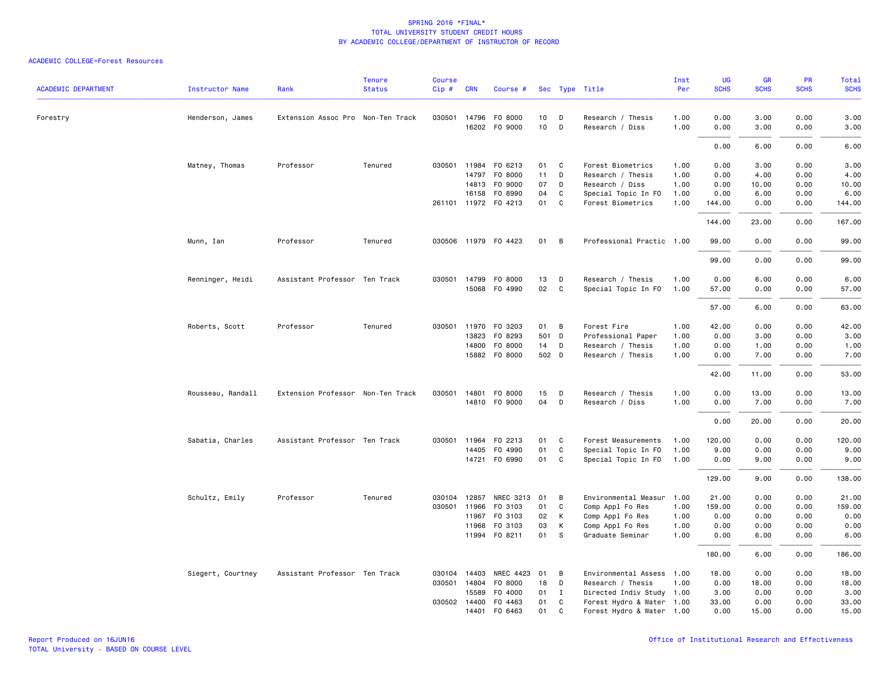SPRING 2016 *FINAL*
TOTAL UNIVERSITY STUDENT CREDIT HOURS
BY ACADEMIC COLLEGE/DEPARTMENT OF INSTRUCTOR OF RECORD

ACADEMIC COLLEGE=Forest Resources

| ACADEMIC DEPARTMENT | Instructor Name | Rank | Tenure Status | Course Cip # | CRN | Course # | Sec | Type | Title | Inst Per | UG SCHS | GR SCHS | PR SCHS | Total SCHS |
|---|---|---|---|---|---|---|---|---|---|---|---|---|---|---|
| Forestry | Henderson, James | Extension Assoc Pro | Non-Ten Track | 030501 | 14796 | FO 8000 | 10 | D | Research / Thesis | 1.00 | 0.00 | 3.00 | 0.00 | 3.00 |
| | | | | | 16202 | FO 9000 | 10 | D | Research / Diss | 1.00 | 0.00 | 3.00 | 0.00 | 3.00 |
| | | | | | | | | | | | 0.00 | 6.00 | 0.00 | 6.00 |
| | Matney, Thomas | Professor | Tenured | 030501 | 11984 | FO 6213 | 01 | C | Forest Biometrics | 1.00 | 0.00 | 3.00 | 0.00 | 3.00 |
| | | | | | 14797 | FO 8000 | 11 | D | Research / Thesis | 1.00 | 0.00 | 4.00 | 0.00 | 4.00 |
| | | | | | 14813 | FO 9000 | 07 | D | Research / Diss | 1.00 | 0.00 | 10.00 | 0.00 | 10.00 |
| | | | | | 16158 | FO 8990 | 04 | C | Special Topic In FO | 1.00 | 0.00 | 6.00 | 0.00 | 6.00 |
| | | | | 261101 | 11972 | FO 4213 | 01 | C | Forest Biometrics | 1.00 | 144.00 | 0.00 | 0.00 | 144.00 |
| | | | | | | | | | | | 144.00 | 23.00 | 0.00 | 167.00 |
| | Munn, Ian | Professor | Tenured | 030506 | 11979 | FO 4423 | 01 | B | Professional Practic | 1.00 | 99.00 | 0.00 | 0.00 | 99.00 |
| | | | | | | | | | | | 99.00 | 0.00 | 0.00 | 99.00 |
| | Renninger, Heidi | Assistant Professor | Ten Track | 030501 | 14799 | FO 8000 | 13 | D | Research / Thesis | 1.00 | 0.00 | 6.00 | 0.00 | 6.00 |
| | | | | | 15068 | FO 4990 | 02 | C | Special Topic In FO | 1.00 | 57.00 | 0.00 | 0.00 | 57.00 |
| | | | | | | | | | | | 57.00 | 6.00 | 0.00 | 63.00 |
| | Roberts, Scott | Professor | Tenured | 030501 | 11970 | FO 3203 | 01 | B | Forest Fire | 1.00 | 42.00 | 0.00 | 0.00 | 42.00 |
| | | | | | 13823 | FO 8293 | 501 | D | Professional Paper | 1.00 | 0.00 | 3.00 | 0.00 | 3.00 |
| | | | | | 14800 | FO 8000 | 14 | D | Research / Thesis | 1.00 | 0.00 | 1.00 | 0.00 | 1.00 |
| | | | | | 15882 | FO 8000 | 502 | D | Research / Thesis | 1.00 | 0.00 | 7.00 | 0.00 | 7.00 |
| | | | | | | | | | | | 42.00 | 11.00 | 0.00 | 53.00 |
| | Rousseau, Randall | Extension Professor | Non-Ten Track | 030501 | 14801 | FO 8000 | 15 | D | Research / Thesis | 1.00 | 0.00 | 13.00 | 0.00 | 13.00 |
| | | | | | 14810 | FO 9000 | 04 | D | Research / Diss | 1.00 | 0.00 | 7.00 | 0.00 | 7.00 |
| | | | | | | | | | | | 0.00 | 20.00 | 0.00 | 20.00 |
| | Sabatia, Charles | Assistant Professor | Ten Track | 030501 | 11964 | FO 2213 | 01 | C | Forest Measurements | 1.00 | 120.00 | 0.00 | 0.00 | 120.00 |
| | | | | | 14405 | FO 4990 | 01 | C | Special Topic In FO | 1.00 | 9.00 | 0.00 | 0.00 | 9.00 |
| | | | | | 14721 | FO 6990 | 01 | C | Special Topic In FO | 1.00 | 0.00 | 9.00 | 0.00 | 9.00 |
| | | | | | | | | | | | 129.00 | 9.00 | 0.00 | 138.00 |
| | Schultz, Emily | Professor | Tenured | 030104 | 12857 | NREC 3213 | 01 | B | Environmental Measur | 1.00 | 21.00 | 0.00 | 0.00 | 21.00 |
| | | | | 030501 | 11966 | FO 3103 | 01 | C | Comp Appl Fo Res | 1.00 | 159.00 | 0.00 | 0.00 | 159.00 |
| | | | | | 11967 | FO 3103 | 02 | K | Comp Appl Fo Res | 1.00 | 0.00 | 0.00 | 0.00 | 0.00 |
| | | | | | 11968 | FO 3103 | 03 | K | Comp Appl Fo Res | 1.00 | 0.00 | 0.00 | 0.00 | 0.00 |
| | | | | | 11994 | FO 8211 | 01 | S | Graduate Seminar | 1.00 | 0.00 | 6.00 | 0.00 | 6.00 |
| | | | | | | | | | | | 180.00 | 6.00 | 0.00 | 186.00 |
| | Siegert, Courtney | Assistant Professor | Ten Track | 030104 | 14403 | NREC 4423 | 01 | B | Environmental Assess | 1.00 | 18.00 | 0.00 | 0.00 | 18.00 |
| | | | | 030501 | 14804 | FO 8000 | 18 | D | Research / Thesis | 1.00 | 0.00 | 18.00 | 0.00 | 18.00 |
| | | | | | 15589 | FO 4000 | 01 | I | Directed Indiv Study | 1.00 | 3.00 | 0.00 | 0.00 | 3.00 |
| | | | | 030502 | 14400 | FO 4463 | 01 | C | Forest Hydro & Water | 1.00 | 33.00 | 0.00 | 0.00 | 33.00 |
| | | | | | 14401 | FO 6463 | 01 | C | Forest Hydro & Water | 1.00 | 0.00 | 15.00 | 0.00 | 15.00 |

Report Produced on 16JUN16
TOTAL University - BASED ON COURSE LEVEL

Office of Institutional Research and Effectiveness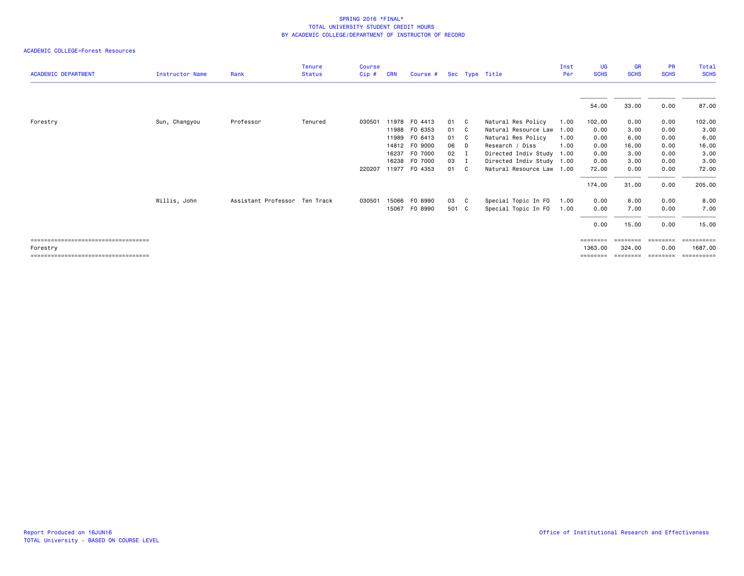SPRING 2016 *FINAL*
TOTAL UNIVERSITY STUDENT CREDIT HOURS
BY ACADEMIC COLLEGE/DEPARTMENT OF INSTRUCTOR OF RECORD

ACADEMIC COLLEGE=Forest Resources

| ACADEMIC DEPARTMENT | Instructor Name | Rank | Tenure Status | Course Cip # | CRN | Course # | Sec | Type | Title | Inst Per | UG SCHS | GR SCHS | PR SCHS | Total SCHS |
|---|---|---|---|---|---|---|---|---|---|---|---|---|---|---|
| | | | | | | | | | | | 54.00 | 33.00 | 0.00 | 87.00 |
| Forestry | Sun, Changyou | Professor | Tenured | 030501 | 11978 | FO 4413 | 01 | C | Natural Res Policy | 1.00 | 102.00 | 0.00 | 0.00 | 102.00 |
| | | | | | 11988 | FO 6353 | 01 | C | Natural Resource Law | 1.00 | 0.00 | 3.00 | 0.00 | 3.00 |
| | | | | | 11989 | FO 6413 | 01 | C | Natural Res Policy | 1.00 | 0.00 | 6.00 | 0.00 | 6.00 |
| | | | | | 14812 | FO 9000 | 06 | D | Research / Diss | 1.00 | 0.00 | 16.00 | 0.00 | 16.00 |
| | | | | | 16237 | FO 7000 | 02 | I | Directed Indiv Study | 1.00 | 0.00 | 3.00 | 0.00 | 3.00 |
| | | | | | 16238 | FO 7000 | 03 | I | Directed Indiv Study | 1.00 | 0.00 | 3.00 | 0.00 | 3.00 |
| | | | | 220207 | 11977 | FO 4353 | 01 | C | Natural Resource Law | 1.00 | 72.00 | 0.00 | 0.00 | 72.00 |
| | | | | | | | | | | | 174.00 | 31.00 | 0.00 | 205.00 |
| | Willis, John | Assistant Professor | Ten Track | 030501 | 15066 | FO 8990 | 03 | C | Special Topic In FO | 1.00 | 0.00 | 8.00 | 0.00 | 8.00 |
| | | | | | 15067 | FO 8990 | 501 | C | Special Topic In FO | 1.00 | 0.00 | 7.00 | 0.00 | 7.00 |
| | | | | | | | | | | | 0.00 | 15.00 | 0.00 | 15.00 |
| Forestry | | | | | | | | | | | 1363.00 | 324.00 | 0.00 | 1687.00 |

Report Produced on 16JUN16
TOTAL University - BASED ON COURSE LEVEL

Office of Institutional Research and Effectiveness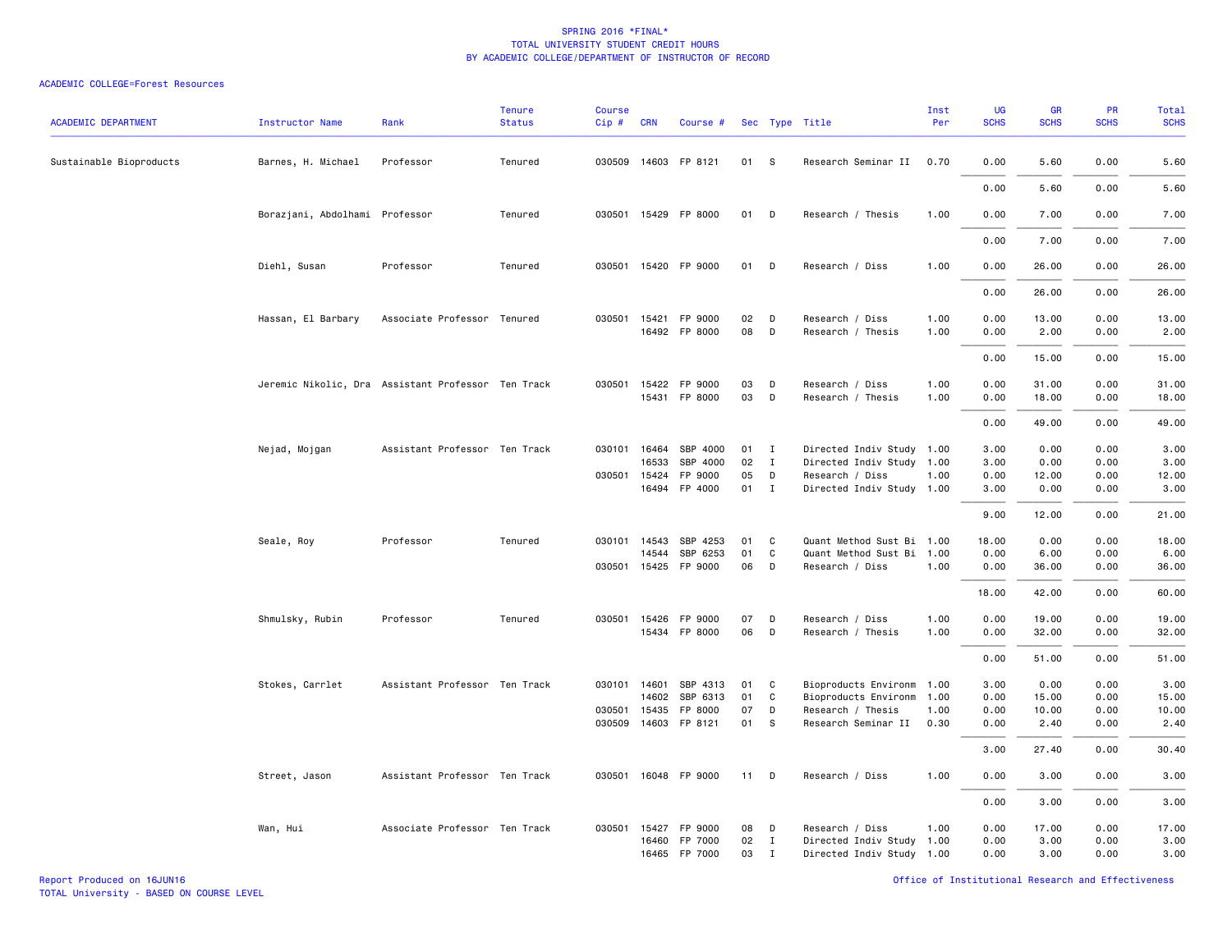SPRING 2016 *FINAL*
TOTAL UNIVERSITY STUDENT CREDIT HOURS
BY ACADEMIC COLLEGE/DEPARTMENT OF INSTRUCTOR OF RECORD

ACADEMIC COLLEGE=Forest Resources

| ACADEMIC DEPARTMENT | Instructor Name | Rank | Tenure Status | Course Cip # | CRN | Course # | Sec | Type | Title | Inst Per | UG SCHS | GR SCHS | PR SCHS | Total SCHS |
|---|---|---|---|---|---|---|---|---|---|---|---|---|---|---|
| Sustainable Bioproducts | Barnes, H. Michael | Professor | Tenured | 030509 | 14603 | FP 8121 | 01 | S | Research Seminar II | 0.70 | 0.00 | 5.60 | 0.00 | 5.60 |
| | | | | | | | | | | | 0.00 | 5.60 | 0.00 | 5.60 |
| | Borazjani, Abdolhami | Professor | Tenured | 030501 | 15429 | FP 8000 | 01 | D | Research / Thesis | 1.00 | 0.00 | 7.00 | 0.00 | 7.00 |
| | | | | | | | | | | | 0.00 | 7.00 | 0.00 | 7.00 |
| | Diehl, Susan | Professor | Tenured | 030501 | 15420 | FP 9000 | 01 | D | Research / Diss | 1.00 | 0.00 | 26.00 | 0.00 | 26.00 |
| | | | | | | | | | | | 0.00 | 26.00 | 0.00 | 26.00 |
| | Hassan, El Barbary | Associate Professor | Tenured | 030501 | 15421 | FP 9000 | 02 | D | Research / Diss | 1.00 | 0.00 | 13.00 | 0.00 | 13.00 |
| | | | | | 16492 | FP 8000 | 08 | D | Research / Thesis | 1.00 | 0.00 | 2.00 | 0.00 | 2.00 |
| | | | | | | | | | | | 0.00 | 15.00 | 0.00 | 15.00 |
| | Jeremic Nikolic, Dra | Assistant Professor | Ten Track | 030501 | 15422 | FP 9000 | 03 | D | Research / Diss | 1.00 | 0.00 | 31.00 | 0.00 | 31.00 |
| | | | | | 15431 | FP 8000 | 03 | D | Research / Thesis | 1.00 | 0.00 | 18.00 | 0.00 | 18.00 |
| | | | | | | | | | | | 0.00 | 49.00 | 0.00 | 49.00 |
| | Nejad, Mojgan | Assistant Professor | Ten Track | 030101 | 16464 | SBP 4000 | 01 | I | Directed Indiv Study | 1.00 | 3.00 | 0.00 | 0.00 | 3.00 |
| | | | | | 16533 | SBP 4000 | 02 | I | Directed Indiv Study | 1.00 | 3.00 | 0.00 | 0.00 | 3.00 |
| | | | | 030501 | 15424 | FP 9000 | 05 | D | Research / Diss | 1.00 | 0.00 | 12.00 | 0.00 | 12.00 |
| | | | | | 16494 | FP 4000 | 01 | I | Directed Indiv Study | 1.00 | 3.00 | 0.00 | 0.00 | 3.00 |
| | | | | | | | | | | | 9.00 | 12.00 | 0.00 | 21.00 |
| | Seale, Roy | Professor | Tenured | 030101 | 14543 | SBP 4253 | 01 | C | Quant Method Sust Bi | 1.00 | 18.00 | 0.00 | 0.00 | 18.00 |
| | | | | | 14544 | SBP 6253 | 01 | C | Quant Method Sust Bi | 1.00 | 0.00 | 6.00 | 0.00 | 6.00 |
| | | | | 030501 | 15425 | FP 9000 | 06 | D | Research / Diss | 1.00 | 0.00 | 36.00 | 0.00 | 36.00 |
| | | | | | | | | | | | 18.00 | 42.00 | 0.00 | 60.00 |
| | Shmulsky, Rubin | Professor | Tenured | 030501 | 15426 | FP 9000 | 07 | D | Research / Diss | 1.00 | 0.00 | 19.00 | 0.00 | 19.00 |
| | | | | | 15434 | FP 8000 | 06 | D | Research / Thesis | 1.00 | 0.00 | 32.00 | 0.00 | 32.00 |
| | | | | | | | | | | | 0.00 | 51.00 | 0.00 | 51.00 |
| | Stokes, Carrlet | Assistant Professor | Ten Track | 030101 | 14601 | SBP 4313 | 01 | C | Bioproducts Environm | 1.00 | 3.00 | 0.00 | 0.00 | 3.00 |
| | | | | | 14602 | SBP 6313 | 01 | C | Bioproducts Environm | 1.00 | 0.00 | 15.00 | 0.00 | 15.00 |
| | | | | 030501 | 15435 | FP 8000 | 07 | D | Research / Thesis | 1.00 | 0.00 | 10.00 | 0.00 | 10.00 |
| | | | | 030509 | 14603 | FP 8121 | 01 | S | Research Seminar II | 0.30 | 0.00 | 2.40 | 0.00 | 2.40 |
| | | | | | | | | | | | 3.00 | 27.40 | 0.00 | 30.40 |
| | Street, Jason | Assistant Professor | Ten Track | 030501 | 16048 | FP 9000 | 11 | D | Research / Diss | 1.00 | 0.00 | 3.00 | 0.00 | 3.00 |
| | | | | | | | | | | | 0.00 | 3.00 | 0.00 | 3.00 |
| | Wan, Hui | Associate Professor | Ten Track | 030501 | 15427 | FP 9000 | 08 | D | Research / Diss | 1.00 | 0.00 | 17.00 | 0.00 | 17.00 |
| | | | | | 16460 | FP 7000 | 02 | I | Directed Indiv Study | 1.00 | 0.00 | 3.00 | 0.00 | 3.00 |
| | | | | | 16465 | FP 7000 | 03 | I | Directed Indiv Study | 1.00 | 0.00 | 3.00 | 0.00 | 3.00 |

Report Produced on 16JUN16
TOTAL University - BASED ON COURSE LEVEL

Office of Institutional Research and Effectiveness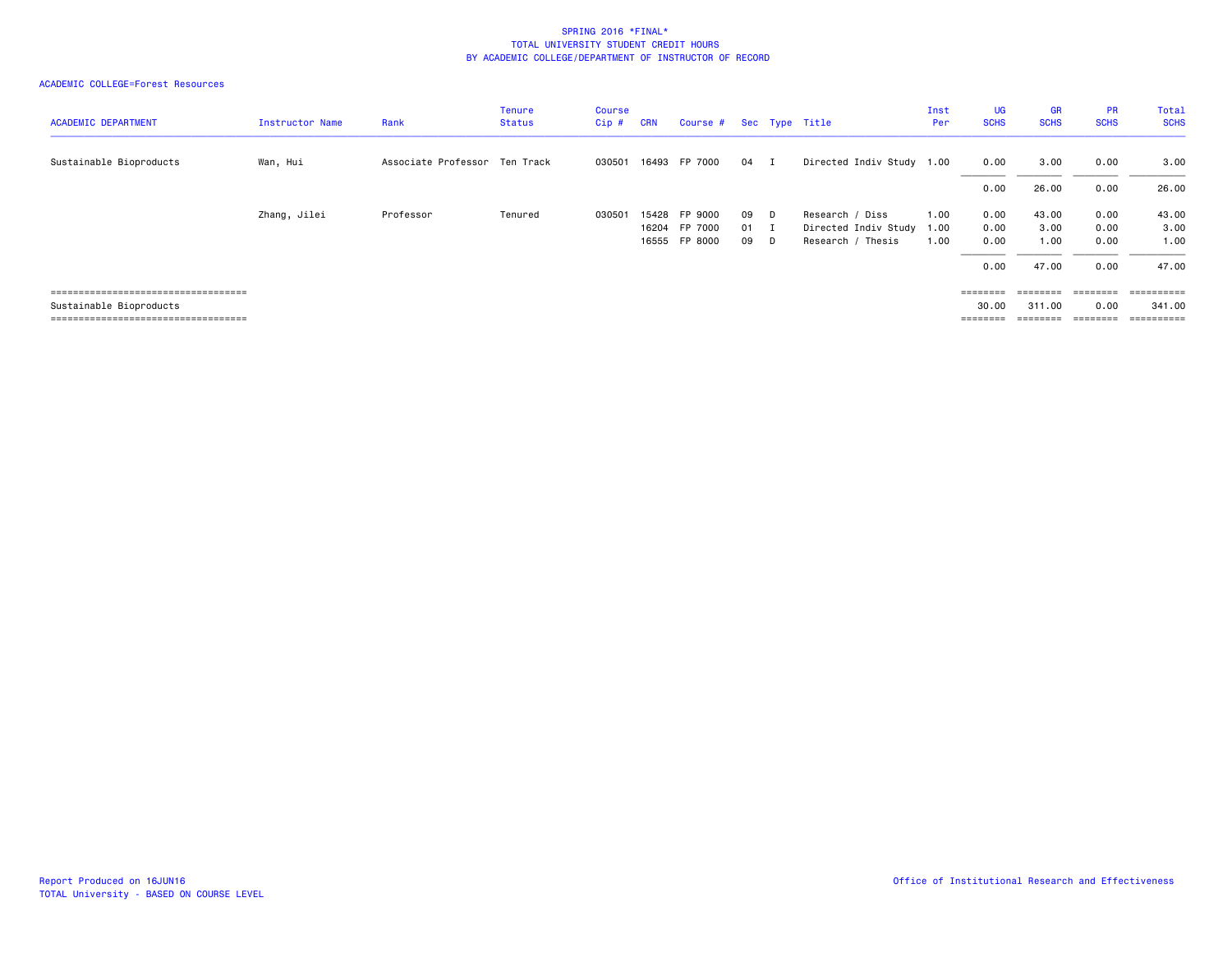SPRING 2016 *FINAL*
TOTAL UNIVERSITY STUDENT CREDIT HOURS
BY ACADEMIC COLLEGE/DEPARTMENT OF INSTRUCTOR OF RECORD

ACADEMIC COLLEGE=Forest Resources

| ACADEMIC DEPARTMENT | Instructor Name | Rank | Tenure Status | Course Cip # | CRN | Course # | Sec | Type | Title | Inst Per | UG SCHS | GR SCHS | PR SCHS | Total SCHS |
|---|---|---|---|---|---|---|---|---|---|---|---|---|---|---|
| Sustainable Bioproducts | Wan, Hui | Associate Professor | Ten Track | 030501 | 16493 | FP 7000 | 04 | I | Directed Indiv Study | 1.00 | 0.00 | 3.00 | 0.00 | 3.00 |
| | | | | | | | | | | | 0.00 | 26.00 | 0.00 | 26.00 |
| | Zhang, Jilei | Professor | Tenured | 030501 | 15428 | FP 9000 | 09 | D | Research / Diss | 1.00 | 0.00 | 43.00 | 0.00 | 43.00 |
| | | | | | 16204 | FP 7000 | 01 | I | Directed Indiv Study | 1.00 | 0.00 | 3.00 | 0.00 | 3.00 |
| | | | | | 16555 | FP 8000 | 09 | D | Research / Thesis | 1.00 | 0.00 | 1.00 | 0.00 | 1.00 |
| | | | | | | | | | | | 0.00 | 47.00 | 0.00 | 47.00 |
| Sustainable Bioproducts | | | | | | | | | | | 30.00 | 311.00 | 0.00 | 341.00 |

Report Produced on 16JUN16
TOTAL University - BASED ON COURSE LEVEL

Office of Institutional Research and Effectiveness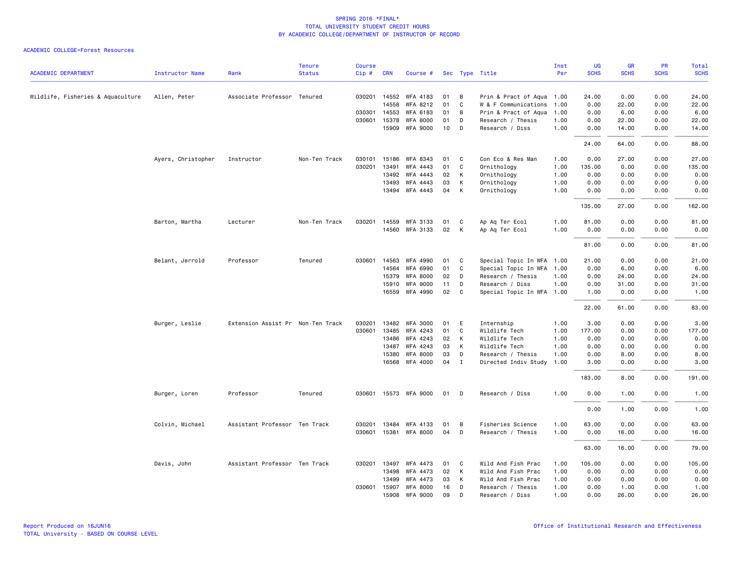# SPRING 2016 *FINAL*
## TOTAL UNIVERSITY STUDENT CREDIT HOURS
## BY ACADEMIC COLLEGE/DEPARTMENT OF INSTRUCTOR OF RECORD

ACADEMIC COLLEGE=Forest Resources

| ACADEMIC DEPARTMENT | Instructor Name | Rank | Tenure Status | Course Cip # | CRN | Course # | Sec | Type | Title | Inst Per | UG SCHS | GR SCHS | PR SCHS | Total SCHS |
|---|---|---|---|---|---|---|---|---|---|---|---|---|---|---|
| Wildlife, Fisheries & Aquaculture | Allen, Peter | Associate Professor | Tenured | 030201 | 14552 | WFA 4183 | 01 | B | Prin & Pract of Aqua | 1.00 | 24.00 | 0.00 | 0.00 | 24.00 |
| | | | | | 14558 | WFA 8212 | 01 | C | W & F Communications | 1.00 | 0.00 | 22.00 | 0.00 | 22.00 |
| | | | | 030301 | 14553 | WFA 6183 | 01 | B | Prin & Pract of Aqua | 1.00 | 0.00 | 6.00 | 0.00 | 6.00 |
| | | | | 030601 | 15378 | WFA 8000 | 01 | D | Research / Thesis | 1.00 | 0.00 | 22.00 | 0.00 | 22.00 |
| | | | | | 15909 | WFA 9000 | 10 | D | Research / Diss | 1.00 | 0.00 | 14.00 | 0.00 | 14.00 |
| | | | | | | | | | | | 24.00 | 64.00 | 0.00 | 88.00 |
| | Ayers, Christopher | Instructor | Non-Ten Track | 030101 | 15186 | WFA 8343 | 01 | C | Con Eco & Res Man | 1.00 | 0.00 | 27.00 | 0.00 | 27.00 |
| | | | | 030201 | 13491 | WFA 4443 | 01 | C | Ornithology | 1.00 | 135.00 | 0.00 | 0.00 | 135.00 |
| | | | | | 13492 | WFA 4443 | 02 | K | Ornithology | 1.00 | 0.00 | 0.00 | 0.00 | 0.00 |
| | | | | | 13493 | WFA 4443 | 03 | K | Ornithology | 1.00 | 0.00 | 0.00 | 0.00 | 0.00 |
| | | | | | 13494 | WFA 4443 | 04 | K | Ornithology | 1.00 | 0.00 | 0.00 | 0.00 | 0.00 |
| | | | | | | | | | | | 135.00 | 27.00 | 0.00 | 162.00 |
| | Barton, Martha | Lecturer | Non-Ten Track | 030201 | 14559 | WFA 3133 | 01 | C | Ap Aq Ter Ecol | 1.00 | 81.00 | 0.00 | 0.00 | 81.00 |
| | | | | | 14560 | WFA 3133 | 02 | K | Ap Aq Ter Ecol | 1.00 | 0.00 | 0.00 | 0.00 | 0.00 |
| | | | | | | | | | | | 81.00 | 0.00 | 0.00 | 81.00 |
| | Belant, Jerrold | Professor | Tenured | 030601 | 14563 | WFA 4990 | 01 | C | Special Topic In WFA | 1.00 | 21.00 | 0.00 | 0.00 | 21.00 |
| | | | | | 14564 | WFA 6990 | 01 | C | Special Topic In WFA | 1.00 | 0.00 | 6.00 | 0.00 | 6.00 |
| | | | | | 15379 | WFA 8000 | 02 | D | Research / Thesis | 1.00 | 0.00 | 24.00 | 0.00 | 24.00 |
| | | | | | 15910 | WFA 9000 | 11 | D | Research / Diss | 1.00 | 0.00 | 31.00 | 0.00 | 31.00 |
| | | | | | 16559 | WFA 4990 | 02 | C | Special Topic In WFA | 1.00 | 1.00 | 0.00 | 0.00 | 1.00 |
| | | | | | | | | | | | 22.00 | 61.00 | 0.00 | 83.00 |
| | Burger, Leslie | Extension Assist Pr | Non-Ten Track | 030201 | 13482 | WFA 3000 | 01 | E | Internship | 1.00 | 3.00 | 0.00 | 0.00 | 3.00 |
| | | | | 030601 | 13485 | WFA 4243 | 01 | C | Wildlife Tech | 1.00 | 177.00 | 0.00 | 0.00 | 177.00 |
| | | | | | 13486 | WFA 4243 | 02 | K | Wildlife Tech | 1.00 | 0.00 | 0.00 | 0.00 | 0.00 |
| | | | | | 13487 | WFA 4243 | 03 | K | Wildlife Tech | 1.00 | 0.00 | 0.00 | 0.00 | 0.00 |
| | | | | | 15380 | WFA 8000 | 03 | D | Research / Thesis | 1.00 | 0.00 | 8.00 | 0.00 | 8.00 |
| | | | | | 16568 | WFA 4000 | 04 | I | Directed Indiv Study | 1.00 | 3.00 | 0.00 | 0.00 | 3.00 |
| | | | | | | | | | | | 183.00 | 8.00 | 0.00 | 191.00 |
| | Burger, Loren | Professor | Tenured | 030601 | 15573 | WFA 9000 | 01 | D | Research / Diss | 1.00 | 0.00 | 1.00 | 0.00 | 1.00 |
| | | | | | | | | | | | 0.00 | 1.00 | 0.00 | 1.00 |
| | Colvin, Michael | Assistant Professor | Ten Track | 030201 | 13484 | WFA 4133 | 01 | B | Fisheries Science | 1.00 | 63.00 | 0.00 | 0.00 | 63.00 |
| | | | | 030601 | 15381 | WFA 8000 | 04 | D | Research / Thesis | 1.00 | 0.00 | 16.00 | 0.00 | 16.00 |
| | | | | | | | | | | | 63.00 | 16.00 | 0.00 | 79.00 |
| | Davis, John | Assistant Professor | Ten Track | 030201 | 13497 | WFA 4473 | 01 | C | Wild And Fish Prac | 1.00 | 105.00 | 0.00 | 0.00 | 105.00 |
| | | | | | 13498 | WFA 4473 | 02 | K | Wild And Fish Prac | 1.00 | 0.00 | 0.00 | 0.00 | 0.00 |
| | | | | | 13499 | WFA 4473 | 03 | K | Wild And Fish Prac | 1.00 | 0.00 | 0.00 | 0.00 | 0.00 |
| | | | | 030601 | 15907 | WFA 8000 | 16 | D | Research / Thesis | 1.00 | 0.00 | 1.00 | 0.00 | 1.00 |
| | | | | | 15908 | WFA 9000 | 09 | D | Research / Diss | 1.00 | 0.00 | 26.00 | 0.00 | 26.00 |

Report Produced on 16JUN16
TOTAL University - BASED ON COURSE LEVEL

Office of Institutional Research and Effectiveness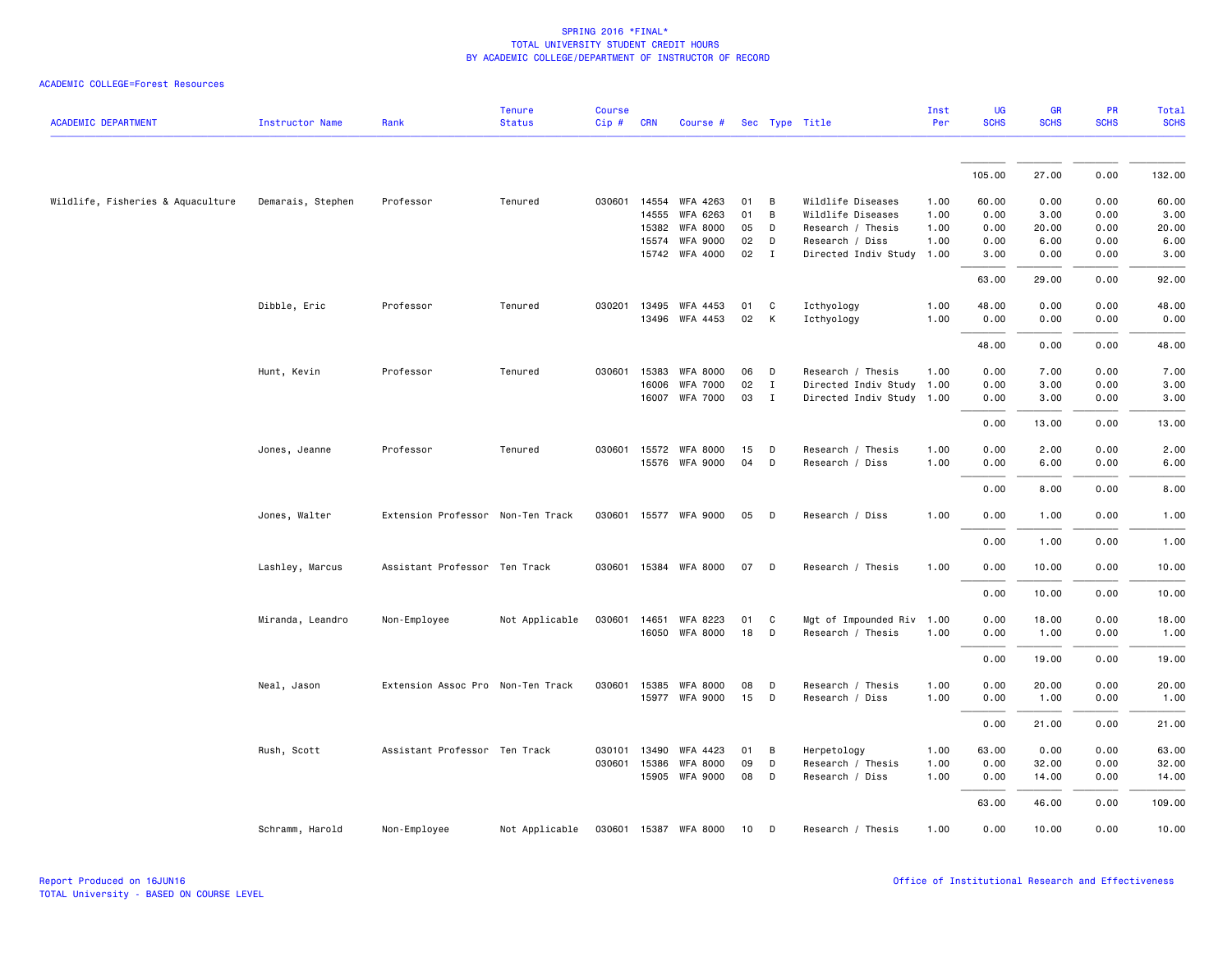SPRING 2016 *FINAL*
TOTAL UNIVERSITY STUDENT CREDIT HOURS
BY ACADEMIC COLLEGE/DEPARTMENT OF INSTRUCTOR OF RECORD

ACADEMIC COLLEGE=Forest Resources

| ACADEMIC DEPARTMENT | Instructor Name | Rank | Tenure Status | Course Cip # | CRN | Course # | Sec | Type | Title | Inst Per | UG SCHS | GR SCHS | PR SCHS | Total SCHS |
|---|---|---|---|---|---|---|---|---|---|---|---|---|---|---|
| | | | | | | | | | | | 105.00 | 27.00 | 0.00 | 132.00 |
| Wildlife, Fisheries & Aquaculture | Demarais, Stephen | Professor | Tenured | 030601 | 14554 | WFA 4263 | 01 | B | Wildlife Diseases | 1.00 | 60.00 | 0.00 | 0.00 | 60.00 |
| | | | | | 14555 | WFA 6263 | 01 | B | Wildlife Diseases | 1.00 | 0.00 | 3.00 | 0.00 | 3.00 |
| | | | | | 15382 | WFA 8000 | 05 | D | Research / Thesis | 1.00 | 0.00 | 20.00 | 0.00 | 20.00 |
| | | | | | 15574 | WFA 9000 | 02 | D | Research / Diss | 1.00 | 0.00 | 6.00 | 0.00 | 6.00 |
| | | | | | 15742 | WFA 4000 | 02 | I | Directed Indiv Study | 1.00 | 3.00 | 0.00 | 0.00 | 3.00 |
| | | | | | | | | | | | 63.00 | 29.00 | 0.00 | 92.00 |
| | Dibble, Eric | Professor | Tenured | 030201 | 13495 | WFA 4453 | 01 | C | Icthyology | 1.00 | 48.00 | 0.00 | 0.00 | 48.00 |
| | | | | | 13496 | WFA 4453 | 02 | K | Icthyology | 1.00 | 0.00 | 0.00 | 0.00 | 0.00 |
| | | | | | | | | | | | 48.00 | 0.00 | 0.00 | 48.00 |
| | Hunt, Kevin | Professor | Tenured | 030601 | 15383 | WFA 8000 | 06 | D | Research / Thesis | 1.00 | 0.00 | 7.00 | 0.00 | 7.00 |
| | | | | | 16006 | WFA 7000 | 02 | I | Directed Indiv Study | 1.00 | 0.00 | 3.00 | 0.00 | 3.00 |
| | | | | | 16007 | WFA 7000 | 03 | I | Directed Indiv Study | 1.00 | 0.00 | 3.00 | 0.00 | 3.00 |
| | | | | | | | | | | | 0.00 | 13.00 | 0.00 | 13.00 |
| | Jones, Jeanne | Professor | Tenured | 030601 | 15572 | WFA 8000 | 15 | D | Research / Thesis | 1.00 | 0.00 | 2.00 | 0.00 | 2.00 |
| | | | | | 15576 | WFA 9000 | 04 | D | Research / Diss | 1.00 | 0.00 | 6.00 | 0.00 | 6.00 |
| | | | | | | | | | | | 0.00 | 8.00 | 0.00 | 8.00 |
| | Jones, Walter | Extension Professor | Non-Ten Track | 030601 | 15577 | WFA 9000 | 05 | D | Research / Diss | 1.00 | 0.00 | 1.00 | 0.00 | 1.00 |
| | | | | | | | | | | | 0.00 | 1.00 | 0.00 | 1.00 |
| | Lashley, Marcus | Assistant Professor | Ten Track | 030601 | 15384 | WFA 8000 | 07 | D | Research / Thesis | 1.00 | 0.00 | 10.00 | 0.00 | 10.00 |
| | | | | | | | | | | | 0.00 | 10.00 | 0.00 | 10.00 |
| | Miranda, Leandro | Non-Employee | Not Applicable | 030601 | 14651 | WFA 8223 | 01 | C | Mgt of Impounded Riv | 1.00 | 0.00 | 18.00 | 0.00 | 18.00 |
| | | | | | 16050 | WFA 8000 | 18 | D | Research / Thesis | 1.00 | 0.00 | 1.00 | 0.00 | 1.00 |
| | | | | | | | | | | | 0.00 | 19.00 | 0.00 | 19.00 |
| | Neal, Jason | Extension Assoc Pro | Non-Ten Track | 030601 | 15385 | WFA 8000 | 08 | D | Research / Thesis | 1.00 | 0.00 | 20.00 | 0.00 | 20.00 |
| | | | | | 15977 | WFA 9000 | 15 | D | Research / Diss | 1.00 | 0.00 | 1.00 | 0.00 | 1.00 |
| | | | | | | | | | | | 0.00 | 21.00 | 0.00 | 21.00 |
| | Rush, Scott | Assistant Professor | Ten Track | 030101 | 13490 | WFA 4423 | 01 | B | Herpetology | 1.00 | 63.00 | 0.00 | 0.00 | 63.00 |
| | | | | 030601 | 15386 | WFA 8000 | 09 | D | Research / Thesis | 1.00 | 0.00 | 32.00 | 0.00 | 32.00 |
| | | | | | 15905 | WFA 9000 | 08 | D | Research / Diss | 1.00 | 0.00 | 14.00 | 0.00 | 14.00 |
| | | | | | | | | | | | 63.00 | 46.00 | 0.00 | 109.00 |
| | Schramm, Harold | Non-Employee | Not Applicable | 030601 | 15387 | WFA 8000 | 10 | D | Research / Thesis | 1.00 | 0.00 | 10.00 | 0.00 | 10.00 |

Report Produced on 16JUN16
TOTAL University - BASED ON COURSE LEVEL

Office of Institutional Research and Effectiveness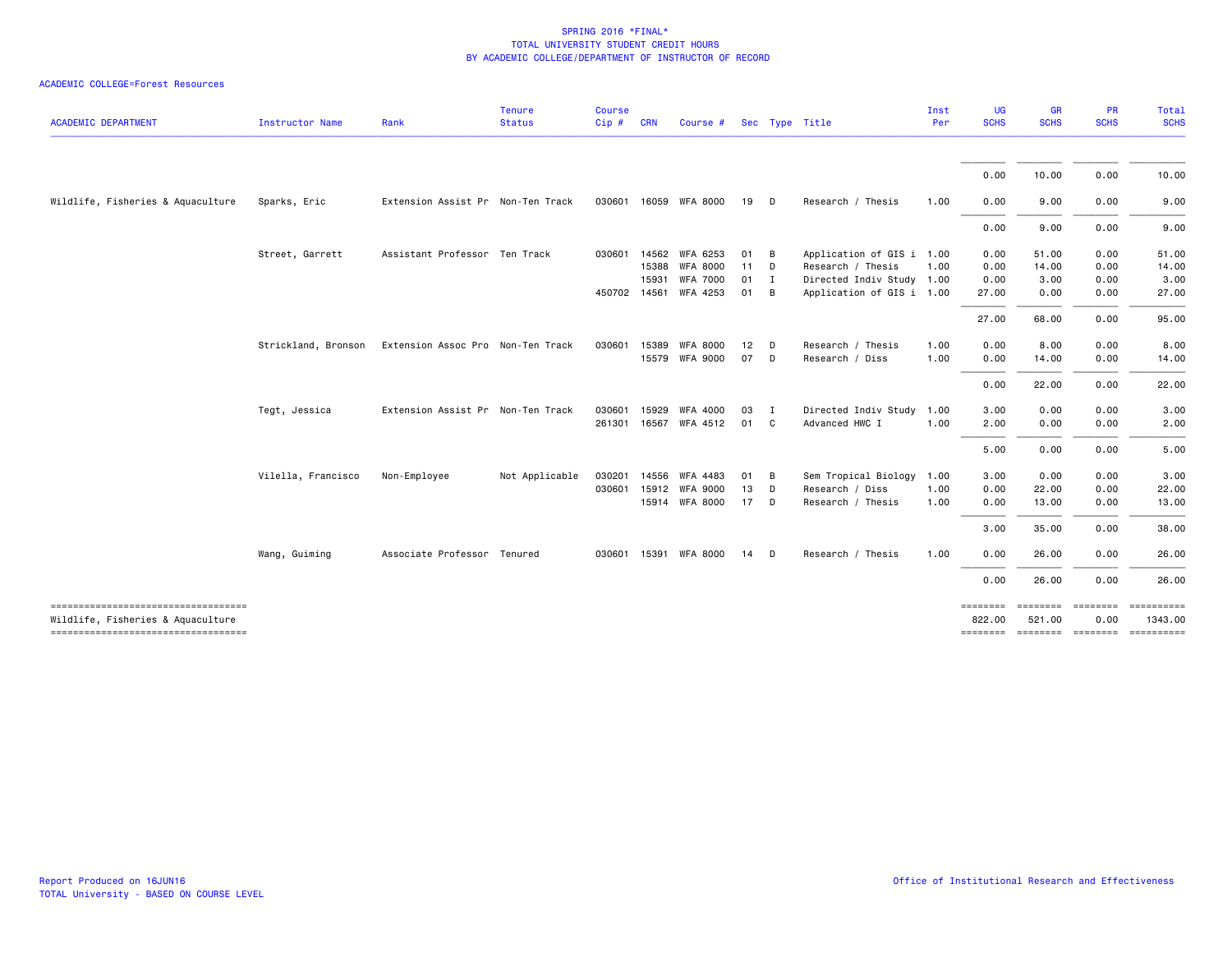SPRING 2016 *FINAL*
TOTAL UNIVERSITY STUDENT CREDIT HOURS
BY ACADEMIC COLLEGE/DEPARTMENT OF INSTRUCTOR OF RECORD

ACADEMIC COLLEGE=Forest Resources

| ACADEMIC DEPARTMENT | Instructor Name | Rank | Tenure Status | Course Cip # | CRN | Course # | Sec | Type | Title | Inst Per | UG SCHS | GR SCHS | PR SCHS | Total SCHS |
|---|---|---|---|---|---|---|---|---|---|---|---|---|---|---|
| | | | | | | | | | | | 0.00 | 10.00 | 0.00 | 10.00 |
| Wildlife, Fisheries & Aquaculture | Sparks, Eric | Extension Assist Pr | Non-Ten Track | 030601 | 16059 | WFA 8000 | 19 | D | Research / Thesis | 1.00 | 0.00 | 9.00 | 0.00 | 9.00 |
| | | | | | | | | | | | 0.00 | 9.00 | 0.00 | 9.00 |
| | Street, Garrett | Assistant Professor | Ten Track | 030601 | 14562 | WFA 6253 | 01 | B | Application of GIS i | 1.00 | 0.00 | 51.00 | 0.00 | 51.00 |
| | | | | | 15388 | WFA 8000 | 11 | D | Research / Thesis | 1.00 | 0.00 | 14.00 | 0.00 | 14.00 |
| | | | | | 15931 | WFA 7000 | 01 | I | Directed Indiv Study | 1.00 | 0.00 | 3.00 | 0.00 | 3.00 |
| | | | | 450702 | 14561 | WFA 4253 | 01 | B | Application of GIS i | 1.00 | 27.00 | 0.00 | 0.00 | 27.00 |
| | | | | | | | | | | | 27.00 | 68.00 | 0.00 | 95.00 |
| | Strickland, Bronson | Extension Assoc Pro | Non-Ten Track | 030601 | 15389 | WFA 8000 | 12 | D | Research / Thesis | 1.00 | 0.00 | 8.00 | 0.00 | 8.00 |
| | | | | | 15579 | WFA 9000 | 07 | D | Research / Diss | 1.00 | 0.00 | 14.00 | 0.00 | 14.00 |
| | | | | | | | | | | | 0.00 | 22.00 | 0.00 | 22.00 |
| | Tegt, Jessica | Extension Assist Pr | Non-Ten Track | 030601 | 15929 | WFA 4000 | 03 | I | Directed Indiv Study | 1.00 | 3.00 | 0.00 | 0.00 | 3.00 |
| | | | | 261301 | 16567 | WFA 4512 | 01 | C | Advanced HWC I | 1.00 | 2.00 | 0.00 | 0.00 | 2.00 |
| | | | | | | | | | | | 5.00 | 0.00 | 0.00 | 5.00 |
| | Vilella, Francisco | Non-Employee | Not Applicable | 030201 | 14556 | WFA 4483 | 01 | B | Sem Tropical Biology | 1.00 | 3.00 | 0.00 | 0.00 | 3.00 |
| | | | | 030601 | 15912 | WFA 9000 | 13 | D | Research / Diss | 1.00 | 0.00 | 22.00 | 0.00 | 22.00 |
| | | | | | 15914 | WFA 8000 | 17 | D | Research / Thesis | 1.00 | 0.00 | 13.00 | 0.00 | 13.00 |
| | | | | | | | | | | | 3.00 | 35.00 | 0.00 | 38.00 |
| | Wang, Guiming | Associate Professor | Tenured | 030601 | 15391 | WFA 8000 | 14 | D | Research / Thesis | 1.00 | 0.00 | 26.00 | 0.00 | 26.00 |
| | | | | | | | | | | | 0.00 | 26.00 | 0.00 | 26.00 |
| Wildlife, Fisheries & Aquaculture | | | | | | | | | | | 822.00 | 521.00 | 0.00 | 1343.00 |

Report Produced on 16JUN16
TOTAL University - BASED ON COURSE LEVEL

Office of Institutional Research and Effectiveness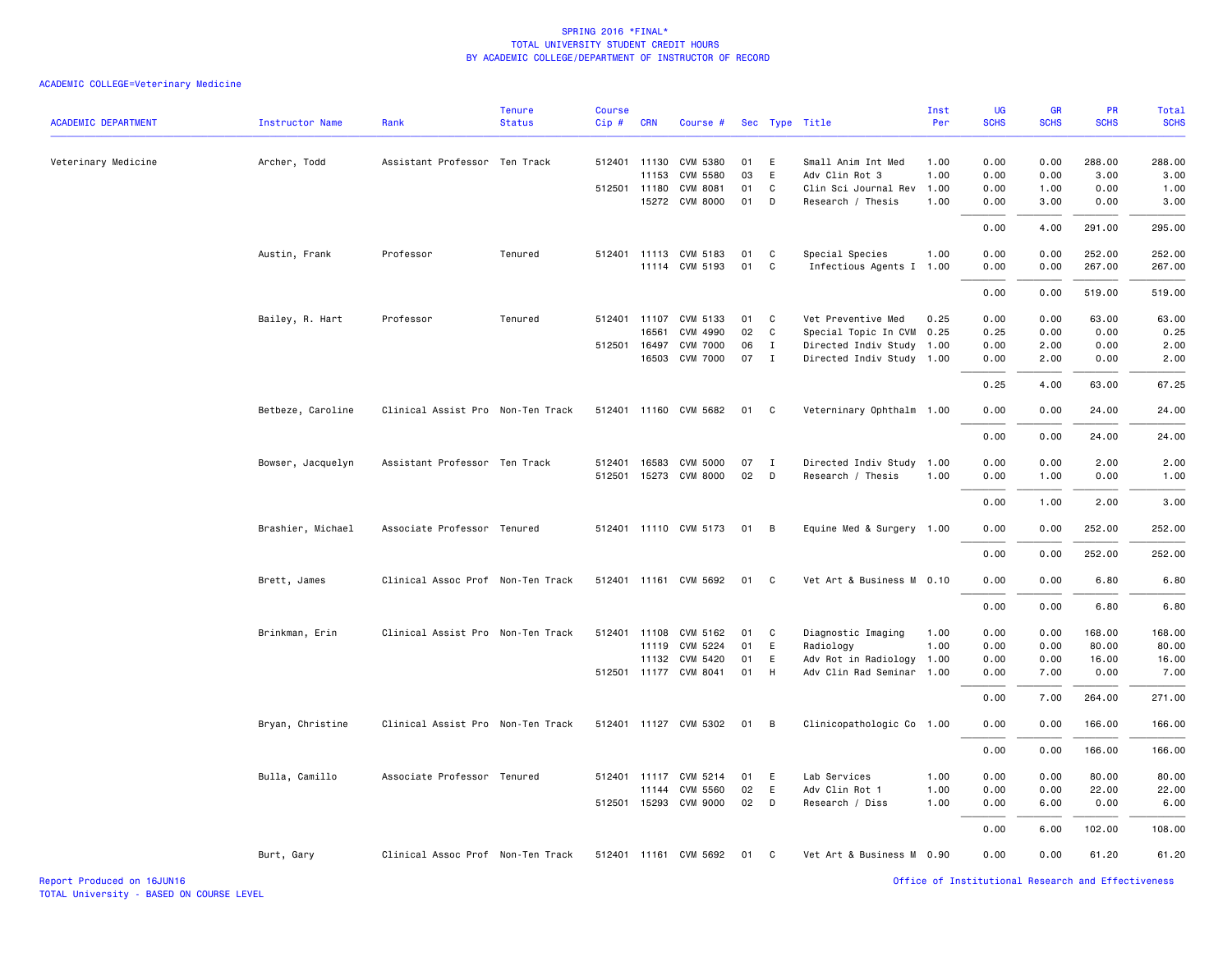SPRING 2016 *FINAL*
TOTAL UNIVERSITY STUDENT CREDIT HOURS
BY ACADEMIC COLLEGE/DEPARTMENT OF INSTRUCTOR OF RECORD

ACADEMIC COLLEGE=Veterinary Medicine

| ACADEMIC DEPARTMENT | Instructor Name | Rank | Tenure Status | Course Cip # | CRN | Course # | Sec | Type | Title | Inst Per | UG SCHS | GR SCHS | PR SCHS | Total SCHS |
|---|---|---|---|---|---|---|---|---|---|---|---|---|---|---|
| Veterinary Medicine | Archer, Todd | Assistant Professor | Ten Track | 512401 | 11130 | CVM 5380 | 01 | E | Small Anim Int Med | 1.00 | 0.00 | 0.00 | 288.00 | 288.00 |
| | | | | | 11153 | CVM 5580 | 03 | E | Adv Clin Rot 3 | 1.00 | 0.00 | 0.00 | 3.00 | 3.00 |
| | | | | 512501 | 11180 | CVM 8081 | 01 | C | Clin Sci Journal Rev | 1.00 | 0.00 | 1.00 | 0.00 | 1.00 |
| | | | | | 15272 | CVM 8000 | 01 | D | Research / Thesis | 1.00 | 0.00 | 3.00 | 0.00 | 3.00 |
| | | | | | | | | | | | 0.00 | 4.00 | 291.00 | 295.00 |
| | Austin, Frank | Professor | Tenured | 512401 | 11113 | CVM 5183 | 01 | C | Special Species | 1.00 | 0.00 | 0.00 | 252.00 | 252.00 |
| | | | | | 11114 | CVM 5193 | 01 | C | Infectious Agents I | 1.00 | 0.00 | 0.00 | 267.00 | 267.00 |
| | | | | | | | | | | | 0.00 | 0.00 | 519.00 | 519.00 |
| | Bailey, R. Hart | Professor | Tenured | 512401 | 11107 | CVM 5133 | 01 | C | Vet Preventive Med | 0.25 | 0.00 | 0.00 | 63.00 | 63.00 |
| | | | | | 16561 | CVM 4990 | 02 | C | Special Topic In CVM | 0.25 | 0.25 | 0.00 | 0.00 | 0.25 |
| | | | | 512501 | 16497 | CVM 7000 | 06 | I | Directed Indiv Study | 1.00 | 0.00 | 2.00 | 0.00 | 2.00 |
| | | | | | 16503 | CVM 7000 | 07 | I | Directed Indiv Study | 1.00 | 0.00 | 2.00 | 0.00 | 2.00 |
| | | | | | | | | | | | 0.25 | 4.00 | 63.00 | 67.25 |
| | Betbeze, Caroline | Clinical Assist Pro | Non-Ten Track | 512401 | 11160 | CVM 5682 | 01 | C | Veterninary Ophthalm | 1.00 | 0.00 | 0.00 | 24.00 | 24.00 |
| | | | | | | | | | | | 0.00 | 0.00 | 24.00 | 24.00 |
| | Bowser, Jacquelyn | Assistant Professor | Ten Track | 512401 | 16583 | CVM 5000 | 07 | I | Directed Indiv Study | 1.00 | 0.00 | 0.00 | 2.00 | 2.00 |
| | | | | 512501 | 15273 | CVM 8000 | 02 | D | Research / Thesis | 1.00 | 0.00 | 1.00 | 0.00 | 1.00 |
| | | | | | | | | | | | 0.00 | 1.00 | 2.00 | 3.00 |
| | Brashier, Michael | Associate Professor | Tenured | 512401 | 11110 | CVM 5173 | 01 | B | Equine Med & Surgery | 1.00 | 0.00 | 0.00 | 252.00 | 252.00 |
| | | | | | | | | | | | 0.00 | 0.00 | 252.00 | 252.00 |
| | Brett, James | Clinical Assoc Prof | Non-Ten Track | 512401 | 11161 | CVM 5692 | 01 | C | Vet Art & Business M | 0.10 | 0.00 | 0.00 | 6.80 | 6.80 |
| | | | | | | | | | | | 0.00 | 0.00 | 6.80 | 6.80 |
| | Brinkman, Erin | Clinical Assist Pro | Non-Ten Track | 512401 | 11108 | CVM 5162 | 01 | C | Diagnostic Imaging | 1.00 | 0.00 | 0.00 | 168.00 | 168.00 |
| | | | | | 11119 | CVM 5224 | 01 | E | Radiology | 1.00 | 0.00 | 0.00 | 80.00 | 80.00 |
| | | | | | 11132 | CVM 5420 | 01 | E | Adv Rot in Radiology | 1.00 | 0.00 | 0.00 | 16.00 | 16.00 |
| | | | | 512501 | 11177 | CVM 8041 | 01 | H | Adv Clin Rad Seminar | 1.00 | 0.00 | 7.00 | 0.00 | 7.00 |
| | | | | | | | | | | | 0.00 | 7.00 | 264.00 | 271.00 |
| | Bryan, Christine | Clinical Assist Pro | Non-Ten Track | 512401 | 11127 | CVM 5302 | 01 | B | Clinicopathologic Co | 1.00 | 0.00 | 0.00 | 166.00 | 166.00 |
| | | | | | | | | | | | 0.00 | 0.00 | 166.00 | 166.00 |
| | Bulla, Camillo | Associate Professor | Tenured | 512401 | 11117 | CVM 5214 | 01 | E | Lab Services | 1.00 | 0.00 | 0.00 | 80.00 | 80.00 |
| | | | | | 11144 | CVM 5560 | 02 | E | Adv Clin Rot 1 | 1.00 | 0.00 | 0.00 | 22.00 | 22.00 |
| | | | | 512501 | 15293 | CVM 9000 | 02 | D | Research / Diss | 1.00 | 0.00 | 6.00 | 0.00 | 6.00 |
| | | | | | | | | | | | 0.00 | 6.00 | 102.00 | 108.00 |
| | Burt, Gary | Clinical Assoc Prof | Non-Ten Track | 512401 | 11161 | CVM 5692 | 01 | C | Vet Art & Business M | 0.90 | 0.00 | 0.00 | 61.20 | 61.20 |

Report Produced on 16JUN16
TOTAL University - BASED ON COURSE LEVEL
Office of Institutional Research and Effectiveness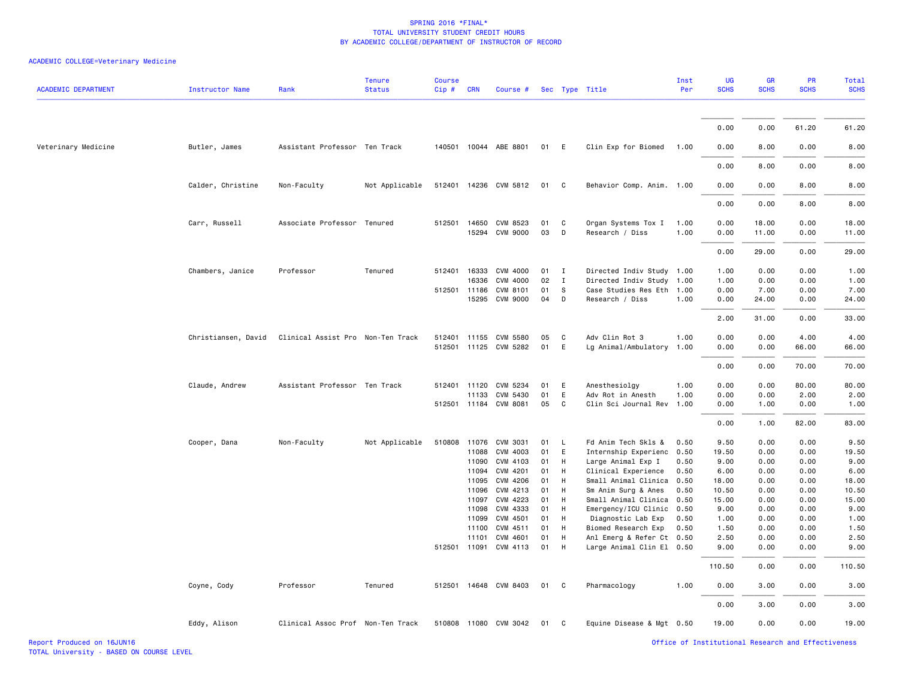SPRING 2016 *FINAL*
TOTAL UNIVERSITY STUDENT CREDIT HOURS
BY ACADEMIC COLLEGE/DEPARTMENT OF INSTRUCTOR OF RECORD

ACADEMIC COLLEGE=Veterinary Medicine

| ACADEMIC DEPARTMENT | Instructor Name | Rank | Tenure Status | Course Cip # | CRN | Course # | Sec | Type | Title | Inst Per | UG SCHS | GR SCHS | PR SCHS | Total SCHS |
|---|---|---|---|---|---|---|---|---|---|---|---|---|---|---|
| | | | | | | | | | | | 0.00 | 0.00 | 61.20 | 61.20 |
| Veterinary Medicine | Butler, James | Assistant Professor | Ten Track | 140501 | 10044 | ABE 8801 | 01 | E | Clin Exp for Biomed | 1.00 | 0.00 | 8.00 | 0.00 | 8.00 |
| | | | | | | | | | | | 0.00 | 8.00 | 0.00 | 8.00 |
| | Calder, Christine | Non-Faculty | Not Applicable | 512401 | 14236 | CVM 5812 | 01 | C | Behavior Comp. Anim. | 1.00 | 0.00 | 0.00 | 8.00 | 8.00 |
| | | | | | | | | | | | 0.00 | 0.00 | 8.00 | 8.00 |
| | Carr, Russell | Associate Professor | Tenured | 512501 | 14650 | CVM 8523 | 01 | C | Organ Systems Tox I | 1.00 | 0.00 | 18.00 | 0.00 | 18.00 |
| | | | | | 15294 | CVM 9000 | 03 | D | Research / Diss | 1.00 | 0.00 | 11.00 | 0.00 | 11.00 |
| | | | | | | | | | | | 0.00 | 29.00 | 0.00 | 29.00 |
| | Chambers, Janice | Professor | Tenured | 512401 | 16333 | CVM 4000 | 01 | I | Directed Indiv Study | 1.00 | 1.00 | 0.00 | 0.00 | 1.00 |
| | | | | | 16336 | CVM 4000 | 02 | I | Directed Indiv Study | 1.00 | 1.00 | 0.00 | 0.00 | 1.00 |
| | | | | 512501 | 11186 | CVM 8101 | 01 | S | Case Studies Res Eth | 1.00 | 0.00 | 7.00 | 0.00 | 7.00 |
| | | | | | 15295 | CVM 9000 | 04 | D | Research / Diss | 1.00 | 0.00 | 24.00 | 0.00 | 24.00 |
| | | | | | | | | | | | 2.00 | 31.00 | 0.00 | 33.00 |
| | Christiansen, David | Clinical Assist Pro | Non-Ten Track | 512401 | 11155 | CVM 5580 | 05 | C | Adv Clin Rot 3 | 1.00 | 0.00 | 0.00 | 4.00 | 4.00 |
| | | | | 512501 | 11125 | CVM 5282 | 01 | E | Lg Animal/Ambulatory | 1.00 | 0.00 | 0.00 | 66.00 | 66.00 |
| | | | | | | | | | | | 0.00 | 0.00 | 70.00 | 70.00 |
| | Claude, Andrew | Assistant Professor | Ten Track | 512401 | 11120 | CVM 5234 | 01 | E | Anesthesiolgy | 1.00 | 0.00 | 0.00 | 80.00 | 80.00 |
| | | | | | 11133 | CVM 5430 | 01 | E | Adv Rot in Anesth | 1.00 | 0.00 | 0.00 | 2.00 | 2.00 |
| | | | | 512501 | 11184 | CVM 8081 | 05 | C | Clin Sci Journal Rev | 1.00 | 0.00 | 1.00 | 0.00 | 1.00 |
| | | | | | | | | | | | 0.00 | 1.00 | 82.00 | 83.00 |
| | Cooper, Dana | Non-Faculty | Not Applicable | 510808 | 11076 | CVM 3031 | 01 | L | Fd Anim Tech Skls & | 0.50 | 9.50 | 0.00 | 0.00 | 9.50 |
| | | | | | 11088 | CVM 4003 | 01 | E | Internship Experienc | 0.50 | 19.50 | 0.00 | 0.00 | 19.50 |
| | | | | | 11090 | CVM 4103 | 01 | H | Large Animal Exp I | 0.50 | 9.00 | 0.00 | 0.00 | 9.00 |
| | | | | | 11094 | CVM 4201 | 01 | H | Clinical Experience | 0.50 | 6.00 | 0.00 | 0.00 | 6.00 |
| | | | | | 11095 | CVM 4206 | 01 | H | Small Animal Clinica | 0.50 | 18.00 | 0.00 | 0.00 | 18.00 |
| | | | | | 11096 | CVM 4213 | 01 | H | Sm Anim Surg & Anes | 0.50 | 10.50 | 0.00 | 0.00 | 10.50 |
| | | | | | 11097 | CVM 4223 | 01 | H | Small Animal Clinica | 0.50 | 15.00 | 0.00 | 0.00 | 15.00 |
| | | | | | 11098 | CVM 4333 | 01 | H | Emergency/ICU Clinic | 0.50 | 9.00 | 0.00 | 0.00 | 9.00 |
| | | | | | 11099 | CVM 4501 | 01 | H | Diagnostic Lab Exp | 0.50 | 1.00 | 0.00 | 0.00 | 1.00 |
| | | | | | 11100 | CVM 4511 | 01 | H | Biomed Research Exp | 0.50 | 1.50 | 0.00 | 0.00 | 1.50 |
| | | | | | 11101 | CVM 4601 | 01 | H | Anl Emerg & Refer Ct | 0.50 | 2.50 | 0.00 | 0.00 | 2.50 |
| | | | | 512501 | 11091 | CVM 4113 | 01 | H | Large Animal Clin El | 0.50 | 9.00 | 0.00 | 0.00 | 9.00 |
| | | | | | | | | | | | 110.50 | 0.00 | 0.00 | 110.50 |
| | Coyne, Cody | Professor | Tenured | 512501 | 14648 | CVM 8403 | 01 | C | Pharmacology | 1.00 | 0.00 | 3.00 | 0.00 | 3.00 |
| | | | | | | | | | | | 0.00 | 3.00 | 0.00 | 3.00 |
| | Eddy, Alison | Clinical Assoc Prof | Non-Ten Track | 510808 | 11080 | CVM 3042 | 01 | C | Equine Disease & Mgt | 0.50 | 19.00 | 0.00 | 0.00 | 19.00 |

Report Produced on 16JUN16
TOTAL University - BASED ON COURSE LEVEL

Office of Institutional Research and Effectiveness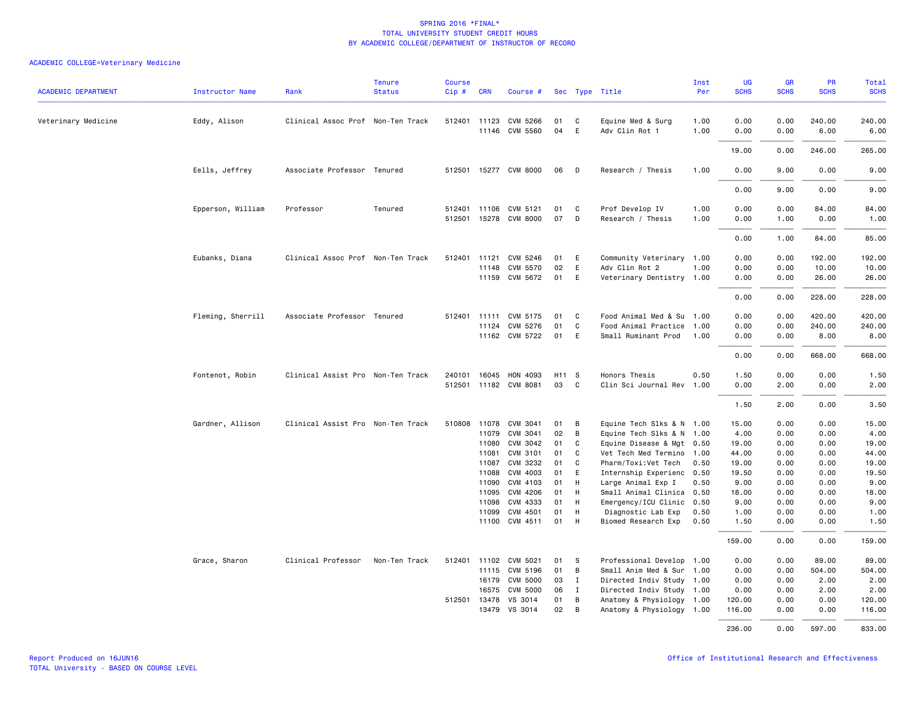SPRING 2016 *FINAL*
TOTAL UNIVERSITY STUDENT CREDIT HOURS
BY ACADEMIC COLLEGE/DEPARTMENT OF INSTRUCTOR OF RECORD

ACADEMIC COLLEGE=Veterinary Medicine

| ACADEMIC DEPARTMENT | Instructor Name | Rank | Tenure Status | Course Cip # | CRN | Course # | Sec | Type | Title | Inst Per | UG SCHS | GR SCHS | PR SCHS | Total SCHS |
|---|---|---|---|---|---|---|---|---|---|---|---|---|---|---|
| Veterinary Medicine | Eddy, Alison | Clinical Assoc Prof | Non-Ten Track | 512401 | 11123 | CVM 5266 | 01 | C | Equine Med & Surg | 1.00 | 0.00 | 0.00 | 240.00 | 240.00 |
| | | | | | 11146 | CVM 5560 | 04 | E | Adv Clin Rot 1 | 1.00 | 0.00 | 0.00 | 6.00 | 6.00 |
| | | | | | | | | | | | 19.00 | 0.00 | 246.00 | 265.00 |
| | Eells, Jeffrey | Associate Professor | Tenured | 512501 | 15277 | CVM 8000 | 06 | D | Research / Thesis | 1.00 | 0.00 | 9.00 | 0.00 | 9.00 |
| | | | | | | | | | | | 0.00 | 9.00 | 0.00 | 9.00 |
| | Epperson, William | Professor | Tenured | 512401 | 11106 | CVM 5121 | 01 | C | Prof Develop IV | 1.00 | 0.00 | 0.00 | 84.00 | 84.00 |
| | | | | 512501 | 15278 | CVM 8000 | 07 | D | Research / Thesis | 1.00 | 0.00 | 1.00 | 0.00 | 1.00 |
| | | | | | | | | | | | 0.00 | 1.00 | 84.00 | 85.00 |
| | Eubanks, Diana | Clinical Assoc Prof | Non-Ten Track | 512401 | 11121 | CVM 5246 | 01 | E | Community Veterinary | 1.00 | 0.00 | 0.00 | 192.00 | 192.00 |
| | | | | | 11148 | CVM 5570 | 02 | E | Adv Clin Rot 2 | 1.00 | 0.00 | 0.00 | 10.00 | 10.00 |
| | | | | | 11159 | CVM 5672 | 01 | E | Veterinary Dentistry | 1.00 | 0.00 | 0.00 | 26.00 | 26.00 |
| | | | | | | | | | | | 0.00 | 0.00 | 228.00 | 228.00 |
| | Fleming, Sherrill | Associate Professor | Tenured | 512401 | 11111 | CVM 5175 | 01 | C | Food Animal Med & Su | 1.00 | 0.00 | 0.00 | 420.00 | 420.00 |
| | | | | | 11124 | CVM 5276 | 01 | C | Food Animal Practice | 1.00 | 0.00 | 0.00 | 240.00 | 240.00 |
| | | | | | 11162 | CVM 5722 | 01 | E | Small Ruminant Prod | 1.00 | 0.00 | 0.00 | 8.00 | 8.00 |
| | | | | | | | | | | | 0.00 | 0.00 | 668.00 | 668.00 |
| | Fontenot, Robin | Clinical Assist Pro | Non-Ten Track | 240101 | 16045 | HON 4093 | H11 | S | Honors Thesis | 0.50 | 1.50 | 0.00 | 0.00 | 1.50 |
| | | | | 512501 | 11182 | CVM 8081 | 03 | C | Clin Sci Journal Rev | 1.00 | 0.00 | 2.00 | 0.00 | 2.00 |
| | | | | | | | | | | | 1.50 | 2.00 | 0.00 | 3.50 |
| | Gardner, Allison | Clinical Assist Pro | Non-Ten Track | 510808 | 11078 | CVM 3041 | 01 | B | Equine Tech Slks & N | 1.00 | 15.00 | 0.00 | 0.00 | 15.00 |
| | | | | | 11079 | CVM 3041 | 02 | B | Equine Tech Slks & N | 1.00 | 4.00 | 0.00 | 0.00 | 4.00 |
| | | | | | 11080 | CVM 3042 | 01 | C | Equine Disease & Mgt | 0.50 | 19.00 | 0.00 | 0.00 | 19.00 |
| | | | | | 11081 | CVM 3101 | 01 | C | Vet Tech Med Termino | 1.00 | 44.00 | 0.00 | 0.00 | 44.00 |
| | | | | | 11087 | CVM 3232 | 01 | C | Pharm/Toxi:Vet Tech | 0.50 | 19.00 | 0.00 | 0.00 | 19.00 |
| | | | | | 11088 | CVM 4003 | 01 | E | Internship Experienc | 0.50 | 19.50 | 0.00 | 0.00 | 19.50 |
| | | | | | 11090 | CVM 4103 | 01 | H | Large Animal Exp I | 0.50 | 9.00 | 0.00 | 0.00 | 9.00 |
| | | | | | 11095 | CVM 4206 | 01 | H | Small Animal Clinica | 0.50 | 18.00 | 0.00 | 0.00 | 18.00 |
| | | | | | 11098 | CVM 4333 | 01 | H | Emergency/ICU Clinic | 0.50 | 9.00 | 0.00 | 0.00 | 9.00 |
| | | | | | 11099 | CVM 4501 | 01 | H | Diagnostic Lab Exp | 0.50 | 1.00 | 0.00 | 0.00 | 1.00 |
| | | | | | 11100 | CVM 4511 | 01 | H | Biomed Research Exp | 0.50 | 1.50 | 0.00 | 0.00 | 1.50 |
| | | | | | | | | | | | 159.00 | 0.00 | 0.00 | 159.00 |
| | Grace, Sharon | Clinical Professor | Non-Ten Track | 512401 | 11102 | CVM 5021 | 01 | S | Professional Develop | 1.00 | 0.00 | 0.00 | 89.00 | 89.00 |
| | | | | | 11115 | CVM 5196 | 01 | B | Small Anim Med & Sur | 1.00 | 0.00 | 0.00 | 504.00 | 504.00 |
| | | | | | 16179 | CVM 5000 | 03 | I | Directed Indiv Study | 1.00 | 0.00 | 0.00 | 2.00 | 2.00 |
| | | | | | 16575 | CVM 5000 | 06 | I | Directed Indiv Study | 1.00 | 0.00 | 0.00 | 2.00 | 2.00 |
| | | | | 512501 | 13478 | VS 3014 | 01 | B | Anatomy & Physiology | 1.00 | 120.00 | 0.00 | 0.00 | 120.00 |
| | | | | | 13479 | VS 3014 | 02 | B | Anatomy & Physiology | 1.00 | 116.00 | 0.00 | 0.00 | 116.00 |
| | | | | | | | | | | | 236.00 | 0.00 | 597.00 | 833.00 |

Report Produced on 16JUN16
TOTAL University - BASED ON COURSE LEVEL

Office of Institutional Research and Effectiveness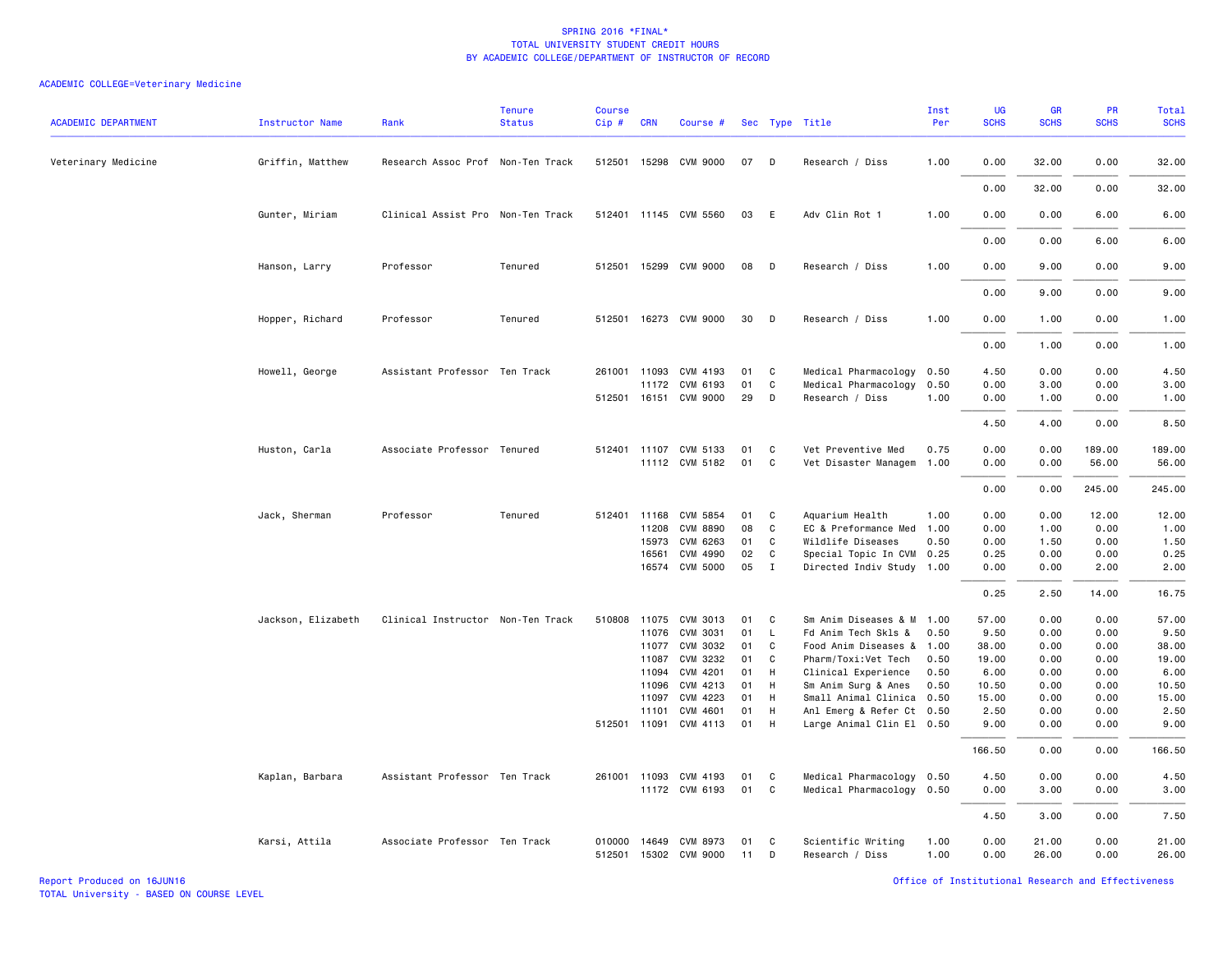SPRING 2016 *FINAL*
TOTAL UNIVERSITY STUDENT CREDIT HOURS
BY ACADEMIC COLLEGE/DEPARTMENT OF INSTRUCTOR OF RECORD

ACADEMIC COLLEGE=Veterinary Medicine

| ACADEMIC DEPARTMENT | Instructor Name | Rank | Tenure Status | Course Cip # | CRN | Course # | Sec | Type | Title | Inst Per | UG SCHS | GR SCHS | PR SCHS | Total SCHS |
|---|---|---|---|---|---|---|---|---|---|---|---|---|---|---|
| Veterinary Medicine | Griffin, Matthew | Research Assoc Prof | Non-Ten Track | 512501 | 15298 | CVM 9000 | 07 | D | Research / Diss | 1.00 | 0.00 | 32.00 | 0.00 | 32.00 |
| | | | | | | | | | | | 0.00 | 32.00 | 0.00 | 32.00 |
| | Gunter, Miriam | Clinical Assist Pro | Non-Ten Track | 512401 | 11145 | CVM 5560 | 03 | E | Adv Clin Rot 1 | 1.00 | 0.00 | 0.00 | 6.00 | 6.00 |
| | | | | | | | | | | | 0.00 | 0.00 | 6.00 | 6.00 |
| | Hanson, Larry | Professor | Tenured | 512501 | 15299 | CVM 9000 | 08 | D | Research / Diss | 1.00 | 0.00 | 9.00 | 0.00 | 9.00 |
| | | | | | | | | | | | 0.00 | 9.00 | 0.00 | 9.00 |
| | Hopper, Richard | Professor | Tenured | 512501 | 16273 | CVM 9000 | 30 | D | Research / Diss | 1.00 | 0.00 | 1.00 | 0.00 | 1.00 |
| | | | | | | | | | | | 0.00 | 1.00 | 0.00 | 1.00 |
| | Howell, George | Assistant Professor | Ten Track | 261001 | 11093 | CVM 4193 | 01 | C | Medical Pharmacology | 0.50 | 4.50 | 0.00 | 0.00 | 4.50 |
| | | | | | 11172 | CVM 6193 | 01 | C | Medical Pharmacology | 0.50 | 0.00 | 3.00 | 0.00 | 3.00 |
| | | | | 512501 | 16151 | CVM 9000 | 29 | D | Research / Diss | 1.00 | 0.00 | 1.00 | 0.00 | 1.00 |
| | | | | | | | | | | | 4.50 | 4.00 | 0.00 | 8.50 |
| | Huston, Carla | Associate Professor | Tenured | 512401 | 11107 | CVM 5133 | 01 | C | Vet Preventive Med | 0.75 | 0.00 | 0.00 | 189.00 | 189.00 |
| | | | | | 11112 | CVM 5182 | 01 | C | Vet Disaster Managem | 1.00 | 0.00 | 0.00 | 56.00 | 56.00 |
| | | | | | | | | | | | 0.00 | 0.00 | 245.00 | 245.00 |
| | Jack, Sherman | Professor | Tenured | 512401 | 11168 | CVM 5854 | 01 | C | Aquarium Health | 1.00 | 0.00 | 0.00 | 12.00 | 12.00 |
| | | | | | 11208 | CVM 8890 | 08 | C | EC & Preformance Med | 1.00 | 0.00 | 1.00 | 0.00 | 1.00 |
| | | | | | 15973 | CVM 6263 | 01 | C | Wildlife Diseases | 0.50 | 0.00 | 1.50 | 0.00 | 1.50 |
| | | | | | 16561 | CVM 4990 | 02 | C | Special Topic In CVM | 0.25 | 0.25 | 0.00 | 0.00 | 0.25 |
| | | | | | 16574 | CVM 5000 | 05 | I | Directed Indiv Study | 1.00 | 0.00 | 0.00 | 2.00 | 2.00 |
| | | | | | | | | | | | 0.25 | 2.50 | 14.00 | 16.75 |
| | Jackson, Elizabeth | Clinical Instructor | Non-Ten Track | 510808 | 11075 | CVM 3013 | 01 | C | Sm Anim Diseases & M | 1.00 | 57.00 | 0.00 | 0.00 | 57.00 |
| | | | | | 11076 | CVM 3031 | 01 | L | Fd Anim Tech Skls & | 0.50 | 9.50 | 0.00 | 0.00 | 9.50 |
| | | | | | 11077 | CVM 3032 | 01 | C | Food Anim Diseases & | 1.00 | 38.00 | 0.00 | 0.00 | 38.00 |
| | | | | | 11087 | CVM 3232 | 01 | C | Pharm/Toxi:Vet Tech | 0.50 | 19.00 | 0.00 | 0.00 | 19.00 |
| | | | | | 11094 | CVM 4201 | 01 | H | Clinical Experience | 0.50 | 6.00 | 0.00 | 0.00 | 6.00 |
| | | | | | 11096 | CVM 4213 | 01 | H | Sm Anim Surg & Anes | 0.50 | 10.50 | 0.00 | 0.00 | 10.50 |
| | | | | | 11097 | CVM 4223 | 01 | H | Small Animal Clinica | 0.50 | 15.00 | 0.00 | 0.00 | 15.00 |
| | | | | | 11101 | CVM 4601 | 01 | H | Anl Emerg & Refer Ct | 0.50 | 2.50 | 0.00 | 0.00 | 2.50 |
| | | | | 512501 | 11091 | CVM 4113 | 01 | H | Large Animal Clin El | 0.50 | 9.00 | 0.00 | 0.00 | 9.00 |
| | | | | | | | | | | | 166.50 | 0.00 | 0.00 | 166.50 |
| | Kaplan, Barbara | Assistant Professor | Ten Track | 261001 | 11093 | CVM 4193 | 01 | C | Medical Pharmacology | 0.50 | 4.50 | 0.00 | 0.00 | 4.50 |
| | | | | | 11172 | CVM 6193 | 01 | C | Medical Pharmacology | 0.50 | 0.00 | 3.00 | 0.00 | 3.00 |
| | | | | | | | | | | | 4.50 | 3.00 | 0.00 | 7.50 |
| | Karsi, Attila | Associate Professor | Ten Track | 010000 | 14649 | CVM 8973 | 01 | C | Scientific Writing | 1.00 | 0.00 | 21.00 | 0.00 | 21.00 |
| | | | | 512501 | 15302 | CVM 9000 | 11 | D | Research / Diss | 1.00 | 0.00 | 26.00 | 0.00 | 26.00 |

Report Produced on 16JUN16
TOTAL University - BASED ON COURSE LEVEL

Office of Institutional Research and Effectiveness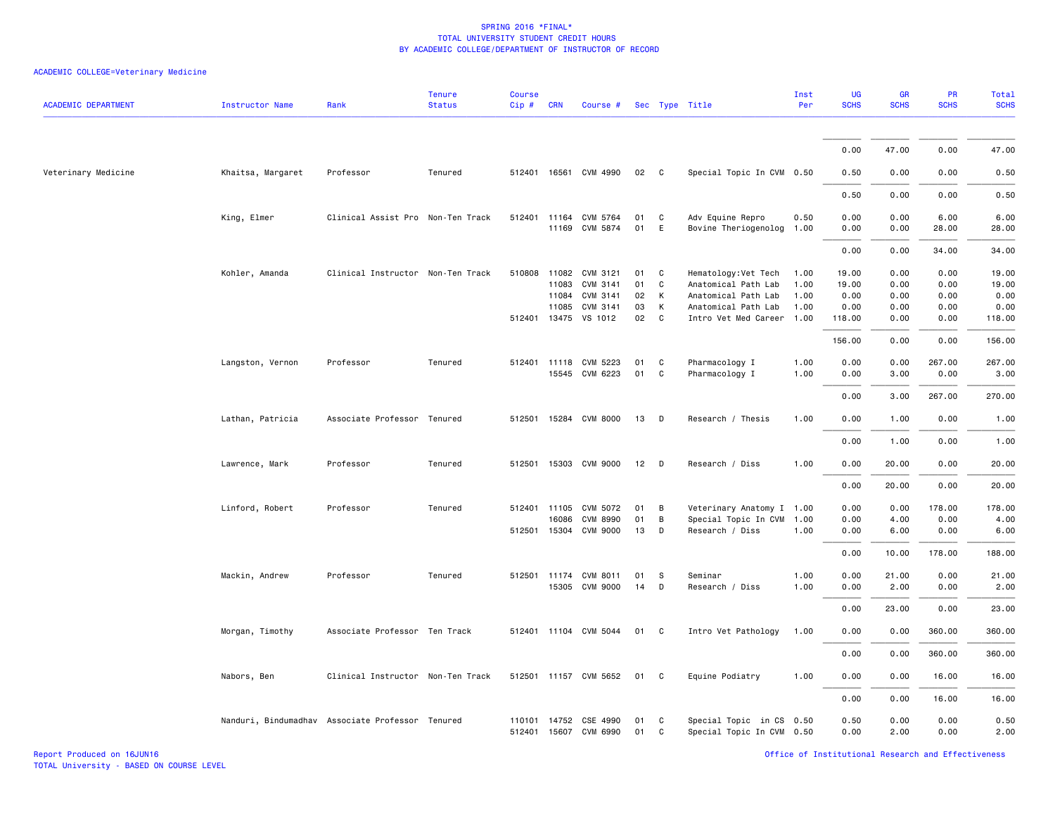SPRING 2016 *FINAL*
TOTAL UNIVERSITY STUDENT CREDIT HOURS
BY ACADEMIC COLLEGE/DEPARTMENT OF INSTRUCTOR OF RECORD

ACADEMIC COLLEGE=Veterinary Medicine

| ACADEMIC DEPARTMENT | Instructor Name | Rank | Tenure Status | Course Cip # | CRN | Course # | Sec | Type | Title | Inst Per | UG SCHS | GR SCHS | PR SCHS | Total SCHS |
|---|---|---|---|---|---|---|---|---|---|---|---|---|---|---|
| | | | | | | | | | | | 0.00 | 47.00 | 0.00 | 47.00 |
| Veterinary Medicine | Khaitsa, Margaret | Professor | Tenured | 512401 | 16561 | CVM 4990 | 02 | C | Special Topic In CVM | 0.50 | 0.50 | 0.00 | 0.00 | 0.50 |
| | | | | | | | | | | | 0.50 | 0.00 | 0.00 | 0.50 |
| | King, Elmer | Clinical Assist Pro | Non-Ten Track | 512401 | 11164 | CVM 5764 | 01 | C | Adv Equine Repro | 0.50 | 0.00 | 0.00 | 6.00 | 6.00 |
| | | | | | 11169 | CVM 5874 | 01 | E | Bovine Theriogenolog | 1.00 | 0.00 | 0.00 | 28.00 | 28.00 |
| | | | | | | | | | | | 0.00 | 0.00 | 34.00 | 34.00 |
| | Kohler, Amanda | Clinical Instructor | Non-Ten Track | 510808 | 11082 | CVM 3121 | 01 | C | Hematology:Vet Tech | 1.00 | 19.00 | 0.00 | 0.00 | 19.00 |
| | | | | | 11083 | CVM 3141 | 01 | C | Anatomical Path Lab | 1.00 | 19.00 | 0.00 | 0.00 | 19.00 |
| | | | | | 11084 | CVM 3141 | 02 | K | Anatomical Path Lab | 1.00 | 0.00 | 0.00 | 0.00 | 0.00 |
| | | | | | 11085 | CVM 3141 | 03 | K | Anatomical Path Lab | 1.00 | 0.00 | 0.00 | 0.00 | 0.00 |
| | | | | 512401 | 13475 | VS 1012 | 02 | C | Intro Vet Med Career | 1.00 | 118.00 | 0.00 | 0.00 | 118.00 |
| | | | | | | | | | | | 156.00 | 0.00 | 0.00 | 156.00 |
| | Langston, Vernon | Professor | Tenured | 512401 | 11118 | CVM 5223 | 01 | C | Pharmacology I | 1.00 | 0.00 | 0.00 | 267.00 | 267.00 |
| | | | | | 15545 | CVM 6223 | 01 | C | Pharmacology I | 1.00 | 0.00 | 3.00 | 0.00 | 3.00 |
| | | | | | | | | | | | 0.00 | 3.00 | 267.00 | 270.00 |
| | Lathan, Patricia | Associate Professor | Tenured | 512501 | 15284 | CVM 8000 | 13 | D | Research / Thesis | 1.00 | 0.00 | 1.00 | 0.00 | 1.00 |
| | | | | | | | | | | | 0.00 | 1.00 | 0.00 | 1.00 |
| | Lawrence, Mark | Professor | Tenured | 512501 | 15303 | CVM 9000 | 12 | D | Research / Diss | 1.00 | 0.00 | 20.00 | 0.00 | 20.00 |
| | | | | | | | | | | | 0.00 | 20.00 | 0.00 | 20.00 |
| | Linford, Robert | Professor | Tenured | 512401 | 11105 | CVM 5072 | 01 | B | Veterinary Anatomy I | 1.00 | 0.00 | 0.00 | 178.00 | 178.00 |
| | | | | | 16086 | CVM 8990 | 01 | B | Special Topic In CVM | 1.00 | 0.00 | 4.00 | 0.00 | 4.00 |
| | | | | 512501 | 15304 | CVM 9000 | 13 | D | Research / Diss | 1.00 | 0.00 | 6.00 | 0.00 | 6.00 |
| | | | | | | | | | | | 0.00 | 10.00 | 178.00 | 188.00 |
| | Mackin, Andrew | Professor | Tenured | 512501 | 11174 | CVM 8011 | 01 | S | Seminar | 1.00 | 0.00 | 21.00 | 0.00 | 21.00 |
| | | | | | 15305 | CVM 9000 | 14 | D | Research / Diss | 1.00 | 0.00 | 2.00 | 0.00 | 2.00 |
| | | | | | | | | | | | 0.00 | 23.00 | 0.00 | 23.00 |
| | Morgan, Timothy | Associate Professor | Ten Track | 512401 | 11104 | CVM 5044 | 01 | C | Intro Vet Pathology | 1.00 | 0.00 | 0.00 | 360.00 | 360.00 |
| | | | | | | | | | | | 0.00 | 0.00 | 360.00 | 360.00 |
| | Nabors, Ben | Clinical Instructor | Non-Ten Track | 512501 | 11157 | CVM 5652 | 01 | C | Equine Podiatry | 1.00 | 0.00 | 0.00 | 16.00 | 16.00 |
| | | | | | | | | | | | 0.00 | 0.00 | 16.00 | 16.00 |
| | Nanduri, Bindumadhav | Associate Professor | Tenured | 110101 | 14752 | CSE 4990 | 01 | C | Special Topic in CS | 0.50 | 0.50 | 0.00 | 0.00 | 0.50 |
| | | | | 512401 | 15607 | CVM 6990 | 01 | C | Special Topic In CVM | 0.50 | 0.00 | 2.00 | 0.00 | 2.00 |

Report Produced on 16JUN16
TOTAL University - BASED ON COURSE LEVEL
Office of Institutional Research and Effectiveness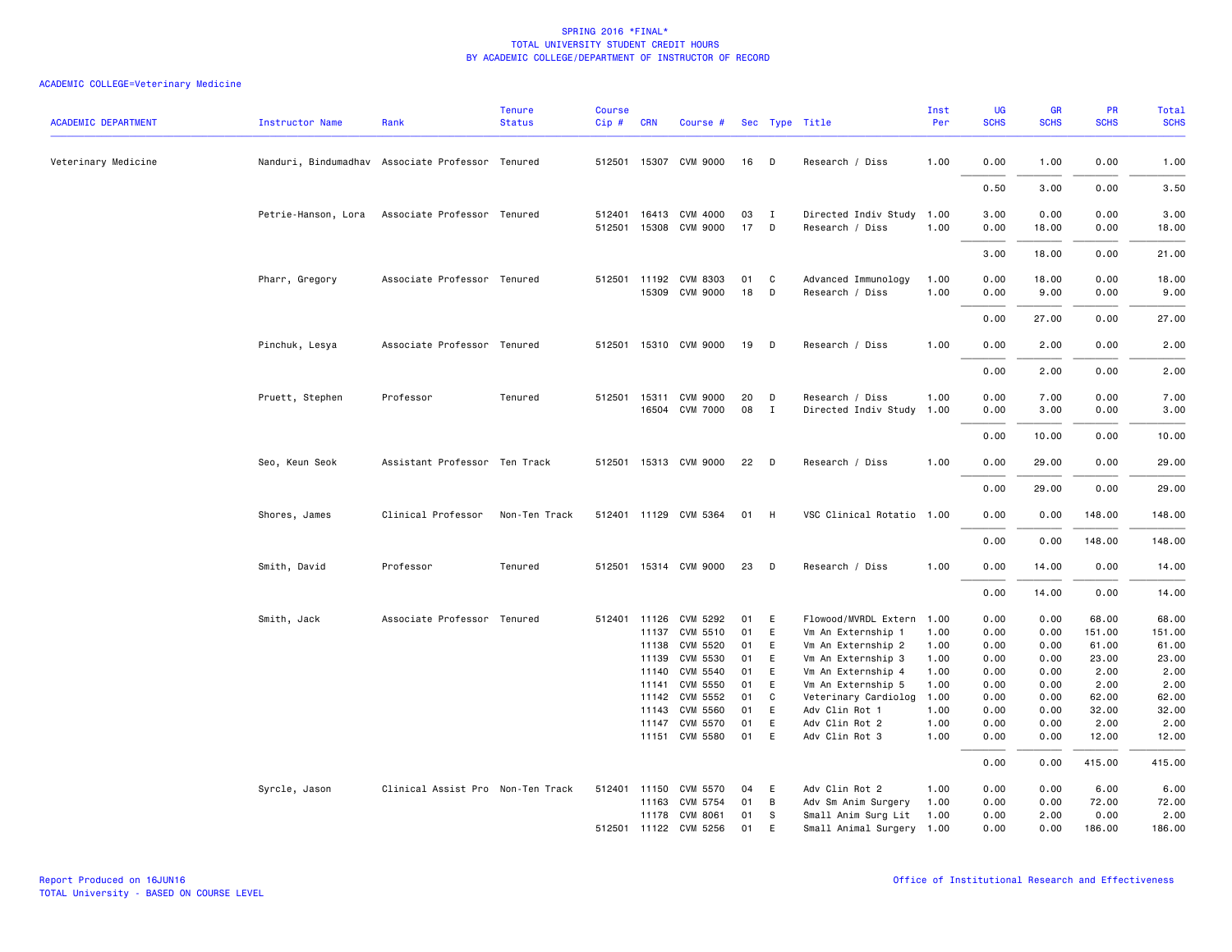# SPRING 2016 *FINAL*
## TOTAL UNIVERSITY STUDENT CREDIT HOURS
## BY ACADEMIC COLLEGE/DEPARTMENT OF INSTRUCTOR OF RECORD

ACADEMIC COLLEGE=Veterinary Medicine

| ACADEMIC DEPARTMENT | Instructor Name | Rank | Tenure Status | Course Cip # | CRN | Course # | Sec | Type | Title | Inst Per | UG SCHS | GR SCHS | PR SCHS | Total SCHS |
|---|---|---|---|---|---|---|---|---|---|---|---|---|---|---|
| Veterinary Medicine | Nanduri, Bindumadhav | Associate Professor | Tenured | 512501 | 15307 | CVM 9000 | 16 | D | Research / Diss | 1.00 | 0.00 | 1.00 | 0.00 | 1.00 |
| | | | | | | | | | | | 0.50 | 3.00 | 0.00 | 3.50 |
| | Petrie-Hanson, Lora | Associate Professor | Tenured | 512401 | 16413 | CVM 4000 | 03 | I | Directed Indiv Study | 1.00 | 3.00 | 0.00 | 0.00 | 3.00 |
| | | | | 512501 | 15308 | CVM 9000 | 17 | D | Research / Diss | 1.00 | 0.00 | 18.00 | 0.00 | 18.00 |
| | | | | | | | | | | | 3.00 | 18.00 | 0.00 | 21.00 |
| | Pharr, Gregory | Associate Professor | Tenured | 512501 | 11192 | CVM 8303 | 01 | C | Advanced Immunology | 1.00 | 0.00 | 18.00 | 0.00 | 18.00 |
| | | | | | 15309 | CVM 9000 | 18 | D | Research / Diss | 1.00 | 0.00 | 9.00 | 0.00 | 9.00 |
| | | | | | | | | | | | 0.00 | 27.00 | 0.00 | 27.00 |
| | Pinchuk, Lesya | Associate Professor | Tenured | 512501 | 15310 | CVM 9000 | 19 | D | Research / Diss | 1.00 | 0.00 | 2.00 | 0.00 | 2.00 |
| | | | | | | | | | | | 0.00 | 2.00 | 0.00 | 2.00 |
| | Pruett, Stephen | Professor | Tenured | 512501 | 15311 | CVM 9000 | 20 | D | Research / Diss | 1.00 | 0.00 | 7.00 | 0.00 | 7.00 |
| | | | | | 16504 | CVM 7000 | 08 | I | Directed Indiv Study | 1.00 | 0.00 | 3.00 | 0.00 | 3.00 |
| | | | | | | | | | | | 0.00 | 10.00 | 0.00 | 10.00 |
| | Seo, Keun Seok | Assistant Professor | Ten Track | 512501 | 15313 | CVM 9000 | 22 | D | Research / Diss | 1.00 | 0.00 | 29.00 | 0.00 | 29.00 |
| | | | | | | | | | | | 0.00 | 29.00 | 0.00 | 29.00 |
| | Shores, James | Clinical Professor | Non-Ten Track | 512401 | 11129 | CVM 5364 | 01 | H | VSC Clinical Rotatio | 1.00 | 0.00 | 0.00 | 148.00 | 148.00 |
| | | | | | | | | | | | 0.00 | 0.00 | 148.00 | 148.00 |
| | Smith, David | Professor | Tenured | 512501 | 15314 | CVM 9000 | 23 | D | Research / Diss | 1.00 | 0.00 | 14.00 | 0.00 | 14.00 |
| | | | | | | | | | | | 0.00 | 14.00 | 0.00 | 14.00 |
| | Smith, Jack | Associate Professor | Tenured | 512401 | 11126 | CVM 5292 | 01 | E | Flowood/MVRDL Extern | 1.00 | 0.00 | 0.00 | 68.00 | 68.00 |
| | | | | | 11137 | CVM 5510 | 01 | E | Vm An Externship 1 | 1.00 | 0.00 | 0.00 | 151.00 | 151.00 |
| | | | | | 11138 | CVM 5520 | 01 | E | Vm An Externship 2 | 1.00 | 0.00 | 0.00 | 61.00 | 61.00 |
| | | | | | 11139 | CVM 5530 | 01 | E | Vm An Externship 3 | 1.00 | 0.00 | 0.00 | 23.00 | 23.00 |
| | | | | | 11140 | CVM 5540 | 01 | E | Vm An Externship 4 | 1.00 | 0.00 | 0.00 | 2.00 | 2.00 |
| | | | | | 11141 | CVM 5550 | 01 | E | Vm An Externship 5 | 1.00 | 0.00 | 0.00 | 2.00 | 2.00 |
| | | | | | 11142 | CVM 5552 | 01 | C | Veterinary Cardiolog | 1.00 | 0.00 | 0.00 | 62.00 | 62.00 |
| | | | | | 11143 | CVM 5560 | 01 | E | Adv Clin Rot 1 | 1.00 | 0.00 | 0.00 | 32.00 | 32.00 |
| | | | | | 11147 | CVM 5570 | 01 | E | Adv Clin Rot 2 | 1.00 | 0.00 | 0.00 | 2.00 | 2.00 |
| | | | | | 11151 | CVM 5580 | 01 | E | Adv Clin Rot 3 | 1.00 | 0.00 | 0.00 | 12.00 | 12.00 |
| | | | | | | | | | | | 0.00 | 0.00 | 415.00 | 415.00 |
| | Syrcle, Jason | Clinical Assist Pro | Non-Ten Track | 512401 | 11150 | CVM 5570 | 04 | E | Adv Clin Rot 2 | 1.00 | 0.00 | 0.00 | 6.00 | 6.00 |
| | | | | | 11163 | CVM 5754 | 01 | B | Adv Sm Anim Surgery | 1.00 | 0.00 | 0.00 | 72.00 | 72.00 |
| | | | | | 11178 | CVM 8061 | 01 | S | Small Anim Surg Lit | 1.00 | 0.00 | 2.00 | 0.00 | 2.00 |
| | | | | 512501 | 11122 | CVM 5256 | 01 | E | Small Animal Surgery | 1.00 | 0.00 | 0.00 | 186.00 | 186.00 |

Report Produced on 16JUN16
TOTAL University - BASED ON COURSE LEVEL

Office of Institutional Research and Effectiveness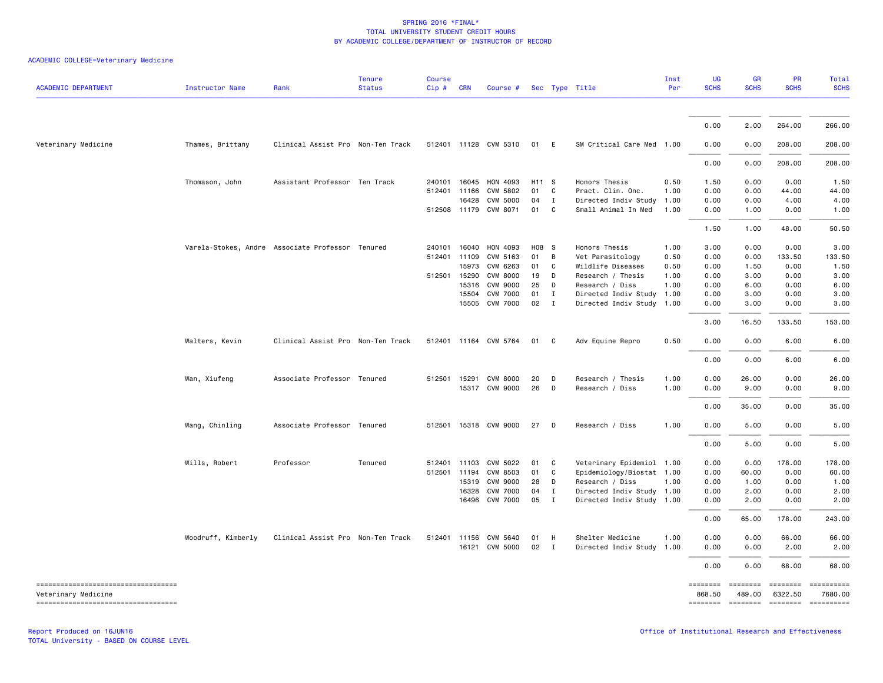SPRING 2016 *FINAL*
TOTAL UNIVERSITY STUDENT CREDIT HOURS
BY ACADEMIC COLLEGE/DEPARTMENT OF INSTRUCTOR OF RECORD

ACADEMIC COLLEGE=Veterinary Medicine

| ACADEMIC DEPARTMENT | Instructor Name | Rank | Tenure Status | Course Cip # | CRN | Course # | Sec | Type | Title | Inst Per | UG SCHS | GR SCHS | PR SCHS | Total SCHS |
|---|---|---|---|---|---|---|---|---|---|---|---|---|---|---|
| | | | | | | | | | | | 0.00 | 2.00 | 264.00 | 266.00 |
| Veterinary Medicine | Thames, Brittany | Clinical Assist Pro | Non-Ten Track | 512401 | 11128 | CVM 5310 | 01 | E | SM Critical Care Med | 1.00 | 0.00 | 0.00 | 208.00 | 208.00 |
| | | | | | | | | | | | 0.00 | 0.00 | 208.00 | 208.00 |
| | Thomason, John | Assistant Professor | Ten Track | 240101 | 16045 | HON 4093 | H11 | S | Honors Thesis | 0.50 | 1.50 | 0.00 | 0.00 | 1.50 |
| | | | | 512401 | 11166 | CVM 5802 | 01 | C | Pract. Clin. Onc. | 1.00 | 0.00 | 0.00 | 44.00 | 44.00 |
| | | | | | 16428 | CVM 5000 | 04 | I | Directed Indiv Study | 1.00 | 0.00 | 0.00 | 4.00 | 4.00 |
| | | | | 512508 | 11179 | CVM 8071 | 01 | C | Small Animal In Med | 1.00 | 0.00 | 1.00 | 0.00 | 1.00 |
| | | | | | | | | | | | 1.50 | 1.00 | 48.00 | 50.50 |
| | Varela-Stokes, Andre | Associate Professor | Tenured | 240101 | 16040 | HON 4093 | H08 | S | Honors Thesis | 1.00 | 3.00 | 0.00 | 0.00 | 3.00 |
| | | | | 512401 | 11109 | CVM 5163 | 01 | B | Vet Parasitology | 0.50 | 0.00 | 0.00 | 133.50 | 133.50 |
| | | | | | 15973 | CVM 6263 | 01 | C | Wildlife Diseases | 0.50 | 0.00 | 1.50 | 0.00 | 1.50 |
| | | | | 512501 | 15290 | CVM 8000 | 19 | D | Research / Thesis | 1.00 | 0.00 | 3.00 | 0.00 | 3.00 |
| | | | | | 15316 | CVM 9000 | 25 | D | Research / Diss | 1.00 | 0.00 | 6.00 | 0.00 | 6.00 |
| | | | | | 15504 | CVM 7000 | 01 | I | Directed Indiv Study | 1.00 | 0.00 | 3.00 | 0.00 | 3.00 |
| | | | | | 15505 | CVM 7000 | 02 | I | Directed Indiv Study | 1.00 | 0.00 | 3.00 | 0.00 | 3.00 |
| | | | | | | | | | | | 3.00 | 16.50 | 133.50 | 153.00 |
| | Walters, Kevin | Clinical Assist Pro | Non-Ten Track | 512401 | 11164 | CVM 5764 | 01 | C | Adv Equine Repro | 0.50 | 0.00 | 0.00 | 6.00 | 6.00 |
| | | | | | | | | | | | 0.00 | 0.00 | 6.00 | 6.00 |
| | Wan, Xiufeng | Associate Professor | Tenured | 512501 | 15291 | CVM 8000 | 20 | D | Research / Thesis | 1.00 | 0.00 | 26.00 | 0.00 | 26.00 |
| | | | | | 15317 | CVM 9000 | 26 | D | Research / Diss | 1.00 | 0.00 | 9.00 | 0.00 | 9.00 |
| | | | | | | | | | | | 0.00 | 35.00 | 0.00 | 35.00 |
| | Wang, Chinling | Associate Professor | Tenured | 512501 | 15318 | CVM 9000 | 27 | D | Research / Diss | 1.00 | 0.00 | 5.00 | 0.00 | 5.00 |
| | | | | | | | | | | | 0.00 | 5.00 | 0.00 | 5.00 |
| | Wills, Robert | Professor | Tenured | 512401 | 11103 | CVM 5022 | 01 | C | Veterinary Epidemiol | 1.00 | 0.00 | 0.00 | 178.00 | 178.00 |
| | | | | 512501 | 11194 | CVM 8503 | 01 | C | Epidemiology/Biostat | 1.00 | 0.00 | 60.00 | 0.00 | 60.00 |
| | | | | | 15319 | CVM 9000 | 28 | D | Research / Diss | 1.00 | 0.00 | 1.00 | 0.00 | 1.00 |
| | | | | | 16328 | CVM 7000 | 04 | I | Directed Indiv Study | 1.00 | 0.00 | 2.00 | 0.00 | 2.00 |
| | | | | | 16496 | CVM 7000 | 05 | I | Directed Indiv Study | 1.00 | 0.00 | 2.00 | 0.00 | 2.00 |
| | | | | | | | | | | | 0.00 | 65.00 | 178.00 | 243.00 |
| | Woodruff, Kimberly | Clinical Assist Pro | Non-Ten Track | 512401 | 11156 | CVM 5640 | 01 | H | Shelter Medicine | 1.00 | 0.00 | 0.00 | 66.00 | 66.00 |
| | | | | | 16121 | CVM 5000 | 02 | I | Directed Indiv Study | 1.00 | 0.00 | 0.00 | 2.00 | 2.00 |
| | | | | | | | | | | | 0.00 | 0.00 | 68.00 | 68.00 |
| Veterinary Medicine | | | | | | | | | | | 868.50 | 489.00 | 6322.50 | 7680.00 |

Report Produced on 16JUN16
TOTAL University - BASED ON COURSE LEVEL

Office of Institutional Research and Effectiveness